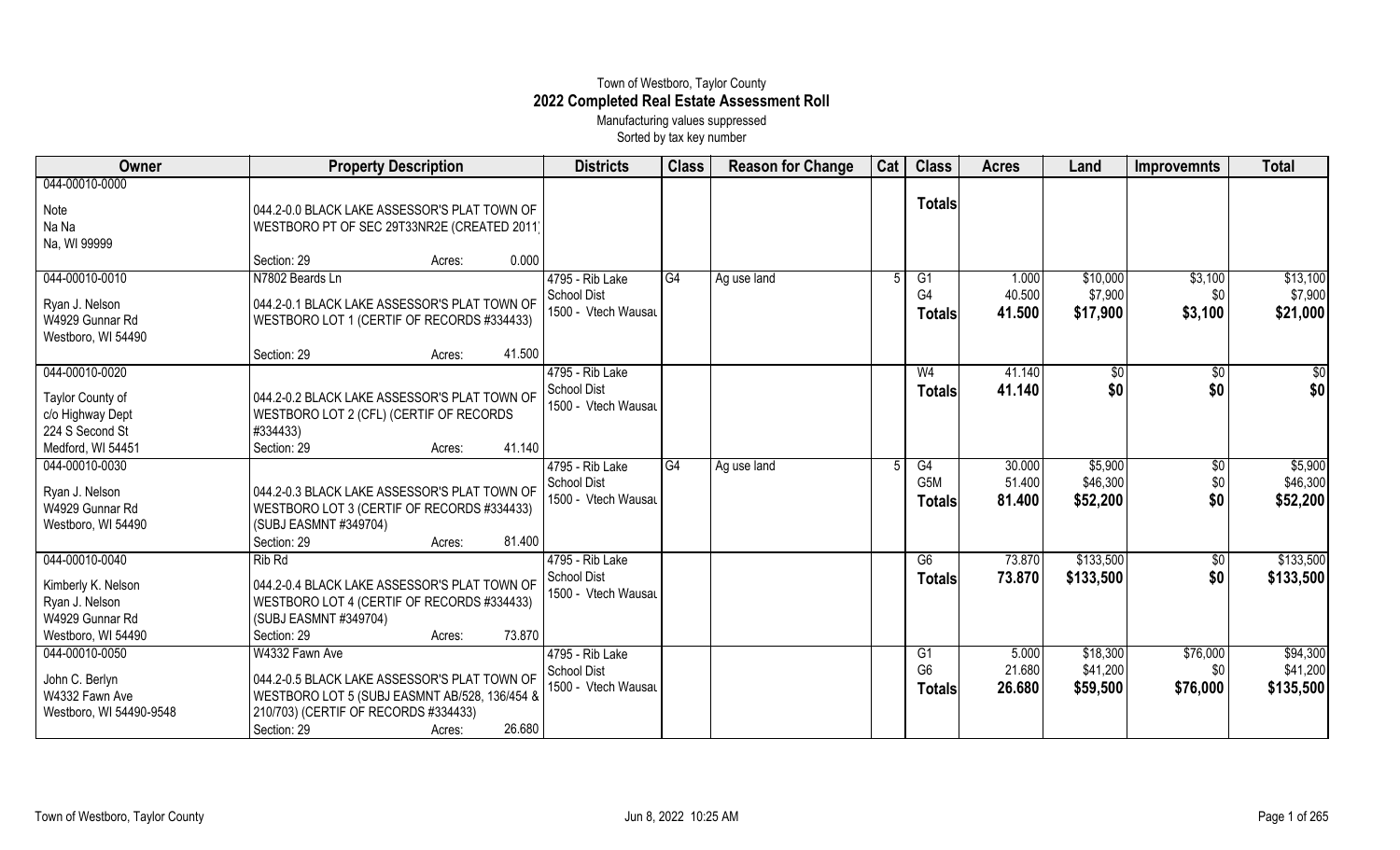Town of Westboro, Taylor County

# 2022 Completed Real Estate Assessment Roll

Manufacturing values suppressed

Sorted by tax key number

| Owner | Property Description | Districts | Class | Reason for Change | Cat | Class | Acres | Land | Improvemnts | Total |
|---|---|---|---|---|---|---|---|---|---|---|
| 044-00010-0000<br>Note<br>Na Na<br>Na, WI 99999 | 044.2-0.0 BLACK LAKE ASSESSOR'S PLAT TOWN OF WESTBORO PT OF SEC 29T33NR2E (CREATED 2011)<br>Section: 29 Acres: 0.000 | | | | | **Totals** | | | | |
| 044-00010-0010<br>Ryan J. Nelson<br>W4929 Gunnar Rd<br>Westboro, WI 54490 | N7802 Beards Ln<br>044.2-0.1 BLACK LAKE ASSESSOR'S PLAT TOWN OF WESTBORO LOT 1 (CERTIF OF RECORDS #334433)<br>Section: 29 Acres: 41.500 | 4795 - Rib Lake School Dist<br>1500 - Vtech Wausau | G4 | Ag use land | 5 | G1<br>G4<br>**Totals** | 1.000<br>40.500<br>**41.500** | $10,000<br>$7,900<br>**$17,900** | $3,100<br>$0<br>**$3,100** | $13,100<br>$7,900<br>**$21,000** |
| 044-00010-0020<br>Taylor County of<br>c/o Highway Dept<br>224 S Second St<br>Medford, WI 54451 | 044.2-0.2 BLACK LAKE ASSESSOR'S PLAT TOWN OF WESTBORO LOT 2 (CFL) (CERTIF OF RECORDS #334433)<br>Section: 29 Acres: 41.140 | 4795 - Rib Lake School Dist<br>1500 - Vtech Wausau | | | | W4<br>**Totals** | 41.140<br>**41.140** | $0<br>**$0** | $0<br>**$0** | $0<br>**$0** |
| 044-00010-0030<br>Ryan J. Nelson<br>W4929 Gunnar Rd<br>Westboro, WI 54490 | 044.2-0.3 BLACK LAKE ASSESSOR'S PLAT TOWN OF WESTBORO LOT 3 (CERTIF OF RECORDS #334433) (SUBJ EASMNT #349704)<br>Section: 29 Acres: 81.400 | 4795 - Rib Lake School Dist<br>1500 - Vtech Wausau | G4 | Ag use land | 5 | G4<br>G5M<br>**Totals** | 30.000<br>51.400<br>**81.400** | $5,900<br>$46,300<br>**$52,200** | $0<br>$0<br>**$0** | $5,900<br>$46,300<br>**$52,200** |
| 044-00010-0040<br>Kimberly K. Nelson<br>Ryan J. Nelson<br>W4929 Gunnar Rd<br>Westboro, WI 54490 | Rib Rd<br>044.2-0.4 BLACK LAKE ASSESSOR'S PLAT TOWN OF WESTBORO LOT 4 (CERTIF OF RECORDS #334433) (SUBJ EASMNT #349704)<br>Section: 29 Acres: 73.870 | 4795 - Rib Lake School Dist<br>1500 - Vtech Wausau | | | | G6<br>**Totals** | 73.870<br>**73.870** | $133,500<br>**$133,500** | $0<br>**$0** | $133,500<br>**$133,500** |
| 044-00010-0050<br>John C. Berlyn<br>W4332 Fawn Ave<br>Westboro, WI 54490-9548 | W4332 Fawn Ave<br>044.2-0.5 BLACK LAKE ASSESSOR'S PLAT TOWN OF WESTBORO LOT 5 (SUBJ EASMNT AB/528, 136/454 & 210/703) (CERTIF OF RECORDS #334433)<br>Section: 29 Acres: 26.680 | 4795 - Rib Lake School Dist<br>1500 - Vtech Wausau | | | | G1<br>G6<br>**Totals** | 5.000<br>21.680<br>**26.680** | $18,300<br>$41,200<br>**$59,500** | $76,000<br>$0<br>**$76,000** | $94,300<br>$41,200<br>**$135,500** |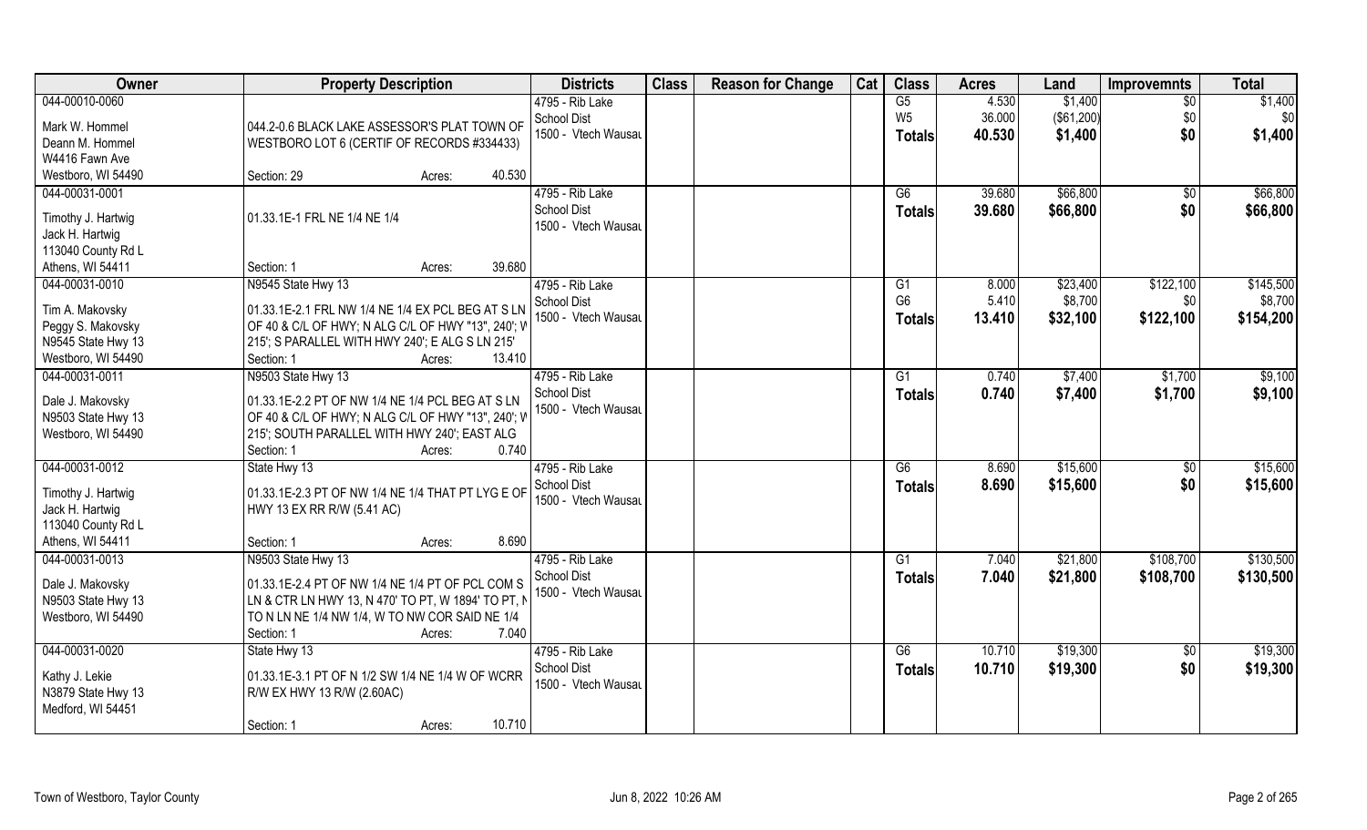| Owner | Property Description | Districts | Class | Reason for Change | Cat | Class | Acres | Land | Improvemnts | Total |
|---|---|---|---|---|---|---|---|---|---|---|
| 044-00010-0060<br>Mark W. Hommel<br>Deann M. Hommel<br>W4416 Fawn Ave<br>Westboro, WI 54490 | 044.2-0.6 BLACK LAKE ASSESSOR'S PLAT TOWN OF WESTBORO LOT 6 (CERTIF OF RECORDS #334433)<br>Section: 29 Acres: 40.530 | 4795 - Rib Lake School Dist<br>1500 - Vtech Wausau | | | | G5<br>W5<br>**Totals** | 4.530<br>36.000<br>**40.530** | $1,400<br>($61,200)<br>**$1,400** | $0<br>$0<br>**$0** | $1,400<br>$0<br>**$1,400** |
| 044-00031-0001<br>Timothy J. Hartwig<br>Jack H. Hartwig<br>113040 County Rd L<br>Athens, WI 54411 | 01.33.1E-1 FRL NE 1/4 NE 1/4<br>Section: 1 Acres: 39.680 | 4795 - Rib Lake School Dist<br>1500 - Vtech Wausau | | | | G6<br>**Totals** | 39.680<br>**39.680** | $66,800<br>**$66,800** | $0<br>**$0** | $66,800<br>**$66,800** |
| 044-00031-0010<br>Tim A. Makovsky<br>Peggy S. Makovsky<br>N9545 State Hwy 13<br>Westboro, WI 54490 | N9545 State Hwy 13<br>01.33.1E-2.1 FRL NW 1/4 NE 1/4 EX PCL BEG AT S LN OF 40 & C/L OF HWY; N ALG C/L OF HWY "13", 240'; W 215'; S PARALLEL WITH HWY 240'; E ALG S LN 215'<br>Section: 1 Acres: 13.410 | 4795 - Rib Lake School Dist<br>1500 - Vtech Wausau | | | | G1<br>G6<br>**Totals** | 8.000<br>5.410<br>**13.410** | $23,400<br>$8,700<br>**$32,100** | $122,100<br>$0<br>**$122,100** | $145,500<br>$8,700<br>**$154,200** |
| 044-00031-0011<br>Dale J. Makovsky<br>N9503 State Hwy 13<br>Westboro, WI 54490 | N9503 State Hwy 13<br>01.33.1E-2.2 PT OF NW 1/4 NE 1/4 PCL BEG AT S LN OF 40 & C/L OF HWY; N ALG C/L OF HWY "13", 240'; W 215'; SOUTH PARALLEL WITH HWY 240'; EAST ALG<br>Section: 1 Acres: 0.740 | 4795 - Rib Lake School Dist<br>1500 - Vtech Wausau | | | | G1<br>**Totals** | 0.740<br>**0.740** | $7,400<br>**$7,400** | $1,700<br>**$1,700** | $9,100<br>**$9,100** |
| 044-00031-0012<br>Timothy J. Hartwig<br>Jack H. Hartwig<br>113040 County Rd L<br>Athens, WI 54411 | State Hwy 13<br>01.33.1E-2.3 PT OF NW 1/4 NE 1/4 THAT PT LYG E OF HWY 13 EX RR R/W (5.41 AC)<br>Section: 1 Acres: 8.690 | 4795 - Rib Lake School Dist<br>1500 - Vtech Wausau | | | | G6<br>**Totals** | 8.690<br>**8.690** | $15,600<br>**$15,600** | $0<br>**$0** | $15,600<br>**$15,600** |
| 044-00031-0013<br>Dale J. Makovsky<br>N9503 State Hwy 13<br>Westboro, WI 54490 | N9503 State Hwy 13<br>01.33.1E-2.4 PT OF NW 1/4 NE 1/4 PT OF PCL COM S LN & CTR LN HWY 13, N 470' TO PT, W 1894' TO PT, N TO N LN NE 1/4 NW 1/4, W TO NW COR SAID NE 1/4<br>Section: 1 Acres: 7.040 | 4795 - Rib Lake School Dist<br>1500 - Vtech Wausau | | | | G1<br>**Totals** | 7.040<br>**7.040** | $21,800<br>**$21,800** | $108,700<br>**$108,700** | $130,500<br>**$130,500** |
| 044-00031-0020<br>Kathy J. Lekie<br>N3879 State Hwy 13<br>Medford, WI 54451 | State Hwy 13<br>01.33.1E-3.1 PT OF N 1/2 SW 1/4 NE 1/4 W OF WCRR R/W EX HWY 13 R/W (2.60AC)<br>Section: 1 Acres: 10.710 | 4795 - Rib Lake School Dist<br>1500 - Vtech Wausau | | | | G6<br>**Totals** | 10.710<br>**10.710** | $19,300<br>**$19,300** | $0<br>**$0** | $19,300<br>**$19,300** |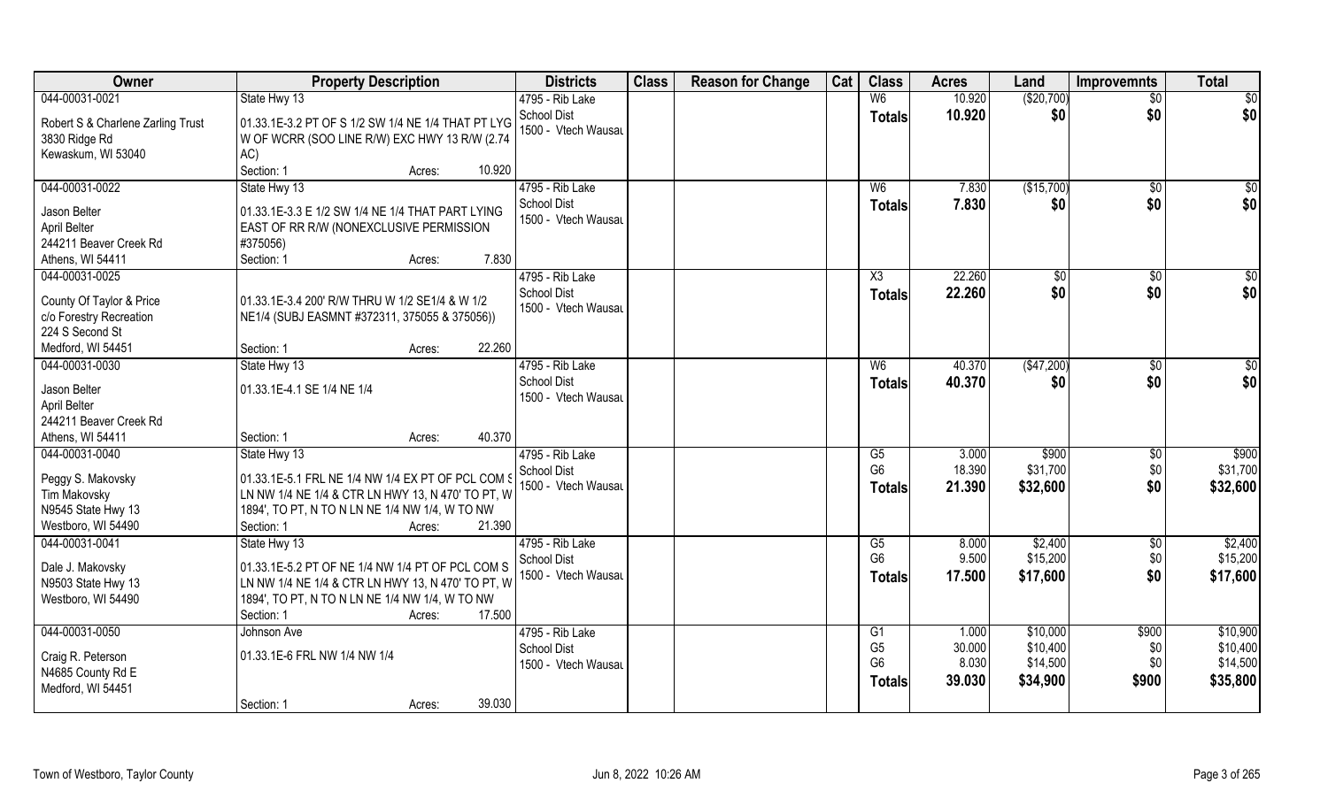| Owner | Property Description | Districts | Class | Reason for Change | Cat | Class | Acres | Land | Improvemnts | Total |
|---|---|---|---|---|---|---|---|---|---|---|
| 044-00031-0021<br>Robert S & Charlene Zarling Trust<br>3830 Ridge Rd<br>Kewaskum, WI 53040 | State Hwy 13<br>01.33.1E-3.2 PT OF S 1/2 SW 1/4 NE 1/4 THAT PT LYG W OF WCRR (SOO LINE R/W) EXC HWY 13 R/W (2.74 AC)<br>Section: 1 Acres: 10.920 | 4795 - Rib Lake School Dist<br>1500 - Vtech Wausau | | | | W6<br>**Totals** | 10.920<br>**10.920** | ($20,700)<br>**$0** | $0<br>**$0** | $0<br>**$0** |
| 044-00031-0022<br>Jason Belter<br>April Belter<br>244211 Beaver Creek Rd<br>Athens, WI 54411 | State Hwy 13<br>01.33.1E-3.3 E 1/2 SW 1/4 NE 1/4 THAT PART LYING EAST OF RR R/W (NONEXCLUSIVE PERMISSION #375056)<br>Section: 1 Acres: 7.830 | 4795 - Rib Lake School Dist<br>1500 - Vtech Wausau | | | | W6<br>**Totals** | 7.830<br>**7.830** | ($15,700)<br>**$0** | $0<br>**$0** | $0<br>**$0** |
| 044-00031-0025<br>County Of Taylor & Price<br>c/o Forestry Recreation<br>224 S Second St<br>Medford, WI 54451 | 01.33.1E-3.4 200' R/W THRU W 1/2 SE1/4 & W 1/2 NE1/4 (SUBJ EASMNT #372311, 375055 & 375056))<br>Section: 1 Acres: 22.260 | 4795 - Rib Lake School Dist<br>1500 - Vtech Wausau | | | | X3<br>**Totals** | 22.260<br>**22.260** | $0<br>**$0** | $0<br>**$0** | $0<br>**$0** |
| 044-00031-0030<br>Jason Belter<br>April Belter<br>244211 Beaver Creek Rd<br>Athens, WI 54411 | State Hwy 13<br>01.33.1E-4.1 SE 1/4 NE 1/4<br>Section: 1 Acres: 40.370 | 4795 - Rib Lake School Dist<br>1500 - Vtech Wausau | | | | W6<br>**Totals** | 40.370<br>**40.370** | ($47,200)<br>**$0** | $0<br>**$0** | $0<br>**$0** |
| 044-00031-0040<br>Peggy S. Makovsky<br>Tim Makovsky<br>N9545 State Hwy 13<br>Westboro, WI 54490 | State Hwy 13<br>01.33.1E-5.1 FRL NE 1/4 NW 1/4 EX PT OF PCL COM S LN NW 1/4 NE 1/4 & CTR LN HWY 13, N 470' TO PT, W 1894', TO PT, N TO N LN NE 1/4 NW 1/4, W TO NW<br>Section: 1 Acres: 21.390 | 4795 - Rib Lake School Dist<br>1500 - Vtech Wausau | | | | G5<br>G6<br>**Totals** | 3.000<br>18.390<br>**21.390** | $900<br>$31,700<br>**$32,600** | $0<br>$0<br>**$0** | $900<br>$31,700<br>**$32,600** |
| 044-00031-0041<br>Dale J. Makovsky<br>N9503 State Hwy 13<br>Westboro, WI 54490 | State Hwy 13<br>01.33.1E-5.2 PT OF NE 1/4 NW 1/4 PT OF PCL COM S LN NW 1/4 NE 1/4 & CTR LN HWY 13, N 470' TO PT, W 1894', TO PT, N TO N LN NE 1/4 NW 1/4, W TO NW<br>Section: 1 Acres: 17.500 | 4795 - Rib Lake School Dist<br>1500 - Vtech Wausau | | | | G5<br>G6<br>**Totals** | 8.000<br>9.500<br>**17.500** | $2,400<br>$15,200<br>**$17,600** | $0<br>$0<br>**$0** | $2,400<br>$15,200<br>**$17,600** |
| 044-00031-0050<br>Craig R. Peterson<br>N4685 County Rd E<br>Medford, WI 54451 | Johnson Ave<br>01.33.1E-6 FRL NW 1/4 NW 1/4<br>Section: 1 Acres: 39.030 | 4795 - Rib Lake School Dist<br>1500 - Vtech Wausau | | | | G1<br>G5<br>G6<br>**Totals** | 1.000<br>30.000<br>8.030<br>**39.030** | $10,000<br>$10,400<br>$14,500<br>**$34,900** | $900<br>$0<br>$0<br>**$900** | $10,900<br>$10,400<br>$14,500<br>**$35,800** |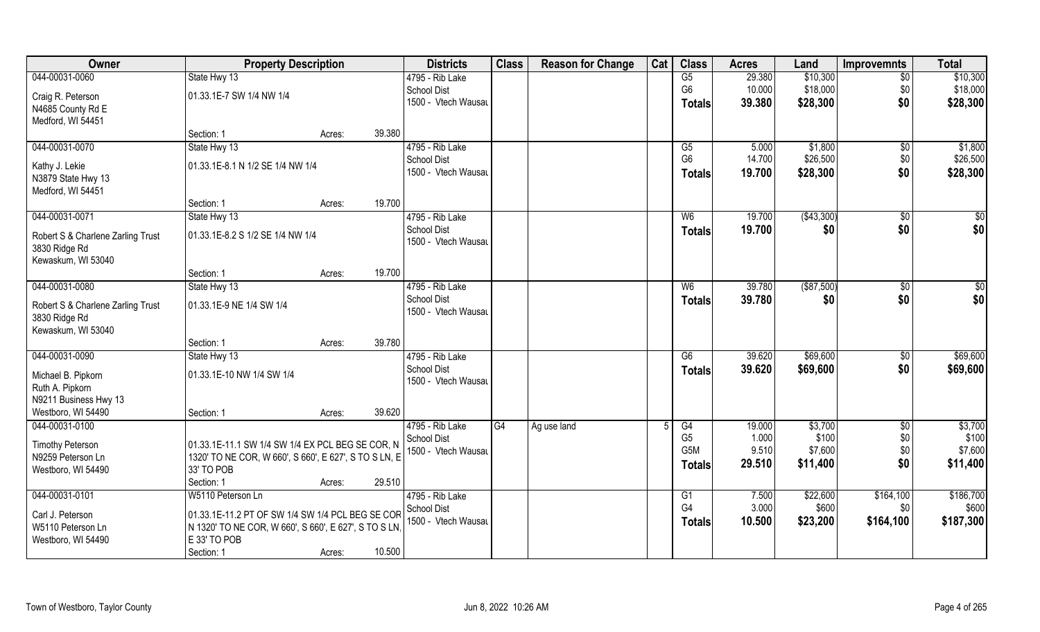| Owner | Property Description | | | Districts | Class | Reason for Change | Cat | Class | Acres | Land | Improvemnts | Total |
|---|---|---|---|---|---|---|---|---|---|---|---|---|
| 044-00031-0060 | State Hwy 13 | | | 4795 - Rib Lake | | | | G5 | 29.380 | $10,300 | $0 | $10,300 |
| Craig R. Peterson | 01.33.1E-7 SW 1/4 NW 1/4 | | | School Dist | | | | G6 | 10.000 | $18,000 | $0 | $18,000 |
| N4685 County Rd E | | | | 1500 - Vtech Wausau | | | | Totals | 39.380 | $28,300 | $0 | $28,300 |
| Medford, WI 54451 | | | | | | | | | | | | |
| | Section: 1 | Acres: | 39.380 | | | | | | | | | |
| 044-00031-0070 | State Hwy 13 | | | 4795 - Rib Lake | | | | G5 | 5.000 | $1,800 | $0 | $1,800 |
| Kathy J. Lekie | 01.33.1E-8.1 N 1/2 SE 1/4 NW 1/4 | | | School Dist | | | | G6 | 14.700 | $26,500 | $0 | $26,500 |
| N3879 State Hwy 13 | | | | 1500 - Vtech Wausau | | | | Totals | 19.700 | $28,300 | $0 | $28,300 |
| Medford, WI 54451 | | | | | | | | | | | | |
| | Section: 1 | Acres: | 19.700 | | | | | | | | | |
| 044-00031-0071 | State Hwy 13 | | | 4795 - Rib Lake | | | | W6 | 19.700 | ($43,300) | $0 | $0 |
| Robert S & Charlene Zarling Trust | 01.33.1E-8.2 S 1/2 SE 1/4 NW 1/4 | | | School Dist | | | | Totals | 19.700 | $0 | $0 | $0 |
| 3830 Ridge Rd | | | | 1500 - Vtech Wausau | | | | | | | | |
| Kewaskum, WI 53040 | | | | | | | | | | | | |
| | Section: 1 | Acres: | 19.700 | | | | | | | | | |
| 044-00031-0080 | State Hwy 13 | | | 4795 - Rib Lake | | | | W6 | 39.780 | ($87,500) | $0 | $0 |
| Robert S & Charlene Zarling Trust | 01.33.1E-9 NE 1/4 SW 1/4 | | | School Dist | | | | Totals | 39.780 | $0 | $0 | $0 |
| 3830 Ridge Rd | | | | 1500 - Vtech Wausau | | | | | | | | |
| Kewaskum, WI 53040 | | | | | | | | | | | | |
| | Section: 1 | Acres: | 39.780 | | | | | | | | | |
| 044-00031-0090 | State Hwy 13 | | | 4795 - Rib Lake | | | | G6 | 39.620 | $69,600 | $0 | $69,600 |
| Michael B. Pipkorn | 01.33.1E-10 NW 1/4 SW 1/4 | | | School Dist | | | | Totals | 39.620 | $69,600 | $0 | $69,600 |
| Ruth A. Pipkorn | | | | 1500 - Vtech Wausau | | | | | | | | |
| N9211 Business Hwy 13 | | | | | | | | | | | | |
| Westboro, WI 54490 | Section: 1 | Acres: | 39.620 | | | | | | | | | |
| 044-00031-0100 | | | | 4795 - Rib Lake | G4 | Ag use land | 5 | G4 | 19.000 | $3,700 | $0 | $3,700 |
| Timothy Peterson | 01.33.1E-11.1 SW 1/4 SW 1/4 EX PCL BEG SE COR, N 1320' TO NE COR, W 660', S 660', E 627', S TO S LN, E 33' TO POB | | | School Dist | | | | G5 | 1.000 | $100 | $0 | $100 |
| N9259 Peterson Ln | | | | 1500 - Vtech Wausau | | | | G5M | 9.510 | $7,600 | $0 | $7,600 |
| Westboro, WI 54490 | | | | | | | | Totals | 29.510 | $11,400 | $0 | $11,400 |
| | Section: 1 | Acres: | 29.510 | | | | | | | | | |
| 044-00031-0101 | W5110 Peterson Ln | | | 4795 - Rib Lake | | | | G1 | 7.500 | $22,600 | $164,100 | $186,700 |
| Carl J. Peterson | 01.33.1E-11.2 PT OF SW 1/4 SW 1/4 PCL BEG SE COR N 1320' TO NE COR, W 660', S 660', E 627', S TO S LN, E 33' TO POB | | | School Dist | | | | G4 | 3.000 | $600 | $0 | $600 |
| W5110 Peterson Ln | | | | 1500 - Vtech Wausau | | | | Totals | 10.500 | $23,200 | $164,100 | $187,300 |
| Westboro, WI 54490 | | | | | | | | | | | | |
| | Section: 1 | Acres: | 10.500 | | | | | | | | | |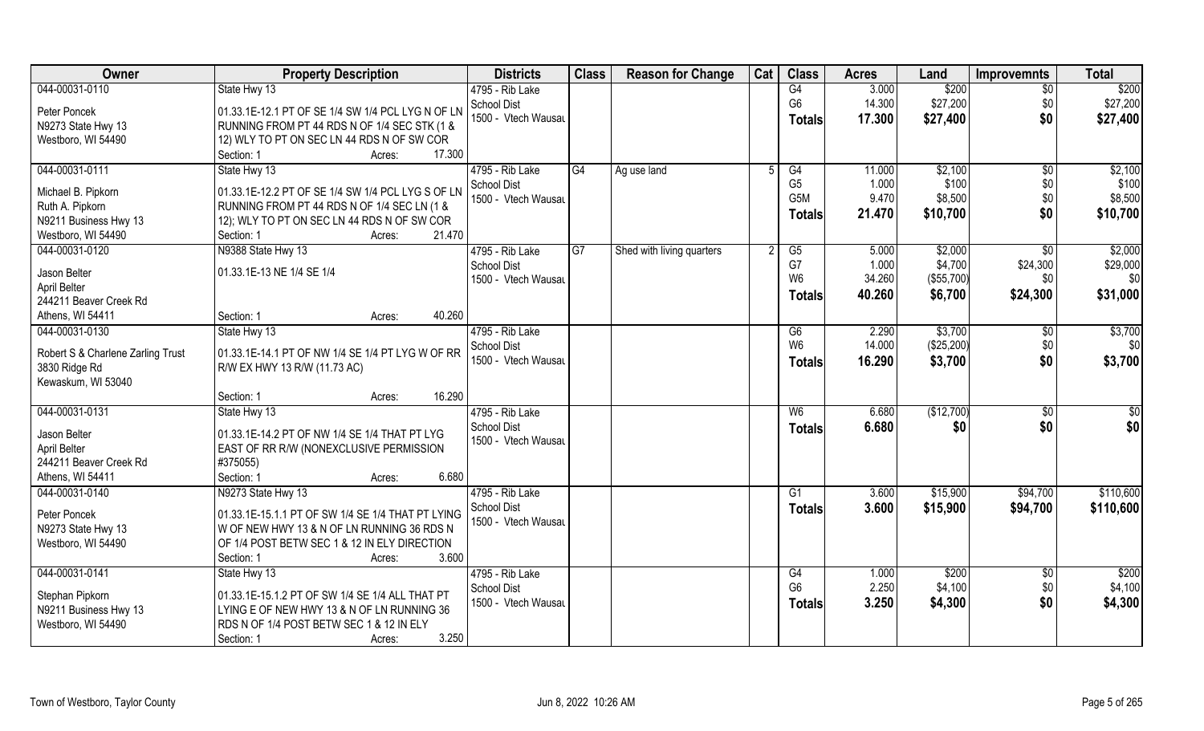| Owner | Property Description | Districts | Class | Reason for Change | Cat | Class | Acres | Land | Improvemnts | Total |
|---|---|---|---|---|---|---|---|---|---|---|
| 044-00031-0110<br>Peter Poncek<br>N9273 State Hwy 13<br>Westboro, WI 54490 | State Hwy 13<br>01.33.1E-12.1 PT OF SE 1/4 SW 1/4 PCL LYG N OF LN RUNNING FROM PT 44 RDS N OF 1/4 SEC STK (1 & 12) WLY TO PT ON SEC LN 44 RDS N OF SW COR<br>Section: 1 Acres: 17.300 | 4795 - Rib Lake<br>School Dist<br>1500 - Vtech Wausau | | | | G4<br>G6<br>**Totals** | 3.000<br>14.300<br>**17.300** | $200<br>$27,200<br>**$27,400** | $0<br>$0<br>**$0** | $200<br>$27,200<br>**$27,400** |
| 044-00031-0111<br>Michael B. Pipkorn<br>Ruth A. Pipkorn<br>N9211 Business Hwy 13<br>Westboro, WI 54490 | State Hwy 13<br>01.33.1E-12.2 PT OF SE 1/4 SW 1/4 PCL LYG S OF LN RUNNING FROM PT 44 RDS N OF 1/4 SEC LN (1 & 12); WLY TO PT ON SEC LN 44 RDS N OF SW COR<br>Section: 1 Acres: 21.470 | 4795 - Rib Lake<br>School Dist<br>1500 - Vtech Wausau | G4 | Ag use land | 5 | G4<br>G5<br>G5M<br>**Totals** | 11.000<br>1.000<br>9.470<br>**21.470** | $2,100<br>$100<br>$8,500<br>**$10,700** | $0<br>$0<br>$0<br>**$0** | $2,100<br>$100<br>$8,500<br>**$10,700** |
| 044-00031-0120<br>Jason Belter<br>April Belter<br>244211 Beaver Creek Rd<br>Athens, WI 54411 | N9388 State Hwy 13<br>01.33.1E-13 NE 1/4 SE 1/4<br>Section: 1 Acres: 40.260 | 4795 - Rib Lake<br>School Dist<br>1500 - Vtech Wausau | G7 | Shed with living quarters | 2 | G5<br>G7<br>W6<br>**Totals** | 5.000<br>1.000<br>34.260<br>**40.260** | $2,000<br>$4,700<br>($55,700)<br>**$6,700** | $0<br>$24,300<br>$0<br>**$24,300** | $2,000<br>$29,000<br>$0<br>**$31,000** |
| 044-00031-0130<br>Robert S & Charlene Zarling Trust<br>3830 Ridge Rd<br>Kewaskum, WI 53040 | State Hwy 13<br>01.33.1E-14.1 PT OF NW 1/4 SE 1/4 PT LYG W OF RR R/W EX HWY 13 R/W (11.73 AC)<br>Section: 1 Acres: 16.290 | 4795 - Rib Lake<br>School Dist<br>1500 - Vtech Wausau | | | | G6<br>W6<br>**Totals** | 2.290<br>14.000<br>**16.290** | $3,700<br>($25,200)<br>**$3,700** | $0<br>$0<br>**$0** | $3,700<br>$0<br>**$3,700** |
| 044-00031-0131<br>Jason Belter<br>April Belter<br>244211 Beaver Creek Rd<br>Athens, WI 54411 | State Hwy 13<br>01.33.1E-14.2 PT OF NW 1/4 SE 1/4 THAT PT LYG EAST OF RR R/W (NONEXCLUSIVE PERMISSION #375055)<br>Section: 1 Acres: 6.680 | 4795 - Rib Lake<br>School Dist<br>1500 - Vtech Wausau | | | | W6<br>**Totals** | 6.680<br>**6.680** | ($12,700)<br>**$0** | $0<br>**$0** | $0<br>**$0** |
| 044-00031-0140<br>Peter Poncek<br>N9273 State Hwy 13<br>Westboro, WI 54490 | N9273 State Hwy 13<br>01.33.1E-15.1.1 PT OF SW 1/4 SE 1/4 THAT PT LYING W OF NEW HWY 13 & N OF LN RUNNING 36 RDS N OF 1/4 POST BETW SEC 1 & 12 IN ELY DIRECTION<br>Section: 1 Acres: 3.600 | 4795 - Rib Lake<br>School Dist<br>1500 - Vtech Wausau | | | | G1<br>**Totals** | 3.600<br>**3.600** | $15,900<br>**$15,900** | $94,700<br>**$94,700** | $110,600<br>**$110,600** |
| 044-00031-0141<br>Stephan Pipkorn<br>N9211 Business Hwy 13<br>Westboro, WI 54490 | State Hwy 13<br>01.33.1E-15.1.2 PT OF SW 1/4 SE 1/4 ALL THAT PT LYING E OF NEW HWY 13 & N OF LN RUNNING 36 RDS N OF 1/4 POST BETW SEC 1 & 12 IN ELY<br>Section: 1 Acres: 3.250 | 4795 - Rib Lake<br>School Dist<br>1500 - Vtech Wausau | | | | G4<br>G6<br>**Totals** | 1.000<br>2.250<br>**3.250** | $200<br>$4,100<br>**$4,300** | $0<br>$0<br>**$0** | $200<br>$4,100<br>**$4,300** |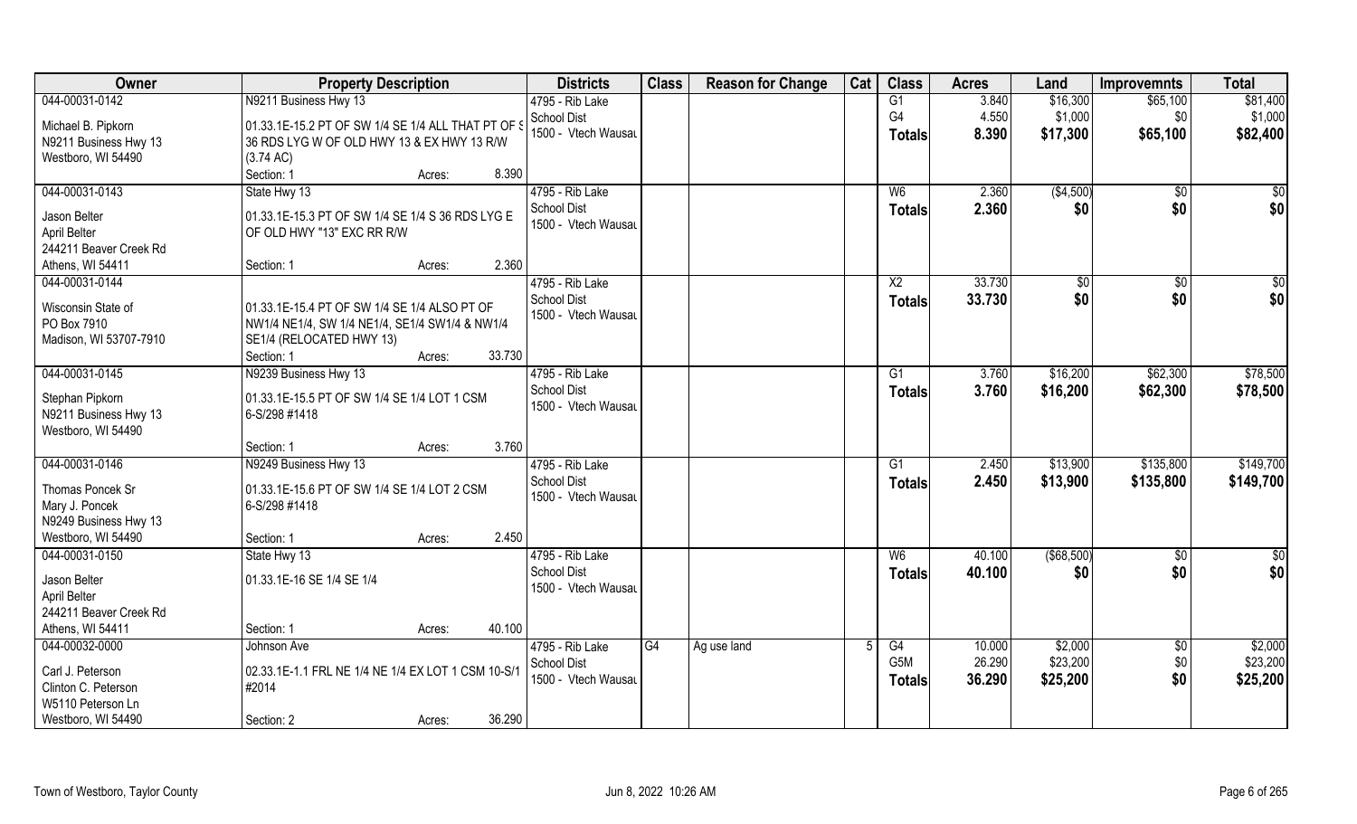| Owner | Property Description | Districts | Class | Reason for Change | Cat | Class | Acres | Land | Improvemnts | Total |
|---|---|---|---|---|---|---|---|---|---|---|
| 044-00031-0142<br><br>Michael B. Pipkorn<br>N9211 Business Hwy 13<br>Westboro, WI 54490 | N9211 Business Hwy 13<br><br>01.33.1E-15.2 PT OF SW 1/4 SE 1/4 ALL THAT PT OF S 36 RDS LYG W OF OLD HWY 13 & EX HWY 13 R/W (3.74 AC)<br>Section: 1 Acres: 8.390 | 4795 - Rib Lake School Dist<br>1500 - Vtech Wausau | | | | G1<br>G4<br>**Totals** | 3.840<br>4.550<br>**8.390** | $16,300<br>$1,000<br>**$17,300** | $65,100<br>$0<br>**$65,100** | $81,400<br>$1,000<br>**$82,400** |
| 044-00031-0143<br><br>Jason Belter<br>April Belter<br>244211 Beaver Creek Rd<br>Athens, WI 54411 | State Hwy 13<br><br>01.33.1E-15.3 PT OF SW 1/4 SE 1/4 S 36 RDS LYG E OF OLD HWY "13" EXC RR R/W<br>Section: 1 Acres: 2.360 | 4795 - Rib Lake School Dist<br>1500 - Vtech Wausau | | | | W6<br>**Totals** | 2.360<br>**2.360** | ($4,500)<br>**$0** | $0<br>**$0** | $0<br>**$0** |
| 044-00031-0144<br><br>Wisconsin State of<br>PO Box 7910<br>Madison, WI 53707-7910 | <br>01.33.1E-15.4 PT OF SW 1/4 SE 1/4 ALSO PT OF NW1/4 NE1/4, SW 1/4 NE1/4, SE1/4 SW1/4 & NW1/4 SE1/4 (RELOCATED HWY 13)<br>Section: 1 Acres: 33.730 | 4795 - Rib Lake School Dist<br>1500 - Vtech Wausau | | | | X2<br>**Totals** | 33.730<br>**33.730** | $0<br>**$0** | $0<br>**$0** | $0<br>**$0** |
| 044-00031-0145<br><br>Stephan Pipkorn<br>N9211 Business Hwy 13<br>Westboro, WI 54490 | N9239 Business Hwy 13<br><br>01.33.1E-15.5 PT OF SW 1/4 SE 1/4 LOT 1 CSM 6-S/298 #1418<br>Section: 1 Acres: 3.760 | 4795 - Rib Lake School Dist<br>1500 - Vtech Wausau | | | | G1<br>**Totals** | 3.760<br>**3.760** | $16,200<br>**$16,200** | $62,300<br>**$62,300** | $78,500<br>**$78,500** |
| 044-00031-0146<br><br>Thomas Poncek Sr<br>Mary J. Poncek<br>N9249 Business Hwy 13<br>Westboro, WI 54490 | N9249 Business Hwy 13<br><br>01.33.1E-15.6 PT OF SW 1/4 SE 1/4 LOT 2 CSM 6-S/298 #1418<br>Section: 1 Acres: 2.450 | 4795 - Rib Lake School Dist<br>1500 - Vtech Wausau | | | | G1<br>**Totals** | 2.450<br>**2.450** | $13,900<br>**$13,900** | $135,800<br>**$135,800** | $149,700<br>**$149,700** |
| 044-00031-0150<br><br>Jason Belter<br>April Belter<br>244211 Beaver Creek Rd<br>Athens, WI 54411 | State Hwy 13<br><br>01.33.1E-16 SE 1/4 SE 1/4<br>Section: 1 Acres: 40.100 | 4795 - Rib Lake School Dist<br>1500 - Vtech Wausau | | | | W6<br>**Totals** | 40.100<br>**40.100** | ($68,500)<br>**$0** | $0<br>**$0** | $0<br>**$0** |
| 044-00032-0000<br><br>Carl J. Peterson<br>Clinton C. Peterson<br>W5110 Peterson Ln<br>Westboro, WI 54490 | Johnson Ave<br><br>02.33.1E-1.1 FRL NE 1/4 NE 1/4 EX LOT 1 CSM 10-S/1 #2014<br>Section: 2 Acres: 36.290 | 4795 - Rib Lake School Dist<br>1500 - Vtech Wausau | G4 | Ag use land | 5 | G4<br>G5M<br>**Totals** | 10.000<br>26.290<br>**36.290** | $2,000<br>$23,200<br>**$25,200** | $0<br>$0<br>**$0** | $2,000<br>$23,200<br>**$25,200** |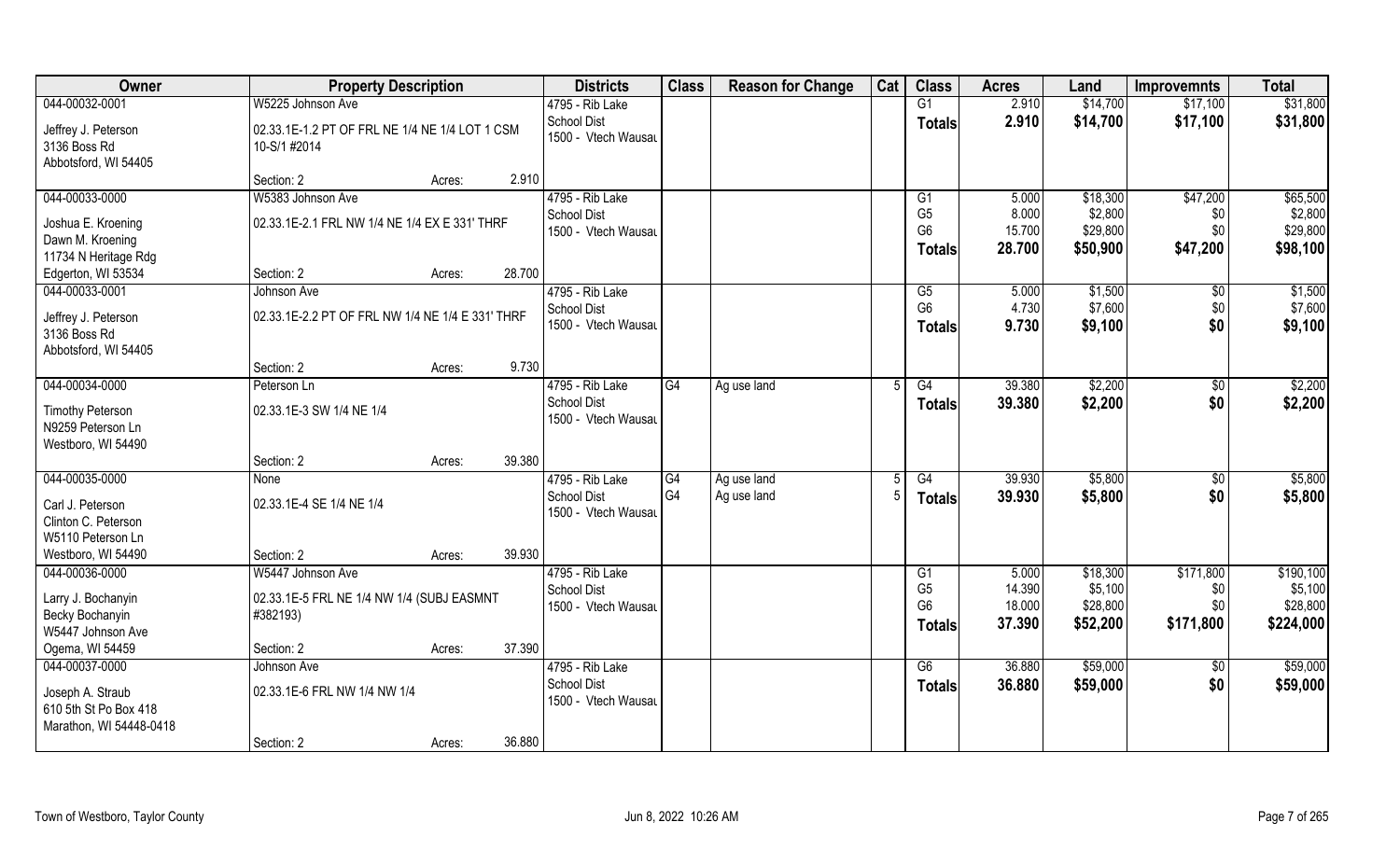| Owner | Property Description | | | Districts | Class | Reason for Change | Cat | Class | Acres | Land | Improvemnts | Total |
|---|---|---|---|---|---|---|---|---|---|---|---|---|
| 044-00032-0001 | W5225 Johnson Ave | | | 4795 - Rib Lake | | | | G1 | 2.910 | $14,700 | $17,100 | $31,800 |
| Jeffrey J. Peterson | 02.33.1E-1.2 PT OF FRL NE 1/4 NE 1/4 LOT 1 CSM | | | School Dist | | | | **Totals** | **2.910** | **$14,700** | **$17,100** | **$31,800** |
| 3136 Boss Rd | 10-S/1 #2014 | | | 1500 - Vtech Wausau | | | | | | | | |
| Abbotsford, WI 54405 | | | | | | | | | | | | |
| | Section: 2 | Acres: | 2.910 | | | | | | | | | |
| 044-00033-0000 | W5383 Johnson Ave | | | 4795 - Rib Lake | | | | G1 | 5.000 | $18,300 | $47,200 | $65,500 |
| Joshua E. Kroening | 02.33.1E-2.1 FRL NW 1/4 NE 1/4 EX E 331' THRF | | | School Dist | | | | G5 | 8.000 | $2,800 | $0 | $2,800 |
| Dawn M. Kroening | | | | 1500 - Vtech Wausau | | | | G6 | 15.700 | $29,800 | $0 | $29,800 |
| 11734 N Heritage Rdg | | | | | | | | **Totals** | **28.700** | **$50,900** | **$47,200** | **$98,100** |
| Edgerton, WI 53534 | Section: 2 | Acres: | 28.700 | | | | | | | | | |
| 044-00033-0001 | Johnson Ave | | | 4795 - Rib Lake | | | | G5 | 5.000 | $1,500 | $0 | $1,500 |
| Jeffrey J. Peterson | 02.33.1E-2.2 PT OF FRL NW 1/4 NE 1/4 E 331' THRF | | | School Dist | | | | G6 | 4.730 | $7,600 | $0 | $7,600 |
| 3136 Boss Rd | | | | 1500 - Vtech Wausau | | | | **Totals** | **9.730** | **$9,100** | **$0** | **$9,100** |
| Abbotsford, WI 54405 | | | | | | | | | | | | |
| | Section: 2 | Acres: | 9.730 | | | | | | | | | |
| 044-00034-0000 | Peterson Ln | | | 4795 - Rib Lake | G4 | Ag use land | 5 | G4 | 39.380 | $2,200 | $0 | $2,200 |
| Timothy Peterson | 02.33.1E-3 SW 1/4 NE 1/4 | | | School Dist | | | | **Totals** | **39.380** | **$2,200** | **$0** | **$2,200** |
| N9259 Peterson Ln | | | | 1500 - Vtech Wausau | | | | | | | | |
| Westboro, WI 54490 | | | | | | | | | | | | |
| | Section: 2 | Acres: | 39.380 | | | | | | | | | |
| 044-00035-0000 | None | | | 4795 - Rib Lake | G4 | Ag use land | 5 | G4 | 39.930 | $5,800 | $0 | $5,800 |
| Carl J. Peterson | 02.33.1E-4 SE 1/4 NE 1/4 | | | School Dist | G4 | Ag use land | 5 | **Totals** | **39.930** | **$5,800** | **$0** | **$5,800** |
| Clinton C. Peterson | | | | 1500 - Vtech Wausau | | | | | | | | |
| W5110 Peterson Ln | | | | | | | | | | | | |
| Westboro, WI 54490 | Section: 2 | Acres: | 39.930 | | | | | | | | | |
| 044-00036-0000 | W5447 Johnson Ave | | | 4795 - Rib Lake | | | | G1 | 5.000 | $18,300 | $171,800 | $190,100 |
| Larry J. Bochanyin | 02.33.1E-5 FRL NE 1/4 NW 1/4 (SUBJ EASMNT | | | School Dist | | | | G5 | 14.390 | $5,100 | $0 | $5,100 |
| Becky Bochanyin | #382193) | | | 1500 - Vtech Wausau | | | | G6 | 18.000 | $28,800 | $0 | $28,800 |
| W5447 Johnson Ave | | | | | | | | **Totals** | **37.390** | **$52,200** | **$171,800** | **$224,000** |
| Ogema, WI 54459 | Section: 2 | Acres: | 37.390 | | | | | | | | | |
| 044-00037-0000 | Johnson Ave | | | 4795 - Rib Lake | | | | G6 | 36.880 | $59,000 | $0 | $59,000 |
| Joseph A. Straub | 02.33.1E-6 FRL NW 1/4 NW 1/4 | | | School Dist | | | | **Totals** | **36.880** | **$59,000** | **$0** | **$59,000** |
| 610 5th St Po Box 418 | | | | 1500 - Vtech Wausau | | | | | | | | |
| Marathon, WI 54448-0418 | | | | | | | | | | | | |
| | Section: 2 | Acres: | 36.880 | | | | | | | | | |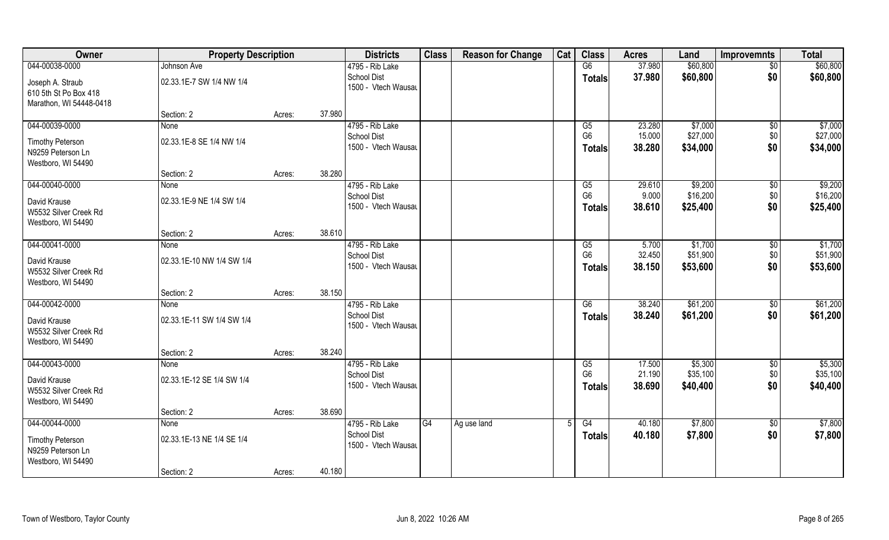| Owner | Property Description | | | Districts | Class | Reason for Change | Cat | Class | Acres | Land | Improvemnts | Total |
|---|---|---|---|---|---|---|---|---|---|---|---|---|
| 044-00038-0000 | Johnson Ave | | | 4795 - Rib Lake | | | | G6 | 37.980 | $60,800 | $0 | $60,800 |
| Joseph A. Straub<br>610 5th St Po Box 418<br>Marathon, WI 54448-0418 | 02.33.1E-7 SW 1/4 NW 1/4 | | | School Dist<br>1500 - Vtech Wausau | | | | Totals | 37.980 | $60,800 | $0 | $60,800 |
| | Section: 2 | Acres: | 37.980 | | | | | | | | | |
| 044-00039-0000 | None | | | 4795 - Rib Lake | | | | G5 | 23.280 | $7,000 | $0 | $7,000 |
| Timothy Peterson<br>N9259 Peterson Ln<br>Westboro, WI 54490 | 02.33.1E-8 SE 1/4 NW 1/4 | | | School Dist<br>1500 - Vtech Wausau | | | | G6 | 15.000 | $27,000 | $0 | $27,000 |
| | | | | | | | | Totals | 38.280 | $34,000 | $0 | $34,000 |
| | Section: 2 | Acres: | 38.280 | | | | | | | | | |
| 044-00040-0000 | None | | | 4795 - Rib Lake | | | | G5 | 29.610 | $9,200 | $0 | $9,200 |
| David Krause<br>W5532 Silver Creek Rd<br>Westboro, WI 54490 | 02.33.1E-9 NE 1/4 SW 1/4 | | | School Dist<br>1500 - Vtech Wausau | | | | G6 | 9.000 | $16,200 | $0 | $16,200 |
| | | | | | | | | Totals | 38.610 | $25,400 | $0 | $25,400 |
| | Section: 2 | Acres: | 38.610 | | | | | | | | | |
| 044-00041-0000 | None | | | 4795 - Rib Lake | | | | G5 | 5.700 | $1,700 | $0 | $1,700 |
| David Krause<br>W5532 Silver Creek Rd<br>Westboro, WI 54490 | 02.33.1E-10 NW 1/4 SW 1/4 | | | School Dist<br>1500 - Vtech Wausau | | | | G6 | 32.450 | $51,900 | $0 | $51,900 |
| | | | | | | | | Totals | 38.150 | $53,600 | $0 | $53,600 |
| | Section: 2 | Acres: | 38.150 | | | | | | | | | |
| 044-00042-0000 | None | | | 4795 - Rib Lake | | | | G6 | 38.240 | $61,200 | $0 | $61,200 |
| David Krause<br>W5532 Silver Creek Rd<br>Westboro, WI 54490 | 02.33.1E-11 SW 1/4 SW 1/4 | | | School Dist<br>1500 - Vtech Wausau | | | | Totals | 38.240 | $61,200 | $0 | $61,200 |
| | Section: 2 | Acres: | 38.240 | | | | | | | | | |
| 044-00043-0000 | None | | | 4795 - Rib Lake | | | | G5 | 17.500 | $5,300 | $0 | $5,300 |
| David Krause<br>W5532 Silver Creek Rd<br>Westboro, WI 54490 | 02.33.1E-12 SE 1/4 SW 1/4 | | | School Dist<br>1500 - Vtech Wausau | | | | G6 | 21.190 | $35,100 | $0 | $35,100 |
| | | | | | | | | Totals | 38.690 | $40,400 | $0 | $40,400 |
| | Section: 2 | Acres: | 38.690 | | | | | | | | | |
| 044-00044-0000 | None | | | 4795 - Rib Lake | G4 | Ag use land | 5 | G4 | 40.180 | $7,800 | $0 | $7,800 |
| Timothy Peterson<br>N9259 Peterson Ln<br>Westboro, WI 54490 | 02.33.1E-13 NE 1/4 SE 1/4 | | | School Dist<br>1500 - Vtech Wausau | | | | Totals | 40.180 | $7,800 | $0 | $7,800 |
| | Section: 2 | Acres: | 40.180 | | | | | | | | | |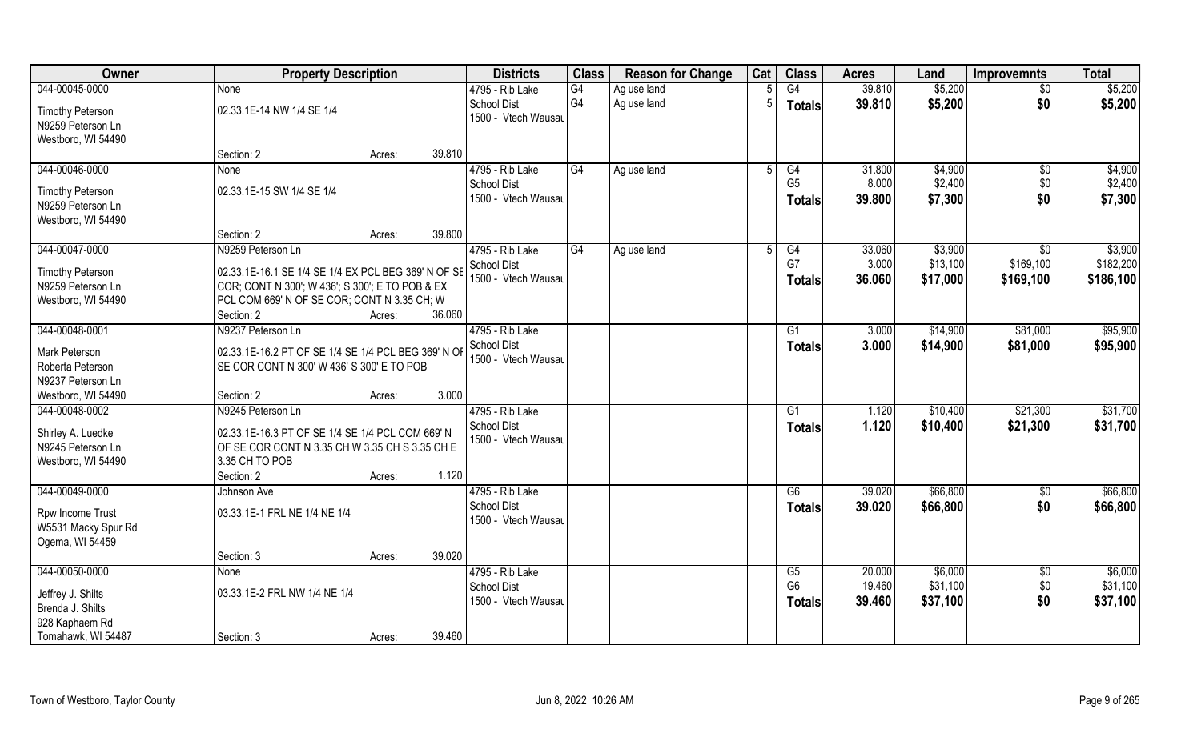| Owner | Property Description | | Districts | Class | Reason for Change | Cat | Class | Acres | Land | Improvemnts | Total |
|---|---|---|---|---|---|---|---|---|---|---|---|
| 044-00045-0000 | None | | 4795 - Rib Lake | G4 | Ag use land | 5 | G4 | 39.810 | $5,200 | $0 | $5,200 |
| Timothy Peterson<br>N9259 Peterson Ln<br>Westboro, WI 54490 | 02.33.1E-14 NW 1/4 SE 1/4 | | School Dist<br>1500 - Vtech Wausau | G4 | Ag use land | 5 | Totals | 39.810 | $5,200 | $0 | $5,200 |
| | Section: 2 | Acres: 39.810 | | | | | | | | | |
| 044-00046-0000 | None | | 4795 - Rib Lake | G4 | Ag use land | 5 | G4 | 31.800 | $4,900 | $0 | $4,900 |
| Timothy Peterson<br>N9259 Peterson Ln<br>Westboro, WI 54490 | 02.33.1E-15 SW 1/4 SE 1/4 | | School Dist<br>1500 - Vtech Wausau | | | | G5 | 8.000 | $2,400 | $0 | $2,400 |
| | | | | | | | Totals | 39.800 | $7,300 | $0 | $7,300 |
| | Section: 2 | Acres: 39.800 | | | | | | | | | |
| 044-00047-0000 | N9259 Peterson Ln | | 4795 - Rib Lake | G4 | Ag use land | 5 | G4 | 33.060 | $3,900 | $0 | $3,900 |
| Timothy Peterson<br>N9259 Peterson Ln<br>Westboro, WI 54490 | 02.33.1E-16.1 SE 1/4 SE 1/4 EX PCL BEG 369' N OF SE COR; CONT N 300'; W 436'; S 300'; E TO POB & EX PCL COM 669' N OF SE COR; CONT N 3.35 CH; W | | School Dist<br>1500 - Vtech Wausau | | | | G7 | 3.000 | $13,100 | $169,100 | $182,200 |
| | | | | | | | Totals | 36.060 | $17,000 | $169,100 | $186,100 |
| | Section: 2 | Acres: 36.060 | | | | | | | | | |
| 044-00048-0001 | N9237 Peterson Ln | | 4795 - Rib Lake | | | | G1 | 3.000 | $14,900 | $81,000 | $95,900 |
| Mark Peterson<br>Roberta Peterson<br>N9237 Peterson Ln<br>Westboro, WI 54490 | 02.33.1E-16.2 PT OF SE 1/4 SE 1/4 PCL BEG 369' N OF SE COR CONT N 300' W 436' S 300' E TO POB | | School Dist<br>1500 - Vtech Wausau | | | | Totals | 3.000 | $14,900 | $81,000 | $95,900 |
| | Section: 2 | Acres: 3.000 | | | | | | | | | |
| 044-00048-0002 | N9245 Peterson Ln | | 4795 - Rib Lake | | | | G1 | 1.120 | $10,400 | $21,300 | $31,700 |
| Shirley A. Luedke<br>N9245 Peterson Ln<br>Westboro, WI 54490 | 02.33.1E-16.3 PT OF SE 1/4 SE 1/4 PCL COM 669' N OF SE COR CONT N 3.35 CH W 3.35 CH S 3.35 CH E 3.35 CH TO POB | | School Dist<br>1500 - Vtech Wausau | | | | Totals | 1.120 | $10,400 | $21,300 | $31,700 |
| | Section: 2 | Acres: 1.120 | | | | | | | | | |
| 044-00049-0000 | Johnson Ave | | 4795 - Rib Lake | | | | G6 | 39.020 | $66,800 | $0 | $66,800 |
| Rpw Income Trust<br>W5531 Macky Spur Rd<br>Ogema, WI 54459 | 03.33.1E-1 FRL NE 1/4 NE 1/4 | | School Dist<br>1500 - Vtech Wausau | | | | Totals | 39.020 | $66,800 | $0 | $66,800 |
| | Section: 3 | Acres: 39.020 | | | | | | | | | |
| 044-00050-0000 | None | | 4795 - Rib Lake | | | | G5 | 20.000 | $6,000 | $0 | $6,000 |
| Jeffrey J. Shilts<br>Brenda J. Shilts<br>928 Kaphaem Rd<br>Tomahawk, WI 54487 | 03.33.1E-2 FRL NW 1/4 NE 1/4 | | School Dist<br>1500 - Vtech Wausau | | | | G6 | 19.460 | $31,100 | $0 | $31,100 |
| | | | | | | | Totals | 39.460 | $37,100 | $0 | $37,100 |
| | Section: 3 | Acres: 39.460 | | | | | | | | | |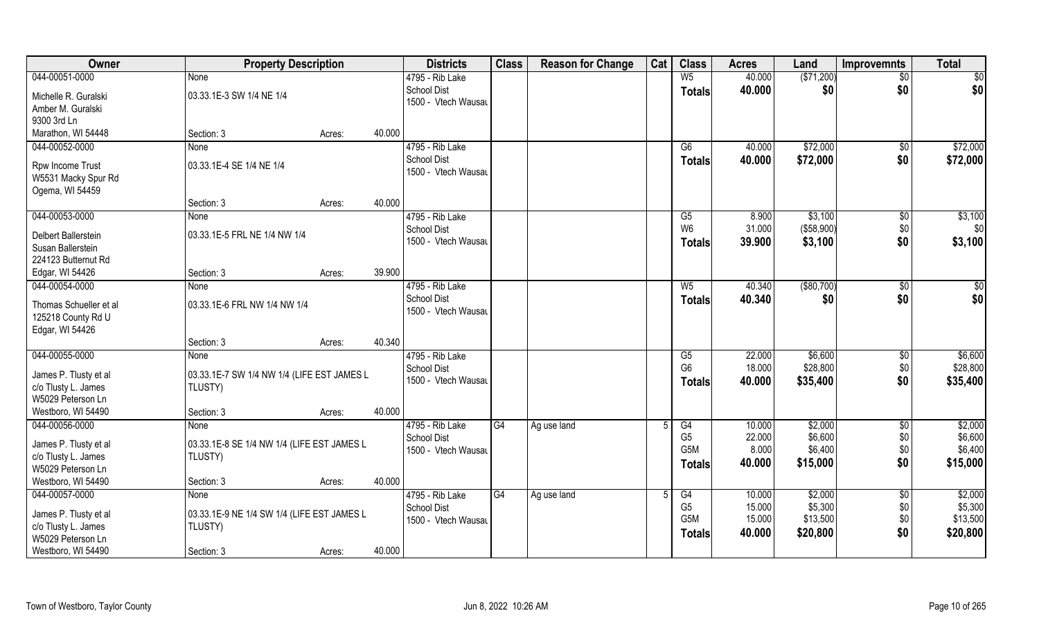| Owner | Property Description | | | Districts | Class | Reason for Change | Cat | Class | Acres | Land | Improvemnts | Total |
|---|---|---|---|---|---|---|---|---|---|---|---|---|
| 044-00051-0000 | None | | | 4795 - Rib Lake | | | | W5 | 40.000 | ($71,200) | $0 | $0 |
| Michelle R. Guralski | 03.33.1E-3 SW 1/4 NE 1/4 | | | School Dist | | | | **Totals** | **40.000** | **$0** | **$0** | **$0** |
| Amber M. Guralski | | | | 1500 - Vtech Wausau | | | | | | | | |
| 9300 3rd Ln | | | | | | | | | | | | |
| Marathon, WI 54448 | Section: 3 | Acres: | 40.000 | | | | | | | | | |
| 044-00052-0000 | None | | | 4795 - Rib Lake | | | | G6 | 40.000 | $72,000 | $0 | $72,000 |
| Rpw Income Trust | 03.33.1E-4 SE 1/4 NE 1/4 | | | School Dist | | | | **Totals** | **40.000** | **$72,000** | **$0** | **$72,000** |
| W5531 Macky Spur Rd | | | | 1500 - Vtech Wausau | | | | | | | | |
| Ogema, WI 54459 | | | | | | | | | | | | |
| | Section: 3 | Acres: | 40.000 | | | | | | | | | |
| 044-00053-0000 | None | | | 4795 - Rib Lake | | | | G5 | 8.900 | $3,100 | $0 | $3,100 |
| Delbert Ballerstein | 03.33.1E-5 FRL NE 1/4 NW 1/4 | | | School Dist | | | | W6 | 31.000 | ($58,900) | $0 | $0 |
| Susan Ballerstein | | | | 1500 - Vtech Wausau | | | | **Totals** | **39.900** | **$3,100** | **$0** | **$3,100** |
| 224123 Butternut Rd | | | | | | | | | | | | |
| Edgar, WI 54426 | Section: 3 | Acres: | 39.900 | | | | | | | | | |
| 044-00054-0000 | None | | | 4795 - Rib Lake | | | | W5 | 40.340 | ($80,700) | $0 | $0 |
| Thomas Schueller et al | 03.33.1E-6 FRL NW 1/4 NW 1/4 | | | School Dist | | | | **Totals** | **40.340** | **$0** | **$0** | **$0** |
| 125218 County Rd U | | | | 1500 - Vtech Wausau | | | | | | | | |
| Edgar, WI 54426 | | | | | | | | | | | | |
| | Section: 3 | Acres: | 40.340 | | | | | | | | | |
| 044-00055-0000 | None | | | 4795 - Rib Lake | | | | G5 | 22.000 | $6,600 | $0 | $6,600 |
| James P. Tlusty et al | 03.33.1E-7 SW 1/4 NW 1/4 (LIFE EST JAMES L TLUSTY) | | | School Dist | | | | G6 | 18.000 | $28,800 | $0 | $28,800 |
| c/o Tlusty L. James | | | | 1500 - Vtech Wausau | | | | **Totals** | **40.000** | **$35,400** | **$0** | **$35,400** |
| W5029 Peterson Ln | | | | | | | | | | | | |
| Westboro, WI 54490 | Section: 3 | Acres: | 40.000 | | | | | | | | | |
| 044-00056-0000 | None | | | 4795 - Rib Lake | G4 | Ag use land | 5 | G4 | 10.000 | $2,000 | $0 | $2,000 |
| James P. Tlusty et al | 03.33.1E-8 SE 1/4 NW 1/4 (LIFE EST JAMES L TLUSTY) | | | School Dist | | | | G5 | 22.000 | $6,600 | $0 | $6,600 |
| c/o Tlusty L. James | | | | 1500 - Vtech Wausau | | | | G5M | 8.000 | $6,400 | $0 | $6,400 |
| W5029 Peterson Ln | | | | | | | | **Totals** | **40.000** | **$15,000** | **$0** | **$15,000** |
| Westboro, WI 54490 | Section: 3 | Acres: | 40.000 | | | | | | | | | |
| 044-00057-0000 | None | | | 4795 - Rib Lake | G4 | Ag use land | 5 | G4 | 10.000 | $2,000 | $0 | $2,000 |
| James P. Tlusty et al | 03.33.1E-9 NE 1/4 SW 1/4 (LIFE EST JAMES L TLUSTY) | | | School Dist | | | | G5 | 15.000 | $5,300 | $0 | $5,300 |
| c/o Tlusty L. James | | | | 1500 - Vtech Wausau | | | | G5M | 15.000 | $13,500 | $0 | $13,500 |
| W5029 Peterson Ln | | | | | | | | **Totals** | **40.000** | **$20,800** | **$0** | **$20,800** |
| Westboro, WI 54490 | Section: 3 | Acres: | 40.000 | | | | | | | | | |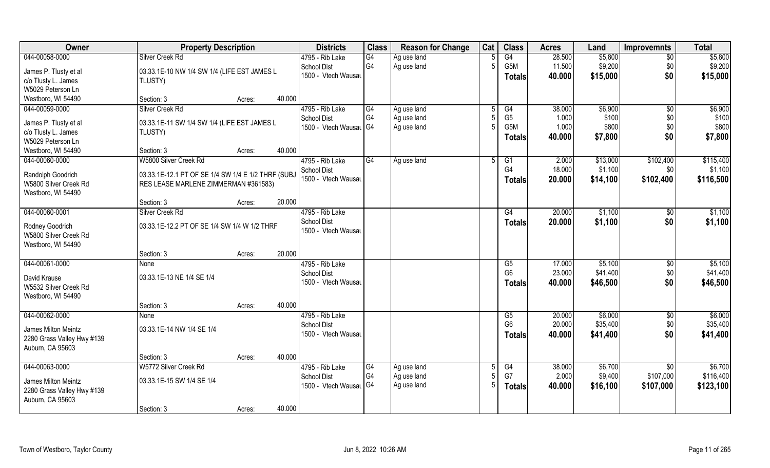| Owner | Property Description | | Districts | Class | Reason for Change | Cat | Class | Acres | Land | Improvemnts | Total |
|---|---|---|---|---|---|---|---|---|---|---|---|
| 044-00058-0000 | Silver Creek Rd | | 4795 - Rib Lake | G4 | Ag use land | 5 | G4 | 28.500 | $5,800 | $0 | $5,800 |
| James P. Tlusty et al | 03.33.1E-10 NW 1/4 SW 1/4 (LIFE EST JAMES L | | School Dist | G4 | Ag use land | 5 | G5M | 11.500 | $9,200 | $0 | $9,200 |
| c/o Tlusty L. James | TLUSTY) | | 1500 - Vtech Wausau | | | | Totals | 40.000 | $15,000 | $0 | $15,000 |
| W5029 Peterson Ln | | | | | | | | | | | |
| Westboro, WI 54490 | Section: 3 | Acres: 40.000 | | | | | | | | | |
| 044-00059-0000 | Silver Creek Rd | | 4795 - Rib Lake | G4 | Ag use land | 5 | G4 | 38.000 | $6,900 | $0 | $6,900 |
| James P. Tlusty et al | 03.33.1E-11 SW 1/4 SW 1/4 (LIFE EST JAMES L | | School Dist | G4 | Ag use land | 5 | G5 | 1.000 | $100 | $0 | $100 |
| c/o Tlusty L. James | TLUSTY) | | 1500 - Vtech Wausau | G4 | Ag use land | 5 | G5M | 1.000 | $800 | $0 | $800 |
| W5029 Peterson Ln | | | | | | | Totals | 40.000 | $7,800 | $0 | $7,800 |
| Westboro, WI 54490 | Section: 3 | Acres: 40.000 | | | | | | | | | |
| 044-00060-0000 | W5800 Silver Creek Rd | | 4795 - Rib Lake | G4 | Ag use land | 5 | G1 | 2.000 | $13,000 | $102,400 | $115,400 |
| Randolph Goodrich | 03.33.1E-12.1 PT OF SE 1/4 SW 1/4 E 1/2 THRF (SUBJ | | School Dist | | | | G4 | 18.000 | $1,100 | $0 | $1,100 |
| W5800 Silver Creek Rd | RES LEASE MARLENE ZIMMERMAN #361583) | | 1500 - Vtech Wausau | | | | Totals | 20.000 | $14,100 | $102,400 | $116,500 |
| Westboro, WI 54490 | | | | | | | | | | | |
| | Section: 3 | Acres: 20.000 | | | | | | | | | |
| 044-00060-0001 | Silver Creek Rd | | 4795 - Rib Lake | | | | G4 | 20.000 | $1,100 | $0 | $1,100 |
| Rodney Goodrich | 03.33.1E-12.2 PT OF SE 1/4 SW 1/4 W 1/2 THRF | | School Dist | | | | Totals | 20.000 | $1,100 | $0 | $1,100 |
| W5800 Silver Creek Rd | | | 1500 - Vtech Wausau | | | | | | | | |
| Westboro, WI 54490 | | | | | | | | | | | |
| | Section: 3 | Acres: 20.000 | | | | | | | | | |
| 044-00061-0000 | None | | 4795 - Rib Lake | | | | G5 | 17.000 | $5,100 | $0 | $5,100 |
| David Krause | 03.33.1E-13 NE 1/4 SE 1/4 | | School Dist | | | | G6 | 23.000 | $41,400 | $0 | $41,400 |
| W5532 Silver Creek Rd | | | 1500 - Vtech Wausau | | | | Totals | 40.000 | $46,500 | $0 | $46,500 |
| Westboro, WI 54490 | | | | | | | | | | | |
| | Section: 3 | Acres: 40.000 | | | | | | | | | |
| 044-00062-0000 | None | | 4795 - Rib Lake | | | | G5 | 20.000 | $6,000 | $0 | $6,000 |
| James Milton Meintz | 03.33.1E-14 NW 1/4 SE 1/4 | | School Dist | | | | G6 | 20.000 | $35,400 | $0 | $35,400 |
| 2280 Grass Valley Hwy #139 | | | 1500 - Vtech Wausau | | | | Totals | 40.000 | $41,400 | $0 | $41,400 |
| Auburn, CA 95603 | | | | | | | | | | | |
| | Section: 3 | Acres: 40.000 | | | | | | | | | |
| 044-00063-0000 | W5772 Silver Creek Rd | | 4795 - Rib Lake | G4 | Ag use land | 5 | G4 | 38.000 | $6,700 | $0 | $6,700 |
| James Milton Meintz | 03.33.1E-15 SW 1/4 SE 1/4 | | School Dist | G4 | Ag use land | 5 | G7 | 2.000 | $9,400 | $107,000 | $116,400 |
| 2280 Grass Valley Hwy #139 | | | 1500 - Vtech Wausau | G4 | Ag use land | 5 | Totals | 40.000 | $16,100 | $107,000 | $123,100 |
| Auburn, CA 95603 | | | | | | | | | | | |
| | Section: 3 | Acres: 40.000 | | | | | | | | | |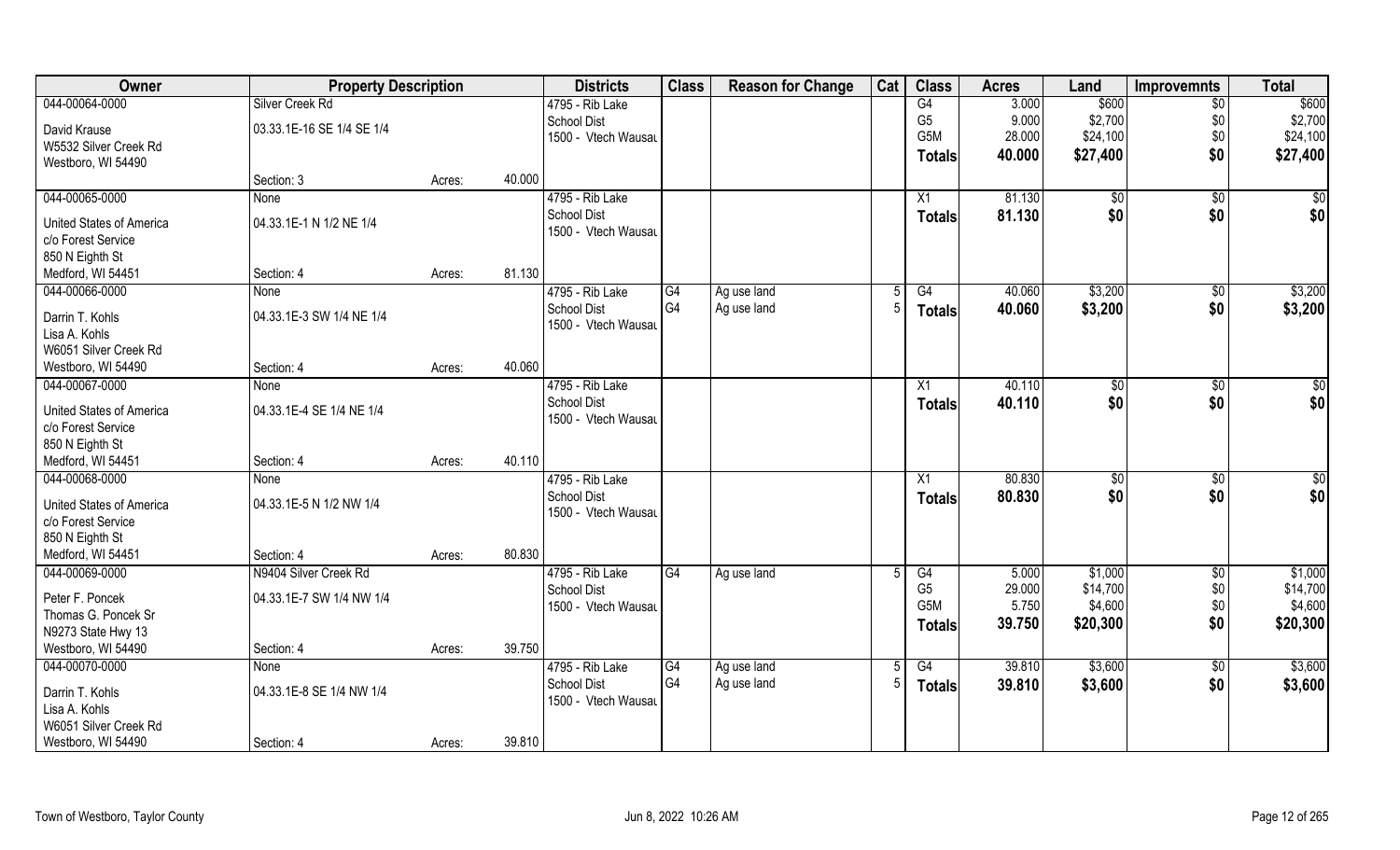| Owner | Property Description | | | Districts | Class | Reason for Change | Cat | Class | Acres | Land | Improvemnts | Total |
|---|---|---|---|---|---|---|---|---|---|---|---|---|
| 044-00064-0000 | Silver Creek Rd | | | 4795 - Rib Lake | | | | G4 | 3.000 | $600 | $0 | $600 |
| David Krause | 03.33.1E-16 SE 1/4 SE 1/4 | | | School Dist | | | | G5 | 9.000 | $2,700 | $0 | $2,700 |
| W5532 Silver Creek Rd | | | | 1500 - Vtech Wausau | | | | G5M | 28.000 | $24,100 | $0 | $24,100 |
| Westboro, WI 54490 | | | | | | | | **Totals** | **40.000** | **$27,400** | **$0** | **$27,400** |
| | Section: 3 | Acres: | 40.000 | | | | | | | | | |
| 044-00065-0000 | None | | | 4795 - Rib Lake | | | | X1 | 81.130 | $0 | $0 | $0 |
| United States of America | 04.33.1E-1 N 1/2 NE 1/4 | | | School Dist | | | | **Totals** | **81.130** | **$0** | **$0** | **$0** |
| c/o Forest Service | | | | 1500 - Vtech Wausau | | | | | | | | |
| 850 N Eighth St | | | | | | | | | | | | |
| Medford, WI 54451 | Section: 4 | Acres: | 81.130 | | | | | | | | | |
| 044-00066-0000 | None | | | 4795 - Rib Lake | G4 | Ag use land | 5 | G4 | 40.060 | $3,200 | $0 | $3,200 |
| Darrin T. Kohls | 04.33.1E-3 SW 1/4 NE 1/4 | | | School Dist | G4 | Ag use land | 5 | **Totals** | **40.060** | **$3,200** | **$0** | **$3,200** |
| Lisa A. Kohls | | | | 1500 - Vtech Wausau | | | | | | | | |
| W6051 Silver Creek Rd | | | | | | | | | | | | |
| Westboro, WI 54490 | Section: 4 | Acres: | 40.060 | | | | | | | | | |
| 044-00067-0000 | None | | | 4795 - Rib Lake | | | | X1 | 40.110 | $0 | $0 | $0 |
| United States of America | 04.33.1E-4 SE 1/4 NE 1/4 | | | School Dist | | | | **Totals** | **40.110** | **$0** | **$0** | **$0** |
| c/o Forest Service | | | | 1500 - Vtech Wausau | | | | | | | | |
| 850 N Eighth St | | | | | | | | | | | | |
| Medford, WI 54451 | Section: 4 | Acres: | 40.110 | | | | | | | | | |
| 044-00068-0000 | None | | | 4795 - Rib Lake | | | | X1 | 80.830 | $0 | $0 | $0 |
| United States of America | 04.33.1E-5 N 1/2 NW 1/4 | | | School Dist | | | | **Totals** | **80.830** | **$0** | **$0** | **$0** |
| c/o Forest Service | | | | 1500 - Vtech Wausau | | | | | | | | |
| 850 N Eighth St | | | | | | | | | | | | |
| Medford, WI 54451 | Section: 4 | Acres: | 80.830 | | | | | | | | | |
| 044-00069-0000 | N9404 Silver Creek Rd | | | 4795 - Rib Lake | G4 | Ag use land | 5 | G4 | 5.000 | $1,000 | $0 | $1,000 |
| Peter F. Poncek | 04.33.1E-7 SW 1/4 NW 1/4 | | | School Dist | | | | G5 | 29.000 | $14,700 | $0 | $14,700 |
| Thomas G. Poncek Sr | | | | 1500 - Vtech Wausau | | | | G5M | 5.750 | $4,600 | $0 | $4,600 |
| N9273 State Hwy 13 | | | | | | | | **Totals** | **39.750** | **$20,300** | **$0** | **$20,300** |
| Westboro, WI 54490 | Section: 4 | Acres: | 39.750 | | | | | | | | | |
| 044-00070-0000 | None | | | 4795 - Rib Lake | G4 | Ag use land | 5 | G4 | 39.810 | $3,600 | $0 | $3,600 |
| Darrin T. Kohls | 04.33.1E-8 SE 1/4 NW 1/4 | | | School Dist | G4 | Ag use land | 5 | **Totals** | **39.810** | **$3,600** | **$0** | **$3,600** |
| Lisa A. Kohls | | | | 1500 - Vtech Wausau | | | | | | | | |
| W6051 Silver Creek Rd | | | | | | | | | | | | |
| Westboro, WI 54490 | Section: 4 | Acres: | 39.810 | | | | | | | | | |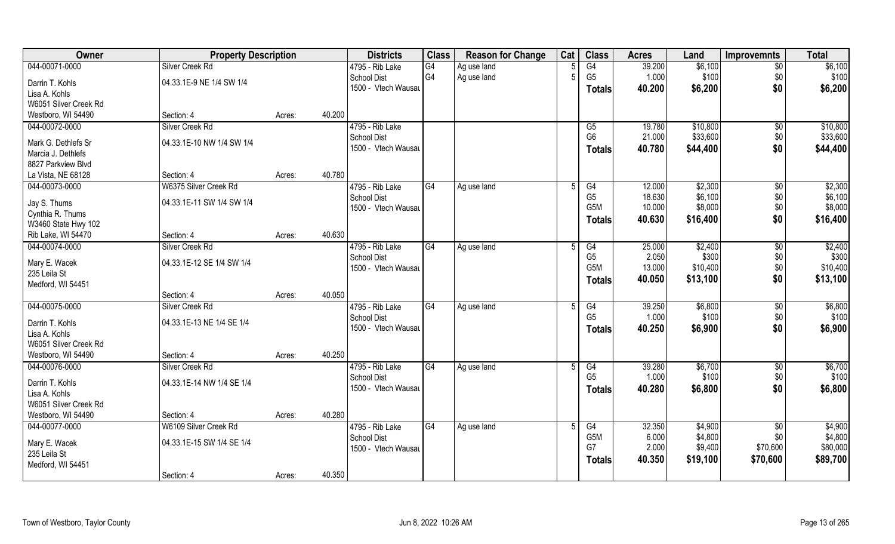| Owner | Property Description | | | Districts | Class | Reason for Change | Cat | Class | Acres | Land | Improvemnts | Total |
|---|---|---|---|---|---|---|---|---|---|---|---|---|
| 044-00071-0000 | Silver Creek Rd | | | 4795 - Rib Lake | G4 | Ag use land | 5 | G4 | 39.200 | $6,100 | $0 | $6,100 |
| Darrin T. Kohls | 04.33.1E-9 NE 1/4 SW 1/4 | | | School Dist | G4 | Ag use land | 5 | G5 | 1.000 | $100 | $0 | $100 |
| Lisa A. Kohls | | | | 1500 - Vtech Wausau | | | | Totals | 40.200 | $6,200 | $0 | $6,200 |
| W6051 Silver Creek Rd | | | | | | | | | | | | |
| Westboro, WI 54490 | Section: 4 | Acres: | 40.200 | | | | | | | | | |
| 044-00072-0000 | Silver Creek Rd | | | 4795 - Rib Lake | | | | G5 | 19.780 | $10,800 | $0 | $10,800 |
| Mark G. Dethlefs Sr | 04.33.1E-10 NW 1/4 SW 1/4 | | | School Dist | | | | G6 | 21.000 | $33,600 | $0 | $33,600 |
| Marcia J. Dethlefs | | | | 1500 - Vtech Wausau | | | | Totals | 40.780 | $44,400 | $0 | $44,400 |
| 8827 Parkview Blvd | | | | | | | | | | | | |
| La Vista, NE 68128 | Section: 4 | Acres: | 40.780 | | | | | | | | | |
| 044-00073-0000 | W6375 Silver Creek Rd | | | 4795 - Rib Lake | G4 | Ag use land | 5 | G4 | 12.000 | $2,300 | $0 | $2,300 |
| Jay S. Thums | 04.33.1E-11 SW 1/4 SW 1/4 | | | School Dist | | | | G5 | 18.630 | $6,100 | $0 | $6,100 |
| Cynthia R. Thums | | | | 1500 - Vtech Wausau | | | | G5M | 10.000 | $8,000 | $0 | $8,000 |
| W3460 State Hwy 102 | | | | | | | | Totals | 40.630 | $16,400 | $0 | $16,400 |
| Rib Lake, WI 54470 | Section: 4 | Acres: | 40.630 | | | | | | | | | |
| 044-00074-0000 | Silver Creek Rd | | | 4795 - Rib Lake | G4 | Ag use land | 5 | G4 | 25.000 | $2,400 | $0 | $2,400 |
| Mary E. Wacek | 04.33.1E-12 SE 1/4 SW 1/4 | | | School Dist | | | | G5 | 2.050 | $300 | $0 | $300 |
| 235 Leila St | | | | 1500 - Vtech Wausau | | | | G5M | 13.000 | $10,400 | $0 | $10,400 |
| Medford, WI 54451 | | | | | | | | Totals | 40.050 | $13,100 | $0 | $13,100 |
| | Section: 4 | Acres: | 40.050 | | | | | | | | | |
| 044-00075-0000 | Silver Creek Rd | | | 4795 - Rib Lake | G4 | Ag use land | 5 | G4 | 39.250 | $6,800 | $0 | $6,800 |
| Darrin T. Kohls | 04.33.1E-13 NE 1/4 SE 1/4 | | | School Dist | | | | G5 | 1.000 | $100 | $0 | $100 |
| Lisa A. Kohls | | | | 1500 - Vtech Wausau | | | | Totals | 40.250 | $6,900 | $0 | $6,900 |
| W6051 Silver Creek Rd | | | | | | | | | | | | |
| Westboro, WI 54490 | Section: 4 | Acres: | 40.250 | | | | | | | | | |
| 044-00076-0000 | Silver Creek Rd | | | 4795 - Rib Lake | G4 | Ag use land | 5 | G4 | 39.280 | $6,700 | $0 | $6,700 |
| Darrin T. Kohls | 04.33.1E-14 NW 1/4 SE 1/4 | | | School Dist | | | | G5 | 1.000 | $100 | $0 | $100 |
| Lisa A. Kohls | | | | 1500 - Vtech Wausau | | | | Totals | 40.280 | $6,800 | $0 | $6,800 |
| W6051 Silver Creek Rd | | | | | | | | | | | | |
| Westboro, WI 54490 | Section: 4 | Acres: | 40.280 | | | | | | | | | |
| 044-00077-0000 | W6109 Silver Creek Rd | | | 4795 - Rib Lake | G4 | Ag use land | 5 | G4 | 32.350 | $4,900 | $0 | $4,900 |
| Mary E. Wacek | 04.33.1E-15 SW 1/4 SE 1/4 | | | School Dist | | | | G5M | 6.000 | $4,800 | $0 | $4,800 |
| 235 Leila St | | | | 1500 - Vtech Wausau | | | | G7 | 2.000 | $9,400 | $70,600 | $80,000 |
| Medford, WI 54451 | | | | | | | | Totals | 40.350 | $19,100 | $70,600 | $89,700 |
| | Section: 4 | Acres: | 40.350 | | | | | | | | | |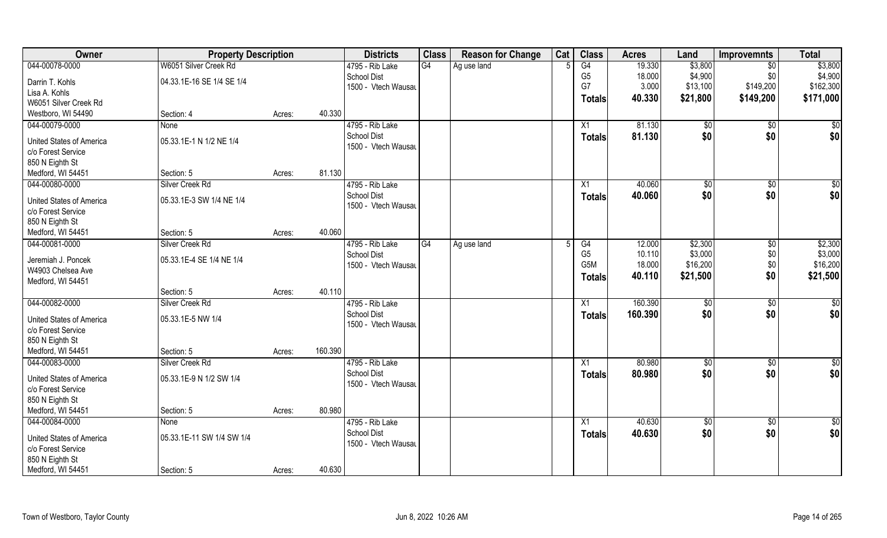| Owner | Property Description | | | Districts | Class | Reason for Change | Cat | Class | Acres | Land | Improvemnts | Total |
|---|---|---|---|---|---|---|---|---|---|---|---|---|
| 044-00078-0000 | W6051 Silver Creek Rd | | | 4795 - Rib Lake | G4 | Ag use land | 5 | G4 | 19.330 | $3,800 | $0 | $3,800 |
| Darrin T. Kohls | 04.33.1E-16 SE 1/4 SE 1/4 | | | School Dist | | | | G5 | 18.000 | $4,900 | $0 | $4,900 |
| Lisa A. Kohls | | | | 1500 - Vtech Wausau | | | | G7 | 3.000 | $13,100 | $149,200 | $162,300 |
| W6051 Silver Creek Rd | | | | | | | | **Totals** | **40.330** | **$21,800** | **$149,200** | **$171,000** |
| Westboro, WI 54490 | Section: 4 | Acres: | 40.330 | | | | | | | | | |
| 044-00079-0000 | None | | | 4795 - Rib Lake | | | | X1 | 81.130 | $0 | $0 | $0 |
| United States of America | 05.33.1E-1 N 1/2 NE 1/4 | | | School Dist | | | | **Totals** | **81.130** | **$0** | **$0** | **$0** |
| c/o Forest Service | | | | 1500 - Vtech Wausau | | | | | | | | |
| 850 N Eighth St | | | | | | | | | | | | |
| Medford, WI 54451 | Section: 5 | Acres: | 81.130 | | | | | | | | | |
| 044-00080-0000 | Silver Creek Rd | | | 4795 - Rib Lake | | | | X1 | 40.060 | $0 | $0 | $0 |
| United States of America | 05.33.1E-3 SW 1/4 NE 1/4 | | | School Dist | | | | **Totals** | **40.060** | **$0** | **$0** | **$0** |
| c/o Forest Service | | | | 1500 - Vtech Wausau | | | | | | | | |
| 850 N Eighth St | | | | | | | | | | | | |
| Medford, WI 54451 | Section: 5 | Acres: | 40.060 | | | | | | | | | |
| 044-00081-0000 | Silver Creek Rd | | | 4795 - Rib Lake | G4 | Ag use land | 5 | G4 | 12.000 | $2,300 | $0 | $2,300 |
| Jeremiah J. Poncek | 05.33.1E-4 SE 1/4 NE 1/4 | | | School Dist | | | | G5 | 10.110 | $3,000 | $0 | $3,000 |
| W4903 Chelsea Ave | | | | 1500 - Vtech Wausau | | | | G5M | 18.000 | $16,200 | $0 | $16,200 |
| Medford, WI 54451 | | | | | | | | **Totals** | **40.110** | **$21,500** | **$0** | **$21,500** |
| | Section: 5 | Acres: | 40.110 | | | | | | | | | |
| 044-00082-0000 | Silver Creek Rd | | | 4795 - Rib Lake | | | | X1 | 160.390 | $0 | $0 | $0 |
| United States of America | 05.33.1E-5 NW 1/4 | | | School Dist | | | | **Totals** | **160.390** | **$0** | **$0** | **$0** |
| c/o Forest Service | | | | 1500 - Vtech Wausau | | | | | | | | |
| 850 N Eighth St | | | | | | | | | | | | |
| Medford, WI 54451 | Section: 5 | Acres: | 160.390 | | | | | | | | | |
| 044-00083-0000 | Silver Creek Rd | | | 4795 - Rib Lake | | | | X1 | 80.980 | $0 | $0 | $0 |
| United States of America | 05.33.1E-9 N 1/2 SW 1/4 | | | School Dist | | | | **Totals** | **80.980** | **$0** | **$0** | **$0** |
| c/o Forest Service | | | | 1500 - Vtech Wausau | | | | | | | | |
| 850 N Eighth St | | | | | | | | | | | | |
| Medford, WI 54451 | Section: 5 | Acres: | 80.980 | | | | | | | | | |
| 044-00084-0000 | None | | | 4795 - Rib Lake | | | | X1 | 40.630 | $0 | $0 | $0 |
| United States of America | 05.33.1E-11 SW 1/4 SW 1/4 | | | School Dist | | | | **Totals** | **40.630** | **$0** | **$0** | **$0** |
| c/o Forest Service | | | | 1500 - Vtech Wausau | | | | | | | | |
| 850 N Eighth St | | | | | | | | | | | | |
| Medford, WI 54451 | Section: 5 | Acres: | 40.630 | | | | | | | | | |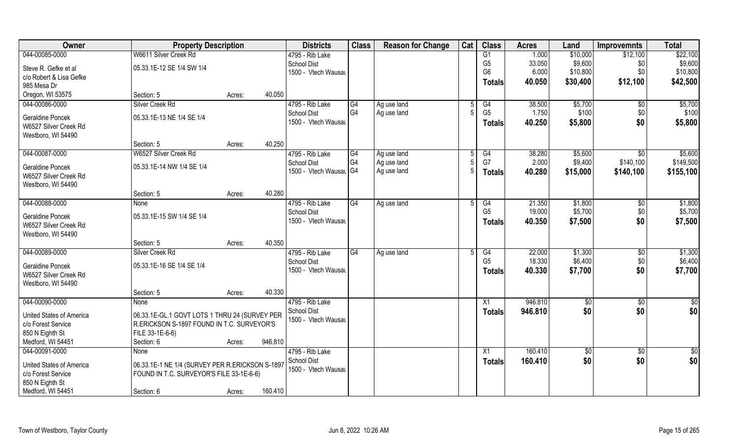| Owner | Property Description | | Districts | Class | Reason for Change | Cat | Class | Acres | Land | Improvemnts | Total |
|---|---|---|---|---|---|---|---|---|---|---|---|
| 044-00085-0000 | W6611 Silver Creek Rd | | 4795 - Rib Lake | | | | G1 | 1.000 | $10,000 | $12,100 | $22,100 |
| Steve R. Gefke et al | 05.33.1E-12 SE 1/4 SW 1/4 | | School Dist | | | | G5 | 33.050 | $9,600 | $0 | $9,600 |
| c/o Robert & Lisa Gefke | | | 1500 - Vtech Wausau | | | | G6 | 6.000 | $10,800 | $0 | $10,800 |
| 985 Mesa Dr | | | | | | | **Totals** | **40.050** | **$30,400** | **$12,100** | **$42,500** |
| Oregon, WI 53575 | Section: 5 | Acres: 40.050 | | | | | | | | | |
| 044-00086-0000 | Silver Creek Rd | | 4795 - Rib Lake | G4 | Ag use land | 5 | G4 | 38.500 | $5,700 | $0 | $5,700 |
| Geraldine Poncek | 05.33.1E-13 NE 1/4 SE 1/4 | | School Dist | G4 | Ag use land | 5 | G5 | 1.750 | $100 | $0 | $100 |
| W6527 Silver Creek Rd | | | 1500 - Vtech Wausau | | | | **Totals** | **40.250** | **$5,800** | **$0** | **$5,800** |
| Westboro, WI 54490 | | | | | | | | | | | |
| | Section: 5 | Acres: 40.250 | | | | | | | | | |
| 044-00087-0000 | W6527 Silver Creek Rd | | 4795 - Rib Lake | G4 | Ag use land | 5 | G4 | 38.280 | $5,600 | $0 | $5,600 |
| Geraldine Poncek | 05.33.1E-14 NW 1/4 SE 1/4 | | School Dist | G4 | Ag use land | 5 | G7 | 2.000 | $9,400 | $140,100 | $149,500 |
| W6527 Silver Creek Rd | | | 1500 - Vtech Wausau | G4 | Ag use land | 5 | **Totals** | **40.280** | **$15,000** | **$140,100** | **$155,100** |
| Westboro, WI 54490 | | | | | | | | | | | |
| | Section: 5 | Acres: 40.280 | | | | | | | | | |
| 044-00088-0000 | None | | 4795 - Rib Lake | G4 | Ag use land | 5 | G4 | 21.350 | $1,800 | $0 | $1,800 |
| Geraldine Poncek | 05.33.1E-15 SW 1/4 SE 1/4 | | School Dist | | | | G5 | 19.000 | $5,700 | $0 | $5,700 |
| W6527 Silver Creek Rd | | | 1500 - Vtech Wausau | | | | **Totals** | **40.350** | **$7,500** | **$0** | **$7,500** |
| Westboro, WI 54490 | | | | | | | | | | | |
| | Section: 5 | Acres: 40.350 | | | | | | | | | |
| 044-00089-0000 | Silver Creek Rd | | 4795 - Rib Lake | G4 | Ag use land | 5 | G4 | 22.000 | $1,300 | $0 | $1,300 |
| Geraldine Poncek | 05.33.1E-16 SE 1/4 SE 1/4 | | School Dist | | | | G5 | 18.330 | $6,400 | $0 | $6,400 |
| W6527 Silver Creek Rd | | | 1500 - Vtech Wausau | | | | **Totals** | **40.330** | **$7,700** | **$0** | **$7,700** |
| Westboro, WI 54490 | | | | | | | | | | | |
| | Section: 5 | Acres: 40.330 | | | | | | | | | |
| 044-00090-0000 | None | | 4795 - Rib Lake | | | | X1 | 946.810 | $0 | $0 | $0 |
| United States of America | 06.33.1E-GL.1 GOVT LOTS 1 THRU 24 (SURVEY PER R.ERICKSON S-1897 FOUND IN T.C. SURVEYOR'S FILE 33-1E-6-6) | | School Dist | | | | **Totals** | **946.810** | **$0** | **$0** | **$0** |
| c/o Forest Service | | | 1500 - Vtech Wausau | | | | | | | | |
| 850 N Eighth St | | | | | | | | | | | |
| Medford, WI 54451 | Section: 6 | Acres: 946.810 | | | | | | | | | |
| 044-00091-0000 | None | | 4795 - Rib Lake | | | | X1 | 160.410 | $0 | $0 | $0 |
| United States of America | 06.33.1E-1 NE 1/4 (SURVEY PER R.ERICKSON S-1897 FOUND IN T.C. SURVEYOR'S FILE 33-1E-6-6) | | School Dist | | | | **Totals** | **160.410** | **$0** | **$0** | **$0** |
| c/o Forest Service | | | 1500 - Vtech Wausau | | | | | | | | |
| 850 N Eighth St | | | | | | | | | | | |
| Medford, WI 54451 | Section: 6 | Acres: 160.410 | | | | | | | | | |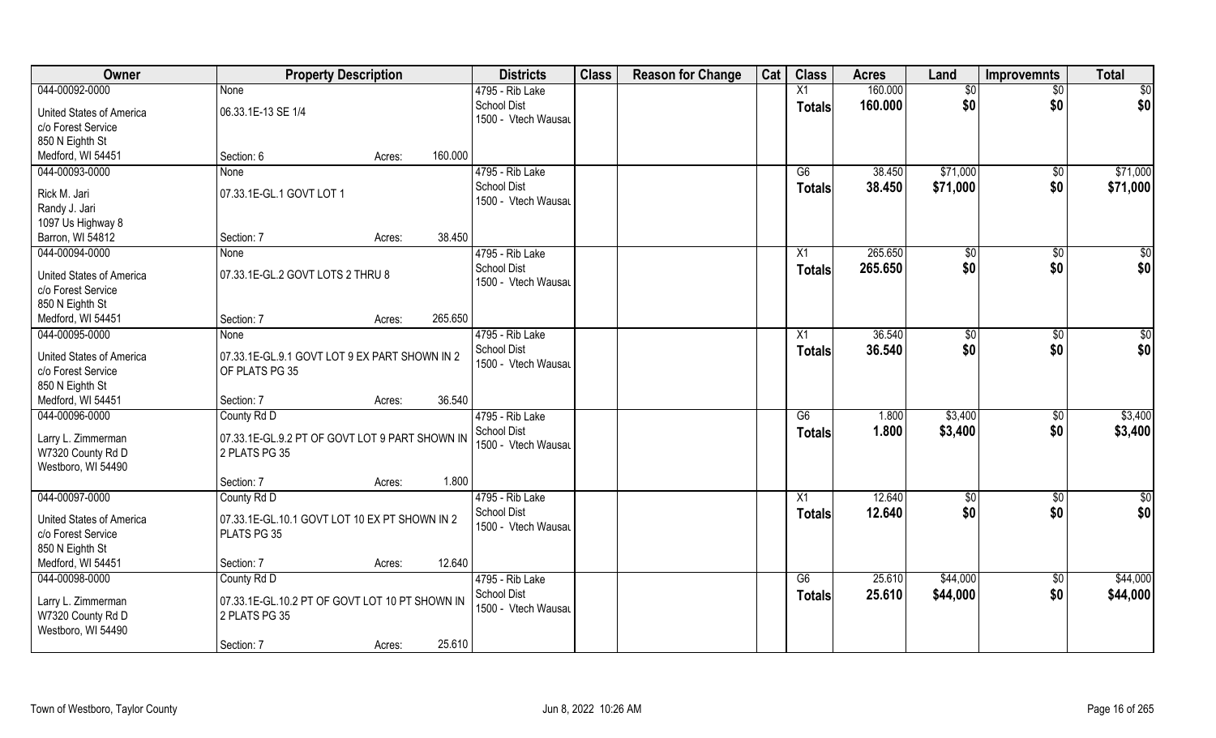| Owner | Property Description | | Districts | Class | Reason for Change | Cat | Class | Acres | Land | Improvemnts | Total |
|---|---|---|---|---|---|---|---|---|---|---|---|
| 044-00092-0000 | None | | 4795 - Rib Lake | | | | X1 | 160.000 | $0 | $0 | $0 |
| United States of America | 06.33.1E-13 SE 1/4 | | School Dist | | | | **Totals** | **160.000** | **$0** | **$0** | **$0** |
| c/o Forest Service | | | 1500 - Vtech Wausau | | | | | | | | |
| 850 N Eighth St | | | | | | | | | | | |
| Medford, WI 54451 | Section: 6 | Acres: 160.000 | | | | | | | | | |
| 044-00093-0000 | None | | 4795 - Rib Lake | | | | G6 | 38.450 | $71,000 | $0 | $71,000 |
| Rick M. Jari | 07.33.1E-GL.1 GOVT LOT 1 | | School Dist | | | | **Totals** | **38.450** | **$71,000** | **$0** | **$71,000** |
| Randy J. Jari | | | 1500 - Vtech Wausau | | | | | | | | |
| 1097 Us Highway 8 | | | | | | | | | | | |
| Barron, WI 54812 | Section: 7 | Acres: 38.450 | | | | | | | | | |
| 044-00094-0000 | None | | 4795 - Rib Lake | | | | X1 | 265.650 | $0 | $0 | $0 |
| United States of America | 07.33.1E-GL.2 GOVT LOTS 2 THRU 8 | | School Dist | | | | **Totals** | **265.650** | **$0** | **$0** | **$0** |
| c/o Forest Service | | | 1500 - Vtech Wausau | | | | | | | | |
| 850 N Eighth St | | | | | | | | | | | |
| Medford, WI 54451 | Section: 7 | Acres: 265.650 | | | | | | | | | |
| 044-00095-0000 | None | | 4795 - Rib Lake | | | | X1 | 36.540 | $0 | $0 | $0 |
| United States of America | 07.33.1E-GL.9.1 GOVT LOT 9 EX PART SHOWN IN 2 OF PLATS PG 35 | | School Dist | | | | **Totals** | **36.540** | **$0** | **$0** | **$0** |
| c/o Forest Service | | | 1500 - Vtech Wausau | | | | | | | | |
| 850 N Eighth St | | | | | | | | | | | |
| Medford, WI 54451 | Section: 7 | Acres: 36.540 | | | | | | | | | |
| 044-00096-0000 | County Rd D | | 4795 - Rib Lake | | | | G6 | 1.800 | $3,400 | $0 | $3,400 |
| Larry L. Zimmerman | 07.33.1E-GL.9.2 PT OF GOVT LOT 9 PART SHOWN IN 2 PLATS PG 35 | | School Dist | | | | **Totals** | **1.800** | **$3,400** | **$0** | **$3,400** |
| W7320 County Rd D | | | 1500 - Vtech Wausau | | | | | | | | |
| Westboro, WI 54490 | | | | | | | | | | | |
| | Section: 7 | Acres: 1.800 | | | | | | | | | |
| 044-00097-0000 | County Rd D | | 4795 - Rib Lake | | | | X1 | 12.640 | $0 | $0 | $0 |
| United States of America | 07.33.1E-GL.10.1 GOVT LOT 10 EX PT SHOWN IN 2 PLATS PG 35 | | School Dist | | | | **Totals** | **12.640** | **$0** | **$0** | **$0** |
| c/o Forest Service | | | 1500 - Vtech Wausau | | | | | | | | |
| 850 N Eighth St | | | | | | | | | | | |
| Medford, WI 54451 | Section: 7 | Acres: 12.640 | | | | | | | | | |
| 044-00098-0000 | County Rd D | | 4795 - Rib Lake | | | | G6 | 25.610 | $44,000 | $0 | $44,000 |
| Larry L. Zimmerman | 07.33.1E-GL.10.2 PT OF GOVT LOT 10 PT SHOWN IN 2 PLATS PG 35 | | School Dist | | | | **Totals** | **25.610** | **$44,000** | **$0** | **$44,000** |
| W7320 County Rd D | | | 1500 - Vtech Wausau | | | | | | | | |
| Westboro, WI 54490 | | | | | | | | | | | |
| | Section: 7 | Acres: 25.610 | | | | | | | | | |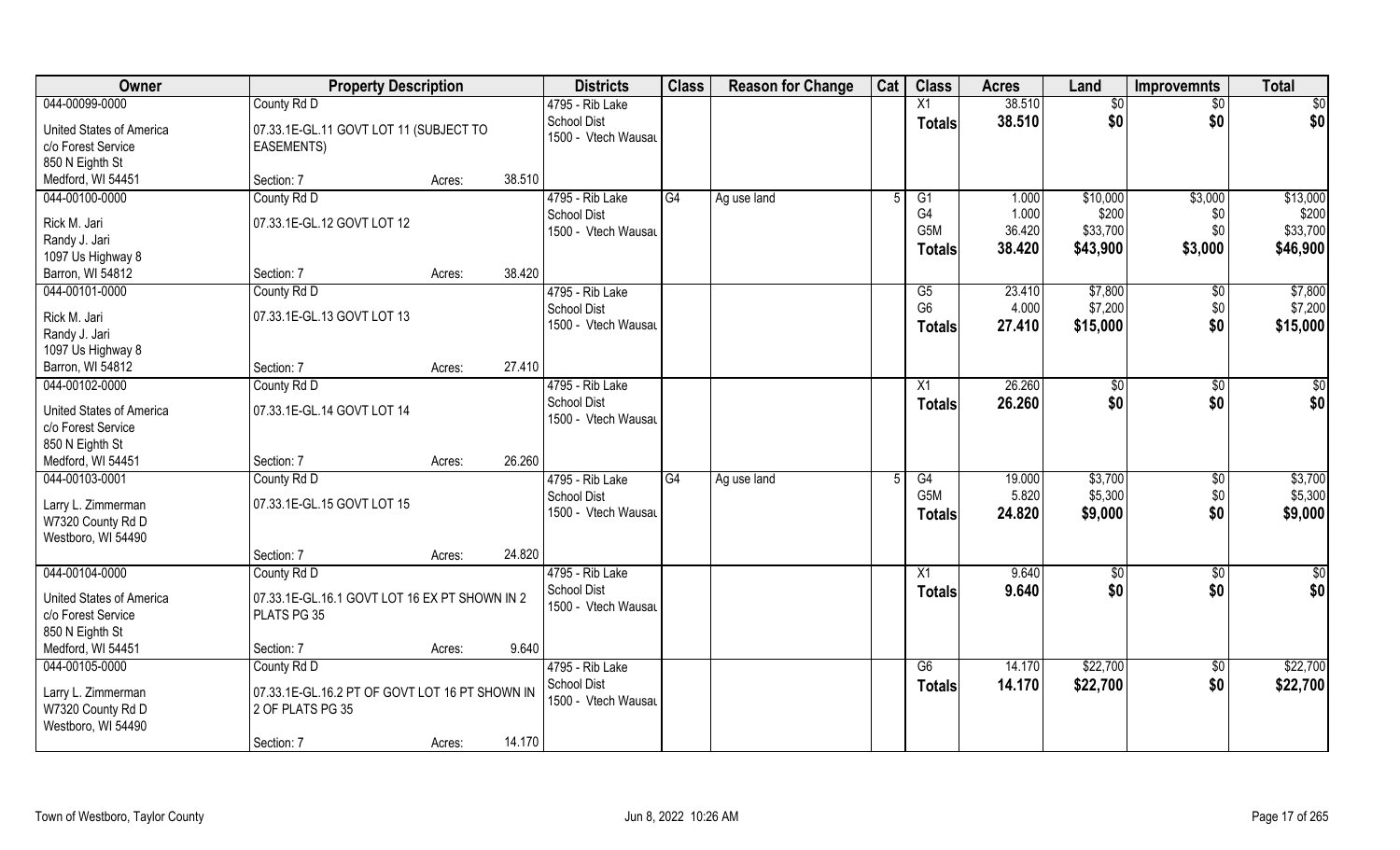| Owner | Property Description | | | Districts | Class | Reason for Change | Cat | Class | Acres | Land | Improvemnts | Total |
|---|---|---|---|---|---|---|---|---|---|---|---|---|
| 044-00099-0000 | County Rd D | | | 4795 - Rib Lake | | | | X1 | 38.510 | $0 | $0 | $0 |
| United States of America | 07.33.1E-GL.11 GOVT LOT 11 (SUBJECT TO EASEMENTS) | | | School Dist | | | | **Totals** | **38.510** | **$0** | **$0** | **$0** |
| c/o Forest Service | | | | 1500 - Vtech Wausau | | | | | | | | |
| 850 N Eighth St | | | | | | | | | | | | |
| Medford, WI 54451 | Section: 7 | Acres: | 38.510 | | | | | | | | | |
| 044-00100-0000 | County Rd D | | | 4795 - Rib Lake | G4 | Ag use land | 5 | G1 | 1.000 | $10,000 | $3,000 | $13,000 |
| Rick M. Jari | 07.33.1E-GL.12 GOVT LOT 12 | | | School Dist | | | | G4 | 1.000 | $200 | $0 | $200 |
| Randy J. Jari | | | | 1500 - Vtech Wausau | | | | G5M | 36.420 | $33,700 | $0 | $33,700 |
| 1097 Us Highway 8 | | | | | | | | **Totals** | **38.420** | **$43,900** | **$3,000** | **$46,900** |
| Barron, WI 54812 | Section: 7 | Acres: | 38.420 | | | | | | | | | |
| 044-00101-0000 | County Rd D | | | 4795 - Rib Lake | | | | G5 | 23.410 | $7,800 | $0 | $7,800 |
| Rick M. Jari | 07.33.1E-GL.13 GOVT LOT 13 | | | School Dist | | | | G6 | 4.000 | $7,200 | $0 | $7,200 |
| Randy J. Jari | | | | 1500 - Vtech Wausau | | | | **Totals** | **27.410** | **$15,000** | **$0** | **$15,000** |
| 1097 Us Highway 8 | | | | | | | | | | | | |
| Barron, WI 54812 | Section: 7 | Acres: | 27.410 | | | | | | | | | |
| 044-00102-0000 | County Rd D | | | 4795 - Rib Lake | | | | X1 | 26.260 | $0 | $0 | $0 |
| United States of America | 07.33.1E-GL.14 GOVT LOT 14 | | | School Dist | | | | **Totals** | **26.260** | **$0** | **$0** | **$0** |
| c/o Forest Service | | | | 1500 - Vtech Wausau | | | | | | | | |
| 850 N Eighth St | | | | | | | | | | | | |
| Medford, WI 54451 | Section: 7 | Acres: | 26.260 | | | | | | | | | |
| 044-00103-0001 | County Rd D | | | 4795 - Rib Lake | G4 | Ag use land | 5 | G4 | 19.000 | $3,700 | $0 | $3,700 |
| Larry L. Zimmerman | 07.33.1E-GL.15 GOVT LOT 15 | | | School Dist | | | | G5M | 5.820 | $5,300 | $0 | $5,300 |
| W7320 County Rd D | | | | 1500 - Vtech Wausau | | | | **Totals** | **24.820** | **$9,000** | **$0** | **$9,000** |
| Westboro, WI 54490 | | | | | | | | | | | | |
| | Section: 7 | Acres: | 24.820 | | | | | | | | | |
| 044-00104-0000 | County Rd D | | | 4795 - Rib Lake | | | | X1 | 9.640 | $0 | $0 | $0 |
| United States of America | 07.33.1E-GL.16.1 GOVT LOT 16 EX PT SHOWN IN 2 PLATS PG 35 | | | School Dist | | | | **Totals** | **9.640** | **$0** | **$0** | **$0** |
| c/o Forest Service | | | | 1500 - Vtech Wausau | | | | | | | | |
| 850 N Eighth St | | | | | | | | | | | | |
| Medford, WI 54451 | Section: 7 | Acres: | 9.640 | | | | | | | | | |
| 044-00105-0000 | County Rd D | | | 4795 - Rib Lake | | | | G6 | 14.170 | $22,700 | $0 | $22,700 |
| Larry L. Zimmerman | 07.33.1E-GL.16.2 PT OF GOVT LOT 16 PT SHOWN IN 2 OF PLATS PG 35 | | | School Dist | | | | **Totals** | **14.170** | **$22,700** | **$0** | **$22,700** |
| W7320 County Rd D | | | | 1500 - Vtech Wausau | | | | | | | | |
| Westboro, WI 54490 | | | | | | | | | | | | |
| | Section: 7 | Acres: | 14.170 | | | | | | | | | |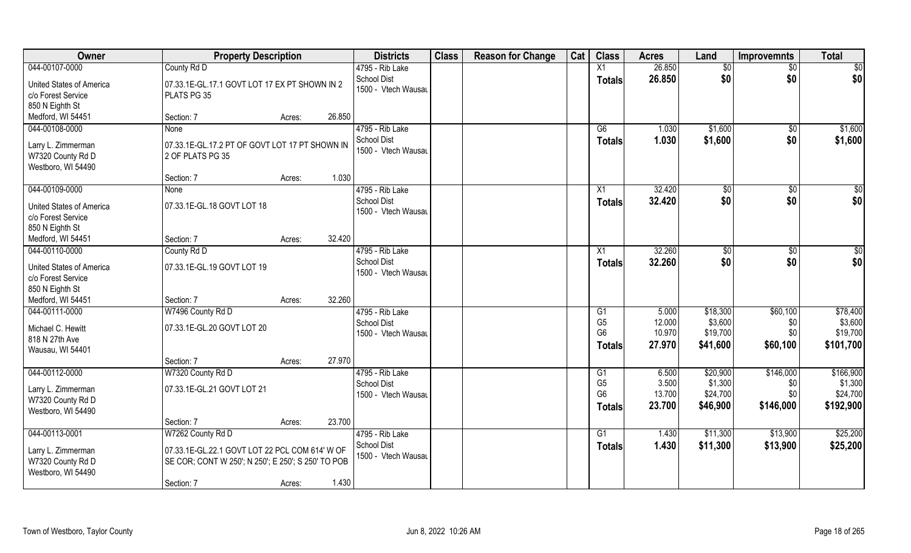| Owner | Property Description | | | Districts | Class | Reason for Change | Cat | Class | Acres | Land | Improvemnts | Total |
|---|---|---|---|---|---|---|---|---|---|---|---|---|
| 044-00107-0000 | County Rd D | | | 4795 - Rib Lake | | | | X1 | 26.850 | $0 | $0 | $0 |
| United States of America | 07.33.1E-GL.17.1 GOVT LOT 17 EX PT SHOWN IN 2 PLATS PG 35 | | | School Dist | | | | **Totals** | **26.850** | **$0** | **$0** | **$0** |
| c/o Forest Service | | | | 1500 - Vtech Wausau | | | | | | | | |
| 850 N Eighth St | | | | | | | | | | | | |
| Medford, WI 54451 | Section: 7 | Acres: | 26.850 | | | | | | | | | |
| 044-00108-0000 | None | | | 4795 - Rib Lake | | | | G6 | 1.030 | $1,600 | $0 | $1,600 |
| Larry L. Zimmerman | 07.33.1E-GL.17.2 PT OF GOVT LOT 17 PT SHOWN IN 2 OF PLATS PG 35 | | | School Dist | | | | **Totals** | **1.030** | **$1,600** | **$0** | **$1,600** |
| W7320 County Rd D | | | | 1500 - Vtech Wausau | | | | | | | | |
| Westboro, WI 54490 | | | | | | | | | | | | |
| | Section: 7 | Acres: | 1.030 | | | | | | | | | |
| 044-00109-0000 | None | | | 4795 - Rib Lake | | | | X1 | 32.420 | $0 | $0 | $0 |
| United States of America | 07.33.1E-GL.18 GOVT LOT 18 | | | School Dist | | | | **Totals** | **32.420** | **$0** | **$0** | **$0** |
| c/o Forest Service | | | | 1500 - Vtech Wausau | | | | | | | | |
| 850 N Eighth St | | | | | | | | | | | | |
| Medford, WI 54451 | Section: 7 | Acres: | 32.420 | | | | | | | | | |
| 044-00110-0000 | County Rd D | | | 4795 - Rib Lake | | | | X1 | 32.260 | $0 | $0 | $0 |
| United States of America | 07.33.1E-GL.19 GOVT LOT 19 | | | School Dist | | | | **Totals** | **32.260** | **$0** | **$0** | **$0** |
| c/o Forest Service | | | | 1500 - Vtech Wausau | | | | | | | | |
| 850 N Eighth St | | | | | | | | | | | | |
| Medford, WI 54451 | Section: 7 | Acres: | 32.260 | | | | | | | | | |
| 044-00111-0000 | W7496 County Rd D | | | 4795 - Rib Lake | | | | G1 | 5.000 | $18,300 | $60,100 | $78,400 |
| Michael C. Hewitt | 07.33.1E-GL.20 GOVT LOT 20 | | | School Dist | | | | G5 | 12.000 | $3,600 | $0 | $3,600 |
| 818 N 27th Ave | | | | 1500 - Vtech Wausau | | | | G6 | 10.970 | $19,700 | $0 | $19,700 |
| Wausau, WI 54401 | | | | | | | | **Totals** | **27.970** | **$41,600** | **$60,100** | **$101,700** |
| | Section: 7 | Acres: | 27.970 | | | | | | | | | |
| 044-00112-0000 | W7320 County Rd D | | | 4795 - Rib Lake | | | | G1 | 6.500 | $20,900 | $146,000 | $166,900 |
| Larry L. Zimmerman | 07.33.1E-GL.21 GOVT LOT 21 | | | School Dist | | | | G5 | 3.500 | $1,300 | $0 | $1,300 |
| W7320 County Rd D | | | | 1500 - Vtech Wausau | | | | G6 | 13.700 | $24,700 | $0 | $24,700 |
| Westboro, WI 54490 | | | | | | | | **Totals** | **23.700** | **$46,900** | **$146,000** | **$192,900** |
| | Section: 7 | Acres: | 23.700 | | | | | | | | | |
| 044-00113-0001 | W7262 County Rd D | | | 4795 - Rib Lake | | | | G1 | 1.430 | $11,300 | $13,900 | $25,200 |
| Larry L. Zimmerman | 07.33.1E-GL.22.1 GOVT LOT 22 PCL COM 614' W OF SE COR; CONT W 250'; N 250'; E 250'; S 250' TO POB | | | School Dist | | | | **Totals** | **1.430** | **$11,300** | **$13,900** | **$25,200** |
| W7320 County Rd D | | | | 1500 - Vtech Wausau | | | | | | | | |
| Westboro, WI 54490 | | | | | | | | | | | | |
| | Section: 7 | Acres: | 1.430 | | | | | | | | | |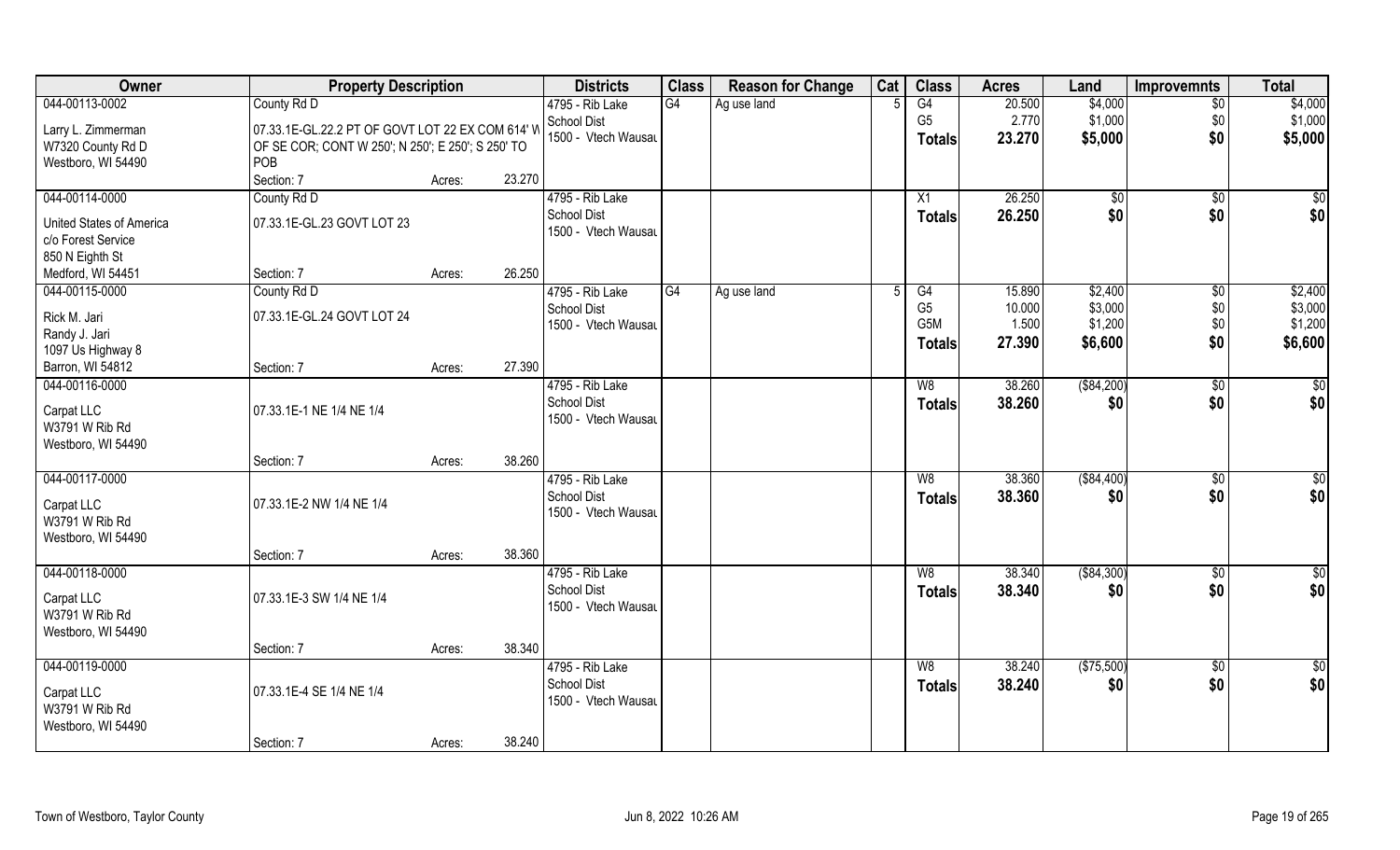| Owner | Property Description | | | Districts | Class | Reason for Change | Cat | Class | Acres | Land | Improvemnts | Total |
|---|---|---|---|---|---|---|---|---|---|---|---|---|
| 044-00113-0002 | County Rd D | | | 4795 - Rib Lake | G4 | Ag use land | 5 | G4 | 20.500 | $4,000 | $0 | $4,000 |
| Larry L. Zimmerman | 07.33.1E-GL.22.2 PT OF GOVT LOT 22 EX COM 614' W | | | School Dist | | | | G5 | 2.770 | $1,000 | $0 | $1,000 |
| W7320 County Rd D | OF SE COR; CONT W 250'; N 250'; E 250'; S 250' TO | | | 1500 - Vtech Wausau | | | | **Totals** | **23.270** | **$5,000** | **$0** | **$5,000** |
| Westboro, WI 54490 | POB | | | | | | | | | | | |
| | Section: 7 | Acres: | 23.270 | | | | | | | | | |
| 044-00114-0000 | County Rd D | | | 4795 - Rib Lake | | | | X1 | 26.250 | $0 | $0 | $0 |
| United States of America | 07.33.1E-GL.23 GOVT LOT 23 | | | School Dist | | | | **Totals** | **26.250** | **$0** | **$0** | **$0** |
| c/o Forest Service | | | | 1500 - Vtech Wausau | | | | | | | | |
| 850 N Eighth St | | | | | | | | | | | | |
| Medford, WI 54451 | Section: 7 | Acres: | 26.250 | | | | | | | | | |
| 044-00115-0000 | County Rd D | | | 4795 - Rib Lake | G4 | Ag use land | 5 | G4 | 15.890 | $2,400 | $0 | $2,400 |
| Rick M. Jari | 07.33.1E-GL.24 GOVT LOT 24 | | | School Dist | | | | G5 | 10.000 | $3,000 | $0 | $3,000 |
| Randy J. Jari | | | | 1500 - Vtech Wausau | | | | G5M | 1.500 | $1,200 | $0 | $1,200 |
| 1097 Us Highway 8 | | | | | | | | **Totals** | **27.390** | **$6,600** | **$0** | **$6,600** |
| Barron, WI 54812 | Section: 7 | Acres: | 27.390 | | | | | | | | | |
| 044-00116-0000 | | | | 4795 - Rib Lake | | | | W8 | 38.260 | ($84,200) | $0 | $0 |
| Carpat LLC | 07.33.1E-1 NE 1/4 NE 1/4 | | | School Dist | | | | **Totals** | **38.260** | **$0** | **$0** | **$0** |
| W3791 W Rib Rd | | | | 1500 - Vtech Wausau | | | | | | | | |
| Westboro, WI 54490 | | | | | | | | | | | | |
| | Section: 7 | Acres: | 38.260 | | | | | | | | | |
| 044-00117-0000 | | | | 4795 - Rib Lake | | | | W8 | 38.360 | ($84,400) | $0 | $0 |
| Carpat LLC | 07.33.1E-2 NW 1/4 NE 1/4 | | | School Dist | | | | **Totals** | **38.360** | **$0** | **$0** | **$0** |
| W3791 W Rib Rd | | | | 1500 - Vtech Wausau | | | | | | | | |
| Westboro, WI 54490 | | | | | | | | | | | | |
| | Section: 7 | Acres: | 38.360 | | | | | | | | | |
| 044-00118-0000 | | | | 4795 - Rib Lake | | | | W8 | 38.340 | ($84,300) | $0 | $0 |
| Carpat LLC | 07.33.1E-3 SW 1/4 NE 1/4 | | | School Dist | | | | **Totals** | **38.340** | **$0** | **$0** | **$0** |
| W3791 W Rib Rd | | | | 1500 - Vtech Wausau | | | | | | | | |
| Westboro, WI 54490 | | | | | | | | | | | | |
| | Section: 7 | Acres: | 38.340 | | | | | | | | | |
| 044-00119-0000 | | | | 4795 - Rib Lake | | | | W8 | 38.240 | ($75,500) | $0 | $0 |
| Carpat LLC | 07.33.1E-4 SE 1/4 NE 1/4 | | | School Dist | | | | **Totals** | **38.240** | **$0** | **$0** | **$0** |
| W3791 W Rib Rd | | | | 1500 - Vtech Wausau | | | | | | | | |
| Westboro, WI 54490 | | | | | | | | | | | | |
| | Section: 7 | Acres: | 38.240 | | | | | | | | | |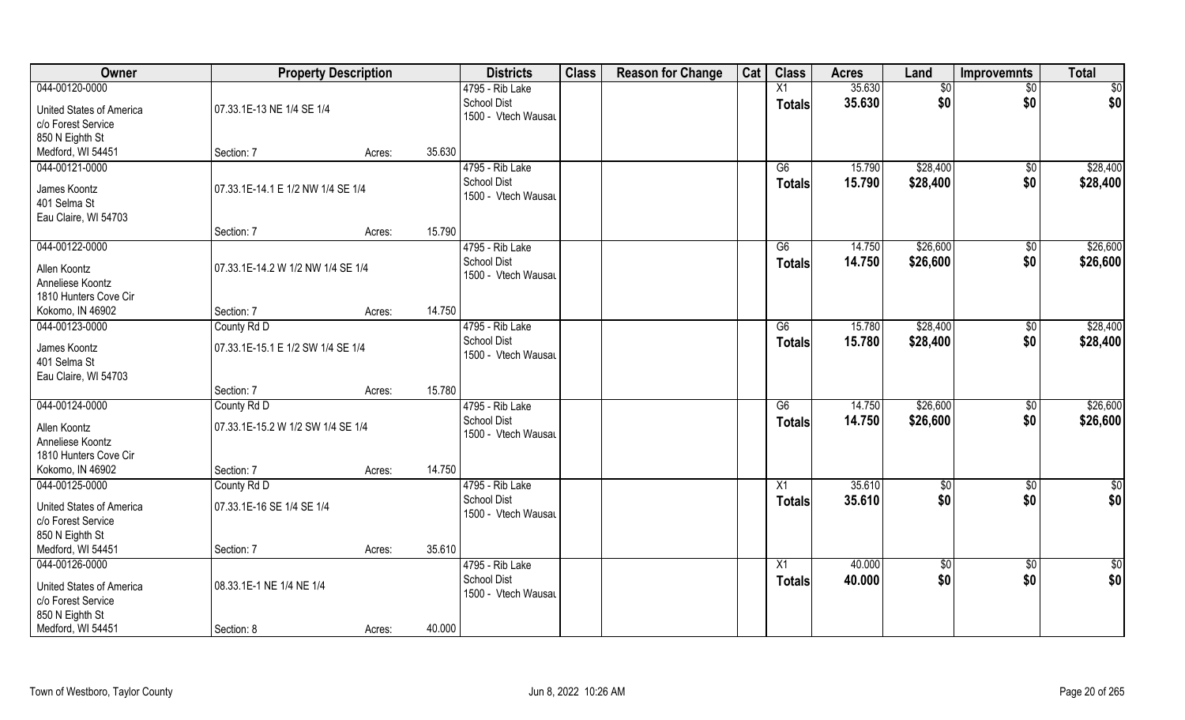| Owner | Property Description | | | Districts | Class | Reason for Change | Cat | Class | Acres | Land | Improvemnts | Total |
|---|---|---|---|---|---|---|---|---|---|---|---|---|
| 044-00120-0000 | | | | 4795 - Rib Lake | | | | X1 | 35.630 | $0 | $0 | $0 |
| United States of America<br>c/o Forest Service<br>850 N Eighth St<br>Medford, WI 54451 | 07.33.1E-13 NE 1/4 SE 1/4 | | | School Dist<br>1500 - Vtech Wausau | | | | Totals | 35.630 | $0 | $0 | $0 |
| | Section: 7 | Acres: | 35.630 | | | | | | | | | |
| 044-00121-0000 | | | | 4795 - Rib Lake | | | | G6 | 15.790 | $28,400 | $0 | $28,400 |
| James Koontz<br>401 Selma St<br>Eau Claire, WI 54703 | 07.33.1E-14.1 E 1/2 NW 1/4 SE 1/4 | | | School Dist<br>1500 - Vtech Wausau | | | | Totals | 15.790 | $28,400 | $0 | $28,400 |
| | Section: 7 | Acres: | 15.790 | | | | | | | | | |
| 044-00122-0000 | | | | 4795 - Rib Lake | | | | G6 | 14.750 | $26,600 | $0 | $26,600 |
| Allen Koontz<br>Anneliese Koontz<br>1810 Hunters Cove Cir<br>Kokomo, IN 46902 | 07.33.1E-14.2 W 1/2 NW 1/4 SE 1/4 | | | School Dist<br>1500 - Vtech Wausau | | | | Totals | 14.750 | $26,600 | $0 | $26,600 |
| | Section: 7 | Acres: | 14.750 | | | | | | | | | |
| 044-00123-0000 | County Rd D | | | 4795 - Rib Lake | | | | G6 | 15.780 | $28,400 | $0 | $28,400 |
| James Koontz<br>401 Selma St<br>Eau Claire, WI 54703 | 07.33.1E-15.1 E 1/2 SW 1/4 SE 1/4 | | | School Dist<br>1500 - Vtech Wausau | | | | Totals | 15.780 | $28,400 | $0 | $28,400 |
| | Section: 7 | Acres: | 15.780 | | | | | | | | | |
| 044-00124-0000 | County Rd D | | | 4795 - Rib Lake | | | | G6 | 14.750 | $26,600 | $0 | $26,600 |
| Allen Koontz<br>Anneliese Koontz<br>1810 Hunters Cove Cir<br>Kokomo, IN 46902 | 07.33.1E-15.2 W 1/2 SW 1/4 SE 1/4 | | | School Dist<br>1500 - Vtech Wausau | | | | Totals | 14.750 | $26,600 | $0 | $26,600 |
| | Section: 7 | Acres: | 14.750 | | | | | | | | | |
| 044-00125-0000 | County Rd D | | | 4795 - Rib Lake | | | | X1 | 35.610 | $0 | $0 | $0 |
| United States of America<br>c/o Forest Service<br>850 N Eighth St<br>Medford, WI 54451 | 07.33.1E-16 SE 1/4 SE 1/4 | | | School Dist<br>1500 - Vtech Wausau | | | | Totals | 35.610 | $0 | $0 | $0 |
| | Section: 7 | Acres: | 35.610 | | | | | | | | | |
| 044-00126-0000 | | | | 4795 - Rib Lake | | | | X1 | 40.000 | $0 | $0 | $0 |
| United States of America<br>c/o Forest Service<br>850 N Eighth St<br>Medford, WI 54451 | 08.33.1E-1 NE 1/4 NE 1/4 | | | School Dist<br>1500 - Vtech Wausau | | | | Totals | 40.000 | $0 | $0 | $0 |
| | Section: 8 | Acres: | 40.000 | | | | | | | | | |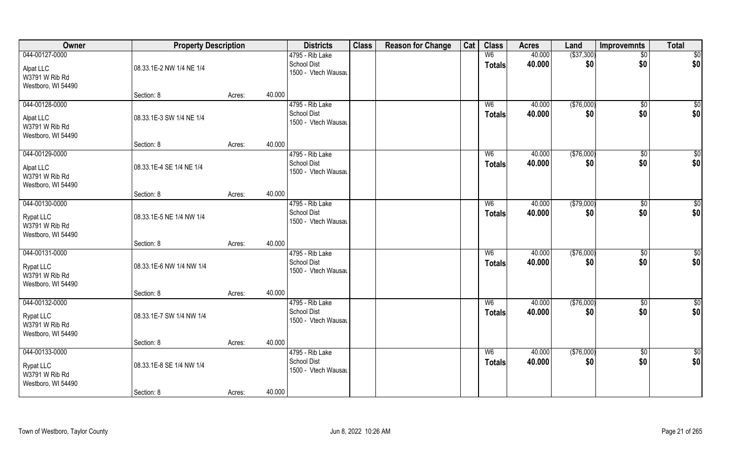| Owner | Property Description | | | Districts | Class | Reason for Change | Cat | Class | Acres | Land | Improvemnts | Total |
|---|---|---|---|---|---|---|---|---|---|---|---|---|
| 044-00127-0000 | | | | 4795 - Rib Lake | | | | W6 | 40.000 | ($37,300) | $0 | $0 |
| Alpat LLC | 08.33.1E-2 NW 1/4 NE 1/4 | | | School Dist | | | | **Totals** | **40.000** | **$0** | **$0** | **$0** |
| W3791 W Rib Rd | | | | 1500 - Vtech Wausau | | | | | | | | |
| Westboro, WI 54490 | | | | | | | | | | | | |
| | Section: 8 | Acres: | 40.000 | | | | | | | | | |
| 044-00128-0000 | | | | 4795 - Rib Lake | | | | W6 | 40.000 | ($76,000) | $0 | $0 |
| Alpat LLC | 08.33.1E-3 SW 1/4 NE 1/4 | | | School Dist | | | | **Totals** | **40.000** | **$0** | **$0** | **$0** |
| W3791 W Rib Rd | | | | 1500 - Vtech Wausau | | | | | | | | |
| Westboro, WI 54490 | | | | | | | | | | | | |
| | Section: 8 | Acres: | 40.000 | | | | | | | | | |
| 044-00129-0000 | | | | 4795 - Rib Lake | | | | W6 | 40.000 | ($76,000) | $0 | $0 |
| Alpat LLC | 08.33.1E-4 SE 1/4 NE 1/4 | | | School Dist | | | | **Totals** | **40.000** | **$0** | **$0** | **$0** |
| W3791 W Rib Rd | | | | 1500 - Vtech Wausau | | | | | | | | |
| Westboro, WI 54490 | | | | | | | | | | | | |
| | Section: 8 | Acres: | 40.000 | | | | | | | | | |
| 044-00130-0000 | | | | 4795 - Rib Lake | | | | W6 | 40.000 | ($79,000) | $0 | $0 |
| Rypat LLC | 08.33.1E-5 NE 1/4 NW 1/4 | | | School Dist | | | | **Totals** | **40.000** | **$0** | **$0** | **$0** |
| W3791 W Rib Rd | | | | 1500 - Vtech Wausau | | | | | | | | |
| Westboro, WI 54490 | | | | | | | | | | | | |
| | Section: 8 | Acres: | 40.000 | | | | | | | | | |
| 044-00131-0000 | | | | 4795 - Rib Lake | | | | W6 | 40.000 | ($76,000) | $0 | $0 |
| Rypat LLC | 08.33.1E-6 NW 1/4 NW 1/4 | | | School Dist | | | | **Totals** | **40.000** | **$0** | **$0** | **$0** |
| W3791 W Rib Rd | | | | 1500 - Vtech Wausau | | | | | | | | |
| Westboro, WI 54490 | | | | | | | | | | | | |
| | Section: 8 | Acres: | 40.000 | | | | | | | | | |
| 044-00132-0000 | | | | 4795 - Rib Lake | | | | W6 | 40.000 | ($76,000) | $0 | $0 |
| Rypat LLC | 08.33.1E-7 SW 1/4 NW 1/4 | | | School Dist | | | | **Totals** | **40.000** | **$0** | **$0** | **$0** |
| W3791 W Rib Rd | | | | 1500 - Vtech Wausau | | | | | | | | |
| Westboro, WI 54490 | | | | | | | | | | | | |
| | Section: 8 | Acres: | 40.000 | | | | | | | | | |
| 044-00133-0000 | | | | 4795 - Rib Lake | | | | W6 | 40.000 | ($76,000) | $0 | $0 |
| Rypat LLC | 08.33.1E-8 SE 1/4 NW 1/4 | | | School Dist | | | | **Totals** | **40.000** | **$0** | **$0** | **$0** |
| W3791 W Rib Rd | | | | 1500 - Vtech Wausau | | | | | | | | |
| Westboro, WI 54490 | | | | | | | | | | | | |
| | Section: 8 | Acres: | 40.000 | | | | | | | | | |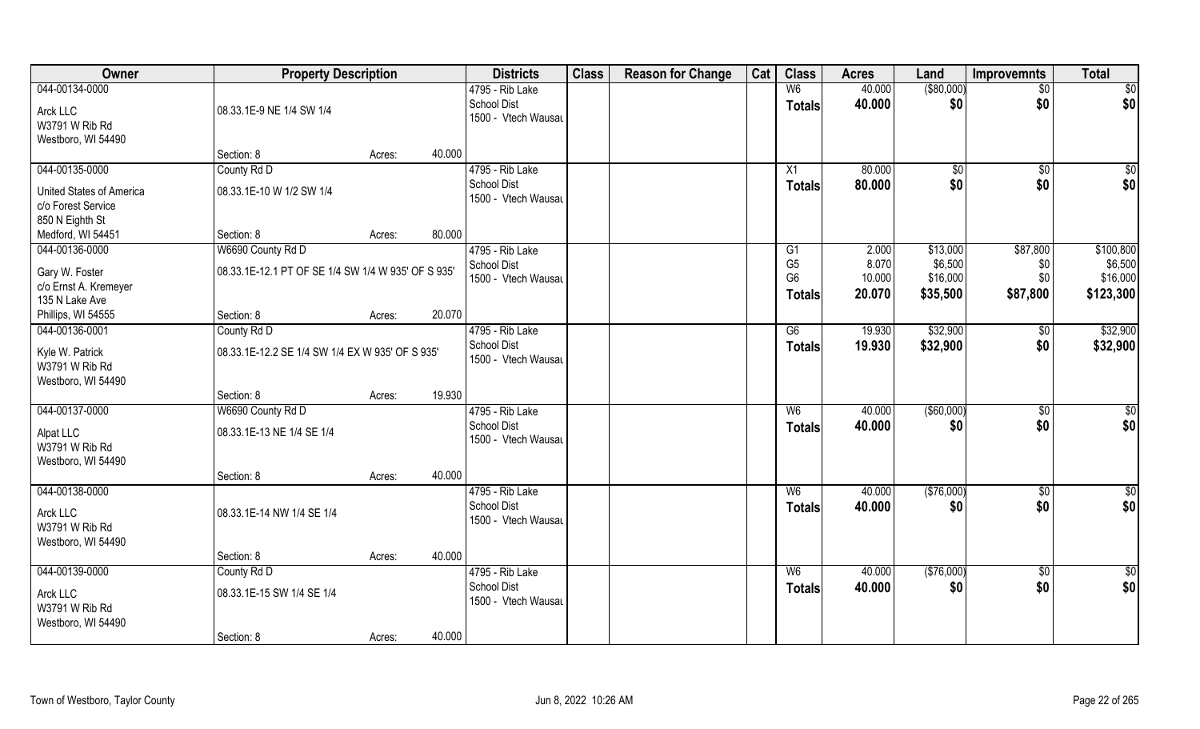| Owner | Property Description | | | Districts | Class | Reason for Change | Cat | Class | Acres | Land | Improvemnts | Total |
|---|---|---|---|---|---|---|---|---|---|---|---|---|
| 044-00134-0000 | | | | 4795 - Rib Lake | | | | W6 | 40.000 | ($80,000) | $0 | $0 |
| Arck LLC | 08.33.1E-9 NE 1/4 SW 1/4 | | | School Dist | | | | **Totals** | **40.000** | **$0** | **$0** | **$0** |
| W3791 W Rib Rd | | | | 1500 - Vtech Wausau | | | | | | | | |
| Westboro, WI 54490 | | | | | | | | | | | | |
| | Section: 8 | Acres: | 40.000 | | | | | | | | | |
| 044-00135-0000 | County Rd D | | | 4795 - Rib Lake | | | | X1 | 80.000 | $0 | $0 | $0 |
| United States of America | 08.33.1E-10 W 1/2 SW 1/4 | | | School Dist | | | | **Totals** | **80.000** | **$0** | **$0** | **$0** |
| c/o Forest Service | | | | 1500 - Vtech Wausau | | | | | | | | |
| 850 N Eighth St | | | | | | | | | | | | |
| Medford, WI 54451 | Section: 8 | Acres: | 80.000 | | | | | | | | | |
| 044-00136-0000 | W6690 County Rd D | | | 4795 - Rib Lake | | | | G1 | 2.000 | $13,000 | $87,800 | $100,800 |
| Gary W. Foster | 08.33.1E-12.1 PT OF SE 1/4 SW 1/4 W 935' OF S 935' | | | School Dist | | | | G5 | 8.070 | $6,500 | $0 | $6,500 |
| c/o Ernst A. Kremeyer | | | | 1500 - Vtech Wausau | | | | G6 | 10.000 | $16,000 | $0 | $16,000 |
| 135 N Lake Ave | | | | | | | | **Totals** | **20.070** | **$35,500** | **$87,800** | **$123,300** |
| Phillips, WI 54555 | Section: 8 | Acres: | 20.070 | | | | | | | | | |
| 044-00136-0001 | County Rd D | | | 4795 - Rib Lake | | | | G6 | 19.930 | $32,900 | $0 | $32,900 |
| Kyle W. Patrick | 08.33.1E-12.2 SE 1/4 SW 1/4 EX W 935' OF S 935' | | | School Dist | | | | **Totals** | **19.930** | **$32,900** | **$0** | **$32,900** |
| W3791 W Rib Rd | | | | 1500 - Vtech Wausau | | | | | | | | |
| Westboro, WI 54490 | | | | | | | | | | | | |
| | Section: 8 | Acres: | 19.930 | | | | | | | | | |
| 044-00137-0000 | W6690 County Rd D | | | 4795 - Rib Lake | | | | W6 | 40.000 | ($60,000) | $0 | $0 |
| Alpat LLC | 08.33.1E-13 NE 1/4 SE 1/4 | | | School Dist | | | | **Totals** | **40.000** | **$0** | **$0** | **$0** |
| W3791 W Rib Rd | | | | 1500 - Vtech Wausau | | | | | | | | |
| Westboro, WI 54490 | | | | | | | | | | | | |
| | Section: 8 | Acres: | 40.000 | | | | | | | | | |
| 044-00138-0000 | | | | 4795 - Rib Lake | | | | W6 | 40.000 | ($76,000) | $0 | $0 |
| Arck LLC | 08.33.1E-14 NW 1/4 SE 1/4 | | | School Dist | | | | **Totals** | **40.000** | **$0** | **$0** | **$0** |
| W3791 W Rib Rd | | | | 1500 - Vtech Wausau | | | | | | | | |
| Westboro, WI 54490 | | | | | | | | | | | | |
| | Section: 8 | Acres: | 40.000 | | | | | | | | | |
| 044-00139-0000 | County Rd D | | | 4795 - Rib Lake | | | | W6 | 40.000 | ($76,000) | $0 | $0 |
| Arck LLC | 08.33.1E-15 SW 1/4 SE 1/4 | | | School Dist | | | | **Totals** | **40.000** | **$0** | **$0** | **$0** |
| W3791 W Rib Rd | | | | 1500 - Vtech Wausau | | | | | | | | |
| Westboro, WI 54490 | | | | | | | | | | | | |
| | Section: 8 | Acres: | 40.000 | | | | | | | | | |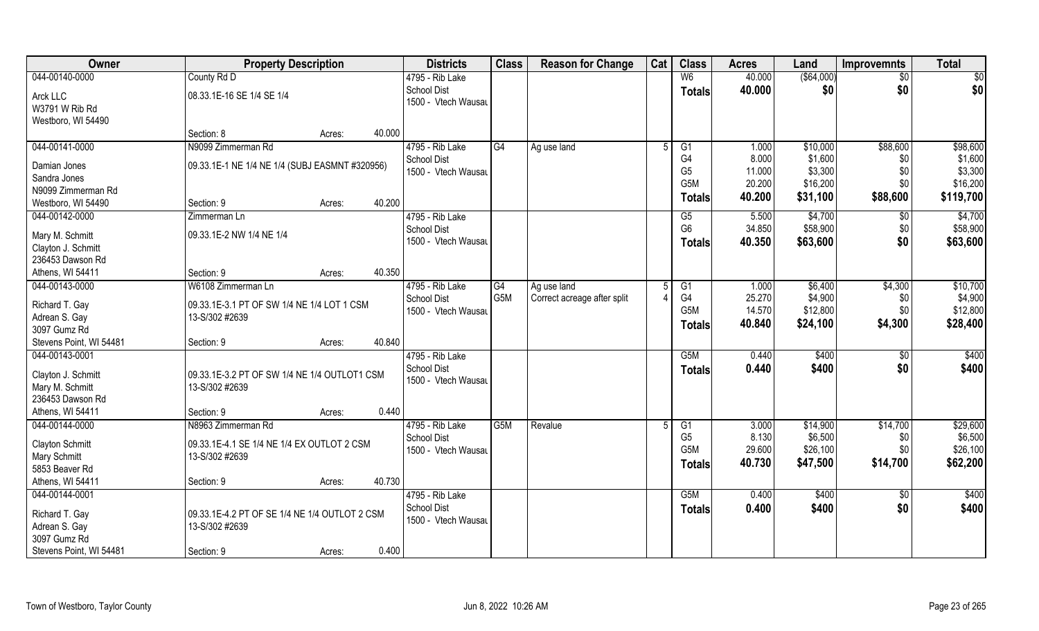| Owner | Property Description | | Districts | Class | Reason for Change | Cat | Class | Acres | Land | Improvemnts | Total |
|---|---|---|---|---|---|---|---|---|---|---|---|
| 044-00140-0000 | County Rd D | | 4795 - Rib Lake | | | | W6 | 40.000 | ($64,000) | $0 | $0 |
| Arck LLC | 08.33.1E-16 SE 1/4 SE 1/4 | | School Dist | | | | **Totals** | **40.000** | **$0** | **$0** | **$0** |
| W3791 W Rib Rd | | | 1500 - Vtech Wausau | | | | | | | | |
| Westboro, WI 54490 | | | | | | | | | | | |
| | Section: 8 | Acres: 40.000 | | | | | | | | | |
| 044-00141-0000 | N9099 Zimmerman Rd | | 4795 - Rib Lake | G4 | Ag use land | 5 | G1 | 1.000 | $10,000 | $88,600 | $98,600 |
| Damian Jones | 09.33.1E-1 NE 1/4 NE 1/4 (SUBJ EASMNT #320956) | | School Dist | | | | G4 | 8.000 | $1,600 | $0 | $1,600 |
| Sandra Jones | | | 1500 - Vtech Wausau | | | | G5 | 11.000 | $3,300 | $0 | $3,300 |
| N9099 Zimmerman Rd | | | | | | | G5M | 20.200 | $16,200 | $0 | $16,200 |
| Westboro, WI 54490 | Section: 9 | Acres: 40.200 | | | | | **Totals** | **40.200** | **$31,100** | **$88,600** | **$119,700** |
| 044-00142-0000 | Zimmerman Ln | | 4795 - Rib Lake | | | | G5 | 5.500 | $4,700 | $0 | $4,700 |
| Mary M. Schmitt | 09.33.1E-2 NW 1/4 NE 1/4 | | School Dist | | | | G6 | 34.850 | $58,900 | $0 | $58,900 |
| Clayton J. Schmitt | | | 1500 - Vtech Wausau | | | | **Totals** | **40.350** | **$63,600** | **$0** | **$63,600** |
| 236453 Dawson Rd | | | | | | | | | | | |
| Athens, WI 54411 | Section: 9 | Acres: 40.350 | | | | | | | | | |
| 044-00143-0000 | W6108 Zimmerman Ln | | 4795 - Rib Lake | G4 | Ag use land | 5 | G1 | 1.000 | $6,400 | $4,300 | $10,700 |
| Richard T. Gay | 09.33.1E-3.1 PT OF SW 1/4 NE 1/4 LOT 1 CSM | | School Dist | G5M | Correct acreage after split | 4 | G4 | 25.270 | $4,900 | $0 | $4,900 |
| Adrean S. Gay | 13-S/302 #2639 | | 1500 - Vtech Wausau | | | | G5M | 14.570 | $12,800 | $0 | $12,800 |
| 3097 Gumz Rd | | | | | | | **Totals** | **40.840** | **$24,100** | **$4,300** | **$28,400** |
| Stevens Point, WI 54481 | Section: 9 | Acres: 40.840 | | | | | | | | | |
| 044-00143-0001 | | | 4795 - Rib Lake | | | | G5M | 0.440 | $400 | $0 | $400 |
| Clayton J. Schmitt | 09.33.1E-3.2 PT OF SW 1/4 NE 1/4 OUTLOT1 CSM | | School Dist | | | | **Totals** | **0.440** | **$400** | **$0** | **$400** |
| Mary M. Schmitt | 13-S/302 #2639 | | 1500 - Vtech Wausau | | | | | | | | |
| 236453 Dawson Rd | | | | | | | | | | | |
| Athens, WI 54411 | Section: 9 | Acres: 0.440 | | | | | | | | | |
| 044-00144-0000 | N8963 Zimmerman Rd | | 4795 - Rib Lake | G5M | Revalue | 5 | G1 | 3.000 | $14,900 | $14,700 | $29,600 |
| Clayton Schmitt | 09.33.1E-4.1 SE 1/4 NE 1/4 EX OUTLOT 2 CSM | | School Dist | | | | G5 | 8.130 | $6,500 | $0 | $6,500 |
| Mary Schmitt | 13-S/302 #2639 | | 1500 - Vtech Wausau | | | | G5M | 29.600 | $26,100 | $0 | $26,100 |
| 5853 Beaver Rd | | | | | | | **Totals** | **40.730** | **$47,500** | **$14,700** | **$62,200** |
| Athens, WI 54411 | Section: 9 | Acres: 40.730 | | | | | | | | | |
| 044-00144-0001 | | | 4795 - Rib Lake | | | | G5M | 0.400 | $400 | $0 | $400 |
| Richard T. Gay | 09.33.1E-4.2 PT OF SE 1/4 NE 1/4 OUTLOT 2 CSM | | School Dist | | | | **Totals** | **0.400** | **$400** | **$0** | **$400** |
| Adrean S. Gay | 13-S/302 #2639 | | 1500 - Vtech Wausau | | | | | | | | |
| 3097 Gumz Rd | | | | | | | | | | | |
| Stevens Point, WI 54481 | Section: 9 | Acres: 0.400 | | | | | | | | | |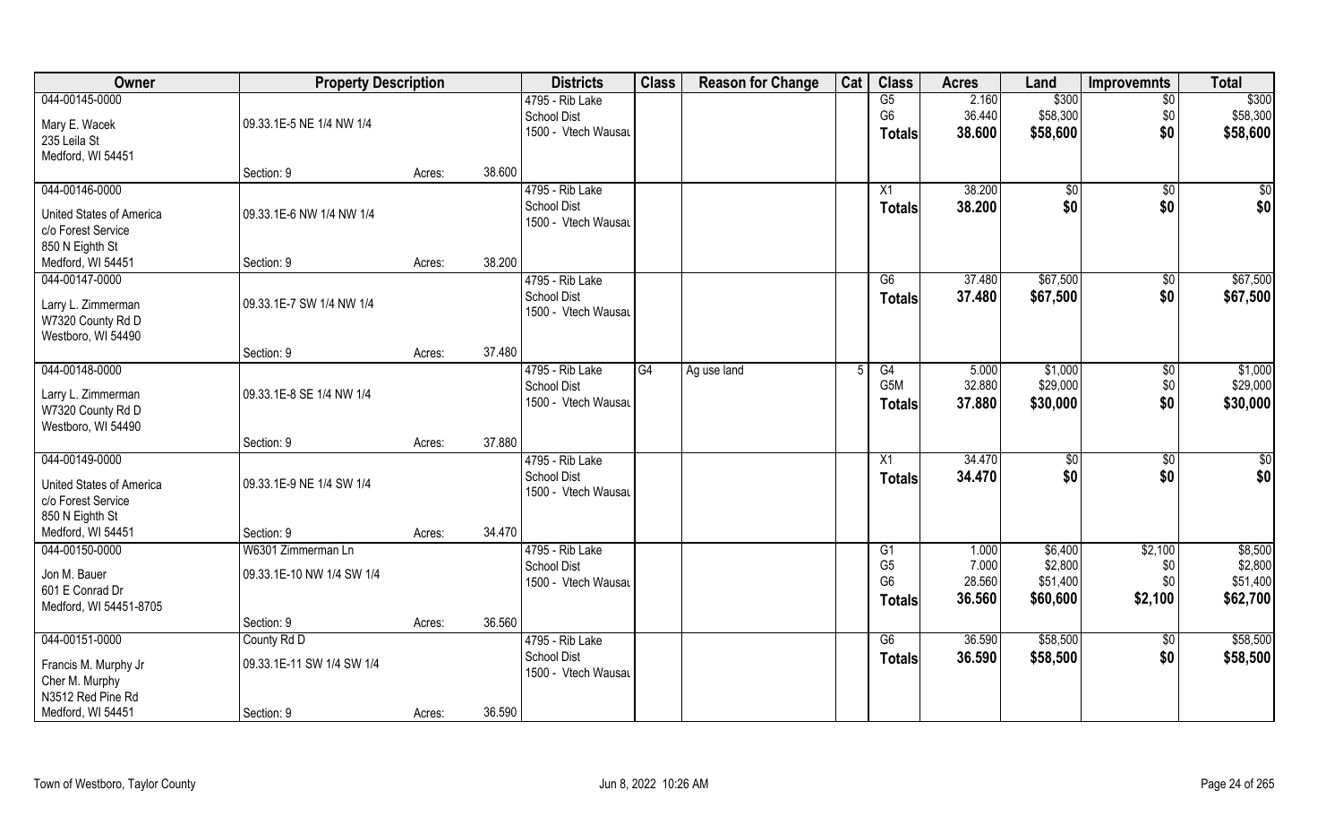| Owner | Property Description | | | Districts | Class | Reason for Change | Cat | Class | Acres | Land | Improvemnts | Total |
|---|---|---|---|---|---|---|---|---|---|---|---|---|
| 044-00145-0000 | | | | 4795 - Rib Lake | | | | G5 | 2.160 | $300 | $0 | $300 |
| Mary E. Wacek | 09.33.1E-5 NE 1/4 NW 1/4 | | | School Dist | | | | G6 | 36.440 | $58,300 | $0 | $58,300 |
| 235 Leila St | | | | 1500 - Vtech Wausau | | | | Totals | 38.600 | $58,600 | $0 | $58,600 |
| Medford, WI 54451 | Section: 9 | Acres: | 38.600 | | | | | | | | | |
| 044-00146-0000 | | | | 4795 - Rib Lake | | | | X1 | 38.200 | $0 | $0 | $0 |
| United States of America | 09.33.1E-6 NW 1/4 NW 1/4 | | | School Dist | | | | Totals | 38.200 | $0 | $0 | $0 |
| c/o Forest Service | | | | 1500 - Vtech Wausau | | | | | | | | |
| 850 N Eighth St | | | | | | | | | | | | |
| Medford, WI 54451 | Section: 9 | Acres: | 38.200 | | | | | | | | | |
| 044-00147-0000 | | | | 4795 - Rib Lake | | | | G6 | 37.480 | $67,500 | $0 | $67,500 |
| Larry L. Zimmerman | 09.33.1E-7 SW 1/4 NW 1/4 | | | School Dist | | | | Totals | 37.480 | $67,500 | $0 | $67,500 |
| W7320 County Rd D | | | | 1500 - Vtech Wausau | | | | | | | | |
| Westboro, WI 54490 | Section: 9 | Acres: | 37.480 | | | | | | | | | |
| 044-00148-0000 | | | | 4795 - Rib Lake | G4 | Ag use land | 5 | G4 | 5.000 | $1,000 | $0 | $1,000 |
| Larry L. Zimmerman | 09.33.1E-8 SE 1/4 NW 1/4 | | | School Dist | | | | G5M | 32.880 | $29,000 | $0 | $29,000 |
| W7320 County Rd D | | | | 1500 - Vtech Wausau | | | | Totals | 37.880 | $30,000 | $0 | $30,000 |
| Westboro, WI 54490 | Section: 9 | Acres: | 37.880 | | | | | | | | | |
| 044-00149-0000 | | | | 4795 - Rib Lake | | | | X1 | 34.470 | $0 | $0 | $0 |
| United States of America | 09.33.1E-9 NE 1/4 SW 1/4 | | | School Dist | | | | Totals | 34.470 | $0 | $0 | $0 |
| c/o Forest Service | | | | 1500 - Vtech Wausau | | | | | | | | |
| 850 N Eighth St | | | | | | | | | | | | |
| Medford, WI 54451 | Section: 9 | Acres: | 34.470 | | | | | | | | | |
| 044-00150-0000 | W6301 Zimmerman Ln | | | 4795 - Rib Lake | | | | G1 | 1.000 | $6,400 | $2,100 | $8,500 |
| Jon M. Bauer | 09.33.1E-10 NW 1/4 SW 1/4 | | | School Dist | | | | G5 | 7.000 | $2,800 | $0 | $2,800 |
| 601 E Conrad Dr | | | | 1500 - Vtech Wausau | | | | G6 | 28.560 | $51,400 | $0 | $51,400 |
| Medford, WI 54451-8705 | | | | | | | | Totals | 36.560 | $60,600 | $2,100 | $62,700 |
| | Section: 9 | Acres: | 36.560 | | | | | | | | | |
| 044-00151-0000 | County Rd D | | | 4795 - Rib Lake | | | | G6 | 36.590 | $58,500 | $0 | $58,500 |
| Francis M. Murphy Jr | 09.33.1E-11 SW 1/4 SW 1/4 | | | School Dist | | | | Totals | 36.590 | $58,500 | $0 | $58,500 |
| Cher M. Murphy | | | | 1500 - Vtech Wausau | | | | | | | | |
| N3512 Red Pine Rd | | | | | | | | | | | | |
| Medford, WI 54451 | Section: 9 | Acres: | 36.590 | | | | | | | | | |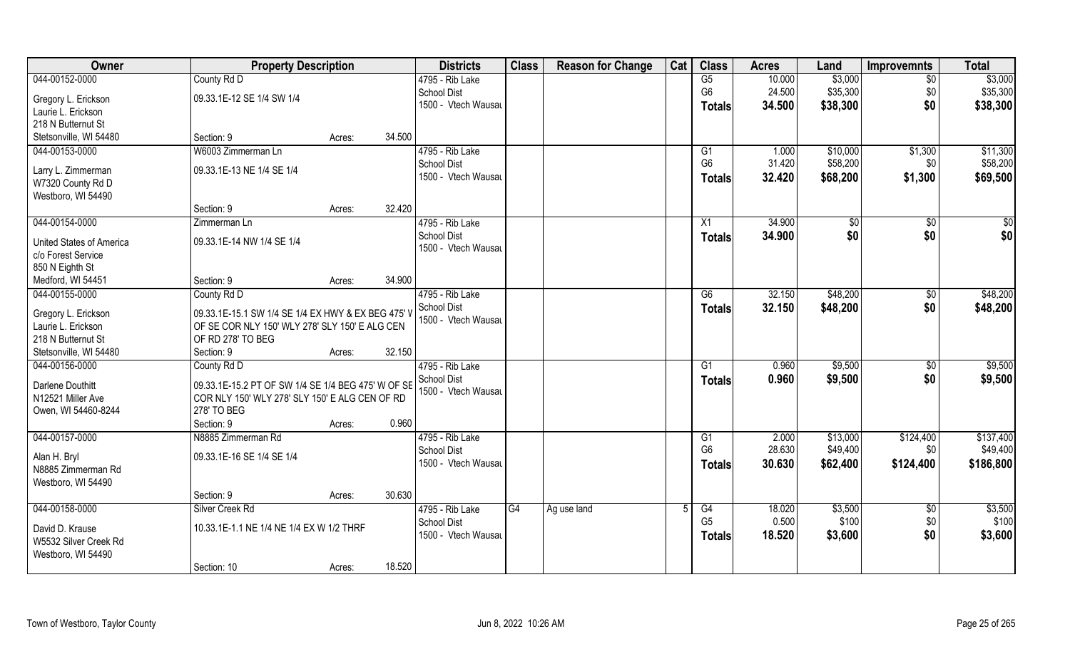| Owner | Property Description | | | Districts | Class | Reason for Change | Cat | Class | Acres | Land | Improvemnts | Total |
|---|---|---|---|---|---|---|---|---|---|---|---|---|
| 044-00152-0000 | County Rd D | | | 4795 - Rib Lake | | | | G5 | 10.000 | \$3,000 | \$0 | \$3,000 |
| Gregory L. Erickson | 09.33.1E-12 SE 1/4 SW 1/4 | | | School Dist | | | | G6 | 24.500 | \$35,300 | \$0 | \$35,300 |
| Laurie L. Erickson | | | | 1500 - Vtech Wausau | | | | **Totals** | **34.500** | **\$38,300** | **\$0** | **\$38,300** |
| 218 N Butternut St | | | | | | | | | | | | |
| Stetsonville, WI 54480 | Section: 9 | Acres: | 34.500 | | | | | | | | | |
| 044-00153-0000 | W6003 Zimmerman Ln | | | 4795 - Rib Lake | | | | G1 | 1.000 | \$10,000 | \$1,300 | \$11,300 |
| Larry L. Zimmerman | 09.33.1E-13 NE 1/4 SE 1/4 | | | School Dist | | | | G6 | 31.420 | \$58,200 | \$0 | \$58,200 |
| W7320 County Rd D | | | | 1500 - Vtech Wausau | | | | **Totals** | **32.420** | **\$68,200** | **\$1,300** | **\$69,500** |
| Westboro, WI 54490 | | | | | | | | | | | | |
| | Section: 9 | Acres: | 32.420 | | | | | | | | | |
| 044-00154-0000 | Zimmerman Ln | | | 4795 - Rib Lake | | | | X1 | 34.900 | \$0 | \$0 | \$0 |
| United States of America | 09.33.1E-14 NW 1/4 SE 1/4 | | | School Dist | | | | **Totals** | **34.900** | **\$0** | **\$0** | **\$0** |
| c/o Forest Service | | | | 1500 - Vtech Wausau | | | | | | | | |
| 850 N Eighth St | | | | | | | | | | | | |
| Medford, WI 54451 | Section: 9 | Acres: | 34.900 | | | | | | | | | |
| 044-00155-0000 | County Rd D | | | 4795 - Rib Lake | | | | G6 | 32.150 | \$48,200 | \$0 | \$48,200 |
| Gregory L. Erickson | 09.33.1E-15.1 SW 1/4 SE 1/4 EX HWY & EX BEG 475' V | | | School Dist | | | | **Totals** | **32.150** | **\$48,200** | **\$0** | **\$48,200** |
| Laurie L. Erickson | OF SE COR NLY 150' WLY 278' SLY 150' E ALG CEN | | | 1500 - Vtech Wausau | | | | | | | | |
| 218 N Butternut St | OF RD 278' TO BEG | | | | | | | | | | | |
| Stetsonville, WI 54480 | Section: 9 | Acres: | 32.150 | | | | | | | | | |
| 044-00156-0000 | County Rd D | | | 4795 - Rib Lake | | | | G1 | 0.960 | \$9,500 | \$0 | \$9,500 |
| Darlene Douthitt | 09.33.1E-15.2 PT OF SW 1/4 SE 1/4 BEG 475' W OF SE | | | School Dist | | | | **Totals** | **0.960** | **\$9,500** | **\$0** | **\$9,500** |
| N12521 Miller Ave | COR NLY 150' WLY 278' SLY 150' E ALG CEN OF RD | | | 1500 - Vtech Wausau | | | | | | | | |
| Owen, WI 54460-8244 | 278' TO BEG | | | | | | | | | | | |
| | Section: 9 | Acres: | 0.960 | | | | | | | | | |
| 044-00157-0000 | N8885 Zimmerman Rd | | | 4795 - Rib Lake | | | | G1 | 2.000 | \$13,000 | \$124,400 | \$137,400 |
| Alan H. Bryl | 09.33.1E-16 SE 1/4 SE 1/4 | | | School Dist | | | | G6 | 28.630 | \$49,400 | \$0 | \$49,400 |
| N8885 Zimmerman Rd | | | | 1500 - Vtech Wausau | | | | **Totals** | **30.630** | **\$62,400** | **\$124,400** | **\$186,800** |
| Westboro, WI 54490 | | | | | | | | | | | | |
| | Section: 9 | Acres: | 30.630 | | | | | | | | | |
| 044-00158-0000 | Silver Creek Rd | | | 4795 - Rib Lake | G4 | Ag use land | 5 | G4 | 18.020 | \$3,500 | \$0 | \$3,500 |
| David D. Krause | 10.33.1E-1.1 NE 1/4 NE 1/4 EX W 1/2 THRF | | | School Dist | | | | G5 | 0.500 | \$100 | \$0 | \$100 |
| W5532 Silver Creek Rd | | | | 1500 - Vtech Wausau | | | | **Totals** | **18.520** | **\$3,600** | **\$0** | **\$3,600** |
| Westboro, WI 54490 | | | | | | | | | | | | |
| | Section: 10 | Acres: | 18.520 | | | | | | | | | |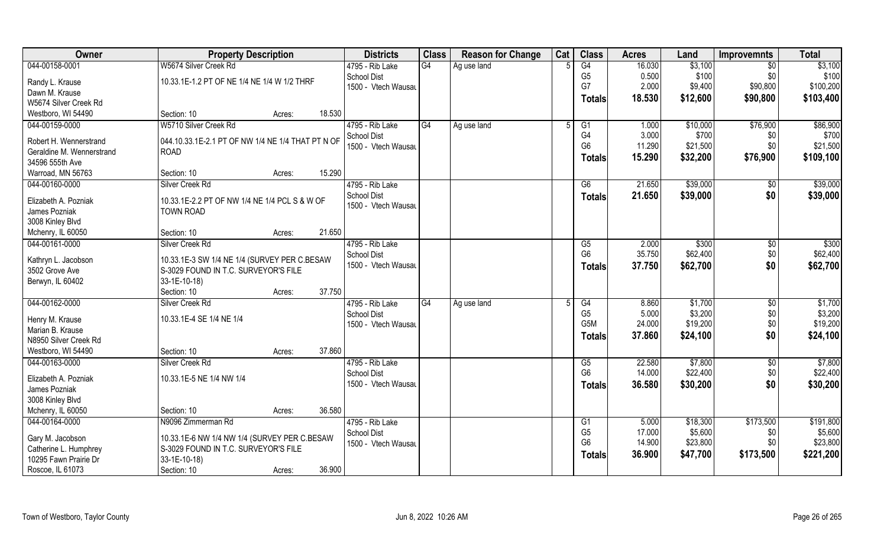| Owner | Property Description | | Districts | Class | Reason for Change | Cat | Class | Acres | Land | Improvemnts | Total |
|---|---|---|---|---|---|---|---|---|---|---|---|
| 044-00158-0001 | W5674 Silver Creek Rd | | 4795 - Rib Lake | G4 | Ag use land | 5 | G4 | 16.030 | $3,100 | $0 | $3,100 |
| Randy L. Krause | 10.33.1E-1.2 PT OF NE 1/4 NE 1/4 W 1/2 THRF | | School Dist | | | | G5 | 0.500 | $100 | $0 | $100 |
| Dawn M. Krause | | | 1500 - Vtech Wausau | | | | G7 | 2.000 | $9,400 | $90,800 | $100,200 |
| W5674 Silver Creek Rd | | | | | | | **Totals** | **18.530** | **$12,600** | **$90,800** | **$103,400** |
| Westboro, WI 54490 | Section: 10 | Acres: 18.530 | | | | | | | | | |
| 044-00159-0000 | W5710 Silver Creek Rd | | 4795 - Rib Lake | G4 | Ag use land | 5 | G1 | 1.000 | $10,000 | $76,900 | $86,900 |
| Robert H. Wennerstrand | 044.10.33.1E-2.1 PT OF NW 1/4 NE 1/4 THAT PT N OF | | School Dist | | | | G4 | 3.000 | $700 | $0 | $700 |
| Geraldine M. Wennerstrand | ROAD | | 1500 - Vtech Wausau | | | | G6 | 11.290 | $21,500 | $0 | $21,500 |
| 34596 555th Ave | | | | | | | **Totals** | **15.290** | **$32,200** | **$76,900** | **$109,100** |
| Warroad, MN 56763 | Section: 10 | Acres: 15.290 | | | | | | | | | |
| 044-00160-0000 | Silver Creek Rd | | 4795 - Rib Lake | | | | G6 | 21.650 | $39,000 | $0 | $39,000 |
| Elizabeth A. Pozniak | 10.33.1E-2.2 PT OF NW 1/4 NE 1/4 PCL S & W OF | | School Dist | | | | **Totals** | **21.650** | **$39,000** | **$0** | **$39,000** |
| James Pozniak | TOWN ROAD | | 1500 - Vtech Wausau | | | | | | | | |
| 3008 Kinley Blvd | | | | | | | | | | | |
| Mchenry, IL 60050 | Section: 10 | Acres: 21.650 | | | | | | | | | |
| 044-00161-0000 | Silver Creek Rd | | 4795 - Rib Lake | | | | G5 | 2.000 | $300 | $0 | $300 |
| Kathryn L. Jacobson | 10.33.1E-3 SW 1/4 NE 1/4 (SURVEY PER C.BESAW | | School Dist | | | | G6 | 35.750 | $62,400 | $0 | $62,400 |
| 3502 Grove Ave | S-3029 FOUND IN T.C. SURVEYOR'S FILE | | 1500 - Vtech Wausau | | | | **Totals** | **37.750** | **$62,700** | **$0** | **$62,700** |
| Berwyn, IL 60402 | 33-1E-10-18) | | | | | | | | | | |
| | Section: 10 | Acres: 37.750 | | | | | | | | | |
| 044-00162-0000 | Silver Creek Rd | | 4795 - Rib Lake | G4 | Ag use land | 5 | G4 | 8.860 | $1,700 | $0 | $1,700 |
| Henry M. Krause | 10.33.1E-4 SE 1/4 NE 1/4 | | School Dist | | | | G5 | 5.000 | $3,200 | $0 | $3,200 |
| Marian B. Krause | | | 1500 - Vtech Wausau | | | | G5M | 24.000 | $19,200 | $0 | $19,200 |
| N8950 Silver Creek Rd | | | | | | | **Totals** | **37.860** | **$24,100** | **$0** | **$24,100** |
| Westboro, WI 54490 | Section: 10 | Acres: 37.860 | | | | | | | | | |
| 044-00163-0000 | Silver Creek Rd | | 4795 - Rib Lake | | | | G5 | 22.580 | $7,800 | $0 | $7,800 |
| Elizabeth A. Pozniak | 10.33.1E-5 NE 1/4 NW 1/4 | | School Dist | | | | G6 | 14.000 | $22,400 | $0 | $22,400 |
| James Pozniak | | | 1500 - Vtech Wausau | | | | **Totals** | **36.580** | **$30,200** | **$0** | **$30,200** |
| 3008 Kinley Blvd | | | | | | | | | | | |
| Mchenry, IL 60050 | Section: 10 | Acres: 36.580 | | | | | | | | | |
| 044-00164-0000 | N9096 Zimmerman Rd | | 4795 - Rib Lake | | | | G1 | 5.000 | $18,300 | $173,500 | $191,800 |
| Gary M. Jacobson | 10.33.1E-6 NW 1/4 NW 1/4 (SURVEY PER C.BESAW | | School Dist | | | | G5 | 17.000 | $5,600 | $0 | $5,600 |
| Catherine L. Humphrey | S-3029 FOUND IN T.C. SURVEYOR'S FILE | | 1500 - Vtech Wausau | | | | G6 | 14.900 | $23,800 | $0 | $23,800 |
| 10295 Fawn Prairie Dr | 33-1E-10-18) | | | | | | **Totals** | **36.900** | **$47,700** | **$173,500** | **$221,200** |
| Roscoe, IL 61073 | Section: 10 | Acres: 36.900 | | | | | | | | | |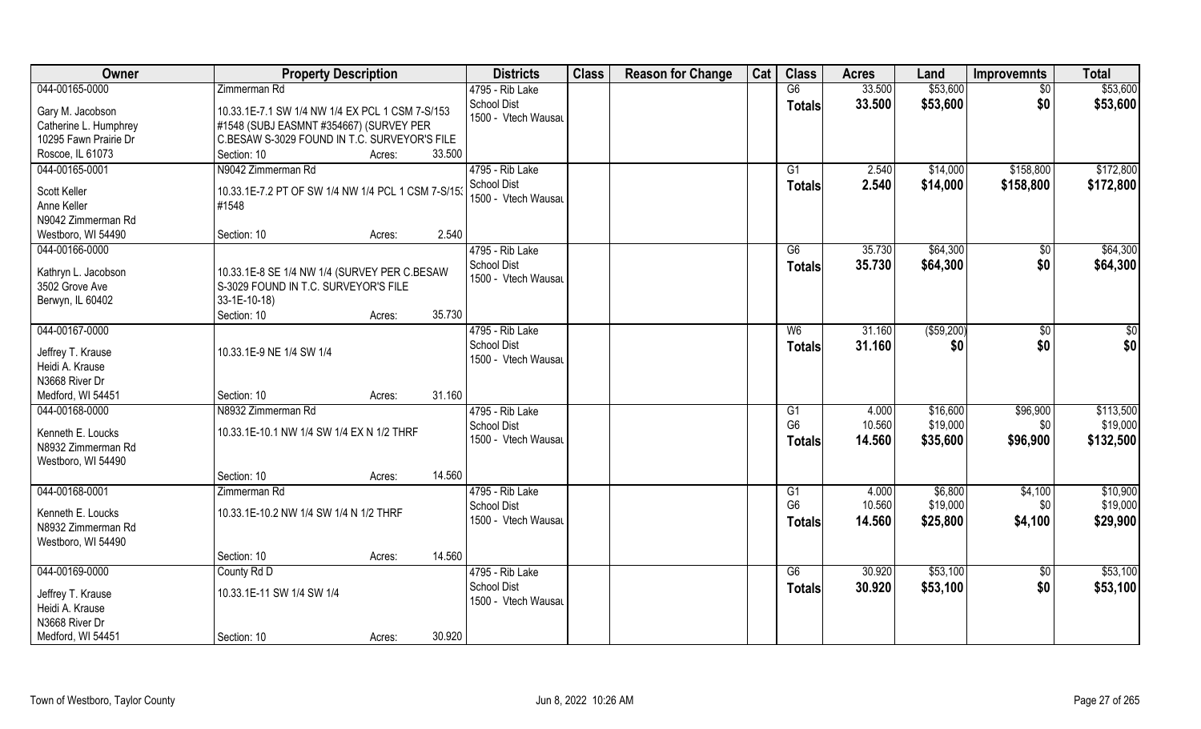| Owner | Property Description | | Districts | Class | Reason for Change | Cat | Class | Acres | Land | Improvemnts | Total |
|---|---|---|---|---|---|---|---|---|---|---|---|
| 044-00165-0000 | Zimmerman Rd | | 4795 - Rib Lake | | | | G6 | 33.500 | $53,600 | $0 | $53,600 |
| Gary M. Jacobson<br>Catherine L. Humphrey<br>10295 Fawn Prairie Dr<br>Roscoe, IL 61073 | 10.33.1E-7.1 SW 1/4 NW 1/4 EX PCL 1 CSM 7-S/153 #1548 (SUBJ EASMNT #354667) (SURVEY PER C.BESAW S-3029 FOUND IN T.C. SURVEYOR'S FILE | | School Dist<br>1500 - Vtech Wausau | | | | Totals | 33.500 | $53,600 | $0 | $53,600 |
| | Section: 10 | Acres: 33.500 | | | | | | | | | |
| 044-00165-0001 | N9042 Zimmerman Rd | | 4795 - Rib Lake | | | | G1 | 2.540 | $14,000 | $158,800 | $172,800 |
| Scott Keller<br>Anne Keller<br>N9042 Zimmerman Rd<br>Westboro, WI 54490 | 10.33.1E-7.2 PT OF SW 1/4 NW 1/4 PCL 1 CSM 7-S/153 #1548 | | School Dist<br>1500 - Vtech Wausau | | | | Totals | 2.540 | $14,000 | $158,800 | $172,800 |
| | Section: 10 | Acres: 2.540 | | | | | | | | | |
| 044-00166-0000 | | | 4795 - Rib Lake | | | | G6 | 35.730 | $64,300 | $0 | $64,300 |
| Kathryn L. Jacobson<br>3502 Grove Ave<br>Berwyn, IL 60402 | 10.33.1E-8 SE 1/4 NW 1/4 (SURVEY PER C.BESAW S-3029 FOUND IN T.C. SURVEYOR'S FILE 33-1E-10-18) | | School Dist<br>1500 - Vtech Wausau | | | | Totals | 35.730 | $64,300 | $0 | $64,300 |
| | Section: 10 | Acres: 35.730 | | | | | | | | | |
| 044-00167-0000 | | | 4795 - Rib Lake | | | | W6 | 31.160 | ($59,200) | $0 | $0 |
| Jeffrey T. Krause<br>Heidi A. Krause<br>N3668 River Dr<br>Medford, WI 54451 | 10.33.1E-9 NE 1/4 SW 1/4 | | School Dist<br>1500 - Vtech Wausau | | | | Totals | 31.160 | $0 | $0 | $0 |
| | Section: 10 | Acres: 31.160 | | | | | | | | | |
| 044-00168-0000 | N8932 Zimmerman Rd | | 4795 - Rib Lake | | | | G1 | 4.000 | $16,600 | $96,900 | $113,500 |
| Kenneth E. Loucks<br>N8932 Zimmerman Rd<br>Westboro, WI 54490 | 10.33.1E-10.1 NW 1/4 SW 1/4 EX N 1/2 THRF | | School Dist<br>1500 - Vtech Wausau | | | | G6 | 10.560 | $19,000 | $0 | $19,000 |
| | | | | | | | Totals | 14.560 | $35,600 | $96,900 | $132,500 |
| | Section: 10 | Acres: 14.560 | | | | | | | | | |
| 044-00168-0001 | Zimmerman Rd | | 4795 - Rib Lake | | | | G1 | 4.000 | $6,800 | $4,100 | $10,900 |
| Kenneth E. Loucks<br>N8932 Zimmerman Rd<br>Westboro, WI 54490 | 10.33.1E-10.2 NW 1/4 SW 1/4 N 1/2 THRF | | School Dist<br>1500 - Vtech Wausau | | | | G6 | 10.560 | $19,000 | $0 | $19,000 |
| | | | | | | | Totals | 14.560 | $25,800 | $4,100 | $29,900 |
| | Section: 10 | Acres: 14.560 | | | | | | | | | |
| 044-00169-0000 | County Rd D | | 4795 - Rib Lake | | | | G6 | 30.920 | $53,100 | $0 | $53,100 |
| Jeffrey T. Krause<br>Heidi A. Krause<br>N3668 River Dr<br>Medford, WI 54451 | 10.33.1E-11 SW 1/4 SW 1/4 | | School Dist<br>1500 - Vtech Wausau | | | | Totals | 30.920 | $53,100 | $0 | $53,100 |
| | Section: 10 | Acres: 30.920 | | | | | | | | | |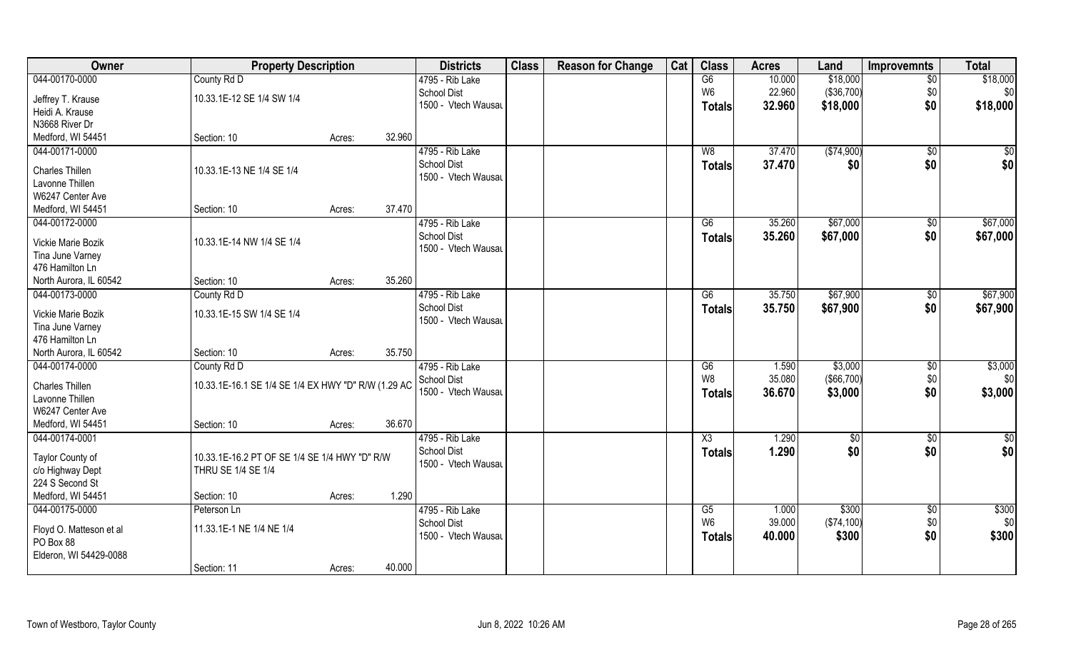| Owner | Property Description | | | Districts | Class | Reason for Change | Cat | Class | Acres | Land | Improvemnts | Total |
|---|---|---|---|---|---|---|---|---|---|---|---|---|
| 044-00170-0000 | County Rd D | | | 4795 - Rib Lake | | | | G6 | 10.000 | $18,000 | $0 | $18,000 |
| Jeffrey T. Krause | 10.33.1E-12 SE 1/4 SW 1/4 | | | School Dist | | | | W6 | 22.960 | ($36,700) | $0 | $0 |
| Heidi A. Krause | | | | 1500 - Vtech Wausau | | | | Totals | 32.960 | $18,000 | $0 | $18,000 |
| N3668 River Dr | | | | | | | | | | | | |
| Medford, WI 54451 | Section: 10 | Acres: | 32.960 | | | | | | | | | |
| 044-00171-0000 | | | | 4795 - Rib Lake | | | | W8 | 37.470 | ($74,900) | $0 | $0 |
| Charles Thillen | 10.33.1E-13 NE 1/4 SE 1/4 | | | School Dist | | | | Totals | 37.470 | $0 | $0 | $0 |
| Lavonne Thillen | | | | 1500 - Vtech Wausau | | | | | | | | |
| W6247 Center Ave | | | | | | | | | | | | |
| Medford, WI 54451 | Section: 10 | Acres: | 37.470 | | | | | | | | | |
| 044-00172-0000 | | | | 4795 - Rib Lake | | | | G6 | 35.260 | $67,000 | $0 | $67,000 |
| Vickie Marie Bozik | 10.33.1E-14 NW 1/4 SE 1/4 | | | School Dist | | | | Totals | 35.260 | $67,000 | $0 | $67,000 |
| Tina June Varney | | | | 1500 - Vtech Wausau | | | | | | | | |
| 476 Hamilton Ln | | | | | | | | | | | | |
| North Aurora, IL 60542 | Section: 10 | Acres: | 35.260 | | | | | | | | | |
| 044-00173-0000 | County Rd D | | | 4795 - Rib Lake | | | | G6 | 35.750 | $67,900 | $0 | $67,900 |
| Vickie Marie Bozik | 10.33.1E-15 SW 1/4 SE 1/4 | | | School Dist | | | | Totals | 35.750 | $67,900 | $0 | $67,900 |
| Tina June Varney | | | | 1500 - Vtech Wausau | | | | | | | | |
| 476 Hamilton Ln | | | | | | | | | | | | |
| North Aurora, IL 60542 | Section: 10 | Acres: | 35.750 | | | | | | | | | |
| 044-00174-0000 | County Rd D | | | 4795 - Rib Lake | | | | G6 | 1.590 | $3,000 | $0 | $3,000 |
| Charles Thillen | 10.33.1E-16.1 SE 1/4 SE 1/4 EX HWY "D" R/W (1.29 AC | | | School Dist | | | | W8 | 35.080 | ($66,700) | $0 | $0 |
| Lavonne Thillen | | | | 1500 - Vtech Wausau | | | | Totals | 36.670 | $3,000 | $0 | $3,000 |
| W6247 Center Ave | | | | | | | | | | | | |
| Medford, WI 54451 | Section: 10 | Acres: | 36.670 | | | | | | | | | |
| 044-00174-0001 | | | | 4795 - Rib Lake | | | | X3 | 1.290 | $0 | $0 | $0 |
| Taylor County of | 10.33.1E-16.2 PT OF SE 1/4 SE 1/4 HWY "D" R/W | | | School Dist | | | | Totals | 1.290 | $0 | $0 | $0 |
| c/o Highway Dept | THRU SE 1/4 SE 1/4 | | | 1500 - Vtech Wausau | | | | | | | | |
| 224 S Second St | | | | | | | | | | | | |
| Medford, WI 54451 | Section: 10 | Acres: | 1.290 | | | | | | | | | |
| 044-00175-0000 | Peterson Ln | | | 4795 - Rib Lake | | | | G5 | 1.000 | $300 | $0 | $300 |
| Floyd O. Matteson et al | 11.33.1E-1 NE 1/4 NE 1/4 | | | School Dist | | | | W6 | 39.000 | ($74,100) | $0 | $0 |
| PO Box 88 | | | | 1500 - Vtech Wausau | | | | Totals | 40.000 | $300 | $0 | $300 |
| Elderon, WI 54429-0088 | | | | | | | | | | | | |
| | Section: 11 | Acres: | 40.000 | | | | | | | | | |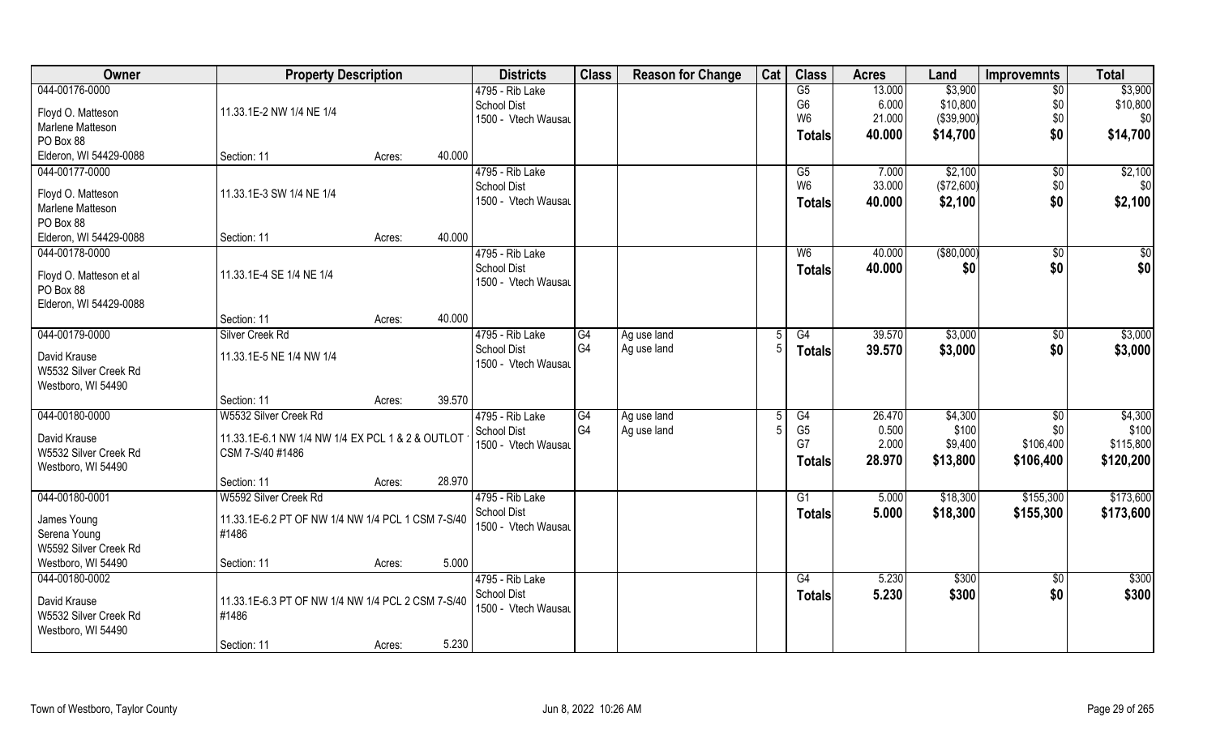| Owner | Property Description | | Districts | Class | Reason for Change | Cat | Class | Acres | Land | Improvemnts | Total |
|---|---|---|---|---|---|---|---|---|---|---|---|
| 044-00176-0000<br>Floyd O. Matteson<br>Marlene Matteson<br>PO Box 88<br>Elderon, WI 54429-0088 | 11.33.1E-2 NW 1/4 NE 1/4<br>Section: 11 | Acres: 40.000 | 4795 - Rib Lake School Dist<br>1500 - Vtech Wausau | | | | G5<br>G6<br>W6<br>**Totals** | 13.000<br>6.000<br>21.000<br>**40.000** | \$3,900<br>\$10,800<br>(\$39,900)<br>**\$14,700** | \$0<br>\$0<br>\$0<br>**\$0** | \$3,900<br>\$10,800<br>\$0<br>**\$14,700** |
| 044-00177-0000<br>Floyd O. Matteson<br>Marlene Matteson<br>PO Box 88<br>Elderon, WI 54429-0088 | 11.33.1E-3 SW 1/4 NE 1/4<br>Section: 11 | Acres: 40.000 | 4795 - Rib Lake School Dist<br>1500 - Vtech Wausau | | | | G5<br>W6<br>**Totals** | 7.000<br>33.000<br>**40.000** | \$2,100<br>(\$72,600)<br>**\$2,100** | \$0<br>\$0<br>**\$0** | \$2,100<br>\$0<br>**\$2,100** |
| 044-00178-0000<br>Floyd O. Matteson et al<br>PO Box 88<br>Elderon, WI 54429-0088 | 11.33.1E-4 SE 1/4 NE 1/4<br>Section: 11 | Acres: 40.000 | 4795 - Rib Lake School Dist<br>1500 - Vtech Wausau | | | | W6<br>**Totals** | 40.000<br>**40.000** | (\$80,000)<br>**\$0** | \$0<br>**\$0** | \$0<br>**\$0** |
| 044-00179-0000<br>David Krause<br>W5532 Silver Creek Rd<br>Westboro, WI 54490 | Silver Creek Rd<br>11.33.1E-5 NE 1/4 NW 1/4<br>Section: 11 | Acres: 39.570 | 4795 - Rib Lake School Dist<br>1500 - Vtech Wausau | G4<br>G4 | Ag use land<br>Ag use land | 5<br>5 | G4<br>**Totals** | 39.570<br>**39.570** | \$3,000<br>**\$3,000** | \$0<br>**\$0** | \$3,000<br>**\$3,000** |
| 044-00180-0000<br>David Krause<br>W5532 Silver Creek Rd<br>Westboro, WI 54490 | W5532 Silver Creek Rd<br>11.33.1E-6.1 NW 1/4 NW 1/4 EX PCL 1 & 2 & OUTLOT CSM 7-S/40 #1486<br>Section: 11 | Acres: 28.970 | 4795 - Rib Lake School Dist<br>1500 - Vtech Wausau | G4<br>G4 | Ag use land<br>Ag use land | 5<br>5 | G4<br>G5<br>G7<br>**Totals** | 26.470<br>0.500<br>2.000<br>**28.970** | \$4,300<br>\$100<br>\$9,400<br>**\$13,800** | \$0<br>\$0<br>\$106,400<br>**\$106,400** | \$4,300<br>\$100<br>\$115,800<br>**\$120,200** |
| 044-00180-0001<br>James Young<br>Serena Young<br>W5592 Silver Creek Rd<br>Westboro, WI 54490 | W5592 Silver Creek Rd<br>11.33.1E-6.2 PT OF NW 1/4 NW 1/4 PCL 1 CSM 7-S/40 #1486<br>Section: 11 | Acres: 5.000 | 4795 - Rib Lake School Dist<br>1500 - Vtech Wausau | | | | G1<br>**Totals** | 5.000<br>**5.000** | \$18,300<br>**\$18,300** | \$155,300<br>**\$155,300** | \$173,600<br>**\$173,600** |
| 044-00180-0002<br>David Krause<br>W5532 Silver Creek Rd<br>Westboro, WI 54490 | 11.33.1E-6.3 PT OF NW 1/4 NW 1/4 PCL 2 CSM 7-S/40 #1486<br>Section: 11 | Acres: 5.230 | 4795 - Rib Lake School Dist<br>1500 - Vtech Wausau | | | | G4<br>**Totals** | 5.230<br>**5.230** | \$300<br>**\$300** | \$0<br>**\$0** | \$300<br>**\$300** |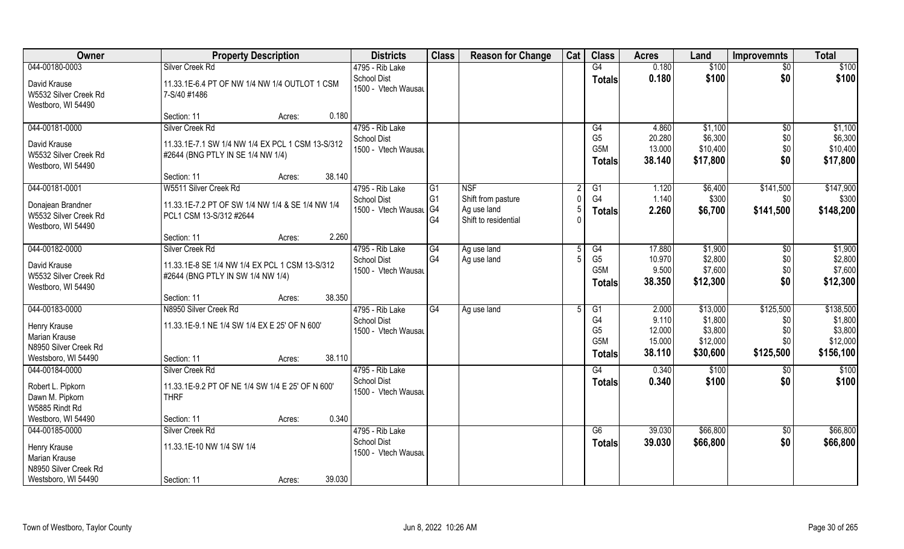| Owner | Property Description | | Districts | Class | Reason for Change | Cat | Class | Acres | Land | Improvemnts | Total |
|---|---|---|---|---|---|---|---|---|---|---|---|
| 044-00180-0003 | Silver Creek Rd | | 4795 - Rib Lake | | | | G4 | 0.180 | $100 | $0 | $100 |
| David Krause | 11.33.1E-6.4 PT OF NW 1/4 NW 1/4 OUTLOT 1 CSM | | School Dist | | | | **Totals** | **0.180** | **$100** | **$0** | **$100** |
| W5532 Silver Creek Rd | 7-S/40 #1486 | | 1500 - Vtech Wausau | | | | | | | | |
| Westboro, WI 54490 | | | | | | | | | | | |
| | Section: 11 | Acres: 0.180 | | | | | | | | | |
| 044-00181-0000 | Silver Creek Rd | | 4795 - Rib Lake | | | | G4 | 4.860 | $1,100 | $0 | $1,100 |
| David Krause | 11.33.1E-7.1 SW 1/4 NW 1/4 EX PCL 1 CSM 13-S/312 | | School Dist | | | | G5 | 20.280 | $6,300 | $0 | $6,300 |
| W5532 Silver Creek Rd | #2644 (BNG PTLY IN SE 1/4 NW 1/4) | | 1500 - Vtech Wausau | | | | G5M | 13.000 | $10,400 | $0 | $10,400 |
| Westboro, WI 54490 | | | | | | | **Totals** | **38.140** | **$17,800** | **$0** | **$17,800** |
| | Section: 11 | Acres: 38.140 | | | | | | | | | |
| 044-00181-0001 | W5511 Silver Creek Rd | | 4795 - Rib Lake | G1 | NSF | 2 | G1 | 1.120 | $6,400 | $141,500 | $147,900 |
| Donajean Brandner | 11.33.1E-7.2 PT OF SW 1/4 NW 1/4 & SE 1/4 NW 1/4 | | School Dist | G1 | Shift from pasture | 0 | G4 | 1.140 | $300 | $0 | $300 |
| W5532 Silver Creek Rd | PCL1 CSM 13-S/312 #2644 | | 1500 - Vtech Wausau | G4 | Ag use land | 5 | **Totals** | **2.260** | **$6,700** | **$141,500** | **$148,200** |
| Westboro, WI 54490 | | | | G4 | Shift to residential | 0 | | | | | |
| | Section: 11 | Acres: 2.260 | | | | | | | | | |
| 044-00182-0000 | Silver Creek Rd | | 4795 - Rib Lake | G4 | Ag use land | 5 | G4 | 17.880 | $1,900 | $0 | $1,900 |
| David Krause | 11.33.1E-8 SE 1/4 NW 1/4 EX PCL 1 CSM 13-S/312 | | School Dist | G4 | Ag use land | 5 | G5 | 10.970 | $2,800 | $0 | $2,800 |
| W5532 Silver Creek Rd | #2644 (BNG PTLY IN SW 1/4 NW 1/4) | | 1500 - Vtech Wausau | | | | G5M | 9.500 | $7,600 | $0 | $7,600 |
| Westboro, WI 54490 | | | | | | | **Totals** | **38.350** | **$12,300** | **$0** | **$12,300** |
| | Section: 11 | Acres: 38.350 | | | | | | | | | |
| 044-00183-0000 | N8950 Silver Creek Rd | | 4795 - Rib Lake | G4 | Ag use land | 5 | G1 | 2.000 | $13,000 | $125,500 | $138,500 |
| Henry Krause | 11.33.1E-9.1 NE 1/4 SW 1/4 EX E 25' OF N 600' | | School Dist | | | | G4 | 9.110 | $1,800 | $0 | $1,800 |
| Marian Krause | | | 1500 - Vtech Wausau | | | | G5 | 12.000 | $3,800 | $0 | $3,800 |
| N8950 Silver Creek Rd | | | | | | | G5M | 15.000 | $12,000 | $0 | $12,000 |
| Westsboro, WI 54490 | Section: 11 | Acres: 38.110 | | | | | **Totals** | **38.110** | **$30,600** | **$125,500** | **$156,100** |
| 044-00184-0000 | Silver Creek Rd | | 4795 - Rib Lake | | | | G4 | 0.340 | $100 | $0 | $100 |
| Robert L. Pipkorn | 11.33.1E-9.2 PT OF NE 1/4 SW 1/4 E 25' OF N 600' | | School Dist | | | | **Totals** | **0.340** | **$100** | **$0** | **$100** |
| Dawn M. Pipkorn | THRF | | 1500 - Vtech Wausau | | | | | | | | |
| W5885 Rindt Rd | | | | | | | | | | | |
| Westboro, WI 54490 | Section: 11 | Acres: 0.340 | | | | | | | | | |
| 044-00185-0000 | Silver Creek Rd | | 4795 - Rib Lake | | | | G6 | 39.030 | $66,800 | $0 | $66,800 |
| Henry Krause | 11.33.1E-10 NW 1/4 SW 1/4 | | School Dist | | | | **Totals** | **39.030** | **$66,800** | **$0** | **$66,800** |
| Marian Krause | | | 1500 - Vtech Wausau | | | | | | | | |
| N8950 Silver Creek Rd | | | | | | | | | | | |
| Westsboro, WI 54490 | Section: 11 | Acres: 39.030 | | | | | | | | | |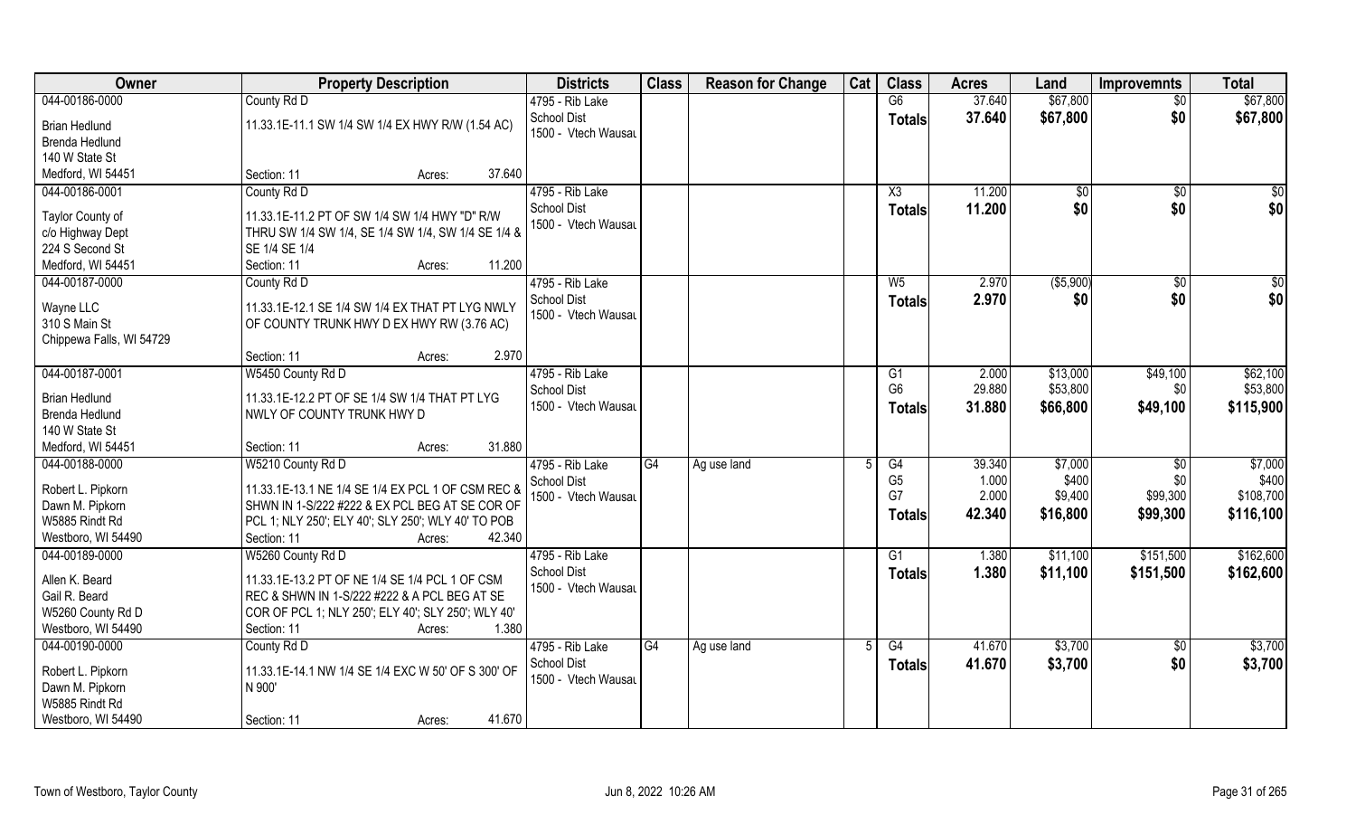| Owner | Property Description | Districts | Class | Reason for Change | Cat | Class | Acres | Land | Improvemnts | Total |
|---|---|---|---|---|---|---|---|---|---|---|
| 044-00186-0000<br>Brian Hedlund<br>Brenda Hedlund<br>140 W State St<br>Medford, WI 54451 | County Rd D<br>11.33.1E-11.1 SW 1/4 SW 1/4 EX HWY R/W (1.54 AC)<br>Section: 11 Acres: 37.640 | 4795 - Rib Lake School Dist<br>1500 - Vtech Wausau | | | | G6<br>**Totals** | 37.640<br>**37.640** | $67,800<br>**$67,800** | $0<br>**$0** | $67,800<br>**$67,800** |
| 044-00186-0001<br>Taylor County of<br>c/o Highway Dept<br>224 S Second St<br>Medford, WI 54451 | County Rd D<br>11.33.1E-11.2 PT OF SW 1/4 SW 1/4 HWY "D" R/W THRU SW 1/4 SW 1/4, SE 1/4 SW 1/4, SW 1/4 SE 1/4 & SE 1/4 SE 1/4<br>Section: 11 Acres: 11.200 | 4795 - Rib Lake School Dist<br>1500 - Vtech Wausau | | | | X3<br>**Totals** | 11.200<br>**11.200** | $0<br>**$0** | $0<br>**$0** | $0<br>**$0** |
| 044-00187-0000<br>Wayne LLC<br>310 S Main St<br>Chippewa Falls, WI 54729 | County Rd D<br>11.33.1E-12.1 SE 1/4 SW 1/4 EX THAT PT LYG NWLY OF COUNTY TRUNK HWY D EX HWY RW (3.76 AC)<br>Section: 11 Acres: 2.970 | 4795 - Rib Lake School Dist<br>1500 - Vtech Wausau | | | | W5<br>**Totals** | 2.970<br>**2.970** | ($5,900)<br>**$0** | $0<br>**$0** | $0<br>**$0** |
| 044-00187-0001<br>Brian Hedlund<br>Brenda Hedlund<br>140 W State St<br>Medford, WI 54451 | W5450 County Rd D<br>11.33.1E-12.2 PT OF SE 1/4 SW 1/4 THAT PT LYG NWLY OF COUNTY TRUNK HWY D<br>Section: 11 Acres: 31.880 | 4795 - Rib Lake School Dist<br>1500 - Vtech Wausau | | | | G1<br>G6<br>**Totals** | 2.000<br>29.880<br>**31.880** | $13,000<br>$53,800<br>**$66,800** | $49,100<br>$0<br>**$49,100** | $62,100<br>$53,800<br>**$115,900** |
| 044-00188-0000<br>Robert L. Pipkorn<br>Dawn M. Pipkorn<br>W5885 Rindt Rd<br>Westboro, WI 54490 | W5210 County Rd D<br>11.33.1E-13.1 NE 1/4 SE 1/4 EX PCL 1 OF CSM REC & SHWN IN 1-S/222 #222 & EX PCL BEG AT SE COR OF PCL 1; NLY 250'; ELY 40'; SLY 250'; WLY 40' TO POB<br>Section: 11 Acres: 42.340 | 4795 - Rib Lake School Dist<br>1500 - Vtech Wausau | G4 | Ag use land | 5 | G4<br>G5<br>G7<br>**Totals** | 39.340<br>1.000<br>2.000<br>**42.340** | $7,000<br>$400<br>$9,400<br>**$16,800** | $0<br>$0<br>$99,300<br>**$99,300** | $7,000<br>$400<br>$108,700<br>**$116,100** |
| 044-00189-0000<br>Allen K. Beard<br>Gail R. Beard<br>W5260 County Rd D<br>Westboro, WI 54490 | W5260 County Rd D<br>11.33.1E-13.2 PT OF NE 1/4 SE 1/4 PCL 1 OF CSM REC & SHWN IN 1-S/222 #222 & A PCL BEG AT SE COR OF PCL 1; NLY 250'; ELY 40'; SLY 250'; WLY 40'<br>Section: 11 Acres: 1.380 | 4795 - Rib Lake School Dist<br>1500 - Vtech Wausau | | | | G1<br>**Totals** | 1.380<br>**1.380** | $11,100<br>**$11,100** | $151,500<br>**$151,500** | $162,600<br>**$162,600** |
| 044-00190-0000<br>Robert L. Pipkorn<br>Dawn M. Pipkorn<br>W5885 Rindt Rd<br>Westboro, WI 54490 | County Rd D<br>11.33.1E-14.1 NW 1/4 SE 1/4 EXC W 50' OF S 300' OF N 900'<br>Section: 11 Acres: 41.670 | 4795 - Rib Lake School Dist<br>1500 - Vtech Wausau | G4 | Ag use land | 5 | G4<br>**Totals** | 41.670<br>**41.670** | $3,700<br>**$3,700** | $0<br>**$0** | $3,700<br>**$3,700** |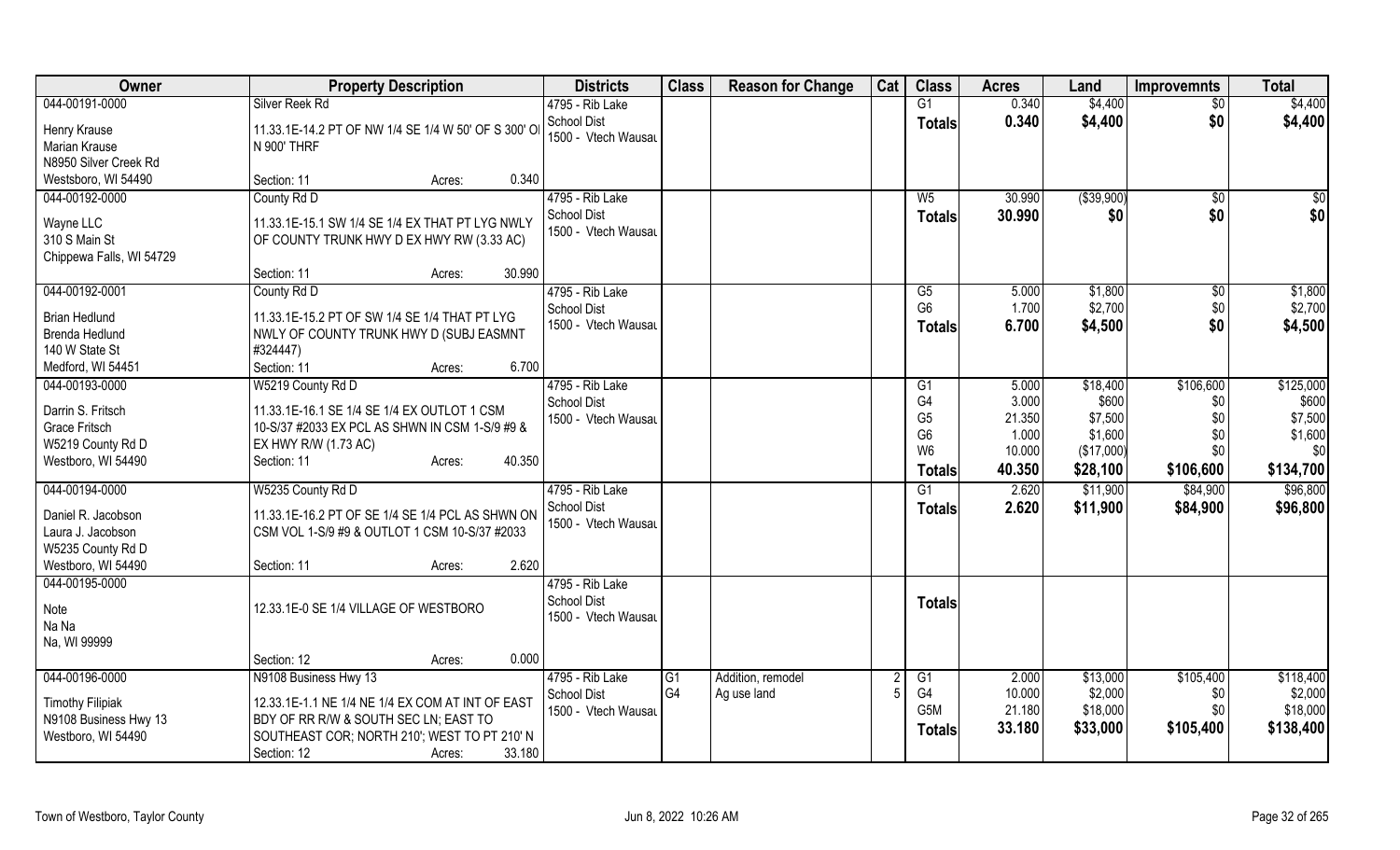| Owner | Property Description | Districts | Class | Reason for Change | Cat | Class | Acres | Land | Improvemnts | Total |
|---|---|---|---|---|---|---|---|---|---|---|
| 044-00191-0000<br>Henry Krause<br>Marian Krause<br>N8950 Silver Creek Rd<br>Westsboro, WI 54490 | Silver Reek Rd<br>11.33.1E-14.2 PT OF NW 1/4 SE 1/4 W 50' OF S 300' OI N 900' THRF<br>Section: 11 Acres: 0.340 | 4795 - Rib Lake<br>School Dist<br>1500 - Vtech Wausau | | | | G1<br>**Totals** | 0.340<br>**0.340** | $4,400<br>**$4,400** | $0<br>**$0** | $4,400<br>**$4,400** |
| 044-00192-0000<br>Wayne LLC<br>310 S Main St<br>Chippewa Falls, WI 54729 | County Rd D<br>11.33.1E-15.1 SW 1/4 SE 1/4 EX THAT PT LYG NWLY OF COUNTY TRUNK HWY D EX HWY RW (3.33 AC)<br>Section: 11 Acres: 30.990 | 4795 - Rib Lake<br>School Dist<br>1500 - Vtech Wausau | | | | W5<br>**Totals** | 30.990<br>**30.990** | ($39,900)<br>**$0** | $0<br>**$0** | $0<br>**$0** |
| 044-00192-0001<br>Brian Hedlund<br>Brenda Hedlund<br>140 W State St<br>Medford, WI 54451 | County Rd D<br>11.33.1E-15.2 PT OF SW 1/4 SE 1/4 THAT PT LYG NWLY OF COUNTY TRUNK HWY D (SUBJ EASMNT #324447)<br>Section: 11 Acres: 6.700 | 4795 - Rib Lake<br>School Dist<br>1500 - Vtech Wausau | | | | G5<br>G6<br>**Totals** | 5.000<br>1.700<br>**6.700** | $1,800<br>$2,700<br>**$4,500** | $0<br>$0<br>**$0** | $1,800<br>$2,700<br>**$4,500** |
| 044-00193-0000<br>Darrin S. Fritsch<br>Grace Fritsch<br>W5219 County Rd D<br>Westboro, WI 54490 | W5219 County Rd D<br>11.33.1E-16.1 SE 1/4 SE 1/4 EX OUTLOT 1 CSM 10-S/37 #2033 EX PCL AS SHWN IN CSM 1-S/9 #9 & EX HWY R/W (1.73 AC)<br>Section: 11 Acres: 40.350 | 4795 - Rib Lake<br>School Dist<br>1500 - Vtech Wausau | | | | G1<br>G4<br>G5<br>G6<br>W6<br>**Totals** | 5.000<br>3.000<br>21.350<br>1.000<br>10.000<br>**40.350** | $18,400<br>$600<br>$7,500<br>$1,600<br>($17,000)<br>**$28,100** | $106,600<br>$0<br>$0<br>$0<br>$0<br>**$106,600** | $125,000<br>$600<br>$7,500<br>$1,600<br>$0<br>**$134,700** |
| 044-00194-0000<br>Daniel R. Jacobson<br>Laura J. Jacobson<br>W5235 County Rd D<br>Westboro, WI 54490 | W5235 County Rd D<br>11.33.1E-16.2 PT OF SE 1/4 SE 1/4 PCL AS SHWN ON CSM VOL 1-S/9 #9 & OUTLOT 1 CSM 10-S/37 #2033<br>Section: 11 Acres: 2.620 | 4795 - Rib Lake<br>School Dist<br>1500 - Vtech Wausau | | | | G1<br>**Totals** | 2.620<br>**2.620** | $11,900<br>**$11,900** | $84,900<br>**$84,900** | $96,800<br>**$96,800** |
| 044-00195-0000<br>Note<br>Na Na<br>Na, WI 99999 | 12.33.1E-0 SE 1/4 VILLAGE OF WESTBORO<br>Section: 12 Acres: 0.000 | 4795 - Rib Lake<br>School Dist<br>1500 - Vtech Wausau | | | | **Totals** | | | | |
| 044-00196-0000<br>Timothy Filipiak<br>N9108 Business Hwy 13<br>Westboro, WI 54490 | N9108 Business Hwy 13<br>12.33.1E-1.1 NE 1/4 NE 1/4 EX COM AT INT OF EAST BDY OF RR R/W & SOUTH SEC LN; EAST TO SOUTHEAST COR; NORTH 210'; WEST TO PT 210' N<br>Section: 12 Acres: 33.180 | 4795 - Rib Lake<br>School Dist<br>1500 - Vtech Wausau | G1<br>G4 | Addition, remodel<br>Ag use land | 2<br>5 | G1<br>G4<br>G5M<br>**Totals** | 2.000<br>10.000<br>21.180<br>**33.180** | $13,000<br>$2,000<br>$18,000<br>**$33,000** | $105,400<br>$0<br>$0<br>**$105,400** | $118,400<br>$2,000<br>$18,000<br>**$138,400** |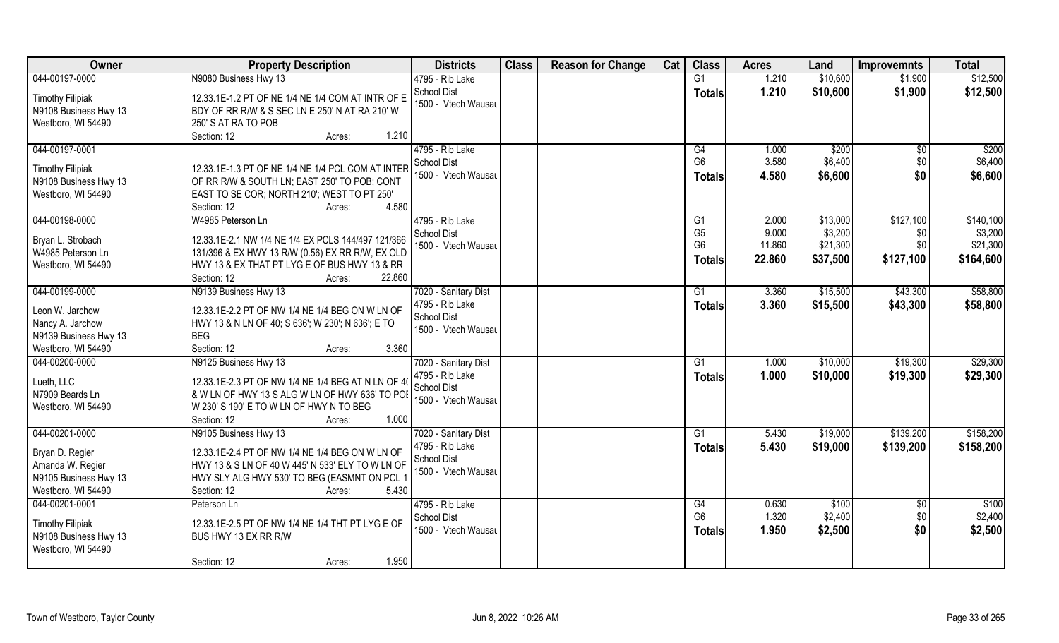| Owner | Property Description | Districts | Class | Reason for Change | Cat | Class | Acres | Land | Improvemnts | Total |
|---|---|---|---|---|---|---|---|---|---|---|
| 044-00197-0000<br><br>Timothy Filipiak<br>N9080 Business Hwy 13<br>Westboro, WI 54490 | N9080 Business Hwy 13<br><br>12.33.1E-1.2 PT OF NE 1/4 NE 1/4 COM AT INTR OF E BDY OF RR R/W & S SEC LN E 250' N AT RA 210' W 250' S AT RA TO POB<br>Section: 12 Acres: 1.210 | 4795 - Rib Lake School Dist<br>1500 - Vtech Wausau | | | | G1<br>**Totals** | 1.210<br>**1.210** | $10,600<br>**$10,600** | $1,900<br>**$1,900** | $12,500<br>**$12,500** |
| 044-00197-0001<br><br>Timothy Filipiak<br>N9108 Business Hwy 13<br>Westboro, WI 54490 | 12.33.1E-1.3 PT OF NE 1/4 NE 1/4 PCL COM AT INTER OF RR R/W & SOUTH LN; EAST 250' TO POB; CONT EAST TO SE COR; NORTH 210'; WEST TO PT 250'<br>Section: 12 Acres: 4.580 | 4795 - Rib Lake School Dist<br>1500 - Vtech Wausau | | | | G4<br>G6<br>**Totals** | 1.000<br>3.580<br>**4.580** | $200<br>$6,400<br>**$6,600** | $0<br>$0<br>**$0** | $200<br>$6,400<br>**$6,600** |
| 044-00198-0000<br><br>Bryan L. Strobach<br>W4985 Peterson Ln<br>Westboro, WI 54490 | W4985 Peterson Ln<br><br>12.33.1E-2.1 NW 1/4 NE 1/4 EX PCLS 144/497 121/366 131/396 & EX HWY 13 R/W (0.56) EX RR R/W, EX OLD HWY 13 & EX THAT PT LYG E OF BUS HWY 13 & RR<br>Section: 12 Acres: 22.860 | 4795 - Rib Lake School Dist<br>1500 - Vtech Wausau | | | | G1<br>G5<br>G6<br>**Totals** | 2.000<br>9.000<br>11.860<br>**22.860** | $13,000<br>$3,200<br>$21,300<br>**$37,500** | $127,100<br>$0<br>$0<br>**$127,100** | $140,100<br>$3,200<br>$21,300<br>**$164,600** |
| 044-00199-0000<br><br>Leon W. Jarchow<br>Nancy A. Jarchow<br>N9139 Business Hwy 13<br>Westboro, WI 54490 | N9139 Business Hwy 13<br><br>12.33.1E-2.2 PT OF NW 1/4 NE 1/4 BEG ON W LN OF HWY 13 & N LN OF 40; S 636'; W 230'; N 636'; E TO BEG<br>Section: 12 Acres: 3.360 | 7020 - Sanitary Dist<br>4795 - Rib Lake School Dist<br>1500 - Vtech Wausau | | | | G1<br>**Totals** | 3.360<br>**3.360** | $15,500<br>**$15,500** | $43,300<br>**$43,300** | $58,800<br>**$58,800** |
| 044-00200-0000<br><br>Lueth, LLC<br>N7909 Beards Ln<br>Westboro, WI 54490 | N9125 Business Hwy 13<br><br>12.33.1E-2.3 PT OF NW 1/4 NE 1/4 BEG AT N LN OF 40 & W LN OF HWY 13 S ALG W LN OF HWY 636' TO POB W 230' S 190' E TO W LN OF HWY N TO BEG<br>Section: 12 Acres: 1.000 | 7020 - Sanitary Dist<br>4795 - Rib Lake School Dist<br>1500 - Vtech Wausau | | | | G1<br>**Totals** | 1.000<br>**1.000** | $10,000<br>**$10,000** | $19,300<br>**$19,300** | $29,300<br>**$29,300** |
| 044-00201-0000<br><br>Bryan D. Regier<br>Amanda W. Regier<br>N9105 Business Hwy 13<br>Westboro, WI 54490 | N9105 Business Hwy 13<br><br>12.33.1E-2.4 PT OF NW 1/4 NE 1/4 BEG ON W LN OF HWY 13 & S LN OF 40 W 445' N 533' ELY TO W LN OF HWY SLY ALG HWY 530' TO BEG (EASMNT ON PCL 1<br>Section: 12 Acres: 5.430 | 7020 - Sanitary Dist<br>4795 - Rib Lake School Dist<br>1500 - Vtech Wausau | | | | G1<br>**Totals** | 5.430<br>**5.430** | $19,000<br>**$19,000** | $139,200<br>**$139,200** | $158,200<br>**$158,200** |
| 044-00201-0001<br><br>Timothy Filipiak<br>N9108 Business Hwy 13<br>Westboro, WI 54490 | Peterson Ln<br><br>12.33.1E-2.5 PT OF NW 1/4 NE 1/4 THT PT LYG E OF BUS HWY 13 EX RR R/W<br>Section: 12 Acres: 1.950 | 4795 - Rib Lake School Dist<br>1500 - Vtech Wausau | | | | G4<br>G6<br>**Totals** | 0.630<br>1.320<br>**1.950** | $100<br>$2,400<br>**$2,500** | $0<br>$0<br>**$0** | $100<br>$2,400<br>**$2,500** |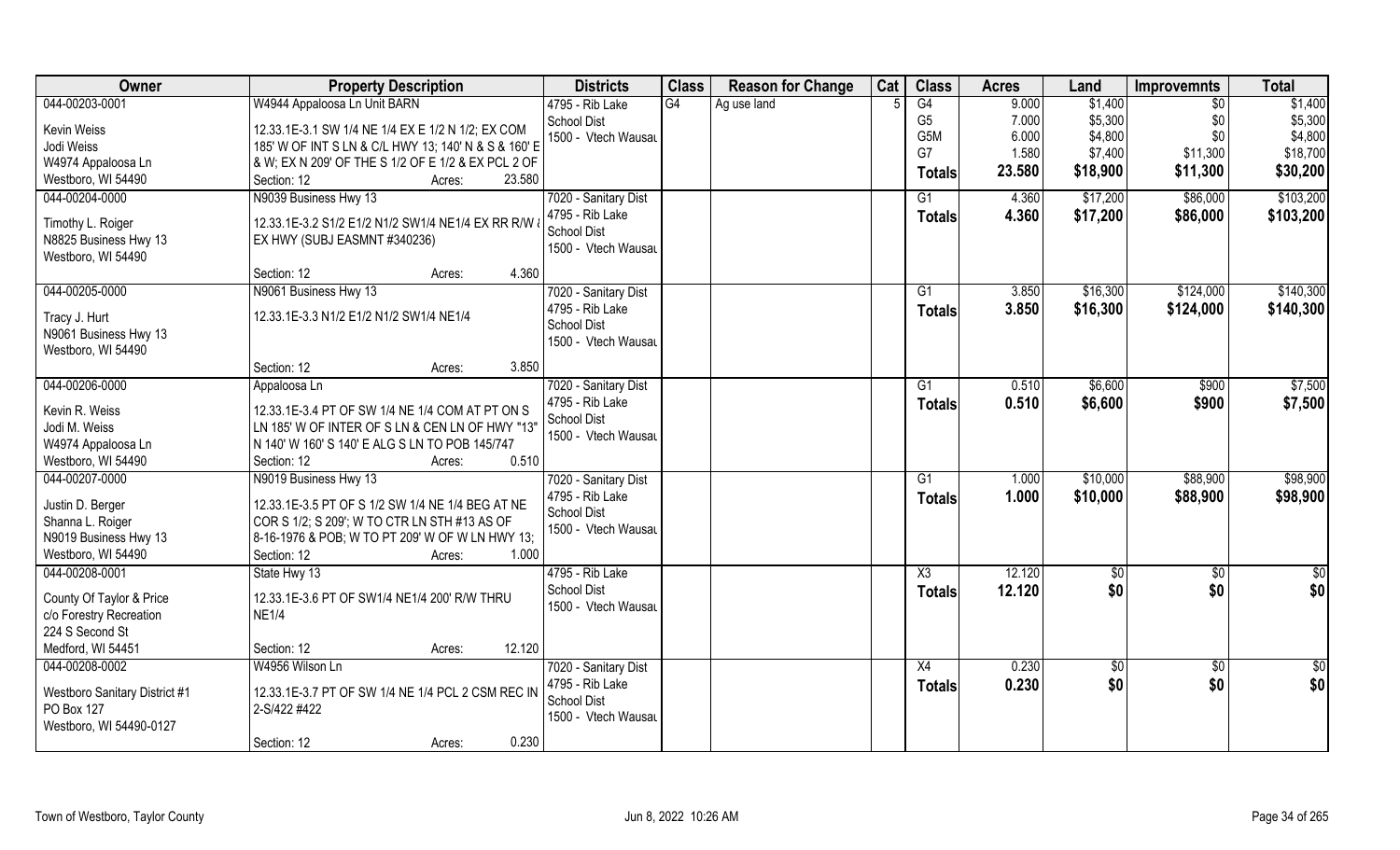| Owner | Property Description | Districts | Class | Reason for Change | Cat | Class | Acres | Land | Improvmnts | Total |
|---|---|---|---|---|---|---|---|---|---|---|
| 044-00203-0001 | W4944 Appaloosa Ln Unit BARN | 4795 - Rib Lake | G4 | Ag use land | 5 | G4 | 9.000 | $1,400 | $0 | $1,400 |
| Kevin Weiss | 12.33.1E-3.1 SW 1/4 NE 1/4 EX E 1/2 N 1/2; EX COM | School Dist | | | | G5 | 7.000 | $5,300 | $0 | $5,300 |
| Jodi Weiss | 185' W OF INT S LN & C/L HWY 13; 140' N & S & 160' E | 1500 - Vtech Wausau | | | | G5M | 6.000 | $4,800 | $0 | $4,800 |
| W4974 Appaloosa Ln | & W; EX N 209' OF THE S 1/2 OF E 1/2 & EX PCL 2 OF | | | | | G7 | 1.580 | $7,400 | $11,300 | $18,700 |
| Westboro, WI 54490 | Section: 12 Acres: 23.580 | | | | | **Totals** | **23.580** | **$18,900** | **$11,300** | **$30,200** |
| 044-00204-0000 | N9039 Business Hwy 13 | 7020 - Sanitary Dist | | | | G1 | 4.360 | $17,200 | $86,000 | $103,200 |
| Timothy L. Roiger | 12.33.1E-3.2 S1/2 E1/2 N1/2 SW1/4 NE1/4 EX RR R/W & | 4795 - Rib Lake | | | | **Totals** | **4.360** | **$17,200** | **$86,000** | **$103,200** |
| N8825 Business Hwy 13 | EX HWY (SUBJ EASMNT #340236) | School Dist | | | | | | | | |
| Westboro, WI 54490 | | 1500 - Vtech Wausau | | | | | | | | |
| | Section: 12 Acres: 4.360 | | | | | | | | | |
| 044-00205-0000 | N9061 Business Hwy 13 | 7020 - Sanitary Dist | | | | G1 | 3.850 | $16,300 | $124,000 | $140,300 |
| Tracy J. Hurt | 12.33.1E-3.3 N1/2 E1/2 N1/2 SW1/4 NE1/4 | 4795 - Rib Lake | | | | **Totals** | **3.850** | **$16,300** | **$124,000** | **$140,300** |
| N9061 Business Hwy 13 | | School Dist | | | | | | | | |
| Westboro, WI 54490 | | 1500 - Vtech Wausau | | | | | | | | |
| | Section: 12 Acres: 3.850 | | | | | | | | | |
| 044-00206-0000 | Appaloosa Ln | 7020 - Sanitary Dist | | | | G1 | 0.510 | $6,600 | $900 | $7,500 |
| Kevin R. Weiss | 12.33.1E-3.4 PT OF SW 1/4 NE 1/4 COM AT PT ON S | 4795 - Rib Lake | | | | **Totals** | **0.510** | **$6,600** | **$900** | **$7,500** |
| Jodi M. Weiss | LN 185' W OF INTER OF S LN & CEN LN OF HWY "13" | School Dist | | | | | | | | |
| W4974 Appaloosa Ln | N 140' W 160' S 140' E ALG S LN TO POB 145/747 | 1500 - Vtech Wausau | | | | | | | | |
| Westboro, WI 54490 | Section: 12 Acres: 0.510 | | | | | | | | | |
| 044-00207-0000 | N9019 Business Hwy 13 | 7020 - Sanitary Dist | | | | G1 | 1.000 | $10,000 | $88,900 | $98,900 |
| Justin D. Berger | 12.33.1E-3.5 PT OF S 1/2 SW 1/4 NE 1/4 BEG AT NE | 4795 - Rib Lake | | | | **Totals** | **1.000** | **$10,000** | **$88,900** | **$98,900** |
| Shanna L. Roiger | COR S 1/2; S 209'; W TO CTR LN STH #13 AS OF | School Dist | | | | | | | | |
| N9019 Business Hwy 13 | 8-16-1976 & POB; W TO PT 209' W OF W LN HWY 13; | 1500 - Vtech Wausau | | | | | | | | |
| Westboro, WI 54490 | Section: 12 Acres: 1.000 | | | | | | | | | |
| 044-00208-0001 | State Hwy 13 | 4795 - Rib Lake | | | | X3 | 12.120 | $0 | $0 | $0 |
| County Of Taylor & Price | 12.33.1E-3.6 PT OF SW1/4 NE1/4 200' R/W THRU | School Dist | | | | **Totals** | **12.120** | **$0** | **$0** | **$0** |
| c/o Forestry Recreation | NE1/4 | 1500 - Vtech Wausau | | | | | | | | |
| 224 S Second St | | | | | | | | | | |
| Medford, WI 54451 | Section: 12 Acres: 12.120 | | | | | | | | | |
| 044-00208-0002 | W4956 Wilson Ln | 7020 - Sanitary Dist | | | | X4 | 0.230 | $0 | $0 | $0 |
| Westboro Sanitary District #1 | 12.33.1E-3.7 PT OF SW 1/4 NE 1/4 PCL 2 CSM REC IN | 4795 - Rib Lake | | | | **Totals** | **0.230** | **$0** | **$0** | **$0** |
| PO Box 127 | 2-S/422 #422 | School Dist | | | | | | | | |
| Westboro, WI 54490-0127 | | 1500 - Vtech Wausau | | | | | | | | |
| | Section: 12 Acres: 0.230 | | | | | | | | | |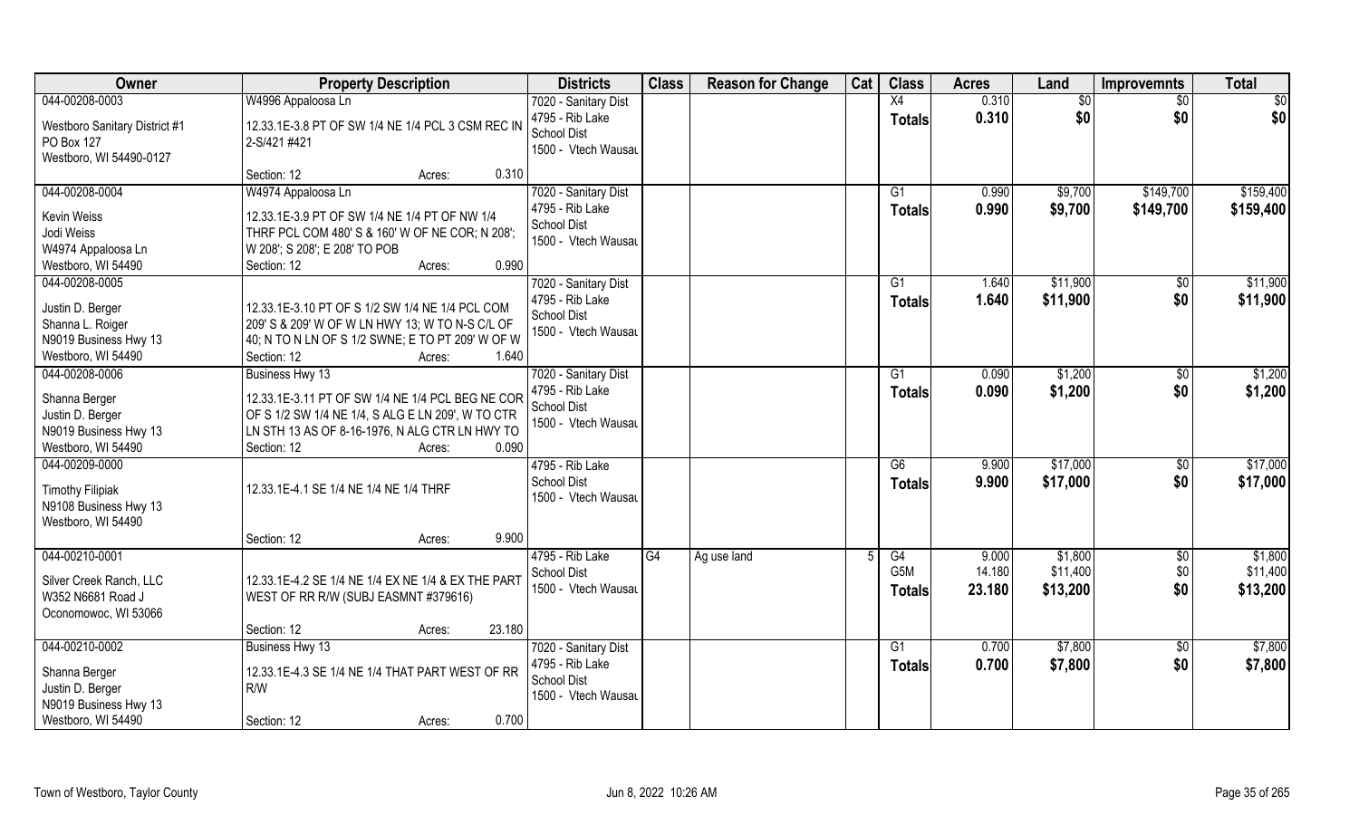| Owner | Property Description | Districts | Class | Reason for Change | Cat | Class | Acres | Land | Improvemnts | Total |
|---|---|---|---|---|---|---|---|---|---|---|
| 044-00208-0003<br>Westboro Sanitary District #1<br>PO Box 127<br>Westboro, WI 54490-0127 | W4996 Appaloosa Ln<br>12.33.1E-3.8 PT OF SW 1/4 NE 1/4 PCL 3 CSM REC IN 2-S/421 #421<br>Section: 12 Acres: 0.310 | 7020 - Sanitary Dist<br>4795 - Rib Lake School Dist<br>1500 - Vtech Wausau | | | | X4<br>**Totals** | 0.310<br>**0.310** | $0<br>**$0** | $0<br>**$0** | $0<br>**$0** |
| 044-00208-0004<br>Kevin Weiss<br>Jodi Weiss<br>W4974 Appaloosa Ln<br>Westboro, WI 54490 | W4974 Appaloosa Ln<br>12.33.1E-3.9 PT OF SW 1/4 NE 1/4 PT OF NW 1/4 THRF PCL COM 480' S & 160' W OF NE COR; N 208'; W 208'; S 208'; E 208' TO POB<br>Section: 12 Acres: 0.990 | 7020 - Sanitary Dist<br>4795 - Rib Lake School Dist<br>1500 - Vtech Wausau | | | | G1<br>**Totals** | 0.990<br>**0.990** | $9,700<br>**$9,700** | $149,700<br>**$149,700** | $159,400<br>**$159,400** |
| 044-00208-0005<br>Justin D. Berger<br>Shanna L. Roiger<br>N9019 Business Hwy 13<br>Westboro, WI 54490 | 12.33.1E-3.10 PT OF S 1/2 SW 1/4 NE 1/4 PCL COM 209' S & 209' W OF W LN HWY 13; W TO N-S C/L OF 40; N TO N LN OF S 1/2 SWNE; E TO PT 209' W OF W<br>Section: 12 Acres: 1.640 | 7020 - Sanitary Dist<br>4795 - Rib Lake School Dist<br>1500 - Vtech Wausau | | | | G1<br>**Totals** | 1.640<br>**1.640** | $11,900<br>**$11,900** | $0<br>**$0** | $11,900<br>**$11,900** |
| 044-00208-0006<br>Shanna Berger<br>Justin D. Berger<br>N9019 Business Hwy 13<br>Westboro, WI 54490 | Business Hwy 13<br>12.33.1E-3.11 PT OF SW 1/4 NE 1/4 PCL BEG NE COR OF S 1/2 SW 1/4 NE 1/4, S ALG E LN 209', W TO CTR LN STH 13 AS OF 8-16-1976, N ALG CTR LN HWY TO<br>Section: 12 Acres: 0.090 | 7020 - Sanitary Dist<br>4795 - Rib Lake School Dist<br>1500 - Vtech Wausau | | | | G1<br>**Totals** | 0.090<br>**0.090** | $1,200<br>**$1,200** | $0<br>**$0** | $1,200<br>**$1,200** |
| 044-00209-0000<br>Timothy Filipiak<br>N9108 Business Hwy 13<br>Westboro, WI 54490 | 12.33.1E-4.1 SE 1/4 NE 1/4 NE 1/4 THRF<br>Section: 12 Acres: 9.900 | 4795 - Rib Lake School Dist<br>1500 - Vtech Wausau | | | | G6<br>**Totals** | 9.900<br>**9.900** | $17,000<br>**$17,000** | $0<br>**$0** | $17,000<br>**$17,000** |
| 044-00210-0001<br>Silver Creek Ranch, LLC<br>W352 N6681 Road J<br>Oconomowoc, WI 53066 | 12.33.1E-4.2 SE 1/4 NE 1/4 EX NE 1/4 & EX THE PART WEST OF RR R/W (SUBJ EASMNT #379616)<br>Section: 12 Acres: 23.180 | 4795 - Rib Lake School Dist<br>1500 - Vtech Wausau | G4 | Ag use land | 5 | G4<br>G5M<br>**Totals** | 9.000<br>14.180<br>**23.180** | $1,800<br>$11,400<br>**$13,200** | $0<br>$0<br>**$0** | $1,800<br>$11,400<br>**$13,200** |
| 044-00210-0002<br>Shanna Berger<br>Justin D. Berger<br>N9019 Business Hwy 13<br>Westboro, WI 54490 | Business Hwy 13<br>12.33.1E-4.3 SE 1/4 NE 1/4 THAT PART WEST OF RR R/W<br>Section: 12 Acres: 0.700 | 7020 - Sanitary Dist<br>4795 - Rib Lake School Dist<br>1500 - Vtech Wausau | | | | G1<br>**Totals** | 0.700<br>**0.700** | $7,800<br>**$7,800** | $0<br>**$0** | $7,800<br>**$7,800** |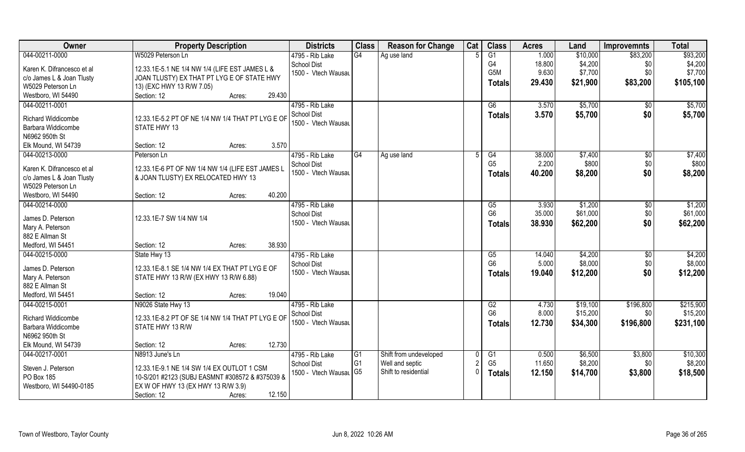| Owner | Property Description | Districts | Class | Reason for Change | Cat | Class | Acres | Land | Improvemnts | Total |
|---|---|---|---|---|---|---|---|---|---|---|
| 044-00211-0000<br>Karen K. Difrancesco et al<br>c/o James L & Joan Tlusty<br>W5029 Peterson Ln<br>Westboro, WI 54490 | W5029 Peterson Ln<br>12.33.1E-5.1 NE 1/4 NW 1/4 (LIFE EST JAMES L & JOAN TLUSTY) EX THAT PT LYG E OF STATE HWY 13) (EXC HWY 13 R/W 7.05)<br>Section: 12 Acres: 29.430 | 4795 - Rib Lake<br>School Dist<br>1500 - Vtech Wausau | G4 | Ag use land | 5 | G1<br>G4<br>G5M<br>**Totals** | 1.000<br>18.800<br>9.630<br>**29.430** | $10,000<br>$4,200<br>$7,700<br>**$21,900** | $83,200<br>$0<br>$0<br>**$83,200** | $93,200<br>$4,200<br>$7,700<br>**$105,100** |
| 044-00211-0001<br>Richard Widdicombe<br>Barbara Widdicombe<br>N6962 950th St<br>Elk Mound, WI 54739 | 12.33.1E-5.2 PT OF NE 1/4 NW 1/4 THAT PT LYG E OF STATE HWY 13<br>Section: 12 Acres: 3.570 | 4795 - Rib Lake<br>School Dist<br>1500 - Vtech Wausau | | | | G6<br>**Totals** | 3.570<br>**3.570** | $5,700<br>**$5,700** | $0<br>**$0** | $5,700<br>**$5,700** |
| 044-00213-0000<br>Karen K. Difrancesco et al<br>c/o James L & Joan Tlusty<br>W5029 Peterson Ln<br>Westboro, WI 54490 | Peterson Ln<br>12.33.1E-6 PT OF NW 1/4 NW 1/4 (LIFE EST JAMES L & JOAN TLUSTY) EX RELOCATED HWY 13<br>Section: 12 Acres: 40.200 | 4795 - Rib Lake<br>School Dist<br>1500 - Vtech Wausau | G4 | Ag use land | 5 | G4<br>G5<br>**Totals** | 38.000<br>2.200<br>**40.200** | $7,400<br>$800<br>**$8,200** | $0<br>$0<br>**$0** | $7,400<br>$800<br>**$8,200** |
| 044-00214-0000<br>James D. Peterson<br>Mary A. Peterson<br>882 E Allman St<br>Medford, WI 54451 | 12.33.1E-7 SW 1/4 NW 1/4<br>Section: 12 Acres: 38.930 | 4795 - Rib Lake<br>School Dist<br>1500 - Vtech Wausau | | | | G5<br>G6<br>**Totals** | 3.930<br>35.000<br>**38.930** | $1,200<br>$61,000<br>**$62,200** | $0<br>$0<br>**$0** | $1,200<br>$61,000<br>**$62,200** |
| 044-00215-0000<br>James D. Peterson<br>Mary A. Peterson<br>882 E Allman St<br>Medford, WI 54451 | State Hwy 13<br>12.33.1E-8.1 SE 1/4 NW 1/4 EX THAT PT LYG E OF STATE HWY 13 R/W (EX HWY 13 R/W 6.88)<br>Section: 12 Acres: 19.040 | 4795 - Rib Lake<br>School Dist<br>1500 - Vtech Wausau | | | | G5<br>G6<br>**Totals** | 14.040<br>5.000<br>**19.040** | $4,200<br>$8,000<br>**$12,200** | $0<br>$0<br>**$0** | $4,200<br>$8,000<br>**$12,200** |
| 044-00215-0001<br>Richard Widdicombe<br>Barbara Widdicombe<br>N6962 950th St<br>Elk Mound, WI 54739 | N9026 State Hwy 13<br>12.33.1E-8.2 PT OF SE 1/4 NW 1/4 THAT PT LYG E OF STATE HWY 13 R/W<br>Section: 12 Acres: 12.730 | 4795 - Rib Lake<br>School Dist<br>1500 - Vtech Wausau | | | | G2<br>G6<br>**Totals** | 4.730<br>8.000<br>**12.730** | $19,100<br>$15,200<br>**$34,300** | $196,800<br>$0<br>**$196,800** | $215,900<br>$15,200<br>**$231,100** |
| 044-00217-0001<br>Steven J. Peterson<br>PO Box 185<br>Westboro, WI 54490-0185 | N8913 June's Ln<br>12.33.1E-9.1 NE 1/4 SW 1/4 EX OUTLOT 1 CSM 10-S/201 #2123 (SUBJ EASMNT #308572 & #375039 & EX W OF HWY 13 (EX HWY 13 R/W 3.9)<br>Section: 12 Acres: 12.150 | 4795 - Rib Lake<br>School Dist<br>1500 - Vtech Wausau | G1<br>G1<br>G5 | Shift from undeveloped<br>Well and septic<br>Shift to residential | 0<br>2<br>0 | G1<br>G5<br>**Totals** | 0.500<br>11.650<br>**12.150** | $6,500<br>$8,200<br>**$14,700** | $3,800<br>$0<br>**$3,800** | $10,300<br>$8,200<br>**$18,500** |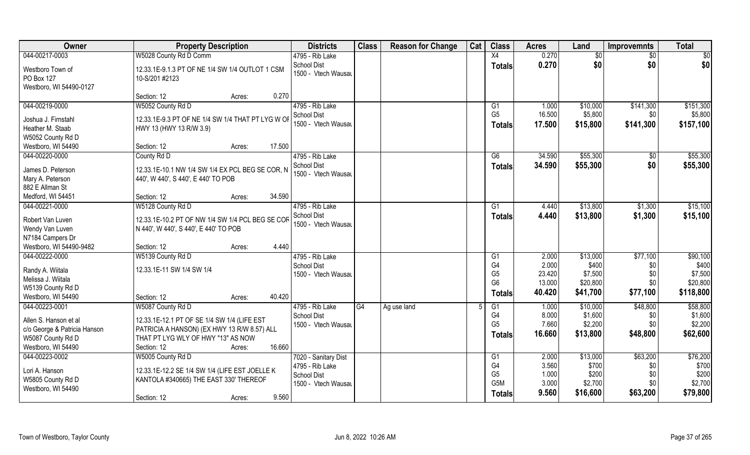| Owner | Property Description | Districts | Class | Reason for Change | Cat | Class | Acres | Land | Improvemnts | Total |
|---|---|---|---|---|---|---|---|---|---|---|
| 044-00217-0003<br>Westboro Town of<br>PO Box 127<br>Westboro, WI 54490-0127 | W5028 County Rd D Comm<br>12.33.1E-9.1.3 PT OF NE 1/4 SW 1/4 OUTLOT 1 CSM 10-S/201 #2123<br>Section: 12 Acres: 0.270 | 4795 - Rib Lake<br>School Dist<br>1500 - Vtech Wausau | | | | X4<br>**Totals** | 0.270<br>**0.270** | $0<br>**$0** | $0<br>**$0** | $0<br>**$0** |
| 044-00219-0000<br>Joshua J. Firnstahl<br>Heather M. Staab<br>W5052 County Rd D<br>Westboro, WI 54490 | W5052 County Rd D<br>12.33.1E-9.3 PT OF NE 1/4 SW 1/4 THAT PT LYG W OF HWY 13 (HWY 13 R/W 3.9)<br>Section: 12 Acres: 17.500 | 4795 - Rib Lake<br>School Dist<br>1500 - Vtech Wausau | | | | G1<br>G5<br>**Totals** | 1.000<br>16.500<br>**17.500** | $10,000<br>$5,800<br>**$15,800** | $141,300<br>$0<br>**$141,300** | $151,300<br>$5,800<br>**$157,100** |
| 044-00220-0000<br>James D. Peterson<br>Mary A. Peterson<br>882 E Allman St<br>Medford, WI 54451 | County Rd D<br>12.33.1E-10.1 NW 1/4 SW 1/4 EX PCL BEG SE COR, N 440', W 440', S 440', E 440' TO POB<br>Section: 12 Acres: 34.590 | 4795 - Rib Lake<br>School Dist<br>1500 - Vtech Wausau | | | | G6<br>**Totals** | 34.590<br>**34.590** | $55,300<br>**$55,300** | $0<br>**$0** | $55,300<br>**$55,300** |
| 044-00221-0000<br>Robert Van Luven<br>Wendy Van Luven<br>N7184 Campers Dr<br>Westboro, WI 54490-9482 | W5128 County Rd D<br>12.33.1E-10.2 PT OF NW 1/4 SW 1/4 PCL BEG SE COR N 440', W 440', S 440', E 440' TO POB<br>Section: 12 Acres: 4.440 | 4795 - Rib Lake<br>School Dist<br>1500 - Vtech Wausau | | | | G1<br>**Totals** | 4.440<br>**4.440** | $13,800<br>**$13,800** | $1,300<br>**$1,300** | $15,100<br>**$15,100** |
| 044-00222-0000<br>Randy A. Wiitala<br>Melissa J. Wiitala<br>W5139 County Rd D<br>Westboro, WI 54490 | W5139 County Rd D<br>12.33.1E-11 SW 1/4 SW 1/4<br>Section: 12 Acres: 40.420 | 4795 - Rib Lake<br>School Dist<br>1500 - Vtech Wausau | | | | G1<br>G4<br>G5<br>G6<br>**Totals** | 2.000<br>2.000<br>23.420<br>13.000<br>**40.420** | $13,000<br>$400<br>$7,500<br>$20,800<br>**$41,700** | $77,100<br>$0<br>$0<br>$0<br>**$77,100** | $90,100<br>$400<br>$7,500<br>$20,800<br>**$118,800** |
| 044-00223-0001<br>Allen S. Hanson et al<br>c/o George & Patricia Hanson<br>W5087 County Rd D<br>Westboro, WI 54490 | W5087 County Rd D<br>12.33.1E-12.1 PT OF SE 1/4 SW 1/4 (LIFE EST PATRICIA A HANSON) (EX HWY 13 R/W 8.57) ALL THAT PT LYG WLY OF HWY "13" AS NOW<br>Section: 12 Acres: 16.660 | 4795 - Rib Lake<br>School Dist<br>1500 - Vtech Wausau | G4 | Ag use land | 5 | G1<br>G4<br>G5<br>**Totals** | 1.000<br>8.000<br>7.660<br>**16.660** | $10,000<br>$1,600<br>$2,200<br>**$13,800** | $48,800<br>$0<br>$0<br>**$48,800** | $58,800<br>$1,600<br>$2,200<br>**$62,600** |
| 044-00223-0002<br>Lori A. Hanson<br>W5805 County Rd D<br>Westboro, WI 54490 | W5005 County Rd D<br>12.33.1E-12.2 SE 1/4 SW 1/4 (LIFE EST JOELLE K KANTOLA #340665) THE EAST 330' THEREOF<br>Section: 12 Acres: 9.560 | 7020 - Sanitary Dist<br>4795 - Rib Lake<br>School Dist<br>1500 - Vtech Wausau | | | | G1<br>G4<br>G5<br>G5M<br>**Totals** | 2.000<br>3.560<br>1.000<br>3.000<br>**9.560** | $13,000<br>$700<br>$200<br>$2,700<br>**$16,600** | $63,200<br>$0<br>$0<br>$0<br>**$63,200** | $76,200<br>$700<br>$200<br>$2,700<br>**$79,800** |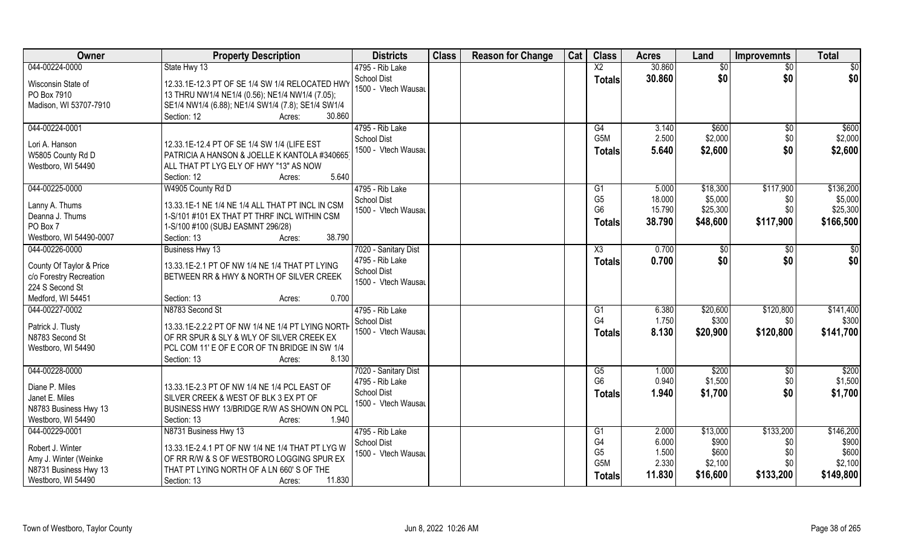| Owner | Property Description | Districts | Class | Reason for Change | Cat | Class | Acres | Land | Improvemnts | Total |
|---|---|---|---|---|---|---|---|---|---|---|
| 044-00224-0000<br><br>Wisconsin State of<br>PO Box 7910<br>Madison, WI 53707-7910 | State Hwy 13<br><br>12.33.1E-12.3 PT OF SE 1/4 SW 1/4 RELOCATED HWY 13 THRU NW1/4 NE1/4 (0.56); NE1/4 NW1/4 (7.05); SE1/4 NW1/4 (6.88); NE1/4 SW1/4 (7.8); SE1/4 SW1/4<br>Section: 12 Acres: 30.860 | 4795 - Rib Lake<br>School Dist<br>1500 - Vtech Wausau | | | | X2<br>**Totals** | 30.860<br>**30.860** | $0<br>**$0** | $0<br>**$0** | $0<br>**$0** |
| 044-00224-0001<br><br>Lori A. Hanson<br>W5805 County Rd D<br>Westboro, WI 54490 | 12.33.1E-12.4 PT OF SE 1/4 SW 1/4 (LIFE EST PATRICIA A HANSON & JOELLE K KANTOLA #340665) ALL THAT PT LYG ELY OF HWY "13" AS NOW<br>Section: 12 Acres: 5.640 | 4795 - Rib Lake<br>School Dist<br>1500 - Vtech Wausau | | | | G4<br>G5M<br>**Totals** | 3.140<br>2.500<br>**5.640** | $600<br>$2,000<br>**$2,600** | $0<br>$0<br>**$0** | $600<br>$2,000<br>**$2,600** |
| 044-00225-0000<br><br>Lanny A. Thums<br>Deanna J. Thums<br>PO Box 7<br>Westboro, WI 54490-0007 | W4905 County Rd D<br><br>13.33.1E-1 NE 1/4 NE 1/4 ALL THAT PT INCL IN CSM 1-S/101 #101 EX THAT PT THRF INCL WITHIN CSM 1-S/100 #100 (SUBJ EASMNT 296/28)<br>Section: 13 Acres: 38.790 | 4795 - Rib Lake<br>School Dist<br>1500 - Vtech Wausau | | | | G1<br>G5<br>G6<br>**Totals** | 5.000<br>18.000<br>15.790<br>**38.790** | $18,300<br>$5,000<br>$25,300<br>**$48,600** | $117,900<br>$0<br>$0<br>**$117,900** | $136,200<br>$5,000<br>$25,300<br>**$166,500** |
| 044-00226-0000<br><br>County Of Taylor & Price<br>c/o Forestry Recreation<br>224 S Second St<br>Medford, WI 54451 | Business Hwy 13<br><br>13.33.1E-2.1 PT OF NW 1/4 NE 1/4 THAT PT LYING BETWEEN RR & HWY & NORTH OF SILVER CREEK<br>Section: 13 Acres: 0.700 | 7020 - Sanitary Dist<br>4795 - Rib Lake<br>School Dist<br>1500 - Vtech Wausau | | | | X3<br>**Totals** | 0.700<br>**0.700** | $0<br>**$0** | $0<br>**$0** | $0<br>**$0** |
| 044-00227-0002<br><br>Patrick J. Tlusty<br>N8783 Second St<br>Westboro, WI 54490 | N8783 Second St<br><br>13.33.1E-2.2.2 PT OF NW 1/4 NE 1/4 PT LYING NORTH OF RR SPUR & SLY & WLY OF SILVER CREEK EX PCL COM 11' E OF E COR OF TN BRIDGE IN SW 1/4<br>Section: 13 Acres: 8.130 | 4795 - Rib Lake<br>School Dist<br>1500 - Vtech Wausau | | | | G1<br>G4<br>**Totals** | 6.380<br>1.750<br>**8.130** | $20,600<br>$300<br>**$20,900** | $120,800<br>$0<br>**$120,800** | $141,400<br>$300<br>**$141,700** |
| 044-00228-0000<br><br>Diane P. Miles<br>Janet E. Miles<br>N8783 Business Hwy 13<br>Westboro, WI 54490 | 13.33.1E-2.3 PT OF NW 1/4 NE 1/4 PCL EAST OF SILVER CREEK & WEST OF BLK 3 EX PT OF BUSINESS HWY 13/BRIDGE R/W AS SHOWN ON PCL<br>Section: 13 Acres: 1.940 | 7020 - Sanitary Dist<br>4795 - Rib Lake<br>School Dist<br>1500 - Vtech Wausau | | | | G5<br>G6<br>**Totals** | 1.000<br>0.940<br>**1.940** | $200<br>$1,500<br>**$1,700** | $0<br>$0<br>**$0** | $200<br>$1,500<br>**$1,700** |
| 044-00229-0001<br><br>Robert J. Winter<br>Amy J. Winter (Weinke<br>N8731 Business Hwy 13<br>Westboro, WI 54490 | N8731 Business Hwy 13<br><br>13.33.1E-2.4.1 PT OF NW 1/4 NE 1/4 THAT PT LYG W OF RR R/W & S OF WESTBORO LOGGING SPUR EX THAT PT LYING NORTH OF A LN 660' S OF THE<br>Section: 13 Acres: 11.830 | 4795 - Rib Lake<br>School Dist<br>1500 - Vtech Wausau | | | | G1<br>G4<br>G5<br>G5M<br>**Totals** | 2.000<br>6.000<br>1.500<br>2.330<br>**11.830** | $13,000<br>$900<br>$600<br>$2,100<br>**$16,600** | $133,200<br>$0<br>$0<br>$0<br>**$133,200** | $146,200<br>$900<br>$600<br>$2,100<br>**$149,800** |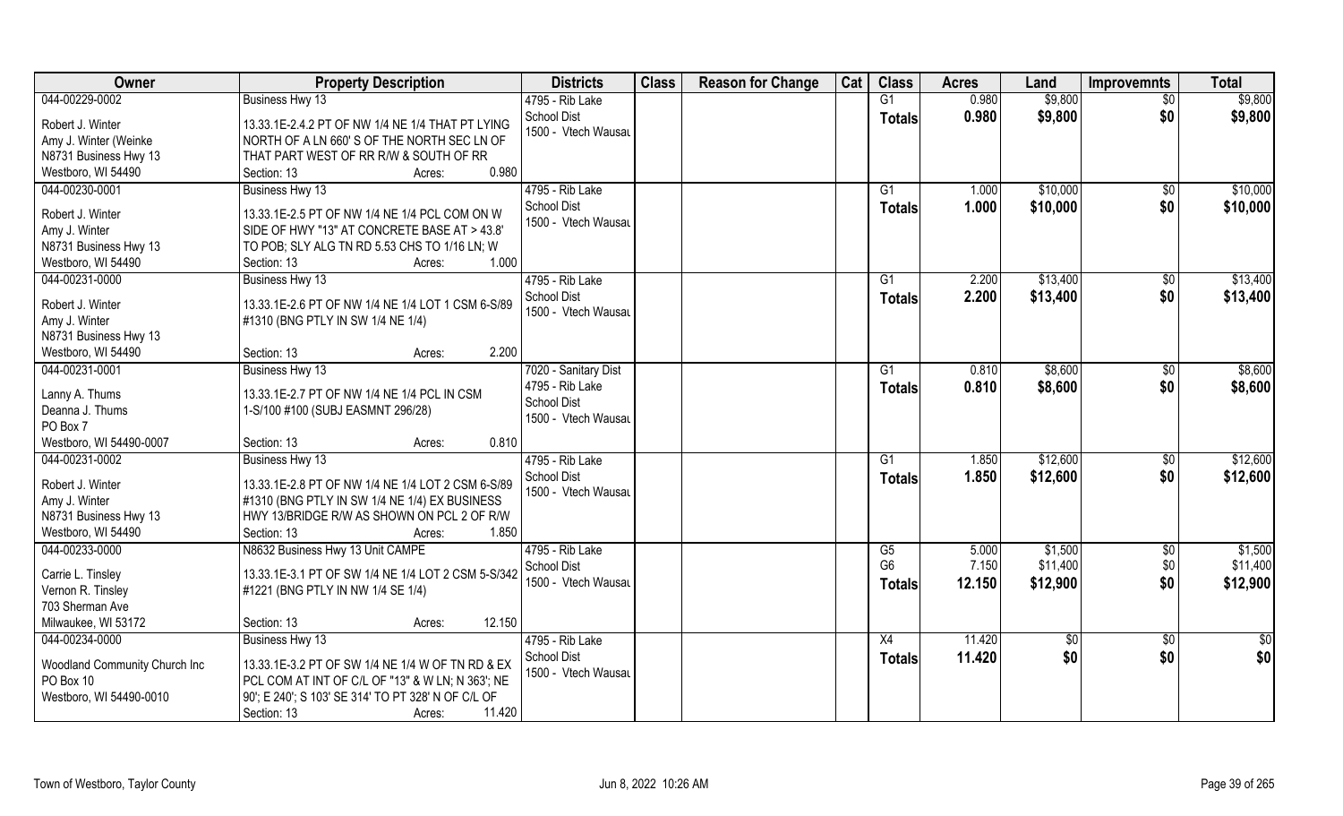| Owner | Property Description | Districts | Class | Reason for Change | Cat | Class | Acres | Land | Improvemnts | Total |
|---|---|---|---|---|---|---|---|---|---|---|
| 044-00229-0002<br>Robert J. Winter<br>Amy J. Winter (Weinke<br>N8731 Business Hwy 13<br>Westboro, WI 54490 | Business Hwy 13<br>13.33.1E-2.4.2 PT OF NW 1/4 NE 1/4 THAT PT LYING NORTH OF A LN 660' S OF THE NORTH SEC LN OF THAT PART WEST OF RR R/W & SOUTH OF RR<br>Section: 13 Acres: 0.980 | 4795 - Rib Lake School Dist<br>1500 - Vtech Wausau | | | | G1<br>**Totals** | 0.980<br>**0.980** | $9,800<br>**$9,800** | $0<br>**$0** | $9,800<br>**$9,800** |
| 044-00230-0001<br>Robert J. Winter<br>Amy J. Winter<br>N8731 Business Hwy 13<br>Westboro, WI 54490 | Business Hwy 13<br>13.33.1E-2.5 PT OF NW 1/4 NE 1/4 PCL COM ON W SIDE OF HWY "13" AT CONCRETE BASE AT > 43.8' TO POB; SLY ALG TN RD 5.53 CHS TO 1/16 LN; W<br>Section: 13 Acres: 1.000 | 4795 - Rib Lake School Dist<br>1500 - Vtech Wausau | | | | G1<br>**Totals** | 1.000<br>**1.000** | $10,000<br>**$10,000** | $0<br>**$0** | $10,000<br>**$10,000** |
| 044-00231-0000<br>Robert J. Winter<br>Amy J. Winter<br>N8731 Business Hwy 13<br>Westboro, WI 54490 | Business Hwy 13<br>13.33.1E-2.6 PT OF NW 1/4 NE 1/4 LOT 1 CSM 6-S/89 #1310 (BNG PTLY IN SW 1/4 NE 1/4)<br>Section: 13 Acres: 2.200 | 4795 - Rib Lake School Dist<br>1500 - Vtech Wausau | | | | G1<br>**Totals** | 2.200<br>**2.200** | $13,400<br>**$13,400** | $0<br>**$0** | $13,400<br>**$13,400** |
| 044-00231-0001<br>Lanny A. Thums<br>Deanna J. Thums<br>PO Box 7<br>Westboro, WI 54490-0007 | Business Hwy 13<br>13.33.1E-2.7 PT OF NW 1/4 NE 1/4 PCL IN CSM 1-S/100 #100 (SUBJ EASMNT 296/28)<br>Section: 13 Acres: 0.810 | 7020 - Sanitary Dist<br>4795 - Rib Lake School Dist<br>1500 - Vtech Wausau | | | | G1<br>**Totals** | 0.810<br>**0.810** | $8,600<br>**$8,600** | $0<br>**$0** | $8,600<br>**$8,600** |
| 044-00231-0002<br>Robert J. Winter<br>Amy J. Winter<br>N8731 Business Hwy 13<br>Westboro, WI 54490 | Business Hwy 13<br>13.33.1E-2.8 PT OF NW 1/4 NE 1/4 LOT 2 CSM 6-S/89 #1310 (BNG PTLY IN SW 1/4 NE 1/4) EX BUSINESS HWY 13/BRIDGE R/W AS SHOWN ON PCL 2 OF R/W<br>Section: 13 Acres: 1.850 | 4795 - Rib Lake School Dist<br>1500 - Vtech Wausau | | | | G1<br>**Totals** | 1.850<br>**1.850** | $12,600<br>**$12,600** | $0<br>**$0** | $12,600<br>**$12,600** |
| 044-00233-0000<br>Carrie L. Tinsley<br>Vernon R. Tinsley<br>703 Sherman Ave<br>Milwaukee, WI 53172 | N8632 Business Hwy 13 Unit CAMPE<br>13.33.1E-3.1 PT OF SW 1/4 NE 1/4 LOT 2 CSM 5-S/342 #1221 (BNG PTLY IN NW 1/4 SE 1/4)<br>Section: 13 Acres: 12.150 | 4795 - Rib Lake School Dist<br>1500 - Vtech Wausau | | | | G5<br>G6<br>**Totals** | 5.000<br>7.150<br>**12.150** | $1,500<br>$11,400<br>**$12,900** | $0<br>$0<br>**$0** | $1,500<br>$11,400<br>**$12,900** |
| 044-00234-0000<br>Woodland Community Church Inc<br>PO Box 10<br>Westboro, WI 54490-0010 | Business Hwy 13<br>13.33.1E-3.2 PT OF SW 1/4 NE 1/4 W OF TN RD & EX PCL COM AT INT OF C/L OF "13" & W LN; N 363'; NE 90'; E 240'; S 103' SE 314' TO PT 328' N OF C/L OF<br>Section: 13 Acres: 11.420 | 4795 - Rib Lake School Dist<br>1500 - Vtech Wausau | | | | X4<br>**Totals** | 11.420<br>**11.420** | $0<br>**$0** | $0<br>**$0** | $0<br>**$0** |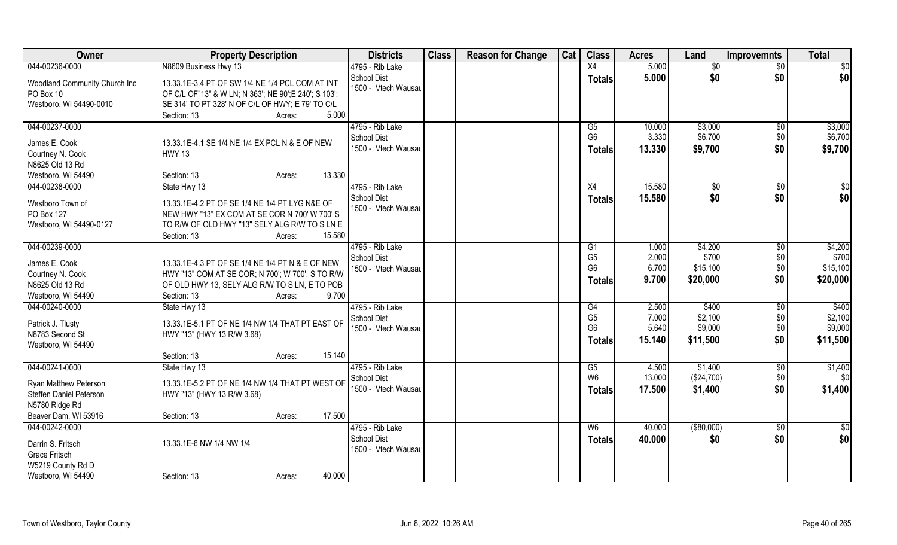| Owner | Property Description | Districts | Class | Reason for Change | Cat | Class | Acres | Land | Improvemnts | Total |
|---|---|---|---|---|---|---|---|---|---|---|
| 044-00236-0000<br>Woodland Community Church Inc<br>PO Box 10<br>Westboro, WI 54490-0010 | N8609 Business Hwy 13<br>13.33.1E-3.4 PT OF SW 1/4 NE 1/4 PCL COM AT INT OF C/L OF"13" & W LN; N 363'; NE 90';E 240'; S 103'; SE 314' TO PT 328' N OF C/L OF HWY; E 79' TO C/L<br>Section: 13 Acres: 5.000 | 4795 - Rib Lake<br>School Dist<br>1500 - Vtech Wausau | | | | X4<br>**Totals** | 5.000<br>**5.000** | $0<br>**$0** | $0<br>**$0** | $0<br>**$0** |
| 044-00237-0000<br>James E. Cook<br>Courtney N. Cook<br>N8625 Old 13 Rd<br>Westboro, WI 54490 | 13.33.1E-4.1 SE 1/4 NE 1/4 EX PCL N & E OF NEW HWY 13<br>Section: 13 Acres: 13.330 | 4795 - Rib Lake<br>School Dist<br>1500 - Vtech Wausau | | | | G5<br>G6<br>**Totals** | 10.000<br>3.330<br>**13.330** | $3,000<br>$6,700<br>**$9,700** | $0<br>$0<br>**$0** | $3,000<br>$6,700<br>**$9,700** |
| 044-00238-0000<br>Westboro Town of<br>PO Box 127<br>Westboro, WI 54490-0127 | State Hwy 13<br>13.33.1E-4.2 PT OF SE 1/4 NE 1/4 PT LYG N&E OF NEW HWY "13" EX COM AT SE COR N 700' W 700' S TO R/W OF OLD HWY "13" SELY ALG R/W TO S LN E<br>Section: 13 Acres: 15.580 | 4795 - Rib Lake<br>School Dist<br>1500 - Vtech Wausau | | | | X4<br>**Totals** | 15.580<br>**15.580** | $0<br>**$0** | $0<br>**$0** | $0<br>**$0** |
| 044-00239-0000<br>James E. Cook<br>Courtney N. Cook<br>N8625 Old 13 Rd<br>Westboro, WI 54490 | 13.33.1E-4.3 PT OF SE 1/4 NE 1/4 PT N & E OF NEW HWY "13" COM AT SE COR; N 700'; W 700', S TO R/W OF OLD HWY 13, SELY ALG R/W TO S LN, E TO POB<br>Section: 13 Acres: 9.700 | 4795 - Rib Lake<br>School Dist<br>1500 - Vtech Wausau | | | | G1<br>G5<br>G6<br>**Totals** | 1.000<br>2.000<br>6.700<br>**9.700** | $4,200<br>$700<br>$15,100<br>**$20,000** | $0<br>$0<br>$0<br>**$0** | $4,200<br>$700<br>$15,100<br>**$20,000** |
| 044-00240-0000<br>Patrick J. Tlusty<br>N8783 Second St<br>Westboro, WI 54490 | State Hwy 13<br>13.33.1E-5.1 PT OF NE 1/4 NW 1/4 THAT PT EAST OF HWY "13" (HWY 13 R/W 3.68)<br>Section: 13 Acres: 15.140 | 4795 - Rib Lake<br>School Dist<br>1500 - Vtech Wausau | | | | G4<br>G5<br>G6<br>**Totals** | 2.500<br>7.000<br>5.640<br>**15.140** | $400<br>$2,100<br>$9,000<br>**$11,500** | $0<br>$0<br>$0<br>**$0** | $400<br>$2,100<br>$9,000<br>**$11,500** |
| 044-00241-0000<br>Ryan Matthew Peterson<br>Steffen Daniel Peterson<br>N5780 Ridge Rd<br>Beaver Dam, WI 53916 | State Hwy 13<br>13.33.1E-5.2 PT OF NE 1/4 NW 1/4 THAT PT WEST OF HWY "13" (HWY 13 R/W 3.68)<br>Section: 13 Acres: 17.500 | 4795 - Rib Lake<br>School Dist<br>1500 - Vtech Wausau | | | | G5<br>W6<br>**Totals** | 4.500<br>13.000<br>**17.500** | $1,400<br>($24,700)<br>**$1,400** | $0<br>$0<br>**$0** | $1,400<br>$0<br>**$1,400** |
| 044-00242-0000<br>Darrin S. Fritsch<br>Grace Fritsch<br>W5219 County Rd D<br>Westboro, WI 54490 | 13.33.1E-6 NW 1/4 NW 1/4<br>Section: 13 Acres: 40.000 | 4795 - Rib Lake<br>School Dist<br>1500 - Vtech Wausau | | | | W6<br>**Totals** | 40.000<br>**40.000** | ($80,000)<br>**$0** | $0<br>**$0** | $0<br>**$0** |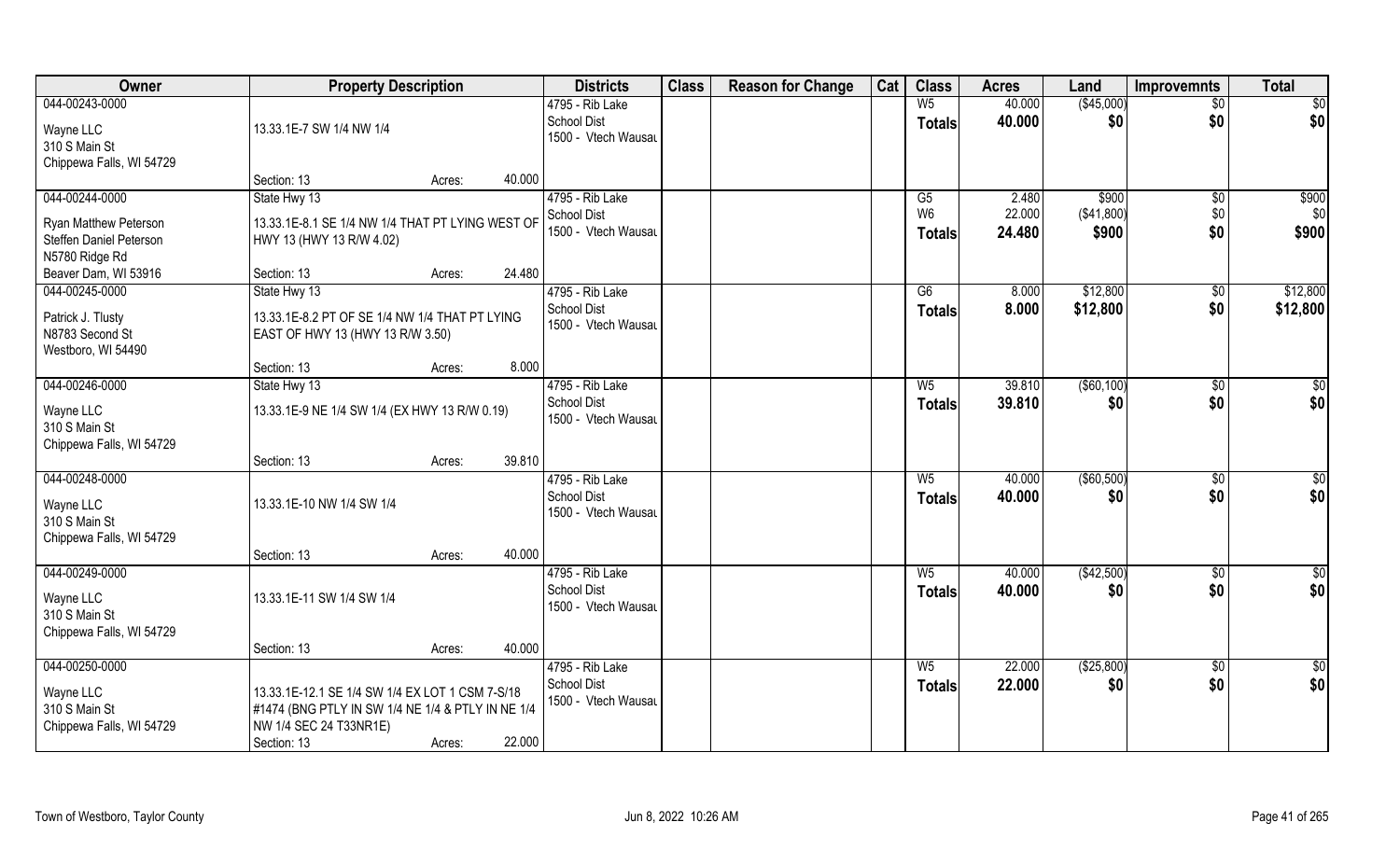| Owner | Property Description | | | Districts | Class | Reason for Change | Cat | Class | Acres | Land | Improvemnts | Total |
|---|---|---|---|---|---|---|---|---|---|---|---|---|
| 044-00243-0000<br>Wayne LLC<br>310 S Main St<br>Chippewa Falls, WI 54729 | 13.33.1E-7 SW 1/4 NW 1/4 | | | 4795 - Rib Lake<br>School Dist<br>1500 - Vtech Wausau | | | | W5<br>**Totals** | 40.000<br>**40.000** | ($45,000)<br>**$0** | $0<br>**$0** | $0<br>**$0** |
| | Section: 13 | Acres: | 40.000 | | | | | | | | | |
| 044-00244-0000<br>Ryan Matthew Peterson<br>Steffen Daniel Peterson<br>N5780 Ridge Rd<br>Beaver Dam, WI 53916 | State Hwy 13<br>13.33.1E-8.1 SE 1/4 NW 1/4 THAT PT LYING WEST OF HWY 13 (HWY 13 R/W 4.02) | | | 4795 - Rib Lake<br>School Dist<br>1500 - Vtech Wausau | | | | G5<br>W6<br>**Totals** | 2.480<br>22.000<br>**24.480** | $900<br>($41,800)<br>**$900** | $0<br>$0<br>**$0** | $900<br>$0<br>**$900** |
| | Section: 13 | Acres: | 24.480 | | | | | | | | | |
| 044-00245-0000<br>Patrick J. Tlusty<br>N8783 Second St<br>Westboro, WI 54490 | State Hwy 13<br>13.33.1E-8.2 PT OF SE 1/4 NW 1/4 THAT PT LYING EAST OF HWY 13 (HWY 13 R/W 3.50) | | | 4795 - Rib Lake<br>School Dist<br>1500 - Vtech Wausau | | | | G6<br>**Totals** | 8.000<br>**8.000** | $12,800<br>**$12,800** | $0<br>**$0** | $12,800<br>**$12,800** |
| | Section: 13 | Acres: | 8.000 | | | | | | | | | |
| 044-00246-0000<br>Wayne LLC<br>310 S Main St<br>Chippewa Falls, WI 54729 | State Hwy 13<br>13.33.1E-9 NE 1/4 SW 1/4 (EX HWY 13 R/W 0.19) | | | 4795 - Rib Lake<br>School Dist<br>1500 - Vtech Wausau | | | | W5<br>**Totals** | 39.810<br>**39.810** | ($60,100)<br>**$0** | $0<br>**$0** | $0<br>**$0** |
| | Section: 13 | Acres: | 39.810 | | | | | | | | | |
| 044-00248-0000<br>Wayne LLC<br>310 S Main St<br>Chippewa Falls, WI 54729 | 13.33.1E-10 NW 1/4 SW 1/4 | | | 4795 - Rib Lake<br>School Dist<br>1500 - Vtech Wausau | | | | W5<br>**Totals** | 40.000<br>**40.000** | ($60,500)<br>**$0** | $0<br>**$0** | $0<br>**$0** |
| | Section: 13 | Acres: | 40.000 | | | | | | | | | |
| 044-00249-0000<br>Wayne LLC<br>310 S Main St<br>Chippewa Falls, WI 54729 | 13.33.1E-11 SW 1/4 SW 1/4 | | | 4795 - Rib Lake<br>School Dist<br>1500 - Vtech Wausau | | | | W5<br>**Totals** | 40.000<br>**40.000** | ($42,500)<br>**$0** | $0<br>**$0** | $0<br>**$0** |
| | Section: 13 | Acres: | 40.000 | | | | | | | | | |
| 044-00250-0000<br>Wayne LLC<br>310 S Main St<br>Chippewa Falls, WI 54729 | 13.33.1E-12.1 SE 1/4 SW 1/4 EX LOT 1 CSM 7-S/18 #1474 (BNG PTLY IN SW 1/4 NE 1/4 & PTLY IN NE 1/4 NW 1/4 SEC 24 T33NR1E) | | | 4795 - Rib Lake<br>School Dist<br>1500 - Vtech Wausau | | | | W5<br>**Totals** | 22.000<br>**22.000** | ($25,800)<br>**$0** | $0<br>**$0** | $0<br>**$0** |
| | Section: 13 | Acres: | 22.000 | | | | | | | | | |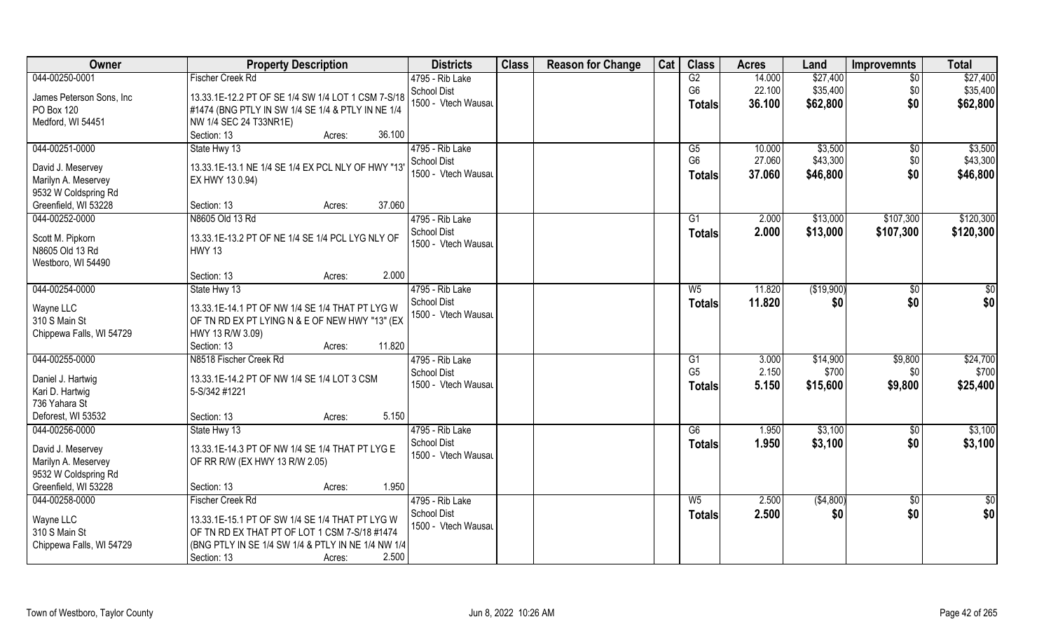| Owner | Property Description | Districts | Class | Reason for Change | Cat | Class | Acres | Land | Improvemnts | Total |
|---|---|---|---|---|---|---|---|---|---|---|
| 044-00250-0001<br>James Peterson Sons, Inc<br>PO Box 120<br>Medford, WI 54451 | Fischer Creek Rd<br>13.33.1E-12.2 PT OF SE 1/4 SW 1/4 LOT 1 CSM 7-S/18 #1474 (BNG PTLY IN SW 1/4 SE 1/4 & PTLY IN NE 1/4 NW 1/4 SEC 24 T33NR1E)<br>Section: 13 Acres: 36.100 | 4795 - Rib Lake School Dist<br>1500 - Vtech Wausau | | | | G2<br>G6<br>**Totals** | 14.000<br>22.100<br>**36.100** | $27,400<br>$35,400<br>**$62,800** | $0<br>$0<br>**$0** | $27,400<br>$35,400<br>**$62,800** |
| 044-00251-0000<br>David J. Meservey<br>Marilyn A. Meservey<br>9532 W Coldspring Rd<br>Greenfield, WI 53228 | State Hwy 13<br>13.33.1E-13.1 NE 1/4 SE 1/4 EX PCL NLY OF HWY "13" EX HWY 13 0.94)<br>Section: 13 Acres: 37.060 | 4795 - Rib Lake School Dist<br>1500 - Vtech Wausau | | | | G5<br>G6<br>**Totals** | 10.000<br>27.060<br>**37.060** | $3,500<br>$43,300<br>**$46,800** | $0<br>$0<br>**$0** | $3,500<br>$43,300<br>**$46,800** |
| 044-00252-0000<br>Scott M. Pipkorn<br>N8605 Old 13 Rd<br>Westboro, WI 54490 | N8605 Old 13 Rd<br>13.33.1E-13.2 PT OF NE 1/4 SE 1/4 PCL LYG NLY OF HWY 13<br>Section: 13 Acres: 2.000 | 4795 - Rib Lake School Dist<br>1500 - Vtech Wausau | | | | G1<br>**Totals** | 2.000<br>**2.000** | $13,000<br>**$13,000** | $107,300<br>**$107,300** | $120,300<br>**$120,300** |
| 044-00254-0000<br>Wayne LLC<br>310 S Main St<br>Chippewa Falls, WI 54729 | State Hwy 13<br>13.33.1E-14.1 PT OF NW 1/4 SE 1/4 THAT PT LYG W OF TN RD EX PT LYING N & E OF NEW HWY "13" (EX HWY 13 R/W 3.09)<br>Section: 13 Acres: 11.820 | 4795 - Rib Lake School Dist<br>1500 - Vtech Wausau | | | | W5<br>**Totals** | 11.820<br>**11.820** | ($19,900)<br>**$0** | $0<br>**$0** | $0<br>**$0** |
| 044-00255-0000<br>Daniel J. Hartwig<br>Kari D. Hartwig<br>736 Yahara St<br>Deforest, WI 53532 | N8518 Fischer Creek Rd<br>13.33.1E-14.2 PT OF NW 1/4 SE 1/4 LOT 3 CSM 5-S/342 #1221<br>Section: 13 Acres: 5.150 | 4795 - Rib Lake School Dist<br>1500 - Vtech Wausau | | | | G1<br>G5<br>**Totals** | 3.000<br>2.150<br>**5.150** | $14,900<br>$700<br>**$15,600** | $9,800<br>$0<br>**$9,800** | $24,700<br>$700<br>**$25,400** |
| 044-00256-0000<br>David J. Meservey<br>Marilyn A. Meservey<br>9532 W Coldspring Rd<br>Greenfield, WI 53228 | State Hwy 13<br>13.33.1E-14.3 PT OF NW 1/4 SE 1/4 THAT PT LYG E OF RR R/W (EX HWY 13 R/W 2.05)<br>Section: 13 Acres: 1.950 | 4795 - Rib Lake School Dist<br>1500 - Vtech Wausau | | | | G6<br>**Totals** | 1.950<br>**1.950** | $3,100<br>**$3,100** | $0<br>**$0** | $3,100<br>**$3,100** |
| 044-00258-0000<br>Wayne LLC<br>310 S Main St<br>Chippewa Falls, WI 54729 | Fischer Creek Rd<br>13.33.1E-15.1 PT OF SW 1/4 SE 1/4 THAT PT LYG W OF TN RD EX THAT PT OF LOT 1 CSM 7-S/18 #1474 (BNG PTLY IN SE 1/4 SW 1/4 & PTLY IN NE 1/4 NW 1/4<br>Section: 13 Acres: 2.500 | 4795 - Rib Lake School Dist<br>1500 - Vtech Wausau | | | | W5<br>**Totals** | 2.500<br>**2.500** | ($4,800)<br>**$0** | $0<br>**$0** | $0<br>**$0** |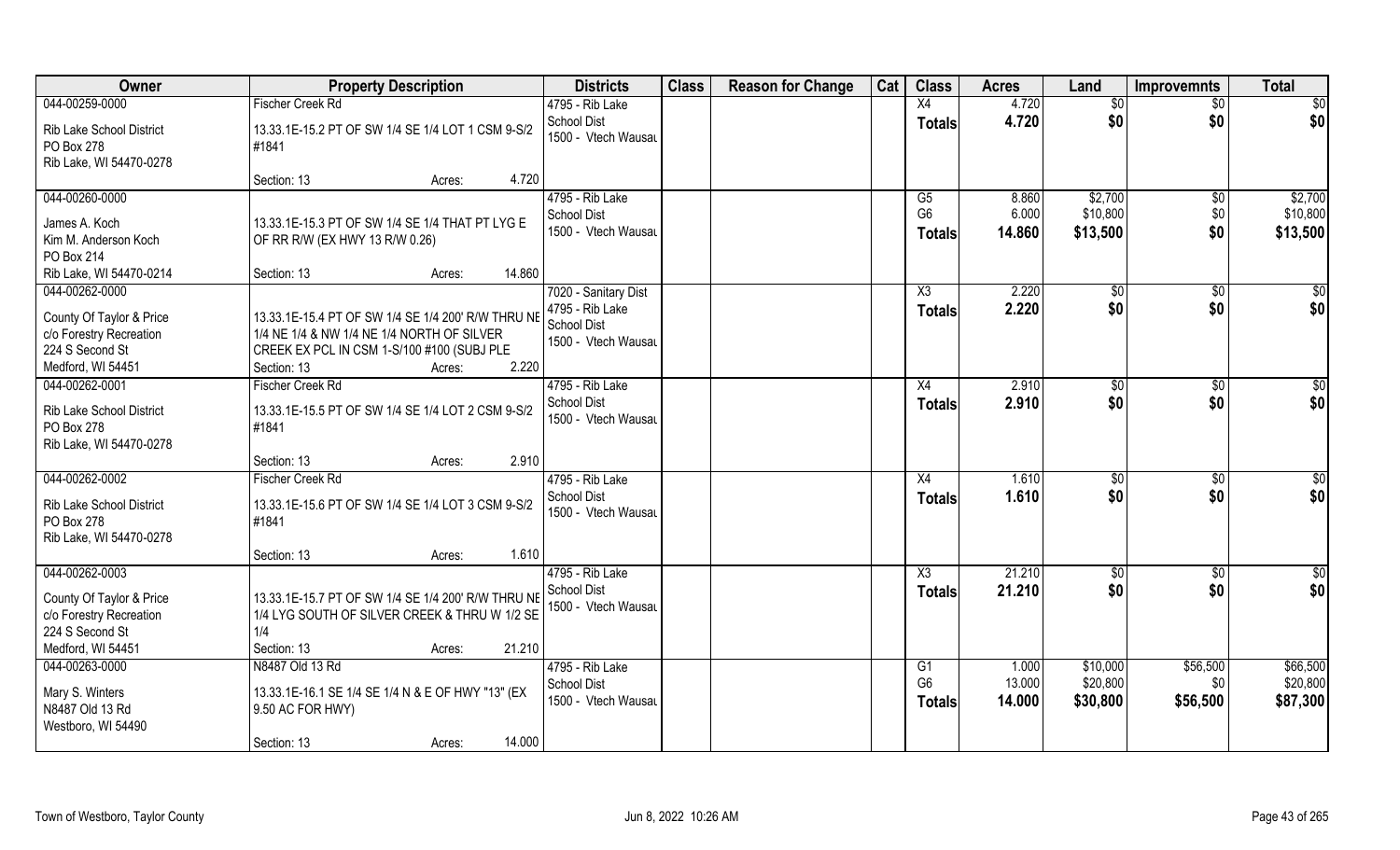| Owner | Property Description | Districts | Class | Reason for Change | Cat | Class | Acres | Land | Improvemnts | Total |
|---|---|---|---|---|---|---|---|---|---|---|
| 044-00259-0000<br>Rib Lake School District<br>PO Box 278<br>Rib Lake, WI 54470-0278 | Fischer Creek Rd<br>13.33.1E-15.2 PT OF SW 1/4 SE 1/4 LOT 1 CSM 9-S/2 #1841<br>Section: 13 Acres: 4.720 | 4795 - Rib Lake School Dist<br>1500 - Vtech Wausau | | | | X4<br>**Totals** | 4.720<br>**4.720** | $0<br>**$0** | $0<br>**$0** | $0<br>**$0** |
| 044-00260-0000<br>James A. Koch<br>Kim M. Anderson Koch<br>PO Box 214<br>Rib Lake, WI 54470-0214 | 13.33.1E-15.3 PT OF SW 1/4 SE 1/4 THAT PT LYG E OF RR R/W (EX HWY 13 R/W 0.26)<br>Section: 13 Acres: 14.860 | 4795 - Rib Lake School Dist<br>1500 - Vtech Wausau | | | | G5<br>G6<br>**Totals** | 8.860<br>6.000<br>**14.860** | $2,700<br>$10,800<br>**$13,500** | $0<br>$0<br>**$0** | $2,700<br>$10,800<br>**$13,500** |
| 044-00262-0000<br>County Of Taylor & Price<br>c/o Forestry Recreation<br>224 S Second St<br>Medford, WI 54451 | 13.33.1E-15.4 PT OF SW 1/4 SE 1/4 200' R/W THRU NE 1/4 NE 1/4 & NW 1/4 NE 1/4 NORTH OF SILVER CREEK EX PCL IN CSM 1-S/100 #100 (SUBJ PLE<br>Section: 13 Acres: 2.220 | 7020 - Sanitary Dist<br>4795 - Rib Lake School Dist<br>1500 - Vtech Wausau | | | | X3<br>**Totals** | 2.220<br>**2.220** | $0<br>**$0** | $0<br>**$0** | $0<br>**$0** |
| 044-00262-0001<br>Rib Lake School District<br>PO Box 278<br>Rib Lake, WI 54470-0278 | Fischer Creek Rd<br>13.33.1E-15.5 PT OF SW 1/4 SE 1/4 LOT 2 CSM 9-S/2 #1841<br>Section: 13 Acres: 2.910 | 4795 - Rib Lake School Dist<br>1500 - Vtech Wausau | | | | X4<br>**Totals** | 2.910<br>**2.910** | $0<br>**$0** | $0<br>**$0** | $0<br>**$0** |
| 044-00262-0002<br>Rib Lake School District<br>PO Box 278<br>Rib Lake, WI 54470-0278 | Fischer Creek Rd<br>13.33.1E-15.6 PT OF SW 1/4 SE 1/4 LOT 3 CSM 9-S/2 #1841<br>Section: 13 Acres: 1.610 | 4795 - Rib Lake School Dist<br>1500 - Vtech Wausau | | | | X4<br>**Totals** | 1.610<br>**1.610** | $0<br>**$0** | $0<br>**$0** | $0<br>**$0** |
| 044-00262-0003<br>County Of Taylor & Price<br>c/o Forestry Recreation<br>224 S Second St<br>Medford, WI 54451 | 13.33.1E-15.7 PT OF SW 1/4 SE 1/4 200' R/W THRU NE 1/4 LYG SOUTH OF SILVER CREEK & THRU W 1/2 SE 1/4<br>Section: 13 Acres: 21.210 | 4795 - Rib Lake School Dist<br>1500 - Vtech Wausau | | | | X3<br>**Totals** | 21.210<br>**21.210** | $0<br>**$0** | $0<br>**$0** | $0<br>**$0** |
| 044-00263-0000<br>Mary S. Winters<br>N8487 Old 13 Rd<br>Westboro, WI 54490 | N8487 Old 13 Rd<br>13.33.1E-16.1 SE 1/4 SE 1/4 N & E OF HWY "13" (EX 9.50 AC FOR HWY)<br>Section: 13 Acres: 14.000 | 4795 - Rib Lake School Dist<br>1500 - Vtech Wausau | | | | G1<br>G6<br>**Totals** | 1.000<br>13.000<br>**14.000** | $10,000<br>$20,800<br>**$30,800** | $56,500<br>$0<br>**$56,500** | $66,500<br>$20,800<br>**$87,300** |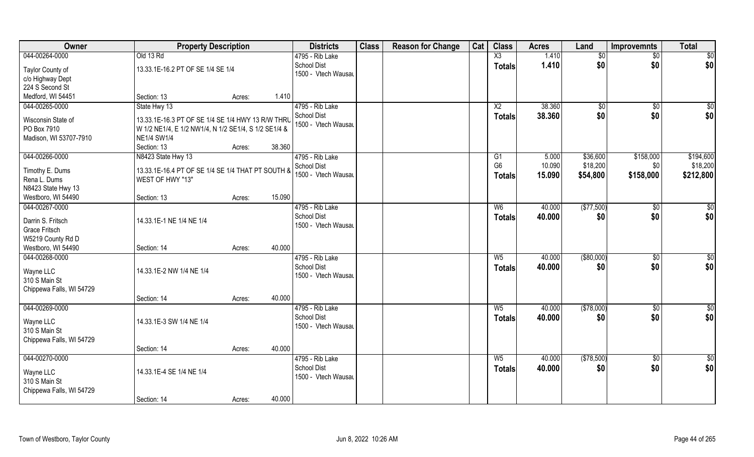| Owner | Property Description | | | Districts | Class | Reason for Change | Cat | Class | Acres | Land | Improvemnts | Total |
|---|---|---|---|---|---|---|---|---|---|---|---|---|
| 044-00264-0000 | Old 13 Rd | | | 4795 - Rib Lake | | | | X3 | 1.410 | $0 | $0 | $0 |
| Taylor County of<br>c/o Highway Dept<br>224 S Second St<br>Medford, WI 54451 | 13.33.1E-16.2 PT OF SE 1/4 SE 1/4 | | | School Dist<br>1500 - Vtech Wausau | | | | **Totals** | **1.410** | **$0** | **$0** | **$0** |
| | Section: 13 | Acres: | 1.410 | | | | | | | | | |
| 044-00265-0000 | State Hwy 13 | | | 4795 - Rib Lake | | | | X2 | 38.360 | $0 | $0 | $0 |
| Wisconsin State of<br>PO Box 7910<br>Madison, WI 53707-7910 | 13.33.1E-16.3 PT OF SE 1/4 SE 1/4 HWY 13 R/W THRU W 1/2 NE1/4, E 1/2 NW1/4, N 1/2 SE1/4, S 1/2 SE1/4 & NE1/4 SW1/4 | | | School Dist<br>1500 - Vtech Wausau | | | | **Totals** | **38.360** | **$0** | **$0** | **$0** |
| | Section: 13 | Acres: | 38.360 | | | | | | | | | |
| 044-00266-0000 | N8423 State Hwy 13 | | | 4795 - Rib Lake | | | | G1 | 5.000 | $36,600 | $158,000 | $194,600 |
| Timothy E. Dums<br>Rena L. Dums<br>N8423 State Hwy 13<br>Westboro, WI 54490 | 13.33.1E-16.4 PT OF SE 1/4 SE 1/4 THAT PT SOUTH & WEST OF HWY "13" | | | School Dist<br>1500 - Vtech Wausau | | | | G6 | 10.090 | $18,200 | $0 | $18,200 |
| | | | | | | | | **Totals** | **15.090** | **$54,800** | **$158,000** | **$212,800** |
| | Section: 13 | Acres: | 15.090 | | | | | | | | | |
| 044-00267-0000 | | | | 4795 - Rib Lake | | | | W6 | 40.000 | ($77,500) | $0 | $0 |
| Darrin S. Fritsch<br>Grace Fritsch<br>W5219 County Rd D<br>Westboro, WI 54490 | 14.33.1E-1 NE 1/4 NE 1/4 | | | School Dist<br>1500 - Vtech Wausau | | | | **Totals** | **40.000** | **$0** | **$0** | **$0** |
| | Section: 14 | Acres: | 40.000 | | | | | | | | | |
| 044-00268-0000 | | | | 4795 - Rib Lake | | | | W5 | 40.000 | ($80,000) | $0 | $0 |
| Wayne LLC<br>310 S Main St<br>Chippewa Falls, WI 54729 | 14.33.1E-2 NW 1/4 NE 1/4 | | | School Dist<br>1500 - Vtech Wausau | | | | **Totals** | **40.000** | **$0** | **$0** | **$0** |
| | Section: 14 | Acres: | 40.000 | | | | | | | | | |
| 044-00269-0000 | | | | 4795 - Rib Lake | | | | W5 | 40.000 | ($78,000) | $0 | $0 |
| Wayne LLC<br>310 S Main St<br>Chippewa Falls, WI 54729 | 14.33.1E-3 SW 1/4 NE 1/4 | | | School Dist<br>1500 - Vtech Wausau | | | | **Totals** | **40.000** | **$0** | **$0** | **$0** |
| | Section: 14 | Acres: | 40.000 | | | | | | | | | |
| 044-00270-0000 | | | | 4795 - Rib Lake | | | | W5 | 40.000 | ($78,500) | $0 | $0 |
| Wayne LLC<br>310 S Main St<br>Chippewa Falls, WI 54729 | 14.33.1E-4 SE 1/4 NE 1/4 | | | School Dist<br>1500 - Vtech Wausau | | | | **Totals** | **40.000** | **$0** | **$0** | **$0** |
| | Section: 14 | Acres: | 40.000 | | | | | | | | | |

Town of Westboro, Taylor County Jun 8, 2022 10:26 AM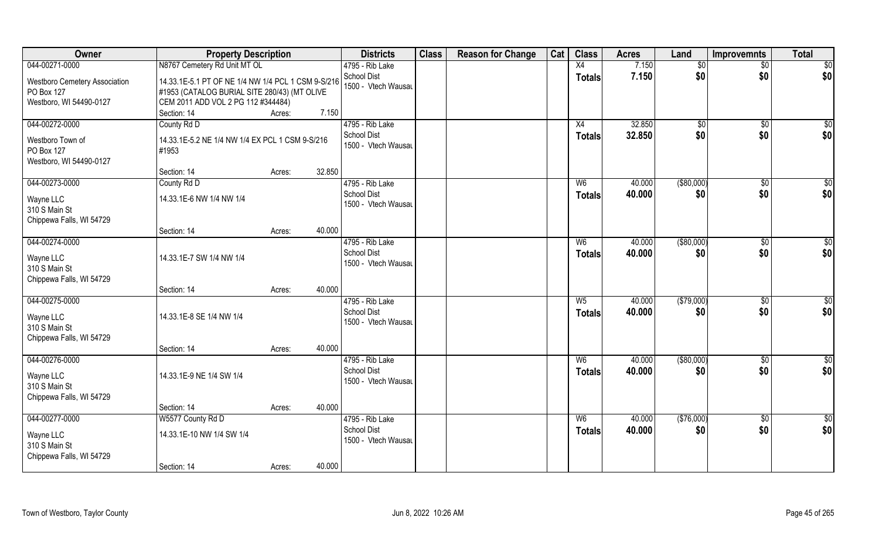| Owner | Property Description | | | Districts | Class | Reason for Change | Cat | Class | Acres | Land | Improvemnts | Total |
|---|---|---|---|---|---|---|---|---|---|---|---|---|
| 044-00271-0000 | N8767 Cemetery Rd Unit MT OL | | | 4795 - Rib Lake | | | | X4 | 7.150 | $0 | $0 | $0 |
| Westboro Cemetery Association<br>PO Box 127<br>Westboro, WI 54490-0127 | 14.33.1E-5.1 PT OF NE 1/4 NW 1/4 PCL 1 CSM 9-S/216 #1953 (CATALOG BURIAL SITE 280/43) (MT OLIVE CEM 2011 ADD VOL 2 PG 112 #344484) | | | School Dist<br>1500 - Vtech Wausau | | | | Totals | 7.150 | $0 | $0 | $0 |
| | Section: 14 | Acres: | 7.150 | | | | | | | | | |
| 044-00272-0000 | County Rd D | | | 4795 - Rib Lake | | | | X4 | 32.850 | $0 | $0 | $0 |
| Westboro Town of<br>PO Box 127<br>Westboro, WI 54490-0127 | 14.33.1E-5.2 NE 1/4 NW 1/4 EX PCL 1 CSM 9-S/216 #1953 | | | School Dist<br>1500 - Vtech Wausau | | | | Totals | 32.850 | $0 | $0 | $0 |
| | Section: 14 | Acres: | 32.850 | | | | | | | | | |
| 044-00273-0000 | County Rd D | | | 4795 - Rib Lake | | | | W6 | 40.000 | ($80,000) | $0 | $0 |
| Wayne LLC<br>310 S Main St<br>Chippewa Falls, WI 54729 | 14.33.1E-6 NW 1/4 NW 1/4 | | | School Dist<br>1500 - Vtech Wausau | | | | Totals | 40.000 | $0 | $0 | $0 |
| | Section: 14 | Acres: | 40.000 | | | | | | | | | |
| 044-00274-0000 | | | | 4795 - Rib Lake | | | | W6 | 40.000 | ($80,000) | $0 | $0 |
| Wayne LLC<br>310 S Main St<br>Chippewa Falls, WI 54729 | 14.33.1E-7 SW 1/4 NW 1/4 | | | School Dist<br>1500 - Vtech Wausau | | | | Totals | 40.000 | $0 | $0 | $0 |
| | Section: 14 | Acres: | 40.000 | | | | | | | | | |
| 044-00275-0000 | | | | 4795 - Rib Lake | | | | W5 | 40.000 | ($79,000) | $0 | $0 |
| Wayne LLC<br>310 S Main St<br>Chippewa Falls, WI 54729 | 14.33.1E-8 SE 1/4 NW 1/4 | | | School Dist<br>1500 - Vtech Wausau | | | | Totals | 40.000 | $0 | $0 | $0 |
| | Section: 14 | Acres: | 40.000 | | | | | | | | | |
| 044-00276-0000 | | | | 4795 - Rib Lake | | | | W6 | 40.000 | ($80,000) | $0 | $0 |
| Wayne LLC<br>310 S Main St<br>Chippewa Falls, WI 54729 | 14.33.1E-9 NE 1/4 SW 1/4 | | | School Dist<br>1500 - Vtech Wausau | | | | Totals | 40.000 | $0 | $0 | $0 |
| | Section: 14 | Acres: | 40.000 | | | | | | | | | |
| 044-00277-0000 | W5577 County Rd D | | | 4795 - Rib Lake | | | | W6 | 40.000 | ($76,000) | $0 | $0 |
| Wayne LLC<br>310 S Main St<br>Chippewa Falls, WI 54729 | 14.33.1E-10 NW 1/4 SW 1/4 | | | School Dist<br>1500 - Vtech Wausau | | | | Totals | 40.000 | $0 | $0 | $0 |
| | Section: 14 | Acres: | 40.000 | | | | | | | | | |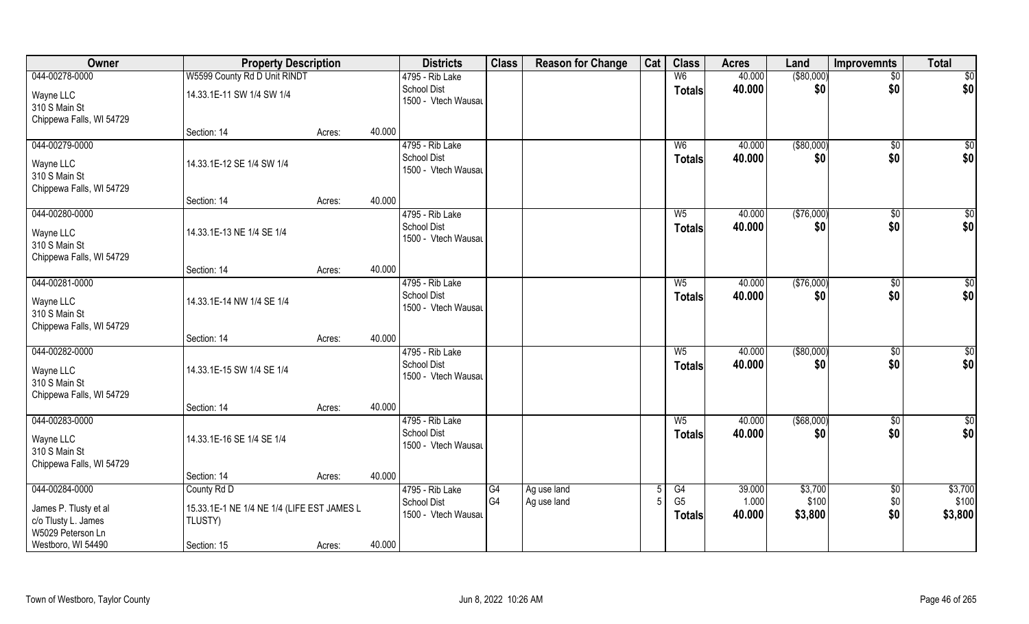| Owner | Property Description | | | Districts | Class | Reason for Change | Cat | Class | Acres | Land | Improvemnts | Total |
|---|---|---|---|---|---|---|---|---|---|---|---|---|
| 044-00278-0000 | W5599 County Rd D Unit RINDT | | | 4795 - Rib Lake | | | | W6 | 40.000 | ($80,000) | $0 | $0 |
| Wayne LLC<br>310 S Main St<br>Chippewa Falls, WI 54729 | 14.33.1E-11 SW 1/4 SW 1/4 | | | School Dist<br>1500 - Vtech Wausau | | | | Totals | 40.000 | $0 | $0 | $0 |
| | Section: 14 | Acres: | 40.000 | | | | | | | | | |
| 044-00279-0000 | | | | 4795 - Rib Lake | | | | W6 | 40.000 | ($80,000) | $0 | $0 |
| Wayne LLC<br>310 S Main St<br>Chippewa Falls, WI 54729 | 14.33.1E-12 SE 1/4 SW 1/4 | | | School Dist<br>1500 - Vtech Wausau | | | | Totals | 40.000 | $0 | $0 | $0 |
| | Section: 14 | Acres: | 40.000 | | | | | | | | | |
| 044-00280-0000 | | | | 4795 - Rib Lake | | | | W5 | 40.000 | ($76,000) | $0 | $0 |
| Wayne LLC<br>310 S Main St<br>Chippewa Falls, WI 54729 | 14.33.1E-13 NE 1/4 SE 1/4 | | | School Dist<br>1500 - Vtech Wausau | | | | Totals | 40.000 | $0 | $0 | $0 |
| | Section: 14 | Acres: | 40.000 | | | | | | | | | |
| 044-00281-0000 | | | | 4795 - Rib Lake | | | | W5 | 40.000 | ($76,000) | $0 | $0 |
| Wayne LLC<br>310 S Main St<br>Chippewa Falls, WI 54729 | 14.33.1E-14 NW 1/4 SE 1/4 | | | School Dist<br>1500 - Vtech Wausau | | | | Totals | 40.000 | $0 | $0 | $0 |
| | Section: 14 | Acres: | 40.000 | | | | | | | | | |
| 044-00282-0000 | | | | 4795 - Rib Lake | | | | W5 | 40.000 | ($80,000) | $0 | $0 |
| Wayne LLC<br>310 S Main St<br>Chippewa Falls, WI 54729 | 14.33.1E-15 SW 1/4 SE 1/4 | | | School Dist<br>1500 - Vtech Wausau | | | | Totals | 40.000 | $0 | $0 | $0 |
| | Section: 14 | Acres: | 40.000 | | | | | | | | | |
| 044-00283-0000 | | | | 4795 - Rib Lake | | | | W5 | 40.000 | ($68,000) | $0 | $0 |
| Wayne LLC<br>310 S Main St<br>Chippewa Falls, WI 54729 | 14.33.1E-16 SE 1/4 SE 1/4 | | | School Dist<br>1500 - Vtech Wausau | | | | Totals | 40.000 | $0 | $0 | $0 |
| | Section: 14 | Acres: | 40.000 | | | | | | | | | |
| 044-00284-0000 | County Rd D | | | 4795 - Rib Lake | G4 | Ag use land | 5 | G4 | 39.000 | $3,700 | $0 | $3,700 |
| James P. Tlusty et al<br>c/o Tlusty L. James<br>W5029 Peterson Ln<br>Westboro, WI 54490 | 15.33.1E-1 NE 1/4 NE 1/4 (LIFE EST JAMES L TLUSTY) | | | School Dist<br>1500 - Vtech Wausau | G4 | Ag use land | 5 | G5 | 1.000 | $100 | $0 | $100 |
| | | | | | | | | Totals | 40.000 | $3,800 | $0 | $3,800 |
| | Section: 15 | Acres: | 40.000 | | | | | | | | | |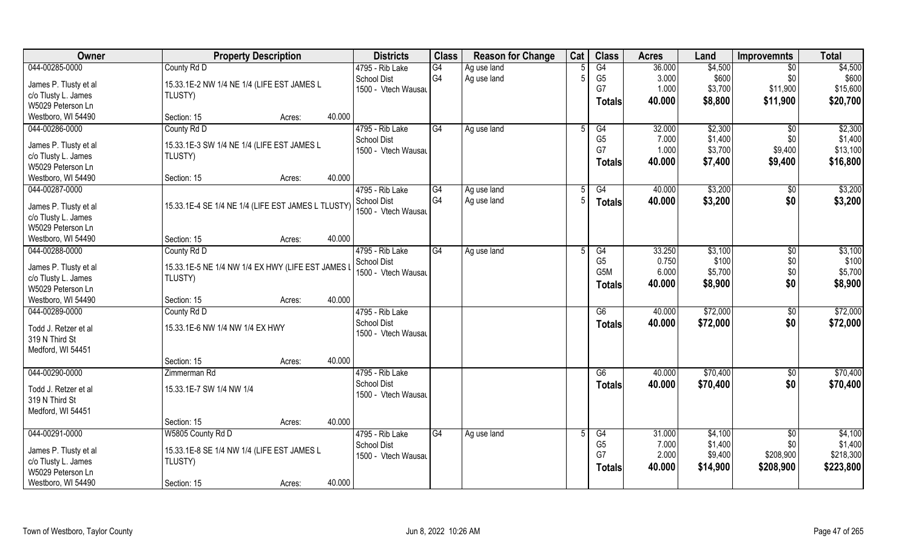| Owner | Property Description | | | Districts | Class | Reason for Change | Cat | Class | Acres | Land | Improvemnts | Total |
|---|---|---|---|---|---|---|---|---|---|---|---|---|
| 044-00285-0000 | County Rd D | | | 4795 - Rib Lake | G4 | Ag use land | 5 | G4 | 36.000 | $4,500 | $0 | $4,500 |
| James P. Tlusty et al | 15.33.1E-2 NW 1/4 NE 1/4 (LIFE EST JAMES L | | | School Dist | G4 | Ag use land | 5 | G5 | 3.000 | $600 | $0 | $600 |
| c/o Tlusty L. James | TLUSTY) | | | 1500 - Vtech Wausau | | | | G7 | 1.000 | $3,700 | $11,900 | $15,600 |
| W5029 Peterson Ln | | | | | | | | **Totals** | **40.000** | **$8,800** | **$11,900** | **$20,700** |
| Westboro, WI 54490 | Section: 15 | Acres: | 40.000 | | | | | | | | | |
| 044-00286-0000 | County Rd D | | | 4795 - Rib Lake | G4 | Ag use land | 5 | G4 | 32.000 | $2,300 | $0 | $2,300 |
| James P. Tlusty et al | 15.33.1E-3 SW 1/4 NE 1/4 (LIFE EST JAMES L | | | School Dist | | | | G5 | 7.000 | $1,400 | $0 | $1,400 |
| c/o Tlusty L. James | TLUSTY) | | | 1500 - Vtech Wausau | | | | G7 | 1.000 | $3,700 | $9,400 | $13,100 |
| W5029 Peterson Ln | | | | | | | | **Totals** | **40.000** | **$7,400** | **$9,400** | **$16,800** |
| Westboro, WI 54490 | Section: 15 | Acres: | 40.000 | | | | | | | | | |
| 044-00287-0000 | | | | 4795 - Rib Lake | G4 | Ag use land | 5 | G4 | 40.000 | $3,200 | $0 | $3,200 |
| James P. Tlusty et al | 15.33.1E-4 SE 1/4 NE 1/4 (LIFE EST JAMES L TLUSTY) | | | School Dist | G4 | Ag use land | 5 | **Totals** | **40.000** | **$3,200** | **$0** | **$3,200** |
| c/o Tlusty L. James | | | | 1500 - Vtech Wausau | | | | | | | | |
| W5029 Peterson Ln | | | | | | | | | | | | |
| Westboro, WI 54490 | Section: 15 | Acres: | 40.000 | | | | | | | | | |
| 044-00288-0000 | County Rd D | | | 4795 - Rib Lake | G4 | Ag use land | 5 | G4 | 33.250 | $3,100 | $0 | $3,100 |
| James P. Tlusty et al | 15.33.1E-5 NE 1/4 NW 1/4 EX HWY (LIFE EST JAMES L | | | School Dist | | | | G5 | 0.750 | $100 | $0 | $100 |
| c/o Tlusty L. James | TLUSTY) | | | 1500 - Vtech Wausau | | | | G5M | 6.000 | $5,700 | $0 | $5,700 |
| W5029 Peterson Ln | | | | | | | | **Totals** | **40.000** | **$8,900** | **$0** | **$8,900** |
| Westboro, WI 54490 | Section: 15 | Acres: | 40.000 | | | | | | | | | |
| 044-00289-0000 | County Rd D | | | 4795 - Rib Lake | | | | G6 | 40.000 | $72,000 | $0 | $72,000 |
| Todd J. Retzer et al | 15.33.1E-6 NW 1/4 NW 1/4 EX HWY | | | School Dist | | | | **Totals** | **40.000** | **$72,000** | **$0** | **$72,000** |
| 319 N Third St | | | | 1500 - Vtech Wausau | | | | | | | | |
| Medford, WI 54451 | | | | | | | | | | | | |
| | Section: 15 | Acres: | 40.000 | | | | | | | | | |
| 044-00290-0000 | Zimmerman Rd | | | 4795 - Rib Lake | | | | G6 | 40.000 | $70,400 | $0 | $70,400 |
| Todd J. Retzer et al | 15.33.1E-7 SW 1/4 NW 1/4 | | | School Dist | | | | **Totals** | **40.000** | **$70,400** | **$0** | **$70,400** |
| 319 N Third St | | | | 1500 - Vtech Wausau | | | | | | | | |
| Medford, WI 54451 | | | | | | | | | | | | |
| | Section: 15 | Acres: | 40.000 | | | | | | | | | |
| 044-00291-0000 | W5805 County Rd D | | | 4795 - Rib Lake | G4 | Ag use land | 5 | G4 | 31.000 | $4,100 | $0 | $4,100 |
| James P. Tlusty et al | 15.33.1E-8 SE 1/4 NW 1/4 (LIFE EST JAMES L | | | School Dist | | | | G5 | 7.000 | $1,400 | $0 | $1,400 |
| c/o Tlusty L. James | TLUSTY) | | | 1500 - Vtech Wausau | | | | G7 | 2.000 | $9,400 | $208,900 | $218,300 |
| W5029 Peterson Ln | | | | | | | | **Totals** | **40.000** | **$14,900** | **$208,900** | **$223,800** |
| Westboro, WI 54490 | Section: 15 | Acres: | 40.000 | | | | | | | | | |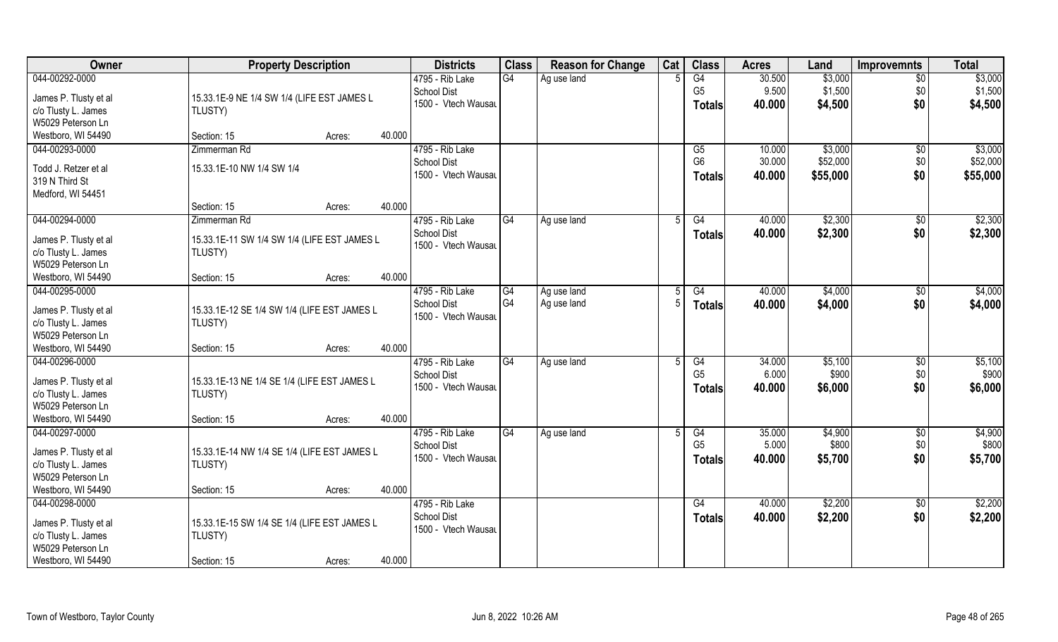| Owner | Property Description | | | Districts | Class | Reason for Change | Cat | Class | Acres | Land | Improvemnts | Total |
|---|---|---|---|---|---|---|---|---|---|---|---|---|
| 044-00292-0000 | | | | 4795 - Rib Lake | G4 | Ag use land | 5 | G4 | 30.500 | $3,000 | $0 | $3,000 |
| James P. Tlusty et al | 15.33.1E-9 NE 1/4 SW 1/4 (LIFE EST JAMES L | | | School Dist | | | | G5 | 9.500 | $1,500 | $0 | $1,500 |
| c/o Tlusty L. James | TLUSTY) | | | 1500 - Vtech Wausau | | | | **Totals** | **40.000** | **$4,500** | **$0** | **$4,500** |
| W5029 Peterson Ln | | | | | | | | | | | | |
| Westboro, WI 54490 | Section: 15 | Acres: | 40.000 | | | | | | | | | |
| 044-00293-0000 | Zimmerman Rd | | | 4795 - Rib Lake | | | | G5 | 10.000 | $3,000 | $0 | $3,000 |
| Todd J. Retzer et al | 15.33.1E-10 NW 1/4 SW 1/4 | | | School Dist | | | | G6 | 30.000 | $52,000 | $0 | $52,000 |
| 319 N Third St | | | | 1500 - Vtech Wausau | | | | **Totals** | **40.000** | **$55,000** | **$0** | **$55,000** |
| Medford, WI 54451 | | | | | | | | | | | | |
| | Section: 15 | Acres: | 40.000 | | | | | | | | | |
| 044-00294-0000 | Zimmerman Rd | | | 4795 - Rib Lake | G4 | Ag use land | 5 | G4 | 40.000 | $2,300 | $0 | $2,300 |
| James P. Tlusty et al | 15.33.1E-11 SW 1/4 SW 1/4 (LIFE EST JAMES L | | | School Dist | | | | **Totals** | **40.000** | **$2,300** | **$0** | **$2,300** |
| c/o Tlusty L. James | TLUSTY) | | | 1500 - Vtech Wausau | | | | | | | | |
| W5029 Peterson Ln | | | | | | | | | | | | |
| Westboro, WI 54490 | Section: 15 | Acres: | 40.000 | | | | | | | | | |
| 044-00295-0000 | | | | 4795 - Rib Lake | G4 | Ag use land | 5 | G4 | 40.000 | $4,000 | $0 | $4,000 |
| James P. Tlusty et al | 15.33.1E-12 SE 1/4 SW 1/4 (LIFE EST JAMES L | | | School Dist | G4 | Ag use land | 5 | **Totals** | **40.000** | **$4,000** | **$0** | **$4,000** |
| c/o Tlusty L. James | TLUSTY) | | | 1500 - Vtech Wausau | | | | | | | | |
| W5029 Peterson Ln | | | | | | | | | | | | |
| Westboro, WI 54490 | Section: 15 | Acres: | 40.000 | | | | | | | | | |
| 044-00296-0000 | | | | 4795 - Rib Lake | G4 | Ag use land | 5 | G4 | 34.000 | $5,100 | $0 | $5,100 |
| James P. Tlusty et al | 15.33.1E-13 NE 1/4 SE 1/4 (LIFE EST JAMES L | | | School Dist | | | | G5 | 6.000 | $900 | $0 | $900 |
| c/o Tlusty L. James | TLUSTY) | | | 1500 - Vtech Wausau | | | | **Totals** | **40.000** | **$6,000** | **$0** | **$6,000** |
| W5029 Peterson Ln | | | | | | | | | | | | |
| Westboro, WI 54490 | Section: 15 | Acres: | 40.000 | | | | | | | | | |
| 044-00297-0000 | | | | 4795 - Rib Lake | G4 | Ag use land | 5 | G4 | 35.000 | $4,900 | $0 | $4,900 |
| James P. Tlusty et al | 15.33.1E-14 NW 1/4 SE 1/4 (LIFE EST JAMES L | | | School Dist | | | | G5 | 5.000 | $800 | $0 | $800 |
| c/o Tlusty L. James | TLUSTY) | | | 1500 - Vtech Wausau | | | | **Totals** | **40.000** | **$5,700** | **$0** | **$5,700** |
| W5029 Peterson Ln | | | | | | | | | | | | |
| Westboro, WI 54490 | Section: 15 | Acres: | 40.000 | | | | | | | | | |
| 044-00298-0000 | | | | 4795 - Rib Lake | | | | G4 | 40.000 | $2,200 | $0 | $2,200 |
| James P. Tlusty et al | 15.33.1E-15 SW 1/4 SE 1/4 (LIFE EST JAMES L | | | School Dist | | | | **Totals** | **40.000** | **$2,200** | **$0** | **$2,200** |
| c/o Tlusty L. James | TLUSTY) | | | 1500 - Vtech Wausau | | | | | | | | |
| W5029 Peterson Ln | | | | | | | | | | | | |
| Westboro, WI 54490 | Section: 15 | Acres: | 40.000 | | | | | | | | | |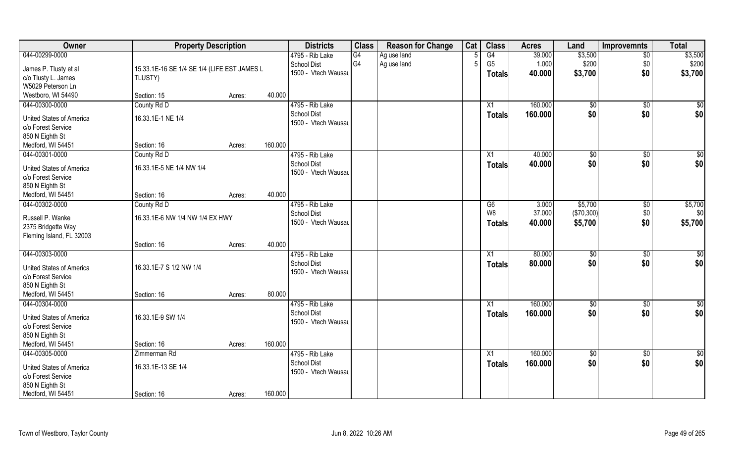| Owner | Property Description | | | Districts | Class | Reason for Change | Cat | Class | Acres | Land | Improvemnts | Total |
|---|---|---|---|---|---|---|---|---|---|---|---|---|
| 044-00299-0000 | | | | 4795 - Rib Lake | G4 | Ag use land | 5 | G4 | 39.000 | $3,500 | $0 | $3,500 |
| James P. Tlusty et al | 15.33.1E-16 SE 1/4 SE 1/4 (LIFE EST JAMES L | | | School Dist | G4 | Ag use land | 5 | G5 | 1.000 | $200 | $0 | $200 |
| c/o Tlusty L. James | TLUSTY) | | | 1500 - Vtech Wausau | | | | **Totals** | **40.000** | **$3,700** | **$0** | **$3,700** |
| W5029 Peterson Ln | | | | | | | | | | | | |
| Westboro, WI 54490 | Section: 15 | Acres: | 40.000 | | | | | | | | | |
| 044-00300-0000 | County Rd D | | | 4795 - Rib Lake | | | | X1 | 160.000 | $0 | $0 | $0 |
| United States of America | 16.33.1E-1 NE 1/4 | | | School Dist | | | | **Totals** | **160.000** | **$0** | **$0** | **$0** |
| c/o Forest Service | | | | 1500 - Vtech Wausau | | | | | | | | |
| 850 N Eighth St | | | | | | | | | | | | |
| Medford, WI 54451 | Section: 16 | Acres: | 160.000 | | | | | | | | | |
| 044-00301-0000 | County Rd D | | | 4795 - Rib Lake | | | | X1 | 40.000 | $0 | $0 | $0 |
| United States of America | 16.33.1E-5 NE 1/4 NW 1/4 | | | School Dist | | | | **Totals** | **40.000** | **$0** | **$0** | **$0** |
| c/o Forest Service | | | | 1500 - Vtech Wausau | | | | | | | | |
| 850 N Eighth St | | | | | | | | | | | | |
| Medford, WI 54451 | Section: 16 | Acres: | 40.000 | | | | | | | | | |
| 044-00302-0000 | County Rd D | | | 4795 - Rib Lake | | | | G6 | 3.000 | $5,700 | $0 | $5,700 |
| Russell P. Wanke | 16.33.1E-6 NW 1/4 NW 1/4 EX HWY | | | School Dist | | | | W8 | 37.000 | ($70,300) | $0 | $0 |
| 2375 Bridgette Way | | | | 1500 - Vtech Wausau | | | | **Totals** | **40.000** | **$5,700** | **$0** | **$5,700** |
| Fleming Island, FL 32003 | | | | | | | | | | | | |
| | Section: 16 | Acres: | 40.000 | | | | | | | | | |
| 044-00303-0000 | | | | 4795 - Rib Lake | | | | X1 | 80.000 | $0 | $0 | $0 |
| United States of America | 16.33.1E-7 S 1/2 NW 1/4 | | | School Dist | | | | **Totals** | **80.000** | **$0** | **$0** | **$0** |
| c/o Forest Service | | | | 1500 - Vtech Wausau | | | | | | | | |
| 850 N Eighth St | | | | | | | | | | | | |
| Medford, WI 54451 | Section: 16 | Acres: | 80.000 | | | | | | | | | |
| 044-00304-0000 | | | | 4795 - Rib Lake | | | | X1 | 160.000 | $0 | $0 | $0 |
| United States of America | 16.33.1E-9 SW 1/4 | | | School Dist | | | | **Totals** | **160.000** | **$0** | **$0** | **$0** |
| c/o Forest Service | | | | 1500 - Vtech Wausau | | | | | | | | |
| 850 N Eighth St | | | | | | | | | | | | |
| Medford, WI 54451 | Section: 16 | Acres: | 160.000 | | | | | | | | | |
| 044-00305-0000 | Zimmerman Rd | | | 4795 - Rib Lake | | | | X1 | 160.000 | $0 | $0 | $0 |
| United States of America | 16.33.1E-13 SE 1/4 | | | School Dist | | | | **Totals** | **160.000** | **$0** | **$0** | **$0** |
| c/o Forest Service | | | | 1500 - Vtech Wausau | | | | | | | | |
| 850 N Eighth St | | | | | | | | | | | | |
| Medford, WI 54451 | Section: 16 | Acres: | 160.000 | | | | | | | | | |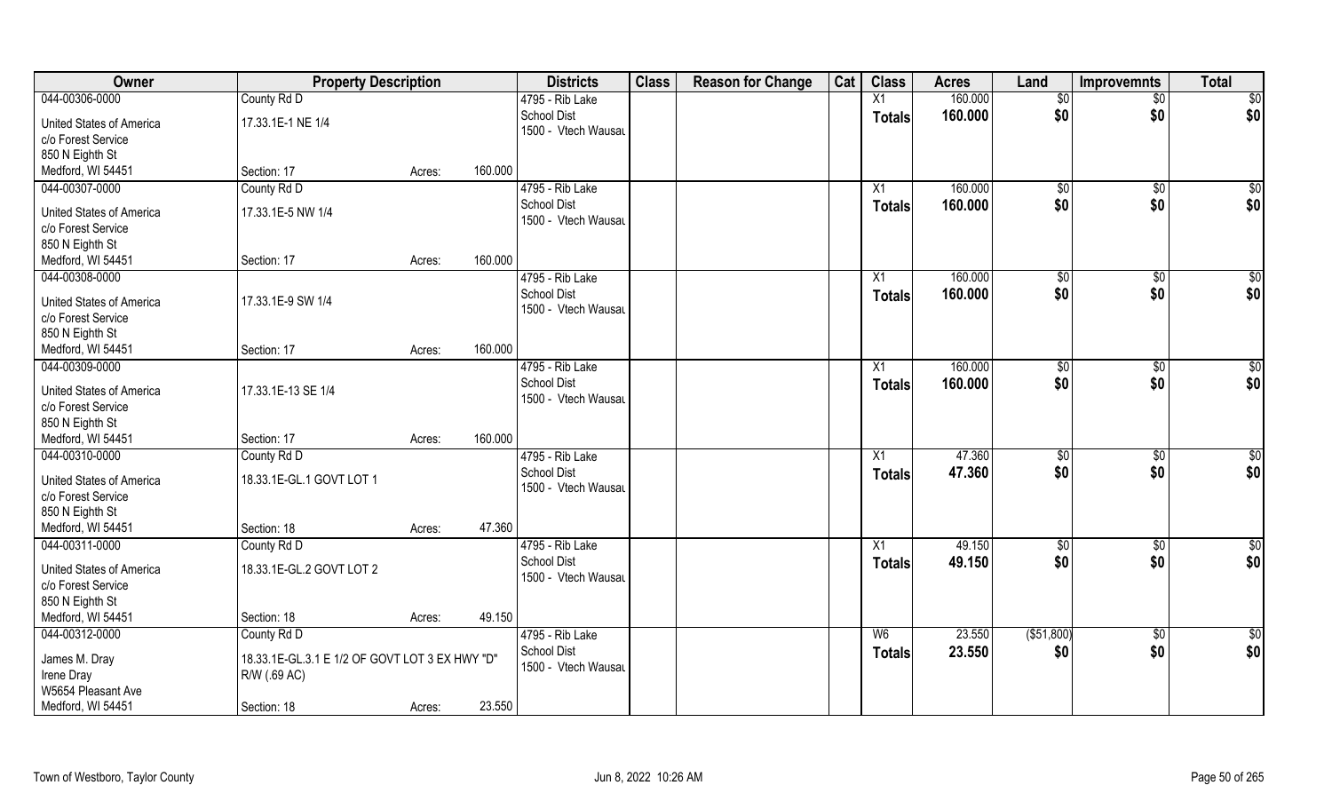| Owner | Property Description | | | Districts | Class | Reason for Change | Cat | Class | Acres | Land | Improvemnts | Total |
|---|---|---|---|---|---|---|---|---|---|---|---|---|
| 044-00306-0000 | County Rd D | | | 4795 - Rib Lake | | | | X1 | 160.000 | $0 | $0 | $0 |
| United States of America | 17.33.1E-1 NE 1/4 | | | School Dist | | | | Totals | 160.000 | $0 | $0 | $0 |
| c/o Forest Service | | | | 1500 - Vtech Wausau | | | | | | | | |
| 850 N Eighth St | | | | | | | | | | | | |
| Medford, WI 54451 | Section: 17 | Acres: | 160.000 | | | | | | | | | |
| 044-00307-0000 | County Rd D | | | 4795 - Rib Lake | | | | X1 | 160.000 | $0 | $0 | $0 |
| United States of America | 17.33.1E-5 NW 1/4 | | | School Dist | | | | Totals | 160.000 | $0 | $0 | $0 |
| c/o Forest Service | | | | 1500 - Vtech Wausau | | | | | | | | |
| 850 N Eighth St | | | | | | | | | | | | |
| Medford, WI 54451 | Section: 17 | Acres: | 160.000 | | | | | | | | | |
| 044-00308-0000 | | | | 4795 - Rib Lake | | | | X1 | 160.000 | $0 | $0 | $0 |
| United States of America | 17.33.1E-9 SW 1/4 | | | School Dist | | | | Totals | 160.000 | $0 | $0 | $0 |
| c/o Forest Service | | | | 1500 - Vtech Wausau | | | | | | | | |
| 850 N Eighth St | | | | | | | | | | | | |
| Medford, WI 54451 | Section: 17 | Acres: | 160.000 | | | | | | | | | |
| 044-00309-0000 | | | | 4795 - Rib Lake | | | | X1 | 160.000 | $0 | $0 | $0 |
| United States of America | 17.33.1E-13 SE 1/4 | | | School Dist | | | | Totals | 160.000 | $0 | $0 | $0 |
| c/o Forest Service | | | | 1500 - Vtech Wausau | | | | | | | | |
| 850 N Eighth St | | | | | | | | | | | | |
| Medford, WI 54451 | Section: 17 | Acres: | 160.000 | | | | | | | | | |
| 044-00310-0000 | County Rd D | | | 4795 - Rib Lake | | | | X1 | 47.360 | $0 | $0 | $0 |
| United States of America | 18.33.1E-GL.1 GOVT LOT 1 | | | School Dist | | | | Totals | 47.360 | $0 | $0 | $0 |
| c/o Forest Service | | | | 1500 - Vtech Wausau | | | | | | | | |
| 850 N Eighth St | | | | | | | | | | | | |
| Medford, WI 54451 | Section: 18 | Acres: | 47.360 | | | | | | | | | |
| 044-00311-0000 | County Rd D | | | 4795 - Rib Lake | | | | X1 | 49.150 | $0 | $0 | $0 |
| United States of America | 18.33.1E-GL.2 GOVT LOT 2 | | | School Dist | | | | Totals | 49.150 | $0 | $0 | $0 |
| c/o Forest Service | | | | 1500 - Vtech Wausau | | | | | | | | |
| 850 N Eighth St | | | | | | | | | | | | |
| Medford, WI 54451 | Section: 18 | Acres: | 49.150 | | | | | | | | | |
| 044-00312-0000 | County Rd D | | | 4795 - Rib Lake | | | | W6 | 23.550 | ($51,800) | $0 | $0 |
| James M. Dray | 18.33.1E-GL.3.1 E 1/2 OF GOVT LOT 3 EX HWY "D" R/W (.69 AC) | | | School Dist | | | | Totals | 23.550 | $0 | $0 | $0 |
| Irene Dray | | | | 1500 - Vtech Wausau | | | | | | | | |
| W5654 Pleasant Ave | | | | | | | | | | | | |
| Medford, WI 54451 | Section: 18 | Acres: | 23.550 | | | | | | | | | |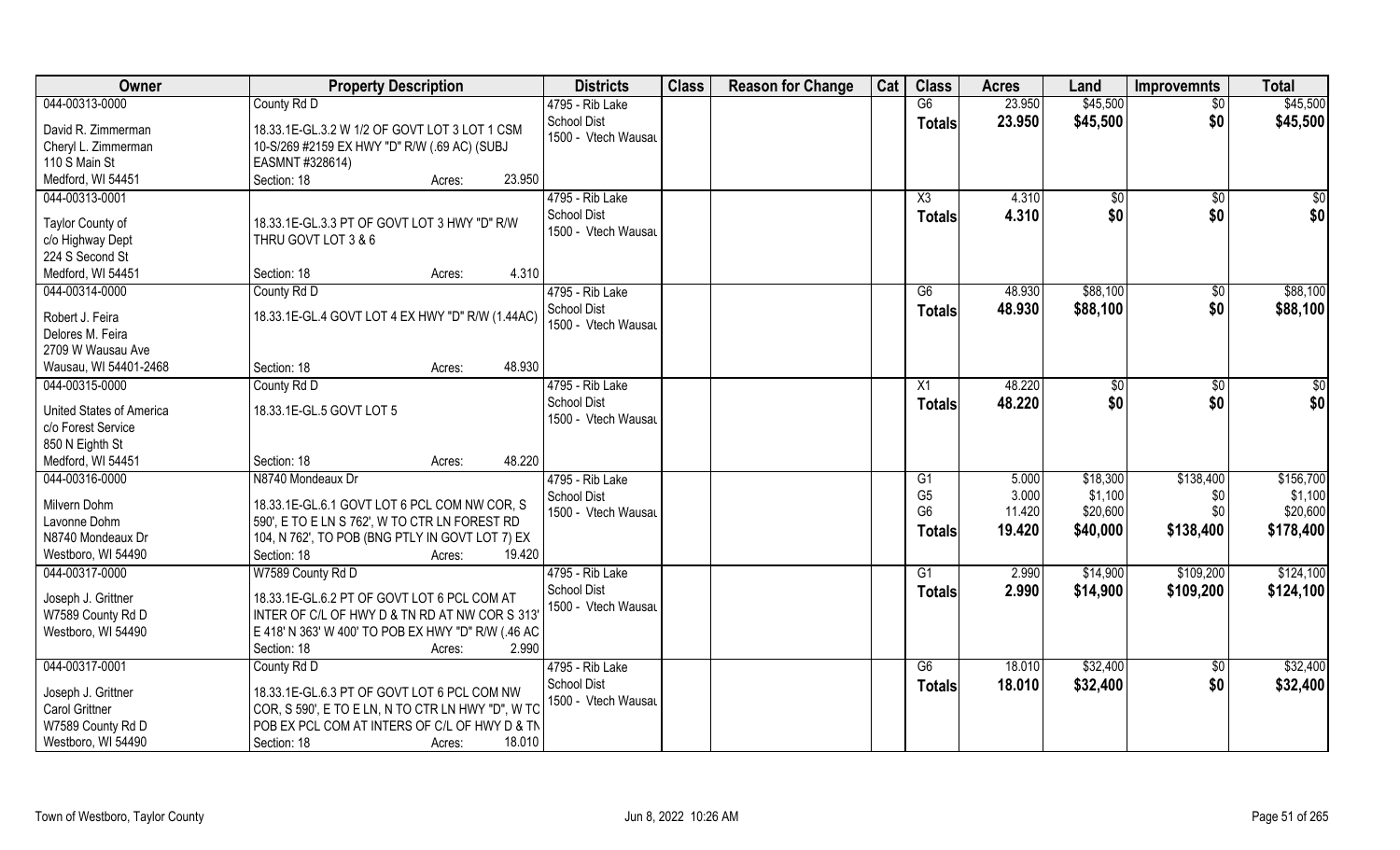| Owner | Property Description | Districts | Class | Reason for Change | Cat | Class | Acres | Land | Improvemnts | Total |
|---|---|---|---|---|---|---|---|---|---|---|
| 044-00313-0000 | County Rd D | 4795 - Rib Lake | | | | G6 | 23.950 | $45,500 | $0 | $45,500 |
| David R. Zimmerman | 18.33.1E-GL.3.2 W 1/2 OF GOVT LOT 3 LOT 1 CSM | School Dist | | | | **Totals** | **23.950** | **$45,500** | **$0** | **$45,500** |
| Cheryl L. Zimmerman | 10-S/269 #2159 EX HWY "D" R/W (.69 AC) (SUBJ | 1500 - Vtech Wausau | | | | | | | | |
| 110 S Main St | EASMNT #328614) | | | | | | | | | |
| Medford, WI 54451 | Section: 18 Acres: 23.950 | | | | | | | | | |
| 044-00313-0001 | | 4795 - Rib Lake | | | | X3 | 4.310 | $0 | $0 | $0 |
| Taylor County of | 18.33.1E-GL.3.3 PT OF GOVT LOT 3 HWY "D" R/W | School Dist | | | | **Totals** | **4.310** | **$0** | **$0** | **$0** |
| c/o Highway Dept | THRU GOVT LOT 3 & 6 | 1500 - Vtech Wausau | | | | | | | | |
| 224 S Second St | | | | | | | | | | |
| Medford, WI 54451 | Section: 18 Acres: 4.310 | | | | | | | | | |
| 044-00314-0000 | County Rd D | 4795 - Rib Lake | | | | G6 | 48.930 | $88,100 | $0 | $88,100 |
| Robert J. Feira | 18.33.1E-GL.4 GOVT LOT 4 EX HWY "D" R/W (1.44AC) | School Dist | | | | **Totals** | **48.930** | **$88,100** | **$0** | **$88,100** |
| Delores M. Feira | | 1500 - Vtech Wausau | | | | | | | | |
| 2709 W Wausau Ave | | | | | | | | | | |
| Wausau, WI 54401-2468 | Section: 18 Acres: 48.930 | | | | | | | | | |
| 044-00315-0000 | County Rd D | 4795 - Rib Lake | | | | X1 | 48.220 | $0 | $0 | $0 |
| United States of America | 18.33.1E-GL.5 GOVT LOT 5 | School Dist | | | | **Totals** | **48.220** | **$0** | **$0** | **$0** |
| c/o Forest Service | | 1500 - Vtech Wausau | | | | | | | | |
| 850 N Eighth St | | | | | | | | | | |
| Medford, WI 54451 | Section: 18 Acres: 48.220 | | | | | | | | | |
| 044-00316-0000 | N8740 Mondeaux Dr | 4795 - Rib Lake | | | | G1 | 5.000 | $18,300 | $138,400 | $156,700 |
| Milvern Dohm | 18.33.1E-GL.6.1 GOVT LOT 6 PCL COM NW COR, S | School Dist | | | | G5 | 3.000 | $1,100 | $0 | $1,100 |
| Lavonne Dohm | 590', E TO E LN S 762', W TO CTR LN FOREST RD | 1500 - Vtech Wausau | | | | G6 | 11.420 | $20,600 | $0 | $20,600 |
| N8740 Mondeaux Dr | 104, N 762', TO POB (BNG PTLY IN GOVT LOT 7) EX | | | | | **Totals** | **19.420** | **$40,000** | **$138,400** | **$178,400** |
| Westboro, WI 54490 | Section: 18 Acres: 19.420 | | | | | | | | | |
| 044-00317-0000 | W7589 County Rd D | 4795 - Rib Lake | | | | G1 | 2.990 | $14,900 | $109,200 | $124,100 |
| Joseph J. Grittner | 18.33.1E-GL.6.2 PT OF GOVT LOT 6 PCL COM AT | School Dist | | | | **Totals** | **2.990** | **$14,900** | **$109,200** | **$124,100** |
| W7589 County Rd D | INTER OF C/L OF HWY D & TN RD AT NW COR S 313' | 1500 - Vtech Wausau | | | | | | | | |
| Westboro, WI 54490 | E 418' N 363' W 400' TO POB EX HWY "D" R/W (.46 AC | | | | | | | | | |
| | Section: 18 Acres: 2.990 | | | | | | | | | |
| 044-00317-0001 | County Rd D | 4795 - Rib Lake | | | | G6 | 18.010 | $32,400 | $0 | $32,400 |
| Joseph J. Grittner | 18.33.1E-GL.6.3 PT OF GOVT LOT 6 PCL COM NW | School Dist | | | | **Totals** | **18.010** | **$32,400** | **$0** | **$32,400** |
| Carol Grittner | COR, S 590', E TO E LN, N TO CTR LN HWY "D", W TC | 1500 - Vtech Wausau | | | | | | | | |
| W7589 County Rd D | POB EX PCL COM AT INTERS OF C/L OF HWY D & TN | | | | | | | | | |
| Westboro, WI 54490 | Section: 18 Acres: 18.010 | | | | | | | | | |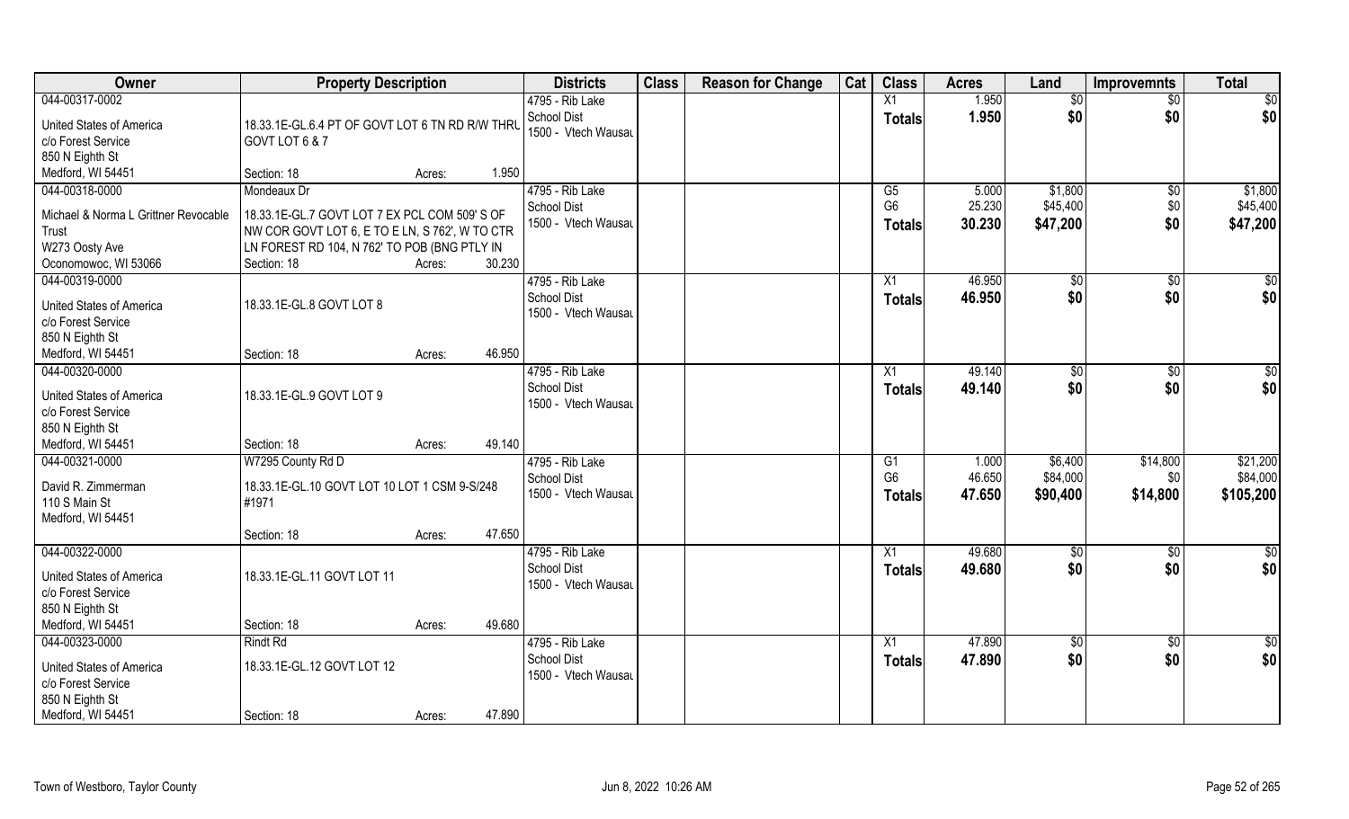| Owner | Property Description | Districts | Class | Reason for Change | Cat | Class | Acres | Land | Improvemnts | Total |
|---|---|---|---|---|---|---|---|---|---|---|
| 044-00317-0002 | | 4795 - Rib Lake | | | | X1 | 1.950 | $0 | $0 | $0 |
| United States of America | 18.33.1E-GL.6.4 PT OF GOVT LOT 6 TN RD R/W THRU | School Dist | | | | Totals | 1.950 | $0 | $0 | $0 |
| c/o Forest Service | GOVT LOT 6 & 7 | 1500 - Vtech Wausau | | | | | | | | |
| 850 N Eighth St | | | | | | | | | | |
| Medford, WI 54451 | Section: 18 Acres: 1.950 | | | | | | | | | |
| 044-00318-0000 | Mondeaux Dr | 4795 - Rib Lake | | | | G5 | 5.000 | $1,800 | $0 | $1,800 |
| Michael & Norma L Grittner Revocable | 18.33.1E-GL.7 GOVT LOT 7 EX PCL COM 509' S OF | School Dist | | | | G6 | 25.230 | $45,400 | $0 | $45,400 |
| Trust | NW COR GOVT LOT 6, E TO E LN, S 762', W TO CTR | 1500 - Vtech Wausau | | | | Totals | 30.230 | $47,200 | $0 | $47,200 |
| W273 Oosty Ave | LN FOREST RD 104, N 762' TO POB (BNG PTLY IN | | | | | | | | | |
| Oconomowoc, WI 53066 | Section: 18 Acres: 30.230 | | | | | | | | | |
| 044-00319-0000 | | 4795 - Rib Lake | | | | X1 | 46.950 | $0 | $0 | $0 |
| United States of America | 18.33.1E-GL.8 GOVT LOT 8 | School Dist | | | | Totals | 46.950 | $0 | $0 | $0 |
| c/o Forest Service | | 1500 - Vtech Wausau | | | | | | | | |
| 850 N Eighth St | | | | | | | | | | |
| Medford, WI 54451 | Section: 18 Acres: 46.950 | | | | | | | | | |
| 044-00320-0000 | | 4795 - Rib Lake | | | | X1 | 49.140 | $0 | $0 | $0 |
| United States of America | 18.33.1E-GL.9 GOVT LOT 9 | School Dist | | | | Totals | 49.140 | $0 | $0 | $0 |
| c/o Forest Service | | 1500 - Vtech Wausau | | | | | | | | |
| 850 N Eighth St | | | | | | | | | | |
| Medford, WI 54451 | Section: 18 Acres: 49.140 | | | | | | | | | |
| 044-00321-0000 | W7295 County Rd D | 4795 - Rib Lake | | | | G1 | 1.000 | $6,400 | $14,800 | $21,200 |
| David R. Zimmerman | 18.33.1E-GL.10 GOVT LOT 10 LOT 1 CSM 9-S/248 | School Dist | | | | G6 | 46.650 | $84,000 | $0 | $84,000 |
| 110 S Main St | #1971 | 1500 - Vtech Wausau | | | | Totals | 47.650 | $90,400 | $14,800 | $105,200 |
| Medford, WI 54451 | | | | | | | | | | |
| | Section: 18 Acres: 47.650 | | | | | | | | | |
| 044-00322-0000 | | 4795 - Rib Lake | | | | X1 | 49.680 | $0 | $0 | $0 |
| United States of America | 18.33.1E-GL.11 GOVT LOT 11 | School Dist | | | | Totals | 49.680 | $0 | $0 | $0 |
| c/o Forest Service | | 1500 - Vtech Wausau | | | | | | | | |
| 850 N Eighth St | | | | | | | | | | |
| Medford, WI 54451 | Section: 18 Acres: 49.680 | | | | | | | | | |
| 044-00323-0000 | Rindt Rd | 4795 - Rib Lake | | | | X1 | 47.890 | $0 | $0 | $0 |
| United States of America | 18.33.1E-GL.12 GOVT LOT 12 | School Dist | | | | Totals | 47.890 | $0 | $0 | $0 |
| c/o Forest Service | | 1500 - Vtech Wausau | | | | | | | | |
| 850 N Eighth St | | | | | | | | | | |
| Medford, WI 54451 | Section: 18 Acres: 47.890 | | | | | | | | | |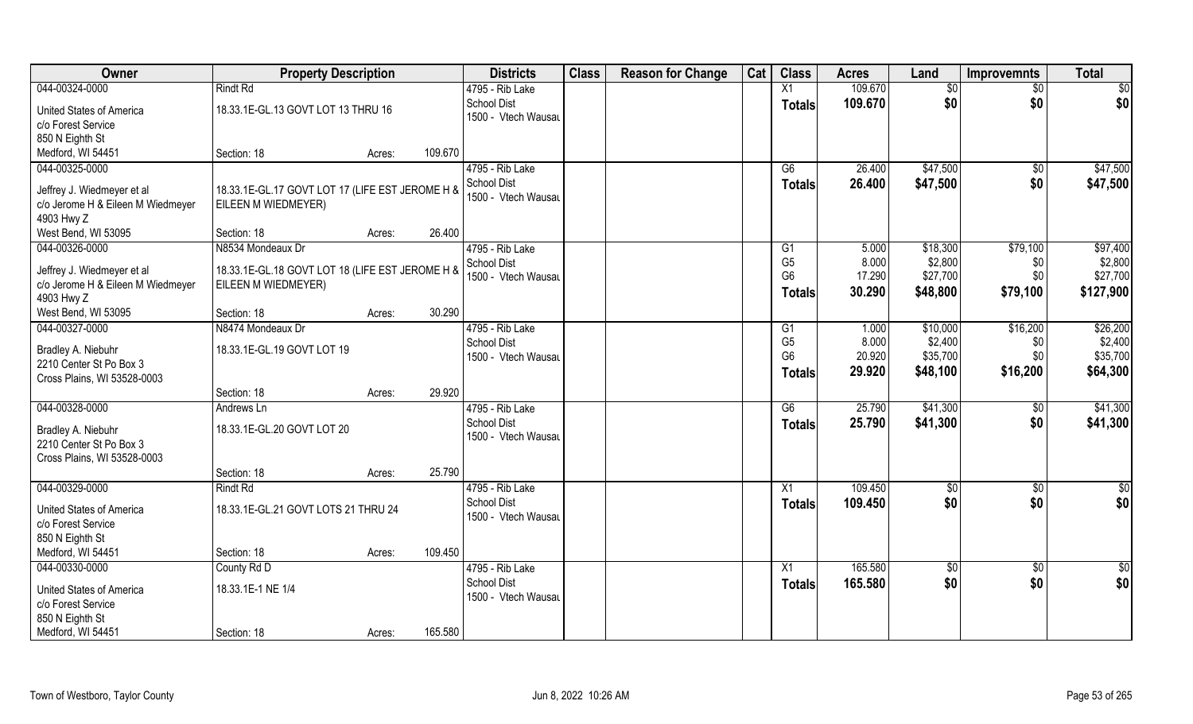| Owner | Property Description | | Districts | Class | Reason for Change | Cat | Class | Acres | Land | Improvemnts | Total |
|---|---|---|---|---|---|---|---|---|---|---|---|
| 044-00324-0000 | Rindt Rd | | 4795 - Rib Lake | | | | X1 | 109.670 | $0 | $0 | $0 |
| United States of America | 18.33.1E-GL.13 GOVT LOT 13 THRU 16 | | School Dist | | | | Totals | 109.670 | $0 | $0 | $0 |
| c/o Forest Service | | | 1500 - Vtech Wausau | | | | | | | | |
| 850 N Eighth St | | | | | | | | | | | |
| Medford, WI 54451 | Section: 18 | Acres: 109.670 | | | | | | | | | |
| 044-00325-0000 | | | 4795 - Rib Lake | | | | G6 | 26.400 | $47,500 | $0 | $47,500 |
| Jeffrey J. Wiedmeyer et al | 18.33.1E-GL.17 GOVT LOT 17 (LIFE EST JEROME H & EILEEN M WIEDMEYER) | | School Dist | | | | Totals | 26.400 | $47,500 | $0 | $47,500 |
| c/o Jerome H & Eileen M Wiedmeyer | | | 1500 - Vtech Wausau | | | | | | | | |
| 4903 Hwy Z | | | | | | | | | | | |
| West Bend, WI 53095 | Section: 18 | Acres: 26.400 | | | | | | | | | |
| 044-00326-0000 | N8534 Mondeaux Dr | | 4795 - Rib Lake | | | | G1 | 5.000 | $18,300 | $79,100 | $97,400 |
| Jeffrey J. Wiedmeyer et al | 18.33.1E-GL.18 GOVT LOT 18 (LIFE EST JEROME H & EILEEN M WIEDMEYER) | | School Dist | | | | G5 | 8.000 | $2,800 | $0 | $2,800 |
| c/o Jerome H & Eileen M Wiedmeyer | | | 1500 - Vtech Wausau | | | | G6 | 17.290 | $27,700 | $0 | $27,700 |
| 4903 Hwy Z | | | | | | | Totals | 30.290 | $48,800 | $79,100 | $127,900 |
| West Bend, WI 53095 | Section: 18 | Acres: 30.290 | | | | | | | | | |
| 044-00327-0000 | N8474 Mondeaux Dr | | 4795 - Rib Lake | | | | G1 | 1.000 | $10,000 | $16,200 | $26,200 |
| Bradley A. Niebuhr | 18.33.1E-GL.19 GOVT LOT 19 | | School Dist | | | | G5 | 8.000 | $2,400 | $0 | $2,400 |
| 2210 Center St Po Box 3 | | | 1500 - Vtech Wausau | | | | G6 | 20.920 | $35,700 | $0 | $35,700 |
| Cross Plains, WI 53528-0003 | | | | | | | Totals | 29.920 | $48,100 | $16,200 | $64,300 |
| | Section: 18 | Acres: 29.920 | | | | | | | | | |
| 044-00328-0000 | Andrews Ln | | 4795 - Rib Lake | | | | G6 | 25.790 | $41,300 | $0 | $41,300 |
| Bradley A. Niebuhr | 18.33.1E-GL.20 GOVT LOT 20 | | School Dist | | | | Totals | 25.790 | $41,300 | $0 | $41,300 |
| 2210 Center St Po Box 3 | | | 1500 - Vtech Wausau | | | | | | | | |
| Cross Plains, WI 53528-0003 | | | | | | | | | | | |
| | Section: 18 | Acres: 25.790 | | | | | | | | | |
| 044-00329-0000 | Rindt Rd | | 4795 - Rib Lake | | | | X1 | 109.450 | $0 | $0 | $0 |
| United States of America | 18.33.1E-GL.21 GOVT LOTS 21 THRU 24 | | School Dist | | | | Totals | 109.450 | $0 | $0 | $0 |
| c/o Forest Service | | | 1500 - Vtech Wausau | | | | | | | | |
| 850 N Eighth St | | | | | | | | | | | |
| Medford, WI 54451 | Section: 18 | Acres: 109.450 | | | | | | | | | |
| 044-00330-0000 | County Rd D | | 4795 - Rib Lake | | | | X1 | 165.580 | $0 | $0 | $0 |
| United States of America | 18.33.1E-1 NE 1/4 | | School Dist | | | | Totals | 165.580 | $0 | $0 | $0 |
| c/o Forest Service | | | 1500 - Vtech Wausau | | | | | | | | |
| 850 N Eighth St | | | | | | | | | | | |
| Medford, WI 54451 | Section: 18 | Acres: 165.580 | | | | | | | | | |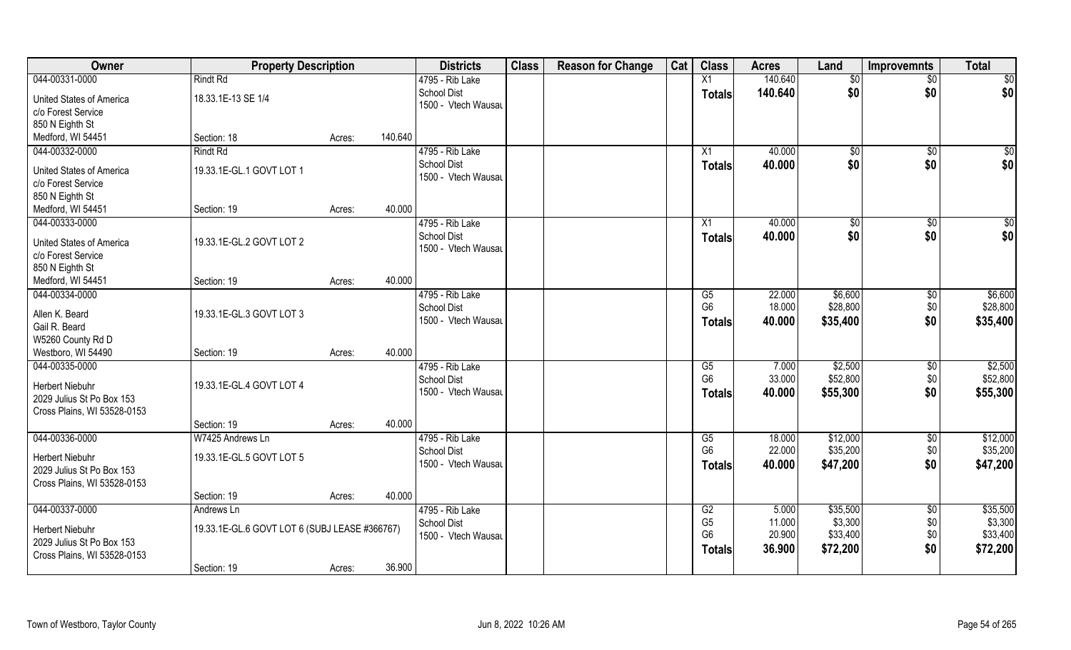| Owner | Property Description | | | Districts | Class | Reason for Change | Cat | Class | Acres | Land | Improvemnts | Total |
|---|---|---|---|---|---|---|---|---|---|---|---|---|
| 044-00331-0000 | Rindt Rd | | | 4795 - Rib Lake | | | | X1 | 140.640 | $0 | $0 | $0 |
| United States of America | 18.33.1E-13 SE 1/4 | | | School Dist | | | | Totals | 140.640 | $0 | $0 | $0 |
| c/o Forest Service | | | | 1500 - Vtech Wausau | | | | | | | | |
| 850 N Eighth St | | | | | | | | | | | | |
| Medford, WI 54451 | Section: 18 | Acres: | 140.640 | | | | | | | | | |
| 044-00332-0000 | Rindt Rd | | | 4795 - Rib Lake | | | | X1 | 40.000 | $0 | $0 | $0 |
| United States of America | 19.33.1E-GL.1 GOVT LOT 1 | | | School Dist | | | | Totals | 40.000 | $0 | $0 | $0 |
| c/o Forest Service | | | | 1500 - Vtech Wausau | | | | | | | | |
| 850 N Eighth St | | | | | | | | | | | | |
| Medford, WI 54451 | Section: 19 | Acres: | 40.000 | | | | | | | | | |
| 044-00333-0000 | | | | 4795 - Rib Lake | | | | X1 | 40.000 | $0 | $0 | $0 |
| United States of America | 19.33.1E-GL.2 GOVT LOT 2 | | | School Dist | | | | Totals | 40.000 | $0 | $0 | $0 |
| c/o Forest Service | | | | 1500 - Vtech Wausau | | | | | | | | |
| 850 N Eighth St | | | | | | | | | | | | |
| Medford, WI 54451 | Section: 19 | Acres: | 40.000 | | | | | | | | | |
| 044-00334-0000 | | | | 4795 - Rib Lake | | | | G5 | 22.000 | $6,600 | $0 | $6,600 |
| Allen K. Beard | 19.33.1E-GL.3 GOVT LOT 3 | | | School Dist | | | | G6 | 18.000 | $28,800 | $0 | $28,800 |
| Gail R. Beard | | | | 1500 - Vtech Wausau | | | | Totals | 40.000 | $35,400 | $0 | $35,400 |
| W5260 County Rd D | | | | | | | | | | | | |
| Westboro, WI 54490 | Section: 19 | Acres: | 40.000 | | | | | | | | | |
| 044-00335-0000 | | | | 4795 - Rib Lake | | | | G5 | 7.000 | $2,500 | $0 | $2,500 |
| Herbert Niebuhr | 19.33.1E-GL.4 GOVT LOT 4 | | | School Dist | | | | G6 | 33.000 | $52,800 | $0 | $52,800 |
| 2029 Julius St Po Box 153 | | | | 1500 - Vtech Wausau | | | | Totals | 40.000 | $55,300 | $0 | $55,300 |
| Cross Plains, WI 53528-0153 | | | | | | | | | | | | |
| | Section: 19 | Acres: | 40.000 | | | | | | | | | |
| 044-00336-0000 | W7425 Andrews Ln | | | 4795 - Rib Lake | | | | G5 | 18.000 | $12,000 | $0 | $12,000 |
| Herbert Niebuhr | 19.33.1E-GL.5 GOVT LOT 5 | | | School Dist | | | | G6 | 22.000 | $35,200 | $0 | $35,200 |
| 2029 Julius St Po Box 153 | | | | 1500 - Vtech Wausau | | | | Totals | 40.000 | $47,200 | $0 | $47,200 |
| Cross Plains, WI 53528-0153 | | | | | | | | | | | | |
| | Section: 19 | Acres: | 40.000 | | | | | | | | | |
| 044-00337-0000 | Andrews Ln | | | 4795 - Rib Lake | | | | G2 | 5.000 | $35,500 | $0 | $35,500 |
| Herbert Niebuhr | 19.33.1E-GL.6 GOVT LOT 6 (SUBJ LEASE #366767) | | | School Dist | | | | G5 | 11.000 | $3,300 | $0 | $3,300 |
| 2029 Julius St Po Box 153 | | | | 1500 - Vtech Wausau | | | | G6 | 20.900 | $33,400 | $0 | $33,400 |
| Cross Plains, WI 53528-0153 | | | | | | | | Totals | 36.900 | $72,200 | $0 | $72,200 |
| | Section: 19 | Acres: | 36.900 | | | | | | | | | |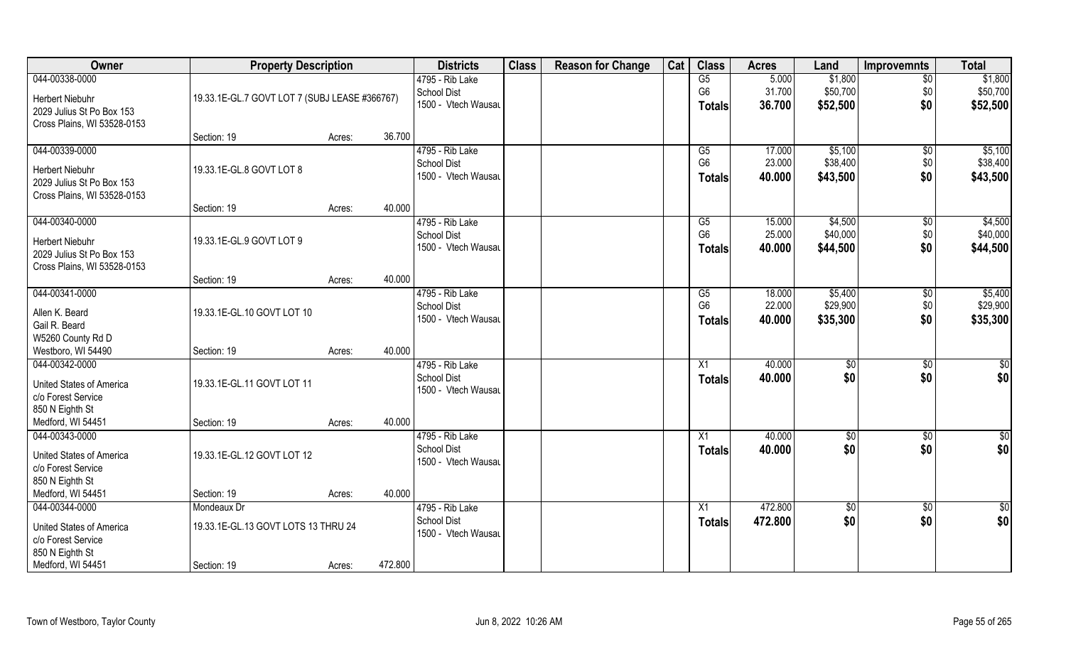| Owner | Property Description | | | Districts | Class | Reason for Change | Cat | Class | Acres | Land | Improvemnts | Total |
|---|---|---|---|---|---|---|---|---|---|---|---|---|
| 044-00338-0000<br>Herbert Niebuhr<br>2029 Julius St Po Box 153<br>Cross Plains, WI 53528-0153 | 19.33.1E-GL.7 GOVT LOT 7 (SUBJ LEASE #366767)<br>Section: 19 | Acres: | 36.700 | 4795 - Rib Lake School Dist<br>1500 - Vtech Wausau | | | | G5<br>G6<br>**Totals** | 5.000<br>31.700<br>**36.700** | $1,800<br>$50,700<br>**$52,500** | $0<br>$0<br>**$0** | $1,800<br>$50,700<br>**$52,500** |
| 044-00339-0000<br>Herbert Niebuhr<br>2029 Julius St Po Box 153<br>Cross Plains, WI 53528-0153 | 19.33.1E-GL.8 GOVT LOT 8<br>Section: 19 | Acres: | 40.000 | 4795 - Rib Lake School Dist<br>1500 - Vtech Wausau | | | | G5<br>G6<br>**Totals** | 17.000<br>23.000<br>**40.000** | $5,100<br>$38,400<br>**$43,500** | $0<br>$0<br>**$0** | $5,100<br>$38,400<br>**$43,500** |
| 044-00340-0000<br>Herbert Niebuhr<br>2029 Julius St Po Box 153<br>Cross Plains, WI 53528-0153 | 19.33.1E-GL.9 GOVT LOT 9<br>Section: 19 | Acres: | 40.000 | 4795 - Rib Lake School Dist<br>1500 - Vtech Wausau | | | | G5<br>G6<br>**Totals** | 15.000<br>25.000<br>**40.000** | $4,500<br>$40,000<br>**$44,500** | $0<br>$0<br>**$0** | $4,500<br>$40,000<br>**$44,500** |
| 044-00341-0000<br>Allen K. Beard<br>Gail R. Beard<br>W5260 County Rd D<br>Westboro, WI 54490 | 19.33.1E-GL.10 GOVT LOT 10<br>Section: 19 | Acres: | 40.000 | 4795 - Rib Lake School Dist<br>1500 - Vtech Wausau | | | | G5<br>G6<br>**Totals** | 18.000<br>22.000<br>**40.000** | $5,400<br>$29,900<br>**$35,300** | $0<br>$0<br>**$0** | $5,400<br>$29,900<br>**$35,300** |
| 044-00342-0000<br>United States of America<br>c/o Forest Service<br>850 N Eighth St<br>Medford, WI 54451 | 19.33.1E-GL.11 GOVT LOT 11<br>Section: 19 | Acres: | 40.000 | 4795 - Rib Lake School Dist<br>1500 - Vtech Wausau | | | | X1<br>**Totals** | 40.000<br>**40.000** | $0<br>**$0** | $0<br>**$0** | $0<br>**$0** |
| 044-00343-0000<br>United States of America<br>c/o Forest Service<br>850 N Eighth St<br>Medford, WI 54451 | 19.33.1E-GL.12 GOVT LOT 12<br>Section: 19 | Acres: | 40.000 | 4795 - Rib Lake School Dist<br>1500 - Vtech Wausau | | | | X1<br>**Totals** | 40.000<br>**40.000** | $0<br>**$0** | $0<br>**$0** | $0<br>**$0** |
| 044-00344-0000<br>United States of America<br>c/o Forest Service<br>850 N Eighth St<br>Medford, WI 54451 | Mondeaux Dr<br>19.33.1E-GL.13 GOVT LOTS 13 THRU 24<br>Section: 19 | Acres: | 472.800 | 4795 - Rib Lake School Dist<br>1500 - Vtech Wausau | | | | X1<br>**Totals** | 472.800<br>**472.800** | $0<br>**$0** | $0<br>**$0** | $0<br>**$0** |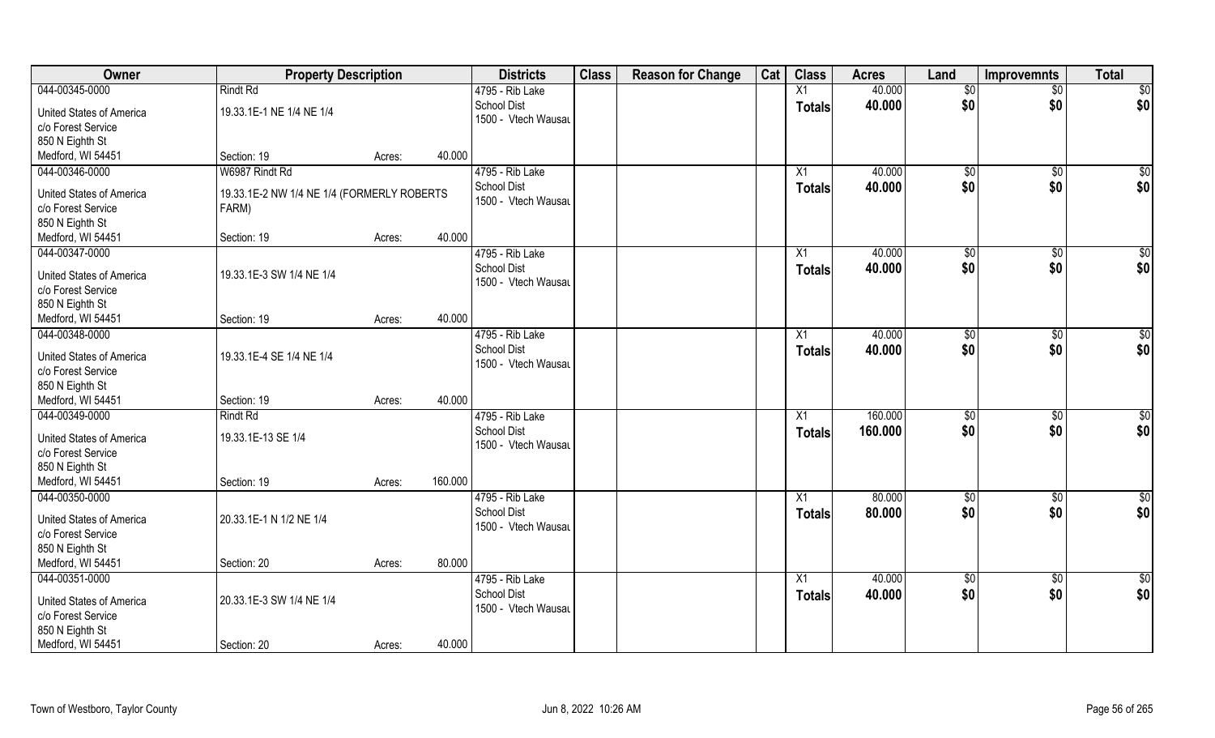| Owner | Property Description | | | Districts | Class | Reason for Change | Cat | Class | Acres | Land | Improvemnts | Total |
|---|---|---|---|---|---|---|---|---|---|---|---|---|
| 044-00345-0000 | Rindt Rd | | | 4795 - Rib Lake | | | | X1 | 40.000 | $0 | $0 | $0 |
| United States of America<br>c/o Forest Service<br>850 N Eighth St<br>Medford, WI 54451 | 19.33.1E-1 NE 1/4 NE 1/4<br><br>Section: 19 | Acres: | 40.000 | School Dist<br>1500 - Vtech Wausau | | | | Totals | 40.000 | $0 | $0 | $0 |
| 044-00346-0000 | W6987 Rindt Rd | | | 4795 - Rib Lake | | | | X1 | 40.000 | $0 | $0 | $0 |
| United States of America<br>c/o Forest Service<br>850 N Eighth St<br>Medford, WI 54451 | 19.33.1E-2 NW 1/4 NE 1/4 (FORMERLY ROBERTS FARM)<br><br>Section: 19 | Acres: | 40.000 | School Dist<br>1500 - Vtech Wausau | | | | Totals | 40.000 | $0 | $0 | $0 |
| 044-00347-0000 | | | | 4795 - Rib Lake | | | | X1 | 40.000 | $0 | $0 | $0 |
| United States of America<br>c/o Forest Service<br>850 N Eighth St<br>Medford, WI 54451 | 19.33.1E-3 SW 1/4 NE 1/4<br><br>Section: 19 | Acres: | 40.000 | School Dist<br>1500 - Vtech Wausau | | | | Totals | 40.000 | $0 | $0 | $0 |
| 044-00348-0000 | | | | 4795 - Rib Lake | | | | X1 | 40.000 | $0 | $0 | $0 |
| United States of America<br>c/o Forest Service<br>850 N Eighth St<br>Medford, WI 54451 | 19.33.1E-4 SE 1/4 NE 1/4<br><br>Section: 19 | Acres: | 40.000 | School Dist<br>1500 - Vtech Wausau | | | | Totals | 40.000 | $0 | $0 | $0 |
| 044-00349-0000 | Rindt Rd | | | 4795 - Rib Lake | | | | X1 | 160.000 | $0 | $0 | $0 |
| United States of America<br>c/o Forest Service<br>850 N Eighth St<br>Medford, WI 54451 | 19.33.1E-13 SE 1/4<br><br>Section: 19 | Acres: | 160.000 | School Dist<br>1500 - Vtech Wausau | | | | Totals | 160.000 | $0 | $0 | $0 |
| 044-00350-0000 | | | | 4795 - Rib Lake | | | | X1 | 80.000 | $0 | $0 | $0 |
| United States of America<br>c/o Forest Service<br>850 N Eighth St<br>Medford, WI 54451 | 20.33.1E-1 N 1/2 NE 1/4<br><br>Section: 20 | Acres: | 80.000 | School Dist<br>1500 - Vtech Wausau | | | | Totals | 80.000 | $0 | $0 | $0 |
| 044-00351-0000 | | | | 4795 - Rib Lake | | | | X1 | 40.000 | $0 | $0 | $0 |
| United States of America<br>c/o Forest Service<br>850 N Eighth St<br>Medford, WI 54451 | 20.33.1E-3 SW 1/4 NE 1/4<br><br>Section: 20 | Acres: | 40.000 | School Dist<br>1500 - Vtech Wausau | | | | Totals | 40.000 | $0 | $0 | $0 |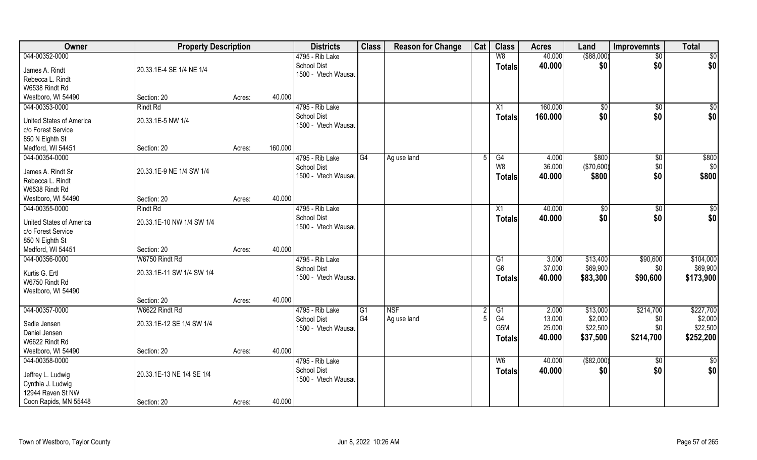| Owner | Property Description | | | Districts | Class | Reason for Change | Cat | Class | Acres | Land | Improvemnts | Total |
|---|---|---|---|---|---|---|---|---|---|---|---|---|
| 044-00352-0000 | | | | 4795 - Rib Lake | | | | W8 | 40.000 | ($88,000) | $0 | $0 |
| James A. Rindt | 20.33.1E-4 SE 1/4 NE 1/4 | | | School Dist | | | | **Totals** | **40.000** | **$0** | **$0** | **$0** |
| Rebecca L. Rindt | | | | 1500 - Vtech Wausau | | | | | | | | |
| W6538 Rindt Rd | | | | | | | | | | | | |
| Westboro, WI 54490 | Section: 20 | Acres: | 40.000 | | | | | | | | | |
| 044-00353-0000 | Rindt Rd | | | 4795 - Rib Lake | | | | X1 | 160.000 | $0 | $0 | $0 |
| United States of America | 20.33.1E-5 NW 1/4 | | | School Dist | | | | **Totals** | **160.000** | **$0** | **$0** | **$0** |
| c/o Forest Service | | | | 1500 - Vtech Wausau | | | | | | | | |
| 850 N Eighth St | | | | | | | | | | | | |
| Medford, WI 54451 | Section: 20 | Acres: | 160.000 | | | | | | | | | |
| 044-00354-0000 | | | | 4795 - Rib Lake | G4 | Ag use land | 5 | G4 | 4.000 | $800 | $0 | $800 |
| James A. Rindt Sr | 20.33.1E-9 NE 1/4 SW 1/4 | | | School Dist | | | | W8 | 36.000 | ($70,600) | $0 | $0 |
| Rebecca L. Rindt | | | | 1500 - Vtech Wausau | | | | **Totals** | **40.000** | **$800** | **$0** | **$800** |
| W6538 Rindt Rd | | | | | | | | | | | | |
| Westboro, WI 54490 | Section: 20 | Acres: | 40.000 | | | | | | | | | |
| 044-00355-0000 | Rindt Rd | | | 4795 - Rib Lake | | | | X1 | 40.000 | $0 | $0 | $0 |
| United States of America | 20.33.1E-10 NW 1/4 SW 1/4 | | | School Dist | | | | **Totals** | **40.000** | **$0** | **$0** | **$0** |
| c/o Forest Service | | | | 1500 - Vtech Wausau | | | | | | | | |
| 850 N Eighth St | | | | | | | | | | | | |
| Medford, WI 54451 | Section: 20 | Acres: | 40.000 | | | | | | | | | |
| 044-00356-0000 | W6750 Rindt Rd | | | 4795 - Rib Lake | | | | G1 | 3.000 | $13,400 | $90,600 | $104,000 |
| Kurtis G. Ertl | 20.33.1E-11 SW 1/4 SW 1/4 | | | School Dist | | | | G6 | 37.000 | $69,900 | $0 | $69,900 |
| W6750 Rindt Rd | | | | 1500 - Vtech Wausau | | | | **Totals** | **40.000** | **$83,300** | **$90,600** | **$173,900** |
| Westboro, WI 54490 | | | | | | | | | | | | |
| | Section: 20 | Acres: | 40.000 | | | | | | | | | |
| 044-00357-0000 | W6622 Rindt Rd | | | 4795 - Rib Lake | G1 | NSF | 2 | G1 | 2.000 | $13,000 | $214,700 | $227,700 |
| Sadie Jensen | 20.33.1E-12 SE 1/4 SW 1/4 | | | School Dist | G4 | Ag use land | 5 | G4 | 13.000 | $2,000 | $0 | $2,000 |
| Daniel Jensen | | | | 1500 - Vtech Wausau | | | | G5M | 25.000 | $22,500 | $0 | $22,500 |
| W6622 Rindt Rd | | | | | | | | **Totals** | **40.000** | **$37,500** | **$214,700** | **$252,200** |
| Westboro, WI 54490 | Section: 20 | Acres: | 40.000 | | | | | | | | | |
| 044-00358-0000 | | | | 4795 - Rib Lake | | | | W6 | 40.000 | ($82,000) | $0 | $0 |
| Jeffrey L. Ludwig | 20.33.1E-13 NE 1/4 SE 1/4 | | | School Dist | | | | **Totals** | **40.000** | **$0** | **$0** | **$0** |
| Cynthia J. Ludwig | | | | 1500 - Vtech Wausau | | | | | | | | |
| 12944 Raven St NW | | | | | | | | | | | | |
| Coon Rapids, MN 55448 | Section: 20 | Acres: | 40.000 | | | | | | | | | |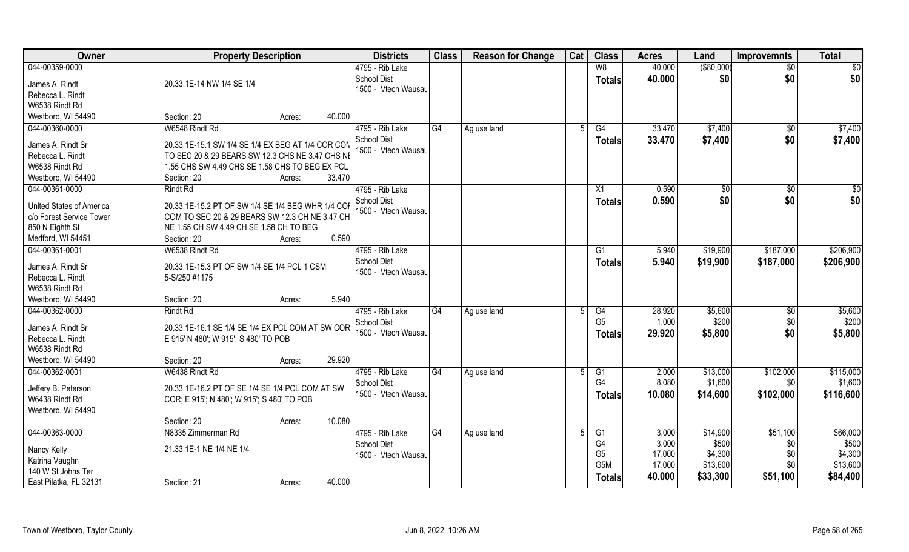| Owner | Property Description | Districts | Class | Reason for Change | Cat | Class | Acres | Land | Improvemnts | Total |
|---|---|---|---|---|---|---|---|---|---|---|
| 044-00359-0000<br>James A. Rindt<br>Rebecca L. Rindt<br>W6538 Rindt Rd<br>Westboro, WI 54490 | 20.33.1E-14 NW 1/4 SE 1/4<br>Section: 20 Acres: 40.000 | 4795 - Rib Lake<br>School Dist<br>1500 - Vtech Wausau | | | | W8<br>**Totals** | 40.000<br>**40.000** | ($80,000)<br>**$0** | $0<br>**$0** | $0<br>**$0** |
| 044-00360-0000<br>James A. Rindt Sr<br>Rebecca L. Rindt<br>W6538 Rindt Rd<br>Westboro, WI 54490 | W6548 Rindt Rd<br>20.33.1E-15.1 SW 1/4 SE 1/4 EX BEG AT 1/4 COR COM TO SEC 20 & 29 BEARS SW 12.3 CHS NE 3.47 CHS NE 1.55 CHS SW 4.49 CHS SE 1.58 CHS TO BEG EX PCL<br>Section: 20 Acres: 33.470 | 4795 - Rib Lake<br>School Dist<br>1500 - Vtech Wausau | G4 | Ag use land | 5 | G4<br>**Totals** | 33.470<br>**33.470** | $7,400<br>**$7,400** | $0<br>**$0** | $7,400<br>**$7,400** |
| 044-00361-0000<br>United States of America<br>c/o Forest Service Tower<br>850 N Eighth St<br>Medford, WI 54451 | Rindt Rd<br>20.33.1E-15.2 PT OF SW 1/4 SE 1/4 BEG WHR 1/4 COR COM TO SEC 20 & 29 BEARS SW 12.3 CH NE 3.47 CH NE 1.55 CH SW 4.49 CH SE 1.58 CH TO BEG<br>Section: 20 Acres: 0.590 | 4795 - Rib Lake<br>School Dist<br>1500 - Vtech Wausau | | | | X1<br>**Totals** | 0.590<br>**0.590** | $0<br>**$0** | $0<br>**$0** | $0<br>**$0** |
| 044-00361-0001<br>James A. Rindt Sr<br>Rebecca L. Rindt<br>W6538 Rindt Rd<br>Westboro, WI 54490 | W6538 Rindt Rd<br>20.33.1E-15.3 PT OF SW 1/4 SE 1/4 PCL 1 CSM 5-S/250 #1175<br>Section: 20 Acres: 5.940 | 4795 - Rib Lake<br>School Dist<br>1500 - Vtech Wausau | | | | G1<br>**Totals** | 5.940<br>**5.940** | $19,900<br>**$19,900** | $187,000<br>**$187,000** | $206,900<br>**$206,900** |
| 044-00362-0000<br>James A. Rindt Sr<br>Rebecca L. Rindt<br>W6538 Rindt Rd<br>Westboro, WI 54490 | Rindt Rd<br>20.33.1E-16.1 SE 1/4 SE 1/4 EX PCL COM AT SW COR E 915' N 480'; W 915'; S 480' TO POB<br>Section: 20 Acres: 29.920 | 4795 - Rib Lake<br>School Dist<br>1500 - Vtech Wausau | G4 | Ag use land | 5 | G4<br>G5<br>**Totals** | 28.920<br>1.000<br>**29.920** | $5,600<br>$200<br>**$5,800** | $0<br>$0<br>**$0** | $5,600<br>$200<br>**$5,800** |
| 044-00362-0001<br>Jeffery B. Peterson<br>W6438 Rindt Rd<br>Westboro, WI 54490 | W6438 Rindt Rd<br>20.33.1E-16.2 PT OF SE 1/4 SE 1/4 PCL COM AT SW COR; E 915'; N 480'; W 915'; S 480' TO POB<br>Section: 20 Acres: 10.080 | 4795 - Rib Lake<br>School Dist<br>1500 - Vtech Wausau | G4 | Ag use land | 5 | G1<br>G4<br>**Totals** | 2.000<br>8.080<br>**10.080** | $13,000<br>$1,600<br>**$14,600** | $102,000<br>$0<br>**$102,000** | $115,000<br>$1,600<br>**$116,600** |
| 044-00363-0000<br>Nancy Kelly<br>Katrina Vaughn<br>140 W St Johns Ter<br>East Pilatka, FL 32131 | N8335 Zimmerman Rd<br>21.33.1E-1 NE 1/4 NE 1/4<br>Section: 21 Acres: 40.000 | 4795 - Rib Lake<br>School Dist<br>1500 - Vtech Wausau | G4 | Ag use land | 5 | G1<br>G4<br>G5<br>G5M<br>**Totals** | 3.000<br>3.000<br>17.000<br>17.000<br>**40.000** | $14,900<br>$500<br>$4,300<br>$13,600<br>**$33,300** | $51,100<br>$0<br>$0<br>$0<br>**$51,100** | $66,000<br>$500<br>$4,300<br>$13,600<br>**$84,400** |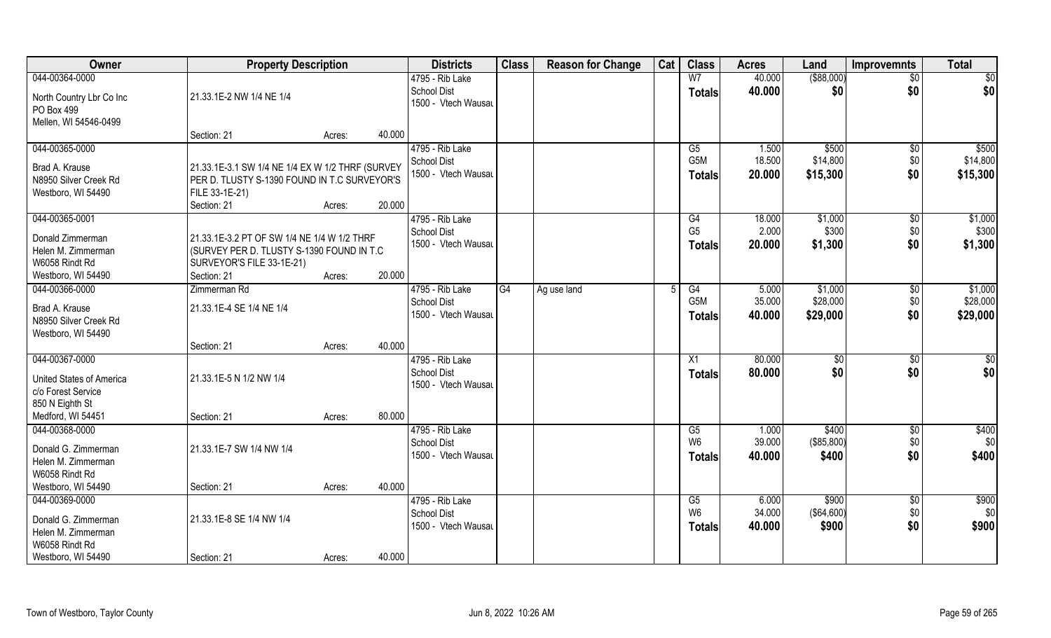| Owner | Property Description | | | Districts | Class | Reason for Change | Cat | Class | Acres | Land | Improvemnts | Total |
|---|---|---|---|---|---|---|---|---|---|---|---|---|
| 044-00364-0000<br>North Country Lbr Co Inc<br>PO Box 499<br>Mellen, WI 54546-0499 | 21.33.1E-2 NW 1/4 NE 1/4<br>Section: 21 | Acres: | 40.000 | 4795 - Rib Lake<br>School Dist<br>1500 - Vtech Wausau | | | | W7<br>**Totals** | 40.000<br>**40.000** | ($88,000)<br>**$0** | $0<br>**$0** | $0<br>**$0** |
| 044-00365-0000<br>Brad A. Krause<br>N8950 Silver Creek Rd<br>Westboro, WI 54490 | 21.33.1E-3.1 SW 1/4 NE 1/4 EX W 1/2 THRF (SURVEY PER D. TLUSTY S-1390 FOUND IN T.C SURVEYOR'S FILE 33-1E-21)<br>Section: 21 | Acres: | 20.000 | 4795 - Rib Lake<br>School Dist<br>1500 - Vtech Wausau | | | | G5<br>G5M<br>**Totals** | 1.500<br>18.500<br>**20.000** | $500<br>$14,800<br>**$15,300** | $0<br>$0<br>**$0** | $500<br>$14,800<br>**$15,300** |
| 044-00365-0001<br>Donald Zimmerman<br>Helen M. Zimmerman<br>W6058 Rindt Rd<br>Westboro, WI 54490 | 21.33.1E-3.2 PT OF SW 1/4 NE 1/4 W 1/2 THRF (SURVEY PER D. TLUSTY S-1390 FOUND IN T.C SURVEYOR'S FILE 33-1E-21)<br>Section: 21 | Acres: | 20.000 | 4795 - Rib Lake<br>School Dist<br>1500 - Vtech Wausau | | | | G4<br>G5<br>**Totals** | 18.000<br>2.000<br>**20.000** | $1,000<br>$300<br>**$1,300** | $0<br>$0<br>**$0** | $1,000<br>$300<br>**$1,300** |
| 044-00366-0000<br>Brad A. Krause<br>N8950 Silver Creek Rd<br>Westboro, WI 54490 | Zimmerman Rd<br>21.33.1E-4 SE 1/4 NE 1/4<br>Section: 21 | Acres: | 40.000 | 4795 - Rib Lake<br>School Dist<br>1500 - Vtech Wausau | G4 | Ag use land | 5 | G4<br>G5M<br>**Totals** | 5.000<br>35.000<br>**40.000** | $1,000<br>$28,000<br>**$29,000** | $0<br>$0<br>**$0** | $1,000<br>$28,000<br>**$29,000** |
| 044-00367-0000<br>United States of America<br>c/o Forest Service<br>850 N Eighth St<br>Medford, WI 54451 | 21.33.1E-5 N 1/2 NW 1/4<br>Section: 21 | Acres: | 80.000 | 4795 - Rib Lake<br>School Dist<br>1500 - Vtech Wausau | | | | X1<br>**Totals** | 80.000<br>**80.000** | $0<br>**$0** | $0<br>**$0** | $0<br>**$0** |
| 044-00368-0000<br>Donald G. Zimmerman<br>Helen M. Zimmerman<br>W6058 Rindt Rd<br>Westboro, WI 54490 | 21.33.1E-7 SW 1/4 NW 1/4<br>Section: 21 | Acres: | 40.000 | 4795 - Rib Lake<br>School Dist<br>1500 - Vtech Wausau | | | | G5<br>W6<br>**Totals** | 1.000<br>39.000<br>**40.000** | $400<br>($85,800)<br>**$400** | $0<br>$0<br>**$0** | $400<br>$0<br>**$400** |
| 044-00369-0000<br>Donald G. Zimmerman<br>Helen M. Zimmerman<br>W6058 Rindt Rd<br>Westboro, WI 54490 | 21.33.1E-8 SE 1/4 NW 1/4<br>Section: 21 | Acres: | 40.000 | 4795 - Rib Lake<br>School Dist<br>1500 - Vtech Wausau | | | | G5<br>W6<br>**Totals** | 6.000<br>34.000<br>**40.000** | $900<br>($64,600)<br>**$900** | $0<br>$0<br>**$0** | $900<br>$0<br>**$900** |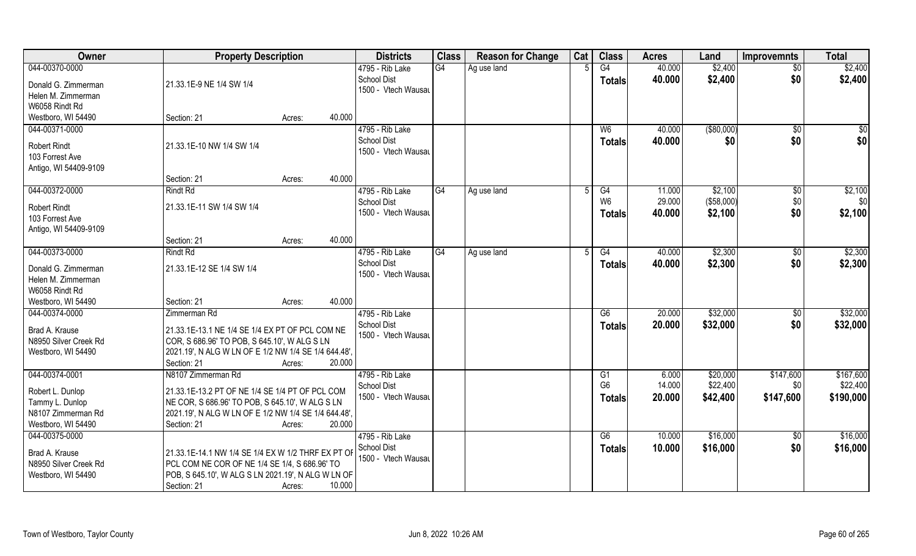| Owner | Property Description | | | Districts | Class | Reason for Change | Cat | Class | Acres | Land | Improvemnts | Total |
|---|---|---|---|---|---|---|---|---|---|---|---|---|
| 044-00370-0000<br><br>Donald G. Zimmerman<br>Helen M. Zimmerman<br>W6058 Rindt Rd<br>Westboro, WI 54490 | 21.33.1E-9 NE 1/4 SW 1/4<br><br>Section: 21 | Acres: | 40.000 | 4795 - Rib Lake School Dist<br>1500 - Vtech Wausau | G4 | Ag use land | 5 | G4<br>**Totals** | 40.000<br>**40.000** | $2,400<br>**$2,400** | $0<br>**$0** | $2,400<br>**$2,400** |
| 044-00371-0000<br><br>Robert Rindt<br>103 Forrest Ave<br>Antigo, WI 54409-9109 | 21.33.1E-10 NW 1/4 SW 1/4<br><br>Section: 21 | Acres: | 40.000 | 4795 - Rib Lake School Dist<br>1500 - Vtech Wausau | | | | W6<br>**Totals** | 40.000<br>**40.000** | ($80,000)<br>**$0** | $0<br>**$0** | $0<br>**$0** |
| 044-00372-0000<br>Rindt Rd<br>Robert Rindt<br>103 Forrest Ave<br>Antigo, WI 54409-9109 | Rindt Rd<br>21.33.1E-11 SW 1/4 SW 1/4<br><br>Section: 21 | Acres: | 40.000 | 4795 - Rib Lake School Dist<br>1500 - Vtech Wausau | G4 | Ag use land | 5 | G4<br>W6<br>**Totals** | 11.000<br>29.000<br>**40.000** | $2,100<br>($58,000)<br>**$2,100** | $0<br>$0<br>**$0** | $2,100<br>$0<br>**$2,100** |
| 044-00373-0000<br><br>Donald G. Zimmerman<br>Helen M. Zimmerman<br>W6058 Rindt Rd<br>Westboro, WI 54490 | Rindt Rd<br>21.33.1E-12 SE 1/4 SW 1/4<br><br>Section: 21 | Acres: | 40.000 | 4795 - Rib Lake School Dist<br>1500 - Vtech Wausau | G4 | Ag use land | 5 | G4<br>**Totals** | 40.000<br>**40.000** | $2,300<br>**$2,300** | $0<br>**$0** | $2,300<br>**$2,300** |
| 044-00374-0000<br><br>Brad A. Krause<br>N8950 Silver Creek Rd<br>Westboro, WI 54490 | Zimmerman Rd<br>21.33.1E-13.1 NE 1/4 SE 1/4 EX PT OF PCL COM NE COR, S 686.96' TO POB, S 645.10', W ALG S LN 2021.19', N ALG W LN OF E 1/2 NW 1/4 SE 1/4 644.48',<br>Section: 21 | Acres: | 20.000 | 4795 - Rib Lake School Dist<br>1500 - Vtech Wausau | | | | G6<br>**Totals** | 20.000<br>**20.000** | $32,000<br>**$32,000** | $0<br>**$0** | $32,000<br>**$32,000** |
| 044-00374-0001<br><br>Robert L. Dunlop<br>Tammy L. Dunlop<br>N8107 Zimmerman Rd<br>Westboro, WI 54490 | N8107 Zimmerman Rd<br>21.33.1E-13.2 PT OF NE 1/4 SE 1/4 PT OF PCL COM NE COR, S 686.96' TO POB, S 645.10', W ALG S LN 2021.19', N ALG W LN OF E 1/2 NW 1/4 SE 1/4 644.48',<br>Section: 21 | Acres: | 20.000 | 4795 - Rib Lake School Dist<br>1500 - Vtech Wausau | | | | G1<br>G6<br>**Totals** | 6.000<br>14.000<br>**20.000** | $20,000<br>$22,400<br>**$42,400** | $147,600<br>$0<br>**$147,600** | $167,600<br>$22,400<br>**$190,000** |
| 044-00375-0000<br><br>Brad A. Krause<br>N8950 Silver Creek Rd<br>Westboro, WI 54490 | 21.33.1E-14.1 NW 1/4 SE 1/4 EX W 1/2 THRF EX PT OF PCL COM NE COR OF NE 1/4 SE 1/4, S 686.96' TO POB, S 645.10', W ALG S LN 2021.19', N ALG W LN OF<br>Section: 21 | Acres: | 10.000 | 4795 - Rib Lake School Dist<br>1500 - Vtech Wausau | | | | G6<br>**Totals** | 10.000<br>**10.000** | $16,000<br>**$16,000** | $0<br>**$0** | $16,000<br>**$16,000** |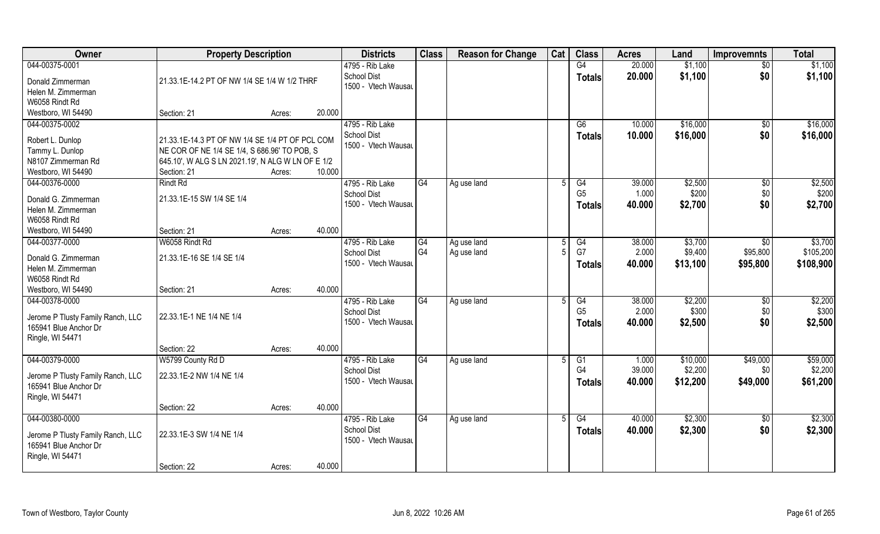| Owner | Property Description | | Districts | Class | Reason for Change | Cat | Class | Acres | Land | Improvemnts | Total |
|---|---|---|---|---|---|---|---|---|---|---|---|
| 044-00375-0001 | | | 4795 - Rib Lake | | | | G4 | 20.000 | $1,100 | $0 | $1,100 |
| Donald Zimmerman | 21.33.1E-14.2 PT OF NW 1/4 SE 1/4 W 1/2 THRF | | School Dist | | | | **Totals** | **20.000** | **$1,100** | **$0** | **$1,100** |
| Helen M. Zimmerman | | | 1500 - Vtech Wausau | | | | | | | | |
| W6058 Rindt Rd | | | | | | | | | | | |
| Westboro, WI 54490 | Section: 21 | Acres: 20.000 | | | | | | | | | |
| 044-00375-0002 | | | 4795 - Rib Lake | | | | G6 | 10.000 | $16,000 | $0 | $16,000 |
| Robert L. Dunlop | 21.33.1E-14.3 PT OF NW 1/4 SE 1/4 PT OF PCL COM | | School Dist | | | | **Totals** | **10.000** | **$16,000** | **$0** | **$16,000** |
| Tammy L. Dunlop | NE COR OF NE 1/4 SE 1/4, S 686.96' TO POB, S | | 1500 - Vtech Wausau | | | | | | | | |
| N8107 Zimmerman Rd | 645.10', W ALG S LN 2021.19', N ALG W LN OF E 1/2 | | | | | | | | | | |
| Westboro, WI 54490 | Section: 21 | Acres: 10.000 | | | | | | | | | |
| 044-00376-0000 | Rindt Rd | | 4795 - Rib Lake | G4 | Ag use land | 5 | G4 | 39.000 | $2,500 | $0 | $2,500 |
| Donald G. Zimmerman | 21.33.1E-15 SW 1/4 SE 1/4 | | School Dist | | | | G5 | 1.000 | $200 | $0 | $200 |
| Helen M. Zimmerman | | | 1500 - Vtech Wausau | | | | **Totals** | **40.000** | **$2,700** | **$0** | **$2,700** |
| W6058 Rindt Rd | | | | | | | | | | | |
| Westboro, WI 54490 | Section: 21 | Acres: 40.000 | | | | | | | | | |
| 044-00377-0000 | W6058 Rindt Rd | | 4795 - Rib Lake | G4 | Ag use land | 5 | G4 | 38.000 | $3,700 | $0 | $3,700 |
| Donald G. Zimmerman | 21.33.1E-16 SE 1/4 SE 1/4 | | School Dist | G4 | Ag use land | 5 | G7 | 2.000 | $9,400 | $95,800 | $105,200 |
| Helen M. Zimmerman | | | 1500 - Vtech Wausau | | | | **Totals** | **40.000** | **$13,100** | **$95,800** | **$108,900** |
| W6058 Rindt Rd | | | | | | | | | | | |
| Westboro, WI 54490 | Section: 21 | Acres: 40.000 | | | | | | | | | |
| 044-00378-0000 | | | 4795 - Rib Lake | G4 | Ag use land | 5 | G4 | 38.000 | $2,200 | $0 | $2,200 |
| Jerome P Tlusty Family Ranch, LLC | 22.33.1E-1 NE 1/4 NE 1/4 | | School Dist | | | | G5 | 2.000 | $300 | $0 | $300 |
| 165941 Blue Anchor Dr | | | 1500 - Vtech Wausau | | | | **Totals** | **40.000** | **$2,500** | **$0** | **$2,500** |
| Ringle, WI 54471 | | | | | | | | | | | |
| | Section: 22 | Acres: 40.000 | | | | | | | | | |
| 044-00379-0000 | W5799 County Rd D | | 4795 - Rib Lake | G4 | Ag use land | 5 | G1 | 1.000 | $10,000 | $49,000 | $59,000 |
| Jerome P Tlusty Family Ranch, LLC | 22.33.1E-2 NW 1/4 NE 1/4 | | School Dist | | | | G4 | 39.000 | $2,200 | $0 | $2,200 |
| 165941 Blue Anchor Dr | | | 1500 - Vtech Wausau | | | | **Totals** | **40.000** | **$12,200** | **$49,000** | **$61,200** |
| Ringle, WI 54471 | | | | | | | | | | | |
| | Section: 22 | Acres: 40.000 | | | | | | | | | |
| 044-00380-0000 | | | 4795 - Rib Lake | G4 | Ag use land | 5 | G4 | 40.000 | $2,300 | $0 | $2,300 |
| Jerome P Tlusty Family Ranch, LLC | 22.33.1E-3 SW 1/4 NE 1/4 | | School Dist | | | | **Totals** | **40.000** | **$2,300** | **$0** | **$2,300** |
| 165941 Blue Anchor Dr | | | 1500 - Vtech Wausau | | | | | | | | |
| Ringle, WI 54471 | | | | | | | | | | | |
| | Section: 22 | Acres: 40.000 | | | | | | | | | |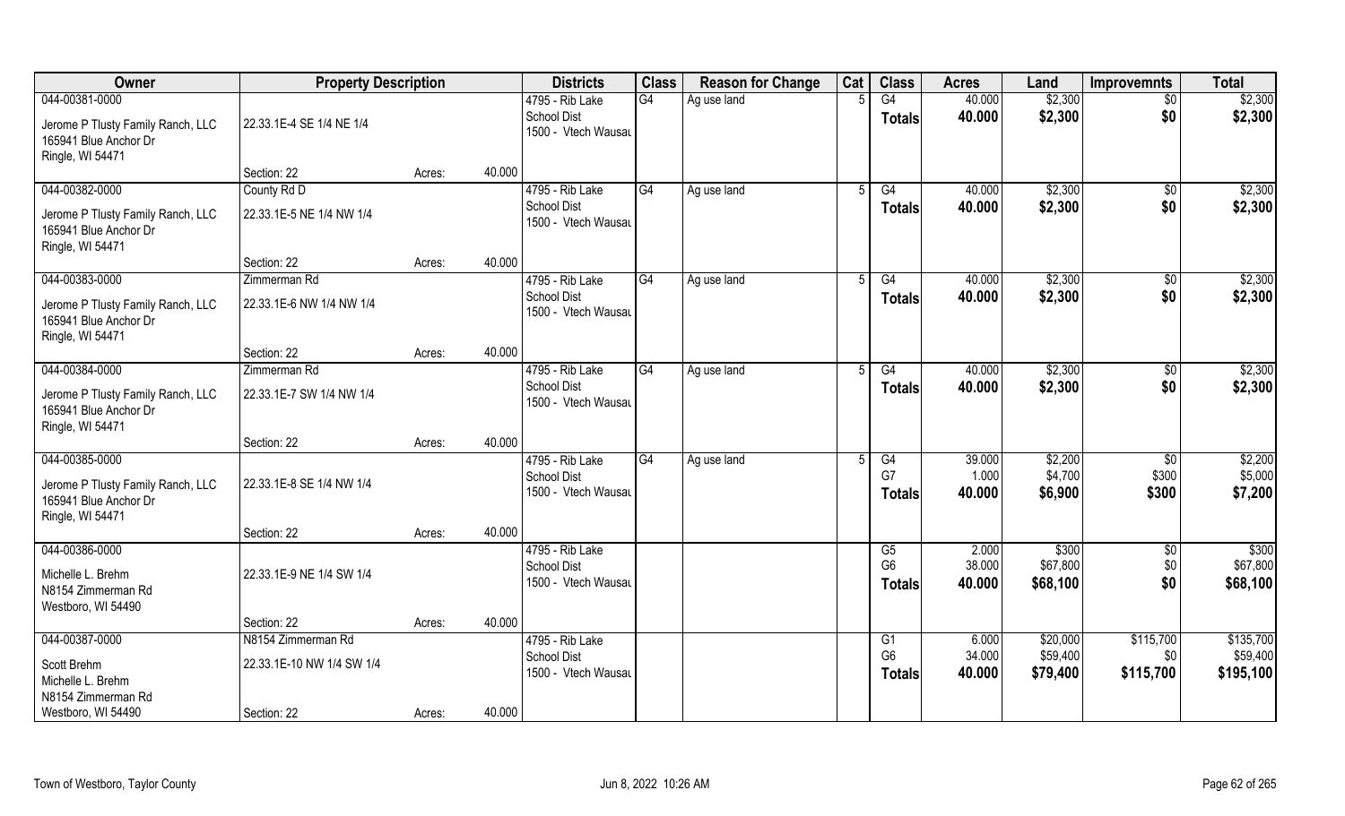| Owner | Property Description | | | Districts | Class | Reason for Change | Cat | Class | Acres | Land | Improvemnts | Total |
|---|---|---|---|---|---|---|---|---|---|---|---|---|
| 044-00381-0000 | | | | 4795 - Rib Lake | G4 | Ag use land | 5 | G4 | 40.000 | $2,300 | $0 | $2,300 |
| Jerome P Tlusty Family Ranch, LLC | 22.33.1E-4 SE 1/4 NE 1/4 | | | School Dist | | | | Totals | 40.000 | $2,300 | $0 | $2,300 |
| 165941 Blue Anchor Dr | | | | 1500 - Vtech Wausau | | | | | | | | |
| Ringle, WI 54471 | | | | | | | | | | | | |
| | Section: 22 | Acres: | 40.000 | | | | | | | | | |
| 044-00382-0000 | County Rd D | | | 4795 - Rib Lake | G4 | Ag use land | 5 | G4 | 40.000 | $2,300 | $0 | $2,300 |
| Jerome P Tlusty Family Ranch, LLC | 22.33.1E-5 NE 1/4 NW 1/4 | | | School Dist | | | | Totals | 40.000 | $2,300 | $0 | $2,300 |
| 165941 Blue Anchor Dr | | | | 1500 - Vtech Wausau | | | | | | | | |
| Ringle, WI 54471 | | | | | | | | | | | | |
| | Section: 22 | Acres: | 40.000 | | | | | | | | | |
| 044-00383-0000 | Zimmerman Rd | | | 4795 - Rib Lake | G4 | Ag use land | 5 | G4 | 40.000 | $2,300 | $0 | $2,300 |
| Jerome P Tlusty Family Ranch, LLC | 22.33.1E-6 NW 1/4 NW 1/4 | | | School Dist | | | | Totals | 40.000 | $2,300 | $0 | $2,300 |
| 165941 Blue Anchor Dr | | | | 1500 - Vtech Wausau | | | | | | | | |
| Ringle, WI 54471 | | | | | | | | | | | | |
| | Section: 22 | Acres: | 40.000 | | | | | | | | | |
| 044-00384-0000 | Zimmerman Rd | | | 4795 - Rib Lake | G4 | Ag use land | 5 | G4 | 40.000 | $2,300 | $0 | $2,300 |
| Jerome P Tlusty Family Ranch, LLC | 22.33.1E-7 SW 1/4 NW 1/4 | | | School Dist | | | | Totals | 40.000 | $2,300 | $0 | $2,300 |
| 165941 Blue Anchor Dr | | | | 1500 - Vtech Wausau | | | | | | | | |
| Ringle, WI 54471 | | | | | | | | | | | | |
| | Section: 22 | Acres: | 40.000 | | | | | | | | | |
| 044-00385-0000 | | | | 4795 - Rib Lake | G4 | Ag use land | 5 | G4 | 39.000 | $2,200 | $0 | $2,200 |
| Jerome P Tlusty Family Ranch, LLC | 22.33.1E-8 SE 1/4 NW 1/4 | | | School Dist | | | | G7 | 1.000 | $4,700 | $300 | $5,000 |
| 165941 Blue Anchor Dr | | | | 1500 - Vtech Wausau | | | | Totals | 40.000 | $6,900 | $300 | $7,200 |
| Ringle, WI 54471 | | | | | | | | | | | | |
| | Section: 22 | Acres: | 40.000 | | | | | | | | | |
| 044-00386-0000 | | | | 4795 - Rib Lake | | | | G5 | 2.000 | $300 | $0 | $300 |
| Michelle L. Brehm | 22.33.1E-9 NE 1/4 SW 1/4 | | | School Dist | | | | G6 | 38.000 | $67,800 | $0 | $67,800 |
| N8154 Zimmerman Rd | | | | 1500 - Vtech Wausau | | | | Totals | 40.000 | $68,100 | $0 | $68,100 |
| Westboro, WI 54490 | | | | | | | | | | | | |
| | Section: 22 | Acres: | 40.000 | | | | | | | | | |
| 044-00387-0000 | N8154 Zimmerman Rd | | | 4795 - Rib Lake | | | | G1 | 6.000 | $20,000 | $115,700 | $135,700 |
| Scott Brehm | 22.33.1E-10 NW 1/4 SW 1/4 | | | School Dist | | | | G6 | 34.000 | $59,400 | $0 | $59,400 |
| Michelle L. Brehm | | | | 1500 - Vtech Wausau | | | | Totals | 40.000 | $79,400 | $115,700 | $195,100 |
| N8154 Zimmerman Rd | | | | | | | | | | | | |
| Westboro, WI 54490 | Section: 22 | Acres: | 40.000 | | | | | | | | | |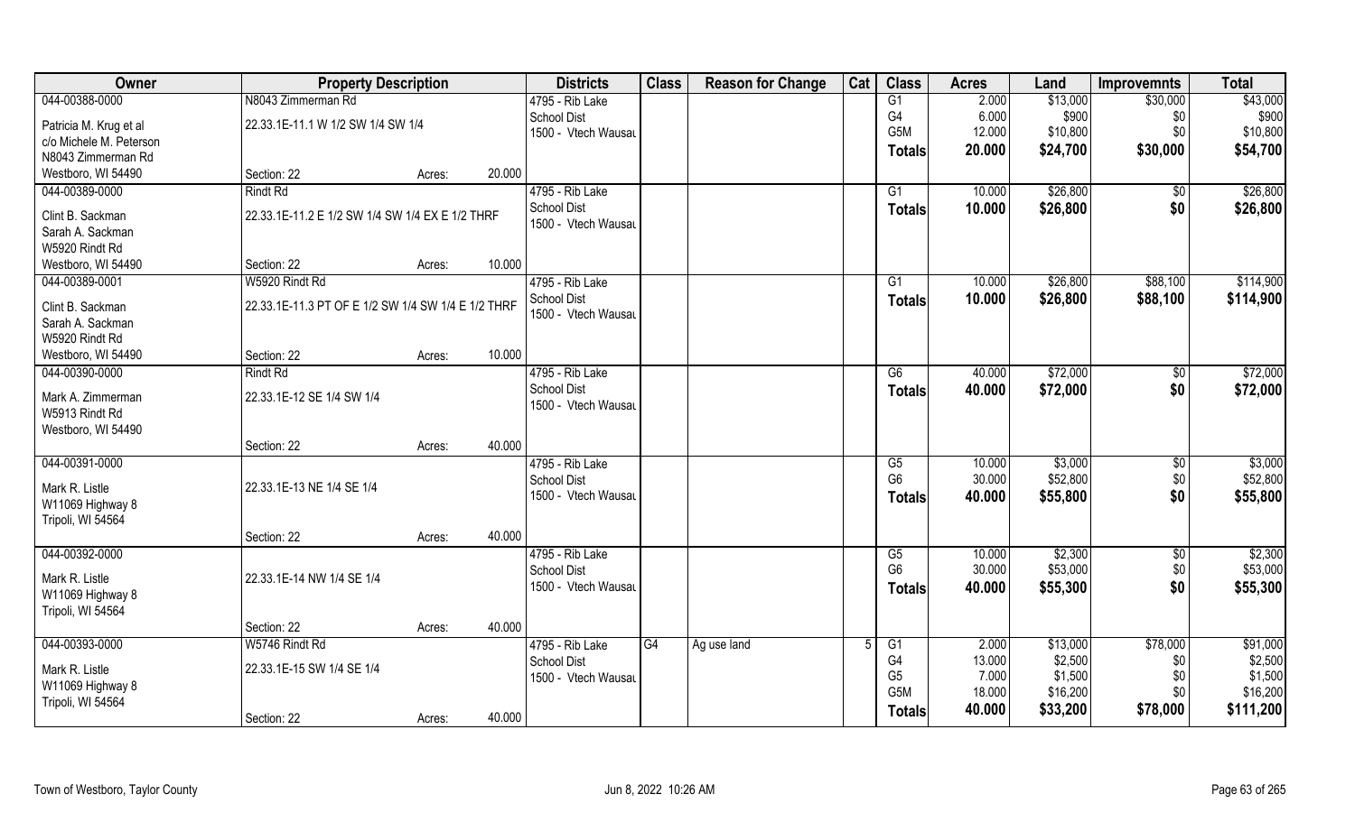| Owner | Property Description | | | Districts | Class | Reason for Change | Cat | Class | Acres | Land | Improvemnts | Total |
|---|---|---|---|---|---|---|---|---|---|---|---|---|
| 044-00388-0000 | N8043 Zimmerman Rd | | | 4795 - Rib Lake | | | | G1 | 2.000 | $13,000 | $30,000 | $43,000 |
| Patricia M. Krug et al | 22.33.1E-11.1 W 1/2 SW 1/4 SW 1/4 | | | School Dist | | | | G4 | 6.000 | $900 | $0 | $900 |
| c/o Michele M. Peterson | | | | 1500 - Vtech Wausau | | | | G5M | 12.000 | $10,800 | $0 | $10,800 |
| N8043 Zimmerman Rd | | | | | | | | Totals | 20.000 | $24,700 | $30,000 | $54,700 |
| Westboro, WI 54490 | Section: 22 | Acres: | 20.000 | | | | | | | | | |
| 044-00389-0000 | Rindt Rd | | | 4795 - Rib Lake | | | | G1 | 10.000 | $26,800 | $0 | $26,800 |
| Clint B. Sackman | 22.33.1E-11.2 E 1/2 SW 1/4 SW 1/4 EX E 1/2 THRF | | | School Dist | | | | Totals | 10.000 | $26,800 | $0 | $26,800 |
| Sarah A. Sackman | | | | 1500 - Vtech Wausau | | | | | | | | |
| W5920 Rindt Rd | | | | | | | | | | | | |
| Westboro, WI 54490 | Section: 22 | Acres: | 10.000 | | | | | | | | | |
| 044-00389-0001 | W5920 Rindt Rd | | | 4795 - Rib Lake | | | | G1 | 10.000 | $26,800 | $88,100 | $114,900 |
| Clint B. Sackman | 22.33.1E-11.3 PT OF E 1/2 SW 1/4 SW 1/4 E 1/2 THRF | | | School Dist | | | | Totals | 10.000 | $26,800 | $88,100 | $114,900 |
| Sarah A. Sackman | | | | 1500 - Vtech Wausau | | | | | | | | |
| W5920 Rindt Rd | | | | | | | | | | | | |
| Westboro, WI 54490 | Section: 22 | Acres: | 10.000 | | | | | | | | | |
| 044-00390-0000 | Rindt Rd | | | 4795 - Rib Lake | | | | G6 | 40.000 | $72,000 | $0 | $72,000 |
| Mark A. Zimmerman | 22.33.1E-12 SE 1/4 SW 1/4 | | | School Dist | | | | Totals | 40.000 | $72,000 | $0 | $72,000 |
| W5913 Rindt Rd | | | | 1500 - Vtech Wausau | | | | | | | | |
| Westboro, WI 54490 | | | | | | | | | | | | |
| | Section: 22 | Acres: | 40.000 | | | | | | | | | |
| 044-00391-0000 | | | | 4795 - Rib Lake | | | | G5 | 10.000 | $3,000 | $0 | $3,000 |
| Mark R. Listle | 22.33.1E-13 NE 1/4 SE 1/4 | | | School Dist | | | | G6 | 30.000 | $52,800 | $0 | $52,800 |
| W11069 Highway 8 | | | | 1500 - Vtech Wausau | | | | Totals | 40.000 | $55,800 | $0 | $55,800 |
| Tripoli, WI 54564 | | | | | | | | | | | | |
| | Section: 22 | Acres: | 40.000 | | | | | | | | | |
| 044-00392-0000 | | | | 4795 - Rib Lake | | | | G5 | 10.000 | $2,300 | $0 | $2,300 |
| Mark R. Listle | 22.33.1E-14 NW 1/4 SE 1/4 | | | School Dist | | | | G6 | 30.000 | $53,000 | $0 | $53,000 |
| W11069 Highway 8 | | | | 1500 - Vtech Wausau | | | | Totals | 40.000 | $55,300 | $0 | $55,300 |
| Tripoli, WI 54564 | | | | | | | | | | | | |
| | Section: 22 | Acres: | 40.000 | | | | | | | | | |
| 044-00393-0000 | W5746 Rindt Rd | | | 4795 - Rib Lake | G4 | Ag use land | 5 | G1 | 2.000 | $13,000 | $78,000 | $91,000 |
| Mark R. Listle | 22.33.1E-15 SW 1/4 SE 1/4 | | | School Dist | | | | G4 | 13.000 | $2,500 | $0 | $2,500 |
| W11069 Highway 8 | | | | 1500 - Vtech Wausau | | | | G5 | 7.000 | $1,500 | $0 | $1,500 |
| Tripoli, WI 54564 | | | | | | | | G5M | 18.000 | $16,200 | $0 | $16,200 |
| | Section: 22 | Acres: | 40.000 | | | | | Totals | 40.000 | $33,200 | $78,000 | $111,200 |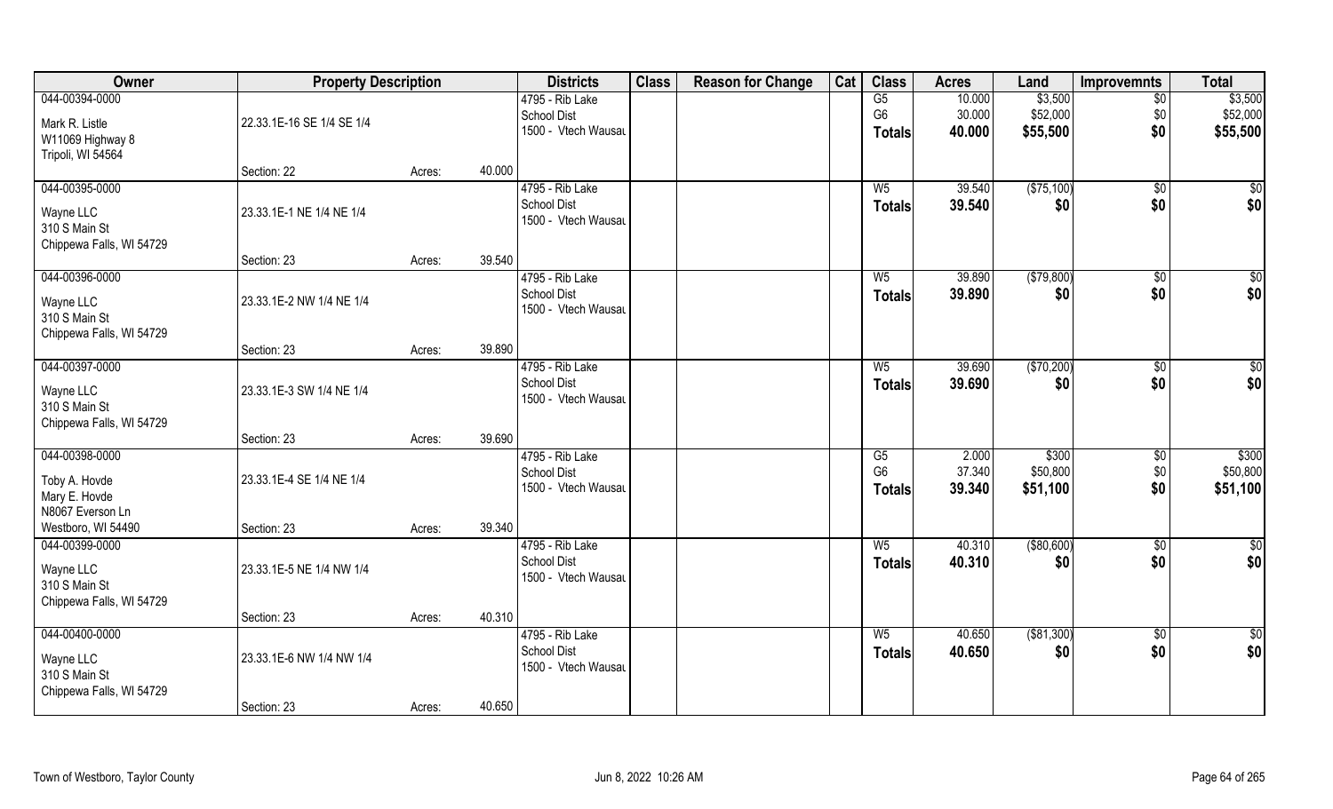| Owner | Property Description | | | Districts | Class | Reason for Change | Cat | Class | Acres | Land | Improvemnts | Total |
|---|---|---|---|---|---|---|---|---|---|---|---|---|
| 044-00394-0000<br>Mark R. Listle<br>W11069 Highway 8<br>Tripoli, WI 54564 | 22.33.1E-16 SE 1/4 SE 1/4<br>Section: 22 | Acres: | 40.000 | 4795 - Rib Lake School Dist<br>1500 - Vtech Wausau | | | | G5<br>G6<br>Totals | 10.000<br>30.000<br>40.000 | $3,500<br>$52,000<br>$55,500 | $0<br>$0<br>$0 | $3,500<br>$52,000<br>$55,500 |
| 044-00395-0000<br>Wayne LLC<br>310 S Main St<br>Chippewa Falls, WI 54729 | 23.33.1E-1 NE 1/4 NE 1/4<br>Section: 23 | Acres: | 39.540 | 4795 - Rib Lake School Dist<br>1500 - Vtech Wausau | | | | W5<br>Totals | 39.540<br>39.540 | ($75,100)<br>$0 | $0<br>$0 | $0<br>$0 |
| 044-00396-0000<br>Wayne LLC<br>310 S Main St<br>Chippewa Falls, WI 54729 | 23.33.1E-2 NW 1/4 NE 1/4<br>Section: 23 | Acres: | 39.890 | 4795 - Rib Lake School Dist<br>1500 - Vtech Wausau | | | | W5<br>Totals | 39.890<br>39.890 | ($79,800)<br>$0 | $0<br>$0 | $0<br>$0 |
| 044-00397-0000<br>Wayne LLC<br>310 S Main St<br>Chippewa Falls, WI 54729 | 23.33.1E-3 SW 1/4 NE 1/4<br>Section: 23 | Acres: | 39.690 | 4795 - Rib Lake School Dist<br>1500 - Vtech Wausau | | | | W5<br>Totals | 39.690<br>39.690 | ($70,200)<br>$0 | $0<br>$0 | $0<br>$0 |
| 044-00398-0000<br>Toby A. Hovde<br>Mary E. Hovde<br>N8067 Everson Ln<br>Westboro, WI 54490 | 23.33.1E-4 SE 1/4 NE 1/4<br>Section: 23 | Acres: | 39.340 | 4795 - Rib Lake School Dist<br>1500 - Vtech Wausau | | | | G5<br>G6<br>Totals | 2.000<br>37.340<br>39.340 | $300<br>$50,800<br>$51,100 | $0<br>$0<br>$0 | $300<br>$50,800<br>$51,100 |
| 044-00399-0000<br>Wayne LLC<br>310 S Main St<br>Chippewa Falls, WI 54729 | 23.33.1E-5 NE 1/4 NW 1/4<br>Section: 23 | Acres: | 40.310 | 4795 - Rib Lake School Dist<br>1500 - Vtech Wausau | | | | W5<br>Totals | 40.310<br>40.310 | ($80,600)<br>$0 | $0<br>$0 | $0<br>$0 |
| 044-00400-0000<br>Wayne LLC<br>310 S Main St<br>Chippewa Falls, WI 54729 | 23.33.1E-6 NW 1/4 NW 1/4<br>Section: 23 | Acres: | 40.650 | 4795 - Rib Lake School Dist<br>1500 - Vtech Wausau | | | | W5<br>Totals | 40.650<br>40.650 | ($81,300)<br>$0 | $0<br>$0 | $0<br>$0 |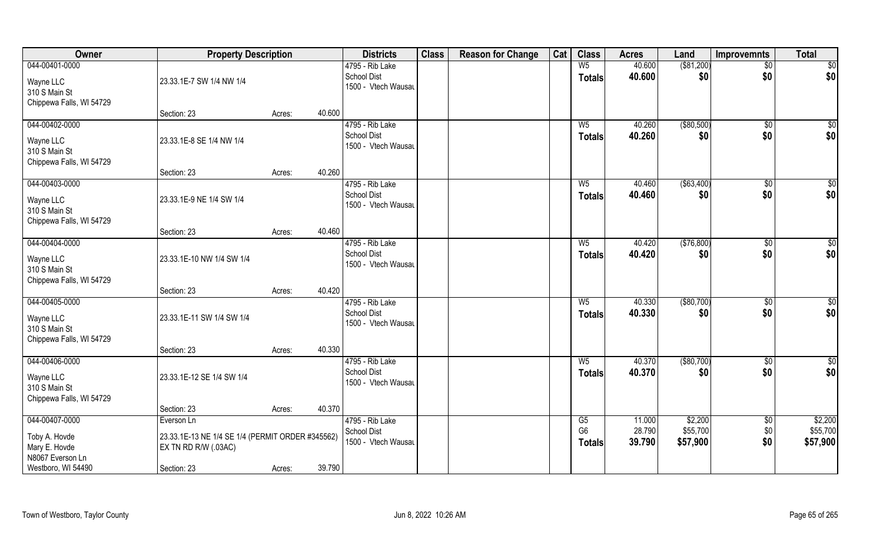| Owner | Property Description | | | Districts | Class | Reason for Change | Cat | Class | Acres | Land | Improvemnts | Total |
|---|---|---|---|---|---|---|---|---|---|---|---|---|
| 044-00401-0000 | | | | 4795 - Rib Lake | | | | W5 | 40.600 | ($81,200) | $0 | $0 |
| Wayne LLC | 23.33.1E-7 SW 1/4 NW 1/4 | | | School Dist | | | | Totals | 40.600 | $0 | $0 | $0 |
| 310 S Main St | | | | 1500 - Vtech Wausau | | | | | | | | |
| Chippewa Falls, WI 54729 | | | | | | | | | | | | |
| | Section: 23 | Acres: | 40.600 | | | | | | | | | |
| 044-00402-0000 | | | | 4795 - Rib Lake | | | | W5 | 40.260 | ($80,500) | $0 | $0 |
| Wayne LLC | 23.33.1E-8 SE 1/4 NW 1/4 | | | School Dist | | | | Totals | 40.260 | $0 | $0 | $0 |
| 310 S Main St | | | | 1500 - Vtech Wausau | | | | | | | | |
| Chippewa Falls, WI 54729 | | | | | | | | | | | | |
| | Section: 23 | Acres: | 40.260 | | | | | | | | | |
| 044-00403-0000 | | | | 4795 - Rib Lake | | | | W5 | 40.460 | ($63,400) | $0 | $0 |
| Wayne LLC | 23.33.1E-9 NE 1/4 SW 1/4 | | | School Dist | | | | Totals | 40.460 | $0 | $0 | $0 |
| 310 S Main St | | | | 1500 - Vtech Wausau | | | | | | | | |
| Chippewa Falls, WI 54729 | | | | | | | | | | | | |
| | Section: 23 | Acres: | 40.460 | | | | | | | | | |
| 044-00404-0000 | | | | 4795 - Rib Lake | | | | W5 | 40.420 | ($76,800) | $0 | $0 |
| Wayne LLC | 23.33.1E-10 NW 1/4 SW 1/4 | | | School Dist | | | | Totals | 40.420 | $0 | $0 | $0 |
| 310 S Main St | | | | 1500 - Vtech Wausau | | | | | | | | |
| Chippewa Falls, WI 54729 | | | | | | | | | | | | |
| | Section: 23 | Acres: | 40.420 | | | | | | | | | |
| 044-00405-0000 | | | | 4795 - Rib Lake | | | | W5 | 40.330 | ($80,700) | $0 | $0 |
| Wayne LLC | 23.33.1E-11 SW 1/4 SW 1/4 | | | School Dist | | | | Totals | 40.330 | $0 | $0 | $0 |
| 310 S Main St | | | | 1500 - Vtech Wausau | | | | | | | | |
| Chippewa Falls, WI 54729 | | | | | | | | | | | | |
| | Section: 23 | Acres: | 40.330 | | | | | | | | | |
| 044-00406-0000 | | | | 4795 - Rib Lake | | | | W5 | 40.370 | ($80,700) | $0 | $0 |
| Wayne LLC | 23.33.1E-12 SE 1/4 SW 1/4 | | | School Dist | | | | Totals | 40.370 | $0 | $0 | $0 |
| 310 S Main St | | | | 1500 - Vtech Wausau | | | | | | | | |
| Chippewa Falls, WI 54729 | | | | | | | | | | | | |
| | Section: 23 | Acres: | 40.370 | | | | | | | | | |
| 044-00407-0000 | Everson Ln | | | 4795 - Rib Lake | | | | G5 | 11.000 | $2,200 | $0 | $2,200 |
| Toby A. Hovde | 23.33.1E-13 NE 1/4 SE 1/4 (PERMIT ORDER #345562) | | | School Dist | | | | G6 | 28.790 | $55,700 | $0 | $55,700 |
| Mary E. Hovde | EX TN RD R/W (.03AC) | | | 1500 - Vtech Wausau | | | | Totals | 39.790 | $57,900 | $0 | $57,900 |
| N8067 Everson Ln | | | | | | | | | | | | |
| Westboro, WI 54490 | Section: 23 | Acres: | 39.790 | | | | | | | | | |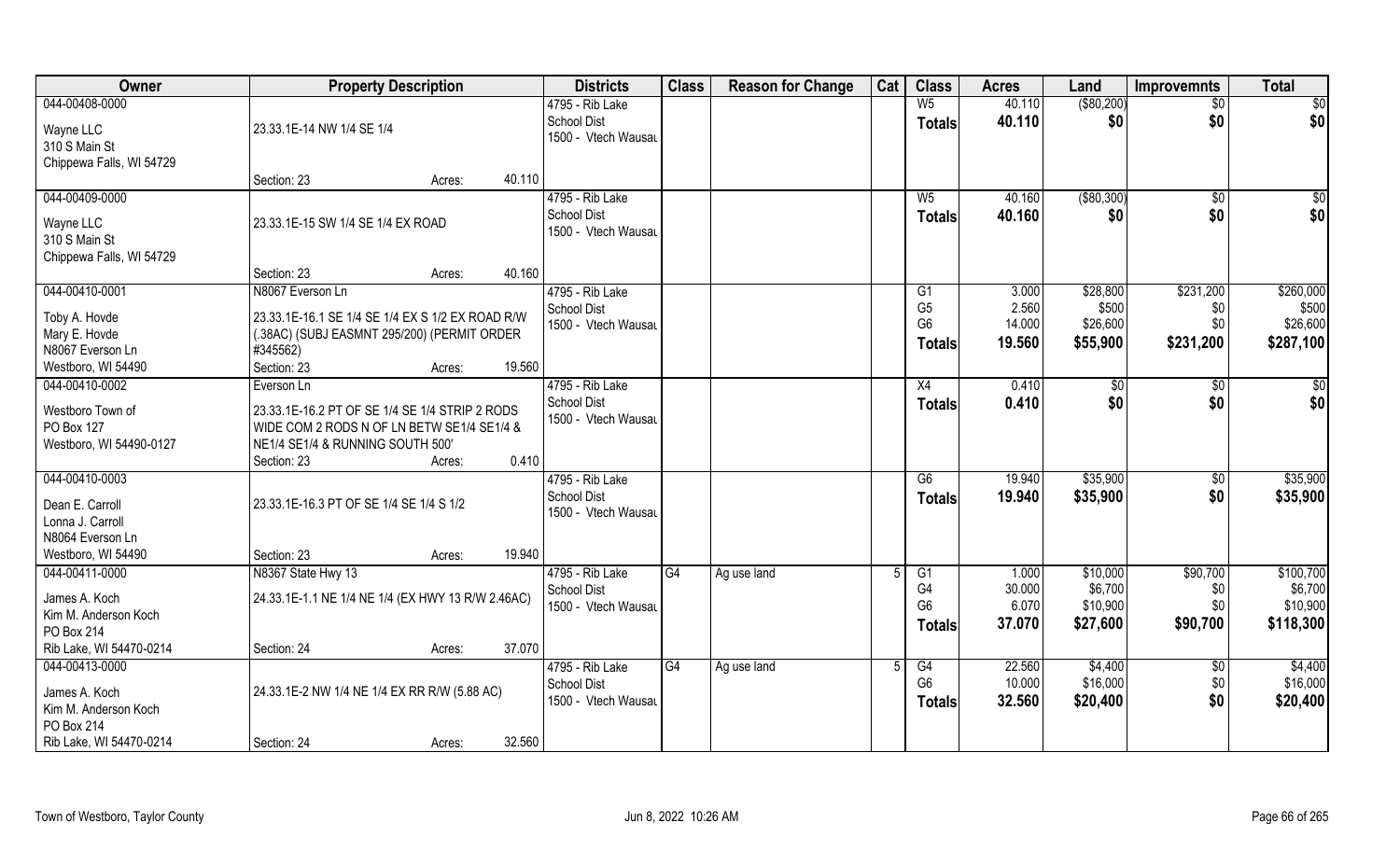| Owner | Property Description | Districts | Class | Reason for Change | Cat | Class | Acres | Land | Improvemnts | Total |
|---|---|---|---|---|---|---|---|---|---|---|
| 044-00408-0000<br>Wayne LLC<br>310 S Main St<br>Chippewa Falls, WI 54729 | 23.33.1E-14 NW 1/4 SE 1/4<br>Section: 23 Acres: 40.110 | 4795 - Rib Lake School Dist<br>1500 - Vtech Wausau | | | | W5<br>**Totals** | 40.110<br>**40.110** | ($80,200)<br>**$0** | $0<br>**$0** | $0<br>**$0** |
| 044-00409-0000<br>Wayne LLC<br>310 S Main St<br>Chippewa Falls, WI 54729 | 23.33.1E-15 SW 1/4 SE 1/4 EX ROAD<br>Section: 23 Acres: 40.160 | 4795 - Rib Lake School Dist<br>1500 - Vtech Wausau | | | | W5<br>**Totals** | 40.160<br>**40.160** | ($80,300)<br>**$0** | $0<br>**$0** | $0<br>**$0** |
| 044-00410-0001<br>Toby A. Hovde<br>Mary E. Hovde<br>N8067 Everson Ln<br>Westboro, WI 54490 | N8067 Everson Ln<br>23.33.1E-16.1 SE 1/4 SE 1/4 EX S 1/2 EX ROAD R/W (.38AC) (SUBJ EASMNT 295/200) (PERMIT ORDER #345562)<br>Section: 23 Acres: 19.560 | 4795 - Rib Lake School Dist<br>1500 - Vtech Wausau | | | | G1<br>G5<br>G6<br>**Totals** | 3.000<br>2.560<br>14.000<br>**19.560** | $28,800<br>$500<br>$26,600<br>**$55,900** | $231,200<br>$0<br>$0<br>**$231,200** | $260,000<br>$500<br>$26,600<br>**$287,100** |
| 044-00410-0002<br>Westboro Town of<br>PO Box 127<br>Westboro, WI 54490-0127 | Everson Ln<br>23.33.1E-16.2 PT OF SE 1/4 SE 1/4 STRIP 2 RODS WIDE COM 2 RODS N OF LN BETW SE1/4 SE1/4 & NE1/4 SE1/4 & RUNNING SOUTH 500'<br>Section: 23 Acres: 0.410 | 4795 - Rib Lake School Dist<br>1500 - Vtech Wausau | | | | X4<br>**Totals** | 0.410<br>**0.410** | $0<br>**$0** | $0<br>**$0** | $0<br>**$0** |
| 044-00410-0003<br>Dean E. Carroll<br>Lonna J. Carroll<br>N8064 Everson Ln<br>Westboro, WI 54490 | 23.33.1E-16.3 PT OF SE 1/4 SE 1/4 S 1/2<br>Section: 23 Acres: 19.940 | 4795 - Rib Lake School Dist<br>1500 - Vtech Wausau | | | | G6<br>**Totals** | 19.940<br>**19.940** | $35,900<br>**$35,900** | $0<br>**$0** | $35,900<br>**$35,900** |
| 044-00411-0000<br>James A. Koch<br>Kim M. Anderson Koch<br>PO Box 214<br>Rib Lake, WI 54470-0214 | N8367 State Hwy 13<br>24.33.1E-1.1 NE 1/4 NE 1/4 (EX HWY 13 R/W 2.46AC)<br>Section: 24 Acres: 37.070 | 4795 - Rib Lake School Dist<br>1500 - Vtech Wausau | G4 | Ag use land | 5 | G1<br>G4<br>G6<br>**Totals** | 1.000<br>30.000<br>6.070<br>**37.070** | $10,000<br>$6,700<br>$10,900<br>**$27,600** | $90,700<br>$0<br>$0<br>**$90,700** | $100,700<br>$6,700<br>$10,900<br>**$118,300** |
| 044-00413-0000<br>James A. Koch<br>Kim M. Anderson Koch<br>PO Box 214<br>Rib Lake, WI 54470-0214 | 24.33.1E-2 NW 1/4 NE 1/4 EX RR R/W (5.88 AC)<br>Section: 24 Acres: 32.560 | 4795 - Rib Lake School Dist<br>1500 - Vtech Wausau | G4 | Ag use land | 5 | G4<br>G6<br>**Totals** | 22.560<br>10.000<br>**32.560** | $4,400<br>$16,000<br>**$20,400** | $0<br>$0<br>**$0** | $4,400<br>$16,000<br>**$20,400** |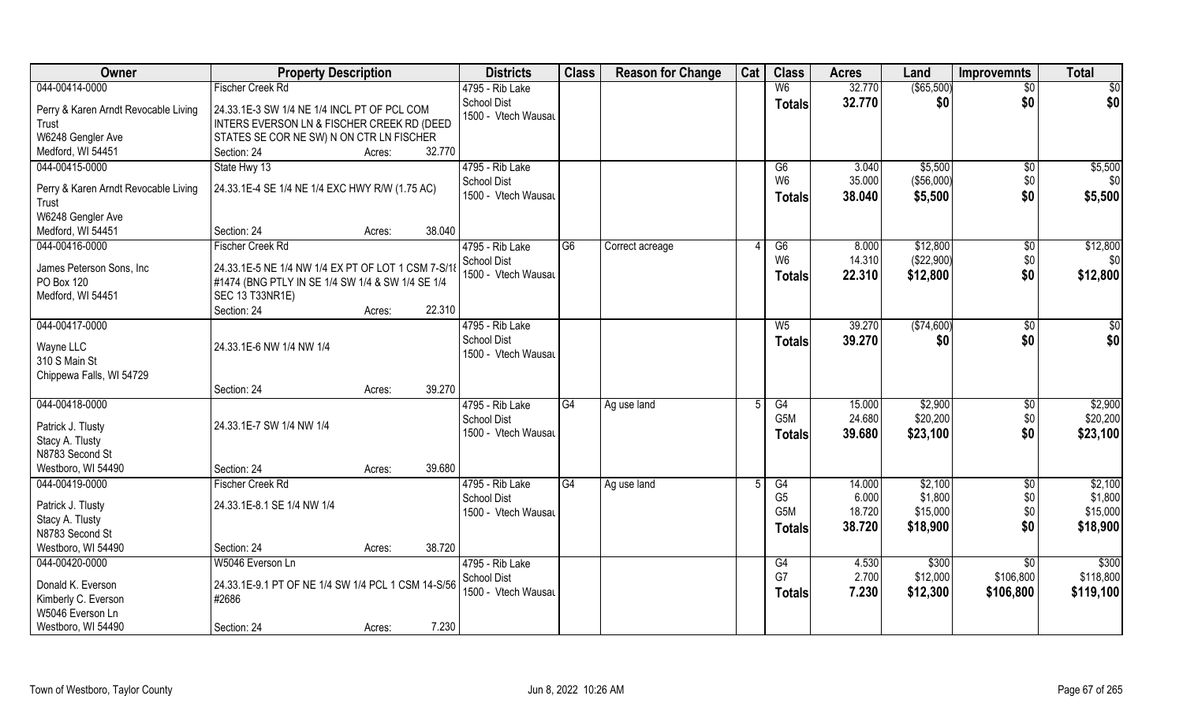| Owner | Property Description | Districts | Class | Reason for Change | Cat | Class | Acres | Land | Improvemnts | Total |
|---|---|---|---|---|---|---|---|---|---|---|
| 044-00414-0000<br>Perry & Karen Arndt Revocable Living Trust<br>W6248 Gengler Ave<br>Medford, WI 54451 | Fischer Creek Rd<br>24.33.1E-3 SW 1/4 NE 1/4 INCL PT OF PCL COM INTERS EVERSON LN & FISCHER CREEK RD (DEED STATES SE COR NE SW) N ON CTR LN FISCHER<br>Section: 24 Acres: 32.770 | 4795 - Rib Lake School Dist<br>1500 - Vtech Wausau | | | | W6<br>**Totals** | 32.770<br>**32.770** | ($65,500)<br>**$0** | $0<br>**$0** | $0<br>**$0** |
| 044-00415-0000<br>Perry & Karen Arndt Revocable Living Trust<br>W6248 Gengler Ave<br>Medford, WI 54451 | State Hwy 13<br>24.33.1E-4 SE 1/4 NE 1/4 EXC HWY R/W (1.75 AC)<br>Section: 24 Acres: 38.040 | 4795 - Rib Lake School Dist<br>1500 - Vtech Wausau | | | | G6<br>W6<br>**Totals** | 3.040<br>35.000<br>**38.040** | $5,500<br>($56,000)<br>**$5,500** | $0<br>$0<br>**$0** | $5,500<br>$0<br>**$5,500** |
| 044-00416-0000<br>James Peterson Sons, Inc<br>PO Box 120<br>Medford, WI 54451 | Fischer Creek Rd<br>24.33.1E-5 NE 1/4 NW 1/4 EX PT OF LOT 1 CSM 7-S/18 #1474 (BNG PTLY IN SE 1/4 SW 1/4 & SW 1/4 SE 1/4 SEC 13 T33NR1E)<br>Section: 24 Acres: 22.310 | 4795 - Rib Lake School Dist<br>1500 - Vtech Wausau | G6 | Correct acreage | 4 | G6<br>W6<br>**Totals** | 8.000<br>14.310<br>**22.310** | $12,800<br>($22,900)<br>**$12,800** | $0<br>$0<br>**$0** | $12,800<br>$0<br>**$12,800** |
| 044-00417-0000<br>Wayne LLC<br>310 S Main St<br>Chippewa Falls, WI 54729 | 24.33.1E-6 NW 1/4 NW 1/4<br>Section: 24 Acres: 39.270 | 4795 - Rib Lake School Dist<br>1500 - Vtech Wausau | | | | W5<br>**Totals** | 39.270<br>**39.270** | ($74,600)<br>**$0** | $0<br>**$0** | $0<br>**$0** |
| 044-00418-0000<br>Patrick J. Tlusty<br>Stacy A. Tlusty<br>N8783 Second St<br>Westboro, WI 54490 | 24.33.1E-7 SW 1/4 NW 1/4<br>Section: 24 Acres: 39.680 | 4795 - Rib Lake School Dist<br>1500 - Vtech Wausau | G4 | Ag use land | 5 | G4<br>G5M<br>**Totals** | 15.000<br>24.680<br>**39.680** | $2,900<br>$20,200<br>**$23,100** | $0<br>$0<br>**$0** | $2,900<br>$20,200<br>**$23,100** |
| 044-00419-0000<br>Patrick J. Tlusty<br>Stacy A. Tlusty<br>N8783 Second St<br>Westboro, WI 54490 | Fischer Creek Rd<br>24.33.1E-8.1 SE 1/4 NW 1/4<br>Section: 24 Acres: 38.720 | 4795 - Rib Lake School Dist<br>1500 - Vtech Wausau | G4 | Ag use land | 5 | G4<br>G5<br>G5M<br>**Totals** | 14.000<br>6.000<br>18.720<br>**38.720** | $2,100<br>$1,800<br>$15,000<br>**$18,900** | $0<br>$0<br>$0<br>**$0** | $2,100<br>$1,800<br>$15,000<br>**$18,900** |
| 044-00420-0000<br>Donald K. Everson<br>Kimberly C. Everson<br>W5046 Everson Ln<br>Westboro, WI 54490 | W5046 Everson Ln<br>24.33.1E-9.1 PT OF NE 1/4 SW 1/4 PCL 1 CSM 14-S/56 #2686<br>Section: 24 Acres: 7.230 | 4795 - Rib Lake School Dist<br>1500 - Vtech Wausau | | | | G4<br>G7<br>**Totals** | 4.530<br>2.700<br>**7.230** | $300<br>$12,000<br>**$12,300** | $0<br>$106,800<br>**$106,800** | $300<br>$118,800<br>**$119,100** |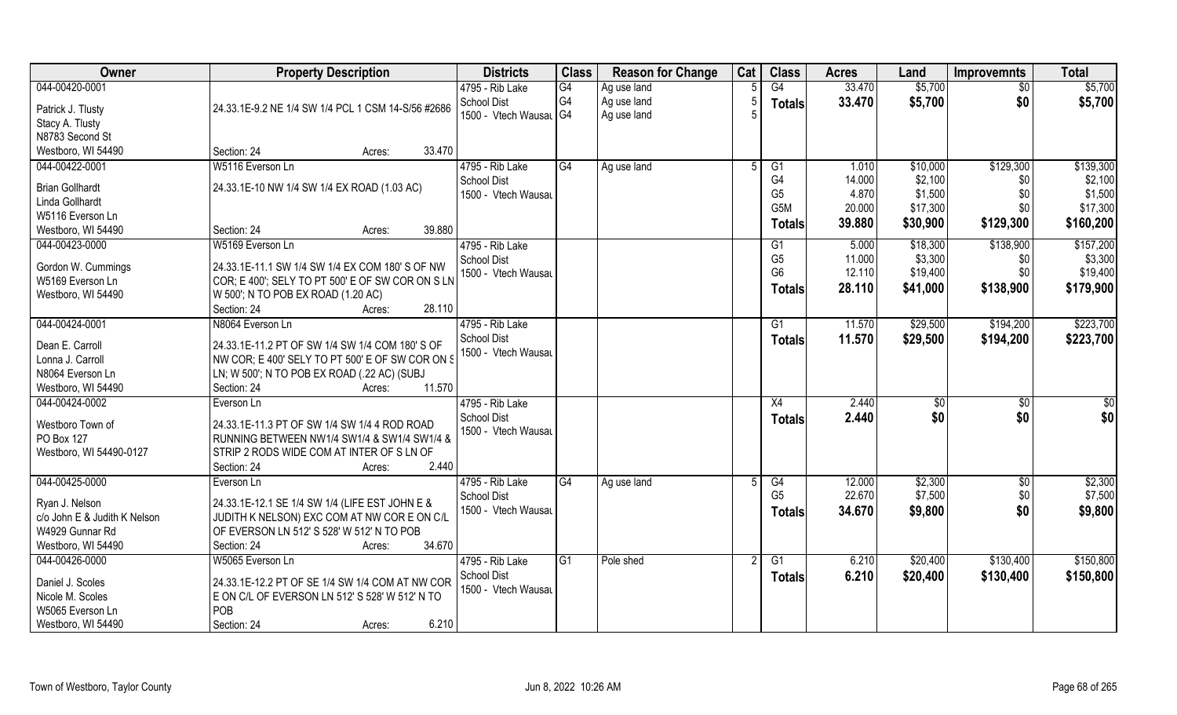| Owner | Property Description | Districts | Class | Reason for Change | Cat | Class | Acres | Land | Improvemnts | Total |
|---|---|---|---|---|---|---|---|---|---|---|
| 044-00420-0001<br><br>Patrick J. Tlusty<br>Stacy A. Tlusty<br>N8783 Second St<br>Westboro, WI 54490 | 24.33.1E-9.2 NE 1/4 SW 1/4 PCL 1 CSM 14-S/56 #2686<br><br>Section: 24 Acres: 33.470 | 4795 - Rib Lake School Dist<br>1500 - Vtech Wausau | G4<br>G4<br>G4 | Ag use land<br>Ag use land<br>Ag use land | 5<br>5<br>5 | G4<br>**Totals** | 33.470<br>**33.470** | $5,700<br>**$5,700** | $0<br>**$0** | $5,700<br>**$5,700** |
| 044-00422-0001<br><br>Brian Gollhardt<br>Linda Gollhardt<br>W5116 Everson Ln<br>Westboro, WI 54490 | W5116 Everson Ln<br>24.33.1E-10 NW 1/4 SW 1/4 EX ROAD (1.03 AC)<br><br>Section: 24 Acres: 39.880 | 4795 - Rib Lake School Dist<br>1500 - Vtech Wausau | G4 | Ag use land | 5 | G1<br>G4<br>G5<br>G5M<br>**Totals** | 1.010<br>14.000<br>4.870<br>20.000<br>**39.880** | $10,000<br>$2,100<br>$1,500<br>$17,300<br>**$30,900** | $129,300<br>$0<br>$0<br>$0<br>**$129,300** | $139,300<br>$2,100<br>$1,500<br>$17,300<br>**$160,200** |
| 044-00423-0000<br><br>Gordon W. Cummings<br>W5169 Everson Ln<br>Westboro, WI 54490 | W5169 Everson Ln<br>24.33.1E-11.1 SW 1/4 SW 1/4 EX COM 180' S OF NW COR; E 400'; SELY TO PT 500' E OF SW COR ON S LN W 500'; N TO POB EX ROAD (1.20 AC)<br>Section: 24 Acres: 28.110 | 4795 - Rib Lake School Dist<br>1500 - Vtech Wausau | | | | G1<br>G5<br>G6<br>**Totals** | 5.000<br>11.000<br>12.110<br>**28.110** | $18,300<br>$3,300<br>$19,400<br>**$41,000** | $138,900<br>$0<br>$0<br>**$138,900** | $157,200<br>$3,300<br>$19,400<br>**$179,900** |
| 044-00424-0001<br><br>Dean E. Carroll<br>Lonna J. Carroll<br>N8064 Everson Ln<br>Westboro, WI 54490 | N8064 Everson Ln<br>24.33.1E-11.2 PT OF SW 1/4 SW 1/4 COM 180' S OF NW COR; E 400' SELY TO PT 500' E OF SW COR ON S LN; W 500'; N TO POB EX ROAD (.22 AC) (SUBJ<br>Section: 24 Acres: 11.570 | 4795 - Rib Lake School Dist<br>1500 - Vtech Wausau | | | | G1<br>**Totals** | 11.570<br>**11.570** | $29,500<br>**$29,500** | $194,200<br>**$194,200** | $223,700<br>**$223,700** |
| 044-00424-0002<br><br>Westboro Town of<br>PO Box 127<br>Westboro, WI 54490-0127 | Everson Ln<br>24.33.1E-11.3 PT OF SW 1/4 SW 1/4 4 ROD ROAD RUNNING BETWEEN NW1/4 SW1/4 & SW1/4 SW1/4 & STRIP 2 RODS WIDE COM AT INTER OF S LN OF<br>Section: 24 Acres: 2.440 | 4795 - Rib Lake School Dist<br>1500 - Vtech Wausau | | | | X4<br>**Totals** | 2.440<br>**2.440** | $0<br>**$0** | $0<br>**$0** | $0<br>**$0** |
| 044-00425-0000<br><br>Ryan J. Nelson<br>c/o John E & Judith K Nelson<br>W4929 Gunnar Rd<br>Westboro, WI 54490 | Everson Ln<br>24.33.1E-12.1 SE 1/4 SW 1/4 (LIFE EST JOHN E & JUDITH K NELSON) EXC COM AT NW COR E ON C/L OF EVERSON LN 512' S 528' W 512' N TO POB<br>Section: 24 Acres: 34.670 | 4795 - Rib Lake School Dist<br>1500 - Vtech Wausau | G4 | Ag use land | 5 | G4<br>G5<br>**Totals** | 12.000<br>22.670<br>**34.670** | $2,300<br>$7,500<br>**$9,800** | $0<br>$0<br>**$0** | $2,300<br>$7,500<br>**$9,800** |
| 044-00426-0000<br><br>Daniel J. Scoles<br>Nicole M. Scoles<br>W5065 Everson Ln<br>Westboro, WI 54490 | W5065 Everson Ln<br>24.33.1E-12.2 PT OF SE 1/4 SW 1/4 COM AT NW COR E ON C/L OF EVERSON LN 512' S 528' W 512' N TO POB<br>Section: 24 Acres: 6.210 | 4795 - Rib Lake School Dist<br>1500 - Vtech Wausau | G1 | Pole shed | 2 | G1<br>**Totals** | 6.210<br>**6.210** | $20,400<br>**$20,400** | $130,400<br>**$130,400** | $150,800<br>**$150,800** |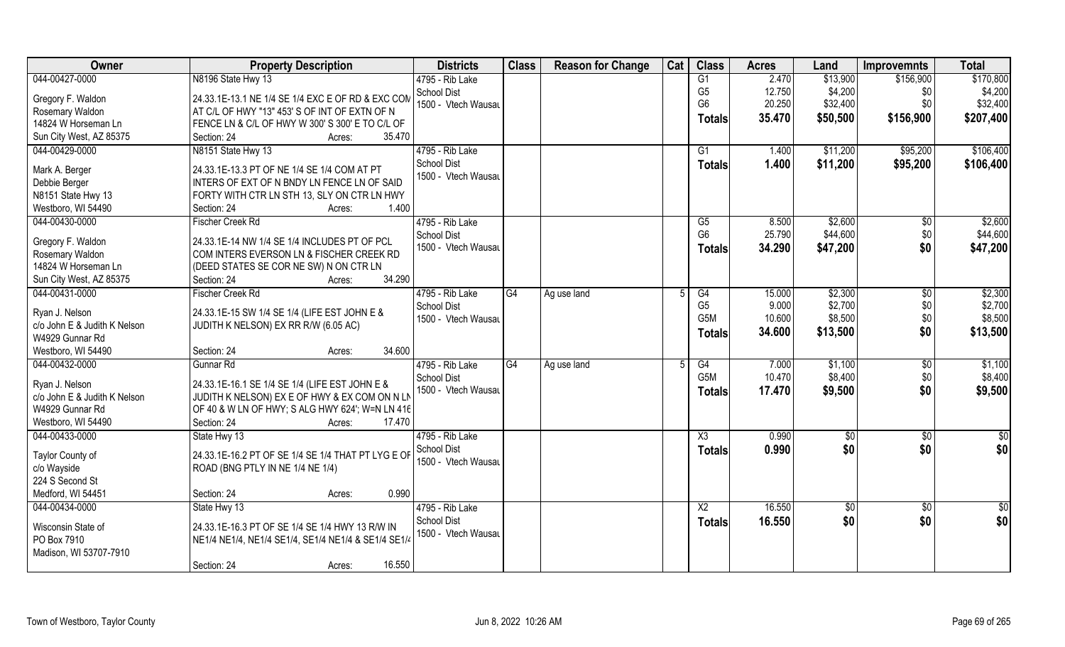| Owner | Property Description | Districts | Class | Reason for Change | Cat | Class | Acres | Land | Improvemnts | Total |
|---|---|---|---|---|---|---|---|---|---|---|
| 044-00427-0000 | N8196 State Hwy 13 | 4795 - Rib Lake | | | | G1 | 2.470 | $13,900 | $156,900 | $170,800 |
| Gregory F. Waldon | 24.33.1E-13.1 NE 1/4 SE 1/4 EXC E OF RD & EXC COM | School Dist | | | | G5 | 12.750 | $4,200 | $0 | $4,200 |
| Rosemary Waldon | AT C/L OF HWY "13" 453' S OF INT OF EXTN OF N | 1500 - Vtech Wausau | | | | G6 | 20.250 | $32,400 | $0 | $32,400 |
| 14824 W Horseman Ln | FENCE LN & C/L OF HWY W 300' S 300' E TO C/L OF | | | | | **Totals** | **35.470** | **$50,500** | **$156,900** | **$207,400** |
| Sun City West, AZ 85375 | Section: 24 Acres: 35.470 | | | | | | | | | |
| 044-00429-0000 | N8151 State Hwy 13 | 4795 - Rib Lake | | | | G1 | 1.400 | $11,200 | $95,200 | $106,400 |
| Mark A. Berger | 24.33.1E-13.3 PT OF NE 1/4 SE 1/4 COM AT PT | School Dist | | | | **Totals** | **1.400** | **$11,200** | **$95,200** | **$106,400** |
| Debbie Berger | INTERS OF EXT OF N BNDY LN FENCE LN OF SAID | 1500 - Vtech Wausau | | | | | | | | |
| N8151 State Hwy 13 | FORTY WITH CTR LN STH 13, SLY ON CTR LN HWY | | | | | | | | | |
| Westboro, WI 54490 | Section: 24 Acres: 1.400 | | | | | | | | | |
| 044-00430-0000 | Fischer Creek Rd | 4795 - Rib Lake | | | | G5 | 8.500 | $2,600 | $0 | $2,600 |
| Gregory F. Waldon | 24.33.1E-14 NW 1/4 SE 1/4 INCLUDES PT OF PCL | School Dist | | | | G6 | 25.790 | $44,600 | $0 | $44,600 |
| Rosemary Waldon | COM INTERS EVERSON LN & FISCHER CREEK RD | 1500 - Vtech Wausau | | | | **Totals** | **34.290** | **$47,200** | **$0** | **$47,200** |
| 14824 W Horseman Ln | (DEED STATES SE COR NE SW) N ON CTR LN | | | | | | | | | |
| Sun City West, AZ 85375 | Section: 24 Acres: 34.290 | | | | | | | | | |
| 044-00431-0000 | Fischer Creek Rd | 4795 - Rib Lake | G4 | Ag use land | 5 | G4 | 15.000 | $2,300 | $0 | $2,300 |
| Ryan J. Nelson | 24.33.1E-15 SW 1/4 SE 1/4 (LIFE EST JOHN E & | School Dist | | | | G5 | 9.000 | $2,700 | $0 | $2,700 |
| c/o John E & Judith K Nelson | JUDITH K NELSON) EX RR R/W (6.05 AC) | 1500 - Vtech Wausau | | | | G5M | 10.600 | $8,500 | $0 | $8,500 |
| W4929 Gunnar Rd | | | | | | **Totals** | **34.600** | **$13,500** | **$0** | **$13,500** |
| Westboro, WI 54490 | Section: 24 Acres: 34.600 | | | | | | | | | |
| 044-00432-0000 | Gunnar Rd | 4795 - Rib Lake | G4 | Ag use land | 5 | G4 | 7.000 | $1,100 | $0 | $1,100 |
| Ryan J. Nelson | 24.33.1E-16.1 SE 1/4 SE 1/4 (LIFE EST JOHN E & | School Dist | | | | G5M | 10.470 | $8,400 | $0 | $8,400 |
| c/o John E & Judith K Nelson | JUDITH K NELSON) EX E OF HWY & EX COM ON N LN | 1500 - Vtech Wausau | | | | **Totals** | **17.470** | **$9,500** | **$0** | **$9,500** |
| W4929 Gunnar Rd | OF 40 & W LN OF HWY; S ALG HWY 624'; W=N LN 416 | | | | | | | | | |
| Westboro, WI 54490 | Section: 24 Acres: 17.470 | | | | | | | | | |
| 044-00433-0000 | State Hwy 13 | 4795 - Rib Lake | | | | X3 | 0.990 | $0 | $0 | $0 |
| Taylor County of | 24.33.1E-16.2 PT OF SE 1/4 SE 1/4 THAT PT LYG E OF | School Dist | | | | **Totals** | **0.990** | **$0** | **$0** | **$0** |
| c/o Wayside | ROAD (BNG PTLY IN NE 1/4 NE 1/4) | 1500 - Vtech Wausau | | | | | | | | |
| 224 S Second St | | | | | | | | | | |
| Medford, WI 54451 | Section: 24 Acres: 0.990 | | | | | | | | | |
| 044-00434-0000 | State Hwy 13 | 4795 - Rib Lake | | | | X2 | 16.550 | $0 | $0 | $0 |
| Wisconsin State of | 24.33.1E-16.3 PT OF SE 1/4 SE 1/4 HWY 13 R/W IN | School Dist | | | | **Totals** | **16.550** | **$0** | **$0** | **$0** |
| PO Box 7910 | NE1/4 NE1/4, NE1/4 SE1/4, SE1/4 NE1/4 & SE1/4 SE1/4 | 1500 - Vtech Wausau | | | | | | | | |
| Madison, WI 53707-7910 | | | | | | | | | | |
| | Section: 24 Acres: 16.550 | | | | | | | | | |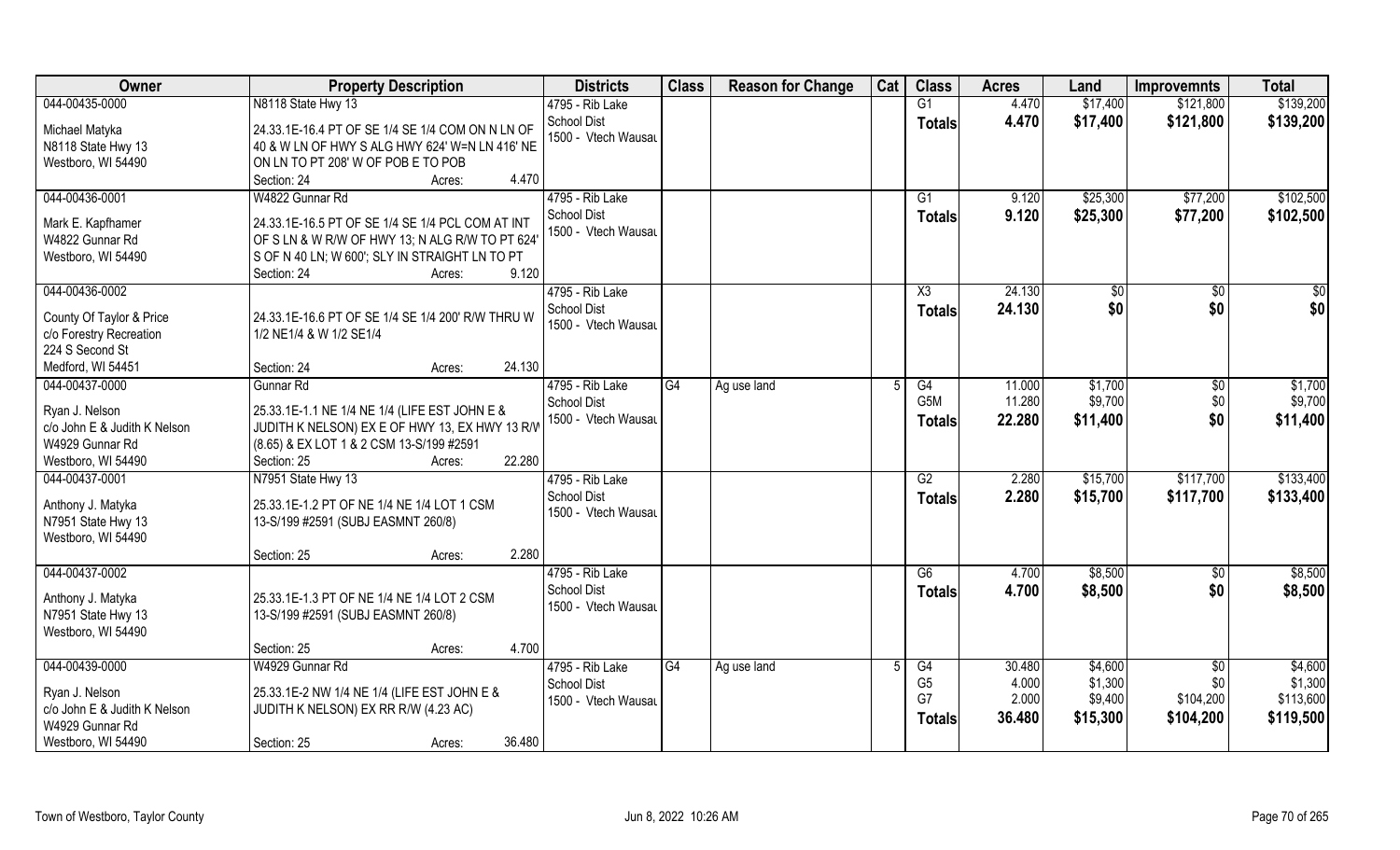| Owner | Property Description | Districts | Class | Reason for Change | Cat | Class | Acres | Land | Improvemnts | Total |
|---|---|---|---|---|---|---|---|---|---|---|
| 044-00435-0000<br>Michael Matyka<br>N8118 State Hwy 13<br>Westboro, WI 54490 | N8118 State Hwy 13<br>24.33.1E-16.4 PT OF SE 1/4 SE 1/4 COM ON N LN OF 40 & W LN OF HWY S ALG HWY 624' W=N LN 416' NE ON LN TO PT 208' W OF POB E TO POB<br>Section: 24 Acres: 4.470 | 4795 - Rib Lake<br>School Dist<br>1500 - Vtech Wausau | | | | G1<br>**Totals** | 4.470<br>**4.470** | \$17,400<br>**\$17,400** | \$121,800<br>**\$121,800** | \$139,200<br>**\$139,200** |
| 044-00436-0001<br>Mark E. Kapfhamer<br>W4822 Gunnar Rd<br>Westboro, WI 54490 | W4822 Gunnar Rd<br>24.33.1E-16.5 PT OF SE 1/4 SE 1/4 PCL COM AT INT OF S LN & W R/W OF HWY 13; N ALG R/W TO PT 624' S OF N 40 LN; W 600'; SLY IN STRAIGHT LN TO PT<br>Section: 24 Acres: 9.120 | 4795 - Rib Lake<br>School Dist<br>1500 - Vtech Wausau | | | | G1<br>**Totals** | 9.120<br>**9.120** | \$25,300<br>**\$25,300** | \$77,200<br>**\$77,200** | \$102,500<br>**\$102,500** |
| 044-00436-0002<br>County Of Taylor & Price<br>c/o Forestry Recreation<br>224 S Second St<br>Medford, WI 54451 | 24.33.1E-16.6 PT OF SE 1/4 SE 1/4 200' R/W THRU W 1/2 NE1/4 & W 1/2 SE1/4<br>Section: 24 Acres: 24.130 | 4795 - Rib Lake<br>School Dist<br>1500 - Vtech Wausau | | | | X3<br>**Totals** | 24.130<br>**24.130** | \$0<br>**\$0** | \$0<br>**\$0** | \$0<br>**\$0** |
| 044-00437-0000<br>Ryan J. Nelson<br>c/o John E & Judith K Nelson<br>W4929 Gunnar Rd<br>Westboro, WI 54490 | Gunnar Rd<br>25.33.1E-1.1 NE 1/4 NE 1/4 (LIFE EST JOHN E & JUDITH K NELSON) EX E OF HWY 13, EX HWY 13 R/W (8.65) & EX LOT 1 & 2 CSM 13-S/199 #2591<br>Section: 25 Acres: 22.280 | 4795 - Rib Lake<br>School Dist<br>1500 - Vtech Wausau | G4 | Ag use land | 5 | G4<br>G5M<br>**Totals** | 11.000<br>11.280<br>**22.280** | \$1,700<br>\$9,700<br>**\$11,400** | \$0<br>\$0<br>**\$0** | \$1,700<br>\$9,700<br>**\$11,400** |
| 044-00437-0001<br>Anthony J. Matyka<br>N7951 State Hwy 13<br>Westboro, WI 54490 | N7951 State Hwy 13<br>25.33.1E-1.2 PT OF NE 1/4 NE 1/4 LOT 1 CSM 13-S/199 #2591 (SUBJ EASMNT 260/8)<br>Section: 25 Acres: 2.280 | 4795 - Rib Lake<br>School Dist<br>1500 - Vtech Wausau | | | | G2<br>**Totals** | 2.280<br>**2.280** | \$15,700<br>**\$15,700** | \$117,700<br>**\$117,700** | \$133,400<br>**\$133,400** |
| 044-00437-0002<br>Anthony J. Matyka<br>N7951 State Hwy 13<br>Westboro, WI 54490 | 25.33.1E-1.3 PT OF NE 1/4 NE 1/4 LOT 2 CSM 13-S/199 #2591 (SUBJ EASMNT 260/8)<br>Section: 25 Acres: 4.700 | 4795 - Rib Lake<br>School Dist<br>1500 - Vtech Wausau | | | | G6<br>**Totals** | 4.700<br>**4.700** | \$8,500<br>**\$8,500** | \$0<br>**\$0** | \$8,500<br>**\$8,500** |
| 044-00439-0000<br>Ryan J. Nelson<br>c/o John E & Judith K Nelson<br>W4929 Gunnar Rd<br>Westboro, WI 54490 | W4929 Gunnar Rd<br>25.33.1E-2 NW 1/4 NE 1/4 (LIFE EST JOHN E & JUDITH K NELSON) EX RR R/W (4.23 AC)<br>Section: 25 Acres: 36.480 | 4795 - Rib Lake<br>School Dist<br>1500 - Vtech Wausau | G4 | Ag use land | 5 | G4<br>G5<br>G7<br>**Totals** | 30.480<br>4.000<br>2.000<br>**36.480** | \$4,600<br>\$1,300<br>\$9,400<br>**\$15,300** | \$0<br>\$0<br>\$104,200<br>**\$104,200** | \$4,600<br>\$1,300<br>\$113,600<br>**\$119,500** |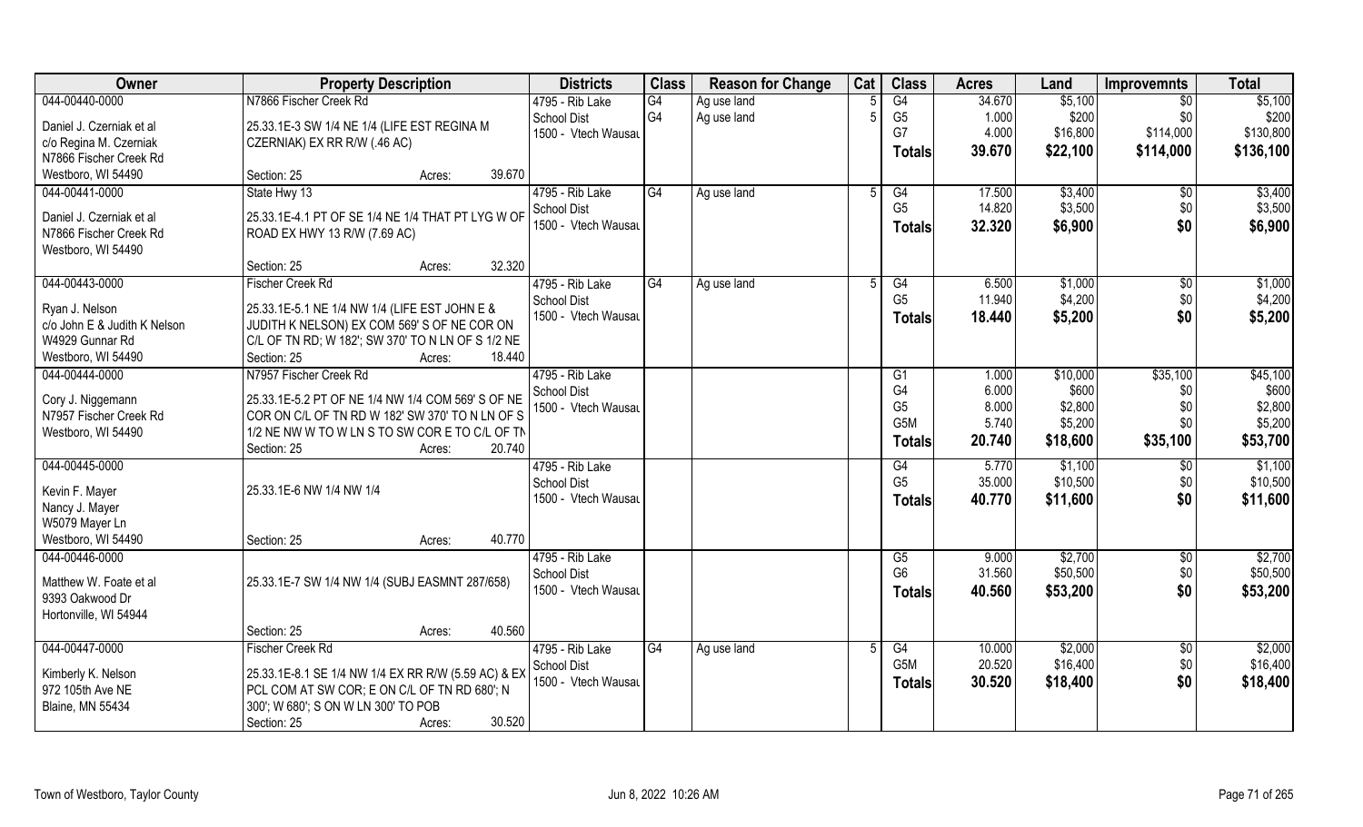| Owner | Property Description | Districts | Class | Reason for Change | Cat | Class | Acres | Land | Improvemnts | Total |
|---|---|---|---|---|---|---|---|---|---|---|
| 044-00440-0000 | N7866 Fischer Creek Rd | 4795 - Rib Lake | G4 | Ag use land | 5 | G4 | 34.670 | $5,100 | $0 | $5,100 |
| Daniel J. Czerniak et al | 25.33.1E-3 SW 1/4 NE 1/4 (LIFE EST REGINA M | School Dist | G4 | Ag use land | 5 | G5 | 1.000 | $200 | $0 | $200 |
| c/o Regina M. Czerniak | CZERNIAK) EX RR R/W (.46 AC) | 1500 - Vtech Wausau | | | | G7 | 4.000 | $16,800 | $114,000 | $130,800 |
| N7866 Fischer Creek Rd | | | | | | **Totals** | **39.670** | **$22,100** | **$114,000** | **$136,100** |
| Westboro, WI 54490 | Section: 25 Acres: 39.670 | | | | | | | | | |
| 044-00441-0000 | State Hwy 13 | 4795 - Rib Lake | G4 | Ag use land | 5 | G4 | 17.500 | $3,400 | $0 | $3,400 |
| Daniel J. Czerniak et al | 25.33.1E-4.1 PT OF SE 1/4 NE 1/4 THAT PT LYG W OF | School Dist | | | | G5 | 14.820 | $3,500 | $0 | $3,500 |
| N7866 Fischer Creek Rd | ROAD EX HWY 13 R/W (7.69 AC) | 1500 - Vtech Wausau | | | | **Totals** | **32.320** | **$6,900** | **$0** | **$6,900** |
| Westboro, WI 54490 | | | | | | | | | | |
| | Section: 25 Acres: 32.320 | | | | | | | | | |
| 044-00443-0000 | Fischer Creek Rd | 4795 - Rib Lake | G4 | Ag use land | 5 | G4 | 6.500 | $1,000 | $0 | $1,000 |
| Ryan J. Nelson | 25.33.1E-5.1 NE 1/4 NW 1/4 (LIFE EST JOHN E & | School Dist | | | | G5 | 11.940 | $4,200 | $0 | $4,200 |
| c/o John E & Judith K Nelson | JUDITH K NELSON) EX COM 569' S OF NE COR ON | 1500 - Vtech Wausau | | | | **Totals** | **18.440** | **$5,200** | **$0** | **$5,200** |
| W4929 Gunnar Rd | C/L OF TN RD; W 182'; SW 370' TO N LN OF S 1/2 NE | | | | | | | | | |
| Westboro, WI 54490 | Section: 25 Acres: 18.440 | | | | | | | | | |
| 044-00444-0000 | N7957 Fischer Creek Rd | 4795 - Rib Lake | | | | G1 | 1.000 | $10,000 | $35,100 | $45,100 |
| Cory J. Niggemann | 25.33.1E-5.2 PT OF NE 1/4 NW 1/4 COM 569' S OF NE | School Dist | | | | G4 | 6.000 | $600 | $0 | $600 |
| N7957 Fischer Creek Rd | COR ON C/L OF TN RD W 182' SW 370' TO N LN OF S | 1500 - Vtech Wausau | | | | G5 | 8.000 | $2,800 | $0 | $2,800 |
| Westboro, WI 54490 | 1/2 NE NW W TO W LN S TO SW COR E TO C/L OF TN | | | | | G5M | 5.740 | $5,200 | $0 | $5,200 |
| | Section: 25 Acres: 20.740 | | | | | **Totals** | **20.740** | **$18,600** | **$35,100** | **$53,700** |
| 044-00445-0000 | | 4795 - Rib Lake | | | | G4 | 5.770 | $1,100 | $0 | $1,100 |
| Kevin F. Mayer | 25.33.1E-6 NW 1/4 NW 1/4 | School Dist | | | | G5 | 35.000 | $10,500 | $0 | $10,500 |
| Nancy J. Mayer | | 1500 - Vtech Wausau | | | | **Totals** | **40.770** | **$11,600** | **$0** | **$11,600** |
| W5079 Mayer Ln | | | | | | | | | | |
| Westboro, WI 54490 | Section: 25 Acres: 40.770 | | | | | | | | | |
| 044-00446-0000 | | 4795 - Rib Lake | | | | G5 | 9.000 | $2,700 | $0 | $2,700 |
| Matthew W. Foate et al | 25.33.1E-7 SW 1/4 NW 1/4 (SUBJ EASMNT 287/658) | School Dist | | | | G6 | 31.560 | $50,500 | $0 | $50,500 |
| 9393 Oakwood Dr | | 1500 - Vtech Wausau | | | | **Totals** | **40.560** | **$53,200** | **$0** | **$53,200** |
| Hortonville, WI 54944 | | | | | | | | | | |
| | Section: 25 Acres: 40.560 | | | | | | | | | |
| 044-00447-0000 | Fischer Creek Rd | 4795 - Rib Lake | G4 | Ag use land | 5 | G4 | 10.000 | $2,000 | $0 | $2,000 |
| Kimberly K. Nelson | 25.33.1E-8.1 SE 1/4 NW 1/4 EX RR R/W (5.59 AC) & EX | School Dist | | | | G5M | 20.520 | $16,400 | $0 | $16,400 |
| 972 105th Ave NE | PCL COM AT SW COR; E ON C/L OF TN RD 680'; N | 1500 - Vtech Wausau | | | | **Totals** | **30.520** | **$18,400** | **$0** | **$18,400** |
| Blaine, MN 55434 | 300'; W 680'; S ON W LN 300' TO POB | | | | | | | | | |
| | Section: 25 Acres: 30.520 | | | | | | | | | |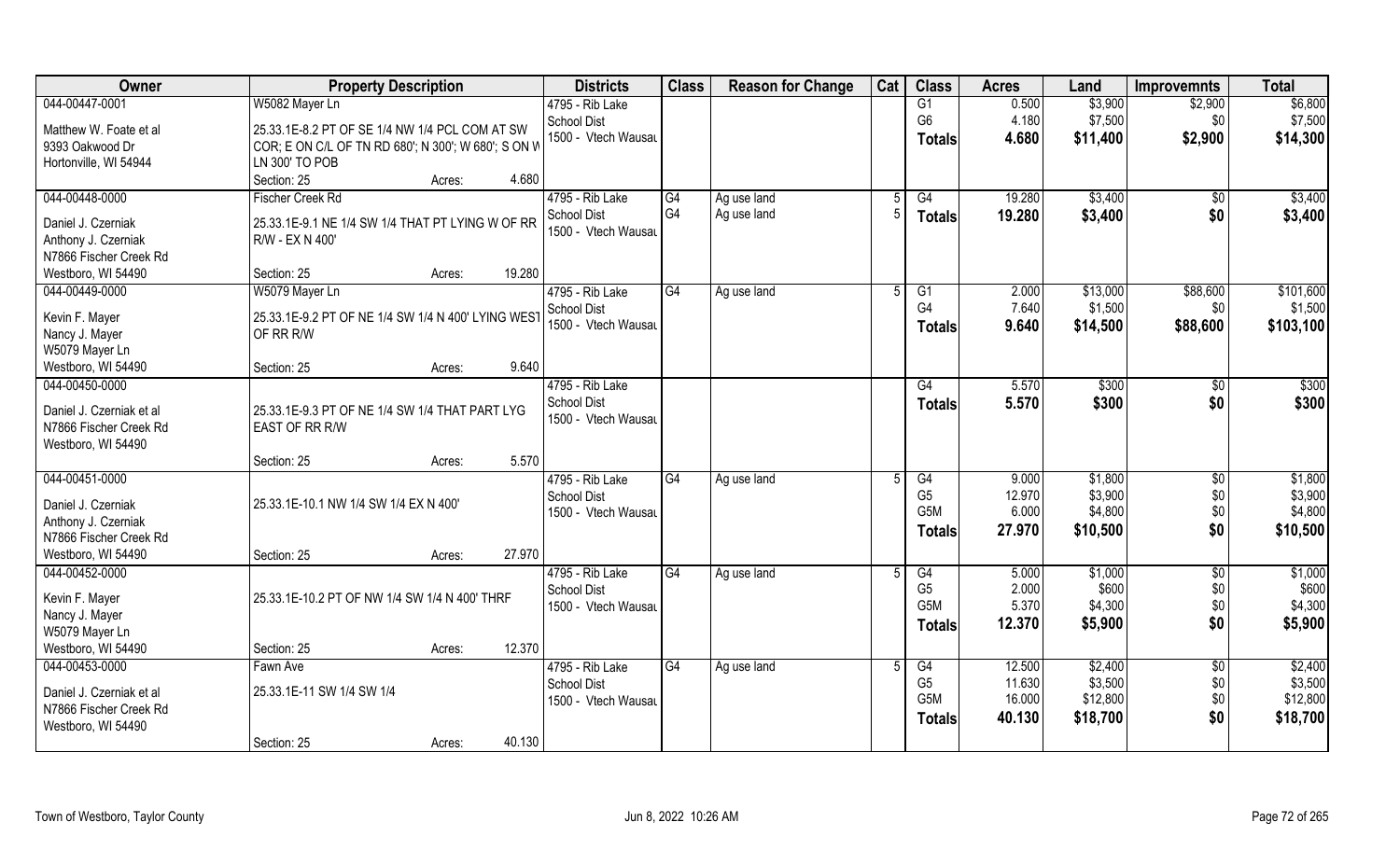| Owner | Property Description | Districts | Class | Reason for Change | Cat | Class | Acres | Land | Improvemnts | Total |
|---|---|---|---|---|---|---|---|---|---|---|
| 044-00447-0001<br>Matthew W. Foate et al<br>9393 Oakwood Dr<br>Hortonville, WI 54944 | W5082 Mayer Ln<br>25.33.1E-8.2 PT OF SE 1/4 NW 1/4 PCL COM AT SW COR; E ON C/L OF TN RD 680'; N 300'; W 680'; S ON W LN 300' TO POB<br>Section: 25 Acres: 4.680 | 4795 - Rib Lake School Dist<br>1500 - Vtech Wausau | | | | G1<br>G6<br>**Totals** | 0.500<br>4.180<br>**4.680** | \$3,900<br>\$7,500<br>**\$11,400** | \$2,900<br>\$0<br>**\$2,900** | \$6,800<br>\$7,500<br>**\$14,300** |
| 044-00448-0000<br>Daniel J. Czerniak<br>Anthony J. Czerniak<br>N7866 Fischer Creek Rd<br>Westboro, WI 54490 | Fischer Creek Rd<br>25.33.1E-9.1 NE 1/4 SW 1/4 THAT PT LYING W OF RR R/W - EX N 400'<br>Section: 25 Acres: 19.280 | 4795 - Rib Lake School Dist<br>1500 - Vtech Wausau | G4<br>G4 | Ag use land<br>Ag use land | 5<br>5 | G4<br>**Totals** | 19.280<br>**19.280** | \$3,400<br>**\$3,400** | \$0<br>**\$0** | \$3,400<br>**\$3,400** |
| 044-00449-0000<br>Kevin F. Mayer<br>Nancy J. Mayer<br>W5079 Mayer Ln<br>Westboro, WI 54490 | W5079 Mayer Ln<br>25.33.1E-9.2 PT OF NE 1/4 SW 1/4 N 400' LYING WEST OF RR R/W<br>Section: 25 Acres: 9.640 | 4795 - Rib Lake School Dist<br>1500 - Vtech Wausau | G4 | Ag use land | 5 | G1<br>G4<br>**Totals** | 2.000<br>7.640<br>**9.640** | \$13,000<br>\$1,500<br>**\$14,500** | \$88,600<br>\$0<br>**\$88,600** | \$101,600<br>\$1,500<br>**\$103,100** |
| 044-00450-0000<br>Daniel J. Czerniak et al<br>N7866 Fischer Creek Rd<br>Westboro, WI 54490 | 25.33.1E-9.3 PT OF NE 1/4 SW 1/4 THAT PART LYG EAST OF RR R/W<br>Section: 25 Acres: 5.570 | 4795 - Rib Lake School Dist<br>1500 - Vtech Wausau | | | | G4<br>**Totals** | 5.570<br>**5.570** | \$300<br>**\$300** | \$0<br>**\$0** | \$300<br>**\$300** |
| 044-00451-0000<br>Daniel J. Czerniak<br>Anthony J. Czerniak<br>N7866 Fischer Creek Rd<br>Westboro, WI 54490 | 25.33.1E-10.1 NW 1/4 SW 1/4 EX N 400'<br>Section: 25 Acres: 27.970 | 4795 - Rib Lake School Dist<br>1500 - Vtech Wausau | G4 | Ag use land | 5 | G4<br>G5<br>G5M<br>**Totals** | 9.000<br>12.970<br>6.000<br>**27.970** | \$1,800<br>\$3,900<br>\$4,800<br>**\$10,500** | \$0<br>\$0<br>\$0<br>**\$0** | \$1,800<br>\$3,900<br>\$4,800<br>**\$10,500** |
| 044-00452-0000<br>Kevin F. Mayer<br>Nancy J. Mayer<br>W5079 Mayer Ln<br>Westboro, WI 54490 | 25.33.1E-10.2 PT OF NW 1/4 SW 1/4 N 400' THRF<br>Section: 25 Acres: 12.370 | 4795 - Rib Lake School Dist<br>1500 - Vtech Wausau | G4 | Ag use land | 5 | G4<br>G5<br>G5M<br>**Totals** | 5.000<br>2.000<br>5.370<br>**12.370** | \$1,000<br>\$600<br>\$4,300<br>**\$5,900** | \$0<br>\$0<br>\$0<br>**\$0** | \$1,000<br>\$600<br>\$4,300<br>**\$5,900** |
| 044-00453-0000<br>Daniel J. Czerniak et al<br>N7866 Fischer Creek Rd<br>Westboro, WI 54490 | Fawn Ave<br>25.33.1E-11 SW 1/4 SW 1/4<br>Section: 25 Acres: 40.130 | 4795 - Rib Lake School Dist<br>1500 - Vtech Wausau | G4 | Ag use land | 5 | G4<br>G5<br>G5M<br>**Totals** | 12.500<br>11.630<br>16.000<br>**40.130** | \$2,400<br>\$3,500<br>\$12,800<br>**\$18,700** | \$0<br>\$0<br>\$0<br>**\$0** | \$2,400<br>\$3,500<br>\$12,800<br>**\$18,700** |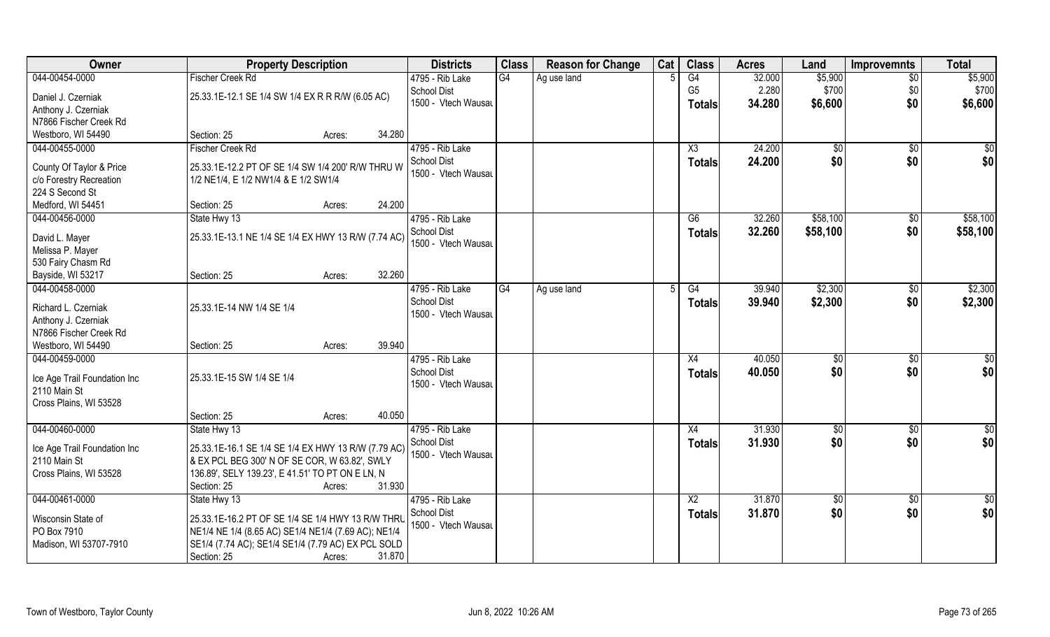| Owner | Property Description | Districts | Class | Reason for Change | Cat | Class | Acres | Land | Improvemnts | Total |
|---|---|---|---|---|---|---|---|---|---|---|
| 044-00454-0000<br>Daniel J. Czerniak<br>Anthony J. Czerniak<br>N7866 Fischer Creek Rd<br>Westboro, WI 54490 | Fischer Creek Rd<br>25.33.1E-12.1 SE 1/4 SW 1/4 EX R R R/W (6.05 AC)<br>Section: 25 Acres: 34.280 | 4795 - Rib Lake<br>School Dist<br>1500 - Vtech Wausau | G4 | Ag use land | 5 | G4<br>G5<br>**Totals** | 32.000<br>2.280<br>**34.280** | $5,900<br>$700<br>**$6,600** | $0<br>$0<br>**$0** | $5,900<br>$700<br>**$6,600** |
| 044-00455-0000<br>County Of Taylor & Price<br>c/o Forestry Recreation<br>224 S Second St<br>Medford, WI 54451 | Fischer Creek Rd<br>25.33.1E-12.2 PT OF SE 1/4 SW 1/4 200' R/W THRU W 1/2 NE1/4, E 1/2 NW1/4 & E 1/2 SW1/4<br>Section: 25 Acres: 24.200 | 4795 - Rib Lake<br>School Dist<br>1500 - Vtech Wausau | | | | X3<br>**Totals** | 24.200<br>**24.200** | $0<br>**$0** | $0<br>**$0** | $0<br>**$0** |
| 044-00456-0000<br>David L. Mayer<br>Melissa P. Mayer<br>530 Fairy Chasm Rd<br>Bayside, WI 53217 | State Hwy 13<br>25.33.1E-13.1 NE 1/4 SE 1/4 EX HWY 13 R/W (7.74 AC)<br>Section: 25 Acres: 32.260 | 4795 - Rib Lake<br>School Dist<br>1500 - Vtech Wausau | | | | G6<br>**Totals** | 32.260<br>**32.260** | $58,100<br>**$58,100** | $0<br>**$0** | $58,100<br>**$58,100** |
| 044-00458-0000<br>Richard L. Czerniak<br>Anthony J. Czerniak<br>N7866 Fischer Creek Rd<br>Westboro, WI 54490 | 25.33.1E-14 NW 1/4 SE 1/4<br>Section: 25 Acres: 39.940 | 4795 - Rib Lake<br>School Dist<br>1500 - Vtech Wausau | G4 | Ag use land | 5 | G4<br>**Totals** | 39.940<br>**39.940** | $2,300<br>**$2,300** | $0<br>**$0** | $2,300<br>**$2,300** |
| 044-00459-0000<br>Ice Age Trail Foundation Inc<br>2110 Main St<br>Cross Plains, WI 53528 | 25.33.1E-15 SW 1/4 SE 1/4<br>Section: 25 Acres: 40.050 | 4795 - Rib Lake<br>School Dist<br>1500 - Vtech Wausau | | | | X4<br>**Totals** | 40.050<br>**40.050** | $0<br>**$0** | $0<br>**$0** | $0<br>**$0** |
| 044-00460-0000<br>Ice Age Trail Foundation Inc<br>2110 Main St<br>Cross Plains, WI 53528 | State Hwy 13<br>25.33.1E-16.1 SE 1/4 SE 1/4 EX HWY 13 R/W (7.79 AC) & EX PCL BEG 300' N OF SE COR, W 63.82', SWLY 136.89', SELY 139.23', E 41.51' TO PT ON E LN, N<br>Section: 25 Acres: 31.930 | 4795 - Rib Lake<br>School Dist<br>1500 - Vtech Wausau | | | | X4<br>**Totals** | 31.930<br>**31.930** | $0<br>**$0** | $0<br>**$0** | $0<br>**$0** |
| 044-00461-0000<br>Wisconsin State of<br>PO Box 7910<br>Madison, WI 53707-7910 | State Hwy 13<br>25.33.1E-16.2 PT OF SE 1/4 SE 1/4 HWY 13 R/W THRU NE1/4 NE 1/4 (8.65 AC) SE1/4 NE1/4 (7.69 AC); NE1/4 SE1/4 (7.74 AC); SE1/4 SE1/4 (7.79 AC) EX PCL SOLD<br>Section: 25 Acres: 31.870 | 4795 - Rib Lake<br>School Dist<br>1500 - Vtech Wausau | | | | X2<br>**Totals** | 31.870<br>**31.870** | $0<br>**$0** | $0<br>**$0** | $0<br>**$0** |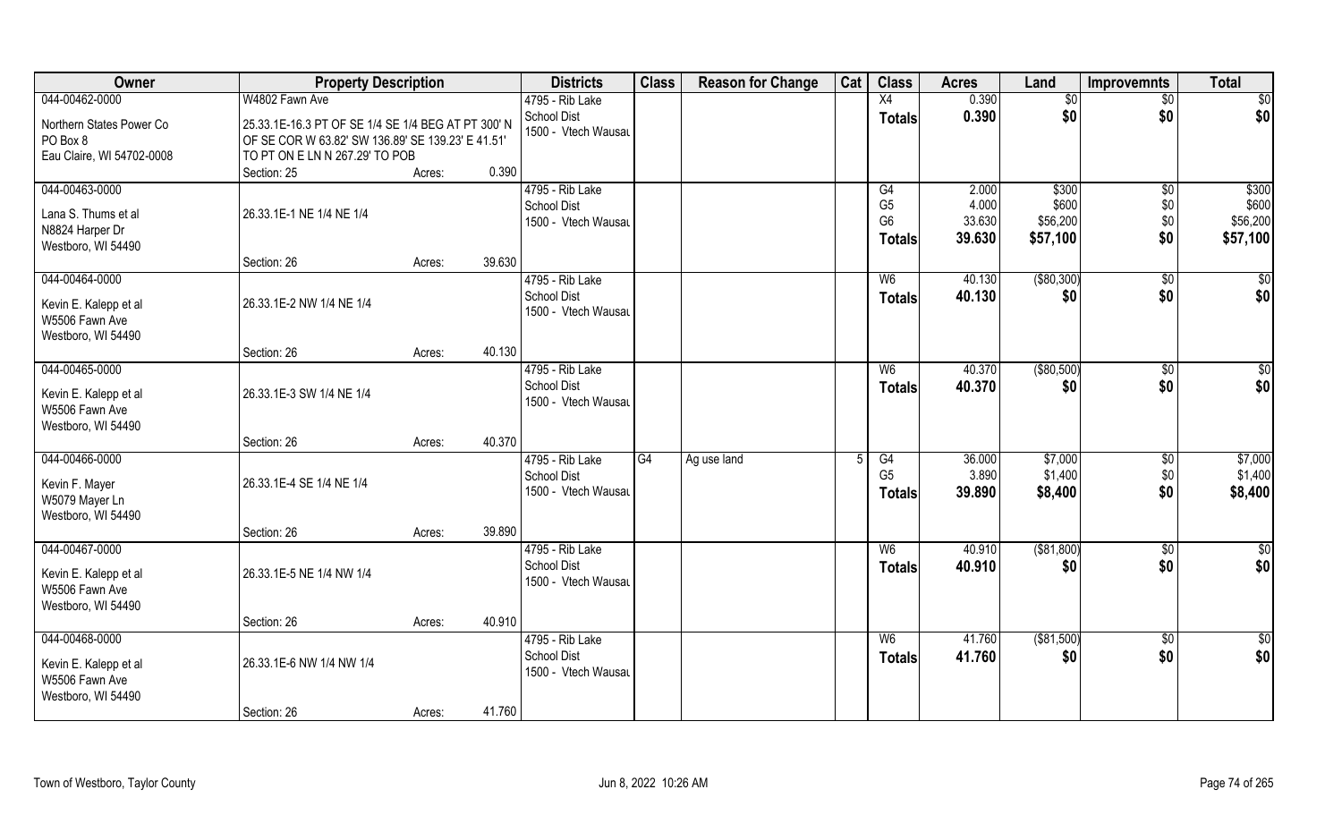| Owner | Property Description | | | Districts | Class | Reason for Change | Cat | Class | Acres | Land | Improvemnts | Total |
|---|---|---|---|---|---|---|---|---|---|---|---|---|
| 044-00462-0000 | W4802 Fawn Ave | | | 4795 - Rib Lake | | | | X4 | 0.390 | $0 | $0 | $0 |
| Northern States Power Co | 25.33.1E-16.3 PT OF SE 1/4 SE 1/4 BEG AT PT 300' N OF SE COR W 63.82' SW 136.89' SE 139.23' E 41.51' TO PT ON E LN N 267.29' TO POB | | | School Dist | | | | Totals | 0.390 | $0 | $0 | $0 |
| PO Box 8 | | | | 1500 - Vtech Wausau | | | | | | | | |
| Eau Claire, WI 54702-0008 | | | | | | | | | | | | |
| | Section: 25 | Acres: | 0.390 | | | | | | | | | |
| 044-00463-0000 | | | | 4795 - Rib Lake | | | | G4 | 2.000 | $300 | $0 | $300 |
| Lana S. Thums et al | 26.33.1E-1 NE 1/4 NE 1/4 | | | School Dist | | | | G5 | 4.000 | $600 | $0 | $600 |
| N8824 Harper Dr | | | | 1500 - Vtech Wausau | | | | G6 | 33.630 | $56,200 | $0 | $56,200 |
| Westboro, WI 54490 | | | | | | | | Totals | 39.630 | $57,100 | $0 | $57,100 |
| | Section: 26 | Acres: | 39.630 | | | | | | | | | |
| 044-00464-0000 | | | | 4795 - Rib Lake | | | | W6 | 40.130 | ($80,300) | $0 | $0 |
| Kevin E. Kalepp et al | 26.33.1E-2 NW 1/4 NE 1/4 | | | School Dist | | | | Totals | 40.130 | $0 | $0 | $0 |
| W5506 Fawn Ave | | | | 1500 - Vtech Wausau | | | | | | | | |
| Westboro, WI 54490 | | | | | | | | | | | | |
| | Section: 26 | Acres: | 40.130 | | | | | | | | | |
| 044-00465-0000 | | | | 4795 - Rib Lake | | | | W6 | 40.370 | ($80,500) | $0 | $0 |
| Kevin E. Kalepp et al | 26.33.1E-3 SW 1/4 NE 1/4 | | | School Dist | | | | Totals | 40.370 | $0 | $0 | $0 |
| W5506 Fawn Ave | | | | 1500 - Vtech Wausau | | | | | | | | |
| Westboro, WI 54490 | | | | | | | | | | | | |
| | Section: 26 | Acres: | 40.370 | | | | | | | | | |
| 044-00466-0000 | | | | 4795 - Rib Lake | G4 | Ag use land | 5 | G4 | 36.000 | $7,000 | $0 | $7,000 |
| Kevin F. Mayer | 26.33.1E-4 SE 1/4 NE 1/4 | | | School Dist | | | | G5 | 3.890 | $1,400 | $0 | $1,400 |
| W5079 Mayer Ln | | | | 1500 - Vtech Wausau | | | | Totals | 39.890 | $8,400 | $0 | $8,400 |
| Westboro, WI 54490 | | | | | | | | | | | | |
| | Section: 26 | Acres: | 39.890 | | | | | | | | | |
| 044-00467-0000 | | | | 4795 - Rib Lake | | | | W6 | 40.910 | ($81,800) | $0 | $0 |
| Kevin E. Kalepp et al | 26.33.1E-5 NE 1/4 NW 1/4 | | | School Dist | | | | Totals | 40.910 | $0 | $0 | $0 |
| W5506 Fawn Ave | | | | 1500 - Vtech Wausau | | | | | | | | |
| Westboro, WI 54490 | | | | | | | | | | | | |
| | Section: 26 | Acres: | 40.910 | | | | | | | | | |
| 044-00468-0000 | | | | 4795 - Rib Lake | | | | W6 | 41.760 | ($81,500) | $0 | $0 |
| Kevin E. Kalepp et al | 26.33.1E-6 NW 1/4 NW 1/4 | | | School Dist | | | | Totals | 41.760 | $0 | $0 | $0 |
| W5506 Fawn Ave | | | | 1500 - Vtech Wausau | | | | | | | | |
| Westboro, WI 54490 | | | | | | | | | | | | |
| | Section: 26 | Acres: | 41.760 | | | | | | | | | |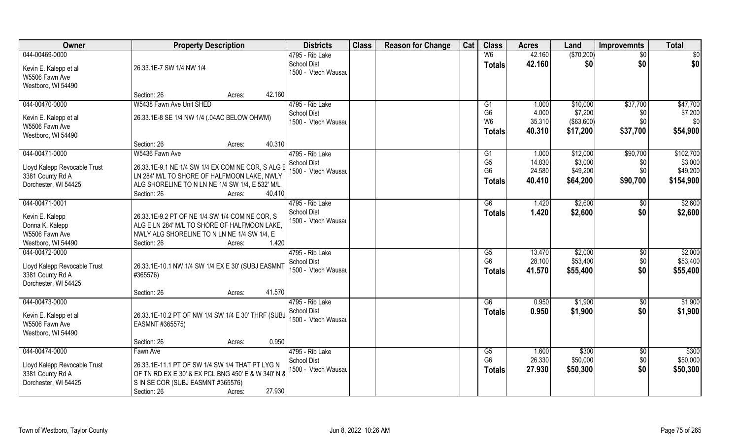| Owner | Property Description | Districts | Class | Reason for Change | Cat | Class | Acres | Land | Improvemnts | Total |
|---|---|---|---|---|---|---|---|---|---|---|
| 044-00469-0000<br>Kevin E. Kalepp et al<br>W5506 Fawn Ave<br>Westboro, WI 54490 | 26.33.1E-7 SW 1/4 NW 1/4<br>Section: 26 Acres: 42.160 | 4795 - Rib Lake<br>School Dist<br>1500 - Vtech Wausau | | | | W6<br>**Totals** | 42.160<br>**42.160** | ($70,200)<br>**$0** | $0<br>**$0** | $0<br>**$0** |
| 044-00470-0000<br>Kevin E. Kalepp et al<br>W5506 Fawn Ave<br>Westboro, WI 54490 | W5438 Fawn Ave Unit SHED<br>26.33.1E-8 SE 1/4 NW 1/4 (.04AC BELOW OHWM)<br>Section: 26 Acres: 40.310 | 4795 - Rib Lake<br>School Dist<br>1500 - Vtech Wausau | | | | G1<br>G6<br>W6<br>**Totals** | 1.000<br>4.000<br>35.310<br>**40.310** | $10,000<br>$7,200<br>($63,600)<br>**$17,200** | $37,700<br>$0<br>$0<br>**$37,700** | $47,700<br>$7,200<br>$0<br>**$54,900** |
| 044-00471-0000<br>Lloyd Kalepp Revocable Trust<br>3381 County Rd A<br>Dorchester, WI 54425 | W5436 Fawn Ave<br>26.33.1E-9.1 NE 1/4 SW 1/4 EX COM NE COR, S ALG E LN 284' M/L TO SHORE OF HALFMOON LAKE, NWLY ALG SHORELINE TO N LN NE 1/4 SW 1/4, E 532' M/L<br>Section: 26 Acres: 40.410 | 4795 - Rib Lake<br>School Dist<br>1500 - Vtech Wausau | | | | G1<br>G5<br>G6<br>**Totals** | 1.000<br>14.830<br>24.580<br>**40.410** | $12,000<br>$3,000<br>$49,200<br>**$64,200** | $90,700<br>$0<br>$0<br>**$90,700** | $102,700<br>$3,000<br>$49,200<br>**$154,900** |
| 044-00471-0001<br>Kevin E. Kalepp<br>Donna K. Kalepp<br>W5506 Fawn Ave<br>Westboro, WI 54490 | 26.33.1E-9.2 PT OF NE 1/4 SW 1/4 COM NE COR, S ALG E LN 284' M/L TO SHORE OF HALFMOON LAKE, NWLY ALG SHORELINE TO N LN NE 1/4 SW 1/4, E<br>Section: 26 Acres: 1.420 | 4795 - Rib Lake<br>School Dist<br>1500 - Vtech Wausau | | | | G6<br>**Totals** | 1.420<br>**1.420** | $2,600<br>**$2,600** | $0<br>**$0** | $2,600<br>**$2,600** |
| 044-00472-0000<br>Lloyd Kalepp Revocable Trust<br>3381 County Rd A<br>Dorchester, WI 54425 | 26.33.1E-10.1 NW 1/4 SW 1/4 EX E 30' (SUBJ EASMNT #365576)<br>Section: 26 Acres: 41.570 | 4795 - Rib Lake<br>School Dist<br>1500 - Vtech Wausau | | | | G5<br>G6<br>**Totals** | 13.470<br>28.100<br>**41.570** | $2,000<br>$53,400<br>**$55,400** | $0<br>$0<br>**$0** | $2,000<br>$53,400<br>**$55,400** |
| 044-00473-0000<br>Kevin E. Kalepp et al<br>W5506 Fawn Ave<br>Westboro, WI 54490 | 26.33.1E-10.2 PT OF NW 1/4 SW 1/4 E 30' THRF (SUBJ EASMNT #365575)<br>Section: 26 Acres: 0.950 | 4795 - Rib Lake<br>School Dist<br>1500 - Vtech Wausau | | | | G6<br>**Totals** | 0.950<br>**0.950** | $1,900<br>**$1,900** | $0<br>**$0** | $1,900<br>**$1,900** |
| 044-00474-0000<br>Lloyd Kalepp Revocable Trust<br>3381 County Rd A<br>Dorchester, WI 54425 | Fawn Ave<br>26.33.1E-11.1 PT OF SW 1/4 SW 1/4 THAT PT LYG N OF TN RD EX E 30' & EX PCL BNG 450' E & W 340' N & S IN SE COR (SUBJ EASMNT #365576)<br>Section: 26 Acres: 27.930 | 4795 - Rib Lake<br>School Dist<br>1500 - Vtech Wausau | | | | G5<br>G6<br>**Totals** | 1.600<br>26.330<br>**27.930** | $300<br>$50,000<br>**$50,300** | $0<br>$0<br>**$0** | $300<br>$50,000<br>**$50,300** |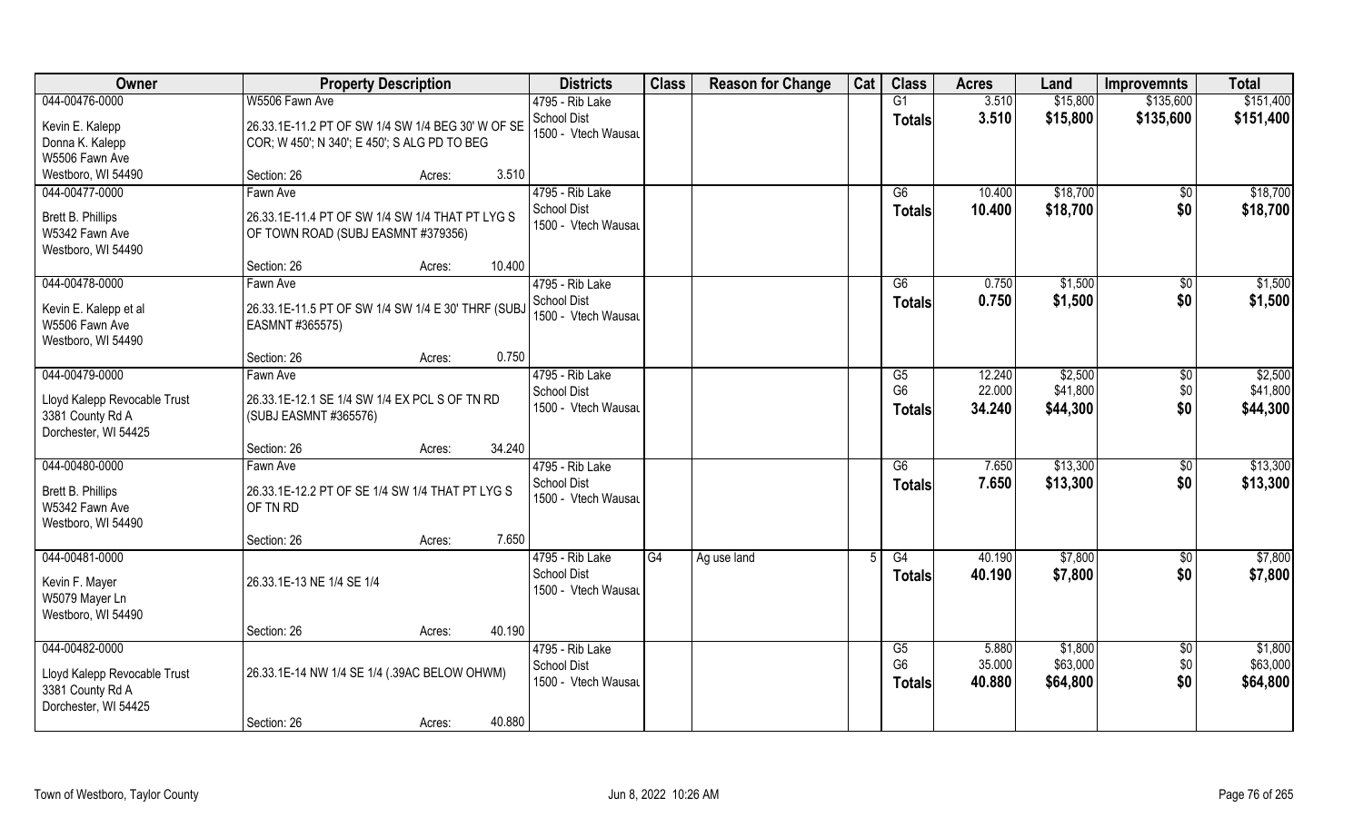| Owner | Property Description | Districts | Class | Reason for Change | Cat | Class | Acres | Land | Improvemnts | Total |
|---|---|---|---|---|---|---|---|---|---|---|
| 044-00476-0000<br>Kevin E. Kalepp<br>Donna K. Kalepp<br>W5506 Fawn Ave<br>Westboro, WI 54490 | W5506 Fawn Ave<br>26.33.1E-11.2 PT OF SW 1/4 SW 1/4 BEG 30' W OF SE COR; W 450'; N 340'; E 450'; S ALG PD TO BEG<br>Section: 26 Acres: 3.510 | 4795 - Rib Lake School Dist<br>1500 - Vtech Wausau | | | | G1<br>**Totals** | 3.510<br>**3.510** | $15,800<br>**$15,800** | $135,600<br>**$135,600** | $151,400<br>**$151,400** |
| 044-00477-0000<br>Brett B. Phillips<br>W5342 Fawn Ave<br>Westboro, WI 54490 | Fawn Ave<br>26.33.1E-11.4 PT OF SW 1/4 SW 1/4 THAT PT LYG S OF TOWN ROAD (SUBJ EASMNT #379356)<br>Section: 26 Acres: 10.400 | 4795 - Rib Lake School Dist<br>1500 - Vtech Wausau | | | | G6<br>**Totals** | 10.400<br>**10.400** | $18,700<br>**$18,700** | $0<br>**$0** | $18,700<br>**$18,700** |
| 044-00478-0000<br>Kevin E. Kalepp et al<br>W5506 Fawn Ave<br>Westboro, WI 54490 | Fawn Ave<br>26.33.1E-11.5 PT OF SW 1/4 SW 1/4 E 30' THRF (SUBJ EASMNT #365575)<br>Section: 26 Acres: 0.750 | 4795 - Rib Lake School Dist<br>1500 - Vtech Wausau | | | | G6<br>**Totals** | 0.750<br>**0.750** | $1,500<br>**$1,500** | $0<br>**$0** | $1,500<br>**$1,500** |
| 044-00479-0000<br>Lloyd Kalepp Revocable Trust<br>3381 County Rd A<br>Dorchester, WI 54425 | Fawn Ave<br>26.33.1E-12.1 SE 1/4 SW 1/4 EX PCL S OF TN RD (SUBJ EASMNT #365576)<br>Section: 26 Acres: 34.240 | 4795 - Rib Lake School Dist<br>1500 - Vtech Wausau | | | | G5<br>G6<br>**Totals** | 12.240<br>22.000<br>**34.240** | $2,500<br>$41,800<br>**$44,300** | $0<br>$0<br>**$0** | $2,500<br>$41,800<br>**$44,300** |
| 044-00480-0000<br>Brett B. Phillips<br>W5342 Fawn Ave<br>Westboro, WI 54490 | Fawn Ave<br>26.33.1E-12.2 PT OF SE 1/4 SW 1/4 THAT PT LYG S OF TN RD<br>Section: 26 Acres: 7.650 | 4795 - Rib Lake School Dist<br>1500 - Vtech Wausau | | | | G6<br>**Totals** | 7.650<br>**7.650** | $13,300<br>**$13,300** | $0<br>**$0** | $13,300<br>**$13,300** |
| 044-00481-0000<br>Kevin F. Mayer<br>W5079 Mayer Ln<br>Westboro, WI 54490 | 26.33.1E-13 NE 1/4 SE 1/4<br>Section: 26 Acres: 40.190 | 4795 - Rib Lake School Dist<br>1500 - Vtech Wausau | G4 | Ag use land | 5 | G4<br>**Totals** | 40.190<br>**40.190** | $7,800<br>**$7,800** | $0<br>**$0** | $7,800<br>**$7,800** |
| 044-00482-0000<br>Lloyd Kalepp Revocable Trust<br>3381 County Rd A<br>Dorchester, WI 54425 | 26.33.1E-14 NW 1/4 SE 1/4 (.39AC BELOW OHWM)<br>Section: 26 Acres: 40.880 | 4795 - Rib Lake School Dist<br>1500 - Vtech Wausau | | | | G5<br>G6<br>**Totals** | 5.880<br>35.000<br>**40.880** | $1,800<br>$63,000<br>**$64,800** | $0<br>$0<br>**$0** | $1,800<br>$63,000<br>**$64,800** |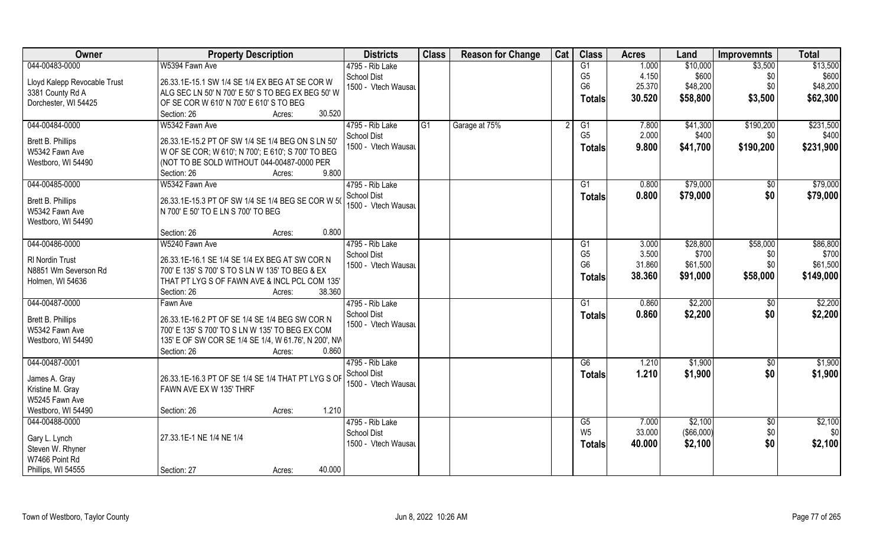| Owner | Property Description | Districts | Class | Reason for Change | Cat | Class | Acres | Land | Improvemnts | Total |
|---|---|---|---|---|---|---|---|---|---|---|
| 044-00483-0000<br><br>Lloyd Kalepp Revocable Trust<br>3381 County Rd A<br>Dorchester, WI 54425 | W5394 Fawn Ave<br><br>26.33.1E-15.1 SW 1/4 SE 1/4 EX BEG AT SE COR W ALG SEC LN 50' N 700' E 50' S TO BEG EX BEG 50' W OF SE COR W 610' N 700' E 610' S TO BEG<br>Section: 26 Acres: 30.520 | 4795 - Rib Lake School Dist<br>1500 - Vtech Wausau | | | | G1<br>G5<br>G6<br>**Totals** | 1.000<br>4.150<br>25.370<br>**30.520** | $10,000<br>$600<br>$48,200<br>**$58,800** | $3,500<br>$0<br>$0<br>**$3,500** | $13,500<br>$600<br>$48,200<br>**$62,300** |
| 044-00484-0000<br><br>Brett B. Phillips<br>W5342 Fawn Ave<br>Westboro, WI 54490 | W5342 Fawn Ave<br><br>26.33.1E-15.2 PT OF SW 1/4 SE 1/4 BEG ON S LN 50' W OF SE COR; W 610'; N 700'; E 610'; S 700' TO BEG (NOT TO BE SOLD WITHOUT 044-00487-0000 PER<br>Section: 26 Acres: 9.800 | 4795 - Rib Lake School Dist<br>1500 - Vtech Wausau | G1 | Garage at 75% | 2 | G1<br>G5<br>**Totals** | 7.800<br>2.000<br>**9.800** | $41,300<br>$400<br>**$41,700** | $190,200<br>$0<br>**$190,200** | $231,500<br>$400<br>**$231,900** |
| 044-00485-0000<br><br>Brett B. Phillips<br>W5342 Fawn Ave<br>Westboro, WI 54490 | W5342 Fawn Ave<br><br>26.33.1E-15.3 PT OF SW 1/4 SE 1/4 BEG SE COR W 50 N 700' E 50' TO E LN S 700' TO BEG<br><br>Section: 26 Acres: 0.800 | 4795 - Rib Lake School Dist<br>1500 - Vtech Wausau | | | | G1<br>**Totals** | 0.800<br>**0.800** | $79,000<br>**$79,000** | $0<br>**$0** | $79,000<br>**$79,000** |
| 044-00486-0000<br><br>Rl Nordin Trust<br>N8851 Wm Severson Rd<br>Holmen, WI 54636 | W5240 Fawn Ave<br><br>26.33.1E-16.1 SE 1/4 SE 1/4 EX BEG AT SW COR N 700' E 135' S 700' S TO S LN W 135' TO BEG & EX THAT PT LYG S OF FAWN AVE & INCL PCL COM 135'<br>Section: 26 Acres: 38.360 | 4795 - Rib Lake School Dist<br>1500 - Vtech Wausau | | | | G1<br>G5<br>G6<br>**Totals** | 3.000<br>3.500<br>31.860<br>**38.360** | $28,800<br>$700<br>$61,500<br>**$91,000** | $58,000<br>$0<br>$0<br>**$58,000** | $86,800<br>$700<br>$61,500<br>**$149,000** |
| 044-00487-0000<br><br>Brett B. Phillips<br>W5342 Fawn Ave<br>Westboro, WI 54490 | Fawn Ave<br><br>26.33.1E-16.2 PT OF SE 1/4 SE 1/4 BEG SW COR N 700' E 135' S 700' TO S LN W 135' TO BEG EX COM 135' E OF SW COR SE 1/4 SE 1/4, W 61.76', N 200', NW<br>Section: 26 Acres: 0.860 | 4795 - Rib Lake School Dist<br>1500 - Vtech Wausau | | | | G1<br>**Totals** | 0.860<br>**0.860** | $2,200<br>**$2,200** | $0<br>**$0** | $2,200<br>**$2,200** |
| 044-00487-0001<br><br>James A. Gray<br>Kristine M. Gray<br>W5245 Fawn Ave<br>Westboro, WI 54490 | <br><br>26.33.1E-16.3 PT OF SE 1/4 SE 1/4 THAT PT LYG S OF FAWN AVE EX W 135' THRF<br><br>Section: 26 Acres: 1.210 | 4795 - Rib Lake School Dist<br>1500 - Vtech Wausau | | | | G6<br>**Totals** | 1.210<br>**1.210** | $1,900<br>**$1,900** | $0<br>**$0** | $1,900<br>**$1,900** |
| 044-00488-0000<br><br>Gary L. Lynch<br>Steven W. Rhyner<br>W7466 Point Rd<br>Phillips, WI 54555 | <br><br>27.33.1E-1 NE 1/4 NE 1/4<br><br>Section: 27 Acres: 40.000 | 4795 - Rib Lake School Dist<br>1500 - Vtech Wausau | | | | G5<br>W5<br>**Totals** | 7.000<br>33.000<br>**40.000** | $2,100<br>($66,000)<br>**$2,100** | $0<br>$0<br>**$0** | $2,100<br>$0<br>**$2,100** |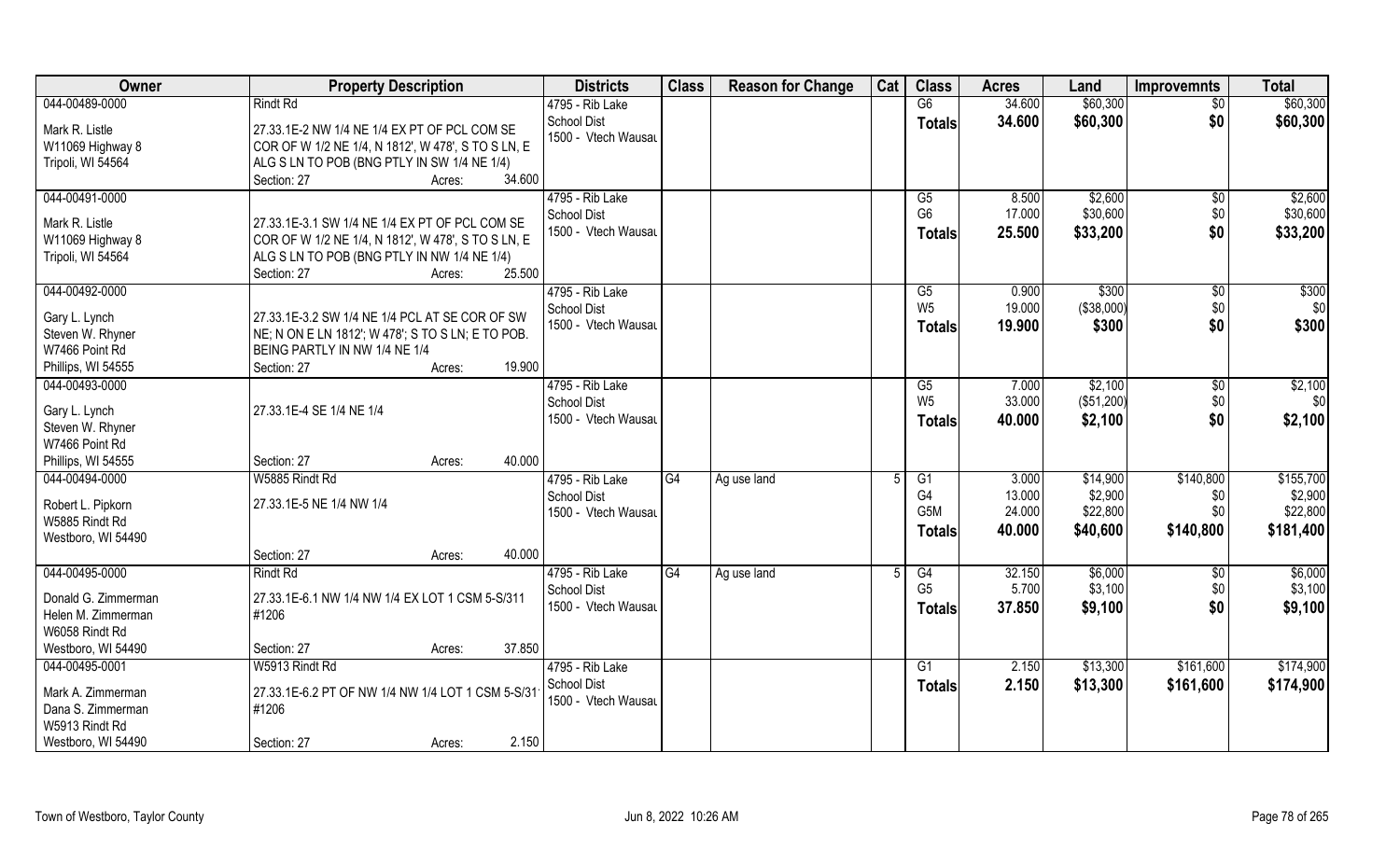| Owner | Property Description | Districts | Class | Reason for Change | Cat | Class | Acres | Land | Improvemnts | Total |
|---|---|---|---|---|---|---|---|---|---|---|
| 044-00489-0000<br>Mark R. Listle<br>W11069 Highway 8<br>Tripoli, WI 54564 | Rindt Rd<br>27.33.1E-2 NW 1/4 NE 1/4 EX PT OF PCL COM SE COR OF W 1/2 NE 1/4, N 1812', W 478', S TO S LN, E ALG S LN TO POB (BNG PTLY IN SW 1/4 NE 1/4)<br>Section: 27 Acres: 34.600 | 4795 - Rib Lake School Dist<br>1500 - Vtech Wausau | | | | G6<br>**Totals** | 34.600<br>**34.600** | $60,300<br>**$60,300** | $0<br>**$0** | $60,300<br>**$60,300** |
| 044-00491-0000<br>Mark R. Listle<br>W11069 Highway 8<br>Tripoli, WI 54564 | 27.33.1E-3.1 SW 1/4 NE 1/4 EX PT OF PCL COM SE COR OF W 1/2 NE 1/4, N 1812', W 478', S TO S LN, E ALG S LN TO POB (BNG PTLY IN NW 1/4 NE 1/4)<br>Section: 27 Acres: 25.500 | 4795 - Rib Lake School Dist<br>1500 - Vtech Wausau | | | | G5<br>G6<br>**Totals** | 8.500<br>17.000<br>**25.500** | $2,600<br>$30,600<br>**$33,200** | $0<br>$0<br>**$0** | $2,600<br>$30,600<br>**$33,200** |
| 044-00492-0000<br>Gary L. Lynch<br>Steven W. Rhyner<br>W7466 Point Rd<br>Phillips, WI 54555 | 27.33.1E-3.2 SW 1/4 NE 1/4 PCL AT SE COR OF SW NE; N ON E LN 1812'; W 478'; S TO S LN; E TO POB. BEING PARTLY IN NW 1/4 NE 1/4<br>Section: 27 Acres: 19.900 | 4795 - Rib Lake School Dist<br>1500 - Vtech Wausau | | | | G5<br>W5<br>**Totals** | 0.900<br>19.000<br>**19.900** | $300<br>($38,000)<br>**$300** | $0<br>$0<br>**$0** | $300<br>$0<br>**$300** |
| 044-00493-0000<br>Gary L. Lynch<br>Steven W. Rhyner<br>W7466 Point Rd<br>Phillips, WI 54555 | 27.33.1E-4 SE 1/4 NE 1/4<br>Section: 27 Acres: 40.000 | 4795 - Rib Lake School Dist<br>1500 - Vtech Wausau | | | | G5<br>W5<br>**Totals** | 7.000<br>33.000<br>**40.000** | $2,100<br>($51,200)<br>**$2,100** | $0<br>$0<br>**$0** | $2,100<br>$0<br>**$2,100** |
| 044-00494-0000<br>Robert L. Pipkorn<br>W5885 Rindt Rd<br>Westboro, WI 54490 | W5885 Rindt Rd<br>27.33.1E-5 NE 1/4 NW 1/4<br>Section: 27 Acres: 40.000 | 4795 - Rib Lake School Dist<br>1500 - Vtech Wausau | G4 | Ag use land | 5 | G1<br>G4<br>G5M<br>**Totals** | 3.000<br>13.000<br>24.000<br>**40.000** | $14,900<br>$2,900<br>$22,800<br>**$40,600** | $140,800<br>$0<br>$0<br>**$140,800** | $155,700<br>$2,900<br>$22,800<br>**$181,400** |
| 044-00495-0000<br>Donald G. Zimmerman<br>Helen M. Zimmerman<br>W6058 Rindt Rd<br>Westboro, WI 54490 | Rindt Rd<br>27.33.1E-6.1 NW 1/4 NW 1/4 EX LOT 1 CSM 5-S/311 #1206<br>Section: 27 Acres: 37.850 | 4795 - Rib Lake School Dist<br>1500 - Vtech Wausau | G4 | Ag use land | 5 | G4<br>G5<br>**Totals** | 32.150<br>5.700<br>**37.850** | $6,000<br>$3,100<br>**$9,100** | $0<br>$0<br>**$0** | $6,000<br>$3,100<br>**$9,100** |
| 044-00495-0001<br>Mark A. Zimmerman<br>Dana S. Zimmerman<br>W5913 Rindt Rd<br>Westboro, WI 54490 | W5913 Rindt Rd<br>27.33.1E-6.2 PT OF NW 1/4 NW 1/4 LOT 1 CSM 5-S/311 #1206<br>Section: 27 Acres: 2.150 | 4795 - Rib Lake School Dist<br>1500 - Vtech Wausau | | | | G1<br>**Totals** | 2.150<br>**2.150** | $13,300<br>**$13,300** | $161,600<br>**$161,600** | $174,900<br>**$174,900** |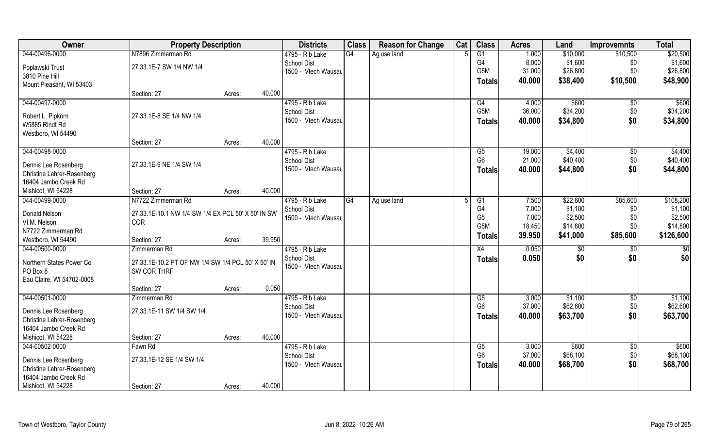| Owner | Property Description | | | Districts | Class | Reason for Change | Cat | Class | Acres | Land | Improvemnts | Total |
|---|---|---|---|---|---|---|---|---|---|---|---|---|
| 044-00496-0000 | N7896 Zimmerman Rd | | | 4795 - Rib Lake | G4 | Ag use land | 5 | G1 | 1.000 | $10,000 | $10,500 | $20,500 |
| Poplawski Trust | 27.33.1E-7 SW 1/4 NW 1/4 | | | School Dist | | | | G4 | 8.000 | $1,600 | $0 | $1,600 |
| 3810 Pine Hill | | | | 1500 - Vtech Wausau | | | | G5M | 31.000 | $26,800 | $0 | $26,800 |
| Mount Pleasant, WI 53403 | | | | | | | | Totals | 40.000 | $38,400 | $10,500 | $48,900 |
| | Section: 27 | Acres: | 40.000 | | | | | | | | | |
| 044-00497-0000 | | | | 4795 - Rib Lake | | | | G4 | 4.000 | $600 | $0 | $600 |
| Robert L. Pipkorn | 27.33.1E-8 SE 1/4 NW 1/4 | | | School Dist | | | | G5M | 36.000 | $34,200 | $0 | $34,200 |
| W5885 Rindt Rd | | | | 1500 - Vtech Wausau | | | | Totals | 40.000 | $34,800 | $0 | $34,800 |
| Westboro, WI 54490 | | | | | | | | | | | | |
| | Section: 27 | Acres: | 40.000 | | | | | | | | | |
| 044-00498-0000 | | | | 4795 - Rib Lake | | | | G5 | 19.000 | $4,400 | $0 | $4,400 |
| Dennis Lee Rosenberg | 27.33.1E-9 NE 1/4 SW 1/4 | | | School Dist | | | | G6 | 21.000 | $40,400 | $0 | $40,400 |
| Christine Lehrer-Rosenberg | | | | 1500 - Vtech Wausau | | | | Totals | 40.000 | $44,800 | $0 | $44,800 |
| 16404 Jambo Creek Rd | | | | | | | | | | | | |
| Mishicot, WI 54228 | Section: 27 | Acres: | 40.000 | | | | | | | | | |
| 044-00499-0000 | N7722 Zimmerman Rd | | | 4795 - Rib Lake | G4 | Ag use land | 5 | G1 | 7.500 | $22,600 | $85,600 | $108,200 |
| Donald Nelson | 27.33.1E-10.1 NW 1/4 SW 1/4 EX PCL 50' X 50' IN SW COR | | | School Dist | | | | G4 | 7.000 | $1,100 | $0 | $1,100 |
| Vl M. Nelson | | | | 1500 - Vtech Wausau | | | | G5 | 7.000 | $2,500 | $0 | $2,500 |
| N7722 Zimmerman Rd | | | | | | | | G5M | 18.450 | $14,800 | $0 | $14,800 |
| Westboro, WI 54490 | Section: 27 | Acres: | 39.950 | | | | | Totals | 39.950 | $41,000 | $85,600 | $126,600 |
| 044-00500-0000 | Zimmerman Rd | | | 4795 - Rib Lake | | | | X4 | 0.050 | $0 | $0 | $0 |
| Northern States Power Co | 27.33.1E-10.2 PT OF NW 1/4 SW 1/4 PCL 50' X 50' IN SW COR THRF | | | School Dist | | | | Totals | 0.050 | $0 | $0 | $0 |
| PO Box 8 | | | | 1500 - Vtech Wausau | | | | | | | | |
| Eau Claire, WI 54702-0008 | | | | | | | | | | | | |
| | Section: 27 | Acres: | 0.050 | | | | | | | | | |
| 044-00501-0000 | Zimmerman Rd | | | 4795 - Rib Lake | | | | G5 | 3.000 | $1,100 | $0 | $1,100 |
| Dennis Lee Rosenberg | 27.33.1E-11 SW 1/4 SW 1/4 | | | School Dist | | | | G6 | 37.000 | $62,600 | $0 | $62,600 |
| Christine Lehrer-Rosenberg | | | | 1500 - Vtech Wausau | | | | Totals | 40.000 | $63,700 | $0 | $63,700 |
| 16404 Jambo Creek Rd | | | | | | | | | | | | |
| Mishicot, WI 54228 | Section: 27 | Acres: | 40.000 | | | | | | | | | |
| 044-00502-0000 | Fawn Rd | | | 4795 - Rib Lake | | | | G5 | 3.000 | $600 | $0 | $600 |
| Dennis Lee Rosenberg | 27.33.1E-12 SE 1/4 SW 1/4 | | | School Dist | | | | G6 | 37.000 | $68,100 | $0 | $68,100 |
| Christine Lehrer-Rosenberg | | | | 1500 - Vtech Wausau | | | | Totals | 40.000 | $68,700 | $0 | $68,700 |
| 16404 Jambo Creek Rd | | | | | | | | | | | | |
| Mishicot, WI 54228 | Section: 27 | Acres: | 40.000 | | | | | | | | | |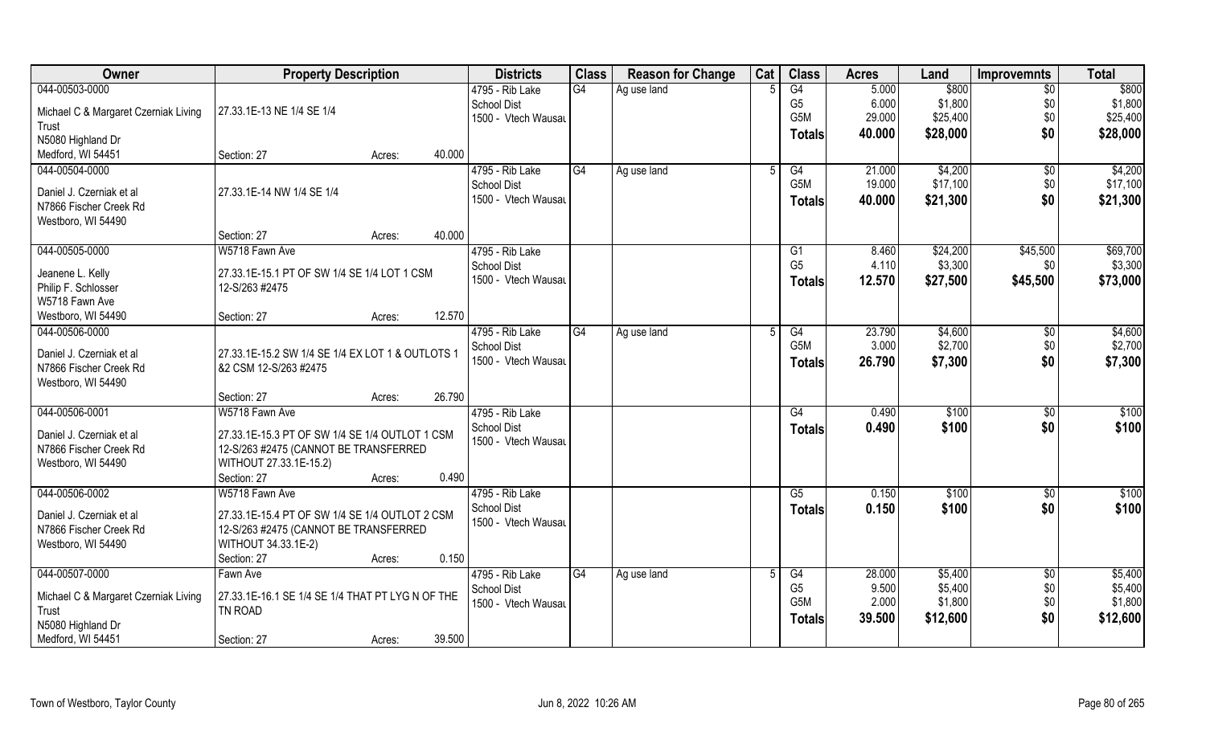| Owner | Property Description | | Districts | Class | Reason for Change | Cat | Class | Acres | Land | Improvemnts | Total |
|---|---|---|---|---|---|---|---|---|---|---|---|
| 044-00503-0000<br>Michael C & Margaret Czerniak Living Trust<br>N5080 Highland Dr<br>Medford, WI 54451 | 27.33.1E-13 NE 1/4 SE 1/4<br>Section: 27 | Acres: 40.000 | 4795 - Rib Lake School Dist<br>1500 - Vtech Wausau | G4 | Ag use land | 5 | G4<br>G5<br>G5M<br>**Totals** | 5.000<br>6.000<br>29.000<br>**40.000** | $800<br>$1,800<br>$25,400<br>**$28,000** | $0<br>$0<br>$0<br>**$0** | $800<br>$1,800<br>$25,400<br>**$28,000** |
| 044-00504-0000<br>Daniel J. Czerniak et al<br>N7866 Fischer Creek Rd<br>Westboro, WI 54490 | 27.33.1E-14 NW 1/4 SE 1/4<br>Section: 27 | Acres: 40.000 | 4795 - Rib Lake School Dist<br>1500 - Vtech Wausau | G4 | Ag use land | 5 | G4<br>G5M<br>**Totals** | 21.000<br>19.000<br>**40.000** | $4,200<br>$17,100<br>**$21,300** | $0<br>$0<br>**$0** | $4,200<br>$17,100<br>**$21,300** |
| 044-00505-0000<br>Jeanene L. Kelly<br>Philip F. Schlosser<br>W5718 Fawn Ave<br>Westboro, WI 54490 | W5718 Fawn Ave<br>27.33.1E-15.1 PT OF SW 1/4 SE 1/4 LOT 1 CSM 12-S/263 #2475<br>Section: 27 | Acres: 12.570 | 4795 - Rib Lake School Dist<br>1500 - Vtech Wausau | | | | G1<br>G5<br>**Totals** | 8.460<br>4.110<br>**12.570** | $24,200<br>$3,300<br>**$27,500** | $45,500<br>$0<br>**$45,500** | $69,700<br>$3,300<br>**$73,000** |
| 044-00506-0000<br>Daniel J. Czerniak et al<br>N7866 Fischer Creek Rd<br>Westboro, WI 54490 | 27.33.1E-15.2 SW 1/4 SE 1/4 EX LOT 1 & OUTLOTS 1 &2 CSM 12-S/263 #2475<br>Section: 27 | Acres: 26.790 | 4795 - Rib Lake School Dist<br>1500 - Vtech Wausau | G4 | Ag use land | 5 | G4<br>G5M<br>**Totals** | 23.790<br>3.000<br>**26.790** | $4,600<br>$2,700<br>**$7,300** | $0<br>$0<br>**$0** | $4,600<br>$2,700<br>**$7,300** |
| 044-00506-0001<br>Daniel J. Czerniak et al<br>N7866 Fischer Creek Rd<br>Westboro, WI 54490 | W5718 Fawn Ave<br>27.33.1E-15.3 PT OF SW 1/4 SE 1/4 OUTLOT 1 CSM 12-S/263 #2475 (CANNOT BE TRANSFERRED WITHOUT 27.33.1E-15.2)<br>Section: 27 | Acres: 0.490 | 4795 - Rib Lake School Dist<br>1500 - Vtech Wausau | | | | G4<br>**Totals** | 0.490<br>**0.490** | $100<br>**$100** | $0<br>**$0** | $100<br>**$100** |
| 044-00506-0002<br>Daniel J. Czerniak et al<br>N7866 Fischer Creek Rd<br>Westboro, WI 54490 | W5718 Fawn Ave<br>27.33.1E-15.4 PT OF SW 1/4 SE 1/4 OUTLOT 2 CSM 12-S/263 #2475 (CANNOT BE TRANSFERRED WITHOUT 34.33.1E-2)<br>Section: 27 | Acres: 0.150 | 4795 - Rib Lake School Dist<br>1500 - Vtech Wausau | | | | G5<br>**Totals** | 0.150<br>**0.150** | $100<br>**$100** | $0<br>**$0** | $100<br>**$100** |
| 044-00507-0000<br>Michael C & Margaret Czerniak Living Trust<br>N5080 Highland Dr<br>Medford, WI 54451 | Fawn Ave<br>27.33.1E-16.1 SE 1/4 SE 1/4 THAT PT LYG N OF THE TN ROAD<br>Section: 27 | Acres: 39.500 | 4795 - Rib Lake School Dist<br>1500 - Vtech Wausau | G4 | Ag use land | 5 | G4<br>G5<br>G5M<br>**Totals** | 28.000<br>9.500<br>2.000<br>**39.500** | $5,400<br>$5,400<br>$1,800<br>**$12,600** | $0<br>$0<br>$0<br>**$0** | $5,400<br>$5,400<br>$1,800<br>**$12,600** |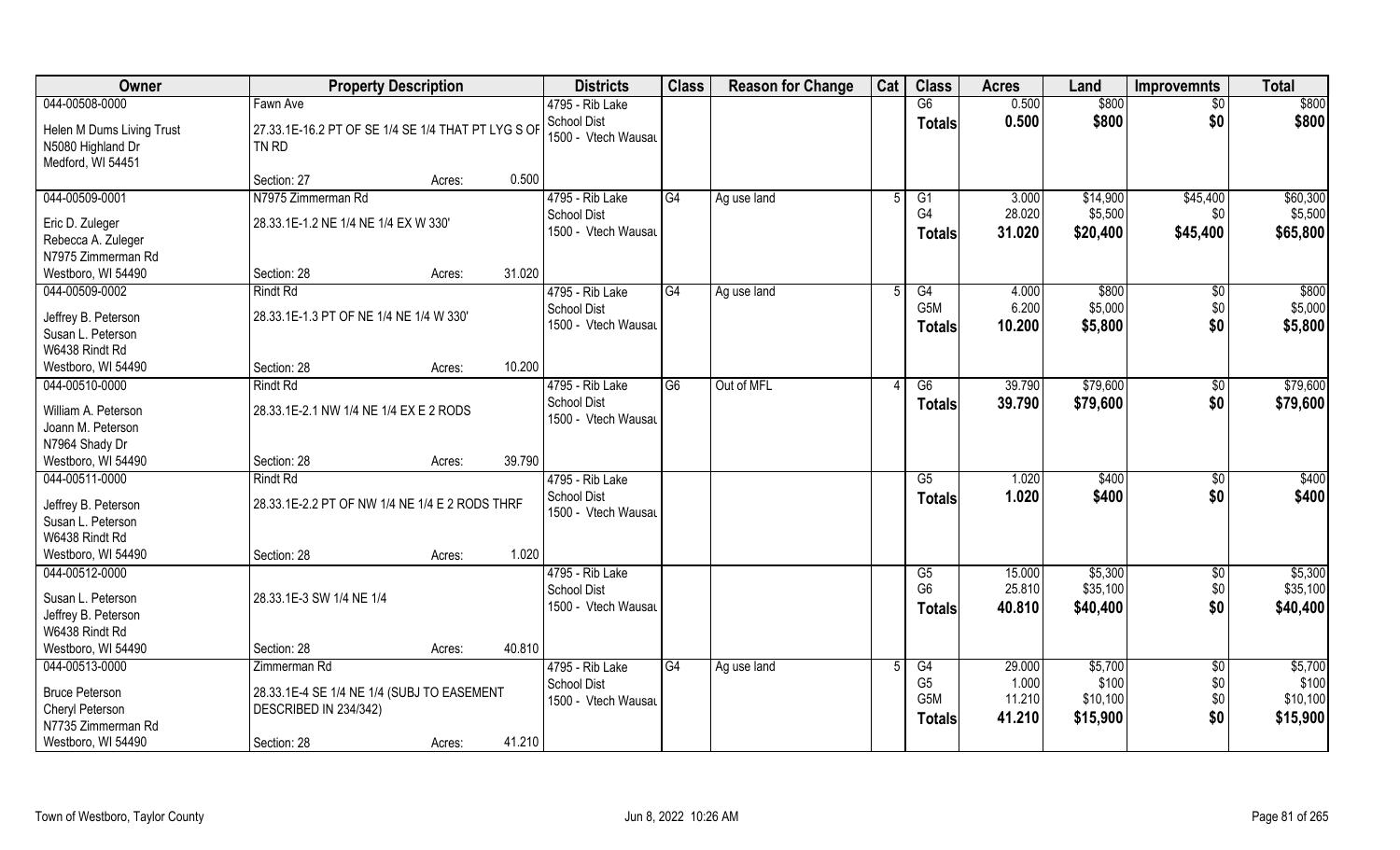| Owner | Property Description | | Districts | Class | Reason for Change | Cat | Class | Acres | Land | Improvemnts | Total |
|---|---|---|---|---|---|---|---|---|---|---|---|
| 044-00508-0000 | Fawn Ave | | 4795 - Rib Lake | | | | G6 | 0.500 | $800 | $0 | $800 |
| Helen M Dums Living Trust | 27.33.1E-16.2 PT OF SE 1/4 SE 1/4 THAT PT LYG S OF TN RD | | School Dist | | | | Totals | 0.500 | $800 | $0 | $800 |
| N5080 Highland Dr | | | 1500 - Vtech Wausau | | | | | | | | |
| Medford, WI 54451 | | | | | | | | | | | |
| | Section: 27 | Acres: 0.500 | | | | | | | | | |
| 044-00509-0001 | N7975 Zimmerman Rd | | 4795 - Rib Lake | G4 | Ag use land | 5 | G1 | 3.000 | $14,900 | $45,400 | $60,300 |
| Eric D. Zuleger | 28.33.1E-1.2 NE 1/4 NE 1/4 EX W 330' | | School Dist | | | | G4 | 28.020 | $5,500 | $0 | $5,500 |
| Rebecca A. Zuleger | | | 1500 - Vtech Wausau | | | | Totals | 31.020 | $20,400 | $45,400 | $65,800 |
| N7975 Zimmerman Rd | | | | | | | | | | | |
| Westboro, WI 54490 | Section: 28 | Acres: 31.020 | | | | | | | | | |
| 044-00509-0002 | Rindt Rd | | 4795 - Rib Lake | G4 | Ag use land | 5 | G4 | 4.000 | $800 | $0 | $800 |
| Jeffrey B. Peterson | 28.33.1E-1.3 PT OF NE 1/4 NE 1/4 W 330' | | School Dist | | | | G5M | 6.200 | $5,000 | $0 | $5,000 |
| Susan L. Peterson | | | 1500 - Vtech Wausau | | | | Totals | 10.200 | $5,800 | $0 | $5,800 |
| W6438 Rindt Rd | | | | | | | | | | | |
| Westboro, WI 54490 | Section: 28 | Acres: 10.200 | | | | | | | | | |
| 044-00510-0000 | Rindt Rd | | 4795 - Rib Lake | G6 | Out of MFL | 4 | G6 | 39.790 | $79,600 | $0 | $79,600 |
| William A. Peterson | 28.33.1E-2.1 NW 1/4 NE 1/4 EX E 2 RODS | | School Dist | | | | Totals | 39.790 | $79,600 | $0 | $79,600 |
| Joann M. Peterson | | | 1500 - Vtech Wausau | | | | | | | | |
| N7964 Shady Dr | | | | | | | | | | | |
| Westboro, WI 54490 | Section: 28 | Acres: 39.790 | | | | | | | | | |
| 044-00511-0000 | Rindt Rd | | 4795 - Rib Lake | | | | G5 | 1.020 | $400 | $0 | $400 |
| Jeffrey B. Peterson | 28.33.1E-2.2 PT OF NW 1/4 NE 1/4 E 2 RODS THRF | | School Dist | | | | Totals | 1.020 | $400 | $0 | $400 |
| Susan L. Peterson | | | 1500 - Vtech Wausau | | | | | | | | |
| W6438 Rindt Rd | | | | | | | | | | | |
| Westboro, WI 54490 | Section: 28 | Acres: 1.020 | | | | | | | | | |
| 044-00512-0000 | | | 4795 - Rib Lake | | | | G5 | 15.000 | $5,300 | $0 | $5,300 |
| Susan L. Peterson | 28.33.1E-3 SW 1/4 NE 1/4 | | School Dist | | | | G6 | 25.810 | $35,100 | $0 | $35,100 |
| Jeffrey B. Peterson | | | 1500 - Vtech Wausau | | | | Totals | 40.810 | $40,400 | $0 | $40,400 |
| W6438 Rindt Rd | | | | | | | | | | | |
| Westboro, WI 54490 | Section: 28 | Acres: 40.810 | | | | | | | | | |
| 044-00513-0000 | Zimmerman Rd | | 4795 - Rib Lake | G4 | Ag use land | 5 | G4 | 29.000 | $5,700 | $0 | $5,700 |
| Bruce Peterson | 28.33.1E-4 SE 1/4 NE 1/4 (SUBJ TO EASEMENT DESCRIBED IN 234/342) | | School Dist | | | | G5 | 1.000 | $100 | $0 | $100 |
| Cheryl Peterson | | | 1500 - Vtech Wausau | | | | G5M | 11.210 | $10,100 | $0 | $10,100 |
| N7735 Zimmerman Rd | | | | | | | Totals | 41.210 | $15,900 | $0 | $15,900 |
| Westboro, WI 54490 | Section: 28 | Acres: 41.210 | | | | | | | | | |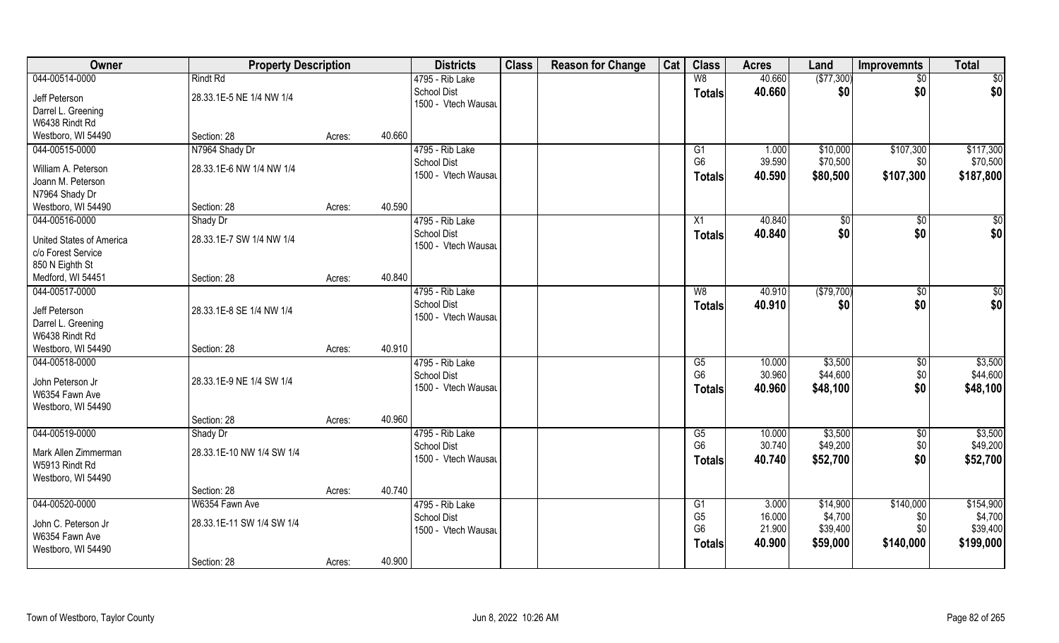| Owner | Property Description | | | Districts | Class | Reason for Change | Cat | Class | Acres | Land | Improvemnts | Total |
|---|---|---|---|---|---|---|---|---|---|---|---|---|
| 044-00514-0000 | Rindt Rd | | | 4795 - Rib Lake | | | | W8 | 40.660 | ($77,300) | $0 | $0 |
| Jeff Peterson | 28.33.1E-5 NE 1/4 NW 1/4 | | | School Dist | | | | **Totals** | **40.660** | **$0** | **$0** | **$0** |
| Darrel L. Greening | | | | 1500 - Vtech Wausau | | | | | | | | |
| W6438 Rindt Rd | | | | | | | | | | | | |
| Westboro, WI 54490 | Section: 28 | Acres: | 40.660 | | | | | | | | | |
| 044-00515-0000 | N7964 Shady Dr | | | 4795 - Rib Lake | | | | G1 | 1.000 | $10,000 | $107,300 | $117,300 |
| William A. Peterson | 28.33.1E-6 NW 1/4 NW 1/4 | | | School Dist | | | | G6 | 39.590 | $70,500 | $0 | $70,500 |
| Joann M. Peterson | | | | 1500 - Vtech Wausau | | | | **Totals** | **40.590** | **$80,500** | **$107,300** | **$187,800** |
| N7964 Shady Dr | | | | | | | | | | | | |
| Westboro, WI 54490 | Section: 28 | Acres: | 40.590 | | | | | | | | | |
| 044-00516-0000 | Shady Dr | | | 4795 - Rib Lake | | | | X1 | 40.840 | $0 | $0 | $0 |
| United States of America | 28.33.1E-7 SW 1/4 NW 1/4 | | | School Dist | | | | **Totals** | **40.840** | **$0** | **$0** | **$0** |
| c/o Forest Service | | | | 1500 - Vtech Wausau | | | | | | | | |
| 850 N Eighth St | | | | | | | | | | | | |
| Medford, WI 54451 | Section: 28 | Acres: | 40.840 | | | | | | | | | |
| 044-00517-0000 | | | | 4795 - Rib Lake | | | | W8 | 40.910 | ($79,700) | $0 | $0 |
| Jeff Peterson | 28.33.1E-8 SE 1/4 NW 1/4 | | | School Dist | | | | **Totals** | **40.910** | **$0** | **$0** | **$0** |
| Darrel L. Greening | | | | 1500 - Vtech Wausau | | | | | | | | |
| W6438 Rindt Rd | | | | | | | | | | | | |
| Westboro, WI 54490 | Section: 28 | Acres: | 40.910 | | | | | | | | | |
| 044-00518-0000 | | | | 4795 - Rib Lake | | | | G5 | 10.000 | $3,500 | $0 | $3,500 |
| John Peterson Jr | 28.33.1E-9 NE 1/4 SW 1/4 | | | School Dist | | | | G6 | 30.960 | $44,600 | $0 | $44,600 |
| W6354 Fawn Ave | | | | 1500 - Vtech Wausau | | | | **Totals** | **40.960** | **$48,100** | **$0** | **$48,100** |
| Westboro, WI 54490 | | | | | | | | | | | | |
| | Section: 28 | Acres: | 40.960 | | | | | | | | | |
| 044-00519-0000 | Shady Dr | | | 4795 - Rib Lake | | | | G5 | 10.000 | $3,500 | $0 | $3,500 |
| Mark Allen Zimmerman | 28.33.1E-10 NW 1/4 SW 1/4 | | | School Dist | | | | G6 | 30.740 | $49,200 | $0 | $49,200 |
| W5913 Rindt Rd | | | | 1500 - Vtech Wausau | | | | **Totals** | **40.740** | **$52,700** | **$0** | **$52,700** |
| Westboro, WI 54490 | | | | | | | | | | | | |
| | Section: 28 | Acres: | 40.740 | | | | | | | | | |
| 044-00520-0000 | W6354 Fawn Ave | | | 4795 - Rib Lake | | | | G1 | 3.000 | $14,900 | $140,000 | $154,900 |
| John C. Peterson Jr | 28.33.1E-11 SW 1/4 SW 1/4 | | | School Dist | | | | G5 | 16.000 | $4,700 | $0 | $4,700 |
| W6354 Fawn Ave | | | | 1500 - Vtech Wausau | | | | G6 | 21.900 | $39,400 | $0 | $39,400 |
| Westboro, WI 54490 | | | | | | | | **Totals** | **40.900** | **$59,000** | **$140,000** | **$199,000** |
| | Section: 28 | Acres: | 40.900 | | | | | | | | | |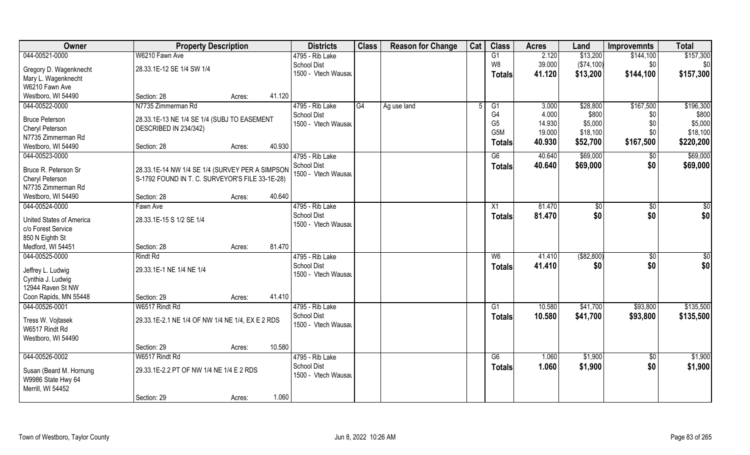| Owner | Property Description | Districts | Class | Reason for Change | Cat | Class | Acres | Land | Improvemnts | Total |
|---|---|---|---|---|---|---|---|---|---|---|
| 044-00521-0000<br>Gregory D. Wagenknecht<br>Mary L. Wagenknecht<br>W6210 Fawn Ave<br>Westboro, WI 54490 | W6210 Fawn Ave<br>28.33.1E-12 SE 1/4 SW 1/4<br>Section: 28 Acres: 41.120 | 4795 - Rib Lake<br>School Dist<br>1500 - Vtech Wausau | | | | G1<br>W8<br>**Totals** | 2.120<br>39.000<br>**41.120** | $13,200<br>($74,100)<br>**$13,200** | $144,100<br>$0<br>**$144,100** | $157,300<br>$0<br>**$157,300** |
| 044-00522-0000<br>Bruce Peterson<br>Cheryl Peterson<br>N7735 Zimmerman Rd<br>Westboro, WI 54490 | N7735 Zimmerman Rd<br>28.33.1E-13 NE 1/4 SE 1/4 (SUBJ TO EASEMENT DESCRIBED IN 234/342)<br>Section: 28 Acres: 40.930 | 4795 - Rib Lake<br>School Dist<br>1500 - Vtech Wausau | G4 | Ag use land | 5 | G1<br>G4<br>G5<br>G5M<br>**Totals** | 3.000<br>4.000<br>14.930<br>19.000<br>**40.930** | $28,800<br>$800<br>$5,000<br>$18,100<br>**$52,700** | $167,500<br>$0<br>$0<br>$0<br>**$167,500** | $196,300<br>$800<br>$5,000<br>$18,100<br>**$220,200** |
| 044-00523-0000<br>Bruce R. Peterson Sr<br>Cheryl Peterson<br>N7735 Zimmerman Rd<br>Westboro, WI 54490 | 28.33.1E-14 NW 1/4 SE 1/4 (SURVEY PER A SIMPSON S-1792 FOUND IN T. C. SURVEYOR'S FILE 33-1E-28)<br>Section: 28 Acres: 40.640 | 4795 - Rib Lake<br>School Dist<br>1500 - Vtech Wausau | | | | G6<br>**Totals** | 40.640<br>**40.640** | $69,000<br>**$69,000** | $0<br>**$0** | $69,000<br>**$69,000** |
| 044-00524-0000<br>United States of America<br>c/o Forest Service<br>850 N Eighth St<br>Medford, WI 54451 | Fawn Ave<br>28.33.1E-15 S 1/2 SE 1/4<br>Section: 28 Acres: 81.470 | 4795 - Rib Lake<br>School Dist<br>1500 - Vtech Wausau | | | | X1<br>**Totals** | 81.470<br>**81.470** | $0<br>**$0** | $0<br>**$0** | $0<br>**$0** |
| 044-00525-0000<br>Jeffrey L. Ludwig<br>Cynthia J. Ludwig<br>12944 Raven St NW<br>Coon Rapids, MN 55448 | Rindt Rd<br>29.33.1E-1 NE 1/4 NE 1/4<br>Section: 29 Acres: 41.410 | 4795 - Rib Lake<br>School Dist<br>1500 - Vtech Wausau | | | | W6<br>**Totals** | 41.410<br>**41.410** | ($82,800)<br>**$0** | $0<br>**$0** | $0<br>**$0** |
| 044-00526-0001<br>Tress W. Vojtasek<br>W6517 Rindt Rd<br>Westboro, WI 54490 | W6517 Rindt Rd<br>29.33.1E-2.1 NE 1/4 OF NW 1/4 NE 1/4, EX E 2 RDS<br>Section: 29 Acres: 10.580 | 4795 - Rib Lake<br>School Dist<br>1500 - Vtech Wausau | | | | G1<br>**Totals** | 10.580<br>**10.580** | $41,700<br>**$41,700** | $93,800<br>**$93,800** | $135,500<br>**$135,500** |
| 044-00526-0002<br>Susan (Beard M. Hornung<br>W9986 State Hwy 64<br>Merrill, WI 54452 | W6517 Rindt Rd<br>29.33.1E-2.2 PT OF NW 1/4 NE 1/4 E 2 RDS<br>Section: 29 Acres: 1.060 | 4795 - Rib Lake<br>School Dist<br>1500 - Vtech Wausau | | | | G6<br>**Totals** | 1.060<br>**1.060** | $1,900<br>**$1,900** | $0<br>**$0** | $1,900<br>**$1,900** |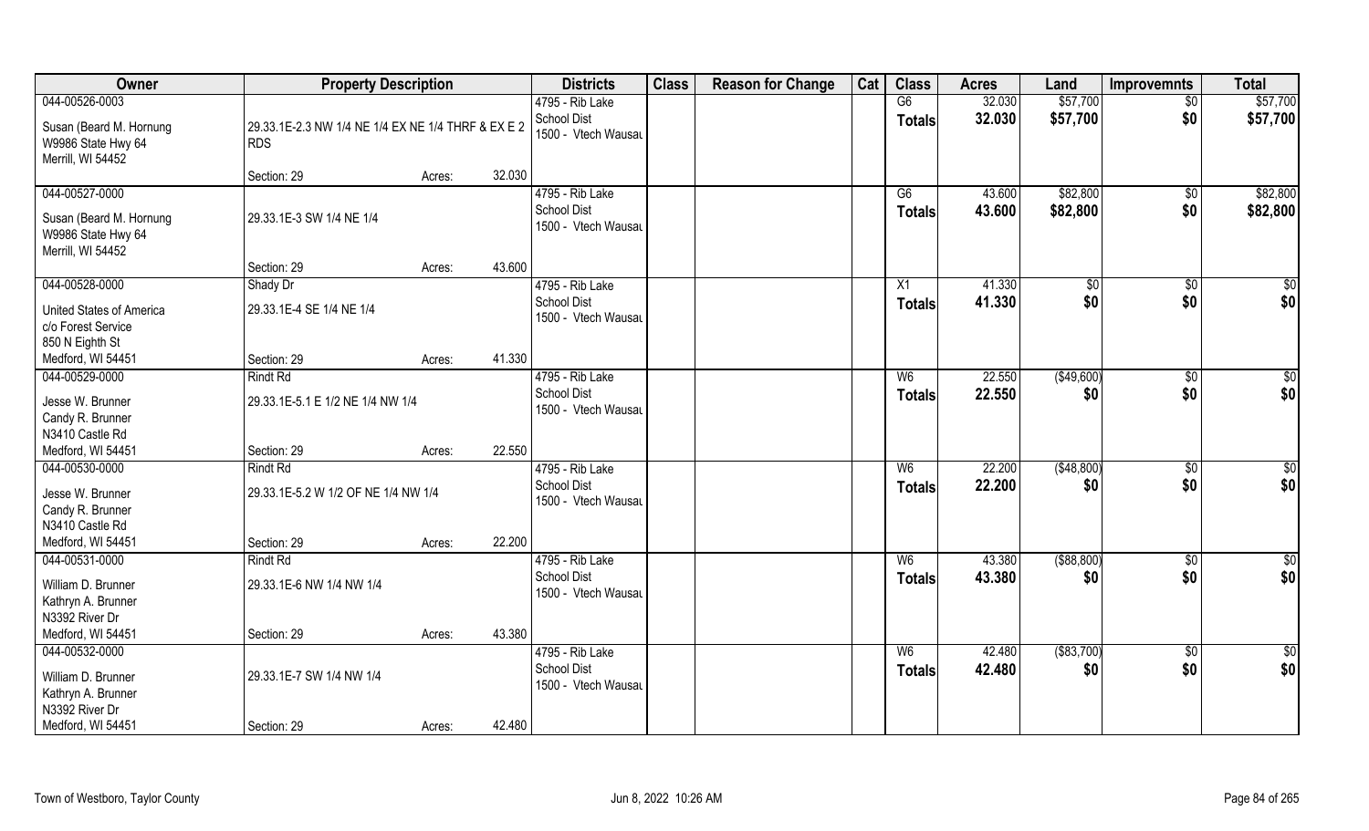| Owner | Property Description | | | Districts | Class | Reason for Change | Cat | Class | Acres | Land | Improvemnts | Total |
|---|---|---|---|---|---|---|---|---|---|---|---|---|
| 044-00526-0003 | | | | 4795 - Rib Lake | | | | G6 | 32.030 | $57,700 | $0 | $57,700 |
| Susan (Beard M. Hornung<br>W9986 State Hwy 64<br>Merrill, WI 54452 | 29.33.1E-2.3 NW 1/4 NE 1/4 EX NE 1/4 THRF & EX E 2 RDS | | | School Dist<br>1500 - Vtech Wausau | | | | Totals | 32.030 | $57,700 | $0 | $57,700 |
| | Section: 29 | Acres: | 32.030 | | | | | | | | | |
| 044-00527-0000 | | | | 4795 - Rib Lake | | | | G6 | 43.600 | $82,800 | $0 | $82,800 |
| Susan (Beard M. Hornung<br>W9986 State Hwy 64<br>Merrill, WI 54452 | 29.33.1E-3 SW 1/4 NE 1/4 | | | School Dist<br>1500 - Vtech Wausau | | | | Totals | 43.600 | $82,800 | $0 | $82,800 |
| | Section: 29 | Acres: | 43.600 | | | | | | | | | |
| 044-00528-0000 | Shady Dr | | | 4795 - Rib Lake | | | | X1 | 41.330 | $0 | $0 | $0 |
| United States of America<br>c/o Forest Service<br>850 N Eighth St<br>Medford, WI 54451 | 29.33.1E-4 SE 1/4 NE 1/4 | | | School Dist<br>1500 - Vtech Wausau | | | | Totals | 41.330 | $0 | $0 | $0 |
| | Section: 29 | Acres: | 41.330 | | | | | | | | | |
| 044-00529-0000 | Rindt Rd | | | 4795 - Rib Lake | | | | W6 | 22.550 | ($49,600) | $0 | $0 |
| Jesse W. Brunner<br>Candy R. Brunner<br>N3410 Castle Rd<br>Medford, WI 54451 | 29.33.1E-5.1 E 1/2 NE 1/4 NW 1/4 | | | School Dist<br>1500 - Vtech Wausau | | | | Totals | 22.550 | $0 | $0 | $0 |
| | Section: 29 | Acres: | 22.550 | | | | | | | | | |
| 044-00530-0000 | Rindt Rd | | | 4795 - Rib Lake | | | | W6 | 22.200 | ($48,800) | $0 | $0 |
| Jesse W. Brunner<br>Candy R. Brunner<br>N3410 Castle Rd<br>Medford, WI 54451 | 29.33.1E-5.2 W 1/2 OF NE 1/4 NW 1/4 | | | School Dist<br>1500 - Vtech Wausau | | | | Totals | 22.200 | $0 | $0 | $0 |
| | Section: 29 | Acres: | 22.200 | | | | | | | | | |
| 044-00531-0000 | Rindt Rd | | | 4795 - Rib Lake | | | | W6 | 43.380 | ($88,800) | $0 | $0 |
| William D. Brunner<br>Kathryn A. Brunner<br>N3392 River Dr<br>Medford, WI 54451 | 29.33.1E-6 NW 1/4 NW 1/4 | | | School Dist<br>1500 - Vtech Wausau | | | | Totals | 43.380 | $0 | $0 | $0 |
| | Section: 29 | Acres: | 43.380 | | | | | | | | | |
| 044-00532-0000 | | | | 4795 - Rib Lake | | | | W6 | 42.480 | ($83,700) | $0 | $0 |
| William D. Brunner<br>Kathryn A. Brunner<br>N3392 River Dr<br>Medford, WI 54451 | 29.33.1E-7 SW 1/4 NW 1/4 | | | School Dist<br>1500 - Vtech Wausau | | | | Totals | 42.480 | $0 | $0 | $0 |
| | Section: 29 | Acres: | 42.480 | | | | | | | | | |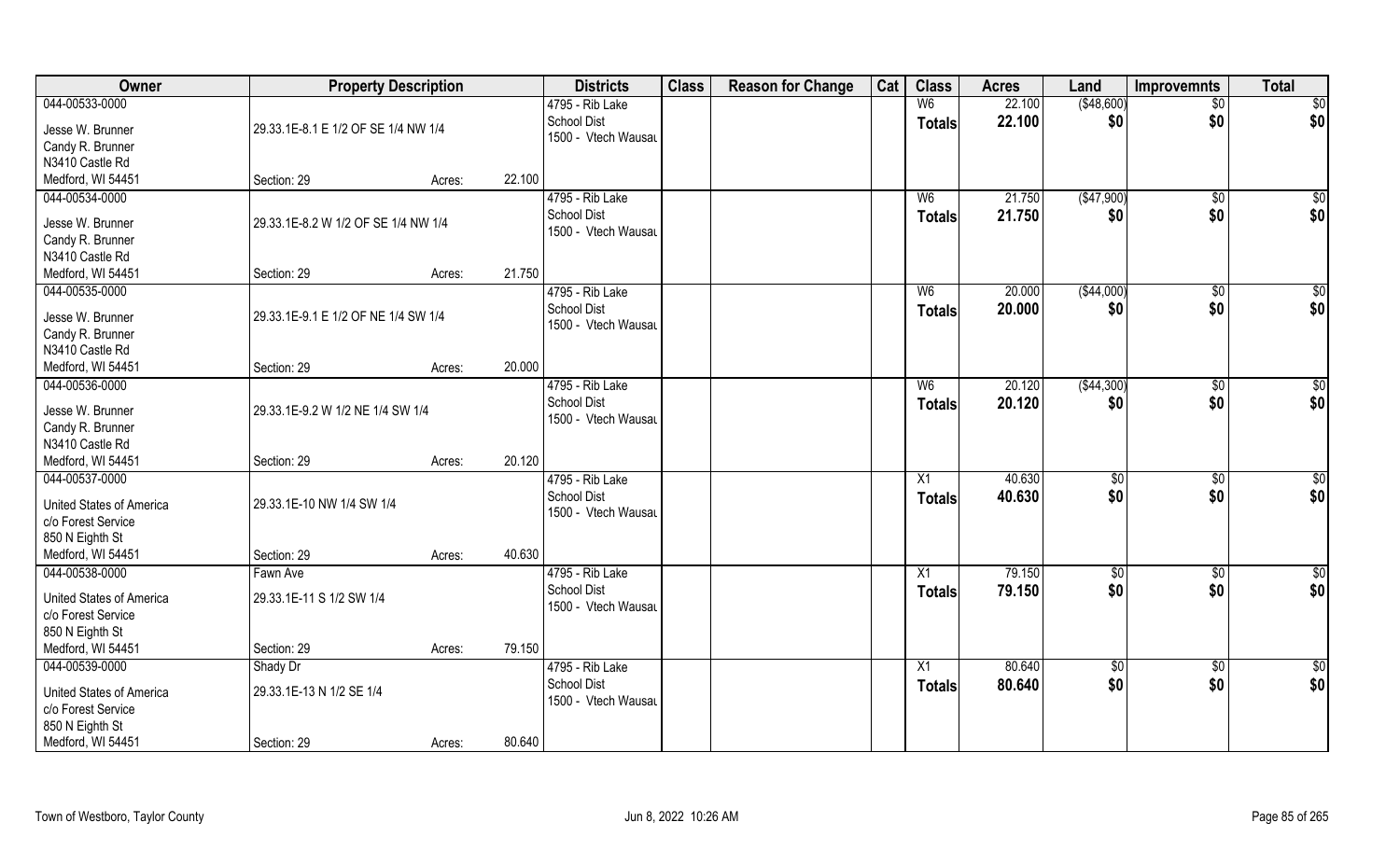| Owner | Property Description | | | Districts | Class | Reason for Change | Cat | Class | Acres | Land | Improvemnts | Total |
|---|---|---|---|---|---|---|---|---|---|---|---|---|
| 044-00533-0000 | | | | 4795 - Rib Lake | | | | W6 | 22.100 | ($48,600) | $0 | $0 |
| Jesse W. Brunner | 29.33.1E-8.1 E 1/2 OF SE 1/4 NW 1/4 | | | School Dist | | | | Totals | 22.100 | $0 | $0 | $0 |
| Candy R. Brunner | | | | 1500 - Vtech Wausau | | | | | | | | |
| N3410 Castle Rd | | | | | | | | | | | | |
| Medford, WI 54451 | Section: 29 | Acres: | 22.100 | | | | | | | | | |
| 044-00534-0000 | | | | 4795 - Rib Lake | | | | W6 | 21.750 | ($47,900) | $0 | $0 |
| Jesse W. Brunner | 29.33.1E-8.2 W 1/2 OF SE 1/4 NW 1/4 | | | School Dist | | | | Totals | 21.750 | $0 | $0 | $0 |
| Candy R. Brunner | | | | 1500 - Vtech Wausau | | | | | | | | |
| N3410 Castle Rd | | | | | | | | | | | | |
| Medford, WI 54451 | Section: 29 | Acres: | 21.750 | | | | | | | | | |
| 044-00535-0000 | | | | 4795 - Rib Lake | | | | W6 | 20.000 | ($44,000) | $0 | $0 |
| Jesse W. Brunner | 29.33.1E-9.1 E 1/2 OF NE 1/4 SW 1/4 | | | School Dist | | | | Totals | 20.000 | $0 | $0 | $0 |
| Candy R. Brunner | | | | 1500 - Vtech Wausau | | | | | | | | |
| N3410 Castle Rd | | | | | | | | | | | | |
| Medford, WI 54451 | Section: 29 | Acres: | 20.000 | | | | | | | | | |
| 044-00536-0000 | | | | 4795 - Rib Lake | | | | W6 | 20.120 | ($44,300) | $0 | $0 |
| Jesse W. Brunner | 29.33.1E-9.2 W 1/2 NE 1/4 SW 1/4 | | | School Dist | | | | Totals | 20.120 | $0 | $0 | $0 |
| Candy R. Brunner | | | | 1500 - Vtech Wausau | | | | | | | | |
| N3410 Castle Rd | | | | | | | | | | | | |
| Medford, WI 54451 | Section: 29 | Acres: | 20.120 | | | | | | | | | |
| 044-00537-0000 | | | | 4795 - Rib Lake | | | | X1 | 40.630 | $0 | $0 | $0 |
| United States of America | 29.33.1E-10 NW 1/4 SW 1/4 | | | School Dist | | | | Totals | 40.630 | $0 | $0 | $0 |
| c/o Forest Service | | | | 1500 - Vtech Wausau | | | | | | | | |
| 850 N Eighth St | | | | | | | | | | | | |
| Medford, WI 54451 | Section: 29 | Acres: | 40.630 | | | | | | | | | |
| 044-00538-0000 | Fawn Ave | | | 4795 - Rib Lake | | | | X1 | 79.150 | $0 | $0 | $0 |
| United States of America | 29.33.1E-11 S 1/2 SW 1/4 | | | School Dist | | | | Totals | 79.150 | $0 | $0 | $0 |
| c/o Forest Service | | | | 1500 - Vtech Wausau | | | | | | | | |
| 850 N Eighth St | | | | | | | | | | | | |
| Medford, WI 54451 | Section: 29 | Acres: | 79.150 | | | | | | | | | |
| 044-00539-0000 | Shady Dr | | | 4795 - Rib Lake | | | | X1 | 80.640 | $0 | $0 | $0 |
| United States of America | 29.33.1E-13 N 1/2 SE 1/4 | | | School Dist | | | | Totals | 80.640 | $0 | $0 | $0 |
| c/o Forest Service | | | | 1500 - Vtech Wausau | | | | | | | | |
| 850 N Eighth St | | | | | | | | | | | | |
| Medford, WI 54451 | Section: 29 | Acres: | 80.640 | | | | | | | | | |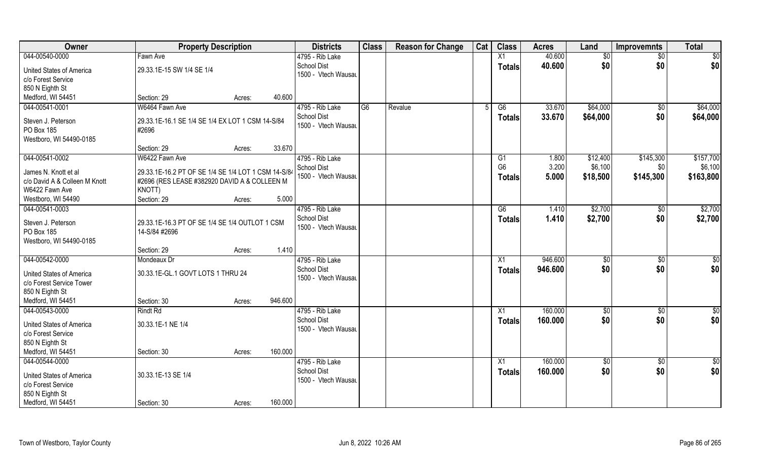| Owner | Property Description | | | Districts | Class | Reason for Change | Cat | Class | Acres | Land | Improvemnts | Total |
|---|---|---|---|---|---|---|---|---|---|---|---|---|
| 044-00540-0000 | Fawn Ave | | | 4795 - Rib Lake | | | | X1 | 40.600 | $0 | $0 | $0 |
| United States of America<br>c/o Forest Service<br>850 N Eighth St<br>Medford, WI 54451 | 29.33.1E-15 SW 1/4 SE 1/4 | | | School Dist<br>1500 - Vtech Wausau | | | | Totals | 40.600 | $0 | $0 | $0 |
| | Section: 29 | Acres: | 40.600 | | | | | | | | | |
| 044-00541-0001 | W6464 Fawn Ave | | | 4795 - Rib Lake | G6 | Revalue | 5 | G6 | 33.670 | $64,000 | $0 | $64,000 |
| Steven J. Peterson<br>PO Box 185<br>Westboro, WI 54490-0185 | 29.33.1E-16.1 SE 1/4 SE 1/4 EX LOT 1 CSM 14-S/84 #2696 | | | School Dist<br>1500 - Vtech Wausau | | | | Totals | 33.670 | $64,000 | $0 | $64,000 |
| | Section: 29 | Acres: | 33.670 | | | | | | | | | |
| 044-00541-0002 | W6422 Fawn Ave | | | 4795 - Rib Lake | | | | G1 | 1.800 | $12,400 | $145,300 | $157,700 |
| James N. Knott et al<br>c/o David A & Colleen M Knott<br>W6422 Fawn Ave<br>Westboro, WI 54490 | 29.33.1E-16.2 PT OF SE 1/4 SE 1/4 LOT 1 CSM 14-S/84 #2696 (RES LEASE #382920 DAVID A & COLLEEN M KNOTT) | | | School Dist<br>1500 - Vtech Wausau | | | | G6 | 3.200 | $6,100 | $0 | $6,100 |
| | | | | | | | | Totals | 5.000 | $18,500 | $145,300 | $163,800 |
| | Section: 29 | Acres: | 5.000 | | | | | | | | | |
| 044-00541-0003 | | | | 4795 - Rib Lake | | | | G6 | 1.410 | $2,700 | $0 | $2,700 |
| Steven J. Peterson<br>PO Box 185<br>Westboro, WI 54490-0185 | 29.33.1E-16.3 PT OF SE 1/4 SE 1/4 OUTLOT 1 CSM 14-S/84 #2696 | | | School Dist<br>1500 - Vtech Wausau | | | | Totals | 1.410 | $2,700 | $0 | $2,700 |
| | Section: 29 | Acres: | 1.410 | | | | | | | | | |
| 044-00542-0000 | Mondeaux Dr | | | 4795 - Rib Lake | | | | X1 | 946.600 | $0 | $0 | $0 |
| United States of America<br>c/o Forest Service Tower<br>850 N Eighth St<br>Medford, WI 54451 | 30.33.1E-GL.1 GOVT LOTS 1 THRU 24 | | | School Dist<br>1500 - Vtech Wausau | | | | Totals | 946.600 | $0 | $0 | $0 |
| | Section: 30 | Acres: | 946.600 | | | | | | | | | |
| 044-00543-0000 | Rindt Rd | | | 4795 - Rib Lake | | | | X1 | 160.000 | $0 | $0 | $0 |
| United States of America<br>c/o Forest Service<br>850 N Eighth St<br>Medford, WI 54451 | 30.33.1E-1 NE 1/4 | | | School Dist<br>1500 - Vtech Wausau | | | | Totals | 160.000 | $0 | $0 | $0 |
| | Section: 30 | Acres: | 160.000 | | | | | | | | | |
| 044-00544-0000 | | | | 4795 - Rib Lake | | | | X1 | 160.000 | $0 | $0 | $0 |
| United States of America<br>c/o Forest Service<br>850 N Eighth St<br>Medford, WI 54451 | 30.33.1E-13 SE 1/4 | | | School Dist<br>1500 - Vtech Wausau | | | | Totals | 160.000 | $0 | $0 | $0 |
| | Section: 30 | Acres: | 160.000 | | | | | | | | | |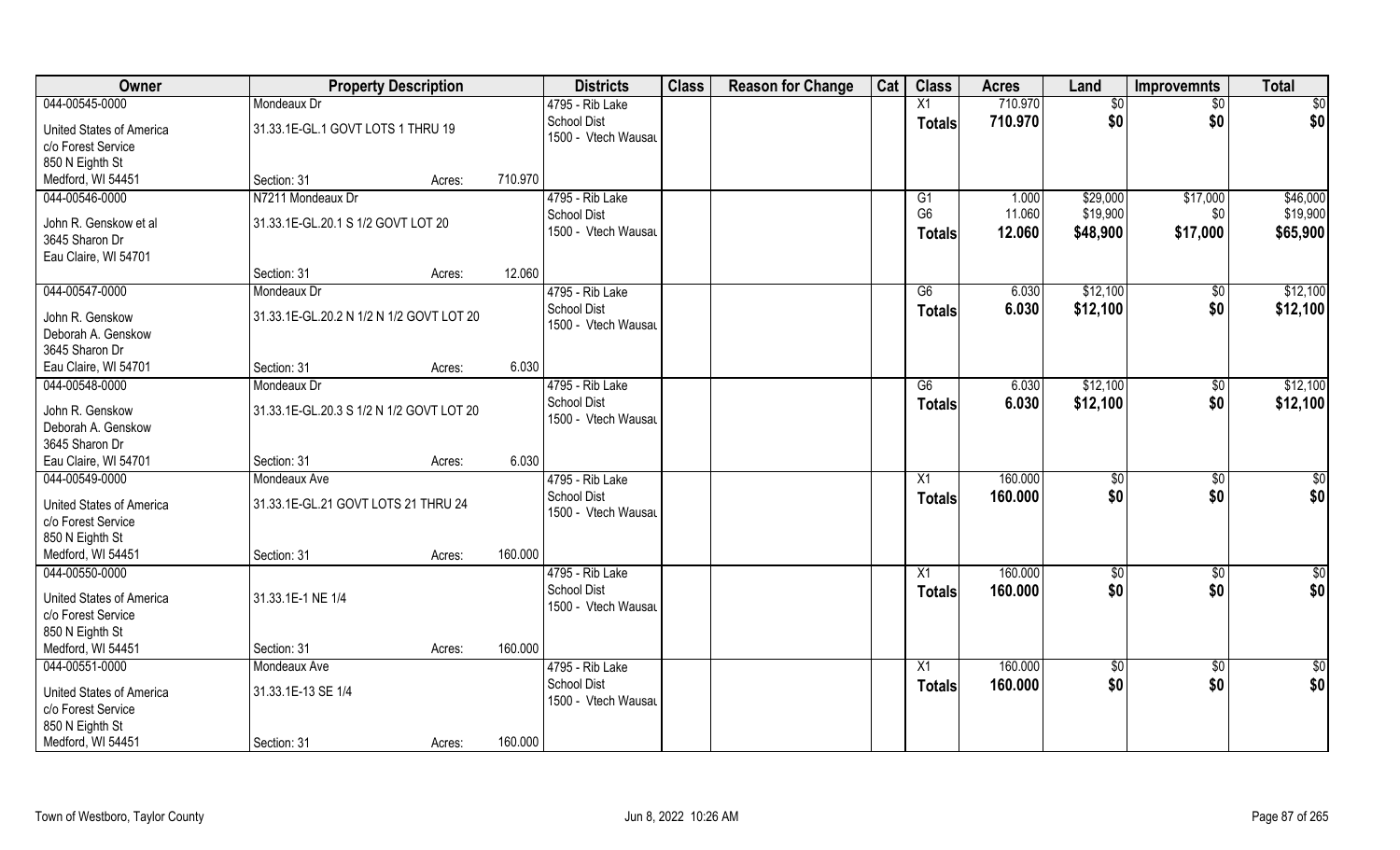| Owner | Property Description | | | Districts | Class | Reason for Change | Cat | Class | Acres | Land | Improvemnts | Total |
|---|---|---|---|---|---|---|---|---|---|---|---|---|
| 044-00545-0000 | Mondeaux Dr | | | 4795 - Rib Lake | | | | X1 | 710.970 | $0 | $0 | $0 |
| United States of America | 31.33.1E-GL.1 GOVT LOTS 1 THRU 19 | | | School Dist | | | | Totals | 710.970 | $0 | $0 | $0 |
| c/o Forest Service | | | | 1500 - Vtech Wausau | | | | | | | | |
| 850 N Eighth St | | | | | | | | | | | | |
| Medford, WI 54451 | Section: 31 | Acres: | 710.970 | | | | | | | | | |
| 044-00546-0000 | N7211 Mondeaux Dr | | | 4795 - Rib Lake | | | | G1 | 1.000 | $29,000 | $17,000 | $46,000 |
| John R. Genskow et al | 31.33.1E-GL.20.1 S 1/2 GOVT LOT 20 | | | School Dist | | | | G6 | 11.060 | $19,900 | $0 | $19,900 |
| 3645 Sharon Dr | | | | 1500 - Vtech Wausau | | | | Totals | 12.060 | $48,900 | $17,000 | $65,900 |
| Eau Claire, WI 54701 | | | | | | | | | | | | |
| | Section: 31 | Acres: | 12.060 | | | | | | | | | |
| 044-00547-0000 | Mondeaux Dr | | | 4795 - Rib Lake | | | | G6 | 6.030 | $12,100 | $0 | $12,100 |
| John R. Genskow | 31.33.1E-GL.20.2 N 1/2 N 1/2 GOVT LOT 20 | | | School Dist | | | | Totals | 6.030 | $12,100 | $0 | $12,100 |
| Deborah A. Genskow | | | | 1500 - Vtech Wausau | | | | | | | | |
| 3645 Sharon Dr | | | | | | | | | | | | |
| Eau Claire, WI 54701 | Section: 31 | Acres: | 6.030 | | | | | | | | | |
| 044-00548-0000 | Mondeaux Dr | | | 4795 - Rib Lake | | | | G6 | 6.030 | $12,100 | $0 | $12,100 |
| John R. Genskow | 31.33.1E-GL.20.3 S 1/2 N 1/2 GOVT LOT 20 | | | School Dist | | | | Totals | 6.030 | $12,100 | $0 | $12,100 |
| Deborah A. Genskow | | | | 1500 - Vtech Wausau | | | | | | | | |
| 3645 Sharon Dr | | | | | | | | | | | | |
| Eau Claire, WI 54701 | Section: 31 | Acres: | 6.030 | | | | | | | | | |
| 044-00549-0000 | Mondeaux Ave | | | 4795 - Rib Lake | | | | X1 | 160.000 | $0 | $0 | $0 |
| United States of America | 31.33.1E-GL.21 GOVT LOTS 21 THRU 24 | | | School Dist | | | | Totals | 160.000 | $0 | $0 | $0 |
| c/o Forest Service | | | | 1500 - Vtech Wausau | | | | | | | | |
| 850 N Eighth St | | | | | | | | | | | | |
| Medford, WI 54451 | Section: 31 | Acres: | 160.000 | | | | | | | | | |
| 044-00550-0000 | | | | 4795 - Rib Lake | | | | X1 | 160.000 | $0 | $0 | $0 |
| United States of America | 31.33.1E-1 NE 1/4 | | | School Dist | | | | Totals | 160.000 | $0 | $0 | $0 |
| c/o Forest Service | | | | 1500 - Vtech Wausau | | | | | | | | |
| 850 N Eighth St | | | | | | | | | | | | |
| Medford, WI 54451 | Section: 31 | Acres: | 160.000 | | | | | | | | | |
| 044-00551-0000 | Mondeaux Ave | | | 4795 - Rib Lake | | | | X1 | 160.000 | $0 | $0 | $0 |
| United States of America | 31.33.1E-13 SE 1/4 | | | School Dist | | | | Totals | 160.000 | $0 | $0 | $0 |
| c/o Forest Service | | | | 1500 - Vtech Wausau | | | | | | | | |
| 850 N Eighth St | | | | | | | | | | | | |
| Medford, WI 54451 | Section: 31 | Acres: | 160.000 | | | | | | | | | |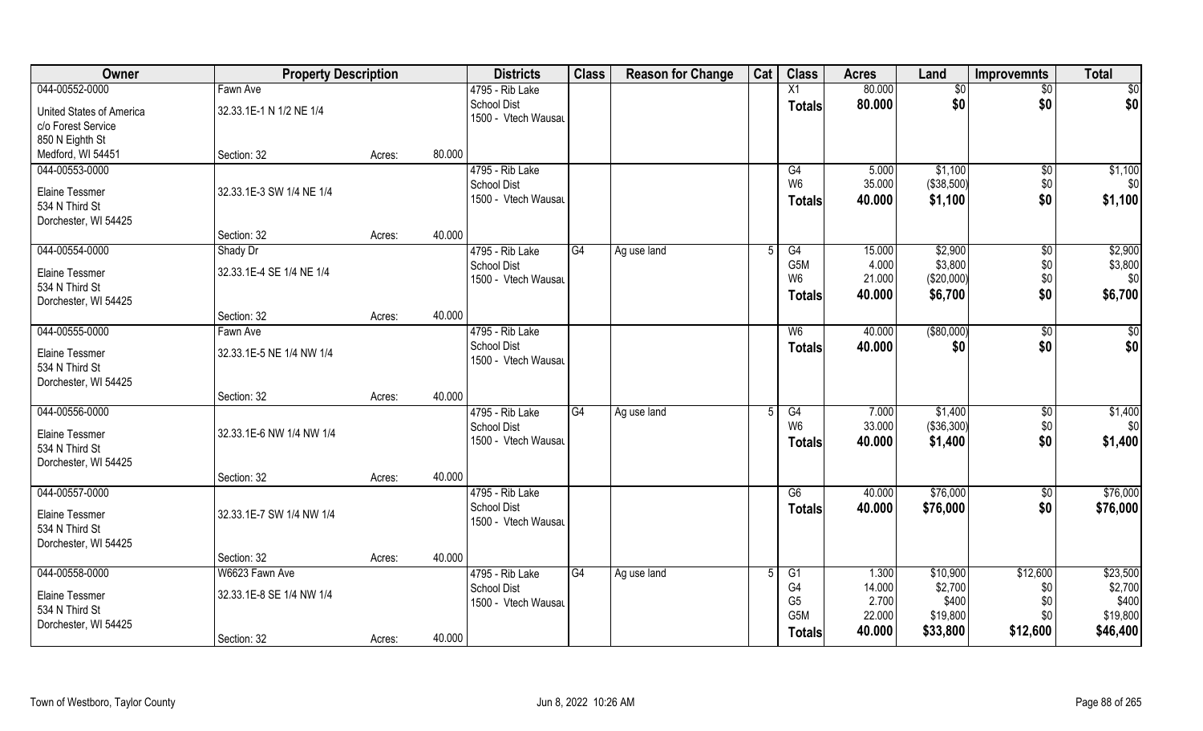| Owner | Property Description | | | Districts | Class | Reason for Change | Cat | Class | Acres | Land | Improvemnts | Total |
|---|---|---|---|---|---|---|---|---|---|---|---|---|
| 044-00552-0000 | Fawn Ave | | | 4795 - Rib Lake | | | | X1 | 80.000 | $0 | $0 | $0 |
| United States of America | 32.33.1E-1 N 1/2 NE 1/4 | | | School Dist | | | | **Totals** | **80.000** | **$0** | **$0** | **$0** |
| c/o Forest Service | | | | 1500 - Vtech Wausau | | | | | | | | |
| 850 N Eighth St | | | | | | | | | | | | |
| Medford, WI 54451 | Section: 32 | Acres: | 80.000 | | | | | | | | | |
| 044-00553-0000 | | | | 4795 - Rib Lake | | | | G4 | 5.000 | $1,100 | $0 | $1,100 |
| Elaine Tessmer | 32.33.1E-3 SW 1/4 NE 1/4 | | | School Dist | | | | W6 | 35.000 | ($38,500) | $0 | $0 |
| 534 N Third St | | | | 1500 - Vtech Wausau | | | | **Totals** | **40.000** | **$1,100** | **$0** | **$1,100** |
| Dorchester, WI 54425 | | | | | | | | | | | | |
| | Section: 32 | Acres: | 40.000 | | | | | | | | | |
| 044-00554-0000 | Shady Dr | | | 4795 - Rib Lake | G4 | Ag use land | 5 | G4 | 15.000 | $2,900 | $0 | $2,900 |
| Elaine Tessmer | 32.33.1E-4 SE 1/4 NE 1/4 | | | School Dist | | | | G5M | 4.000 | $3,800 | $0 | $3,800 |
| 534 N Third St | | | | 1500 - Vtech Wausau | | | | W6 | 21.000 | ($20,000) | $0 | $0 |
| Dorchester, WI 54425 | | | | | | | | **Totals** | **40.000** | **$6,700** | **$0** | **$6,700** |
| | Section: 32 | Acres: | 40.000 | | | | | | | | | |
| 044-00555-0000 | Fawn Ave | | | 4795 - Rib Lake | | | | W6 | 40.000 | ($80,000) | $0 | $0 |
| Elaine Tessmer | 32.33.1E-5 NE 1/4 NW 1/4 | | | School Dist | | | | **Totals** | **40.000** | **$0** | **$0** | **$0** |
| 534 N Third St | | | | 1500 - Vtech Wausau | | | | | | | | |
| Dorchester, WI 54425 | | | | | | | | | | | | |
| | Section: 32 | Acres: | 40.000 | | | | | | | | | |
| 044-00556-0000 | | | | 4795 - Rib Lake | G4 | Ag use land | 5 | G4 | 7.000 | $1,400 | $0 | $1,400 |
| Elaine Tessmer | 32.33.1E-6 NW 1/4 NW 1/4 | | | School Dist | | | | W6 | 33.000 | ($36,300) | $0 | $0 |
| 534 N Third St | | | | 1500 - Vtech Wausau | | | | **Totals** | **40.000** | **$1,400** | **$0** | **$1,400** |
| Dorchester, WI 54425 | | | | | | | | | | | | |
| | Section: 32 | Acres: | 40.000 | | | | | | | | | |
| 044-00557-0000 | | | | 4795 - Rib Lake | | | | G6 | 40.000 | $76,000 | $0 | $76,000 |
| Elaine Tessmer | 32.33.1E-7 SW 1/4 NW 1/4 | | | School Dist | | | | **Totals** | **40.000** | **$76,000** | **$0** | **$76,000** |
| 534 N Third St | | | | 1500 - Vtech Wausau | | | | | | | | |
| Dorchester, WI 54425 | | | | | | | | | | | | |
| | Section: 32 | Acres: | 40.000 | | | | | | | | | |
| 044-00558-0000 | W6623 Fawn Ave | | | 4795 - Rib Lake | G4 | Ag use land | 5 | G1 | 1.300 | $10,900 | $12,600 | $23,500 |
| Elaine Tessmer | 32.33.1E-8 SE 1/4 NW 1/4 | | | School Dist | | | | G4 | 14.000 | $2,700 | $0 | $2,700 |
| 534 N Third St | | | | 1500 - Vtech Wausau | | | | G5 | 2.700 | $400 | $0 | $400 |
| Dorchester, WI 54425 | | | | | | | | G5M | 22.000 | $19,800 | $0 | $19,800 |
| | Section: 32 | Acres: | 40.000 | | | | | **Totals** | **40.000** | **$33,800** | **$12,600** | **$46,400** |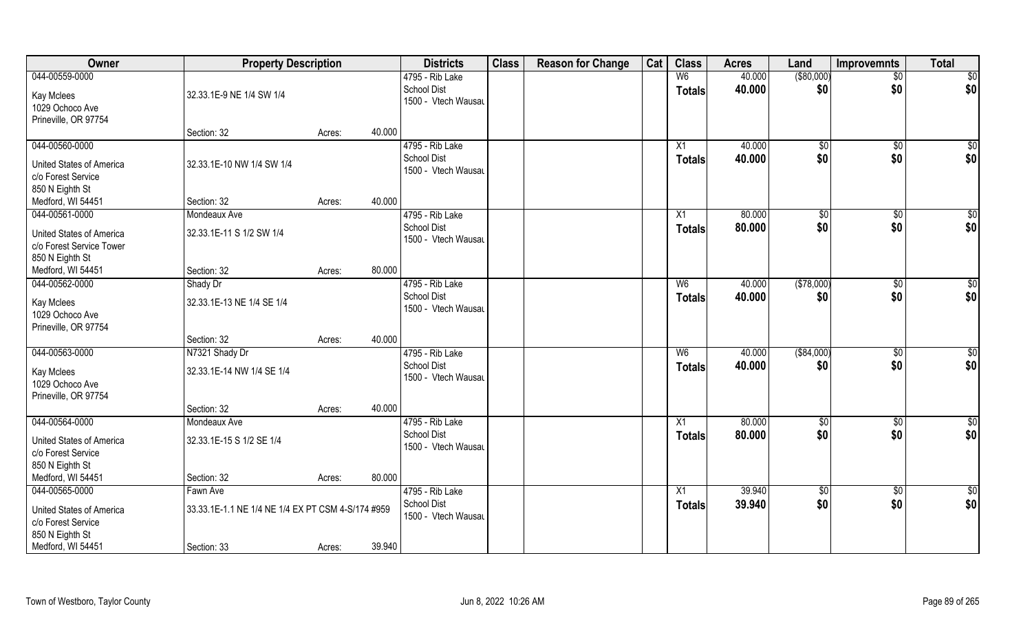| Owner | Property Description | | | Districts | Class | Reason for Change | Cat | Class | Acres | Land | Improvemnts | Total |
|---|---|---|---|---|---|---|---|---|---|---|---|---|
| 044-00559-0000 | | | | 4795 - Rib Lake | | | | W6 | 40.000 | ($80,000) | $0 | $0 |
| Kay Mclees | 32.33.1E-9 NE 1/4 SW 1/4 | | | School Dist | | | | Totals | 40.000 | $0 | $0 | $0 |
| 1029 Ochoco Ave | | | | 1500 - Vtech Wausau | | | | | | | | |
| Prineville, OR 97754 | | | | | | | | | | | | |
| | Section: 32 | Acres: | 40.000 | | | | | | | | | |
| 044-00560-0000 | | | | 4795 - Rib Lake | | | | X1 | 40.000 | $0 | $0 | $0 |
| United States of America | 32.33.1E-10 NW 1/4 SW 1/4 | | | School Dist | | | | Totals | 40.000 | $0 | $0 | $0 |
| c/o Forest Service | | | | 1500 - Vtech Wausau | | | | | | | | |
| 850 N Eighth St | | | | | | | | | | | | |
| Medford, WI 54451 | Section: 32 | Acres: | 40.000 | | | | | | | | | |
| 044-00561-0000 | Mondeaux Ave | | | 4795 - Rib Lake | | | | X1 | 80.000 | $0 | $0 | $0 |
| United States of America | 32.33.1E-11 S 1/2 SW 1/4 | | | School Dist | | | | Totals | 80.000 | $0 | $0 | $0 |
| c/o Forest Service Tower | | | | 1500 - Vtech Wausau | | | | | | | | |
| 850 N Eighth St | | | | | | | | | | | | |
| Medford, WI 54451 | Section: 32 | Acres: | 80.000 | | | | | | | | | |
| 044-00562-0000 | Shady Dr | | | 4795 - Rib Lake | | | | W6 | 40.000 | ($78,000) | $0 | $0 |
| Kay Mclees | 32.33.1E-13 NE 1/4 SE 1/4 | | | School Dist | | | | Totals | 40.000 | $0 | $0 | $0 |
| 1029 Ochoco Ave | | | | 1500 - Vtech Wausau | | | | | | | | |
| Prineville, OR 97754 | | | | | | | | | | | | |
| | Section: 32 | Acres: | 40.000 | | | | | | | | | |
| 044-00563-0000 | N7321 Shady Dr | | | 4795 - Rib Lake | | | | W6 | 40.000 | ($84,000) | $0 | $0 |
| Kay Mclees | 32.33.1E-14 NW 1/4 SE 1/4 | | | School Dist | | | | Totals | 40.000 | $0 | $0 | $0 |
| 1029 Ochoco Ave | | | | 1500 - Vtech Wausau | | | | | | | | |
| Prineville, OR 97754 | | | | | | | | | | | | |
| | Section: 32 | Acres: | 40.000 | | | | | | | | | |
| 044-00564-0000 | Mondeaux Ave | | | 4795 - Rib Lake | | | | X1 | 80.000 | $0 | $0 | $0 |
| United States of America | 32.33.1E-15 S 1/2 SE 1/4 | | | School Dist | | | | Totals | 80.000 | $0 | $0 | $0 |
| c/o Forest Service | | | | 1500 - Vtech Wausau | | | | | | | | |
| 850 N Eighth St | | | | | | | | | | | | |
| Medford, WI 54451 | Section: 32 | Acres: | 80.000 | | | | | | | | | |
| 044-00565-0000 | Fawn Ave | | | 4795 - Rib Lake | | | | X1 | 39.940 | $0 | $0 | $0 |
| United States of America | 33.33.1E-1.1 NE 1/4 NE 1/4 EX PT CSM 4-S/174 #959 | | | School Dist | | | | Totals | 39.940 | $0 | $0 | $0 |
| c/o Forest Service | | | | 1500 - Vtech Wausau | | | | | | | | |
| 850 N Eighth St | | | | | | | | | | | | |
| Medford, WI 54451 | Section: 33 | Acres: | 39.940 | | | | | | | | | |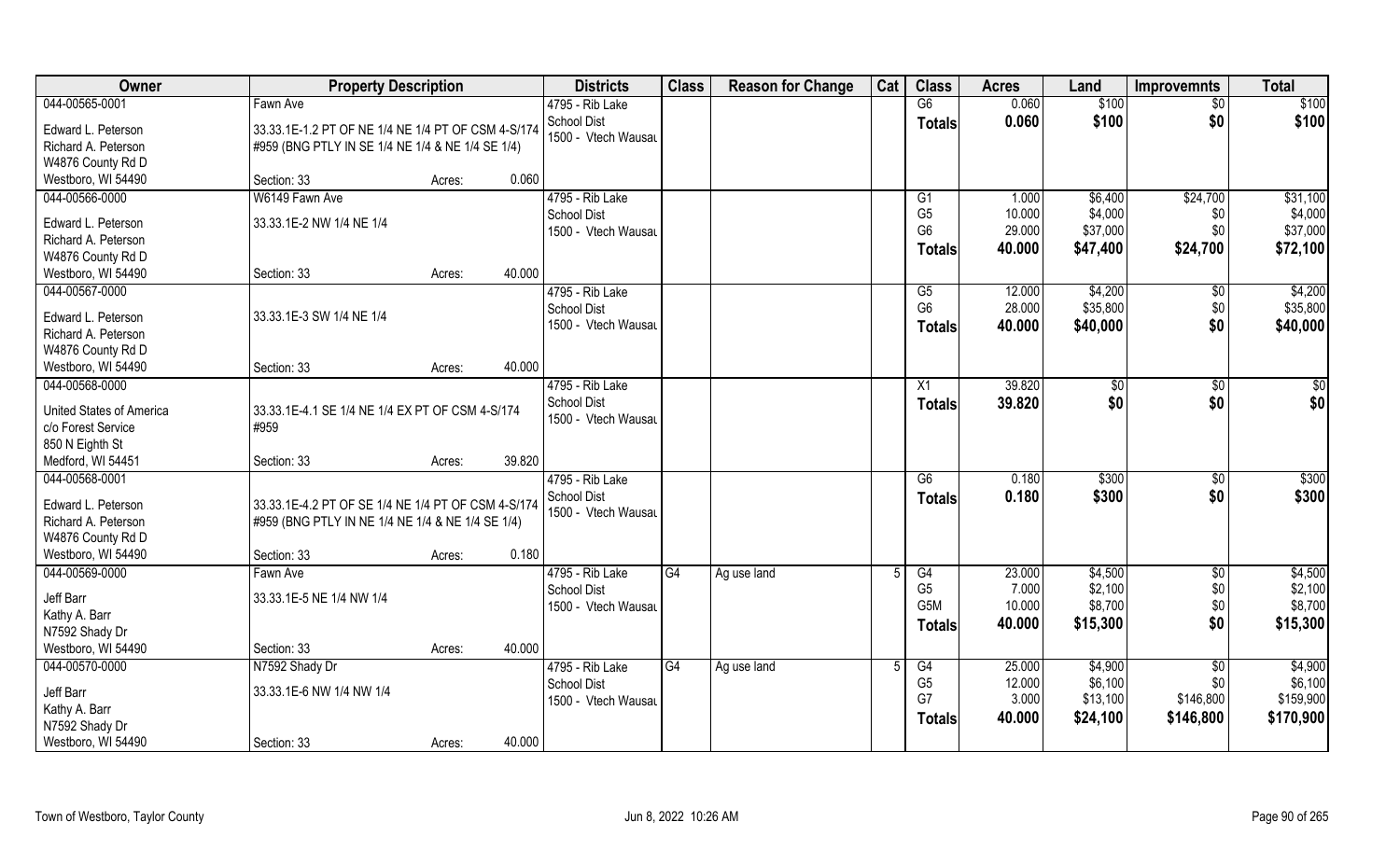| Owner | Property Description | | Districts | Class | Reason for Change | Cat | Class | Acres | Land | Improvemnts | Total |
|---|---|---|---|---|---|---|---|---|---|---|---|
| 044-00565-0001 | Fawn Ave | | 4795 - Rib Lake | | | | G6 | 0.060 | $100 | $0 | $100 |
| Edward L. Peterson | 33.33.1E-1.2 PT OF NE 1/4 NE 1/4 PT OF CSM 4-S/174 | | School Dist | | | | **Totals** | **0.060** | **$100** | **$0** | **$100** |
| Richard A. Peterson | #959 (BNG PTLY IN SE 1/4 NE 1/4 & NE 1/4 SE 1/4) | | 1500 - Vtech Wausau | | | | | | | | |
| W4876 County Rd D | | | | | | | | | | | |
| Westboro, WI 54490 | Section: 33 | Acres: 0.060 | | | | | | | | | |
| 044-00566-0000 | W6149 Fawn Ave | | 4795 - Rib Lake | | | | G1 | 1.000 | $6,400 | $24,700 | $31,100 |
| Edward L. Peterson | 33.33.1E-2 NW 1/4 NE 1/4 | | School Dist | | | | G5 | 10.000 | $4,000 | $0 | $4,000 |
| Richard A. Peterson | | | 1500 - Vtech Wausau | | | | G6 | 29.000 | $37,000 | $0 | $37,000 |
| W4876 County Rd D | | | | | | | **Totals** | **40.000** | **$47,400** | **$24,700** | **$72,100** |
| Westboro, WI 54490 | Section: 33 | Acres: 40.000 | | | | | | | | | |
| 044-00567-0000 | | | 4795 - Rib Lake | | | | G5 | 12.000 | $4,200 | $0 | $4,200 |
| Edward L. Peterson | 33.33.1E-3 SW 1/4 NE 1/4 | | School Dist | | | | G6 | 28.000 | $35,800 | $0 | $35,800 |
| Richard A. Peterson | | | 1500 - Vtech Wausau | | | | **Totals** | **40.000** | **$40,000** | **$0** | **$40,000** |
| W4876 County Rd D | | | | | | | | | | | |
| Westboro, WI 54490 | Section: 33 | Acres: 40.000 | | | | | | | | | |
| 044-00568-0000 | | | 4795 - Rib Lake | | | | X1 | 39.820 | $0 | $0 | $0 |
| United States of America | 33.33.1E-4.1 SE 1/4 NE 1/4 EX PT OF CSM 4-S/174 | | School Dist | | | | **Totals** | **39.820** | **$0** | **$0** | **$0** |
| c/o Forest Service | #959 | | 1500 - Vtech Wausau | | | | | | | | |
| 850 N Eighth St | | | | | | | | | | | |
| Medford, WI 54451 | Section: 33 | Acres: 39.820 | | | | | | | | | |
| 044-00568-0001 | | | 4795 - Rib Lake | | | | G6 | 0.180 | $300 | $0 | $300 |
| Edward L. Peterson | 33.33.1E-4.2 PT OF SE 1/4 NE 1/4 PT OF CSM 4-S/174 | | School Dist | | | | **Totals** | **0.180** | **$300** | **$0** | **$300** |
| Richard A. Peterson | #959 (BNG PTLY IN NE 1/4 NE 1/4 & NE 1/4 SE 1/4) | | 1500 - Vtech Wausau | | | | | | | | |
| W4876 County Rd D | | | | | | | | | | | |
| Westboro, WI 54490 | Section: 33 | Acres: 0.180 | | | | | | | | | |
| 044-00569-0000 | Fawn Ave | | 4795 - Rib Lake | G4 | Ag use land | 5 | G4 | 23.000 | $4,500 | $0 | $4,500 |
| Jeff Barr | 33.33.1E-5 NE 1/4 NW 1/4 | | School Dist | | | | G5 | 7.000 | $2,100 | $0 | $2,100 |
| Kathy A. Barr | | | 1500 - Vtech Wausau | | | | G5M | 10.000 | $8,700 | $0 | $8,700 |
| N7592 Shady Dr | | | | | | | **Totals** | **40.000** | **$15,300** | **$0** | **$15,300** |
| Westboro, WI 54490 | Section: 33 | Acres: 40.000 | | | | | | | | | |
| 044-00570-0000 | N7592 Shady Dr | | 4795 - Rib Lake | G4 | Ag use land | 5 | G4 | 25.000 | $4,900 | $0 | $4,900 |
| Jeff Barr | 33.33.1E-6 NW 1/4 NW 1/4 | | School Dist | | | | G5 | 12.000 | $6,100 | $0 | $6,100 |
| Kathy A. Barr | | | 1500 - Vtech Wausau | | | | G7 | 3.000 | $13,100 | $146,800 | $159,900 |
| N7592 Shady Dr | | | | | | | **Totals** | **40.000** | **$24,100** | **$146,800** | **$170,900** |
| Westboro, WI 54490 | Section: 33 | Acres: 40.000 | | | | | | | | | |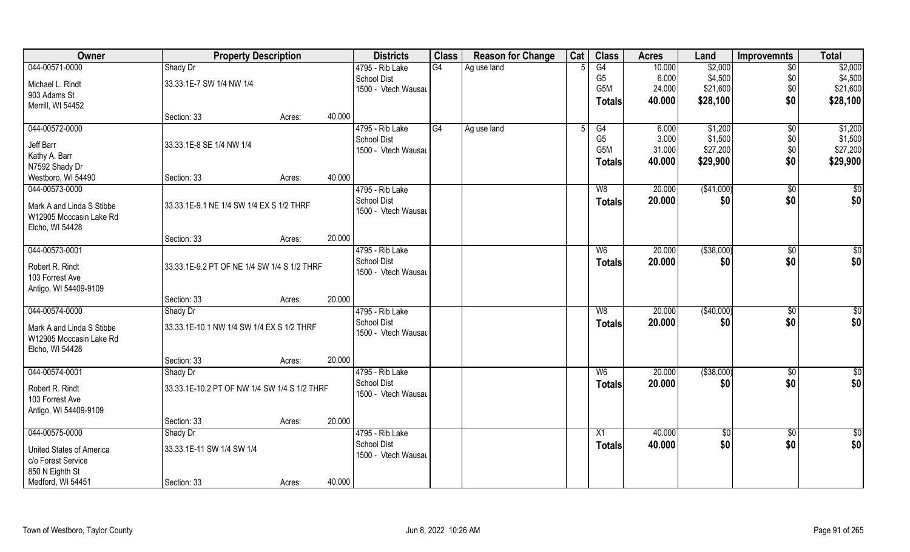| Owner | Property Description | | | Districts | Class | Reason for Change | Cat | Class | Acres | Land | Improvemnts | Total |
|---|---|---|---|---|---|---|---|---|---|---|---|---|
| 044-00571-0000 | Shady Dr | | | 4795 - Rib Lake | G4 | Ag use land | 5 | G4 | 10.000 | $2,000 | $0 | $2,000 |
| Michael L. Rindt | 33.33.1E-7 SW 1/4 NW 1/4 | | | School Dist | | | | G5 | 6.000 | $4,500 | $0 | $4,500 |
| 903 Adams St | | | | 1500 - Vtech Wausau | | | | G5M | 24.000 | $21,600 | $0 | $21,600 |
| Merrill, WI 54452 | | | | | | | | **Totals** | **40.000** | **$28,100** | **$0** | **$28,100** |
| | Section: 33 | Acres: | 40.000 | | | | | | | | | |
| 044-00572-0000 | | | | 4795 - Rib Lake | G4 | Ag use land | 5 | G4 | 6.000 | $1,200 | $0 | $1,200 |
| Jeff Barr | 33.33.1E-8 SE 1/4 NW 1/4 | | | School Dist | | | | G5 | 3.000 | $1,500 | $0 | $1,500 |
| Kathy A. Barr | | | | 1500 - Vtech Wausau | | | | G5M | 31.000 | $27,200 | $0 | $27,200 |
| N7592 Shady Dr | | | | | | | | **Totals** | **40.000** | **$29,900** | **$0** | **$29,900** |
| Westboro, WI 54490 | Section: 33 | Acres: | 40.000 | | | | | | | | | |
| 044-00573-0000 | | | | 4795 - Rib Lake | | | | W8 | 20.000 | ($41,000) | $0 | $0 |
| Mark A and Linda S Stibbe | 33.33.1E-9.1 NE 1/4 SW 1/4 EX S 1/2 THRF | | | School Dist | | | | **Totals** | **20.000** | **$0** | **$0** | **$0** |
| W12905 Moccasin Lake Rd | | | | 1500 - Vtech Wausau | | | | | | | | |
| Elcho, WI 54428 | | | | | | | | | | | | |
| | Section: 33 | Acres: | 20.000 | | | | | | | | | |
| 044-00573-0001 | | | | 4795 - Rib Lake | | | | W6 | 20.000 | ($38,000) | $0 | $0 |
| Robert R. Rindt | 33.33.1E-9.2 PT OF NE 1/4 SW 1/4 S 1/2 THRF | | | School Dist | | | | **Totals** | **20.000** | **$0** | **$0** | **$0** |
| 103 Forrest Ave | | | | 1500 - Vtech Wausau | | | | | | | | |
| Antigo, WI 54409-9109 | | | | | | | | | | | | |
| | Section: 33 | Acres: | 20.000 | | | | | | | | | |
| 044-00574-0000 | Shady Dr | | | 4795 - Rib Lake | | | | W8 | 20.000 | ($40,000) | $0 | $0 |
| Mark A and Linda S Stibbe | 33.33.1E-10.1 NW 1/4 SW 1/4 EX S 1/2 THRF | | | School Dist | | | | **Totals** | **20.000** | **$0** | **$0** | **$0** |
| W12905 Moccasin Lake Rd | | | | 1500 - Vtech Wausau | | | | | | | | |
| Elcho, WI 54428 | | | | | | | | | | | | |
| | Section: 33 | Acres: | 20.000 | | | | | | | | | |
| 044-00574-0001 | Shady Dr | | | 4795 - Rib Lake | | | | W6 | 20.000 | ($38,000) | $0 | $0 |
| Robert R. Rindt | 33.33.1E-10.2 PT OF NW 1/4 SW 1/4 S 1/2 THRF | | | School Dist | | | | **Totals** | **20.000** | **$0** | **$0** | **$0** |
| 103 Forrest Ave | | | | 1500 - Vtech Wausau | | | | | | | | |
| Antigo, WI 54409-9109 | | | | | | | | | | | | |
| | Section: 33 | Acres: | 20.000 | | | | | | | | | |
| 044-00575-0000 | Shady Dr | | | 4795 - Rib Lake | | | | X1 | 40.000 | $0 | $0 | $0 |
| United States of America | 33.33.1E-11 SW 1/4 SW 1/4 | | | School Dist | | | | **Totals** | **40.000** | **$0** | **$0** | **$0** |
| c/o Forest Service | | | | 1500 - Vtech Wausau | | | | | | | | |
| 850 N Eighth St | | | | | | | | | | | | |
| Medford, WI 54451 | Section: 33 | Acres: | 40.000 | | | | | | | | | |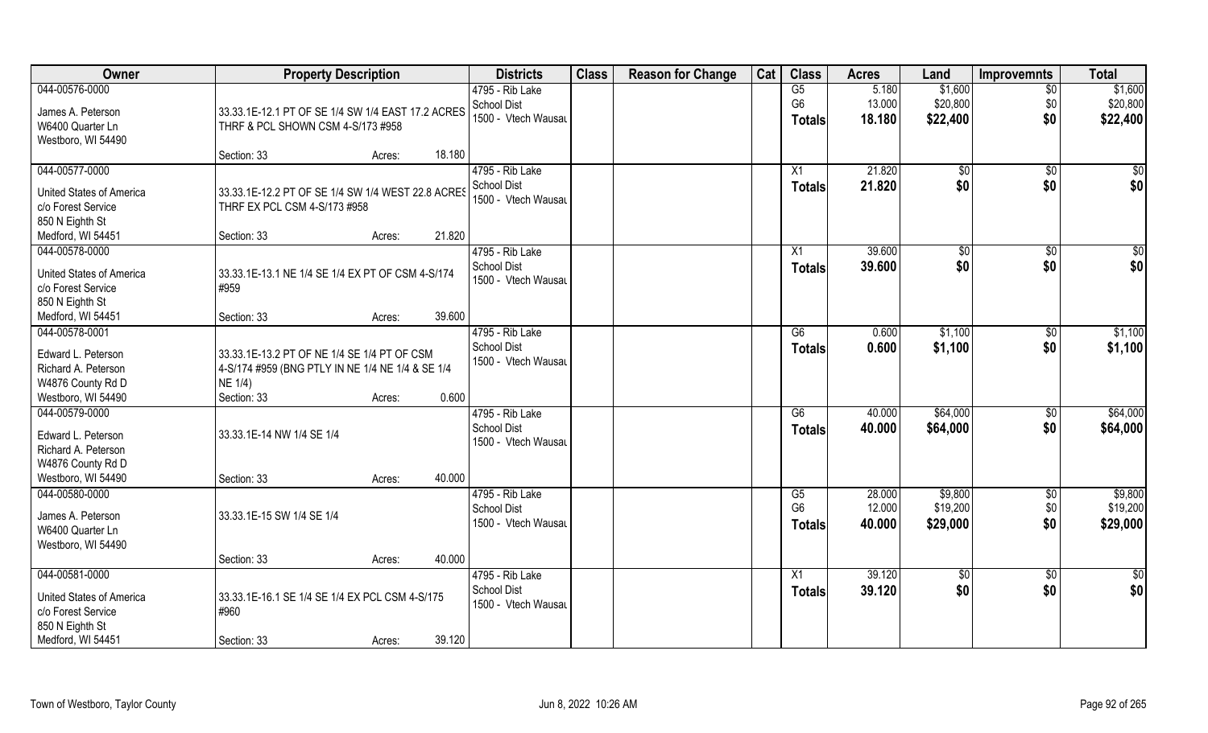| Owner | Property Description | Districts | Class | Reason for Change | Cat | Class | Acres | Land | Improvemnts | Total |
|---|---|---|---|---|---|---|---|---|---|---|
| 044-00576-0000<br>James A. Peterson<br>W6400 Quarter Ln<br>Westboro, WI 54490 | 33.33.1E-12.1 PT OF SE 1/4 SW 1/4 EAST 17.2 ACRES THRF & PCL SHOWN CSM 4-S/173 #958<br>Section: 33 Acres: 18.180 | 4795 - Rib Lake School Dist<br>1500 - Vtech Wausau | | | | G5<br>G6<br>**Totals** | 5.180<br>13.000<br>**18.180** | $1,600<br>$20,800<br>**$22,400** | $0<br>$0<br>**$0** | $1,600<br>$20,800<br>**$22,400** |
| 044-00577-0000<br>United States of America<br>c/o Forest Service<br>850 N Eighth St<br>Medford, WI 54451 | 33.33.1E-12.2 PT OF SE 1/4 SW 1/4 WEST 22.8 ACRES THRF EX PCL CSM 4-S/173 #958<br>Section: 33 Acres: 21.820 | 4795 - Rib Lake School Dist<br>1500 - Vtech Wausau | | | | X1<br>**Totals** | 21.820<br>**21.820** | $0<br>**$0** | $0<br>**$0** | $0<br>**$0** |
| 044-00578-0000<br>United States of America<br>c/o Forest Service<br>850 N Eighth St<br>Medford, WI 54451 | 33.33.1E-13.1 NE 1/4 SE 1/4 EX PT OF CSM 4-S/174 #959<br>Section: 33 Acres: 39.600 | 4795 - Rib Lake School Dist<br>1500 - Vtech Wausau | | | | X1<br>**Totals** | 39.600<br>**39.600** | $0<br>**$0** | $0<br>**$0** | $0<br>**$0** |
| 044-00578-0001<br>Edward L. Peterson<br>Richard A. Peterson<br>W4876 County Rd D<br>Westboro, WI 54490 | 33.33.1E-13.2 PT OF NE 1/4 SE 1/4 PT OF CSM 4-S/174 #959 (BNG PTLY IN NE 1/4 NE 1/4 & SE 1/4 NE 1/4)<br>Section: 33 Acres: 0.600 | 4795 - Rib Lake School Dist<br>1500 - Vtech Wausau | | | | G6<br>**Totals** | 0.600<br>**0.600** | $1,100<br>**$1,100** | $0<br>**$0** | $1,100<br>**$1,100** |
| 044-00579-0000<br>Edward L. Peterson<br>Richard A. Peterson<br>W4876 County Rd D<br>Westboro, WI 54490 | 33.33.1E-14 NW 1/4 SE 1/4<br>Section: 33 Acres: 40.000 | 4795 - Rib Lake School Dist<br>1500 - Vtech Wausau | | | | G6<br>**Totals** | 40.000<br>**40.000** | $64,000<br>**$64,000** | $0<br>**$0** | $64,000<br>**$64,000** |
| 044-00580-0000<br>James A. Peterson<br>W6400 Quarter Ln<br>Westboro, WI 54490 | 33.33.1E-15 SW 1/4 SE 1/4<br>Section: 33 Acres: 40.000 | 4795 - Rib Lake School Dist<br>1500 - Vtech Wausau | | | | G5<br>G6<br>**Totals** | 28.000<br>12.000<br>**40.000** | $9,800<br>$19,200<br>**$29,000** | $0<br>$0<br>**$0** | $9,800<br>$19,200<br>**$29,000** |
| 044-00581-0000<br>United States of America<br>c/o Forest Service<br>850 N Eighth St<br>Medford, WI 54451 | 33.33.1E-16.1 SE 1/4 SE 1/4 EX PCL CSM 4-S/175 #960<br>Section: 33 Acres: 39.120 | 4795 - Rib Lake School Dist<br>1500 - Vtech Wausau | | | | X1<br>**Totals** | 39.120<br>**39.120** | $0<br>**$0** | $0<br>**$0** | $0<br>**$0** |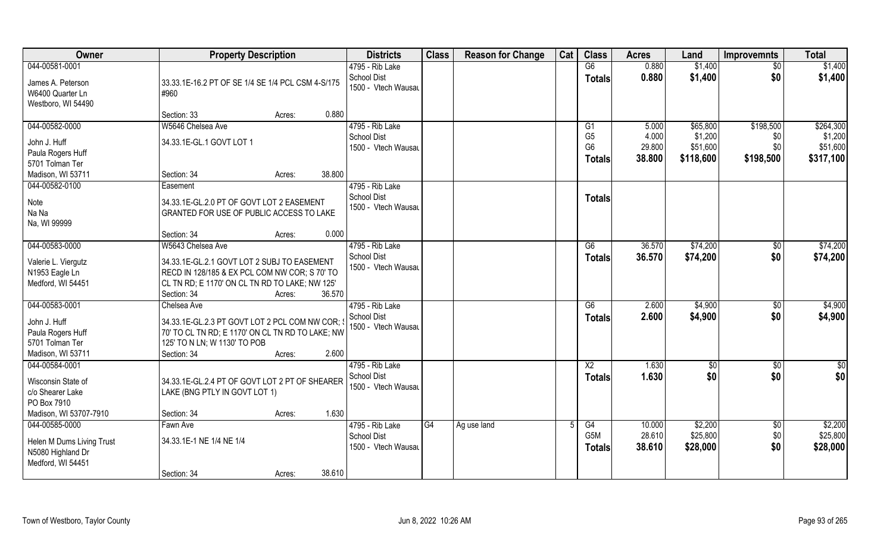| Owner | Property Description | Districts | Class | Reason for Change | Cat | Class | Acres | Land | Improvemnts | Total |
|---|---|---|---|---|---|---|---|---|---|---|
| 044-00581-0001<br>James A. Peterson<br>W6400 Quarter Ln<br>Westboro, WI 54490 | 33.33.1E-16.2 PT OF SE 1/4 SE 1/4 PCL CSM 4-S/175 #960<br>Section: 33 Acres: 0.880 | 4795 - Rib Lake School Dist<br>1500 - Vtech Wausau | | | | G6<br>**Totals** | 0.880<br>**0.880** | $1,400<br>**$1,400** | $0<br>**$0** | $1,400<br>**$1,400** |
| 044-00582-0000<br>John J. Huff<br>Paula Rogers Huff<br>5701 Tolman Ter<br>Madison, WI 53711 | W5646 Chelsea Ave<br>34.33.1E-GL.1 GOVT LOT 1<br>Section: 34 Acres: 38.800 | 4795 - Rib Lake School Dist<br>1500 - Vtech Wausau | | | | G1<br>G5<br>G6<br>**Totals** | 5.000<br>4.000<br>29.800<br>**38.800** | $65,800<br>$1,200<br>$51,600<br>**$118,600** | $198,500<br>$0<br>$0<br>**$198,500** | $264,300<br>$1,200<br>$51,600<br>**$317,100** |
| 044-00582-0100<br>Note<br>Na Na<br>Na, WI 99999 | Easement<br>34.33.1E-GL.2.0 PT OF GOVT LOT 2 EASEMENT GRANTED FOR USE OF PUBLIC ACCESS TO LAKE<br>Section: 34 Acres: 0.000 | 4795 - Rib Lake School Dist<br>1500 - Vtech Wausau | | | | **Totals** | | | | |
| 044-00583-0000<br>Valerie L. Viergutz<br>N1953 Eagle Ln<br>Medford, WI 54451 | W5643 Chelsea Ave<br>34.33.1E-GL.2.1 GOVT LOT 2 SUBJ TO EASEMENT RECD IN 128/185 & EX PCL COM NW COR; S 70' TO CL TN RD; E 1170' ON CL TN RD TO LAKE; NW 125'<br>Section: 34 Acres: 36.570 | 4795 - Rib Lake School Dist<br>1500 - Vtech Wausau | | | | G6<br>**Totals** | 36.570<br>**36.570** | $74,200<br>**$74,200** | $0<br>**$0** | $74,200<br>**$74,200** |
| 044-00583-0001<br>John J. Huff<br>Paula Rogers Huff<br>5701 Tolman Ter<br>Madison, WI 53711 | Chelsea Ave<br>34.33.1E-GL.2.3 PT GOVT LOT 2 PCL COM NW COR; S 70' TO CL TN RD; E 1170' ON CL TN RD TO LAKE; NW 125' TO N LN; W 1130' TO POB<br>Section: 34 Acres: 2.600 | 4795 - Rib Lake School Dist<br>1500 - Vtech Wausau | | | | G6<br>**Totals** | 2.600<br>**2.600** | $4,900<br>**$4,900** | $0<br>**$0** | $4,900<br>**$4,900** |
| 044-00584-0001<br>Wisconsin State of<br>c/o Shearer Lake<br>PO Box 7910<br>Madison, WI 53707-7910 | 34.33.1E-GL.2.4 PT OF GOVT LOT 2 PT OF SHEARER LAKE (BNG PTLY IN GOVT LOT 1)<br>Section: 34 Acres: 1.630 | 4795 - Rib Lake School Dist<br>1500 - Vtech Wausau | | | | X2<br>**Totals** | 1.630<br>**1.630** | $0<br>**$0** | $0<br>**$0** | $0<br>**$0** |
| 044-00585-0000<br>Helen M Dums Living Trust<br>N5080 Highland Dr<br>Medford, WI 54451 | Fawn Ave<br>34.33.1E-1 NE 1/4 NE 1/4<br>Section: 34 Acres: 38.610 | 4795 - Rib Lake School Dist<br>1500 - Vtech Wausau | G4 | Ag use land | 5 | G4<br>G5M<br>**Totals** | 10.000<br>28.610<br>**38.610** | $2,200<br>$25,800<br>**$28,000** | $0<br>$0<br>**$0** | $2,200<br>$25,800<br>**$28,000** |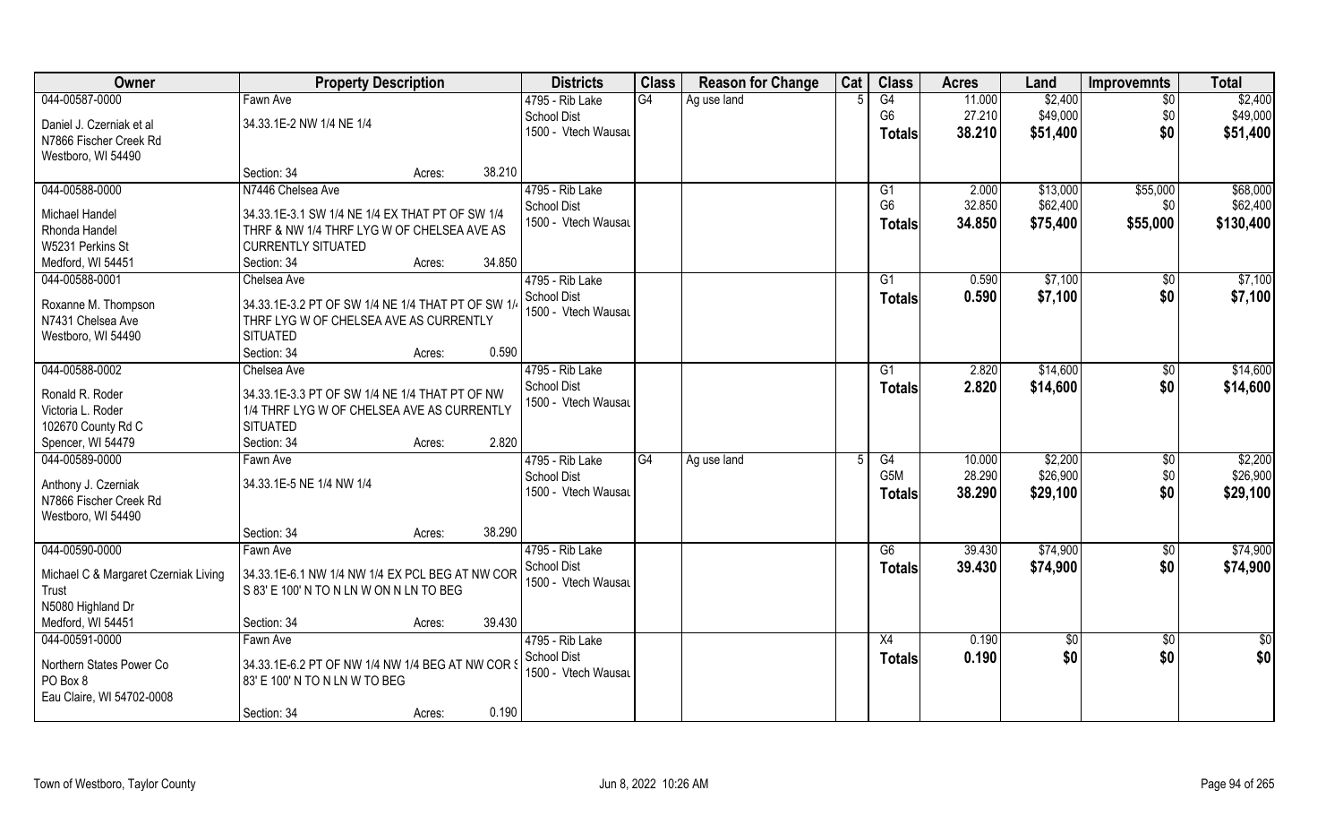| Owner | Property Description | | Districts | Class | Reason for Change | Cat | Class | Acres | Land | Improvemnts | Total |
|---|---|---|---|---|---|---|---|---|---|---|---|
| 044-00587-0000 | Fawn Ave | | 4795 - Rib Lake | G4 | Ag use land | 5 | G4 | 11.000 | $2,400 | $0 | $2,400 |
| Daniel J. Czerniak et al | 34.33.1E-2 NW 1/4 NE 1/4 | | School Dist | | | | G6 | 27.210 | $49,000 | $0 | $49,000 |
| N7866 Fischer Creek Rd | | | 1500 - Vtech Wausau | | | | Totals | 38.210 | $51,400 | $0 | $51,400 |
| Westboro, WI 54490 | | | | | | | | | | | |
| | Section: 34 | Acres: 38.210 | | | | | | | | | |
| 044-00588-0000 | N7446 Chelsea Ave | | 4795 - Rib Lake | | | | G1 | 2.000 | $13,000 | $55,000 | $68,000 |
| Michael Handel | 34.33.1E-3.1 SW 1/4 NE 1/4 EX THAT PT OF SW 1/4 | | School Dist | | | | G6 | 32.850 | $62,400 | $0 | $62,400 |
| Rhonda Handel | THRF & NW 1/4 THRF LYG W OF CHELSEA AVE AS | | 1500 - Vtech Wausau | | | | Totals | 34.850 | $75,400 | $55,000 | $130,400 |
| W5231 Perkins St | CURRENTLY SITUATED | | | | | | | | | | |
| Medford, WI 54451 | Section: 34 | Acres: 34.850 | | | | | | | | | |
| 044-00588-0001 | Chelsea Ave | | 4795 - Rib Lake | | | | G1 | 0.590 | $7,100 | $0 | $7,100 |
| Roxanne M. Thompson | 34.33.1E-3.2 PT OF SW 1/4 NE 1/4 THAT PT OF SW 1/4 | | School Dist | | | | Totals | 0.590 | $7,100 | $0 | $7,100 |
| N7431 Chelsea Ave | THRF LYG W OF CHELSEA AVE AS CURRENTLY | | 1500 - Vtech Wausau | | | | | | | | |
| Westboro, WI 54490 | SITUATED | | | | | | | | | | |
| | Section: 34 | Acres: 0.590 | | | | | | | | | |
| 044-00588-0002 | Chelsea Ave | | 4795 - Rib Lake | | | | G1 | 2.820 | $14,600 | $0 | $14,600 |
| Ronald R. Roder | 34.33.1E-3.3 PT OF SW 1/4 NE 1/4 THAT PT OF NW | | School Dist | | | | Totals | 2.820 | $14,600 | $0 | $14,600 |
| Victoria L. Roder | 1/4 THRF LYG W OF CHELSEA AVE AS CURRENTLY | | 1500 - Vtech Wausau | | | | | | | | |
| 102670 County Rd C | SITUATED | | | | | | | | | | |
| Spencer, WI 54479 | Section: 34 | Acres: 2.820 | | | | | | | | | |
| 044-00589-0000 | Fawn Ave | | 4795 - Rib Lake | G4 | Ag use land | 5 | G4 | 10.000 | $2,200 | $0 | $2,200 |
| Anthony J. Czerniak | 34.33.1E-5 NE 1/4 NW 1/4 | | School Dist | | | | G5M | 28.290 | $26,900 | $0 | $26,900 |
| N7866 Fischer Creek Rd | | | 1500 - Vtech Wausau | | | | Totals | 38.290 | $29,100 | $0 | $29,100 |
| Westboro, WI 54490 | | | | | | | | | | | |
| | Section: 34 | Acres: 38.290 | | | | | | | | | |
| 044-00590-0000 | Fawn Ave | | 4795 - Rib Lake | | | | G6 | 39.430 | $74,900 | $0 | $74,900 |
| Michael C & Margaret Czerniak Living Trust | 34.33.1E-6.1 NW 1/4 NW 1/4 EX PCL BEG AT NW COR | | School Dist | | | | Totals | 39.430 | $74,900 | $0 | $74,900 |
| N5080 Highland Dr | S 83' E 100' N TO N LN W ON N LN TO BEG | | 1500 - Vtech Wausau | | | | | | | | |
| Medford, WI 54451 | Section: 34 | Acres: 39.430 | | | | | | | | | |
| 044-00591-0000 | Fawn Ave | | 4795 - Rib Lake | | | | X4 | 0.190 | $0 | $0 | $0 |
| Northern States Power Co | 34.33.1E-6.2 PT OF NW 1/4 NW 1/4 BEG AT NW COR S | | School Dist | | | | Totals | 0.190 | $0 | $0 | $0 |
| PO Box 8 | 83' E 100' N TO N LN W TO BEG | | 1500 - Vtech Wausau | | | | | | | | |
| Eau Claire, WI 54702-0008 | | | | | | | | | | | |
| | Section: 34 | Acres: 0.190 | | | | | | | | | |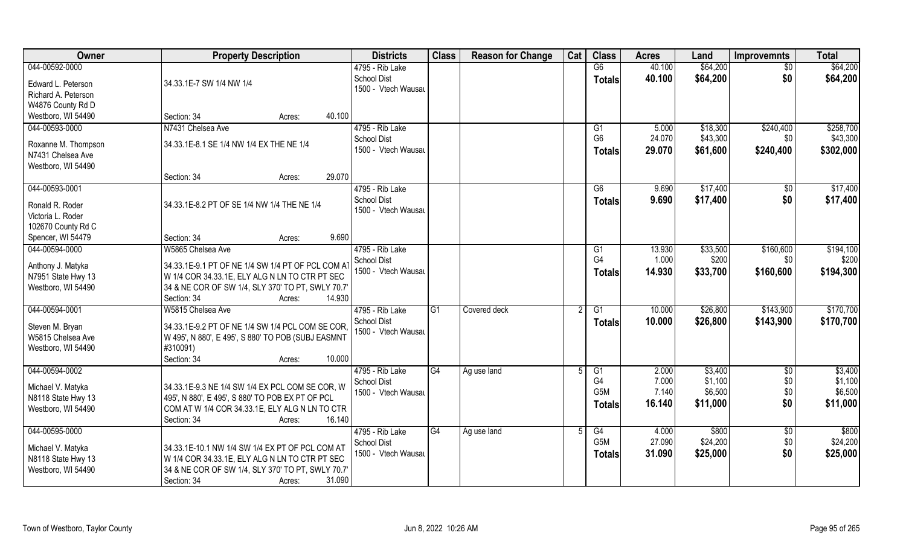| Owner | Property Description | Districts | Class | Reason for Change | Cat | Class | Acres | Land | Improvemnts | Total |
|---|---|---|---|---|---|---|---|---|---|---|
| 044-00592-0000<br>Edward L. Peterson<br>Richard A. Peterson<br>W4876 County Rd D<br>Westboro, WI 54490 | 34.33.1E-7 SW 1/4 NW 1/4<br>Section: 34 Acres: 40.100 | 4795 - Rib Lake School Dist<br>1500 - Vtech Wausau | | | | G6<br>**Totals** | 40.100<br>**40.100** | $64,200<br>**$64,200** | $0<br>**$0** | $64,200<br>**$64,200** |
| 044-00593-0000<br>Roxanne M. Thompson<br>N7431 Chelsea Ave<br>Westboro, WI 54490 | N7431 Chelsea Ave<br>34.33.1E-8.1 SE 1/4 NW 1/4 EX THE NE 1/4<br>Section: 34 Acres: 29.070 | 4795 - Rib Lake School Dist<br>1500 - Vtech Wausau | | | | G1<br>G6<br>**Totals** | 5.000<br>24.070<br>**29.070** | $18,300<br>$43,300<br>**$61,600** | $240,400<br>$0<br>**$240,400** | $258,700<br>$43,300<br>**$302,000** |
| 044-00593-0001<br>Ronald R. Roder<br>Victoria L. Roder<br>102670 County Rd C<br>Spencer, WI 54479 | 34.33.1E-8.2 PT OF SE 1/4 NW 1/4 THE NE 1/4<br>Section: 34 Acres: 9.690 | 4795 - Rib Lake School Dist<br>1500 - Vtech Wausau | | | | G6<br>**Totals** | 9.690<br>**9.690** | $17,400<br>**$17,400** | $0<br>**$0** | $17,400<br>**$17,400** |
| 044-00594-0000<br>Anthony J. Matyka<br>N7951 State Hwy 13<br>Westboro, WI 54490 | W5865 Chelsea Ave<br>34.33.1E-9.1 PT OF NE 1/4 SW 1/4 PT OF PCL COM AT W 1/4 COR 34.33.1E, ELY ALG N LN TO CTR PT SEC 34 & NE COR OF SW 1/4, SLY 370' TO PT, SWLY 70.7'<br>Section: 34 Acres: 14.930 | 4795 - Rib Lake School Dist<br>1500 - Vtech Wausau | | | | G1<br>G4<br>**Totals** | 13.930<br>1.000<br>**14.930** | $33,500<br>$200<br>**$33,700** | $160,600<br>$0<br>**$160,600** | $194,100<br>$200<br>**$194,300** |
| 044-00594-0001<br>Steven M. Bryan<br>W5815 Chelsea Ave<br>Westboro, WI 54490 | W5815 Chelsea Ave<br>34.33.1E-9.2 PT OF NE 1/4 SW 1/4 PCL COM SE COR, W 495', N 880', E 495', S 880' TO POB (SUBJ EASMNT #310091)<br>Section: 34 Acres: 10.000 | 4795 - Rib Lake School Dist<br>1500 - Vtech Wausau | G1 | Covered deck | 2 | G1<br>**Totals** | 10.000<br>**10.000** | $26,800<br>**$26,800** | $143,900<br>**$143,900** | $170,700<br>**$170,700** |
| 044-00594-0002<br>Michael V. Matyka<br>N8118 State Hwy 13<br>Westboro, WI 54490 | 34.33.1E-9.3 NE 1/4 SW 1/4 EX PCL COM SE COR, W 495', N 880', E 495', S 880' TO POB EX PT OF PCL COM AT W 1/4 COR 34.33.1E, ELY ALG N LN TO CTR<br>Section: 34 Acres: 16.140 | 4795 - Rib Lake School Dist<br>1500 - Vtech Wausau | G4 | Ag use land | 5 | G1<br>G4<br>G5M<br>**Totals** | 2.000<br>7.000<br>7.140<br>**16.140** | $3,400<br>$1,100<br>$6,500<br>**$11,000** | $0<br>$0<br>$0<br>**$0** | $3,400<br>$1,100<br>$6,500<br>**$11,000** |
| 044-00595-0000<br>Michael V. Matyka<br>N8118 State Hwy 13<br>Westboro, WI 54490 | 34.33.1E-10.1 NW 1/4 SW 1/4 EX PT OF PCL COM AT W 1/4 COR 34.33.1E, ELY ALG N LN TO CTR PT SEC 34 & NE COR OF SW 1/4, SLY 370' TO PT, SWLY 70.7'<br>Section: 34 Acres: 31.090 | 4795 - Rib Lake School Dist<br>1500 - Vtech Wausau | G4 | Ag use land | 5 | G4<br>G5M<br>**Totals** | 4.000<br>27.090<br>**31.090** | $800<br>$24,200<br>**$25,000** | $0<br>$0<br>**$0** | $800<br>$24,200<br>**$25,000** |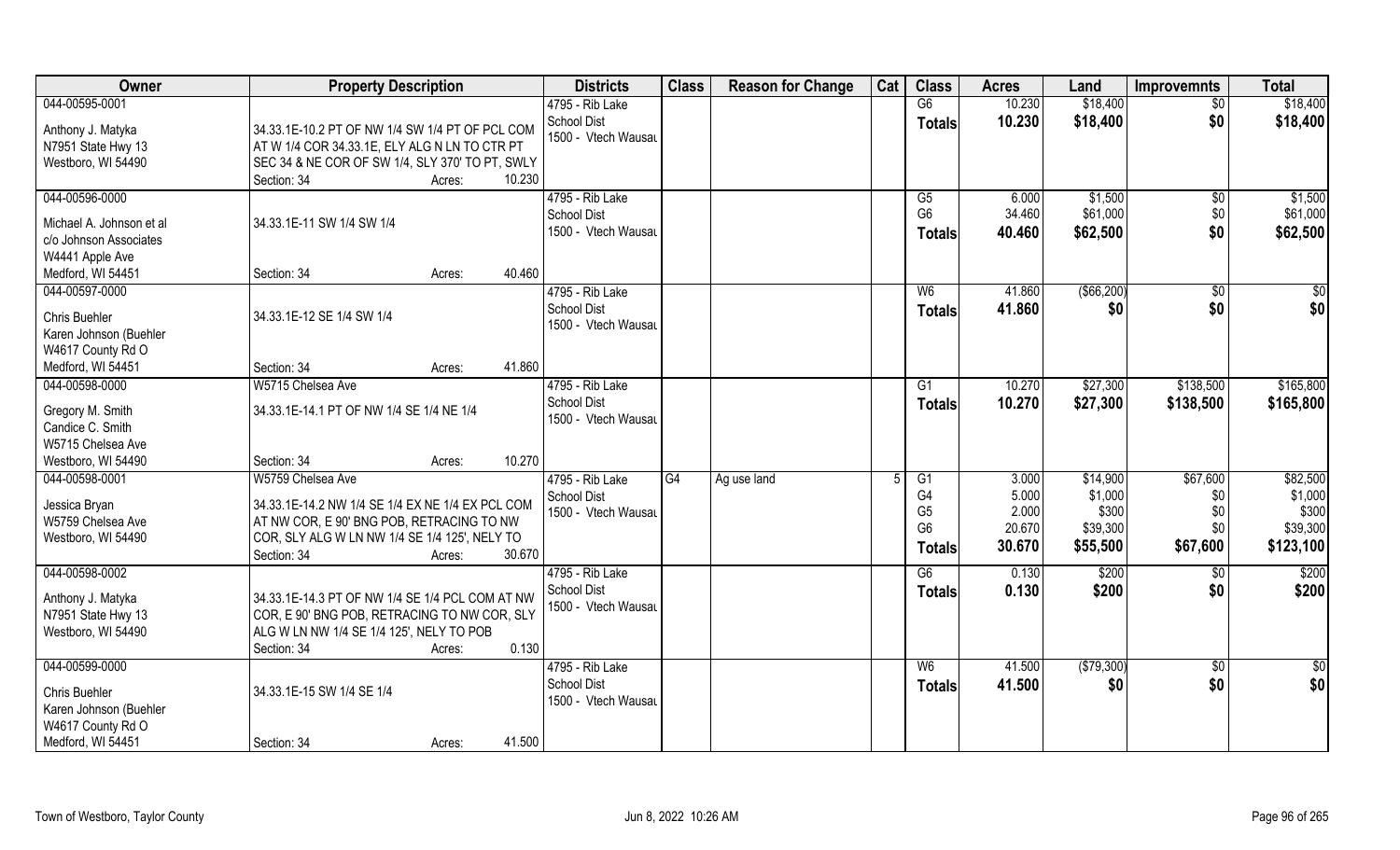| Owner | Property Description | Districts | Class | Reason for Change | Cat | Class | Acres | Land | Improvemnts | Total |
|---|---|---|---|---|---|---|---|---|---|---|
| 044-00595-0001<br><br>Anthony J. Matyka<br>N7951 State Hwy 13<br>Westboro, WI 54490 | 34.33.1E-10.2 PT OF NW 1/4 SW 1/4 PT OF PCL COM AT W 1/4 COR 34.33.1E, ELY ALG N LN TO CTR PT SEC 34 & NE COR OF SW 1/4, SLY 370' TO PT, SWLY<br>Section: 34 Acres: 10.230 | 4795 - Rib Lake<br>School Dist<br>1500 - Vtech Wausau | | | | G6<br>**Totals** | 10.230<br>**10.230** | $18,400<br>**$18,400** | $0<br>**$0** | $18,400<br>**$18,400** |
| 044-00596-0000<br><br>Michael A. Johnson et al<br>c/o Johnson Associates<br>W4441 Apple Ave<br>Medford, WI 54451 | 34.33.1E-11 SW 1/4 SW 1/4<br>Section: 34 Acres: 40.460 | 4795 - Rib Lake<br>School Dist<br>1500 - Vtech Wausau | | | | G5<br>G6<br>**Totals** | 6.000<br>34.460<br>**40.460** | $1,500<br>$61,000<br>**$62,500** | $0<br>$0<br>**$0** | $1,500<br>$61,000<br>**$62,500** |
| 044-00597-0000<br><br>Chris Buehler<br>Karen Johnson (Buehler<br>W4617 County Rd O<br>Medford, WI 54451 | 34.33.1E-12 SE 1/4 SW 1/4<br>Section: 34 Acres: 41.860 | 4795 - Rib Lake<br>School Dist<br>1500 - Vtech Wausau | | | | W6<br>**Totals** | 41.860<br>**41.860** | ($66,200)<br>**$0** | $0<br>**$0** | $0<br>**$0** |
| 044-00598-0000<br><br>Gregory M. Smith<br>Candice C. Smith<br>W5715 Chelsea Ave<br>Westboro, WI 54490 | W5715 Chelsea Ave<br>34.33.1E-14.1 PT OF NW 1/4 SE 1/4 NE 1/4<br>Section: 34 Acres: 10.270 | 4795 - Rib Lake<br>School Dist<br>1500 - Vtech Wausau | | | | G1<br>**Totals** | 10.270<br>**10.270** | $27,300<br>**$27,300** | $138,500<br>**$138,500** | $165,800<br>**$165,800** |
| 044-00598-0001<br><br>Jessica Bryan<br>W5759 Chelsea Ave<br>Westboro, WI 54490 | W5759 Chelsea Ave<br>34.33.1E-14.2 NW 1/4 SE 1/4 EX NE 1/4 EX PCL COM AT NW COR, E 90' BNG POB, RETRACING TO NW COR, SLY ALG W LN NW 1/4 SE 1/4 125', NELY TO<br>Section: 34 Acres: 30.670 | 4795 - Rib Lake<br>School Dist<br>1500 - Vtech Wausau | G4 | Ag use land | 5 | G1<br>G4<br>G5<br>G6<br>**Totals** | 3.000<br>5.000<br>2.000<br>20.670<br>**30.670** | $14,900<br>$1,000<br>$300<br>$39,300<br>**$55,500** | $67,600<br>$0<br>$0<br>$0<br>**$67,600** | $82,500<br>$1,000<br>$300<br>$39,300<br>**$123,100** |
| 044-00598-0002<br><br>Anthony J. Matyka<br>N7951 State Hwy 13<br>Westboro, WI 54490 | 34.33.1E-14.3 PT OF NW 1/4 SE 1/4 PCL COM AT NW COR, E 90' BNG POB, RETRACING TO NW COR, SLY ALG W LN NW 1/4 SE 1/4 125', NELY TO POB<br>Section: 34 Acres: 0.130 | 4795 - Rib Lake<br>School Dist<br>1500 - Vtech Wausau | | | | G6<br>**Totals** | 0.130<br>**0.130** | $200<br>**$200** | $0<br>**$0** | $200<br>**$200** |
| 044-00599-0000<br><br>Chris Buehler<br>Karen Johnson (Buehler<br>W4617 County Rd O<br>Medford, WI 54451 | 34.33.1E-15 SW 1/4 SE 1/4<br>Section: 34 Acres: 41.500 | 4795 - Rib Lake<br>School Dist<br>1500 - Vtech Wausau | | | | W6<br>**Totals** | 41.500<br>**41.500** | ($79,300)<br>**$0** | $0<br>**$0** | $0<br>**$0** |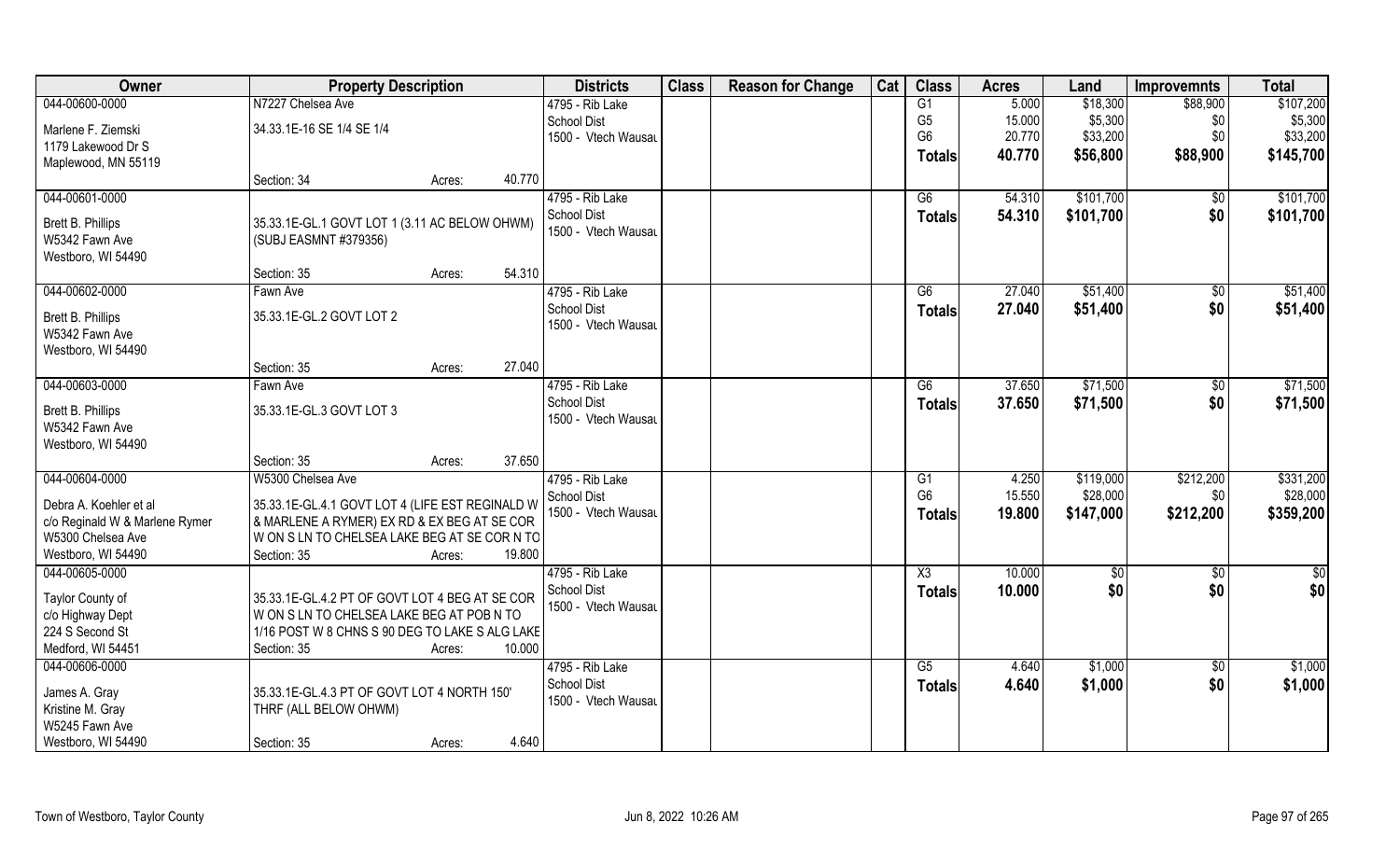| Owner | Property Description | Districts | Class | Reason for Change | Cat | Class | Acres | Land | Improvemnts | Total |
|---|---|---|---|---|---|---|---|---|---|---|
| 044-00600-0000<br>Marlene F. Ziemski<br>1179 Lakewood Dr S<br>Maplewood, MN 55119 | N7227 Chelsea Ave<br>34.33.1E-16 SE 1/4 SE 1/4<br>Section: 34 Acres: 40.770 | 4795 - Rib Lake<br>School Dist<br>1500 - Vtech Wausau | | | | G1<br>G5<br>G6<br>**Totals** | 5.000<br>15.000<br>20.770<br>**40.770** | $18,300<br>$5,300<br>$33,200<br>**$56,800** | $88,900<br>$0<br>$0<br>**$88,900** | $107,200<br>$5,300<br>$33,200<br>**$145,700** |
| 044-00601-0000<br>Brett B. Phillips<br>W5342 Fawn Ave<br>Westboro, WI 54490 | 35.33.1E-GL.1 GOVT LOT 1 (3.11 AC BELOW OHWM) (SUBJ EASMNT #379356)<br>Section: 35 Acres: 54.310 | 4795 - Rib Lake<br>School Dist<br>1500 - Vtech Wausau | | | | G6<br>**Totals** | 54.310<br>**54.310** | $101,700<br>**$101,700** | $0<br>**$0** | $101,700<br>**$101,700** |
| 044-00602-0000<br>Brett B. Phillips<br>W5342 Fawn Ave<br>Westboro, WI 54490 | Fawn Ave<br>35.33.1E-GL.2 GOVT LOT 2<br>Section: 35 Acres: 27.040 | 4795 - Rib Lake<br>School Dist<br>1500 - Vtech Wausau | | | | G6<br>**Totals** | 27.040<br>**27.040** | $51,400<br>**$51,400** | $0<br>**$0** | $51,400<br>**$51,400** |
| 044-00603-0000<br>Brett B. Phillips<br>W5342 Fawn Ave<br>Westboro, WI 54490 | Fawn Ave<br>35.33.1E-GL.3 GOVT LOT 3<br>Section: 35 Acres: 37.650 | 4795 - Rib Lake<br>School Dist<br>1500 - Vtech Wausau | | | | G6<br>**Totals** | 37.650<br>**37.650** | $71,500<br>**$71,500** | $0<br>**$0** | $71,500<br>**$71,500** |
| 044-00604-0000<br>Debra A. Koehler et al<br>c/o Reginald W & Marlene Rymer<br>W5300 Chelsea Ave<br>Westboro, WI 54490 | W5300 Chelsea Ave<br>35.33.1E-GL.4.1 GOVT LOT 4 (LIFE EST REGINALD W & MARLENE A RYMER) EX RD & EX BEG AT SE COR W ON S LN TO CHELSEA LAKE BEG AT SE COR N TO<br>Section: 35 Acres: 19.800 | 4795 - Rib Lake<br>School Dist<br>1500 - Vtech Wausau | | | | G1<br>G6<br>**Totals** | 4.250<br>15.550<br>**19.800** | $119,000<br>$28,000<br>**$147,000** | $212,200<br>$0<br>**$212,200** | $331,200<br>$28,000<br>**$359,200** |
| 044-00605-0000<br>Taylor County of<br>c/o Highway Dept<br>224 S Second St<br>Medford, WI 54451 | 35.33.1E-GL.4.2 PT OF GOVT LOT 4 BEG AT SE COR W ON S LN TO CHELSEA LAKE BEG AT POB N TO 1/16 POST W 8 CHNS S 90 DEG TO LAKE S ALG LAKE<br>Section: 35 Acres: 10.000 | 4795 - Rib Lake<br>School Dist<br>1500 - Vtech Wausau | | | | X3<br>**Totals** | 10.000<br>**10.000** | $0<br>**$0** | $0<br>**$0** | $0<br>**$0** |
| 044-00606-0000<br>James A. Gray<br>Kristine M. Gray<br>W5245 Fawn Ave<br>Westboro, WI 54490 | 35.33.1E-GL.4.3 PT OF GOVT LOT 4 NORTH 150' THRF (ALL BELOW OHWM)<br>Section: 35 Acres: 4.640 | 4795 - Rib Lake<br>School Dist<br>1500 - Vtech Wausau | | | | G5<br>**Totals** | 4.640<br>**4.640** | $1,000<br>**$1,000** | $0<br>**$0** | $1,000<br>**$1,000** |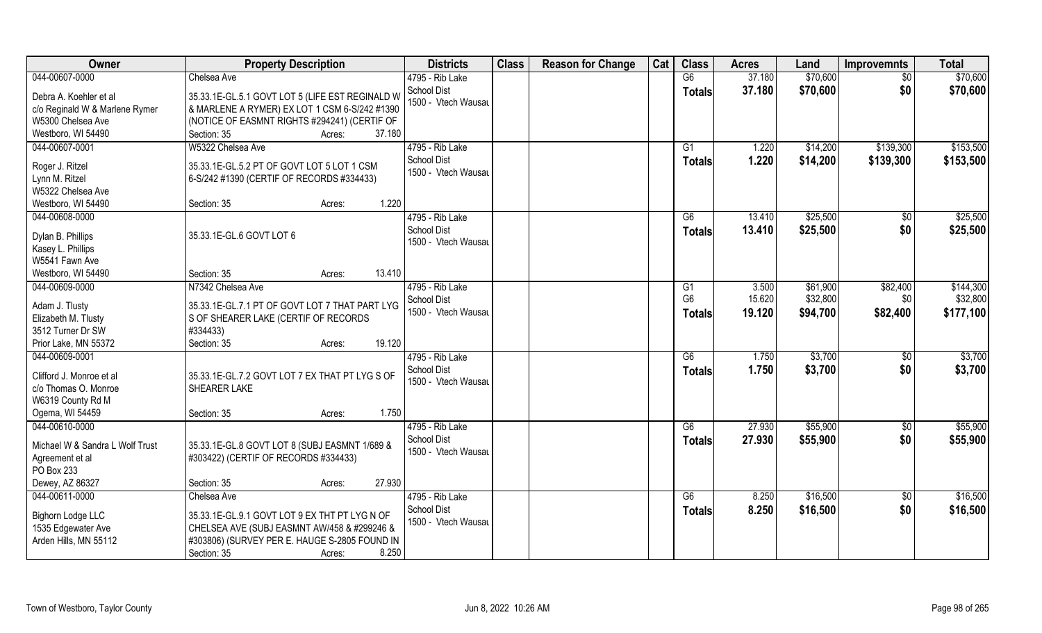| Owner | Property Description | Districts | Class | Reason for Change | Cat | Class | Acres | Land | Improvemnts | Total |
|---|---|---|---|---|---|---|---|---|---|---|
| 044-00607-0000<br>Debra A. Koehler et al<br>c/o Reginald W & Marlene Rymer<br>W5300 Chelsea Ave<br>Westboro, WI 54490 | Chelsea Ave<br>35.33.1E-GL.5.1 GOVT LOT 5 (LIFE EST REGINALD W & MARLENE A RYMER) EX LOT 1 CSM 6-S/242 #1390 (NOTICE OF EASMNT RIGHTS #294241) (CERTIF OF<br>Section: 35 Acres: 37.180 | 4795 - Rib Lake School Dist<br>1500 - Vtech Wausau | | | | G6<br>**Totals** | 37.180<br>**37.180** | $70,600<br>**$70,600** | $0<br>**$0** | $70,600<br>**$70,600** |
| 044-00607-0001<br>Roger J. Ritzel<br>Lynn M. Ritzel<br>W5322 Chelsea Ave<br>Westboro, WI 54490 | W5322 Chelsea Ave<br>35.33.1E-GL.5.2 PT OF GOVT LOT 5 LOT 1 CSM 6-S/242 #1390 (CERTIF OF RECORDS #334433)<br>Section: 35 Acres: 1.220 | 4795 - Rib Lake School Dist<br>1500 - Vtech Wausau | | | | G1<br>**Totals** | 1.220<br>**1.220** | $14,200<br>**$14,200** | $139,300<br>**$139,300** | $153,500<br>**$153,500** |
| 044-00608-0000<br>Dylan B. Phillips<br>Kasey L. Phillips<br>W5541 Fawn Ave<br>Westboro, WI 54490 | 35.33.1E-GL.6 GOVT LOT 6<br>Section: 35 Acres: 13.410 | 4795 - Rib Lake School Dist<br>1500 - Vtech Wausau | | | | G6<br>**Totals** | 13.410<br>**13.410** | $25,500<br>**$25,500** | $0<br>**$0** | $25,500<br>**$25,500** |
| 044-00609-0000<br>Adam J. Tlusty<br>Elizabeth M. Tlusty<br>3512 Turner Dr SW<br>Prior Lake, MN 55372 | N7342 Chelsea Ave<br>35.33.1E-GL.7.1 PT OF GOVT LOT 7 THAT PART LYG S OF SHEARER LAKE (CERTIF OF RECORDS #334433)<br>Section: 35 Acres: 19.120 | 4795 - Rib Lake School Dist<br>1500 - Vtech Wausau | | | | G1<br>G6<br>**Totals** | 3.500<br>15.620<br>**19.120** | $61,900<br>$32,800<br>**$94,700** | $82,400<br>$0<br>**$82,400** | $144,300<br>$32,800<br>**$177,100** |
| 044-00609-0001<br>Clifford J. Monroe et al<br>c/o Thomas O. Monroe<br>W6319 County Rd M<br>Ogema, WI 54459 | 35.33.1E-GL.7.2 GOVT LOT 7 EX THAT PT LYG S OF SHEARER LAKE<br>Section: 35 Acres: 1.750 | 4795 - Rib Lake School Dist<br>1500 - Vtech Wausau | | | | G6<br>**Totals** | 1.750<br>**1.750** | $3,700<br>**$3,700** | $0<br>**$0** | $3,700<br>**$3,700** |
| 044-00610-0000<br>Michael W & Sandra L Wolf Trust Agreement et al<br>PO Box 233<br>Dewey, AZ 86327 | 35.33.1E-GL.8 GOVT LOT 8 (SUBJ EASMNT 1/689 & #303422) (CERTIF OF RECORDS #334433)<br>Section: 35 Acres: 27.930 | 4795 - Rib Lake School Dist<br>1500 - Vtech Wausau | | | | G6<br>**Totals** | 27.930<br>**27.930** | $55,900<br>**$55,900** | $0<br>**$0** | $55,900<br>**$55,900** |
| 044-00611-0000<br>Bighorn Lodge LLC<br>1535 Edgewater Ave<br>Arden Hills, MN 55112 | Chelsea Ave<br>35.33.1E-GL.9.1 GOVT LOT 9 EX THT PT LYG N OF CHELSEA AVE (SUBJ EASMNT AW/458 & #299246 & #303806) (SURVEY PER E. HAUGE S-2805 FOUND IN<br>Section: 35 Acres: 8.250 | 4795 - Rib Lake School Dist<br>1500 - Vtech Wausau | | | | G6<br>**Totals** | 8.250<br>**8.250** | $16,500<br>**$16,500** | $0<br>**$0** | $16,500<br>**$16,500** |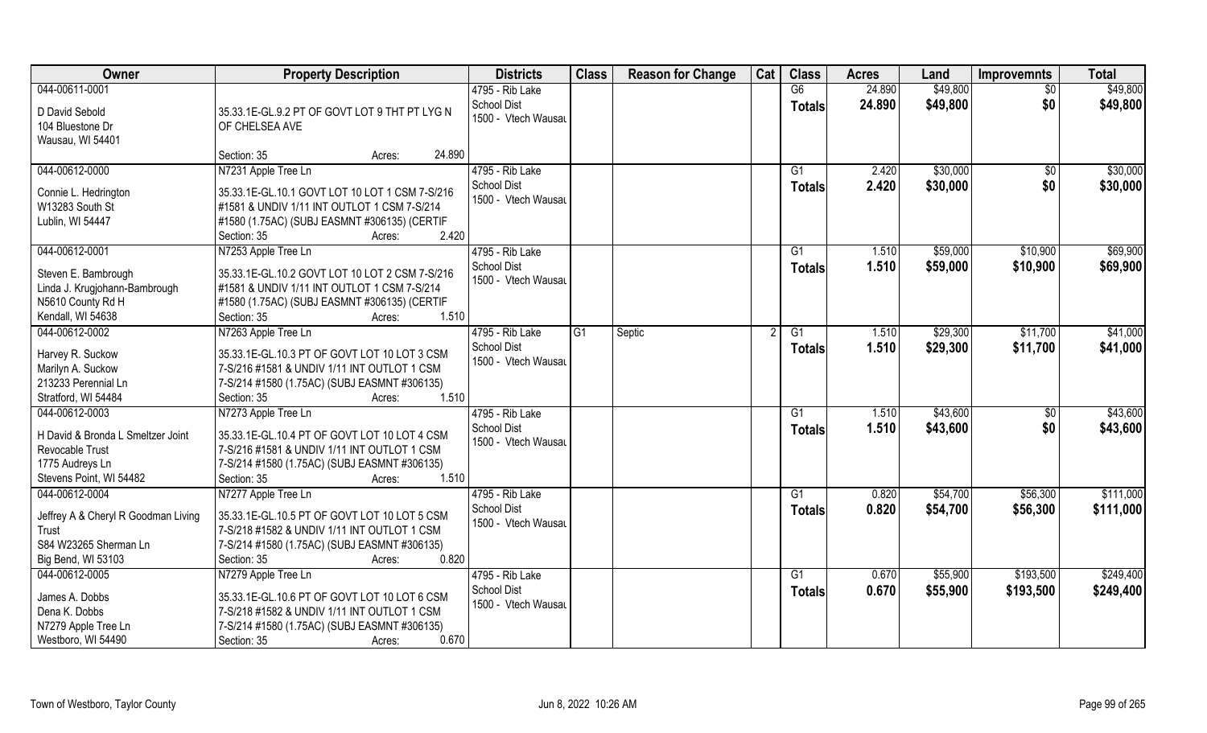| Owner | Property Description | Districts | Class | Reason for Change | Cat | Class | Acres | Land | Improvemnts | Total |
|---|---|---|---|---|---|---|---|---|---|---|
| 044-00611-0001<br>D David Sebold<br>104 Bluestone Dr<br>Wausau, WI 54401 | 35.33.1E-GL.9.2 PT OF GOVT LOT 9 THT PT LYG N OF CHELSEA AVE<br>Section: 35 Acres: 24.890 | 4795 - Rib Lake School Dist<br>1500 - Vtech Wausau | | | | G6<br>**Totals** | 24.890<br>**24.890** | $49,800<br>**$49,800** | $0<br>**$0** | $49,800<br>**$49,800** |
| 044-00612-0000<br>Connie L. Hedrington<br>W13283 South St<br>Lublin, WI 54447 | N7231 Apple Tree Ln<br>35.33.1E-GL.10.1 GOVT LOT 10 LOT 1 CSM 7-S/216 #1581 & UNDIV 1/11 INT OUTLOT 1 CSM 7-S/214 #1580 (1.75AC) (SUBJ EASMNT #306135) (CERTIF<br>Section: 35 Acres: 2.420 | 4795 - Rib Lake School Dist<br>1500 - Vtech Wausau | | | | G1<br>**Totals** | 2.420<br>**2.420** | $30,000<br>**$30,000** | $0<br>**$0** | $30,000<br>**$30,000** |
| 044-00612-0001<br>Steven E. Bambrough<br>Linda J. Krugjohann-Bambrough<br>N5610 County Rd H<br>Kendall, WI 54638 | N7253 Apple Tree Ln<br>35.33.1E-GL.10.2 GOVT LOT 10 LOT 2 CSM 7-S/216 #1581 & UNDIV 1/11 INT OUTLOT 1 CSM 7-S/214 #1580 (1.75AC) (SUBJ EASMNT #306135) (CERTIF<br>Section: 35 Acres: 1.510 | 4795 - Rib Lake School Dist<br>1500 - Vtech Wausau | | | | G1<br>**Totals** | 1.510<br>**1.510** | $59,000<br>**$59,000** | $10,900<br>**$10,900** | $69,900<br>**$69,900** |
| 044-00612-0002<br>Harvey R. Suckow<br>Marilyn A. Suckow<br>213233 Perennial Ln<br>Stratford, WI 54484 | N7263 Apple Tree Ln<br>35.33.1E-GL.10.3 PT OF GOVT LOT 10 LOT 3 CSM 7-S/216 #1581 & UNDIV 1/11 INT OUTLOT 1 CSM 7-S/214 #1580 (1.75AC) (SUBJ EASMNT #306135)<br>Section: 35 Acres: 1.510 | 4795 - Rib Lake School Dist<br>1500 - Vtech Wausau | G1 | Septic | 2 | G1<br>**Totals** | 1.510<br>**1.510** | $29,300<br>**$29,300** | $11,700<br>**$11,700** | $41,000<br>**$41,000** |
| 044-00612-0003<br>H David & Bronda L Smeltzer Joint Revocable Trust<br>1775 Audreys Ln<br>Stevens Point, WI 54482 | N7273 Apple Tree Ln<br>35.33.1E-GL.10.4 PT OF GOVT LOT 10 LOT 4 CSM 7-S/216 #1581 & UNDIV 1/11 INT OUTLOT 1 CSM 7-S/214 #1580 (1.75AC) (SUBJ EASMNT #306135)<br>Section: 35 Acres: 1.510 | 4795 - Rib Lake School Dist<br>1500 - Vtech Wausau | | | | G1<br>**Totals** | 1.510<br>**1.510** | $43,600<br>**$43,600** | $0<br>**$0** | $43,600<br>**$43,600** |
| 044-00612-0004<br>Jeffrey A & Cheryl R Goodman Living Trust<br>S84 W23265 Sherman Ln<br>Big Bend, WI 53103 | N7277 Apple Tree Ln<br>35.33.1E-GL.10.5 PT OF GOVT LOT 10 LOT 5 CSM 7-S/218 #1582 & UNDIV 1/11 INT OUTLOT 1 CSM 7-S/214 #1580 (1.75AC) (SUBJ EASMNT #306135)<br>Section: 35 Acres: 0.820 | 4795 - Rib Lake School Dist<br>1500 - Vtech Wausau | | | | G1<br>**Totals** | 0.820<br>**0.820** | $54,700<br>**$54,700** | $56,300<br>**$56,300** | $111,000<br>**$111,000** |
| 044-00612-0005<br>James A. Dobbs<br>Dena K. Dobbs<br>N7279 Apple Tree Ln<br>Westboro, WI 54490 | N7279 Apple Tree Ln<br>35.33.1E-GL.10.6 PT OF GOVT LOT 10 LOT 6 CSM 7-S/218 #1582 & UNDIV 1/11 INT OUTLOT 1 CSM 7-S/214 #1580 (1.75AC) (SUBJ EASMNT #306135)<br>Section: 35 Acres: 0.670 | 4795 - Rib Lake School Dist<br>1500 - Vtech Wausau | | | | G1<br>**Totals** | 0.670<br>**0.670** | $55,900<br>**$55,900** | $193,500<br>**$193,500** | $249,400<br>**$249,400** |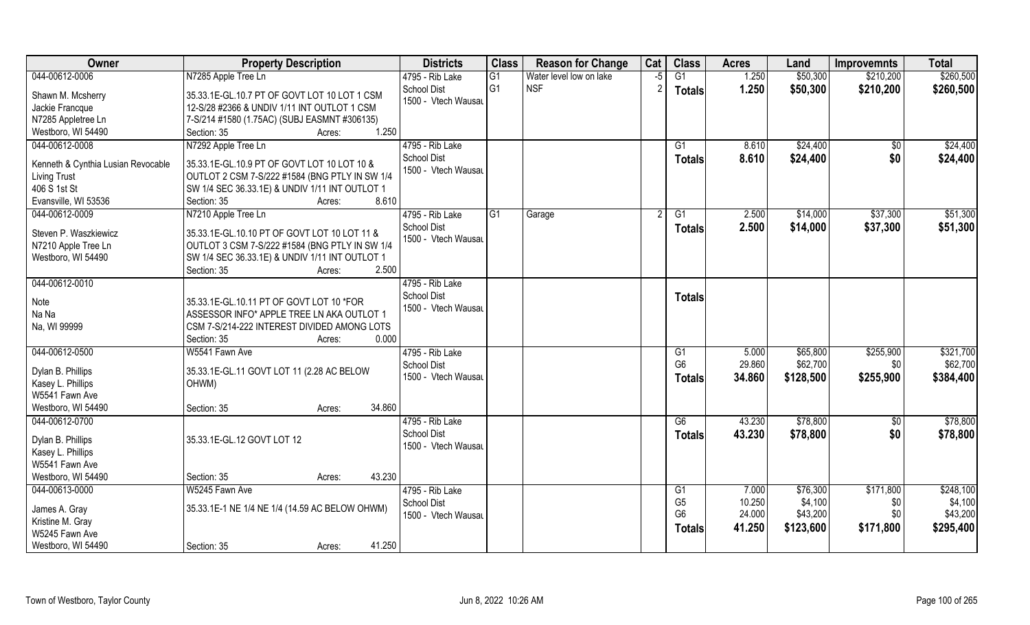| Owner | Property Description | Districts | Class | Reason for Change | Cat | Class | Acres | Land | Improvemnts | Total |
|---|---|---|---|---|---|---|---|---|---|---|
| 044-00612-0006 | N7285 Apple Tree Ln | 4795 - Rib Lake | G1 | Water level low on lake | -5 | G1 | 1.250 | $50,300 | $210,200 | $260,500 |
| Shawn M. Mcsherry | 35.33.1E-GL.10.7 PT OF GOVT LOT 10 LOT 1 CSM | School Dist | G1 | NSF | 2 | **Totals** | **1.250** | **$50,300** | **$210,200** | **$260,500** |
| Jackie Francque | 12-S/28 #2366 & UNDIV 1/11 INT OUTLOT 1 CSM | 1500 - Vtech Wausau | | | | | | | | |
| N7285 Appletree Ln | 7-S/214 #1580 (1.75AC) (SUBJ EASMNT #306135) | | | | | | | | | |
| Westboro, WI 54490 | Section: 35 Acres: 1.250 | | | | | | | | | |
| 044-00612-0008 | N7292 Apple Tree Ln | 4795 - Rib Lake | | | | G1 | 8.610 | $24,400 | $0 | $24,400 |
| Kenneth & Cynthia Lusian Revocable | 35.33.1E-GL.10.9 PT OF GOVT LOT 10 LOT 10 & | School Dist | | | | **Totals** | **8.610** | **$24,400** | **$0** | **$24,400** |
| Living Trust | OUTLOT 2 CSM 7-S/222 #1584 (BNG PTLY IN SW 1/4 | 1500 - Vtech Wausau | | | | | | | | |
| 406 S 1st St | SW 1/4 SEC 36.33.1E) & UNDIV 1/11 INT OUTLOT 1 | | | | | | | | | |
| Evansville, WI 53536 | Section: 35 Acres: 8.610 | | | | | | | | | |
| 044-00612-0009 | N7210 Apple Tree Ln | 4795 - Rib Lake | G1 | Garage | 2 | G1 | 2.500 | $14,000 | $37,300 | $51,300 |
| Steven P. Waszkiewicz | 35.33.1E-GL.10.10 PT OF GOVT LOT 10 LOT 11 & | School Dist | | | | **Totals** | **2.500** | **$14,000** | **$37,300** | **$51,300** |
| N7210 Apple Tree Ln | OUTLOT 3 CSM 7-S/222 #1584 (BNG PTLY IN SW 1/4 | 1500 - Vtech Wausau | | | | | | | | |
| Westboro, WI 54490 | SW 1/4 SEC 36.33.1E) & UNDIV 1/11 INT OUTLOT 1 | | | | | | | | | |
| | Section: 35 Acres: 2.500 | | | | | | | | | |
| 044-00612-0010 | | 4795 - Rib Lake | | | | | | | | |
| Note | 35.33.1E-GL.10.11 PT OF GOVT LOT 10 *FOR | School Dist | | | | **Totals** | | | | |
| Na Na | ASSESSOR INFO* APPLE TREE LN AKA OUTLOT 1 | 1500 - Vtech Wausau | | | | | | | | |
| Na, WI 99999 | CSM 7-S/214-222 INTEREST DIVIDED AMONG LOTS | | | | | | | | | |
| | Section: 35 Acres: 0.000 | | | | | | | | | |
| 044-00612-0500 | W5541 Fawn Ave | 4795 - Rib Lake | | | | G1 | 5.000 | $65,800 | $255,900 | $321,700 |
| Dylan B. Phillips | 35.33.1E-GL.11 GOVT LOT 11 (2.28 AC BELOW | School Dist | | | | G6 | 29.860 | $62,700 | $0 | $62,700 |
| Kasey L. Phillips | OHWM) | 1500 - Vtech Wausau | | | | **Totals** | **34.860** | **$128,500** | **$255,900** | **$384,400** |
| W5541 Fawn Ave | | | | | | | | | | |
| Westboro, WI 54490 | Section: 35 Acres: 34.860 | | | | | | | | | |
| 044-00612-0700 | | 4795 - Rib Lake | | | | G6 | 43.230 | $78,800 | $0 | $78,800 |
| Dylan B. Phillips | 35.33.1E-GL.12 GOVT LOT 12 | School Dist | | | | **Totals** | **43.230** | **$78,800** | **$0** | **$78,800** |
| Kasey L. Phillips | | 1500 - Vtech Wausau | | | | | | | | |
| W5541 Fawn Ave | | | | | | | | | | |
| Westboro, WI 54490 | Section: 35 Acres: 43.230 | | | | | | | | | |
| 044-00613-0000 | W5245 Fawn Ave | 4795 - Rib Lake | | | | G1 | 7.000 | $76,300 | $171,800 | $248,100 |
| James A. Gray | 35.33.1E-1 NE 1/4 NE 1/4 (14.59 AC BELOW OHWM) | School Dist | | | | G5 | 10.250 | $4,100 | $0 | $4,100 |
| Kristine M. Gray | | 1500 - Vtech Wausau | | | | G6 | 24.000 | $43,200 | $0 | $43,200 |
| W5245 Fawn Ave | | | | | | **Totals** | **41.250** | **$123,600** | **$171,800** | **$295,400** |
| Westboro, WI 54490 | Section: 35 Acres: 41.250 | | | | | | | | | |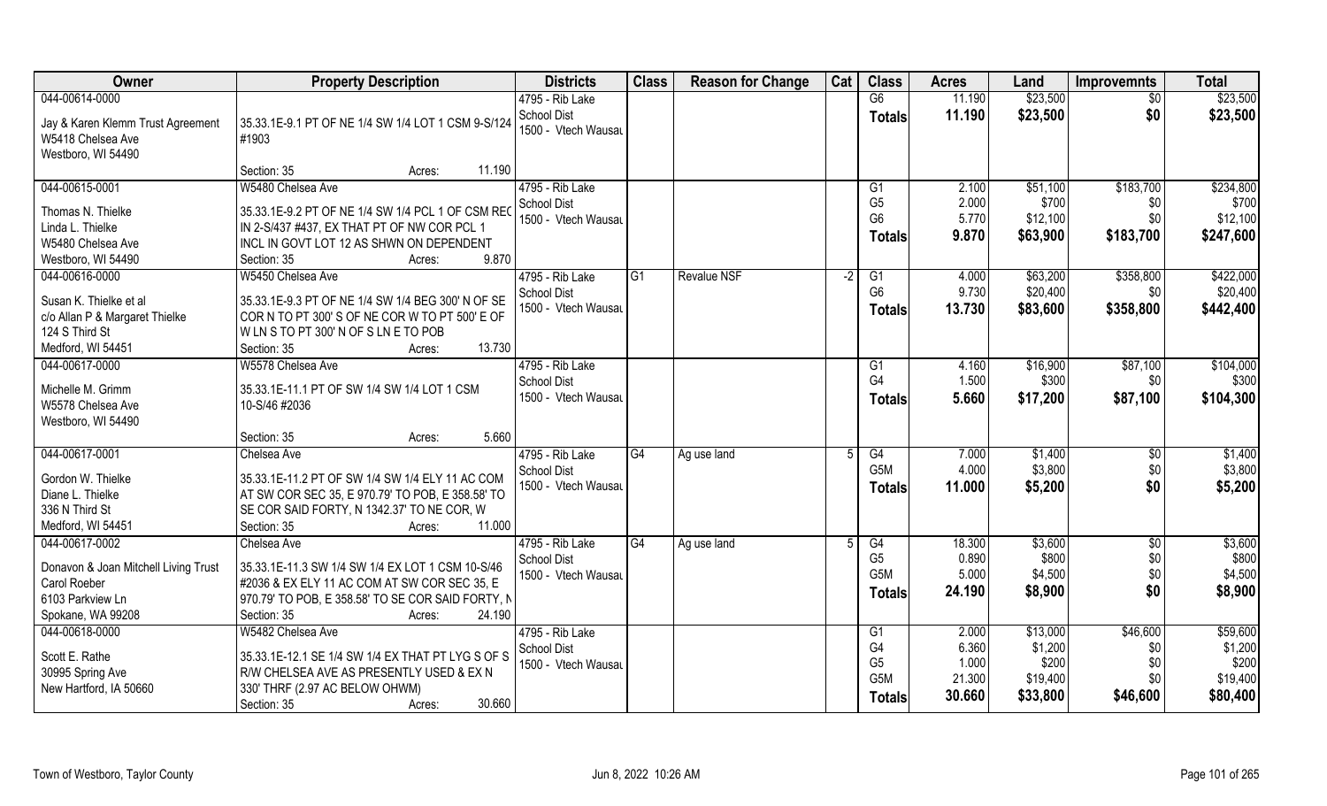| Owner | Property Description | Districts | Class | Reason for Change | Cat | Class | Acres | Land | Improvemnts | Total |
|---|---|---|---|---|---|---|---|---|---|---|
| 044-00614-0000<br>Jay & Karen Klemm Trust Agreement<br>W5418 Chelsea Ave<br>Westboro, WI 54490 | 35.33.1E-9.1 PT OF NE 1/4 SW 1/4 LOT 1 CSM 9-S/124 #1903<br>Section: 35 Acres: 11.190 | 4795 - Rib Lake<br>School Dist<br>1500 - Vtech Wausau | | | | G6<br>**Totals** | 11.190<br>**11.190** | $23,500<br>**$23,500** | $0<br>**$0** | $23,500<br>**$23,500** |
| 044-00615-0001<br>Thomas N. Thielke<br>Linda L. Thielke<br>W5480 Chelsea Ave<br>Westboro, WI 54490 | W5480 Chelsea Ave<br>35.33.1E-9.2 PT OF NE 1/4 SW 1/4 PCL 1 OF CSM REC IN 2-S/437 #437, EX THAT PT OF NW COR PCL 1 INCL IN GOVT LOT 12 AS SHWN ON DEPENDENT<br>Section: 35 Acres: 9.870 | 4795 - Rib Lake<br>School Dist<br>1500 - Vtech Wausau | | | | G1<br>G5<br>G6<br>**Totals** | 2.100<br>2.000<br>5.770<br>**9.870** | $51,100<br>$700<br>$12,100<br>**$63,900** | $183,700<br>$0<br>$0<br>**$183,700** | $234,800<br>$700<br>$12,100<br>**$247,600** |
| 044-00616-0000<br>Susan K. Thielke et al<br>c/o Allan P & Margaret Thielke<br>124 S Third St<br>Medford, WI 54451 | W5450 Chelsea Ave<br>35.33.1E-9.3 PT OF NE 1/4 SW 1/4 BEG 300' N OF SE COR N TO PT 300' S OF NE COR W TO PT 500' E OF W LN S TO PT 300' N OF S LN E TO POB<br>Section: 35 Acres: 13.730 | 4795 - Rib Lake<br>School Dist<br>1500 - Vtech Wausau | G1 | Revalue NSF | -2 | G1<br>G6<br>**Totals** | 4.000<br>9.730<br>**13.730** | $63,200<br>$20,400<br>**$83,600** | $358,800<br>$0<br>**$358,800** | $422,000<br>$20,400<br>**$442,400** |
| 044-00617-0000<br>Michelle M. Grimm<br>W5578 Chelsea Ave<br>Westboro, WI 54490 | W5578 Chelsea Ave<br>35.33.1E-11.1 PT OF SW 1/4 SW 1/4 LOT 1 CSM 10-S/46 #2036<br>Section: 35 Acres: 5.660 | 4795 - Rib Lake<br>School Dist<br>1500 - Vtech Wausau | | | | G1<br>G4<br>**Totals** | 4.160<br>1.500<br>**5.660** | $16,900<br>$300<br>**$17,200** | $87,100<br>$0<br>**$87,100** | $104,000<br>$300<br>**$104,300** |
| 044-00617-0001<br>Gordon W. Thielke<br>Diane L. Thielke<br>336 N Third St<br>Medford, WI 54451 | Chelsea Ave<br>35.33.1E-11.2 PT OF SW 1/4 SW 1/4 ELY 11 AC COM AT SW COR SEC 35, E 970.79' TO POB, E 358.58' TO SE COR SAID FORTY, N 1342.37' TO NE COR, W<br>Section: 35 Acres: 11.000 | 4795 - Rib Lake<br>School Dist<br>1500 - Vtech Wausau | G4 | Ag use land | 5 | G4<br>G5M<br>**Totals** | 7.000<br>4.000<br>**11.000** | $1,400<br>$3,800<br>**$5,200** | $0<br>$0<br>**$0** | $1,400<br>$3,800<br>**$5,200** |
| 044-00617-0002<br>Donavon & Joan Mitchell Living Trust<br>Carol Roeber<br>6103 Parkview Ln<br>Spokane, WA 99208 | Chelsea Ave<br>35.33.1E-11.3 SW 1/4 SW 1/4 EX LOT 1 CSM 10-S/46 #2036 & EX ELY 11 AC COM AT SW COR SEC 35, E 970.79' TO POB, E 358.58' TO SE COR SAID FORTY, N<br>Section: 35 Acres: 24.190 | 4795 - Rib Lake<br>School Dist<br>1500 - Vtech Wausau | G4 | Ag use land | 5 | G4<br>G5<br>G5M<br>**Totals** | 18.300<br>0.890<br>5.000<br>**24.190** | $3,600<br>$800<br>$4,500<br>**$8,900** | $0<br>$0<br>$0<br>**$0** | $3,600<br>$800<br>$4,500<br>**$8,900** |
| 044-00618-0000<br>Scott E. Rathe<br>30995 Spring Ave<br>New Hartford, IA 50660 | W5482 Chelsea Ave<br>35.33.1E-12.1 SE 1/4 SW 1/4 EX THAT PT LYG S OF S R/W CHELSEA AVE AS PRESENTLY USED & EX N 330' THRF (2.97 AC BELOW OHWM)<br>Section: 35 Acres: 30.660 | 4795 - Rib Lake<br>School Dist<br>1500 - Vtech Wausau | | | | G1<br>G4<br>G5<br>G5M<br>**Totals** | 2.000<br>6.360<br>1.000<br>21.300<br>**30.660** | $13,000<br>$1,200<br>$200<br>$19,400<br>**$33,800** | $46,600<br>$0<br>$0<br>$0<br>**$46,600** | $59,600<br>$1,200<br>$200<br>$19,400<br>**$80,400** |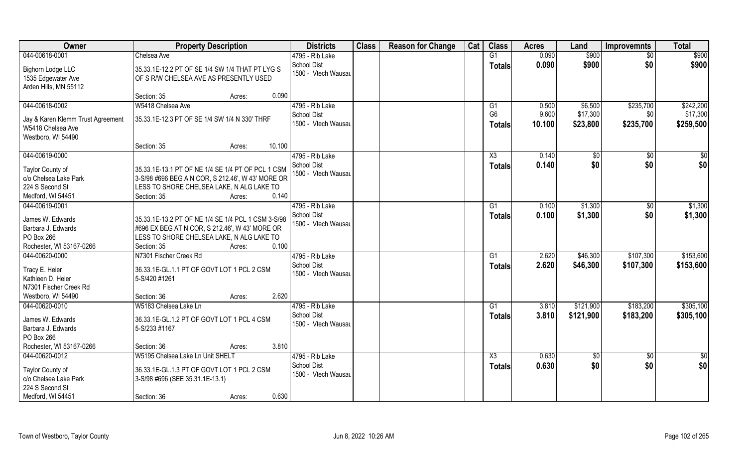| Owner | Property Description | Districts | Class | Reason for Change | Cat | Class | Acres | Land | Improvemnts | Total |
|---|---|---|---|---|---|---|---|---|---|---|
| 044-00618-0001<br>Bighorn Lodge LLC<br>1535 Edgewater Ave<br>Arden Hills, MN 55112 | Chelsea Ave<br>35.33.1E-12.2 PT OF SE 1/4 SW 1/4 THAT PT LYG S OF S R/W CHELSEA AVE AS PRESENTLY USED<br>Section: 35 Acres: 0.090 | 4795 - Rib Lake<br>School Dist<br>1500 - Vtech Wausau | | | | G1<br>**Totals** | 0.090<br>**0.090** | $900<br>**$900** | $0<br>**$0** | $900<br>**$900** |
| 044-00618-0002<br>Jay & Karen Klemm Trust Agreement<br>W5418 Chelsea Ave<br>Westboro, WI 54490 | W5418 Chelsea Ave<br>35.33.1E-12.3 PT OF SE 1/4 SW 1/4 N 330' THRF<br>Section: 35 Acres: 10.100 | 4795 - Rib Lake<br>School Dist<br>1500 - Vtech Wausau | | | | G1<br>G6<br>**Totals** | 0.500<br>9.600<br>**10.100** | $6,500<br>$17,300<br>**$23,800** | $235,700<br>$0<br>**$235,700** | $242,200<br>$17,300<br>**$259,500** |
| 044-00619-0000<br>Taylor County of<br>c/o Chelsea Lake Park<br>224 S Second St<br>Medford, WI 54451 | 35.33.1E-13.1 PT OF NE 1/4 SE 1/4 PT OF PCL 1 CSM 3-S/98 #696 BEG A N COR, S 212.46', W 43' MORE OR LESS TO SHORE CHELSEA LAKE, N ALG LAKE TO<br>Section: 35 Acres: 0.140 | 4795 - Rib Lake<br>School Dist<br>1500 - Vtech Wausau | | | | X3<br>**Totals** | 0.140<br>**0.140** | $0<br>**$0** | $0<br>**$0** | $0<br>**$0** |
| 044-00619-0001<br>James W. Edwards<br>Barbara J. Edwards<br>PO Box 266<br>Rochester, WI 53167-0266 | 35.33.1E-13.2 PT OF NE 1/4 SE 1/4 PCL 1 CSM 3-S/98 #696 EX BEG AT N COR, S 212.46', W 43' MORE OR LESS TO SHORE CHELSEA LAKE, N ALG LAKE TO<br>Section: 35 Acres: 0.100 | 4795 - Rib Lake<br>School Dist<br>1500 - Vtech Wausau | | | | G1<br>**Totals** | 0.100<br>**0.100** | $1,300<br>**$1,300** | $0<br>**$0** | $1,300<br>**$1,300** |
| 044-00620-0000<br>Tracy E. Heier<br>Kathleen D. Heier<br>N7301 Fischer Creek Rd<br>Westboro, WI 54490 | N7301 Fischer Creek Rd<br>36.33.1E-GL.1.1 PT OF GOVT LOT 1 PCL 2 CSM 5-S/420 #1261<br>Section: 36 Acres: 2.620 | 4795 - Rib Lake<br>School Dist<br>1500 - Vtech Wausau | | | | G1<br>**Totals** | 2.620<br>**2.620** | $46,300<br>**$46,300** | $107,300<br>**$107,300** | $153,600<br>**$153,600** |
| 044-00620-0010<br>James W. Edwards<br>Barbara J. Edwards<br>PO Box 266<br>Rochester, WI 53167-0266 | W5183 Chelsea Lake Ln<br>36.33.1E-GL.1.2 PT OF GOVT LOT 1 PCL 4 CSM 5-S/233 #1167<br>Section: 36 Acres: 3.810 | 4795 - Rib Lake<br>School Dist<br>1500 - Vtech Wausau | | | | G1<br>**Totals** | 3.810<br>**3.810** | $121,900<br>**$121,900** | $183,200<br>**$183,200** | $305,100<br>**$305,100** |
| 044-00620-0012<br>Taylor County of<br>c/o Chelsea Lake Park<br>224 S Second St<br>Medford, WI 54451 | W5195 Chelsea Lake Ln Unit SHELT<br>36.33.1E-GL.1.3 PT OF GOVT LOT 1 PCL 2 CSM 3-S/98 #696 (SEE 35.31.1E-13.1)<br>Section: 36 Acres: 0.630 | 4795 - Rib Lake<br>School Dist<br>1500 - Vtech Wausau | | | | X3<br>**Totals** | 0.630<br>**0.630** | $0<br>**$0** | $0<br>**$0** | $0<br>**$0** |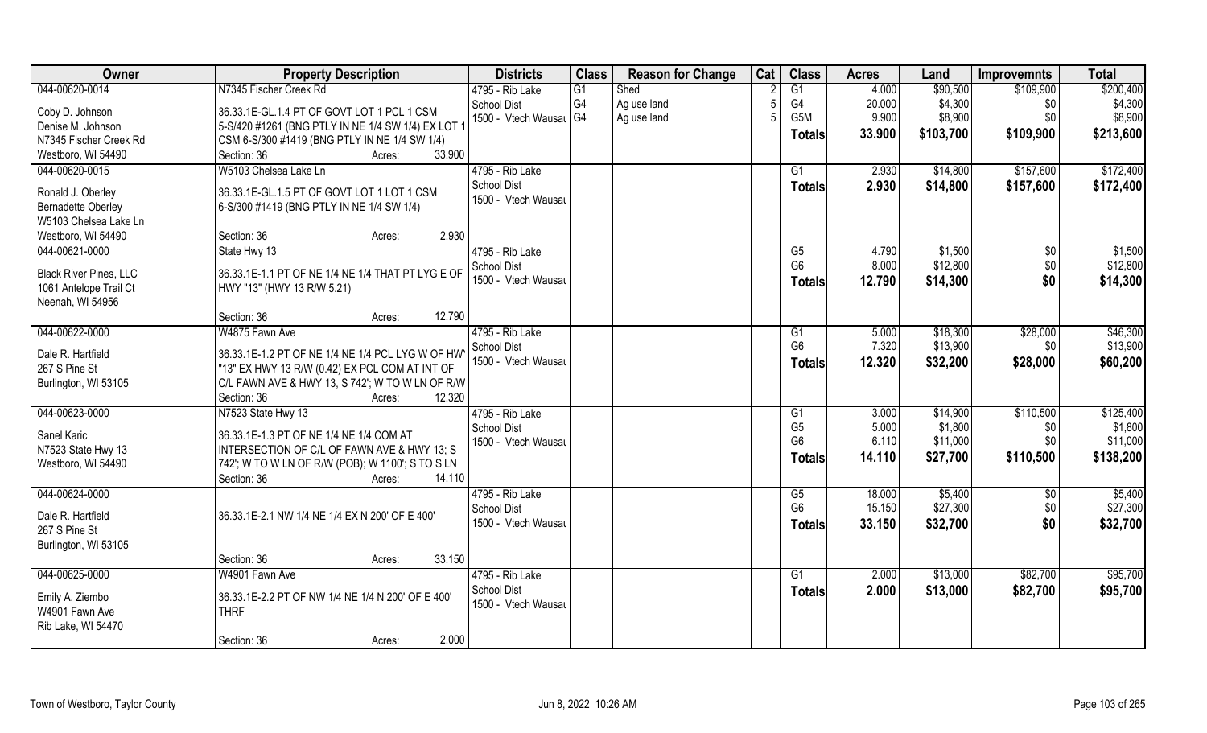| Owner | Property Description | Districts | Class | Reason for Change | Cat | Class | Acres | Land | Improvemnts | Total |
|---|---|---|---|---|---|---|---|---|---|---|
| 044-00620-0014 | N7345 Fischer Creek Rd | 4795 - Rib Lake | G1 | Shed | 2 | G1 | 4.000 | $90,500 | $109,900 | $200,400 |
| Coby D. Johnson | 36.33.1E-GL.1.4 PT OF GOVT LOT 1 PCL 1 CSM | School Dist | G4 | Ag use land | 5 | G4 | 20.000 | $4,300 | $0 | $4,300 |
| Denise M. Johnson | 5-S/420 #1261 (BNG PTLY IN NE 1/4 SW 1/4) EX LOT 1 | 1500 - Vtech Wausau | G4 | Ag use land | 5 | G5M | 9.900 | $8,900 | $0 | $8,900 |
| N7345 Fischer Creek Rd | CSM 6-S/300 #1419 (BNG PTLY IN NE 1/4 SW 1/4) | | | | | **Totals** | **33.900** | **$103,700** | **$109,900** | **$213,600** |
| Westboro, WI 54490 | Section: 36 Acres: 33.900 | | | | | | | | | |
| 044-00620-0015 | W5103 Chelsea Lake Ln | 4795 - Rib Lake | | | | G1 | 2.930 | $14,800 | $157,600 | $172,400 |
| Ronald J. Oberley | 36.33.1E-GL.1.5 PT OF GOVT LOT 1 LOT 1 CSM | School Dist | | | | **Totals** | **2.930** | **$14,800** | **$157,600** | **$172,400** |
| Bernadette Oberley | 6-S/300 #1419 (BNG PTLY IN NE 1/4 SW 1/4) | 1500 - Vtech Wausau | | | | | | | | |
| W5103 Chelsea Lake Ln | | | | | | | | | | |
| Westboro, WI 54490 | Section: 36 Acres: 2.930 | | | | | | | | | |
| 044-00621-0000 | State Hwy 13 | 4795 - Rib Lake | | | | G5 | 4.790 | $1,500 | $0 | $1,500 |
| Black River Pines, LLC | 36.33.1E-1.1 PT OF NE 1/4 NE 1/4 THAT PT LYG E OF | School Dist | | | | G6 | 8.000 | $12,800 | $0 | $12,800 |
| 1061 Antelope Trail Ct | HWY "13" (HWY 13 R/W 5.21) | 1500 - Vtech Wausau | | | | **Totals** | **12.790** | **$14,300** | **$0** | **$14,300** |
| Neenah, WI 54956 | | | | | | | | | | |
| | Section: 36 Acres: 12.790 | | | | | | | | | |
| 044-00622-0000 | W4875 Fawn Ave | 4795 - Rib Lake | | | | G1 | 5.000 | $18,300 | $28,000 | $46,300 |
| Dale R. Hartfield | 36.33.1E-1.2 PT OF NE 1/4 NE 1/4 PCL LYG W OF HWY | School Dist | | | | G6 | 7.320 | $13,900 | $0 | $13,900 |
| 267 S Pine St | "13" EX HWY 13 R/W (0.42) EX PCL COM AT INT OF | 1500 - Vtech Wausau | | | | **Totals** | **12.320** | **$32,200** | **$28,000** | **$60,200** |
| Burlington, WI 53105 | C/L FAWN AVE & HWY 13, S 742'; W TO W LN OF R/W | | | | | | | | | |
| | Section: 36 Acres: 12.320 | | | | | | | | | |
| 044-00623-0000 | N7523 State Hwy 13 | 4795 - Rib Lake | | | | G1 | 3.000 | $14,900 | $110,500 | $125,400 |
| Sanel Karic | 36.33.1E-1.3 PT OF NE 1/4 NE 1/4 COM AT | School Dist | | | | G5 | 5.000 | $1,800 | $0 | $1,800 |
| N7523 State Hwy 13 | INTERSECTION OF C/L OF FAWN AVE & HWY 13; S | 1500 - Vtech Wausau | | | | G6 | 6.110 | $11,000 | $0 | $11,000 |
| Westboro, WI 54490 | 742'; W TO W LN OF R/W (POB); W 1100'; S TO S LN | | | | | **Totals** | **14.110** | **$27,700** | **$110,500** | **$138,200** |
| | Section: 36 Acres: 14.110 | | | | | | | | | |
| 044-00624-0000 | | 4795 - Rib Lake | | | | G5 | 18.000 | $5,400 | $0 | $5,400 |
| Dale R. Hartfield | 36.33.1E-2.1 NW 1/4 NE 1/4 EX N 200' OF E 400' | School Dist | | | | G6 | 15.150 | $27,300 | $0 | $27,300 |
| 267 S Pine St | | 1500 - Vtech Wausau | | | | **Totals** | **33.150** | **$32,700** | **$0** | **$32,700** |
| Burlington, WI 53105 | | | | | | | | | | |
| | Section: 36 Acres: 33.150 | | | | | | | | | |
| 044-00625-0000 | W4901 Fawn Ave | 4795 - Rib Lake | | | | G1 | 2.000 | $13,000 | $82,700 | $95,700 |
| Emily A. Ziembo | 36.33.1E-2.2 PT OF NW 1/4 NE 1/4 N 200' OF E 400' | School Dist | | | | **Totals** | **2.000** | **$13,000** | **$82,700** | **$95,700** |
| W4901 Fawn Ave | THRF | 1500 - Vtech Wausau | | | | | | | | |
| Rib Lake, WI 54470 | | | | | | | | | | |
| | Section: 36 Acres: 2.000 | | | | | | | | | |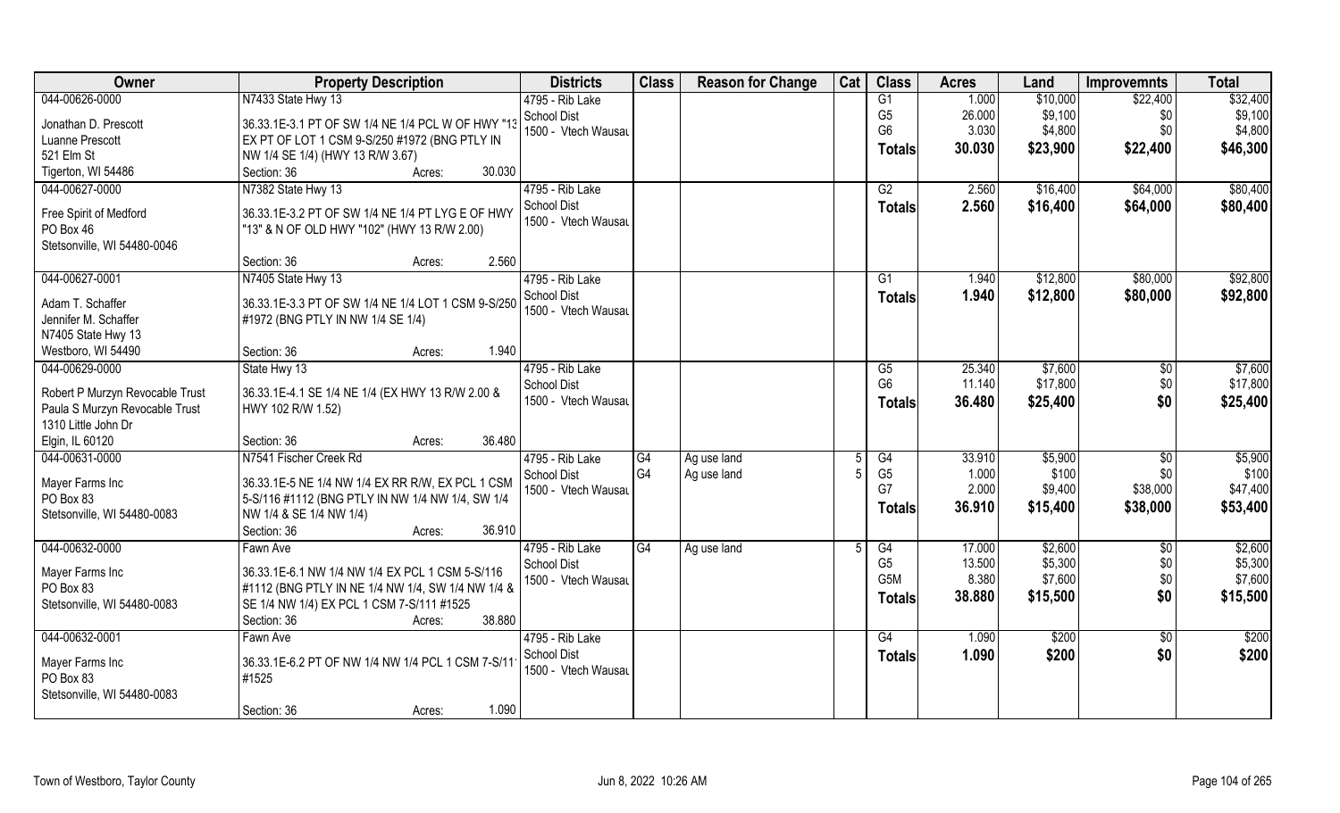| Owner | Property Description | Districts | Class | Reason for Change | Cat | Class | Acres | Land | Improvemnts | Total |
|---|---|---|---|---|---|---|---|---|---|---|
| 044-00626-0000<br>Jonathan D. Prescott<br>Luanne Prescott<br>521 Elm St<br>Tigerton, WI 54486 | N7433 State Hwy 13<br>36.33.1E-3.1 PT OF SW 1/4 NE 1/4 PCL W OF HWY "13 EX PT OF LOT 1 CSM 9-S/250 #1972 (BNG PTLY IN NW 1/4 SE 1/4) (HWY 13 R/W 3.67)<br>Section: 36 Acres: 30.030 | 4795 - Rib Lake School Dist<br>1500 - Vtech Wausau | | | | G1<br>G5<br>G6<br>**Totals** | 1.000<br>26.000<br>3.030<br>**30.030** | $10,000<br>$9,100<br>$4,800<br>**$23,900** | $22,400<br>$0<br>$0<br>**$22,400** | $32,400<br>$9,100<br>$4,800<br>**$46,300** |
| 044-00627-0000<br>Free Spirit of Medford<br>PO Box 46<br>Stetsonville, WI 54480-0046 | N7382 State Hwy 13<br>36.33.1E-3.2 PT OF SW 1/4 NE 1/4 PT LYG E OF HWY "13" & N OF OLD HWY "102" (HWY 13 R/W 2.00)<br>Section: 36 Acres: 2.560 | 4795 - Rib Lake School Dist<br>1500 - Vtech Wausau | | | | G2<br>**Totals** | 2.560<br>**2.560** | $16,400<br>**$16,400** | $64,000<br>**$64,000** | $80,400<br>**$80,400** |
| 044-00627-0001<br>Adam T. Schaffer<br>Jennifer M. Schaffer<br>N7405 State Hwy 13<br>Westboro, WI 54490 | N7405 State Hwy 13<br>36.33.1E-3.3 PT OF SW 1/4 NE 1/4 LOT 1 CSM 9-S/250 #1972 (BNG PTLY IN NW 1/4 SE 1/4)<br>Section: 36 Acres: 1.940 | 4795 - Rib Lake School Dist<br>1500 - Vtech Wausau | | | | G1<br>**Totals** | 1.940<br>**1.940** | $12,800<br>**$12,800** | $80,000<br>**$80,000** | $92,800<br>**$92,800** |
| 044-00629-0000<br>Robert P Murzyn Revocable Trust<br>Paula S Murzyn Revocable Trust<br>1310 Little John Dr<br>Elgin, IL 60120 | State Hwy 13<br>36.33.1E-4.1 SE 1/4 NE 1/4 (EX HWY 13 R/W 2.00 & HWY 102 R/W 1.52)<br>Section: 36 Acres: 36.480 | 4795 - Rib Lake School Dist<br>1500 - Vtech Wausau | | | | G5<br>G6<br>**Totals** | 25.340<br>11.140<br>**36.480** | $7,600<br>$17,800<br>**$25,400** | $0<br>$0<br>**$0** | $7,600<br>$17,800<br>**$25,400** |
| 044-00631-0000<br>Mayer Farms Inc<br>PO Box 83<br>Stetsonville, WI 54480-0083 | N7541 Fischer Creek Rd<br>36.33.1E-5 NE 1/4 NW 1/4 EX RR R/W, EX PCL 1 CSM 5-S/116 #1112 (BNG PTLY IN NW 1/4 NW 1/4, SW 1/4 NW 1/4 & SE 1/4 NW 1/4)<br>Section: 36 Acres: 36.910 | 4795 - Rib Lake School Dist<br>1500 - Vtech Wausau | G4<br>G4 | Ag use land<br>Ag use land | 5<br>5 | G4<br>G5<br>G7<br>**Totals** | 33.910<br>1.000<br>2.000<br>**36.910** | $5,900<br>$100<br>$9,400<br>**$15,400** | $0<br>$0<br>$38,000<br>**$38,000** | $5,900<br>$100<br>$47,400<br>**$53,400** |
| 044-00632-0000<br>Mayer Farms Inc<br>PO Box 83<br>Stetsonville, WI 54480-0083 | Fawn Ave<br>36.33.1E-6.1 NW 1/4 NW 1/4 EX PCL 1 CSM 5-S/116 #1112 (BNG PTLY IN NE 1/4 NW 1/4, SW 1/4 NW 1/4 & SE 1/4 NW 1/4) EX PCL 1 CSM 7-S/111 #1525<br>Section: 36 Acres: 38.880 | 4795 - Rib Lake School Dist<br>1500 - Vtech Wausau | G4 | Ag use land | 5 | G4<br>G5<br>G5M<br>**Totals** | 17.000<br>13.500<br>8.380<br>**38.880** | $2,600<br>$5,300<br>$7,600<br>**$15,500** | $0<br>$0<br>$0<br>**$0** | $2,600<br>$5,300<br>$7,600<br>**$15,500** |
| 044-00632-0001<br>Mayer Farms Inc<br>PO Box 83<br>Stetsonville, WI 54480-0083 | Fawn Ave<br>36.33.1E-6.2 PT OF NW 1/4 NW 1/4 PCL 1 CSM 7-S/111 #1525<br>Section: 36 Acres: 1.090 | 4795 - Rib Lake School Dist<br>1500 - Vtech Wausau | | | | G4<br>**Totals** | 1.090<br>**1.090** | $200<br>**$200** | $0<br>**$0** | $200<br>**$200** |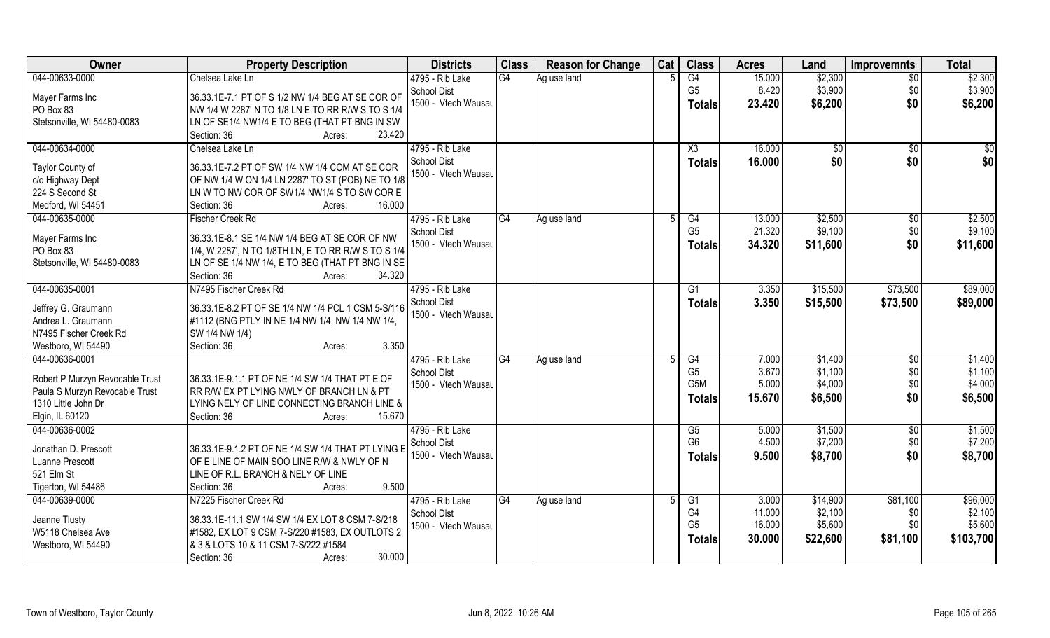| Owner | Property Description | Districts | Class | Reason for Change | Cat | Class | Acres | Land | Improvemnts | Total |
|---|---|---|---|---|---|---|---|---|---|---|
| 044-00633-0000<br>Mayer Farms Inc<br>PO Box 83<br>Stetsonville, WI 54480-0083 | Chelsea Lake Ln<br>36.33.1E-7.1 PT OF S 1/2 NW 1/4 BEG AT SE COR OF NW 1/4 W 2287' N TO 1/8 LN E TO RR R/W S TO S 1/4 LN OF SE1/4 NW1/4 E TO BEG (THAT PT BNG IN SW<br>Section: 36 Acres: 23.420 | 4795 - Rib Lake School Dist<br>1500 - Vtech Wausau | G4 | Ag use land | 5 | G4<br>G5<br>**Totals** | 15.000<br>8.420<br>**23.420** | $2,300<br>$3,900<br>**$6,200** | $0<br>$0<br>**$0** | $2,300<br>$3,900<br>**$6,200** |
| 044-00634-0000<br>Taylor County of<br>c/o Highway Dept<br>224 S Second St<br>Medford, WI 54451 | Chelsea Lake Ln<br>36.33.1E-7.2 PT OF SW 1/4 NW 1/4 COM AT SE COR OF NW 1/4 W ON 1/4 LN 2287' TO ST (POB) NE TO 1/8 LN W TO NW COR OF SW1/4 NW1/4 S TO SW COR E<br>Section: 36 Acres: 16.000 | 4795 - Rib Lake School Dist<br>1500 - Vtech Wausau | | | | X3<br>**Totals** | 16.000<br>**16.000** | $0<br>**$0** | $0<br>**$0** | $0<br>**$0** |
| 044-00635-0000<br>Mayer Farms Inc<br>PO Box 83<br>Stetsonville, WI 54480-0083 | Fischer Creek Rd<br>36.33.1E-8.1 SE 1/4 NW 1/4 BEG AT SE COR OF NW 1/4, W 2287', N TO 1/8TH LN, E TO RR R/W S TO S 1/4 LN OF SE 1/4 NW 1/4, E TO BEG (THAT PT BNG IN SE<br>Section: 36 Acres: 34.320 | 4795 - Rib Lake School Dist<br>1500 - Vtech Wausau | G4 | Ag use land | 5 | G4<br>G5<br>**Totals** | 13.000<br>21.320<br>**34.320** | $2,500<br>$9,100<br>**$11,600** | $0<br>$0<br>**$0** | $2,500<br>$9,100<br>**$11,600** |
| 044-00635-0001<br>Jeffrey G. Graumann<br>Andrea L. Graumann<br>N7495 Fischer Creek Rd<br>Westboro, WI 54490 | N7495 Fischer Creek Rd<br>36.33.1E-8.2 PT OF SE 1/4 NW 1/4 PCL 1 CSM 5-S/116 #1112 (BNG PTLY IN NE 1/4 NW 1/4, NW 1/4 NW 1/4, SW 1/4 NW 1/4)<br>Section: 36 Acres: 3.350 | 4795 - Rib Lake School Dist<br>1500 - Vtech Wausau | | | | G1<br>**Totals** | 3.350<br>**3.350** | $15,500<br>**$15,500** | $73,500<br>**$73,500** | $89,000<br>**$89,000** |
| 044-00636-0001<br>Robert P Murzyn Revocable Trust<br>Paula S Murzyn Revocable Trust<br>1310 Little John Dr<br>Elgin, IL 60120 | 36.33.1E-9.1.1 PT OF NE 1/4 SW 1/4 THAT PT E OF RR R/W EX PT LYING NWLY OF BRANCH LN & PT LYING NELY OF LINE CONNECTING BRANCH LINE &<br>Section: 36 Acres: 15.670 | 4795 - Rib Lake School Dist<br>1500 - Vtech Wausau | G4 | Ag use land | 5 | G4<br>G5<br>G5M<br>**Totals** | 7.000<br>3.670<br>5.000<br>**15.670** | $1,400<br>$1,100<br>$4,000<br>**$6,500** | $0<br>$0<br>$0<br>**$0** | $1,400<br>$1,100<br>$4,000<br>**$6,500** |
| 044-00636-0002<br>Jonathan D. Prescott<br>Luanne Prescott<br>521 Elm St<br>Tigerton, WI 54486 | 36.33.1E-9.1.2 PT OF NE 1/4 SW 1/4 THAT PT LYING E OF E LINE OF MAIN SOO LINE R/W & NWLY OF N LINE OF R.L. BRANCH & NELY OF LINE<br>Section: 36 Acres: 9.500 | 4795 - Rib Lake School Dist<br>1500 - Vtech Wausau | | | | G5<br>G6<br>**Totals** | 5.000<br>4.500<br>**9.500** | $1,500<br>$7,200<br>**$8,700** | $0<br>$0<br>**$0** | $1,500<br>$7,200<br>**$8,700** |
| 044-00639-0000<br>Jeanne Tlusty<br>W5118 Chelsea Ave<br>Westboro, WI 54490 | N7225 Fischer Creek Rd<br>36.33.1E-11.1 SW 1/4 SW 1/4 EX LOT 8 CSM 7-S/218 #1582, EX LOT 9 CSM 7-S/220 #1583, EX OUTLOTS 2 & 3 & LOTS 10 & 11 CSM 7-S/222 #1584<br>Section: 36 Acres: 30.000 | 4795 - Rib Lake School Dist<br>1500 - Vtech Wausau | G4 | Ag use land | 5 | G1<br>G4<br>G5<br>**Totals** | 3.000<br>11.000<br>16.000<br>**30.000** | $14,900<br>$2,100<br>$5,600<br>**$22,600** | $81,100<br>$0<br>$0<br>**$81,100** | $96,000<br>$2,100<br>$5,600<br>**$103,700** |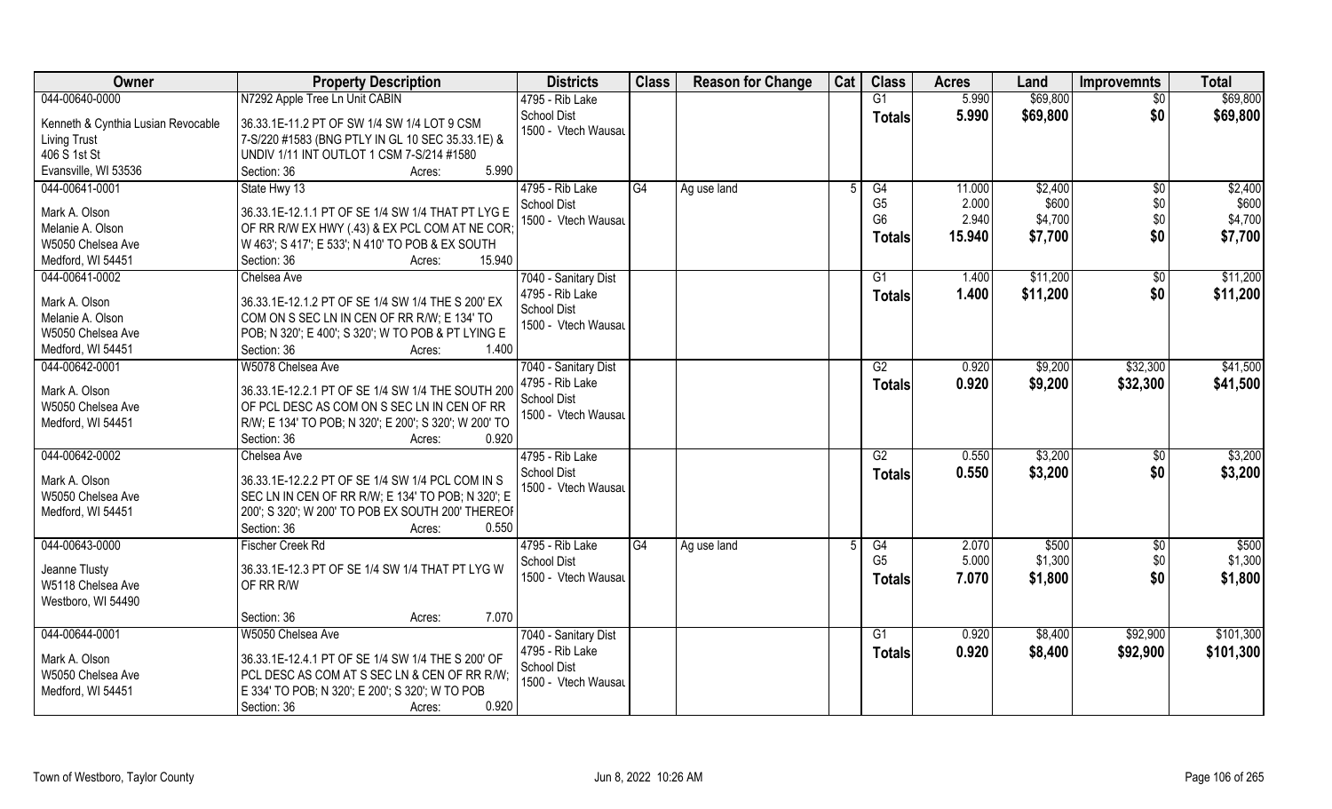| Owner | Property Description | Districts | Class | Reason for Change | Cat | Class | Acres | Land | Improvemnts | Total |
|---|---|---|---|---|---|---|---|---|---|---|
| 044-00640-0000<br><br>Kenneth & Cynthia Lusian Revocable Living Trust<br>406 S 1st St<br>Evansville, WI 53536 | N7292 Apple Tree Ln Unit CABIN<br><br>36.33.1E-11.2 PT OF SW 1/4 SW 1/4 LOT 9 CSM 7-S/220 #1583 (BNG PTLY IN GL 10 SEC 35.33.1E) & UNDIV 1/11 INT OUTLOT 1 CSM 7-S/214 #1580<br>Section: 36 Acres: 5.990 | 4795 - Rib Lake School Dist<br>1500 - Vtech Wausau | | | | G1<br>**Totals** | 5.990<br>**5.990** | $69,800<br>**$69,800** | $0<br>**$0** | $69,800<br>**$69,800** |
| 044-00641-0001<br><br>Mark A. Olson<br>Melanie A. Olson<br>W5050 Chelsea Ave<br>Medford, WI 54451 | State Hwy 13<br><br>36.33.1E-12.1.1 PT OF SE 1/4 SW 1/4 THAT PT LYG E OF RR R/W EX HWY (.43) & EX PCL COM AT NE COR; W 463'; S 417'; E 533'; N 410' TO POB & EX SOUTH<br>Section: 36 Acres: 15.940 | 4795 - Rib Lake School Dist<br>1500 - Vtech Wausau | G4 | Ag use land | 5 | G4<br>G5<br>G6<br>**Totals** | 11.000<br>2.000<br>2.940<br>**15.940** | $2,400<br>$600<br>$4,700<br>**$7,700** | $0<br>$0<br>$0<br>**$0** | $2,400<br>$600<br>$4,700<br>**$7,700** |
| 044-00641-0002<br><br>Mark A. Olson<br>Melanie A. Olson<br>W5050 Chelsea Ave<br>Medford, WI 54451 | Chelsea Ave<br><br>36.33.1E-12.1.2 PT OF SE 1/4 SW 1/4 THE S 200' EX COM ON S SEC LN IN CEN OF RR R/W; E 134' TO POB; N 320'; E 400'; S 320'; W TO POB & PT LYING E<br>Section: 36 Acres: 1.400 | 7040 - Sanitary Dist<br>4795 - Rib Lake School Dist<br>1500 - Vtech Wausau | | | | G1<br>**Totals** | 1.400<br>**1.400** | $11,200<br>**$11,200** | $0<br>**$0** | $11,200<br>**$11,200** |
| 044-00642-0001<br><br>Mark A. Olson<br>W5050 Chelsea Ave<br>Medford, WI 54451 | W5078 Chelsea Ave<br><br>36.33.1E-12.2.1 PT OF SE 1/4 SW 1/4 THE SOUTH 200 OF PCL DESC AS COM ON S SEC LN IN CEN OF RR R/W; E 134' TO POB; N 320'; E 200'; S 320'; W 200' TO<br>Section: 36 Acres: 0.920 | 7040 - Sanitary Dist<br>4795 - Rib Lake School Dist<br>1500 - Vtech Wausau | | | | G2<br>**Totals** | 0.920<br>**0.920** | $9,200<br>**$9,200** | $32,300<br>**$32,300** | $41,500<br>**$41,500** |
| 044-00642-0002<br><br>Mark A. Olson<br>W5050 Chelsea Ave<br>Medford, WI 54451 | Chelsea Ave<br><br>36.33.1E-12.2.2 PT OF SE 1/4 SW 1/4 PCL COM IN S SEC LN IN CEN OF RR R/W; E 134' TO POB; N 320'; E 200'; S 320'; W 200' TO POB EX SOUTH 200' THEREOF<br>Section: 36 Acres: 0.550 | 4795 - Rib Lake School Dist<br>1500 - Vtech Wausau | | | | G2<br>**Totals** | 0.550<br>**0.550** | $3,200<br>**$3,200** | $0<br>**$0** | $3,200<br>**$3,200** |
| 044-00643-0000<br><br>Jeanne Tlusty<br>W5118 Chelsea Ave<br>Westboro, WI 54490 | Fischer Creek Rd<br><br>36.33.1E-12.3 PT OF SE 1/4 SW 1/4 THAT PT LYG W OF RR R/W<br><br>Section: 36 Acres: 7.070 | 4795 - Rib Lake School Dist<br>1500 - Vtech Wausau | G4 | Ag use land | 5 | G4<br>G5<br>**Totals** | 2.070<br>5.000<br>**7.070** | $500<br>$1,300<br>**$1,800** | $0<br>$0<br>**$0** | $500<br>$1,300<br>**$1,800** |
| 044-00644-0001<br><br>Mark A. Olson<br>W5050 Chelsea Ave<br>Medford, WI 54451 | W5050 Chelsea Ave<br><br>36.33.1E-12.4.1 PT OF SE 1/4 SW 1/4 THE S 200' OF PCL DESC AS COM AT S SEC LN & CEN OF RR R/W; E 334' TO POB; N 320'; E 200'; S 320'; W TO POB<br>Section: 36 Acres: 0.920 | 7040 - Sanitary Dist<br>4795 - Rib Lake School Dist<br>1500 - Vtech Wausau | | | | G1<br>**Totals** | 0.920<br>**0.920** | $8,400<br>**$8,400** | $92,900<br>**$92,900** | $101,300<br>**$101,300** |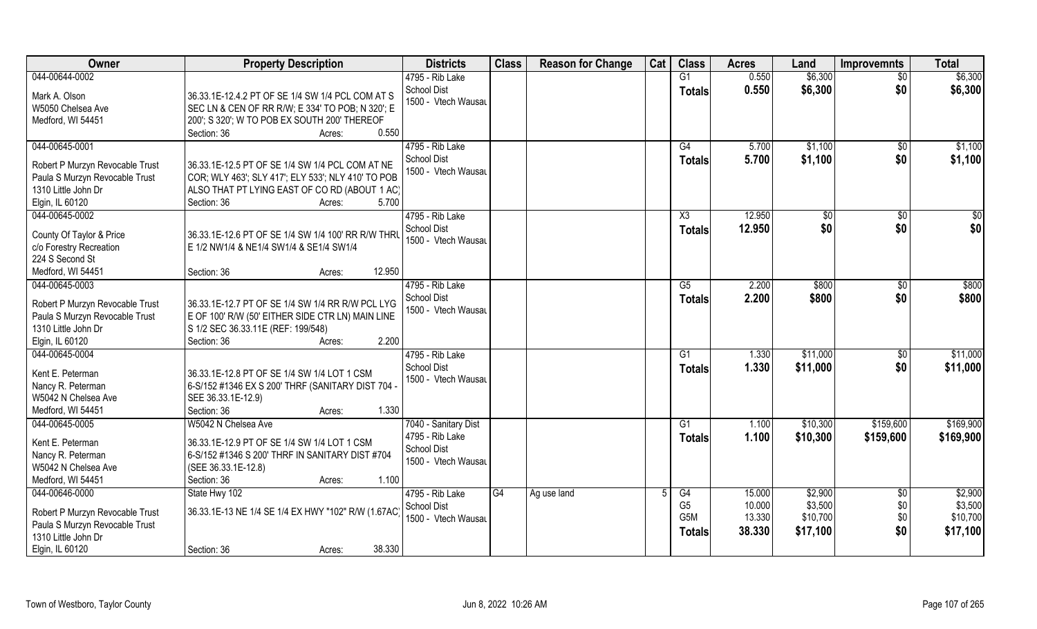| Owner | Property Description | Districts | Class | Reason for Change | Cat | Class | Acres | Land | Improvemnts | Total |
|---|---|---|---|---|---|---|---|---|---|---|
| 044-00644-0002<br>Mark A. Olson<br>W5050 Chelsea Ave<br>Medford, WI 54451 | 36.33.1E-12.4.2 PT OF SE 1/4 SW 1/4 PCL COM AT S SEC LN & CEN OF RR R/W; E 334' TO POB; N 320'; E 200'; S 320'; W TO POB EX SOUTH 200' THEREOF<br>Section: 36 Acres: 0.550 | 4795 - Rib Lake School Dist<br>1500 - Vtech Wausau | | | | G1<br>**Totals** | 0.550<br>**0.550** | \$6,300<br>**\$6,300** | \$0<br>**\$0** | \$6,300<br>**\$6,300** |
| 044-00645-0001<br>Robert P Murzyn Revocable Trust<br>Paula S Murzyn Revocable Trust<br>1310 Little John Dr<br>Elgin, IL 60120 | 36.33.1E-12.5 PT OF SE 1/4 SW 1/4 PCL COM AT NE COR; WLY 463'; SLY 417'; ELY 533'; NLY 410' TO POB ALSO THAT PT LYING EAST OF CO RD (ABOUT 1 AC)<br>Section: 36 Acres: 5.700 | 4795 - Rib Lake School Dist<br>1500 - Vtech Wausau | | | | G4<br>**Totals** | 5.700<br>**5.700** | \$1,100<br>**\$1,100** | \$0<br>**\$0** | \$1,100<br>**\$1,100** |
| 044-00645-0002<br>County Of Taylor & Price<br>c/o Forestry Recreation<br>224 S Second St<br>Medford, WI 54451 | 36.33.1E-12.6 PT OF SE 1/4 SW 1/4 100' RR R/W THRU E 1/2 NW1/4 & NE1/4 SW1/4 & SE1/4 SW1/4<br>Section: 36 Acres: 12.950 | 4795 - Rib Lake School Dist<br>1500 - Vtech Wausau | | | | X3<br>**Totals** | 12.950<br>**12.950** | \$0<br>**\$0** | \$0<br>**\$0** | \$0<br>**\$0** |
| 044-00645-0003<br>Robert P Murzyn Revocable Trust<br>Paula S Murzyn Revocable Trust<br>1310 Little John Dr<br>Elgin, IL 60120 | 36.33.1E-12.7 PT OF SE 1/4 SW 1/4 RR R/W PCL LYG E OF 100' R/W (50' EITHER SIDE CTR LN) MAIN LINE S 1/2 SEC 36.33.11E (REF: 199/548)<br>Section: 36 Acres: 2.200 | 4795 - Rib Lake School Dist<br>1500 - Vtech Wausau | | | | G5<br>**Totals** | 2.200<br>**2.200** | \$800<br>**\$800** | \$0<br>**\$0** | \$800<br>**\$800** |
| 044-00645-0004<br>Kent E. Peterman<br>Nancy R. Peterman<br>W5042 N Chelsea Ave<br>Medford, WI 54451 | 36.33.1E-12.8 PT OF SE 1/4 SW 1/4 LOT 1 CSM 6-S/152 #1346 EX S 200' THRF (SANITARY DIST 704 - SEE 36.33.1E-12.9)<br>Section: 36 Acres: 1.330 | 4795 - Rib Lake School Dist<br>1500 - Vtech Wausau | | | | G1<br>**Totals** | 1.330<br>**1.330** | \$11,000<br>**\$11,000** | \$0<br>**\$0** | \$11,000<br>**\$11,000** |
| 044-00645-0005<br>Kent E. Peterman<br>Nancy R. Peterman<br>W5042 N Chelsea Ave<br>Medford, WI 54451 | W5042 N Chelsea Ave<br>36.33.1E-12.9 PT OF SE 1/4 SW 1/4 LOT 1 CSM 6-S/152 #1346 S 200' THRF IN SANITARY DIST #704 (SEE 36.33.1E-12.8)<br>Section: 36 Acres: 1.100 | 7040 - Sanitary Dist<br>4795 - Rib Lake School Dist<br>1500 - Vtech Wausau | | | | G1<br>**Totals** | 1.100<br>**1.100** | \$10,300<br>**\$10,300** | \$159,600<br>**\$159,600** | \$169,900<br>**\$169,900** |
| 044-00646-0000<br>Robert P Murzyn Revocable Trust<br>Paula S Murzyn Revocable Trust<br>1310 Little John Dr<br>Elgin, IL 60120 | State Hwy 102<br>36.33.1E-13 NE 1/4 SE 1/4 EX HWY "102" R/W (1.67AC)<br>Section: 36 Acres: 38.330 | 4795 - Rib Lake School Dist<br>1500 - Vtech Wausau | G4 | Ag use land | 5 | G4<br>G5<br>G5M<br>**Totals** | 15.000<br>10.000<br>13.330<br>**38.330** | \$2,900<br>\$3,500<br>\$10,700<br>**\$17,100** | \$0<br>\$0<br>\$0<br>**\$0** | \$2,900<br>\$3,500<br>\$10,700<br>**\$17,100** |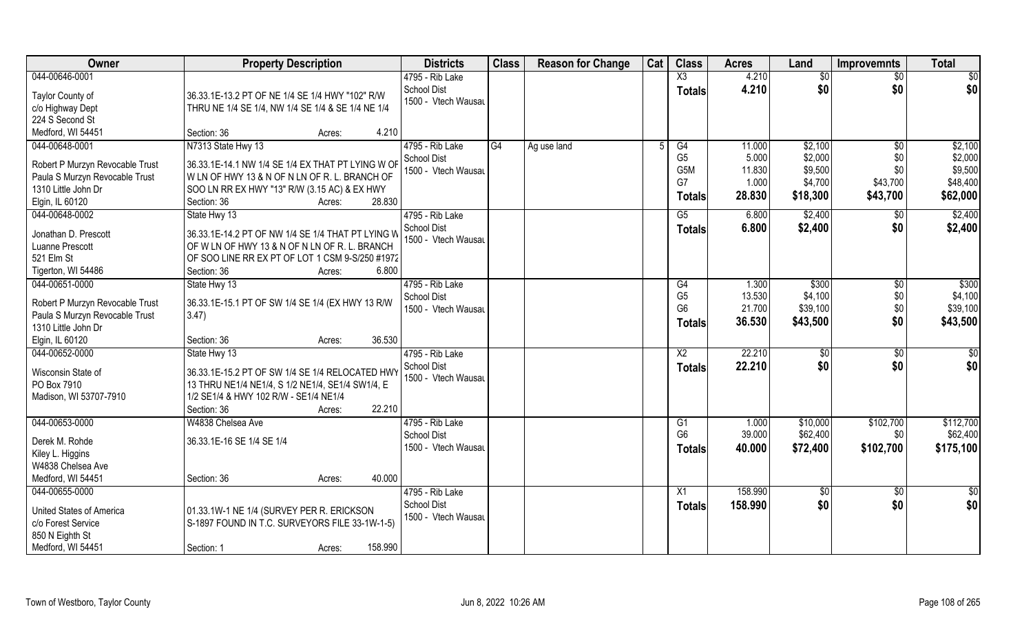| Owner | Property Description | Districts | Class | Reason for Change | Cat | Class | Acres | Land | Improvemnts | Total |
|---|---|---|---|---|---|---|---|---|---|---|
| 044-00646-0001<br><br>Taylor County of<br>c/o Highway Dept<br>224 S Second St<br>Medford, WI 54451 | 36.33.1E-13.2 PT OF NE 1/4 SE 1/4 HWY "102" R/W THRU NE 1/4 SE 1/4, NW 1/4 SE 1/4 & SE 1/4 NE 1/4<br>Section: 36 Acres: 4.210 | 4795 - Rib Lake School Dist<br>1500 - Vtech Wausau | | | | X3<br>**Totals** | 4.210<br>**4.210** | $0<br>**$0** | $0<br>**$0** | $0<br>**$0** |
| 044-00648-0001<br><br>Robert P Murzyn Revocable Trust<br>Paula S Murzyn Revocable Trust<br>1310 Little John Dr<br>Elgin, IL 60120 | N7313 State Hwy 13<br>36.33.1E-14.1 NW 1/4 SE 1/4 EX THAT PT LYING W OF W LN OF HWY 13 & N OF N LN OF R. L. BRANCH OF SOO LN RR EX HWY "13" R/W (3.15 AC) & EX HWY<br>Section: 36 Acres: 28.830 | 4795 - Rib Lake School Dist<br>1500 - Vtech Wausau | G4 | Ag use land | 5 | G4<br>G5<br>G5M<br>G7<br>**Totals** | 11.000<br>5.000<br>11.830<br>1.000<br>**28.830** | $2,100<br>$2,000<br>$9,500<br>$4,700<br>**$18,300** | $0<br>$0<br>$0<br>$43,700<br>**$43,700** | $2,100<br>$2,000<br>$9,500<br>$48,400<br>**$62,000** |
| 044-00648-0002<br><br>Jonathan D. Prescott<br>Luanne Prescott<br>521 Elm St<br>Tigerton, WI 54486 | State Hwy 13<br>36.33.1E-14.2 PT OF NW 1/4 SE 1/4 THAT PT LYING W OF W LN OF HWY 13 & N OF N LN OF R. L. BRANCH OF SOO LINE RR EX PT OF LOT 1 CSM 9-S/250 #1972<br>Section: 36 Acres: 6.800 | 4795 - Rib Lake School Dist<br>1500 - Vtech Wausau | | | | G5<br>**Totals** | 6.800<br>**6.800** | $2,400<br>**$2,400** | $0<br>**$0** | $2,400<br>**$2,400** |
| 044-00651-0000<br><br>Robert P Murzyn Revocable Trust<br>Paula S Murzyn Revocable Trust<br>1310 Little John Dr<br>Elgin, IL 60120 | State Hwy 13<br>36.33.1E-15.1 PT OF SW 1/4 SE 1/4 (EX HWY 13 R/W 3.47)<br>Section: 36 Acres: 36.530 | 4795 - Rib Lake School Dist<br>1500 - Vtech Wausau | | | | G4<br>G5<br>G6<br>**Totals** | 1.300<br>13.530<br>21.700<br>**36.530** | $300<br>$4,100<br>$39,100<br>**$43,500** | $0<br>$0<br>$0<br>**$0** | $300<br>$4,100<br>$39,100<br>**$43,500** |
| 044-00652-0000<br><br>Wisconsin State of<br>PO Box 7910<br>Madison, WI 53707-7910 | State Hwy 13<br>36.33.1E-15.2 PT OF SW 1/4 SE 1/4 RELOCATED HWY 13 THRU NE1/4 NE1/4, S 1/2 NE1/4, SE1/4 SW1/4, E 1/2 SE1/4 & HWY 102 R/W - SE1/4 NE1/4<br>Section: 36 Acres: 22.210 | 4795 - Rib Lake School Dist<br>1500 - Vtech Wausau | | | | X2<br>**Totals** | 22.210<br>**22.210** | $0<br>**$0** | $0<br>**$0** | $0<br>**$0** |
| 044-00653-0000<br><br>Derek M. Rohde<br>Kiley L. Higgins<br>W4838 Chelsea Ave<br>Medford, WI 54451 | W4838 Chelsea Ave<br>36.33.1E-16 SE 1/4 SE 1/4<br>Section: 36 Acres: 40.000 | 4795 - Rib Lake School Dist<br>1500 - Vtech Wausau | | | | G1<br>G6<br>**Totals** | 1.000<br>39.000<br>**40.000** | $10,000<br>$62,400<br>**$72,400** | $102,700<br>$0<br>**$102,700** | $112,700<br>$62,400<br>**$175,100** |
| 044-00655-0000<br><br>United States of America<br>c/o Forest Service<br>850 N Eighth St<br>Medford, WI 54451 | 01.33.1W-1 NE 1/4 (SURVEY PER R. ERICKSON S-1897 FOUND IN T.C. SURVEYORS FILE 33-1W-1-5)<br>Section: 1 Acres: 158.990 | 4795 - Rib Lake School Dist<br>1500 - Vtech Wausau | | | | X1<br>**Totals** | 158.990<br>**158.990** | $0<br>**$0** | $0<br>**$0** | $0<br>**$0** |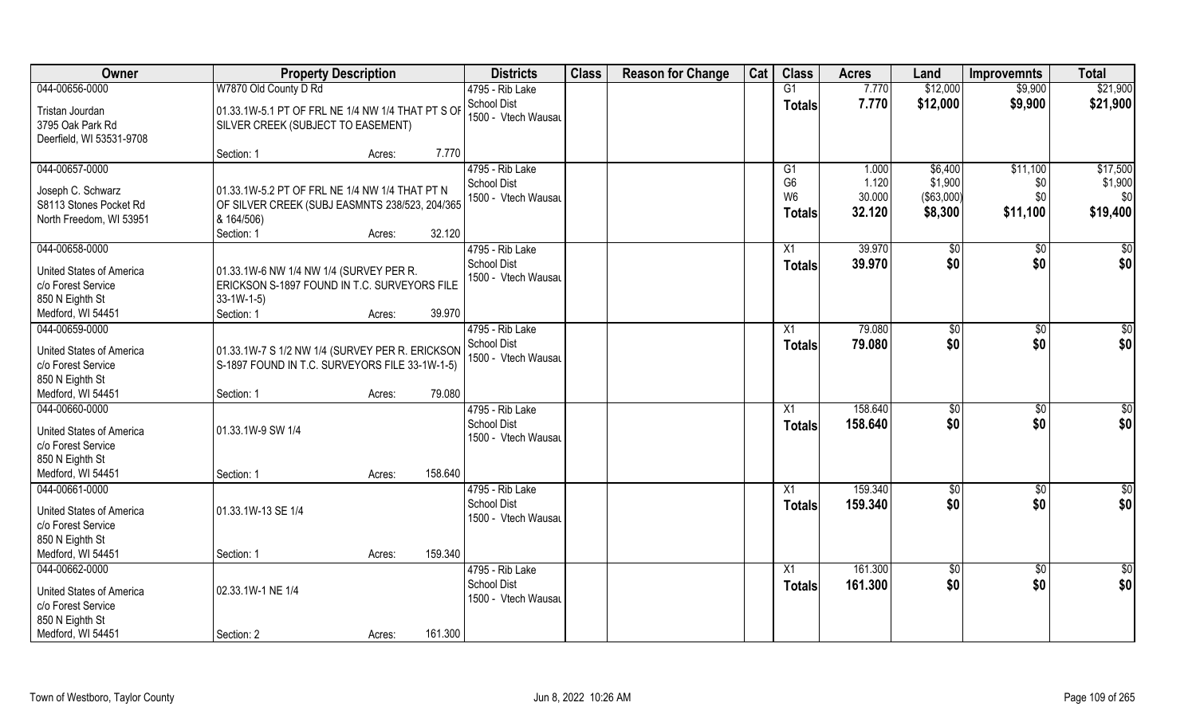| Owner | Property Description | | | Districts | Class | Reason for Change | Cat | Class | Acres | Land | Improvemnts | Total |
|---|---|---|---|---|---|---|---|---|---|---|---|---|
| 044-00656-0000<br>Tristan Jourdan<br>3795 Oak Park Rd<br>Deerfield, WI 53531-9708 | W7870 Old County D Rd<br>01.33.1W-5.1 PT OF FRL NE 1/4 NW 1/4 THAT PT S OF SILVER CREEK (SUBJECT TO EASEMENT)<br>Section: 1 | Acres: | 7.770 | 4795 - Rib Lake School Dist<br>1500 - Vtech Wausau | | | | G1<br>**Totals** | 7.770<br>**7.770** | $12,000<br>**$12,000** | $9,900<br>**$9,900** | $21,900<br>**$21,900** |
| 044-00657-0000<br>Joseph C. Schwarz<br>S8113 Stones Pocket Rd<br>North Freedom, WI 53951 | 01.33.1W-5.2 PT OF FRL NE 1/4 NW 1/4 THAT PT N OF SILVER CREEK (SUBJ EASMNTS 238/523, 204/365 & 164/506)<br>Section: 1 | Acres: | 32.120 | 4795 - Rib Lake School Dist<br>1500 - Vtech Wausau | | | | G1<br>G6<br>W6<br>**Totals** | 1.000<br>1.120<br>30.000<br>**32.120** | $6,400<br>$1,900<br>($63,000)<br>**$8,300** | $11,100<br>$0<br>$0<br>**$11,100** | $17,500<br>$1,900<br>$0<br>**$19,400** |
| 044-00658-0000<br>United States of America<br>c/o Forest Service<br>850 N Eighth St<br>Medford, WI 54451 | 01.33.1W-6 NW 1/4 NW 1/4 (SURVEY PER R. ERICKSON S-1897 FOUND IN T.C. SURVEYORS FILE 33-1W-1-5)<br>Section: 1 | Acres: | 39.970 | 4795 - Rib Lake School Dist<br>1500 - Vtech Wausau | | | | X1<br>**Totals** | 39.970<br>**39.970** | $0<br>**$0** | $0<br>**$0** | $0<br>**$0** |
| 044-00659-0000<br>United States of America<br>c/o Forest Service<br>850 N Eighth St<br>Medford, WI 54451 | 01.33.1W-7 S 1/2 NW 1/4 (SURVEY PER R. ERICKSON S-1897 FOUND IN T.C. SURVEYORS FILE 33-1W-1-5)<br>Section: 1 | Acres: | 79.080 | 4795 - Rib Lake School Dist<br>1500 - Vtech Wausau | | | | X1<br>**Totals** | 79.080<br>**79.080** | $0<br>**$0** | $0<br>**$0** | $0<br>**$0** |
| 044-00660-0000<br>United States of America<br>c/o Forest Service<br>850 N Eighth St<br>Medford, WI 54451 | 01.33.1W-9 SW 1/4<br>Section: 1 | Acres: | 158.640 | 4795 - Rib Lake School Dist<br>1500 - Vtech Wausau | | | | X1<br>**Totals** | 158.640<br>**158.640** | $0<br>**$0** | $0<br>**$0** | $0<br>**$0** |
| 044-00661-0000<br>United States of America<br>c/o Forest Service<br>850 N Eighth St<br>Medford, WI 54451 | 01.33.1W-13 SE 1/4<br>Section: 1 | Acres: | 159.340 | 4795 - Rib Lake School Dist<br>1500 - Vtech Wausau | | | | X1<br>**Totals** | 159.340<br>**159.340** | $0<br>**$0** | $0<br>**$0** | $0<br>**$0** |
| 044-00662-0000<br>United States of America<br>c/o Forest Service<br>850 N Eighth St<br>Medford, WI 54451 | 02.33.1W-1 NE 1/4<br>Section: 2 | Acres: | 161.300 | 4795 - Rib Lake School Dist<br>1500 - Vtech Wausau | | | | X1<br>**Totals** | 161.300<br>**161.300** | $0<br>**$0** | $0<br>**$0** | $0<br>**$0** |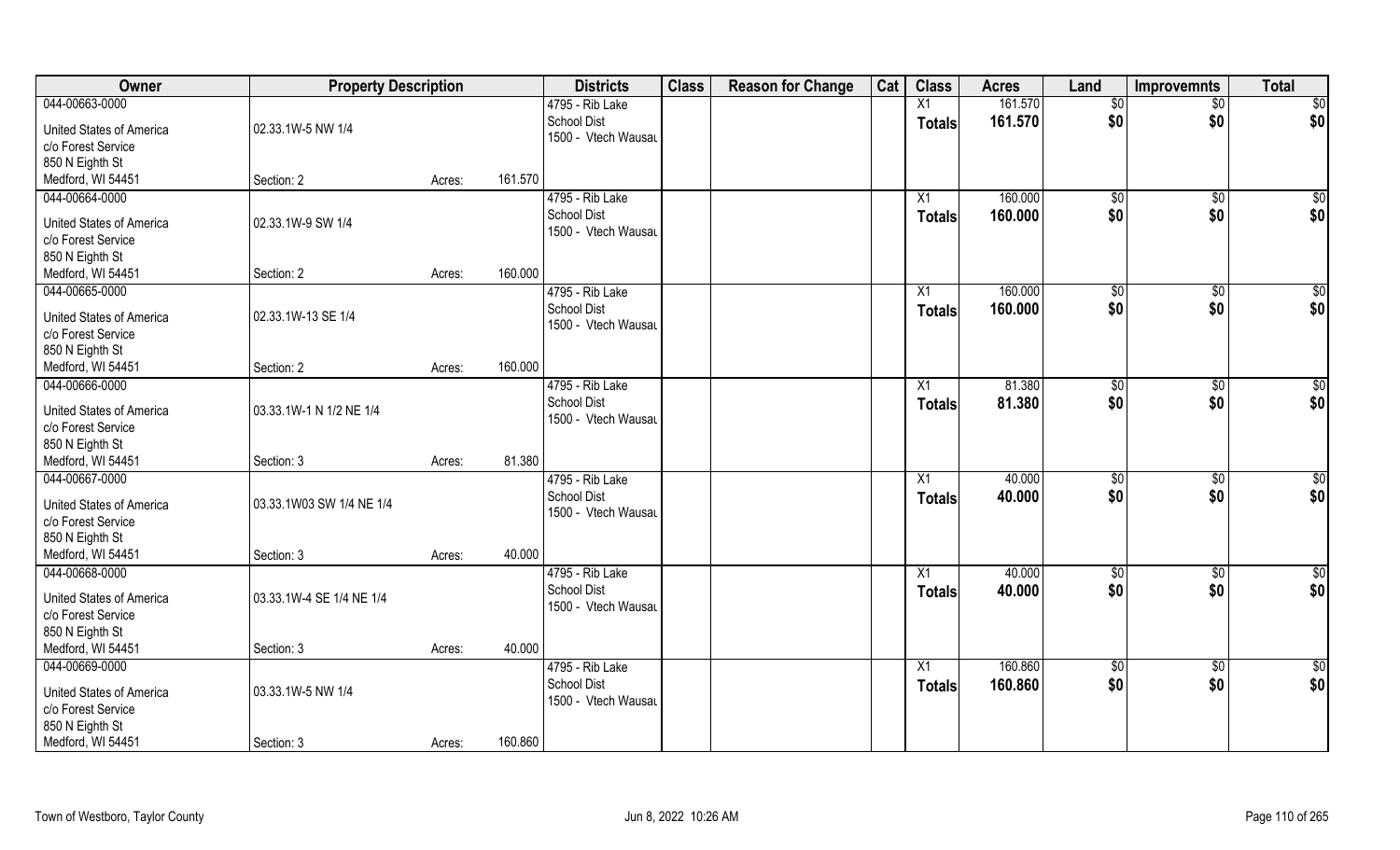| Owner | Property Description | | | Districts | Class | Reason for Change | Cat | Class | Acres | Land | Improvemnts | Total |
|---|---|---|---|---|---|---|---|---|---|---|---|---|
| 044-00663-0000 | | | | 4795 - Rib Lake | | | | X1 | 161.570 | $0 | $0 | $0 |
| United States of America | 02.33.1W-5 NW 1/4 | | | School Dist | | | | Totals | 161.570 | $0 | $0 | $0 |
| c/o Forest Service | | | | 1500 - Vtech Wausau | | | | | | | | |
| 850 N Eighth St | | | | | | | | | | | | |
| Medford, WI 54451 | Section: 2 | Acres: | 161.570 | | | | | | | | | |
| 044-00664-0000 | | | | 4795 - Rib Lake | | | | X1 | 160.000 | $0 | $0 | $0 |
| United States of America | 02.33.1W-9 SW 1/4 | | | School Dist | | | | Totals | 160.000 | $0 | $0 | $0 |
| c/o Forest Service | | | | 1500 - Vtech Wausau | | | | | | | | |
| 850 N Eighth St | | | | | | | | | | | | |
| Medford, WI 54451 | Section: 2 | Acres: | 160.000 | | | | | | | | | |
| 044-00665-0000 | | | | 4795 - Rib Lake | | | | X1 | 160.000 | $0 | $0 | $0 |
| United States of America | 02.33.1W-13 SE 1/4 | | | School Dist | | | | Totals | 160.000 | $0 | $0 | $0 |
| c/o Forest Service | | | | 1500 - Vtech Wausau | | | | | | | | |
| 850 N Eighth St | | | | | | | | | | | | |
| Medford, WI 54451 | Section: 2 | Acres: | 160.000 | | | | | | | | | |
| 044-00666-0000 | | | | 4795 - Rib Lake | | | | X1 | 81.380 | $0 | $0 | $0 |
| United States of America | 03.33.1W-1 N 1/2 NE 1/4 | | | School Dist | | | | Totals | 81.380 | $0 | $0 | $0 |
| c/o Forest Service | | | | 1500 - Vtech Wausau | | | | | | | | |
| 850 N Eighth St | | | | | | | | | | | | |
| Medford, WI 54451 | Section: 3 | Acres: | 81.380 | | | | | | | | | |
| 044-00667-0000 | | | | 4795 - Rib Lake | | | | X1 | 40.000 | $0 | $0 | $0 |
| United States of America | 03.33.1W03 SW 1/4 NE 1/4 | | | School Dist | | | | Totals | 40.000 | $0 | $0 | $0 |
| c/o Forest Service | | | | 1500 - Vtech Wausau | | | | | | | | |
| 850 N Eighth St | | | | | | | | | | | | |
| Medford, WI 54451 | Section: 3 | Acres: | 40.000 | | | | | | | | | |
| 044-00668-0000 | | | | 4795 - Rib Lake | | | | X1 | 40.000 | $0 | $0 | $0 |
| United States of America | 03.33.1W-4 SE 1/4 NE 1/4 | | | School Dist | | | | Totals | 40.000 | $0 | $0 | $0 |
| c/o Forest Service | | | | 1500 - Vtech Wausau | | | | | | | | |
| 850 N Eighth St | | | | | | | | | | | | |
| Medford, WI 54451 | Section: 3 | Acres: | 40.000 | | | | | | | | | |
| 044-00669-0000 | | | | 4795 - Rib Lake | | | | X1 | 160.860 | $0 | $0 | $0 |
| United States of America | 03.33.1W-5 NW 1/4 | | | School Dist | | | | Totals | 160.860 | $0 | $0 | $0 |
| c/o Forest Service | | | | 1500 - Vtech Wausau | | | | | | | | |
| 850 N Eighth St | | | | | | | | | | | | |
| Medford, WI 54451 | Section: 3 | Acres: | 160.860 | | | | | | | | | |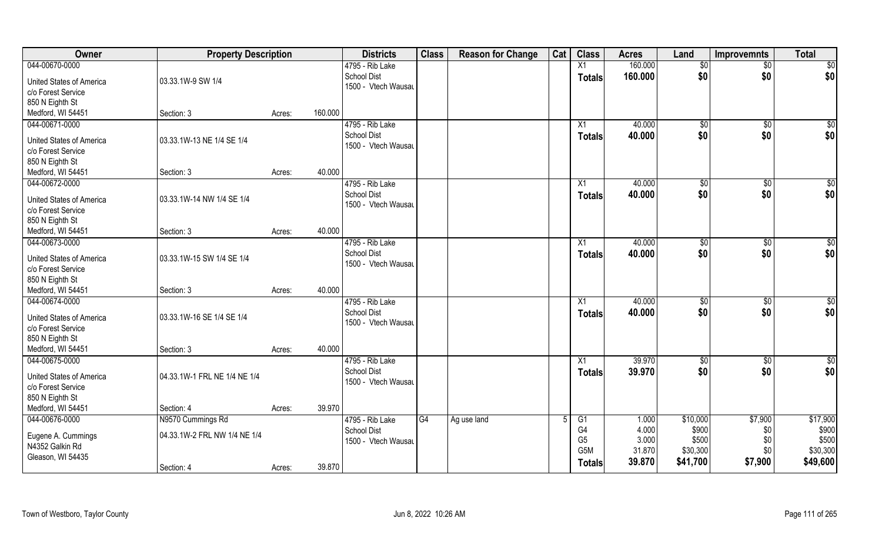| Owner | Property Description | | | Districts | Class | Reason for Change | Cat | Class | Acres | Land | Improvemnts | Total |
|---|---|---|---|---|---|---|---|---|---|---|---|---|
| 044-00670-0000<br>United States of America<br>c/o Forest Service<br>850 N Eighth St<br>Medford, WI 54451 | 03.33.1W-9 SW 1/4<br>Section: 3 | Acres: | 160.000 | 4795 - Rib Lake<br>School Dist<br>1500 - Vtech Wausau | | | | X1<br>**Totals** | 160.000<br>**160.000** | $0<br>**$0** | $0<br>**$0** | $0<br>**$0** |
| 044-00671-0000<br>United States of America<br>c/o Forest Service<br>850 N Eighth St<br>Medford, WI 54451 | 03.33.1W-13 NE 1/4 SE 1/4<br>Section: 3 | Acres: | 40.000 | 4795 - Rib Lake<br>School Dist<br>1500 - Vtech Wausau | | | | X1<br>**Totals** | 40.000<br>**40.000** | $0<br>**$0** | $0<br>**$0** | $0<br>**$0** |
| 044-00672-0000<br>United States of America<br>c/o Forest Service<br>850 N Eighth St<br>Medford, WI 54451 | 03.33.1W-14 NW 1/4 SE 1/4<br>Section: 3 | Acres: | 40.000 | 4795 - Rib Lake<br>School Dist<br>1500 - Vtech Wausau | | | | X1<br>**Totals** | 40.000<br>**40.000** | $0<br>**$0** | $0<br>**$0** | $0<br>**$0** |
| 044-00673-0000<br>United States of America<br>c/o Forest Service<br>850 N Eighth St<br>Medford, WI 54451 | 03.33.1W-15 SW 1/4 SE 1/4<br>Section: 3 | Acres: | 40.000 | 4795 - Rib Lake<br>School Dist<br>1500 - Vtech Wausau | | | | X1<br>**Totals** | 40.000<br>**40.000** | $0<br>**$0** | $0<br>**$0** | $0<br>**$0** |
| 044-00674-0000<br>United States of America<br>c/o Forest Service<br>850 N Eighth St<br>Medford, WI 54451 | 03.33.1W-16 SE 1/4 SE 1/4<br>Section: 3 | Acres: | 40.000 | 4795 - Rib Lake<br>School Dist<br>1500 - Vtech Wausau | | | | X1<br>**Totals** | 40.000<br>**40.000** | $0<br>**$0** | $0<br>**$0** | $0<br>**$0** |
| 044-00675-0000<br>United States of America<br>c/o Forest Service<br>850 N Eighth St<br>Medford, WI 54451 | 04.33.1W-1 FRL NE 1/4 NE 1/4<br>Section: 4 | Acres: | 39.970 | 4795 - Rib Lake<br>School Dist<br>1500 - Vtech Wausau | | | | X1<br>**Totals** | 39.970<br>**39.970** | $0<br>**$0** | $0<br>**$0** | $0<br>**$0** |
| 044-00676-0000<br>Eugene A. Cummings<br>N4352 Galkin Rd<br>Gleason, WI 54435 | N9570 Cummings Rd<br>04.33.1W-2 FRL NW 1/4 NE 1/4<br>Section: 4 | Acres: | 39.870 | 4795 - Rib Lake<br>School Dist<br>1500 - Vtech Wausau | G4 | Ag use land | 5 | G1<br>G4<br>G5<br>G5M<br>**Totals** | 1.000<br>4.000<br>3.000<br>31.870<br>**39.870** | $10,000<br>$900<br>$500<br>$30,300<br>**$41,700** | $7,900<br>$0<br>$0<br>$0<br>**$7,900** | $17,900<br>$900<br>$500<br>$30,300<br>**$49,600** |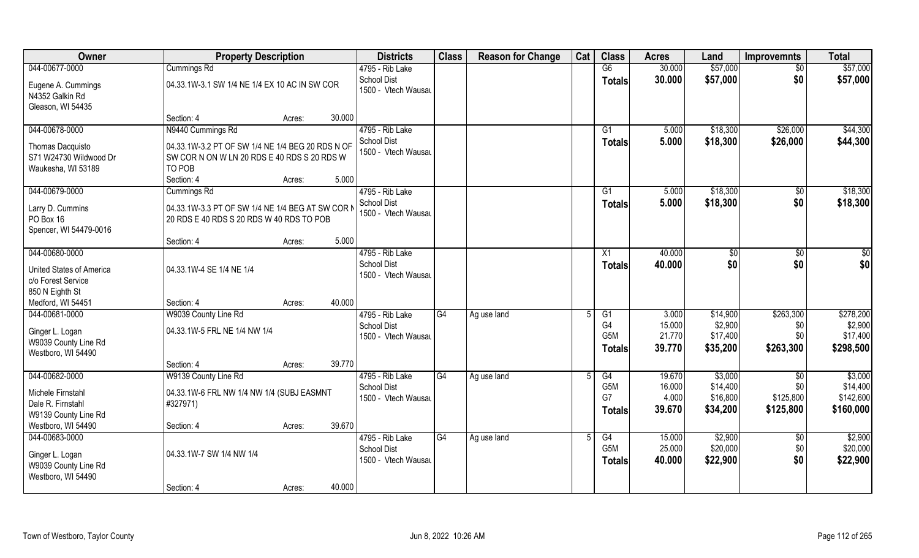| Owner | Property Description | | Districts | Class | Reason for Change | Cat | Class | Acres | Land | Improvemnts | Total |
|---|---|---|---|---|---|---|---|---|---|---|---|
| 044-00677-0000 | Cummings Rd | | 4795 - Rib Lake | | | | G6 | 30.000 | $57,000 | $0 | $57,000 |
| Eugene A. Cummings<br>N4352 Galkin Rd<br>Gleason, WI 54435 | 04.33.1W-3.1 SW 1/4 NE 1/4 EX 10 AC IN SW COR | | School Dist<br>1500 - Vtech Wausau | | | | Totals | 30.000 | $57,000 | $0 | $57,000 |
| | Section: 4 | Acres: 30.000 | | | | | | | | | |
| 044-00678-0000 | N9440 Cummings Rd | | 4795 - Rib Lake | | | | G1 | 5.000 | $18,300 | $26,000 | $44,300 |
| Thomas Dacquisto<br>S71 W24730 Wildwood Dr<br>Waukesha, WI 53189 | 04.33.1W-3.2 PT OF SW 1/4 NE 1/4 BEG 20 RDS N OF SW COR N ON W LN 20 RDS E 40 RDS S 20 RDS W TO POB | | School Dist<br>1500 - Vtech Wausau | | | | Totals | 5.000 | $18,300 | $26,000 | $44,300 |
| | Section: 4 | Acres: 5.000 | | | | | | | | | |
| 044-00679-0000 | Cummings Rd | | 4795 - Rib Lake | | | | G1 | 5.000 | $18,300 | $0 | $18,300 |
| Larry D. Cummins<br>PO Box 16<br>Spencer, WI 54479-0016 | 04.33.1W-3.3 PT OF SW 1/4 NE 1/4 BEG AT SW COR N 20 RDS E 40 RDS S 20 RDS W 40 RDS TO POB | | School Dist<br>1500 - Vtech Wausau | | | | Totals | 5.000 | $18,300 | $0 | $18,300 |
| | Section: 4 | Acres: 5.000 | | | | | | | | | |
| 044-00680-0000 | | | 4795 - Rib Lake | | | | X1 | 40.000 | $0 | $0 | $0 |
| United States of America<br>c/o Forest Service<br>850 N Eighth St<br>Medford, WI 54451 | 04.33.1W-4 SE 1/4 NE 1/4 | | School Dist<br>1500 - Vtech Wausau | | | | Totals | 40.000 | $0 | $0 | $0 |
| | Section: 4 | Acres: 40.000 | | | | | | | | | |
| 044-00681-0000 | W9039 County Line Rd | | 4795 - Rib Lake | G4 | Ag use land | 5 | G1 | 3.000 | $14,900 | $263,300 | $278,200 |
| Ginger L. Logan<br>W9039 County Line Rd<br>Westboro, WI 54490 | 04.33.1W-5 FRL NE 1/4 NW 1/4 | | School Dist<br>1500 - Vtech Wausau | | | | G4 | 15.000 | $2,900 | $0 | $2,900 |
| | | | | | | | G5M | 21.770 | $17,400 | $0 | $17,400 |
| | | | | | | | Totals | 39.770 | $35,200 | $263,300 | $298,500 |
| | Section: 4 | Acres: 39.770 | | | | | | | | | |
| 044-00682-0000 | W9139 County Line Rd | | 4795 - Rib Lake | G4 | Ag use land | 5 | G4 | 19.670 | $3,000 | $0 | $3,000 |
| Michele Firnstahl<br>Dale R. Firnstahl<br>W9139 County Line Rd<br>Westboro, WI 54490 | 04.33.1W-6 FRL NW 1/4 NW 1/4 (SUBJ EASMNT #327971) | | School Dist<br>1500 - Vtech Wausau | | | | G5M | 16.000 | $14,400 | $0 | $14,400 |
| | | | | | | | G7 | 4.000 | $16,800 | $125,800 | $142,600 |
| | | | | | | | Totals | 39.670 | $34,200 | $125,800 | $160,000 |
| | Section: 4 | Acres: 39.670 | | | | | | | | | |
| 044-00683-0000 | | | 4795 - Rib Lake | G4 | Ag use land | 5 | G4 | 15.000 | $2,900 | $0 | $2,900 |
| Ginger L. Logan<br>W9039 County Line Rd<br>Westboro, WI 54490 | 04.33.1W-7 SW 1/4 NW 1/4 | | School Dist<br>1500 - Vtech Wausau | | | | G5M | 25.000 | $20,000 | $0 | $20,000 |
| | | | | | | | Totals | 40.000 | $22,900 | $0 | $22,900 |
| | Section: 4 | Acres: 40.000 | | | | | | | | | |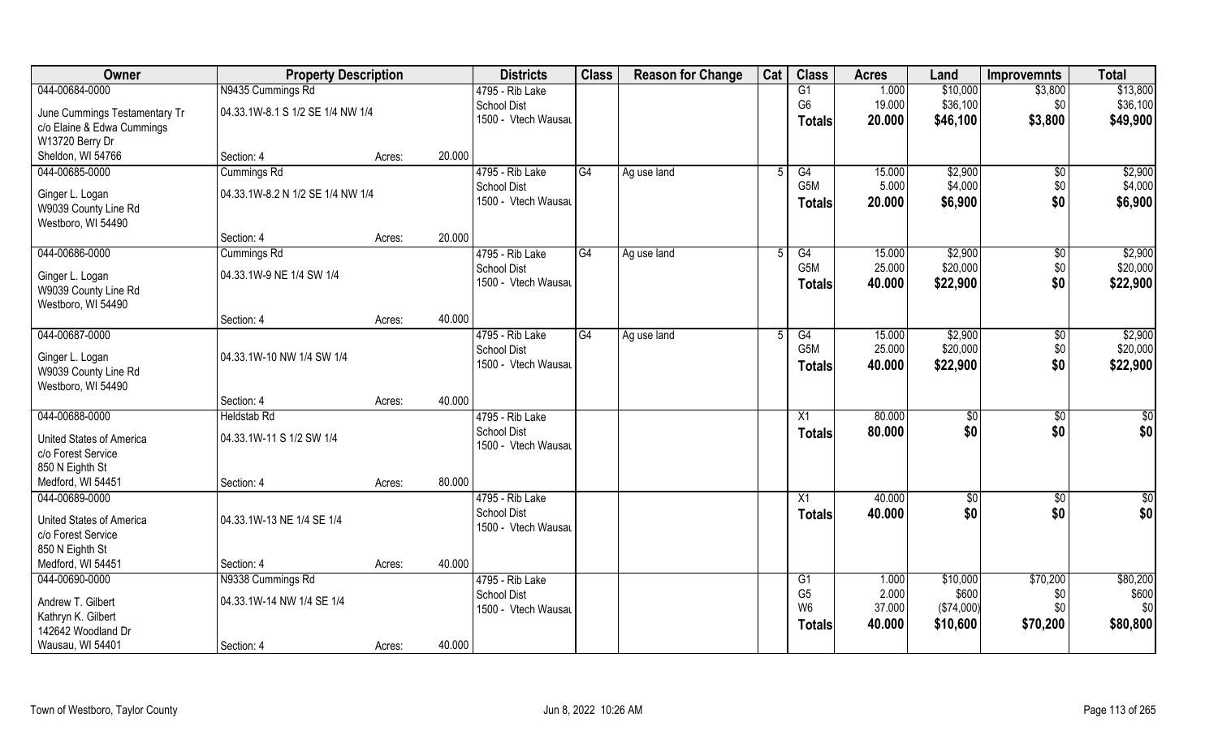| Owner | Property Description | | | Districts | Class | Reason for Change | Cat | Class | Acres | Land | Improvemnts | Total |
|---|---|---|---|---|---|---|---|---|---|---|---|---|
| 044-00684-0000 | N9435 Cummings Rd | | | 4795 - Rib Lake | | | | G1 | 1.000 | $10,000 | $3,800 | $13,800 |
| June Cummings Testamentary Tr | 04.33.1W-8.1 S 1/2 SE 1/4 NW 1/4 | | | School Dist | | | | G6 | 19.000 | $36,100 | $0 | $36,100 |
| c/o Elaine & Edwa Cummings | | | | 1500 - Vtech Wausau | | | | **Totals** | **20.000** | **$46,100** | **$3,800** | **$49,900** |
| W13720 Berry Dr | | | | | | | | | | | | |
| Sheldon, WI 54766 | Section: 4 | Acres: | 20.000 | | | | | | | | | |
| 044-00685-0000 | Cummings Rd | | | 4795 - Rib Lake | G4 | Ag use land | 5 | G4 | 15.000 | $2,900 | $0 | $2,900 |
| Ginger L. Logan | 04.33.1W-8.2 N 1/2 SE 1/4 NW 1/4 | | | School Dist | | | | G5M | 5.000 | $4,000 | $0 | $4,000 |
| W9039 County Line Rd | | | | 1500 - Vtech Wausau | | | | **Totals** | **20.000** | **$6,900** | **$0** | **$6,900** |
| Westboro, WI 54490 | | | | | | | | | | | | |
| | Section: 4 | Acres: | 20.000 | | | | | | | | | |
| 044-00686-0000 | Cummings Rd | | | 4795 - Rib Lake | G4 | Ag use land | 5 | G4 | 15.000 | $2,900 | $0 | $2,900 |
| Ginger L. Logan | 04.33.1W-9 NE 1/4 SW 1/4 | | | School Dist | | | | G5M | 25.000 | $20,000 | $0 | $20,000 |
| W9039 County Line Rd | | | | 1500 - Vtech Wausau | | | | **Totals** | **40.000** | **$22,900** | **$0** | **$22,900** |
| Westboro, WI 54490 | | | | | | | | | | | | |
| | Section: 4 | Acres: | 40.000 | | | | | | | | | |
| 044-00687-0000 | | | | 4795 - Rib Lake | G4 | Ag use land | 5 | G4 | 15.000 | $2,900 | $0 | $2,900 |
| Ginger L. Logan | 04.33.1W-10 NW 1/4 SW 1/4 | | | School Dist | | | | G5M | 25.000 | $20,000 | $0 | $20,000 |
| W9039 County Line Rd | | | | 1500 - Vtech Wausau | | | | **Totals** | **40.000** | **$22,900** | **$0** | **$22,900** |
| Westboro, WI 54490 | | | | | | | | | | | | |
| | Section: 4 | Acres: | 40.000 | | | | | | | | | |
| 044-00688-0000 | Heldstab Rd | | | 4795 - Rib Lake | | | | X1 | 80.000 | $0 | $0 | $0 |
| United States of America | 04.33.1W-11 S 1/2 SW 1/4 | | | School Dist | | | | **Totals** | **80.000** | **$0** | **$0** | **$0** |
| c/o Forest Service | | | | 1500 - Vtech Wausau | | | | | | | | |
| 850 N Eighth St | | | | | | | | | | | | |
| Medford, WI 54451 | Section: 4 | Acres: | 80.000 | | | | | | | | | |
| 044-00689-0000 | | | | 4795 - Rib Lake | | | | X1 | 40.000 | $0 | $0 | $0 |
| United States of America | 04.33.1W-13 NE 1/4 SE 1/4 | | | School Dist | | | | **Totals** | **40.000** | **$0** | **$0** | **$0** |
| c/o Forest Service | | | | 1500 - Vtech Wausau | | | | | | | | |
| 850 N Eighth St | | | | | | | | | | | | |
| Medford, WI 54451 | Section: 4 | Acres: | 40.000 | | | | | | | | | |
| 044-00690-0000 | N9338 Cummings Rd | | | 4795 - Rib Lake | | | | G1 | 1.000 | $10,000 | $70,200 | $80,200 |
| Andrew T. Gilbert | 04.33.1W-14 NW 1/4 SE 1/4 | | | School Dist | | | | G5 | 2.000 | $600 | $0 | $600 |
| Kathryn K. Gilbert | | | | 1500 - Vtech Wausau | | | | W6 | 37.000 | ($74,000) | $0 | $0 |
| 142642 Woodland Dr | | | | | | | | **Totals** | **40.000** | **$10,600** | **$70,200** | **$80,800** |
| Wausau, WI 54401 | Section: 4 | Acres: | 40.000 | | | | | | | | | |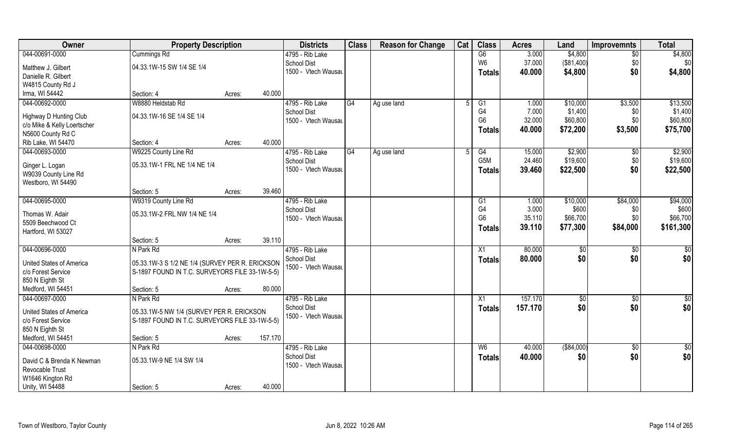| Owner | Property Description | | Districts | Class | Reason for Change | Cat | Class | Acres | Land | Improvemnts | Total |
|---|---|---|---|---|---|---|---|---|---|---|---|
| 044-00691-0000 | Cummings Rd | | 4795 - Rib Lake | | | | G6 | 3.000 | $4,800 | $0 | $4,800 |
| Matthew J. Gilbert | 04.33.1W-15 SW 1/4 SE 1/4 | | School Dist | | | | W6 | 37.000 | ($81,400) | $0 | $0 |
| Danielle R. Gilbert | | | 1500 - Vtech Wausau | | | | **Totals** | **40.000** | **$4,800** | **$0** | **$4,800** |
| W4815 County Rd J | | | | | | | | | | | |
| Irma, WI 54442 | Section: 4 | Acres: 40.000 | | | | | | | | | |
| 044-00692-0000 | W8880 Heldstab Rd | | 4795 - Rib Lake | G4 | Ag use land | 5 | G1 | 1.000 | $10,000 | $3,500 | $13,500 |
| Highway D Hunting Club | 04.33.1W-16 SE 1/4 SE 1/4 | | School Dist | | | | G4 | 7.000 | $1,400 | $0 | $1,400 |
| c/o Mike & Kelly Loertscher | | | 1500 - Vtech Wausau | | | | G6 | 32.000 | $60,800 | $0 | $60,800 |
| N5600 County Rd C | | | | | | | **Totals** | **40.000** | **$72,200** | **$3,500** | **$75,700** |
| Rib Lake, WI 54470 | Section: 4 | Acres: 40.000 | | | | | | | | | |
| 044-00693-0000 | W9225 County Line Rd | | 4795 - Rib Lake | G4 | Ag use land | 5 | G4 | 15.000 | $2,900 | $0 | $2,900 |
| Ginger L. Logan | 05.33.1W-1 FRL NE 1/4 NE 1/4 | | School Dist | | | | G5M | 24.460 | $19,600 | $0 | $19,600 |
| W9039 County Line Rd | | | 1500 - Vtech Wausau | | | | **Totals** | **39.460** | **$22,500** | **$0** | **$22,500** |
| Westboro, WI 54490 | | | | | | | | | | | |
| | Section: 5 | Acres: 39.460 | | | | | | | | | |
| 044-00695-0000 | W9319 County Line Rd | | 4795 - Rib Lake | | | | G1 | 1.000 | $10,000 | $84,000 | $94,000 |
| Thomas W. Adair | 05.33.1W-2 FRL NW 1/4 NE 1/4 | | School Dist | | | | G4 | 3.000 | $600 | $0 | $600 |
| 5509 Beechwood Ct | | | 1500 - Vtech Wausau | | | | G6 | 35.110 | $66,700 | $0 | $66,700 |
| Hartford, WI 53027 | | | | | | | **Totals** | **39.110** | **$77,300** | **$84,000** | **$161,300** |
| | Section: 5 | Acres: 39.110 | | | | | | | | | |
| 044-00696-0000 | N Park Rd | | 4795 - Rib Lake | | | | X1 | 80.000 | $0 | $0 | $0 |
| United States of America | 05.33.1W-3 S 1/2 NE 1/4 (SURVEY PER R. ERICKSON | | School Dist | | | | **Totals** | **80.000** | **$0** | **$0** | **$0** |
| c/o Forest Service | S-1897 FOUND IN T.C. SURVEYORS FILE 33-1W-5-5) | | 1500 - Vtech Wausau | | | | | | | | |
| 850 N Eighth St | | | | | | | | | | | |
| Medford, WI 54451 | Section: 5 | Acres: 80.000 | | | | | | | | | |
| 044-00697-0000 | N Park Rd | | 4795 - Rib Lake | | | | X1 | 157.170 | $0 | $0 | $0 |
| United States of America | 05.33.1W-5 NW 1/4 (SURVEY PER R. ERICKSON | | School Dist | | | | **Totals** | **157.170** | **$0** | **$0** | **$0** |
| c/o Forest Service | S-1897 FOUND IN T.C. SURVEYORS FILE 33-1W-5-5) | | 1500 - Vtech Wausau | | | | | | | | |
| 850 N Eighth St | | | | | | | | | | | |
| Medford, WI 54451 | Section: 5 | Acres: 157.170 | | | | | | | | | |
| 044-00698-0000 | N Park Rd | | 4795 - Rib Lake | | | | W6 | 40.000 | ($84,000) | $0 | $0 |
| David C & Brenda K Newman | 05.33.1W-9 NE 1/4 SW 1/4 | | School Dist | | | | **Totals** | **40.000** | **$0** | **$0** | **$0** |
| Revocable Trust | | | 1500 - Vtech Wausau | | | | | | | | |
| W1646 Kington Rd | | | | | | | | | | | |
| Unity, WI 54488 | Section: 5 | Acres: 40.000 | | | | | | | | | |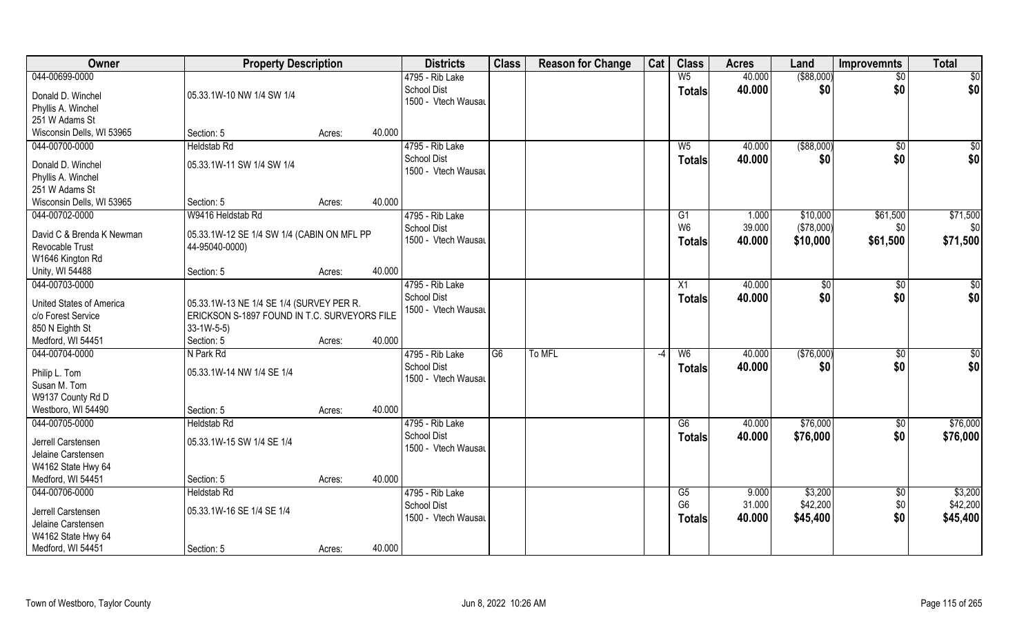| Owner | Property Description | | | Districts | Class | Reason for Change | Cat | Class | Acres | Land | Improvemnts | Total |
|---|---|---|---|---|---|---|---|---|---|---|---|---|
| 044-00699-0000 | | | | 4795 - Rib Lake | | | | W5 | 40.000 | ($88,000) | $0 | $0 |
| Donald D. Winchel | 05.33.1W-10 NW 1/4 SW 1/4 | | | School Dist | | | | **Totals** | **40.000** | **$0** | **$0** | **$0** |
| Phyllis A. Winchel | | | | 1500 - Vtech Wausau | | | | | | | | |
| 251 W Adams St | | | | | | | | | | | | |
| Wisconsin Dells, WI 53965 | Section: 5 | Acres: | 40.000 | | | | | | | | | |
| 044-00700-0000 | Heldstab Rd | | | 4795 - Rib Lake | | | | W5 | 40.000 | ($88,000) | $0 | $0 |
| Donald D. Winchel | 05.33.1W-11 SW 1/4 SW 1/4 | | | School Dist | | | | **Totals** | **40.000** | **$0** | **$0** | **$0** |
| Phyllis A. Winchel | | | | 1500 - Vtech Wausau | | | | | | | | |
| 251 W Adams St | | | | | | | | | | | | |
| Wisconsin Dells, WI 53965 | Section: 5 | Acres: | 40.000 | | | | | | | | | |
| 044-00702-0000 | W9416 Heldstab Rd | | | 4795 - Rib Lake | | | | G1 | 1.000 | $10,000 | $61,500 | $71,500 |
| David C & Brenda K Newman | 05.33.1W-12 SE 1/4 SW 1/4 (CABIN ON MFL PP | | | School Dist | | | | W6 | 39.000 | ($78,000) | $0 | $0 |
| Revocable Trust | 44-95040-0000) | | | 1500 - Vtech Wausau | | | | **Totals** | **40.000** | **$10,000** | **$61,500** | **$71,500** |
| W1646 Kington Rd | | | | | | | | | | | | |
| Unity, WI 54488 | Section: 5 | Acres: | 40.000 | | | | | | | | | |
| 044-00703-0000 | | | | 4795 - Rib Lake | | | | X1 | 40.000 | $0 | $0 | $0 |
| United States of America | 05.33.1W-13 NE 1/4 SE 1/4 (SURVEY PER R. | | | School Dist | | | | **Totals** | **40.000** | **$0** | **$0** | **$0** |
| c/o Forest Service | ERICKSON S-1897 FOUND IN T.C. SURVEYORS FILE | | | 1500 - Vtech Wausau | | | | | | | | |
| 850 N Eighth St | 33-1W-5-5) | | | | | | | | | | | |
| Medford, WI 54451 | Section: 5 | Acres: | 40.000 | | | | | | | | | |
| 044-00704-0000 | N Park Rd | | | 4795 - Rib Lake | G6 | To MFL | -4 | W6 | 40.000 | ($76,000) | $0 | $0 |
| Philip L. Tom | 05.33.1W-14 NW 1/4 SE 1/4 | | | School Dist | | | | **Totals** | **40.000** | **$0** | **$0** | **$0** |
| Susan M. Tom | | | | 1500 - Vtech Wausau | | | | | | | | |
| W9137 County Rd D | | | | | | | | | | | | |
| Westboro, WI 54490 | Section: 5 | Acres: | 40.000 | | | | | | | | | |
| 044-00705-0000 | Heldstab Rd | | | 4795 - Rib Lake | | | | G6 | 40.000 | $76,000 | $0 | $76,000 |
| Jerrell Carstensen | 05.33.1W-15 SW 1/4 SE 1/4 | | | School Dist | | | | **Totals** | **40.000** | **$76,000** | **$0** | **$76,000** |
| Jelaine Carstensen | | | | 1500 - Vtech Wausau | | | | | | | | |
| W4162 State Hwy 64 | | | | | | | | | | | | |
| Medford, WI 54451 | Section: 5 | Acres: | 40.000 | | | | | | | | | |
| 044-00706-0000 | Heldstab Rd | | | 4795 - Rib Lake | | | | G5 | 9.000 | $3,200 | $0 | $3,200 |
| Jerrell Carstensen | 05.33.1W-16 SE 1/4 SE 1/4 | | | School Dist | | | | G6 | 31.000 | $42,200 | $0 | $42,200 |
| Jelaine Carstensen | | | | 1500 - Vtech Wausau | | | | **Totals** | **40.000** | **$45,400** | **$0** | **$45,400** |
| W4162 State Hwy 64 | | | | | | | | | | | | |
| Medford, WI 54451 | Section: 5 | Acres: | 40.000 | | | | | | | | | |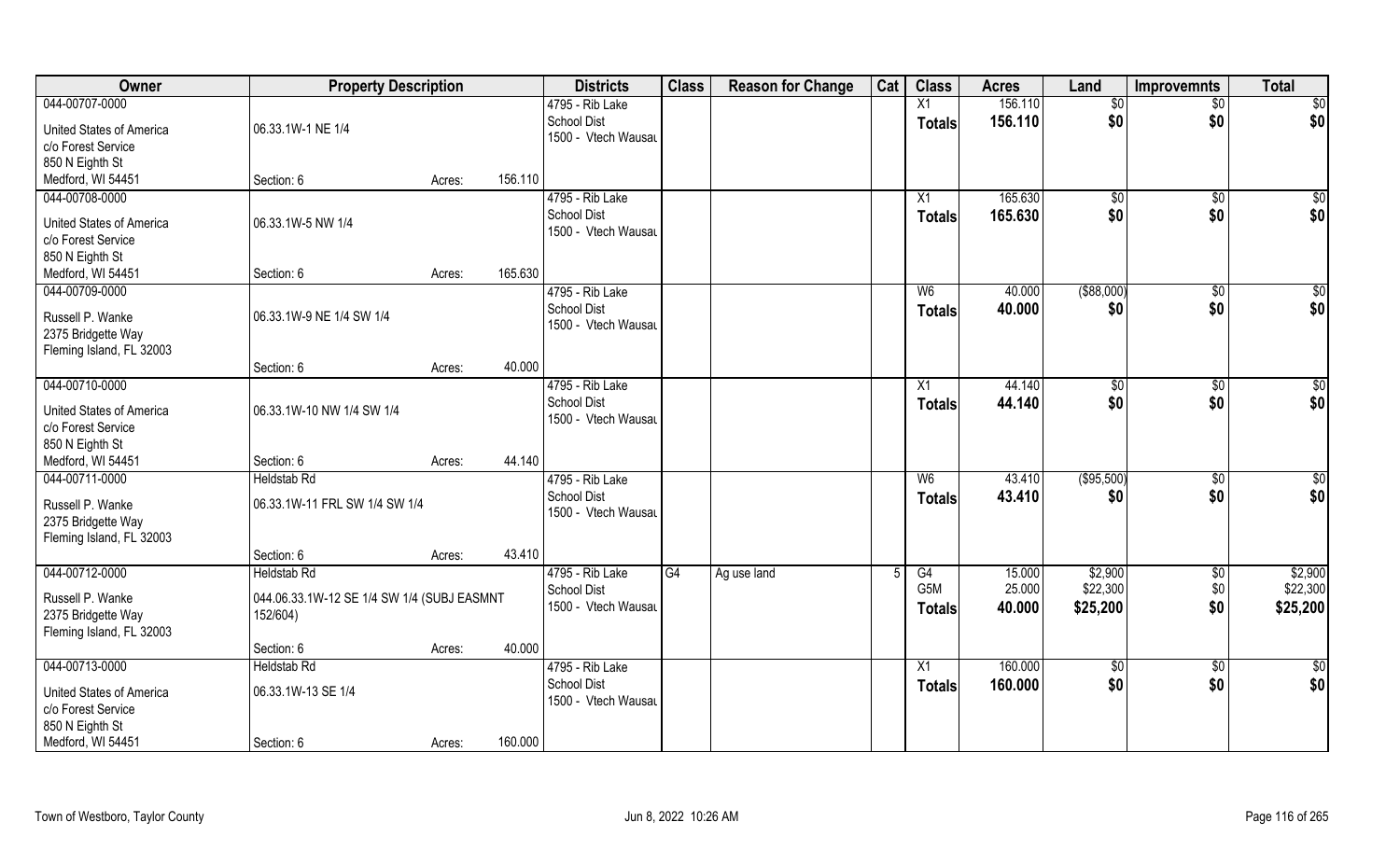| Owner | Property Description | | | Districts | Class | Reason for Change | Cat | Class | Acres | Land | Improvemnts | Total |
|---|---|---|---|---|---|---|---|---|---|---|---|---|
| 044-00707-0000 | | | | 4795 - Rib Lake | | | | X1 | 156.110 | $0 | $0 | $0 |
| United States of America | 06.33.1W-1 NE 1/4 | | | School Dist | | | | Totals | 156.110 | $0 | $0 | $0 |
| c/o Forest Service | | | | 1500 - Vtech Wausau | | | | | | | | |
| 850 N Eighth St | | | | | | | | | | | | |
| Medford, WI 54451 | Section: 6 | Acres: | 156.110 | | | | | | | | | |
| 044-00708-0000 | | | | 4795 - Rib Lake | | | | X1 | 165.630 | $0 | $0 | $0 |
| United States of America | 06.33.1W-5 NW 1/4 | | | School Dist | | | | Totals | 165.630 | $0 | $0 | $0 |
| c/o Forest Service | | | | 1500 - Vtech Wausau | | | | | | | | |
| 850 N Eighth St | | | | | | | | | | | | |
| Medford, WI 54451 | Section: 6 | Acres: | 165.630 | | | | | | | | | |
| 044-00709-0000 | | | | 4795 - Rib Lake | | | | W6 | 40.000 | ($88,000) | $0 | $0 |
| Russell P. Wanke | 06.33.1W-9 NE 1/4 SW 1/4 | | | School Dist | | | | Totals | 40.000 | $0 | $0 | $0 |
| 2375 Bridgette Way | | | | 1500 - Vtech Wausau | | | | | | | | |
| Fleming Island, FL 32003 | | | | | | | | | | | | |
| | Section: 6 | Acres: | 40.000 | | | | | | | | | |
| 044-00710-0000 | | | | 4795 - Rib Lake | | | | X1 | 44.140 | $0 | $0 | $0 |
| United States of America | 06.33.1W-10 NW 1/4 SW 1/4 | | | School Dist | | | | Totals | 44.140 | $0 | $0 | $0 |
| c/o Forest Service | | | | 1500 - Vtech Wausau | | | | | | | | |
| 850 N Eighth St | | | | | | | | | | | | |
| Medford, WI 54451 | Section: 6 | Acres: | 44.140 | | | | | | | | | |
| 044-00711-0000 | Heldstab Rd | | | 4795 - Rib Lake | | | | W6 | 43.410 | ($95,500) | $0 | $0 |
| Russell P. Wanke | 06.33.1W-11 FRL SW 1/4 SW 1/4 | | | School Dist | | | | Totals | 43.410 | $0 | $0 | $0 |
| 2375 Bridgette Way | | | | 1500 - Vtech Wausau | | | | | | | | |
| Fleming Island, FL 32003 | | | | | | | | | | | | |
| | Section: 6 | Acres: | 43.410 | | | | | | | | | |
| 044-00712-0000 | Heldstab Rd | | | 4795 - Rib Lake | G4 | Ag use land | 5 | G4 | 15.000 | $2,900 | $0 | $2,900 |
| Russell P. Wanke | 044.06.33.1W-12 SE 1/4 SW 1/4 (SUBJ EASMNT 152/604) | | | School Dist | | | | G5M | 25.000 | $22,300 | $0 | $22,300 |
| 2375 Bridgette Way | | | | 1500 - Vtech Wausau | | | | Totals | 40.000 | $25,200 | $0 | $25,200 |
| Fleming Island, FL 32003 | | | | | | | | | | | | |
| | Section: 6 | Acres: | 40.000 | | | | | | | | | |
| 044-00713-0000 | Heldstab Rd | | | 4795 - Rib Lake | | | | X1 | 160.000 | $0 | $0 | $0 |
| United States of America | 06.33.1W-13 SE 1/4 | | | School Dist | | | | Totals | 160.000 | $0 | $0 | $0 |
| c/o Forest Service | | | | 1500 - Vtech Wausau | | | | | | | | |
| 850 N Eighth St | | | | | | | | | | | | |
| Medford, WI 54451 | Section: 6 | Acres: | 160.000 | | | | | | | | | |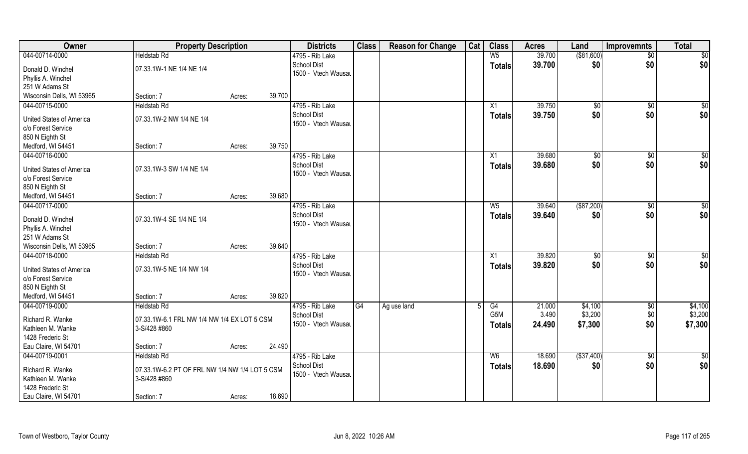| Owner | Property Description | | | Districts | Class | Reason for Change | Cat | Class | Acres | Land | Improvemnts | Total |
|---|---|---|---|---|---|---|---|---|---|---|---|---|
| 044-00714-0000 | Heldstab Rd | | | 4795 - Rib Lake | | | | W5 | 39.700 | ($81,600) | $0 | $0 |
| Donald D. Winchel | 07.33.1W-1 NE 1/4 NE 1/4 | | | School Dist | | | | **Totals** | **39.700** | **$0** | **$0** | **$0** |
| Phyllis A. Winchel | | | | 1500 - Vtech Wausau | | | | | | | | |
| 251 W Adams St | | | | | | | | | | | | |
| Wisconsin Dells, WI 53965 | Section: 7 | Acres: | 39.700 | | | | | | | | | |
| 044-00715-0000 | Heldstab Rd | | | 4795 - Rib Lake | | | | X1 | 39.750 | $0 | $0 | $0 |
| United States of America | 07.33.1W-2 NW 1/4 NE 1/4 | | | School Dist | | | | **Totals** | **39.750** | **$0** | **$0** | **$0** |
| c/o Forest Service | | | | 1500 - Vtech Wausau | | | | | | | | |
| 850 N Eighth St | | | | | | | | | | | | |
| Medford, WI 54451 | Section: 7 | Acres: | 39.750 | | | | | | | | | |
| 044-00716-0000 | | | | 4795 - Rib Lake | | | | X1 | 39.680 | $0 | $0 | $0 |
| United States of America | 07.33.1W-3 SW 1/4 NE 1/4 | | | School Dist | | | | **Totals** | **39.680** | **$0** | **$0** | **$0** |
| c/o Forest Service | | | | 1500 - Vtech Wausau | | | | | | | | |
| 850 N Eighth St | | | | | | | | | | | | |
| Medford, WI 54451 | Section: 7 | Acres: | 39.680 | | | | | | | | | |
| 044-00717-0000 | | | | 4795 - Rib Lake | | | | W5 | 39.640 | ($87,200) | $0 | $0 |
| Donald D. Winchel | 07.33.1W-4 SE 1/4 NE 1/4 | | | School Dist | | | | **Totals** | **39.640** | **$0** | **$0** | **$0** |
| Phyllis A. Winchel | | | | 1500 - Vtech Wausau | | | | | | | | |
| 251 W Adams St | | | | | | | | | | | | |
| Wisconsin Dells, WI 53965 | Section: 7 | Acres: | 39.640 | | | | | | | | | |
| 044-00718-0000 | Heldstab Rd | | | 4795 - Rib Lake | | | | X1 | 39.820 | $0 | $0 | $0 |
| United States of America | 07.33.1W-5 NE 1/4 NW 1/4 | | | School Dist | | | | **Totals** | **39.820** | **$0** | **$0** | **$0** |
| c/o Forest Service | | | | 1500 - Vtech Wausau | | | | | | | | |
| 850 N Eighth St | | | | | | | | | | | | |
| Medford, WI 54451 | Section: 7 | Acres: | 39.820 | | | | | | | | | |
| 044-00719-0000 | Heldstab Rd | | | 4795 - Rib Lake | G4 | Ag use land | 5 | G4 | 21.000 | $4,100 | $0 | $4,100 |
| Richard R. Wanke | 07.33.1W-6.1 FRL NW 1/4 NW 1/4 EX LOT 5 CSM | | | School Dist | | | | G5M | 3.490 | $3,200 | $0 | $3,200 |
| Kathleen M. Wanke | 3-S/428 #860 | | | 1500 - Vtech Wausau | | | | **Totals** | **24.490** | **$7,300** | **$0** | **$7,300** |
| 1428 Frederic St | | | | | | | | | | | | |
| Eau Claire, WI 54701 | Section: 7 | Acres: | 24.490 | | | | | | | | | |
| 044-00719-0001 | Heldstab Rd | | | 4795 - Rib Lake | | | | W6 | 18.690 | ($37,400) | $0 | $0 |
| Richard R. Wanke | 07.33.1W-6.2 PT OF FRL NW 1/4 NW 1/4 LOT 5 CSM | | | School Dist | | | | **Totals** | **18.690** | **$0** | **$0** | **$0** |
| Kathleen M. Wanke | 3-S/428 #860 | | | 1500 - Vtech Wausau | | | | | | | | |
| 1428 Frederic St | | | | | | | | | | | | |
| Eau Claire, WI 54701 | Section: 7 | Acres: | 18.690 | | | | | | | | | |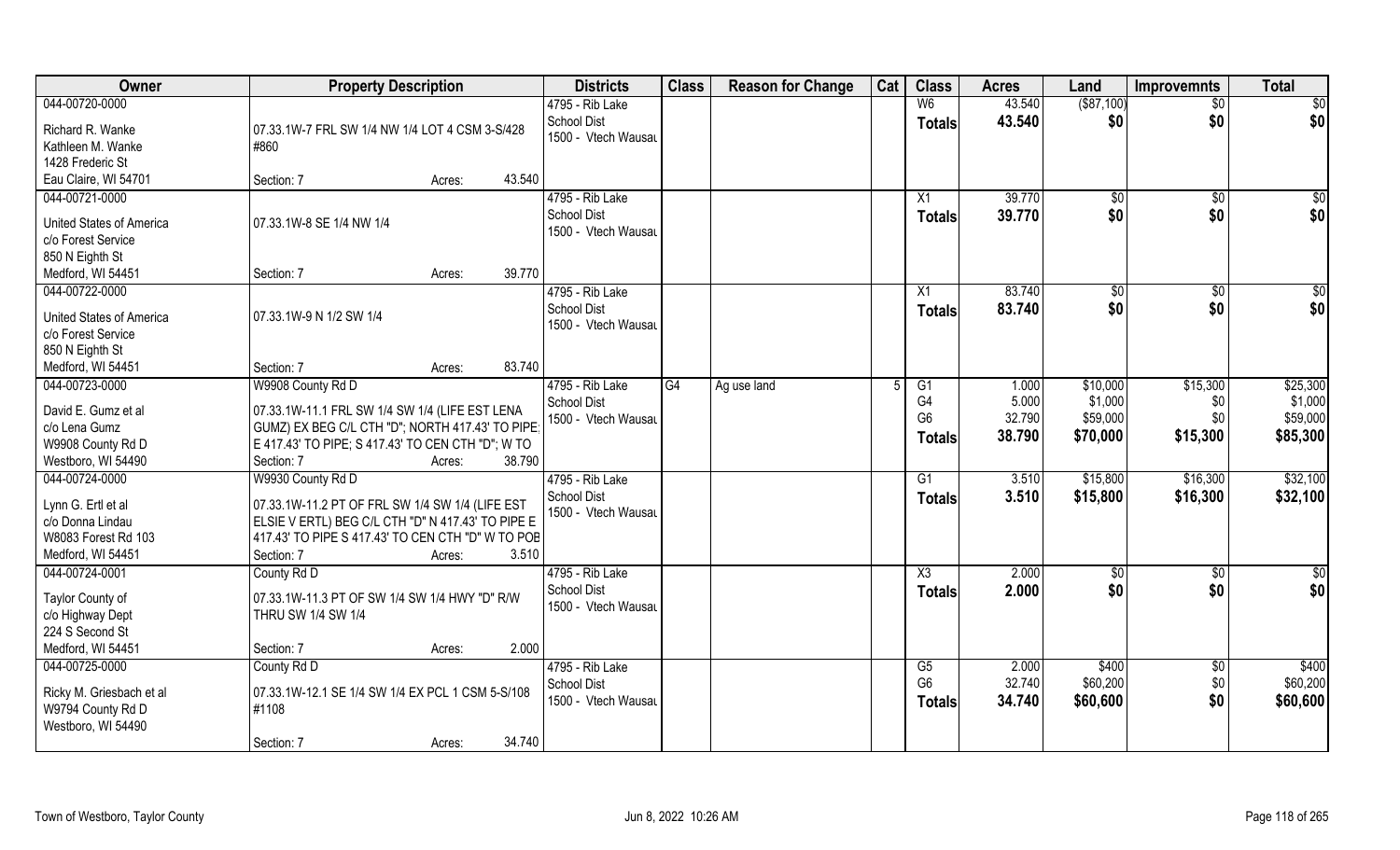| Owner | Property Description | Districts | Class | Reason for Change | Cat | Class | Acres | Land | Improvemnts | Total |
|---|---|---|---|---|---|---|---|---|---|---|
| 044-00720-0000<br><br>Richard R. Wanke<br>Kathleen M. Wanke<br>1428 Frederic St<br>Eau Claire, WI 54701 | 07.33.1W-7 FRL SW 1/4 NW 1/4 LOT 4 CSM 3-S/428 #860<br><br>Section: 7 Acres: 43.540 | 4795 - Rib Lake<br>School Dist<br>1500 - Vtech Wausau | | | | W6<br>**Totals** | 43.540<br>**43.540** | ($87,100)<br>**$0** | $0<br>**$0** | $0<br>**$0** |
| 044-00721-0000<br><br>United States of America<br>c/o Forest Service<br>850 N Eighth St<br>Medford, WI 54451 | 07.33.1W-8 SE 1/4 NW 1/4<br><br>Section: 7 Acres: 39.770 | 4795 - Rib Lake<br>School Dist<br>1500 - Vtech Wausau | | | | X1<br>**Totals** | 39.770<br>**39.770** | $0<br>**$0** | $0<br>**$0** | $0<br>**$0** |
| 044-00722-0000<br><br>United States of America<br>c/o Forest Service<br>850 N Eighth St<br>Medford, WI 54451 | 07.33.1W-9 N 1/2 SW 1/4<br><br>Section: 7 Acres: 83.740 | 4795 - Rib Lake<br>School Dist<br>1500 - Vtech Wausau | | | | X1<br>**Totals** | 83.740<br>**83.740** | $0<br>**$0** | $0<br>**$0** | $0<br>**$0** |
| 044-00723-0000<br><br>David E. Gumz et al<br>c/o Lena Gumz<br>W9908 County Rd D<br>Westboro, WI 54490 | W9908 County Rd D<br>07.33.1W-11.1 FRL SW 1/4 SW 1/4 (LIFE EST LENA GUMZ) EX BEG C/L CTH "D"; NORTH 417.43' TO PIPE; E 417.43' TO PIPE; S 417.43' TO CEN CTH "D"; W TO<br>Section: 7 Acres: 38.790 | 4795 - Rib Lake<br>School Dist<br>1500 - Vtech Wausau | G4 | Ag use land | 5 | G1<br>G4<br>G6<br>**Totals** | 1.000<br>5.000<br>32.790<br>**38.790** | $10,000<br>$1,000<br>$59,000<br>**$70,000** | $15,300<br>$0<br>$0<br>**$15,300** | $25,300<br>$1,000<br>$59,000<br>**$85,300** |
| 044-00724-0000<br><br>Lynn G. Ertl et al<br>c/o Donna Lindau<br>W8083 Forest Rd 103<br>Medford, WI 54451 | W9930 County Rd D<br>07.33.1W-11.2 PT OF FRL SW 1/4 SW 1/4 (LIFE EST ELSIE V ERTL) BEG C/L CTH "D" N 417.43' TO PIPE E 417.43' TO PIPE S 417.43' TO CEN CTH "D" W TO POB<br>Section: 7 Acres: 3.510 | 4795 - Rib Lake<br>School Dist<br>1500 - Vtech Wausau | | | | G1<br>**Totals** | 3.510<br>**3.510** | $15,800<br>**$15,800** | $16,300<br>**$16,300** | $32,100<br>**$32,100** |
| 044-00724-0001<br><br>Taylor County of<br>c/o Highway Dept<br>224 S Second St<br>Medford, WI 54451 | County Rd D<br>07.33.1W-11.3 PT OF SW 1/4 SW 1/4 HWY "D" R/W THRU SW 1/4 SW 1/4<br>Section: 7 Acres: 2.000 | 4795 - Rib Lake<br>School Dist<br>1500 - Vtech Wausau | | | | X3<br>**Totals** | 2.000<br>**2.000** | $0<br>**$0** | $0<br>**$0** | $0<br>**$0** |
| 044-00725-0000<br><br>Ricky M. Griesbach et al<br>W9794 County Rd D<br>Westboro, WI 54490 | County Rd D<br>07.33.1W-12.1 SE 1/4 SW 1/4 EX PCL 1 CSM 5-S/108 #1108<br>Section: 7 Acres: 34.740 | 4795 - Rib Lake<br>School Dist<br>1500 - Vtech Wausau | | | | G5<br>G6<br>**Totals** | 2.000<br>32.740<br>**34.740** | $400<br>$60,200<br>**$60,600** | $0<br>$0<br>**$0** | $400<br>$60,200<br>**$60,600** |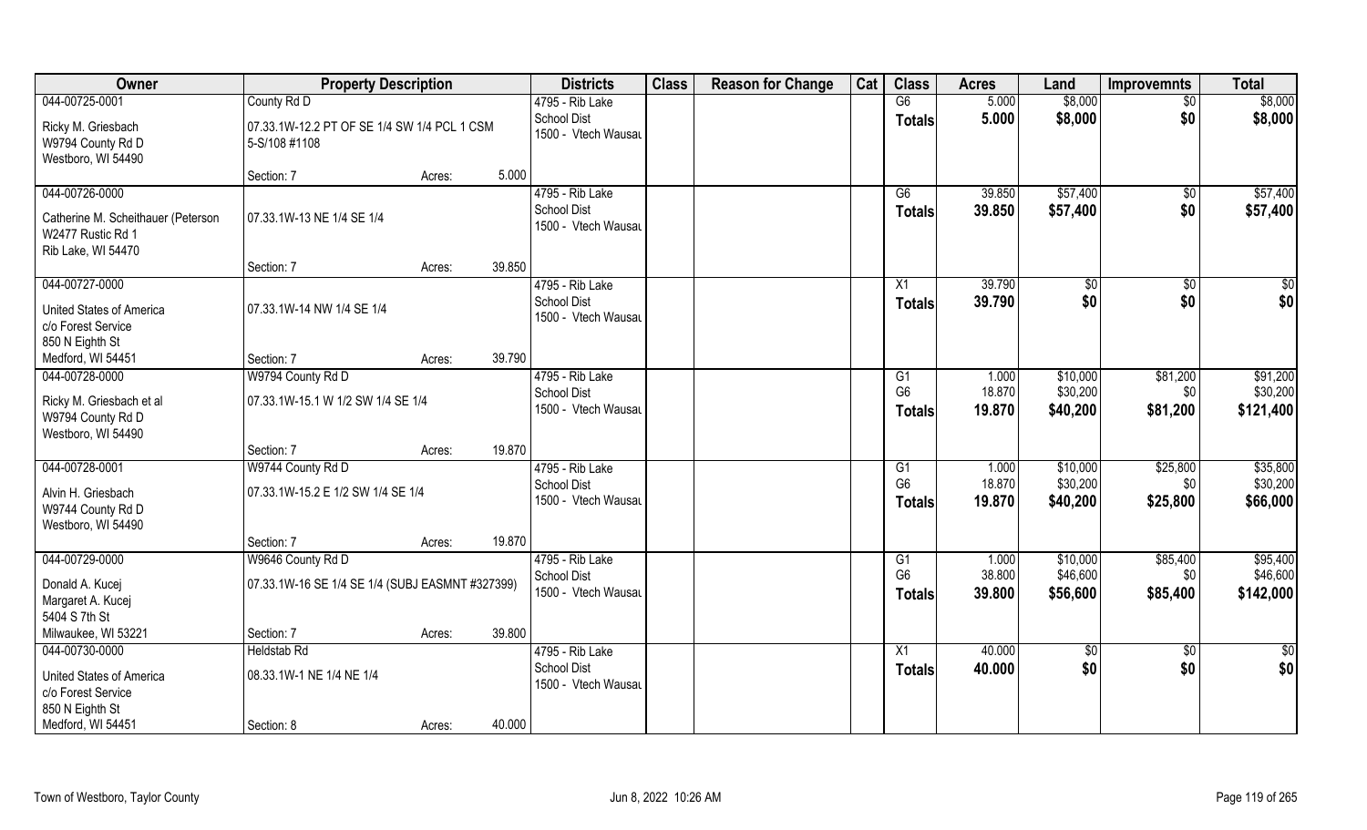| Owner | Property Description | | | Districts | Class | Reason for Change | Cat | Class | Acres | Land | Improvemnts | Total |
|---|---|---|---|---|---|---|---|---|---|---|---|---|
| 044-00725-0001 | County Rd D | | | 4795 - Rib Lake | | | | G6 | 5.000 | $8,000 | $0 | $8,000 |
| Ricky M. Griesbach | 07.33.1W-12.2 PT OF SE 1/4 SW 1/4 PCL 1 CSM | | | School Dist | | | | Totals | 5.000 | $8,000 | $0 | $8,000 |
| W9794 County Rd D | 5-S/108 #1108 | | | 1500 - Vtech Wausau | | | | | | | | |
| Westboro, WI 54490 | | | | | | | | | | | | |
| | Section: 7 | Acres: | 5.000 | | | | | | | | | |
| 044-00726-0000 | | | | 4795 - Rib Lake | | | | G6 | 39.850 | $57,400 | $0 | $57,400 |
| Catherine M. Scheithauer (Peterson | 07.33.1W-13 NE 1/4 SE 1/4 | | | School Dist | | | | Totals | 39.850 | $57,400 | $0 | $57,400 |
| W2477 Rustic Rd 1 | | | | 1500 - Vtech Wausau | | | | | | | | |
| Rib Lake, WI 54470 | | | | | | | | | | | | |
| | Section: 7 | Acres: | 39.850 | | | | | | | | | |
| 044-00727-0000 | | | | 4795 - Rib Lake | | | | X1 | 39.790 | $0 | $0 | $0 |
| United States of America | 07.33.1W-14 NW 1/4 SE 1/4 | | | School Dist | | | | Totals | 39.790 | $0 | $0 | $0 |
| c/o Forest Service | | | | 1500 - Vtech Wausau | | | | | | | | |
| 850 N Eighth St | | | | | | | | | | | | |
| Medford, WI 54451 | Section: 7 | Acres: | 39.790 | | | | | | | | | |
| 044-00728-0000 | W9794 County Rd D | | | 4795 - Rib Lake | | | | G1 | 1.000 | $10,000 | $81,200 | $91,200 |
| Ricky M. Griesbach et al | 07.33.1W-15.1 W 1/2 SW 1/4 SE 1/4 | | | School Dist | | | | G6 | 18.870 | $30,200 | $0 | $30,200 |
| W9794 County Rd D | | | | 1500 - Vtech Wausau | | | | Totals | 19.870 | $40,200 | $81,200 | $121,400 |
| Westboro, WI 54490 | | | | | | | | | | | | |
| | Section: 7 | Acres: | 19.870 | | | | | | | | | |
| 044-00728-0001 | W9744 County Rd D | | | 4795 - Rib Lake | | | | G1 | 1.000 | $10,000 | $25,800 | $35,800 |
| Alvin H. Griesbach | 07.33.1W-15.2 E 1/2 SW 1/4 SE 1/4 | | | School Dist | | | | G6 | 18.870 | $30,200 | $0 | $30,200 |
| W9744 County Rd D | | | | 1500 - Vtech Wausau | | | | Totals | 19.870 | $40,200 | $25,800 | $66,000 |
| Westboro, WI 54490 | | | | | | | | | | | | |
| | Section: 7 | Acres: | 19.870 | | | | | | | | | |
| 044-00729-0000 | W9646 County Rd D | | | 4795 - Rib Lake | | | | G1 | 1.000 | $10,000 | $85,400 | $95,400 |
| Donald A. Kucej | 07.33.1W-16 SE 1/4 SE 1/4 (SUBJ EASMNT #327399) | | | School Dist | | | | G6 | 38.800 | $46,600 | $0 | $46,600 |
| Margaret A. Kucej | | | | 1500 - Vtech Wausau | | | | Totals | 39.800 | $56,600 | $85,400 | $142,000 |
| 5404 S 7th St | | | | | | | | | | | | |
| Milwaukee, WI 53221 | Section: 7 | Acres: | 39.800 | | | | | | | | | |
| 044-00730-0000 | Heldstab Rd | | | 4795 - Rib Lake | | | | X1 | 40.000 | $0 | $0 | $0 |
| United States of America | 08.33.1W-1 NE 1/4 NE 1/4 | | | School Dist | | | | Totals | 40.000 | $0 | $0 | $0 |
| c/o Forest Service | | | | 1500 - Vtech Wausau | | | | | | | | |
| 850 N Eighth St | | | | | | | | | | | | |
| Medford, WI 54451 | Section: 8 | Acres: | 40.000 | | | | | | | | | |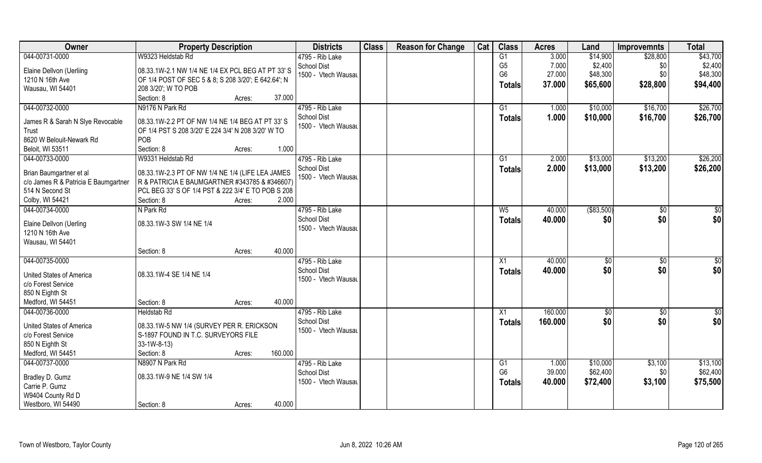| Owner | Property Description | Districts | Class | Reason for Change | Cat | Class | Acres | Land | Improvemnts | Total |
|---|---|---|---|---|---|---|---|---|---|---|
| 044-00731-0000<br>Elaine Dellvon (Uerliing<br>1210 N 16th Ave<br>Wausau, WI 54401 | W9323 Heldstab Rd<br>08.33.1W-2.1 NW 1/4 NE 1/4 EX PCL BEG AT PT 33' S OF 1/4 POST OF SEC 5 & 8; S 208 3/20'; E 642.64'; N 208 3/20'; W TO POB<br>Section: 8 Acres: 37.000 | 4795 - Rib Lake School Dist<br>1500 - Vtech Wausau | | | | G1<br>G5<br>G6<br>**Totals** | 3.000<br>7.000<br>27.000<br>**37.000** | $14,900<br>$2,400<br>$48,300<br>**$65,600** | $28,800<br>$0<br>$0<br>**$28,800** | $43,700<br>$2,400<br>$48,300<br>**$94,400** |
| 044-00732-0000<br>James R & Sarah N Slye Revocable Trust<br>8620 W Belouit-Newark Rd<br>Beloit, WI 53511 | N9176 N Park Rd<br>08.33.1W-2.2 PT OF NW 1/4 NE 1/4 BEG AT PT 33' S OF 1/4 PST S 208 3/20' E 224 3/4' N 208 3/20' W TO POB<br>Section: 8 Acres: 1.000 | 4795 - Rib Lake School Dist<br>1500 - Vtech Wausau | | | | G1<br>**Totals** | 1.000<br>**1.000** | $10,000<br>**$10,000** | $16,700<br>**$16,700** | $26,700<br>**$26,700** |
| 044-00733-0000<br>Brian Baumgartner et al<br>c/o James R & Patricia E Baumgartner<br>514 N Second St<br>Colby, WI 54421 | W9331 Heldstab Rd<br>08.33.1W-2.3 PT OF NW 1/4 NE 1/4 (LIFE LEA JAMES R & PATRICIA E BAUMGARTNER #343785 & #346607) PCL BEG 33' S OF 1/4 PST & 222 3/4' E TO POB S 208<br>Section: 8 Acres: 2.000 | 4795 - Rib Lake School Dist<br>1500 - Vtech Wausau | | | | G1<br>**Totals** | 2.000<br>**2.000** | $13,000<br>**$13,000** | $13,200<br>**$13,200** | $26,200<br>**$26,200** |
| 044-00734-0000<br>Elaine Dellvon (Uerling<br>1210 N 16th Ave<br>Wausau, WI 54401 | N Park Rd<br>08.33.1W-3 SW 1/4 NE 1/4<br>Section: 8 Acres: 40.000 | 4795 - Rib Lake School Dist<br>1500 - Vtech Wausau | | | | W5<br>**Totals** | 40.000<br>**40.000** | ($83,500)<br>**$0** | $0<br>**$0** | $0<br>**$0** |
| 044-00735-0000<br>United States of America<br>c/o Forest Service<br>850 N Eighth St<br>Medford, WI 54451 | 08.33.1W-4 SE 1/4 NE 1/4<br>Section: 8 Acres: 40.000 | 4795 - Rib Lake School Dist<br>1500 - Vtech Wausau | | | | X1<br>**Totals** | 40.000<br>**40.000** | $0<br>**$0** | $0<br>**$0** | $0<br>**$0** |
| 044-00736-0000<br>United States of America<br>c/o Forest Service<br>850 N Eighth St<br>Medford, WI 54451 | Heldstab Rd<br>08.33.1W-5 NW 1/4 (SURVEY PER R. ERICKSON S-1897 FOUND IN T.C. SURVEYORS FILE 33-1W-8-13)<br>Section: 8 Acres: 160.000 | 4795 - Rib Lake School Dist<br>1500 - Vtech Wausau | | | | X1<br>**Totals** | 160.000<br>**160.000** | $0<br>**$0** | $0<br>**$0** | $0<br>**$0** |
| 044-00737-0000<br>Bradley D. Gumz<br>Carrie P. Gumz<br>W9404 County Rd D<br>Westboro, WI 54490 | N8907 N Park Rd<br>08.33.1W-9 NE 1/4 SW 1/4<br>Section: 8 Acres: 40.000 | 4795 - Rib Lake School Dist<br>1500 - Vtech Wausau | | | | G1<br>G6<br>**Totals** | 1.000<br>39.000<br>**40.000** | $10,000<br>$62,400<br>**$72,400** | $3,100<br>$0<br>**$3,100** | $13,100<br>$62,400<br>**$75,500** |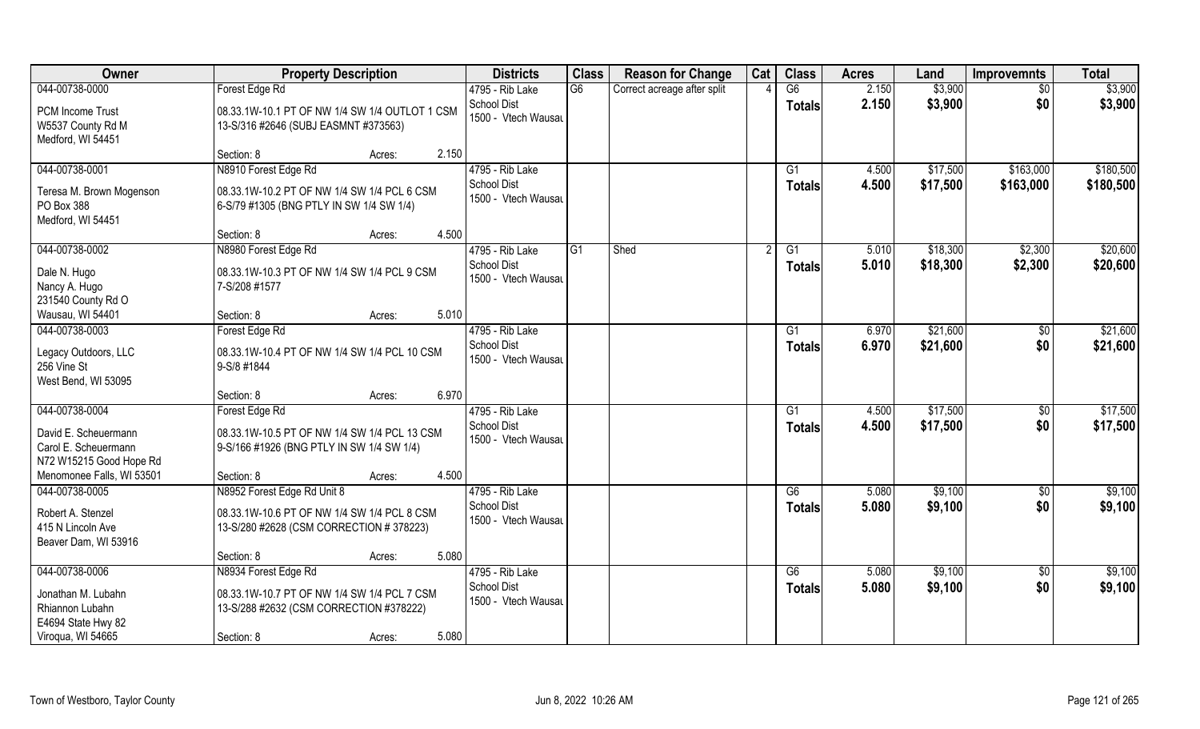| Owner | Property Description | | Districts | Class | Reason for Change | Cat | Class | Acres | Land | Improvemnts | Total |
|---|---|---|---|---|---|---|---|---|---|---|---|
| 044-00738-0000 | Forest Edge Rd | | 4795 - Rib Lake | G6 | Correct acreage after split | 4 | G6 | 2.150 | $3,900 | $0 | $3,900 |
| PCM Income Trust<br>W5537 County Rd M<br>Medford, WI 54451 | 08.33.1W-10.1 PT OF NW 1/4 SW 1/4 OUTLOT 1 CSM 13-S/316 #2646 (SUBJ EASMNT #373563) | | School Dist<br>1500 - Vtech Wausau | | | | Totals | 2.150 | $3,900 | $0 | $3,900 |
| | Section: 8 | Acres: 2.150 | | | | | | | | | |
| 044-00738-0001 | N8910 Forest Edge Rd | | 4795 - Rib Lake | | | | G1 | 4.500 | $17,500 | $163,000 | $180,500 |
| Teresa M. Brown Mogenson<br>PO Box 388<br>Medford, WI 54451 | 08.33.1W-10.2 PT OF NW 1/4 SW 1/4 PCL 6 CSM 6-S/79 #1305 (BNG PTLY IN SW 1/4 SW 1/4) | | School Dist<br>1500 - Vtech Wausau | | | | Totals | 4.500 | $17,500 | $163,000 | $180,500 |
| | Section: 8 | Acres: 4.500 | | | | | | | | | |
| 044-00738-0002 | N8980 Forest Edge Rd | | 4795 - Rib Lake | G1 | Shed | 2 | G1 | 5.010 | $18,300 | $2,300 | $20,600 |
| Dale N. Hugo<br>Nancy A. Hugo<br>231540 County Rd O<br>Wausau, WI 54401 | 08.33.1W-10.3 PT OF NW 1/4 SW 1/4 PCL 9 CSM 7-S/208 #1577 | | School Dist<br>1500 - Vtech Wausau | | | | Totals | 5.010 | $18,300 | $2,300 | $20,600 |
| | Section: 8 | Acres: 5.010 | | | | | | | | | |
| 044-00738-0003 | Forest Edge Rd | | 4795 - Rib Lake | | | | G1 | 6.970 | $21,600 | $0 | $21,600 |
| Legacy Outdoors, LLC<br>256 Vine St<br>West Bend, WI 53095 | 08.33.1W-10.4 PT OF NW 1/4 SW 1/4 PCL 10 CSM 9-S/8 #1844 | | School Dist<br>1500 - Vtech Wausau | | | | Totals | 6.970 | $21,600 | $0 | $21,600 |
| | Section: 8 | Acres: 6.970 | | | | | | | | | |
| 044-00738-0004 | Forest Edge Rd | | 4795 - Rib Lake | | | | G1 | 4.500 | $17,500 | $0 | $17,500 |
| David E. Scheuermann<br>Carol E. Scheuermann<br>N72 W15215 Good Hope Rd<br>Menomonee Falls, WI 53501 | 08.33.1W-10.5 PT OF NW 1/4 SW 1/4 PCL 13 CSM 9-S/166 #1926 (BNG PTLY IN SW 1/4 SW 1/4) | | School Dist<br>1500 - Vtech Wausau | | | | Totals | 4.500 | $17,500 | $0 | $17,500 |
| | Section: 8 | Acres: 4.500 | | | | | | | | | |
| 044-00738-0005 | N8952 Forest Edge Rd Unit 8 | | 4795 - Rib Lake | | | | G6 | 5.080 | $9,100 | $0 | $9,100 |
| Robert A. Stenzel<br>415 N Lincoln Ave<br>Beaver Dam, WI 53916 | 08.33.1W-10.6 PT OF NW 1/4 SW 1/4 PCL 8 CSM 13-S/280 #2628 (CSM CORRECTION # 378223) | | School Dist<br>1500 - Vtech Wausau | | | | Totals | 5.080 | $9,100 | $0 | $9,100 |
| | Section: 8 | Acres: 5.080 | | | | | | | | | |
| 044-00738-0006 | N8934 Forest Edge Rd | | 4795 - Rib Lake | | | | G6 | 5.080 | $9,100 | $0 | $9,100 |
| Jonathan M. Lubahn<br>Rhiannon Lubahn<br>E4694 State Hwy 82<br>Viroqua, WI 54665 | 08.33.1W-10.7 PT OF NW 1/4 SW 1/4 PCL 7 CSM 13-S/288 #2632 (CSM CORRECTION #378222) | | School Dist<br>1500 - Vtech Wausau | | | | Totals | 5.080 | $9,100 | $0 | $9,100 |
| | Section: 8 | Acres: 5.080 | | | | | | | | | |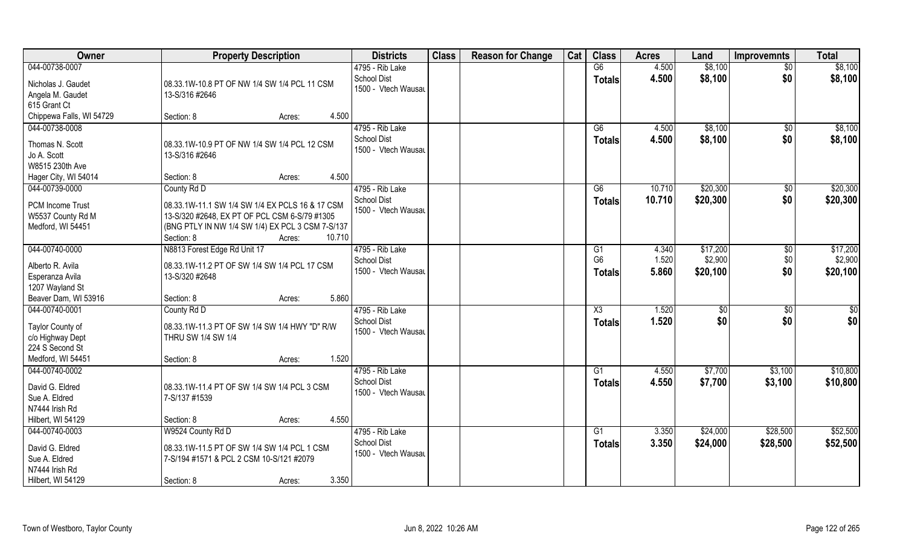| Owner | Property Description | Districts | Class | Reason for Change | Cat | Class | Acres | Land | Improvemnts | Total |
|---|---|---|---|---|---|---|---|---|---|---|
| 044-00738-0007<br>Nicholas J. Gaudet<br>Angela M. Gaudet<br>615 Grant Ct<br>Chippewa Falls, WI 54729 | 08.33.1W-10.8 PT OF NW 1/4 SW 1/4 PCL 11 CSM 13-S/316 #2646<br>Section: 8 Acres: 4.500 | 4795 - Rib Lake School Dist<br>1500 - Vtech Wausau | | | | G6<br>**Totals** | 4.500<br>**4.500** | \$8,100<br>**\$8,100** | \$0<br>**\$0** | \$8,100<br>**\$8,100** |
| 044-00738-0008<br>Thomas N. Scott<br>Jo A. Scott<br>W8515 230th Ave<br>Hager City, WI 54014 | 08.33.1W-10.9 PT OF NW 1/4 SW 1/4 PCL 12 CSM 13-S/316 #2646<br>Section: 8 Acres: 4.500 | 4795 - Rib Lake School Dist<br>1500 - Vtech Wausau | | | | G6<br>**Totals** | 4.500<br>**4.500** | \$8,100<br>**\$8,100** | \$0<br>**\$0** | \$8,100<br>**\$8,100** |
| 044-00739-0000<br>PCM Income Trust<br>W5537 County Rd M<br>Medford, WI 54451 | County Rd D<br>08.33.1W-11.1 SW 1/4 SW 1/4 EX PCLS 16 & 17 CSM 13-S/320 #2648, EX PT OF PCL CSM 6-S/79 #1305 (BNG PTLY IN NW 1/4 SW 1/4) EX PCL 3 CSM 7-S/137<br>Section: 8 Acres: 10.710 | 4795 - Rib Lake School Dist<br>1500 - Vtech Wausau | | | | G6<br>**Totals** | 10.710<br>**10.710** | \$20,300<br>**\$20,300** | \$0<br>**\$0** | \$20,300<br>**\$20,300** |
| 044-00740-0000<br>Alberto R. Avila<br>Esperanza Avila<br>1207 Wayland St<br>Beaver Dam, WI 53916 | N8813 Forest Edge Rd Unit 17<br>08.33.1W-11.2 PT OF SW 1/4 SW 1/4 PCL 17 CSM 13-S/320 #2648<br>Section: 8 Acres: 5.860 | 4795 - Rib Lake School Dist<br>1500 - Vtech Wausau | | | | G1<br>G6<br>**Totals** | 4.340<br>1.520<br>**5.860** | \$17,200<br>\$2,900<br>**\$20,100** | \$0<br>\$0<br>**\$0** | \$17,200<br>\$2,900<br>**\$20,100** |
| 044-00740-0001<br>Taylor County of<br>c/o Highway Dept<br>224 S Second St<br>Medford, WI 54451 | County Rd D<br>08.33.1W-11.3 PT OF SW 1/4 SW 1/4 HWY "D" R/W THRU SW 1/4 SW 1/4<br>Section: 8 Acres: 1.520 | 4795 - Rib Lake School Dist<br>1500 - Vtech Wausau | | | | X3<br>**Totals** | 1.520<br>**1.520** | \$0<br>**\$0** | \$0<br>**\$0** | \$0<br>**\$0** |
| 044-00740-0002<br>David G. Eldred<br>Sue A. Eldred<br>N7444 Irish Rd<br>Hilbert, WI 54129 | 08.33.1W-11.4 PT OF SW 1/4 SW 1/4 PCL 3 CSM 7-S/137 #1539<br>Section: 8 Acres: 4.550 | 4795 - Rib Lake School Dist<br>1500 - Vtech Wausau | | | | G1<br>**Totals** | 4.550<br>**4.550** | \$7,700<br>**\$7,700** | \$3,100<br>**\$3,100** | \$10,800<br>**\$10,800** |
| 044-00740-0003<br>David G. Eldred<br>Sue A. Eldred<br>N7444 Irish Rd<br>Hilbert, WI 54129 | W9524 County Rd D<br>08.33.1W-11.5 PT OF SW 1/4 SW 1/4 PCL 1 CSM 7-S/194 #1571 & PCL 2 CSM 10-S/121 #2079<br>Section: 8 Acres: 3.350 | 4795 - Rib Lake School Dist<br>1500 - Vtech Wausau | | | | G1<br>**Totals** | 3.350<br>**3.350** | \$24,000<br>**\$24,000** | \$28,500<br>**\$28,500** | \$52,500<br>**\$52,500** |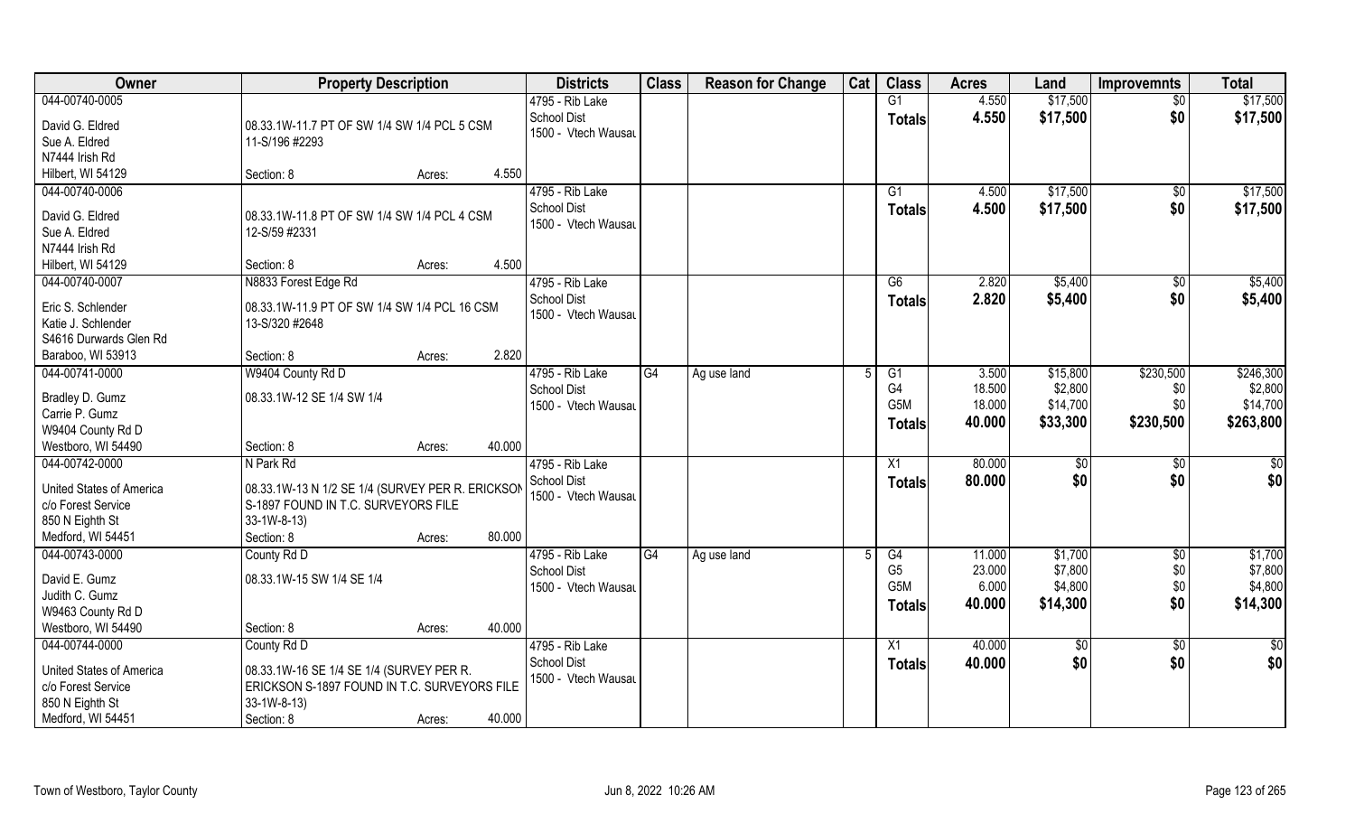| Owner | Property Description | Districts | Class | Reason for Change | Cat | Class | Acres | Land | Improvemnts | Total |
|---|---|---|---|---|---|---|---|---|---|---|
| 044-00740-0005<br><br>David G. Eldred<br>Sue A. Eldred<br>N7444 Irish Rd<br>Hilbert, WI 54129 | 08.33.1W-11.7 PT OF SW 1/4 SW 1/4 PCL 5 CSM 11-S/196 #2293<br><br>Section: 8 Acres: 4.550 | 4795 - Rib Lake School Dist<br>1500 - Vtech Wausau | | | | G1<br>**Totals** | 4.550<br>**4.550** | \$17,500<br>**\$17,500** | \$0<br>**\$0** | \$17,500<br>**\$17,500** |
| 044-00740-0006<br><br>David G. Eldred<br>Sue A. Eldred<br>N7444 Irish Rd<br>Hilbert, WI 54129 | 08.33.1W-11.8 PT OF SW 1/4 SW 1/4 PCL 4 CSM 12-S/59 #2331<br><br>Section: 8 Acres: 4.500 | 4795 - Rib Lake School Dist<br>1500 - Vtech Wausau | | | | G1<br>**Totals** | 4.500<br>**4.500** | \$17,500<br>**\$17,500** | \$0<br>**\$0** | \$17,500<br>**\$17,500** |
| 044-00740-0007<br><br>Eric S. Schlender<br>Katie J. Schlender<br>S4616 Durwards Glen Rd<br>Baraboo, WI 53913 | N8833 Forest Edge Rd<br>08.33.1W-11.9 PT OF SW 1/4 SW 1/4 PCL 16 CSM 13-S/320 #2648<br><br>Section: 8 Acres: 2.820 | 4795 - Rib Lake School Dist<br>1500 - Vtech Wausau | | | | G6<br>**Totals** | 2.820<br>**2.820** | \$5,400<br>**\$5,400** | \$0<br>**\$0** | \$5,400<br>**\$5,400** |
| 044-00741-0000<br><br>Bradley D. Gumz<br>Carrie P. Gumz<br>W9404 County Rd D<br>Westboro, WI 54490 | W9404 County Rd D<br>08.33.1W-12 SE 1/4 SW 1/4<br><br>Section: 8 Acres: 40.000 | 4795 - Rib Lake School Dist<br>1500 - Vtech Wausau | G4 | Ag use land | 5 | G1<br>G4<br>G5M<br>**Totals** | 3.500<br>18.500<br>18.000<br>**40.000** | \$15,800<br>\$2,800<br>\$14,700<br>**\$33,300** | \$230,500<br>\$0<br>\$0<br>**\$230,500** | \$246,300<br>\$2,800<br>\$14,700<br>**\$263,800** |
| 044-00742-0000<br><br>United States of America<br>c/o Forest Service<br>850 N Eighth St<br>Medford, WI 54451 | N Park Rd<br>08.33.1W-13 N 1/2 SE 1/4 (SURVEY PER R. ERICKSON S-1897 FOUND IN T.C. SURVEYORS FILE 33-1W-8-13)<br>Section: 8 Acres: 80.000 | 4795 - Rib Lake School Dist<br>1500 - Vtech Wausau | | | | X1<br>**Totals** | 80.000<br>**80.000** | \$0<br>**\$0** | \$0<br>**\$0** | \$0<br>**\$0** |
| 044-00743-0000<br><br>David E. Gumz<br>Judith C. Gumz<br>W9463 County Rd D<br>Westboro, WI 54490 | County Rd D<br>08.33.1W-15 SW 1/4 SE 1/4<br><br>Section: 8 Acres: 40.000 | 4795 - Rib Lake School Dist<br>1500 - Vtech Wausau | G4 | Ag use land | 5 | G4<br>G5<br>G5M<br>**Totals** | 11.000<br>23.000<br>6.000<br>**40.000** | \$1,700<br>\$7,800<br>\$4,800<br>**\$14,300** | \$0<br>\$0<br>\$0<br>**\$0** | \$1,700<br>\$7,800<br>\$4,800<br>**\$14,300** |
| 044-00744-0000<br><br>United States of America<br>c/o Forest Service<br>850 N Eighth St<br>Medford, WI 54451 | County Rd D<br>08.33.1W-16 SE 1/4 SE 1/4 (SURVEY PER R. ERICKSON S-1897 FOUND IN T.C. SURVEYORS FILE 33-1W-8-13)<br>Section: 8 Acres: 40.000 | 4795 - Rib Lake School Dist<br>1500 - Vtech Wausau | | | | X1<br>**Totals** | 40.000<br>**40.000** | \$0<br>**\$0** | \$0<br>**\$0** | \$0<br>**\$0** |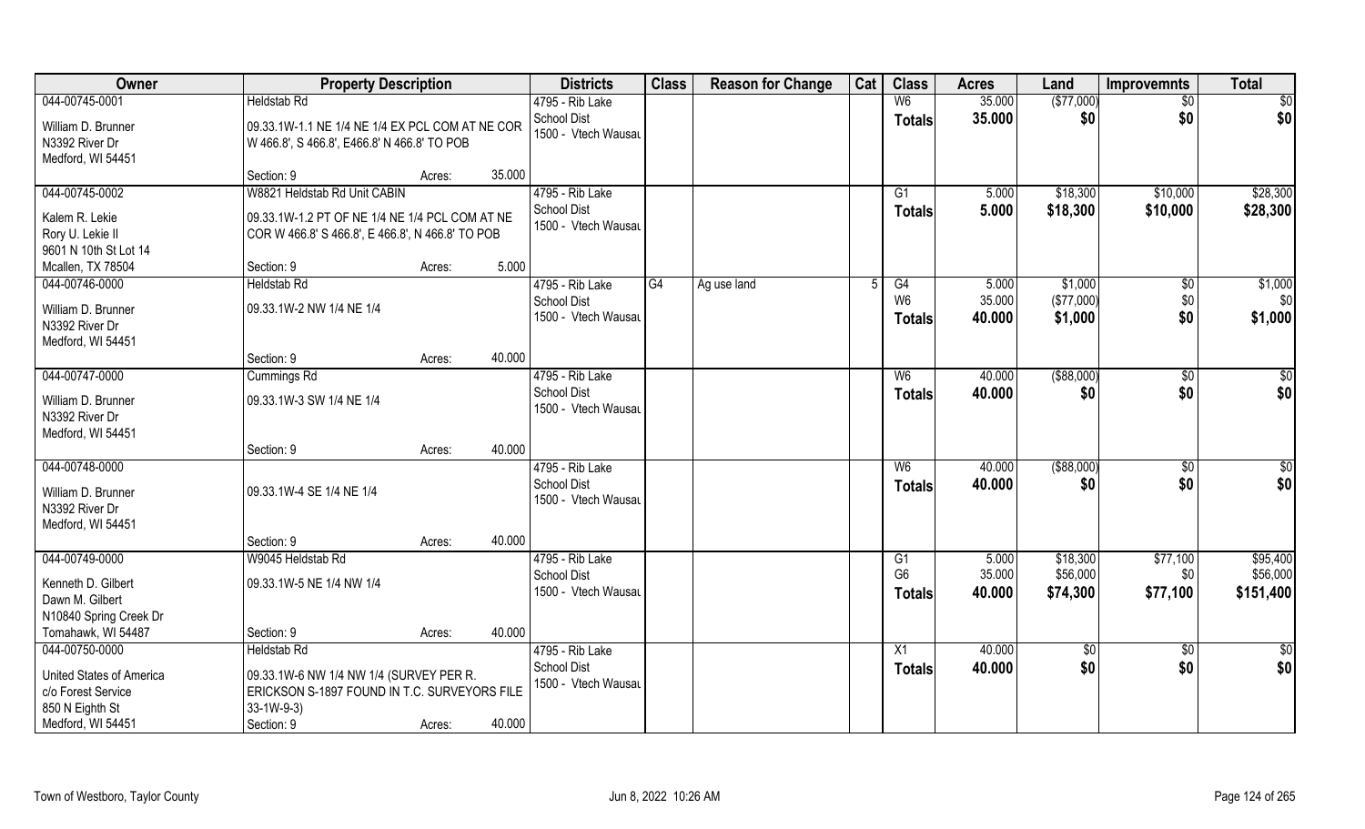| Owner | Property Description | | | Districts | Class | Reason for Change | Cat | Class | Acres | Land | Improvemnts | Total |
|---|---|---|---|---|---|---|---|---|---|---|---|---|
| 044-00745-0001 | Heldstab Rd | | | 4795 - Rib Lake | | | | W6 | 35.000 | ($77,000) | $0 | $0 |
| William D. Brunner<br>N3392 River Dr<br>Medford, WI 54451 | 09.33.1W-1.1 NE 1/4 NE 1/4 EX PCL COM AT NE COR W 466.8', S 466.8', E466.8' N 466.8' TO POB | | | School Dist<br>1500 - Vtech Wausau | | | | Totals | 35.000 | $0 | $0 | $0 |
| | Section: 9 | Acres: | 35.000 | | | | | | | | | |
| 044-00745-0002 | W8821 Heldstab Rd Unit CABIN | | | 4795 - Rib Lake | | | | G1 | 5.000 | $18,300 | $10,000 | $28,300 |
| Kalem R. Lekie<br>Rory U. Lekie II<br>9601 N 10th St Lot 14<br>Mcallen, TX 78504 | 09.33.1W-1.2 PT OF NE 1/4 NE 1/4 PCL COM AT NE COR W 466.8' S 466.8', E 466.8', N 466.8' TO POB | | | School Dist<br>1500 - Vtech Wausau | | | | Totals | 5.000 | $18,300 | $10,000 | $28,300 |
| | Section: 9 | Acres: | 5.000 | | | | | | | | | |
| 044-00746-0000 | Heldstab Rd | | | 4795 - Rib Lake | G4 | Ag use land | 5 | G4 | 5.000 | $1,000 | $0 | $1,000 |
| William D. Brunner<br>N3392 River Dr<br>Medford, WI 54451 | 09.33.1W-2 NW 1/4 NE 1/4 | | | School Dist<br>1500 - Vtech Wausau | | | | W6 | 35.000 | ($77,000) | $0 | $0 |
| | | | | | | | | Totals | 40.000 | $1,000 | $0 | $1,000 |
| | Section: 9 | Acres: | 40.000 | | | | | | | | | |
| 044-00747-0000 | Cummings Rd | | | 4795 - Rib Lake | | | | W6 | 40.000 | ($88,000) | $0 | $0 |
| William D. Brunner<br>N3392 River Dr<br>Medford, WI 54451 | 09.33.1W-3 SW 1/4 NE 1/4 | | | School Dist<br>1500 - Vtech Wausau | | | | Totals | 40.000 | $0 | $0 | $0 |
| | Section: 9 | Acres: | 40.000 | | | | | | | | | |
| 044-00748-0000 | | | | 4795 - Rib Lake | | | | W6 | 40.000 | ($88,000) | $0 | $0 |
| William D. Brunner<br>N3392 River Dr<br>Medford, WI 54451 | 09.33.1W-4 SE 1/4 NE 1/4 | | | School Dist<br>1500 - Vtech Wausau | | | | Totals | 40.000 | $0 | $0 | $0 |
| | Section: 9 | Acres: | 40.000 | | | | | | | | | |
| 044-00749-0000 | W9045 Heldstab Rd | | | 4795 - Rib Lake | | | | G1 | 5.000 | $18,300 | $77,100 | $95,400 |
| Kenneth D. Gilbert<br>Dawn M. Gilbert<br>N10840 Spring Creek Dr<br>Tomahawk, WI 54487 | 09.33.1W-5 NE 1/4 NW 1/4 | | | School Dist<br>1500 - Vtech Wausau | | | | G6 | 35.000 | $56,000 | $0 | $56,000 |
| | | | | | | | | Totals | 40.000 | $74,300 | $77,100 | $151,400 |
| | Section: 9 | Acres: | 40.000 | | | | | | | | | |
| 044-00750-0000 | Heldstab Rd | | | 4795 - Rib Lake | | | | X1 | 40.000 | $0 | $0 | $0 |
| United States of America<br>c/o Forest Service<br>850 N Eighth St<br>Medford, WI 54451 | 09.33.1W-6 NW 1/4 NW 1/4 (SURVEY PER R. ERICKSON S-1897 FOUND IN T.C. SURVEYORS FILE 33-1W-9-3) | | | School Dist<br>1500 - Vtech Wausau | | | | Totals | 40.000 | $0 | $0 | $0 |
| | Section: 9 | Acres: | 40.000 | | | | | | | | | |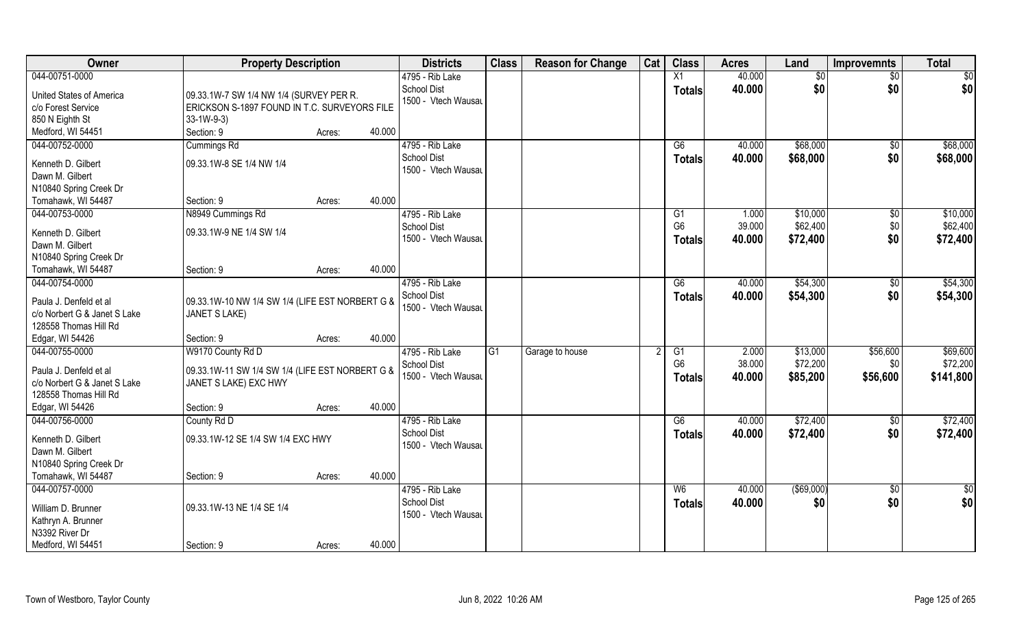| Owner | Property Description | | Districts | Class | Reason for Change | Cat | Class | Acres | Land | Improvemnts | Total |
|---|---|---|---|---|---|---|---|---|---|---|---|
| 044-00751-0000<br>United States of America<br>c/o Forest Service<br>850 N Eighth St<br>Medford, WI 54451 | 09.33.1W-7 SW 1/4 NW 1/4 (SURVEY PER R. ERICKSON S-1897 FOUND IN T.C. SURVEYORS FILE 33-1W-9-3)<br>Section: 9 | Acres: 40.000 | 4795 - Rib Lake School Dist<br>1500 - Vtech Wausau | | | | X1<br>**Totals** | 40.000<br>**40.000** | $0<br>**$0** | $0<br>**$0** | $0<br>**$0** |
| 044-00752-0000<br>Kenneth D. Gilbert<br>Dawn M. Gilbert<br>N10840 Spring Creek Dr<br>Tomahawk, WI 54487 | Cummings Rd<br>09.33.1W-8 SE 1/4 NW 1/4<br>Section: 9 | Acres: 40.000 | 4795 - Rib Lake School Dist<br>1500 - Vtech Wausau | | | | G6<br>**Totals** | 40.000<br>**40.000** | $68,000<br>**$68,000** | $0<br>**$0** | $68,000<br>**$68,000** |
| 044-00753-0000<br>Kenneth D. Gilbert<br>Dawn M. Gilbert<br>N10840 Spring Creek Dr<br>Tomahawk, WI 54487 | N8949 Cummings Rd<br>09.33.1W-9 NE 1/4 SW 1/4<br>Section: 9 | Acres: 40.000 | 4795 - Rib Lake School Dist<br>1500 - Vtech Wausau | | | | G1<br>G6<br>**Totals** | 1.000<br>39.000<br>**40.000** | $10,000<br>$62,400<br>**$72,400** | $0<br>$0<br>**$0** | $10,000<br>$62,400<br>**$72,400** |
| 044-00754-0000<br>Paula J. Denfeld et al<br>c/o Norbert G & Janet S Lake<br>128558 Thomas Hill Rd<br>Edgar, WI 54426 | 09.33.1W-10 NW 1/4 SW 1/4 (LIFE EST NORBERT G & JANET S LAKE)<br>Section: 9 | Acres: 40.000 | 4795 - Rib Lake School Dist<br>1500 - Vtech Wausau | | | | G6<br>**Totals** | 40.000<br>**40.000** | $54,300<br>**$54,300** | $0<br>**$0** | $54,300<br>**$54,300** |
| 044-00755-0000<br>Paula J. Denfeld et al<br>c/o Norbert G & Janet S Lake<br>128558 Thomas Hill Rd<br>Edgar, WI 54426 | W9170 County Rd D<br>09.33.1W-11 SW 1/4 SW 1/4 (LIFE EST NORBERT G & JANET S LAKE) EXC HWY<br>Section: 9 | Acres: 40.000 | 4795 - Rib Lake School Dist<br>1500 - Vtech Wausau | G1 | Garage to house | 2 | G1<br>G6<br>**Totals** | 2.000<br>38.000<br>**40.000** | $13,000<br>$72,200<br>**$85,200** | $56,600<br>$0<br>**$56,600** | $69,600<br>$72,200<br>**$141,800** |
| 044-00756-0000<br>Kenneth D. Gilbert<br>Dawn M. Gilbert<br>N10840 Spring Creek Dr<br>Tomahawk, WI 54487 | County Rd D<br>09.33.1W-12 SE 1/4 SW 1/4 EXC HWY<br>Section: 9 | Acres: 40.000 | 4795 - Rib Lake School Dist<br>1500 - Vtech Wausau | | | | G6<br>**Totals** | 40.000<br>**40.000** | $72,400<br>**$72,400** | $0<br>**$0** | $72,400<br>**$72,400** |
| 044-00757-0000<br>William D. Brunner<br>Kathryn A. Brunner<br>N3392 River Dr<br>Medford, WI 54451 | 09.33.1W-13 NE 1/4 SE 1/4<br>Section: 9 | Acres: 40.000 | 4795 - Rib Lake School Dist<br>1500 - Vtech Wausau | | | | W6<br>**Totals** | 40.000<br>**40.000** | ($69,000)<br>**$0** | $0<br>**$0** | $0<br>**$0** |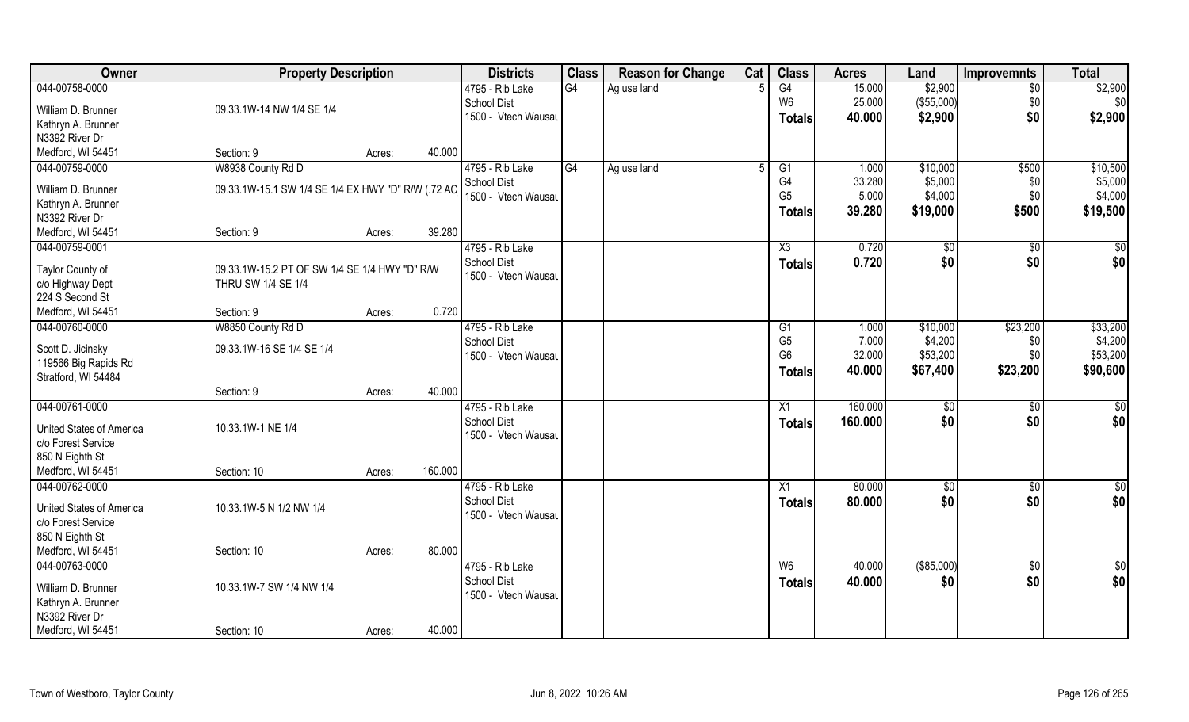| Owner | Property Description | | Districts | Class | Reason for Change | Cat | Class | Acres | Land | Improvemnts | Total |
|---|---|---|---|---|---|---|---|---|---|---|---|
| 044-00758-0000<br>William D. Brunner<br>Kathryn A. Brunner<br>N3392 River Dr<br>Medford, WI 54451 | 09.33.1W-14 NW 1/4 SE 1/4<br>Section: 9 | Acres: 40.000 | 4795 - Rib Lake<br>School Dist<br>1500 - Vtech Wausau | G4 | Ag use land | 5 | G4<br>W6<br>**Totals** | 15.000<br>25.000<br>**40.000** | $2,900<br>($55,000)<br>**$2,900** | $0<br>$0<br>**$0** | $2,900<br>$0<br>**$2,900** |
| 044-00759-0000<br>William D. Brunner<br>Kathryn A. Brunner<br>N3392 River Dr<br>Medford, WI 54451 | W8938 County Rd D<br>09.33.1W-15.1 SW 1/4 SE 1/4 EX HWY "D" R/W (.72 AC<br>Section: 9 | Acres: 39.280 | 4795 - Rib Lake<br>School Dist<br>1500 - Vtech Wausau | G4 | Ag use land | 5 | G1<br>G4<br>G5<br>**Totals** | 1.000<br>33.280<br>5.000<br>**39.280** | $10,000<br>$5,000<br>$4,000<br>**$19,000** | $500<br>$0<br>$0<br>**$500** | $10,500<br>$5,000<br>$4,000<br>**$19,500** |
| 044-00759-0001<br>Taylor County of<br>c/o Highway Dept<br>224 S Second St<br>Medford, WI 54451 | 09.33.1W-15.2 PT OF SW 1/4 SE 1/4 HWY "D" R/W THRU SW 1/4 SE 1/4<br>Section: 9 | Acres: 0.720 | 4795 - Rib Lake<br>School Dist<br>1500 - Vtech Wausau | | | | X3<br>**Totals** | 0.720<br>**0.720** | $0<br>**$0** | $0<br>**$0** | $0<br>**$0** |
| 044-00760-0000<br>Scott D. Jicinsky<br>119566 Big Rapids Rd<br>Stratford, WI 54484 | W8850 County Rd D<br>09.33.1W-16 SE 1/4 SE 1/4<br>Section: 9 | Acres: 40.000 | 4795 - Rib Lake<br>School Dist<br>1500 - Vtech Wausau | | | | G1<br>G5<br>G6<br>**Totals** | 1.000<br>7.000<br>32.000<br>**40.000** | $10,000<br>$4,200<br>$53,200<br>**$67,400** | $23,200<br>$0<br>$0<br>**$23,200** | $33,200<br>$4,200<br>$53,200<br>**$90,600** |
| 044-00761-0000<br>United States of America<br>c/o Forest Service<br>850 N Eighth St<br>Medford, WI 54451 | 10.33.1W-1 NE 1/4<br>Section: 10 | Acres: 160.000 | 4795 - Rib Lake<br>School Dist<br>1500 - Vtech Wausau | | | | X1<br>**Totals** | 160.000<br>**160.000** | $0<br>**$0** | $0<br>**$0** | $0<br>**$0** |
| 044-00762-0000<br>United States of America<br>c/o Forest Service<br>850 N Eighth St<br>Medford, WI 54451 | 10.33.1W-5 N 1/2 NW 1/4<br>Section: 10 | Acres: 80.000 | 4795 - Rib Lake<br>School Dist<br>1500 - Vtech Wausau | | | | X1<br>**Totals** | 80.000<br>**80.000** | $0<br>**$0** | $0<br>**$0** | $0<br>**$0** |
| 044-00763-0000<br>William D. Brunner<br>Kathryn A. Brunner<br>N3392 River Dr<br>Medford, WI 54451 | 10.33.1W-7 SW 1/4 NW 1/4<br>Section: 10 | Acres: 40.000 | 4795 - Rib Lake<br>School Dist<br>1500 - Vtech Wausau | | | | W6<br>**Totals** | 40.000<br>**40.000** | ($85,000)<br>**$0** | $0<br>**$0** | $0<br>**$0** |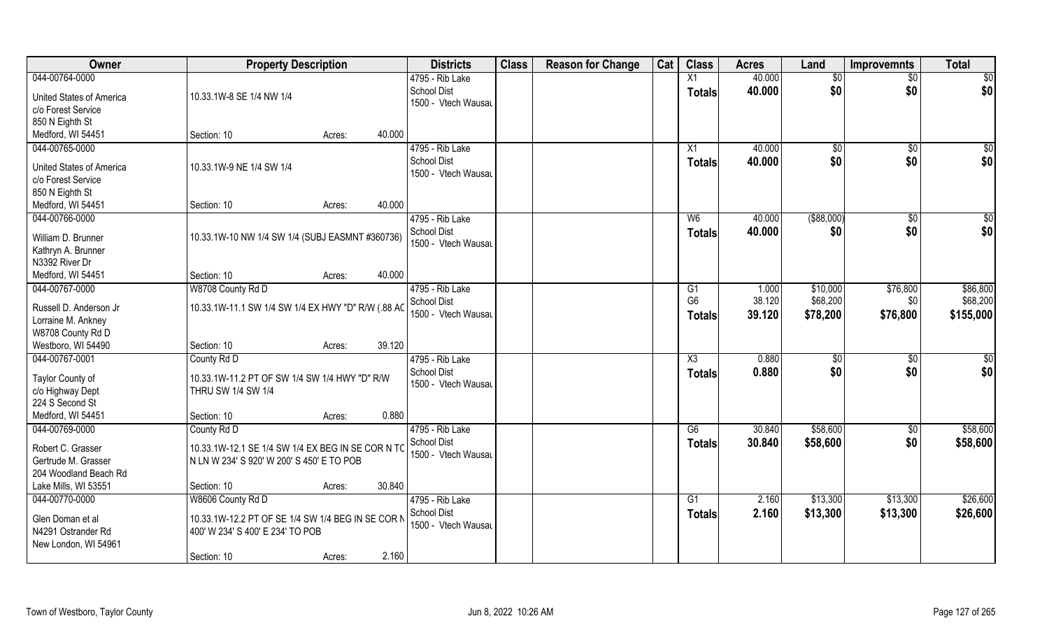| Owner | Property Description | Districts | Class | Reason for Change | Cat | Class | Acres | Land | Improvemnts | Total |
|---|---|---|---|---|---|---|---|---|---|---|
| 044-00764-0000<br>United States of America<br>c/o Forest Service<br>850 N Eighth St<br>Medford, WI 54451 | 10.33.1W-8 SE 1/4 NW 1/4<br>Section: 10 Acres: 40.000 | 4795 - Rib Lake School Dist<br>1500 - Vtech Wausau | | | | X1<br>**Totals** | 40.000<br>**40.000** | $0<br>**$0** | $0<br>**$0** | $0<br>**$0** |
| 044-00765-0000<br>United States of America<br>c/o Forest Service<br>850 N Eighth St<br>Medford, WI 54451 | 10.33.1W-9 NE 1/4 SW 1/4<br>Section: 10 Acres: 40.000 | 4795 - Rib Lake School Dist<br>1500 - Vtech Wausau | | | | X1<br>**Totals** | 40.000<br>**40.000** | $0<br>**$0** | $0<br>**$0** | $0<br>**$0** |
| 044-00766-0000<br>William D. Brunner<br>Kathryn A. Brunner<br>N3392 River Dr<br>Medford, WI 54451 | 10.33.1W-10 NW 1/4 SW 1/4 (SUBJ EASMNT #360736)<br>Section: 10 Acres: 40.000 | 4795 - Rib Lake School Dist<br>1500 - Vtech Wausau | | | | W6<br>**Totals** | 40.000<br>**40.000** | ($88,000)<br>**$0** | $0<br>**$0** | $0<br>**$0** |
| 044-00767-0000<br>Russell D. Anderson Jr<br>Lorraine M. Ankney<br>W8708 County Rd D<br>Westboro, WI 54490 | W8708 County Rd D<br>10.33.1W-11.1 SW 1/4 SW 1/4 EX HWY "D" R/W (.88 AC<br>Section: 10 Acres: 39.120 | 4795 - Rib Lake School Dist<br>1500 - Vtech Wausau | | | | G1<br>G6<br>**Totals** | 1.000<br>38.120<br>**39.120** | $10,000<br>$68,200<br>**$78,200** | $76,800<br>$0<br>**$76,800** | $86,800<br>$68,200<br>**$155,000** |
| 044-00767-0001<br>Taylor County of<br>c/o Highway Dept<br>224 S Second St<br>Medford, WI 54451 | County Rd D<br>10.33.1W-11.2 PT OF SW 1/4 SW 1/4 HWY "D" R/W THRU SW 1/4 SW 1/4<br>Section: 10 Acres: 0.880 | 4795 - Rib Lake School Dist<br>1500 - Vtech Wausau | | | | X3<br>**Totals** | 0.880<br>**0.880** | $0<br>**$0** | $0<br>**$0** | $0<br>**$0** |
| 044-00769-0000<br>Robert C. Grasser<br>Gertrude M. Grasser<br>204 Woodland Beach Rd<br>Lake Mills, WI 53551 | County Rd D<br>10.33.1W-12.1 SE 1/4 SW 1/4 EX BEG IN SE COR N TO N LN W 234' S 920' W 200' S 450' E TO POB<br>Section: 10 Acres: 30.840 | 4795 - Rib Lake School Dist<br>1500 - Vtech Wausau | | | | G6<br>**Totals** | 30.840<br>**30.840** | $58,600<br>**$58,600** | $0<br>**$0** | $58,600<br>**$58,600** |
| 044-00770-0000<br>Glen Doman et al<br>N4291 Ostrander Rd<br>New London, WI 54961 | W8606 County Rd D<br>10.33.1W-12.2 PT OF SE 1/4 SW 1/4 BEG IN SE COR N 400' W 234' S 400' E 234' TO POB<br>Section: 10 Acres: 2.160 | 4795 - Rib Lake School Dist<br>1500 - Vtech Wausau | | | | G1<br>**Totals** | 2.160<br>**2.160** | $13,300<br>**$13,300** | $13,300<br>**$13,300** | $26,600<br>**$26,600** |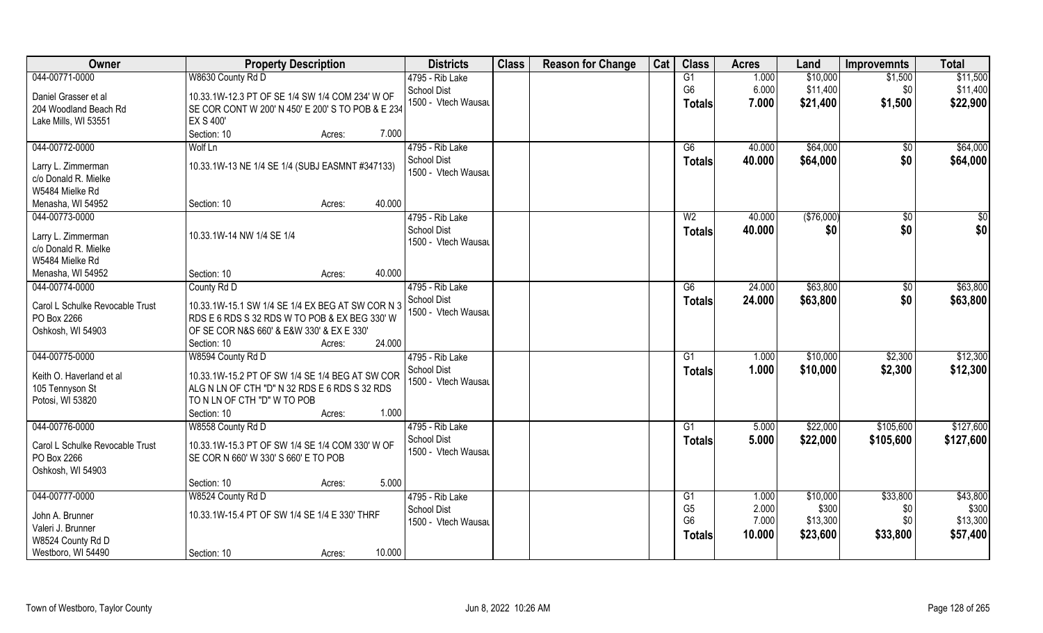| Owner | Property Description | Districts | Class | Reason for Change | Cat | Class | Acres | Land | Improvemnts | Total |
|---|---|---|---|---|---|---|---|---|---|---|
| 044-00771-0000 | W8630 County Rd D | 4795 - Rib Lake | | | | G1 | 1.000 | $10,000 | $1,500 | $11,500 |
| Daniel Grasser et al | 10.33.1W-12.3 PT OF SE 1/4 SW 1/4 COM 234' W OF | School Dist | | | | G6 | 6.000 | $11,400 | $0 | $11,400 |
| 204 Woodland Beach Rd | SE COR CONT W 200' N 450' E 200' S TO POB & E 234 | 1500 - Vtech Wausau | | | | **Totals** | **7.000** | **$21,400** | **$1,500** | **$22,900** |
| Lake Mills, WI 53551 | EX S 400' | | | | | | | | | |
| | Section: 10 Acres: 7.000 | | | | | | | | | |
| 044-00772-0000 | Wolf Ln | 4795 - Rib Lake | | | | G6 | 40.000 | $64,000 | $0 | $64,000 |
| Larry L. Zimmerman | 10.33.1W-13 NE 1/4 SE 1/4 (SUBJ EASMNT #347133) | School Dist | | | | **Totals** | **40.000** | **$64,000** | **$0** | **$64,000** |
| c/o Donald R. Mielke | | 1500 - Vtech Wausau | | | | | | | | |
| W5484 Mielke Rd | | | | | | | | | | |
| Menasha, WI 54952 | Section: 10 Acres: 40.000 | | | | | | | | | |
| 044-00773-0000 | | 4795 - Rib Lake | | | | W2 | 40.000 | ($76,000) | $0 | $0 |
| Larry L. Zimmerman | 10.33.1W-14 NW 1/4 SE 1/4 | School Dist | | | | **Totals** | **40.000** | **$0** | **$0** | **$0** |
| c/o Donald R. Mielke | | 1500 - Vtech Wausau | | | | | | | | |
| W5484 Mielke Rd | | | | | | | | | | |
| Menasha, WI 54952 | Section: 10 Acres: 40.000 | | | | | | | | | |
| 044-00774-0000 | County Rd D | 4795 - Rib Lake | | | | G6 | 24.000 | $63,800 | $0 | $63,800 |
| Carol L Schulke Revocable Trust | 10.33.1W-15.1 SW 1/4 SE 1/4 EX BEG AT SW COR N 3 | School Dist | | | | **Totals** | **24.000** | **$63,800** | **$0** | **$63,800** |
| PO Box 2266 | RDS E 6 RDS S 32 RDS W TO POB & EX BEG 330' W | 1500 - Vtech Wausau | | | | | | | | |
| Oshkosh, WI 54903 | OF SE COR N&S 660' & E&W 330' & EX E 330' | | | | | | | | | |
| | Section: 10 Acres: 24.000 | | | | | | | | | |
| 044-00775-0000 | W8594 County Rd D | 4795 - Rib Lake | | | | G1 | 1.000 | $10,000 | $2,300 | $12,300 |
| Keith O. Haverland et al | 10.33.1W-15.2 PT OF SW 1/4 SE 1/4 BEG AT SW COR | School Dist | | | | **Totals** | **1.000** | **$10,000** | **$2,300** | **$12,300** |
| 105 Tennyson St | ALG N LN OF CTH "D" N 32 RDS E 6 RDS S 32 RDS | 1500 - Vtech Wausau | | | | | | | | |
| Potosi, WI 53820 | TO N LN OF CTH "D" W TO POB | | | | | | | | | |
| | Section: 10 Acres: 1.000 | | | | | | | | | |
| 044-00776-0000 | W8558 County Rd D | 4795 - Rib Lake | | | | G1 | 5.000 | $22,000 | $105,600 | $127,600 |
| Carol L Schulke Revocable Trust | 10.33.1W-15.3 PT OF SW 1/4 SE 1/4 COM 330' W OF | School Dist | | | | **Totals** | **5.000** | **$22,000** | **$105,600** | **$127,600** |
| PO Box 2266 | SE COR N 660' W 330' S 660' E TO POB | 1500 - Vtech Wausau | | | | | | | | |
| Oshkosh, WI 54903 | | | | | | | | | | |
| | Section: 10 Acres: 5.000 | | | | | | | | | |
| 044-00777-0000 | W8524 County Rd D | 4795 - Rib Lake | | | | G1 | 1.000 | $10,000 | $33,800 | $43,800 |
| John A. Brunner | 10.33.1W-15.4 PT OF SW 1/4 SE 1/4 E 330' THRF | School Dist | | | | G5 | 2.000 | $300 | $0 | $300 |
| Valeri J. Brunner | | 1500 - Vtech Wausau | | | | G6 | 7.000 | $13,300 | $0 | $13,300 |
| W8524 County Rd D | | | | | | **Totals** | **10.000** | **$23,600** | **$33,800** | **$57,400** |
| Westboro, WI 54490 | Section: 10 Acres: 10.000 | | | | | | | | | |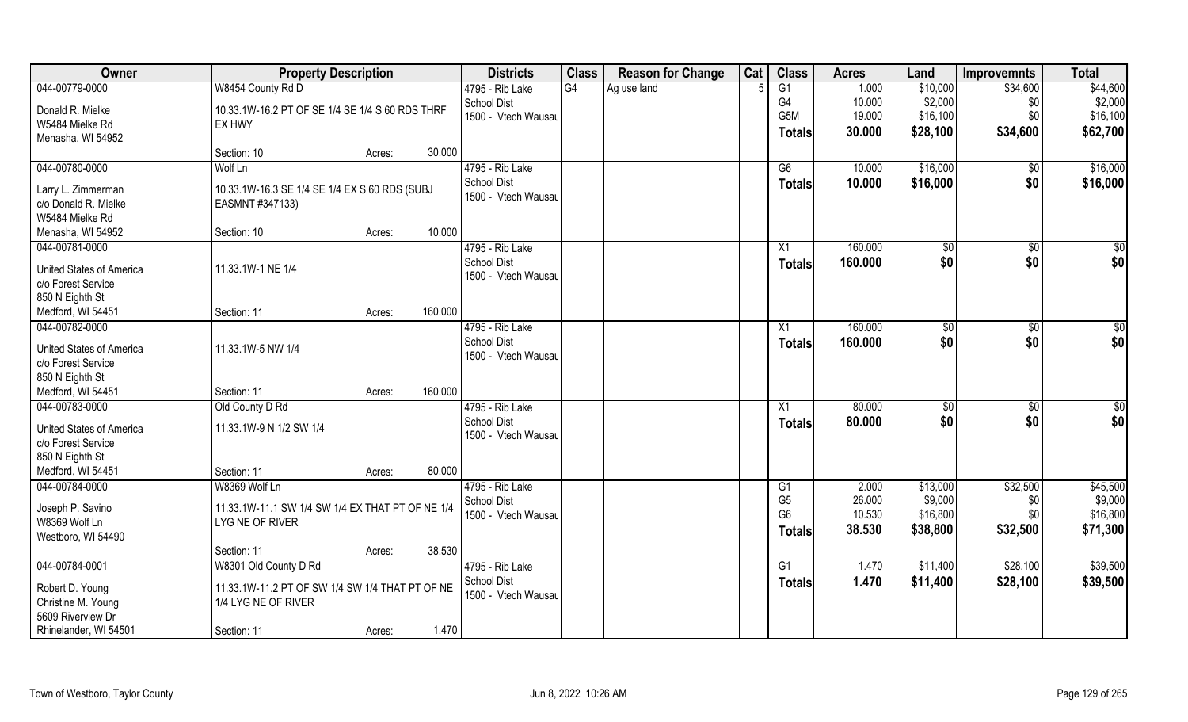| Owner | Property Description | | | Districts | Class | Reason for Change | Cat | Class | Acres | Land | Improvemnts | Total |
|---|---|---|---|---|---|---|---|---|---|---|---|---|
| 044-00779-0000 | W8454 County Rd D | | | 4795 - Rib Lake | G4 | Ag use land | 5 | G1 | 1.000 | $10,000 | $34,600 | $44,600 |
| Donald R. Mielke | 10.33.1W-16.2 PT OF SE 1/4 SE 1/4 S 60 RDS THRF EX HWY | | | School Dist | | | | G4 | 10.000 | $2,000 | $0 | $2,000 |
| W5484 Mielke Rd | | | | 1500 - Vtech Wausau | | | | G5M | 19.000 | $16,100 | $0 | $16,100 |
| Menasha, WI 54952 | | | | | | | | **Totals** | **30.000** | **$28,100** | **$34,600** | **$62,700** |
| | Section: 10 | Acres: | 30.000 | | | | | | | | | |
| 044-00780-0000 | Wolf Ln | | | 4795 - Rib Lake | | | | G6 | 10.000 | $16,000 | $0 | $16,000 |
| Larry L. Zimmerman | 10.33.1W-16.3 SE 1/4 SE 1/4 EX S 60 RDS (SUBJ EASMNT #347133) | | | School Dist | | | | **Totals** | **10.000** | **$16,000** | **$0** | **$16,000** |
| c/o Donald R. Mielke | | | | 1500 - Vtech Wausau | | | | | | | | |
| W5484 Mielke Rd | | | | | | | | | | | | |
| Menasha, WI 54952 | Section: 10 | Acres: | 10.000 | | | | | | | | | |
| 044-00781-0000 | | | | 4795 - Rib Lake | | | | X1 | 160.000 | $0 | $0 | $0 |
| United States of America | 11.33.1W-1 NE 1/4 | | | School Dist | | | | **Totals** | **160.000** | **$0** | **$0** | **$0** |
| c/o Forest Service | | | | 1500 - Vtech Wausau | | | | | | | | |
| 850 N Eighth St | | | | | | | | | | | | |
| Medford, WI 54451 | Section: 11 | Acres: | 160.000 | | | | | | | | | |
| 044-00782-0000 | | | | 4795 - Rib Lake | | | | X1 | 160.000 | $0 | $0 | $0 |
| United States of America | 11.33.1W-5 NW 1/4 | | | School Dist | | | | **Totals** | **160.000** | **$0** | **$0** | **$0** |
| c/o Forest Service | | | | 1500 - Vtech Wausau | | | | | | | | |
| 850 N Eighth St | | | | | | | | | | | | |
| Medford, WI 54451 | Section: 11 | Acres: | 160.000 | | | | | | | | | |
| 044-00783-0000 | Old County D Rd | | | 4795 - Rib Lake | | | | X1 | 80.000 | $0 | $0 | $0 |
| United States of America | 11.33.1W-9 N 1/2 SW 1/4 | | | School Dist | | | | **Totals** | **80.000** | **$0** | **$0** | **$0** |
| c/o Forest Service | | | | 1500 - Vtech Wausau | | | | | | | | |
| 850 N Eighth St | | | | | | | | | | | | |
| Medford, WI 54451 | Section: 11 | Acres: | 80.000 | | | | | | | | | |
| 044-00784-0000 | W8369 Wolf Ln | | | 4795 - Rib Lake | | | | G1 | 2.000 | $13,000 | $32,500 | $45,500 |
| Joseph P. Savino | 11.33.1W-11.1 SW 1/4 SW 1/4 EX THAT PT OF NE 1/4 LYG NE OF RIVER | | | School Dist | | | | G5 | 26.000 | $9,000 | $0 | $9,000 |
| W8369 Wolf Ln | | | | 1500 - Vtech Wausau | | | | G6 | 10.530 | $16,800 | $0 | $16,800 |
| Westboro, WI 54490 | | | | | | | | **Totals** | **38.530** | **$38,800** | **$32,500** | **$71,300** |
| | Section: 11 | Acres: | 38.530 | | | | | | | | | |
| 044-00784-0001 | W8301 Old County D Rd | | | 4795 - Rib Lake | | | | G1 | 1.470 | $11,400 | $28,100 | $39,500 |
| Robert D. Young | 11.33.1W-11.2 PT OF SW 1/4 SW 1/4 THAT PT OF NE 1/4 LYG NE OF RIVER | | | School Dist | | | | **Totals** | **1.470** | **$11,400** | **$28,100** | **$39,500** |
| Christine M. Young | | | | 1500 - Vtech Wausau | | | | | | | | |
| 5609 Riverview Dr | | | | | | | | | | | | |
| Rhinelander, WI 54501 | Section: 11 | Acres: | 1.470 | | | | | | | | | |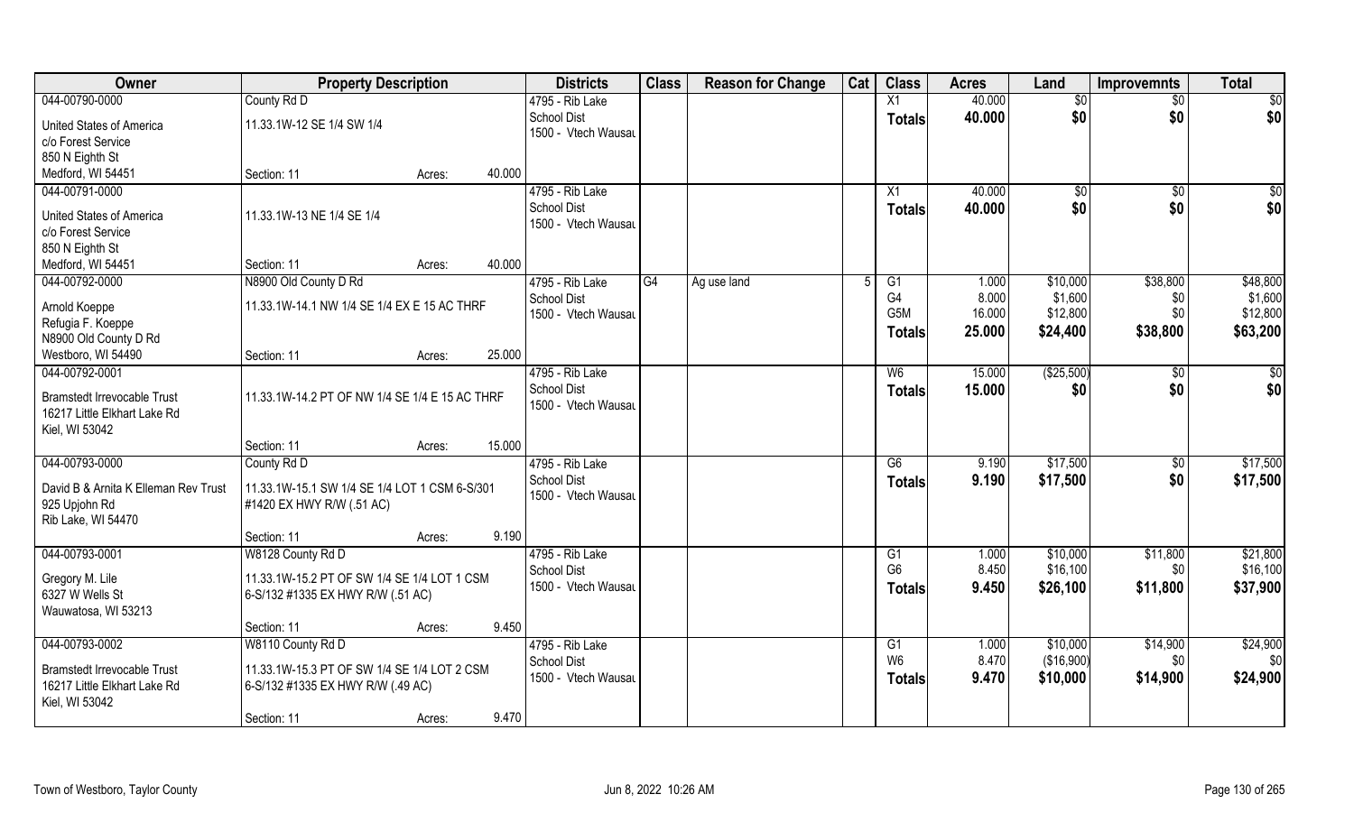| Owner | Property Description | | | Districts | Class | Reason for Change | Cat | Class | Acres | Land | Improvemnts | Total |
|---|---|---|---|---|---|---|---|---|---|---|---|---|
| 044-00790-0000 | County Rd D | | | 4795 - Rib Lake | | | | X1 | 40.000 | $0 | $0 | $0 |
| United States of America | 11.33.1W-12 SE 1/4 SW 1/4 | | | School Dist | | | | **Totals** | **40.000** | **$0** | **$0** | **$0** |
| c/o Forest Service | | | | 1500 - Vtech Wausau | | | | | | | | |
| 850 N Eighth St | | | | | | | | | | | | |
| Medford, WI 54451 | Section: 11 | Acres: | 40.000 | | | | | | | | | |
| 044-00791-0000 | | | | 4795 - Rib Lake | | | | X1 | 40.000 | $0 | $0 | $0 |
| United States of America | 11.33.1W-13 NE 1/4 SE 1/4 | | | School Dist | | | | **Totals** | **40.000** | **$0** | **$0** | **$0** |
| c/o Forest Service | | | | 1500 - Vtech Wausau | | | | | | | | |
| 850 N Eighth St | | | | | | | | | | | | |
| Medford, WI 54451 | Section: 11 | Acres: | 40.000 | | | | | | | | | |
| 044-00792-0000 | N8900 Old County D Rd | | | 4795 - Rib Lake | G4 | Ag use land | 5 | G1 | 1.000 | $10,000 | $38,800 | $48,800 |
| Arnold Koeppe | 11.33.1W-14.1 NW 1/4 SE 1/4 EX E 15 AC THRF | | | School Dist | | | | G4 | 8.000 | $1,600 | $0 | $1,600 |
| Refugia F. Koeppe | | | | 1500 - Vtech Wausau | | | | G5M | 16.000 | $12,800 | $0 | $12,800 |
| N8900 Old County D Rd | | | | | | | | **Totals** | **25.000** | **$24,400** | **$38,800** | **$63,200** |
| Westboro, WI 54490 | Section: 11 | Acres: | 25.000 | | | | | | | | | |
| 044-00792-0001 | | | | 4795 - Rib Lake | | | | W6 | 15.000 | ($25,500) | $0 | $0 |
| Bramstedt Irrevocable Trust | 11.33.1W-14.2 PT OF NW 1/4 SE 1/4 E 15 AC THRF | | | School Dist | | | | **Totals** | **15.000** | **$0** | **$0** | **$0** |
| 16217 Little Elkhart Lake Rd | | | | 1500 - Vtech Wausau | | | | | | | | |
| Kiel, WI 53042 | | | | | | | | | | | | |
| | Section: 11 | Acres: | 15.000 | | | | | | | | | |
| 044-00793-0000 | County Rd D | | | 4795 - Rib Lake | | | | G6 | 9.190 | $17,500 | $0 | $17,500 |
| David B & Arnita K Elleman Rev Trust | 11.33.1W-15.1 SW 1/4 SE 1/4 LOT 1 CSM 6-S/301 | | | School Dist | | | | **Totals** | **9.190** | **$17,500** | **$0** | **$17,500** |
| 925 Upjohn Rd | #1420 EX HWY R/W (.51 AC) | | | 1500 - Vtech Wausau | | | | | | | | |
| Rib Lake, WI 54470 | | | | | | | | | | | | |
| | Section: 11 | Acres: | 9.190 | | | | | | | | | |
| 044-00793-0001 | W8128 County Rd D | | | 4795 - Rib Lake | | | | G1 | 1.000 | $10,000 | $11,800 | $21,800 |
| Gregory M. Lile | 11.33.1W-15.2 PT OF SW 1/4 SE 1/4 LOT 1 CSM | | | School Dist | | | | G6 | 8.450 | $16,100 | $0 | $16,100 |
| 6327 W Wells St | 6-S/132 #1335 EX HWY R/W (.51 AC) | | | 1500 - Vtech Wausau | | | | **Totals** | **9.450** | **$26,100** | **$11,800** | **$37,900** |
| Wauwatosa, WI 53213 | | | | | | | | | | | | |
| | Section: 11 | Acres: | 9.450 | | | | | | | | | |
| 044-00793-0002 | W8110 County Rd D | | | 4795 - Rib Lake | | | | G1 | 1.000 | $10,000 | $14,900 | $24,900 |
| Bramstedt Irrevocable Trust | 11.33.1W-15.3 PT OF SW 1/4 SE 1/4 LOT 2 CSM | | | School Dist | | | | W6 | 8.470 | ($16,900) | $0 | $0 |
| 16217 Little Elkhart Lake Rd | 6-S/132 #1335 EX HWY R/W (.49 AC) | | | 1500 - Vtech Wausau | | | | **Totals** | **9.470** | **$10,000** | **$14,900** | **$24,900** |
| Kiel, WI 53042 | | | | | | | | | | | | |
| | Section: 11 | Acres: | 9.470 | | | | | | | | | |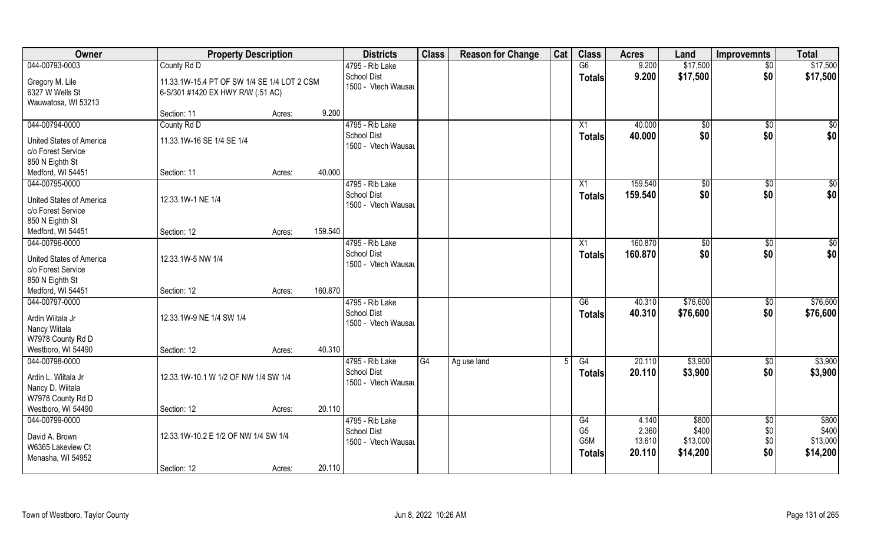| Owner | Property Description | | | Districts | Class | Reason for Change | Cat | Class | Acres | Land | Improvemnts | Total |
|---|---|---|---|---|---|---|---|---|---|---|---|---|
| 044-00793-0003 | County Rd D | | | 4795 - Rib Lake | | | | G6 | 9.200 | $17,500 | $0 | $17,500 |
| Gregory M. Lile<br>6327 W Wells St<br>Wauwatosa, WI 53213 | 11.33.1W-15.4 PT OF SW 1/4 SE 1/4 LOT 2 CSM 6-S/301 #1420 EX HWY R/W (.51 AC) | | | School Dist<br>1500 - Vtech Wausau | | | | Totals | 9.200 | $17,500 | $0 | $17,500 |
| | Section: 11 | Acres: | 9.200 | | | | | | | | | |
| 044-00794-0000 | County Rd D | | | 4795 - Rib Lake | | | | X1 | 40.000 | $0 | $0 | $0 |
| United States of America<br>c/o Forest Service<br>850 N Eighth St<br>Medford, WI 54451 | 11.33.1W-16 SE 1/4 SE 1/4 | | | School Dist<br>1500 - Vtech Wausau | | | | Totals | 40.000 | $0 | $0 | $0 |
| | Section: 11 | Acres: | 40.000 | | | | | | | | | |
| 044-00795-0000 | | | | 4795 - Rib Lake | | | | X1 | 159.540 | $0 | $0 | $0 |
| United States of America<br>c/o Forest Service<br>850 N Eighth St<br>Medford, WI 54451 | 12.33.1W-1 NE 1/4 | | | School Dist<br>1500 - Vtech Wausau | | | | Totals | 159.540 | $0 | $0 | $0 |
| | Section: 12 | Acres: | 159.540 | | | | | | | | | |
| 044-00796-0000 | | | | 4795 - Rib Lake | | | | X1 | 160.870 | $0 | $0 | $0 |
| United States of America<br>c/o Forest Service<br>850 N Eighth St<br>Medford, WI 54451 | 12.33.1W-5 NW 1/4 | | | School Dist<br>1500 - Vtech Wausau | | | | Totals | 160.870 | $0 | $0 | $0 |
| | Section: 12 | Acres: | 160.870 | | | | | | | | | |
| 044-00797-0000 | | | | 4795 - Rib Lake | | | | G6 | 40.310 | $76,600 | $0 | $76,600 |
| Ardin Wiitala Jr<br>Nancy Wiitala<br>W7978 County Rd D<br>Westboro, WI 54490 | 12.33.1W-9 NE 1/4 SW 1/4 | | | School Dist<br>1500 - Vtech Wausau | | | | Totals | 40.310 | $76,600 | $0 | $76,600 |
| | Section: 12 | Acres: | 40.310 | | | | | | | | | |
| 044-00798-0000 | | | | 4795 - Rib Lake | G4 | Ag use land | 5 | G4 | 20.110 | $3,900 | $0 | $3,900 |
| Ardin L. Wiitala Jr<br>Nancy D. Wiitala<br>W7978 County Rd D<br>Westboro, WI 54490 | 12.33.1W-10.1 W 1/2 OF NW 1/4 SW 1/4 | | | School Dist<br>1500 - Vtech Wausau | | | | Totals | 20.110 | $3,900 | $0 | $3,900 |
| | Section: 12 | Acres: | 20.110 | | | | | | | | | |
| 044-00799-0000 | | | | 4795 - Rib Lake | | | | G4 | 4.140 | $800 | $0 | $800 |
| David A. Brown<br>W6365 Lakeview Ct<br>Menasha, WI 54952 | 12.33.1W-10.2 E 1/2 OF NW 1/4 SW 1/4 | | | School Dist<br>1500 - Vtech Wausau | | | | G5 | 2.360 | $400 | $0 | $400 |
| | | | | | | | | G5M | 13.610 | $13,000 | $0 | $13,000 |
| | | | | | | | | Totals | 20.110 | $14,200 | $0 | $14,200 |
| | Section: 12 | Acres: | 20.110 | | | | | | | | | |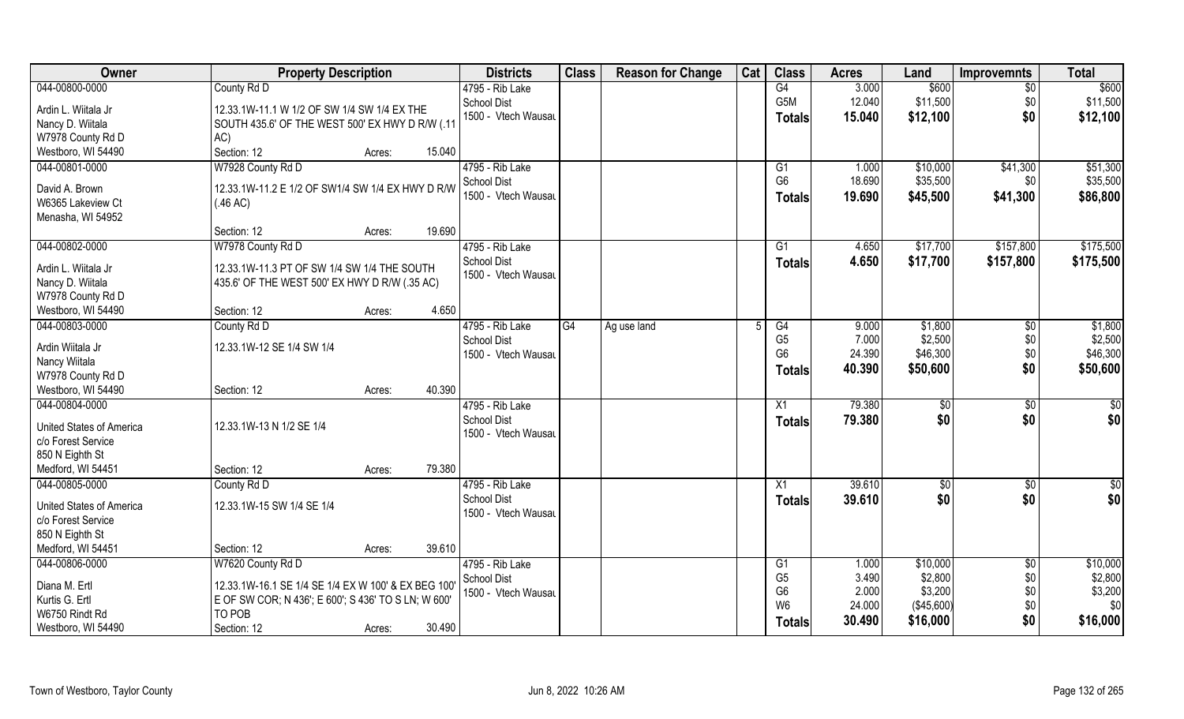| Owner | Property Description | Districts | Class | Reason for Change | Cat | Class | Acres | Land | Improvemnts | Total |
|---|---|---|---|---|---|---|---|---|---|---|
| 044-00800-0000<br>Ardin L. Wiitala Jr<br>Nancy D. Wiitala<br>W7978 County Rd D<br>Westboro, WI 54490 | County Rd D<br>12.33.1W-11.1 W 1/2 OF SW 1/4 SW 1/4 EX THE SOUTH 435.6' OF THE WEST 500' EX HWY D R/W (.11 AC)<br>Section: 12 Acres: 15.040 | 4795 - Rib Lake School Dist<br>1500 - Vtech Wausau | | | | G4<br>G5M<br>**Totals** | 3.000<br>12.040<br>**15.040** | $600<br>$11,500<br>**$12,100** | $0<br>$0<br>**$0** | $600<br>$11,500<br>**$12,100** |
| 044-00801-0000<br>David A. Brown<br>W6365 Lakeview Ct<br>Menasha, WI 54952 | W7928 County Rd D<br>12.33.1W-11.2 E 1/2 OF SW1/4 SW 1/4 EX HWY D R/W (.46 AC)<br>Section: 12 Acres: 19.690 | 4795 - Rib Lake School Dist<br>1500 - Vtech Wausau | | | | G1<br>G6<br>**Totals** | 1.000<br>18.690<br>**19.690** | $10,000<br>$35,500<br>**$45,500** | $41,300<br>$0<br>**$41,300** | $51,300<br>$35,500<br>**$86,800** |
| 044-00802-0000<br>Ardin L. Wiitala Jr<br>Nancy D. Wiitala<br>W7978 County Rd D<br>Westboro, WI 54490 | W7978 County Rd D<br>12.33.1W-11.3 PT OF SW 1/4 SW 1/4 THE SOUTH 435.6' OF THE WEST 500' EX HWY D R/W (.35 AC)<br>Section: 12 Acres: 4.650 | 4795 - Rib Lake School Dist<br>1500 - Vtech Wausau | | | | G1<br>**Totals** | 4.650<br>**4.650** | $17,700<br>**$17,700** | $157,800<br>**$157,800** | $175,500<br>**$175,500** |
| 044-00803-0000<br>Ardin Wiitala Jr<br>Nancy Wiitala<br>W7978 County Rd D<br>Westboro, WI 54490 | County Rd D<br>12.33.1W-12 SE 1/4 SW 1/4<br>Section: 12 Acres: 40.390 | 4795 - Rib Lake School Dist<br>1500 - Vtech Wausau | G4 | Ag use land | 5 | G4<br>G5<br>G6<br>**Totals** | 9.000<br>7.000<br>24.390<br>**40.390** | $1,800<br>$2,500<br>$46,300<br>**$50,600** | $0<br>$0<br>$0<br>**$0** | $1,800<br>$2,500<br>$46,300<br>**$50,600** |
| 044-00804-0000<br>United States of America<br>c/o Forest Service<br>850 N Eighth St<br>Medford, WI 54451 | 12.33.1W-13 N 1/2 SE 1/4<br>Section: 12 Acres: 79.380 | 4795 - Rib Lake School Dist<br>1500 - Vtech Wausau | | | | X1<br>**Totals** | 79.380<br>**79.380** | $0<br>**$0** | $0<br>**$0** | $0<br>**$0** |
| 044-00805-0000<br>United States of America<br>c/o Forest Service<br>850 N Eighth St<br>Medford, WI 54451 | County Rd D<br>12.33.1W-15 SW 1/4 SE 1/4<br>Section: 12 Acres: 39.610 | 4795 - Rib Lake School Dist<br>1500 - Vtech Wausau | | | | X1<br>**Totals** | 39.610<br>**39.610** | $0<br>**$0** | $0<br>**$0** | $0<br>**$0** |
| 044-00806-0000<br>Diana M. Ertl<br>Kurtis G. Ertl<br>W6750 Rindt Rd<br>Westboro, WI 54490 | W7620 County Rd D<br>12.33.1W-16.1 SE 1/4 SE 1/4 EX W 100' & EX BEG 100' E OF SW COR; N 436'; E 600'; S 436' TO S LN; W 600' TO POB<br>Section: 12 Acres: 30.490 | 4795 - Rib Lake School Dist<br>1500 - Vtech Wausau | | | | G1<br>G5<br>G6<br>W6<br>**Totals** | 1.000<br>3.490<br>2.000<br>24.000<br>**30.490** | $10,000<br>$2,800<br>$3,200<br>($45,600)<br>**$16,000** | $0<br>$0<br>$0<br>$0<br>**$0** | $10,000<br>$2,800<br>$3,200<br>$0<br>**$16,000** |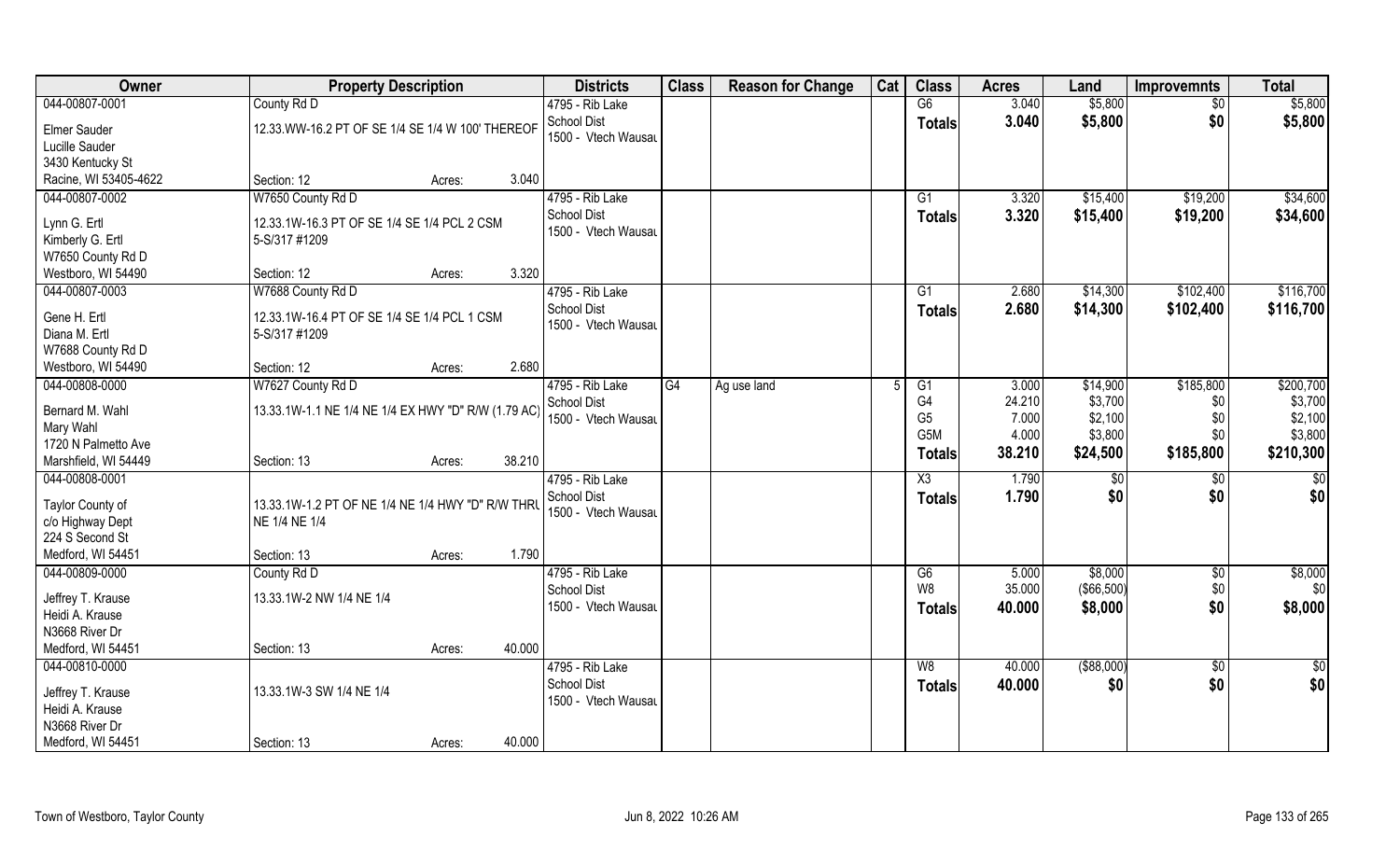| Owner | Property Description | | | Districts | Class | Reason for Change | Cat | Class | Acres | Land | Improvemnts | Total |
|---|---|---|---|---|---|---|---|---|---|---|---|---|
| 044-00807-0001 | County Rd D | | | 4795 - Rib Lake | | | | G6 | 3.040 | $5,800 | $0 | $5,800 |
| Elmer Sauder | 12.33.WW-16.2 PT OF SE 1/4 SE 1/4 W 100' THEREOF | | | School Dist | | | | **Totals** | **3.040** | **$5,800** | **$0** | **$5,800** |
| Lucille Sauder | | | | 1500 - Vtech Wausau | | | | | | | | |
| 3430 Kentucky St | | | | | | | | | | | | |
| Racine, WI 53405-4622 | Section: 12 | Acres: | 3.040 | | | | | | | | | |
| 044-00807-0002 | W7650 County Rd D | | | 4795 - Rib Lake | | | | G1 | 3.320 | $15,400 | $19,200 | $34,600 |
| Lynn G. Ertl | 12.33.1W-16.3 PT OF SE 1/4 SE 1/4 PCL 2 CSM 5-S/317 #1209 | | | School Dist | | | | **Totals** | **3.320** | **$15,400** | **$19,200** | **$34,600** |
| Kimberly G. Ertl | | | | 1500 - Vtech Wausau | | | | | | | | |
| W7650 County Rd D | | | | | | | | | | | | |
| Westboro, WI 54490 | Section: 12 | Acres: | 3.320 | | | | | | | | | |
| 044-00807-0003 | W7688 County Rd D | | | 4795 - Rib Lake | | | | G1 | 2.680 | $14,300 | $102,400 | $116,700 |
| Gene H. Ertl | 12.33.1W-16.4 PT OF SE 1/4 SE 1/4 PCL 1 CSM 5-S/317 #1209 | | | School Dist | | | | **Totals** | **2.680** | **$14,300** | **$102,400** | **$116,700** |
| Diana M. Ertl | | | | 1500 - Vtech Wausau | | | | | | | | |
| W7688 County Rd D | | | | | | | | | | | | |
| Westboro, WI 54490 | Section: 12 | Acres: | 2.680 | | | | | | | | | |
| 044-00808-0000 | W7627 County Rd D | | | 4795 - Rib Lake | G4 | Ag use land | 5 | G1 | 3.000 | $14,900 | $185,800 | $200,700 |
| Bernard M. Wahl | 13.33.1W-1.1 NE 1/4 NE 1/4 EX HWY "D" R/W (1.79 AC) | | | School Dist | | | | G4 | 24.210 | $3,700 | $0 | $3,700 |
| Mary Wahl | | | | 1500 - Vtech Wausau | | | | G5 | 7.000 | $2,100 | $0 | $2,100 |
| 1720 N Palmetto Ave | | | | | | | | G5M | 4.000 | $3,800 | $0 | $3,800 |
| Marshfield, WI 54449 | Section: 13 | Acres: | 38.210 | | | | | **Totals** | **38.210** | **$24,500** | **$185,800** | **$210,300** |
| 044-00808-0001 | | | | 4795 - Rib Lake | | | | X3 | 1.790 | $0 | $0 | $0 |
| Taylor County of | 13.33.1W-1.2 PT OF NE 1/4 NE 1/4 HWY "D" R/W THRU NE 1/4 NE 1/4 | | | School Dist | | | | **Totals** | **1.790** | **$0** | **$0** | **$0** |
| c/o Highway Dept | | | | 1500 - Vtech Wausau | | | | | | | | |
| 224 S Second St | | | | | | | | | | | | |
| Medford, WI 54451 | Section: 13 | Acres: | 1.790 | | | | | | | | | |
| 044-00809-0000 | County Rd D | | | 4795 - Rib Lake | | | | G6 | 5.000 | $8,000 | $0 | $8,000 |
| Jeffrey T. Krause | 13.33.1W-2 NW 1/4 NE 1/4 | | | School Dist | | | | W8 | 35.000 | ($66,500) | $0 | $0 |
| Heidi A. Krause | | | | 1500 - Vtech Wausau | | | | **Totals** | **40.000** | **$8,000** | **$0** | **$8,000** |
| N3668 River Dr | | | | | | | | | | | | |
| Medford, WI 54451 | Section: 13 | Acres: | 40.000 | | | | | | | | | |
| 044-00810-0000 | | | | 4795 - Rib Lake | | | | W8 | 40.000 | ($88,000) | $0 | $0 |
| Jeffrey T. Krause | 13.33.1W-3 SW 1/4 NE 1/4 | | | School Dist | | | | **Totals** | **40.000** | **$0** | **$0** | **$0** |
| Heidi A. Krause | | | | 1500 - Vtech Wausau | | | | | | | | |
| N3668 River Dr | | | | | | | | | | | | |
| Medford, WI 54451 | Section: 13 | Acres: | 40.000 | | | | | | | | | |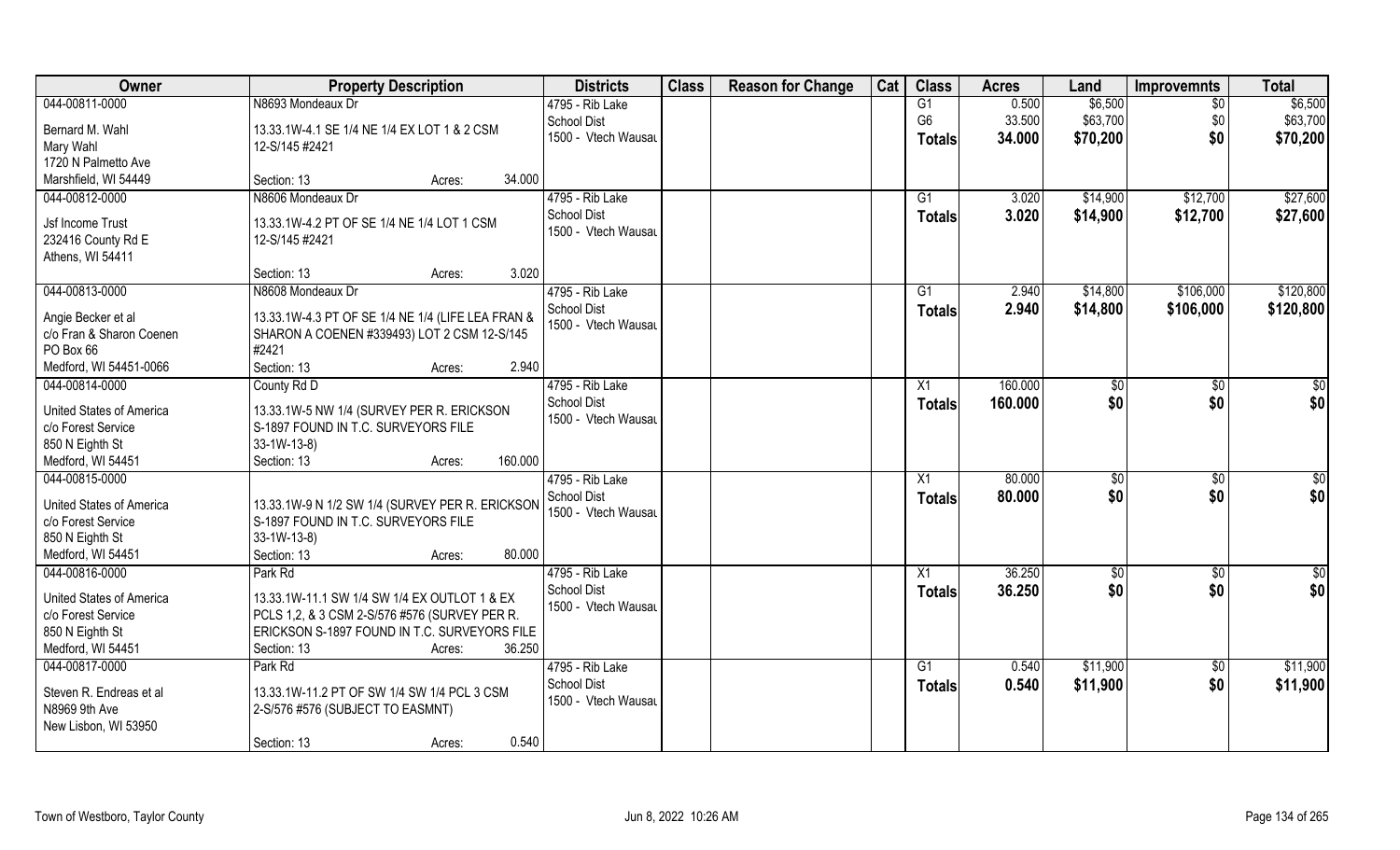| Owner | Property Description | Districts | Class | Reason for Change | Cat | Class | Acres | Land | Improvemnts | Total |
|---|---|---|---|---|---|---|---|---|---|---|
| 044-00811-0000<br>Bernard M. Wahl<br>Mary Wahl<br>1720 N Palmetto Ave<br>Marshfield, WI 54449 | N8693 Mondeaux Dr<br>13.33.1W-4.1 SE 1/4 NE 1/4 EX LOT 1 & 2 CSM 12-S/145 #2421<br>Section: 13 Acres: 34.000 | 4795 - Rib Lake School Dist<br>1500 - Vtech Wausau | | | | G1<br>G6<br>**Totals** | 0.500<br>33.500<br>**34.000** | $6,500<br>$63,700<br>**$70,200** | $0<br>$0<br>**$0** | $6,500<br>$63,700<br>**$70,200** |
| 044-00812-0000<br>Jsf Income Trust<br>232416 County Rd E<br>Athens, WI 54411 | N8606 Mondeaux Dr<br>13.33.1W-4.2 PT OF SE 1/4 NE 1/4 LOT 1 CSM 12-S/145 #2421<br>Section: 13 Acres: 3.020 | 4795 - Rib Lake School Dist<br>1500 - Vtech Wausau | | | | G1<br>**Totals** | 3.020<br>**3.020** | $14,900<br>**$14,900** | $12,700<br>**$12,700** | $27,600<br>**$27,600** |
| 044-00813-0000<br>Angie Becker et al<br>c/o Fran & Sharon Coenen<br>PO Box 66<br>Medford, WI 54451-0066 | N8608 Mondeaux Dr<br>13.33.1W-4.3 PT OF SE 1/4 NE 1/4 (LIFE LEA FRAN & SHARON A COENEN #339493) LOT 2 CSM 12-S/145 #2421<br>Section: 13 Acres: 2.940 | 4795 - Rib Lake School Dist<br>1500 - Vtech Wausau | | | | G1<br>**Totals** | 2.940<br>**2.940** | $14,800<br>**$14,800** | $106,000<br>**$106,000** | $120,800<br>**$120,800** |
| 044-00814-0000<br>United States of America<br>c/o Forest Service<br>850 N Eighth St<br>Medford, WI 54451 | County Rd D<br>13.33.1W-5 NW 1/4 (SURVEY PER R. ERICKSON S-1897 FOUND IN T.C. SURVEYORS FILE 33-1W-13-8)<br>Section: 13 Acres: 160.000 | 4795 - Rib Lake School Dist<br>1500 - Vtech Wausau | | | | X1<br>**Totals** | 160.000<br>**160.000** | $0<br>**$0** | $0<br>**$0** | $0<br>**$0** |
| 044-00815-0000<br>United States of America<br>c/o Forest Service<br>850 N Eighth St<br>Medford, WI 54451 | 13.33.1W-9 N 1/2 SW 1/4 (SURVEY PER R. ERICKSON S-1897 FOUND IN T.C. SURVEYORS FILE 33-1W-13-8)<br>Section: 13 Acres: 80.000 | 4795 - Rib Lake School Dist<br>1500 - Vtech Wausau | | | | X1<br>**Totals** | 80.000<br>**80.000** | $0<br>**$0** | $0<br>**$0** | $0<br>**$0** |
| 044-00816-0000<br>United States of America<br>c/o Forest Service<br>850 N Eighth St<br>Medford, WI 54451 | Park Rd<br>13.33.1W-11.1 SW 1/4 SW 1/4 EX OUTLOT 1 & EX PCLS 1,2, & 3 CSM 2-S/576 #576 (SURVEY PER R. ERICKSON S-1897 FOUND IN T.C. SURVEYORS FILE<br>Section: 13 Acres: 36.250 | 4795 - Rib Lake School Dist<br>1500 - Vtech Wausau | | | | X1<br>**Totals** | 36.250<br>**36.250** | $0<br>**$0** | $0<br>**$0** | $0<br>**$0** |
| 044-00817-0000<br>Steven R. Endreas et al<br>N8969 9th Ave<br>New Lisbon, WI 53950 | Park Rd<br>13.33.1W-11.2 PT OF SW 1/4 SW 1/4 PCL 3 CSM 2-S/576 #576 (SUBJECT TO EASMNT)<br>Section: 13 Acres: 0.540 | 4795 - Rib Lake School Dist<br>1500 - Vtech Wausau | | | | G1<br>**Totals** | 0.540<br>**0.540** | $11,900<br>**$11,900** | $0<br>**$0** | $11,900<br>**$11,900** |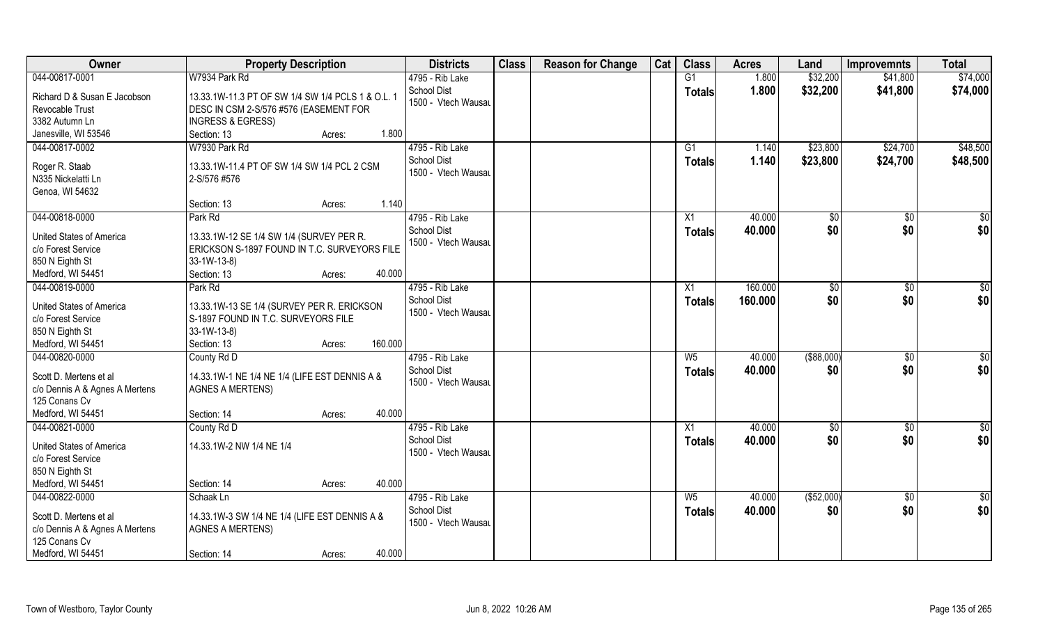| Owner | Property Description | Districts | Class | Reason for Change | Cat | Class | Acres | Land | Improvemnts | Total |
|---|---|---|---|---|---|---|---|---|---|---|
| 044-00817-0001<br>Richard D & Susan E Jacobson Revocable Trust<br>3382 Autumn Ln<br>Janesville, WI 53546 | W7934 Park Rd<br>13.33.1W-11.3 PT OF SW 1/4 SW 1/4 PCLS 1 & O.L. 1 DESC IN CSM 2-S/576 #576 (EASEMENT FOR INGRESS & EGRESS)<br>Section: 13 Acres: 1.800 | 4795 - Rib Lake School Dist<br>1500 - Vtech Wausau | | | | G1<br>Totals | 1.800<br>1.800 | $32,200<br>$32,200 | $41,800<br>$41,800 | $74,000<br>$74,000 |
| 044-00817-0002<br>Roger R. Staab<br>N335 Nickelatti Ln<br>Genoa, WI 54632 | W7930 Park Rd<br>13.33.1W-11.4 PT OF SW 1/4 SW 1/4 PCL 2 CSM 2-S/576 #576<br>Section: 13 Acres: 1.140 | 4795 - Rib Lake School Dist<br>1500 - Vtech Wausau | | | | G1<br>Totals | 1.140<br>1.140 | $23,800<br>$23,800 | $24,700<br>$24,700 | $48,500<br>$48,500 |
| 044-00818-0000<br>United States of America<br>c/o Forest Service<br>850 N Eighth St<br>Medford, WI 54451 | Park Rd<br>13.33.1W-12 SE 1/4 SW 1/4 (SURVEY PER R. ERICKSON S-1897 FOUND IN T.C. SURVEYORS FILE 33-1W-13-8)<br>Section: 13 Acres: 40.000 | 4795 - Rib Lake School Dist<br>1500 - Vtech Wausau | | | | X1<br>Totals | 40.000<br>40.000 | $0<br>$0 | $0<br>$0 | $0<br>$0 |
| 044-00819-0000<br>United States of America<br>c/o Forest Service<br>850 N Eighth St<br>Medford, WI 54451 | Park Rd<br>13.33.1W-13 SE 1/4 (SURVEY PER R. ERICKSON S-1897 FOUND IN T.C. SURVEYORS FILE 33-1W-13-8)<br>Section: 13 Acres: 160.000 | 4795 - Rib Lake School Dist<br>1500 - Vtech Wausau | | | | X1<br>Totals | 160.000<br>160.000 | $0<br>$0 | $0<br>$0 | $0<br>$0 |
| 044-00820-0000<br>Scott D. Mertens et al<br>c/o Dennis A & Agnes A Mertens<br>125 Conans Cv<br>Medford, WI 54451 | County Rd D<br>14.33.1W-1 NE 1/4 NE 1/4 (LIFE EST DENNIS A & AGNES A MERTENS)<br>Section: 14 Acres: 40.000 | 4795 - Rib Lake School Dist<br>1500 - Vtech Wausau | | | | W5<br>Totals | 40.000<br>40.000 | ($88,000)<br>$0 | $0<br>$0 | $0<br>$0 |
| 044-00821-0000<br>United States of America<br>c/o Forest Service<br>850 N Eighth St<br>Medford, WI 54451 | County Rd D<br>14.33.1W-2 NW 1/4 NE 1/4<br>Section: 14 Acres: 40.000 | 4795 - Rib Lake School Dist<br>1500 - Vtech Wausau | | | | X1<br>Totals | 40.000<br>40.000 | $0<br>$0 | $0<br>$0 | $0<br>$0 |
| 044-00822-0000<br>Scott D. Mertens et al<br>c/o Dennis A & Agnes A Mertens<br>125 Conans Cv<br>Medford, WI 54451 | Schaak Ln<br>14.33.1W-3 SW 1/4 NE 1/4 (LIFE EST DENNIS A & AGNES A MERTENS)<br>Section: 14 Acres: 40.000 | 4795 - Rib Lake School Dist<br>1500 - Vtech Wausau | | | | W5<br>Totals | 40.000<br>40.000 | ($52,000)<br>$0 | $0<br>$0 | $0<br>$0 |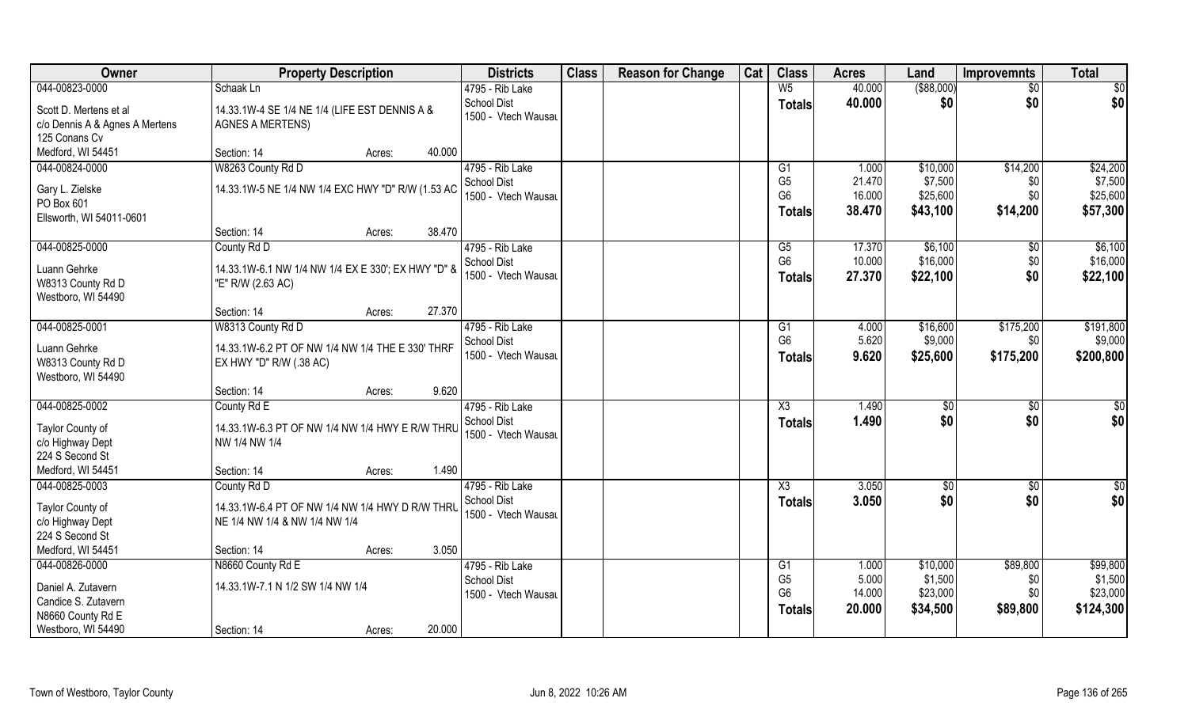| Owner | Property Description | Districts | Class | Reason for Change | Cat | Class | Acres | Land | Improvemnts | Total |
|---|---|---|---|---|---|---|---|---|---|---|
| 044-00823-0000<br>Scott D. Mertens et al<br>c/o Dennis A & Agnes A Mertens<br>125 Conans Cv<br>Medford, WI 54451 | Schaak Ln<br>14.33.1W-4 SE 1/4 NE 1/4 (LIFE EST DENNIS A & AGNES A MERTENS)<br>Section: 14 Acres: 40.000 | 4795 - Rib Lake<br>School Dist<br>1500 - Vtech Wausau | | | | W5<br>**Totals** | 40.000<br>**40.000** | ($88,000)<br>**$0** | $0<br>**$0** | $0<br>**$0** |
| 044-00824-0000<br>Gary L. Zielske<br>PO Box 601<br>Ellsworth, WI 54011-0601 | W8263 County Rd D<br>14.33.1W-5 NE 1/4 NW 1/4 EXC HWY "D" R/W (1.53 AC<br>Section: 14 Acres: 38.470 | 4795 - Rib Lake<br>School Dist<br>1500 - Vtech Wausau | | | | G1<br>G5<br>G6<br>**Totals** | 1.000<br>21.470<br>16.000<br>**38.470** | $10,000<br>$7,500<br>$25,600<br>**$43,100** | $14,200<br>$0<br>$0<br>**$14,200** | $24,200<br>$7,500<br>$25,600<br>**$57,300** |
| 044-00825-0000<br>Luann Gehrke<br>W8313 County Rd D<br>Westboro, WI 54490 | County Rd D<br>14.33.1W-6.1 NW 1/4 NW 1/4 EX E 330'; EX HWY "D" & "E" R/W (2.63 AC)<br>Section: 14 Acres: 27.370 | 4795 - Rib Lake<br>School Dist<br>1500 - Vtech Wausau | | | | G5<br>G6<br>**Totals** | 17.370<br>10.000<br>**27.370** | $6,100<br>$16,000<br>**$22,100** | $0<br>$0<br>**$0** | $6,100<br>$16,000<br>**$22,100** |
| 044-00825-0001<br>Luann Gehrke<br>W8313 County Rd D<br>Westboro, WI 54490 | W8313 County Rd D<br>14.33.1W-6.2 PT OF NW 1/4 NW 1/4 THE E 330' THRF EX HWY "D" R/W (.38 AC)<br>Section: 14 Acres: 9.620 | 4795 - Rib Lake<br>School Dist<br>1500 - Vtech Wausau | | | | G1<br>G6<br>**Totals** | 4.000<br>5.620<br>**9.620** | $16,600<br>$9,000<br>**$25,600** | $175,200<br>$0<br>**$175,200** | $191,800<br>$9,000<br>**$200,800** |
| 044-00825-0002<br>Taylor County of<br>c/o Highway Dept<br>224 S Second St<br>Medford, WI 54451 | County Rd E<br>14.33.1W-6.3 PT OF NW 1/4 NW 1/4 HWY E R/W THRU NW 1/4 NW 1/4<br>Section: 14 Acres: 1.490 | 4795 - Rib Lake<br>School Dist<br>1500 - Vtech Wausau | | | | X3<br>**Totals** | 1.490<br>**1.490** | $0<br>**$0** | $0<br>**$0** | $0<br>**$0** |
| 044-00825-0003<br>Taylor County of<br>c/o Highway Dept<br>224 S Second St<br>Medford, WI 54451 | County Rd D<br>14.33.1W-6.4 PT OF NW 1/4 NW 1/4 HWY D R/W THRU NE 1/4 NW 1/4 & NW 1/4 NW 1/4<br>Section: 14 Acres: 3.050 | 4795 - Rib Lake<br>School Dist<br>1500 - Vtech Wausau | | | | X3<br>**Totals** | 3.050<br>**3.050** | $0<br>**$0** | $0<br>**$0** | $0<br>**$0** |
| 044-00826-0000<br>Daniel A. Zutavern<br>Candice S. Zutavern<br>N8660 County Rd E<br>Westboro, WI 54490 | N8660 County Rd E<br>14.33.1W-7.1 N 1/2 SW 1/4 NW 1/4<br>Section: 14 Acres: 20.000 | 4795 - Rib Lake<br>School Dist<br>1500 - Vtech Wausau | | | | G1<br>G5<br>G6<br>**Totals** | 1.000<br>5.000<br>14.000<br>**20.000** | $10,000<br>$1,500<br>$23,000<br>**$34,500** | $89,800<br>$0<br>$0<br>**$89,800** | $99,800<br>$1,500<br>$23,000<br>**$124,300** |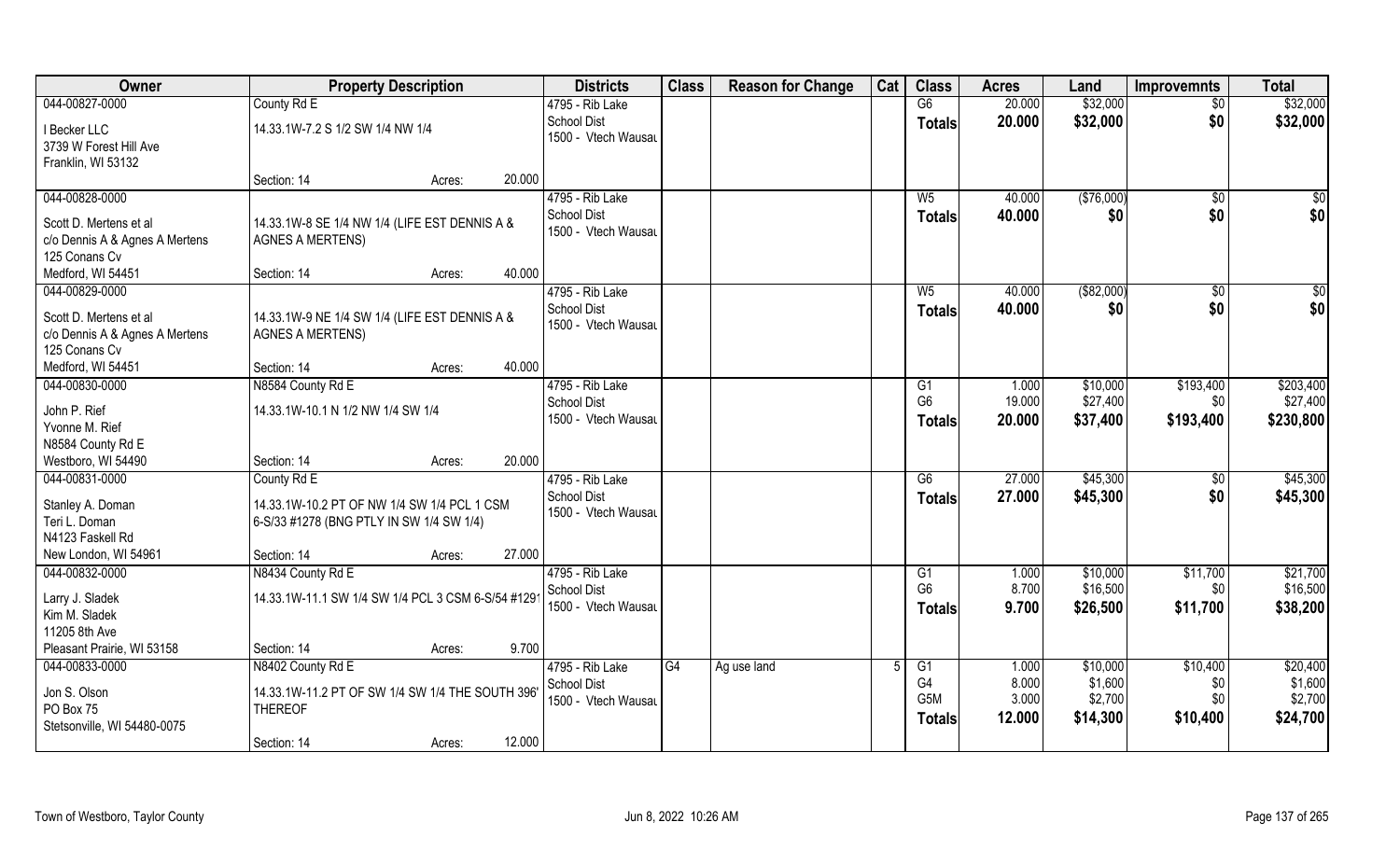| Owner | Property Description | | Districts | Class | Reason for Change | Cat | Class | Acres | Land | Improvemnts | Total |
|---|---|---|---|---|---|---|---|---|---|---|---|
| 044-00827-0000 | County Rd E | | 4795 - Rib Lake | | | | G6 | 20.000 | $32,000 | $0 | $32,000 |
| I Becker LLC | 14.33.1W-7.2 S 1/2 SW 1/4 NW 1/4 | | School Dist | | | | **Totals** | **20.000** | **$32,000** | **$0** | **$32,000** |
| 3739 W Forest Hill Ave | | | 1500 - Vtech Wausau | | | | | | | | |
| Franklin, WI 53132 | | | | | | | | | | | |
| | Section: 14 | Acres: 20.000 | | | | | | | | | |
| 044-00828-0000 | | | 4795 - Rib Lake | | | | W5 | 40.000 | ($76,000) | $0 | $0 |
| Scott D. Mertens et al | 14.33.1W-8 SE 1/4 NW 1/4 (LIFE EST DENNIS A & | | School Dist | | | | **Totals** | **40.000** | **$0** | **$0** | **$0** |
| c/o Dennis A & Agnes A Mertens | AGNES A MERTENS) | | 1500 - Vtech Wausau | | | | | | | | |
| 125 Conans Cv | | | | | | | | | | | |
| Medford, WI 54451 | Section: 14 | Acres: 40.000 | | | | | | | | | |
| 044-00829-0000 | | | 4795 - Rib Lake | | | | W5 | 40.000 | ($82,000) | $0 | $0 |
| Scott D. Mertens et al | 14.33.1W-9 NE 1/4 SW 1/4 (LIFE EST DENNIS A & | | School Dist | | | | **Totals** | **40.000** | **$0** | **$0** | **$0** |
| c/o Dennis A & Agnes A Mertens | AGNES A MERTENS) | | 1500 - Vtech Wausau | | | | | | | | |
| 125 Conans Cv | | | | | | | | | | | |
| Medford, WI 54451 | Section: 14 | Acres: 40.000 | | | | | | | | | |
| 044-00830-0000 | N8584 County Rd E | | 4795 - Rib Lake | | | | G1 | 1.000 | $10,000 | $193,400 | $203,400 |
| John P. Rief | 14.33.1W-10.1 N 1/2 NW 1/4 SW 1/4 | | School Dist | | | | G6 | 19.000 | $27,400 | $0 | $27,400 |
| Yvonne M. Rief | | | 1500 - Vtech Wausau | | | | **Totals** | **20.000** | **$37,400** | **$193,400** | **$230,800** |
| N8584 County Rd E | | | | | | | | | | | |
| Westboro, WI 54490 | Section: 14 | Acres: 20.000 | | | | | | | | | |
| 044-00831-0000 | County Rd E | | 4795 - Rib Lake | | | | G6 | 27.000 | $45,300 | $0 | $45,300 |
| Stanley A. Doman | 14.33.1W-10.2 PT OF NW 1/4 SW 1/4 PCL 1 CSM | | School Dist | | | | **Totals** | **27.000** | **$45,300** | **$0** | **$45,300** |
| Teri L. Doman | 6-S/33 #1278 (BNG PTLY IN SW 1/4 SW 1/4) | | 1500 - Vtech Wausau | | | | | | | | |
| N4123 Faskell Rd | | | | | | | | | | | |
| New London, WI 54961 | Section: 14 | Acres: 27.000 | | | | | | | | | |
| 044-00832-0000 | N8434 County Rd E | | 4795 - Rib Lake | | | | G1 | 1.000 | $10,000 | $11,700 | $21,700 |
| Larry J. Sladek | 14.33.1W-11.1 SW 1/4 SW 1/4 PCL 3 CSM 6-S/54 #1291 | | School Dist | | | | G6 | 8.700 | $16,500 | $0 | $16,500 |
| Kim M. Sladek | | | 1500 - Vtech Wausau | | | | **Totals** | **9.700** | **$26,500** | **$11,700** | **$38,200** |
| 11205 8th Ave | | | | | | | | | | | |
| Pleasant Prairie, WI 53158 | Section: 14 | Acres: 9.700 | | | | | | | | | |
| 044-00833-0000 | N8402 County Rd E | | 4795 - Rib Lake | G4 | Ag use land | 5 | G1 | 1.000 | $10,000 | $10,400 | $20,400 |
| Jon S. Olson | 14.33.1W-11.2 PT OF SW 1/4 SW 1/4 THE SOUTH 396' | | School Dist | | | | G4 | 8.000 | $1,600 | $0 | $1,600 |
| PO Box 75 | THEREOF | | 1500 - Vtech Wausau | | | | G5M | 3.000 | $2,700 | $0 | $2,700 |
| Stetsonville, WI 54480-0075 | | | | | | | **Totals** | **12.000** | **$14,300** | **$10,400** | **$24,700** |
| | Section: 14 | Acres: 12.000 | | | | | | | | | |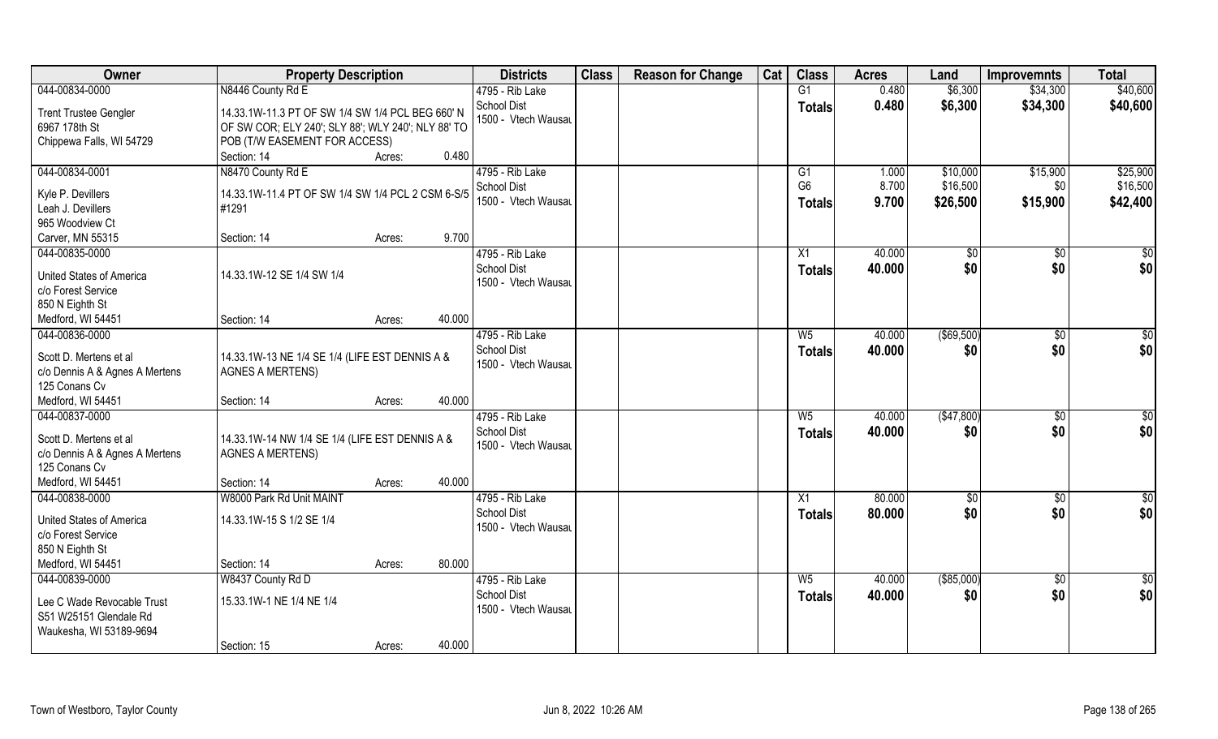| Owner | Property Description | Districts | Class | Reason for Change | Cat | Class | Acres | Land | Improvemnts | Total |
|---|---|---|---|---|---|---|---|---|---|---|
| 044-00834-0000<br>Trent Trustee Gengler<br>6967 178th St<br>Chippewa Falls, WI 54729 | N8446 County Rd E<br>14.33.1W-11.3 PT OF SW 1/4 SW 1/4 PCL BEG 660' N OF SW COR; ELY 240'; SLY 88'; WLY 240'; NLY 88' TO POB (T/W EASEMENT FOR ACCESS)<br>Section: 14 Acres: 0.480 | 4795 - Rib Lake<br>School Dist<br>1500 - Vtech Wausau | | | | G1<br>**Totals** | 0.480<br>**0.480** | $6,300<br>**$6,300** | $34,300<br>**$34,300** | $40,600<br>**$40,600** |
| 044-00834-0001<br>Kyle P. Devillers<br>Leah J. Devillers<br>965 Woodview Ct<br>Carver, MN 55315 | N8470 County Rd E<br>14.33.1W-11.4 PT OF SW 1/4 SW 1/4 PCL 2 CSM 6-S/5 #1291<br>Section: 14 Acres: 9.700 | 4795 - Rib Lake<br>School Dist<br>1500 - Vtech Wausau | | | | G1<br>G6<br>**Totals** | 1.000<br>8.700<br>**9.700** | $10,000<br>$16,500<br>**$26,500** | $15,900<br>$0<br>**$15,900** | $25,900<br>$16,500<br>**$42,400** |
| 044-00835-0000<br>United States of America<br>c/o Forest Service<br>850 N Eighth St<br>Medford, WI 54451 | 14.33.1W-12 SE 1/4 SW 1/4<br>Section: 14 Acres: 40.000 | 4795 - Rib Lake<br>School Dist<br>1500 - Vtech Wausau | | | | X1<br>**Totals** | 40.000<br>**40.000** | $0<br>**$0** | $0<br>**$0** | $0<br>**$0** |
| 044-00836-0000<br>Scott D. Mertens et al<br>c/o Dennis A & Agnes A Mertens<br>125 Conans Cv<br>Medford, WI 54451 | 14.33.1W-13 NE 1/4 SE 1/4 (LIFE EST DENNIS A & AGNES A MERTENS)<br>Section: 14 Acres: 40.000 | 4795 - Rib Lake<br>School Dist<br>1500 - Vtech Wausau | | | | W5<br>**Totals** | 40.000<br>**40.000** | ($69,500)<br>**$0** | $0<br>**$0** | $0<br>**$0** |
| 044-00837-0000<br>Scott D. Mertens et al<br>c/o Dennis A & Agnes A Mertens<br>125 Conans Cv<br>Medford, WI 54451 | 14.33.1W-14 NW 1/4 SE 1/4 (LIFE EST DENNIS A & AGNES A MERTENS)<br>Section: 14 Acres: 40.000 | 4795 - Rib Lake<br>School Dist<br>1500 - Vtech Wausau | | | | W5<br>**Totals** | 40.000<br>**40.000** | ($47,800)<br>**$0** | $0<br>**$0** | $0<br>**$0** |
| 044-00838-0000<br>United States of America<br>c/o Forest Service<br>850 N Eighth St<br>Medford, WI 54451 | W8000 Park Rd Unit MAINT<br>14.33.1W-15 S 1/2 SE 1/4<br>Section: 14 Acres: 80.000 | 4795 - Rib Lake<br>School Dist<br>1500 - Vtech Wausau | | | | X1<br>**Totals** | 80.000<br>**80.000** | $0<br>**$0** | $0<br>**$0** | $0<br>**$0** |
| 044-00839-0000<br>Lee C Wade Revocable Trust<br>S51 W25151 Glendale Rd<br>Waukesha, WI 53189-9694 | W8437 County Rd D<br>15.33.1W-1 NE 1/4 NE 1/4<br>Section: 15 Acres: 40.000 | 4795 - Rib Lake<br>School Dist<br>1500 - Vtech Wausau | | | | W5<br>**Totals** | 40.000<br>**40.000** | ($85,000)<br>**$0** | $0<br>**$0** | $0<br>**$0** |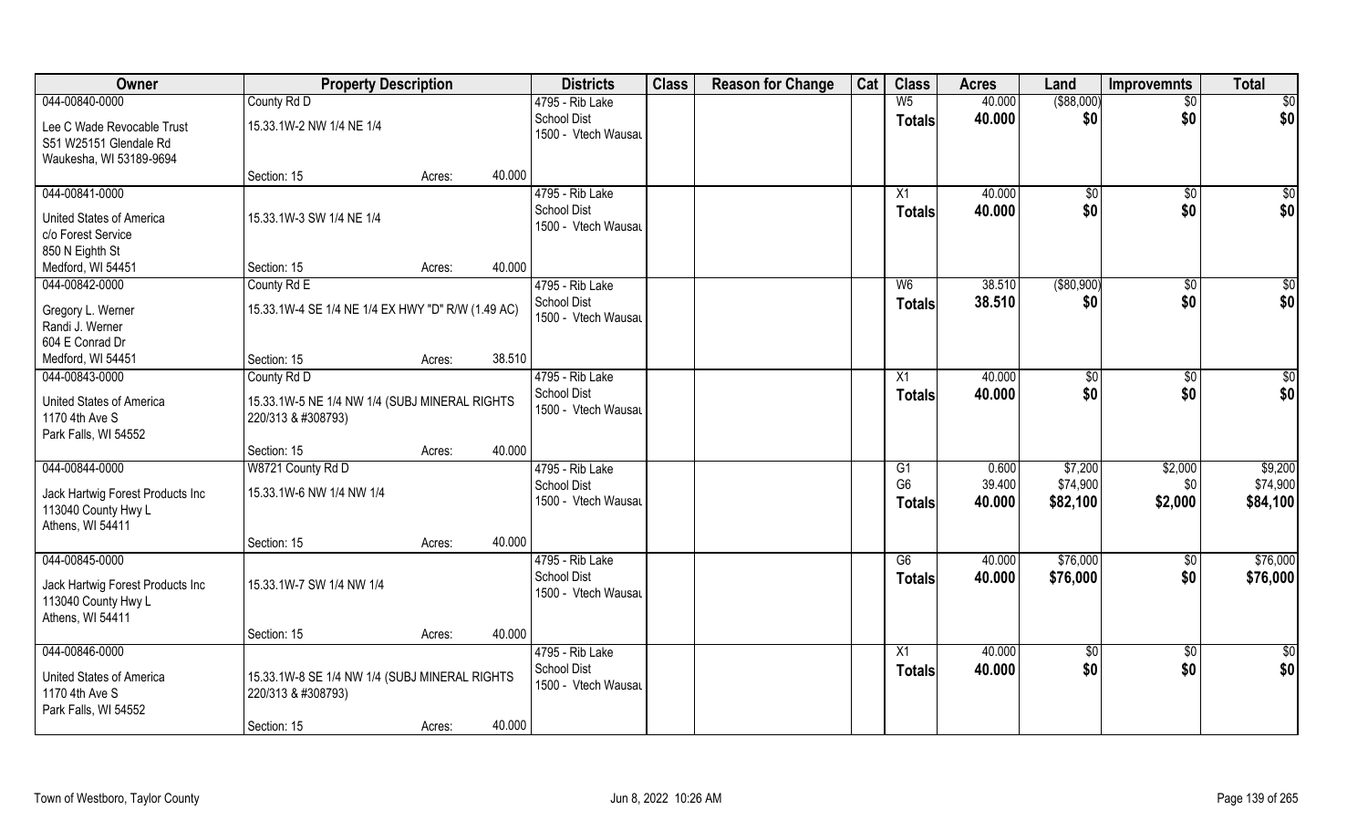| Owner | Property Description | | | Districts | Class | Reason for Change | Cat | Class | Acres | Land | Improvemnts | Total |
|---|---|---|---|---|---|---|---|---|---|---|---|---|
| 044-00840-0000 | County Rd D | | | 4795 - Rib Lake | | | | W5 | 40.000 | ($88,000) | $0 | $0 |
| Lee C Wade Revocable Trust<br>S51 W25151 Glendale Rd<br>Waukesha, WI 53189-9694 | 15.33.1W-2 NW 1/4 NE 1/4 | | | School Dist<br>1500 - Vtech Wausau | | | | **Totals** | **40.000** | **$0** | **$0** | **$0** |
| | Section: 15 | Acres: | 40.000 | | | | | | | | | |
| 044-00841-0000 | | | | 4795 - Rib Lake | | | | X1 | 40.000 | $0 | $0 | $0 |
| United States of America<br>c/o Forest Service<br>850 N Eighth St<br>Medford, WI 54451 | 15.33.1W-3 SW 1/4 NE 1/4 | | | School Dist<br>1500 - Vtech Wausau | | | | **Totals** | **40.000** | **$0** | **$0** | **$0** |
| | Section: 15 | Acres: | 40.000 | | | | | | | | | |
| 044-00842-0000 | County Rd E | | | 4795 - Rib Lake | | | | W6 | 38.510 | ($80,900) | $0 | $0 |
| Gregory L. Werner<br>Randi J. Werner<br>604 E Conrad Dr<br>Medford, WI 54451 | 15.33.1W-4 SE 1/4 NE 1/4 EX HWY "D" R/W (1.49 AC) | | | School Dist<br>1500 - Vtech Wausau | | | | **Totals** | **38.510** | **$0** | **$0** | **$0** |
| | Section: 15 | Acres: | 38.510 | | | | | | | | | |
| 044-00843-0000 | County Rd D | | | 4795 - Rib Lake | | | | X1 | 40.000 | $0 | $0 | $0 |
| United States of America<br>1170 4th Ave S<br>Park Falls, WI 54552 | 15.33.1W-5 NE 1/4 NW 1/4 (SUBJ MINERAL RIGHTS 220/313 & #308793) | | | School Dist<br>1500 - Vtech Wausau | | | | **Totals** | **40.000** | **$0** | **$0** | **$0** |
| | Section: 15 | Acres: | 40.000 | | | | | | | | | |
| 044-00844-0000 | W8721 County Rd D | | | 4795 - Rib Lake | | | | G1 | 0.600 | $7,200 | $2,000 | $9,200 |
| Jack Hartwig Forest Products Inc<br>113040 County Hwy L<br>Athens, WI 54411 | 15.33.1W-6 NW 1/4 NW 1/4 | | | School Dist<br>1500 - Vtech Wausau | | | | G6 | 39.400 | $74,900 | $0 | $74,900 |
| | | | | | | | | **Totals** | **40.000** | **$82,100** | **$2,000** | **$84,100** |
| | Section: 15 | Acres: | 40.000 | | | | | | | | | |
| 044-00845-0000 | | | | 4795 - Rib Lake | | | | G6 | 40.000 | $76,000 | $0 | $76,000 |
| Jack Hartwig Forest Products Inc<br>113040 County Hwy L<br>Athens, WI 54411 | 15.33.1W-7 SW 1/4 NW 1/4 | | | School Dist<br>1500 - Vtech Wausau | | | | **Totals** | **40.000** | **$76,000** | **$0** | **$76,000** |
| | Section: 15 | Acres: | 40.000 | | | | | | | | | |
| 044-00846-0000 | | | | 4795 - Rib Lake | | | | X1 | 40.000 | $0 | $0 | $0 |
| United States of America<br>1170 4th Ave S<br>Park Falls, WI 54552 | 15.33.1W-8 SE 1/4 NW 1/4 (SUBJ MINERAL RIGHTS 220/313 & #308793) | | | School Dist<br>1500 - Vtech Wausau | | | | **Totals** | **40.000** | **$0** | **$0** | **$0** |
| | Section: 15 | Acres: | 40.000 | | | | | | | | | |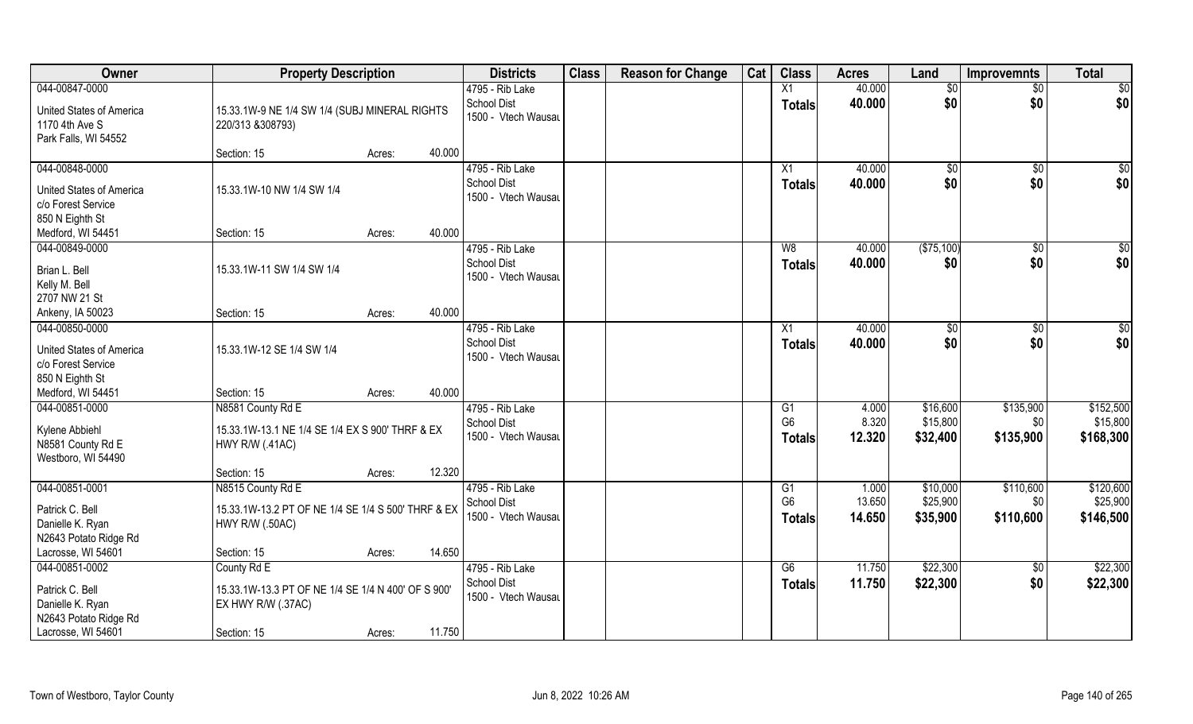| Owner | Property Description | Districts | Class | Reason for Change | Cat | Class | Acres | Land | Improvemnts | Total |
|---|---|---|---|---|---|---|---|---|---|---|
| 044-00847-0000<br>United States of America<br>1170 4th Ave S<br>Park Falls, WI 54552 | 15.33.1W-9 NE 1/4 SW 1/4 (SUBJ MINERAL RIGHTS 220/313 &308793)<br>Section: 15 Acres: 40.000 | 4795 - Rib Lake School Dist<br>1500 - Vtech Wausau | | | | X1<br>**Totals** | 40.000<br>**40.000** | $0<br>**$0** | $0<br>**$0** | $0<br>**$0** |
| 044-00848-0000<br>United States of America<br>c/o Forest Service<br>850 N Eighth St<br>Medford, WI 54451 | 15.33.1W-10 NW 1/4 SW 1/4<br>Section: 15 Acres: 40.000 | 4795 - Rib Lake School Dist<br>1500 - Vtech Wausau | | | | X1<br>**Totals** | 40.000<br>**40.000** | $0<br>**$0** | $0<br>**$0** | $0<br>**$0** |
| 044-00849-0000<br>Brian L. Bell<br>Kelly M. Bell<br>2707 NW 21 St<br>Ankeny, IA 50023 | 15.33.1W-11 SW 1/4 SW 1/4<br>Section: 15 Acres: 40.000 | 4795 - Rib Lake School Dist<br>1500 - Vtech Wausau | | | | W8<br>**Totals** | 40.000<br>**40.000** | ($75,100)<br>**$0** | $0<br>**$0** | $0<br>**$0** |
| 044-00850-0000<br>United States of America<br>c/o Forest Service<br>850 N Eighth St<br>Medford, WI 54451 | 15.33.1W-12 SE 1/4 SW 1/4<br>Section: 15 Acres: 40.000 | 4795 - Rib Lake School Dist<br>1500 - Vtech Wausau | | | | X1<br>**Totals** | 40.000<br>**40.000** | $0<br>**$0** | $0<br>**$0** | $0<br>**$0** |
| 044-00851-0000<br>Kylene Abbiehl<br>N8581 County Rd E<br>Westboro, WI 54490 | N8581 County Rd E<br>15.33.1W-13.1 NE 1/4 SE 1/4 EX S 900' THRF & EX HWY R/W (.41AC)<br>Section: 15 Acres: 12.320 | 4795 - Rib Lake School Dist<br>1500 - Vtech Wausau | | | | G1<br>G6<br>**Totals** | 4.000<br>8.320<br>**12.320** | $16,600<br>$15,800<br>**$32,400** | $135,900<br>$0<br>**$135,900** | $152,500<br>$15,800<br>**$168,300** |
| 044-00851-0001<br>Patrick C. Bell<br>Danielle K. Ryan<br>N2643 Potato Ridge Rd<br>Lacrosse, WI 54601 | N8515 County Rd E<br>15.33.1W-13.2 PT OF NE 1/4 SE 1/4 S 500' THRF & EX HWY R/W (.50AC)<br>Section: 15 Acres: 14.650 | 4795 - Rib Lake School Dist<br>1500 - Vtech Wausau | | | | G1<br>G6<br>**Totals** | 1.000<br>13.650<br>**14.650** | $10,000<br>$25,900<br>**$35,900** | $110,600<br>$0<br>**$110,600** | $120,600<br>$25,900<br>**$146,500** |
| 044-00851-0002<br>Patrick C. Bell<br>Danielle K. Ryan<br>N2643 Potato Ridge Rd<br>Lacrosse, WI 54601 | County Rd E<br>15.33.1W-13.3 PT OF NE 1/4 SE 1/4 N 400' OF S 900' EX HWY R/W (.37AC)<br>Section: 15 Acres: 11.750 | 4795 - Rib Lake School Dist<br>1500 - Vtech Wausau | | | | G6<br>**Totals** | 11.750<br>**11.750** | $22,300<br>**$22,300** | $0<br>**$0** | $22,300<br>**$22,300** |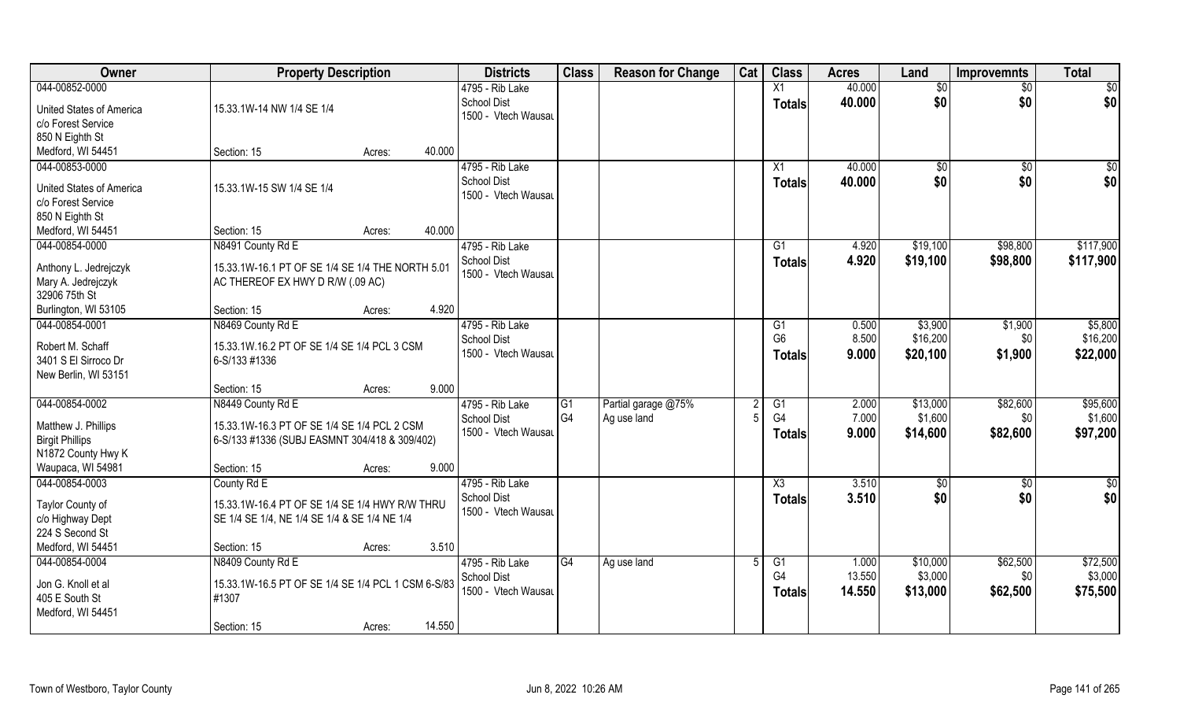| Owner | Property Description | Districts | Class | Reason for Change | Cat | Class | Acres | Land | Improvemnts | Total |
|---|---|---|---|---|---|---|---|---|---|---|
| 044-00852-0000<br>United States of America<br>c/o Forest Service<br>850 N Eighth St<br>Medford, WI 54451 | 15.33.1W-14 NW 1/4 SE 1/4<br>Section: 15 Acres: 40.000 | 4795 - Rib Lake School Dist<br>1500 - Vtech Wausau | | | | X1<br>**Totals** | 40.000<br>**40.000** | $0<br>**$0** | $0<br>**$0** | $0<br>**$0** |
| 044-00853-0000<br>United States of America<br>c/o Forest Service<br>850 N Eighth St<br>Medford, WI 54451 | 15.33.1W-15 SW 1/4 SE 1/4<br>Section: 15 Acres: 40.000 | 4795 - Rib Lake School Dist<br>1500 - Vtech Wausau | | | | X1<br>**Totals** | 40.000<br>**40.000** | $0<br>**$0** | $0<br>**$0** | $0<br>**$0** |
| 044-00854-0000<br>Anthony L. Jedrejczyk<br>Mary A. Jedrejczyk<br>32906 75th St<br>Burlington, WI 53105 | N8491 County Rd E<br>15.33.1W-16.1 PT OF SE 1/4 SE 1/4 THE NORTH 5.01 AC THEREOF EX HWY D R/W (.09 AC)<br>Section: 15 Acres: 4.920 | 4795 - Rib Lake School Dist<br>1500 - Vtech Wausau | | | | G1<br>**Totals** | 4.920<br>**4.920** | $19,100<br>**$19,100** | $98,800<br>**$98,800** | $117,900<br>**$117,900** |
| 044-00854-0001<br>Robert M. Schaff<br>3401 S El Sirroco Dr<br>New Berlin, WI 53151 | N8469 County Rd E<br>15.33.1W.16.2 PT OF SE 1/4 SE 1/4 PCL 3 CSM 6-S/133 #1336<br>Section: 15 Acres: 9.000 | 4795 - Rib Lake School Dist<br>1500 - Vtech Wausau | | | | G1<br>G6<br>**Totals** | 0.500<br>8.500<br>**9.000** | $3,900<br>$16,200<br>**$20,100** | $1,900<br>$0<br>**$1,900** | $5,800<br>$16,200<br>**$22,000** |
| 044-00854-0002<br>Matthew J. Phillips<br>Birgit Phillips<br>N1872 County Hwy K<br>Waupaca, WI 54981 | N8449 County Rd E<br>15.33.1W-16.3 PT OF SE 1/4 SE 1/4 PCL 2 CSM 6-S/133 #1336 (SUBJ EASMNT 304/418 & 309/402)<br>Section: 15 Acres: 9.000 | 4795 - Rib Lake School Dist<br>1500 - Vtech Wausau | G1<br>G4 | Partial garage @75%<br>Ag use land | 2<br>5 | G1<br>G4<br>**Totals** | 2.000<br>7.000<br>**9.000** | $13,000<br>$1,600<br>**$14,600** | $82,600<br>$0<br>**$82,600** | $95,600<br>$1,600<br>**$97,200** |
| 044-00854-0003<br>Taylor County of<br>c/o Highway Dept<br>224 S Second St<br>Medford, WI 54451 | County Rd E<br>15.33.1W-16.4 PT OF SE 1/4 SE 1/4 HWY R/W THRU SE 1/4 SE 1/4, NE 1/4 SE 1/4 & SE 1/4 NE 1/4<br>Section: 15 Acres: 3.510 | 4795 - Rib Lake School Dist<br>1500 - Vtech Wausau | | | | X3<br>**Totals** | 3.510<br>**3.510** | $0<br>**$0** | $0<br>**$0** | $0<br>**$0** |
| 044-00854-0004<br>Jon G. Knoll et al<br>405 E South St<br>Medford, WI 54451 | N8409 County Rd E<br>15.33.1W-16.5 PT OF SE 1/4 SE 1/4 PCL 1 CSM 6-S/83 #1307<br>Section: 15 Acres: 14.550 | 4795 - Rib Lake School Dist<br>1500 - Vtech Wausau | G4 | Ag use land | 5 | G1<br>G4<br>**Totals** | 1.000<br>13.550<br>**14.550** | $10,000<br>$3,000<br>**$13,000** | $62,500<br>$0<br>**$62,500** | $72,500<br>$3,000<br>**$75,500** |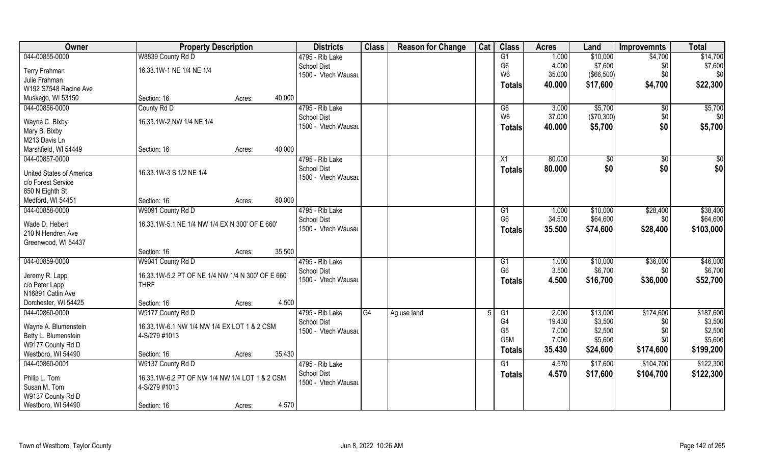| Owner | Property Description | | | Districts | Class | Reason for Change | Cat | Class | Acres | Land | Improvemnts | Total |
|---|---|---|---|---|---|---|---|---|---|---|---|---|
| 044-00855-0000 | W8839 County Rd D | | | 4795 - Rib Lake | | | | G1 | 1.000 | $10,000 | $4,700 | $14,700 |
| Terry Frahman | 16.33.1W-1 NE 1/4 NE 1/4 | | | School Dist | | | | G6 | 4.000 | $7,600 | $0 | $7,600 |
| Julie Frahman | | | | 1500 - Vtech Wausau | | | | W6 | 35.000 | ($66,500) | $0 | $0 |
| W192 S7548 Racine Ave | | | | | | | | Totals | 40.000 | $17,600 | $4,700 | $22,300 |
| Muskego, WI 53150 | Section: 16 | Acres: | 40.000 | | | | | | | | | |
| 044-00856-0000 | County Rd D | | | 4795 - Rib Lake | | | | G6 | 3.000 | $5,700 | $0 | $5,700 |
| Wayne C. Bixby | 16.33.1W-2 NW 1/4 NE 1/4 | | | School Dist | | | | W6 | 37.000 | ($70,300) | $0 | $0 |
| Mary B. Bixby | | | | 1500 - Vtech Wausau | | | | Totals | 40.000 | $5,700 | $0 | $5,700 |
| M213 Davis Ln | | | | | | | | | | | | |
| Marshfield, WI 54449 | Section: 16 | Acres: | 40.000 | | | | | | | | | |
| 044-00857-0000 | | | | 4795 - Rib Lake | | | | X1 | 80.000 | $0 | $0 | $0 |
| United States of America | 16.33.1W-3 S 1/2 NE 1/4 | | | School Dist | | | | Totals | 80.000 | $0 | $0 | $0 |
| c/o Forest Service | | | | 1500 - Vtech Wausau | | | | | | | | |
| 850 N Eighth St | | | | | | | | | | | | |
| Medford, WI 54451 | Section: 16 | Acres: | 80.000 | | | | | | | | | |
| 044-00858-0000 | W9091 County Rd D | | | 4795 - Rib Lake | | | | G1 | 1.000 | $10,000 | $28,400 | $38,400 |
| Wade D. Hebert | 16.33.1W-5.1 NE 1/4 NW 1/4 EX N 300' OF E 660' | | | School Dist | | | | G6 | 34.500 | $64,600 | $0 | $64,600 |
| 210 N Hendren Ave | | | | 1500 - Vtech Wausau | | | | Totals | 35.500 | $74,600 | $28,400 | $103,000 |
| Greenwood, WI 54437 | | | | | | | | | | | | |
| | Section: 16 | Acres: | 35.500 | | | | | | | | | |
| 044-00859-0000 | W9041 County Rd D | | | 4795 - Rib Lake | | | | G1 | 1.000 | $10,000 | $36,000 | $46,000 |
| Jeremy R. Lapp | 16.33.1W-5.2 PT OF NE 1/4 NW 1/4 N 300' OF E 660' THRF | | | School Dist | | | | G6 | 3.500 | $6,700 | $0 | $6,700 |
| c/o Peter Lapp | | | | 1500 - Vtech Wausau | | | | Totals | 4.500 | $16,700 | $36,000 | $52,700 |
| N16891 Catlin Ave | | | | | | | | | | | | |
| Dorchester, WI 54425 | Section: 16 | Acres: | 4.500 | | | | | | | | | |
| 044-00860-0000 | W9177 County Rd D | | | 4795 - Rib Lake | G4 | Ag use land | 5 | G1 | 2.000 | $13,000 | $174,600 | $187,600 |
| Wayne A. Blumenstein | 16.33.1W-6.1 NW 1/4 NW 1/4 EX LOT 1 & 2 CSM | | | School Dist | | | | G4 | 19.430 | $3,500 | $0 | $3,500 |
| Betty L. Blumenstein | 4-S/279 #1013 | | | 1500 - Vtech Wausau | | | | G5 | 7.000 | $2,500 | $0 | $2,500 |
| W9177 County Rd D | | | | | | | | G5M | 7.000 | $5,600 | $0 | $5,600 |
| Westboro, WI 54490 | Section: 16 | Acres: | 35.430 | | | | | Totals | 35.430 | $24,600 | $174,600 | $199,200 |
| 044-00860-0001 | W9137 County Rd D | | | 4795 - Rib Lake | | | | G1 | 4.570 | $17,600 | $104,700 | $122,300 |
| Philip L. Tom | 16.33.1W-6.2 PT OF NW 1/4 NW 1/4 LOT 1 & 2 CSM | | | School Dist | | | | Totals | 4.570 | $17,600 | $104,700 | $122,300 |
| Susan M. Tom | 4-S/279 #1013 | | | 1500 - Vtech Wausau | | | | | | | | |
| W9137 County Rd D | | | | | | | | | | | | |
| Westboro, WI 54490 | Section: 16 | Acres: | 4.570 | | | | | | | | | |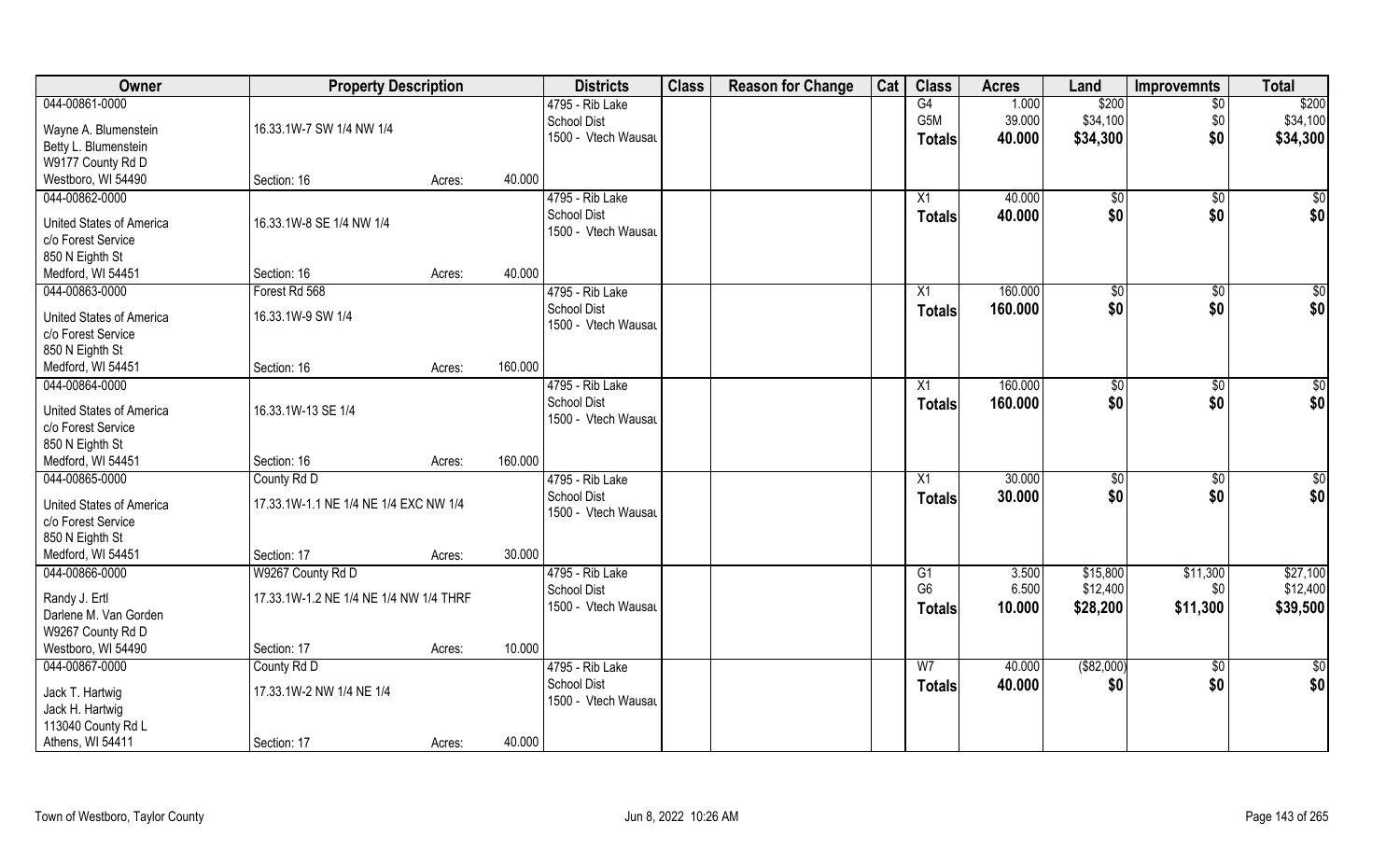| Owner | Property Description | | | Districts | Class | Reason for Change | Cat | Class | Acres | Land | Improvemnts | Total |
|---|---|---|---|---|---|---|---|---|---|---|---|---|
| 044-00861-0000 | | | | 4795 - Rib Lake | | | | G4 | 1.000 | $200 | $0 | $200 |
| Wayne A. Blumenstein | 16.33.1W-7 SW 1/4 NW 1/4 | | | School Dist | | | | G5M | 39.000 | $34,100 | $0 | $34,100 |
| Betty L. Blumenstein | | | | 1500 - Vtech Wausau | | | | **Totals** | **40.000** | **$34,300** | **$0** | **$34,300** |
| W9177 County Rd D | | | | | | | | | | | | |
| Westboro, WI 54490 | Section: 16 | Acres: | 40.000 | | | | | | | | | |
| 044-00862-0000 | | | | 4795 - Rib Lake | | | | X1 | 40.000 | $0 | $0 | $0 |
| United States of America | 16.33.1W-8 SE 1/4 NW 1/4 | | | School Dist | | | | **Totals** | **40.000** | **$0** | **$0** | **$0** |
| c/o Forest Service | | | | 1500 - Vtech Wausau | | | | | | | | |
| 850 N Eighth St | | | | | | | | | | | | |
| Medford, WI 54451 | Section: 16 | Acres: | 40.000 | | | | | | | | | |
| 044-00863-0000 | Forest Rd 568 | | | 4795 - Rib Lake | | | | X1 | 160.000 | $0 | $0 | $0 |
| United States of America | 16.33.1W-9 SW 1/4 | | | School Dist | | | | **Totals** | **160.000** | **$0** | **$0** | **$0** |
| c/o Forest Service | | | | 1500 - Vtech Wausau | | | | | | | | |
| 850 N Eighth St | | | | | | | | | | | | |
| Medford, WI 54451 | Section: 16 | Acres: | 160.000 | | | | | | | | | |
| 044-00864-0000 | | | | 4795 - Rib Lake | | | | X1 | 160.000 | $0 | $0 | $0 |
| United States of America | 16.33.1W-13 SE 1/4 | | | School Dist | | | | **Totals** | **160.000** | **$0** | **$0** | **$0** |
| c/o Forest Service | | | | 1500 - Vtech Wausau | | | | | | | | |
| 850 N Eighth St | | | | | | | | | | | | |
| Medford, WI 54451 | Section: 16 | Acres: | 160.000 | | | | | | | | | |
| 044-00865-0000 | County Rd D | | | 4795 - Rib Lake | | | | X1 | 30.000 | $0 | $0 | $0 |
| United States of America | 17.33.1W-1.1 NE 1/4 NE 1/4 EXC NW 1/4 | | | School Dist | | | | **Totals** | **30.000** | **$0** | **$0** | **$0** |
| c/o Forest Service | | | | 1500 - Vtech Wausau | | | | | | | | |
| 850 N Eighth St | | | | | | | | | | | | |
| Medford, WI 54451 | Section: 17 | Acres: | 30.000 | | | | | | | | | |
| 044-00866-0000 | W9267 County Rd D | | | 4795 - Rib Lake | | | | G1 | 3.500 | $15,800 | $11,300 | $27,100 |
| Randy J. Ertl | 17.33.1W-1.2 NE 1/4 NE 1/4 NW 1/4 THRF | | | School Dist | | | | G6 | 6.500 | $12,400 | $0 | $12,400 |
| Darlene M. Van Gorden | | | | 1500 - Vtech Wausau | | | | **Totals** | **10.000** | **$28,200** | **$11,300** | **$39,500** |
| W9267 County Rd D | | | | | | | | | | | | |
| Westboro, WI 54490 | Section: 17 | Acres: | 10.000 | | | | | | | | | |
| 044-00867-0000 | County Rd D | | | 4795 - Rib Lake | | | | W7 | 40.000 | ($82,000) | $0 | $0 |
| Jack T. Hartwig | 17.33.1W-2 NW 1/4 NE 1/4 | | | School Dist | | | | **Totals** | **40.000** | **$0** | **$0** | **$0** |
| Jack H. Hartwig | | | | 1500 - Vtech Wausau | | | | | | | | |
| 113040 County Rd L | | | | | | | | | | | | |
| Athens, WI 54411 | Section: 17 | Acres: | 40.000 | | | | | | | | | |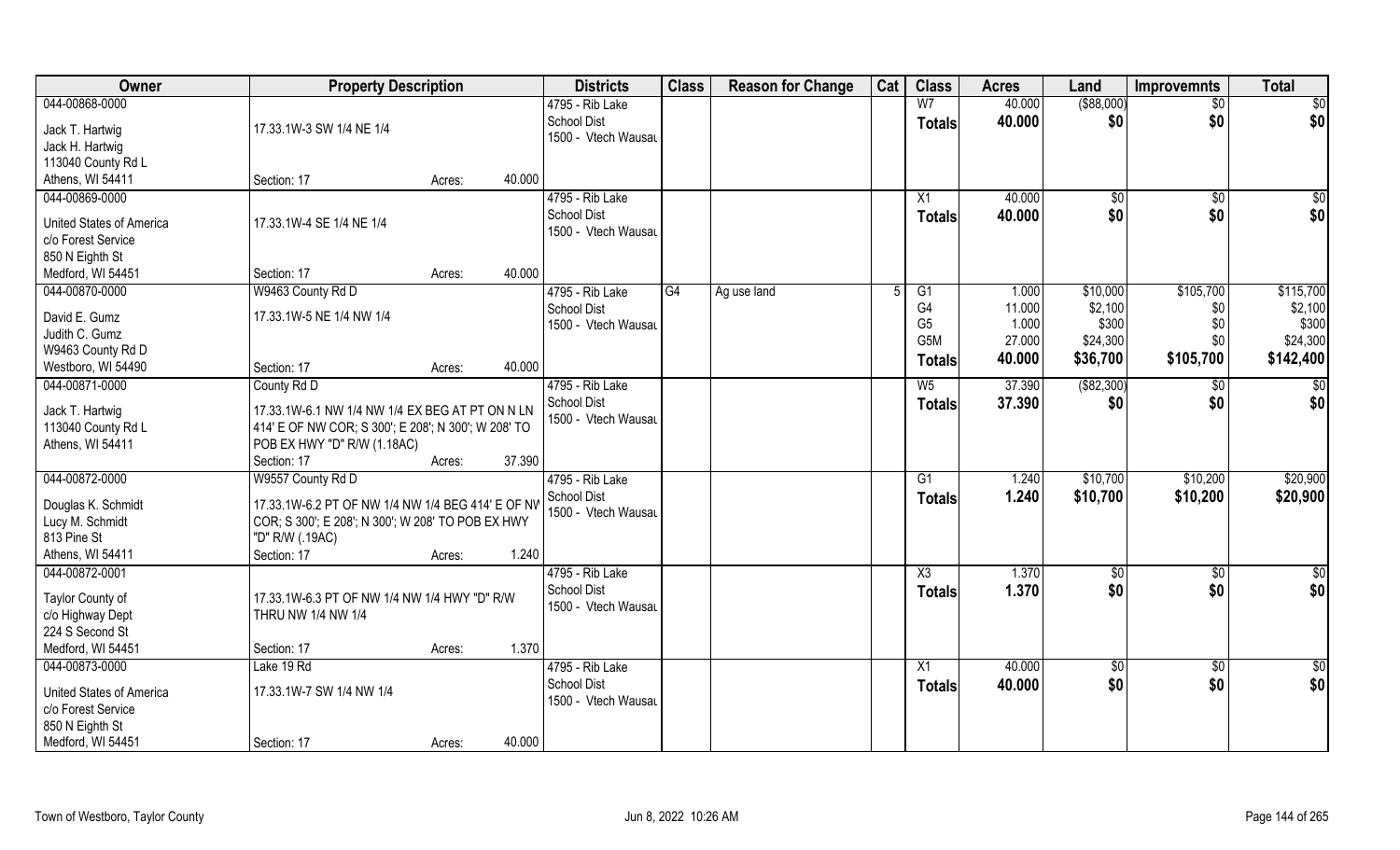| Owner | Property Description | | Districts | Class | Reason for Change | Cat | Class | Acres | Land | Improvemnts | Total |
|---|---|---|---|---|---|---|---|---|---|---|---|
| 044-00868-0000 | | | 4795 - Rib Lake | | | | W7 | 40.000 | ($88,000) | $0 | $0 |
| Jack T. Hartwig | 17.33.1W-3 SW 1/4 NE 1/4 | | School Dist | | | | **Totals** | **40.000** | **$0** | **$0** | **$0** |
| Jack H. Hartwig | | | 1500 - Vtech Wausau | | | | | | | | |
| 113040 County Rd L | | | | | | | | | | | |
| Athens, WI 54411 | Section: 17 | Acres: 40.000 | | | | | | | | | |
| 044-00869-0000 | | | 4795 - Rib Lake | | | | X1 | 40.000 | $0 | $0 | $0 |
| United States of America | 17.33.1W-4 SE 1/4 NE 1/4 | | School Dist | | | | **Totals** | **40.000** | **$0** | **$0** | **$0** |
| c/o Forest Service | | | 1500 - Vtech Wausau | | | | | | | | |
| 850 N Eighth St | | | | | | | | | | | |
| Medford, WI 54451 | Section: 17 | Acres: 40.000 | | | | | | | | | |
| 044-00870-0000 | W9463 County Rd D | | 4795 - Rib Lake | G4 | Ag use land | 5 | G1 | 1.000 | $10,000 | $105,700 | $115,700 |
| David E. Gumz | 17.33.1W-5 NE 1/4 NW 1/4 | | School Dist | | | | G4 | 11.000 | $2,100 | $0 | $2,100 |
| Judith C. Gumz | | | 1500 - Vtech Wausau | | | | G5 | 1.000 | $300 | $0 | $300 |
| W9463 County Rd D | | | | | | | G5M | 27.000 | $24,300 | $0 | $24,300 |
| Westboro, WI 54490 | Section: 17 | Acres: 40.000 | | | | | **Totals** | **40.000** | **$36,700** | **$105,700** | **$142,400** |
| 044-00871-0000 | County Rd D | | 4795 - Rib Lake | | | | W5 | 37.390 | ($82,300) | $0 | $0 |
| Jack T. Hartwig | 17.33.1W-6.1 NW 1/4 NW 1/4 EX BEG AT PT ON N LN 414' E OF NW COR; S 300'; E 208'; N 300'; W 208' TO POB EX HWY "D" R/W (1.18AC) | | School Dist | | | | **Totals** | **37.390** | **$0** | **$0** | **$0** |
| 113040 County Rd L | | | 1500 - Vtech Wausau | | | | | | | | |
| Athens, WI 54411 | Section: 17 | Acres: 37.390 | | | | | | | | | |
| 044-00872-0000 | W9557 County Rd D | | 4795 - Rib Lake | | | | G1 | 1.240 | $10,700 | $10,200 | $20,900 |
| Douglas K. Schmidt | 17.33.1W-6.2 PT OF NW 1/4 NW 1/4 BEG 414' E OF NW COR; S 300'; E 208'; N 300'; W 208' TO POB EX HWY "D" R/W (.19AC) | | School Dist | | | | **Totals** | **1.240** | **$10,700** | **$10,200** | **$20,900** |
| Lucy M. Schmidt | | | 1500 - Vtech Wausau | | | | | | | | |
| 813 Pine St | | | | | | | | | | | |
| Athens, WI 54411 | Section: 17 | Acres: 1.240 | | | | | | | | | |
| 044-00872-0001 | | | 4795 - Rib Lake | | | | X3 | 1.370 | $0 | $0 | $0 |
| Taylor County of | 17.33.1W-6.3 PT OF NW 1/4 NW 1/4 HWY "D" R/W THRU NW 1/4 NW 1/4 | | School Dist | | | | **Totals** | **1.370** | **$0** | **$0** | **$0** |
| c/o Highway Dept | | | 1500 - Vtech Wausau | | | | | | | | |
| 224 S Second St | | | | | | | | | | | |
| Medford, WI 54451 | Section: 17 | Acres: 1.370 | | | | | | | | | |
| 044-00873-0000 | Lake 19 Rd | | 4795 - Rib Lake | | | | X1 | 40.000 | $0 | $0 | $0 |
| United States of America | 17.33.1W-7 SW 1/4 NW 1/4 | | School Dist | | | | **Totals** | **40.000** | **$0** | **$0** | **$0** |
| c/o Forest Service | | | 1500 - Vtech Wausau | | | | | | | | |
| 850 N Eighth St | | | | | | | | | | | |
| Medford, WI 54451 | Section: 17 | Acres: 40.000 | | | | | | | | | |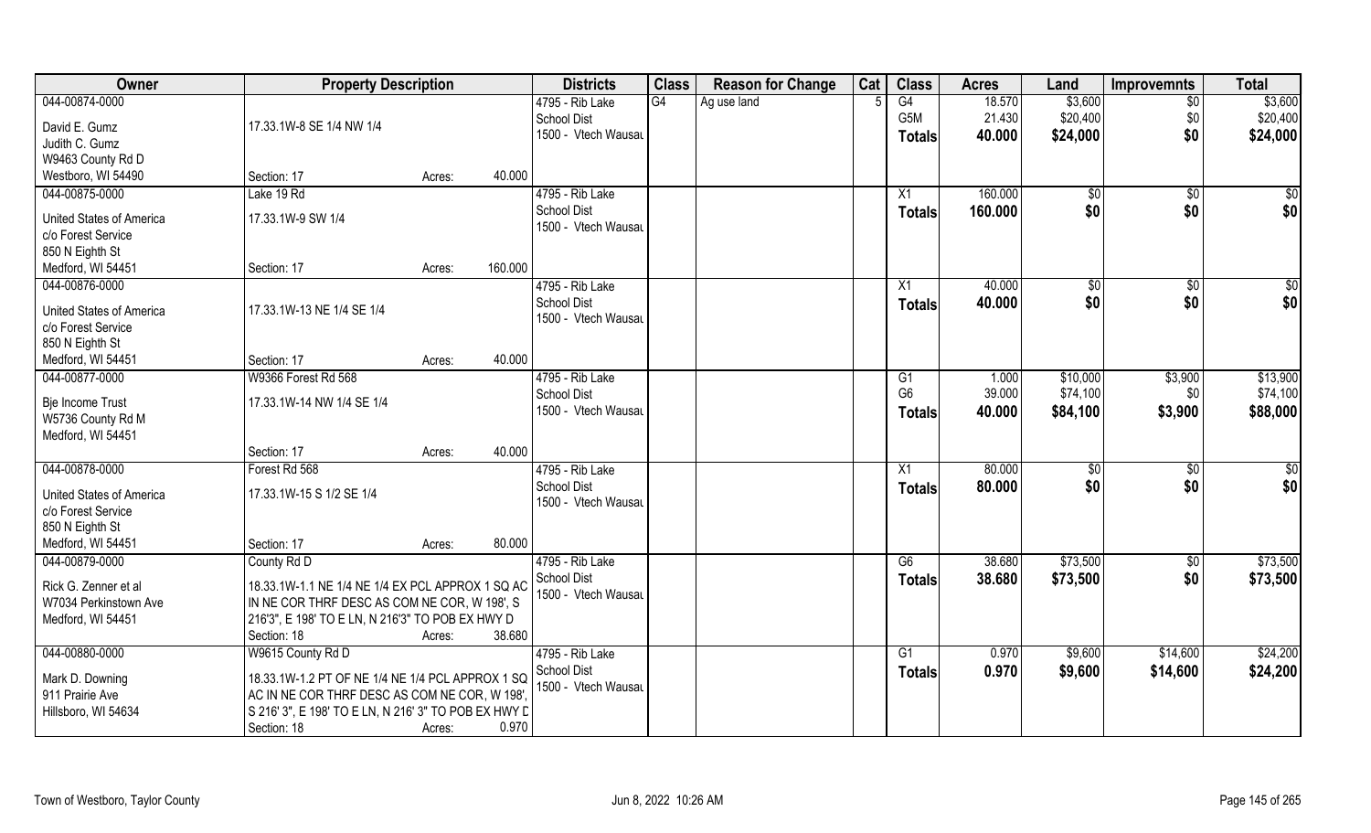| Owner | Property Description | | | Districts | Class | Reason for Change | Cat | Class | Acres | Land | Improvemnts | Total |
|---|---|---|---|---|---|---|---|---|---|---|---|---|
| 044-00874-0000 | | | | 4795 - Rib Lake | G4 | Ag use land | 5 | G4 | 18.570 | $3,600 | $0 | $3,600 |
| David E. Gumz | 17.33.1W-8 SE 1/4 NW 1/4 | | | School Dist | | | | G5M | 21.430 | $20,400 | $0 | $20,400 |
| Judith C. Gumz | | | | 1500 - Vtech Wausau | | | | Totals | 40.000 | $24,000 | $0 | $24,000 |
| W9463 County Rd D | | | | | | | | | | | | |
| Westboro, WI 54490 | Section: 17 | Acres: | 40.000 | | | | | | | | | |
| 044-00875-0000 | Lake 19 Rd | | | 4795 - Rib Lake | | | | X1 | 160.000 | $0 | $0 | $0 |
| United States of America | 17.33.1W-9 SW 1/4 | | | School Dist | | | | Totals | 160.000 | $0 | $0 | $0 |
| c/o Forest Service | | | | 1500 - Vtech Wausau | | | | | | | | |
| 850 N Eighth St | | | | | | | | | | | | |
| Medford, WI 54451 | Section: 17 | Acres: | 160.000 | | | | | | | | | |
| 044-00876-0000 | | | | 4795 - Rib Lake | | | | X1 | 40.000 | $0 | $0 | $0 |
| United States of America | 17.33.1W-13 NE 1/4 SE 1/4 | | | School Dist | | | | Totals | 40.000 | $0 | $0 | $0 |
| c/o Forest Service | | | | 1500 - Vtech Wausau | | | | | | | | |
| 850 N Eighth St | | | | | | | | | | | | |
| Medford, WI 54451 | Section: 17 | Acres: | 40.000 | | | | | | | | | |
| 044-00877-0000 | W9366 Forest Rd 568 | | | 4795 - Rib Lake | | | | G1 | 1.000 | $10,000 | $3,900 | $13,900 |
| Bje Income Trust | 17.33.1W-14 NW 1/4 SE 1/4 | | | School Dist | | | | G6 | 39.000 | $74,100 | $0 | $74,100 |
| W5736 County Rd M | | | | 1500 - Vtech Wausau | | | | Totals | 40.000 | $84,100 | $3,900 | $88,000 |
| Medford, WI 54451 | | | | | | | | | | | | |
| | Section: 17 | Acres: | 40.000 | | | | | | | | | |
| 044-00878-0000 | Forest Rd 568 | | | 4795 - Rib Lake | | | | X1 | 80.000 | $0 | $0 | $0 |
| United States of America | 17.33.1W-15 S 1/2 SE 1/4 | | | School Dist | | | | Totals | 80.000 | $0 | $0 | $0 |
| c/o Forest Service | | | | 1500 - Vtech Wausau | | | | | | | | |
| 850 N Eighth St | | | | | | | | | | | | |
| Medford, WI 54451 | Section: 17 | Acres: | 80.000 | | | | | | | | | |
| 044-00879-0000 | County Rd D | | | 4795 - Rib Lake | | | | G6 | 38.680 | $73,500 | $0 | $73,500 |
| Rick G. Zenner et al | 18.33.1W-1.1 NE 1/4 NE 1/4 EX PCL APPROX 1 SQ AC IN NE COR THRF DESC AS COM NE COR, W 198', S 216'3", E 198' TO E LN, N 216'3" TO POB EX HWY D | | | School Dist | | | | Totals | 38.680 | $73,500 | $0 | $73,500 |
| W7034 Perkinstown Ave | | | | 1500 - Vtech Wausau | | | | | | | | |
| Medford, WI 54451 | | | | | | | | | | | | |
| | Section: 18 | Acres: | 38.680 | | | | | | | | | |
| 044-00880-0000 | W9615 County Rd D | | | 4795 - Rib Lake | | | | G1 | 0.970 | $9,600 | $14,600 | $24,200 |
| Mark D. Downing | 18.33.1W-1.2 PT OF NE 1/4 NE 1/4 PCL APPROX 1 SQ AC IN NE COR THRF DESC AS COM NE COR, W 198', S 216' 3", E 198' TO E LN, N 216' 3" TO POB EX HWY D | | | School Dist | | | | Totals | 0.970 | $9,600 | $14,600 | $24,200 |
| 911 Prairie Ave | | | | 1500 - Vtech Wausau | | | | | | | | |
| Hillsboro, WI 54634 | | | | | | | | | | | | |
| | Section: 18 | Acres: | 0.970 | | | | | | | | | |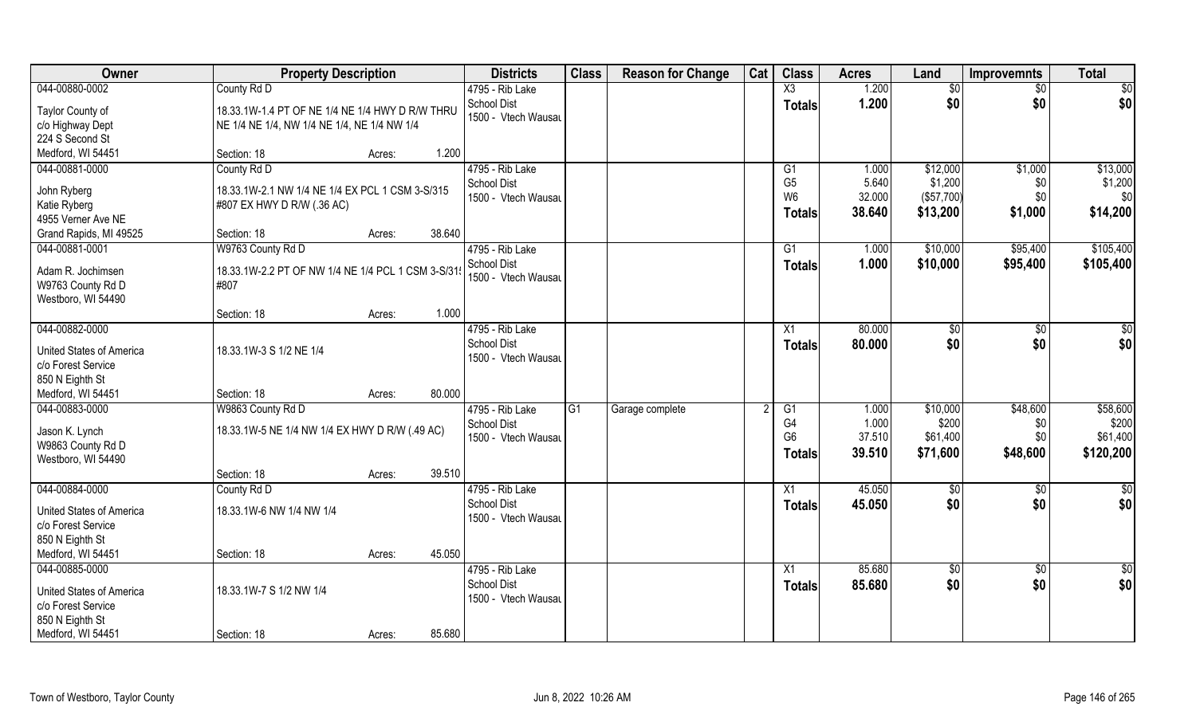| Owner | Property Description | | Districts | Class | Reason for Change | Cat | Class | Acres | Land | Improvemnts | Total |
|---|---|---|---|---|---|---|---|---|---|---|---|
| 044-00880-0002 | County Rd D | | 4795 - Rib Lake | | | | X3 | 1.200 | $0 | $0 | $0 |
| Taylor County of | 18.33.1W-1.4 PT OF NE 1/4 NE 1/4 HWY D R/W THRU | | School Dist | | | | **Totals** | **1.200** | **$0** | **$0** | **$0** |
| c/o Highway Dept | NE 1/4 NE 1/4, NW 1/4 NE 1/4, NE 1/4 NW 1/4 | | 1500 - Vtech Wausau | | | | | | | | |
| 224 S Second St | | | | | | | | | | | |
| Medford, WI 54451 | Section: 18 | Acres: 1.200 | | | | | | | | | |
| 044-00881-0000 | County Rd D | | 4795 - Rib Lake | | | | G1 | 1.000 | $12,000 | $1,000 | $13,000 |
| John Ryberg | 18.33.1W-2.1 NW 1/4 NE 1/4 EX PCL 1 CSM 3-S/315 | | School Dist | | | | G5 | 5.640 | $1,200 | $0 | $1,200 |
| Katie Ryberg | #807 EX HWY D R/W (.36 AC) | | 1500 - Vtech Wausau | | | | W6 | 32.000 | ($57,700) | $0 | $0 |
| 4955 Verner Ave NE | | | | | | | **Totals** | **38.640** | **$13,200** | **$1,000** | **$14,200** |
| Grand Rapids, MI 49525 | Section: 18 | Acres: 38.640 | | | | | | | | | |
| 044-00881-0001 | W9763 County Rd D | | 4795 - Rib Lake | | | | G1 | 1.000 | $10,000 | $95,400 | $105,400 |
| Adam R. Jochimsen | 18.33.1W-2.2 PT OF NW 1/4 NE 1/4 PCL 1 CSM 3-S/315 | | School Dist | | | | **Totals** | **1.000** | **$10,000** | **$95,400** | **$105,400** |
| W9763 County Rd D | #807 | | 1500 - Vtech Wausau | | | | | | | | |
| Westboro, WI 54490 | | | | | | | | | | | |
| | Section: 18 | Acres: 1.000 | | | | | | | | | |
| 044-00882-0000 | | | 4795 - Rib Lake | | | | X1 | 80.000 | $0 | $0 | $0 |
| United States of America | 18.33.1W-3 S 1/2 NE 1/4 | | School Dist | | | | **Totals** | **80.000** | **$0** | **$0** | **$0** |
| c/o Forest Service | | | 1500 - Vtech Wausau | | | | | | | | |
| 850 N Eighth St | | | | | | | | | | | |
| Medford, WI 54451 | Section: 18 | Acres: 80.000 | | | | | | | | | |
| 044-00883-0000 | W9863 County Rd D | | 4795 - Rib Lake | G1 | Garage complete | 2 | G1 | 1.000 | $10,000 | $48,600 | $58,600 |
| Jason K. Lynch | 18.33.1W-5 NE 1/4 NW 1/4 EX HWY D R/W (.49 AC) | | School Dist | | | | G4 | 1.000 | $200 | $0 | $200 |
| W9863 County Rd D | | | 1500 - Vtech Wausau | | | | G6 | 37.510 | $61,400 | $0 | $61,400 |
| Westboro, WI 54490 | | | | | | | **Totals** | **39.510** | **$71,600** | **$48,600** | **$120,200** |
| | Section: 18 | Acres: 39.510 | | | | | | | | | |
| 044-00884-0000 | County Rd D | | 4795 - Rib Lake | | | | X1 | 45.050 | $0 | $0 | $0 |
| United States of America | 18.33.1W-6 NW 1/4 NW 1/4 | | School Dist | | | | **Totals** | **45.050** | **$0** | **$0** | **$0** |
| c/o Forest Service | | | 1500 - Vtech Wausau | | | | | | | | |
| 850 N Eighth St | | | | | | | | | | | |
| Medford, WI 54451 | Section: 18 | Acres: 45.050 | | | | | | | | | |
| 044-00885-0000 | | | 4795 - Rib Lake | | | | X1 | 85.680 | $0 | $0 | $0 |
| United States of America | 18.33.1W-7 S 1/2 NW 1/4 | | School Dist | | | | **Totals** | **85.680** | **$0** | **$0** | **$0** |
| c/o Forest Service | | | 1500 - Vtech Wausau | | | | | | | | |
| 850 N Eighth St | | | | | | | | | | | |
| Medford, WI 54451 | Section: 18 | Acres: 85.680 | | | | | | | | | |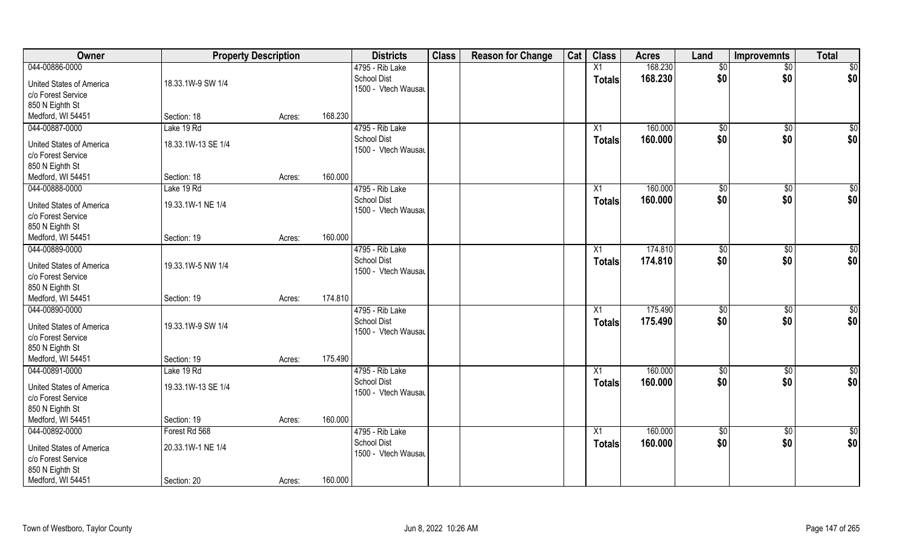| Owner | Property Description | | | Districts | Class | Reason for Change | Cat | Class | Acres | Land | Improvemnts | Total |
|---|---|---|---|---|---|---|---|---|---|---|---|---|
| 044-00886-0000 | | | | 4795 - Rib Lake | | | | X1 | 168.230 | $0 | $0 | $0 |
| United States of America | 18.33.1W-9 SW 1/4 | | | School Dist | | | | Totals | 168.230 | $0 | $0 | $0 |
| c/o Forest Service | | | | 1500 - Vtech Wausau | | | | | | | | |
| 850 N Eighth St | | | | | | | | | | | | |
| Medford, WI 54451 | Section: 18 | Acres: | 168.230 | | | | | | | | | |
| 044-00887-0000 | Lake 19 Rd | | | 4795 - Rib Lake | | | | X1 | 160.000 | $0 | $0 | $0 |
| United States of America | 18.33.1W-13 SE 1/4 | | | School Dist | | | | Totals | 160.000 | $0 | $0 | $0 |
| c/o Forest Service | | | | 1500 - Vtech Wausau | | | | | | | | |
| 850 N Eighth St | | | | | | | | | | | | |
| Medford, WI 54451 | Section: 18 | Acres: | 160.000 | | | | | | | | | |
| 044-00888-0000 | Lake 19 Rd | | | 4795 - Rib Lake | | | | X1 | 160.000 | $0 | $0 | $0 |
| United States of America | 19.33.1W-1 NE 1/4 | | | School Dist | | | | Totals | 160.000 | $0 | $0 | $0 |
| c/o Forest Service | | | | 1500 - Vtech Wausau | | | | | | | | |
| 850 N Eighth St | | | | | | | | | | | | |
| Medford, WI 54451 | Section: 19 | Acres: | 160.000 | | | | | | | | | |
| 044-00889-0000 | | | | 4795 - Rib Lake | | | | X1 | 174.810 | $0 | $0 | $0 |
| United States of America | 19.33.1W-5 NW 1/4 | | | School Dist | | | | Totals | 174.810 | $0 | $0 | $0 |
| c/o Forest Service | | | | 1500 - Vtech Wausau | | | | | | | | |
| 850 N Eighth St | | | | | | | | | | | | |
| Medford, WI 54451 | Section: 19 | Acres: | 174.810 | | | | | | | | | |
| 044-00890-0000 | | | | 4795 - Rib Lake | | | | X1 | 175.490 | $0 | $0 | $0 |
| United States of America | 19.33.1W-9 SW 1/4 | | | School Dist | | | | Totals | 175.490 | $0 | $0 | $0 |
| c/o Forest Service | | | | 1500 - Vtech Wausau | | | | | | | | |
| 850 N Eighth St | | | | | | | | | | | | |
| Medford, WI 54451 | Section: 19 | Acres: | 175.490 | | | | | | | | | |
| 044-00891-0000 | Lake 19 Rd | | | 4795 - Rib Lake | | | | X1 | 160.000 | $0 | $0 | $0 |
| United States of America | 19.33.1W-13 SE 1/4 | | | School Dist | | | | Totals | 160.000 | $0 | $0 | $0 |
| c/o Forest Service | | | | 1500 - Vtech Wausau | | | | | | | | |
| 850 N Eighth St | | | | | | | | | | | | |
| Medford, WI 54451 | Section: 19 | Acres: | 160.000 | | | | | | | | | |
| 044-00892-0000 | Forest Rd 568 | | | 4795 - Rib Lake | | | | X1 | 160.000 | $0 | $0 | $0 |
| United States of America | 20.33.1W-1 NE 1/4 | | | School Dist | | | | Totals | 160.000 | $0 | $0 | $0 |
| c/o Forest Service | | | | 1500 - Vtech Wausau | | | | | | | | |
| 850 N Eighth St | | | | | | | | | | | | |
| Medford, WI 54451 | Section: 20 | Acres: | 160.000 | | | | | | | | | |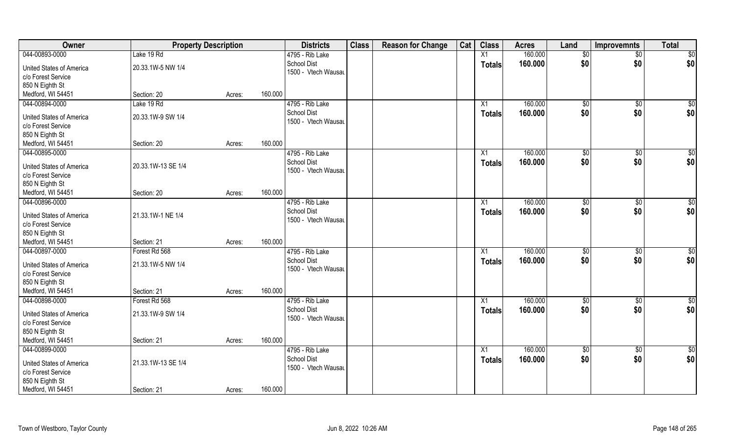| Owner | Property Description | | | Districts | Class | Reason for Change | Cat | Class | Acres | Land | Improvemnts | Total |
|---|---|---|---|---|---|---|---|---|---|---|---|---|
| 044-00893-0000 | Lake 19 Rd | | | 4795 - Rib Lake | | | | X1 | 160.000 | $0 | $0 | $0 |
| United States of America | 20.33.1W-5 NW 1/4 | | | School Dist | | | | Totals | 160.000 | $0 | $0 | $0 |
| c/o Forest Service | | | | 1500 - Vtech Wausau | | | | | | | | |
| 850 N Eighth St | | | | | | | | | | | | |
| Medford, WI 54451 | Section: 20 | Acres: | 160.000 | | | | | | | | | |
| 044-00894-0000 | Lake 19 Rd | | | 4795 - Rib Lake | | | | X1 | 160.000 | $0 | $0 | $0 |
| United States of America | 20.33.1W-9 SW 1/4 | | | School Dist | | | | Totals | 160.000 | $0 | $0 | $0 |
| c/o Forest Service | | | | 1500 - Vtech Wausau | | | | | | | | |
| 850 N Eighth St | | | | | | | | | | | | |
| Medford, WI 54451 | Section: 20 | Acres: | 160.000 | | | | | | | | | |
| 044-00895-0000 | | | | 4795 - Rib Lake | | | | X1 | 160.000 | $0 | $0 | $0 |
| United States of America | 20.33.1W-13 SE 1/4 | | | School Dist | | | | Totals | 160.000 | $0 | $0 | $0 |
| c/o Forest Service | | | | 1500 - Vtech Wausau | | | | | | | | |
| 850 N Eighth St | | | | | | | | | | | | |
| Medford, WI 54451 | Section: 20 | Acres: | 160.000 | | | | | | | | | |
| 044-00896-0000 | | | | 4795 - Rib Lake | | | | X1 | 160.000 | $0 | $0 | $0 |
| United States of America | 21.33.1W-1 NE 1/4 | | | School Dist | | | | Totals | 160.000 | $0 | $0 | $0 |
| c/o Forest Service | | | | 1500 - Vtech Wausau | | | | | | | | |
| 850 N Eighth St | | | | | | | | | | | | |
| Medford, WI 54451 | Section: 21 | Acres: | 160.000 | | | | | | | | | |
| 044-00897-0000 | Forest Rd 568 | | | 4795 - Rib Lake | | | | X1 | 160.000 | $0 | $0 | $0 |
| United States of America | 21.33.1W-5 NW 1/4 | | | School Dist | | | | Totals | 160.000 | $0 | $0 | $0 |
| c/o Forest Service | | | | 1500 - Vtech Wausau | | | | | | | | |
| 850 N Eighth St | | | | | | | | | | | | |
| Medford, WI 54451 | Section: 21 | Acres: | 160.000 | | | | | | | | | |
| 044-00898-0000 | Forest Rd 568 | | | 4795 - Rib Lake | | | | X1 | 160.000 | $0 | $0 | $0 |
| United States of America | 21.33.1W-9 SW 1/4 | | | School Dist | | | | Totals | 160.000 | $0 | $0 | $0 |
| c/o Forest Service | | | | 1500 - Vtech Wausau | | | | | | | | |
| 850 N Eighth St | | | | | | | | | | | | |
| Medford, WI 54451 | Section: 21 | Acres: | 160.000 | | | | | | | | | |
| 044-00899-0000 | | | | 4795 - Rib Lake | | | | X1 | 160.000 | $0 | $0 | $0 |
| United States of America | 21.33.1W-13 SE 1/4 | | | School Dist | | | | Totals | 160.000 | $0 | $0 | $0 |
| c/o Forest Service | | | | 1500 - Vtech Wausau | | | | | | | | |
| 850 N Eighth St | | | | | | | | | | | | |
| Medford, WI 54451 | Section: 21 | Acres: | 160.000 | | | | | | | | | |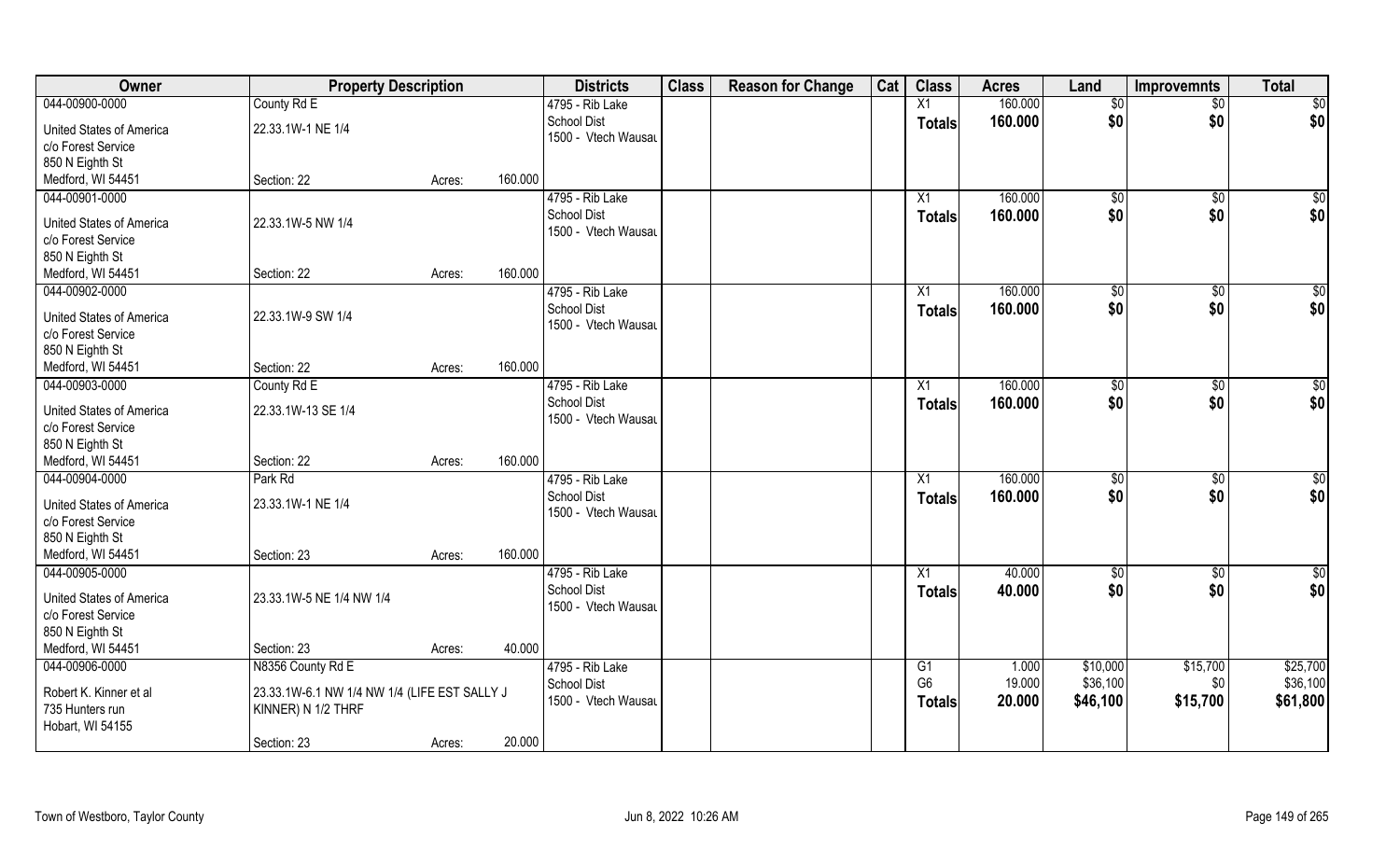| Owner | Property Description | | | Districts | Class | Reason for Change | Cat | Class | Acres | Land | Improvemnts | Total |
|---|---|---|---|---|---|---|---|---|---|---|---|---|
| 044-00900-0000 | County Rd E | | | 4795 - Rib Lake | | | | X1 | 160.000 | $0 | $0 | $0 |
| United States of America | 22.33.1W-1 NE 1/4 | | | School Dist | | | | Totals | 160.000 | $0 | $0 | $0 |
| c/o Forest Service | | | | 1500 - Vtech Wausau | | | | | | | | |
| 850 N Eighth St | | | | | | | | | | | | |
| Medford, WI 54451 | Section: 22 | Acres: | 160.000 | | | | | | | | | |
| 044-00901-0000 | | | | 4795 - Rib Lake | | | | X1 | 160.000 | $0 | $0 | $0 |
| United States of America | 22.33.1W-5 NW 1/4 | | | School Dist | | | | Totals | 160.000 | $0 | $0 | $0 |
| c/o Forest Service | | | | 1500 - Vtech Wausau | | | | | | | | |
| 850 N Eighth St | | | | | | | | | | | | |
| Medford, WI 54451 | Section: 22 | Acres: | 160.000 | | | | | | | | | |
| 044-00902-0000 | | | | 4795 - Rib Lake | | | | X1 | 160.000 | $0 | $0 | $0 |
| United States of America | 22.33.1W-9 SW 1/4 | | | School Dist | | | | Totals | 160.000 | $0 | $0 | $0 |
| c/o Forest Service | | | | 1500 - Vtech Wausau | | | | | | | | |
| 850 N Eighth St | | | | | | | | | | | | |
| Medford, WI 54451 | Section: 22 | Acres: | 160.000 | | | | | | | | | |
| 044-00903-0000 | County Rd E | | | 4795 - Rib Lake | | | | X1 | 160.000 | $0 | $0 | $0 |
| United States of America | 22.33.1W-13 SE 1/4 | | | School Dist | | | | Totals | 160.000 | $0 | $0 | $0 |
| c/o Forest Service | | | | 1500 - Vtech Wausau | | | | | | | | |
| 850 N Eighth St | | | | | | | | | | | | |
| Medford, WI 54451 | Section: 22 | Acres: | 160.000 | | | | | | | | | |
| 044-00904-0000 | Park Rd | | | 4795 - Rib Lake | | | | X1 | 160.000 | $0 | $0 | $0 |
| United States of America | 23.33.1W-1 NE 1/4 | | | School Dist | | | | Totals | 160.000 | $0 | $0 | $0 |
| c/o Forest Service | | | | 1500 - Vtech Wausau | | | | | | | | |
| 850 N Eighth St | | | | | | | | | | | | |
| Medford, WI 54451 | Section: 23 | Acres: | 160.000 | | | | | | | | | |
| 044-00905-0000 | | | | 4795 - Rib Lake | | | | X1 | 40.000 | $0 | $0 | $0 |
| United States of America | 23.33.1W-5 NE 1/4 NW 1/4 | | | School Dist | | | | Totals | 40.000 | $0 | $0 | $0 |
| c/o Forest Service | | | | 1500 - Vtech Wausau | | | | | | | | |
| 850 N Eighth St | | | | | | | | | | | | |
| Medford, WI 54451 | Section: 23 | Acres: | 40.000 | | | | | | | | | |
| 044-00906-0000 | N8356 County Rd E | | | 4795 - Rib Lake | | | | G1 | 1.000 | $10,000 | $15,700 | $25,700 |
| Robert K. Kinner et al | 23.33.1W-6.1 NW 1/4 NW 1/4 (LIFE EST SALLY J KINNER) N 1/2 THRF | | | School Dist | | | | G6 | 19.000 | $36,100 | $0 | $36,100 |
| 735 Hunters run | | | | 1500 - Vtech Wausau | | | | Totals | 20.000 | $46,100 | $15,700 | $61,800 |
| Hobart, WI 54155 | | | | | | | | | | | | |
| | Section: 23 | Acres: | 20.000 | | | | | | | | | |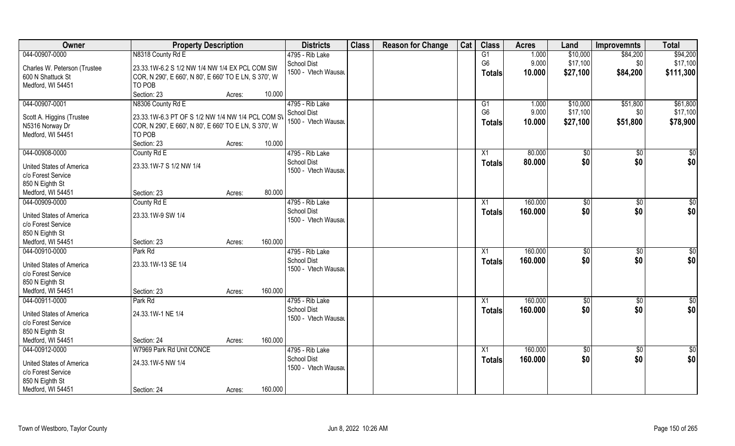| Owner | Property Description | | | Districts | Class | Reason for Change | Cat | Class | Acres | Land | Improvemnts | Total |
|---|---|---|---|---|---|---|---|---|---|---|---|---|
| 044-00907-0000 | N8318 County Rd E | | | 4795 - Rib Lake | | | | G1 | 1.000 | $10,000 | $84,200 | $94,200 |
| Charles W. Peterson (Trustee | 23.33.1W-6.2 S 1/2 NW 1/4 NW 1/4 EX PCL COM SW | | | School Dist | | | | G6 | 9.000 | $17,100 | $0 | $17,100 |
| 600 N Shattuck St | COR, N 290', E 660', N 80', E 660' TO E LN, S 370', W | | | 1500 - Vtech Wausau | | | | Totals | 10.000 | $27,100 | $84,200 | $111,300 |
| Medford, WI 54451 | TO POB | | | | | | | | | | | |
| | Section: 23 | Acres: | 10.000 | | | | | | | | | |
| 044-00907-0001 | N8306 County Rd E | | | 4795 - Rib Lake | | | | G1 | 1.000 | $10,000 | $51,800 | $61,800 |
| Scott A. Higgins (Trustee | 23.33.1W-6.3 PT OF S 1/2 NW 1/4 NW 1/4 PCL COM SW | | | School Dist | | | | G6 | 9.000 | $17,100 | $0 | $17,100 |
| N5316 Norway Dr | COR, N 290', E 660', N 80', E 660' TO E LN, S 370', W | | | 1500 - Vtech Wausau | | | | Totals | 10.000 | $27,100 | $51,800 | $78,900 |
| Medford, WI 54451 | TO POB | | | | | | | | | | | |
| | Section: 23 | Acres: | 10.000 | | | | | | | | | |
| 044-00908-0000 | County Rd E | | | 4795 - Rib Lake | | | | X1 | 80.000 | $0 | $0 | $0 |
| United States of America | 23.33.1W-7 S 1/2 NW 1/4 | | | School Dist | | | | Totals | 80.000 | $0 | $0 | $0 |
| c/o Forest Service | | | | 1500 - Vtech Wausau | | | | | | | | |
| 850 N Eighth St | | | | | | | | | | | | |
| Medford, WI 54451 | Section: 23 | Acres: | 80.000 | | | | | | | | | |
| 044-00909-0000 | County Rd E | | | 4795 - Rib Lake | | | | X1 | 160.000 | $0 | $0 | $0 |
| United States of America | 23.33.1W-9 SW 1/4 | | | School Dist | | | | Totals | 160.000 | $0 | $0 | $0 |
| c/o Forest Service | | | | 1500 - Vtech Wausau | | | | | | | | |
| 850 N Eighth St | | | | | | | | | | | | |
| Medford, WI 54451 | Section: 23 | Acres: | 160.000 | | | | | | | | | |
| 044-00910-0000 | Park Rd | | | 4795 - Rib Lake | | | | X1 | 160.000 | $0 | $0 | $0 |
| United States of America | 23.33.1W-13 SE 1/4 | | | School Dist | | | | Totals | 160.000 | $0 | $0 | $0 |
| c/o Forest Service | | | | 1500 - Vtech Wausau | | | | | | | | |
| 850 N Eighth St | | | | | | | | | | | | |
| Medford, WI 54451 | Section: 23 | Acres: | 160.000 | | | | | | | | | |
| 044-00911-0000 | Park Rd | | | 4795 - Rib Lake | | | | X1 | 160.000 | $0 | $0 | $0 |
| United States of America | 24.33.1W-1 NE 1/4 | | | School Dist | | | | Totals | 160.000 | $0 | $0 | $0 |
| c/o Forest Service | | | | 1500 - Vtech Wausau | | | | | | | | |
| 850 N Eighth St | | | | | | | | | | | | |
| Medford, WI 54451 | Section: 24 | Acres: | 160.000 | | | | | | | | | |
| 044-00912-0000 | W7969 Park Rd Unit CONCE | | | 4795 - Rib Lake | | | | X1 | 160.000 | $0 | $0 | $0 |
| United States of America | 24.33.1W-5 NW 1/4 | | | School Dist | | | | Totals | 160.000 | $0 | $0 | $0 |
| c/o Forest Service | | | | 1500 - Vtech Wausau | | | | | | | | |
| 850 N Eighth St | | | | | | | | | | | | |
| Medford, WI 54451 | Section: 24 | Acres: | 160.000 | | | | | | | | | |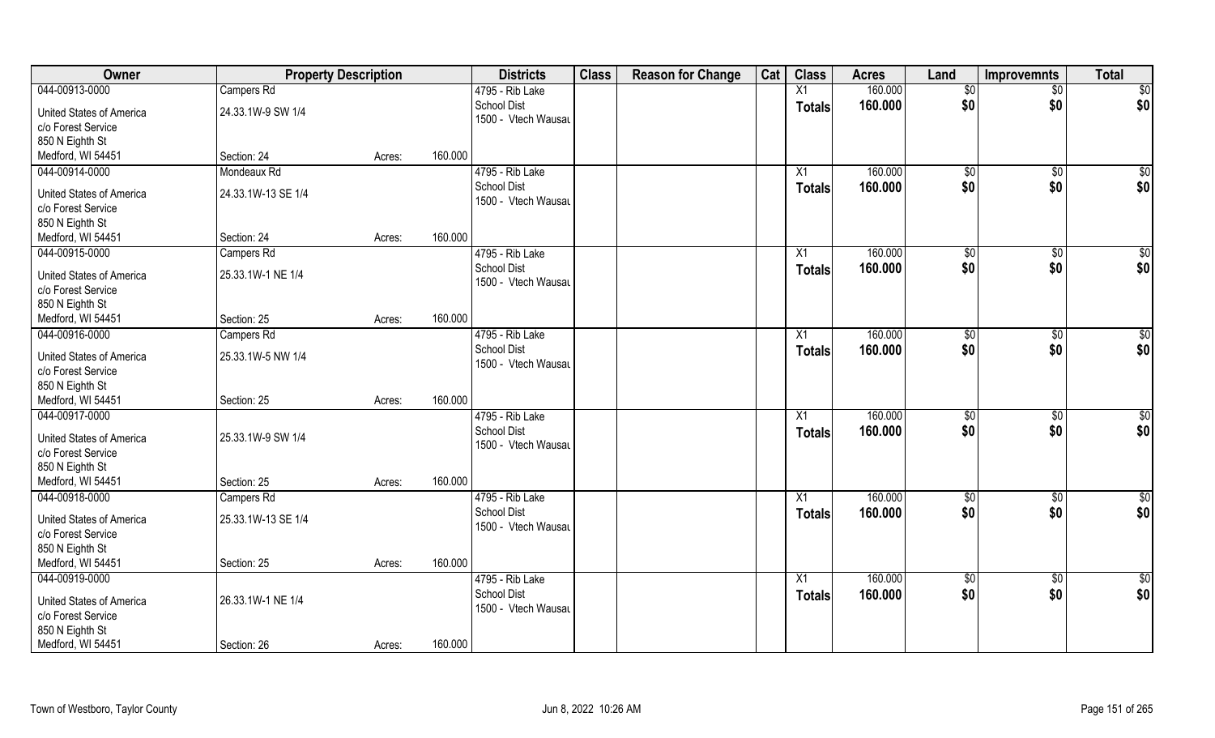| Owner | Property Description | | | Districts | Class | Reason for Change | Cat | Class | Acres | Land | Improvemnts | Total |
|---|---|---|---|---|---|---|---|---|---|---|---|---|
| 044-00913-0000 | Campers Rd | | | 4795 - Rib Lake | | | | X1 | 160.000 | $0 | $0 | $0 |
| United States of America | 24.33.1W-9 SW 1/4 | | | School Dist | | | | Totals | 160.000 | $0 | $0 | $0 |
| c/o Forest Service | | | | 1500 - Vtech Wausau | | | | | | | | |
| 850 N Eighth St | | | | | | | | | | | | |
| Medford, WI 54451 | Section: 24 | Acres: | 160.000 | | | | | | | | | |
| 044-00914-0000 | Mondeaux Rd | | | 4795 - Rib Lake | | | | X1 | 160.000 | $0 | $0 | $0 |
| United States of America | 24.33.1W-13 SE 1/4 | | | School Dist | | | | Totals | 160.000 | $0 | $0 | $0 |
| c/o Forest Service | | | | 1500 - Vtech Wausau | | | | | | | | |
| 850 N Eighth St | | | | | | | | | | | | |
| Medford, WI 54451 | Section: 24 | Acres: | 160.000 | | | | | | | | | |
| 044-00915-0000 | Campers Rd | | | 4795 - Rib Lake | | | | X1 | 160.000 | $0 | $0 | $0 |
| United States of America | 25.33.1W-1 NE 1/4 | | | School Dist | | | | Totals | 160.000 | $0 | $0 | $0 |
| c/o Forest Service | | | | 1500 - Vtech Wausau | | | | | | | | |
| 850 N Eighth St | | | | | | | | | | | | |
| Medford, WI 54451 | Section: 25 | Acres: | 160.000 | | | | | | | | | |
| 044-00916-0000 | Campers Rd | | | 4795 - Rib Lake | | | | X1 | 160.000 | $0 | $0 | $0 |
| United States of America | 25.33.1W-5 NW 1/4 | | | School Dist | | | | Totals | 160.000 | $0 | $0 | $0 |
| c/o Forest Service | | | | 1500 - Vtech Wausau | | | | | | | | |
| 850 N Eighth St | | | | | | | | | | | | |
| Medford, WI 54451 | Section: 25 | Acres: | 160.000 | | | | | | | | | |
| 044-00917-0000 | | | | 4795 - Rib Lake | | | | X1 | 160.000 | $0 | $0 | $0 |
| United States of America | 25.33.1W-9 SW 1/4 | | | School Dist | | | | Totals | 160.000 | $0 | $0 | $0 |
| c/o Forest Service | | | | 1500 - Vtech Wausau | | | | | | | | |
| 850 N Eighth St | | | | | | | | | | | | |
| Medford, WI 54451 | Section: 25 | Acres: | 160.000 | | | | | | | | | |
| 044-00918-0000 | Campers Rd | | | 4795 - Rib Lake | | | | X1 | 160.000 | $0 | $0 | $0 |
| United States of America | 25.33.1W-13 SE 1/4 | | | School Dist | | | | Totals | 160.000 | $0 | $0 | $0 |
| c/o Forest Service | | | | 1500 - Vtech Wausau | | | | | | | | |
| 850 N Eighth St | | | | | | | | | | | | |
| Medford, WI 54451 | Section: 25 | Acres: | 160.000 | | | | | | | | | |
| 044-00919-0000 | | | | 4795 - Rib Lake | | | | X1 | 160.000 | $0 | $0 | $0 |
| United States of America | 26.33.1W-1 NE 1/4 | | | School Dist | | | | Totals | 160.000 | $0 | $0 | $0 |
| c/o Forest Service | | | | 1500 - Vtech Wausau | | | | | | | | |
| 850 N Eighth St | | | | | | | | | | | | |
| Medford, WI 54451 | Section: 26 | Acres: | 160.000 | | | | | | | | | |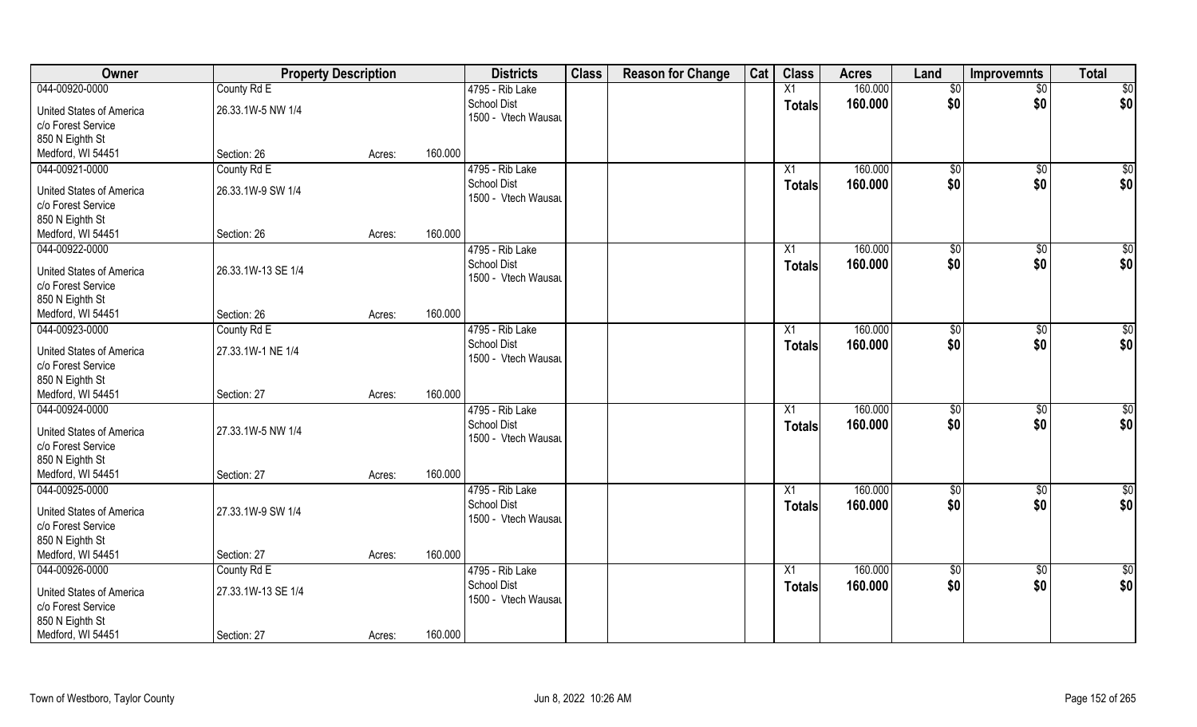| Owner | Property Description | | | Districts | Class | Reason for Change | Cat | Class | Acres | Land | Improvemnts | Total |
|---|---|---|---|---|---|---|---|---|---|---|---|---|
| 044-00920-0000 | County Rd E | | | 4795 - Rib Lake | | | | X1 | 160.000 | $0 | $0 | $0 |
| United States of America | 26.33.1W-5 NW 1/4 | | | School Dist | | | | Totals | 160.000 | $0 | $0 | $0 |
| c/o Forest Service | | | | 1500 - Vtech Wausau | | | | | | | | |
| 850 N Eighth St | | | | | | | | | | | | |
| Medford, WI 54451 | Section: 26 | Acres: | 160.000 | | | | | | | | | |
| 044-00921-0000 | County Rd E | | | 4795 - Rib Lake | | | | X1 | 160.000 | $0 | $0 | $0 |
| United States of America | 26.33.1W-9 SW 1/4 | | | School Dist | | | | Totals | 160.000 | $0 | $0 | $0 |
| c/o Forest Service | | | | 1500 - Vtech Wausau | | | | | | | | |
| 850 N Eighth St | | | | | | | | | | | | |
| Medford, WI 54451 | Section: 26 | Acres: | 160.000 | | | | | | | | | |
| 044-00922-0000 | | | | 4795 - Rib Lake | | | | X1 | 160.000 | $0 | $0 | $0 |
| United States of America | 26.33.1W-13 SE 1/4 | | | School Dist | | | | Totals | 160.000 | $0 | $0 | $0 |
| c/o Forest Service | | | | 1500 - Vtech Wausau | | | | | | | | |
| 850 N Eighth St | | | | | | | | | | | | |
| Medford, WI 54451 | Section: 26 | Acres: | 160.000 | | | | | | | | | |
| 044-00923-0000 | County Rd E | | | 4795 - Rib Lake | | | | X1 | 160.000 | $0 | $0 | $0 |
| United States of America | 27.33.1W-1 NE 1/4 | | | School Dist | | | | Totals | 160.000 | $0 | $0 | $0 |
| c/o Forest Service | | | | 1500 - Vtech Wausau | | | | | | | | |
| 850 N Eighth St | | | | | | | | | | | | |
| Medford, WI 54451 | Section: 27 | Acres: | 160.000 | | | | | | | | | |
| 044-00924-0000 | | | | 4795 - Rib Lake | | | | X1 | 160.000 | $0 | $0 | $0 |
| United States of America | 27.33.1W-5 NW 1/4 | | | School Dist | | | | Totals | 160.000 | $0 | $0 | $0 |
| c/o Forest Service | | | | 1500 - Vtech Wausau | | | | | | | | |
| 850 N Eighth St | | | | | | | | | | | | |
| Medford, WI 54451 | Section: 27 | Acres: | 160.000 | | | | | | | | | |
| 044-00925-0000 | | | | 4795 - Rib Lake | | | | X1 | 160.000 | $0 | $0 | $0 |
| United States of America | 27.33.1W-9 SW 1/4 | | | School Dist | | | | Totals | 160.000 | $0 | $0 | $0 |
| c/o Forest Service | | | | 1500 - Vtech Wausau | | | | | | | | |
| 850 N Eighth St | | | | | | | | | | | | |
| Medford, WI 54451 | Section: 27 | Acres: | 160.000 | | | | | | | | | |
| 044-00926-0000 | County Rd E | | | 4795 - Rib Lake | | | | X1 | 160.000 | $0 | $0 | $0 |
| United States of America | 27.33.1W-13 SE 1/4 | | | School Dist | | | | Totals | 160.000 | $0 | $0 | $0 |
| c/o Forest Service | | | | 1500 - Vtech Wausau | | | | | | | | |
| 850 N Eighth St | | | | | | | | | | | | |
| Medford, WI 54451 | Section: 27 | Acres: | 160.000 | | | | | | | | | |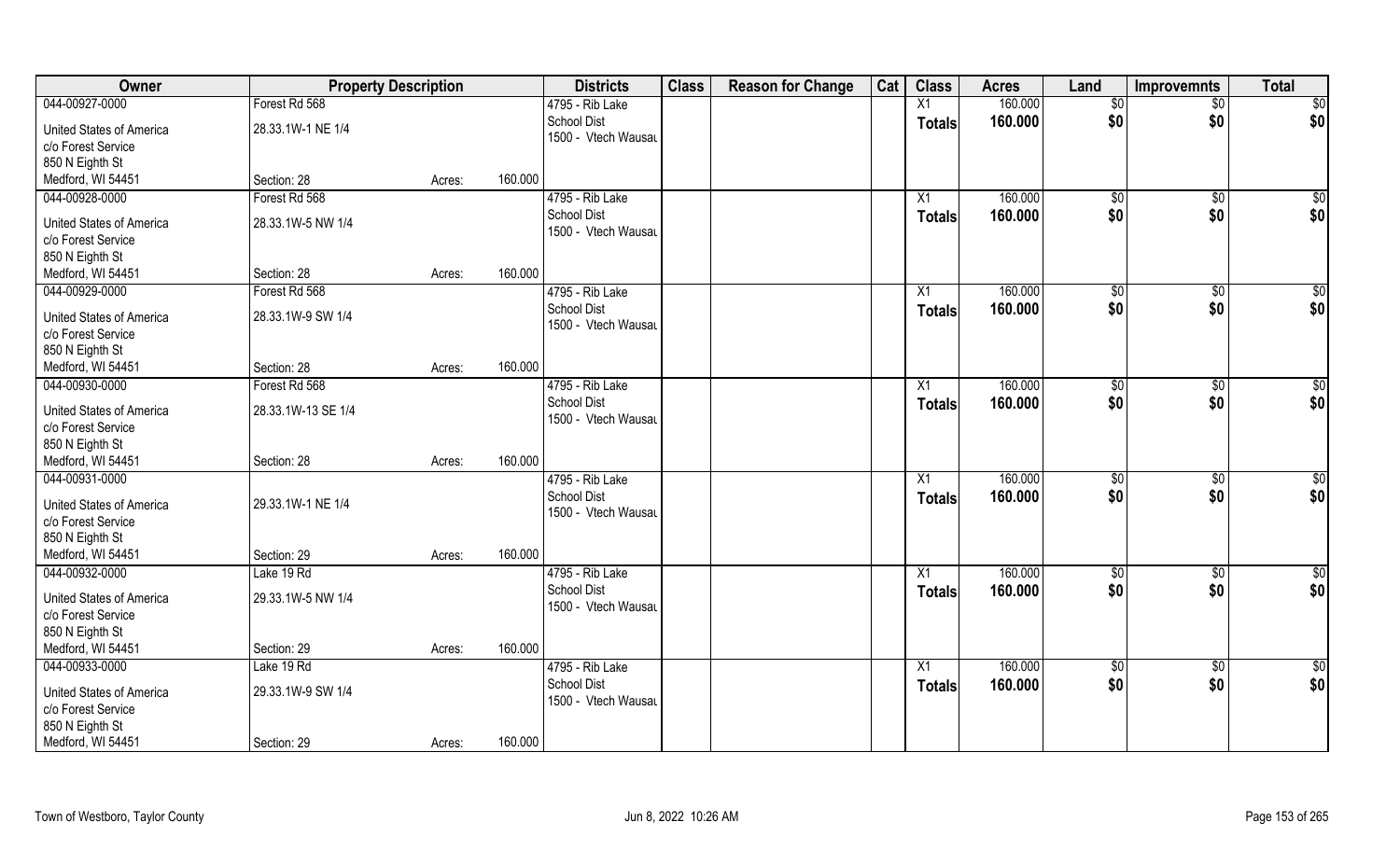| Owner | Property Description | | | Districts | Class | Reason for Change | Cat | Class | Acres | Land | Improvemnts | Total |
|---|---|---|---|---|---|---|---|---|---|---|---|---|
| 044-00927-0000 | Forest Rd 568 | | | 4795 - Rib Lake | | | | X1 | 160.000 | $0 | $0 | $0 |
| United States of America | 28.33.1W-1 NE 1/4 | | | School Dist | | | | Totals | 160.000 | $0 | $0 | $0 |
| c/o Forest Service | | | | 1500 - Vtech Wausau | | | | | | | | |
| 850 N Eighth St | | | | | | | | | | | | |
| Medford, WI 54451 | Section: 28 | Acres: | 160.000 | | | | | | | | | |
| 044-00928-0000 | Forest Rd 568 | | | 4795 - Rib Lake | | | | X1 | 160.000 | $0 | $0 | $0 |
| United States of America | 28.33.1W-5 NW 1/4 | | | School Dist | | | | Totals | 160.000 | $0 | $0 | $0 |
| c/o Forest Service | | | | 1500 - Vtech Wausau | | | | | | | | |
| 850 N Eighth St | | | | | | | | | | | | |
| Medford, WI 54451 | Section: 28 | Acres: | 160.000 | | | | | | | | | |
| 044-00929-0000 | Forest Rd 568 | | | 4795 - Rib Lake | | | | X1 | 160.000 | $0 | $0 | $0 |
| United States of America | 28.33.1W-9 SW 1/4 | | | School Dist | | | | Totals | 160.000 | $0 | $0 | $0 |
| c/o Forest Service | | | | 1500 - Vtech Wausau | | | | | | | | |
| 850 N Eighth St | | | | | | | | | | | | |
| Medford, WI 54451 | Section: 28 | Acres: | 160.000 | | | | | | | | | |
| 044-00930-0000 | Forest Rd 568 | | | 4795 - Rib Lake | | | | X1 | 160.000 | $0 | $0 | $0 |
| United States of America | 28.33.1W-13 SE 1/4 | | | School Dist | | | | Totals | 160.000 | $0 | $0 | $0 |
| c/o Forest Service | | | | 1500 - Vtech Wausau | | | | | | | | |
| 850 N Eighth St | | | | | | | | | | | | |
| Medford, WI 54451 | Section: 28 | Acres: | 160.000 | | | | | | | | | |
| 044-00931-0000 | | | | 4795 - Rib Lake | | | | X1 | 160.000 | $0 | $0 | $0 |
| United States of America | 29.33.1W-1 NE 1/4 | | | School Dist | | | | Totals | 160.000 | $0 | $0 | $0 |
| c/o Forest Service | | | | 1500 - Vtech Wausau | | | | | | | | |
| 850 N Eighth St | | | | | | | | | | | | |
| Medford, WI 54451 | Section: 29 | Acres: | 160.000 | | | | | | | | | |
| 044-00932-0000 | Lake 19 Rd | | | 4795 - Rib Lake | | | | X1 | 160.000 | $0 | $0 | $0 |
| United States of America | 29.33.1W-5 NW 1/4 | | | School Dist | | | | Totals | 160.000 | $0 | $0 | $0 |
| c/o Forest Service | | | | 1500 - Vtech Wausau | | | | | | | | |
| 850 N Eighth St | | | | | | | | | | | | |
| Medford, WI 54451 | Section: 29 | Acres: | 160.000 | | | | | | | | | |
| 044-00933-0000 | Lake 19 Rd | | | 4795 - Rib Lake | | | | X1 | 160.000 | $0 | $0 | $0 |
| United States of America | 29.33.1W-9 SW 1/4 | | | School Dist | | | | Totals | 160.000 | $0 | $0 | $0 |
| c/o Forest Service | | | | 1500 - Vtech Wausau | | | | | | | | |
| 850 N Eighth St | | | | | | | | | | | | |
| Medford, WI 54451 | Section: 29 | Acres: | 160.000 | | | | | | | | | |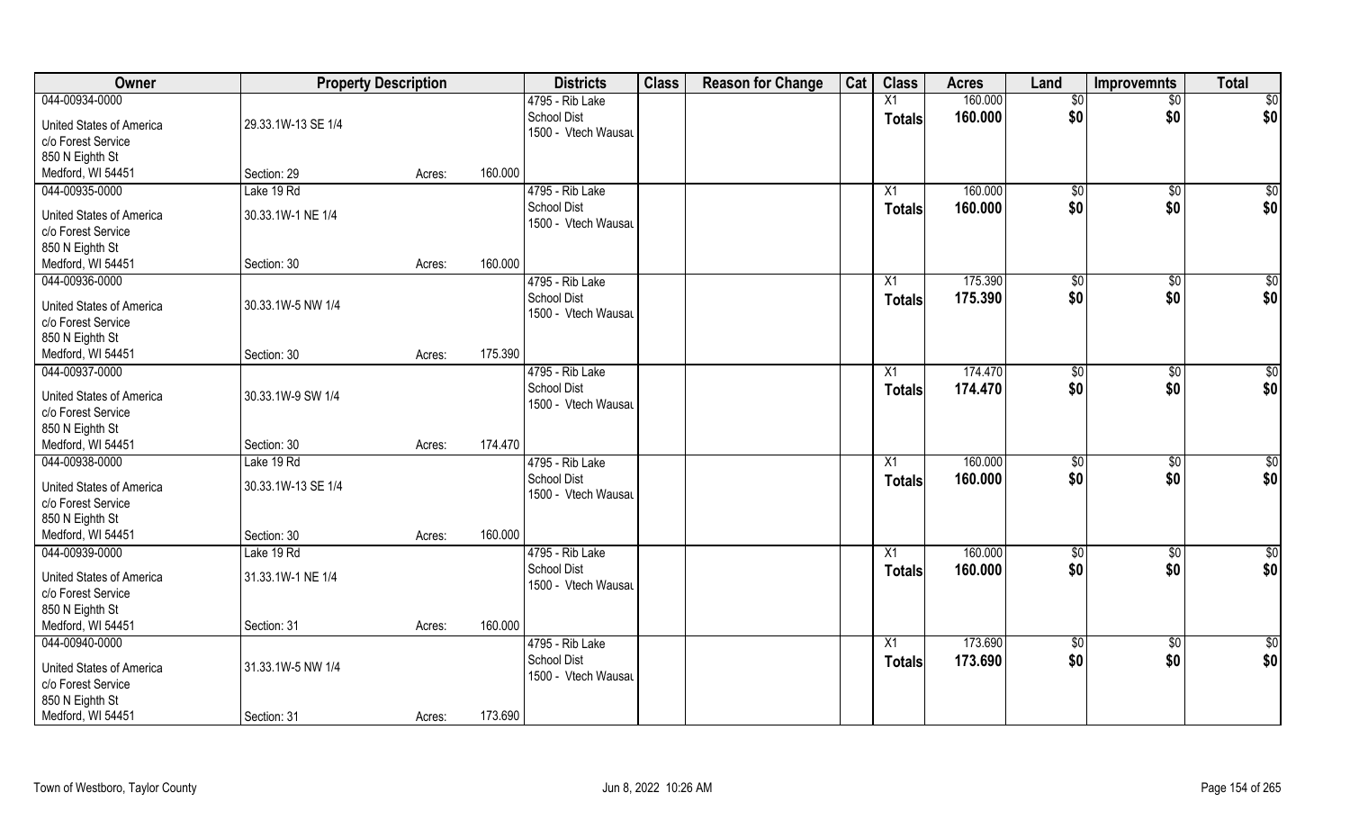| Owner | Property Description | | | Districts | Class | Reason for Change | Cat | Class | Acres | Land | Improvemnts | Total |
|---|---|---|---|---|---|---|---|---|---|---|---|---|
| 044-00934-0000 | | | | 4795 - Rib Lake | | | | X1 | 160.000 | $0 | $0 | $0 |
| United States of America | 29.33.1W-13 SE 1/4 | | | School Dist | | | | Totals | 160.000 | $0 | $0 | $0 |
| c/o Forest Service | | | | 1500 - Vtech Wausau | | | | | | | | |
| 850 N Eighth St | | | | | | | | | | | | |
| Medford, WI 54451 | Section: 29 | Acres: | 160.000 | | | | | | | | | |
| 044-00935-0000 | Lake 19 Rd | | | 4795 - Rib Lake | | | | X1 | 160.000 | $0 | $0 | $0 |
| United States of America | 30.33.1W-1 NE 1/4 | | | School Dist | | | | Totals | 160.000 | $0 | $0 | $0 |
| c/o Forest Service | | | | 1500 - Vtech Wausau | | | | | | | | |
| 850 N Eighth St | | | | | | | | | | | | |
| Medford, WI 54451 | Section: 30 | Acres: | 160.000 | | | | | | | | | |
| 044-00936-0000 | | | | 4795 - Rib Lake | | | | X1 | 175.390 | $0 | $0 | $0 |
| United States of America | 30.33.1W-5 NW 1/4 | | | School Dist | | | | Totals | 175.390 | $0 | $0 | $0 |
| c/o Forest Service | | | | 1500 - Vtech Wausau | | | | | | | | |
| 850 N Eighth St | | | | | | | | | | | | |
| Medford, WI 54451 | Section: 30 | Acres: | 175.390 | | | | | | | | | |
| 044-00937-0000 | | | | 4795 - Rib Lake | | | | X1 | 174.470 | $0 | $0 | $0 |
| United States of America | 30.33.1W-9 SW 1/4 | | | School Dist | | | | Totals | 174.470 | $0 | $0 | $0 |
| c/o Forest Service | | | | 1500 - Vtech Wausau | | | | | | | | |
| 850 N Eighth St | | | | | | | | | | | | |
| Medford, WI 54451 | Section: 30 | Acres: | 174.470 | | | | | | | | | |
| 044-00938-0000 | Lake 19 Rd | | | 4795 - Rib Lake | | | | X1 | 160.000 | $0 | $0 | $0 |
| United States of America | 30.33.1W-13 SE 1/4 | | | School Dist | | | | Totals | 160.000 | $0 | $0 | $0 |
| c/o Forest Service | | | | 1500 - Vtech Wausau | | | | | | | | |
| 850 N Eighth St | | | | | | | | | | | | |
| Medford, WI 54451 | Section: 30 | Acres: | 160.000 | | | | | | | | | |
| 044-00939-0000 | Lake 19 Rd | | | 4795 - Rib Lake | | | | X1 | 160.000 | $0 | $0 | $0 |
| United States of America | 31.33.1W-1 NE 1/4 | | | School Dist | | | | Totals | 160.000 | $0 | $0 | $0 |
| c/o Forest Service | | | | 1500 - Vtech Wausau | | | | | | | | |
| 850 N Eighth St | | | | | | | | | | | | |
| Medford, WI 54451 | Section: 31 | Acres: | 160.000 | | | | | | | | | |
| 044-00940-0000 | | | | 4795 - Rib Lake | | | | X1 | 173.690 | $0 | $0 | $0 |
| United States of America | 31.33.1W-5 NW 1/4 | | | School Dist | | | | Totals | 173.690 | $0 | $0 | $0 |
| c/o Forest Service | | | | 1500 - Vtech Wausau | | | | | | | | |
| 850 N Eighth St | | | | | | | | | | | | |
| Medford, WI 54451 | Section: 31 | Acres: | 173.690 | | | | | | | | | |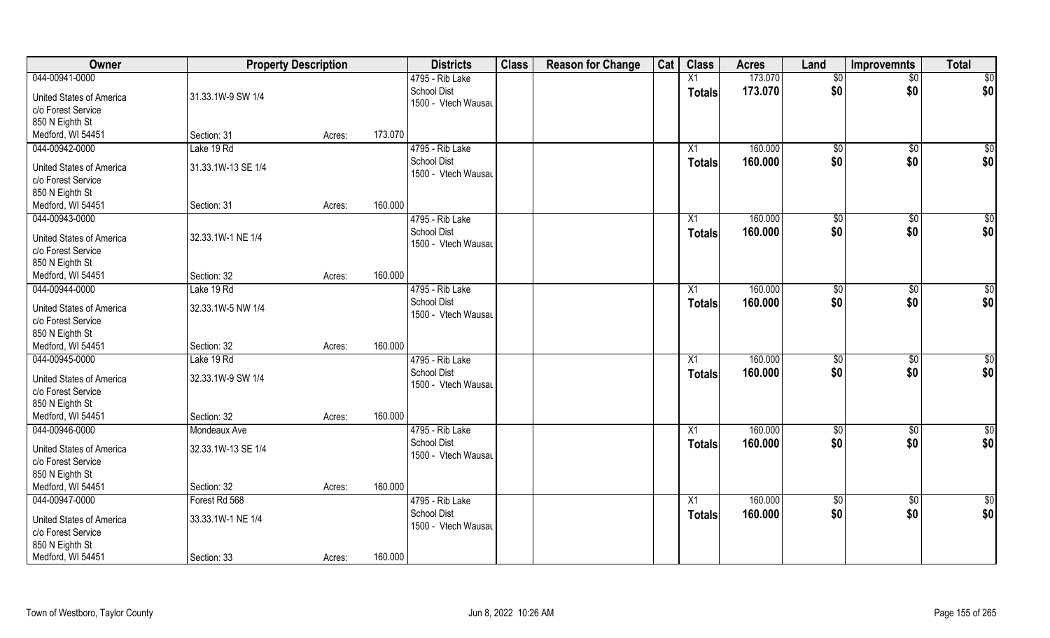| Owner | Property Description | | | Districts | Class | Reason for Change | Cat | Class | Acres | Land | Improvemnts | Total |
|---|---|---|---|---|---|---|---|---|---|---|---|---|
| 044-00941-0000 | | | | 4795 - Rib Lake | | | | X1 | 173.070 | $0 | $0 | $0 |
| United States of America | 31.33.1W-9 SW 1/4 | | | School Dist | | | | Totals | 173.070 | $0 | $0 | $0 |
| c/o Forest Service | | | | 1500 - Vtech Wausau | | | | | | | | |
| 850 N Eighth St | | | | | | | | | | | | |
| Medford, WI 54451 | Section: 31 | Acres: | 173.070 | | | | | | | | | |
| 044-00942-0000 | Lake 19 Rd | | | 4795 - Rib Lake | | | | X1 | 160.000 | $0 | $0 | $0 |
| United States of America | 31.33.1W-13 SE 1/4 | | | School Dist | | | | Totals | 160.000 | $0 | $0 | $0 |
| c/o Forest Service | | | | 1500 - Vtech Wausau | | | | | | | | |
| 850 N Eighth St | | | | | | | | | | | | |
| Medford, WI 54451 | Section: 31 | Acres: | 160.000 | | | | | | | | | |
| 044-00943-0000 | | | | 4795 - Rib Lake | | | | X1 | 160.000 | $0 | $0 | $0 |
| United States of America | 32.33.1W-1 NE 1/4 | | | School Dist | | | | Totals | 160.000 | $0 | $0 | $0 |
| c/o Forest Service | | | | 1500 - Vtech Wausau | | | | | | | | |
| 850 N Eighth St | | | | | | | | | | | | |
| Medford, WI 54451 | Section: 32 | Acres: | 160.000 | | | | | | | | | |
| 044-00944-0000 | Lake 19 Rd | | | 4795 - Rib Lake | | | | X1 | 160.000 | $0 | $0 | $0 |
| United States of America | 32.33.1W-5 NW 1/4 | | | School Dist | | | | Totals | 160.000 | $0 | $0 | $0 |
| c/o Forest Service | | | | 1500 - Vtech Wausau | | | | | | | | |
| 850 N Eighth St | | | | | | | | | | | | |
| Medford, WI 54451 | Section: 32 | Acres: | 160.000 | | | | | | | | | |
| 044-00945-0000 | Lake 19 Rd | | | 4795 - Rib Lake | | | | X1 | 160.000 | $0 | $0 | $0 |
| United States of America | 32.33.1W-9 SW 1/4 | | | School Dist | | | | Totals | 160.000 | $0 | $0 | $0 |
| c/o Forest Service | | | | 1500 - Vtech Wausau | | | | | | | | |
| 850 N Eighth St | | | | | | | | | | | | |
| Medford, WI 54451 | Section: 32 | Acres: | 160.000 | | | | | | | | | |
| 044-00946-0000 | Mondeaux Ave | | | 4795 - Rib Lake | | | | X1 | 160.000 | $0 | $0 | $0 |
| United States of America | 32.33.1W-13 SE 1/4 | | | School Dist | | | | Totals | 160.000 | $0 | $0 | $0 |
| c/o Forest Service | | | | 1500 - Vtech Wausau | | | | | | | | |
| 850 N Eighth St | | | | | | | | | | | | |
| Medford, WI 54451 | Section: 32 | Acres: | 160.000 | | | | | | | | | |
| 044-00947-0000 | Forest Rd 568 | | | 4795 - Rib Lake | | | | X1 | 160.000 | $0 | $0 | $0 |
| United States of America | 33.33.1W-1 NE 1/4 | | | School Dist | | | | Totals | 160.000 | $0 | $0 | $0 |
| c/o Forest Service | | | | 1500 - Vtech Wausau | | | | | | | | |
| 850 N Eighth St | | | | | | | | | | | | |
| Medford, WI 54451 | Section: 33 | Acres: | 160.000 | | | | | | | | | |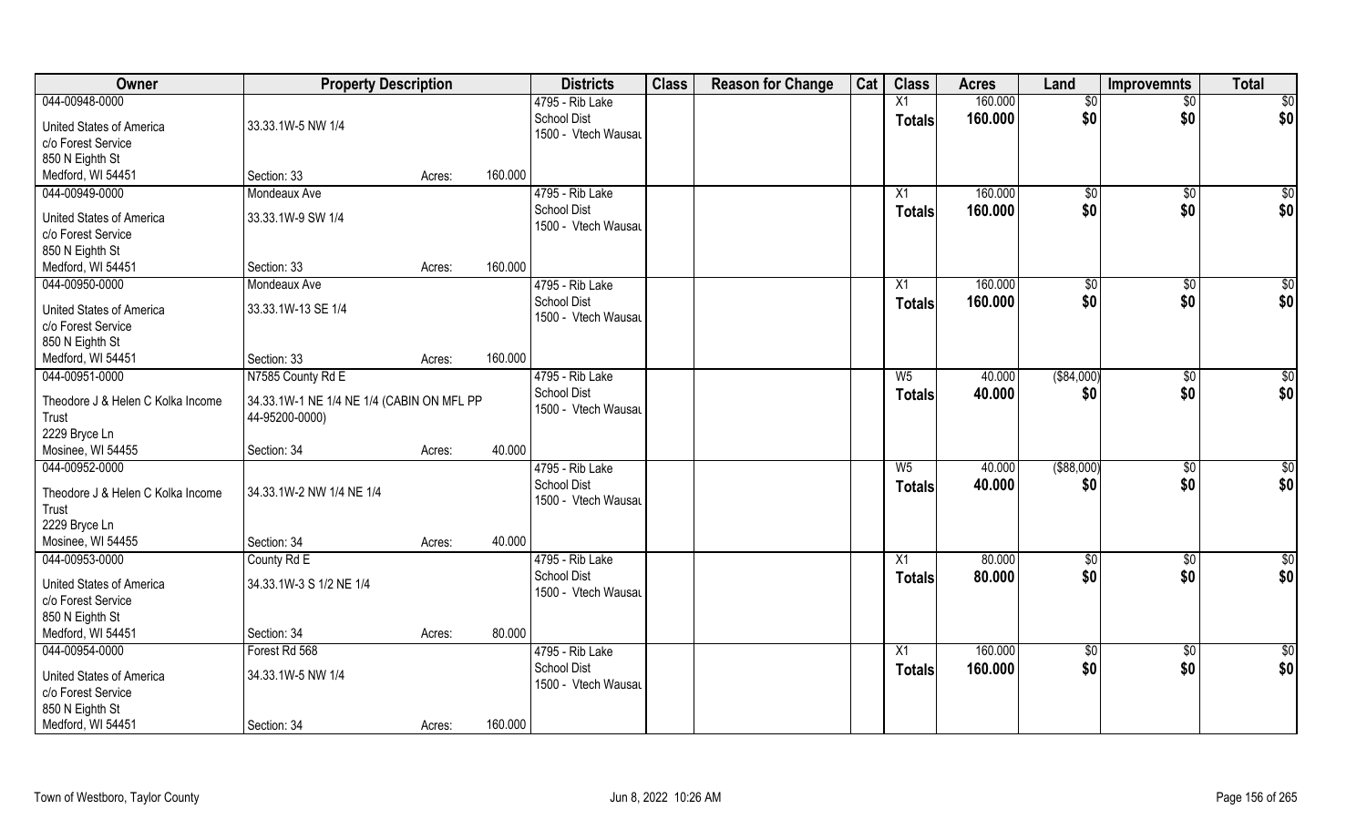| Owner | Property Description | | | Districts | Class | Reason for Change | Cat | Class | Acres | Land | Improvemnts | Total |
|---|---|---|---|---|---|---|---|---|---|---|---|---|
| 044-00948-0000 | | | | 4795 - Rib Lake | | | | X1 | 160.000 | $0 | $0 | $0 |
| United States of America | 33.33.1W-5 NW 1/4 | | | School Dist | | | | **Totals** | **160.000** | **$0** | **$0** | **$0** |
| c/o Forest Service | | | | 1500 - Vtech Wausau | | | | | | | | |
| 850 N Eighth St | | | | | | | | | | | | |
| Medford, WI 54451 | Section: 33 | Acres: | 160.000 | | | | | | | | | |
| 044-00949-0000 | Mondeaux Ave | | | 4795 - Rib Lake | | | | X1 | 160.000 | $0 | $0 | $0 |
| United States of America | 33.33.1W-9 SW 1/4 | | | School Dist | | | | **Totals** | **160.000** | **$0** | **$0** | **$0** |
| c/o Forest Service | | | | 1500 - Vtech Wausau | | | | | | | | |
| 850 N Eighth St | | | | | | | | | | | | |
| Medford, WI 54451 | Section: 33 | Acres: | 160.000 | | | | | | | | | |
| 044-00950-0000 | Mondeaux Ave | | | 4795 - Rib Lake | | | | X1 | 160.000 | $0 | $0 | $0 |
| United States of America | 33.33.1W-13 SE 1/4 | | | School Dist | | | | **Totals** | **160.000** | **$0** | **$0** | **$0** |
| c/o Forest Service | | | | 1500 - Vtech Wausau | | | | | | | | |
| 850 N Eighth St | | | | | | | | | | | | |
| Medford, WI 54451 | Section: 33 | Acres: | 160.000 | | | | | | | | | |
| 044-00951-0000 | N7585 County Rd E | | | 4795 - Rib Lake | | | | W5 | 40.000 | ($84,000) | $0 | $0 |
| Theodore J & Helen C Kolka Income Trust | 34.33.1W-1 NE 1/4 NE 1/4 (CABIN ON MFL PP 44-95200-0000) | | | School Dist | | | | **Totals** | **40.000** | **$0** | **$0** | **$0** |
| 2229 Bryce Ln | | | | 1500 - Vtech Wausau | | | | | | | | |
| Mosinee, WI 54455 | Section: 34 | Acres: | 40.000 | | | | | | | | | |
| 044-00952-0000 | | | | 4795 - Rib Lake | | | | W5 | 40.000 | ($88,000) | $0 | $0 |
| Theodore J & Helen C Kolka Income Trust | 34.33.1W-2 NW 1/4 NE 1/4 | | | School Dist | | | | **Totals** | **40.000** | **$0** | **$0** | **$0** |
| 2229 Bryce Ln | | | | 1500 - Vtech Wausau | | | | | | | | |
| Mosinee, WI 54455 | Section: 34 | Acres: | 40.000 | | | | | | | | | |
| 044-00953-0000 | County Rd E | | | 4795 - Rib Lake | | | | X1 | 80.000 | $0 | $0 | $0 |
| United States of America | 34.33.1W-3 S 1/2 NE 1/4 | | | School Dist | | | | **Totals** | **80.000** | **$0** | **$0** | **$0** |
| c/o Forest Service | | | | 1500 - Vtech Wausau | | | | | | | | |
| 850 N Eighth St | | | | | | | | | | | | |
| Medford, WI 54451 | Section: 34 | Acres: | 80.000 | | | | | | | | | |
| 044-00954-0000 | Forest Rd 568 | | | 4795 - Rib Lake | | | | X1 | 160.000 | $0 | $0 | $0 |
| United States of America | 34.33.1W-5 NW 1/4 | | | School Dist | | | | **Totals** | **160.000** | **$0** | **$0** | **$0** |
| c/o Forest Service | | | | 1500 - Vtech Wausau | | | | | | | | |
| 850 N Eighth St | | | | | | | | | | | | |
| Medford, WI 54451 | Section: 34 | Acres: | 160.000 | | | | | | | | | |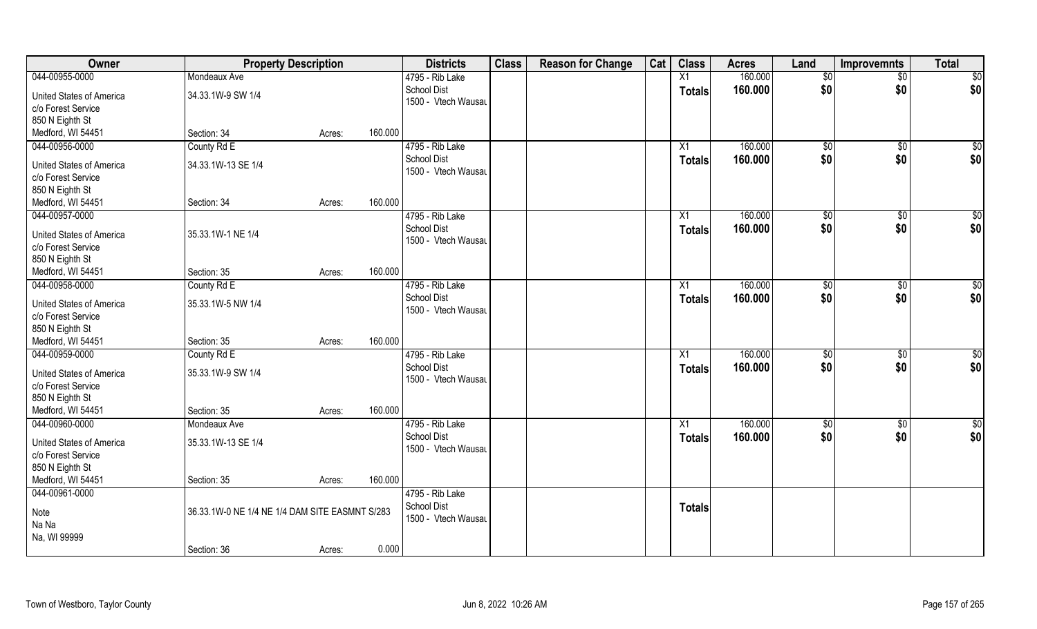| Owner | Property Description | | | Districts | Class | Reason for Change | Cat | Class | Acres | Land | Improvemnts | Total |
|---|---|---|---|---|---|---|---|---|---|---|---|---|
| 044-00955-0000 | Mondeaux Ave | | | 4795 - Rib Lake | | | | X1 | 160.000 | $0 | $0 | $0 |
| United States of America | 34.33.1W-9 SW 1/4 | | | School Dist | | | | Totals | 160.000 | $0 | $0 | $0 |
| c/o Forest Service | | | | 1500 - Vtech Wausau | | | | | | | | |
| 850 N Eighth St | | | | | | | | | | | | |
| Medford, WI 54451 | Section: 34 | Acres: | 160.000 | | | | | | | | | |
| 044-00956-0000 | County Rd E | | | 4795 - Rib Lake | | | | X1 | 160.000 | $0 | $0 | $0 |
| United States of America | 34.33.1W-13 SE 1/4 | | | School Dist | | | | Totals | 160.000 | $0 | $0 | $0 |
| c/o Forest Service | | | | 1500 - Vtech Wausau | | | | | | | | |
| 850 N Eighth St | | | | | | | | | | | | |
| Medford, WI 54451 | Section: 34 | Acres: | 160.000 | | | | | | | | | |
| 044-00957-0000 | | | | 4795 - Rib Lake | | | | X1 | 160.000 | $0 | $0 | $0 |
| United States of America | 35.33.1W-1 NE 1/4 | | | School Dist | | | | Totals | 160.000 | $0 | $0 | $0 |
| c/o Forest Service | | | | 1500 - Vtech Wausau | | | | | | | | |
| 850 N Eighth St | | | | | | | | | | | | |
| Medford, WI 54451 | Section: 35 | Acres: | 160.000 | | | | | | | | | |
| 044-00958-0000 | County Rd E | | | 4795 - Rib Lake | | | | X1 | 160.000 | $0 | $0 | $0 |
| United States of America | 35.33.1W-5 NW 1/4 | | | School Dist | | | | Totals | 160.000 | $0 | $0 | $0 |
| c/o Forest Service | | | | 1500 - Vtech Wausau | | | | | | | | |
| 850 N Eighth St | | | | | | | | | | | | |
| Medford, WI 54451 | Section: 35 | Acres: | 160.000 | | | | | | | | | |
| 044-00959-0000 | County Rd E | | | 4795 - Rib Lake | | | | X1 | 160.000 | $0 | $0 | $0 |
| United States of America | 35.33.1W-9 SW 1/4 | | | School Dist | | | | Totals | 160.000 | $0 | $0 | $0 |
| c/o Forest Service | | | | 1500 - Vtech Wausau | | | | | | | | |
| 850 N Eighth St | | | | | | | | | | | | |
| Medford, WI 54451 | Section: 35 | Acres: | 160.000 | | | | | | | | | |
| 044-00960-0000 | Mondeaux Ave | | | 4795 - Rib Lake | | | | X1 | 160.000 | $0 | $0 | $0 |
| United States of America | 35.33.1W-13 SE 1/4 | | | School Dist | | | | Totals | 160.000 | $0 | $0 | $0 |
| c/o Forest Service | | | | 1500 - Vtech Wausau | | | | | | | | |
| 850 N Eighth St | | | | | | | | | | | | |
| Medford, WI 54451 | Section: 35 | Acres: | 160.000 | | | | | | | | | |
| 044-00961-0000 | | | | 4795 - Rib Lake | | | | | | | | |
| Note | 36.33.1W-0 NE 1/4 NE 1/4 DAM SITE EASMNT S/283 | | | School Dist | | | | Totals | | | | |
| Na Na | | | | 1500 - Vtech Wausau | | | | | | | | |
| Na, WI 99999 | | | | | | | | | | | | |
| | Section: 36 | Acres: | 0.000 | | | | | | | | | |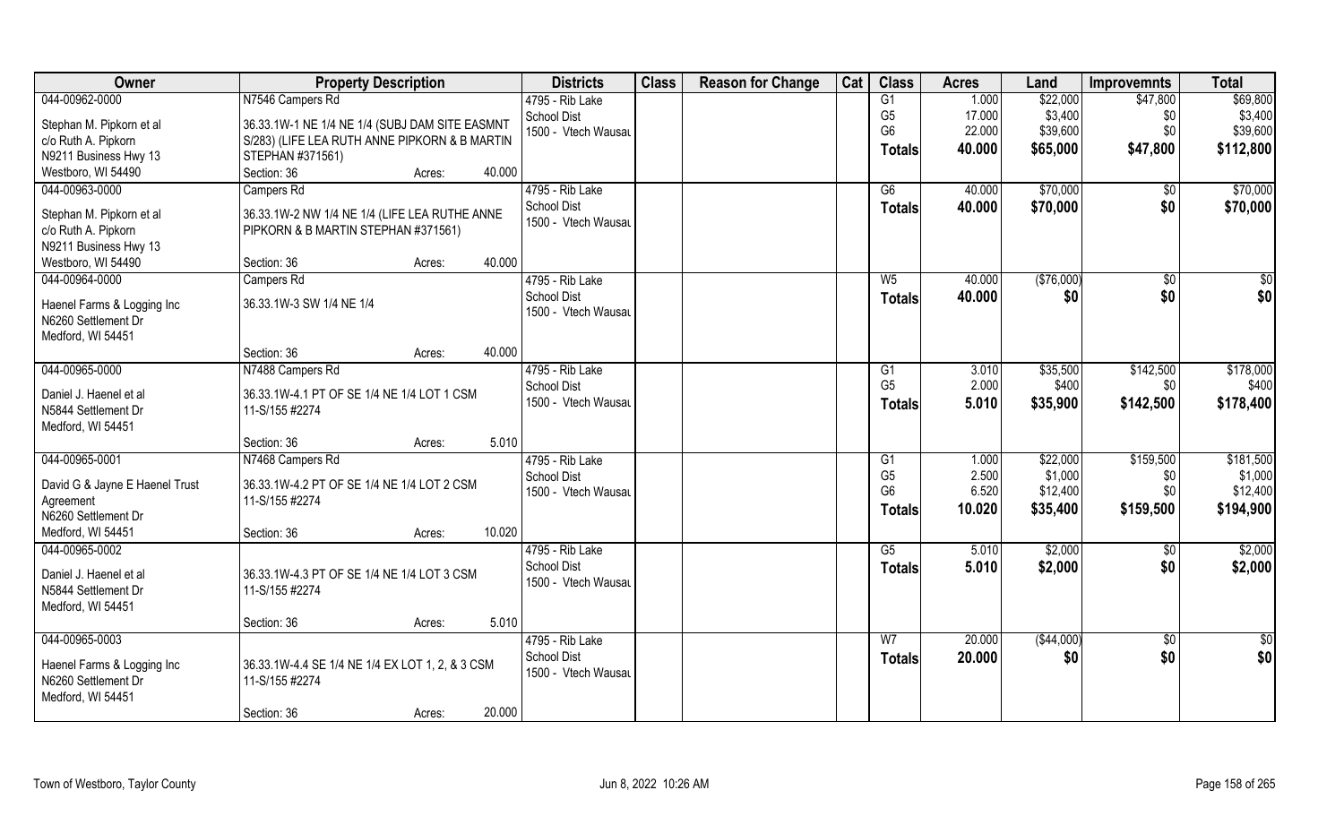| Owner | Property Description | Districts | Class | Reason for Change | Cat | Class | Acres | Land | Improvemnts | Total |
|---|---|---|---|---|---|---|---|---|---|---|
| 044-00962-0000<br><br>Stephan M. Pipkorn et al<br>c/o Ruth A. Pipkorn<br>N9211 Business Hwy 13<br>Westboro, WI 54490 | N7546 Campers Rd<br><br>36.33.1W-1 NE 1/4 NE 1/4 (SUBJ DAM SITE EASMNT S/283) (LIFE LEA RUTH ANNE PIPKORN & B MARTIN STEPHAN #371561)<br>Section: 36 Acres: 40.000 | 4795 - Rib Lake<br>School Dist<br>1500 - Vtech Wausau | | | | G1<br>G5<br>G6<br>**Totals** | 1.000<br>17.000<br>22.000<br>**40.000** | \$22,000<br>\$3,400<br>\$39,600<br>**\$65,000** | \$47,800<br>\$0<br>\$0<br>**\$47,800** | \$69,800<br>\$3,400<br>\$39,600<br>**\$112,800** |
| 044-00963-0000<br><br>Stephan M. Pipkorn et al<br>c/o Ruth A. Pipkorn<br>N9211 Business Hwy 13<br>Westboro, WI 54490 | Campers Rd<br><br>36.33.1W-2 NW 1/4 NE 1/4 (LIFE LEA RUTHE ANNE PIPKORN & B MARTIN STEPHAN #371561)<br>Section: 36 Acres: 40.000 | 4795 - Rib Lake<br>School Dist<br>1500 - Vtech Wausau | | | | G6<br>**Totals** | 40.000<br>**40.000** | \$70,000<br>**\$70,000** | \$0<br>**\$0** | \$70,000<br>**\$70,000** |
| 044-00964-0000<br><br>Haenel Farms & Logging Inc<br>N6260 Settlement Dr<br>Medford, WI 54451 | Campers Rd<br><br>36.33.1W-3 SW 1/4 NE 1/4<br>Section: 36 Acres: 40.000 | 4795 - Rib Lake<br>School Dist<br>1500 - Vtech Wausau | | | | W5<br>**Totals** | 40.000<br>**40.000** | (\$76,000)<br>**\$0** | \$0<br>**\$0** | \$0<br>**\$0** |
| 044-00965-0000<br><br>Daniel J. Haenel et al<br>N5844 Settlement Dr<br>Medford, WI 54451 | N7488 Campers Rd<br><br>36.33.1W-4.1 PT OF SE 1/4 NE 1/4 LOT 1 CSM 11-S/155 #2274<br>Section: 36 Acres: 5.010 | 4795 - Rib Lake<br>School Dist<br>1500 - Vtech Wausau | | | | G1<br>G5<br>**Totals** | 3.010<br>2.000<br>**5.010** | \$35,500<br>\$400<br>**\$35,900** | \$142,500<br>\$0<br>**\$142,500** | \$178,000<br>\$400<br>**\$178,400** |
| 044-00965-0001<br><br>David G & Jayne E Haenel Trust Agreement<br>N6260 Settlement Dr<br>Medford, WI 54451 | N7468 Campers Rd<br><br>36.33.1W-4.2 PT OF SE 1/4 NE 1/4 LOT 2 CSM 11-S/155 #2274<br>Section: 36 Acres: 10.020 | 4795 - Rib Lake<br>School Dist<br>1500 - Vtech Wausau | | | | G1<br>G5<br>G6<br>**Totals** | 1.000<br>2.500<br>6.520<br>**10.020** | \$22,000<br>\$1,000<br>\$12,400<br>**\$35,400** | \$159,500<br>\$0<br>\$0<br>**\$159,500** | \$181,500<br>\$1,000<br>\$12,400<br>**\$194,900** |
| 044-00965-0002<br><br>Daniel J. Haenel et al<br>N5844 Settlement Dr<br>Medford, WI 54451 | 36.33.1W-4.3 PT OF SE 1/4 NE 1/4 LOT 3 CSM 11-S/155 #2274<br>Section: 36 Acres: 5.010 | 4795 - Rib Lake<br>School Dist<br>1500 - Vtech Wausau | | | | G5<br>**Totals** | 5.010<br>**5.010** | \$2,000<br>**\$2,000** | \$0<br>**\$0** | \$2,000<br>**\$2,000** |
| 044-00965-0003<br><br>Haenel Farms & Logging Inc<br>N6260 Settlement Dr<br>Medford, WI 54451 | 36.33.1W-4.4 SE 1/4 NE 1/4 EX LOT 1, 2, & 3 CSM 11-S/155 #2274<br>Section: 36 Acres: 20.000 | 4795 - Rib Lake<br>School Dist<br>1500 - Vtech Wausau | | | | W7<br>**Totals** | 20.000<br>**20.000** | (\$44,000)<br>**\$0** | \$0<br>**\$0** | \$0<br>**\$0** |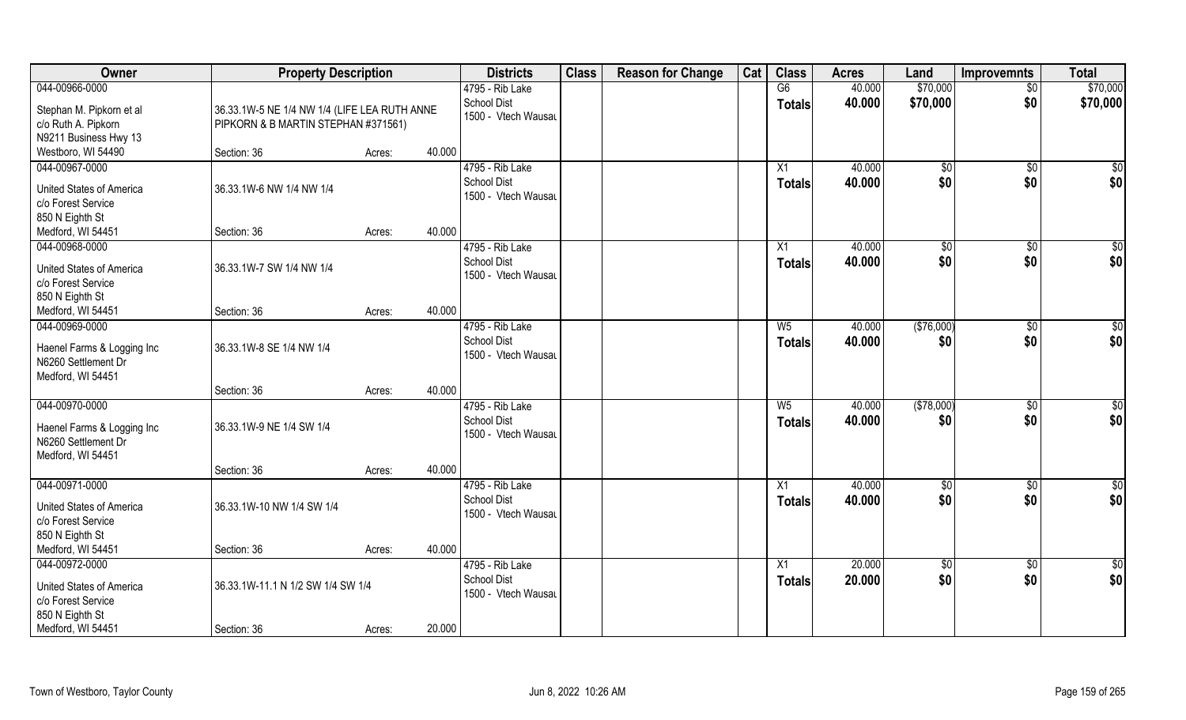| Owner | Property Description | | | Districts | Class | Reason for Change | Cat | Class | Acres | Land | Improvemnts | Total |
|---|---|---|---|---|---|---|---|---|---|---|---|---|
| 044-00966-0000 | | | | 4795 - Rib Lake | | | | G6 | 40.000 | $70,000 | $0 | $70,000 |
| Stephan M. Pipkorn et al<br>c/o Ruth A. Pipkorn<br>N9211 Business Hwy 13<br>Westboro, WI 54490 | 36.33.1W-5 NE 1/4 NW 1/4 (LIFE LEA RUTH ANNE PIPKORN & B MARTIN STEPHAN #371561) | | | School Dist<br>1500 - Vtech Wausau | | | | **Totals** | **40.000** | **$70,000** | **$0** | **$70,000** |
| | Section: 36 | Acres: | 40.000 | | | | | | | | | |
| 044-00967-0000 | | | | 4795 - Rib Lake | | | | X1 | 40.000 | $0 | $0 | $0 |
| United States of America<br>c/o Forest Service<br>850 N Eighth St<br>Medford, WI 54451 | 36.33.1W-6 NW 1/4 NW 1/4 | | | School Dist<br>1500 - Vtech Wausau | | | | **Totals** | **40.000** | **$0** | **$0** | **$0** |
| | Section: 36 | Acres: | 40.000 | | | | | | | | | |
| 044-00968-0000 | | | | 4795 - Rib Lake | | | | X1 | 40.000 | $0 | $0 | $0 |
| United States of America<br>c/o Forest Service<br>850 N Eighth St<br>Medford, WI 54451 | 36.33.1W-7 SW 1/4 NW 1/4 | | | School Dist<br>1500 - Vtech Wausau | | | | **Totals** | **40.000** | **$0** | **$0** | **$0** |
| | Section: 36 | Acres: | 40.000 | | | | | | | | | |
| 044-00969-0000 | | | | 4795 - Rib Lake | | | | W5 | 40.000 | ($76,000) | $0 | $0 |
| Haenel Farms & Logging Inc<br>N6260 Settlement Dr<br>Medford, WI 54451 | 36.33.1W-8 SE 1/4 NW 1/4 | | | School Dist<br>1500 - Vtech Wausau | | | | **Totals** | **40.000** | **$0** | **$0** | **$0** |
| | Section: 36 | Acres: | 40.000 | | | | | | | | | |
| 044-00970-0000 | | | | 4795 - Rib Lake | | | | W5 | 40.000 | ($78,000) | $0 | $0 |
| Haenel Farms & Logging Inc<br>N6260 Settlement Dr<br>Medford, WI 54451 | 36.33.1W-9 NE 1/4 SW 1/4 | | | School Dist<br>1500 - Vtech Wausau | | | | **Totals** | **40.000** | **$0** | **$0** | **$0** |
| | Section: 36 | Acres: | 40.000 | | | | | | | | | |
| 044-00971-0000 | | | | 4795 - Rib Lake | | | | X1 | 40.000 | $0 | $0 | $0 |
| United States of America<br>c/o Forest Service<br>850 N Eighth St<br>Medford, WI 54451 | 36.33.1W-10 NW 1/4 SW 1/4 | | | School Dist<br>1500 - Vtech Wausau | | | | **Totals** | **40.000** | **$0** | **$0** | **$0** |
| | Section: 36 | Acres: | 40.000 | | | | | | | | | |
| 044-00972-0000 | | | | 4795 - Rib Lake | | | | X1 | 20.000 | $0 | $0 | $0 |
| United States of America<br>c/o Forest Service<br>850 N Eighth St<br>Medford, WI 54451 | 36.33.1W-11.1 N 1/2 SW 1/4 SW 1/4 | | | School Dist<br>1500 - Vtech Wausau | | | | **Totals** | **20.000** | **$0** | **$0** | **$0** |
| | Section: 36 | Acres: | 20.000 | | | | | | | | | |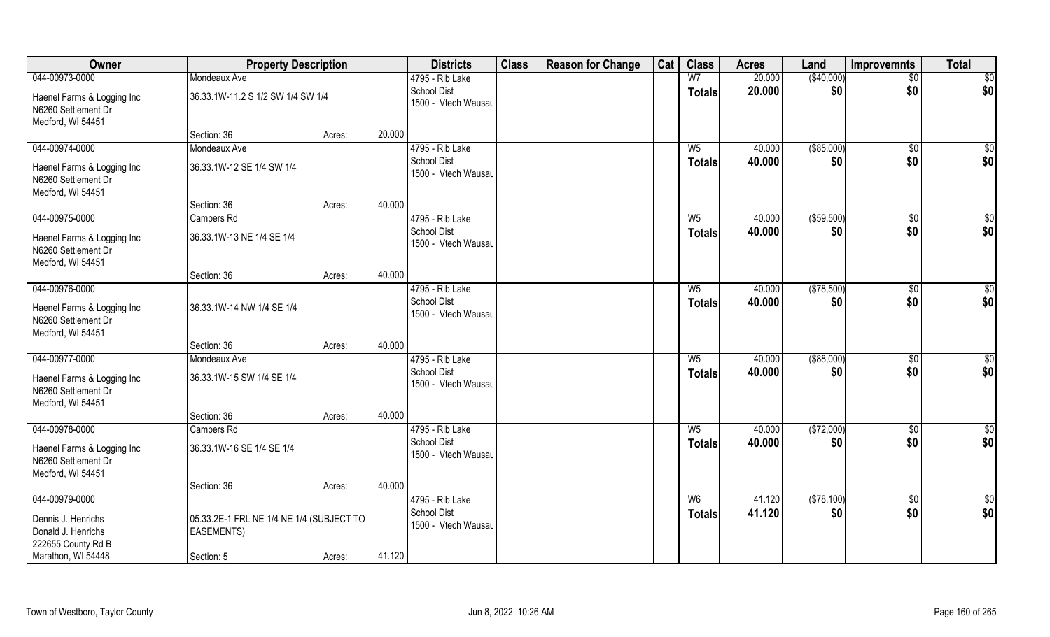| Owner | Property Description | | | Districts | Class | Reason for Change | Cat | Class | Acres | Land | Improvemnts | Total |
|---|---|---|---|---|---|---|---|---|---|---|---|---|
| 044-00973-0000 | Mondeaux Ave | | | 4795 - Rib Lake | | | | W7 | 20.000 | ($40,000) | $0 | $0 |
| Haenel Farms & Logging Inc<br>N6260 Settlement Dr<br>Medford, WI 54451 | 36.33.1W-11.2 S 1/2 SW 1/4 SW 1/4 | | | School Dist<br>1500 - Vtech Wausau | | | | Totals | 20.000 | $0 | $0 | $0 |
| | Section: 36 | Acres: | 20.000 | | | | | | | | | |
| 044-00974-0000 | Mondeaux Ave | | | 4795 - Rib Lake | | | | W5 | 40.000 | ($85,000) | $0 | $0 |
| Haenel Farms & Logging Inc<br>N6260 Settlement Dr<br>Medford, WI 54451 | 36.33.1W-12 SE 1/4 SW 1/4 | | | School Dist<br>1500 - Vtech Wausau | | | | Totals | 40.000 | $0 | $0 | $0 |
| | Section: 36 | Acres: | 40.000 | | | | | | | | | |
| 044-00975-0000 | Campers Rd | | | 4795 - Rib Lake | | | | W5 | 40.000 | ($59,500) | $0 | $0 |
| Haenel Farms & Logging Inc<br>N6260 Settlement Dr<br>Medford, WI 54451 | 36.33.1W-13 NE 1/4 SE 1/4 | | | School Dist<br>1500 - Vtech Wausau | | | | Totals | 40.000 | $0 | $0 | $0 |
| | Section: 36 | Acres: | 40.000 | | | | | | | | | |
| 044-00976-0000 | | | | 4795 - Rib Lake | | | | W5 | 40.000 | ($78,500) | $0 | $0 |
| Haenel Farms & Logging Inc<br>N6260 Settlement Dr<br>Medford, WI 54451 | 36.33.1W-14 NW 1/4 SE 1/4 | | | School Dist<br>1500 - Vtech Wausau | | | | Totals | 40.000 | $0 | $0 | $0 |
| | Section: 36 | Acres: | 40.000 | | | | | | | | | |
| 044-00977-0000 | Mondeaux Ave | | | 4795 - Rib Lake | | | | W5 | 40.000 | ($88,000) | $0 | $0 |
| Haenel Farms & Logging Inc<br>N6260 Settlement Dr<br>Medford, WI 54451 | 36.33.1W-15 SW 1/4 SE 1/4 | | | School Dist<br>1500 - Vtech Wausau | | | | Totals | 40.000 | $0 | $0 | $0 |
| | Section: 36 | Acres: | 40.000 | | | | | | | | | |
| 044-00978-0000 | Campers Rd | | | 4795 - Rib Lake | | | | W5 | 40.000 | ($72,000) | $0 | $0 |
| Haenel Farms & Logging Inc<br>N6260 Settlement Dr<br>Medford, WI 54451 | 36.33.1W-16 SE 1/4 SE 1/4 | | | School Dist<br>1500 - Vtech Wausau | | | | Totals | 40.000 | $0 | $0 | $0 |
| | Section: 36 | Acres: | 40.000 | | | | | | | | | |
| 044-00979-0000 | | | | 4795 - Rib Lake | | | | W6 | 41.120 | ($78,100) | $0 | $0 |
| Dennis J. Henrichs<br>Donald J. Henrichs<br>222655 County Rd B<br>Marathon, WI 54448 | 05.33.2E-1 FRL NE 1/4 NE 1/4 (SUBJECT TO EASEMENTS) | | | School Dist<br>1500 - Vtech Wausau | | | | Totals | 41.120 | $0 | $0 | $0 |
| | Section: 5 | Acres: | 41.120 | | | | | | | | | |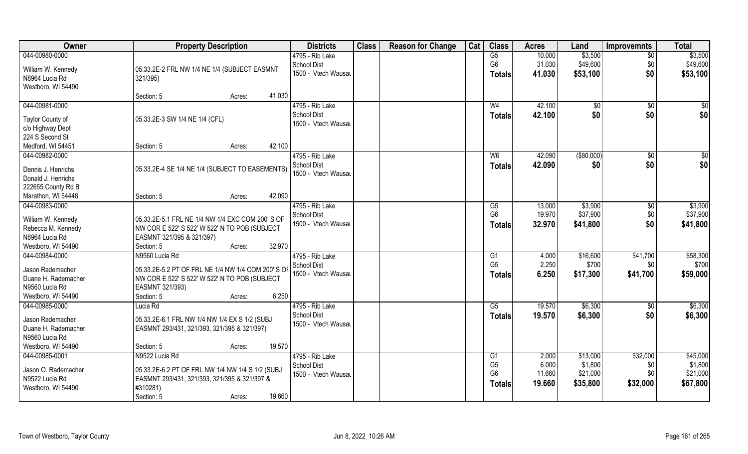| Owner | Property Description | Districts | Class | Reason for Change | Cat | Class | Acres | Land | Improvemnts | Total |
|---|---|---|---|---|---|---|---|---|---|---|
| 044-00980-0000<br>William W. Kennedy<br>N8964 Lucia Rd<br>Westboro, WI 54490 | 05.33.2E-2 FRL NW 1/4 NE 1/4 (SUBJECT EASMNT 321/395)<br>Section: 5 Acres: 41.030 | 4795 - Rib Lake<br>School Dist<br>1500 - Vtech Wausau | | | | G5<br>G6<br>**Totals** | 10.000<br>31.030<br>**41.030** | $3,500<br>$49,600<br>**$53,100** | $0<br>$0<br>**$0** | $3,500<br>$49,600<br>**$53,100** |
| 044-00981-0000<br>Taylor County of<br>c/o Highway Dept<br>224 S Second St<br>Medford, WI 54451 | 05.33.2E-3 SW 1/4 NE 1/4 (CFL)<br>Section: 5 Acres: 42.100 | 4795 - Rib Lake<br>School Dist<br>1500 - Vtech Wausau | | | | W4<br>**Totals** | 42.100<br>**42.100** | $0<br>**$0** | $0<br>**$0** | $0<br>**$0** |
| 044-00982-0000<br>Dennis J. Henrichs<br>Donald J. Henrichs<br>222655 County Rd B<br>Marathon, WI 54448 | 05.33.2E-4 SE 1/4 NE 1/4 (SUBJECT TO EASEMENTS)<br>Section: 5 Acres: 42.090 | 4795 - Rib Lake<br>School Dist<br>1500 - Vtech Wausau | | | | W6<br>**Totals** | 42.090<br>**42.090** | ($80,000)<br>**$0** | $0<br>**$0** | $0<br>**$0** |
| 044-00983-0000<br>William W. Kennedy<br>Rebecca M. Kennedy<br>N8964 Lucia Rd<br>Westboro, WI 54490 | 05.33.2E-5.1 FRL NE 1/4 NW 1/4 EXC COM 200' S OF NW COR E 522' S 522' W 522' N TO POB (SUBJECT EASMNT 321/395 & 321/397)<br>Section: 5 Acres: 32.970 | 4795 - Rib Lake<br>School Dist<br>1500 - Vtech Wausau | | | | G5<br>G6<br>**Totals** | 13.000<br>19.970<br>**32.970** | $3,900<br>$37,900<br>**$41,800** | $0<br>$0<br>**$0** | $3,900<br>$37,900<br>**$41,800** |
| 044-00984-0000<br>Jason Rademacher<br>Duane H. Rademacher<br>N9560 Lucia Rd<br>Westboro, WI 54490 | N9560 Lucia Rd<br>05.33.2E-5.2 PT OF FRL NE 1/4 NW 1/4 COM 200' S OF NW COR E 522' S 522' W 522' N TO POB (SUBJECT EASMNT 321/393)<br>Section: 5 Acres: 6.250 | 4795 - Rib Lake<br>School Dist<br>1500 - Vtech Wausau | | | | G1<br>G5<br>**Totals** | 4.000<br>2.250<br>**6.250** | $16,600<br>$700<br>**$17,300** | $41,700<br>$0<br>**$41,700** | $58,300<br>$700<br>**$59,000** |
| 044-00985-0000<br>Jason Rademacher<br>Duane H. Rademacher<br>N9560 Lucia Rd<br>Westboro, WI 54490 | Lucia Rd<br>05.33.2E-6.1 FRL NW 1/4 NW 1/4 EX S 1/2 (SUBJ EASMNT 293/431, 321/393, 321/395 & 321/397)<br>Section: 5 Acres: 19.570 | 4795 - Rib Lake<br>School Dist<br>1500 - Vtech Wausau | | | | G5<br>**Totals** | 19.570<br>**19.570** | $6,300<br>**$6,300** | $0<br>**$0** | $6,300<br>**$6,300** |
| 044-00985-0001<br>Jason O. Rademacher<br>N9522 Lucia Rd<br>Westboro, WI 54490 | N9522 Lucia Rd<br>05.33.2E-6.2 PT OF FRL NW 1/4 NW 1/4 S 1/2 (SUBJ EASMNT 293/431, 321/393, 321/395 & 321/397 & #310281)<br>Section: 5 Acres: 19.660 | 4795 - Rib Lake<br>School Dist<br>1500 - Vtech Wausau | | | | G1<br>G5<br>G6<br>**Totals** | 2.000<br>6.000<br>11.660<br>**19.660** | $13,000<br>$1,800<br>$21,000<br>**$35,800** | $32,000<br>$0<br>$0<br>**$32,000** | $45,000<br>$1,800<br>$21,000<br>**$67,800** |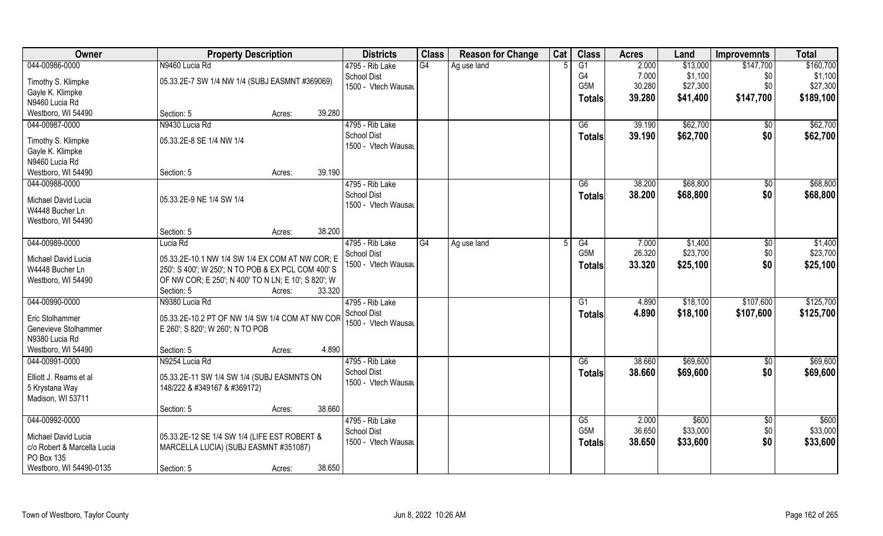| Owner | Property Description | | | Districts | Class | Reason for Change | Cat | Class | Acres | Land | Improvemnts | Total |
|---|---|---|---|---|---|---|---|---|---|---|---|---|
| 044-00986-0000 | N9460 Lucia Rd | | | 4795 - Rib Lake | G4 | Ag use land | 5 | G1 | 2.000 | $13,000 | $147,700 | $160,700 |
| Timothy S. Klimpke | 05.33.2E-7 SW 1/4 NW 1/4 (SUBJ EASMNT #369069) | | | School Dist | | | | G4 | 7.000 | $1,100 | $0 | $1,100 |
| Gayle K. Klimpke | | | | 1500 - Vtech Wausau | | | | G5M | 30.280 | $27,300 | $0 | $27,300 |
| N9460 Lucia Rd | | | | | | | | **Totals** | **39.280** | **$41,400** | **$147,700** | **$189,100** |
| Westboro, WI 54490 | Section: 5 | Acres: | 39.280 | | | | | | | | | |
| 044-00987-0000 | N9430 Lucia Rd | | | 4795 - Rib Lake | | | | G6 | 39.190 | $62,700 | $0 | $62,700 |
| Timothy S. Klimpke | 05.33.2E-8 SE 1/4 NW 1/4 | | | School Dist | | | | **Totals** | **39.190** | **$62,700** | **$0** | **$62,700** |
| Gayle K. Klimpke | | | | 1500 - Vtech Wausau | | | | | | | | |
| N9460 Lucia Rd | | | | | | | | | | | | |
| Westboro, WI 54490 | Section: 5 | Acres: | 39.190 | | | | | | | | | |
| 044-00988-0000 | | | | 4795 - Rib Lake | | | | G6 | 38.200 | $68,800 | $0 | $68,800 |
| Michael David Lucia | 05.33.2E-9 NE 1/4 SW 1/4 | | | School Dist | | | | **Totals** | **38.200** | **$68,800** | **$0** | **$68,800** |
| W4448 Bucher Ln | | | | 1500 - Vtech Wausau | | | | | | | | |
| Westboro, WI 54490 | | | | | | | | | | | | |
| | Section: 5 | Acres: | 38.200 | | | | | | | | | |
| 044-00989-0000 | Lucia Rd | | | 4795 - Rib Lake | G4 | Ag use land | 5 | G4 | 7.000 | $1,400 | $0 | $1,400 |
| Michael David Lucia | 05.33.2E-10.1 NW 1/4 SW 1/4 EX COM AT NW COR; E | | | School Dist | | | | G5M | 26.320 | $23,700 | $0 | $23,700 |
| W4448 Bucher Ln | 250'; S 400'; W 250'; N TO POB & EX PCL COM 400' S | | | 1500 - Vtech Wausau | | | | **Totals** | **33.320** | **$25,100** | **$0** | **$25,100** |
| Westboro, WI 54490 | OF NW COR; E 250'; N 400' TO N LN; E 10'; S 820'; W | | | | | | | | | | | |
| | Section: 5 | Acres: | 33.320 | | | | | | | | | |
| 044-00990-0000 | N9380 Lucia Rd | | | 4795 - Rib Lake | | | | G1 | 4.890 | $18,100 | $107,600 | $125,700 |
| Eric Stolhammer | 05.33.2E-10.2 PT OF NW 1/4 SW 1/4 COM AT NW COR | | | School Dist | | | | **Totals** | **4.890** | **$18,100** | **$107,600** | **$125,700** |
| Genevieve Stolhammer | E 260'; S 820'; W 260'; N TO POB | | | 1500 - Vtech Wausau | | | | | | | | |
| N9380 Lucia Rd | | | | | | | | | | | | |
| Westboro, WI 54490 | Section: 5 | Acres: | 4.890 | | | | | | | | | |
| 044-00991-0000 | N9254 Lucia Rd | | | 4795 - Rib Lake | | | | G6 | 38.660 | $69,600 | $0 | $69,600 |
| Elliott J. Reams et al | 05.33.2E-11 SW 1/4 SW 1/4 (SUBJ EASMNTS ON | | | School Dist | | | | **Totals** | **38.660** | **$69,600** | **$0** | **$69,600** |
| 5 Krystana Way | 148/222 & #349167 & #369172) | | | 1500 - Vtech Wausau | | | | | | | | |
| Madison, WI 53711 | | | | | | | | | | | | |
| | Section: 5 | Acres: | 38.660 | | | | | | | | | |
| 044-00992-0000 | | | | 4795 - Rib Lake | | | | G5 | 2.000 | $600 | $0 | $600 |
| Michael David Lucia | 05.33.2E-12 SE 1/4 SW 1/4 (LIFE EST ROBERT & | | | School Dist | | | | G5M | 36.650 | $33,000 | $0 | $33,000 |
| c/o Robert & Marcella Lucia | MARCELLA LUCIA) (SUBJ EASMNT #351087) | | | 1500 - Vtech Wausau | | | | **Totals** | **38.650** | **$33,600** | **$0** | **$33,600** |
| PO Box 135 | | | | | | | | | | | | |
| Westboro, WI 54490-0135 | Section: 5 | Acres: | 38.650 | | | | | | | | | |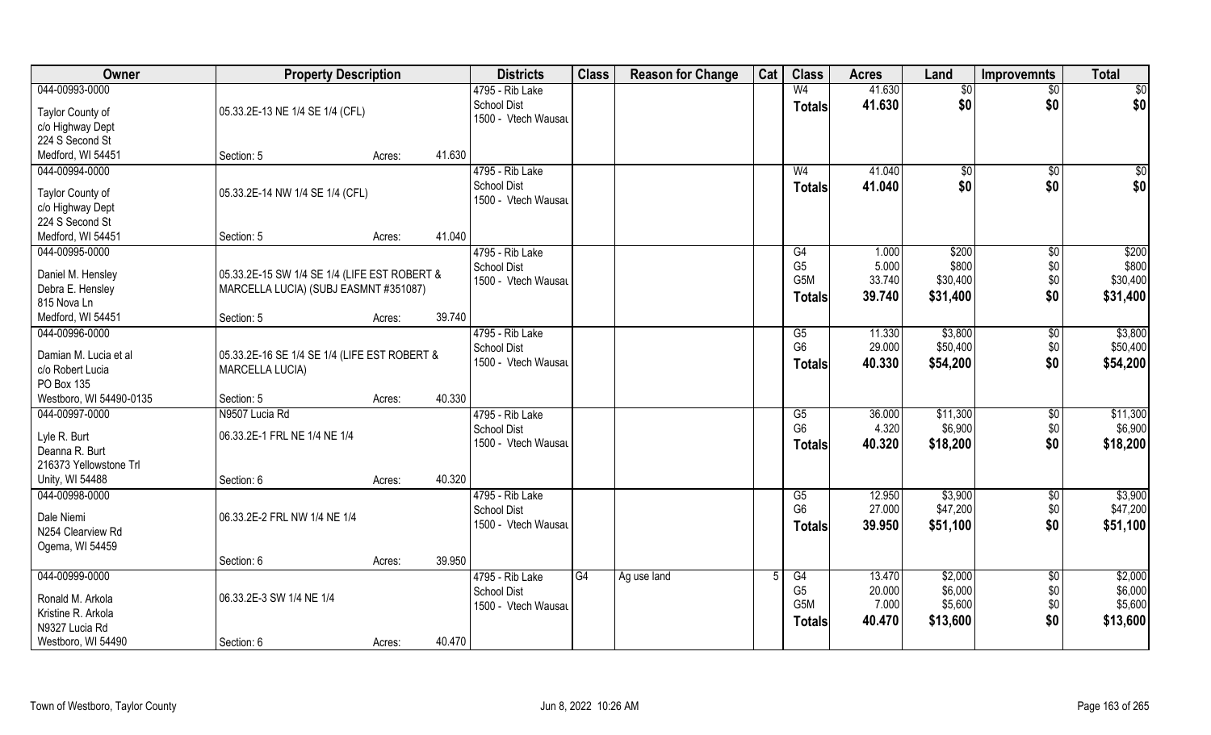| Owner | Property Description | | | Districts | Class | Reason for Change | Cat | Class | Acres | Land | Improvemnts | Total |
|---|---|---|---|---|---|---|---|---|---|---|---|---|
| 044-00993-0000 | | | | 4795 - Rib Lake | | | | W4 | 41.630 | $0 | $0 | $0 |
| Taylor County of | 05.33.2E-13 NE 1/4 SE 1/4 (CFL) | | | School Dist | | | | Totals | 41.630 | $0 | $0 | $0 |
| c/o Highway Dept | | | | 1500 - Vtech Wausau | | | | | | | | |
| 224 S Second St | | | | | | | | | | | | |
| Medford, WI 54451 | Section: 5 | Acres: | 41.630 | | | | | | | | | |
| 044-00994-0000 | | | | 4795 - Rib Lake | | | | W4 | 41.040 | $0 | $0 | $0 |
| Taylor County of | 05.33.2E-14 NW 1/4 SE 1/4 (CFL) | | | School Dist | | | | Totals | 41.040 | $0 | $0 | $0 |
| c/o Highway Dept | | | | 1500 - Vtech Wausau | | | | | | | | |
| 224 S Second St | | | | | | | | | | | | |
| Medford, WI 54451 | Section: 5 | Acres: | 41.040 | | | | | | | | | |
| 044-00995-0000 | | | | 4795 - Rib Lake | | | | G4 | 1.000 | $200 | $0 | $200 |
| Daniel M. Hensley | 05.33.2E-15 SW 1/4 SE 1/4 (LIFE EST ROBERT & | | | School Dist | | | | G5 | 5.000 | $800 | $0 | $800 |
| Debra E. Hensley | MARCELLA LUCIA) (SUBJ EASMNT #351087) | | | 1500 - Vtech Wausau | | | | G5M | 33.740 | $30,400 | $0 | $30,400 |
| 815 Nova Ln | | | | | | | | Totals | 39.740 | $31,400 | $0 | $31,400 |
| Medford, WI 54451 | Section: 5 | Acres: | 39.740 | | | | | | | | | |
| 044-00996-0000 | | | | 4795 - Rib Lake | | | | G5 | 11.330 | $3,800 | $0 | $3,800 |
| Damian M. Lucia et al | 05.33.2E-16 SE 1/4 SE 1/4 (LIFE EST ROBERT & | | | School Dist | | | | G6 | 29.000 | $50,400 | $0 | $50,400 |
| c/o Robert Lucia | MARCELLA LUCIA) | | | 1500 - Vtech Wausau | | | | Totals | 40.330 | $54,200 | $0 | $54,200 |
| PO Box 135 | | | | | | | | | | | | |
| Westboro, WI 54490-0135 | Section: 5 | Acres: | 40.330 | | | | | | | | | |
| 044-00997-0000 | N9507 Lucia Rd | | | 4795 - Rib Lake | | | | G5 | 36.000 | $11,300 | $0 | $11,300 |
| Lyle R. Burt | 06.33.2E-1 FRL NE 1/4 NE 1/4 | | | School Dist | | | | G6 | 4.320 | $6,900 | $0 | $6,900 |
| Deanna R. Burt | | | | 1500 - Vtech Wausau | | | | Totals | 40.320 | $18,200 | $0 | $18,200 |
| 216373 Yellowstone Trl | | | | | | | | | | | | |
| Unity, WI 54488 | Section: 6 | Acres: | 40.320 | | | | | | | | | |
| 044-00998-0000 | | | | 4795 - Rib Lake | | | | G5 | 12.950 | $3,900 | $0 | $3,900 |
| Dale Niemi | 06.33.2E-2 FRL NW 1/4 NE 1/4 | | | School Dist | | | | G6 | 27.000 | $47,200 | $0 | $47,200 |
| N254 Clearview Rd | | | | 1500 - Vtech Wausau | | | | Totals | 39.950 | $51,100 | $0 | $51,100 |
| Ogema, WI 54459 | | | | | | | | | | | | |
| | Section: 6 | Acres: | 39.950 | | | | | | | | | |
| 044-00999-0000 | | | | 4795 - Rib Lake | G4 | Ag use land | 5 | G4 | 13.470 | $2,000 | $0 | $2,000 |
| Ronald M. Arkola | 06.33.2E-3 SW 1/4 NE 1/4 | | | School Dist | | | | G5 | 20.000 | $6,000 | $0 | $6,000 |
| Kristine R. Arkola | | | | 1500 - Vtech Wausau | | | | G5M | 7.000 | $5,600 | $0 | $5,600 |
| N9327 Lucia Rd | | | | | | | | Totals | 40.470 | $13,600 | $0 | $13,600 |
| Westboro, WI 54490 | Section: 6 | Acres: | 40.470 | | | | | | | | | |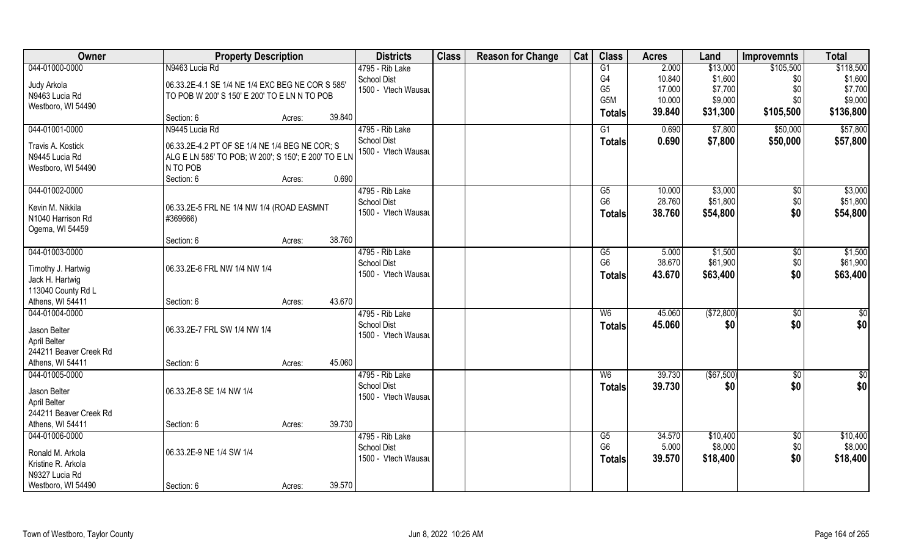| Owner | Property Description | | | Districts | Class | Reason for Change | Cat | Class | Acres | Land | Improvemnts | Total |
|---|---|---|---|---|---|---|---|---|---|---|---|---|
| 044-01000-0000 | N9463 Lucia Rd | | | 4795 - Rib Lake | | | | G1 | 2.000 | $13,000 | $105,500 | $118,500 |
| Judy Arkola | 06.33.2E-4.1 SE 1/4 NE 1/4 EXC BEG NE COR S 585' | | | School Dist | | | | G4 | 10.840 | $1,600 | $0 | $1,600 |
| N9463 Lucia Rd | TO POB W 200' S 150' E 200' TO E LN N TO POB | | | 1500 - Vtech Wausau | | | | G5 | 17.000 | $7,700 | $0 | $7,700 |
| Westboro, WI 54490 | | | | | | | | G5M | 10.000 | $9,000 | $0 | $9,000 |
| | Section: 6 | Acres: | 39.840 | | | | | Totals | 39.840 | $31,300 | $105,500 | $136,800 |
| 044-01001-0000 | N9445 Lucia Rd | | | 4795 - Rib Lake | | | | G1 | 0.690 | $7,800 | $50,000 | $57,800 |
| Travis A. Kostick | 06.33.2E-4.2 PT OF SE 1/4 NE 1/4 BEG NE COR; S | | | School Dist | | | | Totals | 0.690 | $7,800 | $50,000 | $57,800 |
| N9445 Lucia Rd | ALG E LN 585' TO POB; W 200'; S 150'; E 200' TO E LN | | | 1500 - Vtech Wausau | | | | | | | | |
| Westboro, WI 54490 | N TO POB | | | | | | | | | | | |
| | Section: 6 | Acres: | 0.690 | | | | | | | | | |
| 044-01002-0000 | | | | 4795 - Rib Lake | | | | G5 | 10.000 | $3,000 | $0 | $3,000 |
| Kevin M. Nikkila | 06.33.2E-5 FRL NE 1/4 NW 1/4 (ROAD EASMNT | | | School Dist | | | | G6 | 28.760 | $51,800 | $0 | $51,800 |
| N1040 Harrison Rd | #369666) | | | 1500 - Vtech Wausau | | | | Totals | 38.760 | $54,800 | $0 | $54,800 |
| Ogema, WI 54459 | | | | | | | | | | | | |
| | Section: 6 | Acres: | 38.760 | | | | | | | | | |
| 044-01003-0000 | | | | 4795 - Rib Lake | | | | G5 | 5.000 | $1,500 | $0 | $1,500 |
| Timothy J. Hartwig | 06.33.2E-6 FRL NW 1/4 NW 1/4 | | | School Dist | | | | G6 | 38.670 | $61,900 | $0 | $61,900 |
| Jack H. Hartwig | | | | 1500 - Vtech Wausau | | | | Totals | 43.670 | $63,400 | $0 | $63,400 |
| 113040 County Rd L | | | | | | | | | | | | |
| Athens, WI 54411 | Section: 6 | Acres: | 43.670 | | | | | | | | | |
| 044-01004-0000 | | | | 4795 - Rib Lake | | | | W6 | 45.060 | ($72,800) | $0 | $0 |
| Jason Belter | 06.33.2E-7 FRL SW 1/4 NW 1/4 | | | School Dist | | | | Totals | 45.060 | $0 | $0 | $0 |
| April Belter | | | | 1500 - Vtech Wausau | | | | | | | | |
| 244211 Beaver Creek Rd | | | | | | | | | | | | |
| Athens, WI 54411 | Section: 6 | Acres: | 45.060 | | | | | | | | | |
| 044-01005-0000 | | | | 4795 - Rib Lake | | | | W6 | 39.730 | ($67,500) | $0 | $0 |
| Jason Belter | 06.33.2E-8 SE 1/4 NW 1/4 | | | School Dist | | | | Totals | 39.730 | $0 | $0 | $0 |
| April Belter | | | | 1500 - Vtech Wausau | | | | | | | | |
| 244211 Beaver Creek Rd | | | | | | | | | | | | |
| Athens, WI 54411 | Section: 6 | Acres: | 39.730 | | | | | | | | | |
| 044-01006-0000 | | | | 4795 - Rib Lake | | | | G5 | 34.570 | $10,400 | $0 | $10,400 |
| Ronald M. Arkola | 06.33.2E-9 NE 1/4 SW 1/4 | | | School Dist | | | | G6 | 5.000 | $8,000 | $0 | $8,000 |
| Kristine R. Arkola | | | | 1500 - Vtech Wausau | | | | Totals | 39.570 | $18,400 | $0 | $18,400 |
| N9327 Lucia Rd | | | | | | | | | | | | |
| Westboro, WI 54490 | Section: 6 | Acres: | 39.570 | | | | | | | | | |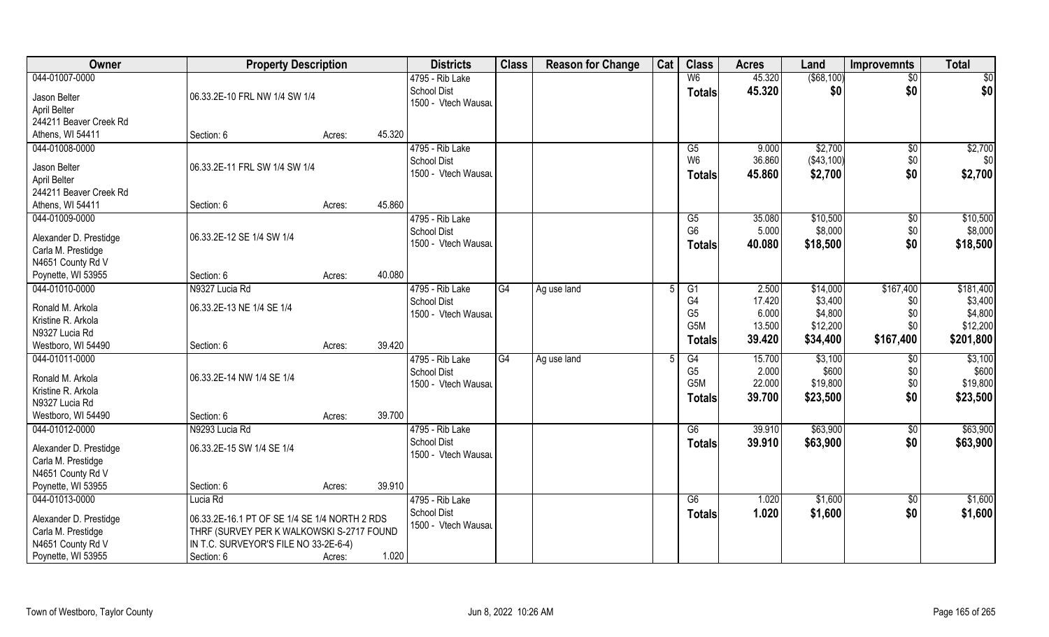| Owner | Property Description | | | Districts | Class | Reason for Change | Cat | Class | Acres | Land | Improvemnts | Total |
|---|---|---|---|---|---|---|---|---|---|---|---|---|
| 044-01007-0000 | | | | 4795 - Rib Lake | | | | W6 | 45.320 | ($68,100) | $0 | $0 |
| Jason Belter | 06.33.2E-10 FRL NW 1/4 SW 1/4 | | | School Dist | | | | **Totals** | **45.320** | **$0** | **$0** | **$0** |
| April Belter | | | | 1500 - Vtech Wausau | | | | | | | | |
| 244211 Beaver Creek Rd | | | | | | | | | | | | |
| Athens, WI 54411 | Section: 6 | Acres: | 45.320 | | | | | | | | | |
| 044-01008-0000 | | | | 4795 - Rib Lake | | | | G5 | 9.000 | $2,700 | $0 | $2,700 |
| Jason Belter | 06.33.2E-11 FRL SW 1/4 SW 1/4 | | | School Dist | | | | W6 | 36.860 | ($43,100) | $0 | $0 |
| April Belter | | | | 1500 - Vtech Wausau | | | | **Totals** | **45.860** | **$2,700** | **$0** | **$2,700** |
| 244211 Beaver Creek Rd | | | | | | | | | | | | |
| Athens, WI 54411 | Section: 6 | Acres: | 45.860 | | | | | | | | | |
| 044-01009-0000 | | | | 4795 - Rib Lake | | | | G5 | 35.080 | $10,500 | $0 | $10,500 |
| Alexander D. Prestidge | 06.33.2E-12 SE 1/4 SW 1/4 | | | School Dist | | | | G6 | 5.000 | $8,000 | $0 | $8,000 |
| Carla M. Prestidge | | | | 1500 - Vtech Wausau | | | | **Totals** | **40.080** | **$18,500** | **$0** | **$18,500** |
| N4651 County Rd V | | | | | | | | | | | | |
| Poynette, WI 53955 | Section: 6 | Acres: | 40.080 | | | | | | | | | |
| 044-01010-0000 | N9327 Lucia Rd | | | 4795 - Rib Lake | G4 | Ag use land | 5 | G1 | 2.500 | $14,000 | $167,400 | $181,400 |
| Ronald M. Arkola | 06.33.2E-13 NE 1/4 SE 1/4 | | | School Dist | | | | G4 | 17.420 | $3,400 | $0 | $3,400 |
| Kristine R. Arkola | | | | 1500 - Vtech Wausau | | | | G5 | 6.000 | $4,800 | $0 | $4,800 |
| N9327 Lucia Rd | | | | | | | | G5M | 13.500 | $12,200 | $0 | $12,200 |
| Westboro, WI 54490 | Section: 6 | Acres: | 39.420 | | | | | **Totals** | **39.420** | **$34,400** | **$167,400** | **$201,800** |
| 044-01011-0000 | | | | 4795 - Rib Lake | G4 | Ag use land | 5 | G4 | 15.700 | $3,100 | $0 | $3,100 |
| Ronald M. Arkola | 06.33.2E-14 NW 1/4 SE 1/4 | | | School Dist | | | | G5 | 2.000 | $600 | $0 | $600 |
| Kristine R. Arkola | | | | 1500 - Vtech Wausau | | | | G5M | 22.000 | $19,800 | $0 | $19,800 |
| N9327 Lucia Rd | | | | | | | | **Totals** | **39.700** | **$23,500** | **$0** | **$23,500** |
| Westboro, WI 54490 | Section: 6 | Acres: | 39.700 | | | | | | | | | |
| 044-01012-0000 | N9293 Lucia Rd | | | 4795 - Rib Lake | | | | G6 | 39.910 | $63,900 | $0 | $63,900 |
| Alexander D. Prestidge | 06.33.2E-15 SW 1/4 SE 1/4 | | | School Dist | | | | **Totals** | **39.910** | **$63,900** | **$0** | **$63,900** |
| Carla M. Prestidge | | | | 1500 - Vtech Wausau | | | | | | | | |
| N4651 County Rd V | | | | | | | | | | | | |
| Poynette, WI 53955 | Section: 6 | Acres: | 39.910 | | | | | | | | | |
| 044-01013-0000 | Lucia Rd | | | 4795 - Rib Lake | | | | G6 | 1.020 | $1,600 | $0 | $1,600 |
| Alexander D. Prestidge | 06.33.2E-16.1 PT OF SE 1/4 SE 1/4 NORTH 2 RDS | | | School Dist | | | | **Totals** | **1.020** | **$1,600** | **$0** | **$1,600** |
| Carla M. Prestidge | THRF (SURVEY PER K WALKOWSKI S-2717 FOUND | | | 1500 - Vtech Wausau | | | | | | | | |
| N4651 County Rd V | IN T.C. SURVEYOR'S FILE NO 33-2E-6-4) | | | | | | | | | | | |
| Poynette, WI 53955 | Section: 6 | Acres: | 1.020 | | | | | | | | | |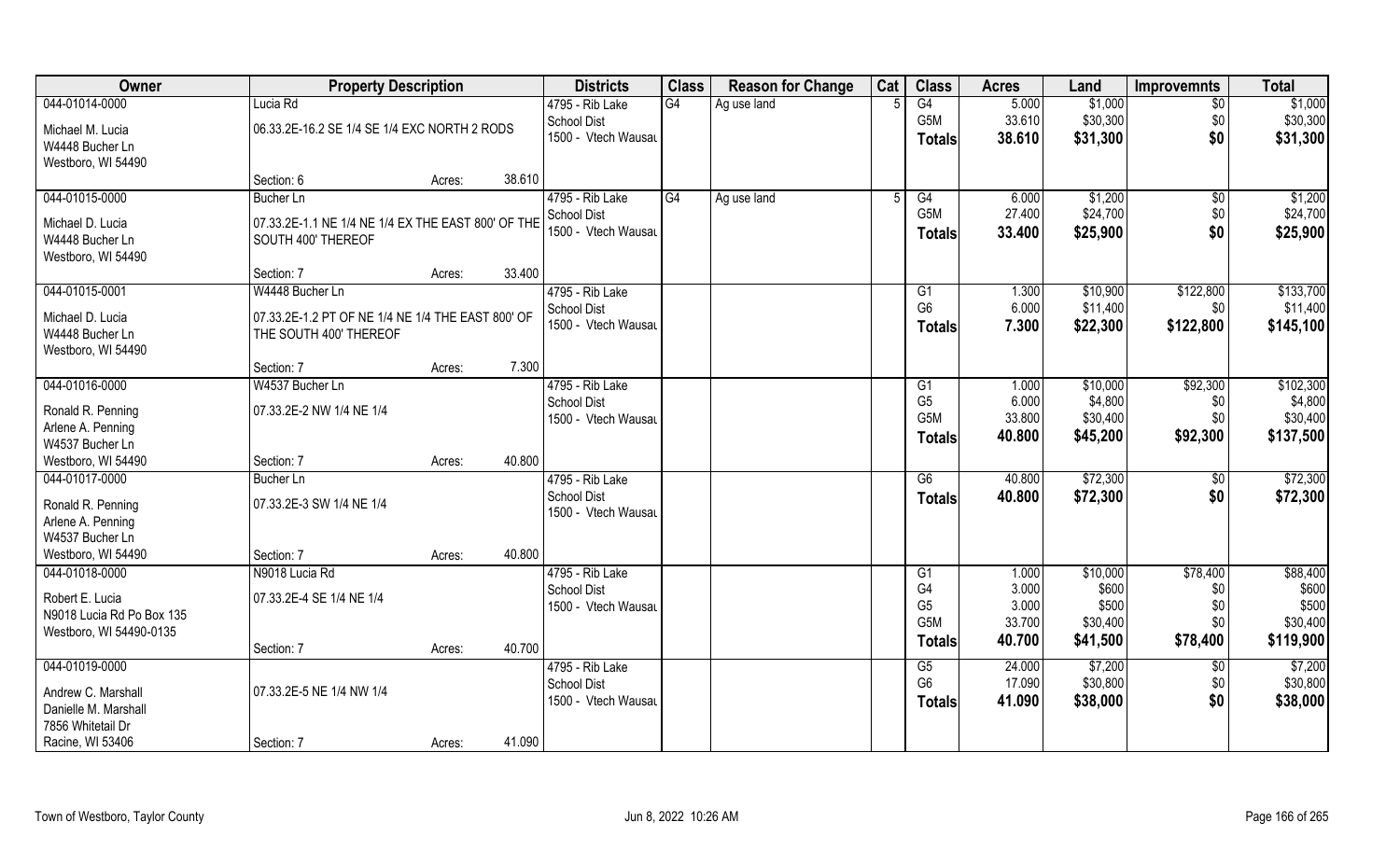| Owner | Property Description | | | Districts | Class | Reason for Change | Cat | Class | Acres | Land | Improvemnts | Total |
|---|---|---|---|---|---|---|---|---|---|---|---|---|
| 044-01014-0000 | Lucia Rd | | | 4795 - Rib Lake | G4 | Ag use land | 5 | G4 | 5.000 | $1,000 | $0 | $1,000 |
| Michael M. Lucia | 06.33.2E-16.2 SE 1/4 SE 1/4 EXC NORTH 2 RODS | | | School Dist | | | | G5M | 33.610 | $30,300 | $0 | $30,300 |
| W4448 Bucher Ln | | | | 1500 - Vtech Wausau | | | | Totals | 38.610 | $31,300 | $0 | $31,300 |
| Westboro, WI 54490 | | | | | | | | | | | | |
| | Section: 6 | Acres: | 38.610 | | | | | | | | | |
| 044-01015-0000 | Bucher Ln | | | 4795 - Rib Lake | G4 | Ag use land | 5 | G4 | 6.000 | $1,200 | $0 | $1,200 |
| Michael D. Lucia | 07.33.2E-1.1 NE 1/4 NE 1/4 EX THE EAST 800' OF THE SOUTH 400' THEREOF | | | School Dist | | | | G5M | 27.400 | $24,700 | $0 | $24,700 |
| W4448 Bucher Ln | | | | 1500 - Vtech Wausau | | | | Totals | 33.400 | $25,900 | $0 | $25,900 |
| Westboro, WI 54490 | | | | | | | | | | | | |
| | Section: 7 | Acres: | 33.400 | | | | | | | | | |
| 044-01015-0001 | W4448 Bucher Ln | | | 4795 - Rib Lake | | | | G1 | 1.300 | $10,900 | $122,800 | $133,700 |
| Michael D. Lucia | 07.33.2E-1.2 PT OF NE 1/4 NE 1/4 THE EAST 800' OF THE SOUTH 400' THEREOF | | | School Dist | | | | G6 | 6.000 | $11,400 | $0 | $11,400 |
| W4448 Bucher Ln | | | | 1500 - Vtech Wausau | | | | Totals | 7.300 | $22,300 | $122,800 | $145,100 |
| Westboro, WI 54490 | | | | | | | | | | | | |
| | Section: 7 | Acres: | 7.300 | | | | | | | | | |
| 044-01016-0000 | W4537 Bucher Ln | | | 4795 - Rib Lake | | | | G1 | 1.000 | $10,000 | $92,300 | $102,300 |
| Ronald R. Penning | 07.33.2E-2 NW 1/4 NE 1/4 | | | School Dist | | | | G5 | 6.000 | $4,800 | $0 | $4,800 |
| Arlene A. Penning | | | | 1500 - Vtech Wausau | | | | G5M | 33.800 | $30,400 | $0 | $30,400 |
| W4537 Bucher Ln | | | | | | | | Totals | 40.800 | $45,200 | $92,300 | $137,500 |
| Westboro, WI 54490 | Section: 7 | Acres: | 40.800 | | | | | | | | | |
| 044-01017-0000 | Bucher Ln | | | 4795 - Rib Lake | | | | G6 | 40.800 | $72,300 | $0 | $72,300 |
| Ronald R. Penning | 07.33.2E-3 SW 1/4 NE 1/4 | | | School Dist | | | | Totals | 40.800 | $72,300 | $0 | $72,300 |
| Arlene A. Penning | | | | 1500 - Vtech Wausau | | | | | | | | |
| W4537 Bucher Ln | | | | | | | | | | | | |
| Westboro, WI 54490 | Section: 7 | Acres: | 40.800 | | | | | | | | | |
| 044-01018-0000 | N9018 Lucia Rd | | | 4795 - Rib Lake | | | | G1 | 1.000 | $10,000 | $78,400 | $88,400 |
| Robert E. Lucia | 07.33.2E-4 SE 1/4 NE 1/4 | | | School Dist | | | | G4 | 3.000 | $600 | $0 | $600 |
| N9018 Lucia Rd Po Box 135 | | | | 1500 - Vtech Wausau | | | | G5 | 3.000 | $500 | $0 | $500 |
| Westboro, WI 54490-0135 | | | | | | | | G5M | 33.700 | $30,400 | $0 | $30,400 |
| | Section: 7 | Acres: | 40.700 | | | | | Totals | 40.700 | $41,500 | $78,400 | $119,900 |
| 044-01019-0000 | | | | 4795 - Rib Lake | | | | G5 | 24.000 | $7,200 | $0 | $7,200 |
| Andrew C. Marshall | 07.33.2E-5 NE 1/4 NW 1/4 | | | School Dist | | | | G6 | 17.090 | $30,800 | $0 | $30,800 |
| Danielle M. Marshall | | | | 1500 - Vtech Wausau | | | | Totals | 41.090 | $38,000 | $0 | $38,000 |
| 7856 Whitetail Dr | | | | | | | | | | | | |
| Racine, WI 53406 | Section: 7 | Acres: | 41.090 | | | | | | | | | |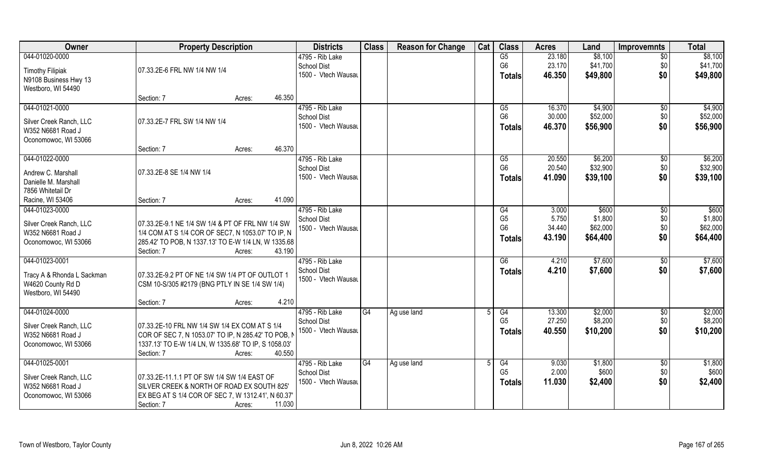| Owner | Property Description | Districts | Class | Reason for Change | Cat | Class | Acres | Land | Improvemnts | Total |
|---|---|---|---|---|---|---|---|---|---|---|
| 044-01020-0000<br>Timothy Filipiak<br>N9108 Business Hwy 13<br>Westboro, WI 54490 | 07.33.2E-6 FRL NW 1/4 NW 1/4<br>Section: 7 Acres: 46.350 | 4795 - Rib Lake<br>School Dist<br>1500 - Vtech Wausau | | | | G5<br>G6<br>**Totals** | 23.180<br>23.170<br>**46.350** | $8,100<br>$41,700<br>**$49,800** | $0<br>$0<br>**$0** | $8,100<br>$41,700<br>**$49,800** |
| 044-01021-0000<br>Silver Creek Ranch, LLC<br>W352 N6681 Road J<br>Oconomowoc, WI 53066 | 07.33.2E-7 FRL SW 1/4 NW 1/4<br>Section: 7 Acres: 46.370 | 4795 - Rib Lake<br>School Dist<br>1500 - Vtech Wausau | | | | G5<br>G6<br>**Totals** | 16.370<br>30.000<br>**46.370** | $4,900<br>$52,000<br>**$56,900** | $0<br>$0<br>**$0** | $4,900<br>$52,000<br>**$56,900** |
| 044-01022-0000<br>Andrew C. Marshall<br>Danielle M. Marshall<br>7856 Whitetail Dr<br>Racine, WI 53406 | 07.33.2E-8 SE 1/4 NW 1/4<br>Section: 7 Acres: 41.090 | 4795 - Rib Lake<br>School Dist<br>1500 - Vtech Wausau | | | | G5<br>G6<br>**Totals** | 20.550<br>20.540<br>**41.090** | $6,200<br>$32,900<br>**$39,100** | $0<br>$0<br>**$0** | $6,200<br>$32,900<br>**$39,100** |
| 044-01023-0000<br>Silver Creek Ranch, LLC<br>W352 N6681 Road J<br>Oconomowoc, WI 53066 | 07.33.2E-9.1 NE 1/4 SW 1/4 & PT OF FRL NW 1/4 SW 1/4 COM AT S 1/4 COR OF SEC7, N 1053.07' TO IP, N 285.42' TO POB, N 1337.13' TO E-W 1/4 LN, W 1335.68<br>Section: 7 Acres: 43.190 | 4795 - Rib Lake<br>School Dist<br>1500 - Vtech Wausau | | | | G4<br>G5<br>G6<br>**Totals** | 3.000<br>5.750<br>34.440<br>**43.190** | $600<br>$1,800<br>$62,000<br>**$64,400** | $0<br>$0<br>$0<br>**$0** | $600<br>$1,800<br>$62,000<br>**$64,400** |
| 044-01023-0001<br>Tracy A & Rhonda L Sackman<br>W4620 County Rd D<br>Westboro, WI 54490 | 07.33.2E-9.2 PT OF NE 1/4 SW 1/4 PT OF OUTLOT 1 CSM 10-S/305 #2179 (BNG PTLY IN SE 1/4 SW 1/4)<br>Section: 7 Acres: 4.210 | 4795 - Rib Lake<br>School Dist<br>1500 - Vtech Wausau | | | | G6<br>**Totals** | 4.210<br>**4.210** | $7,600<br>**$7,600** | $0<br>**$0** | $7,600<br>**$7,600** |
| 044-01024-0000<br>Silver Creek Ranch, LLC<br>W352 N6681 Road J<br>Oconomowoc, WI 53066 | 07.33.2E-10 FRL NW 1/4 SW 1/4 EX COM AT S 1/4 COR OF SEC 7, N 1053.07' TO IP, N 285.42' TO POB, N 1337.13' TO E-W 1/4 LN, W 1335.68' TO IP, S 1058.03'<br>Section: 7 Acres: 40.550 | 4795 - Rib Lake<br>School Dist<br>1500 - Vtech Wausau | G4 | Ag use land | 5 | G4<br>G5<br>**Totals** | 13.300<br>27.250<br>**40.550** | $2,000<br>$8,200<br>**$10,200** | $0<br>$0<br>**$0** | $2,000<br>$8,200<br>**$10,200** |
| 044-01025-0001<br>Silver Creek Ranch, LLC<br>W352 N6681 Road J<br>Oconomowoc, WI 53066 | 07.33.2E-11.1.1 PT OF SW 1/4 SW 1/4 EAST OF SILVER CREEK & NORTH OF ROAD EX SOUTH 825' EX BEG AT S 1/4 COR OF SEC 7, N 1312.41', N 60.37'<br>Section: 7 Acres: 11.030 | 4795 - Rib Lake<br>School Dist<br>1500 - Vtech Wausau | G4 | Ag use land | 5 | G4<br>G5<br>**Totals** | 9.030<br>2.000<br>**11.030** | $1,800<br>$600<br>**$2,400** | $0<br>$0<br>**$0** | $1,800<br>$600<br>**$2,400** |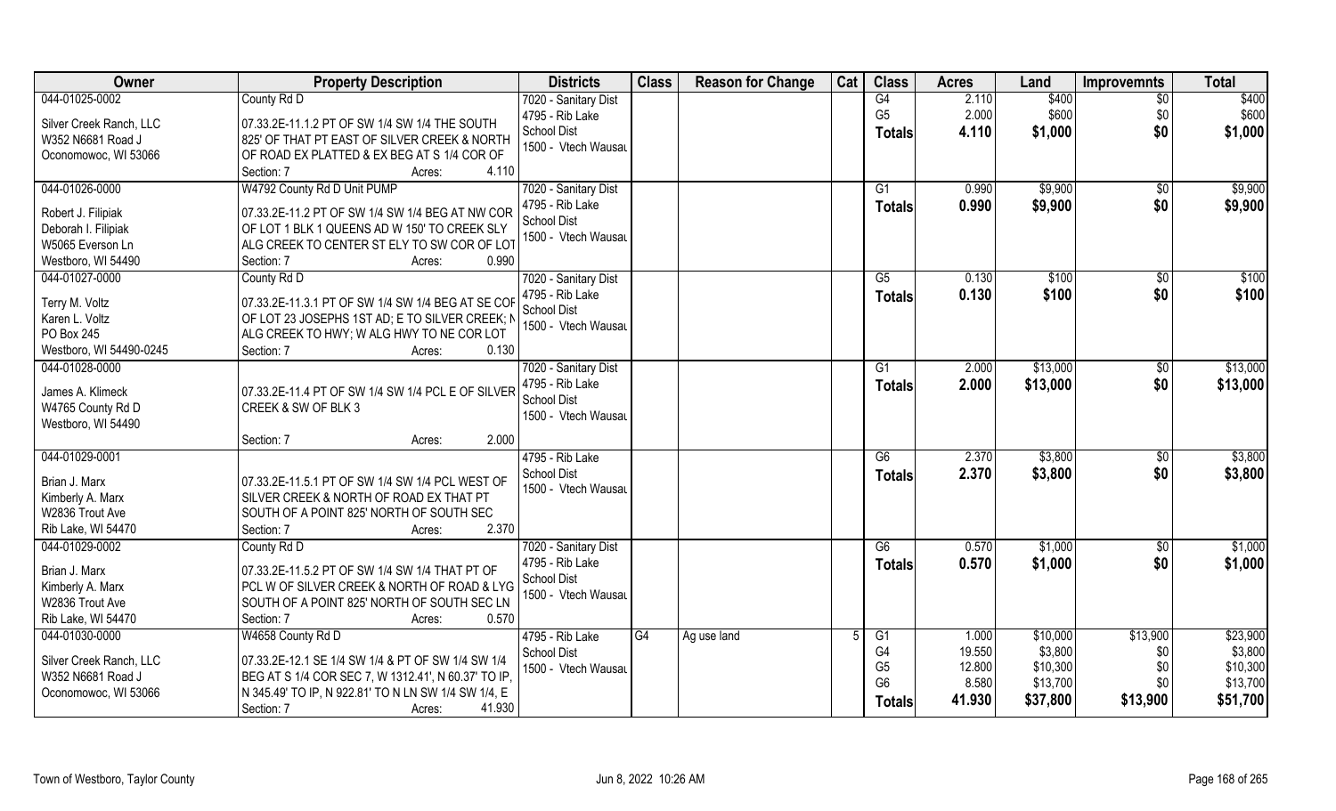| Owner | Property Description | Districts | Class | Reason for Change | Cat | Class | Acres | Land | Improvemnts | Total |
|---|---|---|---|---|---|---|---|---|---|---|
| 044-01025-0002<br>Silver Creek Ranch, LLC<br>W352 N6681 Road J<br>Oconomowoc, WI 53066 | County Rd D<br>07.33.2E-11.1.2 PT OF SW 1/4 SW 1/4 THE SOUTH 825' OF THAT PT EAST OF SILVER CREEK & NORTH OF ROAD EX PLATTED & EX BEG AT S 1/4 COR OF<br>Section: 7 Acres: 4.110 | 7020 - Sanitary Dist<br>4795 - Rib Lake School Dist<br>1500 - Vtech Wausau | | | | G4<br>G5<br>**Totals** | 2.110<br>2.000<br>**4.110** | $400<br>$600<br>**$1,000** | $0<br>$0<br>**$0** | $400<br>$600<br>**$1,000** |
| 044-01026-0000<br>Robert J. Filipiak<br>Deborah I. Filipiak<br>W5065 Everson Ln<br>Westboro, WI 54490 | W4792 County Rd D Unit PUMP<br>07.33.2E-11.2 PT OF SW 1/4 SW 1/4 BEG AT NW COR OF LOT 1 BLK 1 QUEENS AD W 150' TO CREEK SLY ALG CREEK TO CENTER ST ELY TO SW COR OF LOT<br>Section: 7 Acres: 0.990 | 7020 - Sanitary Dist<br>4795 - Rib Lake School Dist<br>1500 - Vtech Wausau | | | | G1<br>**Totals** | 0.990<br>**0.990** | $9,900<br>**$9,900** | $0<br>**$0** | $9,900<br>**$9,900** |
| 044-01027-0000<br>Terry M. Voltz<br>Karen L. Voltz<br>PO Box 245<br>Westboro, WI 54490-0245 | County Rd D<br>07.33.2E-11.3.1 PT OF SW 1/4 SW 1/4 BEG AT SE COR OF LOT 23 JOSEPHS 1ST AD; E TO SILVER CREEK; N ALG CREEK TO HWY; W ALG HWY TO NE COR LOT<br>Section: 7 Acres: 0.130 | 7020 - Sanitary Dist<br>4795 - Rib Lake School Dist<br>1500 - Vtech Wausau | | | | G5<br>**Totals** | 0.130<br>**0.130** | $100<br>**$100** | $0<br>**$0** | $100<br>**$100** |
| 044-01028-0000<br>James A. Klimeck<br>W4765 County Rd D<br>Westboro, WI 54490 | 07.33.2E-11.4 PT OF SW 1/4 SW 1/4 PCL E OF SILVER CREEK & SW OF BLK 3<br>Section: 7 Acres: 2.000 | 7020 - Sanitary Dist<br>4795 - Rib Lake School Dist<br>1500 - Vtech Wausau | | | | G1<br>**Totals** | 2.000<br>**2.000** | $13,000<br>**$13,000** | $0<br>**$0** | $13,000<br>**$13,000** |
| 044-01029-0001<br>Brian J. Marx<br>Kimberly A. Marx<br>W2836 Trout Ave<br>Rib Lake, WI 54470 | 07.33.2E-11.5.1 PT OF SW 1/4 SW 1/4 PCL WEST OF SILVER CREEK & NORTH OF ROAD EX THAT PT SOUTH OF A POINT 825' NORTH OF SOUTH SEC<br>Section: 7 Acres: 2.370 | 4795 - Rib Lake School Dist<br>1500 - Vtech Wausau | | | | G6<br>**Totals** | 2.370<br>**2.370** | $3,800<br>**$3,800** | $0<br>**$0** | $3,800<br>**$3,800** |
| 044-01029-0002<br>Brian J. Marx<br>Kimberly A. Marx<br>W2836 Trout Ave<br>Rib Lake, WI 54470 | County Rd D<br>07.33.2E-11.5.2 PT OF SW 1/4 SW 1/4 THAT PT OF PCL W OF SILVER CREEK & NORTH OF ROAD & LYG SOUTH OF A POINT 825' NORTH OF SOUTH SEC LN<br>Section: 7 Acres: 0.570 | 7020 - Sanitary Dist<br>4795 - Rib Lake School Dist<br>1500 - Vtech Wausau | | | | G6<br>**Totals** | 0.570<br>**0.570** | $1,000<br>**$1,000** | $0<br>**$0** | $1,000<br>**$1,000** |
| 044-01030-0000<br>Silver Creek Ranch, LLC<br>W352 N6681 Road J<br>Oconomowoc, WI 53066 | W4658 County Rd D<br>07.33.2E-12.1 SE 1/4 SW 1/4 & PT OF SW 1/4 SW 1/4 BEG AT S 1/4 COR SEC 7, W 1312.41', N 60.37' TO IP, N 345.49' TO IP, N 922.81' TO N LN SW 1/4 SW 1/4, E<br>Section: 7 Acres: 41.930 | 4795 - Rib Lake School Dist<br>1500 - Vtech Wausau | G4 | Ag use land | 5 | G1<br>G4<br>G5<br>G6<br>**Totals** | 1.000<br>19.550<br>12.800<br>8.580<br>**41.930** | $10,000<br>$3,800<br>$10,300<br>$13,700<br>**$37,800** | $13,900<br>$0<br>$0<br>$0<br>**$13,900** | $23,900<br>$3,800<br>$10,300<br>$13,700<br>**$51,700** |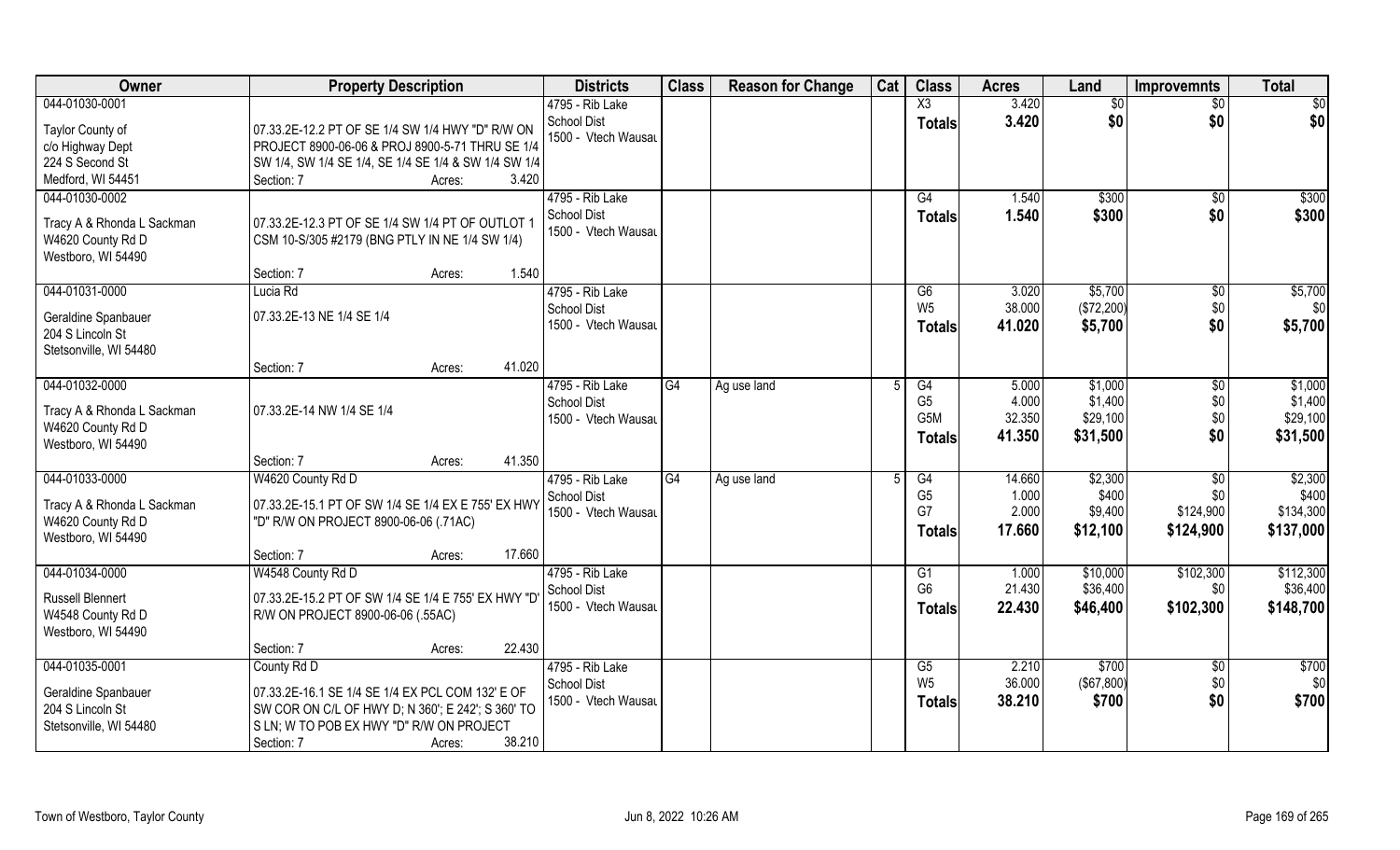| Owner | Property Description | Districts | Class | Reason for Change | Cat | Class | Acres | Land | Improvemnts | Total |
|---|---|---|---|---|---|---|---|---|---|---|
| 044-01030-0001<br><br>Taylor County of<br>c/o Highway Dept<br>224 S Second St<br>Medford, WI 54451 | 07.33.2E-12.2 PT OF SE 1/4 SW 1/4 HWY "D" R/W ON PROJECT 8900-06-06 & PROJ 8900-5-71 THRU SE 1/4 SW 1/4, SW 1/4 SE 1/4, SE 1/4 SE 1/4 & SW 1/4 SW 1/4<br>Section: 7 Acres: 3.420 | 4795 - Rib Lake School Dist<br>1500 - Vtech Wausau | | | | X3<br>**Totals** | 3.420<br>**3.420** | $0<br>**$0** | $0<br>**$0** | $0<br>**$0** |
| 044-01030-0002<br><br>Tracy A & Rhonda L Sackman<br>W4620 County Rd D<br>Westboro, WI 54490 | 07.33.2E-12.3 PT OF SE 1/4 SW 1/4 PT OF OUTLOT 1 CSM 10-S/305 #2179 (BNG PTLY IN NE 1/4 SW 1/4)<br>Section: 7 Acres: 1.540 | 4795 - Rib Lake School Dist<br>1500 - Vtech Wausau | | | | G4<br>**Totals** | 1.540<br>**1.540** | $300<br>**$300** | $0<br>**$0** | $300<br>**$300** |
| 044-01031-0000<br><br>Geraldine Spanbauer<br>204 S Lincoln St<br>Stetsonville, WI 54480 | Lucia Rd<br>07.33.2E-13 NE 1/4 SE 1/4<br>Section: 7 Acres: 41.020 | 4795 - Rib Lake School Dist<br>1500 - Vtech Wausau | | | | G6<br>W5<br>**Totals** | 3.020<br>38.000<br>**41.020** | $5,700<br>($72,200)<br>**$5,700** | $0<br>$0<br>**$0** | $5,700<br>$0<br>**$5,700** |
| 044-01032-0000<br><br>Tracy A & Rhonda L Sackman<br>W4620 County Rd D<br>Westboro, WI 54490 | 07.33.2E-14 NW 1/4 SE 1/4<br>Section: 7 Acres: 41.350 | 4795 - Rib Lake School Dist<br>1500 - Vtech Wausau | G4 | Ag use land | 5 | G4<br>G5<br>G5M<br>**Totals** | 5.000<br>4.000<br>32.350<br>**41.350** | $1,000<br>$1,400<br>$29,100<br>**$31,500** | $0<br>$0<br>$0<br>**$0** | $1,000<br>$1,400<br>$29,100<br>**$31,500** |
| 044-01033-0000<br><br>Tracy A & Rhonda L Sackman<br>W4620 County Rd D<br>Westboro, WI 54490 | W4620 County Rd D<br>07.33.2E-15.1 PT OF SW 1/4 SE 1/4 EX E 755' EX HWY "D" R/W ON PROJECT 8900-06-06 (.71AC)<br>Section: 7 Acres: 17.660 | 4795 - Rib Lake School Dist<br>1500 - Vtech Wausau | G4 | Ag use land | 5 | G4<br>G5<br>G7<br>**Totals** | 14.660<br>1.000<br>2.000<br>**17.660** | $2,300<br>$400<br>$9,400<br>**$12,100** | $0<br>$0<br>$124,900<br>**$124,900** | $2,300<br>$400<br>$134,300<br>**$137,000** |
| 044-01034-0000<br><br>Russell Blennert<br>W4548 County Rd D<br>Westboro, WI 54490 | W4548 County Rd D<br>07.33.2E-15.2 PT OF SW 1/4 SE 1/4 E 755' EX HWY "D" R/W ON PROJECT 8900-06-06 (.55AC)<br>Section: 7 Acres: 22.430 | 4795 - Rib Lake School Dist<br>1500 - Vtech Wausau | | | | G1<br>G6<br>**Totals** | 1.000<br>21.430<br>**22.430** | $10,000<br>$36,400<br>**$46,400** | $102,300<br>$0<br>**$102,300** | $112,300<br>$36,400<br>**$148,700** |
| 044-01035-0001<br><br>Geraldine Spanbauer<br>204 S Lincoln St<br>Stetsonville, WI 54480 | County Rd D<br>07.33.2E-16.1 SE 1/4 SE 1/4 EX PCL COM 132' E OF SW COR ON C/L OF HWY D; N 360'; E 242'; S 360' TO S LN; W TO POB EX HWY "D" R/W ON PROJECT<br>Section: 7 Acres: 38.210 | 4795 - Rib Lake School Dist<br>1500 - Vtech Wausau | | | | G5<br>W5<br>**Totals** | 2.210<br>36.000<br>**38.210** | $700<br>($67,800)<br>**$700** | $0<br>$0<br>**$0** | $700<br>$0<br>**$700** |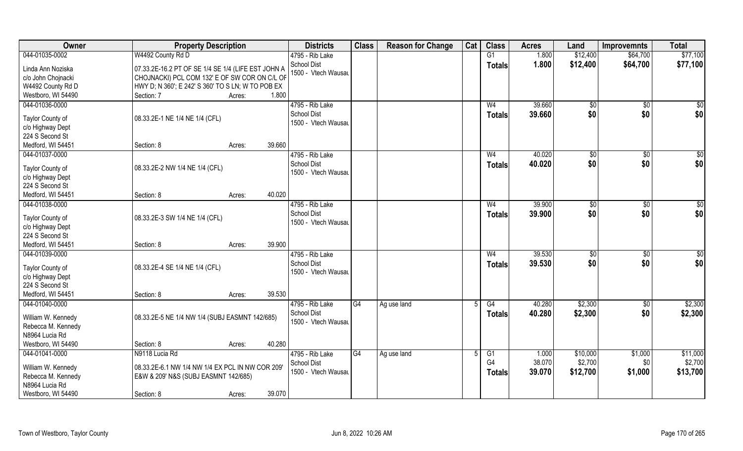| Owner | Property Description | Districts | Class | Reason for Change | Cat | Class | Acres | Land | Improvemnts | Total |
|---|---|---|---|---|---|---|---|---|---|---|
| 044-01035-0002 | W4492 County Rd D | 4795 - Rib Lake | | | | G1 | 1.800 | $12,400 | $64,700 | $77,100 |
| Linda Ann Noziska<br>c/o John Chojnacki<br>W4492 County Rd D<br>Westboro, WI 54490 | 07.33.2E-16.2 PT OF SE 1/4 SE 1/4 (LIFE EST JOHN A CHOJNACKI) PCL COM 132' E OF SW COR ON C/L OF HWY D; N 360'; E 242' S 360' TO S LN; W TO POB EX<br>Section: 7 Acres: 1.800 | School Dist<br>1500 - Vtech Wausau | | | | Totals | 1.800 | $12,400 | $64,700 | $77,100 |
| 044-01036-0000 | | 4795 - Rib Lake | | | | W4 | 39.660 | $0 | $0 | $0 |
| Taylor County of<br>c/o Highway Dept<br>224 S Second St<br>Medford, WI 54451 | 08.33.2E-1 NE 1/4 NE 1/4 (CFL)<br>Section: 8 Acres: 39.660 | School Dist<br>1500 - Vtech Wausau | | | | Totals | 39.660 | $0 | $0 | $0 |
| 044-01037-0000 | | 4795 - Rib Lake | | | | W4 | 40.020 | $0 | $0 | $0 |
| Taylor County of<br>c/o Highway Dept<br>224 S Second St<br>Medford, WI 54451 | 08.33.2E-2 NW 1/4 NE 1/4 (CFL)<br>Section: 8 Acres: 40.020 | School Dist<br>1500 - Vtech Wausau | | | | Totals | 40.020 | $0 | $0 | $0 |
| 044-01038-0000 | | 4795 - Rib Lake | | | | W4 | 39.900 | $0 | $0 | $0 |
| Taylor County of<br>c/o Highway Dept<br>224 S Second St<br>Medford, WI 54451 | 08.33.2E-3 SW 1/4 NE 1/4 (CFL)<br>Section: 8 Acres: 39.900 | School Dist<br>1500 - Vtech Wausau | | | | Totals | 39.900 | $0 | $0 | $0 |
| 044-01039-0000 | | 4795 - Rib Lake | | | | W4 | 39.530 | $0 | $0 | $0 |
| Taylor County of<br>c/o Highway Dept<br>224 S Second St<br>Medford, WI 54451 | 08.33.2E-4 SE 1/4 NE 1/4 (CFL)<br>Section: 8 Acres: 39.530 | School Dist<br>1500 - Vtech Wausau | | | | Totals | 39.530 | $0 | $0 | $0 |
| 044-01040-0000 | | 4795 - Rib Lake | G4 | Ag use land | 5 | G4 | 40.280 | $2,300 | $0 | $2,300 |
| William W. Kennedy<br>Rebecca M. Kennedy<br>N8964 Lucia Rd<br>Westboro, WI 54490 | 08.33.2E-5 NE 1/4 NW 1/4 (SUBJ EASMNT 142/685)<br>Section: 8 Acres: 40.280 | School Dist<br>1500 - Vtech Wausau | | | | Totals | 40.280 | $2,300 | $0 | $2,300 |
| 044-01041-0000 | N9118 Lucia Rd | 4795 - Rib Lake | G4 | Ag use land | 5 | G1 | 1.000 | $10,000 | $1,000 | $11,000 |
| | | School Dist | | | | G4 | 38.070 | $2,700 | $0 | $2,700 |
| William W. Kennedy<br>Rebecca M. Kennedy<br>N8964 Lucia Rd<br>Westboro, WI 54490 | 08.33.2E-6.1 NW 1/4 NW 1/4 EX PCL IN NW COR 209' E&W & 209' N&S (SUBJ EASMNT 142/685)<br>Section: 8 Acres: 39.070 | 1500 - Vtech Wausau | | | | Totals | 39.070 | $12,700 | $1,000 | $13,700 |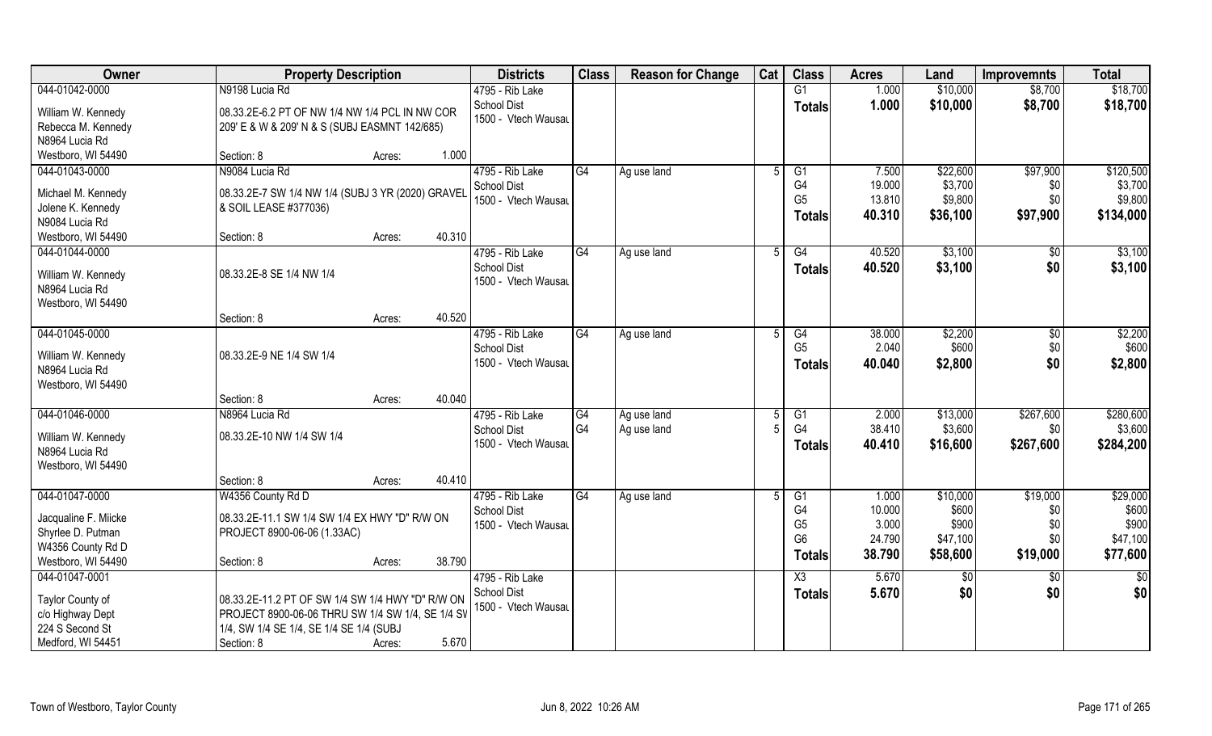| Owner | Property Description | | | Districts | Class | Reason for Change | Cat | Class | Acres | Land | Improvemnts | Total |
|---|---|---|---|---|---|---|---|---|---|---|---|---|
| 044-01042-0000 | N9198 Lucia Rd | | | 4795 - Rib Lake | | | | G1 | 1.000 | $10,000 | $8,700 | $18,700 |
| William W. Kennedy | 08.33.2E-6.2 PT OF NW 1/4 NW 1/4 PCL IN NW COR | | | School Dist | | | | **Totals** | **1.000** | **$10,000** | **$8,700** | **$18,700** |
| Rebecca M. Kennedy | 209' E & W & 209' N & S (SUBJ EASMNT 142/685) | | | 1500 - Vtech Wausau | | | | | | | | |
| N8964 Lucia Rd | | | | | | | | | | | | |
| Westboro, WI 54490 | Section: 8 | Acres: | 1.000 | | | | | | | | | |
| 044-01043-0000 | N9084 Lucia Rd | | | 4795 - Rib Lake | G4 | Ag use land | 5 | G1 | 7.500 | $22,600 | $97,900 | $120,500 |
| Michael M. Kennedy | 08.33.2E-7 SW 1/4 NW 1/4 (SUBJ 3 YR (2020) GRAVEL | | | School Dist | | | | G4 | 19.000 | $3,700 | $0 | $3,700 |
| Jolene K. Kennedy | & SOIL LEASE #377036) | | | 1500 - Vtech Wausau | | | | G5 | 13.810 | $9,800 | $0 | $9,800 |
| N9084 Lucia Rd | | | | | | | | **Totals** | **40.310** | **$36,100** | **$97,900** | **$134,000** |
| Westboro, WI 54490 | Section: 8 | Acres: | 40.310 | | | | | | | | | |
| 044-01044-0000 | | | | 4795 - Rib Lake | G4 | Ag use land | 5 | G4 | 40.520 | $3,100 | $0 | $3,100 |
| William W. Kennedy | 08.33.2E-8 SE 1/4 NW 1/4 | | | School Dist | | | | **Totals** | **40.520** | **$3,100** | **$0** | **$3,100** |
| N8964 Lucia Rd | | | | 1500 - Vtech Wausau | | | | | | | | |
| Westboro, WI 54490 | | | | | | | | | | | | |
| | Section: 8 | Acres: | 40.520 | | | | | | | | | |
| 044-01045-0000 | | | | 4795 - Rib Lake | G4 | Ag use land | 5 | G4 | 38.000 | $2,200 | $0 | $2,200 |
| William W. Kennedy | 08.33.2E-9 NE 1/4 SW 1/4 | | | School Dist | | | | G5 | 2.040 | $600 | $0 | $600 |
| N8964 Lucia Rd | | | | 1500 - Vtech Wausau | | | | **Totals** | **40.040** | **$2,800** | **$0** | **$2,800** |
| Westboro, WI 54490 | | | | | | | | | | | | |
| | Section: 8 | Acres: | 40.040 | | | | | | | | | |
| 044-01046-0000 | N8964 Lucia Rd | | | 4795 - Rib Lake | G4 | Ag use land | 5 | G1 | 2.000 | $13,000 | $267,600 | $280,600 |
| William W. Kennedy | 08.33.2E-10 NW 1/4 SW 1/4 | | | School Dist | G4 | Ag use land | 5 | G4 | 38.410 | $3,600 | $0 | $3,600 |
| N8964 Lucia Rd | | | | 1500 - Vtech Wausau | | | | **Totals** | **40.410** | **$16,600** | **$267,600** | **$284,200** |
| Westboro, WI 54490 | | | | | | | | | | | | |
| | Section: 8 | Acres: | 40.410 | | | | | | | | | |
| 044-01047-0000 | W4356 County Rd D | | | 4795 - Rib Lake | G4 | Ag use land | 5 | G1 | 1.000 | $10,000 | $19,000 | $29,000 |
| Jacqualine F. Miicke | 08.33.2E-11.1 SW 1/4 SW 1/4 EX HWY "D" R/W ON | | | School Dist | | | | G4 | 10.000 | $600 | $0 | $600 |
| Shyrlee D. Putman | PROJECT 8900-06-06 (1.33AC) | | | 1500 - Vtech Wausau | | | | G5 | 3.000 | $900 | $0 | $900 |
| W4356 County Rd D | | | | | | | | G6 | 24.790 | $47,100 | $0 | $47,100 |
| Westboro, WI 54490 | Section: 8 | Acres: | 38.790 | | | | | **Totals** | **38.790** | **$58,600** | **$19,000** | **$77,600** |
| 044-01047-0001 | | | | 4795 - Rib Lake | | | | X3 | 5.670 | $0 | $0 | $0 |
| Taylor County of | 08.33.2E-11.2 PT OF SW 1/4 SW 1/4 HWY "D" R/W ON | | | School Dist | | | | **Totals** | **5.670** | **$0** | **$0** | **$0** |
| c/o Highway Dept | PROJECT 8900-06-06 THRU SW 1/4 SW 1/4, SE 1/4 SV | | | 1500 - Vtech Wausau | | | | | | | | |
| 224 S Second St | 1/4, SW 1/4 SE 1/4, SE 1/4 SE 1/4 (SUBJ | | | | | | | | | | | |
| Medford, WI 54451 | Section: 8 | Acres: | 5.670 | | | | | | | | | |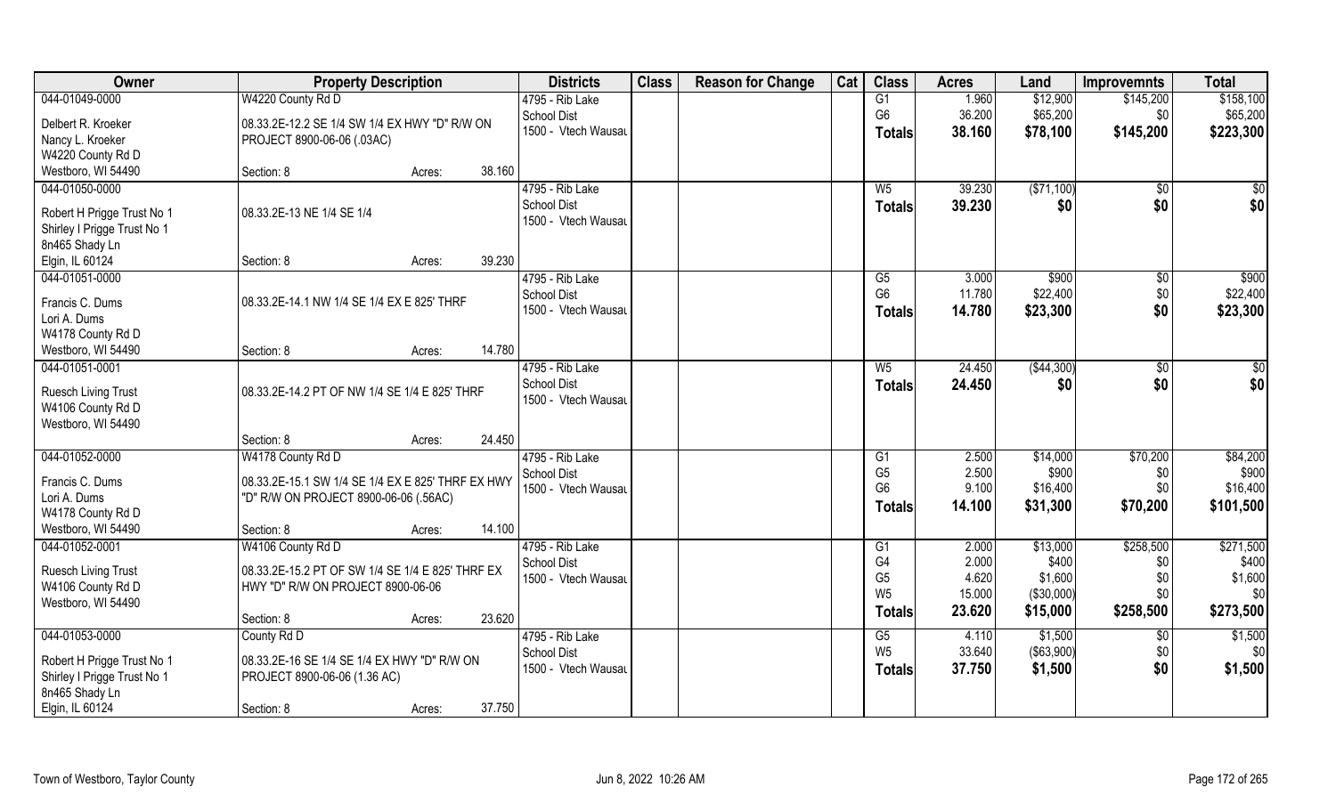| Owner | Property Description | | Districts | Class | Reason for Change | Cat | Class | Acres | Land | Improvemnts | Total |
|---|---|---|---|---|---|---|---|---|---|---|---|
| 044-01049-0000 | W4220 County Rd D | | 4795 - Rib Lake | | | | G1 | 1.960 | $12,900 | $145,200 | $158,100 |
| Delbert R. Kroeker | 08.33.2E-12.2 SE 1/4 SW 1/4 EX HWY "D" R/W ON | | School Dist | | | | G6 | 36.200 | $65,200 | $0 | $65,200 |
| Nancy L. Kroeker | PROJECT 8900-06-06 (.03AC) | | 1500 - Vtech Wausau | | | | **Totals** | **38.160** | **$78,100** | **$145,200** | **$223,300** |
| W4220 County Rd D | | | | | | | | | | | |
| Westboro, WI 54490 | Section: 8 | Acres: 38.160 | | | | | | | | | |
| 044-01050-0000 | | | 4795 - Rib Lake | | | | W5 | 39.230 | ($71,100) | $0 | $0 |
| Robert H Prigge Trust No 1 | 08.33.2E-13 NE 1/4 SE 1/4 | | School Dist | | | | **Totals** | **39.230** | **$0** | **$0** | **$0** |
| Shirley I Prigge Trust No 1 | | | 1500 - Vtech Wausau | | | | | | | | |
| 8n465 Shady Ln | | | | | | | | | | | |
| Elgin, IL 60124 | Section: 8 | Acres: 39.230 | | | | | | | | | |
| 044-01051-0000 | | | 4795 - Rib Lake | | | | G5 | 3.000 | $900 | $0 | $900 |
| Francis C. Dums | 08.33.2E-14.1 NW 1/4 SE 1/4 EX E 825' THRF | | School Dist | | | | G6 | 11.780 | $22,400 | $0 | $22,400 |
| Lori A. Dums | | | 1500 - Vtech Wausau | | | | **Totals** | **14.780** | **$23,300** | **$0** | **$23,300** |
| W4178 County Rd D | | | | | | | | | | | |
| Westboro, WI 54490 | Section: 8 | Acres: 14.780 | | | | | | | | | |
| 044-01051-0001 | | | 4795 - Rib Lake | | | | W5 | 24.450 | ($44,300) | $0 | $0 |
| Ruesch Living Trust | 08.33.2E-14.2 PT OF NW 1/4 SE 1/4 E 825' THRF | | School Dist | | | | **Totals** | **24.450** | **$0** | **$0** | **$0** |
| W4106 County Rd D | | | 1500 - Vtech Wausau | | | | | | | | |
| Westboro, WI 54490 | | | | | | | | | | | |
| | Section: 8 | Acres: 24.450 | | | | | | | | | |
| 044-01052-0000 | W4178 County Rd D | | 4795 - Rib Lake | | | | G1 | 2.500 | $14,000 | $70,200 | $84,200 |
| Francis C. Dums | 08.33.2E-15.1 SW 1/4 SE 1/4 EX E 825' THRF EX HWY | | School Dist | | | | G5 | 2.500 | $900 | $0 | $900 |
| Lori A. Dums | "D" R/W ON PROJECT 8900-06-06 (.56AC) | | 1500 - Vtech Wausau | | | | G6 | 9.100 | $16,400 | $0 | $16,400 |
| W4178 County Rd D | | | | | | | **Totals** | **14.100** | **$31,300** | **$70,200** | **$101,500** |
| Westboro, WI 54490 | Section: 8 | Acres: 14.100 | | | | | | | | | |
| 044-01052-0001 | W4106 County Rd D | | 4795 - Rib Lake | | | | G1 | 2.000 | $13,000 | $258,500 | $271,500 |
| Ruesch Living Trust | 08.33.2E-15.2 PT OF SW 1/4 SE 1/4 E 825' THRF EX | | School Dist | | | | G4 | 2.000 | $400 | $0 | $400 |
| W4106 County Rd D | HWY "D" R/W ON PROJECT 8900-06-06 | | 1500 - Vtech Wausau | | | | G5 | 4.620 | $1,600 | $0 | $1,600 |
| Westboro, WI 54490 | | | | | | | W5 | 15.000 | ($30,000) | $0 | $0 |
| | Section: 8 | Acres: 23.620 | | | | | **Totals** | **23.620** | **$15,000** | **$258,500** | **$273,500** |
| 044-01053-0000 | County Rd D | | 4795 - Rib Lake | | | | G5 | 4.110 | $1,500 | $0 | $1,500 |
| Robert H Prigge Trust No 1 | 08.33.2E-16 SE 1/4 SE 1/4 EX HWY "D" R/W ON | | School Dist | | | | W5 | 33.640 | ($63,900) | $0 | $0 |
| Shirley I Prigge Trust No 1 | PROJECT 8900-06-06 (1.36 AC) | | 1500 - Vtech Wausau | | | | **Totals** | **37.750** | **$1,500** | **$0** | **$1,500** |
| 8n465 Shady Ln | | | | | | | | | | | |
| Elgin, IL 60124 | Section: 8 | Acres: 37.750 | | | | | | | | | |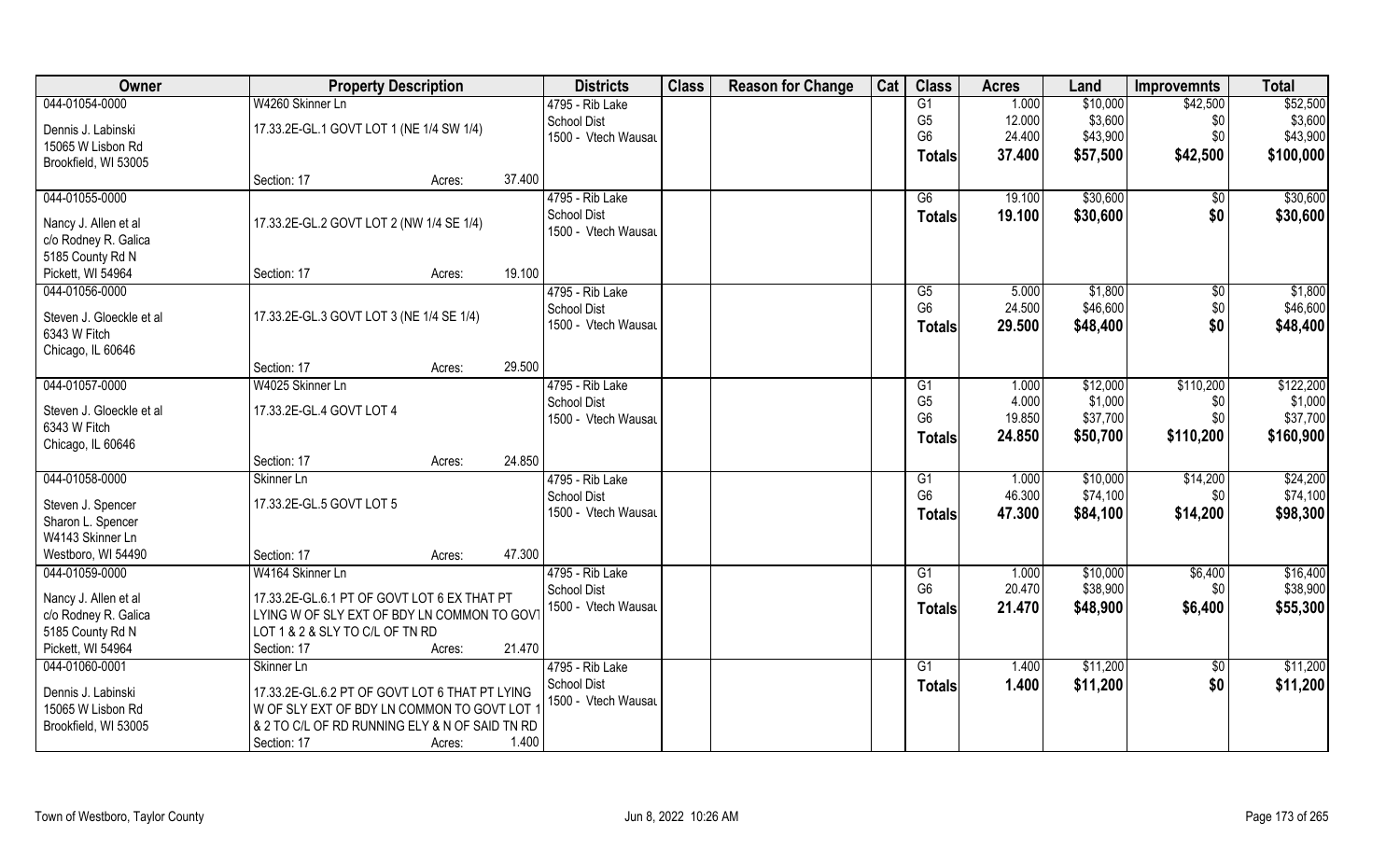| Owner | Property Description | | Districts | Class | Reason for Change | Cat | Class | Acres | Land | Improvemnts | Total |
|---|---|---|---|---|---|---|---|---|---|---|---|
| 044-01054-0000 | W4260 Skinner Ln | | 4795 - Rib Lake | | | | G1 | 1.000 | $10,000 | $42,500 | $52,500 |
| Dennis J. Labinski | 17.33.2E-GL.1 GOVT LOT 1 (NE 1/4 SW 1/4) | | School Dist | | | | G5 | 12.000 | $3,600 | $0 | $3,600 |
| 15065 W Lisbon Rd | | | 1500 - Vtech Wausau | | | | G6 | 24.400 | $43,900 | $0 | $43,900 |
| Brookfield, WI 53005 | | | | | | | Totals | 37.400 | $57,500 | $42,500 | $100,000 |
| | Section: 17 | Acres: 37.400 | | | | | | | | | |
| 044-01055-0000 | | | 4795 - Rib Lake | | | | G6 | 19.100 | $30,600 | $0 | $30,600 |
| Nancy J. Allen et al | 17.33.2E-GL.2 GOVT LOT 2 (NW 1/4 SE 1/4) | | School Dist | | | | Totals | 19.100 | $30,600 | $0 | $30,600 |
| c/o Rodney R. Galica | | | 1500 - Vtech Wausau | | | | | | | | |
| 5185 County Rd N | | | | | | | | | | | |
| Pickett, WI 54964 | Section: 17 | Acres: 19.100 | | | | | | | | | |
| 044-01056-0000 | | | 4795 - Rib Lake | | | | G5 | 5.000 | $1,800 | $0 | $1,800 |
| Steven J. Gloeckle et al | 17.33.2E-GL.3 GOVT LOT 3 (NE 1/4 SE 1/4) | | School Dist | | | | G6 | 24.500 | $46,600 | $0 | $46,600 |
| 6343 W Fitch | | | 1500 - Vtech Wausau | | | | Totals | 29.500 | $48,400 | $0 | $48,400 |
| Chicago, IL 60646 | | | | | | | | | | | |
| | Section: 17 | Acres: 29.500 | | | | | | | | | |
| 044-01057-0000 | W4025 Skinner Ln | | 4795 - Rib Lake | | | | G1 | 1.000 | $12,000 | $110,200 | $122,200 |
| Steven J. Gloeckle et al | 17.33.2E-GL.4 GOVT LOT 4 | | School Dist | | | | G5 | 4.000 | $1,000 | $0 | $1,000 |
| 6343 W Fitch | | | 1500 - Vtech Wausau | | | | G6 | 19.850 | $37,700 | $0 | $37,700 |
| Chicago, IL 60646 | | | | | | | Totals | 24.850 | $50,700 | $110,200 | $160,900 |
| | Section: 17 | Acres: 24.850 | | | | | | | | | |
| 044-01058-0000 | Skinner Ln | | 4795 - Rib Lake | | | | G1 | 1.000 | $10,000 | $14,200 | $24,200 |
| Steven J. Spencer | 17.33.2E-GL.5 GOVT LOT 5 | | School Dist | | | | G6 | 46.300 | $74,100 | $0 | $74,100 |
| Sharon L. Spencer | | | 1500 - Vtech Wausau | | | | Totals | 47.300 | $84,100 | $14,200 | $98,300 |
| W4143 Skinner Ln | | | | | | | | | | | |
| Westboro, WI 54490 | Section: 17 | Acres: 47.300 | | | | | | | | | |
| 044-01059-0000 | W4164 Skinner Ln | | 4795 - Rib Lake | | | | G1 | 1.000 | $10,000 | $6,400 | $16,400 |
| Nancy J. Allen et al | 17.33.2E-GL.6.1 PT OF GOVT LOT 6 EX THAT PT | | School Dist | | | | G6 | 20.470 | $38,900 | $0 | $38,900 |
| c/o Rodney R. Galica | LYING W OF SLY EXT OF BDY LN COMMON TO GOVT | | 1500 - Vtech Wausau | | | | Totals | 21.470 | $48,900 | $6,400 | $55,300 |
| 5185 County Rd N | LOT 1 & 2 & SLY TO C/L OF TN RD | | | | | | | | | | |
| Pickett, WI 54964 | Section: 17 | Acres: 21.470 | | | | | | | | | |
| 044-01060-0001 | Skinner Ln | | 4795 - Rib Lake | | | | G1 | 1.400 | $11,200 | $0 | $11,200 |
| Dennis J. Labinski | 17.33.2E-GL.6.2 PT OF GOVT LOT 6 THAT PT LYING | | School Dist | | | | Totals | 1.400 | $11,200 | $0 | $11,200 |
| 15065 W Lisbon Rd | W OF SLY EXT OF BDY LN COMMON TO GOVT LOT 1 | | 1500 - Vtech Wausau | | | | | | | | |
| Brookfield, WI 53005 | & 2 TO C/L OF RD RUNNING ELY & N OF SAID TN RD | | | | | | | | | | |
| | Section: 17 | Acres: 1.400 | | | | | | | | | |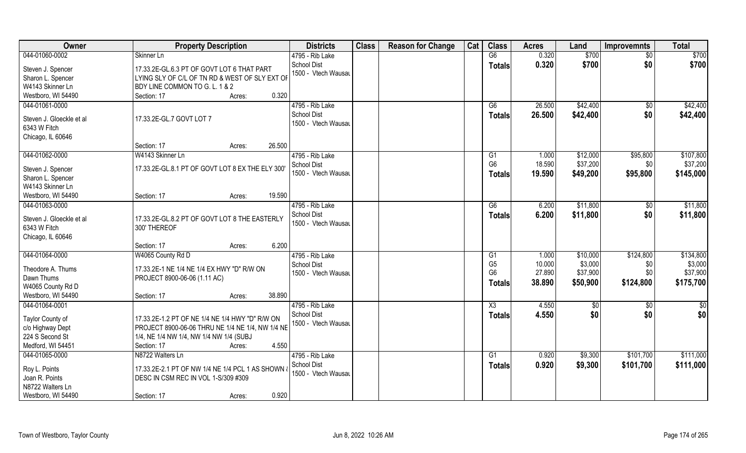| Owner | Property Description | | Districts | Class | Reason for Change | Cat | Class | Acres | Land | Improvemnts | Total |
|---|---|---|---|---|---|---|---|---|---|---|---|
| 044-01060-0002 | Skinner Ln | | 4795 - Rib Lake | | | | G6 | 0.320 | $700 | $0 | $700 |
| Steven J. Spencer | 17.33.2E-GL.6.3 PT OF GOVT LOT 6 THAT PART | | School Dist | | | | Totals | 0.320 | $700 | $0 | $700 |
| Sharon L. Spencer | LYING SLY OF C/L OF TN RD & WEST OF SLY EXT OF | | 1500 - Vtech Wausau | | | | | | | | |
| W4143 Skinner Ln | BDY LINE COMMON TO G. L. 1 & 2 | | | | | | | | | | |
| Westboro, WI 54490 | Section: 17 | Acres: 0.320 | | | | | | | | | |
| 044-01061-0000 | | | 4795 - Rib Lake | | | | G6 | 26.500 | $42,400 | $0 | $42,400 |
| Steven J. Gloeckle et al | 17.33.2E-GL.7 GOVT LOT 7 | | School Dist | | | | Totals | 26.500 | $42,400 | $0 | $42,400 |
| 6343 W Fitch | | | 1500 - Vtech Wausau | | | | | | | | |
| Chicago, IL 60646 | | | | | | | | | | | |
| | Section: 17 | Acres: 26.500 | | | | | | | | | |
| 044-01062-0000 | W4143 Skinner Ln | | 4795 - Rib Lake | | | | G1 | 1.000 | $12,000 | $95,800 | $107,800 |
| Steven J. Spencer | 17.33.2E-GL.8.1 PT OF GOVT LOT 8 EX THE ELY 300' | | School Dist | | | | G6 | 18.590 | $37,200 | $0 | $37,200 |
| Sharon L. Spencer | | | 1500 - Vtech Wausau | | | | Totals | 19.590 | $49,200 | $95,800 | $145,000 |
| W4143 Skinner Ln | | | | | | | | | | | |
| Westboro, WI 54490 | Section: 17 | Acres: 19.590 | | | | | | | | | |
| 044-01063-0000 | | | 4795 - Rib Lake | | | | G6 | 6.200 | $11,800 | $0 | $11,800 |
| Steven J. Gloeckle et al | 17.33.2E-GL.8.2 PT OF GOVT LOT 8 THE EASTERLY | | School Dist | | | | Totals | 6.200 | $11,800 | $0 | $11,800 |
| 6343 W Fitch | 300' THEREOF | | 1500 - Vtech Wausau | | | | | | | | |
| Chicago, IL 60646 | | | | | | | | | | | |
| | Section: 17 | Acres: 6.200 | | | | | | | | | |
| 044-01064-0000 | W4065 County Rd D | | 4795 - Rib Lake | | | | G1 | 1.000 | $10,000 | $124,800 | $134,800 |
| Theodore A. Thums | 17.33.2E-1 NE 1/4 NE 1/4 EX HWY "D" R/W ON | | School Dist | | | | G5 | 10.000 | $3,000 | $0 | $3,000 |
| Dawn Thums | PROJECT 8900-06-06 (1.11 AC) | | 1500 - Vtech Wausau | | | | G6 | 27.890 | $37,900 | $0 | $37,900 |
| W4065 County Rd D | | | | | | | Totals | 38.890 | $50,900 | $124,800 | $175,700 |
| Westboro, WI 54490 | Section: 17 | Acres: 38.890 | | | | | | | | | |
| 044-01064-0001 | | | 4795 - Rib Lake | | | | X3 | 4.550 | $0 | $0 | $0 |
| Taylor County of | 17.33.2E-1.2 PT OF NE 1/4 NE 1/4 HWY "D" R/W ON | | School Dist | | | | Totals | 4.550 | $0 | $0 | $0 |
| c/o Highway Dept | PROJECT 8900-06-06 THRU NE 1/4 NE 1/4, NW 1/4 NE | | 1500 - Vtech Wausau | | | | | | | | |
| 224 S Second St | 1/4, NE 1/4 NW 1/4, NW 1/4 NW 1/4 (SUBJ | | | | | | | | | | |
| Medford, WI 54451 | Section: 17 | Acres: 4.550 | | | | | | | | | |
| 044-01065-0000 | N8722 Walters Ln | | 4795 - Rib Lake | | | | G1 | 0.920 | $9,300 | $101,700 | $111,000 |
| Roy L. Points | 17.33.2E-2.1 PT OF NW 1/4 NE 1/4 PCL 1 AS SHOWN & | | School Dist | | | | Totals | 0.920 | $9,300 | $101,700 | $111,000 |
| Joan R. Points | DESC IN CSM REC IN VOL 1-S/309 #309 | | 1500 - Vtech Wausau | | | | | | | | |
| N8722 Walters Ln | | | | | | | | | | | |
| Westboro, WI 54490 | Section: 17 | Acres: 0.920 | | | | | | | | | |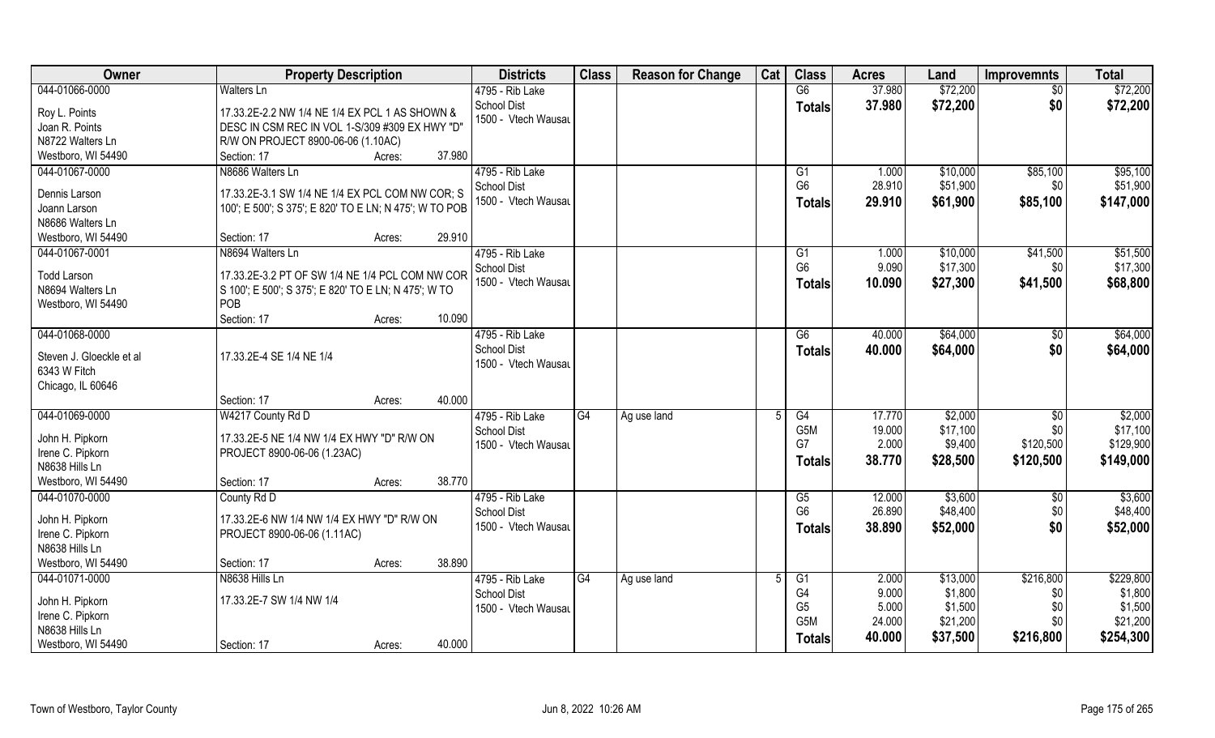| Owner | Property Description | Districts | Class | Reason for Change | Cat | Class | Acres | Land | Improvemnts | Total |
|---|---|---|---|---|---|---|---|---|---|---|
| 044-01066-0000 | Walters Ln | 4795 - Rib Lake | | | | G6 | 37.980 | $72,200 | $0 | $72,200 |
| Roy L. Points | 17.33.2E-2.2 NW 1/4 NE 1/4 EX PCL 1 AS SHOWN & | School Dist | | | | **Totals** | **37.980** | **$72,200** | **$0** | **$72,200** |
| Joan R. Points | DESC IN CSM REC IN VOL 1-S/309 #309 EX HWY "D" | 1500 - Vtech Wausau | | | | | | | | |
| N8722 Walters Ln | R/W ON PROJECT 8900-06-06 (1.10AC) | | | | | | | | | |
| Westboro, WI 54490 | Section: 17 Acres: 37.980 | | | | | | | | | |
| 044-01067-0000 | N8686 Walters Ln | 4795 - Rib Lake | | | | G1 | 1.000 | $10,000 | $85,100 | $95,100 |
| Dennis Larson | 17.33.2E-3.1 SW 1/4 NE 1/4 EX PCL COM NW COR; S | School Dist | | | | G6 | 28.910 | $51,900 | $0 | $51,900 |
| Joann Larson | 100'; E 500'; S 375'; E 820' TO E LN; N 475'; W TO POB | 1500 - Vtech Wausau | | | | **Totals** | **29.910** | **$61,900** | **$85,100** | **$147,000** |
| N8686 Walters Ln | | | | | | | | | | |
| Westboro, WI 54490 | Section: 17 Acres: 29.910 | | | | | | | | | |
| 044-01067-0001 | N8694 Walters Ln | 4795 - Rib Lake | | | | G1 | 1.000 | $10,000 | $41,500 | $51,500 |
| Todd Larson | 17.33.2E-3.2 PT OF SW 1/4 NE 1/4 PCL COM NW COR | School Dist | | | | G6 | 9.090 | $17,300 | $0 | $17,300 |
| N8694 Walters Ln | S 100'; E 500'; S 375'; E 820' TO E LN; N 475'; W TO | 1500 - Vtech Wausau | | | | **Totals** | **10.090** | **$27,300** | **$41,500** | **$68,800** |
| Westboro, WI 54490 | POB | | | | | | | | | |
| | Section: 17 Acres: 10.090 | | | | | | | | | |
| 044-01068-0000 | | 4795 - Rib Lake | | | | G6 | 40.000 | $64,000 | $0 | $64,000 |
| Steven J. Gloeckle et al | 17.33.2E-4 SE 1/4 NE 1/4 | School Dist | | | | **Totals** | **40.000** | **$64,000** | **$0** | **$64,000** |
| 6343 W Fitch | | 1500 - Vtech Wausau | | | | | | | | |
| Chicago, IL 60646 | | | | | | | | | | |
| | Section: 17 Acres: 40.000 | | | | | | | | | |
| 044-01069-0000 | W4217 County Rd D | 4795 - Rib Lake | G4 | Ag use land | 5 | G4 | 17.770 | $2,000 | $0 | $2,000 |
| John H. Pipkorn | 17.33.2E-5 NE 1/4 NW 1/4 EX HWY "D" R/W ON | School Dist | | | | G5M | 19.000 | $17,100 | $0 | $17,100 |
| Irene C. Pipkorn | PROJECT 8900-06-06 (1.23AC) | 1500 - Vtech Wausau | | | | G7 | 2.000 | $9,400 | $120,500 | $129,900 |
| N8638 Hills Ln | | | | | | **Totals** | **38.770** | **$28,500** | **$120,500** | **$149,000** |
| Westboro, WI 54490 | Section: 17 Acres: 38.770 | | | | | | | | | |
| 044-01070-0000 | County Rd D | 4795 - Rib Lake | | | | G5 | 12.000 | $3,600 | $0 | $3,600 |
| John H. Pipkorn | 17.33.2E-6 NW 1/4 NW 1/4 EX HWY "D" R/W ON | School Dist | | | | G6 | 26.890 | $48,400 | $0 | $48,400 |
| Irene C. Pipkorn | PROJECT 8900-06-06 (1.11AC) | 1500 - Vtech Wausau | | | | **Totals** | **38.890** | **$52,000** | **$0** | **$52,000** |
| N8638 Hills Ln | | | | | | | | | | |
| Westboro, WI 54490 | Section: 17 Acres: 38.890 | | | | | | | | | |
| 044-01071-0000 | N8638 Hills Ln | 4795 - Rib Lake | G4 | Ag use land | 5 | G1 | 2.000 | $13,000 | $216,800 | $229,800 |
| John H. Pipkorn | 17.33.2E-7 SW 1/4 NW 1/4 | School Dist | | | | G4 | 9.000 | $1,800 | $0 | $1,800 |
| Irene C. Pipkorn | | 1500 - Vtech Wausau | | | | G5 | 5.000 | $1,500 | $0 | $1,500 |
| N8638 Hills Ln | | | | | | G5M | 24.000 | $21,200 | $0 | $21,200 |
| Westboro, WI 54490 | Section: 17 Acres: 40.000 | | | | | **Totals** | **40.000** | **$37,500** | **$216,800** | **$254,300** |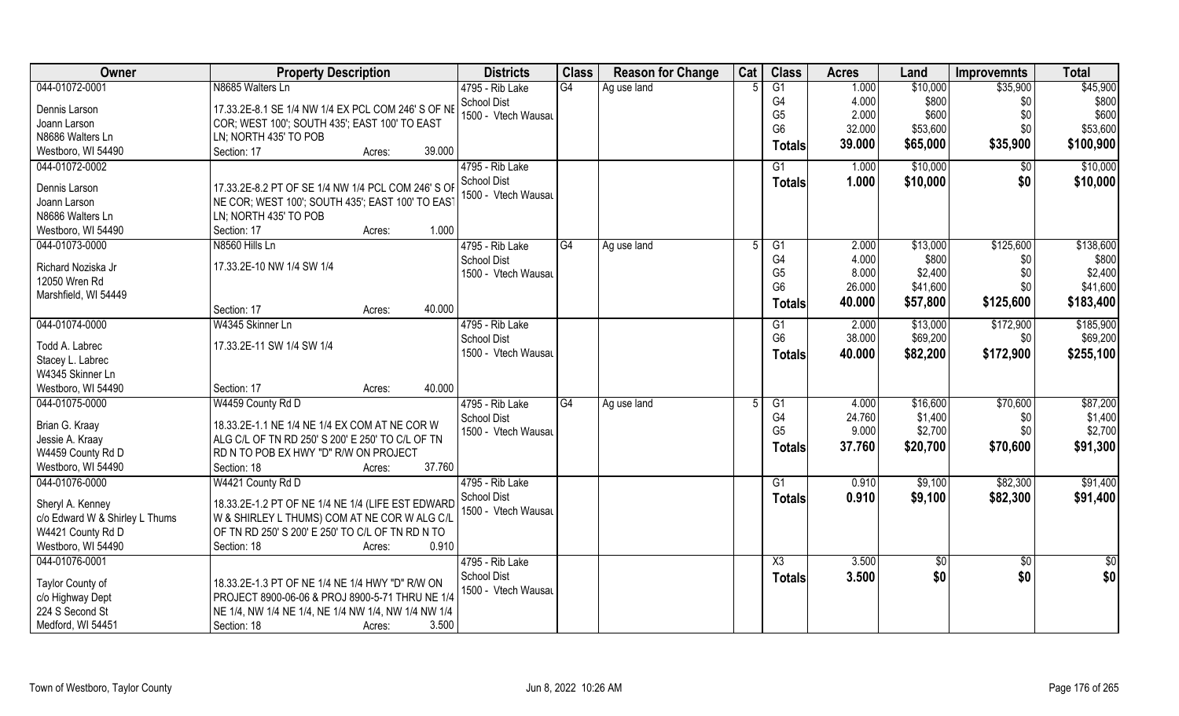| Owner | Property Description | Districts | Class | Reason for Change | Cat | Class | Acres | Land | Improvemnts | Total |
|---|---|---|---|---|---|---|---|---|---|---|
| 044-01072-0001 | N8685 Walters Ln | 4795 - Rib Lake | G4 | Ag use land | 5 | G1 | 1.000 | $10,000 | $35,900 | $45,900 |
| Dennis Larson | 17.33.2E-8.1 SE 1/4 NW 1/4 EX PCL COM 246' S OF NE | School Dist | | | | G4 | 4.000 | $800 | $0 | $800 |
| Joann Larson | COR; WEST 100'; SOUTH 435'; EAST 100' TO EAST | 1500 - Vtech Wausau | | | | G5 | 2.000 | $600 | $0 | $600 |
| N8686 Walters Ln | LN; NORTH 435' TO POB | | | | | G6 | 32.000 | $53,600 | $0 | $53,600 |
| Westboro, WI 54490 | Section: 17 Acres: 39.000 | | | | | **Totals** | **39.000** | **$65,000** | **$35,900** | **$100,900** |
| 044-01072-0002 | | 4795 - Rib Lake | | | | G1 | 1.000 | $10,000 | $0 | $10,000 |
| Dennis Larson | 17.33.2E-8.2 PT OF SE 1/4 NW 1/4 PCL COM 246' S OF | School Dist | | | | **Totals** | **1.000** | **$10,000** | **$0** | **$10,000** |
| Joann Larson | NE COR; WEST 100'; SOUTH 435'; EAST 100' TO EAST | 1500 - Vtech Wausau | | | | | | | | |
| N8686 Walters Ln | LN; NORTH 435' TO POB | | | | | | | | | |
| Westboro, WI 54490 | Section: 17 Acres: 1.000 | | | | | | | | | |
| 044-01073-0000 | N8560 Hills Ln | 4795 - Rib Lake | G4 | Ag use land | 5 | G1 | 2.000 | $13,000 | $125,600 | $138,600 |
| Richard Noziska Jr | 17.33.2E-10 NW 1/4 SW 1/4 | School Dist | | | | G4 | 4.000 | $800 | $0 | $800 |
| 12050 Wren Rd | | 1500 - Vtech Wausau | | | | G5 | 8.000 | $2,400 | $0 | $2,400 |
| Marshfield, WI 54449 | | | | | | G6 | 26.000 | $41,600 | $0 | $41,600 |
| | Section: 17 Acres: 40.000 | | | | | **Totals** | **40.000** | **$57,800** | **$125,600** | **$183,400** |
| 044-01074-0000 | W4345 Skinner Ln | 4795 - Rib Lake | | | | G1 | 2.000 | $13,000 | $172,900 | $185,900 |
| Todd A. Labrec | 17.33.2E-11 SW 1/4 SW 1/4 | School Dist | | | | G6 | 38.000 | $69,200 | $0 | $69,200 |
| Stacey L. Labrec | | 1500 - Vtech Wausau | | | | **Totals** | **40.000** | **$82,200** | **$172,900** | **$255,100** |
| W4345 Skinner Ln | | | | | | | | | | |
| Westboro, WI 54490 | Section: 17 Acres: 40.000 | | | | | | | | | |
| 044-01075-0000 | W4459 County Rd D | 4795 - Rib Lake | G4 | Ag use land | 5 | G1 | 4.000 | $16,600 | $70,600 | $87,200 |
| Brian G. Kraay | 18.33.2E-1.1 NE 1/4 NE 1/4 EX COM AT NE COR W | School Dist | | | | G4 | 24.760 | $1,400 | $0 | $1,400 |
| Jessie A. Kraay | ALG C/L OF TN RD 250' S 200' E 250' TO C/L OF TN | 1500 - Vtech Wausau | | | | G5 | 9.000 | $2,700 | $0 | $2,700 |
| W4459 County Rd D | RD N TO POB EX HWY "D" R/W ON PROJECT | | | | | **Totals** | **37.760** | **$20,700** | **$70,600** | **$91,300** |
| Westboro, WI 54490 | Section: 18 Acres: 37.760 | | | | | | | | | |
| 044-01076-0000 | W4421 County Rd D | 4795 - Rib Lake | | | | G1 | 0.910 | $9,100 | $82,300 | $91,400 |
| Sheryl A. Kenney | 18.33.2E-1.2 PT OF NE 1/4 NE 1/4 (LIFE EST EDWARD | School Dist | | | | **Totals** | **0.910** | **$9,100** | **$82,300** | **$91,400** |
| c/o Edward W & Shirley L Thums | W & SHIRLEY L THUMS) COM AT NE COR W ALG C/L | 1500 - Vtech Wausau | | | | | | | | |
| W4421 County Rd D | OF TN RD 250' S 200' E 250' TO C/L OF TN RD N TO | | | | | | | | | |
| Westboro, WI 54490 | Section: 18 Acres: 0.910 | | | | | | | | | |
| 044-01076-0001 | | 4795 - Rib Lake | | | | X3 | 3.500 | $0 | $0 | $0 |
| Taylor County of | 18.33.2E-1.3 PT OF NE 1/4 NE 1/4 HWY "D" R/W ON | School Dist | | | | **Totals** | **3.500** | **$0** | **$0** | **$0** |
| c/o Highway Dept | PROJECT 8900-06-06 & PROJ 8900-5-71 THRU NE 1/4 | 1500 - Vtech Wausau | | | | | | | | |
| 224 S Second St | NE 1/4, NW 1/4 NE 1/4, NE 1/4 NW 1/4, NW 1/4 NW 1/4 | | | | | | | | | |
| Medford, WI 54451 | Section: 18 Acres: 3.500 | | | | | | | | | |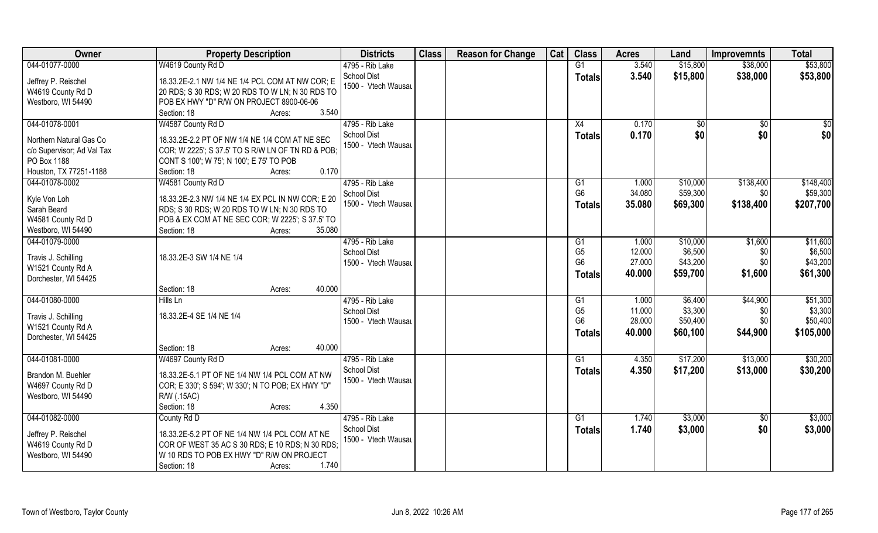| Owner | Property Description | Districts | Class | Reason for Change | Cat | Class | Acres | Land | Improvemnts | Total |
|---|---|---|---|---|---|---|---|---|---|---|
| 044-01077-0000<br><br>Jeffrey P. Reischel<br>W4619 County Rd D<br>Westboro, WI 54490 | W4619 County Rd D<br><br>18.33.2E-2.1 NW 1/4 NE 1/4 PCL COM AT NW COR; E 20 RDS; S 30 RDS; W 20 RDS TO W LN; N 30 RDS TO POB EX HWY "D" R/W ON PROJECT 8900-06-06<br>Section: 18 Acres: 3.540 | 4795 - Rib Lake School Dist<br>1500 - Vtech Wausau | | | | G1<br>**Totals** | 3.540<br>**3.540** | \$15,800<br>**\$15,800** | \$38,000<br>**\$38,000** | \$53,800<br>**\$53,800** |
| 044-01078-0001<br><br>Northern Natural Gas Co<br>c/o Supervisor; Ad Val Tax<br>PO Box 1188<br>Houston, TX 77251-1188 | W4587 County Rd D<br><br>18.33.2E-2.2 PT OF NW 1/4 NE 1/4 COM AT NE SEC COR; W 2225'; S 37.5' TO S R/W LN OF TN RD & POB; CONT S 100'; W 75'; N 100'; E 75' TO POB<br>Section: 18 Acres: 0.170 | 4795 - Rib Lake School Dist<br>1500 - Vtech Wausau | | | | X4<br>**Totals** | 0.170<br>**0.170** | \$0<br>**\$0** | \$0<br>**\$0** | \$0<br>**\$0** |
| 044-01078-0002<br><br>Kyle Von Loh<br>Sarah Beard<br>W4581 County Rd D<br>Westboro, WI 54490 | W4581 County Rd D<br><br>18.33.2E-2.3 NW 1/4 NE 1/4 EX PCL IN NW COR; E 20 RDS; S 30 RDS; W 20 RDS TO W LN; N 30 RDS TO POB & EX COM AT NE SEC COR; W 2225'; S 37.5' TO<br>Section: 18 Acres: 35.080 | 4795 - Rib Lake School Dist<br>1500 - Vtech Wausau | | | | G1<br>G6<br>**Totals** | 1.000<br>34.080<br>**35.080** | \$10,000<br>\$59,300<br>**\$69,300** | \$138,400<br>\$0<br>**\$138,400** | \$148,400<br>\$59,300<br>**\$207,700** |
| 044-01079-0000<br><br>Travis J. Schilling<br>W1521 County Rd A<br>Dorchester, WI 54425 | <br><br>18.33.2E-3 SW 1/4 NE 1/4<br><br>Section: 18 Acres: 40.000 | 4795 - Rib Lake School Dist<br>1500 - Vtech Wausau | | | | G1<br>G5<br>G6<br>**Totals** | 1.000<br>12.000<br>27.000<br>**40.000** | \$10,000<br>\$6,500<br>\$43,200<br>**\$59,700** | \$1,600<br>\$0<br>\$0<br>**\$1,600** | \$11,600<br>\$6,500<br>\$43,200<br>**\$61,300** |
| 044-01080-0000<br><br>Travis J. Schilling<br>W1521 County Rd A<br>Dorchester, WI 54425 | Hills Ln<br><br>18.33.2E-4 SE 1/4 NE 1/4<br><br>Section: 18 Acres: 40.000 | 4795 - Rib Lake School Dist<br>1500 - Vtech Wausau | | | | G1<br>G5<br>G6<br>**Totals** | 1.000<br>11.000<br>28.000<br>**40.000** | \$6,400<br>\$3,300<br>\$50,400<br>**\$60,100** | \$44,900<br>\$0<br>\$0<br>**\$44,900** | \$51,300<br>\$3,300<br>\$50,400<br>**\$105,000** |
| 044-01081-0000<br><br>Brandon M. Buehler<br>W4697 County Rd D<br>Westboro, WI 54490 | W4697 County Rd D<br><br>18.33.2E-5.1 PT OF NE 1/4 NW 1/4 PCL COM AT NW COR; E 330'; S 594'; W 330'; N TO POB; EX HWY "D" R/W (.15AC)<br>Section: 18 Acres: 4.350 | 4795 - Rib Lake School Dist<br>1500 - Vtech Wausau | | | | G1<br>**Totals** | 4.350<br>**4.350** | \$17,200<br>**\$17,200** | \$13,000<br>**\$13,000** | \$30,200<br>**\$30,200** |
| 044-01082-0000<br><br>Jeffrey P. Reischel<br>W4619 County Rd D<br>Westboro, WI 54490 | County Rd D<br><br>18.33.2E-5.2 PT OF NE 1/4 NW 1/4 PCL COM AT NE COR OF WEST 35 AC S 30 RDS; E 10 RDS; N 30 RDS; W 10 RDS TO POB EX HWY "D" R/W ON PROJECT<br>Section: 18 Acres: 1.740 | 4795 - Rib Lake School Dist<br>1500 - Vtech Wausau | | | | G1<br>**Totals** | 1.740<br>**1.740** | \$3,000<br>**\$3,000** | \$0<br>**\$0** | \$3,000<br>**\$3,000** |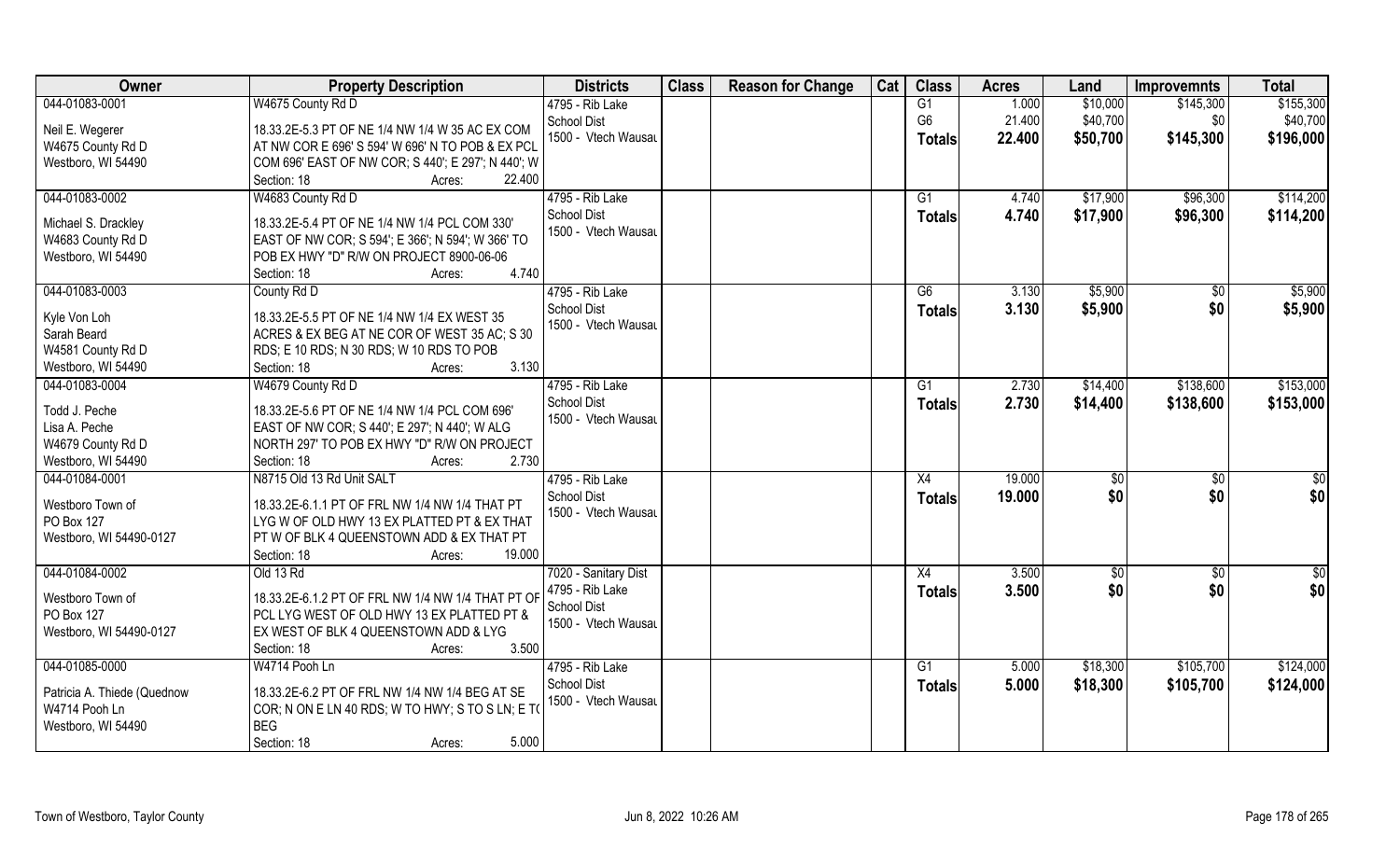| Owner | Property Description | Districts | Class | Reason for Change | Cat | Class | Acres | Land | Improvemnts | Total |
|---|---|---|---|---|---|---|---|---|---|---|
| 044-01083-0001<br><br>Neil E. Wegerer<br>W4675 County Rd D<br>Westboro, WI 54490 | W4675 County Rd D<br><br>18.33.2E-5.3 PT OF NE 1/4 NW 1/4 W 35 AC EX COM AT NW COR E 696' S 594' W 696' N TO POB & EX PCL COM 696' EAST OF NW COR; S 440'; E 297'; N 440'; W<br>Section: 18 Acres: 22.400 | 4795 - Rib Lake<br>School Dist<br>1500 - Vtech Wausau | | | | G1<br>G6<br>**Totals** | 1.000<br>21.400<br>**22.400** | \$10,000<br>\$40,700<br>**\$50,700** | \$145,300<br>\$0<br>**\$145,300** | \$155,300<br>\$40,700<br>**\$196,000** |
| 044-01083-0002<br><br>Michael S. Drackley<br>W4683 County Rd D<br>Westboro, WI 54490 | W4683 County Rd D<br><br>18.33.2E-5.4 PT OF NE 1/4 NW 1/4 PCL COM 330' EAST OF NW COR; S 594'; E 366'; N 594'; W 366' TO POB EX HWY "D" R/W ON PROJECT 8900-06-06<br>Section: 18 Acres: 4.740 | 4795 - Rib Lake<br>School Dist<br>1500 - Vtech Wausau | | | | G1<br>**Totals** | 4.740<br>**4.740** | \$17,900<br>**\$17,900** | \$96,300<br>**\$96,300** | \$114,200<br>**\$114,200** |
| 044-01083-0003<br><br>Kyle Von Loh<br>Sarah Beard<br>W4581 County Rd D<br>Westboro, WI 54490 | County Rd D<br><br>18.33.2E-5.5 PT OF NE 1/4 NW 1/4 EX WEST 35 ACRES & EX BEG AT NE COR OF WEST 35 AC; S 30 RDS; E 10 RDS; N 30 RDS; W 10 RDS TO POB<br>Section: 18 Acres: 3.130 | 4795 - Rib Lake<br>School Dist<br>1500 - Vtech Wausau | | | | G6<br>**Totals** | 3.130<br>**3.130** | \$5,900<br>**\$5,900** | \$0<br>**\$0** | \$5,900<br>**\$5,900** |
| 044-01083-0004<br><br>Todd J. Peche<br>Lisa A. Peche<br>W4679 County Rd D<br>Westboro, WI 54490 | W4679 County Rd D<br><br>18.33.2E-5.6 PT OF NE 1/4 NW 1/4 PCL COM 696' EAST OF NW COR; S 440'; E 297'; N 440'; W ALG NORTH 297' TO POB EX HWY "D" R/W ON PROJECT<br>Section: 18 Acres: 2.730 | 4795 - Rib Lake<br>School Dist<br>1500 - Vtech Wausau | | | | G1<br>**Totals** | 2.730<br>**2.730** | \$14,400<br>**\$14,400** | \$138,600<br>**\$138,600** | \$153,000<br>**\$153,000** |
| 044-01084-0001<br><br>Westboro Town of<br>PO Box 127<br>Westboro, WI 54490-0127 | N8715 Old 13 Rd Unit SALT<br><br>18.33.2E-6.1.1 PT OF FRL NW 1/4 NW 1/4 THAT PT LYG W OF OLD HWY 13 EX PLATTED PT & EX THAT PT W OF BLK 4 QUEENSTOWN ADD & EX THAT PT<br>Section: 18 Acres: 19.000 | 4795 - Rib Lake<br>School Dist<br>1500 - Vtech Wausau | | | | X4<br>**Totals** | 19.000<br>**19.000** | \$0<br>**\$0** | \$0<br>**\$0** | \$0<br>**\$0** |
| 044-01084-0002<br><br>Westboro Town of<br>PO Box 127<br>Westboro, WI 54490-0127 | Old 13 Rd<br><br>18.33.2E-6.1.2 PT OF FRL NW 1/4 NW 1/4 THAT PT OF PCL LYG WEST OF OLD HWY 13 EX PLATTED PT & EX WEST OF BLK 4 QUEENSTOWN ADD & LYG<br>Section: 18 Acres: 3.500 | 7020 - Sanitary Dist<br>4795 - Rib Lake<br>School Dist<br>1500 - Vtech Wausau | | | | X4<br>**Totals** | 3.500<br>**3.500** | \$0<br>**\$0** | \$0<br>**\$0** | \$0<br>**\$0** |
| 044-01085-0000<br><br>Patricia A. Thiede (Quednow<br>W4714 Pooh Ln<br>Westboro, WI 54490 | W4714 Pooh Ln<br><br>18.33.2E-6.2 PT OF FRL NW 1/4 NW 1/4 BEG AT SE COR; N ON E LN 40 RDS; W TO HWY; S TO S LN; E TO BEG<br>Section: 18 Acres: 5.000 | 4795 - Rib Lake<br>School Dist<br>1500 - Vtech Wausau | | | | G1<br>**Totals** | 5.000<br>**5.000** | \$18,300<br>**\$18,300** | \$105,700<br>**\$105,700** | \$124,000<br>**\$124,000** |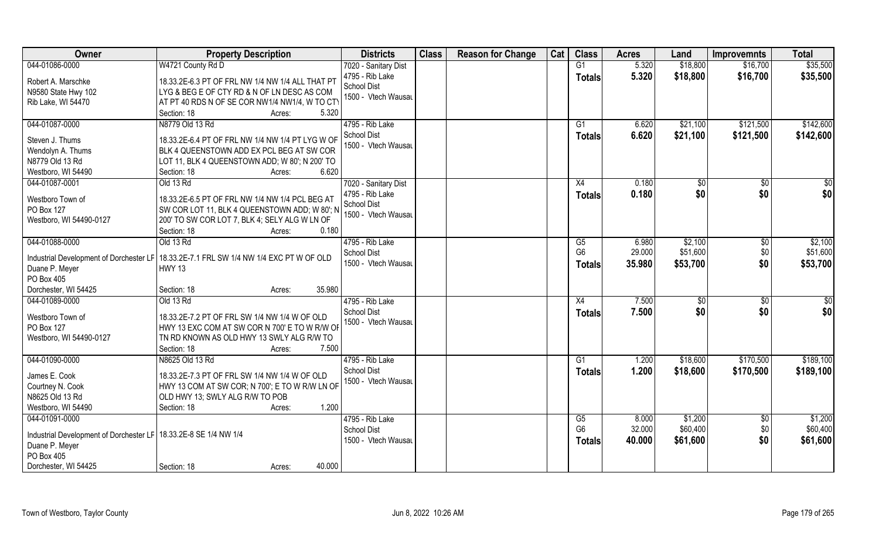| Owner | Property Description | Districts | Class | Reason for Change | Cat | Class | Acres | Land | Improvemnts | Total |
|---|---|---|---|---|---|---|---|---|---|---|
| 044-01086-0000 | W4721 County Rd D | 7020 - Sanitary Dist | | | | G1 | 5.320 | $18,800 | $16,700 | $35,500 |
| Robert A. Marschke | 18.33.2E-6.3 PT OF FRL NW 1/4 NW 1/4 ALL THAT PT | 4795 - Rib Lake | | | | Totals | 5.320 | $18,800 | $16,700 | $35,500 |
| N9580 State Hwy 102 | LYG & BEG E OF CTY RD & N OF LN DESC AS COM | School Dist | | | | | | | | |
| Rib Lake, WI 54470 | AT PT 40 RDS N OF SE COR NW1/4 NW1/4, W TO CTY | 1500 - Vtech Wausau | | | | | | | | |
| | Section: 18 Acres: 5.320 | | | | | | | | | |
| 044-01087-0000 | N8779 Old 13 Rd | 4795 - Rib Lake | | | | G1 | 6.620 | $21,100 | $121,500 | $142,600 |
| Steven J. Thums | 18.33.2E-6.4 PT OF FRL NW 1/4 NW 1/4 PT LYG W OF | School Dist | | | | Totals | 6.620 | $21,100 | $121,500 | $142,600 |
| Wendolyn A. Thums | BLK 4 QUEENSTOWN ADD EX PCL BEG AT SW COR | 1500 - Vtech Wausau | | | | | | | | |
| N8779 Old 13 Rd | LOT 11, BLK 4 QUEENSTOWN ADD; W 80'; N 200' TO | | | | | | | | | |
| Westboro, WI 54490 | Section: 18 Acres: 6.620 | | | | | | | | | |
| 044-01087-0001 | Old 13 Rd | 7020 - Sanitary Dist | | | | X4 | 0.180 | $0 | $0 | $0 |
| Westboro Town of | 18.33.2E-6.5 PT OF FRL NW 1/4 NW 1/4 PCL BEG AT | 4795 - Rib Lake | | | | Totals | 0.180 | $0 | $0 | $0 |
| PO Box 127 | SW COR LOT 11, BLK 4 QUEENSTOWN ADD; W 80'; N | School Dist | | | | | | | | |
| Westboro, WI 54490-0127 | 200' TO SW COR LOT 7, BLK 4; SELY ALG W LN OF | 1500 - Vtech Wausau | | | | | | | | |
| | Section: 18 Acres: 0.180 | | | | | | | | | |
| 044-01088-0000 | Old 13 Rd | 4795 - Rib Lake | | | | G5 | 6.980 | $2,100 | $0 | $2,100 |
| Industrial Development of Dorchester LF | 18.33.2E-7.1 FRL SW 1/4 NW 1/4 EXC PT W OF OLD | School Dist | | | | G6 | 29.000 | $51,600 | $0 | $51,600 |
| Duane P. Meyer | HWY 13 | 1500 - Vtech Wausau | | | | Totals | 35.980 | $53,700 | $0 | $53,700 |
| PO Box 405 | | | | | | | | | | |
| Dorchester, WI 54425 | Section: 18 Acres: 35.980 | | | | | | | | | |
| 044-01089-0000 | Old 13 Rd | 4795 - Rib Lake | | | | X4 | 7.500 | $0 | $0 | $0 |
| Westboro Town of | 18.33.2E-7.2 PT OF FRL SW 1/4 NW 1/4 W OF OLD | School Dist | | | | Totals | 7.500 | $0 | $0 | $0 |
| PO Box 127 | HWY 13 EXC COM AT SW COR N 700' E TO W R/W OF | 1500 - Vtech Wausau | | | | | | | | |
| Westboro, WI 54490-0127 | TN RD KNOWN AS OLD HWY 13 SWLY ALG R/W TO | | | | | | | | | |
| | Section: 18 Acres: 7.500 | | | | | | | | | |
| 044-01090-0000 | N8625 Old 13 Rd | 4795 - Rib Lake | | | | G1 | 1.200 | $18,600 | $170,500 | $189,100 |
| James E. Cook | 18.33.2E-7.3 PT OF FRL SW 1/4 NW 1/4 W OF OLD | School Dist | | | | Totals | 1.200 | $18,600 | $170,500 | $189,100 |
| Courtney N. Cook | HWY 13 COM AT SW COR; N 700'; E TO W R/W LN OF | 1500 - Vtech Wausau | | | | | | | | |
| N8625 Old 13 Rd | OLD HWY 13; SWLY ALG R/W TO POB | | | | | | | | | |
| Westboro, WI 54490 | Section: 18 Acres: 1.200 | | | | | | | | | |
| 044-01091-0000 | | 4795 - Rib Lake | | | | G5 | 8.000 | $1,200 | $0 | $1,200 |
| Industrial Development of Dorchester LF | 18.33.2E-8 SE 1/4 NW 1/4 | School Dist | | | | G6 | 32.000 | $60,400 | $0 | $60,400 |
| Duane P. Meyer | | 1500 - Vtech Wausau | | | | Totals | 40.000 | $61,600 | $0 | $61,600 |
| PO Box 405 | | | | | | | | | | |
| Dorchester, WI 54425 | Section: 18 Acres: 40.000 | | | | | | | | | |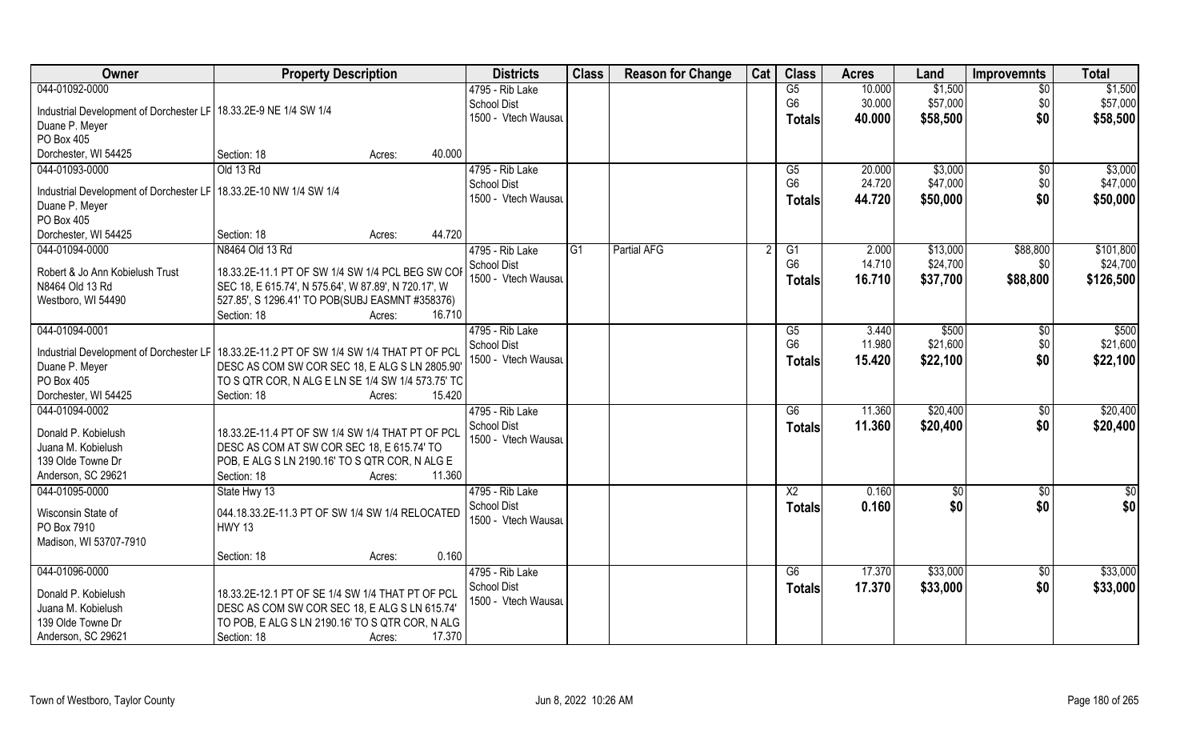| Owner | Property Description | | | Districts | Class | Reason for Change | Cat | Class | Acres | Land | Improvemnts | Total |
|---|---|---|---|---|---|---|---|---|---|---|---|---|
| 044-01092-0000 | | | | 4795 - Rib Lake | | | | G5 | 10.000 | $1,500 | $0 | $1,500 |
| Industrial Development of Dorchester LF | 18.33.2E-9 NE 1/4 SW 1/4 | | | School Dist | | | | G6 | 30.000 | $57,000 | $0 | $57,000 |
| Duane P. Meyer | | | | 1500 - Vtech Wausau | | | | Totals | 40.000 | $58,500 | $0 | $58,500 |
| PO Box 405 | | | | | | | | | | | | |
| Dorchester, WI 54425 | Section: 18 | Acres: | 40.000 | | | | | | | | | |
| 044-01093-0000 | Old 13 Rd | | | 4795 - Rib Lake | | | | G5 | 20.000 | $3,000 | $0 | $3,000 |
| Industrial Development of Dorchester LF | 18.33.2E-10 NW 1/4 SW 1/4 | | | School Dist | | | | G6 | 24.720 | $47,000 | $0 | $47,000 |
| Duane P. Meyer | | | | 1500 - Vtech Wausau | | | | Totals | 44.720 | $50,000 | $0 | $50,000 |
| PO Box 405 | | | | | | | | | | | | |
| Dorchester, WI 54425 | Section: 18 | Acres: | 44.720 | | | | | | | | | |
| 044-01094-0000 | N8464 Old 13 Rd | | | 4795 - Rib Lake | G1 | Partial AFG | 2 | G1 | 2.000 | $13,000 | $88,800 | $101,800 |
| Robert & Jo Ann Kobielush Trust | 18.33.2E-11.1 PT OF SW 1/4 SW 1/4 PCL BEG SW COR | | | School Dist | | | | G6 | 14.710 | $24,700 | $0 | $24,700 |
| N8464 Old 13 Rd | SEC 18, E 615.74', N 575.64', W 87.89', N 720.17', W | | | 1500 - Vtech Wausau | | | | Totals | 16.710 | $37,700 | $88,800 | $126,500 |
| Westboro, WI 54490 | 527.85', S 1296.41' TO POB(SUBJ EASMNT #358376) | | | | | | | | | | | |
| | Section: 18 | Acres: | 16.710 | | | | | | | | | |
| 044-01094-0001 | | | | 4795 - Rib Lake | | | | G5 | 3.440 | $500 | $0 | $500 |
| Industrial Development of Dorchester LF | 18.33.2E-11.2 PT OF SW 1/4 SW 1/4 THAT PT OF PCL | | | School Dist | | | | G6 | 11.980 | $21,600 | $0 | $21,600 |
| Duane P. Meyer | DESC AS COM SW COR SEC 18, E ALG S LN 2805.90' | | | 1500 - Vtech Wausau | | | | Totals | 15.420 | $22,100 | $0 | $22,100 |
| PO Box 405 | TO S QTR COR, N ALG E LN SE 1/4 SW 1/4 573.75' TO | | | | | | | | | | | |
| Dorchester, WI 54425 | Section: 18 | Acres: | 15.420 | | | | | | | | | |
| 044-01094-0002 | | | | 4795 - Rib Lake | | | | G6 | 11.360 | $20,400 | $0 | $20,400 |
| Donald P. Kobielush | 18.33.2E-11.4 PT OF SW 1/4 SW 1/4 THAT PT OF PCL | | | School Dist | | | | Totals | 11.360 | $20,400 | $0 | $20,400 |
| Juana M. Kobielush | DESC AS COM AT SW COR SEC 18, E 615.74' TO | | | 1500 - Vtech Wausau | | | | | | | | |
| 139 Olde Towne Dr | POB, E ALG S LN 2190.16' TO S QTR COR, N ALG E | | | | | | | | | | | |
| Anderson, SC 29621 | Section: 18 | Acres: | 11.360 | | | | | | | | | |
| 044-01095-0000 | State Hwy 13 | | | 4795 - Rib Lake | | | | X2 | 0.160 | $0 | $0 | $0 |
| Wisconsin State of | 044.18.33.2E-11.3 PT OF SW 1/4 SW 1/4 RELOCATED | | | School Dist | | | | Totals | 0.160 | $0 | $0 | $0 |
| PO Box 7910 | HWY 13 | | | 1500 - Vtech Wausau | | | | | | | | |
| Madison, WI 53707-7910 | | | | | | | | | | | | |
| | Section: 18 | Acres: | 0.160 | | | | | | | | | |
| 044-01096-0000 | | | | 4795 - Rib Lake | | | | G6 | 17.370 | $33,000 | $0 | $33,000 |
| Donald P. Kobielush | 18.33.2E-12.1 PT OF SE 1/4 SW 1/4 THAT PT OF PCL | | | School Dist | | | | Totals | 17.370 | $33,000 | $0 | $33,000 |
| Juana M. Kobielush | DESC AS COM SW COR SEC 18, E ALG S LN 615.74' | | | 1500 - Vtech Wausau | | | | | | | | |
| 139 Olde Towne Dr | TO POB, E ALG S LN 2190.16' TO S QTR COR, N ALG | | | | | | | | | | | |
| Anderson, SC 29621 | Section: 18 | Acres: | 17.370 | | | | | | | | | |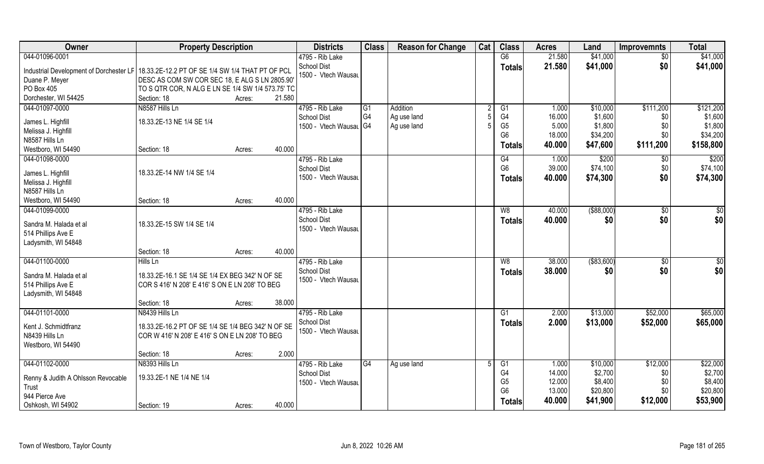| Owner | Property Description | Districts | Class | Reason for Change | Cat | Class | Acres | Land | Improvemnts | Total |
|---|---|---|---|---|---|---|---|---|---|---|
| 044-01096-0001 | | 4795 - Rib Lake | | | | G6 | 21.580 | $41,000 | $0 | $41,000 |
| Industrial Development of Dorchester LF | 18.33.2E-12.2 PT OF SE 1/4 SW 1/4 THAT PT OF PCL | School Dist | | | | **Totals** | **21.580** | **$41,000** | **$0** | **$41,000** |
| Duane P. Meyer | DESC AS COM SW COR SEC 18, E ALG S LN 2805.90' | 1500 - Vtech Wausau | | | | | | | | |
| PO Box 405 | TO S QTR COR, N ALG E LN SE 1/4 SW 1/4 573.75' TC | | | | | | | | | |
| Dorchester, WI 54425 | Section: 18 Acres: 21.580 | | | | | | | | | |
| 044-01097-0000 | N8587 Hills Ln | 4795 - Rib Lake | G1 | Addition | 2 | G1 | 1.000 | $10,000 | $111,200 | $121,200 |
| James L. Highfill | 18.33.2E-13 NE 1/4 SE 1/4 | School Dist | G4 | Ag use land | 5 | G4 | 16.000 | $1,600 | $0 | $1,600 |
| Melissa J. Highfill | | 1500 - Vtech Wausau | G4 | Ag use land | 5 | G5 | 5.000 | $1,800 | $0 | $1,800 |
| N8587 Hills Ln | | | | | | G6 | 18.000 | $34,200 | $0 | $34,200 |
| Westboro, WI 54490 | Section: 18 Acres: 40.000 | | | | | **Totals** | **40.000** | **$47,600** | **$111,200** | **$158,800** |
| 044-01098-0000 | | 4795 - Rib Lake | | | | G4 | 1.000 | $200 | $0 | $200 |
| James L. Highfill | 18.33.2E-14 NW 1/4 SE 1/4 | School Dist | | | | G6 | 39.000 | $74,100 | $0 | $74,100 |
| Melissa J. Highfill | | 1500 - Vtech Wausau | | | | **Totals** | **40.000** | **$74,300** | **$0** | **$74,300** |
| N8587 Hills Ln | | | | | | | | | | |
| Westboro, WI 54490 | Section: 18 Acres: 40.000 | | | | | | | | | |
| 044-01099-0000 | | 4795 - Rib Lake | | | | W8 | 40.000 | ($88,000) | $0 | $0 |
| Sandra M. Halada et al | 18.33.2E-15 SW 1/4 SE 1/4 | School Dist | | | | **Totals** | **40.000** | **$0** | **$0** | **$0** |
| 514 Phillips Ave E | | 1500 - Vtech Wausau | | | | | | | | |
| Ladysmith, WI 54848 | | | | | | | | | | |
| | Section: 18 Acres: 40.000 | | | | | | | | | |
| 044-01100-0000 | Hills Ln | 4795 - Rib Lake | | | | W8 | 38.000 | ($83,600) | $0 | $0 |
| Sandra M. Halada et al | 18.33.2E-16.1 SE 1/4 SE 1/4 EX BEG 342' N OF SE | School Dist | | | | **Totals** | **38.000** | **$0** | **$0** | **$0** |
| 514 Phillips Ave E | COR S 416' N 208' E 416' S ON E LN 208' TO BEG | 1500 - Vtech Wausau | | | | | | | | |
| Ladysmith, WI 54848 | | | | | | | | | | |
| | Section: 18 Acres: 38.000 | | | | | | | | | |
| 044-01101-0000 | N8439 Hills Ln | 4795 - Rib Lake | | | | G1 | 2.000 | $13,000 | $52,000 | $65,000 |
| Kent J. Schmidtfranz | 18.33.2E-16.2 PT OF SE 1/4 SE 1/4 BEG 342' N OF SE | School Dist | | | | **Totals** | **2.000** | **$13,000** | **$52,000** | **$65,000** |
| N8439 Hills Ln | COR W 416' N 208' E 416' S ON E LN 208' TO BEG | 1500 - Vtech Wausau | | | | | | | | |
| Westboro, WI 54490 | | | | | | | | | | |
| | Section: 18 Acres: 2.000 | | | | | | | | | |
| 044-01102-0000 | N8393 Hills Ln | 4795 - Rib Lake | G4 | Ag use land | 5 | G1 | 1.000 | $10,000 | $12,000 | $22,000 |
| Renny & Judith A Ohlsson Revocable | 19.33.2E-1 NE 1/4 NE 1/4 | School Dist | | | | G4 | 14.000 | $2,700 | $0 | $2,700 |
| Trust | | 1500 - Vtech Wausau | | | | G5 | 12.000 | $8,400 | $0 | $8,400 |
| 944 Pierce Ave | | | | | | G6 | 13.000 | $20,800 | $0 | $20,800 |
| Oshkosh, WI 54902 | Section: 19 Acres: 40.000 | | | | | **Totals** | **40.000** | **$41,900** | **$12,000** | **$53,900** |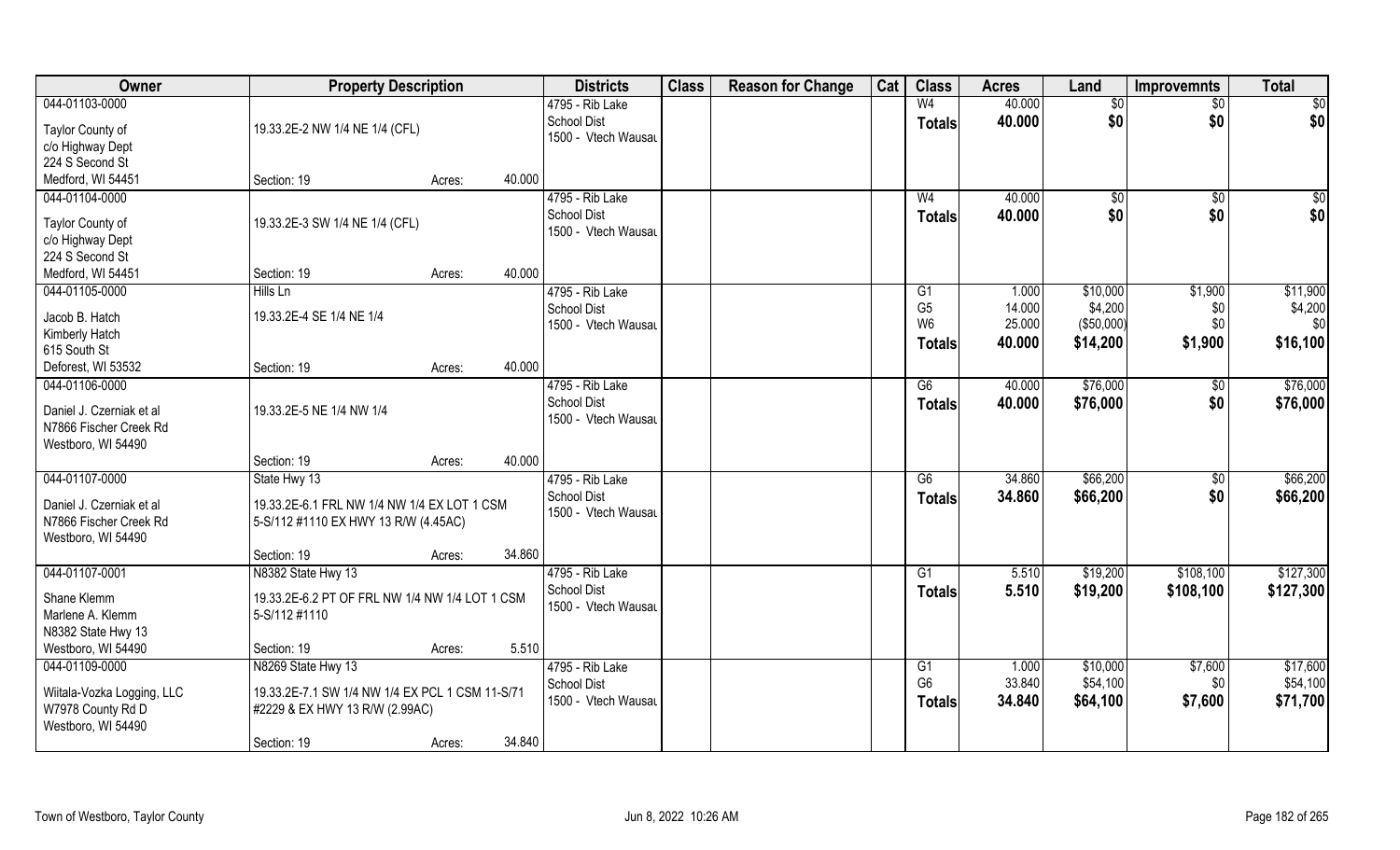| Owner | Property Description | | | Districts | Class | Reason for Change | Cat | Class | Acres | Land | Improvemnts | Total |
|---|---|---|---|---|---|---|---|---|---|---|---|---|
| 044-01103-0000 | | | | 4795 - Rib Lake | | | | W4 | 40.000 | $0 | $0 | $0 |
| Taylor County of | 19.33.2E-2 NW 1/4 NE 1/4 (CFL) | | | School Dist | | | | **Totals** | **40.000** | **$0** | **$0** | **$0** |
| c/o Highway Dept | | | | 1500 - Vtech Wausau | | | | | | | | |
| 224 S Second St | | | | | | | | | | | | |
| Medford, WI 54451 | Section: 19 | Acres: | 40.000 | | | | | | | | | |
| 044-01104-0000 | | | | 4795 - Rib Lake | | | | W4 | 40.000 | $0 | $0 | $0 |
| Taylor County of | 19.33.2E-3 SW 1/4 NE 1/4 (CFL) | | | School Dist | | | | **Totals** | **40.000** | **$0** | **$0** | **$0** |
| c/o Highway Dept | | | | 1500 - Vtech Wausau | | | | | | | | |
| 224 S Second St | | | | | | | | | | | | |
| Medford, WI 54451 | Section: 19 | Acres: | 40.000 | | | | | | | | | |
| 044-01105-0000 | Hills Ln | | | 4795 - Rib Lake | | | | G1 | 1.000 | $10,000 | $1,900 | $11,900 |
| Jacob B. Hatch | 19.33.2E-4 SE 1/4 NE 1/4 | | | School Dist | | | | G5 | 14.000 | $4,200 | $0 | $4,200 |
| Kimberly Hatch | | | | 1500 - Vtech Wausau | | | | W6 | 25.000 | ($50,000) | $0 | $0 |
| 615 South St | | | | | | | | **Totals** | **40.000** | **$14,200** | **$1,900** | **$16,100** |
| Deforest, WI 53532 | Section: 19 | Acres: | 40.000 | | | | | | | | | |
| 044-01106-0000 | | | | 4795 - Rib Lake | | | | G6 | 40.000 | $76,000 | $0 | $76,000 |
| Daniel J. Czerniak et al | 19.33.2E-5 NE 1/4 NW 1/4 | | | School Dist | | | | **Totals** | **40.000** | **$76,000** | **$0** | **$76,000** |
| N7866 Fischer Creek Rd | | | | 1500 - Vtech Wausau | | | | | | | | |
| Westboro, WI 54490 | | | | | | | | | | | | |
| | Section: 19 | Acres: | 40.000 | | | | | | | | | |
| 044-01107-0000 | State Hwy 13 | | | 4795 - Rib Lake | | | | G6 | 34.860 | $66,200 | $0 | $66,200 |
| Daniel J. Czerniak et al | 19.33.2E-6.1 FRL NW 1/4 NW 1/4 EX LOT 1 CSM | | | School Dist | | | | **Totals** | **34.860** | **$66,200** | **$0** | **$66,200** |
| N7866 Fischer Creek Rd | 5-S/112 #1110 EX HWY 13 R/W (4.45AC) | | | 1500 - Vtech Wausau | | | | | | | | |
| Westboro, WI 54490 | | | | | | | | | | | | |
| | Section: 19 | Acres: | 34.860 | | | | | | | | | |
| 044-01107-0001 | N8382 State Hwy 13 | | | 4795 - Rib Lake | | | | G1 | 5.510 | $19,200 | $108,100 | $127,300 |
| Shane Klemm | 19.33.2E-6.2 PT OF FRL NW 1/4 NW 1/4 LOT 1 CSM | | | School Dist | | | | **Totals** | **5.510** | **$19,200** | **$108,100** | **$127,300** |
| Marlene A. Klemm | 5-S/112 #1110 | | | 1500 - Vtech Wausau | | | | | | | | |
| N8382 State Hwy 13 | | | | | | | | | | | | |
| Westboro, WI 54490 | Section: 19 | Acres: | 5.510 | | | | | | | | | |
| 044-01109-0000 | N8269 State Hwy 13 | | | 4795 - Rib Lake | | | | G1 | 1.000 | $10,000 | $7,600 | $17,600 |
| Wiitala-Vozka Logging, LLC | 19.33.2E-7.1 SW 1/4 NW 1/4 EX PCL 1 CSM 11-S/71 | | | School Dist | | | | G6 | 33.840 | $54,100 | $0 | $54,100 |
| W7978 County Rd D | #2229 & EX HWY 13 R/W (2.99AC) | | | 1500 - Vtech Wausau | | | | **Totals** | **34.840** | **$64,100** | **$7,600** | **$71,700** |
| Westboro, WI 54490 | | | | | | | | | | | | |
| | Section: 19 | Acres: | 34.840 | | | | | | | | | |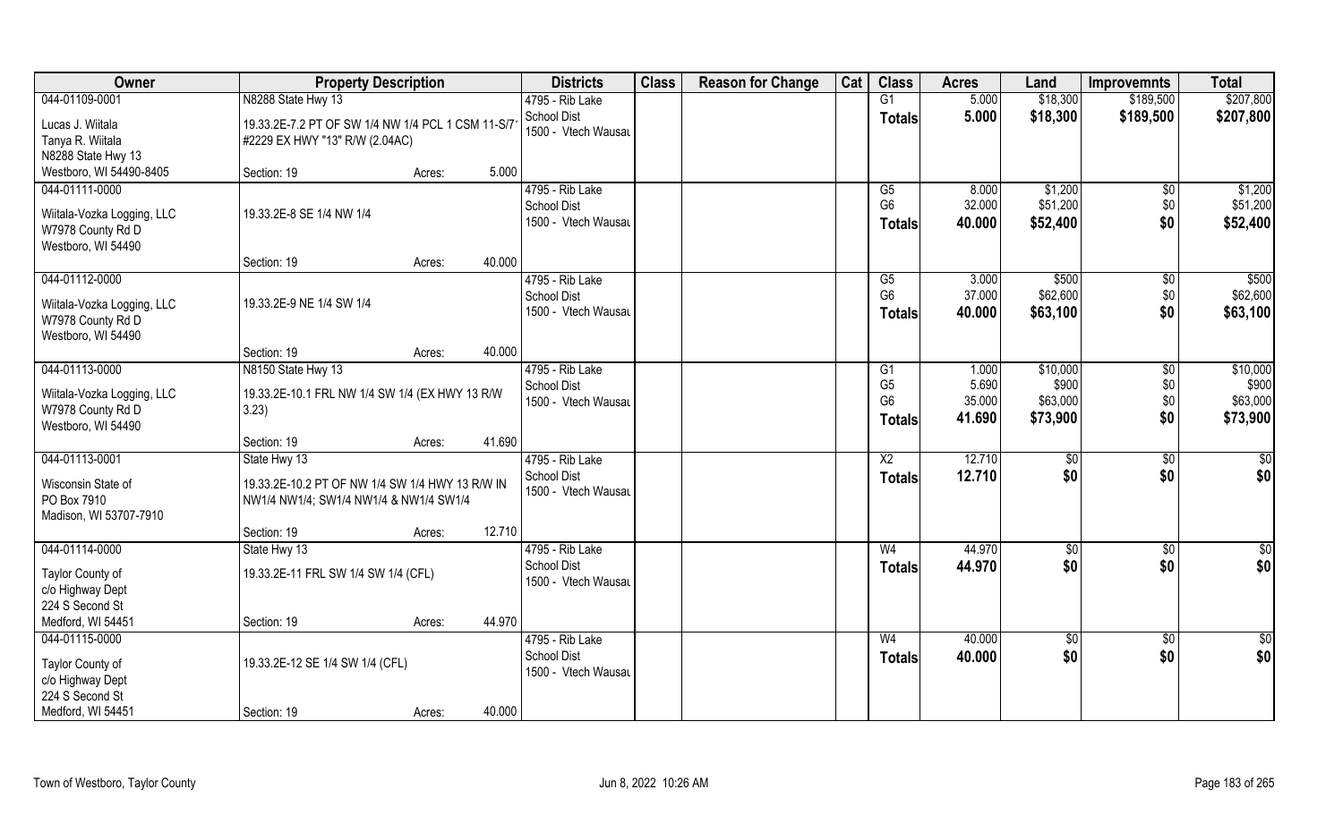| Owner | Property Description | | | Districts | Class | Reason for Change | Cat | Class | Acres | Land | Improvemnts | Total |
|---|---|---|---|---|---|---|---|---|---|---|---|---|
| 044-01109-0001 | N8288 State Hwy 13 | | | 4795 - Rib Lake | | | | G1 | 5.000 | $18,300 | $189,500 | $207,800 |
| Lucas J. Wiitala<br>Tanya R. Wiitala<br>N8288 State Hwy 13<br>Westboro, WI 54490-8405 | 19.33.2E-7.2 PT OF SW 1/4 NW 1/4 PCL 1 CSM 11-S/7 #2229 EX HWY "13" R/W (2.04AC) | | | School Dist<br>1500 - Vtech Wausau | | | | Totals | 5.000 | $18,300 | $189,500 | $207,800 |
| | Section: 19 | Acres: | 5.000 | | | | | | | | | |
| 044-01111-0000 | | | | 4795 - Rib Lake | | | | G5 | 8.000 | $1,200 | $0 | $1,200 |
| Wiitala-Vozka Logging, LLC<br>W7978 County Rd D<br>Westboro, WI 54490 | 19.33.2E-8 SE 1/4 NW 1/4 | | | School Dist<br>1500 - Vtech Wausau | | | | G6 | 32.000 | $51,200 | $0 | $51,200 |
| | | | | | | | | Totals | 40.000 | $52,400 | $0 | $52,400 |
| | Section: 19 | Acres: | 40.000 | | | | | | | | | |
| 044-01112-0000 | | | | 4795 - Rib Lake | | | | G5 | 3.000 | $500 | $0 | $500 |
| Wiitala-Vozka Logging, LLC<br>W7978 County Rd D<br>Westboro, WI 54490 | 19.33.2E-9 NE 1/4 SW 1/4 | | | School Dist<br>1500 - Vtech Wausau | | | | G6 | 37.000 | $62,600 | $0 | $62,600 |
| | | | | | | | | Totals | 40.000 | $63,100 | $0 | $63,100 |
| | Section: 19 | Acres: | 40.000 | | | | | | | | | |
| 044-01113-0000 | N8150 State Hwy 13 | | | 4795 - Rib Lake | | | | G1 | 1.000 | $10,000 | $0 | $10,000 |
| Wiitala-Vozka Logging, LLC<br>W7978 County Rd D<br>Westboro, WI 54490 | 19.33.2E-10.1 FRL NW 1/4 SW 1/4 (EX HWY 13 R/W 3.23) | | | School Dist<br>1500 - Vtech Wausau | | | | G5 | 5.690 | $900 | $0 | $900 |
| | | | | | | | | G6 | 35.000 | $63,000 | $0 | $63,000 |
| | | | | | | | | Totals | 41.690 | $73,900 | $0 | $73,900 |
| | Section: 19 | Acres: | 41.690 | | | | | | | | | |
| 044-01113-0001 | State Hwy 13 | | | 4795 - Rib Lake | | | | X2 | 12.710 | $0 | $0 | $0 |
| Wisconsin State of<br>PO Box 7910<br>Madison, WI 53707-7910 | 19.33.2E-10.2 PT OF NW 1/4 SW 1/4 HWY 13 R/W IN NW1/4 NW1/4; SW1/4 NW1/4 & NW1/4 SW1/4 | | | School Dist<br>1500 - Vtech Wausau | | | | Totals | 12.710 | $0 | $0 | $0 |
| | Section: 19 | Acres: | 12.710 | | | | | | | | | |
| 044-01114-0000 | State Hwy 13 | | | 4795 - Rib Lake | | | | W4 | 44.970 | $0 | $0 | $0 |
| Taylor County of<br>c/o Highway Dept<br>224 S Second St<br>Medford, WI 54451 | 19.33.2E-11 FRL SW 1/4 SW 1/4 (CFL) | | | School Dist<br>1500 - Vtech Wausau | | | | Totals | 44.970 | $0 | $0 | $0 |
| | Section: 19 | Acres: | 44.970 | | | | | | | | | |
| 044-01115-0000 | | | | 4795 - Rib Lake | | | | W4 | 40.000 | $0 | $0 | $0 |
| Taylor County of<br>c/o Highway Dept<br>224 S Second St<br>Medford, WI 54451 | 19.33.2E-12 SE 1/4 SW 1/4 (CFL) | | | School Dist<br>1500 - Vtech Wausau | | | | Totals | 40.000 | $0 | $0 | $0 |
| | Section: 19 | Acres: | 40.000 | | | | | | | | | |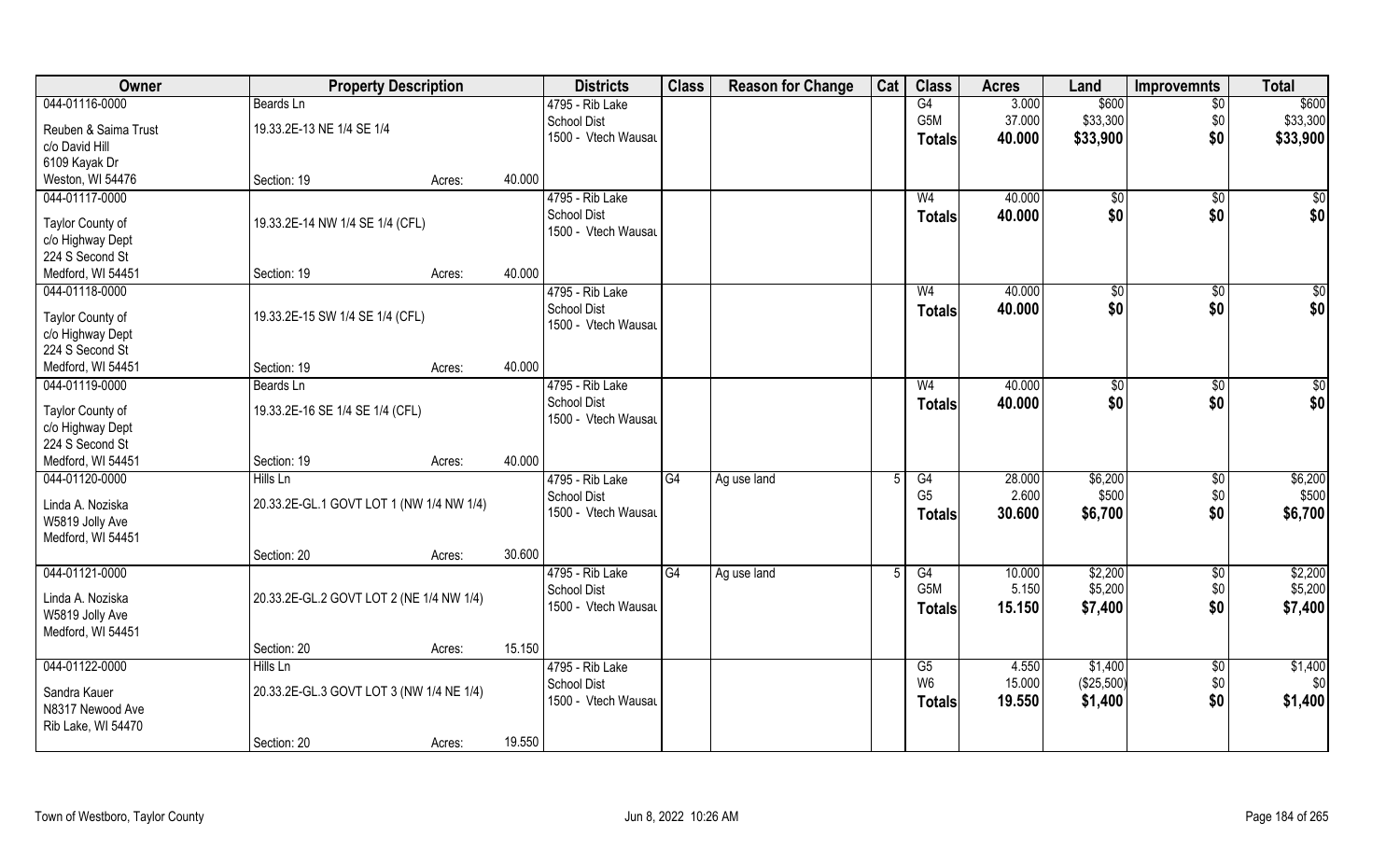| Owner | Property Description | | | Districts | Class | Reason for Change | Cat | Class | Acres | Land | Improvemnts | Total |
|---|---|---|---|---|---|---|---|---|---|---|---|---|
| 044-01116-0000 | Beards Ln | | | 4795 - Rib Lake | | | | G4 | 3.000 | $600 | $0 | $600 |
| Reuben & Saima Trust | 19.33.2E-13 NE 1/4 SE 1/4 | | | School Dist | | | | G5M | 37.000 | $33,300 | $0 | $33,300 |
| c/o David Hill | | | | 1500 - Vtech Wausau | | | | **Totals** | **40.000** | **$33,900** | **$0** | **$33,900** |
| 6109 Kayak Dr | | | | | | | | | | | | |
| Weston, WI 54476 | Section: 19 | Acres: | 40.000 | | | | | | | | | |
| 044-01117-0000 | | | | 4795 - Rib Lake | | | | W4 | 40.000 | $0 | $0 | $0 |
| Taylor County of | 19.33.2E-14 NW 1/4 SE 1/4 (CFL) | | | School Dist | | | | **Totals** | **40.000** | **$0** | **$0** | **$0** |
| c/o Highway Dept | | | | 1500 - Vtech Wausau | | | | | | | | |
| 224 S Second St | | | | | | | | | | | | |
| Medford, WI 54451 | Section: 19 | Acres: | 40.000 | | | | | | | | | |
| 044-01118-0000 | | | | 4795 - Rib Lake | | | | W4 | 40.000 | $0 | $0 | $0 |
| Taylor County of | 19.33.2E-15 SW 1/4 SE 1/4 (CFL) | | | School Dist | | | | **Totals** | **40.000** | **$0** | **$0** | **$0** |
| c/o Highway Dept | | | | 1500 - Vtech Wausau | | | | | | | | |
| 224 S Second St | | | | | | | | | | | | |
| Medford, WI 54451 | Section: 19 | Acres: | 40.000 | | | | | | | | | |
| 044-01119-0000 | Beards Ln | | | 4795 - Rib Lake | | | | W4 | 40.000 | $0 | $0 | $0 |
| Taylor County of | 19.33.2E-16 SE 1/4 SE 1/4 (CFL) | | | School Dist | | | | **Totals** | **40.000** | **$0** | **$0** | **$0** |
| c/o Highway Dept | | | | 1500 - Vtech Wausau | | | | | | | | |
| 224 S Second St | | | | | | | | | | | | |
| Medford, WI 54451 | Section: 19 | Acres: | 40.000 | | | | | | | | | |
| 044-01120-0000 | Hills Ln | | | 4795 - Rib Lake | G4 | Ag use land | 5 | G4 | 28.000 | $6,200 | $0 | $6,200 |
| Linda A. Noziska | 20.33.2E-GL.1 GOVT LOT 1 (NW 1/4 NW 1/4) | | | School Dist | | | | G5 | 2.600 | $500 | $0 | $500 |
| W5819 Jolly Ave | | | | 1500 - Vtech Wausau | | | | **Totals** | **30.600** | **$6,700** | **$0** | **$6,700** |
| Medford, WI 54451 | | | | | | | | | | | | |
| | Section: 20 | Acres: | 30.600 | | | | | | | | | |
| 044-01121-0000 | | | | 4795 - Rib Lake | G4 | Ag use land | 5 | G4 | 10.000 | $2,200 | $0 | $2,200 |
| Linda A. Noziska | 20.33.2E-GL.2 GOVT LOT 2 (NE 1/4 NW 1/4) | | | School Dist | | | | G5M | 5.150 | $5,200 | $0 | $5,200 |
| W5819 Jolly Ave | | | | 1500 - Vtech Wausau | | | | **Totals** | **15.150** | **$7,400** | **$0** | **$7,400** |
| Medford, WI 54451 | | | | | | | | | | | | |
| | Section: 20 | Acres: | 15.150 | | | | | | | | | |
| 044-01122-0000 | Hills Ln | | | 4795 - Rib Lake | | | | G5 | 4.550 | $1,400 | $0 | $1,400 |
| Sandra Kauer | 20.33.2E-GL.3 GOVT LOT 3 (NW 1/4 NE 1/4) | | | School Dist | | | | W6 | 15.000 | ($25,500) | $0 | $0 |
| N8317 Newood Ave | | | | 1500 - Vtech Wausau | | | | **Totals** | **19.550** | **$1,400** | **$0** | **$1,400** |
| Rib Lake, WI 54470 | | | | | | | | | | | | |
| | Section: 20 | Acres: | 19.550 | | | | | | | | | |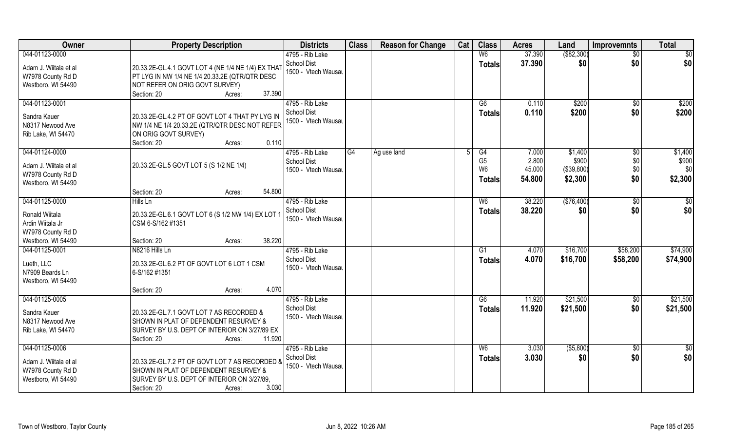| Owner | Property Description | Districts | Class | Reason for Change | Cat | Class | Acres | Land | Improvemnts | Total |
|---|---|---|---|---|---|---|---|---|---|---|
| 044-01123-0000<br><br>Adam J. Wiitala et al<br>W7978 County Rd D<br>Westboro, WI 54490 | 20.33.2E-GL.4.1 GOVT LOT 4 (NE 1/4 NE 1/4) EX THAT PT LYG IN NW 1/4 NE 1/4 20.33.2E (QTR/QTR DESC NOT REFER ON ORIG GOVT SURVEY)<br>Section: 20 Acres: 37.390 | 4795 - Rib Lake School Dist<br>1500 - Vtech Wausau | | | | W6<br>**Totals** | 37.390<br>**37.390** | ($82,300)<br>**$0** | $0<br>**$0** | $0<br>**$0** |
| 044-01123-0001<br><br>Sandra Kauer<br>N8317 Newood Ave<br>Rib Lake, WI 54470 | 20.33.2E-GL.4.2 PT OF GOVT LOT 4 THAT PY LYG IN NW 1/4 NE 1/4 20.33.2E (QTR/QTR DESC NOT REFER ON ORIG GOVT SURVEY)<br>Section: 20 Acres: 0.110 | 4795 - Rib Lake School Dist<br>1500 - Vtech Wausau | | | | G6<br>**Totals** | 0.110<br>**0.110** | $200<br>**$200** | $0<br>**$0** | $200<br>**$200** |
| 044-01124-0000<br><br>Adam J. Wiitala et al<br>W7978 County Rd D<br>Westboro, WI 54490 | 20.33.2E-GL.5 GOVT LOT 5 (S 1/2 NE 1/4)<br><br>Section: 20 Acres: 54.800 | 4795 - Rib Lake School Dist<br>1500 - Vtech Wausau | G4 | Ag use land | 5 | G4<br>G5<br>W6<br>**Totals** | 7.000<br>2.800<br>45.000<br>**54.800** | $1,400<br>$900<br>($39,800)<br>**$2,300** | $0<br>$0<br>$0<br>**$0** | $1,400<br>$900<br>$0<br>**$2,300** |
| 044-01125-0000<br>Hills Ln<br>Ronald Wiitala<br>Ardin Wiitala Jr<br>W7978 County Rd D<br>Westboro, WI 54490 | 20.33.2E-GL.6.1 GOVT LOT 6 (S 1/2 NW 1/4) EX LOT 1 CSM 6-S/162 #1351<br><br>Section: 20 Acres: 38.220 | 4795 - Rib Lake School Dist<br>1500 - Vtech Wausau | | | | W6<br>**Totals** | 38.220<br>**38.220** | ($76,400)<br>**$0** | $0<br>**$0** | $0<br>**$0** |
| 044-01125-0001<br>N8216 Hills Ln<br>Lueth, LLC<br>N7909 Beards Ln<br>Westboro, WI 54490 | 20.33.2E-GL.6.2 PT OF GOVT LOT 6 LOT 1 CSM 6-S/162 #1351<br><br>Section: 20 Acres: 4.070 | 4795 - Rib Lake School Dist<br>1500 - Vtech Wausau | | | | G1<br>**Totals** | 4.070<br>**4.070** | $16,700<br>**$16,700** | $58,200<br>**$58,200** | $74,900<br>**$74,900** |
| 044-01125-0005<br><br>Sandra Kauer<br>N8317 Newood Ave<br>Rib Lake, WI 54470 | 20.33.2E-GL.7.1 GOVT LOT 7 AS RECORDED & SHOWN IN PLAT OF DEPENDENT RESURVEY & SURVEY BY U.S. DEPT OF INTERIOR ON 3/27/89 EX<br>Section: 20 Acres: 11.920 | 4795 - Rib Lake School Dist<br>1500 - Vtech Wausau | | | | G6<br>**Totals** | 11.920<br>**11.920** | $21,500<br>**$21,500** | $0<br>**$0** | $21,500<br>**$21,500** |
| 044-01125-0006<br><br>Adam J. Wiitala et al<br>W7978 County Rd D<br>Westboro, WI 54490 | 20.33.2E-GL.7.2 PT OF GOVT LOT 7 AS RECORDED & SHOWN IN PLAT OF DEPENDENT RESURVEY & SURVEY BY U.S. DEPT OF INTERIOR ON 3/27/89,<br>Section: 20 Acres: 3.030 | 4795 - Rib Lake School Dist<br>1500 - Vtech Wausau | | | | W6<br>**Totals** | 3.030<br>**3.030** | ($5,800)<br>**$0** | $0<br>**$0** | $0<br>**$0** |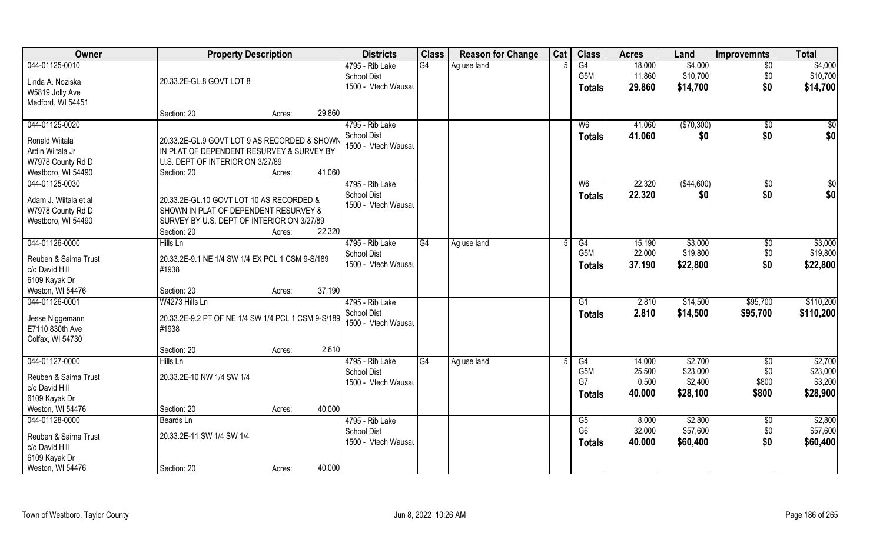| Owner | Property Description | Districts | Class | Reason for Change | Cat | Class | Acres | Land | Improvemnts | Total |
|---|---|---|---|---|---|---|---|---|---|---|
| 044-01125-0010<br>Linda A. Noziska<br>W5819 Jolly Ave<br>Medford, WI 54451 | 20.33.2E-GL.8 GOVT LOT 8<br>Section: 20 Acres: 29.860 | 4795 - Rib Lake School Dist<br>1500 - Vtech Wausau | G4 | Ag use land | 5 | G4<br>G5M<br>**Totals** | 18.000<br>11.860<br>**29.860** | \$4,000<br>\$10,700<br>**\$14,700** | \$0<br>\$0<br>**\$0** | \$4,000<br>\$10,700<br>**\$14,700** |
| 044-01125-0020<br>Ronald Wiitala<br>Ardin Wiitala Jr<br>W7978 County Rd D<br>Westboro, WI 54490 | 20.33.2E-GL.9 GOVT LOT 9 AS RECORDED & SHOWN IN PLAT OF DEPENDENT RESURVEY & SURVEY BY U.S. DEPT OF INTERIOR ON 3/27/89<br>Section: 20 Acres: 41.060 | 4795 - Rib Lake School Dist<br>1500 - Vtech Wausau | | | | W6<br>**Totals** | 41.060<br>**41.060** | (\$70,300)<br>**\$0** | \$0<br>**\$0** | \$0<br>**\$0** |
| 044-01125-0030<br>Adam J. Wiitala et al<br>W7978 County Rd D<br>Westboro, WI 54490 | 20.33.2E-GL.10 GOVT LOT 10 AS RECORDED & SHOWN IN PLAT OF DEPENDENT RESURVEY & SURVEY BY U.S. DEPT OF INTERIOR ON 3/27/89<br>Section: 20 Acres: 22.320 | 4795 - Rib Lake School Dist<br>1500 - Vtech Wausau | | | | W6<br>**Totals** | 22.320<br>**22.320** | (\$44,600)<br>**\$0** | \$0<br>**\$0** | \$0<br>**\$0** |
| 044-01126-0000<br>Reuben & Saima Trust<br>c/o David Hill<br>6109 Kayak Dr<br>Weston, WI 54476 | Hills Ln<br>20.33.2E-9.1 NE 1/4 SW 1/4 EX PCL 1 CSM 9-S/189 #1938<br>Section: 20 Acres: 37.190 | 4795 - Rib Lake School Dist<br>1500 - Vtech Wausau | G4 | Ag use land | 5 | G4<br>G5M<br>**Totals** | 15.190<br>22.000<br>**37.190** | \$3,000<br>\$19,800<br>**\$22,800** | \$0<br>\$0<br>**\$0** | \$3,000<br>\$19,800<br>**\$22,800** |
| 044-01126-0001<br>Jesse Niggemann<br>E7110 830th Ave<br>Colfax, WI 54730 | W4273 Hills Ln<br>20.33.2E-9.2 PT OF NE 1/4 SW 1/4 PCL 1 CSM 9-S/189 #1938<br>Section: 20 Acres: 2.810 | 4795 - Rib Lake School Dist<br>1500 - Vtech Wausau | | | | G1<br>**Totals** | 2.810<br>**2.810** | \$14,500<br>**\$14,500** | \$95,700<br>**\$95,700** | \$110,200<br>**\$110,200** |
| 044-01127-0000<br>Reuben & Saima Trust<br>c/o David Hill<br>6109 Kayak Dr<br>Weston, WI 54476 | Hills Ln<br>20.33.2E-10 NW 1/4 SW 1/4<br>Section: 20 Acres: 40.000 | 4795 - Rib Lake School Dist<br>1500 - Vtech Wausau | G4 | Ag use land | 5 | G4<br>G5M<br>G7<br>**Totals** | 14.000<br>25.500<br>0.500<br>**40.000** | \$2,700<br>\$23,000<br>\$2,400<br>**\$28,100** | \$0<br>\$0<br>\$800<br>**\$800** | \$2,700<br>\$23,000<br>\$3,200<br>**\$28,900** |
| 044-01128-0000<br>Reuben & Saima Trust<br>c/o David Hill<br>6109 Kayak Dr<br>Weston, WI 54476 | Beards Ln<br>20.33.2E-11 SW 1/4 SW 1/4<br>Section: 20 Acres: 40.000 | 4795 - Rib Lake School Dist<br>1500 - Vtech Wausau | | | | G5<br>G6<br>**Totals** | 8.000<br>32.000<br>**40.000** | \$2,800<br>\$57,600<br>**\$60,400** | \$0<br>\$0<br>**\$0** | \$2,800<br>\$57,600<br>**\$60,400** |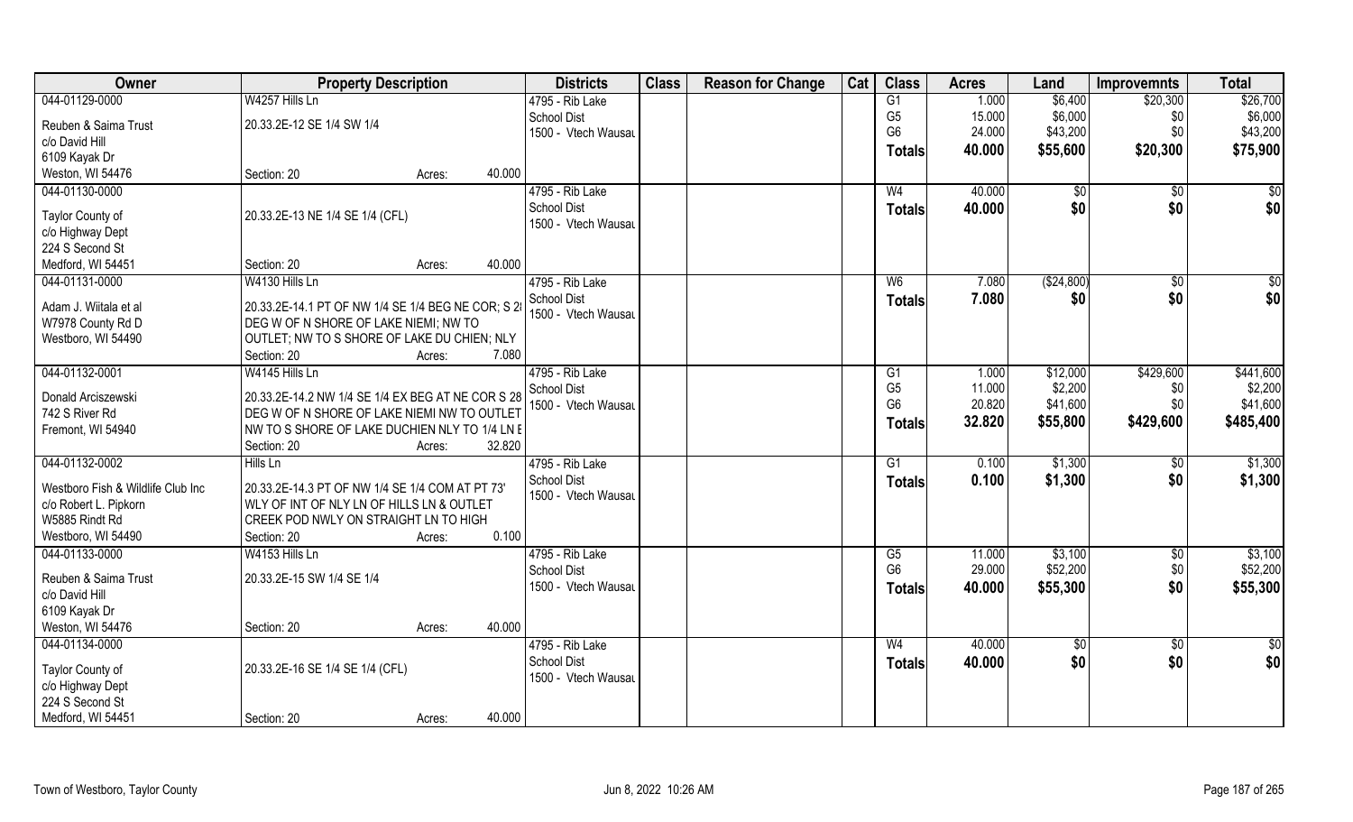| Owner | Property Description | Districts | Class | Reason for Change | Cat | Class | Acres | Land | Improvemnts | Total |
|---|---|---|---|---|---|---|---|---|---|---|
| 044-01129-0000 | W4257 Hills Ln | 4795 - Rib Lake | | | | G1 | 1.000 | $6,400 | $20,300 | $26,700 |
| Reuben & Saima Trust | 20.33.2E-12 SE 1/4 SW 1/4 | School Dist | | | | G5 | 15.000 | $6,000 | $0 | $6,000 |
| c/o David Hill | | 1500 - Vtech Wausau | | | | G6 | 24.000 | $43,200 | $0 | $43,200 |
| 6109 Kayak Dr | | | | | | Totals | 40.000 | $55,600 | $20,300 | $75,900 |
| Weston, WI 54476 | Section: 20 Acres: 40.000 | | | | | | | | | |
| 044-01130-0000 | | 4795 - Rib Lake | | | | W4 | 40.000 | $0 | $0 | $0 |
| Taylor County of | 20.33.2E-13 NE 1/4 SE 1/4 (CFL) | School Dist | | | | Totals | 40.000 | $0 | $0 | $0 |
| c/o Highway Dept | | 1500 - Vtech Wausau | | | | | | | | |
| 224 S Second St | | | | | | | | | | |
| Medford, WI 54451 | Section: 20 Acres: 40.000 | | | | | | | | | |
| 044-01131-0000 | W4130 Hills Ln | 4795 - Rib Lake | | | | W6 | 7.080 | ($24,800) | $0 | $0 |
| Adam J. Wiitala et al | 20.33.2E-14.1 PT OF NW 1/4 SE 1/4 BEG NE COR; S 2 | School Dist | | | | Totals | 7.080 | $0 | $0 | $0 |
| W7978 County Rd D | DEG W OF N SHORE OF LAKE NIEMI; NW TO | 1500 - Vtech Wausau | | | | | | | | |
| Westboro, WI 54490 | OUTLET; NW TO S SHORE OF LAKE DU CHIEN; NLY | | | | | | | | | |
| | Section: 20 Acres: 7.080 | | | | | | | | | |
| 044-01132-0001 | W4145 Hills Ln | 4795 - Rib Lake | | | | G1 | 1.000 | $12,000 | $429,600 | $441,600 |
| Donald Arciszewski | 20.33.2E-14.2 NW 1/4 SE 1/4 EX BEG AT NE COR S 28 | School Dist | | | | G5 | 11.000 | $2,200 | $0 | $2,200 |
| 742 S River Rd | DEG W OF N SHORE OF LAKE NIEMI NW TO OUTLET | 1500 - Vtech Wausau | | | | G6 | 20.820 | $41,600 | $0 | $41,600 |
| Fremont, WI 54940 | NW TO S SHORE OF LAKE DUCHIEN NLY TO 1/4 LN E | | | | | Totals | 32.820 | $55,800 | $429,600 | $485,400 |
| | Section: 20 Acres: 32.820 | | | | | | | | | |
| 044-01132-0002 | Hills Ln | 4795 - Rib Lake | | | | G1 | 0.100 | $1,300 | $0 | $1,300 |
| Westboro Fish & Wildlife Club Inc | 20.33.2E-14.3 PT OF NW 1/4 SE 1/4 COM AT PT 73' | School Dist | | | | Totals | 0.100 | $1,300 | $0 | $1,300 |
| c/o Robert L. Pipkorn | WLY OF INT OF NLY LN OF HILLS LN & OUTLET | 1500 - Vtech Wausau | | | | | | | | |
| W5885 Rindt Rd | CREEK POD NWLY ON STRAIGHT LN TO HIGH | | | | | | | | | |
| Westboro, WI 54490 | Section: 20 Acres: 0.100 | | | | | | | | | |
| 044-01133-0000 | W4153 Hills Ln | 4795 - Rib Lake | | | | G5 | 11.000 | $3,100 | $0 | $3,100 |
| Reuben & Saima Trust | 20.33.2E-15 SW 1/4 SE 1/4 | School Dist | | | | G6 | 29.000 | $52,200 | $0 | $52,200 |
| c/o David Hill | | 1500 - Vtech Wausau | | | | Totals | 40.000 | $55,300 | $0 | $55,300 |
| 6109 Kayak Dr | | | | | | | | | | |
| Weston, WI 54476 | Section: 20 Acres: 40.000 | | | | | | | | | |
| 044-01134-0000 | | 4795 - Rib Lake | | | | W4 | 40.000 | $0 | $0 | $0 |
| Taylor County of | 20.33.2E-16 SE 1/4 SE 1/4 (CFL) | School Dist | | | | Totals | 40.000 | $0 | $0 | $0 |
| c/o Highway Dept | | 1500 - Vtech Wausau | | | | | | | | |
| 224 S Second St | | | | | | | | | | |
| Medford, WI 54451 | Section: 20 Acres: 40.000 | | | | | | | | | |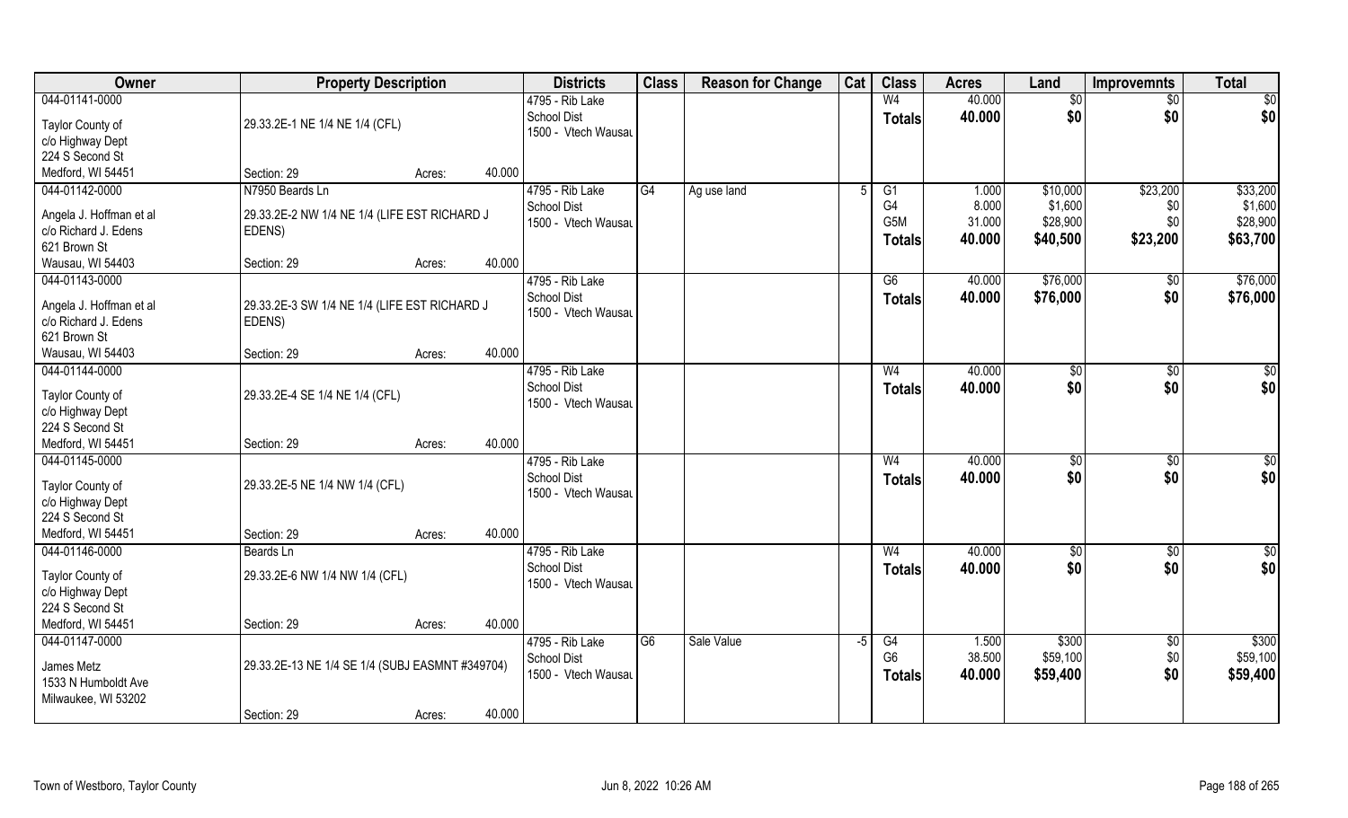| Owner | Property Description | | Districts | Class | Reason for Change | Cat | Class | Acres | Land | Improvemnts | Total |
|---|---|---|---|---|---|---|---|---|---|---|---|
| 044-01141-0000 | | | 4795 - Rib Lake | | | | W4 | 40.000 | $0 | $0 | $0 |
| Taylor County of | 29.33.2E-1 NE 1/4 NE 1/4 (CFL) | | School Dist | | | | **Totals** | **40.000** | **$0** | **$0** | **$0** |
| c/o Highway Dept | | | 1500 - Vtech Wausau | | | | | | | | |
| 224 S Second St | | | | | | | | | | | |
| Medford, WI 54451 | Section: 29 | Acres: 40.000 | | | | | | | | | |
| 044-01142-0000 | N7950 Beards Ln | | 4795 - Rib Lake | G4 | Ag use land | 5 | G1 | 1.000 | $10,000 | $23,200 | $33,200 |
| Angela J. Hoffman et al | 29.33.2E-2 NW 1/4 NE 1/4 (LIFE EST RICHARD J EDENS) | | School Dist | | | | G4 | 8.000 | $1,600 | $0 | $1,600 |
| c/o Richard J. Edens | | | 1500 - Vtech Wausau | | | | G5M | 31.000 | $28,900 | $0 | $28,900 |
| 621 Brown St | | | | | | | **Totals** | **40.000** | **$40,500** | **$23,200** | **$63,700** |
| Wausau, WI 54403 | Section: 29 | Acres: 40.000 | | | | | | | | | |
| 044-01143-0000 | | | 4795 - Rib Lake | | | | G6 | 40.000 | $76,000 | $0 | $76,000 |
| Angela J. Hoffman et al | 29.33.2E-3 SW 1/4 NE 1/4 (LIFE EST RICHARD J EDENS) | | School Dist | | | | **Totals** | **40.000** | **$76,000** | **$0** | **$76,000** |
| c/o Richard J. Edens | | | 1500 - Vtech Wausau | | | | | | | | |
| 621 Brown St | | | | | | | | | | | |
| Wausau, WI 54403 | Section: 29 | Acres: 40.000 | | | | | | | | | |
| 044-01144-0000 | | | 4795 - Rib Lake | | | | W4 | 40.000 | $0 | $0 | $0 |
| Taylor County of | 29.33.2E-4 SE 1/4 NE 1/4 (CFL) | | School Dist | | | | **Totals** | **40.000** | **$0** | **$0** | **$0** |
| c/o Highway Dept | | | 1500 - Vtech Wausau | | | | | | | | |
| 224 S Second St | | | | | | | | | | | |
| Medford, WI 54451 | Section: 29 | Acres: 40.000 | | | | | | | | | |
| 044-01145-0000 | | | 4795 - Rib Lake | | | | W4 | 40.000 | $0 | $0 | $0 |
| Taylor County of | 29.33.2E-5 NE 1/4 NW 1/4 (CFL) | | School Dist | | | | **Totals** | **40.000** | **$0** | **$0** | **$0** |
| c/o Highway Dept | | | 1500 - Vtech Wausau | | | | | | | | |
| 224 S Second St | | | | | | | | | | | |
| Medford, WI 54451 | Section: 29 | Acres: 40.000 | | | | | | | | | |
| 044-01146-0000 | Beards Ln | | 4795 - Rib Lake | | | | W4 | 40.000 | $0 | $0 | $0 |
| Taylor County of | 29.33.2E-6 NW 1/4 NW 1/4 (CFL) | | School Dist | | | | **Totals** | **40.000** | **$0** | **$0** | **$0** |
| c/o Highway Dept | | | 1500 - Vtech Wausau | | | | | | | | |
| 224 S Second St | | | | | | | | | | | |
| Medford, WI 54451 | Section: 29 | Acres: 40.000 | | | | | | | | | |
| 044-01147-0000 | | | 4795 - Rib Lake | G6 | Sale Value | -5 | G4 | 1.500 | $300 | $0 | $300 |
| James Metz | 29.33.2E-13 NE 1/4 SE 1/4 (SUBJ EASMNT #349704) | | School Dist | | | | G6 | 38.500 | $59,100 | $0 | $59,100 |
| 1533 N Humboldt Ave | | | 1500 - Vtech Wausau | | | | **Totals** | **40.000** | **$59,400** | **$0** | **$59,400** |
| Milwaukee, WI 53202 | | | | | | | | | | | |
| | Section: 29 | Acres: 40.000 | | | | | | | | | |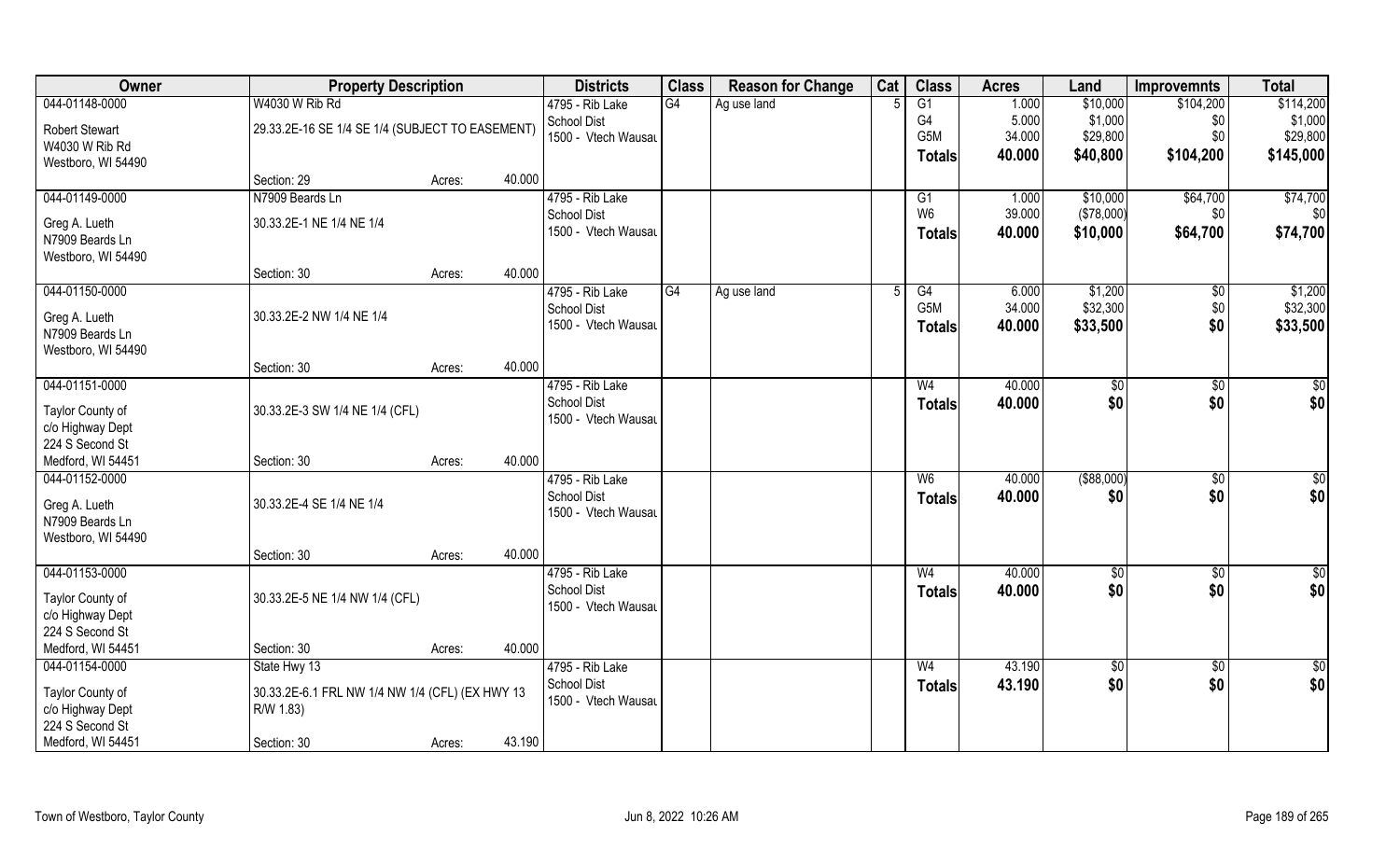| Owner | Property Description | | | Districts | Class | Reason for Change | Cat | Class | Acres | Land | Improvemnts | Total |
|---|---|---|---|---|---|---|---|---|---|---|---|---|
| 044-01148-0000 | W4030 W Rib Rd | | | 4795 - Rib Lake | G4 | Ag use land | 5 | G1 | 1.000 | $10,000 | $104,200 | $114,200 |
| Robert Stewart | 29.33.2E-16 SE 1/4 SE 1/4 (SUBJECT TO EASEMENT) | | | School Dist | | | | G4 | 5.000 | $1,000 | $0 | $1,000 |
| W4030 W Rib Rd | | | | 1500 - Vtech Wausau | | | | G5M | 34.000 | $29,800 | $0 | $29,800 |
| Westboro, WI 54490 | | | | | | | | Totals | 40.000 | $40,800 | $104,200 | $145,000 |
| | Section: 29 | Acres: | 40.000 | | | | | | | | | |
| 044-01149-0000 | N7909 Beards Ln | | | 4795 - Rib Lake | | | | G1 | 1.000 | $10,000 | $64,700 | $74,700 |
| Greg A. Lueth | 30.33.2E-1 NE 1/4 NE 1/4 | | | School Dist | | | | W6 | 39.000 | ($78,000) | $0 | $0 |
| N7909 Beards Ln | | | | 1500 - Vtech Wausau | | | | Totals | 40.000 | $10,000 | $64,700 | $74,700 |
| Westboro, WI 54490 | | | | | | | | | | | | |
| | Section: 30 | Acres: | 40.000 | | | | | | | | | |
| 044-01150-0000 | | | | 4795 - Rib Lake | G4 | Ag use land | 5 | G4 | 6.000 | $1,200 | $0 | $1,200 |
| Greg A. Lueth | 30.33.2E-2 NW 1/4 NE 1/4 | | | School Dist | | | | G5M | 34.000 | $32,300 | $0 | $32,300 |
| N7909 Beards Ln | | | | 1500 - Vtech Wausau | | | | Totals | 40.000 | $33,500 | $0 | $33,500 |
| Westboro, WI 54490 | | | | | | | | | | | | |
| | Section: 30 | Acres: | 40.000 | | | | | | | | | |
| 044-01151-0000 | | | | 4795 - Rib Lake | | | | W4 | 40.000 | $0 | $0 | $0 |
| Taylor County of | 30.33.2E-3 SW 1/4 NE 1/4 (CFL) | | | School Dist | | | | Totals | 40.000 | $0 | $0 | $0 |
| c/o Highway Dept | | | | 1500 - Vtech Wausau | | | | | | | | |
| 224 S Second St | | | | | | | | | | | | |
| Medford, WI 54451 | Section: 30 | Acres: | 40.000 | | | | | | | | | |
| 044-01152-0000 | | | | 4795 - Rib Lake | | | | W6 | 40.000 | ($88,000) | $0 | $0 |
| Greg A. Lueth | 30.33.2E-4 SE 1/4 NE 1/4 | | | School Dist | | | | Totals | 40.000 | $0 | $0 | $0 |
| N7909 Beards Ln | | | | 1500 - Vtech Wausau | | | | | | | | |
| Westboro, WI 54490 | | | | | | | | | | | | |
| | Section: 30 | Acres: | 40.000 | | | | | | | | | |
| 044-01153-0000 | | | | 4795 - Rib Lake | | | | W4 | 40.000 | $0 | $0 | $0 |
| Taylor County of | 30.33.2E-5 NE 1/4 NW 1/4 (CFL) | | | School Dist | | | | Totals | 40.000 | $0 | $0 | $0 |
| c/o Highway Dept | | | | 1500 - Vtech Wausau | | | | | | | | |
| 224 S Second St | | | | | | | | | | | | |
| Medford, WI 54451 | Section: 30 | Acres: | 40.000 | | | | | | | | | |
| 044-01154-0000 | State Hwy 13 | | | 4795 - Rib Lake | | | | W4 | 43.190 | $0 | $0 | $0 |
| Taylor County of | 30.33.2E-6.1 FRL NW 1/4 NW 1/4 (CFL) (EX HWY 13 R/W 1.83) | | | School Dist | | | | Totals | 43.190 | $0 | $0 | $0 |
| c/o Highway Dept | | | | 1500 - Vtech Wausau | | | | | | | | |
| 224 S Second St | | | | | | | | | | | | |
| Medford, WI 54451 | Section: 30 | Acres: | 43.190 | | | | | | | | | |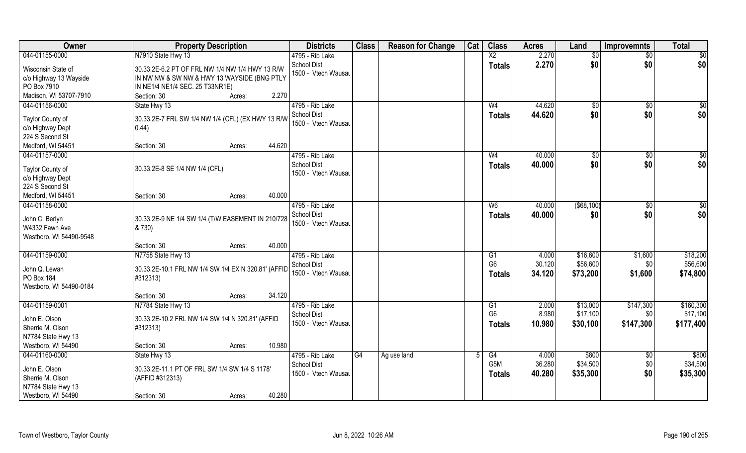| Owner | Property Description | | Districts | Class | Reason for Change | Cat | Class | Acres | Land | Improvemnts | Total |
|---|---|---|---|---|---|---|---|---|---|---|---|
| 044-01155-0000 | N7910 State Hwy 13 | | 4795 - Rib Lake | | | | X2 | 2.270 | $0 | $0 | $0 |
| Wisconsin State of | 30.33.2E-6.2 PT OF FRL NW 1/4 NW 1/4 HWY 13 R/W | | School Dist | | | | Totals | 2.270 | $0 | $0 | $0 |
| c/o Highway 13 Wayside | IN NW NW & SW NW & HWY 13 WAYSIDE (BNG PTLY | | 1500 - Vtech Wausau | | | | | | | | |
| PO Box 7910 | IN NE1/4 NE1/4 SEC. 25 T33NR1E) | | | | | | | | | | |
| Madison, WI 53707-7910 | Section: 30 | Acres: 2.270 | | | | | | | | | |
| 044-01156-0000 | State Hwy 13 | | 4795 - Rib Lake | | | | W4 | 44.620 | $0 | $0 | $0 |
| Taylor County of | 30.33.2E-7 FRL SW 1/4 NW 1/4 (CFL) (EX HWY 13 R/W | | School Dist | | | | Totals | 44.620 | $0 | $0 | $0 |
| c/o Highway Dept | 0.44) | | 1500 - Vtech Wausau | | | | | | | | |
| 224 S Second St | | | | | | | | | | | |
| Medford, WI 54451 | Section: 30 | Acres: 44.620 | | | | | | | | | |
| 044-01157-0000 | | | 4795 - Rib Lake | | | | W4 | 40.000 | $0 | $0 | $0 |
| Taylor County of | 30.33.2E-8 SE 1/4 NW 1/4 (CFL) | | School Dist | | | | Totals | 40.000 | $0 | $0 | $0 |
| c/o Highway Dept | | | 1500 - Vtech Wausau | | | | | | | | |
| 224 S Second St | | | | | | | | | | | |
| Medford, WI 54451 | Section: 30 | Acres: 40.000 | | | | | | | | | |
| 044-01158-0000 | | | 4795 - Rib Lake | | | | W6 | 40.000 | ($68,100) | $0 | $0 |
| John C. Berlyn | 30.33.2E-9 NE 1/4 SW 1/4 (T/W EASEMENT IN 210/728 | | School Dist | | | | Totals | 40.000 | $0 | $0 | $0 |
| W4332 Fawn Ave | & 730) | | 1500 - Vtech Wausau | | | | | | | | |
| Westboro, WI 54490-9548 | | | | | | | | | | | |
| | Section: 30 | Acres: 40.000 | | | | | | | | | |
| 044-01159-0000 | N7758 State Hwy 13 | | 4795 - Rib Lake | | | | G1 | 4.000 | $16,600 | $1,600 | $18,200 |
| John Q. Lewan | 30.33.2E-10.1 FRL NW 1/4 SW 1/4 EX N 320.81' (AFFID | | School Dist | | | | G6 | 30.120 | $56,600 | $0 | $56,600 |
| PO Box 184 | #312313) | | 1500 - Vtech Wausau | | | | Totals | 34.120 | $73,200 | $1,600 | $74,800 |
| Westboro, WI 54490-0184 | | | | | | | | | | | |
| | Section: 30 | Acres: 34.120 | | | | | | | | | |
| 044-01159-0001 | N7784 State Hwy 13 | | 4795 - Rib Lake | | | | G1 | 2.000 | $13,000 | $147,300 | $160,300 |
| John E. Olson | 30.33.2E-10.2 FRL NW 1/4 SW 1/4 N 320.81' (AFFID | | School Dist | | | | G6 | 8.980 | $17,100 | $0 | $17,100 |
| Sherrie M. Olson | #312313) | | 1500 - Vtech Wausau | | | | Totals | 10.980 | $30,100 | $147,300 | $177,400 |
| N7784 State Hwy 13 | | | | | | | | | | | |
| Westboro, WI 54490 | Section: 30 | Acres: 10.980 | | | | | | | | | |
| 044-01160-0000 | State Hwy 13 | | 4795 - Rib Lake | G4 | Ag use land | 5 | G4 | 4.000 | $800 | $0 | $800 |
| John E. Olson | 30.33.2E-11.1 PT OF FRL SW 1/4 SW 1/4 S 1178' | | School Dist | | | | G5M | 36.280 | $34,500 | $0 | $34,500 |
| Sherrie M. Olson | (AFFID #312313) | | 1500 - Vtech Wausau | | | | Totals | 40.280 | $35,300 | $0 | $35,300 |
| N7784 State Hwy 13 | | | | | | | | | | | |
| Westboro, WI 54490 | Section: 30 | Acres: 40.280 | | | | | | | | | |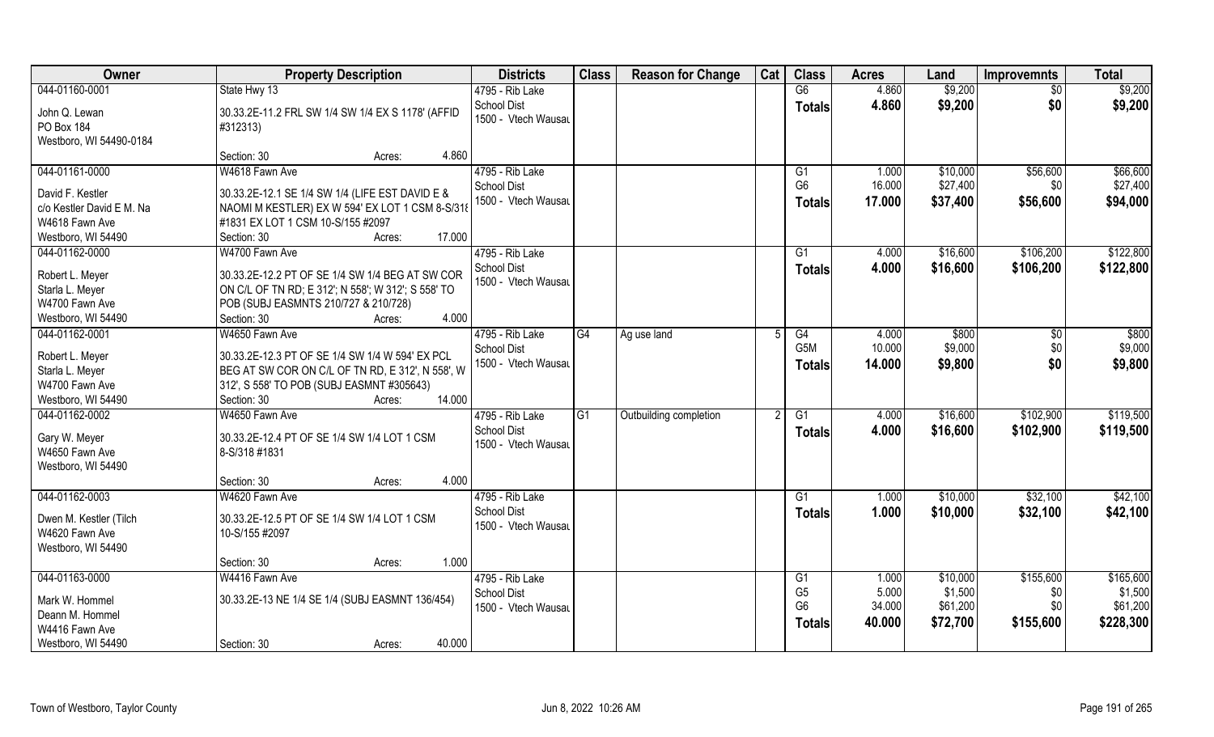| Owner | Property Description | Districts | Class | Reason for Change | Cat | Class | Acres | Land | Improvemnts | Total |
|---|---|---|---|---|---|---|---|---|---|---|
| 044-01160-0001 | State Hwy 13 | 4795 - Rib Lake |  |  |  | G6 | 4.860 | \$9,200 | \$0 | \$9,200 |
| John Q. Lewan | 30.33.2E-11.2 FRL SW 1/4 SW 1/4 EX S 1178' (AFFID | School Dist |  |  |  | Totals | 4.860 | \$9,200 | \$0 | \$9,200 |
| PO Box 184 | #312313) | 1500 - Vtech Wausau |  |  |  |  |  |  |  |  |
| Westboro, WI 54490-0184 |  |  |  |  |  |  |  |  |  |  |
|  | Section: 30 Acres: 4.860 |  |  |  |  |  |  |  |  |  |
| 044-01161-0000 | W4618 Fawn Ave | 4795 - Rib Lake |  |  |  | G1 | 1.000 | \$10,000 | \$56,600 | \$66,600 |
| David F. Kestler | 30.33.2E-12.1 SE 1/4 SW 1/4 (LIFE EST DAVID E & | School Dist |  |  |  | G6 | 16.000 | \$27,400 | \$0 | \$27,400 |
| c/o Kestler David E M. Na | NAOMI M KESTLER) EX W 594' EX LOT 1 CSM 8-S/318 | 1500 - Vtech Wausau |  |  |  | Totals | 17.000 | \$37,400 | \$56,600 | \$94,000 |
| W4618 Fawn Ave | #1831 EX LOT 1 CSM 10-S/155 #2097 |  |  |  |  |  |  |  |  |  |
| Westboro, WI 54490 | Section: 30 Acres: 17.000 |  |  |  |  |  |  |  |  |  |
| 044-01162-0000 | W4700 Fawn Ave | 4795 - Rib Lake |  |  |  | G1 | 4.000 | \$16,600 | \$106,200 | \$122,800 |
| Robert L. Meyer | 30.33.2E-12.2 PT OF SE 1/4 SW 1/4 BEG AT SW COR | School Dist |  |  |  | Totals | 4.000 | \$16,600 | \$106,200 | \$122,800 |
| Starla L. Meyer | ON C/L OF TN RD; E 312'; N 558'; W 312'; S 558' TO | 1500 - Vtech Wausau |  |  |  |  |  |  |  |  |
| W4700 Fawn Ave | POB (SUBJ EASMNTS 210/727 & 210/728) |  |  |  |  |  |  |  |  |  |
| Westboro, WI 54490 | Section: 30 Acres: 4.000 |  |  |  |  |  |  |  |  |  |
| 044-01162-0001 | W4650 Fawn Ave | 4795 - Rib Lake | G4 | Ag use land | 5 | G4 | 4.000 | \$800 | \$0 | \$800 |
| Robert L. Meyer | 30.33.2E-12.3 PT OF SE 1/4 SW 1/4 W 594' EX PCL | School Dist |  |  |  | G5M | 10.000 | \$9,000 | \$0 | \$9,000 |
| Starla L. Meyer | BEG AT SW COR ON C/L OF TN RD, E 312', N 558', W | 1500 - Vtech Wausau |  |  |  | Totals | 14.000 | \$9,800 | \$0 | \$9,800 |
| W4700 Fawn Ave | 312', S 558' TO POB (SUBJ EASMNT #305643) |  |  |  |  |  |  |  |  |  |
| Westboro, WI 54490 | Section: 30 Acres: 14.000 |  |  |  |  |  |  |  |  |  |
| 044-01162-0002 | W4650 Fawn Ave | 4795 - Rib Lake | G1 | Outbuilding completion | 2 | G1 | 4.000 | \$16,600 | \$102,900 | \$119,500 |
| Gary W. Meyer | 30.33.2E-12.4 PT OF SE 1/4 SW 1/4 LOT 1 CSM | School Dist |  |  |  | Totals | 4.000 | \$16,600 | \$102,900 | \$119,500 |
| W4650 Fawn Ave | 8-S/318 #1831 | 1500 - Vtech Wausau |  |  |  |  |  |  |  |  |
| Westboro, WI 54490 |  |  |  |  |  |  |  |  |  |  |
|  | Section: 30 Acres: 4.000 |  |  |  |  |  |  |  |  |  |
| 044-01162-0003 | W4620 Fawn Ave | 4795 - Rib Lake |  |  |  | G1 | 1.000 | \$10,000 | \$32,100 | \$42,100 |
| Dwen M. Kestler (Tilch | 30.33.2E-12.5 PT OF SE 1/4 SW 1/4 LOT 1 CSM | School Dist |  |  |  | Totals | 1.000 | \$10,000 | \$32,100 | \$42,100 |
| W4620 Fawn Ave | 10-S/155 #2097 | 1500 - Vtech Wausau |  |  |  |  |  |  |  |  |
| Westboro, WI 54490 |  |  |  |  |  |  |  |  |  |  |
|  | Section: 30 Acres: 1.000 |  |  |  |  |  |  |  |  |  |
| 044-01163-0000 | W4416 Fawn Ave | 4795 - Rib Lake |  |  |  | G1 | 1.000 | \$10,000 | \$155,600 | \$165,600 |
| Mark W. Hommel | 30.33.2E-13 NE 1/4 SE 1/4 (SUBJ EASMNT 136/454) | School Dist |  |  |  | G5 | 5.000 | \$1,500 | \$0 | \$1,500 |
| Deann M. Hommel |  | 1500 - Vtech Wausau |  |  |  | G6 | 34.000 | \$61,200 | \$0 | \$61,200 |
| W4416 Fawn Ave |  |  |  |  |  | Totals | 40.000 | \$72,700 | \$155,600 | \$228,300 |
| Westboro, WI 54490 | Section: 30 Acres: 40.000 |  |  |  |  |  |  |  |  |  |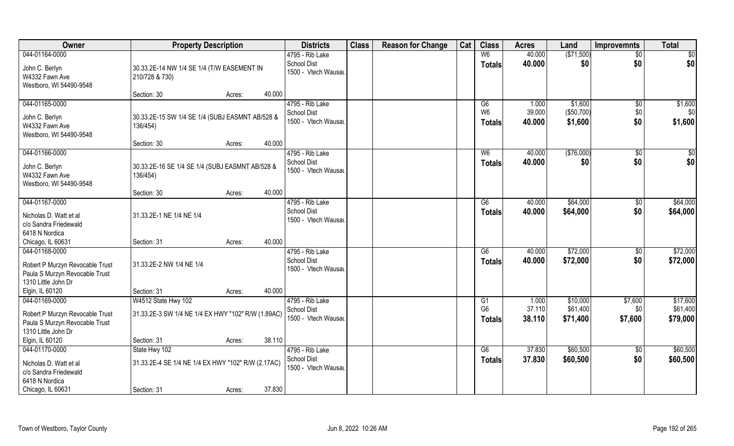| Owner | Property Description | | Districts | Class | Reason for Change | Cat | Class | Acres | Land | Improvemnts | Total |
|---|---|---|---|---|---|---|---|---|---|---|---|
| 044-01164-0000 | | | 4795 - Rib Lake | | | | W6 | 40.000 | ($71,500) | $0 | $0 |
| John C. Berlyn<br>W4332 Fawn Ave<br>Westboro, WI 54490-9548 | 30.33.2E-14 NW 1/4 SE 1/4 (T/W EASEMENT IN 210/728 & 730) | | School Dist<br>1500 - Vtech Wausau | | | | Totals | 40.000 | $0 | $0 | $0 |
| | Section: 30 | Acres: 40.000 | | | | | | | | | |
| 044-01165-0000 | | | 4795 - Rib Lake | | | | G6 | 1.000 | $1,600 | $0 | $1,600 |
| John C. Berlyn<br>W4332 Fawn Ave<br>Westboro, WI 54490-9548 | 30.33.2E-15 SW 1/4 SE 1/4 (SUBJ EASMNT AB/528 & 136/454) | | School Dist<br>1500 - Vtech Wausau | | | | W6 | 39.000 | ($50,700) | $0 | $0 |
| | | | | | | | Totals | 40.000 | $1,600 | $0 | $1,600 |
| | Section: 30 | Acres: 40.000 | | | | | | | | | |
| 044-01166-0000 | | | 4795 - Rib Lake | | | | W6 | 40.000 | ($76,000) | $0 | $0 |
| John C. Berlyn<br>W4332 Fawn Ave<br>Westboro, WI 54490-9548 | 30.33.2E-16 SE 1/4 SE 1/4 (SUBJ EASMNT AB/528 & 136/454) | | School Dist<br>1500 - Vtech Wausau | | | | Totals | 40.000 | $0 | $0 | $0 |
| | Section: 30 | Acres: 40.000 | | | | | | | | | |
| 044-01167-0000 | | | 4795 - Rib Lake | | | | G6 | 40.000 | $64,000 | $0 | $64,000 |
| Nicholas D. Watt et al<br>c/o Sandra Friedewald<br>6418 N Nordica<br>Chicago, IL 60631 | 31.33.2E-1 NE 1/4 NE 1/4 | | School Dist<br>1500 - Vtech Wausau | | | | Totals | 40.000 | $64,000 | $0 | $64,000 |
| | Section: 31 | Acres: 40.000 | | | | | | | | | |
| 044-01168-0000 | | | 4795 - Rib Lake | | | | G6 | 40.000 | $72,000 | $0 | $72,000 |
| Robert P Murzyn Revocable Trust<br>Paula S Murzyn Revocable Trust<br>1310 Little John Dr<br>Elgin, IL 60120 | 31.33.2E-2 NW 1/4 NE 1/4 | | School Dist<br>1500 - Vtech Wausau | | | | Totals | 40.000 | $72,000 | $0 | $72,000 |
| | Section: 31 | Acres: 40.000 | | | | | | | | | |
| 044-01169-0000 | W4512 State Hwy 102 | | 4795 - Rib Lake | | | | G1 | 1.000 | $10,000 | $7,600 | $17,600 |
| Robert P Murzyn Revocable Trust<br>Paula S Murzyn Revocable Trust<br>1310 Little John Dr<br>Elgin, IL 60120 | 31.33.2E-3 SW 1/4 NE 1/4 EX HWY "102" R/W (1.89AC) | | School Dist<br>1500 - Vtech Wausau | | | | G6 | 37.110 | $61,400 | $0 | $61,400 |
| | | | | | | | Totals | 38.110 | $71,400 | $7,600 | $79,000 |
| | Section: 31 | Acres: 38.110 | | | | | | | | | |
| 044-01170-0000 | State Hwy 102 | | 4795 - Rib Lake | | | | G6 | 37.830 | $60,500 | $0 | $60,500 |
| Nicholas D. Watt et al<br>c/o Sandra Friedewald<br>6418 N Nordica<br>Chicago, IL 60631 | 31.33.2E-4 SE 1/4 NE 1/4 EX HWY "102" R/W (2.17AC) | | School Dist<br>1500 - Vtech Wausau | | | | Totals | 37.830 | $60,500 | $0 | $60,500 |
| | Section: 31 | Acres: 37.830 | | | | | | | | | |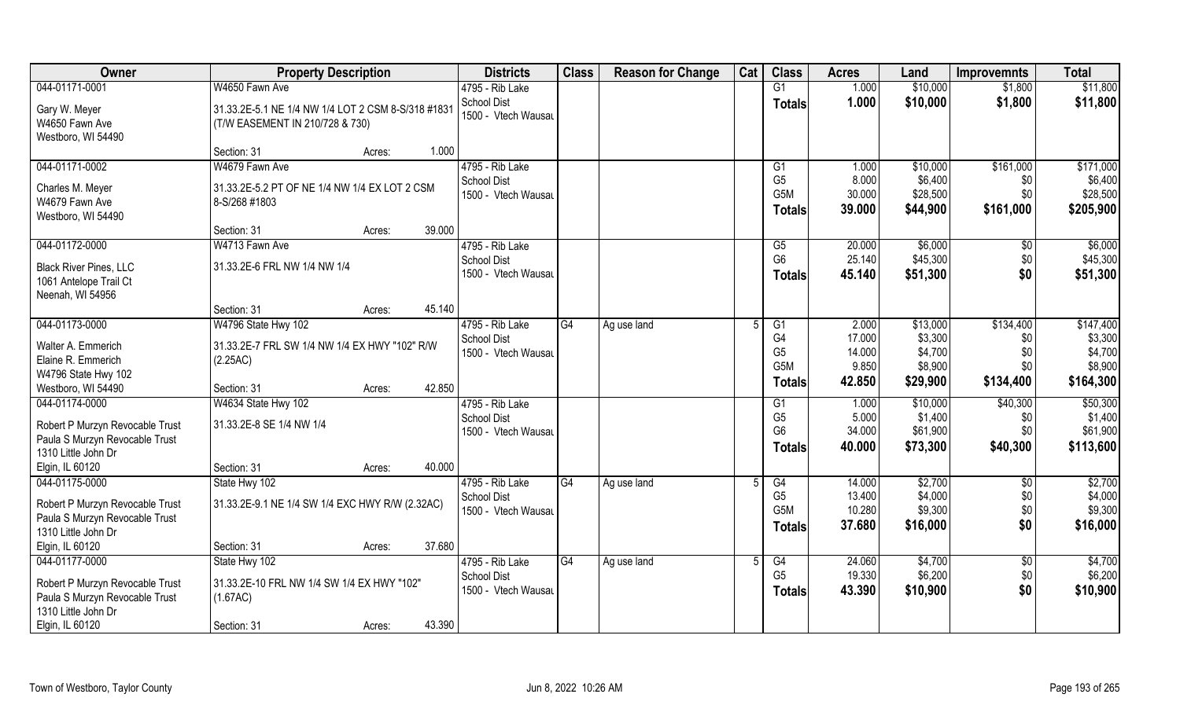| Owner | Property Description | | | Districts | Class | Reason for Change | Cat | Class | Acres | Land | Improvemnts | Total |
|---|---|---|---|---|---|---|---|---|---|---|---|---|
| 044-01171-0001 | W4650 Fawn Ave | | | 4795 - Rib Lake | | | | G1 | 1.000 | $10,000 | $1,800 | $11,800 |
| Gary W. Meyer<br>W4650 Fawn Ave<br>Westboro, WI 54490 | 31.33.2E-5.1 NE 1/4 NW 1/4 LOT 2 CSM 8-S/318 #1831 (T/W EASEMENT IN 210/728 & 730) | | | School Dist<br>1500 - Vtech Wausau | | | | **Totals** | **1.000** | **$10,000** | **$1,800** | **$11,800** |
| | Section: 31 | Acres: | 1.000 | | | | | | | | | |
| 044-01171-0002 | W4679 Fawn Ave | | | 4795 - Rib Lake | | | | G1 | 1.000 | $10,000 | $161,000 | $171,000 |
| Charles M. Meyer<br>W4679 Fawn Ave<br>Westboro, WI 54490 | 31.33.2E-5.2 PT OF NE 1/4 NW 1/4 EX LOT 2 CSM 8-S/268 #1803 | | | School Dist<br>1500 - Vtech Wausau | | | | G5 | 8.000 | $6,400 | $0 | $6,400 |
| | | | | | | | | G5M | 30.000 | $28,500 | $0 | $28,500 |
| | | | | | | | | **Totals** | **39.000** | **$44,900** | **$161,000** | **$205,900** |
| | Section: 31 | Acres: | 39.000 | | | | | | | | | |
| 044-01172-0000 | W4713 Fawn Ave | | | 4795 - Rib Lake | | | | G5 | 20.000 | $6,000 | $0 | $6,000 |
| Black River Pines, LLC<br>1061 Antelope Trail Ct<br>Neenah, WI 54956 | 31.33.2E-6 FRL NW 1/4 NW 1/4 | | | School Dist<br>1500 - Vtech Wausau | | | | G6 | 25.140 | $45,300 | $0 | $45,300 |
| | | | | | | | | **Totals** | **45.140** | **$51,300** | **$0** | **$51,300** |
| | Section: 31 | Acres: | 45.140 | | | | | | | | | |
| 044-01173-0000 | W4796 State Hwy 102 | | | 4795 - Rib Lake | G4 | Ag use land | 5 | G1 | 2.000 | $13,000 | $134,400 | $147,400 |
| Walter A. Emmerich<br>Elaine R. Emmerich<br>W4796 State Hwy 102<br>Westboro, WI 54490 | 31.33.2E-7 FRL SW 1/4 NW 1/4 EX HWY "102" R/W (2.25AC) | | | School Dist<br>1500 - Vtech Wausau | | | | G4 | 17.000 | $3,300 | $0 | $3,300 |
| | | | | | | | | G5 | 14.000 | $4,700 | $0 | $4,700 |
| | | | | | | | | G5M | 9.850 | $8,900 | $0 | $8,900 |
| | Section: 31 | Acres: | 42.850 | | | | | **Totals** | **42.850** | **$29,900** | **$134,400** | **$164,300** |
| 044-01174-0000 | W4634 State Hwy 102 | | | 4795 - Rib Lake | | | | G1 | 1.000 | $10,000 | $40,300 | $50,300 |
| Robert P Murzyn Revocable Trust<br>Paula S Murzyn Revocable Trust<br>1310 Little John Dr<br>Elgin, IL 60120 | 31.33.2E-8 SE 1/4 NW 1/4 | | | School Dist<br>1500 - Vtech Wausau | | | | G5 | 5.000 | $1,400 | $0 | $1,400 |
| | | | | | | | | G6 | 34.000 | $61,900 | $0 | $61,900 |
| | | | | | | | | **Totals** | **40.000** | **$73,300** | **$40,300** | **$113,600** |
| | Section: 31 | Acres: | 40.000 | | | | | | | | | |
| 044-01175-0000 | State Hwy 102 | | | 4795 - Rib Lake | G4 | Ag use land | 5 | G4 | 14.000 | $2,700 | $0 | $2,700 |
| Robert P Murzyn Revocable Trust<br>Paula S Murzyn Revocable Trust<br>1310 Little John Dr<br>Elgin, IL 60120 | 31.33.2E-9.1 NE 1/4 SW 1/4 EXC HWY R/W (2.32AC) | | | School Dist<br>1500 - Vtech Wausau | | | | G5 | 13.400 | $4,000 | $0 | $4,000 |
| | | | | | | | | G5M | 10.280 | $9,300 | $0 | $9,300 |
| | | | | | | | | **Totals** | **37.680** | **$16,000** | **$0** | **$16,000** |
| | Section: 31 | Acres: | 37.680 | | | | | | | | | |
| 044-01177-0000 | State Hwy 102 | | | 4795 - Rib Lake | G4 | Ag use land | 5 | G4 | 24.060 | $4,700 | $0 | $4,700 |
| Robert P Murzyn Revocable Trust<br>Paula S Murzyn Revocable Trust<br>1310 Little John Dr<br>Elgin, IL 60120 | 31.33.2E-10 FRL NW 1/4 SW 1/4 EX HWY "102" (1.67AC) | | | School Dist<br>1500 - Vtech Wausau | | | | G5 | 19.330 | $6,200 | $0 | $6,200 |
| | | | | | | | | **Totals** | **43.390** | **$10,900** | **$0** | **$10,900** |
| | Section: 31 | Acres: | 43.390 | | | | | | | | | |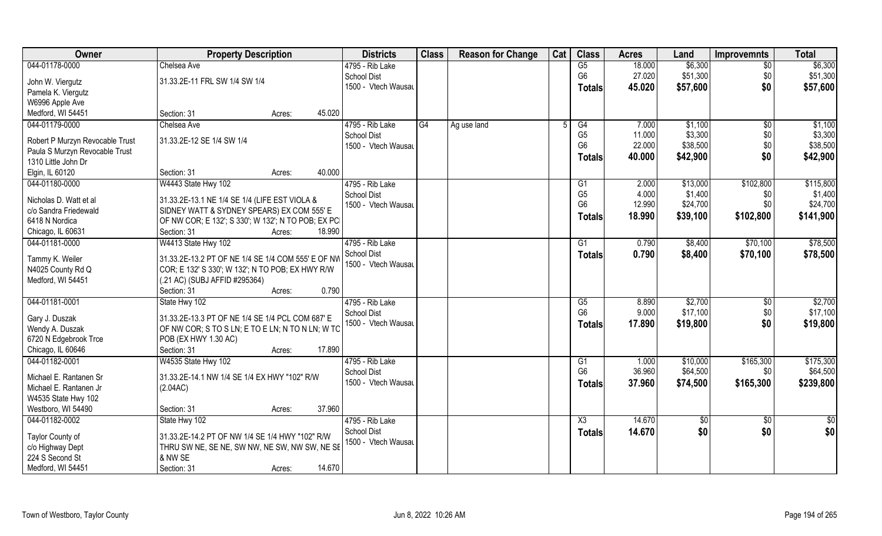| Owner | Property Description | Districts | Class | Reason for Change | Cat | Class | Acres | Land | Improvemnts | Total |
|---|---|---|---|---|---|---|---|---|---|---|
| 044-01178-0000 | Chelsea Ave | 4795 - Rib Lake | | | | G5 | 18.000 | $6,300 | $0 | $6,300 |
| John W. Viergutz | 31.33.2E-11 FRL SW 1/4 SW 1/4 | School Dist | | | | G6 | 27.020 | $51,300 | $0 | $51,300 |
| Pamela K. Viergutz | | 1500 - Vtech Wausau | | | | **Totals** | **45.020** | **$57,600** | **$0** | **$57,600** |
| W6996 Apple Ave | | | | | | | | | | |
| Medford, WI 54451 | Section: 31 Acres: 45.020 | | | | | | | | | |
| 044-01179-0000 | Chelsea Ave | 4795 - Rib Lake | G4 | Ag use land | 5 | G4 | 7.000 | $1,100 | $0 | $1,100 |
| Robert P Murzyn Revocable Trust | 31.33.2E-12 SE 1/4 SW 1/4 | School Dist | | | | G5 | 11.000 | $3,300 | $0 | $3,300 |
| Paula S Murzyn Revocable Trust | | 1500 - Vtech Wausau | | | | G6 | 22.000 | $38,500 | $0 | $38,500 |
| 1310 Little John Dr | | | | | | **Totals** | **40.000** | **$42,900** | **$0** | **$42,900** |
| Elgin, IL 60120 | Section: 31 Acres: 40.000 | | | | | | | | | |
| 044-01180-0000 | W4443 State Hwy 102 | 4795 - Rib Lake | | | | G1 | 2.000 | $13,000 | $102,800 | $115,800 |
| Nicholas D. Watt et al | 31.33.2E-13.1 NE 1/4 SE 1/4 (LIFE EST VIOLA & | School Dist | | | | G5 | 4.000 | $1,400 | $0 | $1,400 |
| c/o Sandra Friedewald | SIDNEY WATT & SYDNEY SPEARS) EX COM 555' E | 1500 - Vtech Wausau | | | | G6 | 12.990 | $24,700 | $0 | $24,700 |
| 6418 N Nordica | OF NW COR; E 132'; S 330'; W 132'; N TO POB; EX PC | | | | | **Totals** | **18.990** | **$39,100** | **$102,800** | **$141,900** |
| Chicago, IL 60631 | Section: 31 Acres: 18.990 | | | | | | | | | |
| 044-01181-0000 | W4413 State Hwy 102 | 4795 - Rib Lake | | | | G1 | 0.790 | $8,400 | $70,100 | $78,500 |
| Tammy K. Weiler | 31.33.2E-13.2 PT OF NE 1/4 SE 1/4 COM 555' E OF NW | School Dist | | | | **Totals** | **0.790** | **$8,400** | **$70,100** | **$78,500** |
| N4025 County Rd Q | COR; E 132' S 330'; W 132'; N TO POB; EX HWY R/W | 1500 - Vtech Wausau | | | | | | | | |
| Medford, WI 54451 | (.21 AC) (SUBJ AFFID #295364) | | | | | | | | | |
| | Section: 31 Acres: 0.790 | | | | | | | | | |
| 044-01181-0001 | State Hwy 102 | 4795 - Rib Lake | | | | G5 | 8.890 | $2,700 | $0 | $2,700 |
| Gary J. Duszak | 31.33.2E-13.3 PT OF NE 1/4 SE 1/4 PCL COM 687' E | School Dist | | | | G6 | 9.000 | $17,100 | $0 | $17,100 |
| Wendy A. Duszak | OF NW COR; S TO S LN; E TO E LN; N TO N LN; W TO | 1500 - Vtech Wausau | | | | **Totals** | **17.890** | **$19,800** | **$0** | **$19,800** |
| 6720 N Edgebrook Trce | POB (EX HWY 1.30 AC) | | | | | | | | | |
| Chicago, IL 60646 | Section: 31 Acres: 17.890 | | | | | | | | | |
| 044-01182-0001 | W4535 State Hwy 102 | 4795 - Rib Lake | | | | G1 | 1.000 | $10,000 | $165,300 | $175,300 |
| Michael E. Rantanen Sr | 31.33.2E-14.1 NW 1/4 SE 1/4 EX HWY "102" R/W | School Dist | | | | G6 | 36.960 | $64,500 | $0 | $64,500 |
| Michael E. Rantanen Jr | (2.04AC) | 1500 - Vtech Wausau | | | | **Totals** | **37.960** | **$74,500** | **$165,300** | **$239,800** |
| W4535 State Hwy 102 | | | | | | | | | | |
| Westboro, WI 54490 | Section: 31 Acres: 37.960 | | | | | | | | | |
| 044-01182-0002 | State Hwy 102 | 4795 - Rib Lake | | | | X3 | 14.670 | $0 | $0 | $0 |
| Taylor County of | 31.33.2E-14.2 PT OF NW 1/4 SE 1/4 HWY "102" R/W | School Dist | | | | **Totals** | **14.670** | **$0** | **$0** | **$0** |
| c/o Highway Dept | THRU SW NE, SE NE, SW NW, NE SW, NW SW, NE SE | 1500 - Vtech Wausau | | | | | | | | |
| 224 S Second St | & NW SE | | | | | | | | | |
| Medford, WI 54451 | Section: 31 Acres: 14.670 | | | | | | | | | |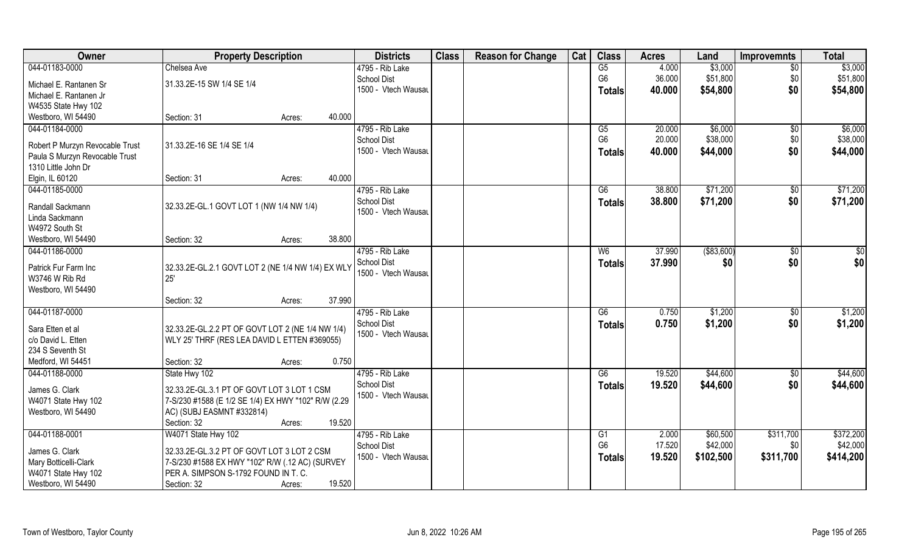| Owner | Property Description | Districts | Class | Reason for Change | Cat | Class | Acres | Land | Improvemnts | Total |
|---|---|---|---|---|---|---|---|---|---|---|
| 044-01183-0000<br>Michael E. Rantanen Sr<br>Michael E. Rantanen Jr<br>W4535 State Hwy 102<br>Westboro, WI 54490 | Chelsea Ave<br>31.33.2E-15 SW 1/4 SE 1/4<br>Section: 31 Acres: 40.000 | 4795 - Rib Lake<br>School Dist<br>1500 - Vtech Wausau | | | | G5<br>G6<br>**Totals** | 4.000<br>36.000<br>**40.000** | \$3,000<br>\$51,800<br>**\$54,800** | \$0<br>\$0<br>**\$0** | \$3,000<br>\$51,800<br>**\$54,800** |
| 044-01184-0000<br>Robert P Murzyn Revocable Trust<br>Paula S Murzyn Revocable Trust<br>1310 Little John Dr<br>Elgin, IL 60120 | 31.33.2E-16 SE 1/4 SE 1/4<br>Section: 31 Acres: 40.000 | 4795 - Rib Lake<br>School Dist<br>1500 - Vtech Wausau | | | | G5<br>G6<br>**Totals** | 20.000<br>20.000<br>**40.000** | \$6,000<br>\$38,000<br>**\$44,000** | \$0<br>\$0<br>**\$0** | \$6,000<br>\$38,000<br>**\$44,000** |
| 044-01185-0000<br>Randall Sackmann<br>Linda Sackmann<br>W4972 South St<br>Westboro, WI 54490 | 32.33.2E-GL.1 GOVT LOT 1 (NW 1/4 NW 1/4)<br>Section: 32 Acres: 38.800 | 4795 - Rib Lake<br>School Dist<br>1500 - Vtech Wausau | | | | G6<br>**Totals** | 38.800<br>**38.800** | \$71,200<br>**\$71,200** | \$0<br>**\$0** | \$71,200<br>**\$71,200** |
| 044-01186-0000<br>Patrick Fur Farm Inc<br>W3746 W Rib Rd<br>Westboro, WI 54490 | 32.33.2E-GL.2.1 GOVT LOT 2 (NE 1/4 NW 1/4) EX WLY 25'<br>Section: 32 Acres: 37.990 | 4795 - Rib Lake<br>School Dist<br>1500 - Vtech Wausau | | | | W6<br>**Totals** | 37.990<br>**37.990** | (\$83,600)<br>**\$0** | \$0<br>**\$0** | \$0<br>**\$0** |
| 044-01187-0000<br>Sara Etten et al<br>c/o David L. Etten<br>234 S Seventh St<br>Medford, WI 54451 | 32.33.2E-GL.2.2 PT OF GOVT LOT 2 (NE 1/4 NW 1/4) WLY 25' THRF (RES LEA DAVID L ETTEN #369055)<br>Section: 32 Acres: 0.750 | 4795 - Rib Lake<br>School Dist<br>1500 - Vtech Wausau | | | | G6<br>**Totals** | 0.750<br>**0.750** | \$1,200<br>**\$1,200** | \$0<br>**\$0** | \$1,200<br>**\$1,200** |
| 044-01188-0000<br>James G. Clark<br>W4071 State Hwy 102<br>Westboro, WI 54490 | State Hwy 102<br>32.33.2E-GL.3.1 PT OF GOVT LOT 3 LOT 1 CSM 7-S/230 #1588 (E 1/2 SE 1/4) EX HWY "102" R/W (2.29 AC) (SUBJ EASMNT #332814)<br>Section: 32 Acres: 19.520 | 4795 - Rib Lake<br>School Dist<br>1500 - Vtech Wausau | | | | G6<br>**Totals** | 19.520<br>**19.520** | \$44,600<br>**\$44,600** | \$0<br>**\$0** | \$44,600<br>**\$44,600** |
| 044-01188-0001<br>James G. Clark<br>Mary Botticelli-Clark<br>W4071 State Hwy 102<br>Westboro, WI 54490 | W4071 State Hwy 102<br>32.33.2E-GL.3.2 PT OF GOVT LOT 3 LOT 2 CSM 7-S/230 #1588 EX HWY "102" R/W (.12 AC) (SURVEY PER A. SIMPSON S-1792 FOUND IN T. C.<br>Section: 32 Acres: 19.520 | 4795 - Rib Lake<br>School Dist<br>1500 - Vtech Wausau | | | | G1<br>G6<br>**Totals** | 2.000<br>17.520<br>**19.520** | \$60,500<br>\$42,000<br>**\$102,500** | \$311,700<br>\$0<br>**\$311,700** | \$372,200<br>\$42,000<br>**\$414,200** |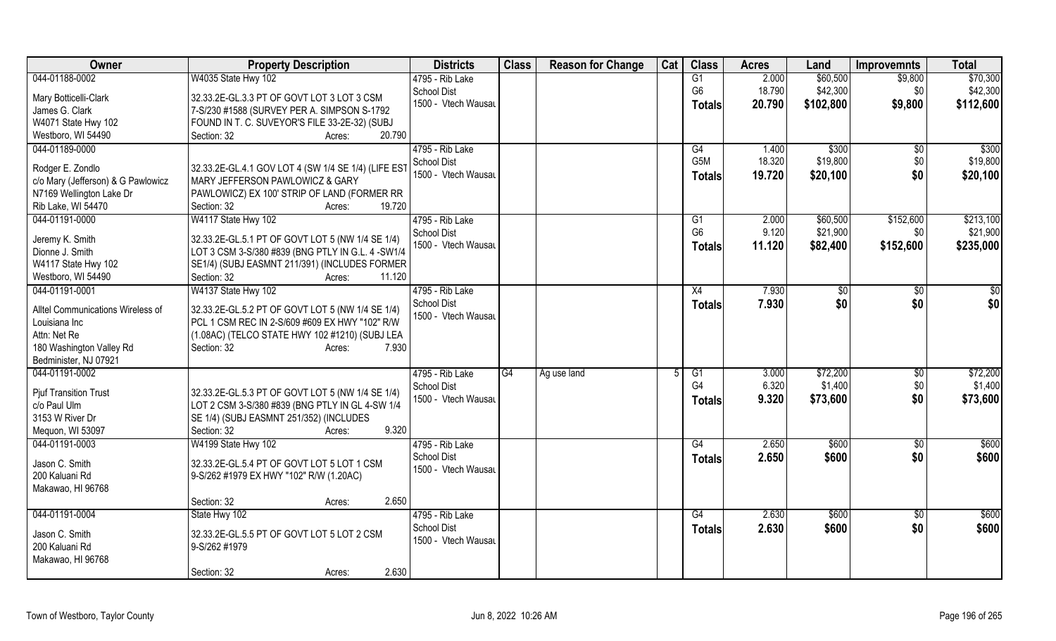| Owner | Property Description | Districts | Class | Reason for Change | Cat | Class | Acres | Land | Improvemnts | Total |
|---|---|---|---|---|---|---|---|---|---|---|
| 044-01188-0002<br>Mary Botticelli-Clark<br>James G. Clark<br>W4071 State Hwy 102<br>Westboro, WI 54490 | W4035 State Hwy 102<br>32.33.2E-GL.3.3 PT OF GOVT LOT 3 LOT 3 CSM 7-S/230 #1588 (SURVEY PER A. SIMPSON S-1792 FOUND IN T. C. SUVEYOR'S FILE 33-2E-32) (SUBJ<br>Section: 32 Acres: 20.790 | 4795 - Rib Lake School Dist<br>1500 - Vtech Wausau | | | | G1<br>G6<br>**Totals** | 2.000<br>18.790<br>**20.790** | $60,500<br>$42,300<br>**$102,800** | $9,800<br>$0<br>**$9,800** | $70,300<br>$42,300<br>**$112,600** |
| 044-01189-0000<br>Rodger E. Zondlo<br>c/o Mary (Jefferson) & G Pawlowicz<br>N7169 Wellington Lake Dr<br>Rib Lake, WI 54470 | 32.33.2E-GL.4.1 GOV LOT 4 (SW 1/4 SE 1/4) (LIFE EST MARY JEFFERSON PAWLOWICZ & GARY PAWLOWICZ) EX 100' STRIP OF LAND (FORMER RR<br>Section: 32 Acres: 19.720 | 4795 - Rib Lake School Dist<br>1500 - Vtech Wausau | | | | G4<br>G5M<br>**Totals** | 1.400<br>18.320<br>**19.720** | $300<br>$19,800<br>**$20,100** | $0<br>$0<br>**$0** | $300<br>$19,800<br>**$20,100** |
| 044-01191-0000<br>Jeremy K. Smith<br>Dionne J. Smith<br>W4117 State Hwy 102<br>Westboro, WI 54490 | W4117 State Hwy 102<br>32.33.2E-GL.5.1 PT OF GOVT LOT 5 (NW 1/4 SE 1/4) LOT 3 CSM 3-S/380 #839 (BNG PTLY IN G.L. 4 -SW1/4 SE1/4) (SUBJ EASMNT 211/391) (INCLUDES FORMER<br>Section: 32 Acres: 11.120 | 4795 - Rib Lake School Dist<br>1500 - Vtech Wausau | | | | G1<br>G6<br>**Totals** | 2.000<br>9.120<br>**11.120** | $60,500<br>$21,900<br>**$82,400** | $152,600<br>$0<br>**$152,600** | $213,100<br>$21,900<br>**$235,000** |
| 044-01191-0001<br>Alltel Communications Wireless of Louisiana Inc<br>Attn: Net Re<br>180 Washington Valley Rd<br>Bedminister, NJ 07921 | W4137 State Hwy 102<br>32.33.2E-GL.5.2 PT OF GOVT LOT 5 (NW 1/4 SE 1/4) PCL 1 CSM REC IN 2-S/609 #609 EX HWY "102" R/W (1.08AC) (TELCO STATE HWY 102 #1210) (SUBJ LEA<br>Section: 32 Acres: 7.930 | 4795 - Rib Lake School Dist<br>1500 - Vtech Wausau | | | | X4<br>**Totals** | 7.930<br>**7.930** | $0<br>**$0** | $0<br>**$0** | $0<br>**$0** |
| 044-01191-0002<br>Pjuf Transition Trust<br>c/o Paul Ulm<br>3153 W River Dr<br>Mequon, WI 53097 | 32.33.2E-GL.5.3 PT OF GOVT LOT 5 (NW 1/4 SE 1/4) LOT 2 CSM 3-S/380 #839 (BNG PTLY IN GL 4-SW 1/4 SE 1/4) (SUBJ EASMNT 251/352) (INCLUDES<br>Section: 32 Acres: 9.320 | 4795 - Rib Lake School Dist<br>1500 - Vtech Wausau | G4 | Ag use land | 5 | G1<br>G4<br>**Totals** | 3.000<br>6.320<br>**9.320** | $72,200<br>$1,400<br>**$73,600** | $0<br>$0<br>**$0** | $72,200<br>$1,400<br>**$73,600** |
| 044-01191-0003<br>Jason C. Smith<br>200 Kaluani Rd<br>Makawao, HI 96768 | W4199 State Hwy 102<br>32.33.2E-GL.5.4 PT OF GOVT LOT 5 LOT 1 CSM 9-S/262 #1979 EX HWY "102" R/W (1.20AC)<br>Section: 32 Acres: 2.650 | 4795 - Rib Lake School Dist<br>1500 - Vtech Wausau | | | | G4<br>**Totals** | 2.650<br>**2.650** | $600<br>**$600** | $0<br>**$0** | $600<br>**$600** |
| 044-01191-0004<br>Jason C. Smith<br>200 Kaluani Rd<br>Makawao, HI 96768 | State Hwy 102<br>32.33.2E-GL.5.5 PT OF GOVT LOT 5 LOT 2 CSM 9-S/262 #1979<br>Section: 32 Acres: 2.630 | 4795 - Rib Lake School Dist<br>1500 - Vtech Wausau | | | | G4<br>**Totals** | 2.630<br>**2.630** | $600<br>**$600** | $0<br>**$0** | $600<br>**$600** |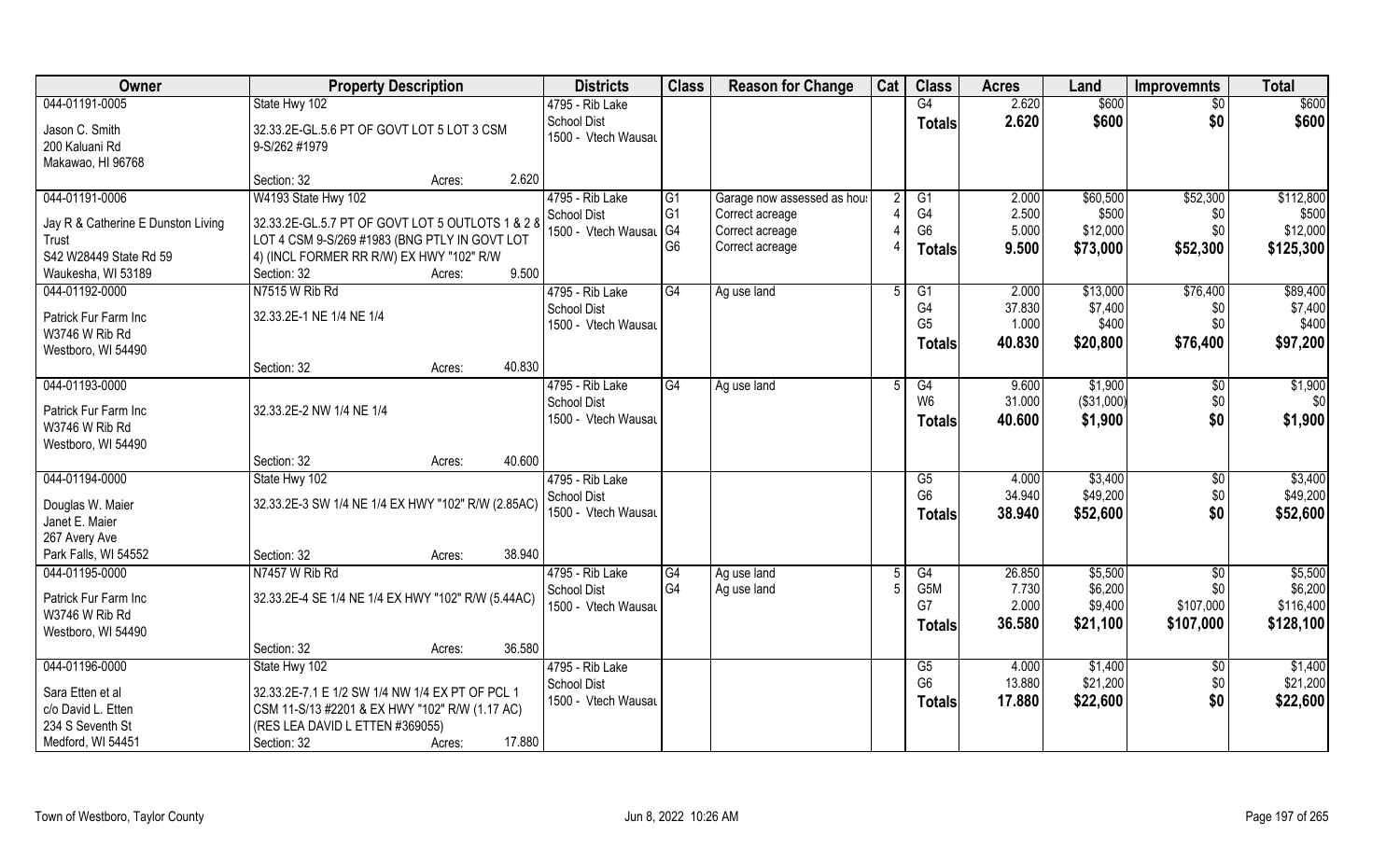| Owner | Property Description | Districts | Class | Reason for Change | Cat | Class | Acres | Land | Improvemnts | Total |
|---|---|---|---|---|---|---|---|---|---|---|
| 044-01191-0005 | State Hwy 102 | 4795 - Rib Lake | | | | G4 | 2.620 | $600 | $0 | $600 |
| Jason C. Smith | 32.33.2E-GL.5.6 PT OF GOVT LOT 5 LOT 3 CSM | School Dist | | | | Totals | 2.620 | $600 | $0 | $600 |
| 200 Kaluani Rd | 9-S/262 #1979 | 1500 - Vtech Wausau | | | | | | | | |
| Makawao, HI 96768 | | | | | | | | | | |
| | Section: 32 Acres: 2.620 | | | | | | | | | |
| 044-01191-0006 | W4193 State Hwy 102 | 4795 - Rib Lake | G1 | Garage now assessed as hous | 2 | G1 | 2.000 | $60,500 | $52,300 | $112,800 |
| Jay R & Catherine E Dunston Living | 32.33.2E-GL.5.7 PT OF GOVT LOT 5 OUTLOTS 1 & 2 8 | School Dist | G1 | Correct acreage | 4 | G4 | 2.500 | $500 | $0 | $500 |
| Trust | LOT 4 CSM 9-S/269 #1983 (BNG PTLY IN GOVT LOT | 1500 - Vtech Wausau | G4 | Correct acreage | 4 | G6 | 5.000 | $12,000 | $0 | $12,000 |
| S42 W28449 State Rd 59 | 4) (INCL FORMER RR R/W) EX HWY "102" R/W | | G6 | Correct acreage | 4 | Totals | 9.500 | $73,000 | $52,300 | $125,300 |
| Waukesha, WI 53189 | Section: 32 Acres: 9.500 | | | | | | | | | |
| 044-01192-0000 | N7515 W Rib Rd | 4795 - Rib Lake | G4 | Ag use land | 5 | G1 | 2.000 | $13,000 | $76,400 | $89,400 |
| Patrick Fur Farm Inc | 32.33.2E-1 NE 1/4 NE 1/4 | School Dist | | | | G4 | 37.830 | $7,400 | $0 | $7,400 |
| W3746 W Rib Rd | | 1500 - Vtech Wausau | | | | G5 | 1.000 | $400 | $0 | $400 |
| Westboro, WI 54490 | | | | | | Totals | 40.830 | $20,800 | $76,400 | $97,200 |
| | Section: 32 Acres: 40.830 | | | | | | | | | |
| 044-01193-0000 | | 4795 - Rib Lake | G4 | Ag use land | 5 | G4 | 9.600 | $1,900 | $0 | $1,900 |
| Patrick Fur Farm Inc | 32.33.2E-2 NW 1/4 NE 1/4 | School Dist | | | | W6 | 31.000 | ($31,000) | $0 | $0 |
| W3746 W Rib Rd | | 1500 - Vtech Wausau | | | | Totals | 40.600 | $1,900 | $0 | $1,900 |
| Westboro, WI 54490 | | | | | | | | | | |
| | Section: 32 Acres: 40.600 | | | | | | | | | |
| 044-01194-0000 | State Hwy 102 | 4795 - Rib Lake | | | | G5 | 4.000 | $3,400 | $0 | $3,400 |
| Douglas W. Maier | 32.33.2E-3 SW 1/4 NE 1/4 EX HWY "102" R/W (2.85AC) | School Dist | | | | G6 | 34.940 | $49,200 | $0 | $49,200 |
| Janet E. Maier | | 1500 - Vtech Wausau | | | | Totals | 38.940 | $52,600 | $0 | $52,600 |
| 267 Avery Ave | | | | | | | | | | |
| Park Falls, WI 54552 | Section: 32 Acres: 38.940 | | | | | | | | | |
| 044-01195-0000 | N7457 W Rib Rd | 4795 - Rib Lake | G4 | Ag use land | 5 | G4 | 26.850 | $5,500 | $0 | $5,500 |
| Patrick Fur Farm Inc | 32.33.2E-4 SE 1/4 NE 1/4 EX HWY "102" R/W (5.44AC) | School Dist | G4 | Ag use land | 5 | G5M | 7.730 | $6,200 | $0 | $6,200 |
| W3746 W Rib Rd | | 1500 - Vtech Wausau | | | | G7 | 2.000 | $9,400 | $107,000 | $116,400 |
| Westboro, WI 54490 | | | | | | Totals | 36.580 | $21,100 | $107,000 | $128,100 |
| | Section: 32 Acres: 36.580 | | | | | | | | | |
| 044-01196-0000 | State Hwy 102 | 4795 - Rib Lake | | | | G5 | 4.000 | $1,400 | $0 | $1,400 |
| Sara Etten et al | 32.33.2E-7.1 E 1/2 SW 1/4 NW 1/4 EX PT OF PCL 1 | School Dist | | | | G6 | 13.880 | $21,200 | $0 | $21,200 |
| c/o David L. Etten | CSM 11-S/13 #2201 & EX HWY "102" R/W (1.17 AC) | 1500 - Vtech Wausau | | | | Totals | 17.880 | $22,600 | $0 | $22,600 |
| 234 S Seventh St | (RES LEA DAVID L ETTEN #369055) | | | | | | | | | |
| Medford, WI 54451 | Section: 32 Acres: 17.880 | | | | | | | | | |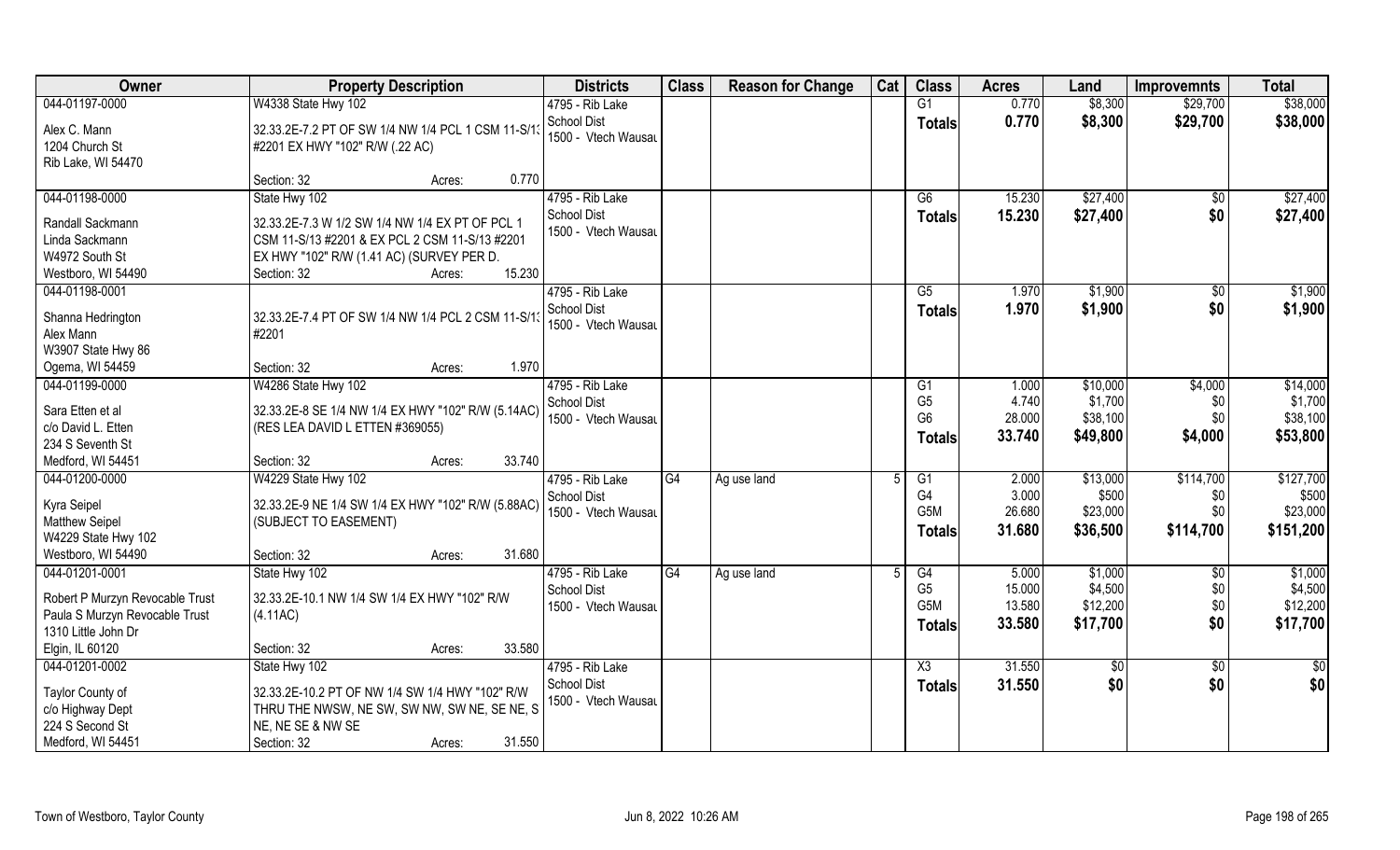| Owner | Property Description | Districts | Class | Reason for Change | Cat | Class | Acres | Land | Improvemnts | Total |
|---|---|---|---|---|---|---|---|---|---|---|
| 044-01197-0000 | W4338 State Hwy 102 | 4795 - Rib Lake | | | | G1 | 0.770 | $8,300 | $29,700 | $38,000 |
| Alex C. Mann | 32.33.2E-7.2 PT OF SW 1/4 NW 1/4 PCL 1 CSM 11-S/13 | School Dist | | | | **Totals** | **0.770** | **$8,300** | **$29,700** | **$38,000** |
| 1204 Church St | #2201 EX HWY "102" R/W (.22 AC) | 1500 - Vtech Wausau | | | | | | | | |
| Rib Lake, WI 54470 | | | | | | | | | | |
| | Section: 32 Acres: 0.770 | | | | | | | | | |
| 044-01198-0000 | State Hwy 102 | 4795 - Rib Lake | | | | G6 | 15.230 | $27,400 | $0 | $27,400 |
| Randall Sackmann | 32.33.2E-7.3 W 1/2 SW 1/4 NW 1/4 EX PT OF PCL 1 | School Dist | | | | **Totals** | **15.230** | **$27,400** | **$0** | **$27,400** |
| Linda Sackmann | CSM 11-S/13 #2201 & EX PCL 2 CSM 11-S/13 #2201 | 1500 - Vtech Wausau | | | | | | | | |
| W4972 South St | EX HWY "102" R/W (1.41 AC) (SURVEY PER D. | | | | | | | | | |
| Westboro, WI 54490 | Section: 32 Acres: 15.230 | | | | | | | | | |
| 044-01198-0001 | | 4795 - Rib Lake | | | | G5 | 1.970 | $1,900 | $0 | $1,900 |
| Shanna Hedrington | 32.33.2E-7.4 PT OF SW 1/4 NW 1/4 PCL 2 CSM 11-S/13 | School Dist | | | | **Totals** | **1.970** | **$1,900** | **$0** | **$1,900** |
| Alex Mann | #2201 | 1500 - Vtech Wausau | | | | | | | | |
| W3907 State Hwy 86 | | | | | | | | | | |
| Ogema, WI 54459 | Section: 32 Acres: 1.970 | | | | | | | | | |
| 044-01199-0000 | W4286 State Hwy 102 | 4795 - Rib Lake | | | | G1 | 1.000 | $10,000 | $4,000 | $14,000 |
| Sara Etten et al | 32.33.2E-8 SE 1/4 NW 1/4 EX HWY "102" R/W (5.14AC) | School Dist | | | | G5 | 4.740 | $1,700 | $0 | $1,700 |
| c/o David L. Etten | (RES LEA DAVID L ETTEN #369055) | 1500 - Vtech Wausau | | | | G6 | 28.000 | $38,100 | $0 | $38,100 |
| 234 S Seventh St | | | | | | **Totals** | **33.740** | **$49,800** | **$4,000** | **$53,800** |
| Medford, WI 54451 | Section: 32 Acres: 33.740 | | | | | | | | | |
| 044-01200-0000 | W4229 State Hwy 102 | 4795 - Rib Lake | G4 | Ag use land | 5 | G1 | 2.000 | $13,000 | $114,700 | $127,700 |
| Kyra Seipel | 32.33.2E-9 NE 1/4 SW 1/4 EX HWY "102" R/W (5.88AC) | School Dist | | | | G4 | 3.000 | $500 | $0 | $500 |
| Matthew Seipel | (SUBJECT TO EASEMENT) | 1500 - Vtech Wausau | | | | G5M | 26.680 | $23,000 | $0 | $23,000 |
| W4229 State Hwy 102 | | | | | | **Totals** | **31.680** | **$36,500** | **$114,700** | **$151,200** |
| Westboro, WI 54490 | Section: 32 Acres: 31.680 | | | | | | | | | |
| 044-01201-0001 | State Hwy 102 | 4795 - Rib Lake | G4 | Ag use land | 5 | G4 | 5.000 | $1,000 | $0 | $1,000 |
| Robert P Murzyn Revocable Trust | 32.33.2E-10.1 NW 1/4 SW 1/4 EX HWY "102" R/W | School Dist | | | | G5 | 15.000 | $4,500 | $0 | $4,500 |
| Paula S Murzyn Revocable Trust | (4.11AC) | 1500 - Vtech Wausau | | | | G5M | 13.580 | $12,200 | $0 | $12,200 |
| 1310 Little John Dr | | | | | | **Totals** | **33.580** | **$17,700** | **$0** | **$17,700** |
| Elgin, IL 60120 | Section: 32 Acres: 33.580 | | | | | | | | | |
| 044-01201-0002 | State Hwy 102 | 4795 - Rib Lake | | | | X3 | 31.550 | $0 | $0 | $0 |
| Taylor County of | 32.33.2E-10.2 PT OF NW 1/4 SW 1/4 HWY "102" R/W | School Dist | | | | **Totals** | **31.550** | **$0** | **$0** | **$0** |
| c/o Highway Dept | THRU THE NWSW, NE SW, SW NW, SW NE, SE NE, S | 1500 - Vtech Wausau | | | | | | | | |
| 224 S Second St | NE, NE SE & NW SE | | | | | | | | | |
| Medford, WI 54451 | Section: 32 Acres: 31.550 | | | | | | | | | |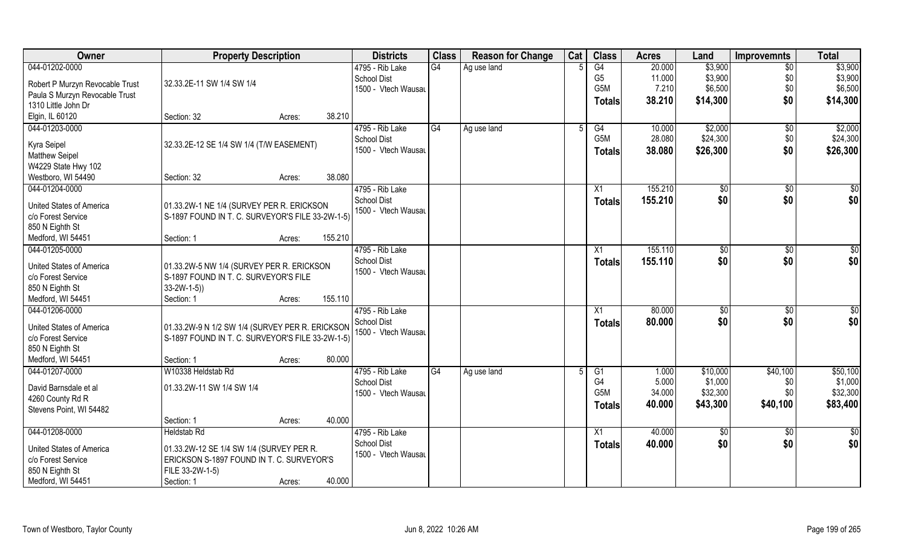| Owner | Property Description | Districts | Class | Reason for Change | Cat | Class | Acres | Land | Improvemnts | Total |
|---|---|---|---|---|---|---|---|---|---|---|
| 044-01202-0000<br>Robert P Murzyn Revocable Trust<br>Paula S Murzyn Revocable Trust<br>1310 Little John Dr<br>Elgin, IL 60120 | 32.33.2E-11 SW 1/4 SW 1/4<br>Section: 32 Acres: 38.210 | 4795 - Rib Lake School Dist<br>1500 - Vtech Wausau | G4 | Ag use land | 5 | G4<br>G5<br>G5M<br>**Totals** | 20.000<br>11.000<br>7.210<br>**38.210** | $3,900<br>$3,900<br>$6,500<br>**$14,300** | $0<br>$0<br>$0<br>**$0** | $3,900<br>$3,900<br>$6,500<br>**$14,300** |
| 044-01203-0000<br>Kyra Seipel<br>Matthew Seipel<br>W4229 State Hwy 102<br>Westboro, WI 54490 | 32.33.2E-12 SE 1/4 SW 1/4 (T/W EASEMENT)<br>Section: 32 Acres: 38.080 | 4795 - Rib Lake School Dist<br>1500 - Vtech Wausau | G4 | Ag use land | 5 | G4<br>G5M<br>**Totals** | 10.000<br>28.080<br>**38.080** | $2,000<br>$24,300<br>**$26,300** | $0<br>$0<br>**$0** | $2,000<br>$24,300<br>**$26,300** |
| 044-01204-0000<br>United States of America<br>c/o Forest Service<br>850 N Eighth St<br>Medford, WI 54451 | 01.33.2W-1 NE 1/4 (SURVEY PER R. ERICKSON S-1897 FOUND IN T. C. SURVEYOR'S FILE 33-2W-1-5)<br>Section: 1 Acres: 155.210 | 4795 - Rib Lake School Dist<br>1500 - Vtech Wausau | | | | X1<br>**Totals** | 155.210<br>**155.210** | $0<br>**$0** | $0<br>**$0** | $0<br>**$0** |
| 044-01205-0000<br>United States of America<br>c/o Forest Service<br>850 N Eighth St<br>Medford, WI 54451 | 01.33.2W-5 NW 1/4 (SURVEY PER R. ERICKSON S-1897 FOUND IN T. C. SURVEYOR'S FILE 33-2W-1-5))<br>Section: 1 Acres: 155.110 | 4795 - Rib Lake School Dist<br>1500 - Vtech Wausau | | | | X1<br>**Totals** | 155.110<br>**155.110** | $0<br>**$0** | $0<br>**$0** | $0<br>**$0** |
| 044-01206-0000<br>United States of America<br>c/o Forest Service<br>850 N Eighth St<br>Medford, WI 54451 | 01.33.2W-9 N 1/2 SW 1/4 (SURVEY PER R. ERICKSON S-1897 FOUND IN T. C. SURVEYOR'S FILE 33-2W-1-5)<br>Section: 1 Acres: 80.000 | 4795 - Rib Lake School Dist<br>1500 - Vtech Wausau | | | | X1<br>**Totals** | 80.000<br>**80.000** | $0<br>**$0** | $0<br>**$0** | $0<br>**$0** |
| 044-01207-0000<br>David Barnsdale et al<br>4260 County Rd R<br>Stevens Point, WI 54482 | W10338 Heldstab Rd<br>01.33.2W-11 SW 1/4 SW 1/4<br>Section: 1 Acres: 40.000 | 4795 - Rib Lake School Dist<br>1500 - Vtech Wausau | G4 | Ag use land | 5 | G1<br>G4<br>G5M<br>**Totals** | 1.000<br>5.000<br>34.000<br>**40.000** | $10,000<br>$1,000<br>$32,300<br>**$43,300** | $40,100<br>$0<br>$0<br>**$40,100** | $50,100<br>$1,000<br>$32,300<br>**$83,400** |
| 044-01208-0000<br>United States of America<br>c/o Forest Service<br>850 N Eighth St<br>Medford, WI 54451 | Heldstab Rd<br>01.33.2W-12 SE 1/4 SW 1/4 (SURVEY PER R. ERICKSON S-1897 FOUND IN T. C. SURVEYOR'S FILE 33-2W-1-5)<br>Section: 1 Acres: 40.000 | 4795 - Rib Lake School Dist<br>1500 - Vtech Wausau | | | | X1<br>**Totals** | 40.000<br>**40.000** | $0<br>**$0** | $0<br>**$0** | $0<br>**$0** |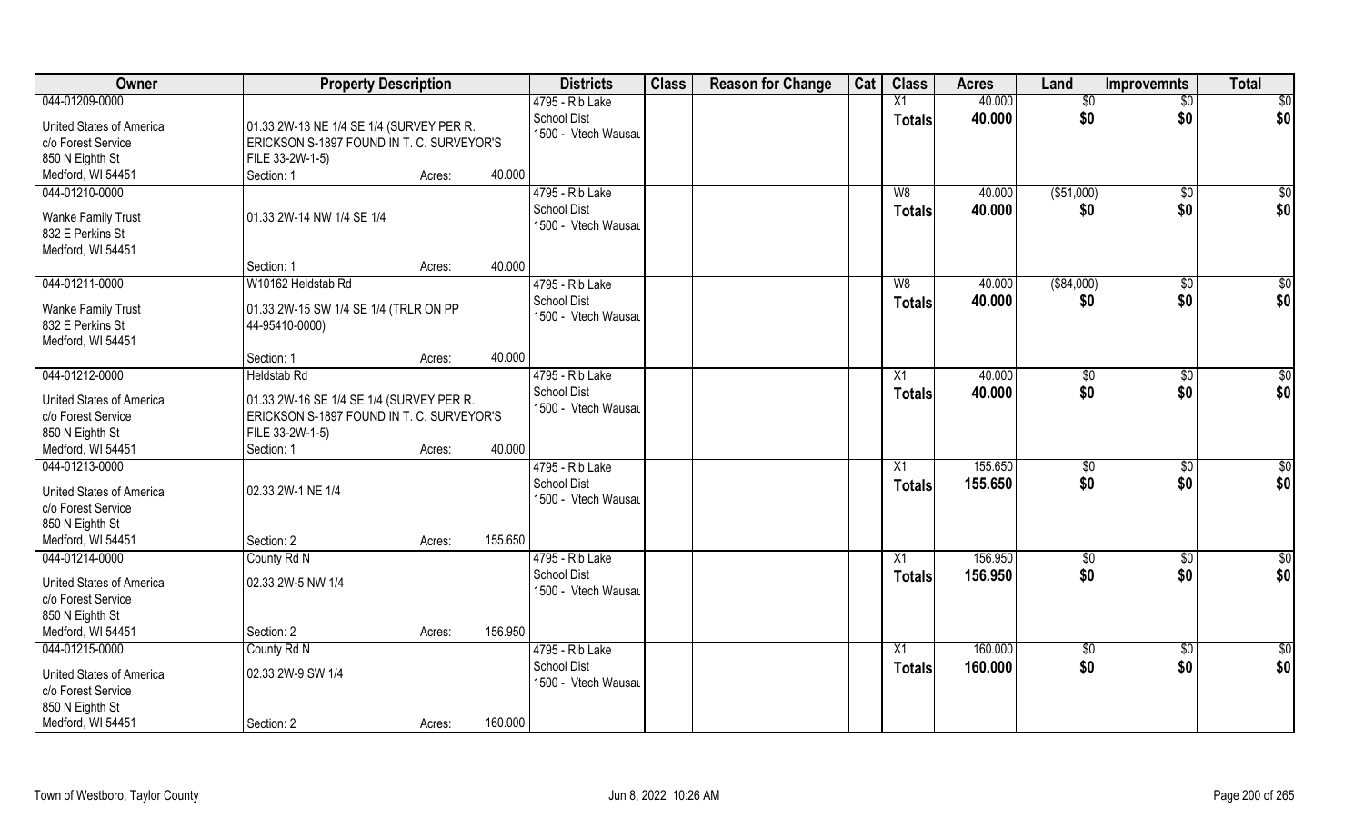| Owner | Property Description | Districts | Class | Reason for Change | Cat | Class | Acres | Land | Improvemnts | Total |
|---|---|---|---|---|---|---|---|---|---|---|
| 044-01209-0000<br>United States of America<br>c/o Forest Service<br>850 N Eighth St<br>Medford, WI 54451 | 01.33.2W-13 NE 1/4 SE 1/4 (SURVEY PER R. ERICKSON S-1897 FOUND IN T. C. SURVEYOR'S FILE 33-2W-1-5)<br>Section: 1 Acres: 40.000 | 4795 - Rib Lake School Dist<br>1500 - Vtech Wausau | | | | X1<br>**Totals** | 40.000<br>**40.000** | $0<br>**$0** | $0<br>**$0** | $0<br>**$0** |
| 044-01210-0000<br>Wanke Family Trust<br>832 E Perkins St<br>Medford, WI 54451 | 01.33.2W-14 NW 1/4 SE 1/4<br>Section: 1 Acres: 40.000 | 4795 - Rib Lake School Dist<br>1500 - Vtech Wausau | | | | W8<br>**Totals** | 40.000<br>**40.000** | ($51,000)<br>**$0** | $0<br>**$0** | $0<br>**$0** |
| 044-01211-0000<br>Wanke Family Trust<br>832 E Perkins St<br>Medford, WI 54451 | W10162 Heldstab Rd<br>01.33.2W-15 SW 1/4 SE 1/4 (TRLR ON PP 44-95410-0000)<br>Section: 1 Acres: 40.000 | 4795 - Rib Lake School Dist<br>1500 - Vtech Wausau | | | | W8<br>**Totals** | 40.000<br>**40.000** | ($84,000)<br>**$0** | $0<br>**$0** | $0<br>**$0** |
| 044-01212-0000<br>United States of America<br>c/o Forest Service<br>850 N Eighth St<br>Medford, WI 54451 | Heldstab Rd<br>01.33.2W-16 SE 1/4 SE 1/4 (SURVEY PER R. ERICKSON S-1897 FOUND IN T. C. SURVEYOR'S FILE 33-2W-1-5)<br>Section: 1 Acres: 40.000 | 4795 - Rib Lake School Dist<br>1500 - Vtech Wausau | | | | X1<br>**Totals** | 40.000<br>**40.000** | $0<br>**$0** | $0<br>**$0** | $0<br>**$0** |
| 044-01213-0000<br>United States of America<br>c/o Forest Service<br>850 N Eighth St<br>Medford, WI 54451 | 02.33.2W-1 NE 1/4<br>Section: 2 Acres: 155.650 | 4795 - Rib Lake School Dist<br>1500 - Vtech Wausau | | | | X1<br>**Totals** | 155.650<br>**155.650** | $0<br>**$0** | $0<br>**$0** | $0<br>**$0** |
| 044-01214-0000<br>United States of America<br>c/o Forest Service<br>850 N Eighth St<br>Medford, WI 54451 | County Rd N<br>02.33.2W-5 NW 1/4<br>Section: 2 Acres: 156.950 | 4795 - Rib Lake School Dist<br>1500 - Vtech Wausau | | | | X1<br>**Totals** | 156.950<br>**156.950** | $0<br>**$0** | $0<br>**$0** | $0<br>**$0** |
| 044-01215-0000<br>United States of America<br>c/o Forest Service<br>850 N Eighth St<br>Medford, WI 54451 | County Rd N<br>02.33.2W-9 SW 1/4<br>Section: 2 Acres: 160.000 | 4795 - Rib Lake School Dist<br>1500 - Vtech Wausau | | | | X1<br>**Totals** | 160.000<br>**160.000** | $0<br>**$0** | $0<br>**$0** | $0<br>**$0** |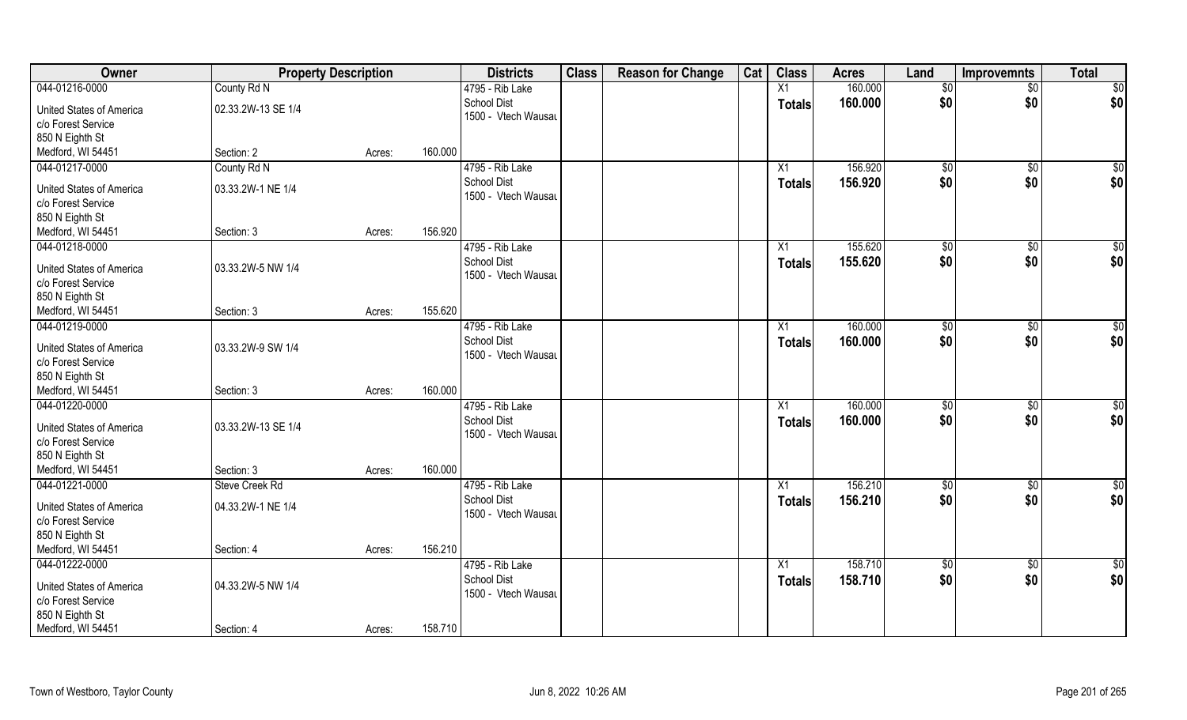| Owner | Property Description | | | Districts | Class | Reason for Change | Cat | Class | Acres | Land | Improvemnts | Total |
|---|---|---|---|---|---|---|---|---|---|---|---|---|
| 044-01216-0000 | County Rd N | | | 4795 - Rib Lake | | | | X1 | 160.000 | $0 | $0 | $0 |
| United States of America | 02.33.2W-13 SE 1/4 | | | School Dist | | | | Totals | 160.000 | $0 | $0 | $0 |
| c/o Forest Service | | | | 1500 - Vtech Wausau | | | | | | | | |
| 850 N Eighth St | | | | | | | | | | | | |
| Medford, WI 54451 | Section: 2 | Acres: | 160.000 | | | | | | | | | |
| 044-01217-0000 | County Rd N | | | 4795 - Rib Lake | | | | X1 | 156.920 | $0 | $0 | $0 |
| United States of America | 03.33.2W-1 NE 1/4 | | | School Dist | | | | Totals | 156.920 | $0 | $0 | $0 |
| c/o Forest Service | | | | 1500 - Vtech Wausau | | | | | | | | |
| 850 N Eighth St | | | | | | | | | | | | |
| Medford, WI 54451 | Section: 3 | Acres: | 156.920 | | | | | | | | | |
| 044-01218-0000 | | | | 4795 - Rib Lake | | | | X1 | 155.620 | $0 | $0 | $0 |
| United States of America | 03.33.2W-5 NW 1/4 | | | School Dist | | | | Totals | 155.620 | $0 | $0 | $0 |
| c/o Forest Service | | | | 1500 - Vtech Wausau | | | | | | | | |
| 850 N Eighth St | | | | | | | | | | | | |
| Medford, WI 54451 | Section: 3 | Acres: | 155.620 | | | | | | | | | |
| 044-01219-0000 | | | | 4795 - Rib Lake | | | | X1 | 160.000 | $0 | $0 | $0 |
| United States of America | 03.33.2W-9 SW 1/4 | | | School Dist | | | | Totals | 160.000 | $0 | $0 | $0 |
| c/o Forest Service | | | | 1500 - Vtech Wausau | | | | | | | | |
| 850 N Eighth St | | | | | | | | | | | | |
| Medford, WI 54451 | Section: 3 | Acres: | 160.000 | | | | | | | | | |
| 044-01220-0000 | | | | 4795 - Rib Lake | | | | X1 | 160.000 | $0 | $0 | $0 |
| United States of America | 03.33.2W-13 SE 1/4 | | | School Dist | | | | Totals | 160.000 | $0 | $0 | $0 |
| c/o Forest Service | | | | 1500 - Vtech Wausau | | | | | | | | |
| 850 N Eighth St | | | | | | | | | | | | |
| Medford, WI 54451 | Section: 3 | Acres: | 160.000 | | | | | | | | | |
| 044-01221-0000 | Steve Creek Rd | | | 4795 - Rib Lake | | | | X1 | 156.210 | $0 | $0 | $0 |
| United States of America | 04.33.2W-1 NE 1/4 | | | School Dist | | | | Totals | 156.210 | $0 | $0 | $0 |
| c/o Forest Service | | | | 1500 - Vtech Wausau | | | | | | | | |
| 850 N Eighth St | | | | | | | | | | | | |
| Medford, WI 54451 | Section: 4 | Acres: | 156.210 | | | | | | | | | |
| 044-01222-0000 | | | | 4795 - Rib Lake | | | | X1 | 158.710 | $0 | $0 | $0 |
| United States of America | 04.33.2W-5 NW 1/4 | | | School Dist | | | | Totals | 158.710 | $0 | $0 | $0 |
| c/o Forest Service | | | | 1500 - Vtech Wausau | | | | | | | | |
| 850 N Eighth St | | | | | | | | | | | | |
| Medford, WI 54451 | Section: 4 | Acres: | 158.710 | | | | | | | | | |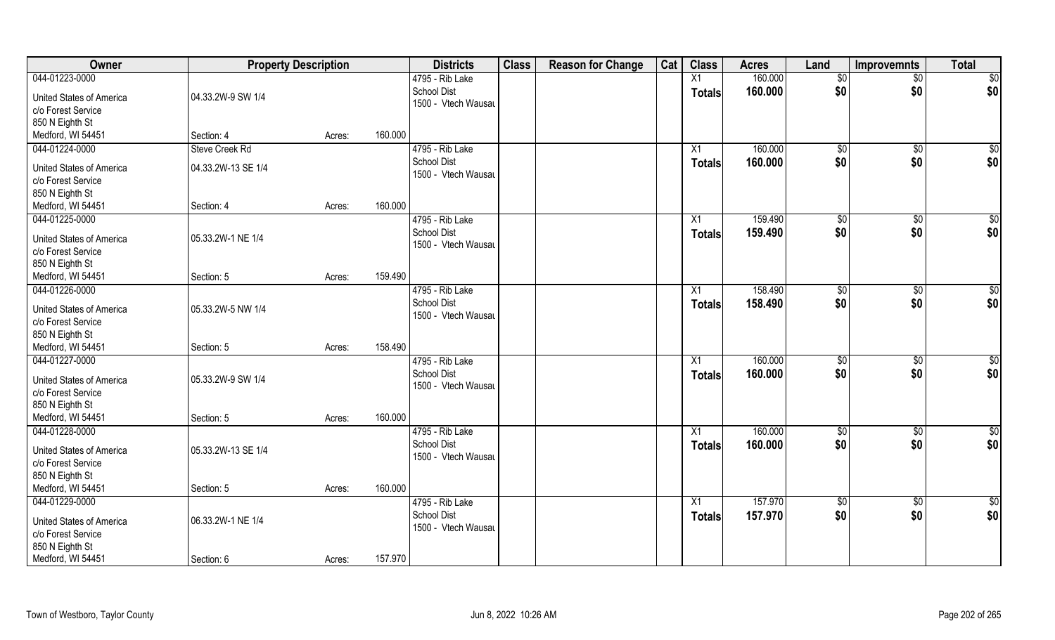| Owner | Property Description | | | Districts | Class | Reason for Change | Cat | Class | Acres | Land | Improvemnts | Total |
|---|---|---|---|---|---|---|---|---|---|---|---|---|
| 044-01223-0000 | | | | 4795 - Rib Lake School Dist | | | | X1 | 160.000 | $0 | $0 | $0 |
| United States of America c/o Forest Service 850 N Eighth St Medford, WI 54451 | 04.33.2W-9 SW 1/4 | | | 1500 - Vtech Wausau | | | | Totals | 160.000 | $0 | $0 | $0 |
| | Section: 4 | Acres: | 160.000 | | | | | | | | | |
| 044-01224-0000 | Steve Creek Rd | | | 4795 - Rib Lake School Dist | | | | X1 | 160.000 | $0 | $0 | $0 |
| United States of America c/o Forest Service 850 N Eighth St Medford, WI 54451 | 04.33.2W-13 SE 1/4 | | | 1500 - Vtech Wausau | | | | Totals | 160.000 | $0 | $0 | $0 |
| | Section: 4 | Acres: | 160.000 | | | | | | | | | |
| 044-01225-0000 | | | | 4795 - Rib Lake School Dist | | | | X1 | 159.490 | $0 | $0 | $0 |
| United States of America c/o Forest Service 850 N Eighth St Medford, WI 54451 | 05.33.2W-1 NE 1/4 | | | 1500 - Vtech Wausau | | | | Totals | 159.490 | $0 | $0 | $0 |
| | Section: 5 | Acres: | 159.490 | | | | | | | | | |
| 044-01226-0000 | | | | 4795 - Rib Lake School Dist | | | | X1 | 158.490 | $0 | $0 | $0 |
| United States of America c/o Forest Service 850 N Eighth St Medford, WI 54451 | 05.33.2W-5 NW 1/4 | | | 1500 - Vtech Wausau | | | | Totals | 158.490 | $0 | $0 | $0 |
| | Section: 5 | Acres: | 158.490 | | | | | | | | | |
| 044-01227-0000 | | | | 4795 - Rib Lake School Dist | | | | X1 | 160.000 | $0 | $0 | $0 |
| United States of America c/o Forest Service 850 N Eighth St Medford, WI 54451 | 05.33.2W-9 SW 1/4 | | | 1500 - Vtech Wausau | | | | Totals | 160.000 | $0 | $0 | $0 |
| | Section: 5 | Acres: | 160.000 | | | | | | | | | |
| 044-01228-0000 | | | | 4795 - Rib Lake School Dist | | | | X1 | 160.000 | $0 | $0 | $0 |
| United States of America c/o Forest Service 850 N Eighth St Medford, WI 54451 | 05.33.2W-13 SE 1/4 | | | 1500 - Vtech Wausau | | | | Totals | 160.000 | $0 | $0 | $0 |
| | Section: 5 | Acres: | 160.000 | | | | | | | | | |
| 044-01229-0000 | | | | 4795 - Rib Lake School Dist | | | | X1 | 157.970 | $0 | $0 | $0 |
| United States of America c/o Forest Service 850 N Eighth St Medford, WI 54451 | 06.33.2W-1 NE 1/4 | | | 1500 - Vtech Wausau | | | | Totals | 157.970 | $0 | $0 | $0 |
| | Section: 6 | Acres: | 157.970 | | | | | | | | | |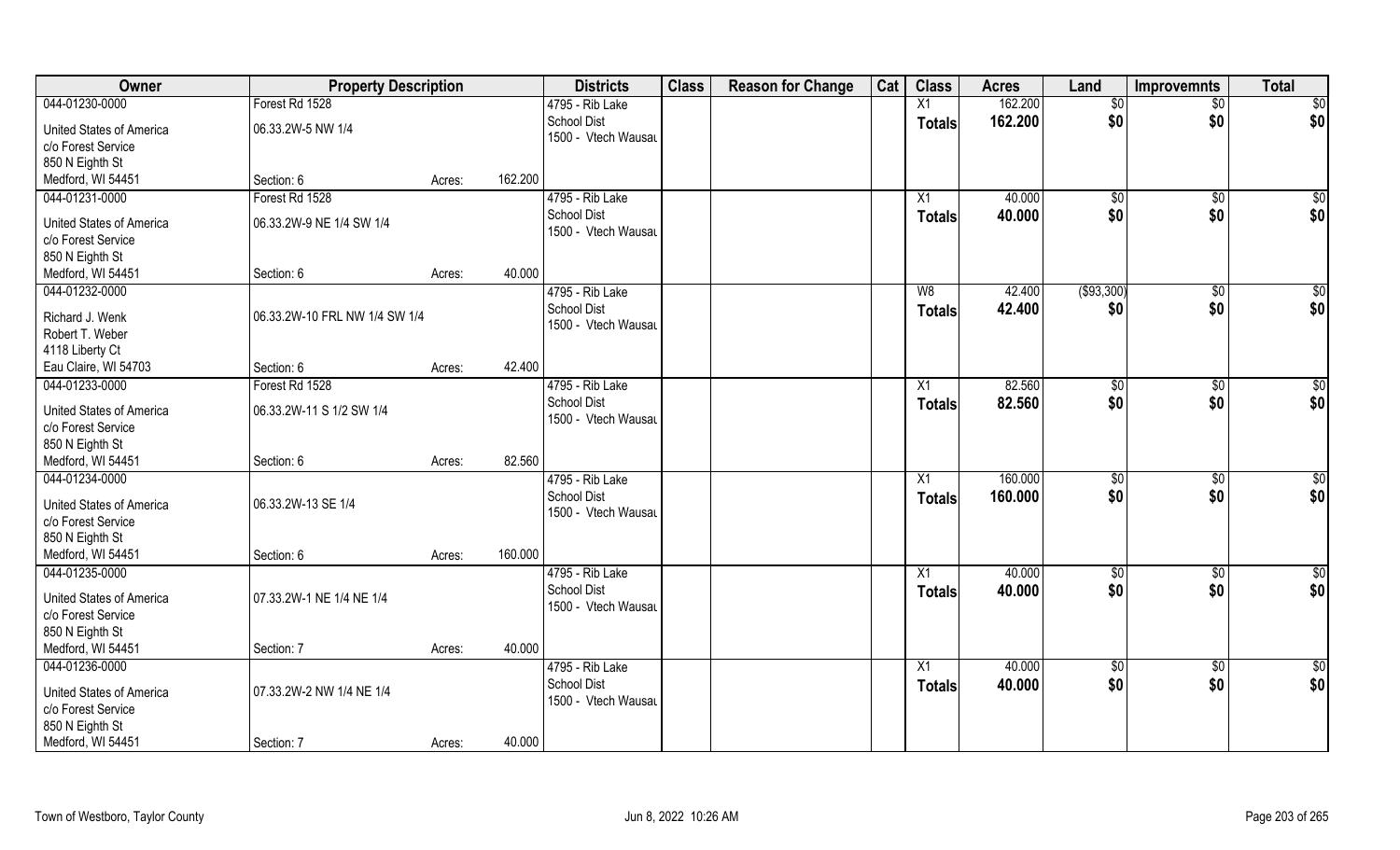| Owner | Property Description | | | Districts | Class | Reason for Change | Cat | Class | Acres | Land | Improvemnts | Total |
|---|---|---|---|---|---|---|---|---|---|---|---|---|
| 044-01230-0000 | Forest Rd 1528 | | | 4795 - Rib Lake | | | | X1 | 162.200 | $0 | $0 | $0 |
| United States of America | 06.33.2W-5 NW 1/4 | | | School Dist | | | | Totals | 162.200 | $0 | $0 | $0 |
| c/o Forest Service | | | | 1500 - Vtech Wausau | | | | | | | | |
| 850 N Eighth St | | | | | | | | | | | | |
| Medford, WI 54451 | Section: 6 | Acres: | 162.200 | | | | | | | | | |
| 044-01231-0000 | Forest Rd 1528 | | | 4795 - Rib Lake | | | | X1 | 40.000 | $0 | $0 | $0 |
| United States of America | 06.33.2W-9 NE 1/4 SW 1/4 | | | School Dist | | | | Totals | 40.000 | $0 | $0 | $0 |
| c/o Forest Service | | | | 1500 - Vtech Wausau | | | | | | | | |
| 850 N Eighth St | | | | | | | | | | | | |
| Medford, WI 54451 | Section: 6 | Acres: | 40.000 | | | | | | | | | |
| 044-01232-0000 | | | | 4795 - Rib Lake | | | | W8 | 42.400 | ($93,300) | $0 | $0 |
| Richard J. Wenk | 06.33.2W-10 FRL NW 1/4 SW 1/4 | | | School Dist | | | | Totals | 42.400 | $0 | $0 | $0 |
| Robert T. Weber | | | | 1500 - Vtech Wausau | | | | | | | | |
| 4118 Liberty Ct | | | | | | | | | | | | |
| Eau Claire, WI 54703 | Section: 6 | Acres: | 42.400 | | | | | | | | | |
| 044-01233-0000 | Forest Rd 1528 | | | 4795 - Rib Lake | | | | X1 | 82.560 | $0 | $0 | $0 |
| United States of America | 06.33.2W-11 S 1/2 SW 1/4 | | | School Dist | | | | Totals | 82.560 | $0 | $0 | $0 |
| c/o Forest Service | | | | 1500 - Vtech Wausau | | | | | | | | |
| 850 N Eighth St | | | | | | | | | | | | |
| Medford, WI 54451 | Section: 6 | Acres: | 82.560 | | | | | | | | | |
| 044-01234-0000 | | | | 4795 - Rib Lake | | | | X1 | 160.000 | $0 | $0 | $0 |
| United States of America | 06.33.2W-13 SE 1/4 | | | School Dist | | | | Totals | 160.000 | $0 | $0 | $0 |
| c/o Forest Service | | | | 1500 - Vtech Wausau | | | | | | | | |
| 850 N Eighth St | | | | | | | | | | | | |
| Medford, WI 54451 | Section: 6 | Acres: | 160.000 | | | | | | | | | |
| 044-01235-0000 | | | | 4795 - Rib Lake | | | | X1 | 40.000 | $0 | $0 | $0 |
| United States of America | 07.33.2W-1 NE 1/4 NE 1/4 | | | School Dist | | | | Totals | 40.000 | $0 | $0 | $0 |
| c/o Forest Service | | | | 1500 - Vtech Wausau | | | | | | | | |
| 850 N Eighth St | | | | | | | | | | | | |
| Medford, WI 54451 | Section: 7 | Acres: | 40.000 | | | | | | | | | |
| 044-01236-0000 | | | | 4795 - Rib Lake | | | | X1 | 40.000 | $0 | $0 | $0 |
| United States of America | 07.33.2W-2 NW 1/4 NE 1/4 | | | School Dist | | | | Totals | 40.000 | $0 | $0 | $0 |
| c/o Forest Service | | | | 1500 - Vtech Wausau | | | | | | | | |
| 850 N Eighth St | | | | | | | | | | | | |
| Medford, WI 54451 | Section: 7 | Acres: | 40.000 | | | | | | | | | |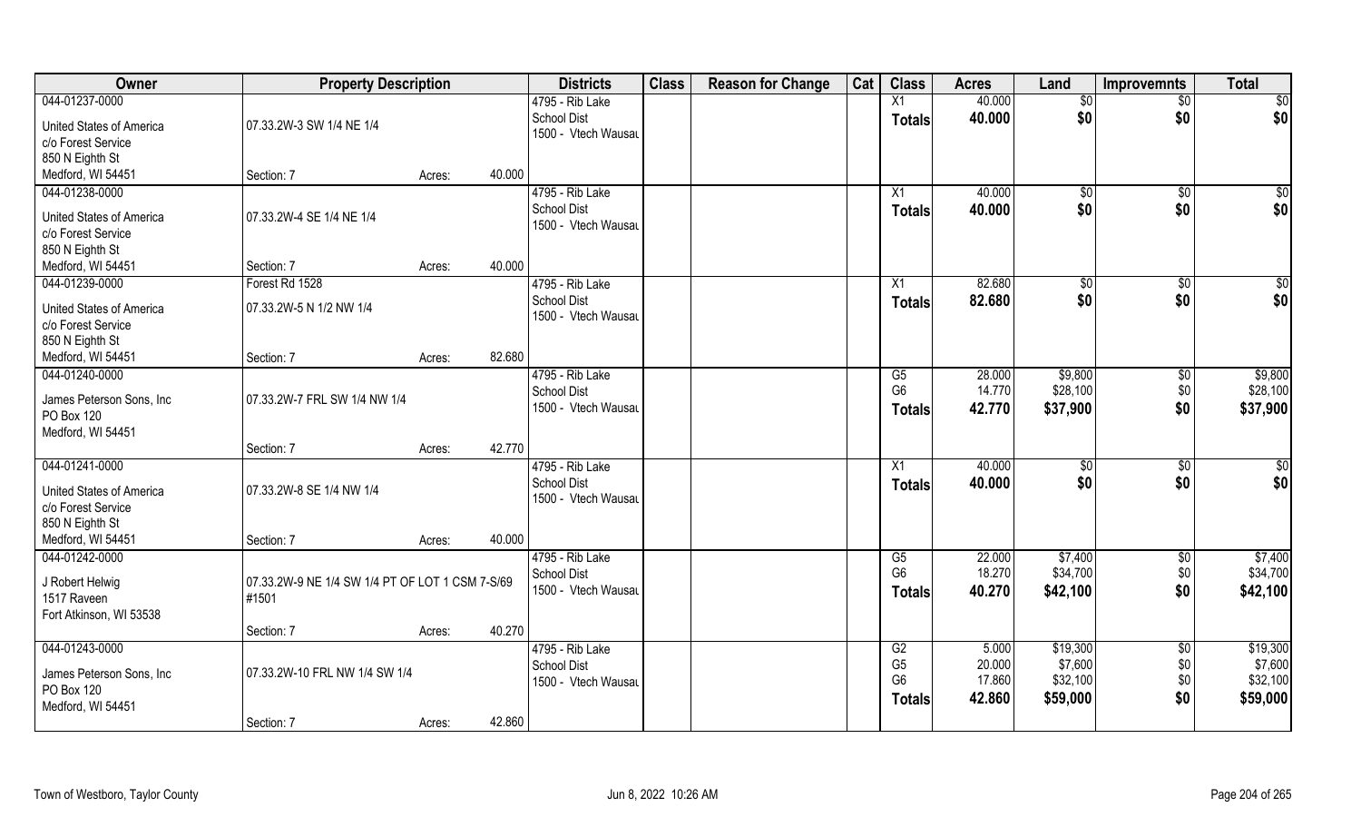| Owner | Property Description | | Districts | Class | Reason for Change | Cat | Class | Acres | Land | Improvemnts | Total |
|---|---|---|---|---|---|---|---|---|---|---|---|
| 044-01237-0000 | | | 4795 - Rib Lake | | | | X1 | 40.000 | $0 | $0 | $0 |
| United States of America | 07.33.2W-3 SW 1/4 NE 1/4 | | School Dist | | | | **Totals** | **40.000** | **$0** | **$0** | **$0** |
| c/o Forest Service | | | 1500 - Vtech Wausau | | | | | | | | |
| 850 N Eighth St | | | | | | | | | | | |
| Medford, WI 54451 | Section: 7 | Acres: 40.000 | | | | | | | | | |
| 044-01238-0000 | | | 4795 - Rib Lake | | | | X1 | 40.000 | $0 | $0 | $0 |
| United States of America | 07.33.2W-4 SE 1/4 NE 1/4 | | School Dist | | | | **Totals** | **40.000** | **$0** | **$0** | **$0** |
| c/o Forest Service | | | 1500 - Vtech Wausau | | | | | | | | |
| 850 N Eighth St | | | | | | | | | | | |
| Medford, WI 54451 | Section: 7 | Acres: 40.000 | | | | | | | | | |
| 044-01239-0000 | Forest Rd 1528 | | 4795 - Rib Lake | | | | X1 | 82.680 | $0 | $0 | $0 |
| United States of America | 07.33.2W-5 N 1/2 NW 1/4 | | School Dist | | | | **Totals** | **82.680** | **$0** | **$0** | **$0** |
| c/o Forest Service | | | 1500 - Vtech Wausau | | | | | | | | |
| 850 N Eighth St | | | | | | | | | | | |
| Medford, WI 54451 | Section: 7 | Acres: 82.680 | | | | | | | | | |
| 044-01240-0000 | | | 4795 - Rib Lake | | | | G5 | 28.000 | $9,800 | $0 | $9,800 |
| James Peterson Sons, Inc | 07.33.2W-7 FRL SW 1/4 NW 1/4 | | School Dist | | | | G6 | 14.770 | $28,100 | $0 | $28,100 |
| PO Box 120 | | | 1500 - Vtech Wausau | | | | **Totals** | **42.770** | **$37,900** | **$0** | **$37,900** |
| Medford, WI 54451 | | | | | | | | | | | |
| | Section: 7 | Acres: 42.770 | | | | | | | | | |
| 044-01241-0000 | | | 4795 - Rib Lake | | | | X1 | 40.000 | $0 | $0 | $0 |
| United States of America | 07.33.2W-8 SE 1/4 NW 1/4 | | School Dist | | | | **Totals** | **40.000** | **$0** | **$0** | **$0** |
| c/o Forest Service | | | 1500 - Vtech Wausau | | | | | | | | |
| 850 N Eighth St | | | | | | | | | | | |
| Medford, WI 54451 | Section: 7 | Acres: 40.000 | | | | | | | | | |
| 044-01242-0000 | | | 4795 - Rib Lake | | | | G5 | 22.000 | $7,400 | $0 | $7,400 |
| J Robert Helwig | 07.33.2W-9 NE 1/4 SW 1/4 PT OF LOT 1 CSM 7-S/69 #1501 | | School Dist | | | | G6 | 18.270 | $34,700 | $0 | $34,700 |
| 1517 Raveen | | | 1500 - Vtech Wausau | | | | **Totals** | **40.270** | **$42,100** | **$0** | **$42,100** |
| Fort Atkinson, WI 53538 | | | | | | | | | | | |
| | Section: 7 | Acres: 40.270 | | | | | | | | | |
| 044-01243-0000 | | | 4795 - Rib Lake | | | | G2 | 5.000 | $19,300 | $0 | $19,300 |
| James Peterson Sons, Inc | 07.33.2W-10 FRL NW 1/4 SW 1/4 | | School Dist | | | | G5 | 20.000 | $7,600 | $0 | $7,600 |
| PO Box 120 | | | 1500 - Vtech Wausau | | | | G6 | 17.860 | $32,100 | $0 | $32,100 |
| Medford, WI 54451 | | | | | | | **Totals** | **42.860** | **$59,000** | **$0** | **$59,000** |
| | Section: 7 | Acres: 42.860 | | | | | | | | | |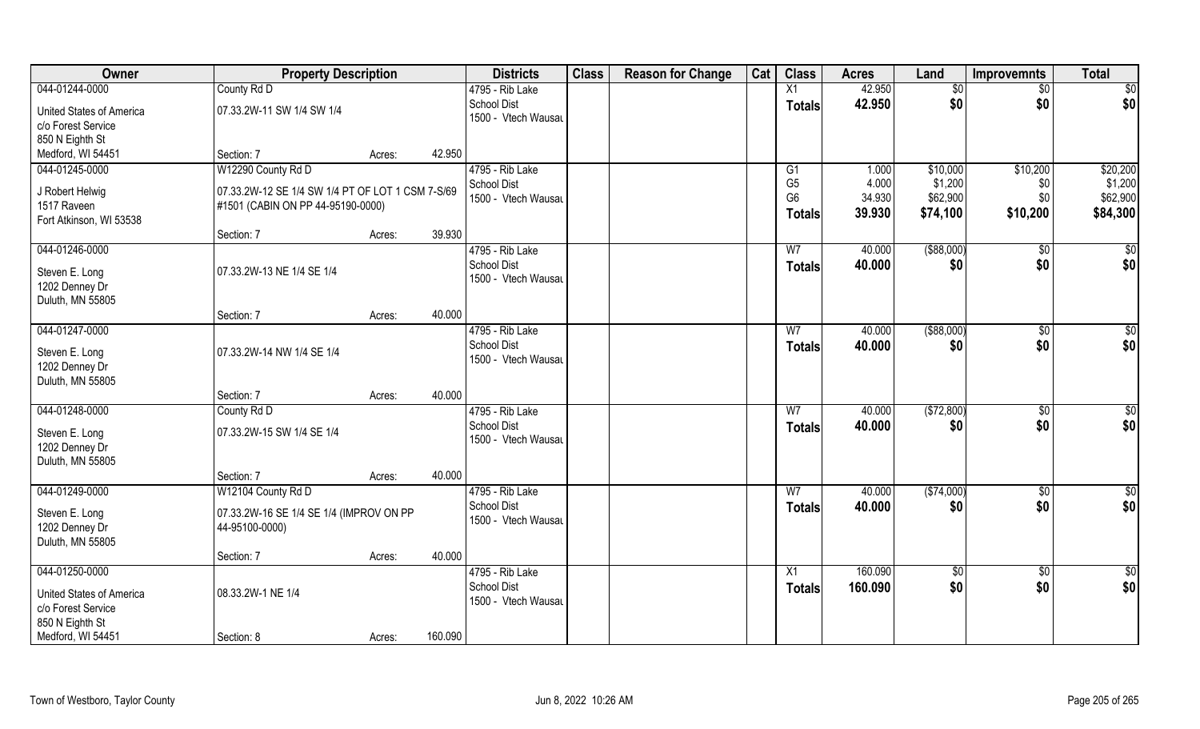| Owner | Property Description | | | Districts | Class | Reason for Change | Cat | Class | Acres | Land | Improvemnts | Total |
|---|---|---|---|---|---|---|---|---|---|---|---|---|
| 044-01244-0000 | County Rd D | | | 4795 - Rib Lake | | | | X1 | 42.950 | $0 | $0 | $0 |
| United States of America c/o Forest Service 850 N Eighth St Medford, WI 54451 | 07.33.2W-11 SW 1/4 SW 1/4 | | | School Dist 1500 - Vtech Wausau | | | | Totals | 42.950 | $0 | $0 | $0 |
| | Section: 7 | Acres: | 42.950 | | | | | | | | | |
| 044-01245-0000 | W12290 County Rd D | | | 4795 - Rib Lake | | | | G1 | 1.000 | $10,000 | $10,200 | $20,200 |
| J Robert Helwig 1517 Raveen Fort Atkinson, WI 53538 | 07.33.2W-12 SE 1/4 SW 1/4 PT OF LOT 1 CSM 7-S/69 #1501 (CABIN ON PP 44-95190-0000) | | | School Dist 1500 - Vtech Wausau | | | | G5 | 4.000 | $1,200 | $0 | $1,200 |
| | | | | | | | | G6 | 34.930 | $62,900 | $0 | $62,900 |
| | | | | | | | | Totals | 39.930 | $74,100 | $10,200 | $84,300 |
| | Section: 7 | Acres: | 39.930 | | | | | | | | | |
| 044-01246-0000 | | | | 4795 - Rib Lake | | | | W7 | 40.000 | ($88,000) | $0 | $0 |
| Steven E. Long 1202 Denney Dr Duluth, MN 55805 | 07.33.2W-13 NE 1/4 SE 1/4 | | | School Dist 1500 - Vtech Wausau | | | | Totals | 40.000 | $0 | $0 | $0 |
| | Section: 7 | Acres: | 40.000 | | | | | | | | | |
| 044-01247-0000 | | | | 4795 - Rib Lake | | | | W7 | 40.000 | ($88,000) | $0 | $0 |
| Steven E. Long 1202 Denney Dr Duluth, MN 55805 | 07.33.2W-14 NW 1/4 SE 1/4 | | | School Dist 1500 - Vtech Wausau | | | | Totals | 40.000 | $0 | $0 | $0 |
| | Section: 7 | Acres: | 40.000 | | | | | | | | | |
| 044-01248-0000 | County Rd D | | | 4795 - Rib Lake | | | | W7 | 40.000 | ($72,800) | $0 | $0 |
| Steven E. Long 1202 Denney Dr Duluth, MN 55805 | 07.33.2W-15 SW 1/4 SE 1/4 | | | School Dist 1500 - Vtech Wausau | | | | Totals | 40.000 | $0 | $0 | $0 |
| | Section: 7 | Acres: | 40.000 | | | | | | | | | |
| 044-01249-0000 | W12104 County Rd D | | | 4795 - Rib Lake | | | | W7 | 40.000 | ($74,000) | $0 | $0 |
| Steven E. Long 1202 Denney Dr Duluth, MN 55805 | 07.33.2W-16 SE 1/4 SE 1/4 (IMPROV ON PP 44-95100-0000) | | | School Dist 1500 - Vtech Wausau | | | | Totals | 40.000 | $0 | $0 | $0 |
| | Section: 7 | Acres: | 40.000 | | | | | | | | | |
| 044-01250-0000 | | | | 4795 - Rib Lake | | | | X1 | 160.090 | $0 | $0 | $0 |
| United States of America c/o Forest Service 850 N Eighth St Medford, WI 54451 | 08.33.2W-1 NE 1/4 | | | School Dist 1500 - Vtech Wausau | | | | Totals | 160.090 | $0 | $0 | $0 |
| | Section: 8 | Acres: | 160.090 | | | | | | | | | |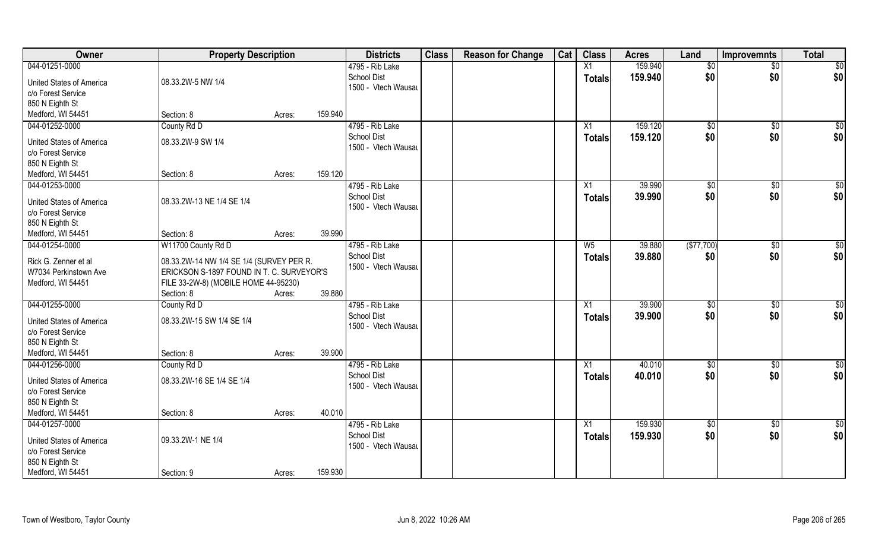| Owner | Property Description | | | Districts | Class | Reason for Change | Cat | Class | Acres | Land | Improvemnts | Total |
|---|---|---|---|---|---|---|---|---|---|---|---|---|
| 044-01251-0000 | | | | 4795 - Rib Lake | | | | X1 | 159.940 | $0 | $0 | $0 |
| United States of America | 08.33.2W-5 NW 1/4 | | | School Dist | | | | Totals | 159.940 | $0 | $0 | $0 |
| c/o Forest Service | | | | 1500 - Vtech Wausau | | | | | | | | |
| 850 N Eighth St | | | | | | | | | | | | |
| Medford, WI 54451 | Section: 8 | Acres: | 159.940 | | | | | | | | | |
| 044-01252-0000 | County Rd D | | | 4795 - Rib Lake | | | | X1 | 159.120 | $0 | $0 | $0 |
| United States of America | 08.33.2W-9 SW 1/4 | | | School Dist | | | | Totals | 159.120 | $0 | $0 | $0 |
| c/o Forest Service | | | | 1500 - Vtech Wausau | | | | | | | | |
| 850 N Eighth St | | | | | | | | | | | | |
| Medford, WI 54451 | Section: 8 | Acres: | 159.120 | | | | | | | | | |
| 044-01253-0000 | | | | 4795 - Rib Lake | | | | X1 | 39.990 | $0 | $0 | $0 |
| United States of America | 08.33.2W-13 NE 1/4 SE 1/4 | | | School Dist | | | | Totals | 39.990 | $0 | $0 | $0 |
| c/o Forest Service | | | | 1500 - Vtech Wausau | | | | | | | | |
| 850 N Eighth St | | | | | | | | | | | | |
| Medford, WI 54451 | Section: 8 | Acres: | 39.990 | | | | | | | | | |
| 044-01254-0000 | W11700 County Rd D | | | 4795 - Rib Lake | | | | W5 | 39.880 | ($77,700) | $0 | $0 |
| Rick G. Zenner et al | 08.33.2W-14 NW 1/4 SE 1/4 (SURVEY PER R. | | | School Dist | | | | Totals | 39.880 | $0 | $0 | $0 |
| W7034 Perkinstown Ave | ERICKSON S-1897 FOUND IN T. C. SURVEYOR'S | | | 1500 - Vtech Wausau | | | | | | | | |
| Medford, WI 54451 | FILE 33-2W-8) (MOBILE HOME 44-95230) | | | | | | | | | | | |
| | Section: 8 | Acres: | 39.880 | | | | | | | | | |
| 044-01255-0000 | County Rd D | | | 4795 - Rib Lake | | | | X1 | 39.900 | $0 | $0 | $0 |
| United States of America | 08.33.2W-15 SW 1/4 SE 1/4 | | | School Dist | | | | Totals | 39.900 | $0 | $0 | $0 |
| c/o Forest Service | | | | 1500 - Vtech Wausau | | | | | | | | |
| 850 N Eighth St | | | | | | | | | | | | |
| Medford, WI 54451 | Section: 8 | Acres: | 39.900 | | | | | | | | | |
| 044-01256-0000 | County Rd D | | | 4795 - Rib Lake | | | | X1 | 40.010 | $0 | $0 | $0 |
| United States of America | 08.33.2W-16 SE 1/4 SE 1/4 | | | School Dist | | | | Totals | 40.010 | $0 | $0 | $0 |
| c/o Forest Service | | | | 1500 - Vtech Wausau | | | | | | | | |
| 850 N Eighth St | | | | | | | | | | | | |
| Medford, WI 54451 | Section: 8 | Acres: | 40.010 | | | | | | | | | |
| 044-01257-0000 | | | | 4795 - Rib Lake | | | | X1 | 159.930 | $0 | $0 | $0 |
| United States of America | 09.33.2W-1 NE 1/4 | | | School Dist | | | | Totals | 159.930 | $0 | $0 | $0 |
| c/o Forest Service | | | | 1500 - Vtech Wausau | | | | | | | | |
| 850 N Eighth St | | | | | | | | | | | | |
| Medford, WI 54451 | Section: 9 | Acres: | 159.930 | | | | | | | | | |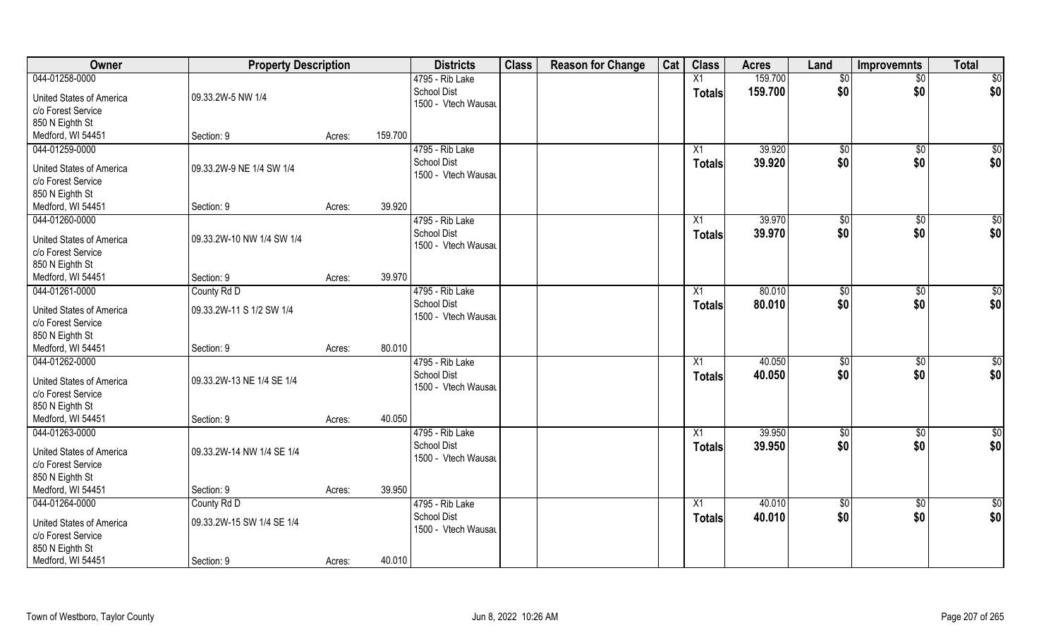| Owner | Property Description | | | Districts | Class | Reason for Change | Cat | Class | Acres | Land | Improvemnts | Total |
|---|---|---|---|---|---|---|---|---|---|---|---|---|
| 044-01258-0000 | | | | 4795 - Rib Lake | | | | X1 | 159.700 | $0 | $0 | $0 |
| United States of America | 09.33.2W-5 NW 1/4 | | | School Dist | | | | Totals | 159.700 | $0 | $0 | $0 |
| c/o Forest Service | | | | 1500 - Vtech Wausau | | | | | | | | |
| 850 N Eighth St | | | | | | | | | | | | |
| Medford, WI 54451 | Section: 9 | Acres: | 159.700 | | | | | | | | | |
| 044-01259-0000 | | | | 4795 - Rib Lake | | | | X1 | 39.920 | $0 | $0 | $0 |
| United States of America | 09.33.2W-9 NE 1/4 SW 1/4 | | | School Dist | | | | Totals | 39.920 | $0 | $0 | $0 |
| c/o Forest Service | | | | 1500 - Vtech Wausau | | | | | | | | |
| 850 N Eighth St | | | | | | | | | | | | |
| Medford, WI 54451 | Section: 9 | Acres: | 39.920 | | | | | | | | | |
| 044-01260-0000 | | | | 4795 - Rib Lake | | | | X1 | 39.970 | $0 | $0 | $0 |
| United States of America | 09.33.2W-10 NW 1/4 SW 1/4 | | | School Dist | | | | Totals | 39.970 | $0 | $0 | $0 |
| c/o Forest Service | | | | 1500 - Vtech Wausau | | | | | | | | |
| 850 N Eighth St | | | | | | | | | | | | |
| Medford, WI 54451 | Section: 9 | Acres: | 39.970 | | | | | | | | | |
| 044-01261-0000 | County Rd D | | | 4795 - Rib Lake | | | | X1 | 80.010 | $0 | $0 | $0 |
| United States of America | 09.33.2W-11 S 1/2 SW 1/4 | | | School Dist | | | | Totals | 80.010 | $0 | $0 | $0 |
| c/o Forest Service | | | | 1500 - Vtech Wausau | | | | | | | | |
| 850 N Eighth St | | | | | | | | | | | | |
| Medford, WI 54451 | Section: 9 | Acres: | 80.010 | | | | | | | | | |
| 044-01262-0000 | | | | 4795 - Rib Lake | | | | X1 | 40.050 | $0 | $0 | $0 |
| United States of America | 09.33.2W-13 NE 1/4 SE 1/4 | | | School Dist | | | | Totals | 40.050 | $0 | $0 | $0 |
| c/o Forest Service | | | | 1500 - Vtech Wausau | | | | | | | | |
| 850 N Eighth St | | | | | | | | | | | | |
| Medford, WI 54451 | Section: 9 | Acres: | 40.050 | | | | | | | | | |
| 044-01263-0000 | | | | 4795 - Rib Lake | | | | X1 | 39.950 | $0 | $0 | $0 |
| United States of America | 09.33.2W-14 NW 1/4 SE 1/4 | | | School Dist | | | | Totals | 39.950 | $0 | $0 | $0 |
| c/o Forest Service | | | | 1500 - Vtech Wausau | | | | | | | | |
| 850 N Eighth St | | | | | | | | | | | | |
| Medford, WI 54451 | Section: 9 | Acres: | 39.950 | | | | | | | | | |
| 044-01264-0000 | County Rd D | | | 4795 - Rib Lake | | | | X1 | 40.010 | $0 | $0 | $0 |
| United States of America | 09.33.2W-15 SW 1/4 SE 1/4 | | | School Dist | | | | Totals | 40.010 | $0 | $0 | $0 |
| c/o Forest Service | | | | 1500 - Vtech Wausau | | | | | | | | |
| 850 N Eighth St | | | | | | | | | | | | |
| Medford, WI 54451 | Section: 9 | Acres: | 40.010 | | | | | | | | | |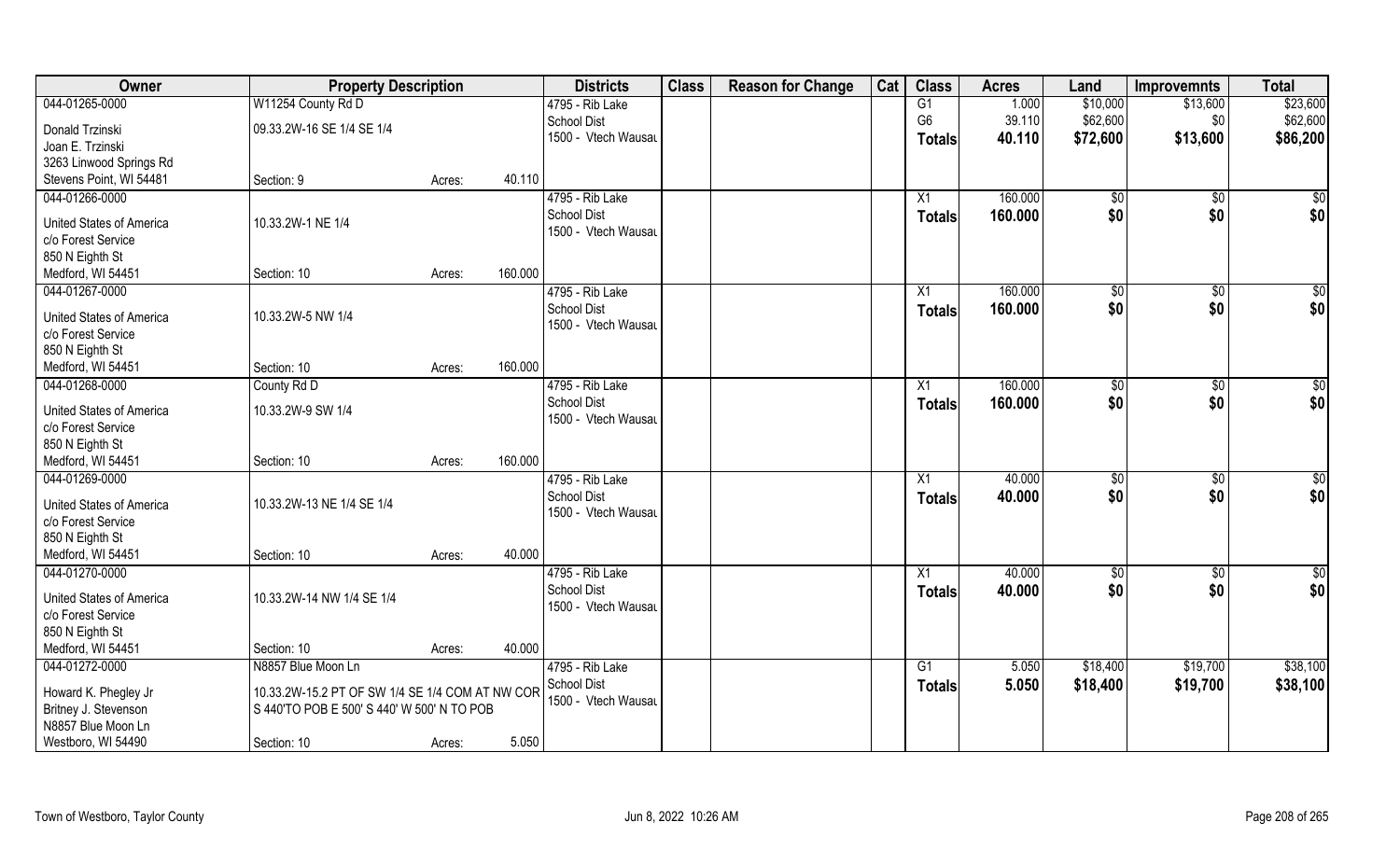| Owner | Property Description | | | Districts | Class | Reason for Change | Cat | Class | Acres | Land | Improvemnts | Total |
|---|---|---|---|---|---|---|---|---|---|---|---|---|
| 044-01265-0000 | W11254 County Rd D | | | 4795 - Rib Lake | | | | G1 | 1.000 | $10,000 | $13,600 | $23,600 |
| Donald Trzinski | 09.33.2W-16 SE 1/4 SE 1/4 | | | School Dist | | | | G6 | 39.110 | $62,600 | $0 | $62,600 |
| Joan E. Trzinski | | | | 1500 - Vtech Wausau | | | | **Totals** | **40.110** | **$72,600** | **$13,600** | **$86,200** |
| 3263 Linwood Springs Rd | | | | | | | | | | | | |
| Stevens Point, WI 54481 | Section: 9 | Acres: | 40.110 | | | | | | | | | |
| 044-01266-0000 | | | | 4795 - Rib Lake | | | | X1 | 160.000 | $0 | $0 | $0 |
| United States of America | 10.33.2W-1 NE 1/4 | | | School Dist | | | | **Totals** | **160.000** | **$0** | **$0** | **$0** |
| c/o Forest Service | | | | 1500 - Vtech Wausau | | | | | | | | |
| 850 N Eighth St | | | | | | | | | | | | |
| Medford, WI 54451 | Section: 10 | Acres: | 160.000 | | | | | | | | | |
| 044-01267-0000 | | | | 4795 - Rib Lake | | | | X1 | 160.000 | $0 | $0 | $0 |
| United States of America | 10.33.2W-5 NW 1/4 | | | School Dist | | | | **Totals** | **160.000** | **$0** | **$0** | **$0** |
| c/o Forest Service | | | | 1500 - Vtech Wausau | | | | | | | | |
| 850 N Eighth St | | | | | | | | | | | | |
| Medford, WI 54451 | Section: 10 | Acres: | 160.000 | | | | | | | | | |
| 044-01268-0000 | County Rd D | | | 4795 - Rib Lake | | | | X1 | 160.000 | $0 | $0 | $0 |
| United States of America | 10.33.2W-9 SW 1/4 | | | School Dist | | | | **Totals** | **160.000** | **$0** | **$0** | **$0** |
| c/o Forest Service | | | | 1500 - Vtech Wausau | | | | | | | | |
| 850 N Eighth St | | | | | | | | | | | | |
| Medford, WI 54451 | Section: 10 | Acres: | 160.000 | | | | | | | | | |
| 044-01269-0000 | | | | 4795 - Rib Lake | | | | X1 | 40.000 | $0 | $0 | $0 |
| United States of America | 10.33.2W-13 NE 1/4 SE 1/4 | | | School Dist | | | | **Totals** | **40.000** | **$0** | **$0** | **$0** |
| c/o Forest Service | | | | 1500 - Vtech Wausau | | | | | | | | |
| 850 N Eighth St | | | | | | | | | | | | |
| Medford, WI 54451 | Section: 10 | Acres: | 40.000 | | | | | | | | | |
| 044-01270-0000 | | | | 4795 - Rib Lake | | | | X1 | 40.000 | $0 | $0 | $0 |
| United States of America | 10.33.2W-14 NW 1/4 SE 1/4 | | | School Dist | | | | **Totals** | **40.000** | **$0** | **$0** | **$0** |
| c/o Forest Service | | | | 1500 - Vtech Wausau | | | | | | | | |
| 850 N Eighth St | | | | | | | | | | | | |
| Medford, WI 54451 | Section: 10 | Acres: | 40.000 | | | | | | | | | |
| 044-01272-0000 | N8857 Blue Moon Ln | | | 4795 - Rib Lake | | | | G1 | 5.050 | $18,400 | $19,700 | $38,100 |
| Howard K. Phegley Jr | 10.33.2W-15.2 PT OF SW 1/4 SE 1/4 COM AT NW COR | | | School Dist | | | | **Totals** | **5.050** | **$18,400** | **$19,700** | **$38,100** |
| Britney J. Stevenson | S 440'TO POB E 500' S 440' W 500' N TO POB | | | 1500 - Vtech Wausau | | | | | | | | |
| N8857 Blue Moon Ln | | | | | | | | | | | | |
| Westboro, WI 54490 | Section: 10 | Acres: | 5.050 | | | | | | | | | |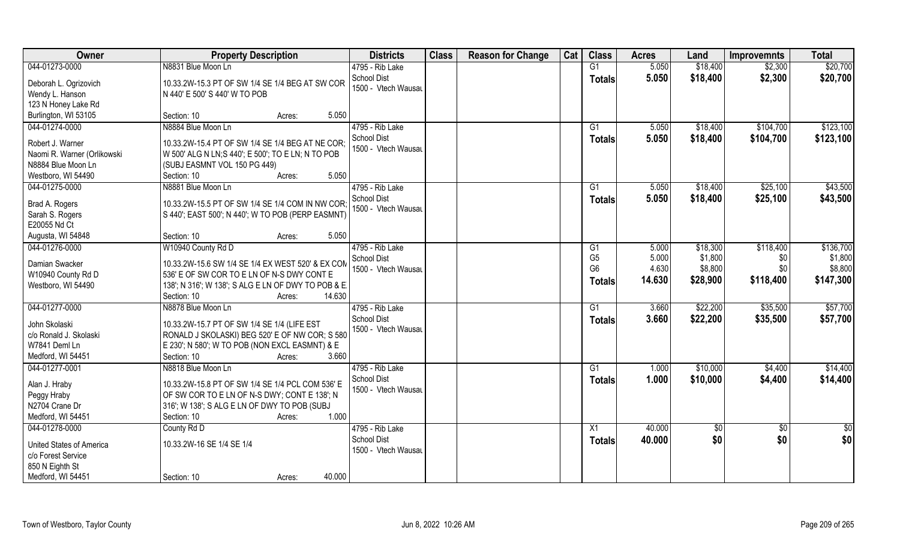| Owner | Property Description | Districts | Class | Reason for Change | Cat | Class | Acres | Land | Improvemnts | Total |
|---|---|---|---|---|---|---|---|---|---|---|
| 044-01273-0000<br><br>Deborah L. Ogrizovich<br>Wendy L. Hanson<br>123 N Honey Lake Rd<br>Burlington, WI 53105 | N8831 Blue Moon Ln<br><br>10.33.2W-15.3 PT OF SW 1/4 SE 1/4 BEG AT SW COR N 440' E 500' S 440' W TO POB<br><br>Section: 10 Acres: 5.050 | 4795 - Rib Lake School Dist<br>1500 - Vtech Wausau | | | | G1<br>**Totals** | 5.050<br>**5.050** | $18,400<br>**$18,400** | $2,300<br>**$2,300** | $20,700<br>**$20,700** |
| 044-01274-0000<br><br>Robert J. Warner<br>Naomi R. Warner (Orlikowski<br>N8884 Blue Moon Ln<br>Westboro, WI 54490 | N8884 Blue Moon Ln<br><br>10.33.2W-15.4 PT OF SW 1/4 SE 1/4 BEG AT NE COR; W 500' ALG N LN;S 440'; E 500'; TO E LN; N TO POB (SUBJ EASMNT VOL 150 PG 449)<br>Section: 10 Acres: 5.050 | 4795 - Rib Lake School Dist<br>1500 - Vtech Wausau | | | | G1<br>**Totals** | 5.050<br>**5.050** | $18,400<br>**$18,400** | $104,700<br>**$104,700** | $123,100<br>**$123,100** |
| 044-01275-0000<br><br>Brad A. Rogers<br>Sarah S. Rogers<br>E20055 Nd Ct<br>Augusta, WI 54848 | N8881 Blue Moon Ln<br><br>10.33.2W-15.5 PT OF SW 1/4 SE 1/4 COM IN NW COR; S 440'; EAST 500'; N 440'; W TO POB (PERP EASMNT)<br><br>Section: 10 Acres: 5.050 | 4795 - Rib Lake School Dist<br>1500 - Vtech Wausau | | | | G1<br>**Totals** | 5.050<br>**5.050** | $18,400<br>**$18,400** | $25,100<br>**$25,100** | $43,500<br>**$43,500** |
| 044-01276-0000<br><br>Damian Swacker<br>W10940 County Rd D<br>Westboro, WI 54490 | W10940 County Rd D<br><br>10.33.2W-15.6 SW 1/4 SE 1/4 EX WEST 520' & EX COM 536' E OF SW COR TO E LN OF N-S DWY CONT E 138'; N 316'; W 138'; S ALG E LN OF DWY TO POB & E<br>Section: 10 Acres: 14.630 | 4795 - Rib Lake School Dist<br>1500 - Vtech Wausau | | | | G1<br>G5<br>G6<br>**Totals** | 5.000<br>5.000<br>4.630<br>**14.630** | $18,300<br>$1,800<br>$8,800<br>**$28,900** | $118,400<br>$0<br>$0<br>**$118,400** | $136,700<br>$1,800<br>$8,800<br>**$147,300** |
| 044-01277-0000<br><br>John Skolaski<br>c/o Ronald J. Skolaski<br>W7841 Deml Ln<br>Medford, WI 54451 | N8878 Blue Moon Ln<br><br>10.33.2W-15.7 PT OF SW 1/4 SE 1/4 (LIFE EST RONALD J SKOLASKI) BEG 520' E OF NW COR; S 580 E 230'; N 580'; W TO POB (NON EXCL EASMNT) & E<br>Section: 10 Acres: 3.660 | 4795 - Rib Lake School Dist<br>1500 - Vtech Wausau | | | | G1<br>**Totals** | 3.660<br>**3.660** | $22,200<br>**$22,200** | $35,500<br>**$35,500** | $57,700<br>**$57,700** |
| 044-01277-0001<br><br>Alan J. Hraby<br>Peggy Hraby<br>N2704 Crane Dr<br>Medford, WI 54451 | N8818 Blue Moon Ln<br><br>10.33.2W-15.8 PT OF SW 1/4 SE 1/4 PCL COM 536' E OF SW COR TO E LN OF N-S DWY; CONT E 138'; N 316'; W 138'; S ALG E LN OF DWY TO POB (SUBJ<br>Section: 10 Acres: 1.000 | 4795 - Rib Lake School Dist<br>1500 - Vtech Wausau | | | | G1<br>**Totals** | 1.000<br>**1.000** | $10,000<br>**$10,000** | $4,400<br>**$4,400** | $14,400<br>**$14,400** |
| 044-01278-0000<br><br>United States of America<br>c/o Forest Service<br>850 N Eighth St<br>Medford, WI 54451 | County Rd D<br><br>10.33.2W-16 SE 1/4 SE 1/4<br><br><br>Section: 10 Acres: 40.000 | 4795 - Rib Lake School Dist<br>1500 - Vtech Wausau | | | | X1<br>**Totals** | 40.000<br>**40.000** | $0<br>**$0** | $0<br>**$0** | $0<br>**$0** |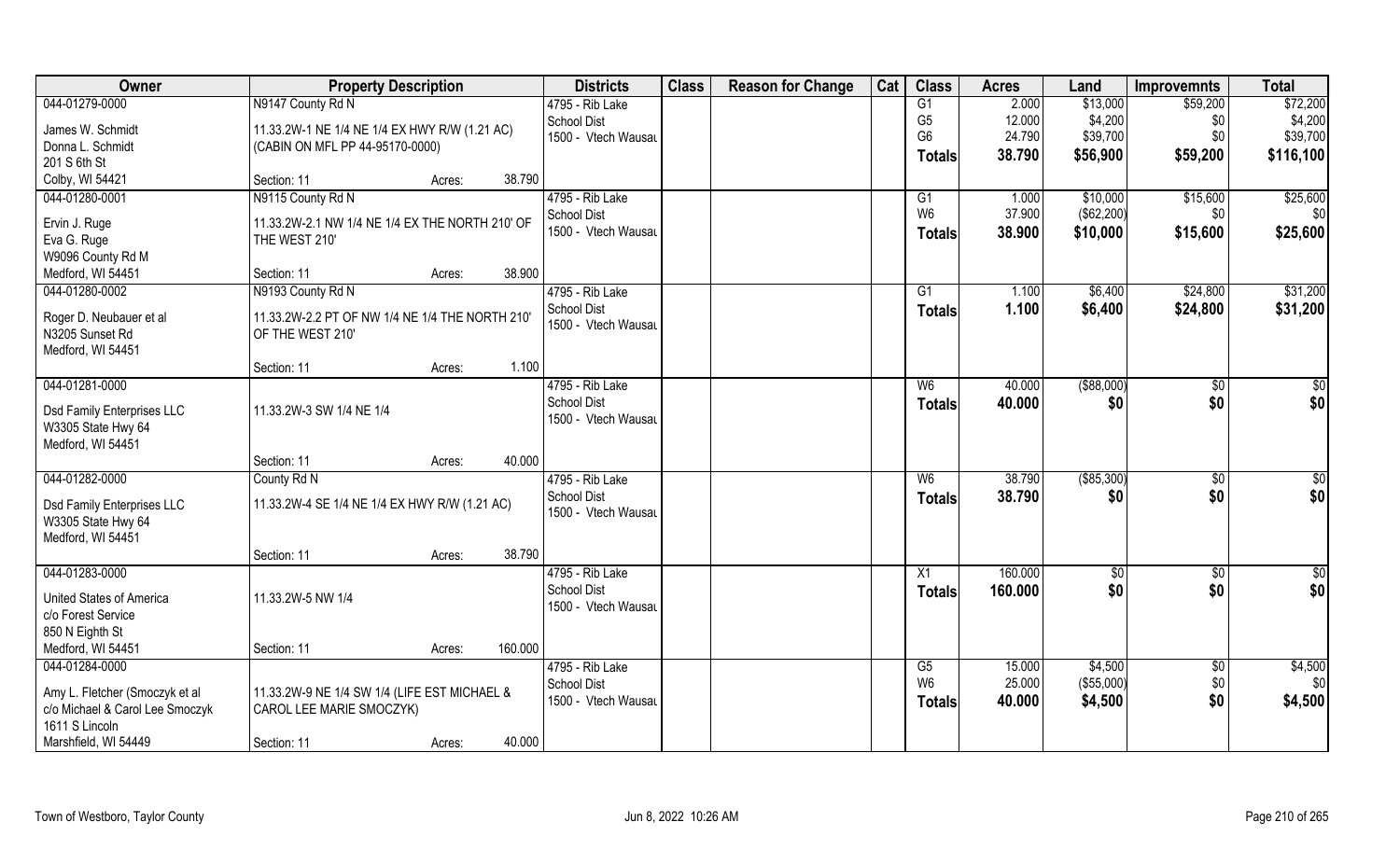| Owner | Property Description | | Districts | Class | Reason for Change | Cat | Class | Acres | Land | Improvemnts | Total |
|---|---|---|---|---|---|---|---|---|---|---|---|
| 044-01279-0000 | N9147 County Rd N | | 4795 - Rib Lake | | | | G1 | 2.000 | $13,000 | $59,200 | $72,200 |
| James W. Schmidt | 11.33.2W-1 NE 1/4 NE 1/4 EX HWY R/W (1.21 AC) | | School Dist | | | | G5 | 12.000 | $4,200 | $0 | $4,200 |
| Donna L. Schmidt | (CABIN ON MFL PP 44-95170-0000) | | 1500 - Vtech Wausau | | | | G6 | 24.790 | $39,700 | $0 | $39,700 |
| 201 S 6th St | | | | | | | **Totals** | **38.790** | **$56,900** | **$59,200** | **$116,100** |
| Colby, WI 54421 | Section: 11 | Acres: 38.790 | | | | | | | | | |
| 044-01280-0001 | N9115 County Rd N | | 4795 - Rib Lake | | | | G1 | 1.000 | $10,000 | $15,600 | $25,600 |
| Ervin J. Ruge | 11.33.2W-2.1 NW 1/4 NE 1/4 EX THE NORTH 210' OF THE WEST 210' | | School Dist | | | | W6 | 37.900 | ($62,200) | $0 | $0 |
| Eva G. Ruge | | | 1500 - Vtech Wausau | | | | **Totals** | **38.900** | **$10,000** | **$15,600** | **$25,600** |
| W9096 County Rd M | | | | | | | | | | | |
| Medford, WI 54451 | Section: 11 | Acres: 38.900 | | | | | | | | | |
| 044-01280-0002 | N9193 County Rd N | | 4795 - Rib Lake | | | | G1 | 1.100 | $6,400 | $24,800 | $31,200 |
| Roger D. Neubauer et al | 11.33.2W-2.2 PT OF NW 1/4 NE 1/4 THE NORTH 210' OF THE WEST 210' | | School Dist | | | | **Totals** | **1.100** | **$6,400** | **$24,800** | **$31,200** |
| N3205 Sunset Rd | | | 1500 - Vtech Wausau | | | | | | | | |
| Medford, WI 54451 | | | | | | | | | | | |
| | Section: 11 | Acres: 1.100 | | | | | | | | | |
| 044-01281-0000 | | | 4795 - Rib Lake | | | | W6 | 40.000 | ($88,000) | $0 | $0 |
| Dsd Family Enterprises LLC | 11.33.2W-3 SW 1/4 NE 1/4 | | School Dist | | | | **Totals** | **40.000** | **$0** | **$0** | **$0** |
| W3305 State Hwy 64 | | | 1500 - Vtech Wausau | | | | | | | | |
| Medford, WI 54451 | | | | | | | | | | | |
| | Section: 11 | Acres: 40.000 | | | | | | | | | |
| 044-01282-0000 | County Rd N | | 4795 - Rib Lake | | | | W6 | 38.790 | ($85,300) | $0 | $0 |
| Dsd Family Enterprises LLC | 11.33.2W-4 SE 1/4 NE 1/4 EX HWY R/W (1.21 AC) | | School Dist | | | | **Totals** | **38.790** | **$0** | **$0** | **$0** |
| W3305 State Hwy 64 | | | 1500 - Vtech Wausau | | | | | | | | |
| Medford, WI 54451 | | | | | | | | | | | |
| | Section: 11 | Acres: 38.790 | | | | | | | | | |
| 044-01283-0000 | | | 4795 - Rib Lake | | | | X1 | 160.000 | $0 | $0 | $0 |
| United States of America | 11.33.2W-5 NW 1/4 | | School Dist | | | | **Totals** | **160.000** | **$0** | **$0** | **$0** |
| c/o Forest Service | | | 1500 - Vtech Wausau | | | | | | | | |
| 850 N Eighth St | | | | | | | | | | | |
| Medford, WI 54451 | Section: 11 | Acres: 160.000 | | | | | | | | | |
| 044-01284-0000 | | | 4795 - Rib Lake | | | | G5 | 15.000 | $4,500 | $0 | $4,500 |
| Amy L. Fletcher (Smoczyk et al | 11.33.2W-9 NE 1/4 SW 1/4 (LIFE EST MICHAEL & CAROL LEE MARIE SMOCZYK) | | School Dist | | | | W6 | 25.000 | ($55,000) | $0 | $0 |
| c/o Michael & Carol Lee Smoczyk | | | 1500 - Vtech Wausau | | | | **Totals** | **40.000** | **$4,500** | **$0** | **$4,500** |
| 1611 S Lincoln | | | | | | | | | | | |
| Marshfield, WI 54449 | Section: 11 | Acres: 40.000 | | | | | | | | | |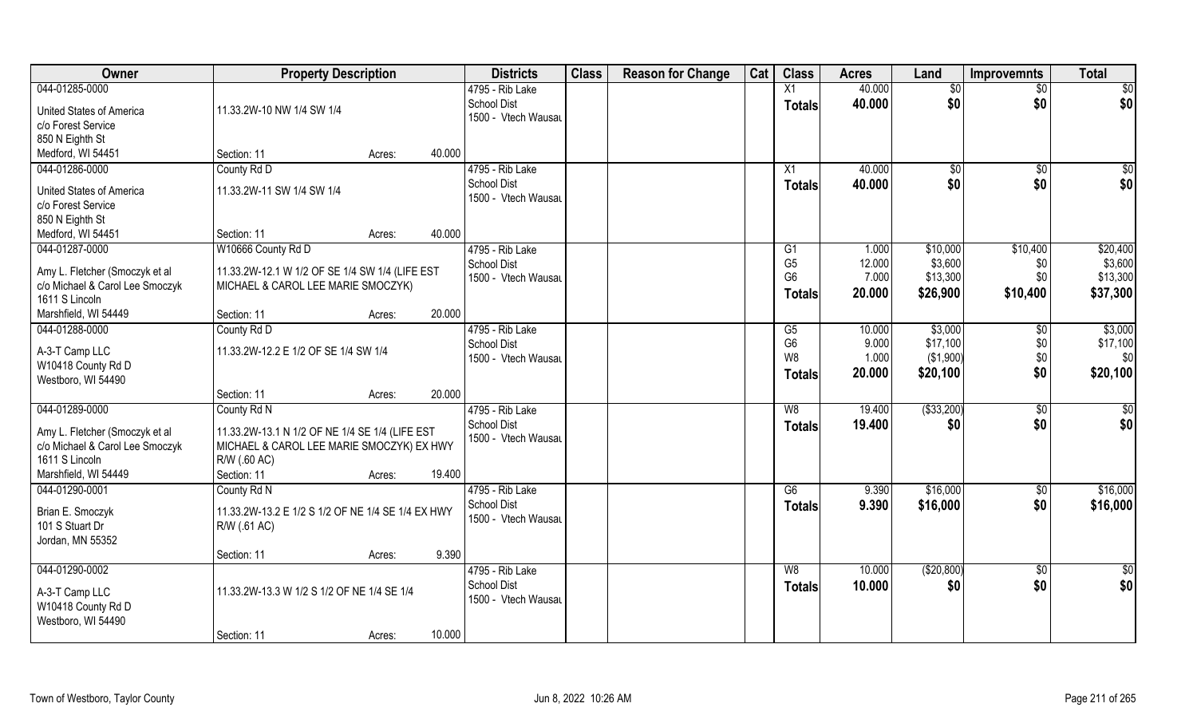| Owner | Property Description | Districts | Class | Reason for Change | Cat | Class | Acres | Land | Improvemnts | Total |
|---|---|---|---|---|---|---|---|---|---|---|
| 044-01285-0000<br>United States of America<br>c/o Forest Service<br>850 N Eighth St<br>Medford, WI 54451 | 11.33.2W-10 NW 1/4 SW 1/4<br>Section: 11 Acres: 40.000 | 4795 - Rib Lake School Dist<br>1500 - Vtech Wausau | | | | X1<br>**Totals** | 40.000<br>**40.000** | $0<br>**$0** | $0<br>**$0** | $0<br>**$0** |
| 044-01286-0000<br>United States of America<br>c/o Forest Service<br>850 N Eighth St<br>Medford, WI 54451 | County Rd D<br>11.33.2W-11 SW 1/4 SW 1/4<br>Section: 11 Acres: 40.000 | 4795 - Rib Lake School Dist<br>1500 - Vtech Wausau | | | | X1<br>**Totals** | 40.000<br>**40.000** | $0<br>**$0** | $0<br>**$0** | $0<br>**$0** |
| 044-01287-0000<br>Amy L. Fletcher (Smoczyk et al<br>c/o Michael & Carol Lee Smoczyk<br>1611 S Lincoln<br>Marshfield, WI 54449 | W10666 County Rd D<br>11.33.2W-12.1 W 1/2 OF SE 1/4 SW 1/4 (LIFE EST MICHAEL & CAROL LEE MARIE SMOCZYK)<br>Section: 11 Acres: 20.000 | 4795 - Rib Lake School Dist<br>1500 - Vtech Wausau | | | | G1<br>G5<br>G6<br>**Totals** | 1.000<br>12.000<br>7.000<br>**20.000** | $10,000<br>$3,600<br>$13,300<br>**$26,900** | $10,400<br>$0<br>$0<br>**$10,400** | $20,400<br>$3,600<br>$13,300<br>**$37,300** |
| 044-01288-0000<br>A-3-T Camp LLC<br>W10418 County Rd D<br>Westboro, WI 54490 | County Rd D<br>11.33.2W-12.2 E 1/2 OF SE 1/4 SW 1/4<br>Section: 11 Acres: 20.000 | 4795 - Rib Lake School Dist<br>1500 - Vtech Wausau | | | | G5<br>G6<br>W8<br>**Totals** | 10.000<br>9.000<br>1.000<br>**20.000** | $3,000<br>$17,100<br>($1,900)<br>**$20,100** | $0<br>$0<br>$0<br>**$0** | $3,000<br>$17,100<br>$0<br>**$20,100** |
| 044-01289-0000<br>Amy L. Fletcher (Smoczyk et al<br>c/o Michael & Carol Lee Smoczyk<br>1611 S Lincoln<br>Marshfield, WI 54449 | County Rd N<br>11.33.2W-13.1 N 1/2 OF NE 1/4 SE 1/4 (LIFE EST MICHAEL & CAROL LEE MARIE SMOCZYK) EX HWY R/W (.60 AC)<br>Section: 11 Acres: 19.400 | 4795 - Rib Lake School Dist<br>1500 - Vtech Wausau | | | | W8<br>**Totals** | 19.400<br>**19.400** | ($33,200)<br>**$0** | $0<br>**$0** | $0<br>**$0** |
| 044-01290-0001<br>Brian E. Smoczyk<br>101 S Stuart Dr<br>Jordan, MN 55352 | County Rd N<br>11.33.2W-13.2 E 1/2 S 1/2 OF NE 1/4 SE 1/4 EX HWY R/W (.61 AC)<br>Section: 11 Acres: 9.390 | 4795 - Rib Lake School Dist<br>1500 - Vtech Wausau | | | | G6<br>**Totals** | 9.390<br>**9.390** | $16,000<br>**$16,000** | $0<br>**$0** | $16,000<br>**$16,000** |
| 044-01290-0002<br>A-3-T Camp LLC<br>W10418 County Rd D<br>Westboro, WI 54490 | 11.33.2W-13.3 W 1/2 S 1/2 OF NE 1/4 SE 1/4<br>Section: 11 Acres: 10.000 | 4795 - Rib Lake School Dist<br>1500 - Vtech Wausau | | | | W8<br>**Totals** | 10.000<br>**10.000** | ($20,800)<br>**$0** | $0<br>**$0** | $0<br>**$0** |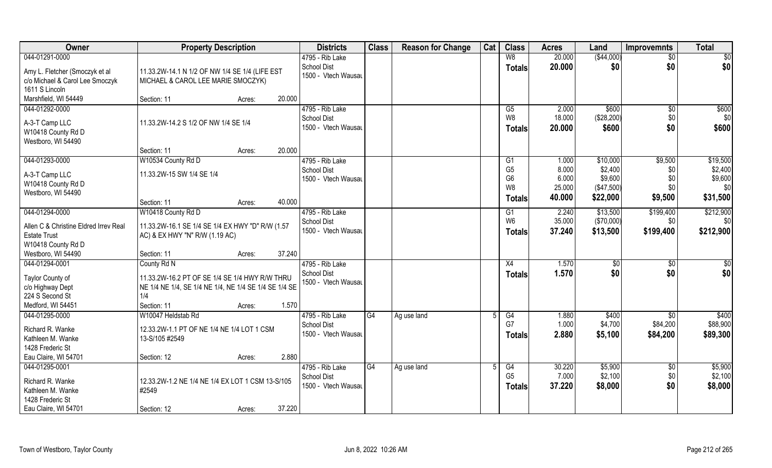| Owner | Property Description | Districts | Class | Reason for Change | Cat | Class | Acres | Land | Improvemnts | Total |
|---|---|---|---|---|---|---|---|---|---|---|
| 044-01291-0000<br><br>Amy L. Fletcher (Smoczyk et al<br>c/o Michael & Carol Lee Smoczyk<br>1611 S Lincoln<br>Marshfield, WI 54449 | 11.33.2W-14.1 N 1/2 OF NW 1/4 SE 1/4 (LIFE EST MICHAEL & CAROL LEE MARIE SMOCZYK)<br><br>Section: 11 Acres: 20.000 | 4795 - Rib Lake<br>School Dist<br>1500 - Vtech Wausau | | | | W8<br>**Totals** | 20.000<br>**20.000** | ($44,000)<br>**$0** | $0<br>**$0** | $0<br>**$0** |
| 044-01292-0000<br><br>A-3-T Camp LLC<br>W10418 County Rd D<br>Westboro, WI 54490 | 11.33.2W-14.2 S 1/2 OF NW 1/4 SE 1/4<br><br>Section: 11 Acres: 20.000 | 4795 - Rib Lake<br>School Dist<br>1500 - Vtech Wausau | | | | G5<br>W8<br>**Totals** | 2.000<br>18.000<br>**20.000** | $600<br>($28,200)<br>**$600** | $0<br>$0<br>**$0** | $600<br>$0<br>**$600** |
| 044-01293-0000<br><br>A-3-T Camp LLC<br>W10418 County Rd D<br>Westboro, WI 54490 | W10534 County Rd D<br>11.33.2W-15 SW 1/4 SE 1/4<br><br>Section: 11 Acres: 40.000 | 4795 - Rib Lake<br>School Dist<br>1500 - Vtech Wausau | | | | G1<br>G5<br>G6<br>W8<br>**Totals** | 1.000<br>8.000<br>6.000<br>25.000<br>**40.000** | $10,000<br>$2,400<br>$9,600<br>($47,500)<br>**$22,000** | $9,500<br>$0<br>$0<br>$0<br>**$9,500** | $19,500<br>$2,400<br>$9,600<br>$0<br>**$31,500** |
| 044-01294-0000<br><br>Allen C & Christine Eldred Irrev Real Estate Trust<br>W10418 County Rd D<br>Westboro, WI 54490 | W10418 County Rd D<br>11.33.2W-16.1 SE 1/4 SE 1/4 EX HWY "D" R/W (1.57 AC) & EX HWY "N" R/W (1.19 AC)<br><br>Section: 11 Acres: 37.240 | 4795 - Rib Lake<br>School Dist<br>1500 - Vtech Wausau | | | | G1<br>W6<br>**Totals** | 2.240<br>35.000<br>**37.240** | $13,500<br>($70,000)<br>**$13,500** | $199,400<br>$0<br>**$199,400** | $212,900<br>$0<br>**$212,900** |
| 044-01294-0001<br><br>Taylor County of<br>c/o Highway Dept<br>224 S Second St<br>Medford, WI 54451 | County Rd N<br>11.33.2W-16.2 PT OF SE 1/4 SE 1/4 HWY R/W THRU NE 1/4 NE 1/4, SE 1/4 NE 1/4, NE 1/4 SE 1/4 SE 1/4 SE 1/4<br>Section: 11 Acres: 1.570 | 4795 - Rib Lake<br>School Dist<br>1500 - Vtech Wausau | | | | X4<br>**Totals** | 1.570<br>**1.570** | $0<br>**$0** | $0<br>**$0** | $0<br>**$0** |
| 044-01295-0000<br><br>Richard R. Wanke<br>Kathleen M. Wanke<br>1428 Frederic St<br>Eau Claire, WI 54701 | W10047 Heldstab Rd<br>12.33.2W-1.1 PT OF NE 1/4 NE 1/4 LOT 1 CSM 13-S/105 #2549<br><br>Section: 12 Acres: 2.880 | 4795 - Rib Lake<br>School Dist<br>1500 - Vtech Wausau | G4 | Ag use land | 5 | G4<br>G7<br>**Totals** | 1.880<br>1.000<br>**2.880** | $400<br>$4,700<br>**$5,100** | $0<br>$84,200<br>**$84,200** | $400<br>$88,900<br>**$89,300** |
| 044-01295-0001<br><br>Richard R. Wanke<br>Kathleen M. Wanke<br>1428 Frederic St<br>Eau Claire, WI 54701 | 12.33.2W-1.2 NE 1/4 NE 1/4 EX LOT 1 CSM 13-S/105 #2549<br><br>Section: 12 Acres: 37.220 | 4795 - Rib Lake<br>School Dist<br>1500 - Vtech Wausau | G4 | Ag use land | 5 | G4<br>G5<br>**Totals** | 30.220<br>7.000<br>**37.220** | $5,900<br>$2,100<br>**$8,000** | $0<br>$0<br>**$0** | $5,900<br>$2,100<br>**$8,000** |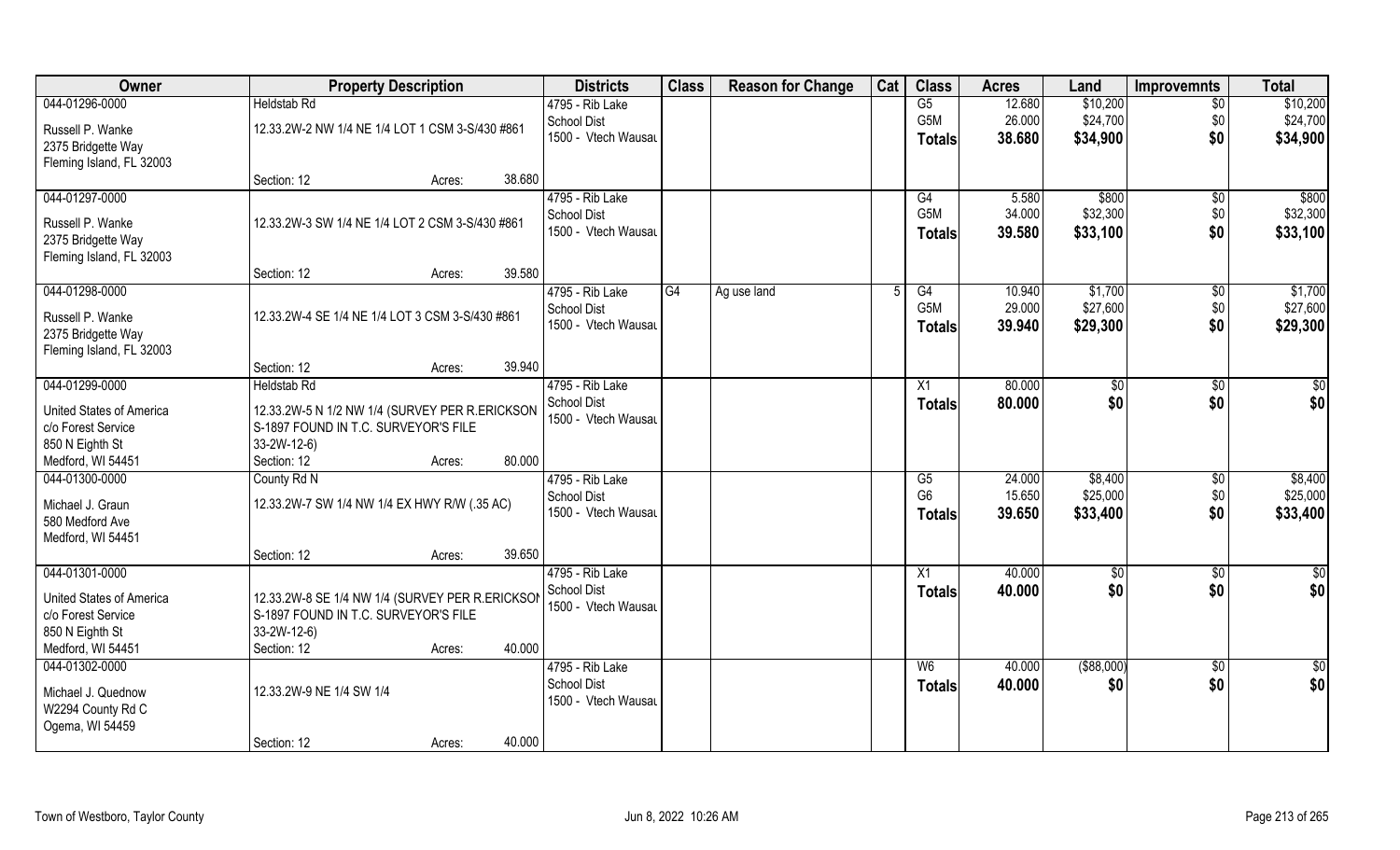| Owner | Property Description | | | Districts | Class | Reason for Change | Cat | Class | Acres | Land | Improvemnts | Total |
|---|---|---|---|---|---|---|---|---|---|---|---|---|
| 044-01296-0000<br>Russell P. Wanke<br>2375 Bridgette Way<br>Fleming Island, FL 32003 | Heldstab Rd<br>12.33.2W-2 NW 1/4 NE 1/4 LOT 1 CSM 3-S/430 #861<br>Section: 12 | Acres: | 38.680 | 4795 - Rib Lake<br>School Dist<br>1500 - Vtech Wausau | | | | G5<br>G5M<br>**Totals** | 12.680<br>26.000<br>**38.680** | $10,200<br>$24,700<br>**$34,900** | $0<br>$0<br>**$0** | $10,200<br>$24,700<br>**$34,900** |
| 044-01297-0000<br>Russell P. Wanke<br>2375 Bridgette Way<br>Fleming Island, FL 32003 | 12.33.2W-3 SW 1/4 NE 1/4 LOT 2 CSM 3-S/430 #861<br>Section: 12 | Acres: | 39.580 | 4795 - Rib Lake<br>School Dist<br>1500 - Vtech Wausau | | | | G4<br>G5M<br>**Totals** | 5.580<br>34.000<br>**39.580** | $800<br>$32,300<br>**$33,100** | $0<br>$0<br>**$0** | $800<br>$32,300<br>**$33,100** |
| 044-01298-0000<br>Russell P. Wanke<br>2375 Bridgette Way<br>Fleming Island, FL 32003 | 12.33.2W-4 SE 1/4 NE 1/4 LOT 3 CSM 3-S/430 #861<br>Section: 12 | Acres: | 39.940 | 4795 - Rib Lake<br>School Dist<br>1500 - Vtech Wausau | G4 | Ag use land | 5 | G4<br>G5M<br>**Totals** | 10.940<br>29.000<br>**39.940** | $1,700<br>$27,600<br>**$29,300** | $0<br>$0<br>**$0** | $1,700<br>$27,600<br>**$29,300** |
| 044-01299-0000<br>United States of America<br>c/o Forest Service<br>850 N Eighth St<br>Medford, WI 54451 | Heldstab Rd<br>12.33.2W-5 N 1/2 NW 1/4 (SURVEY PER R.ERICKSON S-1897 FOUND IN T.C. SURVEYOR'S FILE 33-2W-12-6)<br>Section: 12 | Acres: | 80.000 | 4795 - Rib Lake<br>School Dist<br>1500 - Vtech Wausau | | | | X1<br>**Totals** | 80.000<br>**80.000** | $0<br>**$0** | $0<br>**$0** | $0<br>**$0** |
| 044-01300-0000<br>Michael J. Graun<br>580 Medford Ave<br>Medford, WI 54451 | County Rd N<br>12.33.2W-7 SW 1/4 NW 1/4 EX HWY R/W (.35 AC)<br>Section: 12 | Acres: | 39.650 | 4795 - Rib Lake<br>School Dist<br>1500 - Vtech Wausau | | | | G5<br>G6<br>**Totals** | 24.000<br>15.650<br>**39.650** | $8,400<br>$25,000<br>**$33,400** | $0<br>$0<br>**$0** | $8,400<br>$25,000<br>**$33,400** |
| 044-01301-0000<br>United States of America<br>c/o Forest Service<br>850 N Eighth St<br>Medford, WI 54451 | 12.33.2W-8 SE 1/4 NW 1/4 (SURVEY PER R.ERICKSON S-1897 FOUND IN T.C. SURVEYOR'S FILE 33-2W-12-6)<br>Section: 12 | Acres: | 40.000 | 4795 - Rib Lake<br>School Dist<br>1500 - Vtech Wausau | | | | X1<br>**Totals** | 40.000<br>**40.000** | $0<br>**$0** | $0<br>**$0** | $0<br>**$0** |
| 044-01302-0000<br>Michael J. Quednow<br>W2294 County Rd C<br>Ogema, WI 54459 | 12.33.2W-9 NE 1/4 SW 1/4<br>Section: 12 | Acres: | 40.000 | 4795 - Rib Lake<br>School Dist<br>1500 - Vtech Wausau | | | | W6<br>**Totals** | 40.000<br>**40.000** | ($88,000)<br>**$0** | $0<br>**$0** | $0<br>**$0** |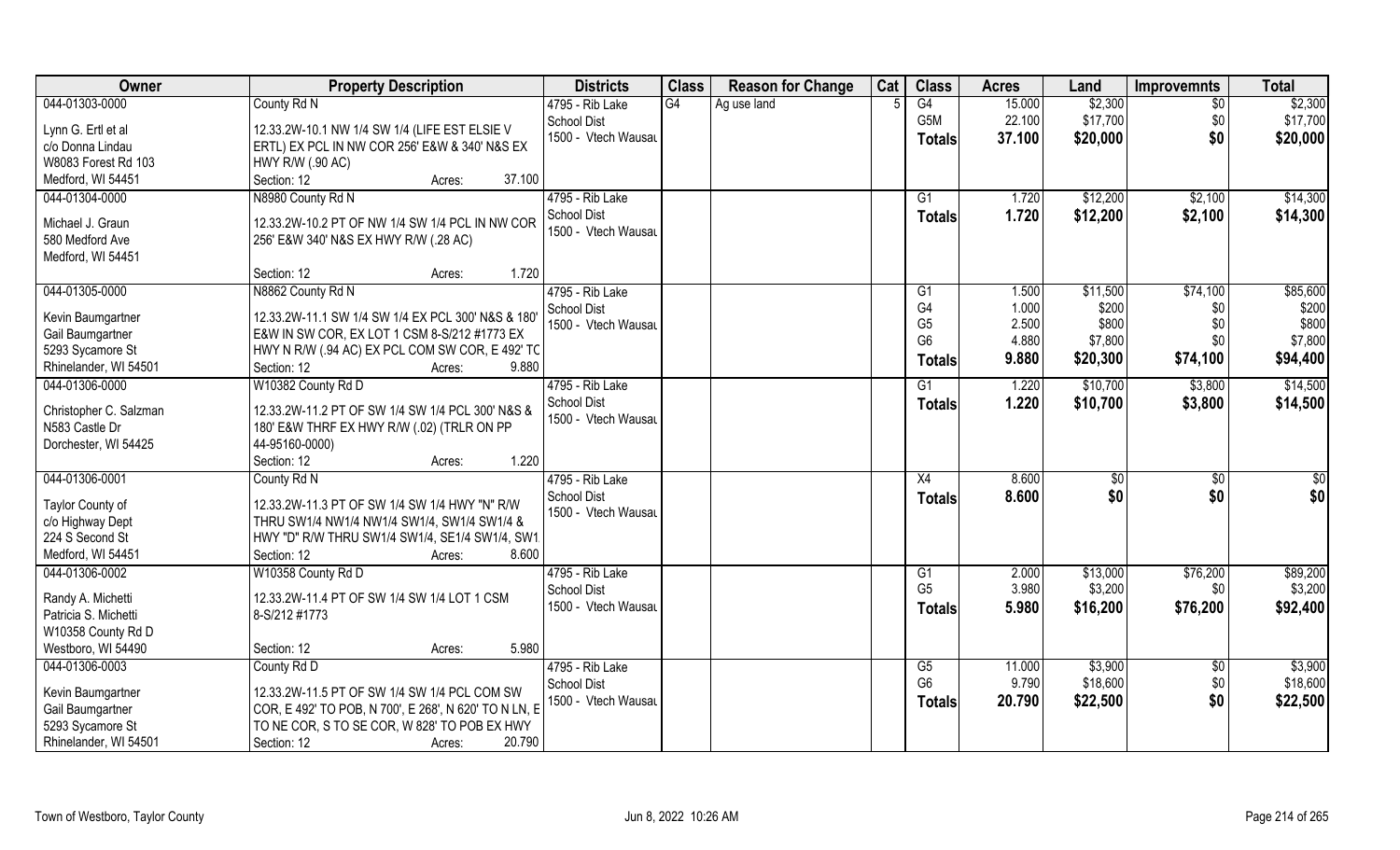| Owner | Property Description | Districts | Class | Reason for Change | Cat | Class | Acres | Land | Improvemnts | Total |
|---|---|---|---|---|---|---|---|---|---|---|
| 044-01303-0000 | County Rd N | 4795 - Rib Lake | G4 | Ag use land | 5 | G4 | 15.000 | $2,300 | $0 | $2,300 |
| Lynn G. Ertl et al | 12.33.2W-10.1 NW 1/4 SW 1/4 (LIFE EST ELSIE V | School Dist | | | | G5M | 22.100 | $17,700 | $0 | $17,700 |
| c/o Donna Lindau | ERTL) EX PCL IN NW COR 256' E&W & 340' N&S EX | 1500 - Vtech Wausau | | | | **Totals** | **37.100** | **$20,000** | **$0** | **$20,000** |
| W8083 Forest Rd 103 | HWY R/W (.90 AC) | | | | | | | | | |
| Medford, WI 54451 | Section: 12 Acres: 37.100 | | | | | | | | | |
| 044-01304-0000 | N8980 County Rd N | 4795 - Rib Lake | | | | G1 | 1.720 | $12,200 | $2,100 | $14,300 |
| Michael J. Graun | 12.33.2W-10.2 PT OF NW 1/4 SW 1/4 PCL IN NW COR | School Dist | | | | **Totals** | **1.720** | **$12,200** | **$2,100** | **$14,300** |
| 580 Medford Ave | 256' E&W 340' N&S EX HWY R/W (.28 AC) | 1500 - Vtech Wausau | | | | | | | | |
| Medford, WI 54451 | | | | | | | | | | |
| | Section: 12 Acres: 1.720 | | | | | | | | | |
| 044-01305-0000 | N8862 County Rd N | 4795 - Rib Lake | | | | G1 | 1.500 | $11,500 | $74,100 | $85,600 |
| Kevin Baumgartner | 12.33.2W-11.1 SW 1/4 SW 1/4 EX PCL 300' N&S & 180' | School Dist | | | | G4 | 1.000 | $200 | $0 | $200 |
| Gail Baumgartner | E&W IN SW COR, EX LOT 1 CSM 8-S/212 #1773 EX | 1500 - Vtech Wausau | | | | G5 | 2.500 | $800 | $0 | $800 |
| 5293 Sycamore St | HWY N R/W (.94 AC) EX PCL COM SW COR, E 492' TO | | | | | G6 | 4.880 | $7,800 | $0 | $7,800 |
| Rhinelander, WI 54501 | Section: 12 Acres: 9.880 | | | | | **Totals** | **9.880** | **$20,300** | **$74,100** | **$94,400** |
| 044-01306-0000 | W10382 County Rd D | 4795 - Rib Lake | | | | G1 | 1.220 | $10,700 | $3,800 | $14,500 |
| Christopher C. Salzman | 12.33.2W-11.2 PT OF SW 1/4 SW 1/4 PCL 300' N&S & | School Dist | | | | **Totals** | **1.220** | **$10,700** | **$3,800** | **$14,500** |
| N583 Castle Dr | 180' E&W THRF EX HWY R/W (.02) (TRLR ON PP | 1500 - Vtech Wausau | | | | | | | | |
| Dorchester, WI 54425 | 44-95160-0000) | | | | | | | | | |
| | Section: 12 Acres: 1.220 | | | | | | | | | |
| 044-01306-0001 | County Rd N | 4795 - Rib Lake | | | | X4 | 8.600 | $0 | $0 | $0 |
| Taylor County of | 12.33.2W-11.3 PT OF SW 1/4 SW 1/4 HWY "N" R/W | School Dist | | | | **Totals** | **8.600** | **$0** | **$0** | **$0** |
| c/o Highway Dept | THRU SW1/4 NW1/4 NW1/4 SW1/4, SW1/4 SW1/4 & | 1500 - Vtech Wausau | | | | | | | | |
| 224 S Second St | HWY "D" R/W THRU SW1/4 SW1/4, SE1/4 SW1/4, SW1 | | | | | | | | | |
| Medford, WI 54451 | Section: 12 Acres: 8.600 | | | | | | | | | |
| 044-01306-0002 | W10358 County Rd D | 4795 - Rib Lake | | | | G1 | 2.000 | $13,000 | $76,200 | $89,200 |
| Randy A. Michetti | 12.33.2W-11.4 PT OF SW 1/4 SW 1/4 LOT 1 CSM | School Dist | | | | G5 | 3.980 | $3,200 | $0 | $3,200 |
| Patricia S. Michetti | 8-S/212 #1773 | 1500 - Vtech Wausau | | | | **Totals** | **5.980** | **$16,200** | **$76,200** | **$92,400** |
| W10358 County Rd D | | | | | | | | | | |
| Westboro, WI 54490 | Section: 12 Acres: 5.980 | | | | | | | | | |
| 044-01306-0003 | County Rd D | 4795 - Rib Lake | | | | G5 | 11.000 | $3,900 | $0 | $3,900 |
| Kevin Baumgartner | 12.33.2W-11.5 PT OF SW 1/4 SW 1/4 PCL COM SW | School Dist | | | | G6 | 9.790 | $18,600 | $0 | $18,600 |
| Gail Baumgartner | COR, E 492' TO POB, N 700', E 268', N 620' TO N LN, E | 1500 - Vtech Wausau | | | | **Totals** | **20.790** | **$22,500** | **$0** | **$22,500** |
| 5293 Sycamore St | TO NE COR, S TO SE COR, W 828' TO POB EX HWY | | | | | | | | | |
| Rhinelander, WI 54501 | Section: 12 Acres: 20.790 | | | | | | | | | |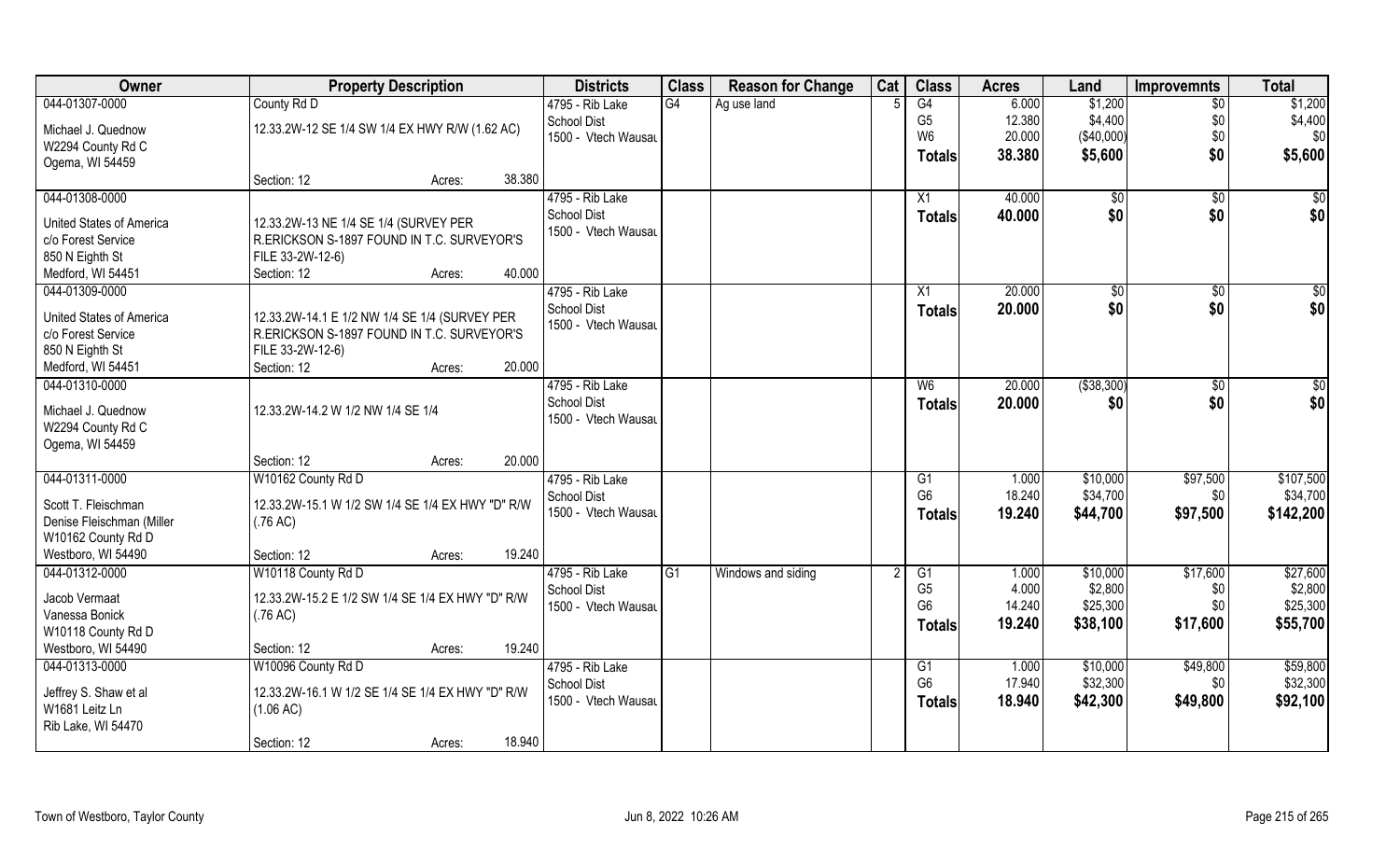| Owner | Property Description | | | Districts | Class | Reason for Change | Cat | Class | Acres | Land | Improvemnts | Total |
|---|---|---|---|---|---|---|---|---|---|---|---|---|
| 044-01307-0000 | County Rd D | | | 4795 - Rib Lake | G4 | Ag use land | 5 | G4 | 6.000 | $1,200 | $0 | $1,200 |
| Michael J. Quednow | 12.33.2W-12 SE 1/4 SW 1/4 EX HWY R/W (1.62 AC) | | | School Dist | | | | G5 | 12.380 | $4,400 | $0 | $4,400 |
| W2294 County Rd C | | | | 1500 - Vtech Wausau | | | | W6 | 20.000 | ($40,000) | $0 | $0 |
| Ogema, WI 54459 | | | | | | | | **Totals** | **38.380** | **$5,600** | **$0** | **$5,600** |
| | Section: 12 | Acres: | 38.380 | | | | | | | | | |
| 044-01308-0000 | | | | 4795 - Rib Lake | | | | X1 | 40.000 | $0 | $0 | $0 |
| United States of America | 12.33.2W-13 NE 1/4 SE 1/4 (SURVEY PER | | | School Dist | | | | **Totals** | **40.000** | **$0** | **$0** | **$0** |
| c/o Forest Service | R.ERICKSON S-1897 FOUND IN T.C. SURVEYOR'S | | | 1500 - Vtech Wausau | | | | | | | | |
| 850 N Eighth St | FILE 33-2W-12-6) | | | | | | | | | | | |
| Medford, WI 54451 | Section: 12 | Acres: | 40.000 | | | | | | | | | |
| 044-01309-0000 | | | | 4795 - Rib Lake | | | | X1 | 20.000 | $0 | $0 | $0 |
| United States of America | 12.33.2W-14.1 E 1/2 NW 1/4 SE 1/4 (SURVEY PER | | | School Dist | | | | **Totals** | **20.000** | **$0** | **$0** | **$0** |
| c/o Forest Service | R.ERICKSON S-1897 FOUND IN T.C. SURVEYOR'S | | | 1500 - Vtech Wausau | | | | | | | | |
| 850 N Eighth St | FILE 33-2W-12-6) | | | | | | | | | | | |
| Medford, WI 54451 | Section: 12 | Acres: | 20.000 | | | | | | | | | |
| 044-01310-0000 | | | | 4795 - Rib Lake | | | | W6 | 20.000 | ($38,300) | $0 | $0 |
| Michael J. Quednow | 12.33.2W-14.2 W 1/2 NW 1/4 SE 1/4 | | | School Dist | | | | **Totals** | **20.000** | **$0** | **$0** | **$0** |
| W2294 County Rd C | | | | 1500 - Vtech Wausau | | | | | | | | |
| Ogema, WI 54459 | | | | | | | | | | | | |
| | Section: 12 | Acres: | 20.000 | | | | | | | | | |
| 044-01311-0000 | W10162 County Rd D | | | 4795 - Rib Lake | | | | G1 | 1.000 | $10,000 | $97,500 | $107,500 |
| Scott T. Fleischman | 12.33.2W-15.1 W 1/2 SW 1/4 SE 1/4 EX HWY "D" R/W | | | School Dist | | | | G6 | 18.240 | $34,700 | $0 | $34,700 |
| Denise Fleischman (Miller | (.76 AC) | | | 1500 - Vtech Wausau | | | | **Totals** | **19.240** | **$44,700** | **$97,500** | **$142,200** |
| W10162 County Rd D | | | | | | | | | | | | |
| Westboro, WI 54490 | Section: 12 | Acres: | 19.240 | | | | | | | | | |
| 044-01312-0000 | W10118 County Rd D | | | 4795 - Rib Lake | G1 | Windows and siding | 2 | G1 | 1.000 | $10,000 | $17,600 | $27,600 |
| Jacob Vermaat | 12.33.2W-15.2 E 1/2 SW 1/4 SE 1/4 EX HWY "D" R/W | | | School Dist | | | | G5 | 4.000 | $2,800 | $0 | $2,800 |
| Vanessa Bonick | (.76 AC) | | | 1500 - Vtech Wausau | | | | G6 | 14.240 | $25,300 | $0 | $25,300 |
| W10118 County Rd D | | | | | | | | **Totals** | **19.240** | **$38,100** | **$17,600** | **$55,700** |
| Westboro, WI 54490 | Section: 12 | Acres: | 19.240 | | | | | | | | | |
| 044-01313-0000 | W10096 County Rd D | | | 4795 - Rib Lake | | | | G1 | 1.000 | $10,000 | $49,800 | $59,800 |
| Jeffrey S. Shaw et al | 12.33.2W-16.1 W 1/2 SE 1/4 SE 1/4 EX HWY "D" R/W | | | School Dist | | | | G6 | 17.940 | $32,300 | $0 | $32,300 |
| W1681 Leitz Ln | (1.06 AC) | | | 1500 - Vtech Wausau | | | | **Totals** | **18.940** | **$42,300** | **$49,800** | **$92,100** |
| Rib Lake, WI 54470 | | | | | | | | | | | | |
| | Section: 12 | Acres: | 18.940 | | | | | | | | | |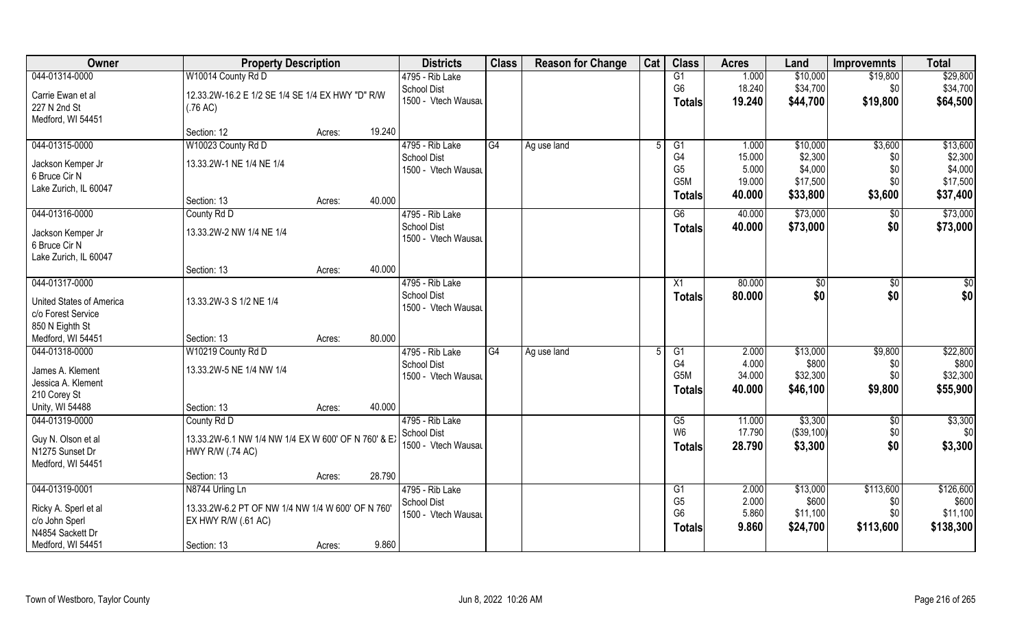| Owner | Property Description | | | Districts | Class | Reason for Change | Cat | Class | Acres | Land | Improvemnts | Total |
|---|---|---|---|---|---|---|---|---|---|---|---|---|
| 044-01314-0000 | W10014 County Rd D | | | 4795 - Rib Lake | | | | G1 | 1.000 | $10,000 | $19,800 | $29,800 |
| Carrie Ewan et al | 12.33.2W-16.2 E 1/2 SE 1/4 SE 1/4 EX HWY "D" R/W (.76 AC) | | | School Dist | | | | G6 | 18.240 | $34,700 | $0 | $34,700 |
| 227 N 2nd St | | | | 1500 - Vtech Wausau | | | | Totals | 19.240 | $44,700 | $19,800 | $64,500 |
| Medford, WI 54451 | | | | | | | | | | | | |
| | Section: 12 | Acres: | 19.240 | | | | | | | | | |
| 044-01315-0000 | W10023 County Rd D | | | 4795 - Rib Lake | G4 | Ag use land | 5 | G1 | 1.000 | $10,000 | $3,600 | $13,600 |
| Jackson Kemper Jr | 13.33.2W-1 NE 1/4 NE 1/4 | | | School Dist | | | | G4 | 15.000 | $2,300 | $0 | $2,300 |
| 6 Bruce Cir N | | | | 1500 - Vtech Wausau | | | | G5 | 5.000 | $4,000 | $0 | $4,000 |
| Lake Zurich, IL 60047 | | | | | | | | G5M | 19.000 | $17,500 | $0 | $17,500 |
| | Section: 13 | Acres: | 40.000 | | | | | Totals | 40.000 | $33,800 | $3,600 | $37,400 |
| 044-01316-0000 | County Rd D | | | 4795 - Rib Lake | | | | G6 | 40.000 | $73,000 | $0 | $73,000 |
| Jackson Kemper Jr | 13.33.2W-2 NW 1/4 NE 1/4 | | | School Dist | | | | Totals | 40.000 | $73,000 | $0 | $73,000 |
| 6 Bruce Cir N | | | | 1500 - Vtech Wausau | | | | | | | | |
| Lake Zurich, IL 60047 | | | | | | | | | | | | |
| | Section: 13 | Acres: | 40.000 | | | | | | | | | |
| 044-01317-0000 | | | | 4795 - Rib Lake | | | | X1 | 80.000 | $0 | $0 | $0 |
| United States of America | 13.33.2W-3 S 1/2 NE 1/4 | | | School Dist | | | | Totals | 80.000 | $0 | $0 | $0 |
| c/o Forest Service | | | | 1500 - Vtech Wausau | | | | | | | | |
| 850 N Eighth St | | | | | | | | | | | | |
| Medford, WI 54451 | Section: 13 | Acres: | 80.000 | | | | | | | | | |
| 044-01318-0000 | W10219 County Rd D | | | 4795 - Rib Lake | G4 | Ag use land | 5 | G1 | 2.000 | $13,000 | $9,800 | $22,800 |
| James A. Klement | 13.33.2W-5 NE 1/4 NW 1/4 | | | School Dist | | | | G4 | 4.000 | $800 | $0 | $800 |
| Jessica A. Klement | | | | 1500 - Vtech Wausau | | | | G5M | 34.000 | $32,300 | $0 | $32,300 |
| 210 Corey St | | | | | | | | Totals | 40.000 | $46,100 | $9,800 | $55,900 |
| Unity, WI 54488 | Section: 13 | Acres: | 40.000 | | | | | | | | | |
| 044-01319-0000 | County Rd D | | | 4795 - Rib Lake | | | | G5 | 11.000 | $3,300 | $0 | $3,300 |
| Guy N. Olson et al | 13.33.2W-6.1 NW 1/4 NW 1/4 EX W 600' OF N 760' & EX HWY R/W (.74 AC) | | | School Dist | | | | W6 | 17.790 | ($39,100) | $0 | $0 |
| N1275 Sunset Dr | | | | 1500 - Vtech Wausau | | | | Totals | 28.790 | $3,300 | $0 | $3,300 |
| Medford, WI 54451 | | | | | | | | | | | | |
| | Section: 13 | Acres: | 28.790 | | | | | | | | | |
| 044-01319-0001 | N8744 Urling Ln | | | 4795 - Rib Lake | | | | G1 | 2.000 | $13,000 | $113,600 | $126,600 |
| Ricky A. Sperl et al | 13.33.2W-6.2 PT OF NW 1/4 NW 1/4 W 600' OF N 760' EX HWY R/W (.61 AC) | | | School Dist | | | | G5 | 2.000 | $600 | $0 | $600 |
| c/o John Sperl | | | | 1500 - Vtech Wausau | | | | G6 | 5.860 | $11,100 | $0 | $11,100 |
| N4854 Sackett Dr | | | | | | | | Totals | 9.860 | $24,700 | $113,600 | $138,300 |
| Medford, WI 54451 | Section: 13 | Acres: | 9.860 | | | | | | | | | |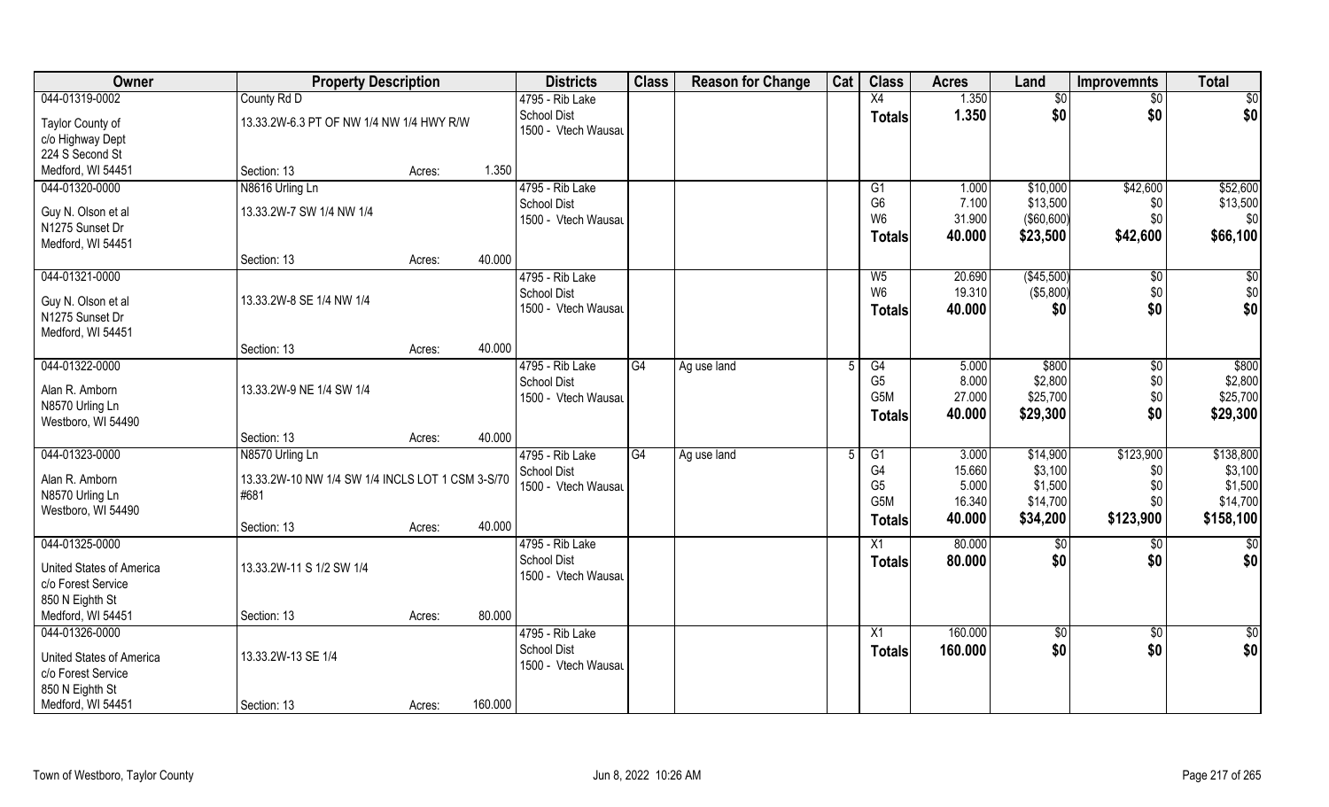| Owner | Property Description | | | Districts | Class | Reason for Change | Cat | Class | Acres | Land | Improvemnts | Total |
|---|---|---|---|---|---|---|---|---|---|---|---|---|
| 044-01319-0002 | County Rd D | | | 4795 - Rib Lake | | | | X4 | 1.350 | $0 | $0 | $0 |
| Taylor County of<br>c/o Highway Dept<br>224 S Second St<br>Medford, WI 54451 | 13.33.2W-6.3 PT OF NW 1/4 NW 1/4 HWY R/W | | | School Dist<br>1500 - Vtech Wausau | | | | **Totals** | **1.350** | **$0** | **$0** | **$0** |
| | Section: 13 | Acres: | 1.350 | | | | | | | | | |
| 044-01320-0000 | N8616 Urling Ln | | | 4795 - Rib Lake | | | | G1 | 1.000 | $10,000 | $42,600 | $52,600 |
| Guy N. Olson et al<br>N1275 Sunset Dr<br>Medford, WI 54451 | 13.33.2W-7 SW 1/4 NW 1/4 | | | School Dist<br>1500 - Vtech Wausau | | | | G6 | 7.100 | $13,500 | $0 | $13,500 |
| | | | | | | | | W6 | 31.900 | ($60,600) | $0 | $0 |
| | | | | | | | | **Totals** | **40.000** | **$23,500** | **$42,600** | **$66,100** |
| | Section: 13 | Acres: | 40.000 | | | | | | | | | |
| 044-01321-0000 | | | | 4795 - Rib Lake | | | | W5 | 20.690 | ($45,500) | $0 | $0 |
| Guy N. Olson et al<br>N1275 Sunset Dr<br>Medford, WI 54451 | 13.33.2W-8 SE 1/4 NW 1/4 | | | School Dist<br>1500 - Vtech Wausau | | | | W6 | 19.310 | ($5,800) | $0 | $0 |
| | | | | | | | | **Totals** | **40.000** | **$0** | **$0** | **$0** |
| | Section: 13 | Acres: | 40.000 | | | | | | | | | |
| 044-01322-0000 | | | | 4795 - Rib Lake | G4 | Ag use land | 5 | G4 | 5.000 | $800 | $0 | $800 |
| Alan R. Amborn<br>N8570 Urling Ln<br>Westboro, WI 54490 | 13.33.2W-9 NE 1/4 SW 1/4 | | | School Dist<br>1500 - Vtech Wausau | | | | G5 | 8.000 | $2,800 | $0 | $2,800 |
| | | | | | | | | G5M | 27.000 | $25,700 | $0 | $25,700 |
| | | | | | | | | **Totals** | **40.000** | **$29,300** | **$0** | **$29,300** |
| | Section: 13 | Acres: | 40.000 | | | | | | | | | |
| 044-01323-0000 | N8570 Urling Ln | | | 4795 - Rib Lake | G4 | Ag use land | 5 | G1 | 3.000 | $14,900 | $123,900 | $138,800 |
| Alan R. Amborn<br>N8570 Urling Ln<br>Westboro, WI 54490 | 13.33.2W-10 NW 1/4 SW 1/4 INCLS LOT 1 CSM 3-S/70 #681 | | | School Dist<br>1500 - Vtech Wausau | | | | G4 | 15.660 | $3,100 | $0 | $3,100 |
| | | | | | | | | G5 | 5.000 | $1,500 | $0 | $1,500 |
| | | | | | | | | G5M | 16.340 | $14,700 | $0 | $14,700 |
| | | | | | | | | **Totals** | **40.000** | **$34,200** | **$123,900** | **$158,100** |
| | Section: 13 | Acres: | 40.000 | | | | | | | | | |
| 044-01325-0000 | | | | 4795 - Rib Lake | | | | X1 | 80.000 | $0 | $0 | $0 |
| United States of America<br>c/o Forest Service<br>850 N Eighth St<br>Medford, WI 54451 | 13.33.2W-11 S 1/2 SW 1/4 | | | School Dist<br>1500 - Vtech Wausau | | | | **Totals** | **80.000** | **$0** | **$0** | **$0** |
| | Section: 13 | Acres: | 80.000 | | | | | | | | | |
| 044-01326-0000 | | | | 4795 - Rib Lake | | | | X1 | 160.000 | $0 | $0 | $0 |
| United States of America<br>c/o Forest Service<br>850 N Eighth St<br>Medford, WI 54451 | 13.33.2W-13 SE 1/4 | | | School Dist<br>1500 - Vtech Wausau | | | | **Totals** | **160.000** | **$0** | **$0** | **$0** |
| | Section: 13 | Acres: | 160.000 | | | | | | | | | |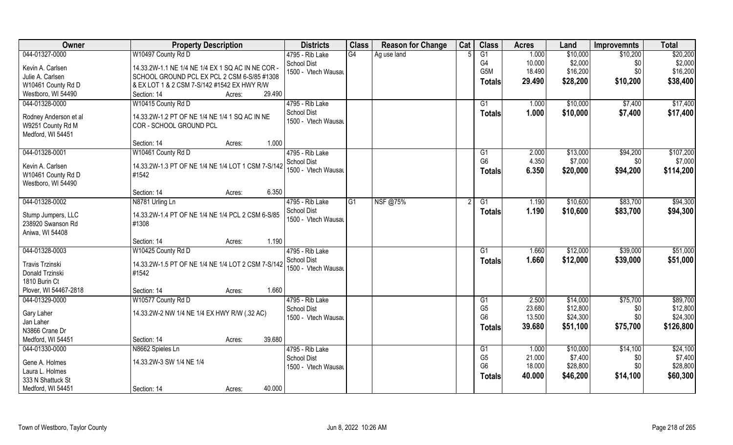| Owner | Property Description | Districts | Class | Reason for Change | Cat | Class | Acres | Land | Improvemnts | Total |
|---|---|---|---|---|---|---|---|---|---|---|
| 044-01327-0000 | W10497 County Rd D | 4795 - Rib Lake | G4 | Ag use land | 5 | G1 | 1.000 | $10,000 | $10,200 | $20,200 |
| Kevin A. Carlsen | 14.33.2W-1.1 NE 1/4 NE 1/4 EX 1 SQ AC IN NE COR - | School Dist | | | | G4 | 10.000 | $2,000 | $0 | $2,000 |
| Julie A. Carlsen | SCHOOL GROUND PCL EX PCL 2 CSM 6-S/85 #1308 | 1500 - Vtech Wausau | | | | G5M | 18.490 | $16,200 | $0 | $16,200 |
| W10461 County Rd D | & EX LOT 1 & 2 CSM 7-S/142 #1542 EX HWY R/W | | | | | **Totals** | **29.490** | **$28,200** | **$10,200** | **$38,400** |
| Westboro, WI 54490 | Section: 14 Acres: 29.490 | | | | | | | | | |
| 044-01328-0000 | W10415 County Rd D | 4795 - Rib Lake | | | | G1 | 1.000 | $10,000 | $7,400 | $17,400 |
| Rodney Anderson et al | 14.33.2W-1.2 PT OF NE 1/4 NE 1/4 1 SQ AC IN NE | School Dist | | | | **Totals** | **1.000** | **$10,000** | **$7,400** | **$17,400** |
| W9251 County Rd M | COR - SCHOOL GROUND PCL | 1500 - Vtech Wausau | | | | | | | | |
| Medford, WI 54451 | | | | | | | | | | |
| | Section: 14 Acres: 1.000 | | | | | | | | | |
| 044-01328-0001 | W10461 County Rd D | 4795 - Rib Lake | | | | G1 | 2.000 | $13,000 | $94,200 | $107,200 |
| Kevin A. Carlsen | 14.33.2W-1.3 PT OF NE 1/4 NE 1/4 LOT 1 CSM 7-S/142 | School Dist | | | | G6 | 4.350 | $7,000 | $0 | $7,000 |
| W10461 County Rd D | #1542 | 1500 - Vtech Wausau | | | | **Totals** | **6.350** | **$20,000** | **$94,200** | **$114,200** |
| Westboro, WI 54490 | | | | | | | | | | |
| | Section: 14 Acres: 6.350 | | | | | | | | | |
| 044-01328-0002 | N8781 Urling Ln | 4795 - Rib Lake | G1 | NSF @75% | 2 | G1 | 1.190 | $10,600 | $83,700 | $94,300 |
| Stump Jumpers, LLC | 14.33.2W-1.4 PT OF NE 1/4 NE 1/4 PCL 2 CSM 6-S/85 | School Dist | | | | **Totals** | **1.190** | **$10,600** | **$83,700** | **$94,300** |
| 238920 Swanson Rd | #1308 | 1500 - Vtech Wausau | | | | | | | | |
| Aniwa, WI 54408 | | | | | | | | | | |
| | Section: 14 Acres: 1.190 | | | | | | | | | |
| 044-01328-0003 | W10425 County Rd D | 4795 - Rib Lake | | | | G1 | 1.660 | $12,000 | $39,000 | $51,000 |
| Travis Trzinski | 14.33.2W-1.5 PT OF NE 1/4 NE 1/4 LOT 2 CSM 7-S/142 | School Dist | | | | **Totals** | **1.660** | **$12,000** | **$39,000** | **$51,000** |
| Donald Trzinski | #1542 | 1500 - Vtech Wausau | | | | | | | | |
| 1810 Burin Ct | | | | | | | | | | |
| Plover, WI 54467-2818 | Section: 14 Acres: 1.660 | | | | | | | | | |
| 044-01329-0000 | W10577 County Rd D | 4795 - Rib Lake | | | | G1 | 2.500 | $14,000 | $75,700 | $89,700 |
| Gary Laher | 14.33.2W-2 NW 1/4 NE 1/4 EX HWY R/W (.32 AC) | School Dist | | | | G5 | 23.680 | $12,800 | $0 | $12,800 |
| Jan Laher | | 1500 - Vtech Wausau | | | | G6 | 13.500 | $24,300 | $0 | $24,300 |
| N3866 Crane Dr | | | | | | **Totals** | **39.680** | **$51,100** | **$75,700** | **$126,800** |
| Medford, WI 54451 | Section: 14 Acres: 39.680 | | | | | | | | | |
| 044-01330-0000 | N8662 Spieles Ln | 4795 - Rib Lake | | | | G1 | 1.000 | $10,000 | $14,100 | $24,100 |
| Gene A. Holmes | 14.33.2W-3 SW 1/4 NE 1/4 | School Dist | | | | G5 | 21.000 | $7,400 | $0 | $7,400 |
| Laura L. Holmes | | 1500 - Vtech Wausau | | | | G6 | 18.000 | $28,800 | $0 | $28,800 |
| 333 N Shattuck St | | | | | | **Totals** | **40.000** | **$46,200** | **$14,100** | **$60,300** |
| Medford, WI 54451 | Section: 14 Acres: 40.000 | | | | | | | | | |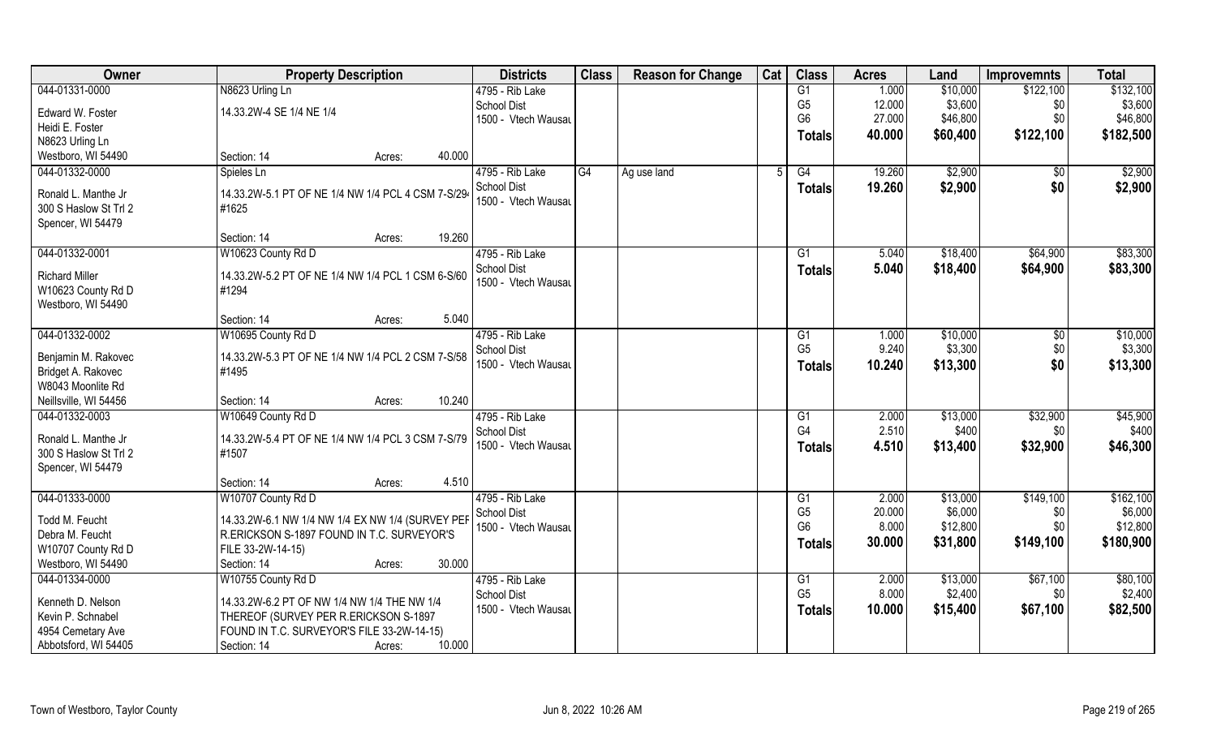| Owner | Property Description | Districts | Class | Reason for Change | Cat | Class | Acres | Land | Improvemnts | Total |
|---|---|---|---|---|---|---|---|---|---|---|
| 044-01331-0000 | N8623 Urling Ln | 4795 - Rib Lake | | | | G1 | 1.000 | $10,000 | $122,100 | $132,100 |
| Edward W. Foster | 14.33.2W-4 SE 1/4 NE 1/4 | School Dist | | | | G5 | 12.000 | $3,600 | $0 | $3,600 |
| Heidi E. Foster | | 1500 - Vtech Wausau | | | | G6 | 27.000 | $46,800 | $0 | $46,800 |
| N8623 Urling Ln | | | | | | Totals | 40.000 | $60,400 | $122,100 | $182,500 |
| Westboro, WI 54490 | Section: 14 Acres: 40.000 | | | | | | | | | |
| 044-01332-0000 | Spieles Ln | 4795 - Rib Lake | G4 | Ag use land | 5 | G4 | 19.260 | $2,900 | $0 | $2,900 |
| Ronald L. Manthe Jr | 14.33.2W-5.1 PT OF NE 1/4 NW 1/4 PCL 4 CSM 7-S/29 | School Dist | | | | Totals | 19.260 | $2,900 | $0 | $2,900 |
| 300 S Haslow St Trl 2 | #1625 | 1500 - Vtech Wausau | | | | | | | | |
| Spencer, WI 54479 | | | | | | | | | | |
| | Section: 14 Acres: 19.260 | | | | | | | | | |
| 044-01332-0001 | W10623 County Rd D | 4795 - Rib Lake | | | | G1 | 5.040 | $18,400 | $64,900 | $83,300 |
| Richard Miller | 14.33.2W-5.2 PT OF NE 1/4 NW 1/4 PCL 1 CSM 6-S/60 | School Dist | | | | Totals | 5.040 | $18,400 | $64,900 | $83,300 |
| W10623 County Rd D | #1294 | 1500 - Vtech Wausau | | | | | | | | |
| Westboro, WI 54490 | | | | | | | | | | |
| | Section: 14 Acres: 5.040 | | | | | | | | | |
| 044-01332-0002 | W10695 County Rd D | 4795 - Rib Lake | | | | G1 | 1.000 | $10,000 | $0 | $10,000 |
| Benjamin M. Rakovec | 14.33.2W-5.3 PT OF NE 1/4 NW 1/4 PCL 2 CSM 7-S/58 | School Dist | | | | G5 | 9.240 | $3,300 | $0 | $3,300 |
| Bridget A. Rakovec | #1495 | 1500 - Vtech Wausau | | | | Totals | 10.240 | $13,300 | $0 | $13,300 |
| W8043 Moonlite Rd | | | | | | | | | | |
| Neillsville, WI 54456 | Section: 14 Acres: 10.240 | | | | | | | | | |
| 044-01332-0003 | W10649 County Rd D | 4795 - Rib Lake | | | | G1 | 2.000 | $13,000 | $32,900 | $45,900 |
| Ronald L. Manthe Jr | 14.33.2W-5.4 PT OF NE 1/4 NW 1/4 PCL 3 CSM 7-S/79 | School Dist | | | | G4 | 2.510 | $400 | $0 | $400 |
| 300 S Haslow St Trl 2 | #1507 | 1500 - Vtech Wausau | | | | Totals | 4.510 | $13,400 | $32,900 | $46,300 |
| Spencer, WI 54479 | | | | | | | | | | |
| | Section: 14 Acres: 4.510 | | | | | | | | | |
| 044-01333-0000 | W10707 County Rd D | 4795 - Rib Lake | | | | G1 | 2.000 | $13,000 | $149,100 | $162,100 |
| Todd M. Feucht | 14.33.2W-6.1 NW 1/4 NW 1/4 EX NW 1/4 (SURVEY PEF | School Dist | | | | G5 | 20.000 | $6,000 | $0 | $6,000 |
| Debra M. Feucht | R.ERICKSON S-1897 FOUND IN T.C. SURVEYOR'S | 1500 - Vtech Wausau | | | | G6 | 8.000 | $12,800 | $0 | $12,800 |
| W10707 County Rd D | FILE 33-2W-14-15) | | | | | Totals | 30.000 | $31,800 | $149,100 | $180,900 |
| Westboro, WI 54490 | Section: 14 Acres: 30.000 | | | | | | | | | |
| 044-01334-0000 | W10755 County Rd D | 4795 - Rib Lake | | | | G1 | 2.000 | $13,000 | $67,100 | $80,100 |
| Kenneth D. Nelson | 14.33.2W-6.2 PT OF NW 1/4 NW 1/4 THE NW 1/4 | School Dist | | | | G5 | 8.000 | $2,400 | $0 | $2,400 |
| Kevin P. Schnabel | THEREOF (SURVEY PER R.ERICKSON S-1897 | 1500 - Vtech Wausau | | | | Totals | 10.000 | $15,400 | $67,100 | $82,500 |
| 4954 Cemetary Ave | FOUND IN T.C. SURVEYOR'S FILE 33-2W-14-15) | | | | | | | | | |
| Abbotsford, WI 54405 | Section: 14 Acres: 10.000 | | | | | | | | | |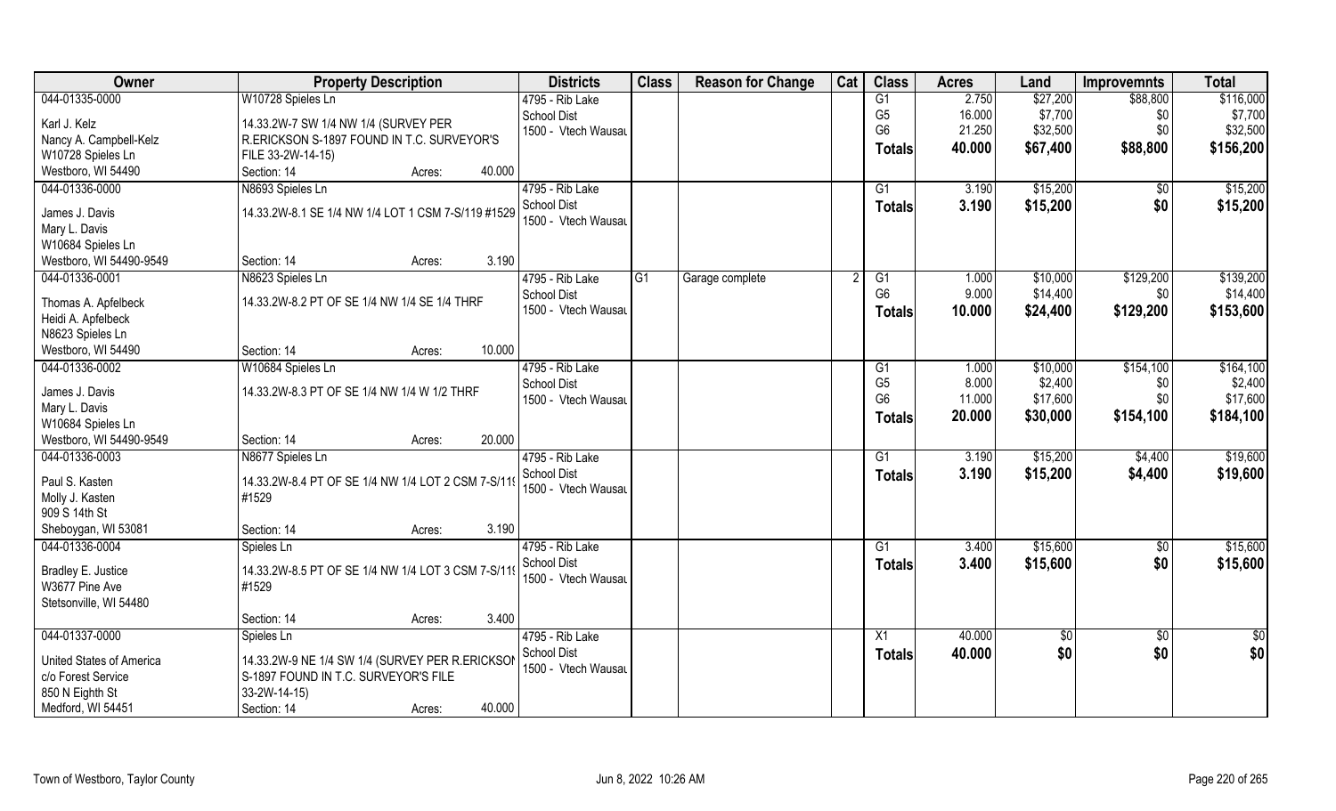| Owner | Property Description | Districts | Class | Reason for Change | Cat | Class | Acres | Land | Improvemnts | Total |
|---|---|---|---|---|---|---|---|---|---|---|
| 044-01335-0000 | W10728 Spieles Ln | 4795 - Rib Lake | | | | G1 | 2.750 | $27,200 | $88,800 | $116,000 |
| Karl J. Kelz | 14.33.2W-7 SW 1/4 NW 1/4 (SURVEY PER | School Dist | | | | G5 | 16.000 | $7,700 | $0 | $7,700 |
| Nancy A. Campbell-Kelz | R.ERICKSON S-1897 FOUND IN T.C. SURVEYOR'S | 1500 - Vtech Wausau | | | | G6 | 21.250 | $32,500 | $0 | $32,500 |
| W10728 Spieles Ln | FILE 33-2W-14-15) | | | | | Totals | 40.000 | $67,400 | $88,800 | $156,200 |
| Westboro, WI 54490 | Section: 14 Acres: 40.000 | | | | | | | | | |
| 044-01336-0000 | N8693 Spieles Ln | 4795 - Rib Lake | | | | G1 | 3.190 | $15,200 | $0 | $15,200 |
| James J. Davis | 14.33.2W-8.1 SE 1/4 NW 1/4 LOT 1 CSM 7-S/119 #1529 | School Dist | | | | Totals | 3.190 | $15,200 | $0 | $15,200 |
| Mary L. Davis | | 1500 - Vtech Wausau | | | | | | | | |
| W10684 Spieles Ln | | | | | | | | | | |
| Westboro, WI 54490-9549 | Section: 14 Acres: 3.190 | | | | | | | | | |
| 044-01336-0001 | N8623 Spieles Ln | 4795 - Rib Lake | G1 | Garage complete | 2 | G1 | 1.000 | $10,000 | $129,200 | $139,200 |
| Thomas A. Apfelbeck | 14.33.2W-8.2 PT OF SE 1/4 NW 1/4 SE 1/4 THRF | School Dist | | | | G6 | 9.000 | $14,400 | $0 | $14,400 |
| Heidi A. Apfelbeck | | 1500 - Vtech Wausau | | | | Totals | 10.000 | $24,400 | $129,200 | $153,600 |
| N8623 Spieles Ln | | | | | | | | | | |
| Westboro, WI 54490 | Section: 14 Acres: 10.000 | | | | | | | | | |
| 044-01336-0002 | W10684 Spieles Ln | 4795 - Rib Lake | | | | G1 | 1.000 | $10,000 | $154,100 | $164,100 |
| James J. Davis | 14.33.2W-8.3 PT OF SE 1/4 NW 1/4 W 1/2 THRF | School Dist | | | | G5 | 8.000 | $2,400 | $0 | $2,400 |
| Mary L. Davis | | 1500 - Vtech Wausau | | | | G6 | 11.000 | $17,600 | $0 | $17,600 |
| W10684 Spieles Ln | | | | | | Totals | 20.000 | $30,000 | $154,100 | $184,100 |
| Westboro, WI 54490-9549 | Section: 14 Acres: 20.000 | | | | | | | | | |
| 044-01336-0003 | N8677 Spieles Ln | 4795 - Rib Lake | | | | G1 | 3.190 | $15,200 | $4,400 | $19,600 |
| Paul S. Kasten | 14.33.2W-8.4 PT OF SE 1/4 NW 1/4 LOT 2 CSM 7-S/119 | School Dist | | | | Totals | 3.190 | $15,200 | $4,400 | $19,600 |
| Molly J. Kasten | #1529 | 1500 - Vtech Wausau | | | | | | | | |
| 909 S 14th St | | | | | | | | | | |
| Sheboygan, WI 53081 | Section: 14 Acres: 3.190 | | | | | | | | | |
| 044-01336-0004 | Spieles Ln | 4795 - Rib Lake | | | | G1 | 3.400 | $15,600 | $0 | $15,600 |
| Bradley E. Justice | 14.33.2W-8.5 PT OF SE 1/4 NW 1/4 LOT 3 CSM 7-S/119 | School Dist | | | | Totals | 3.400 | $15,600 | $0 | $15,600 |
| W3677 Pine Ave | #1529 | 1500 - Vtech Wausau | | | | | | | | |
| Stetsonville, WI 54480 | | | | | | | | | | |
| | Section: 14 Acres: 3.400 | | | | | | | | | |
| 044-01337-0000 | Spieles Ln | 4795 - Rib Lake | | | | X1 | 40.000 | $0 | $0 | $0 |
| United States of America | 14.33.2W-9 NE 1/4 SW 1/4 (SURVEY PER R.ERICKSON | School Dist | | | | Totals | 40.000 | $0 | $0 | $0 |
| c/o Forest Service | S-1897 FOUND IN T.C. SURVEYOR'S FILE | 1500 - Vtech Wausau | | | | | | | | |
| 850 N Eighth St | 33-2W-14-15) | | | | | | | | | |
| Medford, WI 54451 | Section: 14 Acres: 40.000 | | | | | | | | | |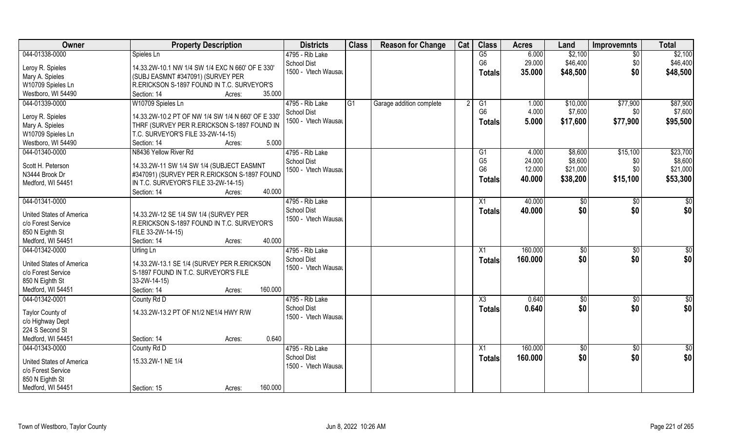| Owner | Property Description | Districts | Class | Reason for Change | Cat | Class | Acres | Land | Improvemnts | Total |
|---|---|---|---|---|---|---|---|---|---|---|
| 044-01338-0000<br>Leroy R. Spieles<br>Mary A. Spieles<br>W10709 Spieles Ln<br>Westboro, WI 54490 | Spieles Ln<br>14.33.2W-10.1 NW 1/4 SW 1/4 EXC N 660' OF E 330' (SUBJ EASMNT #347091) (SURVEY PER R.ERICKSON S-1897 FOUND IN T.C. SURVEYOR'S<br>Section: 14 Acres: 35.000 | 4795 - Rib Lake<br>School Dist<br>1500 - Vtech Wausau | | | | G5<br>G6<br>**Totals** | 6.000<br>29.000<br>**35.000** | $2,100<br>$46,400<br>**$48,500** | $0<br>$0<br>**$0** | $2,100<br>$46,400<br>**$48,500** |
| 044-01339-0000<br>Leroy R. Spieles<br>Mary A. Spieles<br>W10709 Spieles Ln<br>Westboro, WI 54490 | W10709 Spieles Ln<br>14.33.2W-10.2 PT OF NW 1/4 SW 1/4 N 660' OF E 330' THRF (SURVEY PER R.ERICKSON S-1897 FOUND IN T.C. SURVEYOR'S FILE 33-2W-14-15)<br>Section: 14 Acres: 5.000 | 4795 - Rib Lake<br>School Dist<br>1500 - Vtech Wausau | G1 | Garage addition complete | 2 | G1<br>G6<br>**Totals** | 1.000<br>4.000<br>**5.000** | $10,000<br>$7,600<br>**$17,600** | $77,900<br>$0<br>**$77,900** | $87,900<br>$7,600<br>**$95,500** |
| 044-01340-0000<br>Scott H. Peterson<br>N3444 Brook Dr<br>Medford, WI 54451 | N8436 Yellow River Rd<br>14.33.2W-11 SW 1/4 SW 1/4 (SUBJECT EASMNT #347091) (SURVEY PER R.ERICKSON S-1897 FOUND IN T.C. SURVEYOR'S FILE 33-2W-14-15)<br>Section: 14 Acres: 40.000 | 4795 - Rib Lake<br>School Dist<br>1500 - Vtech Wausau | | | | G1<br>G5<br>G6<br>**Totals** | 4.000<br>24.000<br>12.000<br>**40.000** | $8,600<br>$8,600<br>$21,000<br>**$38,200** | $15,100<br>$0<br>$0<br>**$15,100** | $23,700<br>$8,600<br>$21,000<br>**$53,300** |
| 044-01341-0000<br>United States of America<br>c/o Forest Service<br>850 N Eighth St<br>Medford, WI 54451 | 14.33.2W-12 SE 1/4 SW 1/4 (SURVEY PER R.ERICKSON S-1897 FOUND IN T.C. SURVEYOR'S FILE 33-2W-14-15)<br>Section: 14 Acres: 40.000 | 4795 - Rib Lake<br>School Dist<br>1500 - Vtech Wausau | | | | X1<br>**Totals** | 40.000<br>**40.000** | $0<br>**$0** | $0<br>**$0** | $0<br>**$0** |
| 044-01342-0000<br>United States of America<br>c/o Forest Service<br>850 N Eighth St<br>Medford, WI 54451 | Urling Ln<br>14.33.2W-13.1 SE 1/4 (SURVEY PER R.ERICKSON S-1897 FOUND IN T.C. SURVEYOR'S FILE 33-2W-14-15)<br>Section: 14 Acres: 160.000 | 4795 - Rib Lake<br>School Dist<br>1500 - Vtech Wausau | | | | X1<br>**Totals** | 160.000<br>**160.000** | $0<br>**$0** | $0<br>**$0** | $0<br>**$0** |
| 044-01342-0001<br>Taylor County of<br>c/o Highway Dept<br>224 S Second St<br>Medford, WI 54451 | County Rd D<br>14.33.2W-13.2 PT OF N1/2 NE1/4 HWY R/W<br>Section: 14 Acres: 0.640 | 4795 - Rib Lake<br>School Dist<br>1500 - Vtech Wausau | | | | X3<br>**Totals** | 0.640<br>**0.640** | $0<br>**$0** | $0<br>**$0** | $0<br>**$0** |
| 044-01343-0000<br>United States of America<br>c/o Forest Service<br>850 N Eighth St<br>Medford, WI 54451 | County Rd D<br>15.33.2W-1 NE 1/4<br>Section: 15 Acres: 160.000 | 4795 - Rib Lake<br>School Dist<br>1500 - Vtech Wausau | | | | X1<br>**Totals** | 160.000<br>**160.000** | $0<br>**$0** | $0<br>**$0** | $0<br>**$0** |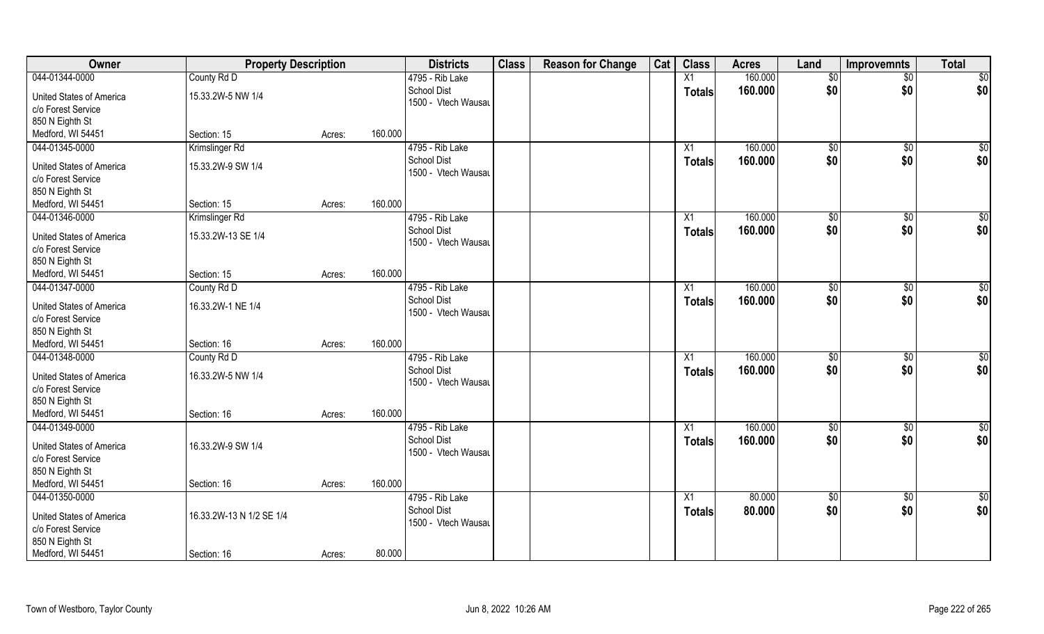| Owner | Property Description | | | Districts | Class | Reason for Change | Cat | Class | Acres | Land | Improvemnts | Total |
|---|---|---|---|---|---|---|---|---|---|---|---|---|
| 044-01344-0000<br>United States of America<br>c/o Forest Service<br>850 N Eighth St<br>Medford, WI 54451 | County Rd D<br>15.33.2W-5 NW 1/4<br>Section: 15 | Acres: | 160.000 | 4795 - Rib Lake School Dist<br>1500 - Vtech Wausau | | | | X1<br>Totals | 160.000<br>160.000 | $0<br>$0 | $0<br>$0 | $0<br>$0 |
| 044-01345-0000<br>United States of America<br>c/o Forest Service<br>850 N Eighth St<br>Medford, WI 54451 | Krimslinger Rd<br>15.33.2W-9 SW 1/4<br>Section: 15 | Acres: | 160.000 | 4795 - Rib Lake School Dist<br>1500 - Vtech Wausau | | | | X1<br>Totals | 160.000<br>160.000 | $0<br>$0 | $0<br>$0 | $0<br>$0 |
| 044-01346-0000<br>United States of America<br>c/o Forest Service<br>850 N Eighth St<br>Medford, WI 54451 | Krimslinger Rd<br>15.33.2W-13 SE 1/4<br>Section: 15 | Acres: | 160.000 | 4795 - Rib Lake School Dist<br>1500 - Vtech Wausau | | | | X1<br>Totals | 160.000<br>160.000 | $0<br>$0 | $0<br>$0 | $0<br>$0 |
| 044-01347-0000<br>United States of America<br>c/o Forest Service<br>850 N Eighth St<br>Medford, WI 54451 | County Rd D<br>16.33.2W-1 NE 1/4<br>Section: 16 | Acres: | 160.000 | 4795 - Rib Lake School Dist<br>1500 - Vtech Wausau | | | | X1<br>Totals | 160.000<br>160.000 | $0<br>$0 | $0<br>$0 | $0<br>$0 |
| 044-01348-0000<br>United States of America<br>c/o Forest Service<br>850 N Eighth St<br>Medford, WI 54451 | County Rd D<br>16.33.2W-5 NW 1/4<br>Section: 16 | Acres: | 160.000 | 4795 - Rib Lake School Dist<br>1500 - Vtech Wausau | | | | X1<br>Totals | 160.000<br>160.000 | $0<br>$0 | $0<br>$0 | $0<br>$0 |
| 044-01349-0000<br>United States of America<br>c/o Forest Service<br>850 N Eighth St<br>Medford, WI 54451 | 16.33.2W-9 SW 1/4<br>Section: 16 | Acres: | 160.000 | 4795 - Rib Lake School Dist<br>1500 - Vtech Wausau | | | | X1<br>Totals | 160.000<br>160.000 | $0<br>$0 | $0<br>$0 | $0<br>$0 |
| 044-01350-0000<br>United States of America<br>c/o Forest Service<br>850 N Eighth St<br>Medford, WI 54451 | 16.33.2W-13 N 1/2 SE 1/4<br>Section: 16 | Acres: | 80.000 | 4795 - Rib Lake School Dist<br>1500 - Vtech Wausau | | | | X1<br>Totals | 80.000<br>80.000 | $0<br>$0 | $0<br>$0 | $0<br>$0 |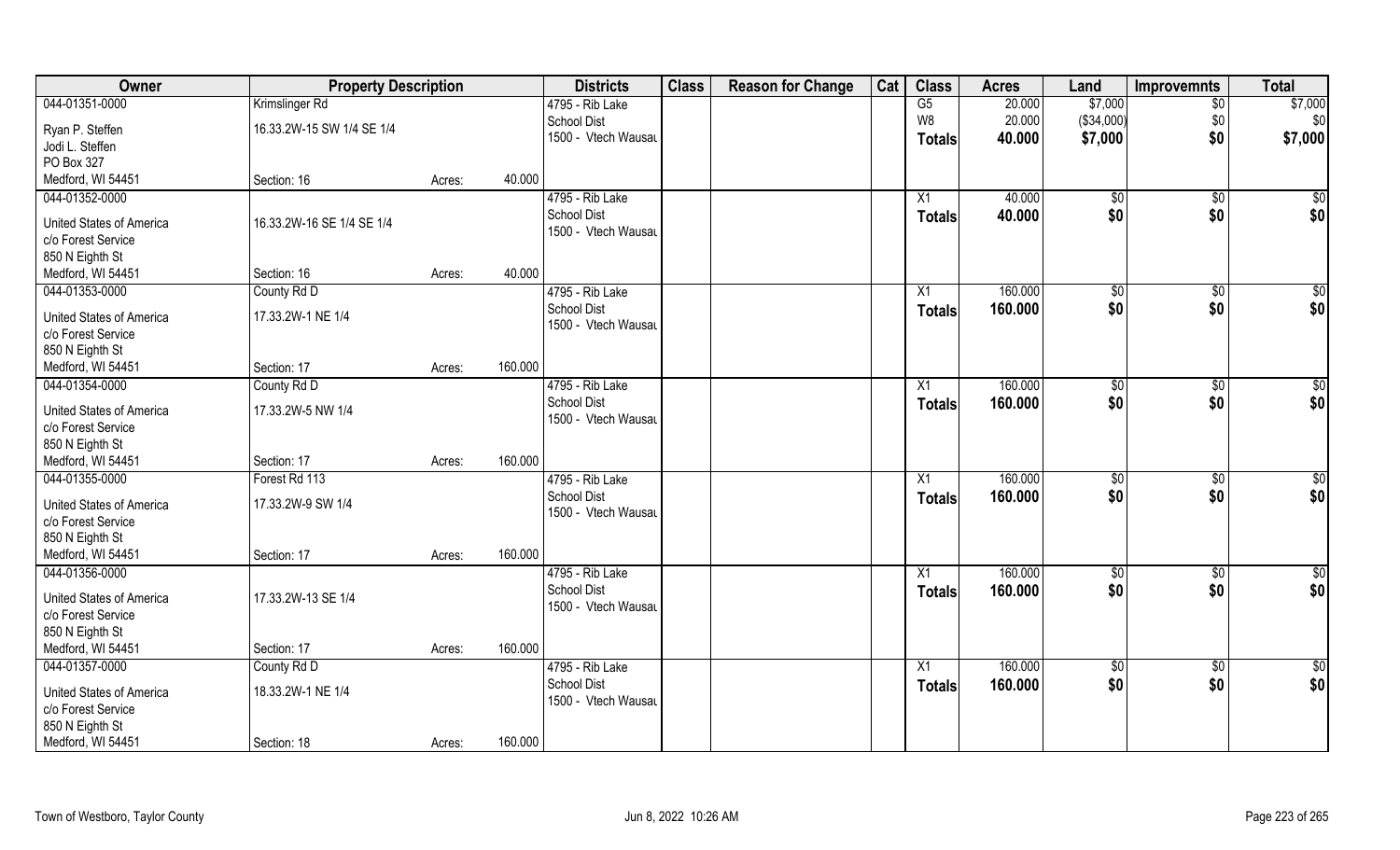| Owner | Property Description | | | Districts | Class | Reason for Change | Cat | Class | Acres | Land | Improvemnts | Total |
|---|---|---|---|---|---|---|---|---|---|---|---|---|
| 044-01351-0000 | Krimslinger Rd | | | 4795 - Rib Lake | | | | G5 | 20.000 | $7,000 | $0 | $7,000 |
| Ryan P. Steffen | 16.33.2W-15 SW 1/4 SE 1/4 | | | School Dist | | | | W8 | 20.000 | ($34,000) | $0 | $0 |
| Jodi L. Steffen | | | | 1500 - Vtech Wausau | | | | **Totals** | **40.000** | **$7,000** | **$0** | **$7,000** |
| PO Box 327 | | | | | | | | | | | | |
| Medford, WI 54451 | Section: 16 | Acres: | 40.000 | | | | | | | | | |
| 044-01352-0000 | | | | 4795 - Rib Lake | | | | X1 | 40.000 | $0 | $0 | $0 |
| United States of America | 16.33.2W-16 SE 1/4 SE 1/4 | | | School Dist | | | | **Totals** | **40.000** | **$0** | **$0** | **$0** |
| c/o Forest Service | | | | 1500 - Vtech Wausau | | | | | | | | |
| 850 N Eighth St | | | | | | | | | | | | |
| Medford, WI 54451 | Section: 16 | Acres: | 40.000 | | | | | | | | | |
| 044-01353-0000 | County Rd D | | | 4795 - Rib Lake | | | | X1 | 160.000 | $0 | $0 | $0 |
| United States of America | 17.33.2W-1 NE 1/4 | | | School Dist | | | | **Totals** | **160.000** | **$0** | **$0** | **$0** |
| c/o Forest Service | | | | 1500 - Vtech Wausau | | | | | | | | |
| 850 N Eighth St | | | | | | | | | | | | |
| Medford, WI 54451 | Section: 17 | Acres: | 160.000 | | | | | | | | | |
| 044-01354-0000 | County Rd D | | | 4795 - Rib Lake | | | | X1 | 160.000 | $0 | $0 | $0 |
| United States of America | 17.33.2W-5 NW 1/4 | | | School Dist | | | | **Totals** | **160.000** | **$0** | **$0** | **$0** |
| c/o Forest Service | | | | 1500 - Vtech Wausau | | | | | | | | |
| 850 N Eighth St | | | | | | | | | | | | |
| Medford, WI 54451 | Section: 17 | Acres: | 160.000 | | | | | | | | | |
| 044-01355-0000 | Forest Rd 113 | | | 4795 - Rib Lake | | | | X1 | 160.000 | $0 | $0 | $0 |
| United States of America | 17.33.2W-9 SW 1/4 | | | School Dist | | | | **Totals** | **160.000** | **$0** | **$0** | **$0** |
| c/o Forest Service | | | | 1500 - Vtech Wausau | | | | | | | | |
| 850 N Eighth St | | | | | | | | | | | | |
| Medford, WI 54451 | Section: 17 | Acres: | 160.000 | | | | | | | | | |
| 044-01356-0000 | | | | 4795 - Rib Lake | | | | X1 | 160.000 | $0 | $0 | $0 |
| United States of America | 17.33.2W-13 SE 1/4 | | | School Dist | | | | **Totals** | **160.000** | **$0** | **$0** | **$0** |
| c/o Forest Service | | | | 1500 - Vtech Wausau | | | | | | | | |
| 850 N Eighth St | | | | | | | | | | | | |
| Medford, WI 54451 | Section: 17 | Acres: | 160.000 | | | | | | | | | |
| 044-01357-0000 | County Rd D | | | 4795 - Rib Lake | | | | X1 | 160.000 | $0 | $0 | $0 |
| United States of America | 18.33.2W-1 NE 1/4 | | | School Dist | | | | **Totals** | **160.000** | **$0** | **$0** | **$0** |
| c/o Forest Service | | | | 1500 - Vtech Wausau | | | | | | | | |
| 850 N Eighth St | | | | | | | | | | | | |
| Medford, WI 54451 | Section: 18 | Acres: | 160.000 | | | | | | | | | |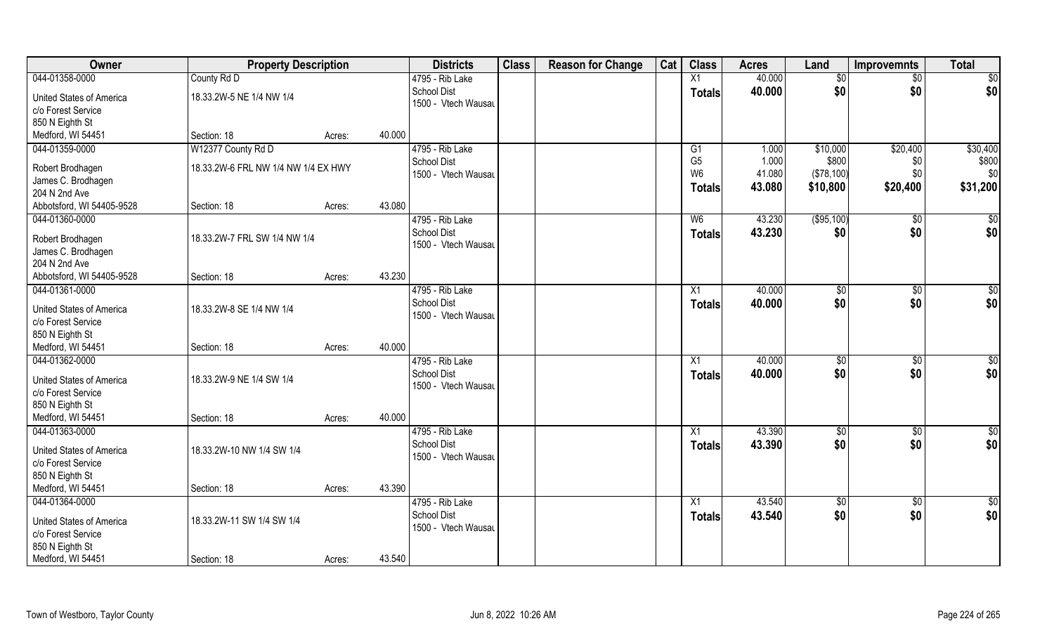| Owner | Property Description | | | Districts | Class | Reason for Change | Cat | Class | Acres | Land | Improvemnts | Total |
|---|---|---|---|---|---|---|---|---|---|---|---|---|
| 044-01358-0000 | County Rd D | | | 4795 - Rib Lake | | | | X1 | 40.000 | $0 | $0 | $0 |
| United States of America | 18.33.2W-5 NE 1/4 NW 1/4 | | | School Dist | | | | Totals | 40.000 | $0 | $0 | $0 |
| c/o Forest Service | | | | 1500 - Vtech Wausau | | | | | | | | |
| 850 N Eighth St | | | | | | | | | | | | |
| Medford, WI 54451 | Section: 18 | Acres: | 40.000 | | | | | | | | | |
| 044-01359-0000 | W12377 County Rd D | | | 4795 - Rib Lake | | | | G1 | 1.000 | $10,000 | $20,400 | $30,400 |
| Robert Brodhagen | 18.33.2W-6 FRL NW 1/4 NW 1/4 EX HWY | | | School Dist | | | | G5 | 1.000 | $800 | $0 | $800 |
| James C. Brodhagen | | | | 1500 - Vtech Wausau | | | | W6 | 41.080 | ($78,100) | $0 | $0 |
| 204 N 2nd Ave | | | | | | | | Totals | 43.080 | $10,800 | $20,400 | $31,200 |
| Abbotsford, WI 54405-9528 | Section: 18 | Acres: | 43.080 | | | | | | | | | |
| 044-01360-0000 | | | | 4795 - Rib Lake | | | | W6 | 43.230 | ($95,100) | $0 | $0 |
| Robert Brodhagen | 18.33.2W-7 FRL SW 1/4 NW 1/4 | | | School Dist | | | | Totals | 43.230 | $0 | $0 | $0 |
| James C. Brodhagen | | | | 1500 - Vtech Wausau | | | | | | | | |
| 204 N 2nd Ave | | | | | | | | | | | | |
| Abbotsford, WI 54405-9528 | Section: 18 | Acres: | 43.230 | | | | | | | | | |
| 044-01361-0000 | | | | 4795 - Rib Lake | | | | X1 | 40.000 | $0 | $0 | $0 |
| United States of America | 18.33.2W-8 SE 1/4 NW 1/4 | | | School Dist | | | | Totals | 40.000 | $0 | $0 | $0 |
| c/o Forest Service | | | | 1500 - Vtech Wausau | | | | | | | | |
| 850 N Eighth St | | | | | | | | | | | | |
| Medford, WI 54451 | Section: 18 | Acres: | 40.000 | | | | | | | | | |
| 044-01362-0000 | | | | 4795 - Rib Lake | | | | X1 | 40.000 | $0 | $0 | $0 |
| United States of America | 18.33.2W-9 NE 1/4 SW 1/4 | | | School Dist | | | | Totals | 40.000 | $0 | $0 | $0 |
| c/o Forest Service | | | | 1500 - Vtech Wausau | | | | | | | | |
| 850 N Eighth St | | | | | | | | | | | | |
| Medford, WI 54451 | Section: 18 | Acres: | 40.000 | | | | | | | | | |
| 044-01363-0000 | | | | 4795 - Rib Lake | | | | X1 | 43.390 | $0 | $0 | $0 |
| United States of America | 18.33.2W-10 NW 1/4 SW 1/4 | | | School Dist | | | | Totals | 43.390 | $0 | $0 | $0 |
| c/o Forest Service | | | | 1500 - Vtech Wausau | | | | | | | | |
| 850 N Eighth St | | | | | | | | | | | | |
| Medford, WI 54451 | Section: 18 | Acres: | 43.390 | | | | | | | | | |
| 044-01364-0000 | | | | 4795 - Rib Lake | | | | X1 | 43.540 | $0 | $0 | $0 |
| United States of America | 18.33.2W-11 SW 1/4 SW 1/4 | | | School Dist | | | | Totals | 43.540 | $0 | $0 | $0 |
| c/o Forest Service | | | | 1500 - Vtech Wausau | | | | | | | | |
| 850 N Eighth St | | | | | | | | | | | | |
| Medford, WI 54451 | Section: 18 | Acres: | 43.540 | | | | | | | | | |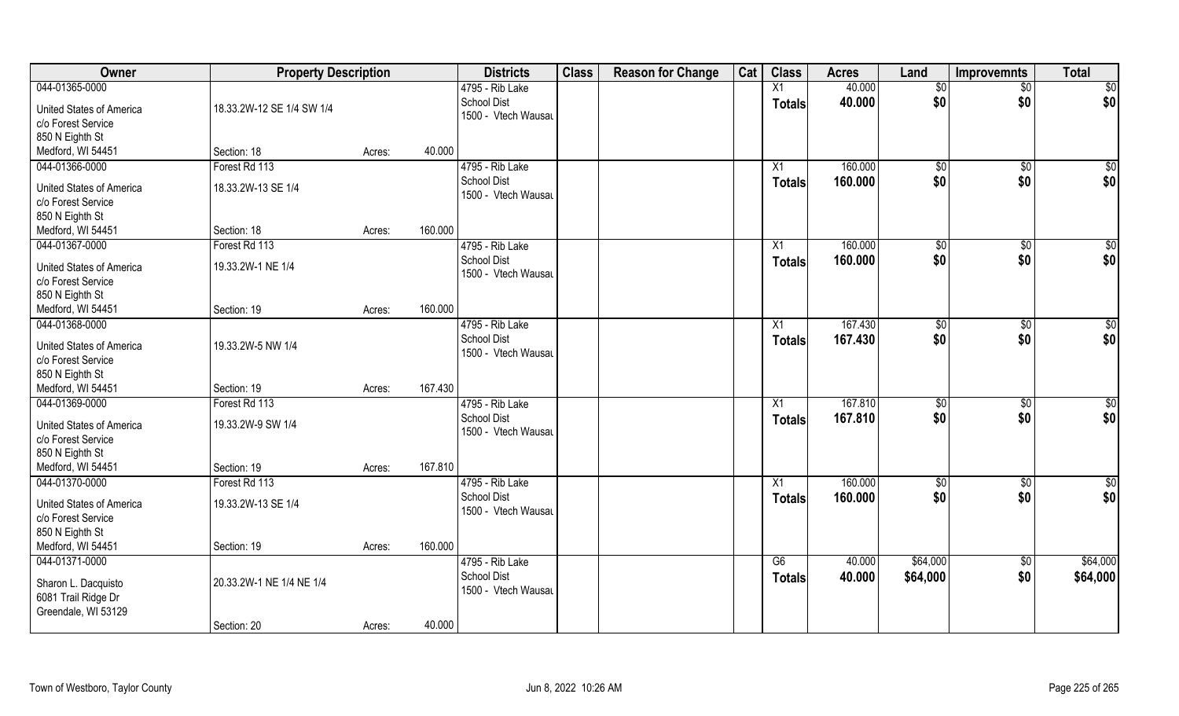| Owner | Property Description | | | Districts | Class | Reason for Change | Cat | Class | Acres | Land | Improvemnts | Total |
|---|---|---|---|---|---|---|---|---|---|---|---|---|
| 044-01365-0000 | | | | 4795 - Rib Lake | | | | X1 | 40.000 | $0 | $0 | $0 |
| United States of America | 18.33.2W-12 SE 1/4 SW 1/4 | | | School Dist | | | | Totals | 40.000 | $0 | $0 | $0 |
| c/o Forest Service | | | | 1500 - Vtech Wausau | | | | | | | | |
| 850 N Eighth St | | | | | | | | | | | | |
| Medford, WI 54451 | Section: 18 | Acres: | 40.000 | | | | | | | | | |
| 044-01366-0000 | Forest Rd 113 | | | 4795 - Rib Lake | | | | X1 | 160.000 | $0 | $0 | $0 |
| United States of America | 18.33.2W-13 SE 1/4 | | | School Dist | | | | Totals | 160.000 | $0 | $0 | $0 |
| c/o Forest Service | | | | 1500 - Vtech Wausau | | | | | | | | |
| 850 N Eighth St | | | | | | | | | | | | |
| Medford, WI 54451 | Section: 18 | Acres: | 160.000 | | | | | | | | | |
| 044-01367-0000 | Forest Rd 113 | | | 4795 - Rib Lake | | | | X1 | 160.000 | $0 | $0 | $0 |
| United States of America | 19.33.2W-1 NE 1/4 | | | School Dist | | | | Totals | 160.000 | $0 | $0 | $0 |
| c/o Forest Service | | | | 1500 - Vtech Wausau | | | | | | | | |
| 850 N Eighth St | | | | | | | | | | | | |
| Medford, WI 54451 | Section: 19 | Acres: | 160.000 | | | | | | | | | |
| 044-01368-0000 | | | | 4795 - Rib Lake | | | | X1 | 167.430 | $0 | $0 | $0 |
| United States of America | 19.33.2W-5 NW 1/4 | | | School Dist | | | | Totals | 167.430 | $0 | $0 | $0 |
| c/o Forest Service | | | | 1500 - Vtech Wausau | | | | | | | | |
| 850 N Eighth St | | | | | | | | | | | | |
| Medford, WI 54451 | Section: 19 | Acres: | 167.430 | | | | | | | | | |
| 044-01369-0000 | Forest Rd 113 | | | 4795 - Rib Lake | | | | X1 | 167.810 | $0 | $0 | $0 |
| United States of America | 19.33.2W-9 SW 1/4 | | | School Dist | | | | Totals | 167.810 | $0 | $0 | $0 |
| c/o Forest Service | | | | 1500 - Vtech Wausau | | | | | | | | |
| 850 N Eighth St | | | | | | | | | | | | |
| Medford, WI 54451 | Section: 19 | Acres: | 167.810 | | | | | | | | | |
| 044-01370-0000 | Forest Rd 113 | | | 4795 - Rib Lake | | | | X1 | 160.000 | $0 | $0 | $0 |
| United States of America | 19.33.2W-13 SE 1/4 | | | School Dist | | | | Totals | 160.000 | $0 | $0 | $0 |
| c/o Forest Service | | | | 1500 - Vtech Wausau | | | | | | | | |
| 850 N Eighth St | | | | | | | | | | | | |
| Medford, WI 54451 | Section: 19 | Acres: | 160.000 | | | | | | | | | |
| 044-01371-0000 | | | | 4795 - Rib Lake | | | | G6 | 40.000 | $64,000 | $0 | $64,000 |
| Sharon L. Dacquisto | 20.33.2W-1 NE 1/4 NE 1/4 | | | School Dist | | | | Totals | 40.000 | $64,000 | $0 | $64,000 |
| 6081 Trail Ridge Dr | | | | 1500 - Vtech Wausau | | | | | | | | |
| Greendale, WI 53129 | | | | | | | | | | | | |
| | Section: 20 | Acres: | 40.000 | | | | | | | | | |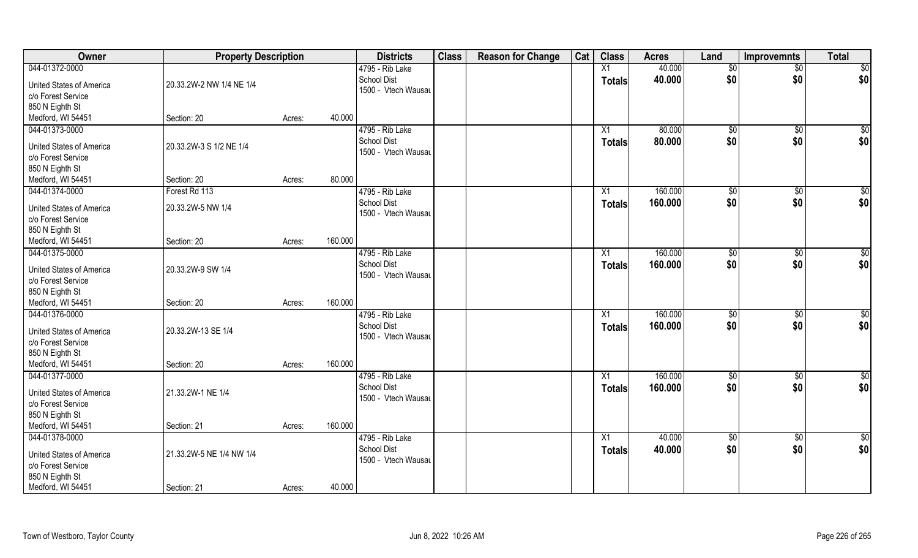| Owner | Property Description | | | Districts | Class | Reason for Change | Cat | Class | Acres | Land | Improvemnts | Total |
|---|---|---|---|---|---|---|---|---|---|---|---|---|
| 044-01372-0000 | | | | 4795 - Rib Lake | | | | X1 | 40.000 | $0 | $0 | $0 |
| United States of America | 20.33.2W-2 NW 1/4 NE 1/4 | | | School Dist | | | | Totals | 40.000 | $0 | $0 | $0 |
| c/o Forest Service | | | | 1500 - Vtech Wausau | | | | | | | | |
| 850 N Eighth St | | | | | | | | | | | | |
| Medford, WI 54451 | Section: 20 | Acres: | 40.000 | | | | | | | | | |
| 044-01373-0000 | | | | 4795 - Rib Lake | | | | X1 | 80.000 | $0 | $0 | $0 |
| United States of America | 20.33.2W-3 S 1/2 NE 1/4 | | | School Dist | | | | Totals | 80.000 | $0 | $0 | $0 |
| c/o Forest Service | | | | 1500 - Vtech Wausau | | | | | | | | |
| 850 N Eighth St | | | | | | | | | | | | |
| Medford, WI 54451 | Section: 20 | Acres: | 80.000 | | | | | | | | | |
| 044-01374-0000 | Forest Rd 113 | | | 4795 - Rib Lake | | | | X1 | 160.000 | $0 | $0 | $0 |
| United States of America | 20.33.2W-5 NW 1/4 | | | School Dist | | | | Totals | 160.000 | $0 | $0 | $0 |
| c/o Forest Service | | | | 1500 - Vtech Wausau | | | | | | | | |
| 850 N Eighth St | | | | | | | | | | | | |
| Medford, WI 54451 | Section: 20 | Acres: | 160.000 | | | | | | | | | |
| 044-01375-0000 | | | | 4795 - Rib Lake | | | | X1 | 160.000 | $0 | $0 | $0 |
| United States of America | 20.33.2W-9 SW 1/4 | | | School Dist | | | | Totals | 160.000 | $0 | $0 | $0 |
| c/o Forest Service | | | | 1500 - Vtech Wausau | | | | | | | | |
| 850 N Eighth St | | | | | | | | | | | | |
| Medford, WI 54451 | Section: 20 | Acres: | 160.000 | | | | | | | | | |
| 044-01376-0000 | | | | 4795 - Rib Lake | | | | X1 | 160.000 | $0 | $0 | $0 |
| United States of America | 20.33.2W-13 SE 1/4 | | | School Dist | | | | Totals | 160.000 | $0 | $0 | $0 |
| c/o Forest Service | | | | 1500 - Vtech Wausau | | | | | | | | |
| 850 N Eighth St | | | | | | | | | | | | |
| Medford, WI 54451 | Section: 20 | Acres: | 160.000 | | | | | | | | | |
| 044-01377-0000 | | | | 4795 - Rib Lake | | | | X1 | 160.000 | $0 | $0 | $0 |
| United States of America | 21.33.2W-1 NE 1/4 | | | School Dist | | | | Totals | 160.000 | $0 | $0 | $0 |
| c/o Forest Service | | | | 1500 - Vtech Wausau | | | | | | | | |
| 850 N Eighth St | | | | | | | | | | | | |
| Medford, WI 54451 | Section: 21 | Acres: | 160.000 | | | | | | | | | |
| 044-01378-0000 | | | | 4795 - Rib Lake | | | | X1 | 40.000 | $0 | $0 | $0 |
| United States of America | 21.33.2W-5 NE 1/4 NW 1/4 | | | School Dist | | | | Totals | 40.000 | $0 | $0 | $0 |
| c/o Forest Service | | | | 1500 - Vtech Wausau | | | | | | | | |
| 850 N Eighth St | | | | | | | | | | | | |
| Medford, WI 54451 | Section: 21 | Acres: | 40.000 | | | | | | | | | |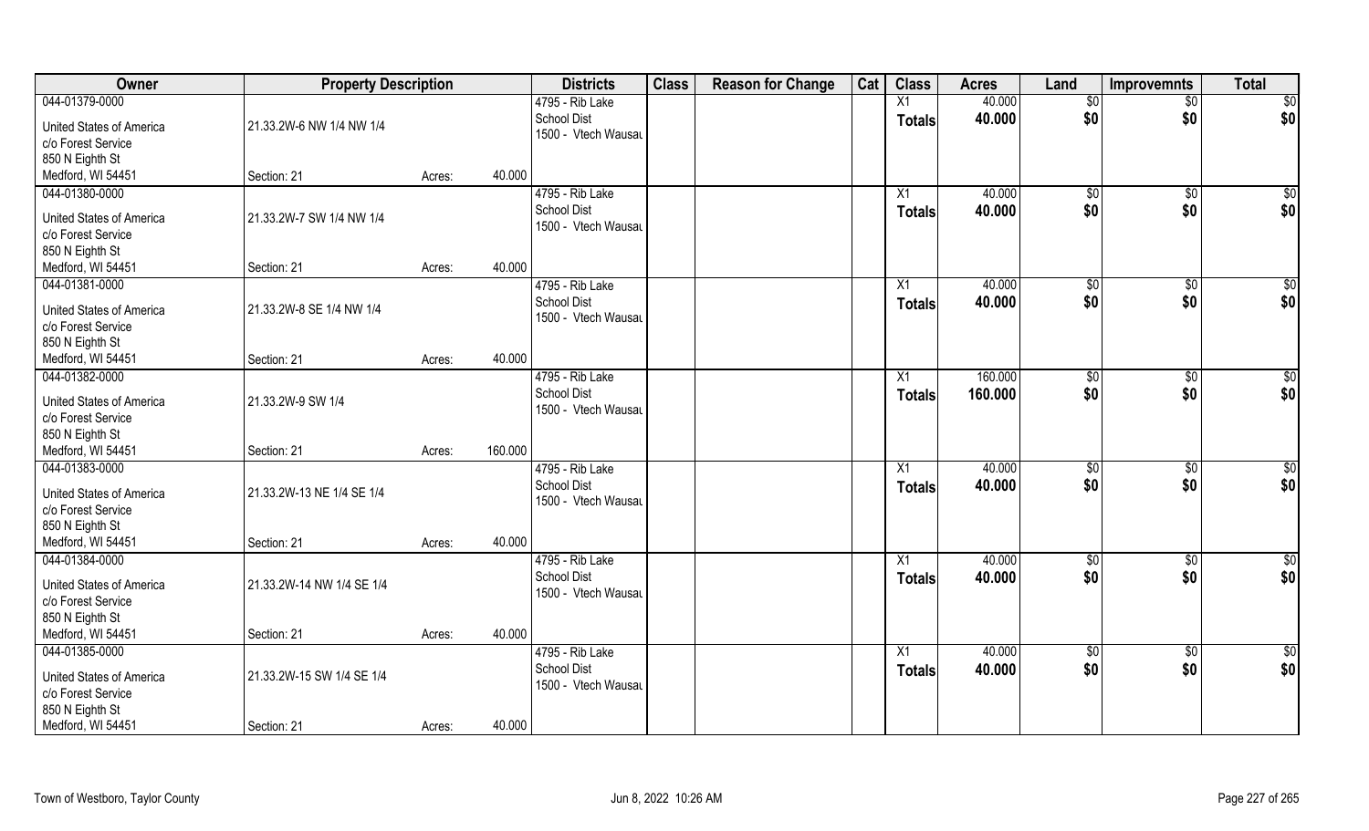| Owner | Property Description | | | Districts | Class | Reason for Change | Cat | Class | Acres | Land | Improvemnts | Total |
|---|---|---|---|---|---|---|---|---|---|---|---|---|
| 044-01379-0000 | | | | 4795 - Rib Lake | | | | X1 | 40.000 | $0 | $0 | $0 |
| United States of America | 21.33.2W-6 NW 1/4 NW 1/4 | | | School Dist | | | | Totals | 40.000 | $0 | $0 | $0 |
| c/o Forest Service | | | | 1500 - Vtech Wausau | | | | | | | | |
| 850 N Eighth St | | | | | | | | | | | | |
| Medford, WI 54451 | Section: 21 | Acres: | 40.000 | | | | | | | | | |
| 044-01380-0000 | | | | 4795 - Rib Lake | | | | X1 | 40.000 | $0 | $0 | $0 |
| United States of America | 21.33.2W-7 SW 1/4 NW 1/4 | | | School Dist | | | | Totals | 40.000 | $0 | $0 | $0 |
| c/o Forest Service | | | | 1500 - Vtech Wausau | | | | | | | | |
| 850 N Eighth St | | | | | | | | | | | | |
| Medford, WI 54451 | Section: 21 | Acres: | 40.000 | | | | | | | | | |
| 044-01381-0000 | | | | 4795 - Rib Lake | | | | X1 | 40.000 | $0 | $0 | $0 |
| United States of America | 21.33.2W-8 SE 1/4 NW 1/4 | | | School Dist | | | | Totals | 40.000 | $0 | $0 | $0 |
| c/o Forest Service | | | | 1500 - Vtech Wausau | | | | | | | | |
| 850 N Eighth St | | | | | | | | | | | | |
| Medford, WI 54451 | Section: 21 | Acres: | 40.000 | | | | | | | | | |
| 044-01382-0000 | | | | 4795 - Rib Lake | | | | X1 | 160.000 | $0 | $0 | $0 |
| United States of America | 21.33.2W-9 SW 1/4 | | | School Dist | | | | Totals | 160.000 | $0 | $0 | $0 |
| c/o Forest Service | | | | 1500 - Vtech Wausau | | | | | | | | |
| 850 N Eighth St | | | | | | | | | | | | |
| Medford, WI 54451 | Section: 21 | Acres: | 160.000 | | | | | | | | | |
| 044-01383-0000 | | | | 4795 - Rib Lake | | | | X1 | 40.000 | $0 | $0 | $0 |
| United States of America | 21.33.2W-13 NE 1/4 SE 1/4 | | | School Dist | | | | Totals | 40.000 | $0 | $0 | $0 |
| c/o Forest Service | | | | 1500 - Vtech Wausau | | | | | | | | |
| 850 N Eighth St | | | | | | | | | | | | |
| Medford, WI 54451 | Section: 21 | Acres: | 40.000 | | | | | | | | | |
| 044-01384-0000 | | | | 4795 - Rib Lake | | | | X1 | 40.000 | $0 | $0 | $0 |
| United States of America | 21.33.2W-14 NW 1/4 SE 1/4 | | | School Dist | | | | Totals | 40.000 | $0 | $0 | $0 |
| c/o Forest Service | | | | 1500 - Vtech Wausau | | | | | | | | |
| 850 N Eighth St | | | | | | | | | | | | |
| Medford, WI 54451 | Section: 21 | Acres: | 40.000 | | | | | | | | | |
| 044-01385-0000 | | | | 4795 - Rib Lake | | | | X1 | 40.000 | $0 | $0 | $0 |
| United States of America | 21.33.2W-15 SW 1/4 SE 1/4 | | | School Dist | | | | Totals | 40.000 | $0 | $0 | $0 |
| c/o Forest Service | | | | 1500 - Vtech Wausau | | | | | | | | |
| 850 N Eighth St | | | | | | | | | | | | |
| Medford, WI 54451 | Section: 21 | Acres: | 40.000 | | | | | | | | | |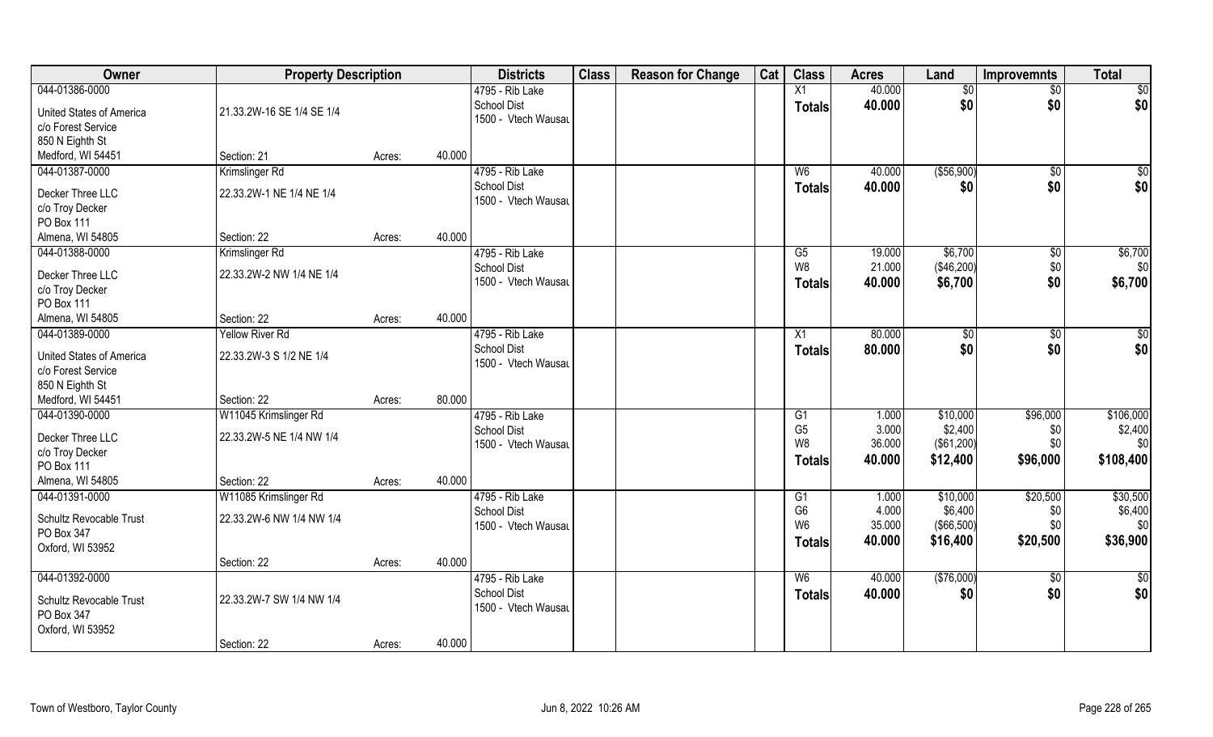| Owner | Property Description | | | Districts | Class | Reason for Change | Cat | Class | Acres | Land | Improvemnts | Total |
|---|---|---|---|---|---|---|---|---|---|---|---|---|
| 044-01386-0000 | | | | 4795 - Rib Lake | | | | X1 | 40.000 | $0 | $0 | $0 |
| United States of America | 21.33.2W-16 SE 1/4 SE 1/4 | | | School Dist | | | | Totals | 40.000 | $0 | $0 | $0 |
| c/o Forest Service | | | | 1500 - Vtech Wausau | | | | | | | | |
| 850 N Eighth St | | | | | | | | | | | | |
| Medford, WI 54451 | Section: 21 | Acres: | 40.000 | | | | | | | | | |
| 044-01387-0000 | Krimslinger Rd | | | 4795 - Rib Lake | | | | W6 | 40.000 | ($56,900) | $0 | $0 |
| Decker Three LLC | 22.33.2W-1 NE 1/4 NE 1/4 | | | School Dist | | | | Totals | 40.000 | $0 | $0 | $0 |
| c/o Troy Decker | | | | 1500 - Vtech Wausau | | | | | | | | |
| PO Box 111 | | | | | | | | | | | | |
| Almena, WI 54805 | Section: 22 | Acres: | 40.000 | | | | | | | | | |
| 044-01388-0000 | Krimslinger Rd | | | 4795 - Rib Lake | | | | G5 | 19.000 | $6,700 | $0 | $6,700 |
| Decker Three LLC | 22.33.2W-2 NW 1/4 NE 1/4 | | | School Dist | | | | W8 | 21.000 | ($46,200) | $0 | $0 |
| c/o Troy Decker | | | | 1500 - Vtech Wausau | | | | Totals | 40.000 | $6,700 | $0 | $6,700 |
| PO Box 111 | | | | | | | | | | | | |
| Almena, WI 54805 | Section: 22 | Acres: | 40.000 | | | | | | | | | |
| 044-01389-0000 | Yellow River Rd | | | 4795 - Rib Lake | | | | X1 | 80.000 | $0 | $0 | $0 |
| United States of America | 22.33.2W-3 S 1/2 NE 1/4 | | | School Dist | | | | Totals | 80.000 | $0 | $0 | $0 |
| c/o Forest Service | | | | 1500 - Vtech Wausau | | | | | | | | |
| 850 N Eighth St | | | | | | | | | | | | |
| Medford, WI 54451 | Section: 22 | Acres: | 80.000 | | | | | | | | | |
| 044-01390-0000 | W11045 Krimslinger Rd | | | 4795 - Rib Lake | | | | G1 | 1.000 | $10,000 | $96,000 | $106,000 |
| Decker Three LLC | 22.33.2W-5 NE 1/4 NW 1/4 | | | School Dist | | | | G5 | 3.000 | $2,400 | $0 | $2,400 |
| c/o Troy Decker | | | | 1500 - Vtech Wausau | | | | W8 | 36.000 | ($61,200) | $0 | $0 |
| PO Box 111 | | | | | | | | Totals | 40.000 | $12,400 | $96,000 | $108,400 |
| Almena, WI 54805 | Section: 22 | Acres: | 40.000 | | | | | | | | | |
| 044-01391-0000 | W11085 Krimslinger Rd | | | 4795 - Rib Lake | | | | G1 | 1.000 | $10,000 | $20,500 | $30,500 |
| Schultz Revocable Trust | 22.33.2W-6 NW 1/4 NW 1/4 | | | School Dist | | | | G6 | 4.000 | $6,400 | $0 | $6,400 |
| PO Box 347 | | | | 1500 - Vtech Wausau | | | | W6 | 35.000 | ($66,500) | $0 | $0 |
| Oxford, WI 53952 | | | | | | | | Totals | 40.000 | $16,400 | $20,500 | $36,900 |
| | Section: 22 | Acres: | 40.000 | | | | | | | | | |
| 044-01392-0000 | | | | 4795 - Rib Lake | | | | W6 | 40.000 | ($76,000) | $0 | $0 |
| Schultz Revocable Trust | 22.33.2W-7 SW 1/4 NW 1/4 | | | School Dist | | | | Totals | 40.000 | $0 | $0 | $0 |
| PO Box 347 | | | | 1500 - Vtech Wausau | | | | | | | | |
| Oxford, WI 53952 | | | | | | | | | | | | |
| | Section: 22 | Acres: | 40.000 | | | | | | | | | |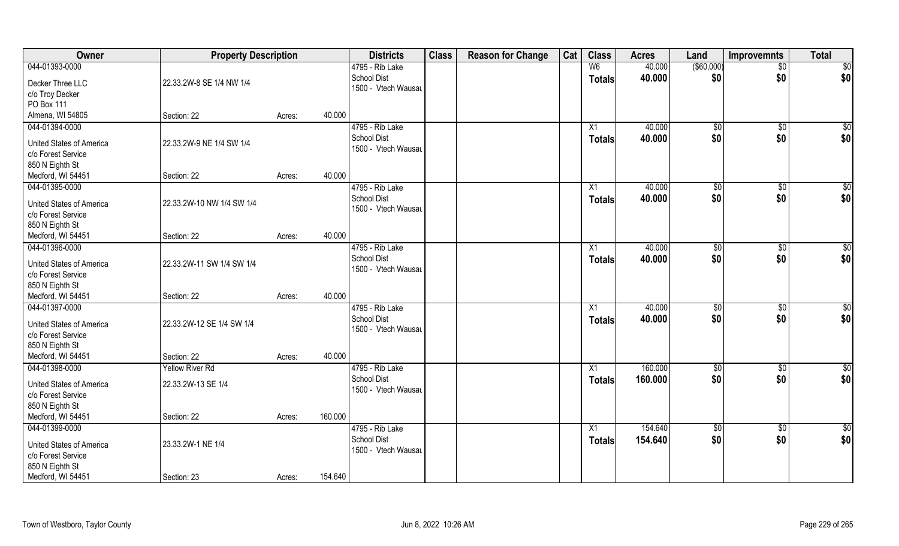| Owner | Property Description | | | Districts | Class | Reason for Change | Cat | Class | Acres | Land | Improvemnts | Total |
|---|---|---|---|---|---|---|---|---|---|---|---|---|
| 044-01393-0000 | | | | 4795 - Rib Lake | | | | W6 | 40.000 | ($60,000) | $0 | $0 |
| Decker Three LLC | 22.33.2W-8 SE 1/4 NW 1/4 | | | School Dist | | | | **Totals** | **40.000** | **$0** | **$0** | **$0** |
| c/o Troy Decker | | | | 1500 - Vtech Wausau | | | | | | | | |
| PO Box 111 | | | | | | | | | | | | |
| Almena, WI 54805 | Section: 22 | Acres: | 40.000 | | | | | | | | | |
| 044-01394-0000 | | | | 4795 - Rib Lake | | | | X1 | 40.000 | $0 | $0 | $0 |
| United States of America | 22.33.2W-9 NE 1/4 SW 1/4 | | | School Dist | | | | **Totals** | **40.000** | **$0** | **$0** | **$0** |
| c/o Forest Service | | | | 1500 - Vtech Wausau | | | | | | | | |
| 850 N Eighth St | | | | | | | | | | | | |
| Medford, WI 54451 | Section: 22 | Acres: | 40.000 | | | | | | | | | |
| 044-01395-0000 | | | | 4795 - Rib Lake | | | | X1 | 40.000 | $0 | $0 | $0 |
| United States of America | 22.33.2W-10 NW 1/4 SW 1/4 | | | School Dist | | | | **Totals** | **40.000** | **$0** | **$0** | **$0** |
| c/o Forest Service | | | | 1500 - Vtech Wausau | | | | | | | | |
| 850 N Eighth St | | | | | | | | | | | | |
| Medford, WI 54451 | Section: 22 | Acres: | 40.000 | | | | | | | | | |
| 044-01396-0000 | | | | 4795 - Rib Lake | | | | X1 | 40.000 | $0 | $0 | $0 |
| United States of America | 22.33.2W-11 SW 1/4 SW 1/4 | | | School Dist | | | | **Totals** | **40.000** | **$0** | **$0** | **$0** |
| c/o Forest Service | | | | 1500 - Vtech Wausau | | | | | | | | |
| 850 N Eighth St | | | | | | | | | | | | |
| Medford, WI 54451 | Section: 22 | Acres: | 40.000 | | | | | | | | | |
| 044-01397-0000 | | | | 4795 - Rib Lake | | | | X1 | 40.000 | $0 | $0 | $0 |
| United States of America | 22.33.2W-12 SE 1/4 SW 1/4 | | | School Dist | | | | **Totals** | **40.000** | **$0** | **$0** | **$0** |
| c/o Forest Service | | | | 1500 - Vtech Wausau | | | | | | | | |
| 850 N Eighth St | | | | | | | | | | | | |
| Medford, WI 54451 | Section: 22 | Acres: | 40.000 | | | | | | | | | |
| 044-01398-0000 | Yellow River Rd | | | 4795 - Rib Lake | | | | X1 | 160.000 | $0 | $0 | $0 |
| United States of America | 22.33.2W-13 SE 1/4 | | | School Dist | | | | **Totals** | **160.000** | **$0** | **$0** | **$0** |
| c/o Forest Service | | | | 1500 - Vtech Wausau | | | | | | | | |
| 850 N Eighth St | | | | | | | | | | | | |
| Medford, WI 54451 | Section: 22 | Acres: | 160.000 | | | | | | | | | |
| 044-01399-0000 | | | | 4795 - Rib Lake | | | | X1 | 154.640 | $0 | $0 | $0 |
| United States of America | 23.33.2W-1 NE 1/4 | | | School Dist | | | | **Totals** | **154.640** | **$0** | **$0** | **$0** |
| c/o Forest Service | | | | 1500 - Vtech Wausau | | | | | | | | |
| 850 N Eighth St | | | | | | | | | | | | |
| Medford, WI 54451 | Section: 23 | Acres: | 154.640 | | | | | | | | | |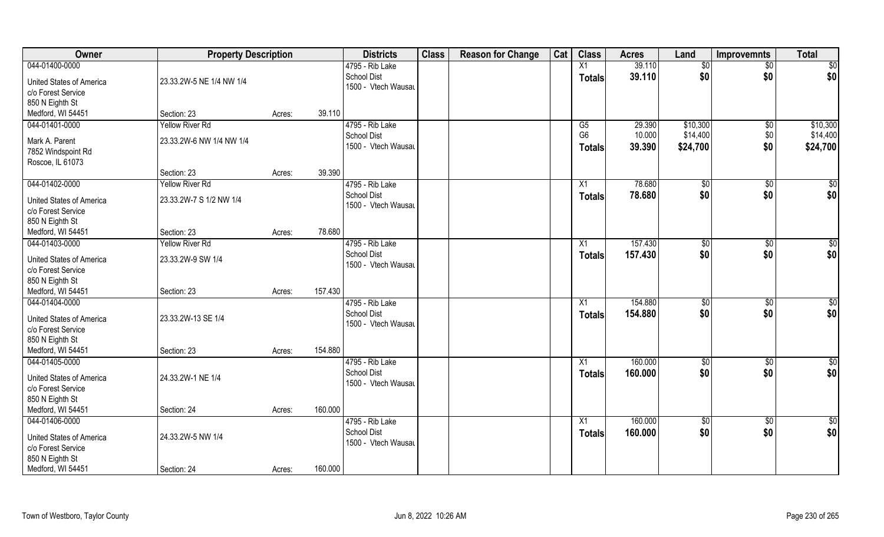| Owner | Property Description | | | Districts | Class | Reason for Change | Cat | Class | Acres | Land | Improvemnts | Total |
|---|---|---|---|---|---|---|---|---|---|---|---|---|
| 044-01400-0000 | | | | 4795 - Rib Lake | | | | X1 | 39.110 | $0 | $0 | $0 |
| United States of America | 23.33.2W-5 NE 1/4 NW 1/4 | | | School Dist | | | | Totals | 39.110 | $0 | $0 | $0 |
| c/o Forest Service | | | | 1500 - Vtech Wausau | | | | | | | | |
| 850 N Eighth St | | | | | | | | | | | | |
| Medford, WI 54451 | Section: 23 | Acres: | 39.110 | | | | | | | | | |
| 044-01401-0000 | Yellow River Rd | | | 4795 - Rib Lake | | | | G5 | 29.390 | $10,300 | $0 | $10,300 |
| Mark A. Parent | 23.33.2W-6 NW 1/4 NW 1/4 | | | School Dist | | | | G6 | 10.000 | $14,400 | $0 | $14,400 |
| 7852 Windspoint Rd | | | | 1500 - Vtech Wausau | | | | Totals | 39.390 | $24,700 | $0 | $24,700 |
| Roscoe, IL 61073 | | | | | | | | | | | | |
| | Section: 23 | Acres: | 39.390 | | | | | | | | | |
| 044-01402-0000 | Yellow River Rd | | | 4795 - Rib Lake | | | | X1 | 78.680 | $0 | $0 | $0 |
| United States of America | 23.33.2W-7 S 1/2 NW 1/4 | | | School Dist | | | | Totals | 78.680 | $0 | $0 | $0 |
| c/o Forest Service | | | | 1500 - Vtech Wausau | | | | | | | | |
| 850 N Eighth St | | | | | | | | | | | | |
| Medford, WI 54451 | Section: 23 | Acres: | 78.680 | | | | | | | | | |
| 044-01403-0000 | Yellow River Rd | | | 4795 - Rib Lake | | | | X1 | 157.430 | $0 | $0 | $0 |
| United States of America | 23.33.2W-9 SW 1/4 | | | School Dist | | | | Totals | 157.430 | $0 | $0 | $0 |
| c/o Forest Service | | | | 1500 - Vtech Wausau | | | | | | | | |
| 850 N Eighth St | | | | | | | | | | | | |
| Medford, WI 54451 | Section: 23 | Acres: | 157.430 | | | | | | | | | |
| 044-01404-0000 | | | | 4795 - Rib Lake | | | | X1 | 154.880 | $0 | $0 | $0 |
| United States of America | 23.33.2W-13 SE 1/4 | | | School Dist | | | | Totals | 154.880 | $0 | $0 | $0 |
| c/o Forest Service | | | | 1500 - Vtech Wausau | | | | | | | | |
| 850 N Eighth St | | | | | | | | | | | | |
| Medford, WI 54451 | Section: 23 | Acres: | 154.880 | | | | | | | | | |
| 044-01405-0000 | | | | 4795 - Rib Lake | | | | X1 | 160.000 | $0 | $0 | $0 |
| United States of America | 24.33.2W-1 NE 1/4 | | | School Dist | | | | Totals | 160.000 | $0 | $0 | $0 |
| c/o Forest Service | | | | 1500 - Vtech Wausau | | | | | | | | |
| 850 N Eighth St | | | | | | | | | | | | |
| Medford, WI 54451 | Section: 24 | Acres: | 160.000 | | | | | | | | | |
| 044-01406-0000 | | | | 4795 - Rib Lake | | | | X1 | 160.000 | $0 | $0 | $0 |
| United States of America | 24.33.2W-5 NW 1/4 | | | School Dist | | | | Totals | 160.000 | $0 | $0 | $0 |
| c/o Forest Service | | | | 1500 - Vtech Wausau | | | | | | | | |
| 850 N Eighth St | | | | | | | | | | | | |
| Medford, WI 54451 | Section: 24 | Acres: | 160.000 | | | | | | | | | |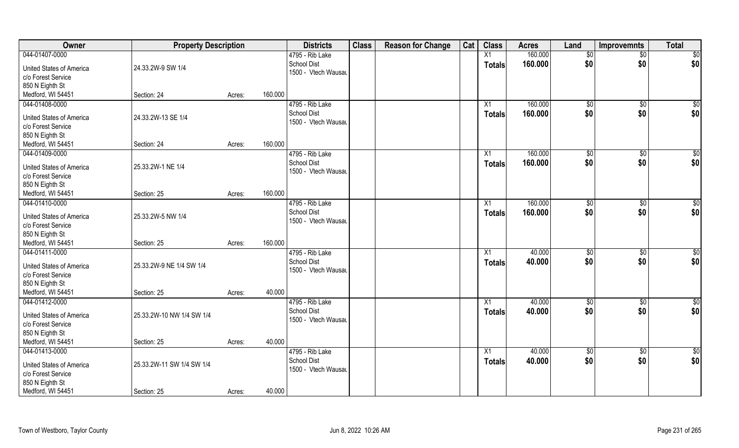| Owner | Property Description | | | Districts | Class | Reason for Change | Cat | Class | Acres | Land | Improvemnts | Total |
|---|---|---|---|---|---|---|---|---|---|---|---|---|
| 044-01407-0000 | | | | 4795 - Rib Lake | | | | X1 | 160.000 | $0 | $0 | $0 |
| United States of America | 24.33.2W-9 SW 1/4 | | | School Dist | | | | **Totals** | **160.000** | **$0** | **$0** | **$0** |
| c/o Forest Service | | | | 1500 - Vtech Wausau | | | | | | | | |
| 850 N Eighth St | | | | | | | | | | | | |
| Medford, WI 54451 | Section: 24 | Acres: | 160.000 | | | | | | | | | |
| 044-01408-0000 | | | | 4795 - Rib Lake | | | | X1 | 160.000 | $0 | $0 | $0 |
| United States of America | 24.33.2W-13 SE 1/4 | | | School Dist | | | | **Totals** | **160.000** | **$0** | **$0** | **$0** |
| c/o Forest Service | | | | 1500 - Vtech Wausau | | | | | | | | |
| 850 N Eighth St | | | | | | | | | | | | |
| Medford, WI 54451 | Section: 24 | Acres: | 160.000 | | | | | | | | | |
| 044-01409-0000 | | | | 4795 - Rib Lake | | | | X1 | 160.000 | $0 | $0 | $0 |
| United States of America | 25.33.2W-1 NE 1/4 | | | School Dist | | | | **Totals** | **160.000** | **$0** | **$0** | **$0** |
| c/o Forest Service | | | | 1500 - Vtech Wausau | | | | | | | | |
| 850 N Eighth St | | | | | | | | | | | | |
| Medford, WI 54451 | Section: 25 | Acres: | 160.000 | | | | | | | | | |
| 044-01410-0000 | | | | 4795 - Rib Lake | | | | X1 | 160.000 | $0 | $0 | $0 |
| United States of America | 25.33.2W-5 NW 1/4 | | | School Dist | | | | **Totals** | **160.000** | **$0** | **$0** | **$0** |
| c/o Forest Service | | | | 1500 - Vtech Wausau | | | | | | | | |
| 850 N Eighth St | | | | | | | | | | | | |
| Medford, WI 54451 | Section: 25 | Acres: | 160.000 | | | | | | | | | |
| 044-01411-0000 | | | | 4795 - Rib Lake | | | | X1 | 40.000 | $0 | $0 | $0 |
| United States of America | 25.33.2W-9 NE 1/4 SW 1/4 | | | School Dist | | | | **Totals** | **40.000** | **$0** | **$0** | **$0** |
| c/o Forest Service | | | | 1500 - Vtech Wausau | | | | | | | | |
| 850 N Eighth St | | | | | | | | | | | | |
| Medford, WI 54451 | Section: 25 | Acres: | 40.000 | | | | | | | | | |
| 044-01412-0000 | | | | 4795 - Rib Lake | | | | X1 | 40.000 | $0 | $0 | $0 |
| United States of America | 25.33.2W-10 NW 1/4 SW 1/4 | | | School Dist | | | | **Totals** | **40.000** | **$0** | **$0** | **$0** |
| c/o Forest Service | | | | 1500 - Vtech Wausau | | | | | | | | |
| 850 N Eighth St | | | | | | | | | | | | |
| Medford, WI 54451 | Section: 25 | Acres: | 40.000 | | | | | | | | | |
| 044-01413-0000 | | | | 4795 - Rib Lake | | | | X1 | 40.000 | $0 | $0 | $0 |
| United States of America | 25.33.2W-11 SW 1/4 SW 1/4 | | | School Dist | | | | **Totals** | **40.000** | **$0** | **$0** | **$0** |
| c/o Forest Service | | | | 1500 - Vtech Wausau | | | | | | | | |
| 850 N Eighth St | | | | | | | | | | | | |
| Medford, WI 54451 | Section: 25 | Acres: | 40.000 | | | | | | | | | |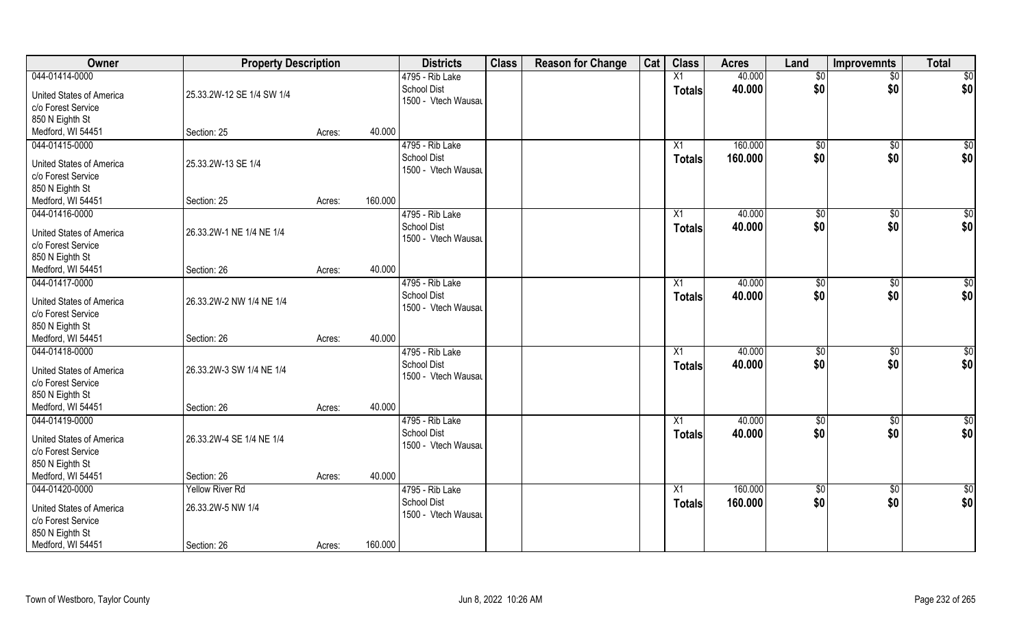| Owner | Property Description | | | Districts | Class | Reason for Change | Cat | Class | Acres | Land | Improvemnts | Total |
|---|---|---|---|---|---|---|---|---|---|---|---|---|
| 044-01414-0000 | | | | 4795 - Rib Lake | | | | X1 | 40.000 | $0 | $0 | $0 |
| United States of America | 25.33.2W-12 SE 1/4 SW 1/4 | | | School Dist | | | | Totals | 40.000 | $0 | $0 | $0 |
| c/o Forest Service | | | | 1500 - Vtech Wausau | | | | | | | | |
| 850 N Eighth St | | | | | | | | | | | | |
| Medford, WI 54451 | Section: 25 | Acres: | 40.000 | | | | | | | | | |
| 044-01415-0000 | | | | 4795 - Rib Lake | | | | X1 | 160.000 | $0 | $0 | $0 |
| United States of America | 25.33.2W-13 SE 1/4 | | | School Dist | | | | Totals | 160.000 | $0 | $0 | $0 |
| c/o Forest Service | | | | 1500 - Vtech Wausau | | | | | | | | |
| 850 N Eighth St | | | | | | | | | | | | |
| Medford, WI 54451 | Section: 25 | Acres: | 160.000 | | | | | | | | | |
| 044-01416-0000 | | | | 4795 - Rib Lake | | | | X1 | 40.000 | $0 | $0 | $0 |
| United States of America | 26.33.2W-1 NE 1/4 NE 1/4 | | | School Dist | | | | Totals | 40.000 | $0 | $0 | $0 |
| c/o Forest Service | | | | 1500 - Vtech Wausau | | | | | | | | |
| 850 N Eighth St | | | | | | | | | | | | |
| Medford, WI 54451 | Section: 26 | Acres: | 40.000 | | | | | | | | | |
| 044-01417-0000 | | | | 4795 - Rib Lake | | | | X1 | 40.000 | $0 | $0 | $0 |
| United States of America | 26.33.2W-2 NW 1/4 NE 1/4 | | | School Dist | | | | Totals | 40.000 | $0 | $0 | $0 |
| c/o Forest Service | | | | 1500 - Vtech Wausau | | | | | | | | |
| 850 N Eighth St | | | | | | | | | | | | |
| Medford, WI 54451 | Section: 26 | Acres: | 40.000 | | | | | | | | | |
| 044-01418-0000 | | | | 4795 - Rib Lake | | | | X1 | 40.000 | $0 | $0 | $0 |
| United States of America | 26.33.2W-3 SW 1/4 NE 1/4 | | | School Dist | | | | Totals | 40.000 | $0 | $0 | $0 |
| c/o Forest Service | | | | 1500 - Vtech Wausau | | | | | | | | |
| 850 N Eighth St | | | | | | | | | | | | |
| Medford, WI 54451 | Section: 26 | Acres: | 40.000 | | | | | | | | | |
| 044-01419-0000 | | | | 4795 - Rib Lake | | | | X1 | 40.000 | $0 | $0 | $0 |
| United States of America | 26.33.2W-4 SE 1/4 NE 1/4 | | | School Dist | | | | Totals | 40.000 | $0 | $0 | $0 |
| c/o Forest Service | | | | 1500 - Vtech Wausau | | | | | | | | |
| 850 N Eighth St | | | | | | | | | | | | |
| Medford, WI 54451 | Section: 26 | Acres: | 40.000 | | | | | | | | | |
| 044-01420-0000 | Yellow River Rd | | | 4795 - Rib Lake | | | | X1 | 160.000 | $0 | $0 | $0 |
| United States of America | 26.33.2W-5 NW 1/4 | | | School Dist | | | | Totals | 160.000 | $0 | $0 | $0 |
| c/o Forest Service | | | | 1500 - Vtech Wausau | | | | | | | | |
| 850 N Eighth St | | | | | | | | | | | | |
| Medford, WI 54451 | Section: 26 | Acres: | 160.000 | | | | | | | | | |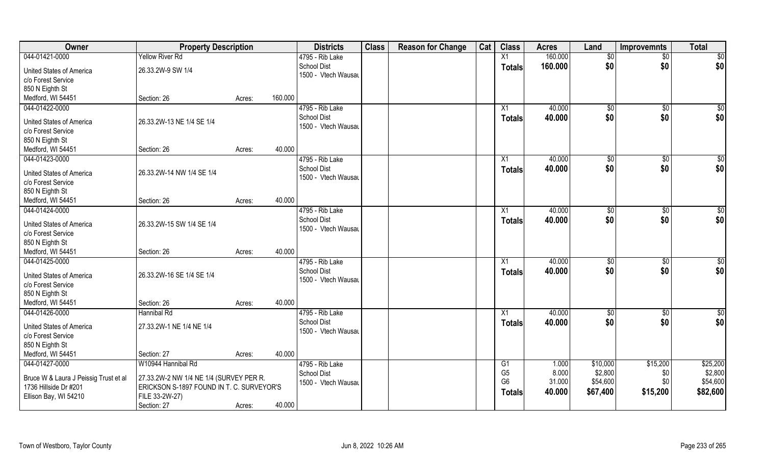| Owner | Property Description | | | Districts | Class | Reason for Change | Cat | Class | Acres | Land | Improvemnts | Total |
|---|---|---|---|---|---|---|---|---|---|---|---|---|
| 044-01421-0000 | Yellow River Rd | | | 4795 - Rib Lake | | | | X1 | 160.000 | $0 | $0 | $0 |
| United States of America | 26.33.2W-9 SW 1/4 | | | School Dist | | | | **Totals** | **160.000** | **$0** | **$0** | **$0** |
| c/o Forest Service | | | | 1500 - Vtech Wausau | | | | | | | | |
| 850 N Eighth St | | | | | | | | | | | | |
| Medford, WI 54451 | Section: 26 | Acres: | 160.000 | | | | | | | | | |
| 044-01422-0000 | | | | 4795 - Rib Lake | | | | X1 | 40.000 | $0 | $0 | $0 |
| United States of America | 26.33.2W-13 NE 1/4 SE 1/4 | | | School Dist | | | | **Totals** | **40.000** | **$0** | **$0** | **$0** |
| c/o Forest Service | | | | 1500 - Vtech Wausau | | | | | | | | |
| 850 N Eighth St | | | | | | | | | | | | |
| Medford, WI 54451 | Section: 26 | Acres: | 40.000 | | | | | | | | | |
| 044-01423-0000 | | | | 4795 - Rib Lake | | | | X1 | 40.000 | $0 | $0 | $0 |
| United States of America | 26.33.2W-14 NW 1/4 SE 1/4 | | | School Dist | | | | **Totals** | **40.000** | **$0** | **$0** | **$0** |
| c/o Forest Service | | | | 1500 - Vtech Wausau | | | | | | | | |
| 850 N Eighth St | | | | | | | | | | | | |
| Medford, WI 54451 | Section: 26 | Acres: | 40.000 | | | | | | | | | |
| 044-01424-0000 | | | | 4795 - Rib Lake | | | | X1 | 40.000 | $0 | $0 | $0 |
| United States of America | 26.33.2W-15 SW 1/4 SE 1/4 | | | School Dist | | | | **Totals** | **40.000** | **$0** | **$0** | **$0** |
| c/o Forest Service | | | | 1500 - Vtech Wausau | | | | | | | | |
| 850 N Eighth St | | | | | | | | | | | | |
| Medford, WI 54451 | Section: 26 | Acres: | 40.000 | | | | | | | | | |
| 044-01425-0000 | | | | 4795 - Rib Lake | | | | X1 | 40.000 | $0 | $0 | $0 |
| United States of America | 26.33.2W-16 SE 1/4 SE 1/4 | | | School Dist | | | | **Totals** | **40.000** | **$0** | **$0** | **$0** |
| c/o Forest Service | | | | 1500 - Vtech Wausau | | | | | | | | |
| 850 N Eighth St | | | | | | | | | | | | |
| Medford, WI 54451 | Section: 26 | Acres: | 40.000 | | | | | | | | | |
| 044-01426-0000 | Hannibal Rd | | | 4795 - Rib Lake | | | | X1 | 40.000 | $0 | $0 | $0 |
| United States of America | 27.33.2W-1 NE 1/4 NE 1/4 | | | School Dist | | | | **Totals** | **40.000** | **$0** | **$0** | **$0** |
| c/o Forest Service | | | | 1500 - Vtech Wausau | | | | | | | | |
| 850 N Eighth St | | | | | | | | | | | | |
| Medford, WI 54451 | Section: 27 | Acres: | 40.000 | | | | | | | | | |
| 044-01427-0000 | W10944 Hannibal Rd | | | 4795 - Rib Lake | | | | G1 | 1.000 | $10,000 | $15,200 | $25,200 |
| Bruce W & Laura J Peissig Trust et al | 27.33.2W-2 NW 1/4 NE 1/4 (SURVEY PER R. | | | School Dist | | | | G5 | 8.000 | $2,800 | $0 | $2,800 |
| 1736 Hillside Dr #201 | ERICKSON S-1897 FOUND IN T. C. SURVEYOR'S | | | 1500 - Vtech Wausau | | | | G6 | 31.000 | $54,600 | $0 | $54,600 |
| Ellison Bay, WI 54210 | FILE 33-2W-27) | | | | | | | **Totals** | **40.000** | **$67,400** | **$15,200** | **$82,600** |
| | Section: 27 | Acres: | 40.000 | | | | | | | | | |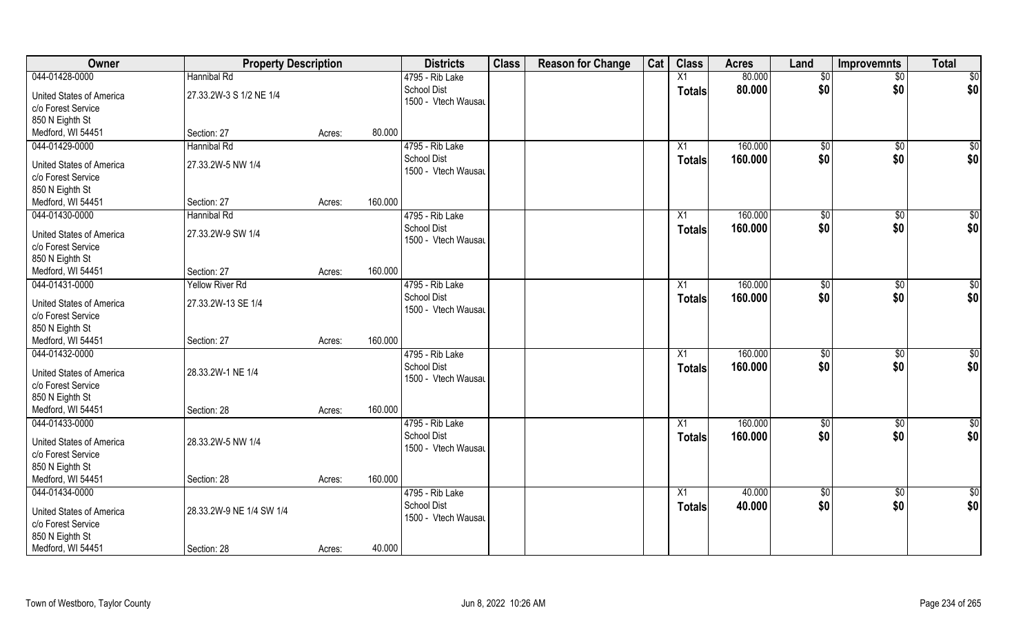| Owner | Property Description | | | Districts | Class | Reason for Change | Cat | Class | Acres | Land | Improvemnts | Total |
|---|---|---|---|---|---|---|---|---|---|---|---|---|
| 044-01428-0000 | Hannibal Rd | | | 4795 - Rib Lake | | | | X1 | 80.000 | $0 | $0 | $0 |
| United States of America | 27.33.2W-3 S 1/2 NE 1/4 | | | School Dist | | | | **Totals** | **80.000** | **$0** | **$0** | **$0** |
| c/o Forest Service | | | | 1500 - Vtech Wausau | | | | | | | | |
| 850 N Eighth St | | | | | | | | | | | | |
| Medford, WI 54451 | Section: 27 | Acres: | 80.000 | | | | | | | | | |
| 044-01429-0000 | Hannibal Rd | | | 4795 - Rib Lake | | | | X1 | 160.000 | $0 | $0 | $0 |
| United States of America | 27.33.2W-5 NW 1/4 | | | School Dist | | | | **Totals** | **160.000** | **$0** | **$0** | **$0** |
| c/o Forest Service | | | | 1500 - Vtech Wausau | | | | | | | | |
| 850 N Eighth St | | | | | | | | | | | | |
| Medford, WI 54451 | Section: 27 | Acres: | 160.000 | | | | | | | | | |
| 044-01430-0000 | Hannibal Rd | | | 4795 - Rib Lake | | | | X1 | 160.000 | $0 | $0 | $0 |
| United States of America | 27.33.2W-9 SW 1/4 | | | School Dist | | | | **Totals** | **160.000** | **$0** | **$0** | **$0** |
| c/o Forest Service | | | | 1500 - Vtech Wausau | | | | | | | | |
| 850 N Eighth St | | | | | | | | | | | | |
| Medford, WI 54451 | Section: 27 | Acres: | 160.000 | | | | | | | | | |
| 044-01431-0000 | Yellow River Rd | | | 4795 - Rib Lake | | | | X1 | 160.000 | $0 | $0 | $0 |
| United States of America | 27.33.2W-13 SE 1/4 | | | School Dist | | | | **Totals** | **160.000** | **$0** | **$0** | **$0** |
| c/o Forest Service | | | | 1500 - Vtech Wausau | | | | | | | | |
| 850 N Eighth St | | | | | | | | | | | | |
| Medford, WI 54451 | Section: 27 | Acres: | 160.000 | | | | | | | | | |
| 044-01432-0000 | | | | 4795 - Rib Lake | | | | X1 | 160.000 | $0 | $0 | $0 |
| United States of America | 28.33.2W-1 NE 1/4 | | | School Dist | | | | **Totals** | **160.000** | **$0** | **$0** | **$0** |
| c/o Forest Service | | | | 1500 - Vtech Wausau | | | | | | | | |
| 850 N Eighth St | | | | | | | | | | | | |
| Medford, WI 54451 | Section: 28 | Acres: | 160.000 | | | | | | | | | |
| 044-01433-0000 | | | | 4795 - Rib Lake | | | | X1 | 160.000 | $0 | $0 | $0 |
| United States of America | 28.33.2W-5 NW 1/4 | | | School Dist | | | | **Totals** | **160.000** | **$0** | **$0** | **$0** |
| c/o Forest Service | | | | 1500 - Vtech Wausau | | | | | | | | |
| 850 N Eighth St | | | | | | | | | | | | |
| Medford, WI 54451 | Section: 28 | Acres: | 160.000 | | | | | | | | | |
| 044-01434-0000 | | | | 4795 - Rib Lake | | | | X1 | 40.000 | $0 | $0 | $0 |
| United States of America | 28.33.2W-9 NE 1/4 SW 1/4 | | | School Dist | | | | **Totals** | **40.000** | **$0** | **$0** | **$0** |
| c/o Forest Service | | | | 1500 - Vtech Wausau | | | | | | | | |
| 850 N Eighth St | | | | | | | | | | | | |
| Medford, WI 54451 | Section: 28 | Acres: | 40.000 | | | | | | | | | |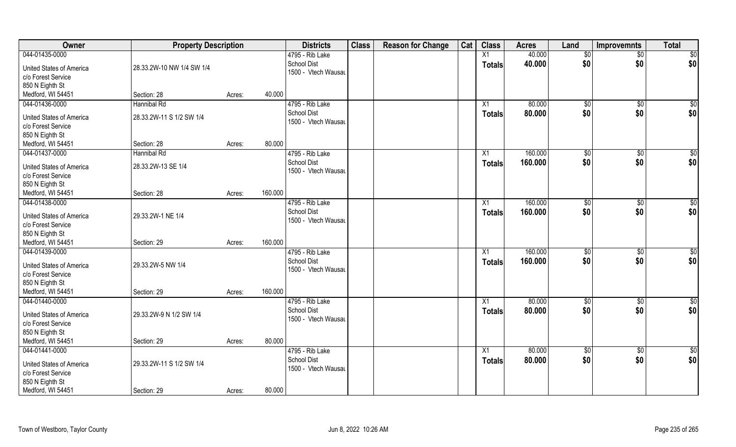| Owner | Property Description | | | Districts | Class | Reason for Change | Cat | Class | Acres | Land | Improvemnts | Total |
|---|---|---|---|---|---|---|---|---|---|---|---|---|
| 044-01435-0000 | | | | 4795 - Rib Lake | | | | X1 | 40.000 | $0 | $0 | $0 |
| United States of America | 28.33.2W-10 NW 1/4 SW 1/4 | | | School Dist | | | | Totals | 40.000 | $0 | $0 | $0 |
| c/o Forest Service | | | | 1500 - Vtech Wausau | | | | | | | | |
| 850 N Eighth St | | | | | | | | | | | | |
| Medford, WI 54451 | Section: 28 | Acres: | 40.000 | | | | | | | | | |
| 044-01436-0000 | Hannibal Rd | | | 4795 - Rib Lake | | | | X1 | 80.000 | $0 | $0 | $0 |
| United States of America | 28.33.2W-11 S 1/2 SW 1/4 | | | School Dist | | | | Totals | 80.000 | $0 | $0 | $0 |
| c/o Forest Service | | | | 1500 - Vtech Wausau | | | | | | | | |
| 850 N Eighth St | | | | | | | | | | | | |
| Medford, WI 54451 | Section: 28 | Acres: | 80.000 | | | | | | | | | |
| 044-01437-0000 | Hannibal Rd | | | 4795 - Rib Lake | | | | X1 | 160.000 | $0 | $0 | $0 |
| United States of America | 28.33.2W-13 SE 1/4 | | | School Dist | | | | Totals | 160.000 | $0 | $0 | $0 |
| c/o Forest Service | | | | 1500 - Vtech Wausau | | | | | | | | |
| 850 N Eighth St | | | | | | | | | | | | |
| Medford, WI 54451 | Section: 28 | Acres: | 160.000 | | | | | | | | | |
| 044-01438-0000 | | | | 4795 - Rib Lake | | | | X1 | 160.000 | $0 | $0 | $0 |
| United States of America | 29.33.2W-1 NE 1/4 | | | School Dist | | | | Totals | 160.000 | $0 | $0 | $0 |
| c/o Forest Service | | | | 1500 - Vtech Wausau | | | | | | | | |
| 850 N Eighth St | | | | | | | | | | | | |
| Medford, WI 54451 | Section: 29 | Acres: | 160.000 | | | | | | | | | |
| 044-01439-0000 | | | | 4795 - Rib Lake | | | | X1 | 160.000 | $0 | $0 | $0 |
| United States of America | 29.33.2W-5 NW 1/4 | | | School Dist | | | | Totals | 160.000 | $0 | $0 | $0 |
| c/o Forest Service | | | | 1500 - Vtech Wausau | | | | | | | | |
| 850 N Eighth St | | | | | | | | | | | | |
| Medford, WI 54451 | Section: 29 | Acres: | 160.000 | | | | | | | | | |
| 044-01440-0000 | | | | 4795 - Rib Lake | | | | X1 | 80.000 | $0 | $0 | $0 |
| United States of America | 29.33.2W-9 N 1/2 SW 1/4 | | | School Dist | | | | Totals | 80.000 | $0 | $0 | $0 |
| c/o Forest Service | | | | 1500 - Vtech Wausau | | | | | | | | |
| 850 N Eighth St | | | | | | | | | | | | |
| Medford, WI 54451 | Section: 29 | Acres: | 80.000 | | | | | | | | | |
| 044-01441-0000 | | | | 4795 - Rib Lake | | | | X1 | 80.000 | $0 | $0 | $0 |
| United States of America | 29.33.2W-11 S 1/2 SW 1/4 | | | School Dist | | | | Totals | 80.000 | $0 | $0 | $0 |
| c/o Forest Service | | | | 1500 - Vtech Wausau | | | | | | | | |
| 850 N Eighth St | | | | | | | | | | | | |
| Medford, WI 54451 | Section: 29 | Acres: | 80.000 | | | | | | | | | |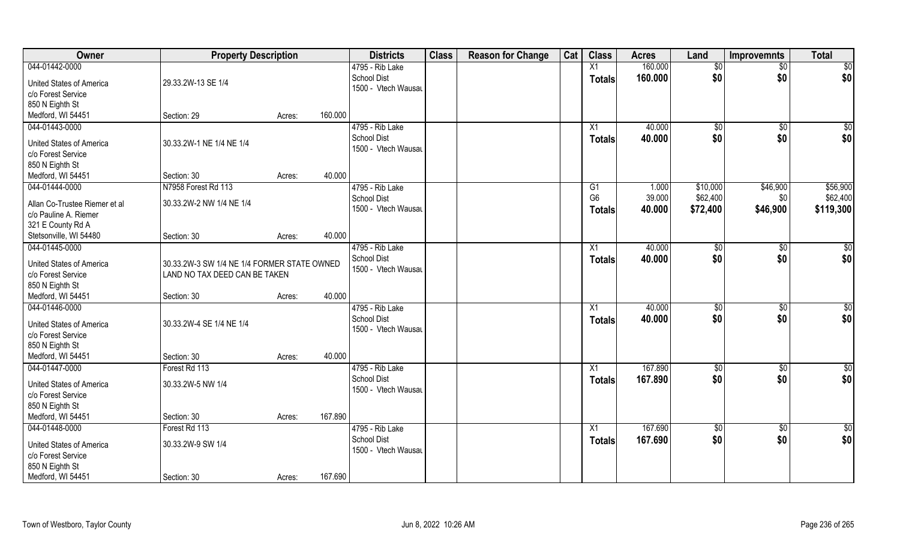| Owner | Property Description | | Districts | Class | Reason for Change | Cat | Class | Acres | Land | Improvemnts | Total |
|---|---|---|---|---|---|---|---|---|---|---|---|
| 044-01442-0000<br>United States of America<br>c/o Forest Service<br>850 N Eighth St<br>Medford, WI 54451 | 29.33.2W-13 SE 1/4<br>Section: 29 | Acres: 160.000 | 4795 - Rib Lake<br>School Dist<br>1500 - Vtech Wausau | | | | X1<br>**Totals** | 160.000<br>**160.000** | $0<br>**$0** | $0<br>**$0** | $0<br>**$0** |
| 044-01443-0000<br>United States of America<br>c/o Forest Service<br>850 N Eighth St<br>Medford, WI 54451 | 30.33.2W-1 NE 1/4 NE 1/4<br>Section: 30 | Acres: 40.000 | 4795 - Rib Lake<br>School Dist<br>1500 - Vtech Wausau | | | | X1<br>**Totals** | 40.000<br>**40.000** | $0<br>**$0** | $0<br>**$0** | $0<br>**$0** |
| 044-01444-0000<br>Allan Co-Trustee Riemer et al<br>c/o Pauline A. Riemer<br>321 E County Rd A<br>Stetsonville, WI 54480 | N7958 Forest Rd 113<br>30.33.2W-2 NW 1/4 NE 1/4<br>Section: 30 | Acres: 40.000 | 4795 - Rib Lake<br>School Dist<br>1500 - Vtech Wausau | | | | G1<br>G6<br>**Totals** | 1.000<br>39.000<br>**40.000** | $10,000<br>$62,400<br>**$72,400** | $46,900<br>$0<br>**$46,900** | $56,900<br>$62,400<br>**$119,300** |
| 044-01445-0000<br>United States of America<br>c/o Forest Service<br>850 N Eighth St<br>Medford, WI 54451 | 30.33.2W-3 SW 1/4 NE 1/4 FORMER STATE OWNED LAND NO TAX DEED CAN BE TAKEN<br>Section: 30 | Acres: 40.000 | 4795 - Rib Lake<br>School Dist<br>1500 - Vtech Wausau | | | | X1<br>**Totals** | 40.000<br>**40.000** | $0<br>**$0** | $0<br>**$0** | $0<br>**$0** |
| 044-01446-0000<br>United States of America<br>c/o Forest Service<br>850 N Eighth St<br>Medford, WI 54451 | 30.33.2W-4 SE 1/4 NE 1/4<br>Section: 30 | Acres: 40.000 | 4795 - Rib Lake<br>School Dist<br>1500 - Vtech Wausau | | | | X1<br>**Totals** | 40.000<br>**40.000** | $0<br>**$0** | $0<br>**$0** | $0<br>**$0** |
| 044-01447-0000<br>United States of America<br>c/o Forest Service<br>850 N Eighth St<br>Medford, WI 54451 | Forest Rd 113<br>30.33.2W-5 NW 1/4<br>Section: 30 | Acres: 167.890 | 4795 - Rib Lake<br>School Dist<br>1500 - Vtech Wausau | | | | X1<br>**Totals** | 167.890<br>**167.890** | $0<br>**$0** | $0<br>**$0** | $0<br>**$0** |
| 044-01448-0000<br>United States of America<br>c/o Forest Service<br>850 N Eighth St<br>Medford, WI 54451 | Forest Rd 113<br>30.33.2W-9 SW 1/4<br>Section: 30 | Acres: 167.690 | 4795 - Rib Lake<br>School Dist<br>1500 - Vtech Wausau | | | | X1<br>**Totals** | 167.690<br>**167.690** | $0<br>**$0** | $0<br>**$0** | $0<br>**$0** |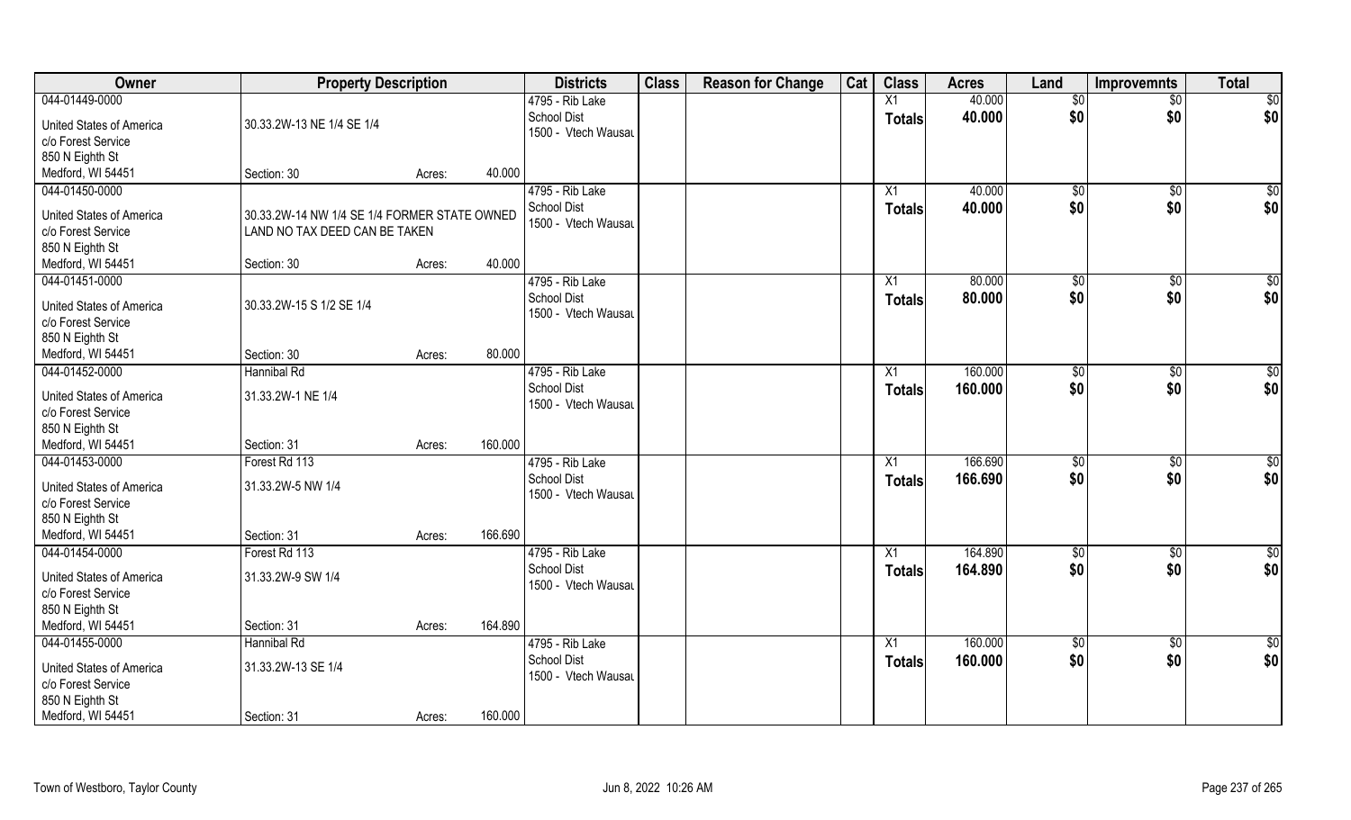| Owner | Property Description | | | Districts | Class | Reason for Change | Cat | Class | Acres | Land | Improvemnts | Total |
|---|---|---|---|---|---|---|---|---|---|---|---|---|
| 044-01449-0000<br>United States of America<br>c/o Forest Service<br>850 N Eighth St<br>Medford, WI 54451 | 30.33.2W-13 NE 1/4 SE 1/4<br>Section: 30 | Acres: | 40.000 | 4795 - Rib Lake School Dist<br>1500 - Vtech Wausau | | | | X1<br>Totals | 40.000<br>40.000 | $0<br>$0 | $0<br>$0 | $0<br>$0 |
| 044-01450-0000<br>United States of America<br>c/o Forest Service<br>850 N Eighth St<br>Medford, WI 54451 | 30.33.2W-14 NW 1/4 SE 1/4 FORMER STATE OWNED LAND NO TAX DEED CAN BE TAKEN<br>Section: 30 | Acres: | 40.000 | 4795 - Rib Lake School Dist<br>1500 - Vtech Wausau | | | | X1<br>Totals | 40.000<br>40.000 | $0<br>$0 | $0<br>$0 | $0<br>$0 |
| 044-01451-0000<br>United States of America<br>c/o Forest Service<br>850 N Eighth St<br>Medford, WI 54451 | 30.33.2W-15 S 1/2 SE 1/4<br>Section: 30 | Acres: | 80.000 | 4795 - Rib Lake School Dist<br>1500 - Vtech Wausau | | | | X1<br>Totals | 80.000<br>80.000 | $0<br>$0 | $0<br>$0 | $0<br>$0 |
| 044-01452-0000<br>United States of America<br>c/o Forest Service<br>850 N Eighth St<br>Medford, WI 54451 | Hannibal Rd<br>31.33.2W-1 NE 1/4<br>Section: 31 | Acres: | 160.000 | 4795 - Rib Lake School Dist<br>1500 - Vtech Wausau | | | | X1<br>Totals | 160.000<br>160.000 | $0<br>$0 | $0<br>$0 | $0<br>$0 |
| 044-01453-0000<br>United States of America<br>c/o Forest Service<br>850 N Eighth St<br>Medford, WI 54451 | Forest Rd 113<br>31.33.2W-5 NW 1/4<br>Section: 31 | Acres: | 166.690 | 4795 - Rib Lake School Dist<br>1500 - Vtech Wausau | | | | X1<br>Totals | 166.690<br>166.690 | $0<br>$0 | $0<br>$0 | $0<br>$0 |
| 044-01454-0000<br>United States of America<br>c/o Forest Service<br>850 N Eighth St<br>Medford, WI 54451 | Forest Rd 113<br>31.33.2W-9 SW 1/4<br>Section: 31 | Acres: | 164.890 | 4795 - Rib Lake School Dist<br>1500 - Vtech Wausau | | | | X1<br>Totals | 164.890<br>164.890 | $0<br>$0 | $0<br>$0 | $0<br>$0 |
| 044-01455-0000<br>United States of America<br>c/o Forest Service<br>850 N Eighth St<br>Medford, WI 54451 | Hannibal Rd<br>31.33.2W-13 SE 1/4<br>Section: 31 | Acres: | 160.000 | 4795 - Rib Lake School Dist<br>1500 - Vtech Wausau | | | | X1<br>Totals | 160.000<br>160.000 | $0<br>$0 | $0<br>$0 | $0<br>$0 |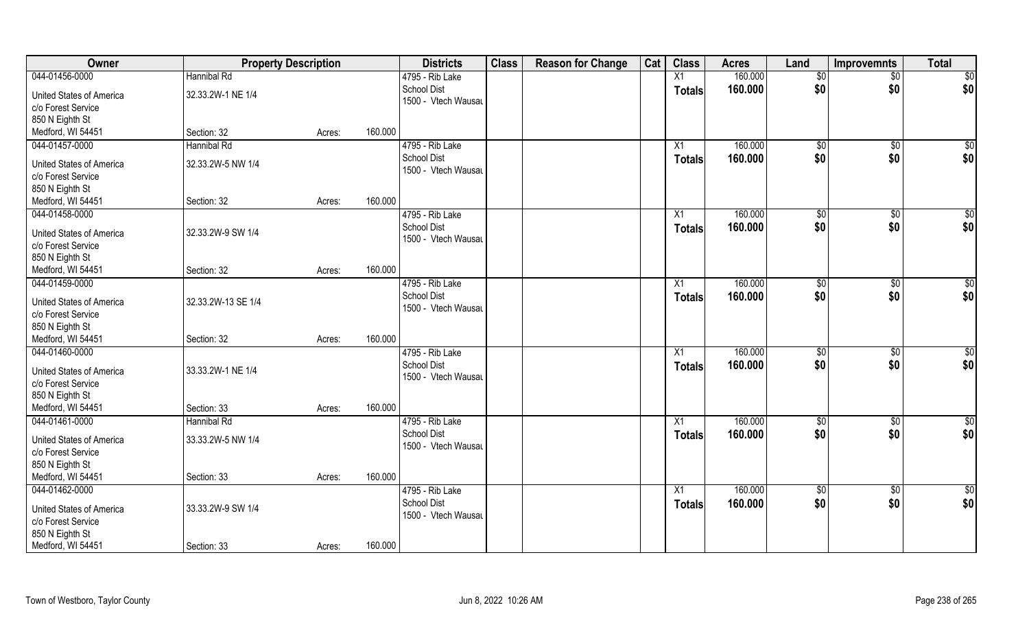| Owner | Property Description | | | Districts | Class | Reason for Change | Cat | Class | Acres | Land | Improvemnts | Total |
|---|---|---|---|---|---|---|---|---|---|---|---|---|
| 044-01456-0000 | Hannibal Rd | | | 4795 - Rib Lake | | | | X1 | 160.000 | $0 | $0 | $0 |
| United States of America | 32.33.2W-1 NE 1/4 | | | School Dist | | | | Totals | 160.000 | $0 | $0 | $0 |
| c/o Forest Service | | | | 1500 - Vtech Wausau | | | | | | | | |
| 850 N Eighth St | | | | | | | | | | | | |
| Medford, WI 54451 | Section: 32 | Acres: | 160.000 | | | | | | | | | |
| 044-01457-0000 | Hannibal Rd | | | 4795 - Rib Lake | | | | X1 | 160.000 | $0 | $0 | $0 |
| United States of America | 32.33.2W-5 NW 1/4 | | | School Dist | | | | Totals | 160.000 | $0 | $0 | $0 |
| c/o Forest Service | | | | 1500 - Vtech Wausau | | | | | | | | |
| 850 N Eighth St | | | | | | | | | | | | |
| Medford, WI 54451 | Section: 32 | Acres: | 160.000 | | | | | | | | | |
| 044-01458-0000 | | | | 4795 - Rib Lake | | | | X1 | 160.000 | $0 | $0 | $0 |
| United States of America | 32.33.2W-9 SW 1/4 | | | School Dist | | | | Totals | 160.000 | $0 | $0 | $0 |
| c/o Forest Service | | | | 1500 - Vtech Wausau | | | | | | | | |
| 850 N Eighth St | | | | | | | | | | | | |
| Medford, WI 54451 | Section: 32 | Acres: | 160.000 | | | | | | | | | |
| 044-01459-0000 | | | | 4795 - Rib Lake | | | | X1 | 160.000 | $0 | $0 | $0 |
| United States of America | 32.33.2W-13 SE 1/4 | | | School Dist | | | | Totals | 160.000 | $0 | $0 | $0 |
| c/o Forest Service | | | | 1500 - Vtech Wausau | | | | | | | | |
| 850 N Eighth St | | | | | | | | | | | | |
| Medford, WI 54451 | Section: 32 | Acres: | 160.000 | | | | | | | | | |
| 044-01460-0000 | | | | 4795 - Rib Lake | | | | X1 | 160.000 | $0 | $0 | $0 |
| United States of America | 33.33.2W-1 NE 1/4 | | | School Dist | | | | Totals | 160.000 | $0 | $0 | $0 |
| c/o Forest Service | | | | 1500 - Vtech Wausau | | | | | | | | |
| 850 N Eighth St | | | | | | | | | | | | |
| Medford, WI 54451 | Section: 33 | Acres: | 160.000 | | | | | | | | | |
| 044-01461-0000 | Hannibal Rd | | | 4795 - Rib Lake | | | | X1 | 160.000 | $0 | $0 | $0 |
| United States of America | 33.33.2W-5 NW 1/4 | | | School Dist | | | | Totals | 160.000 | $0 | $0 | $0 |
| c/o Forest Service | | | | 1500 - Vtech Wausau | | | | | | | | |
| 850 N Eighth St | | | | | | | | | | | | |
| Medford, WI 54451 | Section: 33 | Acres: | 160.000 | | | | | | | | | |
| 044-01462-0000 | | | | 4795 - Rib Lake | | | | X1 | 160.000 | $0 | $0 | $0 |
| United States of America | 33.33.2W-9 SW 1/4 | | | School Dist | | | | Totals | 160.000 | $0 | $0 | $0 |
| c/o Forest Service | | | | 1500 - Vtech Wausau | | | | | | | | |
| 850 N Eighth St | | | | | | | | | | | | |
| Medford, WI 54451 | Section: 33 | Acres: | 160.000 | | | | | | | | | |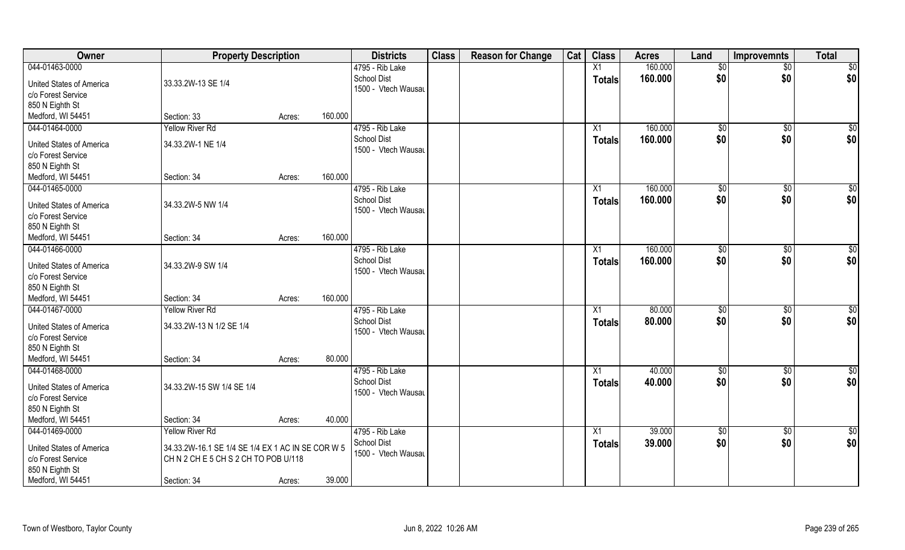| Owner | Property Description | | | Districts | Class | Reason for Change | Cat | Class | Acres | Land | Improvemnts | Total |
|---|---|---|---|---|---|---|---|---|---|---|---|---|
| 044-01463-0000 | | | | 4795 - Rib Lake | | | | X1 | 160.000 | $0 | $0 | $0 |
| United States of America | 33.33.2W-13 SE 1/4 | | | School Dist | | | | Totals | 160.000 | $0 | $0 | $0 |
| c/o Forest Service | | | | 1500 - Vtech Wausau | | | | | | | | |
| 850 N Eighth St | | | | | | | | | | | | |
| Medford, WI 54451 | Section: 33 | Acres: | 160.000 | | | | | | | | | |
| 044-01464-0000 | Yellow River Rd | | | 4795 - Rib Lake | | | | X1 | 160.000 | $0 | $0 | $0 |
| United States of America | 34.33.2W-1 NE 1/4 | | | School Dist | | | | Totals | 160.000 | $0 | $0 | $0 |
| c/o Forest Service | | | | 1500 - Vtech Wausau | | | | | | | | |
| 850 N Eighth St | | | | | | | | | | | | |
| Medford, WI 54451 | Section: 34 | Acres: | 160.000 | | | | | | | | | |
| 044-01465-0000 | | | | 4795 - Rib Lake | | | | X1 | 160.000 | $0 | $0 | $0 |
| United States of America | 34.33.2W-5 NW 1/4 | | | School Dist | | | | Totals | 160.000 | $0 | $0 | $0 |
| c/o Forest Service | | | | 1500 - Vtech Wausau | | | | | | | | |
| 850 N Eighth St | | | | | | | | | | | | |
| Medford, WI 54451 | Section: 34 | Acres: | 160.000 | | | | | | | | | |
| 044-01466-0000 | | | | 4795 - Rib Lake | | | | X1 | 160.000 | $0 | $0 | $0 |
| United States of America | 34.33.2W-9 SW 1/4 | | | School Dist | | | | Totals | 160.000 | $0 | $0 | $0 |
| c/o Forest Service | | | | 1500 - Vtech Wausau | | | | | | | | |
| 850 N Eighth St | | | | | | | | | | | | |
| Medford, WI 54451 | Section: 34 | Acres: | 160.000 | | | | | | | | | |
| 044-01467-0000 | Yellow River Rd | | | 4795 - Rib Lake | | | | X1 | 80.000 | $0 | $0 | $0 |
| United States of America | 34.33.2W-13 N 1/2 SE 1/4 | | | School Dist | | | | Totals | 80.000 | $0 | $0 | $0 |
| c/o Forest Service | | | | 1500 - Vtech Wausau | | | | | | | | |
| 850 N Eighth St | | | | | | | | | | | | |
| Medford, WI 54451 | Section: 34 | Acres: | 80.000 | | | | | | | | | |
| 044-01468-0000 | | | | 4795 - Rib Lake | | | | X1 | 40.000 | $0 | $0 | $0 |
| United States of America | 34.33.2W-15 SW 1/4 SE 1/4 | | | School Dist | | | | Totals | 40.000 | $0 | $0 | $0 |
| c/o Forest Service | | | | 1500 - Vtech Wausau | | | | | | | | |
| 850 N Eighth St | | | | | | | | | | | | |
| Medford, WI 54451 | Section: 34 | Acres: | 40.000 | | | | | | | | | |
| 044-01469-0000 | Yellow River Rd | | | 4795 - Rib Lake | | | | X1 | 39.000 | $0 | $0 | $0 |
| United States of America | 34.33.2W-16.1 SE 1/4 SE 1/4 EX 1 AC IN SE COR W 5 | | | School Dist | | | | Totals | 39.000 | $0 | $0 | $0 |
| c/o Forest Service | CH N 2 CH E 5 CH S 2 CH TO POB U/118 | | | 1500 - Vtech Wausau | | | | | | | | |
| 850 N Eighth St | | | | | | | | | | | | |
| Medford, WI 54451 | Section: 34 | Acres: | 39.000 | | | | | | | | | |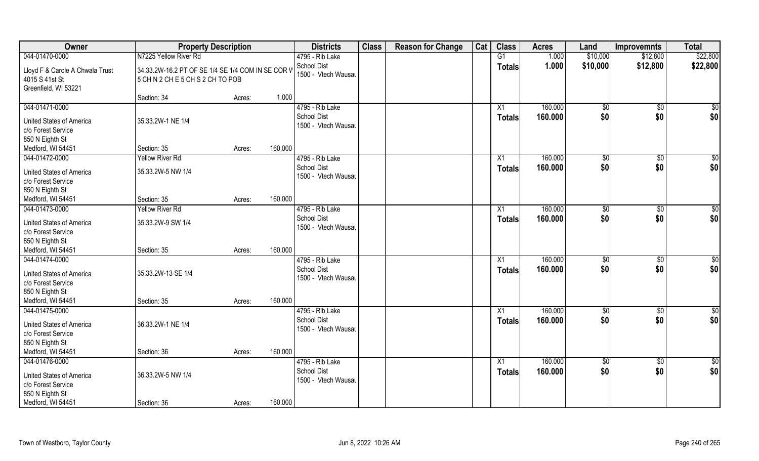| Owner | Property Description | | | Districts | Class | Reason for Change | Cat | Class | Acres | Land | Improvemnts | Total |
|---|---|---|---|---|---|---|---|---|---|---|---|---|
| 044-01470-0000 | N7225 Yellow River Rd | | | 4795 - Rib Lake | | | | G1 | 1.000 | $10,000 | $12,800 | $22,800 |
| Lloyd F & Carole A Chwala Trust<br>4015 S 41st St<br>Greenfield, WI 53221 | 34.33.2W-16.2 PT OF SE 1/4 SE 1/4 COM IN SE COR W 5 CH N 2 CH E 5 CH S 2 CH TO POB | | | School Dist<br>1500 - Vtech Wausau | | | | Totals | 1.000 | $10,000 | $12,800 | $22,800 |
| | Section: 34 | Acres: | 1.000 | | | | | | | | | |
| 044-01471-0000 | | | | 4795 - Rib Lake | | | | X1 | 160.000 | $0 | $0 | $0 |
| United States of America<br>c/o Forest Service<br>850 N Eighth St<br>Medford, WI 54451 | 35.33.2W-1 NE 1/4 | | | School Dist<br>1500 - Vtech Wausau | | | | Totals | 160.000 | $0 | $0 | $0 |
| | Section: 35 | Acres: | 160.000 | | | | | | | | | |
| 044-01472-0000 | Yellow River Rd | | | 4795 - Rib Lake | | | | X1 | 160.000 | $0 | $0 | $0 |
| United States of America<br>c/o Forest Service<br>850 N Eighth St<br>Medford, WI 54451 | 35.33.2W-5 NW 1/4 | | | School Dist<br>1500 - Vtech Wausau | | | | Totals | 160.000 | $0 | $0 | $0 |
| | Section: 35 | Acres: | 160.000 | | | | | | | | | |
| 044-01473-0000 | Yellow River Rd | | | 4795 - Rib Lake | | | | X1 | 160.000 | $0 | $0 | $0 |
| United States of America<br>c/o Forest Service<br>850 N Eighth St<br>Medford, WI 54451 | 35.33.2W-9 SW 1/4 | | | School Dist<br>1500 - Vtech Wausau | | | | Totals | 160.000 | $0 | $0 | $0 |
| | Section: 35 | Acres: | 160.000 | | | | | | | | | |
| 044-01474-0000 | | | | 4795 - Rib Lake | | | | X1 | 160.000 | $0 | $0 | $0 |
| United States of America<br>c/o Forest Service<br>850 N Eighth St<br>Medford, WI 54451 | 35.33.2W-13 SE 1/4 | | | School Dist<br>1500 - Vtech Wausau | | | | Totals | 160.000 | $0 | $0 | $0 |
| | Section: 35 | Acres: | 160.000 | | | | | | | | | |
| 044-01475-0000 | | | | 4795 - Rib Lake | | | | X1 | 160.000 | $0 | $0 | $0 |
| United States of America<br>c/o Forest Service<br>850 N Eighth St<br>Medford, WI 54451 | 36.33.2W-1 NE 1/4 | | | School Dist<br>1500 - Vtech Wausau | | | | Totals | 160.000 | $0 | $0 | $0 |
| | Section: 36 | Acres: | 160.000 | | | | | | | | | |
| 044-01476-0000 | | | | 4795 - Rib Lake | | | | X1 | 160.000 | $0 | $0 | $0 |
| United States of America<br>c/o Forest Service<br>850 N Eighth St<br>Medford, WI 54451 | 36.33.2W-5 NW 1/4 | | | School Dist<br>1500 - Vtech Wausau | | | | Totals | 160.000 | $0 | $0 | $0 |
| | Section: 36 | Acres: | 160.000 | | | | | | | | | |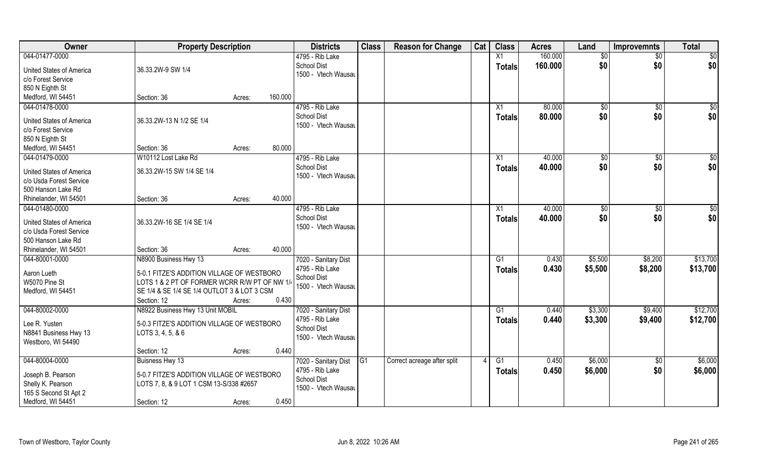| Owner | Property Description | Districts | Class | Reason for Change | Cat | Class | Acres | Land | Improvemnts | Total |
|---|---|---|---|---|---|---|---|---|---|---|
| 044-01477-0000<br>United States of America<br>c/o Forest Service<br>850 N Eighth St<br>Medford, WI 54451 | 36.33.2W-9 SW 1/4<br>Section: 36 Acres: 160.000 | 4795 - Rib Lake School Dist<br>1500 - Vtech Wausau | | | | X1<br>Totals | 160.000<br>160.000 | $0<br>$0 | $0<br>$0 | $0<br>$0 |
| 044-01478-0000<br>United States of America<br>c/o Forest Service<br>850 N Eighth St<br>Medford, WI 54451 | 36.33.2W-13 N 1/2 SE 1/4<br>Section: 36 Acres: 80.000 | 4795 - Rib Lake School Dist<br>1500 - Vtech Wausau | | | | X1<br>Totals | 80.000<br>80.000 | $0<br>$0 | $0<br>$0 | $0<br>$0 |
| 044-01479-0000<br>United States of America<br>c/o Usda Forest Service<br>500 Hanson Lake Rd<br>Rhinelander, WI 54501 | W10112 Lost Lake Rd<br>36.33.2W-15 SW 1/4 SE 1/4<br>Section: 36 Acres: 40.000 | 4795 - Rib Lake School Dist<br>1500 - Vtech Wausau | | | | X1<br>Totals | 40.000<br>40.000 | $0<br>$0 | $0<br>$0 | $0<br>$0 |
| 044-01480-0000<br>United States of America<br>c/o Usda Forest Service<br>500 Hanson Lake Rd<br>Rhinelander, WI 54501 | 36.33.2W-16 SE 1/4 SE 1/4<br>Section: 36 Acres: 40.000 | 4795 - Rib Lake School Dist<br>1500 - Vtech Wausau | | | | X1<br>Totals | 40.000<br>40.000 | $0<br>$0 | $0<br>$0 | $0<br>$0 |
| 044-80001-0000<br>Aaron Lueth<br>W5070 Pine St<br>Medford, WI 54451 | N8900 Business Hwy 13<br>5-0.1 FITZE'S ADDITION VILLAGE OF WESTBORO LOTS 1 & 2 PT OF FORMER WCRR R/W PT OF NW 1/4 SE 1/4 & SE 1/4 SE 1/4 OUTLOT 3 & LOT 3 CSM<br>Section: 12 Acres: 0.430 | 7020 - Sanitary Dist<br>4795 - Rib Lake School Dist<br>1500 - Vtech Wausau | | | | G1<br>Totals | 0.430<br>0.430 | $5,500<br>$5,500 | $8,200<br>$8,200 | $13,700<br>$13,700 |
| 044-80002-0000<br>Lee R. Yusten<br>N8841 Business Hwy 13<br>Westboro, WI 54490 | N8922 Business Hwy 13 Unit MOBIL<br>5-0.3 FITZE'S ADDITION VILLAGE OF WESTBORO LOTS 3, 4, 5, & 6<br>Section: 12 Acres: 0.440 | 7020 - Sanitary Dist<br>4795 - Rib Lake School Dist<br>1500 - Vtech Wausau | | | | G1<br>Totals | 0.440<br>0.440 | $3,300<br>$3,300 | $9,400<br>$9,400 | $12,700<br>$12,700 |
| 044-80004-0000<br>Joseph B. Pearson<br>Shelly K. Pearson<br>165 S Second St Apt 2<br>Medford, WI 54451 | Buisness Hwy 13<br>5-0.7 FITZE'S ADDITION VILLAGE OF WESTBORO LOTS 7, 8, & 9 LOT 1 CSM 13-S/338 #2657<br>Section: 12 Acres: 0.450 | 7020 - Sanitary Dist<br>4795 - Rib Lake School Dist<br>1500 - Vtech Wausau | G1 | Correct acreage after split | 4 | G1<br>Totals | 0.450<br>0.450 | $6,000<br>$6,000 | $0<br>$0 | $6,000<br>$6,000 |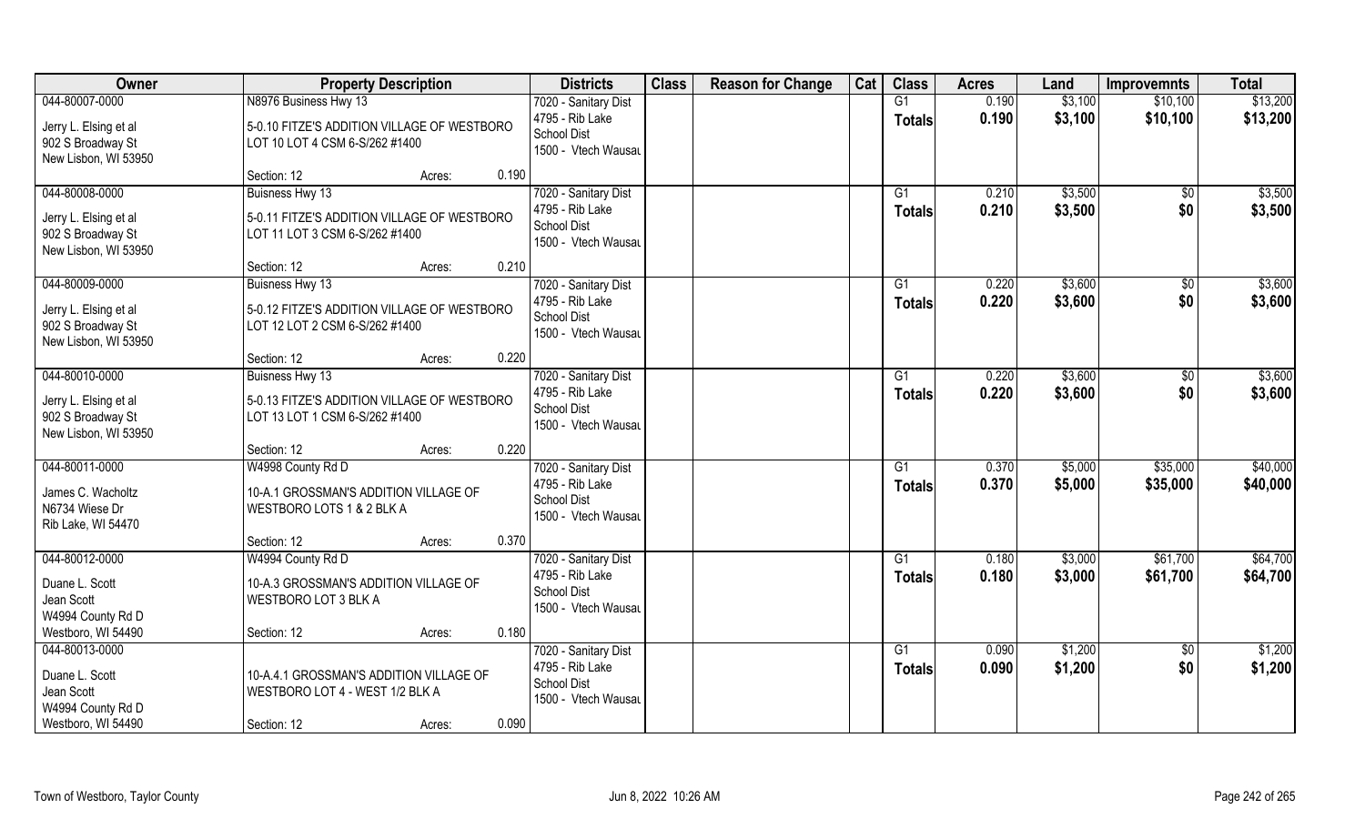| Owner | Property Description | | | Districts | Class | Reason for Change | Cat | Class | Acres | Land | Improvemnts | Total |
|---|---|---|---|---|---|---|---|---|---|---|---|---|
| 044-80007-0000 | N8976 Business Hwy 13 | | | 7020 - Sanitary Dist | | | | G1 | 0.190 | $3,100 | $10,100 | $13,200 |
| Jerry L. Elsing et al<br>902 S Broadway St<br>New Lisbon, WI 53950 | 5-0.10 FITZE'S ADDITION VILLAGE OF WESTBORO LOT 10 LOT 4 CSM 6-S/262 #1400 | | | 4795 - Rib Lake School Dist<br>1500 - Vtech Wausau | | | | Totals | 0.190 | $3,100 | $10,100 | $13,200 |
| | Section: 12 | Acres: | 0.190 | | | | | | | | | |
| 044-80008-0000 | Buisness Hwy 13 | | | 7020 - Sanitary Dist | | | | G1 | 0.210 | $3,500 | $0 | $3,500 |
| Jerry L. Elsing et al<br>902 S Broadway St<br>New Lisbon, WI 53950 | 5-0.11 FITZE'S ADDITION VILLAGE OF WESTBORO LOT 11 LOT 3 CSM 6-S/262 #1400 | | | 4795 - Rib Lake School Dist<br>1500 - Vtech Wausau | | | | Totals | 0.210 | $3,500 | $0 | $3,500 |
| | Section: 12 | Acres: | 0.210 | | | | | | | | | |
| 044-80009-0000 | Buisness Hwy 13 | | | 7020 - Sanitary Dist | | | | G1 | 0.220 | $3,600 | $0 | $3,600 |
| Jerry L. Elsing et al<br>902 S Broadway St<br>New Lisbon, WI 53950 | 5-0.12 FITZE'S ADDITION VILLAGE OF WESTBORO LOT 12 LOT 2 CSM 6-S/262 #1400 | | | 4795 - Rib Lake School Dist<br>1500 - Vtech Wausau | | | | Totals | 0.220 | $3,600 | $0 | $3,600 |
| | Section: 12 | Acres: | 0.220 | | | | | | | | | |
| 044-80010-0000 | Buisness Hwy 13 | | | 7020 - Sanitary Dist | | | | G1 | 0.220 | $3,600 | $0 | $3,600 |
| Jerry L. Elsing et al<br>902 S Broadway St<br>New Lisbon, WI 53950 | 5-0.13 FITZE'S ADDITION VILLAGE OF WESTBORO LOT 13 LOT 1 CSM 6-S/262 #1400 | | | 4795 - Rib Lake School Dist<br>1500 - Vtech Wausau | | | | Totals | 0.220 | $3,600 | $0 | $3,600 |
| | Section: 12 | Acres: | 0.220 | | | | | | | | | |
| 044-80011-0000 | W4998 County Rd D | | | 7020 - Sanitary Dist | | | | G1 | 0.370 | $5,000 | $35,000 | $40,000 |
| James C. Wacholtz<br>N6734 Wiese Dr<br>Rib Lake, WI 54470 | 10-A.1 GROSSMAN'S ADDITION VILLAGE OF WESTBORO LOTS 1 & 2 BLK A | | | 4795 - Rib Lake School Dist<br>1500 - Vtech Wausau | | | | Totals | 0.370 | $5,000 | $35,000 | $40,000 |
| | Section: 12 | Acres: | 0.370 | | | | | | | | | |
| 044-80012-0000 | W4994 County Rd D | | | 7020 - Sanitary Dist | | | | G1 | 0.180 | $3,000 | $61,700 | $64,700 |
| Duane L. Scott<br>Jean Scott<br>W4994 County Rd D<br>Westboro, WI 54490 | 10-A.3 GROSSMAN'S ADDITION VILLAGE OF WESTBORO LOT 3 BLK A | | | 4795 - Rib Lake School Dist<br>1500 - Vtech Wausau | | | | Totals | 0.180 | $3,000 | $61,700 | $64,700 |
| | Section: 12 | Acres: | 0.180 | | | | | | | | | |
| 044-80013-0000 | | | | 7020 - Sanitary Dist | | | | G1 | 0.090 | $1,200 | $0 | $1,200 |
| Duane L. Scott<br>Jean Scott<br>W4994 County Rd D<br>Westboro, WI 54490 | 10-A.4.1 GROSSMAN'S ADDITION VILLAGE OF WESTBORO LOT 4 - WEST 1/2 BLK A | | | 4795 - Rib Lake School Dist<br>1500 - Vtech Wausau | | | | Totals | 0.090 | $1,200 | $0 | $1,200 |
| | Section: 12 | Acres: | 0.090 | | | | | | | | | |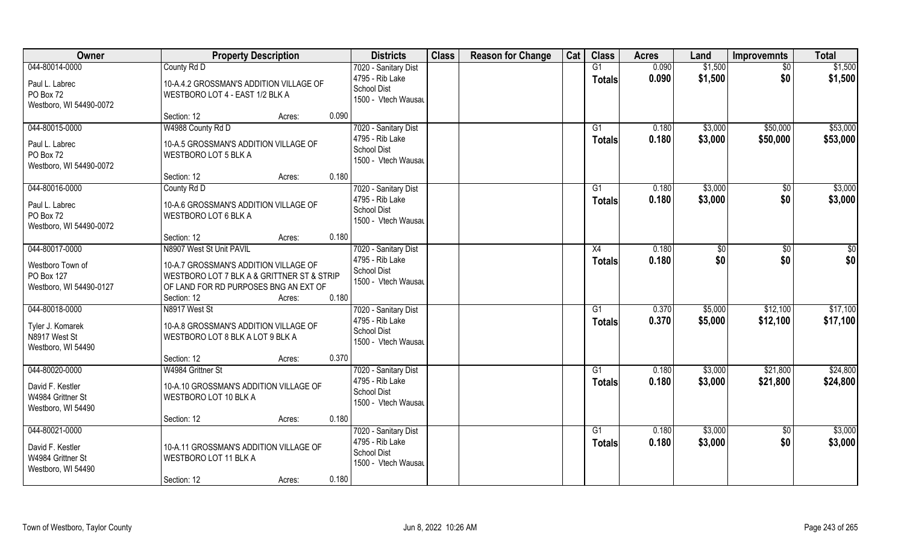| Owner | Property Description | | Districts | Class | Reason for Change | Cat | Class | Acres | Land | Improvemnts | Total |
|---|---|---|---|---|---|---|---|---|---|---|---|
| 044-80014-0000 | County Rd D | | 7020 - Sanitary Dist | | | | G1 | 0.090 | $1,500 | $0 | $1,500 |
| Paul L. Labrec | 10-A.4.2 GROSSMAN'S ADDITION VILLAGE OF | | 4795 - Rib Lake | | | | Totals | 0.090 | $1,500 | $0 | $1,500 |
| PO Box 72 | WESTBORO LOT 4 - EAST 1/2 BLK A | | School Dist | | | | | | | | |
| Westboro, WI 54490-0072 | | | 1500 - Vtech Wausau | | | | | | | | |
| | Section: 12 | Acres: 0.090 | | | | | | | | | |
| 044-80015-0000 | W4988 County Rd D | | 7020 - Sanitary Dist | | | | G1 | 0.180 | $3,000 | $50,000 | $53,000 |
| Paul L. Labrec | 10-A.5 GROSSMAN'S ADDITION VILLAGE OF | | 4795 - Rib Lake | | | | Totals | 0.180 | $3,000 | $50,000 | $53,000 |
| PO Box 72 | WESTBORO LOT 5 BLK A | | School Dist | | | | | | | | |
| Westboro, WI 54490-0072 | | | 1500 - Vtech Wausau | | | | | | | | |
| | Section: 12 | Acres: 0.180 | | | | | | | | | |
| 044-80016-0000 | County Rd D | | 7020 - Sanitary Dist | | | | G1 | 0.180 | $3,000 | $0 | $3,000 |
| Paul L. Labrec | 10-A.6 GROSSMAN'S ADDITION VILLAGE OF | | 4795 - Rib Lake | | | | Totals | 0.180 | $3,000 | $0 | $3,000 |
| PO Box 72 | WESTBORO LOT 6 BLK A | | School Dist | | | | | | | | |
| Westboro, WI 54490-0072 | | | 1500 - Vtech Wausau | | | | | | | | |
| | Section: 12 | Acres: 0.180 | | | | | | | | | |
| 044-80017-0000 | N8907 West St Unit PAVIL | | 7020 - Sanitary Dist | | | | X4 | 0.180 | $0 | $0 | $0 |
| Westboro Town of | 10-A.7 GROSSMAN'S ADDITION VILLAGE OF | | 4795 - Rib Lake | | | | Totals | 0.180 | $0 | $0 | $0 |
| PO Box 127 | WESTBORO LOT 7 BLK A & GRITTNER ST & STRIP | | School Dist | | | | | | | | |
| Westboro, WI 54490-0127 | OF LAND FOR RD PURPOSES BNG AN EXT OF | | 1500 - Vtech Wausau | | | | | | | | |
| | Section: 12 | Acres: 0.180 | | | | | | | | | |
| 044-80018-0000 | N8917 West St | | 7020 - Sanitary Dist | | | | G1 | 0.370 | $5,000 | $12,100 | $17,100 |
| Tyler J. Komarek | 10-A.8 GROSSMAN'S ADDITION VILLAGE OF | | 4795 - Rib Lake | | | | Totals | 0.370 | $5,000 | $12,100 | $17,100 |
| N8917 West St | WESTBORO LOT 8 BLK A LOT 9 BLK A | | School Dist | | | | | | | | |
| Westboro, WI 54490 | | | 1500 - Vtech Wausau | | | | | | | | |
| | Section: 12 | Acres: 0.370 | | | | | | | | | |
| 044-80020-0000 | W4984 Grittner St | | 7020 - Sanitary Dist | | | | G1 | 0.180 | $3,000 | $21,800 | $24,800 |
| David F. Kestler | 10-A.10 GROSSMAN'S ADDITION VILLAGE OF | | 4795 - Rib Lake | | | | Totals | 0.180 | $3,000 | $21,800 | $24,800 |
| W4984 Grittner St | WESTBORO LOT 10 BLK A | | School Dist | | | | | | | | |
| Westboro, WI 54490 | | | 1500 - Vtech Wausau | | | | | | | | |
| | Section: 12 | Acres: 0.180 | | | | | | | | | |
| 044-80021-0000 | | | 7020 - Sanitary Dist | | | | G1 | 0.180 | $3,000 | $0 | $3,000 |
| David F. Kestler | 10-A.11 GROSSMAN'S ADDITION VILLAGE OF | | 4795 - Rib Lake | | | | Totals | 0.180 | $3,000 | $0 | $3,000 |
| W4984 Grittner St | WESTBORO LOT 11 BLK A | | School Dist | | | | | | | | |
| Westboro, WI 54490 | | | 1500 - Vtech Wausau | | | | | | | | |
| | Section: 12 | Acres: 0.180 | | | | | | | | | |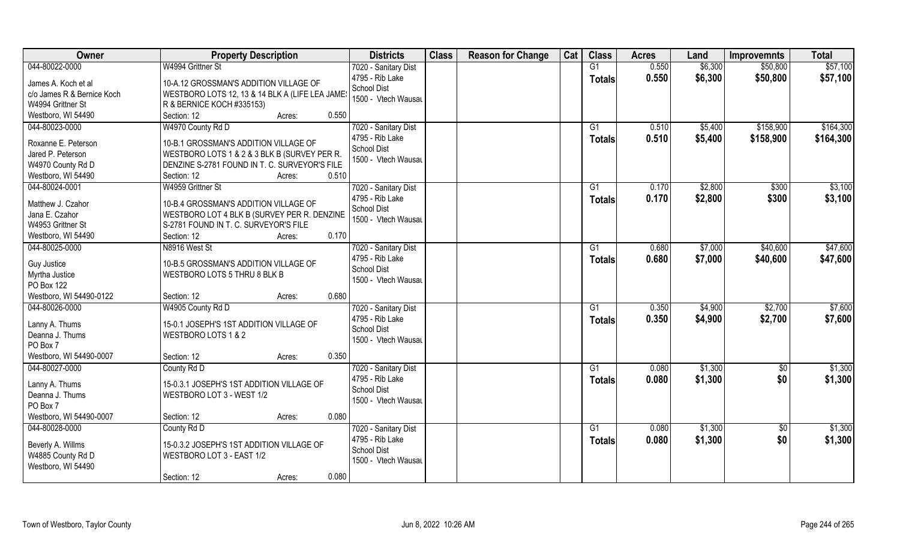| Owner | Property Description | Districts | Class | Reason for Change | Cat | Class | Acres | Land | Improvemnts | Total |
|---|---|---|---|---|---|---|---|---|---|---|
| 044-80022-0000<br><br>James A. Koch et al<br>c/o James R & Bernice Koch<br>W4994 Grittner St<br>Westboro, WI 54490 | W4994 Grittner St<br><br>10-A.12 GROSSMAN'S ADDITION VILLAGE OF WESTBORO LOTS 12, 13 & 14 BLK A (LIFE LEA JAMES R & BERNICE KOCH #335153)<br>Section: 12 Acres: 0.550 | 7020 - Sanitary Dist<br>4795 - Rib Lake School Dist<br>1500 - Vtech Wausau | | | | G1<br>**Totals** | 0.550<br>**0.550** | $6,300<br>**$6,300** | $50,800<br>**$50,800** | $57,100<br>**$57,100** |
| 044-80023-0000<br><br>Roxanne E. Peterson<br>Jared P. Peterson<br>W4970 County Rd D<br>Westboro, WI 54490 | W4970 County Rd D<br><br>10-B.1 GROSSMAN'S ADDITION VILLAGE OF WESTBORO LOTS 1 & 2 & 3 BLK B (SURVEY PER R. DENZINE S-2781 FOUND IN T. C. SURVEYOR'S FILE<br>Section: 12 Acres: 0.510 | 7020 - Sanitary Dist<br>4795 - Rib Lake School Dist<br>1500 - Vtech Wausau | | | | G1<br>**Totals** | 0.510<br>**0.510** | $5,400<br>**$5,400** | $158,900<br>**$158,900** | $164,300<br>**$164,300** |
| 044-80024-0001<br><br>Matthew J. Czahor<br>Jana E. Czahor<br>W4953 Grittner St<br>Westboro, WI 54490 | W4959 Grittner St<br><br>10-B.4 GROSSMAN'S ADDITION VILLAGE OF WESTBORO LOT 4 BLK B (SURVEY PER R. DENZINE S-2781 FOUND IN T. C. SURVEYOR'S FILE<br>Section: 12 Acres: 0.170 | 7020 - Sanitary Dist<br>4795 - Rib Lake School Dist<br>1500 - Vtech Wausau | | | | G1<br>**Totals** | 0.170<br>**0.170** | $2,800<br>**$2,800** | $300<br>**$300** | $3,100<br>**$3,100** |
| 044-80025-0000<br><br>Guy Justice<br>Myrtha Justice<br>PO Box 122<br>Westboro, WI 54490-0122 | N8916 West St<br><br>10-B.5 GROSSMAN'S ADDITION VILLAGE OF WESTBORO LOTS 5 THRU 8 BLK B<br><br>Section: 12 Acres: 0.680 | 7020 - Sanitary Dist<br>4795 - Rib Lake School Dist<br>1500 - Vtech Wausau | | | | G1<br>**Totals** | 0.680<br>**0.680** | $7,000<br>**$7,000** | $40,600<br>**$40,600** | $47,600<br>**$47,600** |
| 044-80026-0000<br><br>Lanny A. Thums<br>Deanna J. Thums<br>PO Box 7<br>Westboro, WI 54490-0007 | W4905 County Rd D<br><br>15-0.1 JOSEPH'S 1ST ADDITION VILLAGE OF WESTBORO LOTS 1 & 2<br><br>Section: 12 Acres: 0.350 | 7020 - Sanitary Dist<br>4795 - Rib Lake School Dist<br>1500 - Vtech Wausau | | | | G1<br>**Totals** | 0.350<br>**0.350** | $4,900<br>**$4,900** | $2,700<br>**$2,700** | $7,600<br>**$7,600** |
| 044-80027-0000<br><br>Lanny A. Thums<br>Deanna J. Thums<br>PO Box 7<br>Westboro, WI 54490-0007 | County Rd D<br><br>15-0.3.1 JOSEPH'S 1ST ADDITION VILLAGE OF WESTBORO LOT 3 - WEST 1/2<br><br>Section: 12 Acres: 0.080 | 7020 - Sanitary Dist<br>4795 - Rib Lake School Dist<br>1500 - Vtech Wausau | | | | G1<br>**Totals** | 0.080<br>**0.080** | $1,300<br>**$1,300** | $0<br>**$0** | $1,300<br>**$1,300** |
| 044-80028-0000<br><br>Beverly A. Willms<br>W4885 County Rd D<br>Westboro, WI 54490 | County Rd D<br><br>15-0.3.2 JOSEPH'S 1ST ADDITION VILLAGE OF WESTBORO LOT 3 - EAST 1/2<br><br>Section: 12 Acres: 0.080 | 7020 - Sanitary Dist<br>4795 - Rib Lake School Dist<br>1500 - Vtech Wausau | | | | G1<br>**Totals** | 0.080<br>**0.080** | $1,300<br>**$1,300** | $0<br>**$0** | $1,300<br>**$1,300** |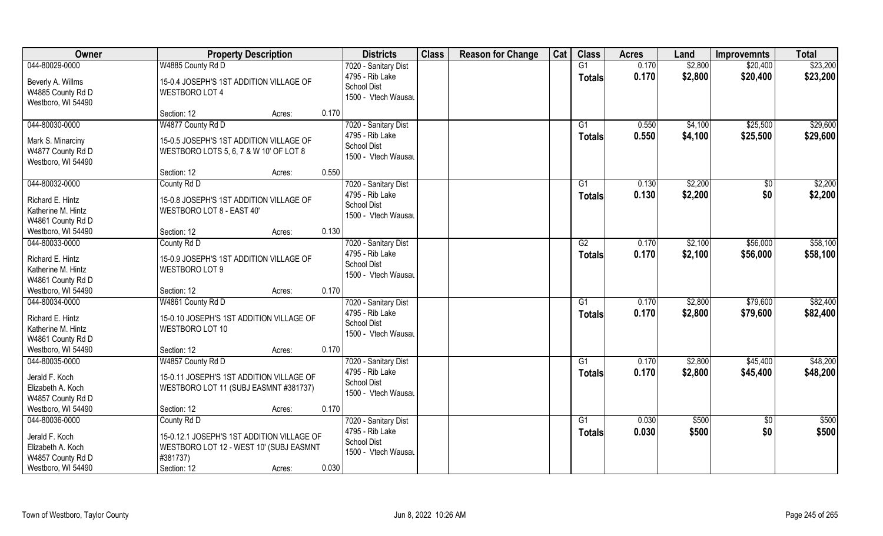| Owner | Property Description | | | Districts | Class | Reason for Change | Cat | Class | Acres | Land | Improvemnts | Total |
|---|---|---|---|---|---|---|---|---|---|---|---|---|
| 044-80029-0000 | W4885 County Rd D | | | 7020 - Sanitary Dist | | | | G1 | 0.170 | $2,800 | $20,400 | $23,200 |
| Beverly A. Willms<br>W4885 County Rd D<br>Westboro, WI 54490 | 15-0.4 JOSEPH'S 1ST ADDITION VILLAGE OF WESTBORO LOT 4 | | | 4795 - Rib Lake<br>School Dist<br>1500 - Vtech Wausau | | | | Totals | 0.170 | $2,800 | $20,400 | $23,200 |
| | Section: 12 | Acres: | 0.170 | | | | | | | | | |
| 044-80030-0000 | W4877 County Rd D | | | 7020 - Sanitary Dist | | | | G1 | 0.550 | $4,100 | $25,500 | $29,600 |
| Mark S. Minarciny<br>W4877 County Rd D<br>Westboro, WI 54490 | 15-0.5 JOSEPH'S 1ST ADDITION VILLAGE OF WESTBORO LOTS 5, 6, 7 & W 10' OF LOT 8 | | | 4795 - Rib Lake<br>School Dist<br>1500 - Vtech Wausau | | | | Totals | 0.550 | $4,100 | $25,500 | $29,600 |
| | Section: 12 | Acres: | 0.550 | | | | | | | | | |
| 044-80032-0000 | County Rd D | | | 7020 - Sanitary Dist | | | | G1 | 0.130 | $2,200 | $0 | $2,200 |
| Richard E. Hintz<br>Katherine M. Hintz<br>W4861 County Rd D<br>Westboro, WI 54490 | 15-0.8 JOSEPH'S 1ST ADDITION VILLAGE OF WESTBORO LOT 8 - EAST 40' | | | 4795 - Rib Lake<br>School Dist<br>1500 - Vtech Wausau | | | | Totals | 0.130 | $2,200 | $0 | $2,200 |
| | Section: 12 | Acres: | 0.130 | | | | | | | | | |
| 044-80033-0000 | County Rd D | | | 7020 - Sanitary Dist | | | | G2 | 0.170 | $2,100 | $56,000 | $58,100 |
| Richard E. Hintz<br>Katherine M. Hintz<br>W4861 County Rd D<br>Westboro, WI 54490 | 15-0.9 JOSEPH'S 1ST ADDITION VILLAGE OF WESTBORO LOT 9 | | | 4795 - Rib Lake<br>School Dist<br>1500 - Vtech Wausau | | | | Totals | 0.170 | $2,100 | $56,000 | $58,100 |
| | Section: 12 | Acres: | 0.170 | | | | | | | | | |
| 044-80034-0000 | W4861 County Rd D | | | 7020 - Sanitary Dist | | | | G1 | 0.170 | $2,800 | $79,600 | $82,400 |
| Richard E. Hintz<br>Katherine M. Hintz<br>W4861 County Rd D<br>Westboro, WI 54490 | 15-0.10 JOSEPH'S 1ST ADDITION VILLAGE OF WESTBORO LOT 10 | | | 4795 - Rib Lake<br>School Dist<br>1500 - Vtech Wausau | | | | Totals | 0.170 | $2,800 | $79,600 | $82,400 |
| | Section: 12 | Acres: | 0.170 | | | | | | | | | |
| 044-80035-0000 | W4857 County Rd D | | | 7020 - Sanitary Dist | | | | G1 | 0.170 | $2,800 | $45,400 | $48,200 |
| Jerald F. Koch<br>Elizabeth A. Koch<br>W4857 County Rd D<br>Westboro, WI 54490 | 15-0.11 JOSEPH'S 1ST ADDITION VILLAGE OF WESTBORO LOT 11 (SUBJ EASMNT #381737) | | | 4795 - Rib Lake<br>School Dist<br>1500 - Vtech Wausau | | | | Totals | 0.170 | $2,800 | $45,400 | $48,200 |
| | Section: 12 | Acres: | 0.170 | | | | | | | | | |
| 044-80036-0000 | County Rd D | | | 7020 - Sanitary Dist | | | | G1 | 0.030 | $500 | $0 | $500 |
| Jerald F. Koch<br>Elizabeth A. Koch<br>W4857 County Rd D<br>Westboro, WI 54490 | 15-0.12.1 JOSEPH'S 1ST ADDITION VILLAGE OF WESTBORO LOT 12 - WEST 10' (SUBJ EASMNT #381737) | | | 4795 - Rib Lake<br>School Dist<br>1500 - Vtech Wausau | | | | Totals | 0.030 | $500 | $0 | $500 |
| | Section: 12 | Acres: | 0.030 | | | | | | | | | |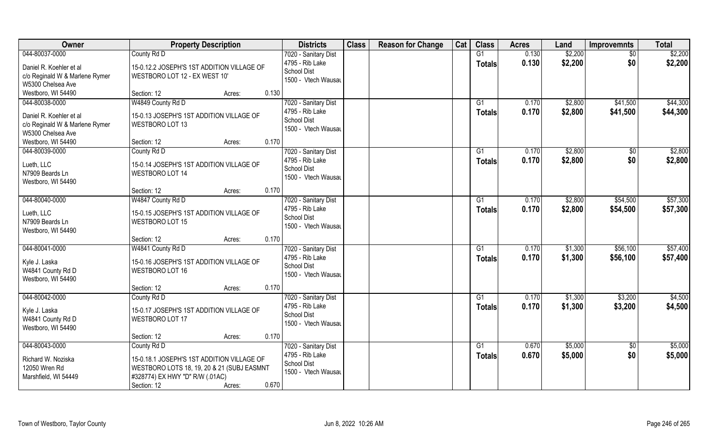| Owner | Property Description | Districts | Class | Reason for Change | Cat | Class | Acres | Land | Improvemnts | Total |
|---|---|---|---|---|---|---|---|---|---|---|
| 044-80037-0000<br><br>Daniel R. Koehler et al<br>c/o Reginald W & Marlene Rymer<br>W5300 Chelsea Ave<br>Westboro, WI 54490 | County Rd D<br><br>15-0.12.2 JOSEPH'S 1ST ADDITION VILLAGE OF WESTBORO LOT 12 - EX WEST 10'<br><br>Section: 12 Acres: 0.130 | 7020 - Sanitary Dist<br>4795 - Rib Lake School Dist<br>1500 - Vtech Wausau | | | | G1<br>**Totals** | 0.130<br>**0.130** | $2,200<br>**$2,200** | $0<br>**$0** | $2,200<br>**$2,200** |
| 044-80038-0000<br><br>Daniel R. Koehler et al<br>c/o Reginald W & Marlene Rymer<br>W5300 Chelsea Ave<br>Westboro, WI 54490 | W4849 County Rd D<br><br>15-0.13 JOSEPH'S 1ST ADDITION VILLAGE OF WESTBORO LOT 13<br><br>Section: 12 Acres: 0.170 | 7020 - Sanitary Dist<br>4795 - Rib Lake School Dist<br>1500 - Vtech Wausau | | | | G1<br>**Totals** | 0.170<br>**0.170** | $2,800<br>**$2,800** | $41,500<br>**$41,500** | $44,300<br>**$44,300** |
| 044-80039-0000<br><br>Lueth, LLC<br>N7909 Beards Ln<br>Westboro, WI 54490 | County Rd D<br><br>15-0.14 JOSEPH'S 1ST ADDITION VILLAGE OF WESTBORO LOT 14<br><br>Section: 12 Acres: 0.170 | 7020 - Sanitary Dist<br>4795 - Rib Lake School Dist<br>1500 - Vtech Wausau | | | | G1<br>**Totals** | 0.170<br>**0.170** | $2,800<br>**$2,800** | $0<br>**$0** | $2,800<br>**$2,800** |
| 044-80040-0000<br><br>Lueth, LLC<br>N7909 Beards Ln<br>Westboro, WI 54490 | W4847 County Rd D<br><br>15-0.15 JOSEPH'S 1ST ADDITION VILLAGE OF WESTBORO LOT 15<br><br>Section: 12 Acres: 0.170 | 7020 - Sanitary Dist<br>4795 - Rib Lake School Dist<br>1500 - Vtech Wausau | | | | G1<br>**Totals** | 0.170<br>**0.170** | $2,800<br>**$2,800** | $54,500<br>**$54,500** | $57,300<br>**$57,300** |
| 044-80041-0000<br><br>Kyle J. Laska<br>W4841 County Rd D<br>Westboro, WI 54490 | W4841 County Rd D<br><br>15-0.16 JOSEPH'S 1ST ADDITION VILLAGE OF WESTBORO LOT 16<br><br>Section: 12 Acres: 0.170 | 7020 - Sanitary Dist<br>4795 - Rib Lake School Dist<br>1500 - Vtech Wausau | | | | G1<br>**Totals** | 0.170<br>**0.170** | $1,300<br>**$1,300** | $56,100<br>**$56,100** | $57,400<br>**$57,400** |
| 044-80042-0000<br><br>Kyle J. Laska<br>W4841 County Rd D<br>Westboro, WI 54490 | County Rd D<br><br>15-0.17 JOSEPH'S 1ST ADDITION VILLAGE OF WESTBORO LOT 17<br><br>Section: 12 Acres: 0.170 | 7020 - Sanitary Dist<br>4795 - Rib Lake School Dist<br>1500 - Vtech Wausau | | | | G1<br>**Totals** | 0.170<br>**0.170** | $1,300<br>**$1,300** | $3,200<br>**$3,200** | $4,500<br>**$4,500** |
| 044-80043-0000<br><br>Richard W. Noziska<br>12050 Wren Rd<br>Marshfield, WI 54449 | County Rd D<br><br>15-0.18.1 JOSEPH'S 1ST ADDITION VILLAGE OF WESTBORO LOTS 18, 19, 20 & 21 (SUBJ EASMNT #328774) EX HWY "D" R/W (.01AC)<br>Section: 12 Acres: 0.670 | 7020 - Sanitary Dist<br>4795 - Rib Lake School Dist<br>1500 - Vtech Wausau | | | | G1<br>**Totals** | 0.670<br>**0.670** | $5,000<br>**$5,000** | $0<br>**$0** | $5,000<br>**$5,000** |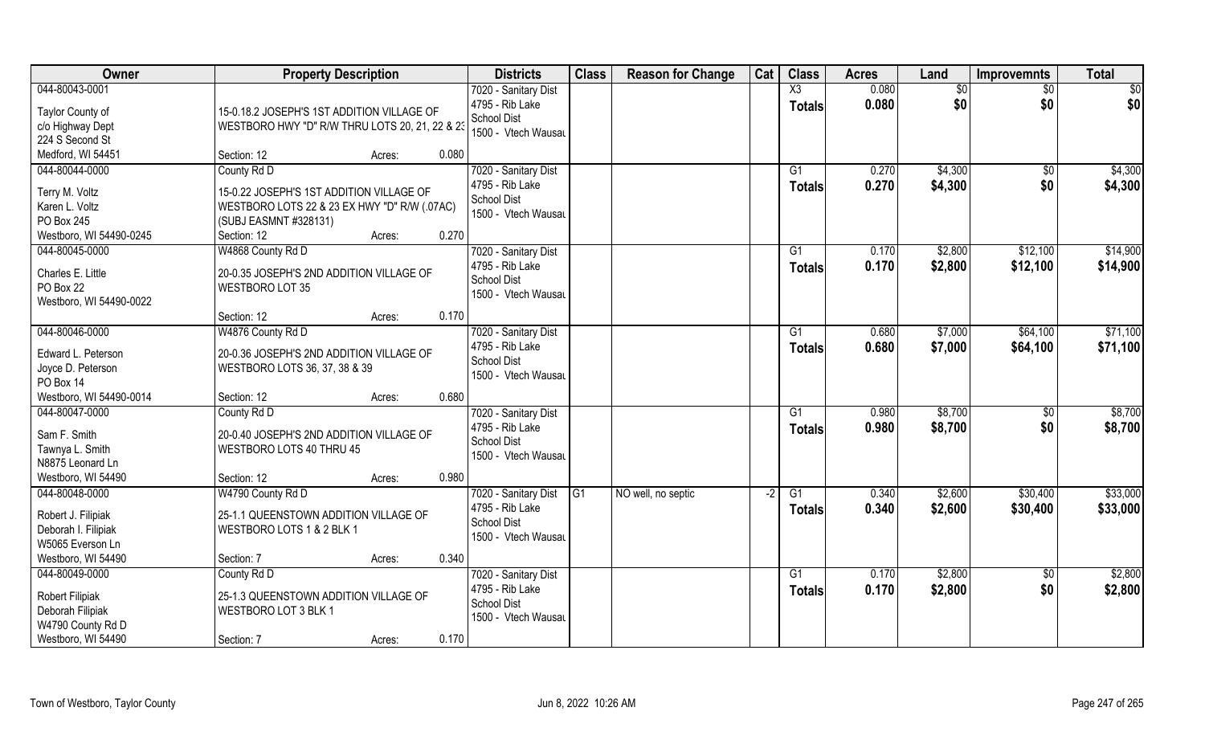| Owner | Property Description | Districts | Class | Reason for Change | Cat | Class | Acres | Land | Improvemnts | Total |
|---|---|---|---|---|---|---|---|---|---|---|
| 044-80043-0001<br>Taylor County of<br>c/o Highway Dept<br>224 S Second St<br>Medford, WI 54451 | 15-0.18.2 JOSEPH'S 1ST ADDITION VILLAGE OF WESTBORO HWY "D" R/W THRU LOTS 20, 21, 22 & 23<br>Section: 12 Acres: 0.080 | 7020 - Sanitary Dist<br>4795 - Rib Lake School Dist<br>1500 - Vtech Wausau | | | | X3<br>**Totals** | 0.080<br>**0.080** | $0<br>**$0** | $0<br>**$0** | $0<br>**$0** |
| 044-80044-0000<br>Terry M. Voltz<br>Karen L. Voltz<br>PO Box 245<br>Westboro, WI 54490-0245 | County Rd D<br>15-0.22 JOSEPH'S 1ST ADDITION VILLAGE OF WESTBORO LOTS 22 & 23 EX HWY "D" R/W (.07AC) (SUBJ EASMNT #328131)<br>Section: 12 Acres: 0.270 | 7020 - Sanitary Dist<br>4795 - Rib Lake School Dist<br>1500 - Vtech Wausau | | | | G1<br>**Totals** | 0.270<br>**0.270** | $4,300<br>**$4,300** | $0<br>**$0** | $4,300<br>**$4,300** |
| 044-80045-0000<br>Charles E. Little<br>PO Box 22<br>Westboro, WI 54490-0022 | W4868 County Rd D<br>20-0.35 JOSEPH'S 2ND ADDITION VILLAGE OF WESTBORO LOT 35<br>Section: 12 Acres: 0.170 | 7020 - Sanitary Dist<br>4795 - Rib Lake School Dist<br>1500 - Vtech Wausau | | | | G1<br>**Totals** | 0.170<br>**0.170** | $2,800<br>**$2,800** | $12,100<br>**$12,100** | $14,900<br>**$14,900** |
| 044-80046-0000<br>Edward L. Peterson<br>Joyce D. Peterson<br>PO Box 14<br>Westboro, WI 54490-0014 | W4876 County Rd D<br>20-0.36 JOSEPH'S 2ND ADDITION VILLAGE OF WESTBORO LOTS 36, 37, 38 & 39<br>Section: 12 Acres: 0.680 | 7020 - Sanitary Dist<br>4795 - Rib Lake School Dist<br>1500 - Vtech Wausau | | | | G1<br>**Totals** | 0.680<br>**0.680** | $7,000<br>**$7,000** | $64,100<br>**$64,100** | $71,100<br>**$71,100** |
| 044-80047-0000<br>Sam F. Smith<br>Tawnya L. Smith<br>N8875 Leonard Ln<br>Westboro, WI 54490 | County Rd D<br>20-0.40 JOSEPH'S 2ND ADDITION VILLAGE OF WESTBORO LOTS 40 THRU 45<br>Section: 12 Acres: 0.980 | 7020 - Sanitary Dist<br>4795 - Rib Lake School Dist<br>1500 - Vtech Wausau | | | | G1<br>**Totals** | 0.980<br>**0.980** | $8,700<br>**$8,700** | $0<br>**$0** | $8,700<br>**$8,700** |
| 044-80048-0000<br>Robert J. Filipiak<br>Deborah I. Filipiak<br>W5065 Everson Ln<br>Westboro, WI 54490 | W4790 County Rd D<br>25-1.1 QUEENSTOWN ADDITION VILLAGE OF WESTBORO LOTS 1 & 2 BLK 1<br>Section: 7 Acres: 0.340 | 7020 - Sanitary Dist<br>4795 - Rib Lake School Dist<br>1500 - Vtech Wausau | G1 | NO well, no septic | -2 | G1<br>**Totals** | 0.340<br>**0.340** | $2,600<br>**$2,600** | $30,400<br>**$30,400** | $33,000<br>**$33,000** |
| 044-80049-0000<br>Robert Filipiak<br>Deborah Filipiak<br>W4790 County Rd D<br>Westboro, WI 54490 | County Rd D<br>25-1.3 QUEENSTOWN ADDITION VILLAGE OF WESTBORO LOT 3 BLK 1<br>Section: 7 Acres: 0.170 | 7020 - Sanitary Dist<br>4795 - Rib Lake School Dist<br>1500 - Vtech Wausau | | | | G1<br>**Totals** | 0.170<br>**0.170** | $2,800<br>**$2,800** | $0<br>**$0** | $2,800<br>**$2,800** |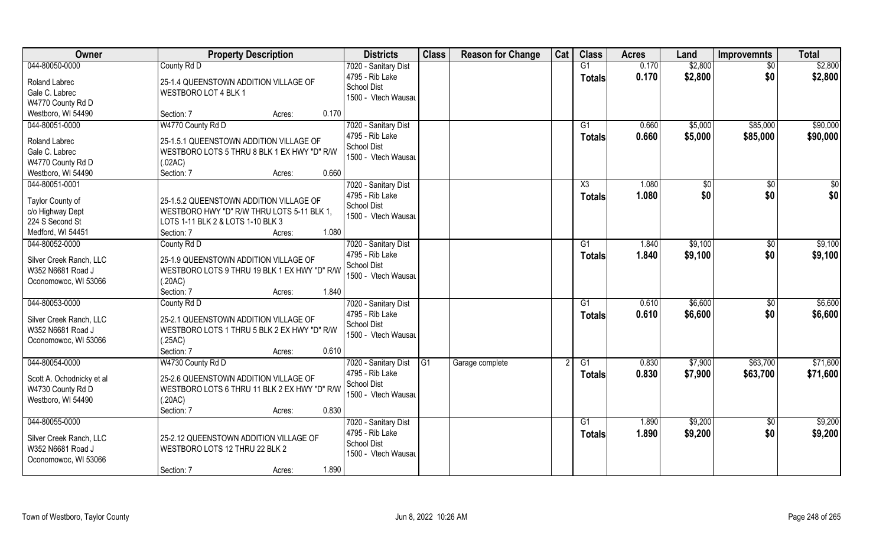| Owner | Property Description | Districts | Class | Reason for Change | Cat | Class | Acres | Land | Improvemnts | Total |
|---|---|---|---|---|---|---|---|---|---|---|
| 044-80050-0000<br>Roland Labrec<br>Gale C. Labrec<br>W4770 County Rd D<br>Westboro, WI 54490 | County Rd D<br>25-1.4 QUEENSTOWN ADDITION VILLAGE OF WESTBORO LOT 4 BLK 1<br>Section: 7 Acres: 0.170 | 7020 - Sanitary Dist<br>4795 - Rib Lake School Dist<br>1500 - Vtech Wausau | | | | G1<br>**Totals** | 0.170<br>**0.170** | \$2,800<br>**\$2,800** | \$0<br>**\$0** | \$2,800<br>**\$2,800** |
| 044-80051-0000<br>Roland Labrec<br>Gale C. Labrec<br>W4770 County Rd D<br>Westboro, WI 54490 | W4770 County Rd D<br>25-1.5.1 QUEENSTOWN ADDITION VILLAGE OF WESTBORO LOTS 5 THRU 8 BLK 1 EX HWY "D" R/W (.02AC)<br>Section: 7 Acres: 0.660 | 7020 - Sanitary Dist<br>4795 - Rib Lake School Dist<br>1500 - Vtech Wausau | | | | G1<br>**Totals** | 0.660<br>**0.660** | \$5,000<br>**\$5,000** | \$85,000<br>**\$85,000** | \$90,000<br>**\$90,000** |
| 044-80051-0001<br>Taylor County of<br>c/o Highway Dept<br>224 S Second St<br>Medford, WI 54451 | 25-1.5.2 QUEENSTOWN ADDITION VILLAGE OF WESTBORO HWY "D" R/W THRU LOTS 5-11 BLK 1, LOTS 1-11 BLK 2 & LOTS 1-10 BLK 3<br>Section: 7 Acres: 1.080 | 7020 - Sanitary Dist<br>4795 - Rib Lake School Dist<br>1500 - Vtech Wausau | | | | X3<br>**Totals** | 1.080<br>**1.080** | \$0<br>**\$0** | \$0<br>**\$0** | \$0<br>**\$0** |
| 044-80052-0000<br>Silver Creek Ranch, LLC<br>W352 N6681 Road J<br>Oconomowoc, WI 53066 | County Rd D<br>25-1.9 QUEENSTOWN ADDITION VILLAGE OF WESTBORO LOTS 9 THRU 19 BLK 1 EX HWY "D" R/W (.20AC)<br>Section: 7 Acres: 1.840 | 7020 - Sanitary Dist<br>4795 - Rib Lake School Dist<br>1500 - Vtech Wausau | | | | G1<br>**Totals** | 1.840<br>**1.840** | \$9,100<br>**\$9,100** | \$0<br>**\$0** | \$9,100<br>**\$9,100** |
| 044-80053-0000<br>Silver Creek Ranch, LLC<br>W352 N6681 Road J<br>Oconomowoc, WI 53066 | County Rd D<br>25-2.1 QUEENSTOWN ADDITION VILLAGE OF WESTBORO LOTS 1 THRU 5 BLK 2 EX HWY "D" R/W (.25AC)<br>Section: 7 Acres: 0.610 | 7020 - Sanitary Dist<br>4795 - Rib Lake School Dist<br>1500 - Vtech Wausau | | | | G1<br>**Totals** | 0.610<br>**0.610** | \$6,600<br>**\$6,600** | \$0<br>**\$0** | \$6,600<br>**\$6,600** |
| 044-80054-0000<br>Scott A. Ochodnicky et al<br>W4730 County Rd D<br>Westboro, WI 54490 | W4730 County Rd D<br>25-2.6 QUEENSTOWN ADDITION VILLAGE OF WESTBORO LOTS 6 THRU 11 BLK 2 EX HWY "D" R/W (.20AC)<br>Section: 7 Acres: 0.830 | 7020 - Sanitary Dist<br>4795 - Rib Lake School Dist<br>1500 - Vtech Wausau | G1 | Garage complete | 2 | G1<br>**Totals** | 0.830<br>**0.830** | \$7,900<br>**\$7,900** | \$63,700<br>**\$63,700** | \$71,600<br>**\$71,600** |
| 044-80055-0000<br>Silver Creek Ranch, LLC<br>W352 N6681 Road J<br>Oconomowoc, WI 53066 | 25-2.12 QUEENSTOWN ADDITION VILLAGE OF WESTBORO LOTS 12 THRU 22 BLK 2<br>Section: 7 Acres: 1.890 | 7020 - Sanitary Dist<br>4795 - Rib Lake School Dist<br>1500 - Vtech Wausau | | | | G1<br>**Totals** | 1.890<br>**1.890** | \$9,200<br>**\$9,200** | \$0<br>**\$0** | \$9,200<br>**\$9,200** |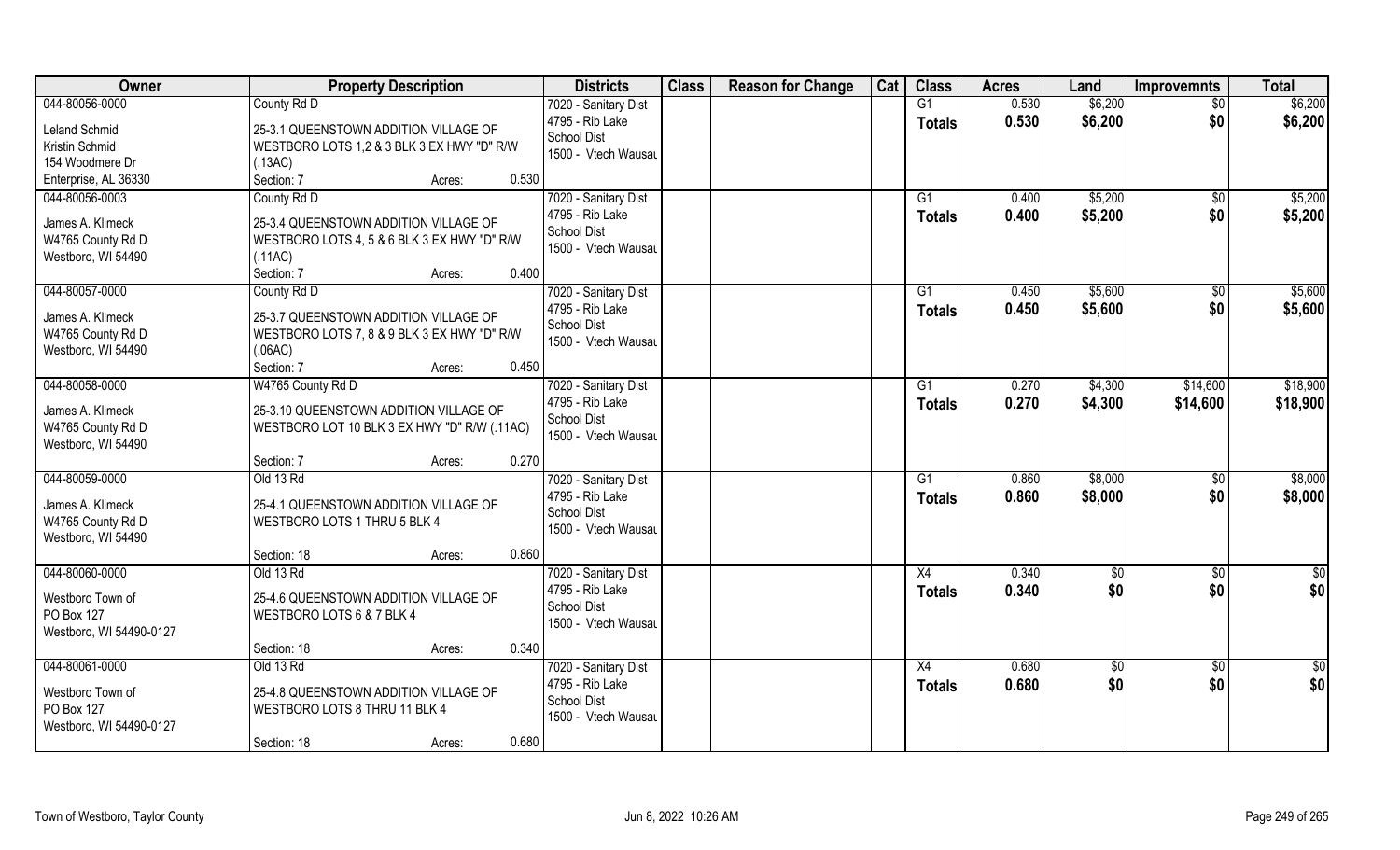| Owner | Property Description | Districts | Class | Reason for Change | Cat | Class | Acres | Land | Improvemnts | Total |
|---|---|---|---|---|---|---|---|---|---|---|
| 044-80056-0000<br>Leland Schmid<br>Kristin Schmid<br>154 Woodmere Dr<br>Enterprise, AL 36330 | County Rd D<br>25-3.1 QUEENSTOWN ADDITION VILLAGE OF WESTBORO LOTS 1,2 & 3 BLK 3 EX HWY "D" R/W (.13AC)<br>Section: 7 Acres: 0.530 | 7020 - Sanitary Dist<br>4795 - Rib Lake School Dist<br>1500 - Vtech Wausau | | | | G1<br>**Totals** | 0.530<br>**0.530** | $6,200<br>**$6,200** | $0<br>**$0** | $6,200<br>**$6,200** |
| 044-80056-0003<br>James A. Klimeck<br>W4765 County Rd D<br>Westboro, WI 54490 | County Rd D<br>25-3.4 QUEENSTOWN ADDITION VILLAGE OF WESTBORO LOTS 4, 5 & 6 BLK 3 EX HWY "D" R/W (.11AC)<br>Section: 7 Acres: 0.400 | 7020 - Sanitary Dist<br>4795 - Rib Lake School Dist<br>1500 - Vtech Wausau | | | | G1<br>**Totals** | 0.400<br>**0.400** | $5,200<br>**$5,200** | $0<br>**$0** | $5,200<br>**$5,200** |
| 044-80057-0000<br>James A. Klimeck<br>W4765 County Rd D<br>Westboro, WI 54490 | County Rd D<br>25-3.7 QUEENSTOWN ADDITION VILLAGE OF WESTBORO LOTS 7, 8 & 9 BLK 3 EX HWY "D" R/W (.06AC)<br>Section: 7 Acres: 0.450 | 7020 - Sanitary Dist<br>4795 - Rib Lake School Dist<br>1500 - Vtech Wausau | | | | G1<br>**Totals** | 0.450<br>**0.450** | $5,600<br>**$5,600** | $0<br>**$0** | $5,600<br>**$5,600** |
| 044-80058-0000<br>James A. Klimeck<br>W4765 County Rd D<br>Westboro, WI 54490 | W4765 County Rd D<br>25-3.10 QUEENSTOWN ADDITION VILLAGE OF WESTBORO LOT 10 BLK 3 EX HWY "D" R/W (.11AC)<br>Section: 7 Acres: 0.270 | 7020 - Sanitary Dist<br>4795 - Rib Lake School Dist<br>1500 - Vtech Wausau | | | | G1<br>**Totals** | 0.270<br>**0.270** | $4,300<br>**$4,300** | $14,600<br>**$14,600** | $18,900<br>**$18,900** |
| 044-80059-0000<br>James A. Klimeck<br>W4765 County Rd D<br>Westboro, WI 54490 | Old 13 Rd<br>25-4.1 QUEENSTOWN ADDITION VILLAGE OF WESTBORO LOTS 1 THRU 5 BLK 4<br>Section: 18 Acres: 0.860 | 7020 - Sanitary Dist<br>4795 - Rib Lake School Dist<br>1500 - Vtech Wausau | | | | G1<br>**Totals** | 0.860<br>**0.860** | $8,000<br>**$8,000** | $0<br>**$0** | $8,000<br>**$8,000** |
| 044-80060-0000<br>Westboro Town of<br>PO Box 127<br>Westboro, WI 54490-0127 | Old 13 Rd<br>25-4.6 QUEENSTOWN ADDITION VILLAGE OF WESTBORO LOTS 6 & 7 BLK 4<br>Section: 18 Acres: 0.340 | 7020 - Sanitary Dist<br>4795 - Rib Lake School Dist<br>1500 - Vtech Wausau | | | | X4<br>**Totals** | 0.340<br>**0.340** | $0<br>**$0** | $0<br>**$0** | $0<br>**$0** |
| 044-80061-0000<br>Westboro Town of<br>PO Box 127<br>Westboro, WI 54490-0127 | Old 13 Rd<br>25-4.8 QUEENSTOWN ADDITION VILLAGE OF WESTBORO LOTS 8 THRU 11 BLK 4<br>Section: 18 Acres: 0.680 | 7020 - Sanitary Dist<br>4795 - Rib Lake School Dist<br>1500 - Vtech Wausau | | | | X4<br>**Totals** | 0.680<br>**0.680** | $0<br>**$0** | $0<br>**$0** | $0<br>**$0** |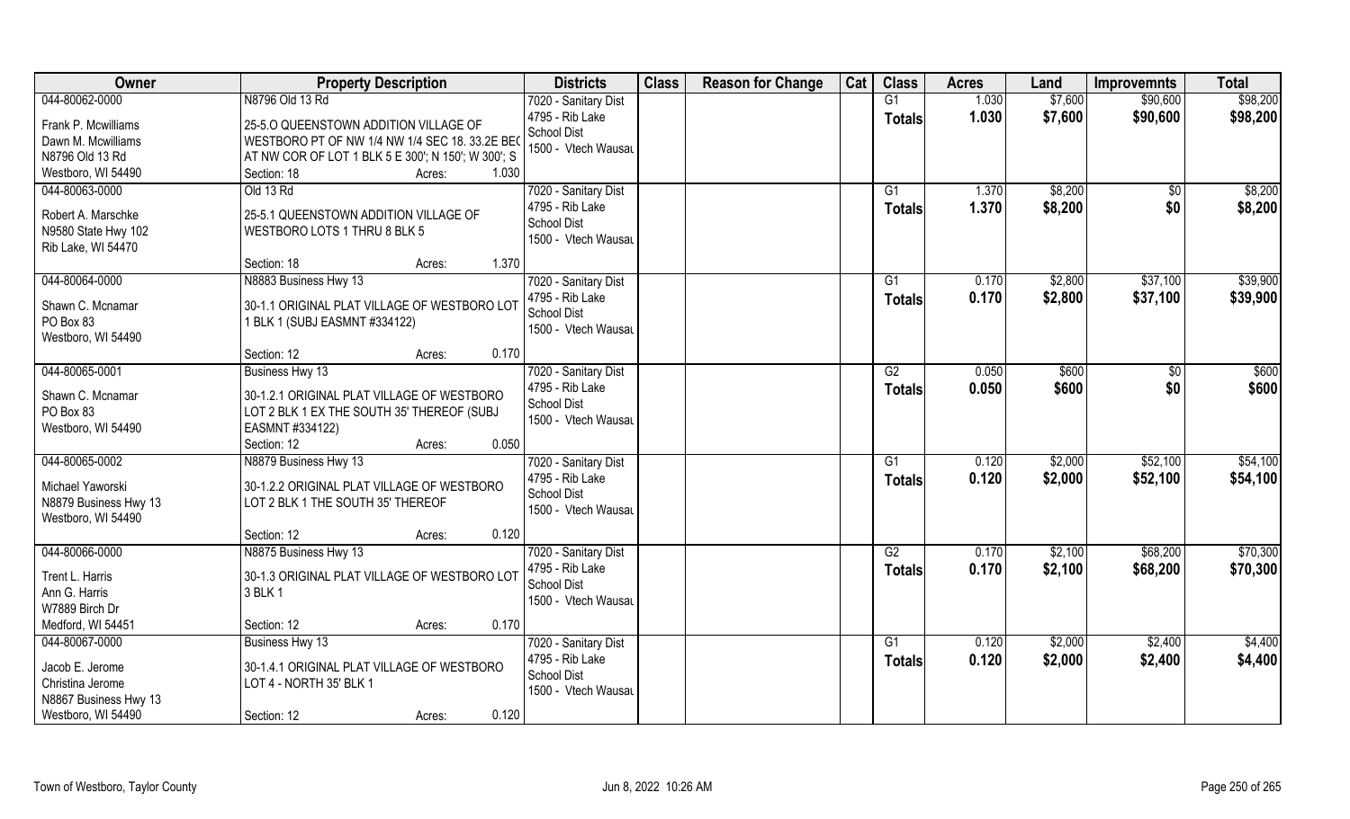| Owner | Property Description | Districts | Class | Reason for Change | Cat | Class | Acres | Land | Improvemnts | Total |
|---|---|---|---|---|---|---|---|---|---|---|
| 044-80062-0000<br>Frank P. Mcwilliams<br>Dawn M. Mcwilliams<br>N8796 Old 13 Rd<br>Westboro, WI 54490 | N8796 Old 13 Rd<br>25-5.O QUEENSTOWN ADDITION VILLAGE OF WESTBORO PT OF NW 1/4 NW 1/4 SEC 18. 33.2E BEG AT NW COR OF LOT 1 BLK 5 E 300'; N 150'; W 300'; S<br>Section: 18 Acres: 1.030 | 7020 - Sanitary Dist<br>4795 - Rib Lake School Dist<br>1500 - Vtech Wausau | | | | G1<br>**Totals** | 1.030<br>**1.030** | $7,600<br>**$7,600** | $90,600<br>**$90,600** | $98,200<br>**$98,200** |
| 044-80063-0000<br>Robert A. Marschke<br>N9580 State Hwy 102<br>Rib Lake, WI 54470 | Old 13 Rd<br>25-5.1 QUEENSTOWN ADDITION VILLAGE OF WESTBORO LOTS 1 THRU 8 BLK 5<br>Section: 18 Acres: 1.370 | 7020 - Sanitary Dist<br>4795 - Rib Lake School Dist<br>1500 - Vtech Wausau | | | | G1<br>**Totals** | 1.370<br>**1.370** | $8,200<br>**$8,200** | $0<br>**$0** | $8,200<br>**$8,200** |
| 044-80064-0000<br>Shawn C. Mcnamar<br>PO Box 83<br>Westboro, WI 54490 | N8883 Business Hwy 13<br>30-1.1 ORIGINAL PLAT VILLAGE OF WESTBORO LOT 1 BLK 1 (SUBJ EASMNT #334122)<br>Section: 12 Acres: 0.170 | 7020 - Sanitary Dist<br>4795 - Rib Lake School Dist<br>1500 - Vtech Wausau | | | | G1<br>**Totals** | 0.170<br>**0.170** | $2,800<br>**$2,800** | $37,100<br>**$37,100** | $39,900<br>**$39,900** |
| 044-80065-0001<br>Shawn C. Mcnamar<br>PO Box 83<br>Westboro, WI 54490 | Business Hwy 13<br>30-1.2.1 ORIGINAL PLAT VILLAGE OF WESTBORO LOT 2 BLK 1 EX THE SOUTH 35' THEREOF (SUBJ EASMNT #334122)<br>Section: 12 Acres: 0.050 | 7020 - Sanitary Dist<br>4795 - Rib Lake School Dist<br>1500 - Vtech Wausau | | | | G2<br>**Totals** | 0.050<br>**0.050** | $600<br>**$600** | $0<br>**$0** | $600<br>**$600** |
| 044-80065-0002<br>Michael Yaworski<br>N8879 Business Hwy 13<br>Westboro, WI 54490 | N8879 Business Hwy 13<br>30-1.2.2 ORIGINAL PLAT VILLAGE OF WESTBORO LOT 2 BLK 1 THE SOUTH 35' THEREOF<br>Section: 12 Acres: 0.120 | 7020 - Sanitary Dist<br>4795 - Rib Lake School Dist<br>1500 - Vtech Wausau | | | | G1<br>**Totals** | 0.120<br>**0.120** | $2,000<br>**$2,000** | $52,100<br>**$52,100** | $54,100<br>**$54,100** |
| 044-80066-0000<br>Trent L. Harris<br>Ann G. Harris<br>W7889 Birch Dr<br>Medford, WI 54451 | N8875 Business Hwy 13<br>30-1.3 ORIGINAL PLAT VILLAGE OF WESTBORO LOT 3 BLK 1<br>Section: 12 Acres: 0.170 | 7020 - Sanitary Dist<br>4795 - Rib Lake School Dist<br>1500 - Vtech Wausau | | | | G2<br>**Totals** | 0.170<br>**0.170** | $2,100<br>**$2,100** | $68,200<br>**$68,200** | $70,300<br>**$70,300** |
| 044-80067-0000<br>Jacob E. Jerome<br>Christina Jerome<br>N8867 Business Hwy 13<br>Westboro, WI 54490 | Business Hwy 13<br>30-1.4.1 ORIGINAL PLAT VILLAGE OF WESTBORO LOT 4 - NORTH 35' BLK 1<br>Section: 12 Acres: 0.120 | 7020 - Sanitary Dist<br>4795 - Rib Lake School Dist<br>1500 - Vtech Wausau | | | | G1<br>**Totals** | 0.120<br>**0.120** | $2,000<br>**$2,000** | $2,400<br>**$2,400** | $4,400<br>**$4,400** |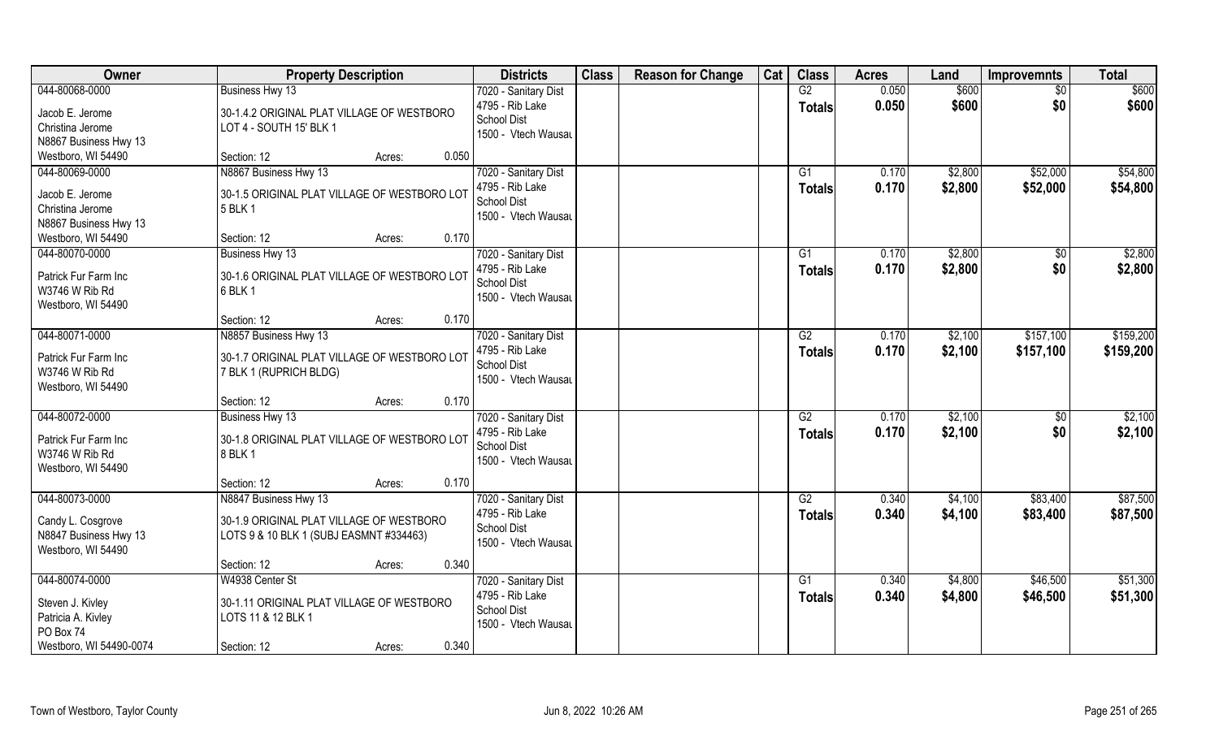| Owner | Property Description | | | Districts | Class | Reason for Change | Cat | Class | Acres | Land | Improvemnts | Total |
|---|---|---|---|---|---|---|---|---|---|---|---|---|
| 044-80068-0000<br>Jacob E. Jerome<br>Christina Jerome<br>N8867 Business Hwy 13<br>Westboro, WI 54490 | Business Hwy 13<br>30-1.4.2 ORIGINAL PLAT VILLAGE OF WESTBORO LOT 4 - SOUTH 15' BLK 1<br>Section: 12 | Acres: | 0.050 | 7020 - Sanitary Dist<br>4795 - Rib Lake School Dist<br>1500 - Vtech Wausau | | | | G2<br>Totals | 0.050<br>0.050 | $600<br>$600 | $0<br>$0 | $600<br>$600 |
| 044-80069-0000<br>Jacob E. Jerome<br>Christina Jerome<br>N8867 Business Hwy 13<br>Westboro, WI 54490 | N8867 Business Hwy 13<br>30-1.5 ORIGINAL PLAT VILLAGE OF WESTBORO LOT 5 BLK 1<br>Section: 12 | Acres: | 0.170 | 7020 - Sanitary Dist<br>4795 - Rib Lake School Dist<br>1500 - Vtech Wausau | | | | G1<br>Totals | 0.170<br>0.170 | $2,800<br>$2,800 | $52,000<br>$52,000 | $54,800<br>$54,800 |
| 044-80070-0000<br>Patrick Fur Farm Inc<br>W3746 W Rib Rd<br>Westboro, WI 54490 | Business Hwy 13<br>30-1.6 ORIGINAL PLAT VILLAGE OF WESTBORO LOT 6 BLK 1<br>Section: 12 | Acres: | 0.170 | 7020 - Sanitary Dist<br>4795 - Rib Lake School Dist<br>1500 - Vtech Wausau | | | | G1<br>Totals | 0.170<br>0.170 | $2,800<br>$2,800 | $0<br>$0 | $2,800<br>$2,800 |
| 044-80071-0000<br>Patrick Fur Farm Inc<br>W3746 W Rib Rd<br>Westboro, WI 54490 | N8857 Business Hwy 13<br>30-1.7 ORIGINAL PLAT VILLAGE OF WESTBORO LOT 7 BLK 1 (RUPRICH BLDG)<br>Section: 12 | Acres: | 0.170 | 7020 - Sanitary Dist<br>4795 - Rib Lake School Dist<br>1500 - Vtech Wausau | | | | G2<br>Totals | 0.170<br>0.170 | $2,100<br>$2,100 | $157,100<br>$157,100 | $159,200<br>$159,200 |
| 044-80072-0000<br>Patrick Fur Farm Inc<br>W3746 W Rib Rd<br>Westboro, WI 54490 | Business Hwy 13<br>30-1.8 ORIGINAL PLAT VILLAGE OF WESTBORO LOT 8 BLK 1<br>Section: 12 | Acres: | 0.170 | 7020 - Sanitary Dist<br>4795 - Rib Lake School Dist<br>1500 - Vtech Wausau | | | | G2<br>Totals | 0.170<br>0.170 | $2,100<br>$2,100 | $0<br>$0 | $2,100<br>$2,100 |
| 044-80073-0000<br>Candy L. Cosgrove<br>N8847 Business Hwy 13<br>Westboro, WI 54490 | N8847 Business Hwy 13<br>30-1.9 ORIGINAL PLAT VILLAGE OF WESTBORO LOTS 9 & 10 BLK 1 (SUBJ EASMNT #334463)<br>Section: 12 | Acres: | 0.340 | 7020 - Sanitary Dist<br>4795 - Rib Lake School Dist<br>1500 - Vtech Wausau | | | | G2<br>Totals | 0.340<br>0.340 | $4,100<br>$4,100 | $83,400<br>$83,400 | $87,500<br>$87,500 |
| 044-80074-0000<br>Steven J. Kivley<br>Patricia A. Kivley<br>PO Box 74<br>Westboro, WI 54490-0074 | W4938 Center St<br>30-1.11 ORIGINAL PLAT VILLAGE OF WESTBORO LOTS 11 & 12 BLK 1<br>Section: 12 | Acres: | 0.340 | 7020 - Sanitary Dist<br>4795 - Rib Lake School Dist<br>1500 - Vtech Wausau | | | | G1<br>Totals | 0.340<br>0.340 | $4,800<br>$4,800 | $46,500<br>$46,500 | $51,300<br>$51,300 |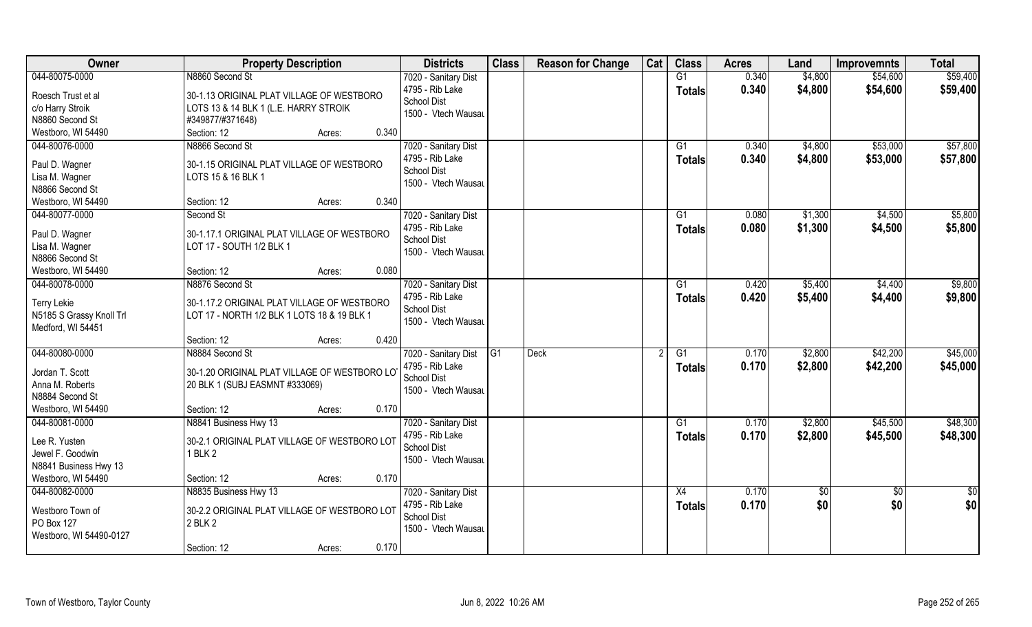| Owner | Property Description | Districts | Class | Reason for Change | Cat | Class | Acres | Land | Improvemnts | Total |
|---|---|---|---|---|---|---|---|---|---|---|
| 044-80075-0000 | N8860 Second St | 7020 - Sanitary Dist | | | | G1 | 0.340 | $4,800 | $54,600 | $59,400 |
| Roesch Trust et al | 30-1.13 ORIGINAL PLAT VILLAGE OF WESTBORO | 4795 - Rib Lake | | | | Totals | 0.340 | $4,800 | $54,600 | $59,400 |
| c/o Harry Stroik | LOTS 13 & 14 BLK 1 (L.E. HARRY STROIK | School Dist | | | | | | | | |
| N8860 Second St | #349877/#371648) | 1500 - Vtech Wausau | | | | | | | | |
| Westboro, WI 54490 | Section: 12 Acres: 0.340 | | | | | | | | | |
| 044-80076-0000 | N8866 Second St | 7020 - Sanitary Dist | | | | G1 | 0.340 | $4,800 | $53,000 | $57,800 |
| Paul D. Wagner | 30-1.15 ORIGINAL PLAT VILLAGE OF WESTBORO | 4795 - Rib Lake | | | | Totals | 0.340 | $4,800 | $53,000 | $57,800 |
| Lisa M. Wagner | LOTS 15 & 16 BLK 1 | School Dist | | | | | | | | |
| N8866 Second St | | 1500 - Vtech Wausau | | | | | | | | |
| Westboro, WI 54490 | Section: 12 Acres: 0.340 | | | | | | | | | |
| 044-80077-0000 | Second St | 7020 - Sanitary Dist | | | | G1 | 0.080 | $1,300 | $4,500 | $5,800 |
| Paul D. Wagner | 30-1.17.1 ORIGINAL PLAT VILLAGE OF WESTBORO | 4795 - Rib Lake | | | | Totals | 0.080 | $1,300 | $4,500 | $5,800 |
| Lisa M. Wagner | LOT 17 - SOUTH 1/2 BLK 1 | School Dist | | | | | | | | |
| N8866 Second St | | 1500 - Vtech Wausau | | | | | | | | |
| Westboro, WI 54490 | Section: 12 Acres: 0.080 | | | | | | | | | |
| 044-80078-0000 | N8876 Second St | 7020 - Sanitary Dist | | | | G1 | 0.420 | $5,400 | $4,400 | $9,800 |
| Terry Lekie | 30-1.17.2 ORIGINAL PLAT VILLAGE OF WESTBORO | 4795 - Rib Lake | | | | Totals | 0.420 | $5,400 | $4,400 | $9,800 |
| N5185 S Grassy Knoll Trl | LOT 17 - NORTH 1/2 BLK 1 LOTS 18 & 19 BLK 1 | School Dist | | | | | | | | |
| Medford, WI 54451 | | 1500 - Vtech Wausau | | | | | | | | |
| | Section: 12 Acres: 0.420 | | | | | | | | | |
| 044-80080-0000 | N8884 Second St | 7020 - Sanitary Dist | G1 | Deck | 2 | G1 | 0.170 | $2,800 | $42,200 | $45,000 |
| Jordan T. Scott | 30-1.20 ORIGINAL PLAT VILLAGE OF WESTBORO LOT | 4795 - Rib Lake | | | | Totals | 0.170 | $2,800 | $42,200 | $45,000 |
| Anna M. Roberts | 20 BLK 1 (SUBJ EASMNT #333069) | School Dist | | | | | | | | |
| N8884 Second St | | 1500 - Vtech Wausau | | | | | | | | |
| Westboro, WI 54490 | Section: 12 Acres: 0.170 | | | | | | | | | |
| 044-80081-0000 | N8841 Business Hwy 13 | 7020 - Sanitary Dist | | | | G1 | 0.170 | $2,800 | $45,500 | $48,300 |
| Lee R. Yusten | 30-2.1 ORIGINAL PLAT VILLAGE OF WESTBORO LOT | 4795 - Rib Lake | | | | Totals | 0.170 | $2,800 | $45,500 | $48,300 |
| Jewel F. Goodwin | 1 BLK 2 | School Dist | | | | | | | | |
| N8841 Business Hwy 13 | | 1500 - Vtech Wausau | | | | | | | | |
| Westboro, WI 54490 | Section: 12 Acres: 0.170 | | | | | | | | | |
| 044-80082-0000 | N8835 Business Hwy 13 | 7020 - Sanitary Dist | | | | X4 | 0.170 | $0 | $0 | $0 |
| Westboro Town of | 30-2.2 ORIGINAL PLAT VILLAGE OF WESTBORO LOT | 4795 - Rib Lake | | | | Totals | 0.170 | $0 | $0 | $0 |
| PO Box 127 | 2 BLK 2 | School Dist | | | | | | | | |
| Westboro, WI 54490-0127 | | 1500 - Vtech Wausau | | | | | | | | |
| | Section: 12 Acres: 0.170 | | | | | | | | | |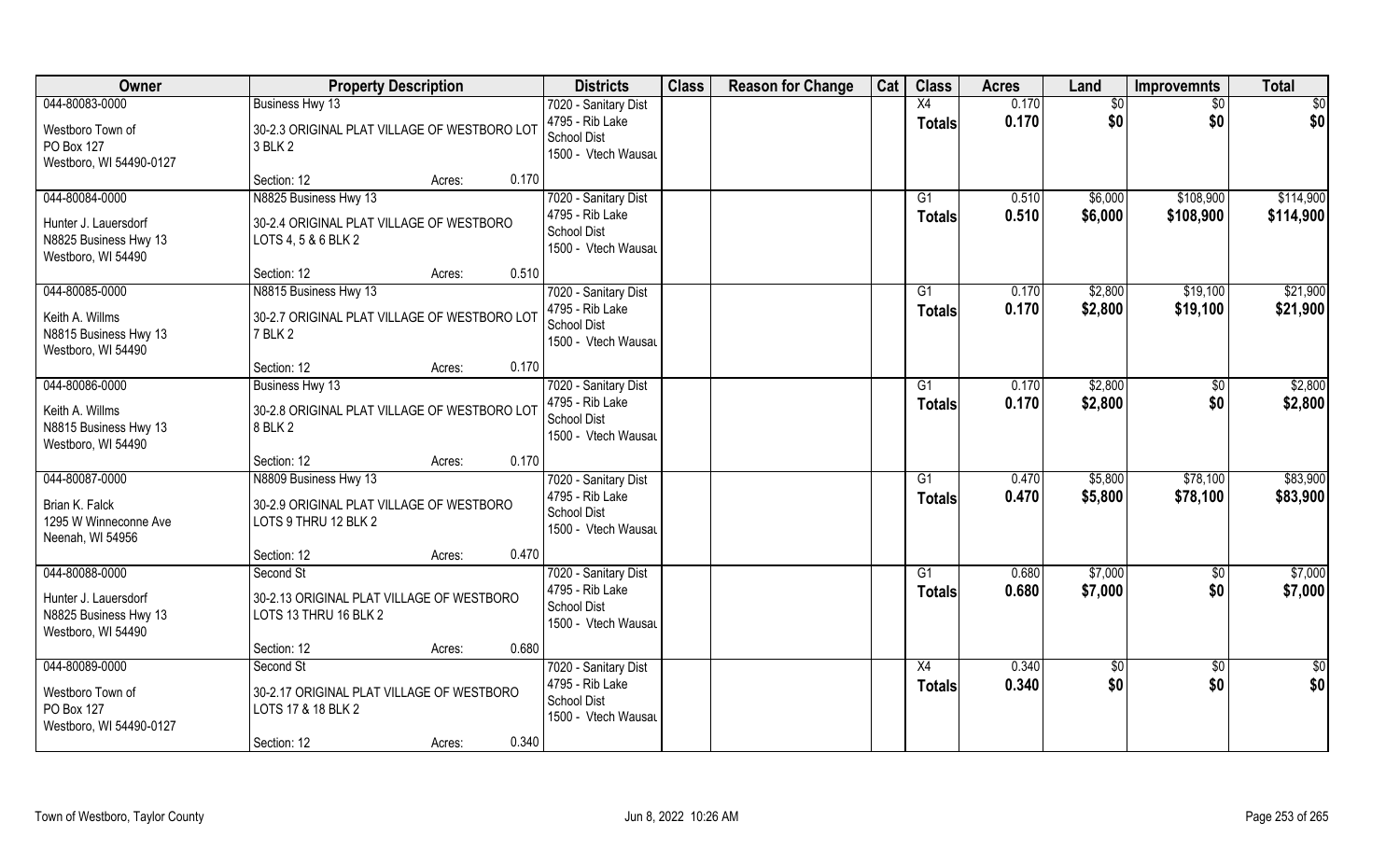| Owner | Property Description | Districts | Class | Reason for Change | Cat | Class | Acres | Land | Improvemnts | Total |
|---|---|---|---|---|---|---|---|---|---|---|
| 044-80083-0000<br>Westboro Town of<br>PO Box 127<br>Westboro, WI 54490-0127 | Business Hwy 13<br>30-2.3 ORIGINAL PLAT VILLAGE OF WESTBORO LOT 3 BLK 2<br>Section: 12 Acres: 0.170 | 7020 - Sanitary Dist<br>4795 - Rib Lake School Dist<br>1500 - Vtech Wausau | | | | X4<br>**Totals** | 0.170<br>**0.170** | $0<br>**$0** | $0<br>**$0** | $0<br>**$0** |
| 044-80084-0000<br>Hunter J. Lauersdorf<br>N8825 Business Hwy 13<br>Westboro, WI 54490 | N8825 Business Hwy 13<br>30-2.4 ORIGINAL PLAT VILLAGE OF WESTBORO LOTS 4, 5 & 6 BLK 2<br>Section: 12 Acres: 0.510 | 7020 - Sanitary Dist<br>4795 - Rib Lake School Dist<br>1500 - Vtech Wausau | | | | G1<br>**Totals** | 0.510<br>**0.510** | $6,000<br>**$6,000** | $108,900<br>**$108,900** | $114,900<br>**$114,900** |
| 044-80085-0000<br>Keith A. Willms<br>N8815 Business Hwy 13<br>Westboro, WI 54490 | N8815 Business Hwy 13<br>30-2.7 ORIGINAL PLAT VILLAGE OF WESTBORO LOT 7 BLK 2<br>Section: 12 Acres: 0.170 | 7020 - Sanitary Dist<br>4795 - Rib Lake School Dist<br>1500 - Vtech Wausau | | | | G1<br>**Totals** | 0.170<br>**0.170** | $2,800<br>**$2,800** | $19,100<br>**$19,100** | $21,900<br>**$21,900** |
| 044-80086-0000<br>Keith A. Willms<br>N8815 Business Hwy 13<br>Westboro, WI 54490 | Business Hwy 13<br>30-2.8 ORIGINAL PLAT VILLAGE OF WESTBORO LOT 8 BLK 2<br>Section: 12 Acres: 0.170 | 7020 - Sanitary Dist<br>4795 - Rib Lake School Dist<br>1500 - Vtech Wausau | | | | G1<br>**Totals** | 0.170<br>**0.170** | $2,800<br>**$2,800** | $0<br>**$0** | $2,800<br>**$2,800** |
| 044-80087-0000<br>Brian K. Falck<br>1295 W Winneconne Ave<br>Neenah, WI 54956 | N8809 Business Hwy 13<br>30-2.9 ORIGINAL PLAT VILLAGE OF WESTBORO LOTS 9 THRU 12 BLK 2<br>Section: 12 Acres: 0.470 | 7020 - Sanitary Dist<br>4795 - Rib Lake School Dist<br>1500 - Vtech Wausau | | | | G1<br>**Totals** | 0.470<br>**0.470** | $5,800<br>**$5,800** | $78,100<br>**$78,100** | $83,900<br>**$83,900** |
| 044-80088-0000<br>Hunter J. Lauersdorf<br>N8825 Business Hwy 13<br>Westboro, WI 54490 | Second St<br>30-2.13 ORIGINAL PLAT VILLAGE OF WESTBORO LOTS 13 THRU 16 BLK 2<br>Section: 12 Acres: 0.680 | 7020 - Sanitary Dist<br>4795 - Rib Lake School Dist<br>1500 - Vtech Wausau | | | | G1<br>**Totals** | 0.680<br>**0.680** | $7,000<br>**$7,000** | $0<br>**$0** | $7,000<br>**$7,000** |
| 044-80089-0000<br>Westboro Town of<br>PO Box 127<br>Westboro, WI 54490-0127 | Second St<br>30-2.17 ORIGINAL PLAT VILLAGE OF WESTBORO LOTS 17 & 18 BLK 2<br>Section: 12 Acres: 0.340 | 7020 - Sanitary Dist<br>4795 - Rib Lake School Dist<br>1500 - Vtech Wausau | | | | X4<br>**Totals** | 0.340<br>**0.340** | $0<br>**$0** | $0<br>**$0** | $0<br>**$0** |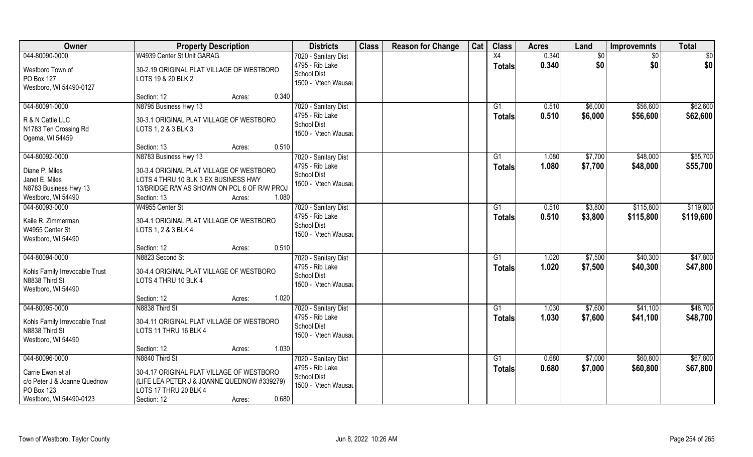| Owner | Property Description | | | Districts | Class | Reason for Change | Cat | Class | Acres | Land | Improvemnts | Total |
|---|---|---|---|---|---|---|---|---|---|---|---|---|
| 044-80090-0000 | W4939 Center St Unit GARAG | | | 7020 - Sanitary Dist | | | | X4 | 0.340 | $0 | $0 | $0 |
| Westboro Town of<br>PO Box 127<br>Westboro, WI 54490-0127 | 30-2.19 ORIGINAL PLAT VILLAGE OF WESTBORO LOTS 19 & 20 BLK 2 | | | 4795 - Rib Lake School Dist<br>1500 - Vtech Wausau | | | | Totals | 0.340 | $0 | $0 | $0 |
| | Section: 12 | Acres: | 0.340 | | | | | | | | | |
| 044-80091-0000 | N8795 Business Hwy 13 | | | 7020 - Sanitary Dist | | | | G1 | 0.510 | $6,000 | $56,600 | $62,600 |
| R & N Cattle LLC<br>N1783 Ten Crossing Rd<br>Ogema, WI 54459 | 30-3.1 ORIGINAL PLAT VILLAGE OF WESTBORO LOTS 1, 2 & 3 BLK 3 | | | 4795 - Rib Lake School Dist<br>1500 - Vtech Wausau | | | | Totals | 0.510 | $6,000 | $56,600 | $62,600 |
| | Section: 13 | Acres: | 0.510 | | | | | | | | | |
| 044-80092-0000 | N8783 Business Hwy 13 | | | 7020 - Sanitary Dist | | | | G1 | 1.080 | $7,700 | $48,000 | $55,700 |
| Diane P. Miles<br>Janet E. Miles<br>N8783 Business Hwy 13<br>Westboro, WI 54490 | 30-3.4 ORIGINAL PLAT VILLAGE OF WESTBORO LOTS 4 THRU 10 BLK 3 EX BUSINESS HWY 13/BRIDGE R/W AS SHOWN ON PCL 6 OF R/W PROJ | | | 4795 - Rib Lake School Dist<br>1500 - Vtech Wausau | | | | Totals | 1.080 | $7,700 | $48,000 | $55,700 |
| | Section: 13 | Acres: | 1.080 | | | | | | | | | |
| 044-80093-0000 | W4955 Center St | | | 7020 - Sanitary Dist | | | | G1 | 0.510 | $3,800 | $115,800 | $119,600 |
| Kaile R. Zimmerman<br>W4955 Center St<br>Westboro, WI 54490 | 30-4.1 ORIGINAL PLAT VILLAGE OF WESTBORO LOTS 1, 2 & 3 BLK 4 | | | 4795 - Rib Lake School Dist<br>1500 - Vtech Wausau | | | | Totals | 0.510 | $3,800 | $115,800 | $119,600 |
| | Section: 12 | Acres: | 0.510 | | | | | | | | | |
| 044-80094-0000 | N8823 Second St | | | 7020 - Sanitary Dist | | | | G1 | 1.020 | $7,500 | $40,300 | $47,800 |
| Kohls Family Irrevocable Trust<br>N8838 Third St<br>Westboro, WI 54490 | 30-4.4 ORIGINAL PLAT VILLAGE OF WESTBORO LOTS 4 THRU 10 BLK 4 | | | 4795 - Rib Lake School Dist<br>1500 - Vtech Wausau | | | | Totals | 1.020 | $7,500 | $40,300 | $47,800 |
| | Section: 12 | Acres: | 1.020 | | | | | | | | | |
| 044-80095-0000 | N8838 Third St | | | 7020 - Sanitary Dist | | | | G1 | 1.030 | $7,600 | $41,100 | $48,700 |
| Kohls Family Irrevocable Trust<br>N8838 Third St<br>Westboro, WI 54490 | 30-4.11 ORIGINAL PLAT VILLAGE OF WESTBORO LOTS 11 THRU 16 BLK 4 | | | 4795 - Rib Lake School Dist<br>1500 - Vtech Wausau | | | | Totals | 1.030 | $7,600 | $41,100 | $48,700 |
| | Section: 12 | Acres: | 1.030 | | | | | | | | | |
| 044-80096-0000 | N8840 Third St | | | 7020 - Sanitary Dist | | | | G1 | 0.680 | $7,000 | $60,800 | $67,800 |
| Carrie Ewan et al<br>c/o Peter J & Joanne Quednow<br>PO Box 123<br>Westboro, WI 54490-0123 | 30-4.17 ORIGINAL PLAT VILLAGE OF WESTBORO (LIFE LEA PETER J & JOANNE QUEDNOW #339279) LOTS 17 THRU 20 BLK 4 | | | 4795 - Rib Lake School Dist<br>1500 - Vtech Wausau | | | | Totals | 0.680 | $7,000 | $60,800 | $67,800 |
| | Section: 12 | Acres: | 0.680 | | | | | | | | | |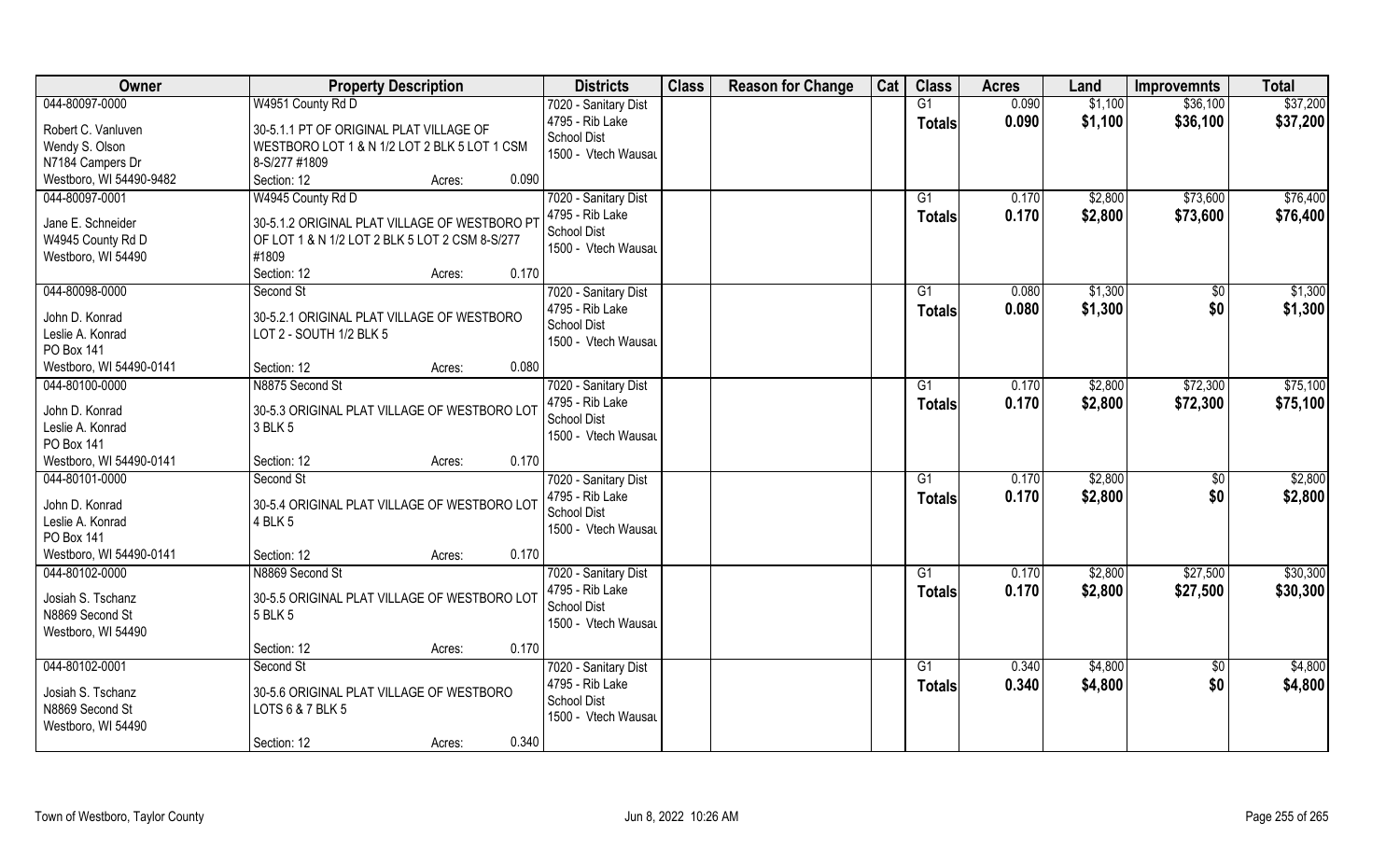| Owner | Property Description | Districts | Class | Reason for Change | Cat | Class | Acres | Land | Improvemnts | Total |
|---|---|---|---|---|---|---|---|---|---|---|
| 044-80097-0000<br>Robert C. Vanluven<br>Wendy S. Olson<br>N7184 Campers Dr<br>Westboro, WI 54490-9482 | W4951 County Rd D<br>30-5.1.1 PT OF ORIGINAL PLAT VILLAGE OF WESTBORO LOT 1 & N 1/2 LOT 2 BLK 5 LOT 1 CSM 8-S/277 #1809<br>Section: 12 Acres: 0.090 | 7020 - Sanitary Dist<br>4795 - Rib Lake School Dist<br>1500 - Vtech Wausau | | | | G1<br>**Totals** | 0.090<br>**0.090** | $1,100<br>**$1,100** | $36,100<br>**$36,100** | $37,200<br>**$37,200** |
| 044-80097-0001<br>Jane E. Schneider<br>W4945 County Rd D<br>Westboro, WI 54490 | W4945 County Rd D<br>30-5.1.2 ORIGINAL PLAT VILLAGE OF WESTBORO PT OF LOT 1 & N 1/2 LOT 2 BLK 5 LOT 2 CSM 8-S/277 #1809<br>Section: 12 Acres: 0.170 | 7020 - Sanitary Dist<br>4795 - Rib Lake School Dist<br>1500 - Vtech Wausau | | | | G1<br>**Totals** | 0.170<br>**0.170** | $2,800<br>**$2,800** | $73,600<br>**$73,600** | $76,400<br>**$76,400** |
| 044-80098-0000<br>John D. Konrad<br>Leslie A. Konrad<br>PO Box 141<br>Westboro, WI 54490-0141 | Second St<br>30-5.2.1 ORIGINAL PLAT VILLAGE OF WESTBORO LOT 2 - SOUTH 1/2 BLK 5<br>Section: 12 Acres: 0.080 | 7020 - Sanitary Dist<br>4795 - Rib Lake School Dist<br>1500 - Vtech Wausau | | | | G1<br>**Totals** | 0.080<br>**0.080** | $1,300<br>**$1,300** | $0<br>**$0** | $1,300<br>**$1,300** |
| 044-80100-0000<br>John D. Konrad<br>Leslie A. Konrad<br>PO Box 141<br>Westboro, WI 54490-0141 | N8875 Second St<br>30-5.3 ORIGINAL PLAT VILLAGE OF WESTBORO LOT 3 BLK 5<br>Section: 12 Acres: 0.170 | 7020 - Sanitary Dist<br>4795 - Rib Lake School Dist<br>1500 - Vtech Wausau | | | | G1<br>**Totals** | 0.170<br>**0.170** | $2,800<br>**$2,800** | $72,300<br>**$72,300** | $75,100<br>**$75,100** |
| 044-80101-0000<br>John D. Konrad<br>Leslie A. Konrad<br>PO Box 141<br>Westboro, WI 54490-0141 | Second St<br>30-5.4 ORIGINAL PLAT VILLAGE OF WESTBORO LOT 4 BLK 5<br>Section: 12 Acres: 0.170 | 7020 - Sanitary Dist<br>4795 - Rib Lake School Dist<br>1500 - Vtech Wausau | | | | G1<br>**Totals** | 0.170<br>**0.170** | $2,800<br>**$2,800** | $0<br>**$0** | $2,800<br>**$2,800** |
| 044-80102-0000<br>Josiah S. Tschanz<br>N8869 Second St<br>Westboro, WI 54490 | N8869 Second St<br>30-5.5 ORIGINAL PLAT VILLAGE OF WESTBORO LOT 5 BLK 5<br>Section: 12 Acres: 0.170 | 7020 - Sanitary Dist<br>4795 - Rib Lake School Dist<br>1500 - Vtech Wausau | | | | G1<br>**Totals** | 0.170<br>**0.170** | $2,800<br>**$2,800** | $27,500<br>**$27,500** | $30,300<br>**$30,300** |
| 044-80102-0001<br>Josiah S. Tschanz<br>N8869 Second St<br>Westboro, WI 54490 | Second St<br>30-5.6 ORIGINAL PLAT VILLAGE OF WESTBORO LOTS 6 & 7 BLK 5<br>Section: 12 Acres: 0.340 | 7020 - Sanitary Dist<br>4795 - Rib Lake School Dist<br>1500 - Vtech Wausau | | | | G1<br>**Totals** | 0.340<br>**0.340** | $4,800<br>**$4,800** | $0<br>**$0** | $4,800<br>**$4,800** |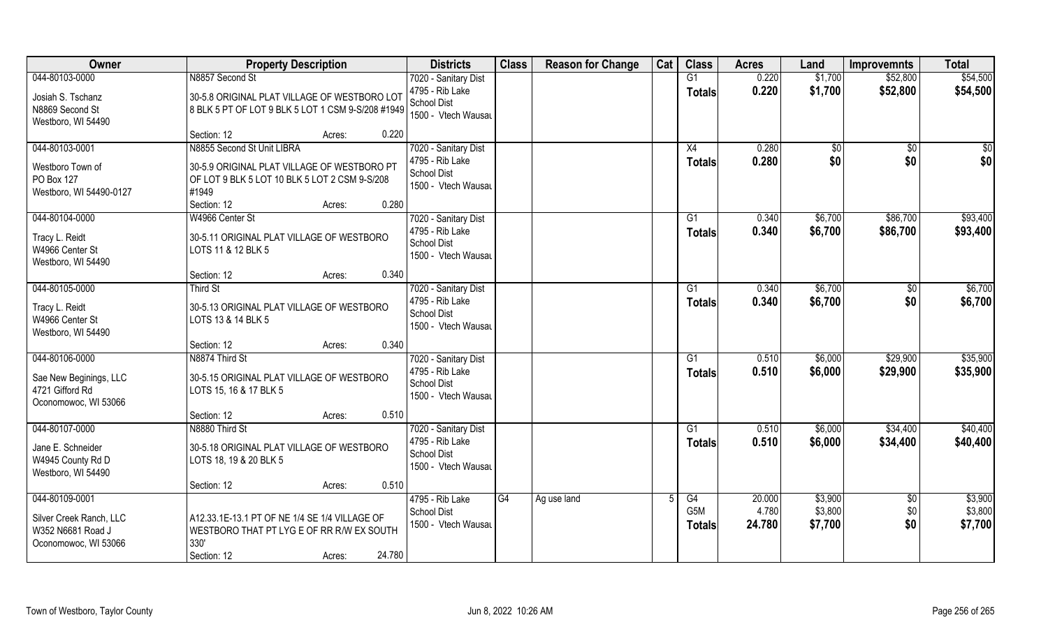| Owner | Property Description | | Districts | Class | Reason for Change | Cat | Class | Acres | Land | Improvemnts | Total |
|---|---|---|---|---|---|---|---|---|---|---|---|
| 044-80103-0000<br>Josiah S. Tschanz<br>N8869 Second St<br>Westboro, WI 54490 | N8857 Second St<br>30-5.8 ORIGINAL PLAT VILLAGE OF WESTBORO LOT 8 BLK 5 PT OF LOT 9 BLK 5 LOT 1 CSM 9-S/208 #1949<br>Section: 12 | Acres: 0.220 | 7020 - Sanitary Dist<br>4795 - Rib Lake School Dist<br>1500 - Vtech Wausau | | | | G1<br>**Totals** | 0.220<br>**0.220** | $1,700<br>**$1,700** | $52,800<br>**$52,800** | $54,500<br>**$54,500** |
| 044-80103-0001<br>Westboro Town of<br>PO Box 127<br>Westboro, WI 54490-0127 | N8855 Second St Unit LIBRA<br>30-5.9 ORIGINAL PLAT VILLAGE OF WESTBORO PT OF LOT 9 BLK 5 LOT 10 BLK 5 LOT 2 CSM 9-S/208 #1949<br>Section: 12 | Acres: 0.280 | 7020 - Sanitary Dist<br>4795 - Rib Lake School Dist<br>1500 - Vtech Wausau | | | | X4<br>**Totals** | 0.280<br>**0.280** | $0<br>**$0** | $0<br>**$0** | $0<br>**$0** |
| 044-80104-0000<br>Tracy L. Reidt<br>W4966 Center St<br>Westboro, WI 54490 | W4966 Center St<br>30-5.11 ORIGINAL PLAT VILLAGE OF WESTBORO LOTS 11 & 12 BLK 5<br>Section: 12 | Acres: 0.340 | 7020 - Sanitary Dist<br>4795 - Rib Lake School Dist<br>1500 - Vtech Wausau | | | | G1<br>**Totals** | 0.340<br>**0.340** | $6,700<br>**$6,700** | $86,700<br>**$86,700** | $93,400<br>**$93,400** |
| 044-80105-0000<br>Tracy L. Reidt<br>W4966 Center St<br>Westboro, WI 54490 | Third St<br>30-5.13 ORIGINAL PLAT VILLAGE OF WESTBORO LOTS 13 & 14 BLK 5<br>Section: 12 | Acres: 0.340 | 7020 - Sanitary Dist<br>4795 - Rib Lake School Dist<br>1500 - Vtech Wausau | | | | G1<br>**Totals** | 0.340<br>**0.340** | $6,700<br>**$6,700** | $0<br>**$0** | $6,700<br>**$6,700** |
| 044-80106-0000<br>Sae New Beginings, LLC<br>4721 Gifford Rd<br>Oconomowoc, WI 53066 | N8874 Third St<br>30-5.15 ORIGINAL PLAT VILLAGE OF WESTBORO LOTS 15, 16 & 17 BLK 5<br>Section: 12 | Acres: 0.510 | 7020 - Sanitary Dist<br>4795 - Rib Lake School Dist<br>1500 - Vtech Wausau | | | | G1<br>**Totals** | 0.510<br>**0.510** | $6,000<br>**$6,000** | $29,900<br>**$29,900** | $35,900<br>**$35,900** |
| 044-80107-0000<br>Jane E. Schneider<br>W4945 County Rd D<br>Westboro, WI 54490 | N8880 Third St<br>30-5.18 ORIGINAL PLAT VILLAGE OF WESTBORO LOTS 18, 19 & 20 BLK 5<br>Section: 12 | Acres: 0.510 | 7020 - Sanitary Dist<br>4795 - Rib Lake School Dist<br>1500 - Vtech Wausau | | | | G1<br>**Totals** | 0.510<br>**0.510** | $6,000<br>**$6,000** | $34,400<br>**$34,400** | $40,400<br>**$40,400** |
| 044-80109-0001<br>Silver Creek Ranch, LLC<br>W352 N6681 Road J<br>Oconomowoc, WI 53066 | A12.33.1E-13.1 PT OF NE 1/4 SE 1/4 VILLAGE OF WESTBORO THAT PT LYG E OF RR R/W EX SOUTH 330'<br>Section: 12 | Acres: 24.780 | 4795 - Rib Lake School Dist<br>1500 - Vtech Wausau | G4 | Ag use land | 5 | G4<br>G5M<br>**Totals** | 20.000<br>4.780<br>**24.780** | $3,900<br>$3,800<br>**$7,700** | $0<br>$0<br>**$0** | $3,900<br>$3,800<br>**$7,700** |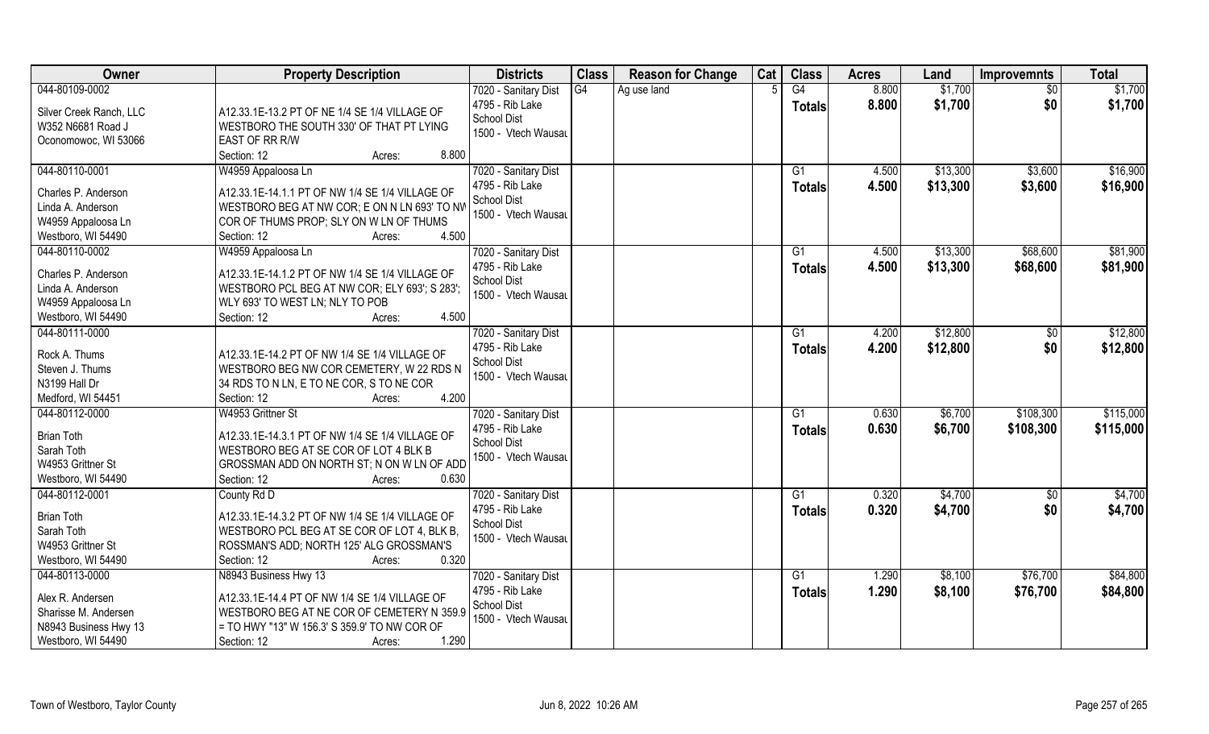| Owner | Property Description | Districts | Class | Reason for Change | Cat | Class | Acres | Land | Improvemnts | Total |
|---|---|---|---|---|---|---|---|---|---|---|
| 044-80109-0002<br><br>Silver Creek Ranch, LLC<br>W352 N6681 Road J<br>Oconomowoc, WI 53066 | A12.33.1E-13.2 PT OF NE 1/4 SE 1/4 VILLAGE OF WESTBORO THE SOUTH 330' OF THAT PT LYING EAST OF RR R/W<br>Section: 12 Acres: 8.800 | 7020 - Sanitary Dist<br>4795 - Rib Lake School Dist<br>1500 - Vtech Wausau | G4 | Ag use land | 5 | G4<br>**Totals** | 8.800<br>**8.800** | $1,700<br>**$1,700** | $0<br>**$0** | $1,700<br>**$1,700** |
| 044-80110-0001<br><br>Charles P. Anderson<br>Linda A. Anderson<br>W4959 Appaloosa Ln<br>Westboro, WI 54490 | W4959 Appaloosa Ln<br>A12.33.1E-14.1.1 PT OF NW 1/4 SE 1/4 VILLAGE OF WESTBORO BEG AT NW COR; E ON N LN 693' TO NW COR OF THUMS PROP; SLY ON W LN OF THUMS<br>Section: 12 Acres: 4.500 | 7020 - Sanitary Dist<br>4795 - Rib Lake School Dist<br>1500 - Vtech Wausau | | | | G1<br>**Totals** | 4.500<br>**4.500** | $13,300<br>**$13,300** | $3,600<br>**$3,600** | $16,900<br>**$16,900** |
| 044-80110-0002<br><br>Charles P. Anderson<br>Linda A. Anderson<br>W4959 Appaloosa Ln<br>Westboro, WI 54490 | W4959 Appaloosa Ln<br>A12.33.1E-14.1.2 PT OF NW 1/4 SE 1/4 VILLAGE OF WESTBORO PCL BEG AT NW COR; ELY 693'; S 283'; WLY 693' TO WEST LN; NLY TO POB<br>Section: 12 Acres: 4.500 | 7020 - Sanitary Dist<br>4795 - Rib Lake School Dist<br>1500 - Vtech Wausau | | | | G1<br>**Totals** | 4.500<br>**4.500** | $13,300<br>**$13,300** | $68,600<br>**$68,600** | $81,900<br>**$81,900** |
| 044-80111-0000<br><br>Rock A. Thums<br>Steven J. Thums<br>N3199 Hall Dr<br>Medford, WI 54451 | A12.33.1E-14.2 PT OF NW 1/4 SE 1/4 VILLAGE OF WESTBORO BEG NW COR CEMETERY, W 22 RDS N 34 RDS TO N LN, E TO NE COR, S TO NE COR<br>Section: 12 Acres: 4.200 | 7020 - Sanitary Dist<br>4795 - Rib Lake School Dist<br>1500 - Vtech Wausau | | | | G1<br>**Totals** | 4.200<br>**4.200** | $12,800<br>**$12,800** | $0<br>**$0** | $12,800<br>**$12,800** |
| 044-80112-0000<br><br>Brian Toth<br>Sarah Toth<br>W4953 Grittner St<br>Westboro, WI 54490 | W4953 Grittner St<br>A12.33.1E-14.3.1 PT OF NW 1/4 SE 1/4 VILLAGE OF WESTBORO BEG AT SE COR OF LOT 4 BLK B GROSSMAN ADD ON NORTH ST; N ON W LN OF ADD<br>Section: 12 Acres: 0.630 | 7020 - Sanitary Dist<br>4795 - Rib Lake School Dist<br>1500 - Vtech Wausau | | | | G1<br>**Totals** | 0.630<br>**0.630** | $6,700<br>**$6,700** | $108,300<br>**$108,300** | $115,000<br>**$115,000** |
| 044-80112-0001<br><br>Brian Toth<br>Sarah Toth<br>W4953 Grittner St<br>Westboro, WI 54490 | County Rd D<br>A12.33.1E-14.3.2 PT OF NW 1/4 SE 1/4 VILLAGE OF WESTBORO PCL BEG AT SE COR OF LOT 4, BLK B, ROSSMAN'S ADD; NORTH 125' ALG GROSSMAN'S<br>Section: 12 Acres: 0.320 | 7020 - Sanitary Dist<br>4795 - Rib Lake School Dist<br>1500 - Vtech Wausau | | | | G1<br>**Totals** | 0.320<br>**0.320** | $4,700<br>**$4,700** | $0<br>**$0** | $4,700<br>**$4,700** |
| 044-80113-0000<br><br>Alex R. Andersen<br>Sharisse M. Andersen<br>N8943 Business Hwy 13<br>Westboro, WI 54490 | N8943 Business Hwy 13<br>A12.33.1E-14.4 PT OF NW 1/4 SE 1/4 VILLAGE OF WESTBORO BEG AT NE COR OF CEMETERY N 359.9 = TO HWY "13" W 156.3' S 359.9' TO NW COR OF<br>Section: 12 Acres: 1.290 | 7020 - Sanitary Dist<br>4795 - Rib Lake School Dist<br>1500 - Vtech Wausau | | | | G1<br>**Totals** | 1.290<br>**1.290** | $8,100<br>**$8,100** | $76,700<br>**$76,700** | $84,800<br>**$84,800** |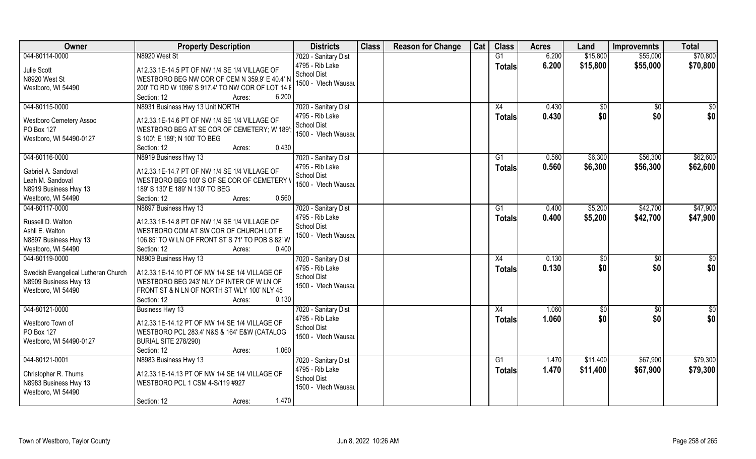| Owner | Property Description | Districts | Class | Reason for Change | Cat | Class | Acres | Land | Improvemnts | Total |
|---|---|---|---|---|---|---|---|---|---|---|
| 044-80114-0000<br>Julie Scott<br>N8920 West St<br>Westboro, WI 54490 | N8920 West St<br>A12.33.1E-14.5 PT OF NW 1/4 SE 1/4 VILLAGE OF WESTBORO BEG NW COR OF CEM N 359.9' E 40.4' N 200' TO RD W 1096' S 917.4' TO NW COR OF LOT 14 E<br>Section: 12 Acres: 6.200 | 7020 - Sanitary Dist<br>4795 - Rib Lake School Dist<br>1500 - Vtech Wausau | | | | G1<br>Totals | 6.200<br>6.200 | $15,800<br>$15,800 | $55,000<br>$55,000 | $70,800<br>$70,800 |
| 044-80115-0000<br>Westboro Cemetery Assoc<br>PO Box 127<br>Westboro, WI 54490-0127 | N8931 Business Hwy 13 Unit NORTH<br>A12.33.1E-14.6 PT OF NW 1/4 SE 1/4 VILLAGE OF WESTBORO BEG AT SE COR OF CEMETERY; W 189'; S 100'; E 189'; N 100' TO BEG<br>Section: 12 Acres: 0.430 | 7020 - Sanitary Dist<br>4795 - Rib Lake School Dist<br>1500 - Vtech Wausau | | | | X4<br>Totals | 0.430<br>0.430 | $0<br>$0 | $0<br>$0 | $0<br>$0 |
| 044-80116-0000<br>Gabriel A. Sandoval<br>Leah M. Sandoval<br>N8919 Business Hwy 13<br>Westboro, WI 54490 | N8919 Business Hwy 13<br>A12.33.1E-14.7 PT OF NW 1/4 SE 1/4 VILLAGE OF WESTBORO BEG 100' S OF SE COR OF CEMETERY W 189' S 130' E 189' N 130' TO BEG<br>Section: 12 Acres: 0.560 | 7020 - Sanitary Dist<br>4795 - Rib Lake School Dist<br>1500 - Vtech Wausau | | | | G1<br>Totals | 0.560<br>0.560 | $6,300<br>$6,300 | $56,300<br>$56,300 | $62,600<br>$62,600 |
| 044-80117-0000<br>Russell D. Walton<br>Ashli E. Walton<br>N8897 Business Hwy 13<br>Westboro, WI 54490 | N8897 Business Hwy 13<br>A12.33.1E-14.8 PT OF NW 1/4 SE 1/4 VILLAGE OF WESTBORO COM AT SW COR OF CHURCH LOT E 106.85' TO W LN OF FRONT ST S 71' TO POB S 82' W<br>Section: 12 Acres: 0.400 | 7020 - Sanitary Dist<br>4795 - Rib Lake School Dist<br>1500 - Vtech Wausau | | | | G1<br>Totals | 0.400<br>0.400 | $5,200<br>$5,200 | $42,700<br>$42,700 | $47,900<br>$47,900 |
| 044-80119-0000<br>Swedish Evangelical Lutheran Church<br>N8909 Business Hwy 13<br>Westboro, WI 54490 | N8909 Business Hwy 13<br>A12.33.1E-14.10 PT OF NW 1/4 SE 1/4 VILLAGE OF WESTBORO BEG 243' NLY OF INTER OF W LN OF FRONT ST & N LN OF NORTH ST WLY 100' NLY 45<br>Section: 12 Acres: 0.130 | 7020 - Sanitary Dist<br>4795 - Rib Lake School Dist<br>1500 - Vtech Wausau | | | | X4<br>Totals | 0.130<br>0.130 | $0<br>$0 | $0<br>$0 | $0<br>$0 |
| 044-80121-0000<br>Westboro Town of<br>PO Box 127<br>Westboro, WI 54490-0127 | Business Hwy 13<br>A12.33.1E-14.12 PT OF NW 1/4 SE 1/4 VILLAGE OF WESTBORO PCL 283.4' N&S & 164' E&W (CATALOG BURIAL SITE 278/290)<br>Section: 12 Acres: 1.060 | 7020 - Sanitary Dist<br>4795 - Rib Lake School Dist<br>1500 - Vtech Wausau | | | | X4<br>Totals | 1.060<br>1.060 | $0<br>$0 | $0<br>$0 | $0<br>$0 |
| 044-80121-0001<br>Christopher R. Thums<br>N8983 Business Hwy 13<br>Westboro, WI 54490 | N8983 Business Hwy 13<br>A12.33.1E-14.13 PT OF NW 1/4 SE 1/4 VILLAGE OF WESTBORO PCL 1 CSM 4-S/119 #927<br>Section: 12 Acres: 1.470 | 7020 - Sanitary Dist<br>4795 - Rib Lake School Dist<br>1500 - Vtech Wausau | | | | G1<br>Totals | 1.470<br>1.470 | $11,400<br>$11,400 | $67,900<br>$67,900 | $79,300<br>$79,300 |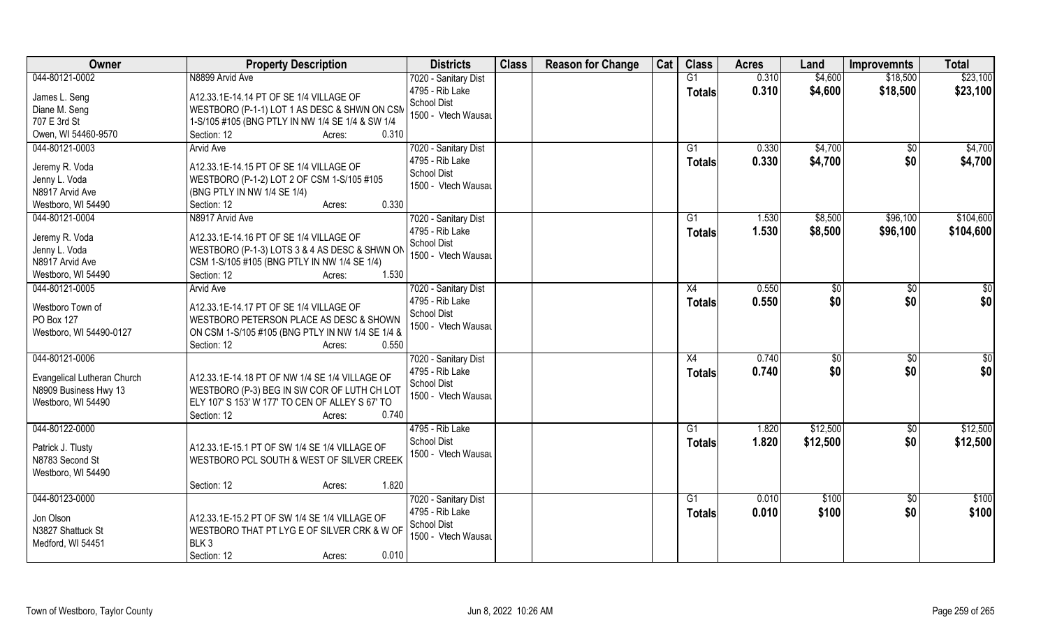| Owner | Property Description | Districts | Class | Reason for Change | Cat | Class | Acres | Land | Improvemnts | Total |
|---|---|---|---|---|---|---|---|---|---|---|
| 044-80121-0002<br>James L. Seng<br>Diane M. Seng<br>707 E 3rd St<br>Owen, WI 54460-9570 | N8899 Arvid Ave<br>A12.33.1E-14.14 PT OF SE 1/4 VILLAGE OF WESTBORO (P-1-1) LOT 1 AS DESC & SHWN ON CSM 1-S/105 #105 (BNG PTLY IN NW 1/4 SE 1/4 & SW 1/4<br>Section: 12 Acres: 0.310 | 7020 - Sanitary Dist<br>4795 - Rib Lake School Dist<br>1500 - Vtech Wausau | | | | G1<br>**Totals** | 0.310<br>**0.310** | $4,600<br>**$4,600** | $18,500<br>**$18,500** | $23,100<br>**$23,100** |
| 044-80121-0003<br>Jeremy R. Voda<br>Jenny L. Voda<br>N8917 Arvid Ave<br>Westboro, WI 54490 | Arvid Ave<br>A12.33.1E-14.15 PT OF SE 1/4 VILLAGE OF WESTBORO (P-1-2) LOT 2 OF CSM 1-S/105 #105 (BNG PTLY IN NW 1/4 SE 1/4)<br>Section: 12 Acres: 0.330 | 7020 - Sanitary Dist<br>4795 - Rib Lake School Dist<br>1500 - Vtech Wausau | | | | G1<br>**Totals** | 0.330<br>**0.330** | $4,700<br>**$4,700** | $0<br>**$0** | $4,700<br>**$4,700** |
| 044-80121-0004<br>Jeremy R. Voda<br>Jenny L. Voda<br>N8917 Arvid Ave<br>Westboro, WI 54490 | N8917 Arvid Ave<br>A12.33.1E-14.16 PT OF SE 1/4 VILLAGE OF WESTBORO (P-1-3) LOTS 3 & 4 AS DESC & SHWN ON CSM 1-S/105 #105 (BNG PTLY IN NW 1/4 SE 1/4)<br>Section: 12 Acres: 1.530 | 7020 - Sanitary Dist<br>4795 - Rib Lake School Dist<br>1500 - Vtech Wausau | | | | G1<br>**Totals** | 1.530<br>**1.530** | $8,500<br>**$8,500** | $96,100<br>**$96,100** | $104,600<br>**$104,600** |
| 044-80121-0005<br>Westboro Town of<br>PO Box 127<br>Westboro, WI 54490-0127 | Arvid Ave<br>A12.33.1E-14.17 PT OF SE 1/4 VILLAGE OF WESTBORO PETERSON PLACE AS DESC & SHOWN ON CSM 1-S/105 #105 (BNG PTLY IN NW 1/4 SE 1/4 &<br>Section: 12 Acres: 0.550 | 7020 - Sanitary Dist<br>4795 - Rib Lake School Dist<br>1500 - Vtech Wausau | | | | X4<br>**Totals** | 0.550<br>**0.550** | $0<br>**$0** | $0<br>**$0** | $0<br>**$0** |
| 044-80121-0006<br>Evangelical Lutheran Church<br>N8909 Business Hwy 13<br>Westboro, WI 54490 | A12.33.1E-14.18 PT OF NW 1/4 SE 1/4 VILLAGE OF WESTBORO (P-3) BEG IN SW COR OF LUTH CH LOT ELY 107' S 153' W 177' TO CEN OF ALLEY S 67' TO<br>Section: 12 Acres: 0.740 | 7020 - Sanitary Dist<br>4795 - Rib Lake School Dist<br>1500 - Vtech Wausau | | | | X4<br>**Totals** | 0.740<br>**0.740** | $0<br>**$0** | $0<br>**$0** | $0<br>**$0** |
| 044-80122-0000<br>Patrick J. Tlusty<br>N8783 Second St<br>Westboro, WI 54490 | A12.33.1E-15.1 PT OF SW 1/4 SE 1/4 VILLAGE OF WESTBORO PCL SOUTH & WEST OF SILVER CREEK<br>Section: 12 Acres: 1.820 | 4795 - Rib Lake School Dist<br>1500 - Vtech Wausau | | | | G1<br>**Totals** | 1.820<br>**1.820** | $12,500<br>**$12,500** | $0<br>**$0** | $12,500<br>**$12,500** |
| 044-80123-0000<br>Jon Olson<br>N3827 Shattuck St<br>Medford, WI 54451 | A12.33.1E-15.2 PT OF SW 1/4 SE 1/4 VILLAGE OF WESTBORO THAT PT LYG E OF SILVER CRK & W OF BLK 3<br>Section: 12 Acres: 0.010 | 7020 - Sanitary Dist<br>4795 - Rib Lake School Dist<br>1500 - Vtech Wausau | | | | G1<br>**Totals** | 0.010<br>**0.010** | $100<br>**$100** | $0<br>**$0** | $100<br>**$100** |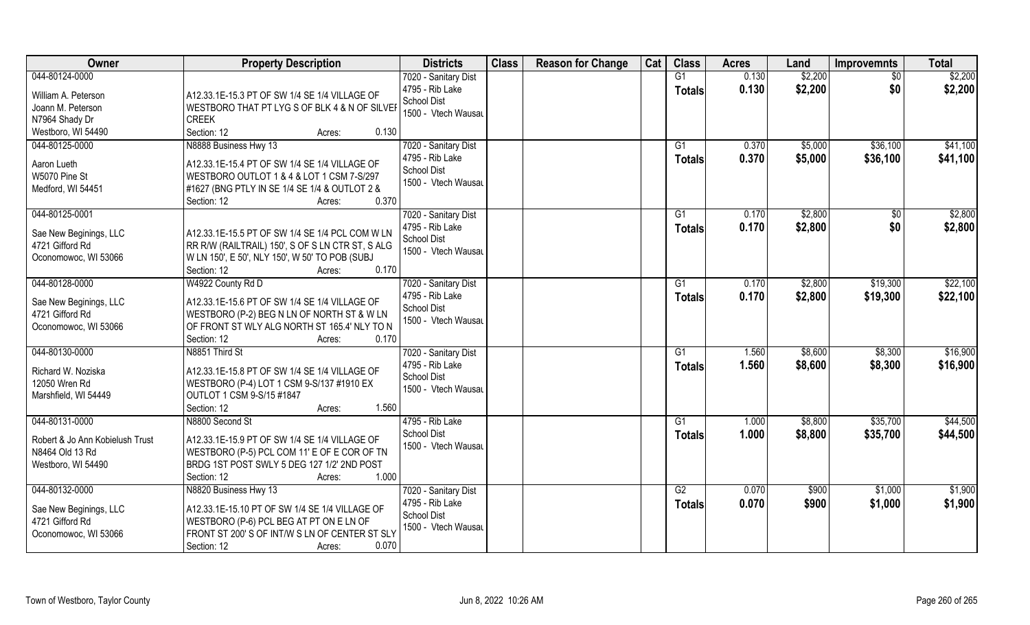| Owner | Property Description | Districts | Class | Reason for Change | Cat | Class | Acres | Land | Improvemnts | Total |
|---|---|---|---|---|---|---|---|---|---|---|
| 044-80124-0000<br>William A. Peterson<br>Joann M. Peterson<br>N7964 Shady Dr<br>Westboro, WI 54490 | A12.33.1E-15.3 PT OF SW 1/4 SE 1/4 VILLAGE OF WESTBORO THAT PT LYG S OF BLK 4 & N OF SILVEF CREEK<br>Section: 12 Acres: 0.130 | 7020 - Sanitary Dist<br>4795 - Rib Lake School Dist<br>1500 - Vtech Wausau | | | | G1<br>Totals | 0.130<br>0.130 | \$2,200<br>\$2,200 | \$0<br>\$0 | \$2,200<br>\$2,200 |
| 044-80125-0000<br>Aaron Lueth<br>W5070 Pine St<br>Medford, WI 54451 | N8888 Business Hwy 13<br>A12.33.1E-15.4 PT OF SW 1/4 SE 1/4 VILLAGE OF WESTBORO OUTLOT 1 & 4 & LOT 1 CSM 7-S/297 #1627 (BNG PTLY IN SE 1/4 SE 1/4 & OUTLOT 2 &<br>Section: 12 Acres: 0.370 | 7020 - Sanitary Dist<br>4795 - Rib Lake School Dist<br>1500 - Vtech Wausau | | | | G1<br>Totals | 0.370<br>0.370 | \$5,000<br>\$5,000 | \$36,100<br>\$36,100 | \$41,100<br>\$41,100 |
| 044-80125-0001<br>Sae New Beginings, LLC<br>4721 Gifford Rd<br>Oconomowoc, WI 53066 | A12.33.1E-15.5 PT OF SW 1/4 SE 1/4 PCL COM W LN RR R/W (RAILTRAIL) 150', S OF S LN CTR ST, S ALG W LN 150', E 50', NLY 150', W 50' TO POB (SUBJ<br>Section: 12 Acres: 0.170 | 7020 - Sanitary Dist<br>4795 - Rib Lake School Dist<br>1500 - Vtech Wausau | | | | G1<br>Totals | 0.170<br>0.170 | \$2,800<br>\$2,800 | \$0<br>\$0 | \$2,800<br>\$2,800 |
| 044-80128-0000<br>Sae New Beginings, LLC<br>4721 Gifford Rd<br>Oconomowoc, WI 53066 | W4922 County Rd D<br>A12.33.1E-15.6 PT OF SW 1/4 SE 1/4 VILLAGE OF WESTBORO (P-2) BEG N LN OF NORTH ST & W LN OF FRONT ST WLY ALG NORTH ST 165.4' NLY TO N<br>Section: 12 Acres: 0.170 | 7020 - Sanitary Dist<br>4795 - Rib Lake School Dist<br>1500 - Vtech Wausau | | | | G1<br>Totals | 0.170<br>0.170 | \$2,800<br>\$2,800 | \$19,300<br>\$19,300 | \$22,100<br>\$22,100 |
| 044-80130-0000<br>Richard W. Noziska<br>12050 Wren Rd<br>Marshfield, WI 54449 | N8851 Third St<br>A12.33.1E-15.8 PT OF SW 1/4 SE 1/4 VILLAGE OF WESTBORO (P-4) LOT 1 CSM 9-S/137 #1910 EX OUTLOT 1 CSM 9-S/15 #1847<br>Section: 12 Acres: 1.560 | 7020 - Sanitary Dist<br>4795 - Rib Lake School Dist<br>1500 - Vtech Wausau | | | | G1<br>Totals | 1.560<br>1.560 | \$8,600<br>\$8,600 | \$8,300<br>\$8,300 | \$16,900<br>\$16,900 |
| 044-80131-0000<br>Robert & Jo Ann Kobielush Trust<br>N8464 Old 13 Rd<br>Westboro, WI 54490 | N8800 Second St<br>A12.33.1E-15.9 PT OF SW 1/4 SE 1/4 VILLAGE OF WESTBORO (P-5) PCL COM 11' E OF E COR OF TN BRDG 1ST POST SWLY 5 DEG 127 1/2' 2ND POST<br>Section: 12 Acres: 1.000 | 4795 - Rib Lake School Dist<br>1500 - Vtech Wausau | | | | G1<br>Totals | 1.000<br>1.000 | \$8,800<br>\$8,800 | \$35,700<br>\$35,700 | \$44,500<br>\$44,500 |
| 044-80132-0000<br>Sae New Beginings, LLC<br>4721 Gifford Rd<br>Oconomowoc, WI 53066 | N8820 Business Hwy 13<br>A12.33.1E-15.10 PT OF SW 1/4 SE 1/4 VILLAGE OF WESTBORO (P-6) PCL BEG AT PT ON E LN OF FRONT ST 200' S OF INT/W S LN OF CENTER ST SLY<br>Section: 12 Acres: 0.070 | 7020 - Sanitary Dist<br>4795 - Rib Lake School Dist<br>1500 - Vtech Wausau | | | | G2<br>Totals | 0.070<br>0.070 | \$900<br>\$900 | \$1,000<br>\$1,000 | \$1,900<br>\$1,900 |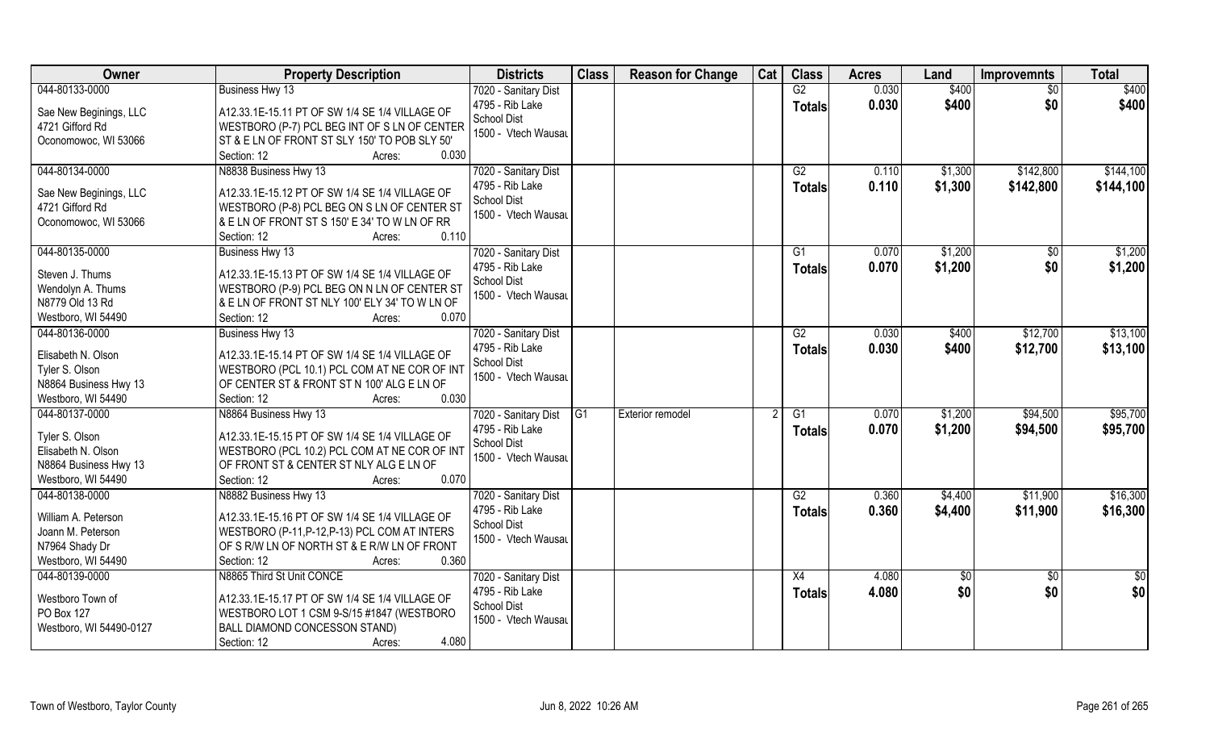| Owner | Property Description | Districts | Class | Reason for Change | Cat | Class | Acres | Land | Improvemnts | Total |
|---|---|---|---|---|---|---|---|---|---|---|
| 044-80133-0000<br><br>Sae New Beginings, LLC<br>4721 Gifford Rd<br>Oconomowoc, WI 53066 | Business Hwy 13<br><br>A12.33.1E-15.11 PT OF SW 1/4 SE 1/4 VILLAGE OF WESTBORO (P-7) PCL BEG INT OF S LN OF CENTER ST & E LN OF FRONT ST SLY 150' TO POB SLY 50'<br>Section: 12 Acres: 0.030 | 7020 - Sanitary Dist<br>4795 - Rib Lake School Dist<br>1500 - Vtech Wausau | | | | G2<br>**Totals** | 0.030<br>**0.030** | \$400<br>**\$400** | \$0<br>**\$0** | \$400<br>**\$400** |
| 044-80134-0000<br><br>Sae New Beginings, LLC<br>4721 Gifford Rd<br>Oconomowoc, WI 53066 | N8838 Business Hwy 13<br><br>A12.33.1E-15.12 PT OF SW 1/4 SE 1/4 VILLAGE OF WESTBORO (P-8) PCL BEG ON S LN OF CENTER ST & E LN OF FRONT ST S 150' E 34' TO W LN OF RR<br>Section: 12 Acres: 0.110 | 7020 - Sanitary Dist<br>4795 - Rib Lake School Dist<br>1500 - Vtech Wausau | | | | G2<br>**Totals** | 0.110<br>**0.110** | \$1,300<br>**\$1,300** | \$142,800<br>**\$142,800** | \$144,100<br>**\$144,100** |
| 044-80135-0000<br><br>Steven J. Thums<br>Wendolyn A. Thums<br>N8779 Old 13 Rd<br>Westboro, WI 54490 | Business Hwy 13<br><br>A12.33.1E-15.13 PT OF SW 1/4 SE 1/4 VILLAGE OF WESTBORO (P-9) PCL BEG ON N LN OF CENTER ST & E LN OF FRONT ST NLY 100' ELY 34' TO W LN OF<br>Section: 12 Acres: 0.070 | 7020 - Sanitary Dist<br>4795 - Rib Lake School Dist<br>1500 - Vtech Wausau | | | | G1<br>**Totals** | 0.070<br>**0.070** | \$1,200<br>**\$1,200** | \$0<br>**\$0** | \$1,200<br>**\$1,200** |
| 044-80136-0000<br><br>Elisabeth N. Olson<br>Tyler S. Olson<br>N8864 Business Hwy 13<br>Westboro, WI 54490 | Business Hwy 13<br><br>A12.33.1E-15.14 PT OF SW 1/4 SE 1/4 VILLAGE OF WESTBORO (PCL 10.1) PCL COM AT NE COR OF INT OF CENTER ST & FRONT ST N 100' ALG E LN OF<br>Section: 12 Acres: 0.030 | 7020 - Sanitary Dist<br>4795 - Rib Lake School Dist<br>1500 - Vtech Wausau | | | | G2<br>**Totals** | 0.030<br>**0.030** | \$400<br>**\$400** | \$12,700<br>**\$12,700** | \$13,100<br>**\$13,100** |
| 044-80137-0000<br><br>Tyler S. Olson<br>Elisabeth N. Olson<br>N8864 Business Hwy 13<br>Westboro, WI 54490 | N8864 Business Hwy 13<br><br>A12.33.1E-15.15 PT OF SW 1/4 SE 1/4 VILLAGE OF WESTBORO (PCL 10.2) PCL COM AT NE COR OF INT OF FRONT ST & CENTER ST NLY ALG E LN OF<br>Section: 12 Acres: 0.070 | 7020 - Sanitary Dist<br>4795 - Rib Lake School Dist<br>1500 - Vtech Wausau | G1 | Exterior remodel | 2 | G1<br>**Totals** | 0.070<br>**0.070** | \$1,200<br>**\$1,200** | \$94,500<br>**\$94,500** | \$95,700<br>**\$95,700** |
| 044-80138-0000<br><br>William A. Peterson<br>Joann M. Peterson<br>N7964 Shady Dr<br>Westboro, WI 54490 | N8882 Business Hwy 13<br><br>A12.33.1E-15.16 PT OF SW 1/4 SE 1/4 VILLAGE OF WESTBORO (P-11,P-12,P-13) PCL COM AT INTERS OF S R/W LN OF NORTH ST & E R/W LN OF FRONT<br>Section: 12 Acres: 0.360 | 7020 - Sanitary Dist<br>4795 - Rib Lake School Dist<br>1500 - Vtech Wausau | | | | G2<br>**Totals** | 0.360<br>**0.360** | \$4,400<br>**\$4,400** | \$11,900<br>**\$11,900** | \$16,300<br>**\$16,300** |
| 044-80139-0000<br><br>Westboro Town of<br>PO Box 127<br>Westboro, WI 54490-0127 | N8865 Third St Unit CONCE<br><br>A12.33.1E-15.17 PT OF SW 1/4 SE 1/4 VILLAGE OF WESTBORO LOT 1 CSM 9-S/15 #1847 (WESTBORO BALL DIAMOND CONCESSON STAND)<br>Section: 12 Acres: 4.080 | 7020 - Sanitary Dist<br>4795 - Rib Lake School Dist<br>1500 - Vtech Wausau | | | | X4<br>**Totals** | 4.080<br>**4.080** | \$0<br>**\$0** | \$0<br>**\$0** | \$0<br>**\$0** |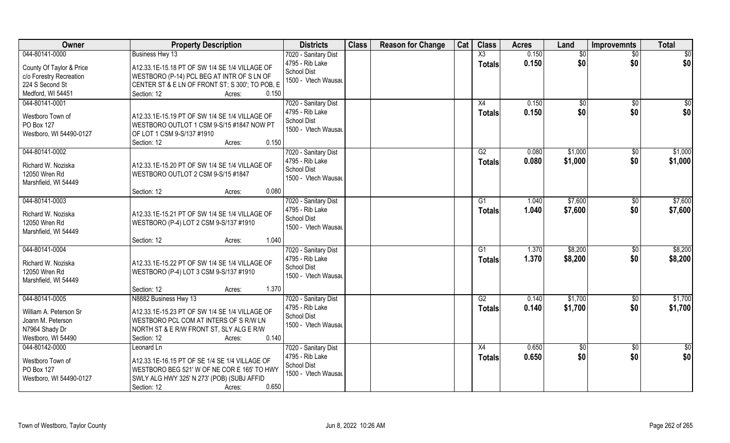| Owner | Property Description | Districts | Class | Reason for Change | Cat | Class | Acres | Land | Improvemnts | Total |
|---|---|---|---|---|---|---|---|---|---|---|
| 044-80141-0000<br>County Of Taylor & Price<br>c/o Forestry Recreation<br>224 S Second St<br>Medford, WI 54451 | Business Hwy 13<br>A12.33.1E-15.18 PT OF SW 1/4 SE 1/4 VILLAGE OF WESTBORO (P-14) PCL BEG AT INTR OF S LN OF CENTER ST & E LN OF FRONT ST; S 300'; TO POB, E<br>Section: 12 Acres: 0.150 | 7020 - Sanitary Dist<br>4795 - Rib Lake School Dist<br>1500 - Vtech Wausau | | | | X3<br>**Totals** | 0.150<br>**0.150** | $0<br>**$0** | $0<br>**$0** | $0<br>**$0** |
| 044-80141-0001<br>Westboro Town of<br>PO Box 127<br>Westboro, WI 54490-0127 | A12.33.1E-15.19 PT OF SW 1/4 SE 1/4 VILLAGE OF WESTBORO OUTLOT 1 CSM 9-S/15 #1847 NOW PT OF LOT 1 CSM 9-S/137 #1910<br>Section: 12 Acres: 0.150 | 7020 - Sanitary Dist<br>4795 - Rib Lake School Dist<br>1500 - Vtech Wausau | | | | X4<br>**Totals** | 0.150<br>**0.150** | $0<br>**$0** | $0<br>**$0** | $0<br>**$0** |
| 044-80141-0002<br>Richard W. Noziska<br>12050 Wren Rd<br>Marshfield, WI 54449 | A12.33.1E-15.20 PT OF SW 1/4 SE 1/4 VILLAGE OF WESTBORO OUTLOT 2 CSM 9-S/15 #1847<br>Section: 12 Acres: 0.080 | 7020 - Sanitary Dist<br>4795 - Rib Lake School Dist<br>1500 - Vtech Wausau | | | | G2<br>**Totals** | 0.080<br>**0.080** | $1,000<br>**$1,000** | $0<br>**$0** | $1,000<br>**$1,000** |
| 044-80141-0003<br>Richard W. Noziska<br>12050 Wren Rd<br>Marshfield, WI 54449 | A12.33.1E-15.21 PT OF SW 1/4 SE 1/4 VILLAGE OF WESTBORO (P-4) LOT 2 CSM 9-S/137 #1910<br>Section: 12 Acres: 1.040 | 7020 - Sanitary Dist<br>4795 - Rib Lake School Dist<br>1500 - Vtech Wausau | | | | G1<br>**Totals** | 1.040<br>**1.040** | $7,600<br>**$7,600** | $0<br>**$0** | $7,600<br>**$7,600** |
| 044-80141-0004<br>Richard W. Noziska<br>12050 Wren Rd<br>Marshfield, WI 54449 | A12.33.1E-15.22 PT OF SW 1/4 SE 1/4 VILLAGE OF WESTBORO (P-4) LOT 3 CSM 9-S/137 #1910<br>Section: 12 Acres: 1.370 | 7020 - Sanitary Dist<br>4795 - Rib Lake School Dist<br>1500 - Vtech Wausau | | | | G1<br>**Totals** | 1.370<br>**1.370** | $8,200<br>**$8,200** | $0<br>**$0** | $8,200<br>**$8,200** |
| 044-80141-0005<br>William A. Peterson Sr<br>Joann M. Peterson<br>N7964 Shady Dr<br>Westboro, WI 54490 | N8882 Business Hwy 13<br>A12.33.1E-15.23 PT OF SW 1/4 SE 1/4 VILLAGE OF WESTBORO PCL COM AT INTERS OF S R/W LN NORTH ST & E R/W FRONT ST, SLY ALG E R/W<br>Section: 12 Acres: 0.140 | 7020 - Sanitary Dist<br>4795 - Rib Lake School Dist<br>1500 - Vtech Wausau | | | | G2<br>**Totals** | 0.140<br>**0.140** | $1,700<br>**$1,700** | $0<br>**$0** | $1,700<br>**$1,700** |
| 044-80142-0000<br>Westboro Town of<br>PO Box 127<br>Westboro, WI 54490-0127 | Leonard Ln<br>A12.33.1E-16.15 PT OF SE 1/4 SE 1/4 VILLAGE OF WESTBORO BEG 521' W OF NE COR E 165' TO HWY SWLY ALG HWY 325' N 273' (POB) (SUBJ AFFID<br>Section: 12 Acres: 0.650 | 7020 - Sanitary Dist<br>4795 - Rib Lake School Dist<br>1500 - Vtech Wausau | | | | X4<br>**Totals** | 0.650<br>**0.650** | $0<br>**$0** | $0<br>**$0** | $0<br>**$0** |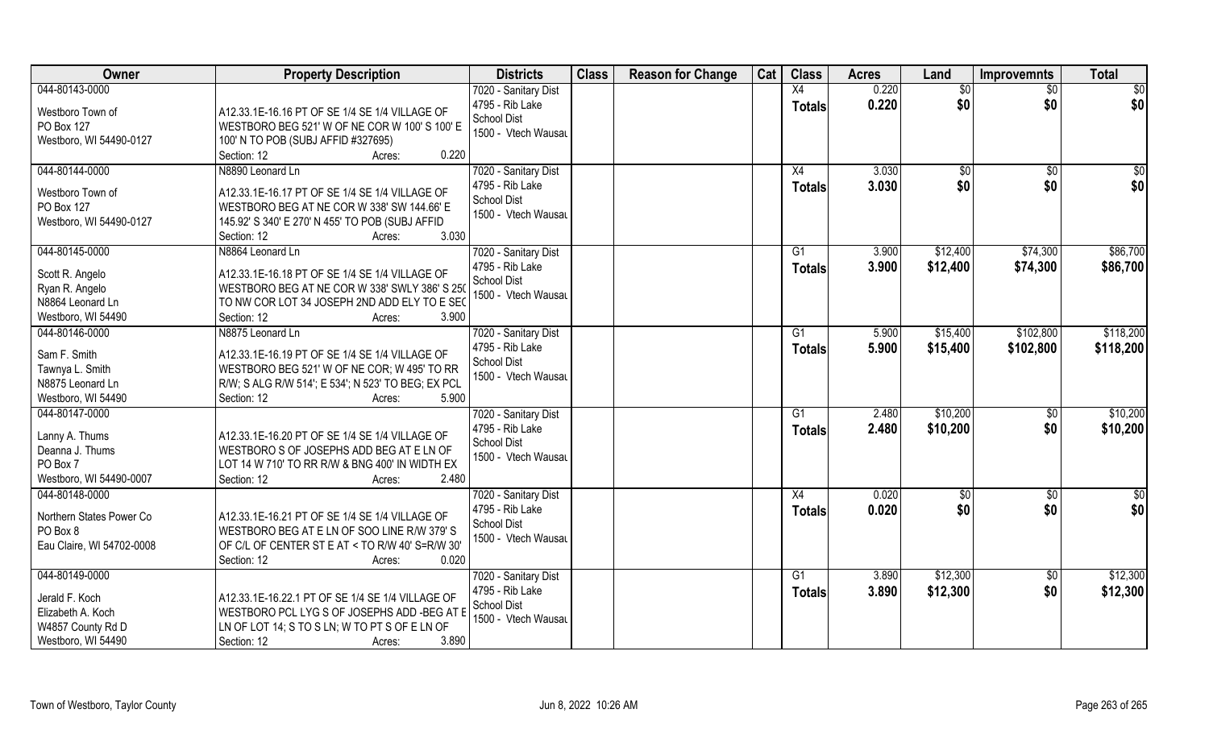| Owner | Property Description | Districts | Class | Reason for Change | Cat | Class | Acres | Land | Improvemnts | Total |
|---|---|---|---|---|---|---|---|---|---|---|
| 044-80143-0000<br>Westboro Town of<br>PO Box 127<br>Westboro, WI 54490-0127 | A12.33.1E-16.16 PT OF SE 1/4 SE 1/4 VILLAGE OF WESTBORO BEG 521' W OF NE COR W 100' S 100' E 100' N TO POB (SUBJ AFFID #327695)<br>Section: 12 Acres: 0.220 | 7020 - Sanitary Dist<br>4795 - Rib Lake School Dist<br>1500 - Vtech Wausau | | | | X4<br>Totals | 0.220<br>0.220 | $0<br>$0 | $0<br>$0 | $0<br>$0 |
| 044-80144-0000<br>Westboro Town of<br>PO Box 127<br>Westboro, WI 54490-0127 | N8890 Leonard Ln<br>A12.33.1E-16.17 PT OF SE 1/4 SE 1/4 VILLAGE OF WESTBORO BEG AT NE COR W 338' SW 144.66' E 145.92' S 340' E 270' N 455' TO POB (SUBJ AFFID<br>Section: 12 Acres: 3.030 | 7020 - Sanitary Dist<br>4795 - Rib Lake School Dist<br>1500 - Vtech Wausau | | | | X4<br>Totals | 3.030<br>3.030 | $0<br>$0 | $0<br>$0 | $0<br>$0 |
| 044-80145-0000<br>Scott R. Angelo<br>Ryan R. Angelo<br>N8864 Leonard Ln<br>Westboro, WI 54490 | N8864 Leonard Ln<br>A12.33.1E-16.18 PT OF SE 1/4 SE 1/4 VILLAGE OF WESTBORO BEG AT NE COR W 338' SWLY 386' S 250 TO NW COR LOT 34 JOSEPH 2ND ADD ELY TO E SEC<br>Section: 12 Acres: 3.900 | 7020 - Sanitary Dist<br>4795 - Rib Lake School Dist<br>1500 - Vtech Wausau | | | | G1<br>Totals | 3.900<br>3.900 | $12,400<br>$12,400 | $74,300<br>$74,300 | $86,700<br>$86,700 |
| 044-80146-0000<br>Sam F. Smith<br>Tawnya L. Smith<br>N8875 Leonard Ln<br>Westboro, WI 54490 | N8875 Leonard Ln<br>A12.33.1E-16.19 PT OF SE 1/4 SE 1/4 VILLAGE OF WESTBORO BEG 521' W OF NE COR; W 495' TO RR R/W; S ALG R/W 514'; E 534'; N 523' TO BEG; EX PCL<br>Section: 12 Acres: 5.900 | 7020 - Sanitary Dist<br>4795 - Rib Lake School Dist<br>1500 - Vtech Wausau | | | | G1<br>Totals | 5.900<br>5.900 | $15,400<br>$15,400 | $102,800<br>$102,800 | $118,200<br>$118,200 |
| 044-80147-0000<br>Lanny A. Thums<br>Deanna J. Thums<br>PO Box 7<br>Westboro, WI 54490-0007 | A12.33.1E-16.20 PT OF SE 1/4 SE 1/4 VILLAGE OF WESTBORO S OF JOSEPHS ADD BEG AT E LN OF LOT 14 W 710' TO RR R/W & BNG 400' IN WIDTH EX<br>Section: 12 Acres: 2.480 | 7020 - Sanitary Dist<br>4795 - Rib Lake School Dist<br>1500 - Vtech Wausau | | | | G1<br>Totals | 2.480<br>2.480 | $10,200<br>$10,200 | $0<br>$0 | $10,200<br>$10,200 |
| 044-80148-0000<br>Northern States Power Co<br>PO Box 8<br>Eau Claire, WI 54702-0008 | A12.33.1E-16.21 PT OF SE 1/4 SE 1/4 VILLAGE OF WESTBORO BEG AT E LN OF SOO LINE R/W 379' S OF C/L OF CENTER ST E AT < TO R/W 40' S=R/W 30'<br>Section: 12 Acres: 0.020 | 7020 - Sanitary Dist<br>4795 - Rib Lake School Dist<br>1500 - Vtech Wausau | | | | X4<br>Totals | 0.020<br>0.020 | $0<br>$0 | $0<br>$0 | $0<br>$0 |
| 044-80149-0000<br>Jerald F. Koch<br>Elizabeth A. Koch<br>W4857 County Rd D<br>Westboro, WI 54490 | A12.33.1E-16.22.1 PT OF SE 1/4 SE 1/4 VILLAGE OF WESTBORO PCL LYG S OF JOSEPHS ADD -BEG AT E LN OF LOT 14; S TO S LN; W TO PT S OF E LN OF<br>Section: 12 Acres: 3.890 | 7020 - Sanitary Dist<br>4795 - Rib Lake School Dist<br>1500 - Vtech Wausau | | | | G1<br>Totals | 3.890<br>3.890 | $12,300<br>$12,300 | $0<br>$0 | $12,300<br>$12,300 |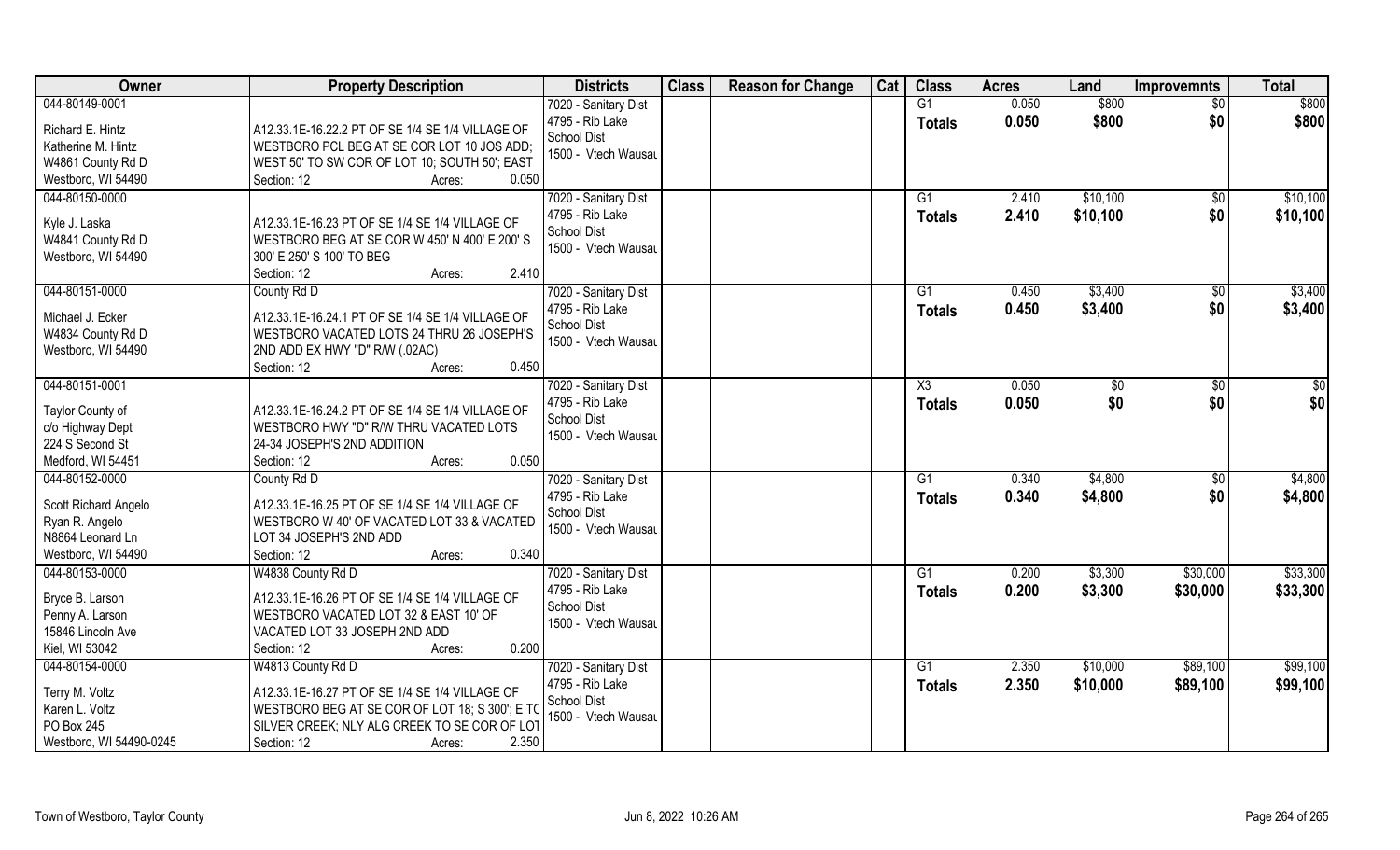| Owner | Property Description | Districts | Class | Reason for Change | Cat | Class | Acres | Land | Improvemnts | Total |
|---|---|---|---|---|---|---|---|---|---|---|
| 044-80149-0001<br><br>Richard E. Hintz<br>Katherine M. Hintz<br>W4861 County Rd D<br>Westboro, WI 54490 | A12.33.1E-16.22.2 PT OF SE 1/4 SE 1/4 VILLAGE OF WESTBORO PCL BEG AT SE COR LOT 10 JOS ADD; WEST 50' TO SW COR OF LOT 10; SOUTH 50'; EAST<br>Section: 12 Acres: 0.050 | 7020 - Sanitary Dist<br>4795 - Rib Lake School Dist<br>1500 - Vtech Wausau | | | | G1<br>**Totals** | 0.050<br>**0.050** | $800<br>**$800** | $0<br>**$0** | $800<br>**$800** |
| 044-80150-0000<br><br>Kyle J. Laska<br>W4841 County Rd D<br>Westboro, WI 54490 | A12.33.1E-16.23 PT OF SE 1/4 SE 1/4 VILLAGE OF WESTBORO BEG AT SE COR W 450' N 400' E 200' S 300' E 250' S 100' TO BEG<br>Section: 12 Acres: 2.410 | 7020 - Sanitary Dist<br>4795 - Rib Lake School Dist<br>1500 - Vtech Wausau | | | | G1<br>**Totals** | 2.410<br>**2.410** | $10,100<br>**$10,100** | $0<br>**$0** | $10,100<br>**$10,100** |
| 044-80151-0000<br>County Rd D<br>Michael J. Ecker<br>W4834 County Rd D<br>Westboro, WI 54490 | A12.33.1E-16.24.1 PT OF SE 1/4 SE 1/4 VILLAGE OF WESTBORO VACATED LOTS 24 THRU 26 JOSEPH'S 2ND ADD EX HWY "D" R/W (.02AC)<br>Section: 12 Acres: 0.450 | 7020 - Sanitary Dist<br>4795 - Rib Lake School Dist<br>1500 - Vtech Wausau | | | | G1<br>**Totals** | 0.450<br>**0.450** | $3,400<br>**$3,400** | $0<br>**$0** | $3,400<br>**$3,400** |
| 044-80151-0001<br><br>Taylor County of<br>c/o Highway Dept<br>224 S Second St<br>Medford, WI 54451 | A12.33.1E-16.24.2 PT OF SE 1/4 SE 1/4 VILLAGE OF WESTBORO HWY "D" R/W THRU VACATED LOTS 24-34 JOSEPH'S 2ND ADDITION<br>Section: 12 Acres: 0.050 | 7020 - Sanitary Dist<br>4795 - Rib Lake School Dist<br>1500 - Vtech Wausau | | | | X3<br>**Totals** | 0.050<br>**0.050** | $0<br>**$0** | $0<br>**$0** | $0<br>**$0** |
| 044-80152-0000<br>County Rd D<br>Scott Richard Angelo<br>Ryan R. Angelo<br>N8864 Leonard Ln<br>Westboro, WI 54490 | A12.33.1E-16.25 PT OF SE 1/4 SE 1/4 VILLAGE OF WESTBORO W 40' OF VACATED LOT 33 & VACATED LOT 34 JOSEPH'S 2ND ADD<br>Section: 12 Acres: 0.340 | 7020 - Sanitary Dist<br>4795 - Rib Lake School Dist<br>1500 - Vtech Wausau | | | | G1<br>**Totals** | 0.340<br>**0.340** | $4,800<br>**$4,800** | $0<br>**$0** | $4,800<br>**$4,800** |
| 044-80153-0000<br>W4838 County Rd D<br>Bryce B. Larson<br>Penny A. Larson<br>15846 Lincoln Ave<br>Kiel, WI 53042 | A12.33.1E-16.26 PT OF SE 1/4 SE 1/4 VILLAGE OF WESTBORO VACATED LOT 32 & EAST 10' OF VACATED LOT 33 JOSEPH 2ND ADD<br>Section: 12 Acres: 0.200 | 7020 - Sanitary Dist<br>4795 - Rib Lake School Dist<br>1500 - Vtech Wausau | | | | G1<br>**Totals** | 0.200<br>**0.200** | $3,300<br>**$3,300** | $30,000<br>**$30,000** | $33,300<br>**$33,300** |
| 044-80154-0000<br>W4813 County Rd D<br>Terry M. Voltz<br>Karen L. Voltz<br>PO Box 245<br>Westboro, WI 54490-0245 | A12.33.1E-16.27 PT OF SE 1/4 SE 1/4 VILLAGE OF WESTBORO BEG AT SE COR OF LOT 18; S 300'; E TO SILVER CREEK; NLY ALG CREEK TO SE COR OF LOT<br>Section: 12 Acres: 2.350 | 7020 - Sanitary Dist<br>4795 - Rib Lake School Dist<br>1500 - Vtech Wausau | | | | G1<br>**Totals** | 2.350<br>**2.350** | $10,000<br>**$10,000** | $89,100<br>**$89,100** | $99,100<br>**$99,100** |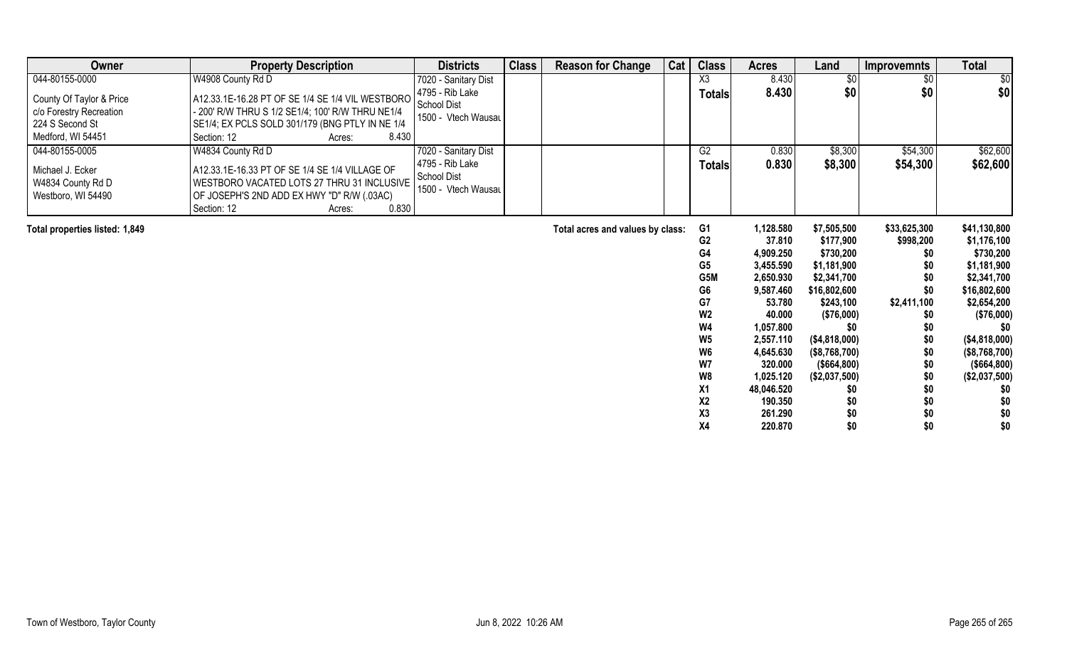| Owner | Property Description | Districts | Class | Reason for Change | Cat | Class | Acres | Land | Improvemnts | Total |
|---|---|---|---|---|---|---|---|---|---|---|
| 044-80155-0000<br><br>County Of Taylor & Price<br>c/o Forestry Recreation<br>224 S Second St<br>Medford, WI 54451 | W4908 County Rd D<br><br>A12.33.1E-16.28 PT OF SE 1/4 SE 1/4 VIL WESTBORO - 200' R/W THRU S 1/2 SE1/4; 100' R/W THRU NE1/4 SE1/4; EX PCLS SOLD 301/179 (BNG PTLY IN NE 1/4<br>Section: 12 Acres: 8.430 | 7020 - Sanitary Dist<br>4795 - Rib Lake School Dist<br>1500 - Vtech Wausau | | | | X3<br>**Totals** | 8.430<br>**8.430** | $0<br>**$0** | $0<br>**$0** | $0<br>**$0** |
| 044-80155-0005<br><br>Michael J. Ecker<br>W4834 County Rd D<br>Westboro, WI 54490 | W4834 County Rd D<br><br>A12.33.1E-16.33 PT OF SE 1/4 SE 1/4 VILLAGE OF WESTBORO VACATED LOTS 27 THRU 31 INCLUSIVE OF JOSEPH'S 2ND ADD EX HWY "D" R/W (.03AC)<br>Section: 12 Acres: 0.830 | 7020 - Sanitary Dist<br>4795 - Rib Lake School Dist<br>1500 - Vtech Wausau | | | | G2<br>**Totals** | 0.830<br>**0.830** | $8,300<br>**$8,300** | $54,300<br>**$54,300** | $62,600<br>**$62,600** |

**Total properties listed: 1,849**

**Total acres and values by class:**

| Class | Acres | Land | Improvemnts | Total |
|---|---|---|---|---|
| G1 | 1,128.580 | $7,505,500 | $33,625,300 | $41,130,800 |
| G2 | 37.810 | $177,900 | $998,200 | $1,176,100 |
| G4 | 4,909.250 | $730,200 | $0 | $730,200 |
| G5 | 3,455.590 | $1,181,900 | $0 | $1,181,900 |
| G5M | 2,650.930 | $2,341,700 | $0 | $2,341,700 |
| G6 | 9,587.460 | $16,802,600 | $0 | $16,802,600 |
| G7 | 53.780 | $243,100 | $2,411,100 | $2,654,200 |
| W2 | 40.000 | ($76,000) | $0 | ($76,000) |
| W4 | 1,057.800 | $0 | $0 | $0 |
| W5 | 2,557.110 | ($4,818,000) | $0 | ($4,818,000) |
| W6 | 4,645.630 | ($8,768,700) | $0 | ($8,768,700) |
| W7 | 320.000 | ($664,800) | $0 | ($664,800) |
| W8 | 1,025.120 | ($2,037,500) | $0 | ($2,037,500) |
| X1 | 48,046.520 | $0 | $0 | $0 |
| X2 | 190.350 | $0 | $0 | $0 |
| X3 | 261.290 | $0 | $0 | $0 |
| X4 | 220.870 | $0 | $0 | $0 |

Town of Westboro, Taylor County — Jun 8, 2022 10:26 AM